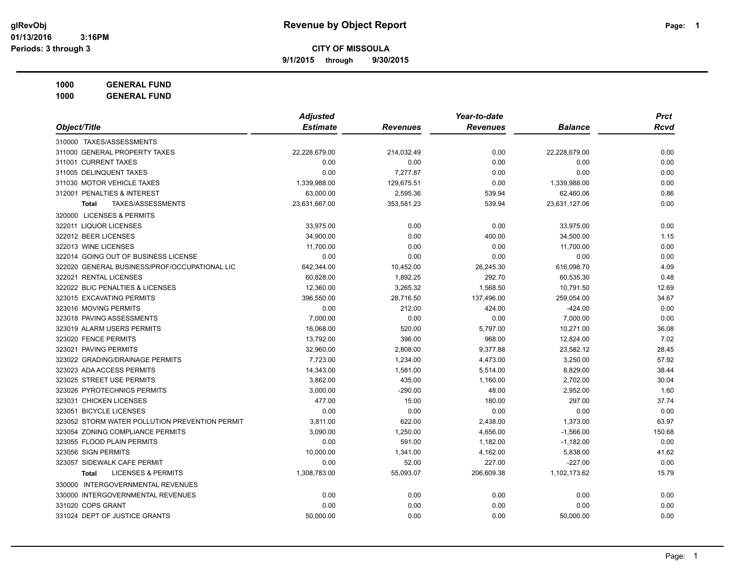# Revenue by Object Report

glRevObj
01/13/2016 3:16PM
Periods: 3 through 3

**CITY OF MISSOULA**

**9/1/2015 through 9/30/2015**

**1000 GENERAL FUND**
**1000 GENERAL FUND**

| Object/Title | Adjusted Estimate | Revenues | Year-to-date Revenues | Balance | Prct Rcvd |
|---|---|---|---|---|---|
| 310000 TAXES/ASSESSMENTS | | | | | |
| 311000 GENERAL PROPERTY TAXES | 22,228,679.00 | 214,032.49 | 0.00 | 22,228,679.00 | 0.00 |
| 311001 CURRENT TAXES | 0.00 | 0.00 | 0.00 | 0.00 | 0.00 |
| 311005 DELINQUENT TAXES | 0.00 | 7,277.87 | 0.00 | 0.00 | 0.00 |
| 311030 MOTOR VEHICLE TAXES | 1,339,988.00 | 129,675.51 | 0.00 | 1,339,988.00 | 0.00 |
| 312001 PENALTIES & INTEREST | 63,000.00 | 2,595.36 | 539.94 | 62,460.06 | 0.86 |
| **Total** TAXES/ASSESSMENTS | 23,631,667.00 | 353,581.23 | 539.94 | 23,631,127.06 | 0.00 |
| 320000 LICENSES & PERMITS | | | | | |
| 322011 LIQUOR LICENSES | 33,975.00 | 0.00 | 0.00 | 33,975.00 | 0.00 |
| 322012 BEER LICENSES | 34,900.00 | 0.00 | 400.00 | 34,500.00 | 1.15 |
| 322013 WINE LICENSES | 11,700.00 | 0.00 | 0.00 | 11,700.00 | 0.00 |
| 322014 GOING OUT OF BUSINESS LICENSE | 0.00 | 0.00 | 0.00 | 0.00 | 0.00 |
| 322020 GENERAL BUSINESS/PROF/OCCUPATIONAL LIC | 642,344.00 | 10,452.00 | 26,245.30 | 616,098.70 | 4.09 |
| 322021 RENTAL LICENSES | 60,828.00 | 1,892.25 | 292.70 | 60,535.30 | 0.48 |
| 322022 BLIC PENALTIES & LICENSES | 12,360.00 | 3,265.32 | 1,568.50 | 10,791.50 | 12.69 |
| 323015 EXCAVATING PERMITS | 396,550.00 | 28,716.50 | 137,496.00 | 259,054.00 | 34.67 |
| 323016 MOVING PERMITS | 0.00 | 212.00 | 424.00 | -424.00 | 0.00 |
| 323018 PAVING ASSESSMENTS | 7,000.00 | 0.00 | 0.00 | 7,000.00 | 0.00 |
| 323019 ALARM USERS PERMITS | 16,068.00 | 520.00 | 5,797.00 | 10,271.00 | 36.08 |
| 323020 FENCE PERMITS | 13,792.00 | 396.00 | 968.00 | 12,824.00 | 7.02 |
| 323021 PAVING PERMITS | 32,960.00 | 2,808.00 | 9,377.88 | 23,582.12 | 28.45 |
| 323022 GRADING/DRAINAGE PERMITS | 7,723.00 | 1,234.00 | 4,473.00 | 3,250.00 | 57.92 |
| 323023 ADA ACCESS PERMITS | 14,343.00 | 1,581.00 | 5,514.00 | 8,829.00 | 38.44 |
| 323025 STREET USE PERMITS | 3,862.00 | 435.00 | 1,160.00 | 2,702.00 | 30.04 |
| 323026 PYROTECHNICS PERMITS | 3,000.00 | -290.00 | 48.00 | 2,952.00 | 1.60 |
| 323031 CHICKEN LICENSES | 477.00 | 15.00 | 180.00 | 297.00 | 37.74 |
| 323051 BICYCLE LICENSES | 0.00 | 0.00 | 0.00 | 0.00 | 0.00 |
| 323052 STORM WATER POLLUTION PREVENTION PERMIT | 3,811.00 | 622.00 | 2,438.00 | 1,373.00 | 63.97 |
| 323054 ZONING COMPLIANCE PERMITS | 3,090.00 | 1,250.00 | 4,656.00 | -1,566.00 | 150.68 |
| 323055 FLOOD PLAIN PERMITS | 0.00 | 591.00 | 1,182.00 | -1,182.00 | 0.00 |
| 323056 SIGN PERMITS | 10,000.00 | 1,341.00 | 4,162.00 | 5,838.00 | 41.62 |
| 323057 SIDEWALK CAFE PERMIT | 0.00 | 52.00 | 227.00 | -227.00 | 0.00 |
| **Total** LICENSES & PERMITS | 1,308,783.00 | 55,093.07 | 206,609.38 | 1,102,173.62 | 15.79 |
| 330000 INTERGOVERNMENTAL REVENUES | | | | | |
| 330000 INTERGOVERNMENTAL REVENUES | 0.00 | 0.00 | 0.00 | 0.00 | 0.00 |
| 331020 COPS GRANT | 0.00 | 0.00 | 0.00 | 0.00 | 0.00 |
| 331024 DEPT OF JUSTICE GRANTS | 50,000.00 | 0.00 | 0.00 | 50,000.00 | 0.00 |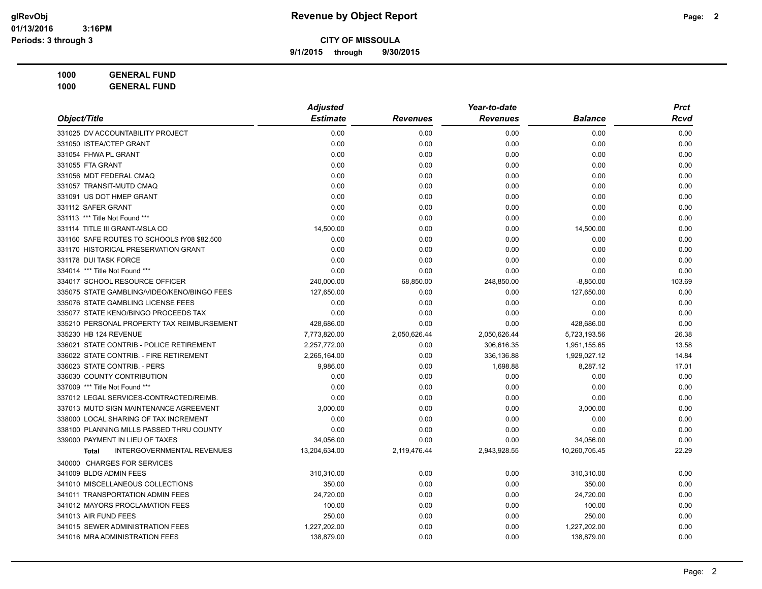**CITY OF MISSOULA**

**9/1/2015 through 9/30/2015**

**1000 GENERAL FUND**

**1000 GENERAL FUND**

| Object/Title | Adjusted Estimate | Revenues | Year-to-date Revenues | Balance | Prct Rcvd |
|---|---|---|---|---|---|
| 331025 DV ACCOUNTABILITY PROJECT | 0.00 | 0.00 | 0.00 | 0.00 | 0.00 |
| 331050 ISTEA/CTEP GRANT | 0.00 | 0.00 | 0.00 | 0.00 | 0.00 |
| 331054 FHWA PL GRANT | 0.00 | 0.00 | 0.00 | 0.00 | 0.00 |
| 331055 FTA GRANT | 0.00 | 0.00 | 0.00 | 0.00 | 0.00 |
| 331056 MDT FEDERAL CMAQ | 0.00 | 0.00 | 0.00 | 0.00 | 0.00 |
| 331057 TRANSIT-MUTD CMAQ | 0.00 | 0.00 | 0.00 | 0.00 | 0.00 |
| 331091 US DOT HMEP GRANT | 0.00 | 0.00 | 0.00 | 0.00 | 0.00 |
| 331112 SAFER GRANT | 0.00 | 0.00 | 0.00 | 0.00 | 0.00 |
| 331113 *** Title Not Found *** | 0.00 | 0.00 | 0.00 | 0.00 | 0.00 |
| 331114 TITLE III GRANT-MSLA CO | 14,500.00 | 0.00 | 0.00 | 14,500.00 | 0.00 |
| 331160 SAFE ROUTES TO SCHOOLS fY08 $82,500 | 0.00 | 0.00 | 0.00 | 0.00 | 0.00 |
| 331170 HISTORICAL PRESERVATION GRANT | 0.00 | 0.00 | 0.00 | 0.00 | 0.00 |
| 331178 DUI TASK FORCE | 0.00 | 0.00 | 0.00 | 0.00 | 0.00 |
| 334014 *** Title Not Found *** | 0.00 | 0.00 | 0.00 | 0.00 | 0.00 |
| 334017 SCHOOL RESOURCE OFFICER | 240,000.00 | 68,850.00 | 248,850.00 | -8,850.00 | 103.69 |
| 335075 STATE GAMBLING/VIDEO/KENO/BINGO FEES | 127,650.00 | 0.00 | 0.00 | 127,650.00 | 0.00 |
| 335076 STATE GAMBLING LICENSE FEES | 0.00 | 0.00 | 0.00 | 0.00 | 0.00 |
| 335077 STATE KENO/BINGO PROCEEDS TAX | 0.00 | 0.00 | 0.00 | 0.00 | 0.00 |
| 335210 PERSONAL PROPERTY TAX REIMBURSEMENT | 428,686.00 | 0.00 | 0.00 | 428,686.00 | 0.00 |
| 335230 HB 124 REVENUE | 7,773,820.00 | 2,050,626.44 | 2,050,626.44 | 5,723,193.56 | 26.38 |
| 336021 STATE CONTRIB - POLICE RETIREMENT | 2,257,772.00 | 0.00 | 306,616.35 | 1,951,155.65 | 13.58 |
| 336022 STATE CONTRIB. - FIRE RETIREMENT | 2,265,164.00 | 0.00 | 336,136.88 | 1,929,027.12 | 14.84 |
| 336023 STATE CONTRIB. - PERS | 9,986.00 | 0.00 | 1,698.88 | 8,287.12 | 17.01 |
| 336030 COUNTY CONTRIBUTION | 0.00 | 0.00 | 0.00 | 0.00 | 0.00 |
| 337009 *** Title Not Found *** | 0.00 | 0.00 | 0.00 | 0.00 | 0.00 |
| 337012 LEGAL SERVICES-CONTRACTED/REIMB. | 0.00 | 0.00 | 0.00 | 0.00 | 0.00 |
| 337013 MUTD SIGN MAINTENANCE AGREEMENT | 3,000.00 | 0.00 | 0.00 | 3,000.00 | 0.00 |
| 338000 LOCAL SHARING OF TAX INCREMENT | 0.00 | 0.00 | 0.00 | 0.00 | 0.00 |
| 338100 PLANNING MILLS PASSED THRU COUNTY | 0.00 | 0.00 | 0.00 | 0.00 | 0.00 |
| 339000 PAYMENT IN LIEU OF TAXES | 34,056.00 | 0.00 | 0.00 | 34,056.00 | 0.00 |
| **Total** INTERGOVERNMENTAL REVENUES | 13,204,634.00 | 2,119,476.44 | 2,943,928.55 | 10,260,705.45 | 22.29 |
| 340000 CHARGES FOR SERVICES | | | | | |
| 341009 BLDG ADMIN FEES | 310,310.00 | 0.00 | 0.00 | 310,310.00 | 0.00 |
| 341010 MISCELLANEOUS COLLECTIONS | 350.00 | 0.00 | 0.00 | 350.00 | 0.00 |
| 341011 TRANSPORTATION ADMIN FEES | 24,720.00 | 0.00 | 0.00 | 24,720.00 | 0.00 |
| 341012 MAYORS PROCLAMATION FEES | 100.00 | 0.00 | 0.00 | 100.00 | 0.00 |
| 341013 AIR FUND FEES | 250.00 | 0.00 | 0.00 | 250.00 | 0.00 |
| 341015 SEWER ADMINISTRATION FEES | 1,227,202.00 | 0.00 | 0.00 | 1,227,202.00 | 0.00 |
| 341016 MRA ADMINISTRATION FEES | 138,879.00 | 0.00 | 0.00 | 138,879.00 | 0.00 |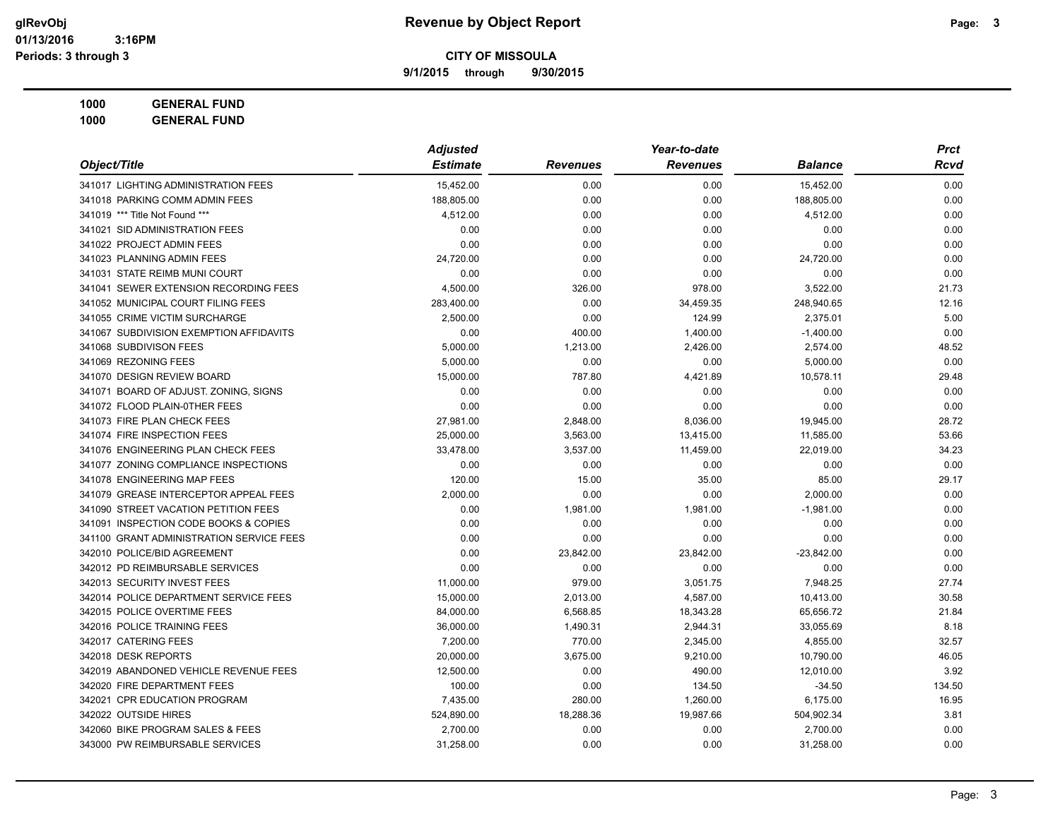**Revenue by Object Report**

glRevObj
01/13/2016 3:16PM
Periods: 3 through 3

**CITY OF MISSOULA**

**9/1/2015 through 9/30/2015**

**1000 GENERAL FUND**

**1000 GENERAL FUND**

| Object/Title | Adjusted Estimate | Revenues | Year-to-date Revenues | Balance | Prct Rcvd |
|---|---|---|---|---|---|
| 341017 LIGHTING ADMINISTRATION FEES | 15,452.00 | 0.00 | 0.00 | 15,452.00 | 0.00 |
| 341018 PARKING COMM ADMIN FEES | 188,805.00 | 0.00 | 0.00 | 188,805.00 | 0.00 |
| 341019 *** Title Not Found *** | 4,512.00 | 0.00 | 0.00 | 4,512.00 | 0.00 |
| 341021 SID ADMINISTRATION FEES | 0.00 | 0.00 | 0.00 | 0.00 | 0.00 |
| 341022 PROJECT ADMIN FEES | 0.00 | 0.00 | 0.00 | 0.00 | 0.00 |
| 341023 PLANNING ADMIN FEES | 24,720.00 | 0.00 | 0.00 | 24,720.00 | 0.00 |
| 341031 STATE REIMB MUNI COURT | 0.00 | 0.00 | 0.00 | 0.00 | 0.00 |
| 341041 SEWER EXTENSION RECORDING FEES | 4,500.00 | 326.00 | 978.00 | 3,522.00 | 21.73 |
| 341052 MUNICIPAL COURT FILING FEES | 283,400.00 | 0.00 | 34,459.35 | 248,940.65 | 12.16 |
| 341055 CRIME VICTIM SURCHARGE | 2,500.00 | 0.00 | 124.99 | 2,375.01 | 5.00 |
| 341067 SUBDIVISION EXEMPTION AFFIDAVITS | 0.00 | 400.00 | 1,400.00 | -1,400.00 | 0.00 |
| 341068 SUBDIVISON FEES | 5,000.00 | 1,213.00 | 2,426.00 | 2,574.00 | 48.52 |
| 341069 REZONING FEES | 5,000.00 | 0.00 | 0.00 | 5,000.00 | 0.00 |
| 341070 DESIGN REVIEW BOARD | 15,000.00 | 787.80 | 4,421.89 | 10,578.11 | 29.48 |
| 341071 BOARD OF ADJUST. ZONING, SIGNS | 0.00 | 0.00 | 0.00 | 0.00 | 0.00 |
| 341072 FLOOD PLAIN-0THER FEES | 0.00 | 0.00 | 0.00 | 0.00 | 0.00 |
| 341073 FIRE PLAN CHECK FEES | 27,981.00 | 2,848.00 | 8,036.00 | 19,945.00 | 28.72 |
| 341074 FIRE INSPECTION FEES | 25,000.00 | 3,563.00 | 13,415.00 | 11,585.00 | 53.66 |
| 341076 ENGINEERING PLAN CHECK FEES | 33,478.00 | 3,537.00 | 11,459.00 | 22,019.00 | 34.23 |
| 341077 ZONING COMPLIANCE INSPECTIONS | 0.00 | 0.00 | 0.00 | 0.00 | 0.00 |
| 341078 ENGINEERING MAP FEES | 120.00 | 15.00 | 35.00 | 85.00 | 29.17 |
| 341079 GREASE INTERCEPTOR APPEAL FEES | 2,000.00 | 0.00 | 0.00 | 2,000.00 | 0.00 |
| 341090 STREET VACATION PETITION FEES | 0.00 | 1,981.00 | 1,981.00 | -1,981.00 | 0.00 |
| 341091 INSPECTION CODE BOOKS & COPIES | 0.00 | 0.00 | 0.00 | 0.00 | 0.00 |
| 341100 GRANT ADMINISTRATION SERVICE FEES | 0.00 | 0.00 | 0.00 | 0.00 | 0.00 |
| 342010 POLICE/BID AGREEMENT | 0.00 | 23,842.00 | 23,842.00 | -23,842.00 | 0.00 |
| 342012 PD REIMBURSABLE SERVICES | 0.00 | 0.00 | 0.00 | 0.00 | 0.00 |
| 342013 SECURITY INVEST FEES | 11,000.00 | 979.00 | 3,051.75 | 7,948.25 | 27.74 |
| 342014 POLICE DEPARTMENT SERVICE FEES | 15,000.00 | 2,013.00 | 4,587.00 | 10,413.00 | 30.58 |
| 342015 POLICE OVERTIME FEES | 84,000.00 | 6,568.85 | 18,343.28 | 65,656.72 | 21.84 |
| 342016 POLICE TRAINING FEES | 36,000.00 | 1,490.31 | 2,944.31 | 33,055.69 | 8.18 |
| 342017 CATERING FEES | 7,200.00 | 770.00 | 2,345.00 | 4,855.00 | 32.57 |
| 342018 DESK REPORTS | 20,000.00 | 3,675.00 | 9,210.00 | 10,790.00 | 46.05 |
| 342019 ABANDONED VEHICLE REVENUE FEES | 12,500.00 | 0.00 | 490.00 | 12,010.00 | 3.92 |
| 342020 FIRE DEPARTMENT FEES | 100.00 | 0.00 | 134.50 | -34.50 | 134.50 |
| 342021 CPR EDUCATION PROGRAM | 7,435.00 | 280.00 | 1,260.00 | 6,175.00 | 16.95 |
| 342022 OUTSIDE HIRES | 524,890.00 | 18,288.36 | 19,987.66 | 504,902.34 | 3.81 |
| 342060 BIKE PROGRAM SALES & FEES | 2,700.00 | 0.00 | 0.00 | 2,700.00 | 0.00 |
| 343000 PW REIMBURSABLE SERVICES | 31,258.00 | 0.00 | 0.00 | 31,258.00 | 0.00 |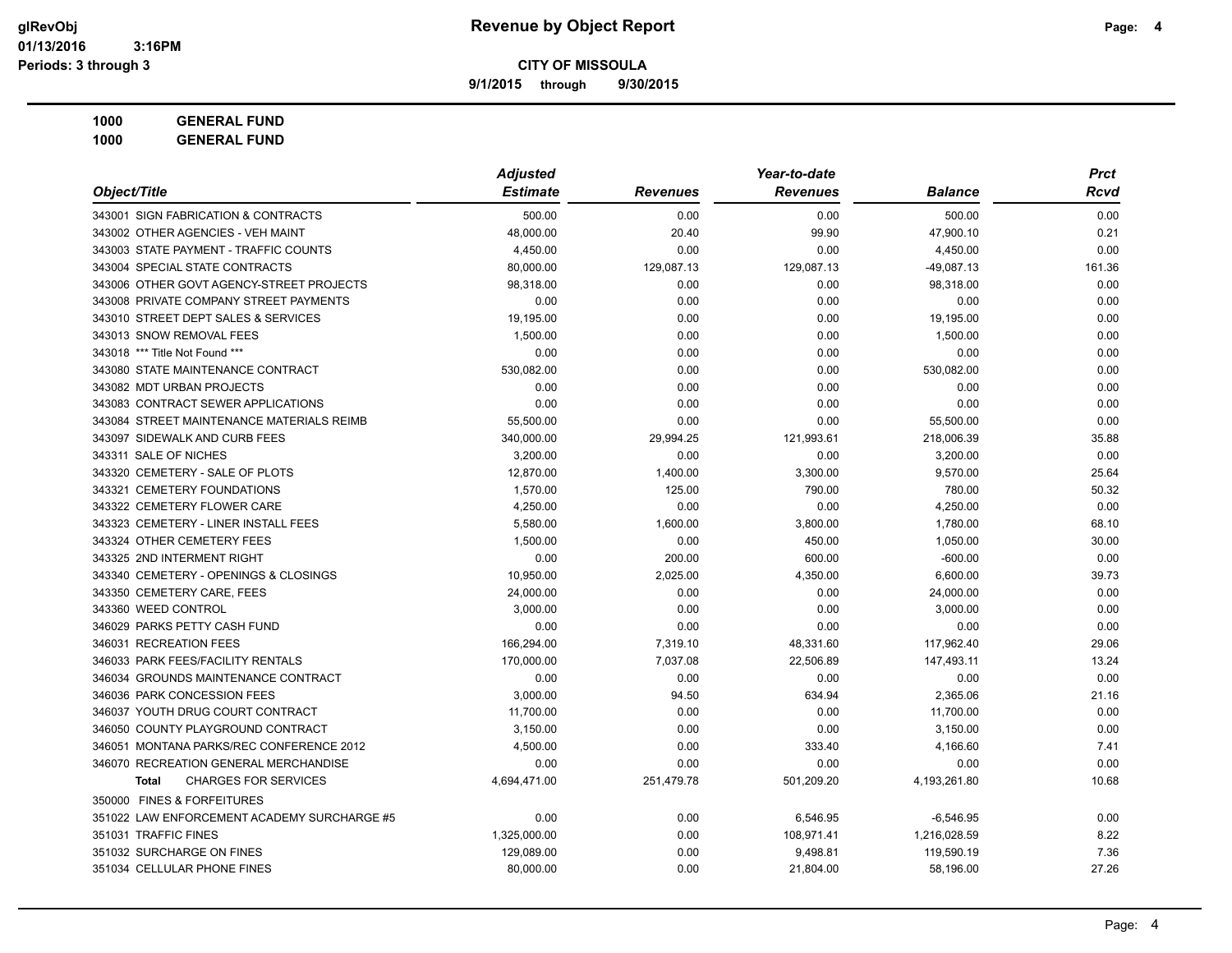**CITY OF MISSOULA**

**9/1/2015 through 9/30/2015**

**1000 GENERAL FUND**

**1000 GENERAL FUND**

| Object/Title | Adjusted Estimate | Revenues | Year-to-date Revenues | Balance | Prct Rcvd |
|---|---|---|---|---|---|
| 343001 SIGN FABRICATION & CONTRACTS | 500.00 | 0.00 | 0.00 | 500.00 | 0.00 |
| 343002 OTHER AGENCIES - VEH MAINT | 48,000.00 | 20.40 | 99.90 | 47,900.10 | 0.21 |
| 343003 STATE PAYMENT - TRAFFIC COUNTS | 4,450.00 | 0.00 | 0.00 | 4,450.00 | 0.00 |
| 343004 SPECIAL STATE CONTRACTS | 80,000.00 | 129,087.13 | 129,087.13 | -49,087.13 | 161.36 |
| 343006 OTHER GOVT AGENCY-STREET PROJECTS | 98,318.00 | 0.00 | 0.00 | 98,318.00 | 0.00 |
| 343008 PRIVATE COMPANY STREET PAYMENTS | 0.00 | 0.00 | 0.00 | 0.00 | 0.00 |
| 343010 STREET DEPT SALES & SERVICES | 19,195.00 | 0.00 | 0.00 | 19,195.00 | 0.00 |
| 343013 SNOW REMOVAL FEES | 1,500.00 | 0.00 | 0.00 | 1,500.00 | 0.00 |
| 343018 *** Title Not Found *** | 0.00 | 0.00 | 0.00 | 0.00 | 0.00 |
| 343080 STATE MAINTENANCE CONTRACT | 530,082.00 | 0.00 | 0.00 | 530,082.00 | 0.00 |
| 343082 MDT URBAN PROJECTS | 0.00 | 0.00 | 0.00 | 0.00 | 0.00 |
| 343083 CONTRACT SEWER APPLICATIONS | 0.00 | 0.00 | 0.00 | 0.00 | 0.00 |
| 343084 STREET MAINTENANCE MATERIALS REIMB | 55,500.00 | 0.00 | 0.00 | 55,500.00 | 0.00 |
| 343097 SIDEWALK AND CURB FEES | 340,000.00 | 29,994.25 | 121,993.61 | 218,006.39 | 35.88 |
| 343311 SALE OF NICHES | 3,200.00 | 0.00 | 0.00 | 3,200.00 | 0.00 |
| 343320 CEMETERY - SALE OF PLOTS | 12,870.00 | 1,400.00 | 3,300.00 | 9,570.00 | 25.64 |
| 343321 CEMETERY FOUNDATIONS | 1,570.00 | 125.00 | 790.00 | 780.00 | 50.32 |
| 343322 CEMETERY FLOWER CARE | 4,250.00 | 0.00 | 0.00 | 4,250.00 | 0.00 |
| 343323 CEMETERY - LINER INSTALL FEES | 5,580.00 | 1,600.00 | 3,800.00 | 1,780.00 | 68.10 |
| 343324 OTHER CEMETERY FEES | 1,500.00 | 0.00 | 450.00 | 1,050.00 | 30.00 |
| 343325 2ND INTERMENT RIGHT | 0.00 | 200.00 | 600.00 | -600.00 | 0.00 |
| 343340 CEMETERY - OPENINGS & CLOSINGS | 10,950.00 | 2,025.00 | 4,350.00 | 6,600.00 | 39.73 |
| 343350 CEMETERY CARE, FEES | 24,000.00 | 0.00 | 0.00 | 24,000.00 | 0.00 |
| 343360 WEED CONTROL | 3,000.00 | 0.00 | 0.00 | 3,000.00 | 0.00 |
| 346029 PARKS PETTY CASH FUND | 0.00 | 0.00 | 0.00 | 0.00 | 0.00 |
| 346031 RECREATION FEES | 166,294.00 | 7,319.10 | 48,331.60 | 117,962.40 | 29.06 |
| 346033 PARK FEES/FACILITY RENTALS | 170,000.00 | 7,037.08 | 22,506.89 | 147,493.11 | 13.24 |
| 346034 GROUNDS MAINTENANCE CONTRACT | 0.00 | 0.00 | 0.00 | 0.00 | 0.00 |
| 346036 PARK CONCESSION FEES | 3,000.00 | 94.50 | 634.94 | 2,365.06 | 21.16 |
| 346037 YOUTH DRUG COURT CONTRACT | 11,700.00 | 0.00 | 0.00 | 11,700.00 | 0.00 |
| 346050 COUNTY PLAYGROUND CONTRACT | 3,150.00 | 0.00 | 0.00 | 3,150.00 | 0.00 |
| 346051 MONTANA PARKS/REC CONFERENCE 2012 | 4,500.00 | 0.00 | 333.40 | 4,166.60 | 7.41 |
| 346070 RECREATION GENERAL MERCHANDISE | 0.00 | 0.00 | 0.00 | 0.00 | 0.00 |
| **Total** CHARGES FOR SERVICES | 4,694,471.00 | 251,479.78 | 501,209.20 | 4,193,261.80 | 10.68 |
| 350000 FINES & FORFEITURES | | | | | |
| 351022 LAW ENFORCEMENT ACADEMY SURCHARGE #5 | 0.00 | 0.00 | 6,546.95 | -6,546.95 | 0.00 |
| 351031 TRAFFIC FINES | 1,325,000.00 | 0.00 | 108,971.41 | 1,216,028.59 | 8.22 |
| 351032 SURCHARGE ON FINES | 129,089.00 | 0.00 | 9,498.81 | 119,590.19 | 7.36 |
| 351034 CELLULAR PHONE FINES | 80,000.00 | 0.00 | 21,804.00 | 58,196.00 | 27.26 |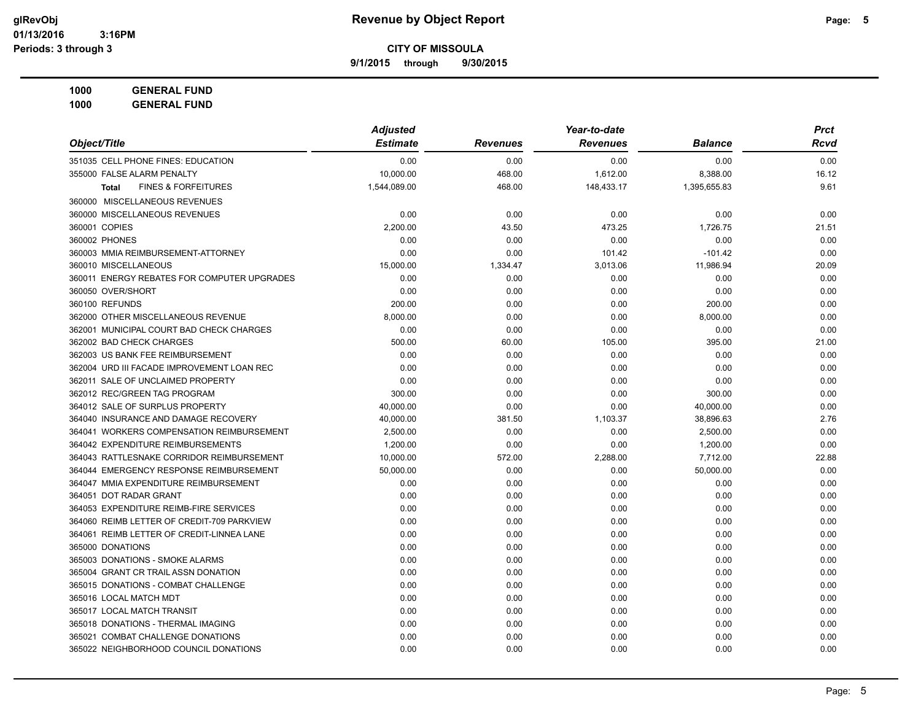# Revenue by Object Report

**CITY OF MISSOULA**

**9/1/2015 through 9/30/2015**

**1000 GENERAL FUND**

**1000 GENERAL FUND**

| Object/Title | Adjusted Estimate | Revenues | Year-to-date Revenues | Balance | Prct Rcvd |
|---|---|---|---|---|---|
| 351035 CELL PHONE FINES: EDUCATION | 0.00 | 0.00 | 0.00 | 0.00 | 0.00 |
| 355000 FALSE ALARM PENALTY | 10,000.00 | 468.00 | 1,612.00 | 8,388.00 | 16.12 |
| **Total** FINES & FORFEITURES | 1,544,089.00 | 468.00 | 148,433.17 | 1,395,655.83 | 9.61 |
| 360000 MISCELLANEOUS REVENUES | | | | | |
| 360000 MISCELLANEOUS REVENUES | 0.00 | 0.00 | 0.00 | 0.00 | 0.00 |
| 360001 COPIES | 2,200.00 | 43.50 | 473.25 | 1,726.75 | 21.51 |
| 360002 PHONES | 0.00 | 0.00 | 0.00 | 0.00 | 0.00 |
| 360003 MMIA REIMBURSEMENT-ATTORNEY | 0.00 | 0.00 | 101.42 | -101.42 | 0.00 |
| 360010 MISCELLANEOUS | 15,000.00 | 1,334.47 | 3,013.06 | 11,986.94 | 20.09 |
| 360011 ENERGY REBATES FOR COMPUTER UPGRADES | 0.00 | 0.00 | 0.00 | 0.00 | 0.00 |
| 360050 OVER/SHORT | 0.00 | 0.00 | 0.00 | 0.00 | 0.00 |
| 360100 REFUNDS | 200.00 | 0.00 | 0.00 | 200.00 | 0.00 |
| 362000 OTHER MISCELLANEOUS REVENUE | 8,000.00 | 0.00 | 0.00 | 8,000.00 | 0.00 |
| 362001 MUNICIPAL COURT BAD CHECK CHARGES | 0.00 | 0.00 | 0.00 | 0.00 | 0.00 |
| 362002 BAD CHECK CHARGES | 500.00 | 60.00 | 105.00 | 395.00 | 21.00 |
| 362003 US BANK FEE REIMBURSEMENT | 0.00 | 0.00 | 0.00 | 0.00 | 0.00 |
| 362004 URD III FACADE IMPROVEMENT LOAN REC | 0.00 | 0.00 | 0.00 | 0.00 | 0.00 |
| 362011 SALE OF UNCLAIMED PROPERTY | 0.00 | 0.00 | 0.00 | 0.00 | 0.00 |
| 362012 REC/GREEN TAG PROGRAM | 300.00 | 0.00 | 0.00 | 300.00 | 0.00 |
| 364012 SALE OF SURPLUS PROPERTY | 40,000.00 | 0.00 | 0.00 | 40,000.00 | 0.00 |
| 364040 INSURANCE AND DAMAGE RECOVERY | 40,000.00 | 381.50 | 1,103.37 | 38,896.63 | 2.76 |
| 364041 WORKERS COMPENSATION REIMBURSEMENT | 2,500.00 | 0.00 | 0.00 | 2,500.00 | 0.00 |
| 364042 EXPENDITURE REIMBURSEMENTS | 1,200.00 | 0.00 | 0.00 | 1,200.00 | 0.00 |
| 364043 RATTLESNAKE CORRIDOR REIMBURSEMENT | 10,000.00 | 572.00 | 2,288.00 | 7,712.00 | 22.88 |
| 364044 EMERGENCY RESPONSE REIMBURSEMENT | 50,000.00 | 0.00 | 0.00 | 50,000.00 | 0.00 |
| 364047 MMIA EXPENDITURE REIMBURSEMENT | 0.00 | 0.00 | 0.00 | 0.00 | 0.00 |
| 364051 DOT RADAR GRANT | 0.00 | 0.00 | 0.00 | 0.00 | 0.00 |
| 364053 EXPENDITURE REIMB-FIRE SERVICES | 0.00 | 0.00 | 0.00 | 0.00 | 0.00 |
| 364060 REIMB LETTER OF CREDIT-709 PARKVIEW | 0.00 | 0.00 | 0.00 | 0.00 | 0.00 |
| 364061 REIMB LETTER OF CREDIT-LINNEA LANE | 0.00 | 0.00 | 0.00 | 0.00 | 0.00 |
| 365000 DONATIONS | 0.00 | 0.00 | 0.00 | 0.00 | 0.00 |
| 365003 DONATIONS - SMOKE ALARMS | 0.00 | 0.00 | 0.00 | 0.00 | 0.00 |
| 365004 GRANT CR TRAIL ASSN DONATION | 0.00 | 0.00 | 0.00 | 0.00 | 0.00 |
| 365015 DONATIONS - COMBAT CHALLENGE | 0.00 | 0.00 | 0.00 | 0.00 | 0.00 |
| 365016 LOCAL MATCH MDT | 0.00 | 0.00 | 0.00 | 0.00 | 0.00 |
| 365017 LOCAL MATCH TRANSIT | 0.00 | 0.00 | 0.00 | 0.00 | 0.00 |
| 365018 DONATIONS - THERMAL IMAGING | 0.00 | 0.00 | 0.00 | 0.00 | 0.00 |
| 365021 COMBAT CHALLENGE DONATIONS | 0.00 | 0.00 | 0.00 | 0.00 | 0.00 |
| 365022 NEIGHBORHOOD COUNCIL DONATIONS | 0.00 | 0.00 | 0.00 | 0.00 | 0.00 |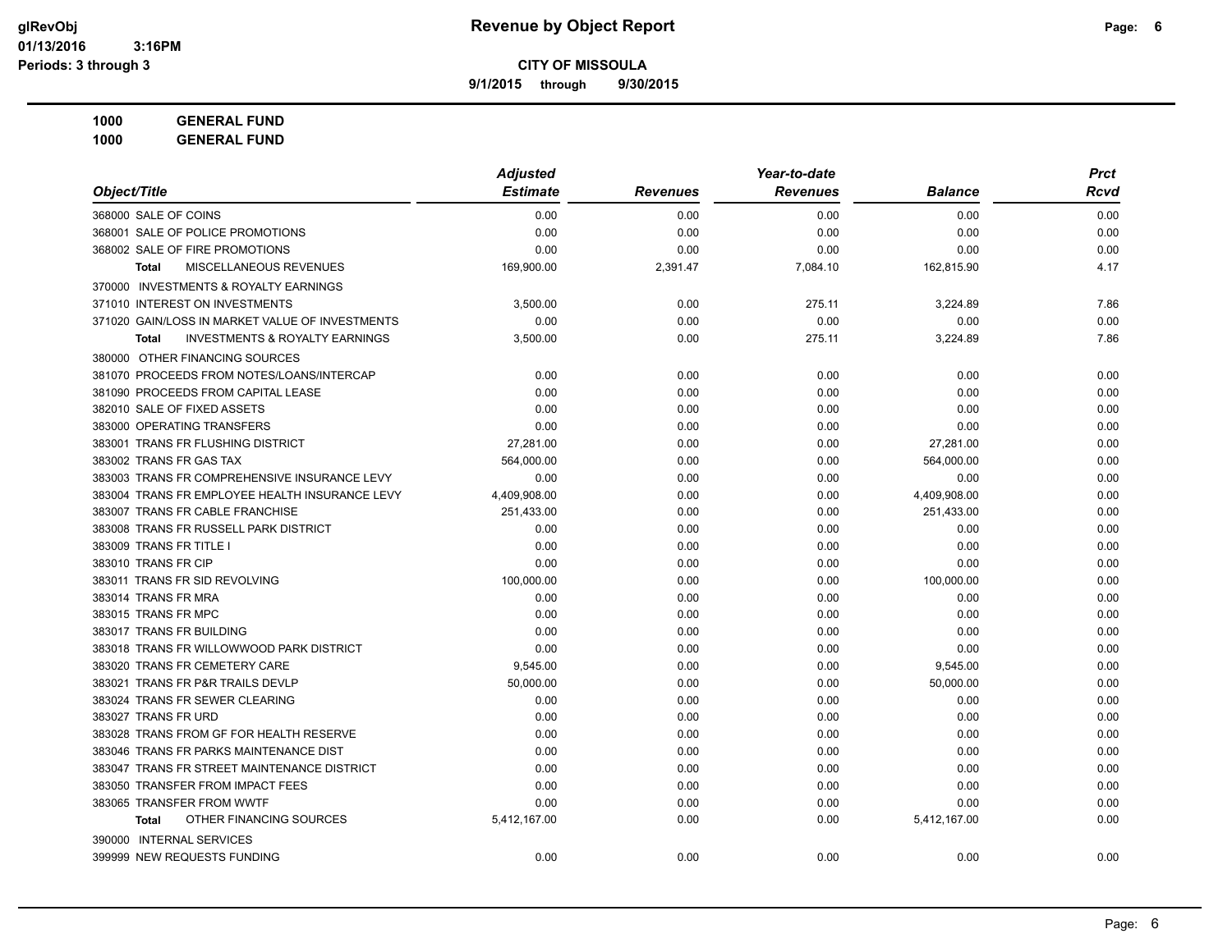# Revenue by Object Report

**CITY OF MISSOULA**

**9/1/2015 through 9/30/2015**

glRevObj
01/13/2016 3:16PM
Periods: 3 through 3

**1000 GENERAL FUND**

**1000 GENERAL FUND**

| Object/Title | Adjusted Estimate | Revenues | Year-to-date Revenues | Balance | Prct Rcvd |
|---|---|---|---|---|---|
| 368000 SALE OF COINS | 0.00 | 0.00 | 0.00 | 0.00 | 0.00 |
| 368001 SALE OF POLICE PROMOTIONS | 0.00 | 0.00 | 0.00 | 0.00 | 0.00 |
| 368002 SALE OF FIRE PROMOTIONS | 0.00 | 0.00 | 0.00 | 0.00 | 0.00 |
| **Total** MISCELLANEOUS REVENUES | 169,900.00 | 2,391.47 | 7,084.10 | 162,815.90 | 4.17 |
| 370000 INVESTMENTS & ROYALTY EARNINGS | | | | | |
| 371010 INTEREST ON INVESTMENTS | 3,500.00 | 0.00 | 275.11 | 3,224.89 | 7.86 |
| 371020 GAIN/LOSS IN MARKET VALUE OF INVESTMENTS | 0.00 | 0.00 | 0.00 | 0.00 | 0.00 |
| **Total** INVESTMENTS & ROYALTY EARNINGS | 3,500.00 | 0.00 | 275.11 | 3,224.89 | 7.86 |
| 380000 OTHER FINANCING SOURCES | | | | | |
| 381070 PROCEEDS FROM NOTES/LOANS/INTERCAP | 0.00 | 0.00 | 0.00 | 0.00 | 0.00 |
| 381090 PROCEEDS FROM CAPITAL LEASE | 0.00 | 0.00 | 0.00 | 0.00 | 0.00 |
| 382010 SALE OF FIXED ASSETS | 0.00 | 0.00 | 0.00 | 0.00 | 0.00 |
| 383000 OPERATING TRANSFERS | 0.00 | 0.00 | 0.00 | 0.00 | 0.00 |
| 383001 TRANS FR FLUSHING DISTRICT | 27,281.00 | 0.00 | 0.00 | 27,281.00 | 0.00 |
| 383002 TRANS FR GAS TAX | 564,000.00 | 0.00 | 0.00 | 564,000.00 | 0.00 |
| 383003 TRANS FR COMPREHENSIVE INSURANCE LEVY | 0.00 | 0.00 | 0.00 | 0.00 | 0.00 |
| 383004 TRANS FR EMPLOYEE HEALTH INSURANCE LEVY | 4,409,908.00 | 0.00 | 0.00 | 4,409,908.00 | 0.00 |
| 383007 TRANS FR CABLE FRANCHISE | 251,433.00 | 0.00 | 0.00 | 251,433.00 | 0.00 |
| 383008 TRANS FR RUSSELL PARK DISTRICT | 0.00 | 0.00 | 0.00 | 0.00 | 0.00 |
| 383009 TRANS FR TITLE I | 0.00 | 0.00 | 0.00 | 0.00 | 0.00 |
| 383010 TRANS FR CIP | 0.00 | 0.00 | 0.00 | 0.00 | 0.00 |
| 383011 TRANS FR SID REVOLVING | 100,000.00 | 0.00 | 0.00 | 100,000.00 | 0.00 |
| 383014 TRANS FR MRA | 0.00 | 0.00 | 0.00 | 0.00 | 0.00 |
| 383015 TRANS FR MPC | 0.00 | 0.00 | 0.00 | 0.00 | 0.00 |
| 383017 TRANS FR BUILDING | 0.00 | 0.00 | 0.00 | 0.00 | 0.00 |
| 383018 TRANS FR WILLOWWOOD PARK DISTRICT | 0.00 | 0.00 | 0.00 | 0.00 | 0.00 |
| 383020 TRANS FR CEMETERY CARE | 9,545.00 | 0.00 | 0.00 | 9,545.00 | 0.00 |
| 383021 TRANS FR P&R TRAILS DEVLP | 50,000.00 | 0.00 | 0.00 | 50,000.00 | 0.00 |
| 383024 TRANS FR SEWER CLEARING | 0.00 | 0.00 | 0.00 | 0.00 | 0.00 |
| 383027 TRANS FR URD | 0.00 | 0.00 | 0.00 | 0.00 | 0.00 |
| 383028 TRANS FROM GF FOR HEALTH RESERVE | 0.00 | 0.00 | 0.00 | 0.00 | 0.00 |
| 383046 TRANS FR PARKS MAINTENANCE DIST | 0.00 | 0.00 | 0.00 | 0.00 | 0.00 |
| 383047 TRANS FR STREET MAINTENANCE DISTRICT | 0.00 | 0.00 | 0.00 | 0.00 | 0.00 |
| 383050 TRANSFER FROM IMPACT FEES | 0.00 | 0.00 | 0.00 | 0.00 | 0.00 |
| 383065 TRANSFER FROM WWTF | 0.00 | 0.00 | 0.00 | 0.00 | 0.00 |
| **Total** OTHER FINANCING SOURCES | 5,412,167.00 | 0.00 | 0.00 | 5,412,167.00 | 0.00 |
| 390000 INTERNAL SERVICES | | | | | |
| 399999 NEW REQUESTS FUNDING | 0.00 | 0.00 | 0.00 | 0.00 | 0.00 |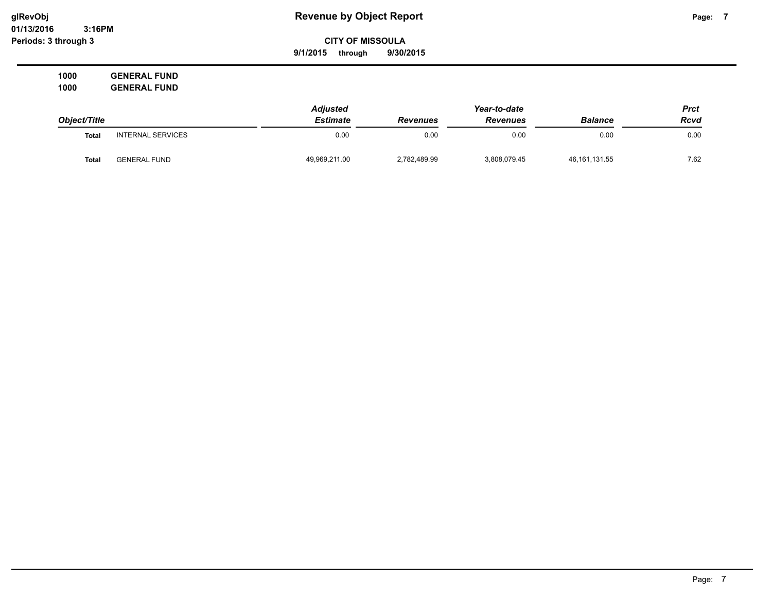**glRevObj**
**01/13/2016 3:16PM**
**Periods: 3 through 3**

# Revenue by Object Report

**CITY OF MISSOULA**
**9/1/2015 through 9/30/2015**

**1000 GENERAL FUND**
**1000 GENERAL FUND**

| *Object/Title* | | *Adjusted Estimate* | *Revenues* | *Year-to-date Revenues* | *Balance* | *Prct Rcvd* |
|---|---|---|---|---|---|---|
| **Total** | INTERNAL SERVICES | 0.00 | 0.00 | 0.00 | 0.00 | 0.00 |
| **Total** | GENERAL FUND | 49,969,211.00 | 2,782,489.99 | 3,808,079.45 | 46,161,131.55 | 7.62 |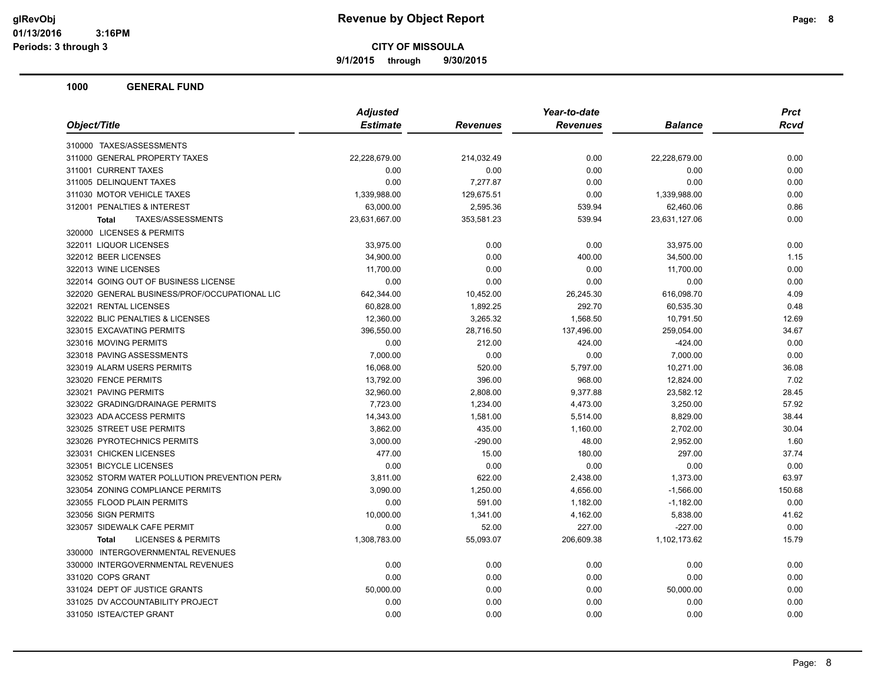# Revenue by Object Report

**CITY OF MISSOULA**

**9/1/2015 through 9/30/2015**

glRevObj
01/13/2016 3:16PM
Periods: 3 through 3

## 1000 GENERAL FUND

| Object/Title | Adjusted Estimate | Revenues | Year-to-date Revenues | Balance | Prct Rcvd |
|---|---|---|---|---|---|
| 310000 TAXES/ASSESSMENTS | | | | | |
| 311000 GENERAL PROPERTY TAXES | 22,228,679.00 | 214,032.49 | 0.00 | 22,228,679.00 | 0.00 |
| 311001 CURRENT TAXES | 0.00 | 0.00 | 0.00 | 0.00 | 0.00 |
| 311005 DELINQUENT TAXES | 0.00 | 7,277.87 | 0.00 | 0.00 | 0.00 |
| 311030 MOTOR VEHICLE TAXES | 1,339,988.00 | 129,675.51 | 0.00 | 1,339,988.00 | 0.00 |
| 312001 PENALTIES & INTEREST | 63,000.00 | 2,595.36 | 539.94 | 62,460.06 | 0.86 |
| **Total** TAXES/ASSESSMENTS | 23,631,667.00 | 353,581.23 | 539.94 | 23,631,127.06 | 0.00 |
| 320000 LICENSES & PERMITS | | | | | |
| 322011 LIQUOR LICENSES | 33,975.00 | 0.00 | 0.00 | 33,975.00 | 0.00 |
| 322012 BEER LICENSES | 34,900.00 | 0.00 | 400.00 | 34,500.00 | 1.15 |
| 322013 WINE LICENSES | 11,700.00 | 0.00 | 0.00 | 11,700.00 | 0.00 |
| 322014 GOING OUT OF BUSINESS LICENSE | 0.00 | 0.00 | 0.00 | 0.00 | 0.00 |
| 322020 GENERAL BUSINESS/PROF/OCCUPATIONAL LIC | 642,344.00 | 10,452.00 | 26,245.30 | 616,098.70 | 4.09 |
| 322021 RENTAL LICENSES | 60,828.00 | 1,892.25 | 292.70 | 60,535.30 | 0.48 |
| 322022 BLIC PENALTIES & LICENSES | 12,360.00 | 3,265.32 | 1,568.50 | 10,791.50 | 12.69 |
| 323015 EXCAVATING PERMITS | 396,550.00 | 28,716.50 | 137,496.00 | 259,054.00 | 34.67 |
| 323016 MOVING PERMITS | 0.00 | 212.00 | 424.00 | -424.00 | 0.00 |
| 323018 PAVING ASSESSMENTS | 7,000.00 | 0.00 | 0.00 | 7,000.00 | 0.00 |
| 323019 ALARM USERS PERMITS | 16,068.00 | 520.00 | 5,797.00 | 10,271.00 | 36.08 |
| 323020 FENCE PERMITS | 13,792.00 | 396.00 | 968.00 | 12,824.00 | 7.02 |
| 323021 PAVING PERMITS | 32,960.00 | 2,808.00 | 9,377.88 | 23,582.12 | 28.45 |
| 323022 GRADING/DRAINAGE PERMITS | 7,723.00 | 1,234.00 | 4,473.00 | 3,250.00 | 57.92 |
| 323023 ADA ACCESS PERMITS | 14,343.00 | 1,581.00 | 5,514.00 | 8,829.00 | 38.44 |
| 323025 STREET USE PERMITS | 3,862.00 | 435.00 | 1,160.00 | 2,702.00 | 30.04 |
| 323026 PYROTECHNICS PERMITS | 3,000.00 | -290.00 | 48.00 | 2,952.00 | 1.60 |
| 323031 CHICKEN LICENSES | 477.00 | 15.00 | 180.00 | 297.00 | 37.74 |
| 323051 BICYCLE LICENSES | 0.00 | 0.00 | 0.00 | 0.00 | 0.00 |
| 323052 STORM WATER POLLUTION PREVENTION PERM | 3,811.00 | 622.00 | 2,438.00 | 1,373.00 | 63.97 |
| 323054 ZONING COMPLIANCE PERMITS | 3,090.00 | 1,250.00 | 4,656.00 | -1,566.00 | 150.68 |
| 323055 FLOOD PLAIN PERMITS | 0.00 | 591.00 | 1,182.00 | -1,182.00 | 0.00 |
| 323056 SIGN PERMITS | 10,000.00 | 1,341.00 | 4,162.00 | 5,838.00 | 41.62 |
| 323057 SIDEWALK CAFE PERMIT | 0.00 | 52.00 | 227.00 | -227.00 | 0.00 |
| **Total** LICENSES & PERMITS | 1,308,783.00 | 55,093.07 | 206,609.38 | 1,102,173.62 | 15.79 |
| 330000 INTERGOVERNMENTAL REVENUES | | | | | |
| 330000 INTERGOVERNMENTAL REVENUES | 0.00 | 0.00 | 0.00 | 0.00 | 0.00 |
| 331020 COPS GRANT | 0.00 | 0.00 | 0.00 | 0.00 | 0.00 |
| 331024 DEPT OF JUSTICE GRANTS | 50,000.00 | 0.00 | 0.00 | 50,000.00 | 0.00 |
| 331025 DV ACCOUNTABILITY PROJECT | 0.00 | 0.00 | 0.00 | 0.00 | 0.00 |
| 331050 ISTEA/CTEP GRANT | 0.00 | 0.00 | 0.00 | 0.00 | 0.00 |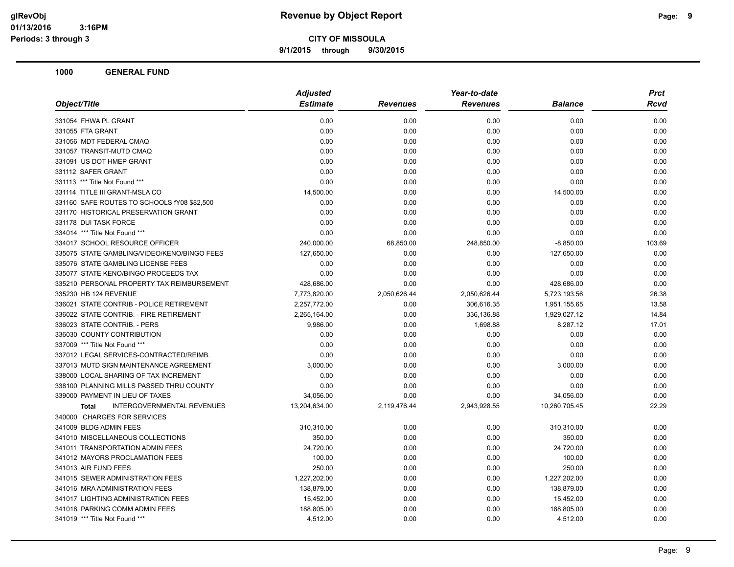# Revenue by Object Report

**CITY OF MISSOULA**

9/1/2015 through 9/30/2015

glRevObj
01/13/2016 3:16PM
Periods: 3 through 3

## 1000 GENERAL FUND

| Object/Title | Adjusted Estimate | Revenues | Year-to-date Revenues | Balance | Prct Rcvd |
|---|---|---|---|---|---|
| 331054 FHWA PL GRANT | 0.00 | 0.00 | 0.00 | 0.00 | 0.00 |
| 331055 FTA GRANT | 0.00 | 0.00 | 0.00 | 0.00 | 0.00 |
| 331056 MDT FEDERAL CMAQ | 0.00 | 0.00 | 0.00 | 0.00 | 0.00 |
| 331057 TRANSIT-MUTD CMAQ | 0.00 | 0.00 | 0.00 | 0.00 | 0.00 |
| 331091 US DOT HMEP GRANT | 0.00 | 0.00 | 0.00 | 0.00 | 0.00 |
| 331112 SAFER GRANT | 0.00 | 0.00 | 0.00 | 0.00 | 0.00 |
| 331113 *** Title Not Found *** | 0.00 | 0.00 | 0.00 | 0.00 | 0.00 |
| 331114 TITLE III GRANT-MSLA CO | 14,500.00 | 0.00 | 0.00 | 14,500.00 | 0.00 |
| 331160 SAFE ROUTES TO SCHOOLS fY08 $82,500 | 0.00 | 0.00 | 0.00 | 0.00 | 0.00 |
| 331170 HISTORICAL PRESERVATION GRANT | 0.00 | 0.00 | 0.00 | 0.00 | 0.00 |
| 331178 DUI TASK FORCE | 0.00 | 0.00 | 0.00 | 0.00 | 0.00 |
| 334014 *** Title Not Found *** | 0.00 | 0.00 | 0.00 | 0.00 | 0.00 |
| 334017 SCHOOL RESOURCE OFFICER | 240,000.00 | 68,850.00 | 248,850.00 | -8,850.00 | 103.69 |
| 335075 STATE GAMBLING/VIDEO/KENO/BINGO FEES | 127,650.00 | 0.00 | 0.00 | 127,650.00 | 0.00 |
| 335076 STATE GAMBLING LICENSE FEES | 0.00 | 0.00 | 0.00 | 0.00 | 0.00 |
| 335077 STATE KENO/BINGO PROCEEDS TAX | 0.00 | 0.00 | 0.00 | 0.00 | 0.00 |
| 335210 PERSONAL PROPERTY TAX REIMBURSEMENT | 428,686.00 | 0.00 | 0.00 | 428,686.00 | 0.00 |
| 335230 HB 124 REVENUE | 7,773,820.00 | 2,050,626.44 | 2,050,626.44 | 5,723,193.56 | 26.38 |
| 336021 STATE CONTRIB - POLICE RETIREMENT | 2,257,772.00 | 0.00 | 306,616.35 | 1,951,155.65 | 13.58 |
| 336022 STATE CONTRIB. - FIRE RETIREMENT | 2,265,164.00 | 0.00 | 336,136.88 | 1,929,027.12 | 14.84 |
| 336023 STATE CONTRIB. - PERS | 9,986.00 | 0.00 | 1,698.88 | 8,287.12 | 17.01 |
| 336030 COUNTY CONTRIBUTION | 0.00 | 0.00 | 0.00 | 0.00 | 0.00 |
| 337009 *** Title Not Found *** | 0.00 | 0.00 | 0.00 | 0.00 | 0.00 |
| 337012 LEGAL SERVICES-CONTRACTED/REIMB. | 0.00 | 0.00 | 0.00 | 0.00 | 0.00 |
| 337013 MUTD SIGN MAINTENANCE AGREEMENT | 3,000.00 | 0.00 | 0.00 | 3,000.00 | 0.00 |
| 338000 LOCAL SHARING OF TAX INCREMENT | 0.00 | 0.00 | 0.00 | 0.00 | 0.00 |
| 338100 PLANNING MILLS PASSED THRU COUNTY | 0.00 | 0.00 | 0.00 | 0.00 | 0.00 |
| 339000 PAYMENT IN LIEU OF TAXES | 34,056.00 | 0.00 | 0.00 | 34,056.00 | 0.00 |
| **Total** INTERGOVERNMENTAL REVENUES | 13,204,634.00 | 2,119,476.44 | 2,943,928.55 | 10,260,705.45 | 22.29 |
| 340000 CHARGES FOR SERVICES | | | | | |
| 341009 BLDG ADMIN FEES | 310,310.00 | 0.00 | 0.00 | 310,310.00 | 0.00 |
| 341010 MISCELLANEOUS COLLECTIONS | 350.00 | 0.00 | 0.00 | 350.00 | 0.00 |
| 341011 TRANSPORTATION ADMIN FEES | 24,720.00 | 0.00 | 0.00 | 24,720.00 | 0.00 |
| 341012 MAYORS PROCLAMATION FEES | 100.00 | 0.00 | 0.00 | 100.00 | 0.00 |
| 341013 AIR FUND FEES | 250.00 | 0.00 | 0.00 | 250.00 | 0.00 |
| 341015 SEWER ADMINISTRATION FEES | 1,227,202.00 | 0.00 | 0.00 | 1,227,202.00 | 0.00 |
| 341016 MRA ADMINISTRATION FEES | 138,879.00 | 0.00 | 0.00 | 138,879.00 | 0.00 |
| 341017 LIGHTING ADMINISTRATION FEES | 15,452.00 | 0.00 | 0.00 | 15,452.00 | 0.00 |
| 341018 PARKING COMM ADMIN FEES | 188,805.00 | 0.00 | 0.00 | 188,805.00 | 0.00 |
| 341019 *** Title Not Found *** | 4,512.00 | 0.00 | 0.00 | 4,512.00 | 0.00 |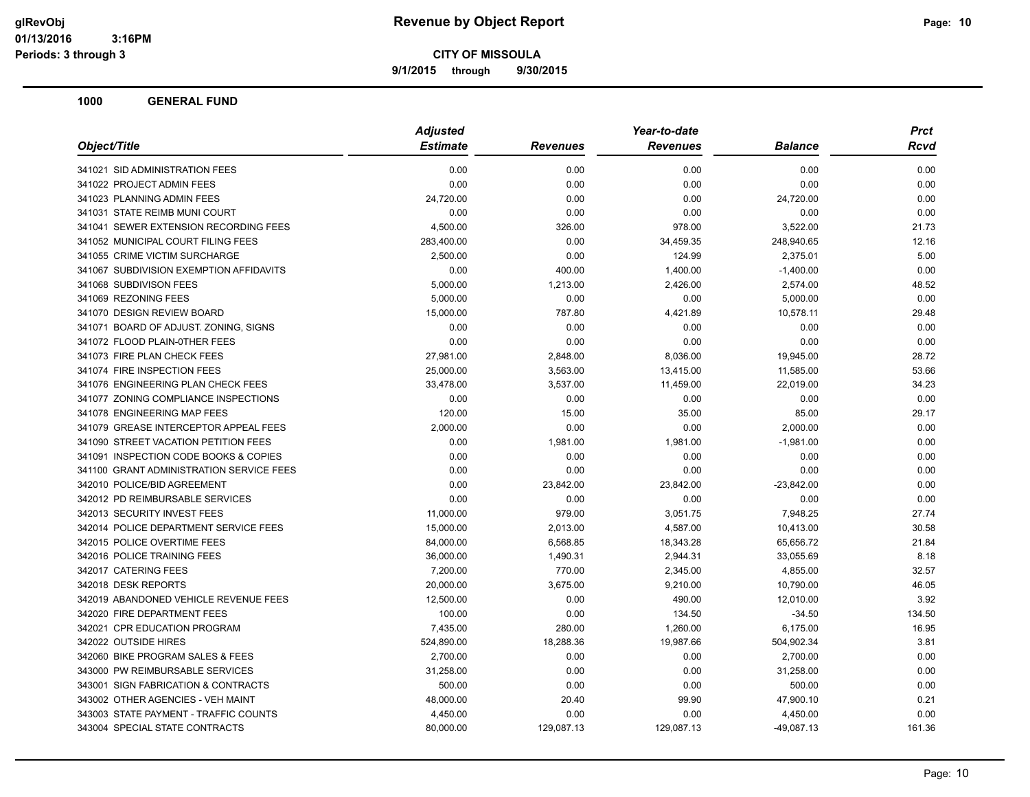# Revenue by Object Report

**CITY OF MISSOULA**

**9/1/2015 through 9/30/2015**

**1000 GENERAL FUND**

| Object/Title | Adjusted Estimate | Revenues | Year-to-date Revenues | Balance | Prct Rcvd |
|---|---|---|---|---|---|
| 341021 SID ADMINISTRATION FEES | 0.00 | 0.00 | 0.00 | 0.00 | 0.00 |
| 341022 PROJECT ADMIN FEES | 0.00 | 0.00 | 0.00 | 0.00 | 0.00 |
| 341023 PLANNING ADMIN FEES | 24,720.00 | 0.00 | 0.00 | 24,720.00 | 0.00 |
| 341031 STATE REIMB MUNI COURT | 0.00 | 0.00 | 0.00 | 0.00 | 0.00 |
| 341041 SEWER EXTENSION RECORDING FEES | 4,500.00 | 326.00 | 978.00 | 3,522.00 | 21.73 |
| 341052 MUNICIPAL COURT FILING FEES | 283,400.00 | 0.00 | 34,459.35 | 248,940.65 | 12.16 |
| 341055 CRIME VICTIM SURCHARGE | 2,500.00 | 0.00 | 124.99 | 2,375.01 | 5.00 |
| 341067 SUBDIVISION EXEMPTION AFFIDAVITS | 0.00 | 400.00 | 1,400.00 | -1,400.00 | 0.00 |
| 341068 SUBDIVISON FEES | 5,000.00 | 1,213.00 | 2,426.00 | 2,574.00 | 48.52 |
| 341069 REZONING FEES | 5,000.00 | 0.00 | 0.00 | 5,000.00 | 0.00 |
| 341070 DESIGN REVIEW BOARD | 15,000.00 | 787.80 | 4,421.89 | 10,578.11 | 29.48 |
| 341071 BOARD OF ADJUST. ZONING, SIGNS | 0.00 | 0.00 | 0.00 | 0.00 | 0.00 |
| 341072 FLOOD PLAIN-0THER FEES | 0.00 | 0.00 | 0.00 | 0.00 | 0.00 |
| 341073 FIRE PLAN CHECK FEES | 27,981.00 | 2,848.00 | 8,036.00 | 19,945.00 | 28.72 |
| 341074 FIRE INSPECTION FEES | 25,000.00 | 3,563.00 | 13,415.00 | 11,585.00 | 53.66 |
| 341076 ENGINEERING PLAN CHECK FEES | 33,478.00 | 3,537.00 | 11,459.00 | 22,019.00 | 34.23 |
| 341077 ZONING COMPLIANCE INSPECTIONS | 0.00 | 0.00 | 0.00 | 0.00 | 0.00 |
| 341078 ENGINEERING MAP FEES | 120.00 | 15.00 | 35.00 | 85.00 | 29.17 |
| 341079 GREASE INTERCEPTOR APPEAL FEES | 2,000.00 | 0.00 | 0.00 | 2,000.00 | 0.00 |
| 341090 STREET VACATION PETITION FEES | 0.00 | 1,981.00 | 1,981.00 | -1,981.00 | 0.00 |
| 341091 INSPECTION CODE BOOKS & COPIES | 0.00 | 0.00 | 0.00 | 0.00 | 0.00 |
| 341100 GRANT ADMINISTRATION SERVICE FEES | 0.00 | 0.00 | 0.00 | 0.00 | 0.00 |
| 342010 POLICE/BID AGREEMENT | 0.00 | 23,842.00 | 23,842.00 | -23,842.00 | 0.00 |
| 342012 PD REIMBURSABLE SERVICES | 0.00 | 0.00 | 0.00 | 0.00 | 0.00 |
| 342013 SECURITY INVEST FEES | 11,000.00 | 979.00 | 3,051.75 | 7,948.25 | 27.74 |
| 342014 POLICE DEPARTMENT SERVICE FEES | 15,000.00 | 2,013.00 | 4,587.00 | 10,413.00 | 30.58 |
| 342015 POLICE OVERTIME FEES | 84,000.00 | 6,568.85 | 18,343.28 | 65,656.72 | 21.84 |
| 342016 POLICE TRAINING FEES | 36,000.00 | 1,490.31 | 2,944.31 | 33,055.69 | 8.18 |
| 342017 CATERING FEES | 7,200.00 | 770.00 | 2,345.00 | 4,855.00 | 32.57 |
| 342018 DESK REPORTS | 20,000.00 | 3,675.00 | 9,210.00 | 10,790.00 | 46.05 |
| 342019 ABANDONED VEHICLE REVENUE FEES | 12,500.00 | 0.00 | 490.00 | 12,010.00 | 3.92 |
| 342020 FIRE DEPARTMENT FEES | 100.00 | 0.00 | 134.50 | -34.50 | 134.50 |
| 342021 CPR EDUCATION PROGRAM | 7,435.00 | 280.00 | 1,260.00 | 6,175.00 | 16.95 |
| 342022 OUTSIDE HIRES | 524,890.00 | 18,288.36 | 19,987.66 | 504,902.34 | 3.81 |
| 342060 BIKE PROGRAM SALES & FEES | 2,700.00 | 0.00 | 0.00 | 2,700.00 | 0.00 |
| 343000 PW REIMBURSABLE SERVICES | 31,258.00 | 0.00 | 0.00 | 31,258.00 | 0.00 |
| 343001 SIGN FABRICATION & CONTRACTS | 500.00 | 0.00 | 0.00 | 500.00 | 0.00 |
| 343002 OTHER AGENCIES - VEH MAINT | 48,000.00 | 20.40 | 99.90 | 47,900.10 | 0.21 |
| 343003 STATE PAYMENT - TRAFFIC COUNTS | 4,450.00 | 0.00 | 0.00 | 4,450.00 | 0.00 |
| 343004 SPECIAL STATE CONTRACTS | 80,000.00 | 129,087.13 | 129,087.13 | -49,087.13 | 161.36 |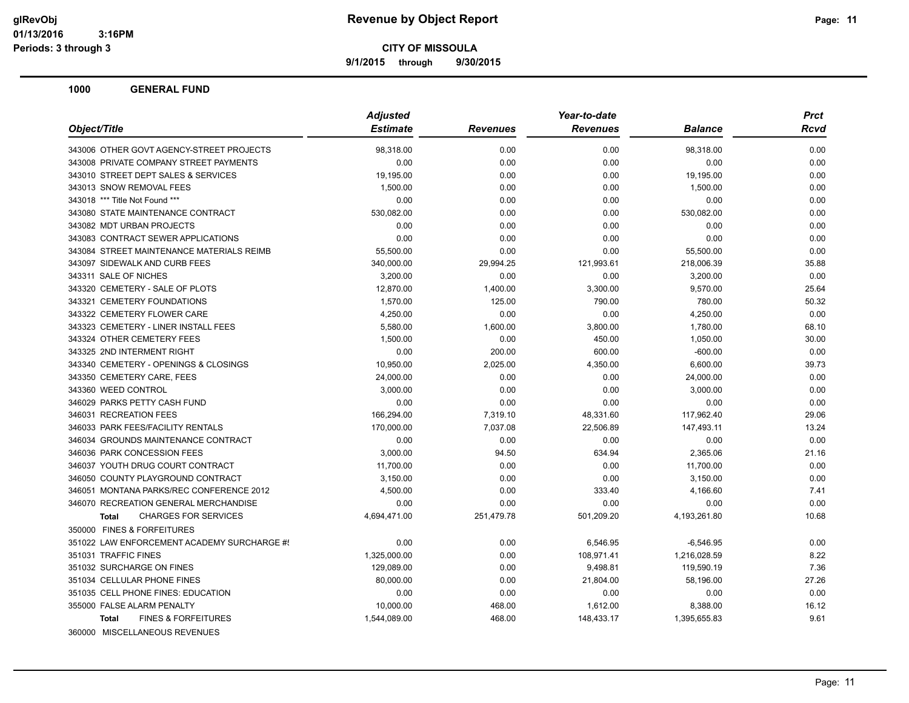**CITY OF MISSOULA**

**9/1/2015 through 9/30/2015**

## 1000 GENERAL FUND

| Object/Title | Adjusted Estimate | Revenues | Year-to-date Revenues | Balance | Prct Rcvd |
|---|---|---|---|---|---|
| 343006 OTHER GOVT AGENCY-STREET PROJECTS | 98,318.00 | 0.00 | 0.00 | 98,318.00 | 0.00 |
| 343008 PRIVATE COMPANY STREET PAYMENTS | 0.00 | 0.00 | 0.00 | 0.00 | 0.00 |
| 343010 STREET DEPT SALES & SERVICES | 19,195.00 | 0.00 | 0.00 | 19,195.00 | 0.00 |
| 343013 SNOW REMOVAL FEES | 1,500.00 | 0.00 | 0.00 | 1,500.00 | 0.00 |
| 343018 *** Title Not Found *** | 0.00 | 0.00 | 0.00 | 0.00 | 0.00 |
| 343080 STATE MAINTENANCE CONTRACT | 530,082.00 | 0.00 | 0.00 | 530,082.00 | 0.00 |
| 343082 MDT URBAN PROJECTS | 0.00 | 0.00 | 0.00 | 0.00 | 0.00 |
| 343083 CONTRACT SEWER APPLICATIONS | 0.00 | 0.00 | 0.00 | 0.00 | 0.00 |
| 343084 STREET MAINTENANCE MATERIALS REIMB | 55,500.00 | 0.00 | 0.00 | 55,500.00 | 0.00 |
| 343097 SIDEWALK AND CURB FEES | 340,000.00 | 29,994.25 | 121,993.61 | 218,006.39 | 35.88 |
| 343311 SALE OF NICHES | 3,200.00 | 0.00 | 0.00 | 3,200.00 | 0.00 |
| 343320 CEMETERY - SALE OF PLOTS | 12,870.00 | 1,400.00 | 3,300.00 | 9,570.00 | 25.64 |
| 343321 CEMETERY FOUNDATIONS | 1,570.00 | 125.00 | 790.00 | 780.00 | 50.32 |
| 343322 CEMETERY FLOWER CARE | 4,250.00 | 0.00 | 0.00 | 4,250.00 | 0.00 |
| 343323 CEMETERY - LINER INSTALL FEES | 5,580.00 | 1,600.00 | 3,800.00 | 1,780.00 | 68.10 |
| 343324 OTHER CEMETERY FEES | 1,500.00 | 0.00 | 450.00 | 1,050.00 | 30.00 |
| 343325 2ND INTERMENT RIGHT | 0.00 | 200.00 | 600.00 | -600.00 | 0.00 |
| 343340 CEMETERY - OPENINGS & CLOSINGS | 10,950.00 | 2,025.00 | 4,350.00 | 6,600.00 | 39.73 |
| 343350 CEMETERY CARE, FEES | 24,000.00 | 0.00 | 0.00 | 24,000.00 | 0.00 |
| 343360 WEED CONTROL | 3,000.00 | 0.00 | 0.00 | 3,000.00 | 0.00 |
| 346029 PARKS PETTY CASH FUND | 0.00 | 0.00 | 0.00 | 0.00 | 0.00 |
| 346031 RECREATION FEES | 166,294.00 | 7,319.10 | 48,331.60 | 117,962.40 | 29.06 |
| 346033 PARK FEES/FACILITY RENTALS | 170,000.00 | 7,037.08 | 22,506.89 | 147,493.11 | 13.24 |
| 346034 GROUNDS MAINTENANCE CONTRACT | 0.00 | 0.00 | 0.00 | 0.00 | 0.00 |
| 346036 PARK CONCESSION FEES | 3,000.00 | 94.50 | 634.94 | 2,365.06 | 21.16 |
| 346037 YOUTH DRUG COURT CONTRACT | 11,700.00 | 0.00 | 0.00 | 11,700.00 | 0.00 |
| 346050 COUNTY PLAYGROUND CONTRACT | 3,150.00 | 0.00 | 0.00 | 3,150.00 | 0.00 |
| 346051 MONTANA PARKS/REC CONFERENCE 2012 | 4,500.00 | 0.00 | 333.40 | 4,166.60 | 7.41 |
| 346070 RECREATION GENERAL MERCHANDISE | 0.00 | 0.00 | 0.00 | 0.00 | 0.00 |
| **Total** CHARGES FOR SERVICES | 4,694,471.00 | 251,479.78 | 501,209.20 | 4,193,261.80 | 10.68 |
| 350000 FINES & FORFEITURES | | | | | |
| 351022 LAW ENFORCEMENT ACADEMY SURCHARGE #! | 0.00 | 0.00 | 6,546.95 | -6,546.95 | 0.00 |
| 351031 TRAFFIC FINES | 1,325,000.00 | 0.00 | 108,971.41 | 1,216,028.59 | 8.22 |
| 351032 SURCHARGE ON FINES | 129,089.00 | 0.00 | 9,498.81 | 119,590.19 | 7.36 |
| 351034 CELLULAR PHONE FINES | 80,000.00 | 0.00 | 21,804.00 | 58,196.00 | 27.26 |
| 351035 CELL PHONE FINES: EDUCATION | 0.00 | 0.00 | 0.00 | 0.00 | 0.00 |
| 355000 FALSE ALARM PENALTY | 10,000.00 | 468.00 | 1,612.00 | 8,388.00 | 16.12 |
| **Total** FINES & FORFEITURES | 1,544,089.00 | 468.00 | 148,433.17 | 1,395,655.83 | 9.61 |
| 360000 MISCELLANEOUS REVENUES | | | | | |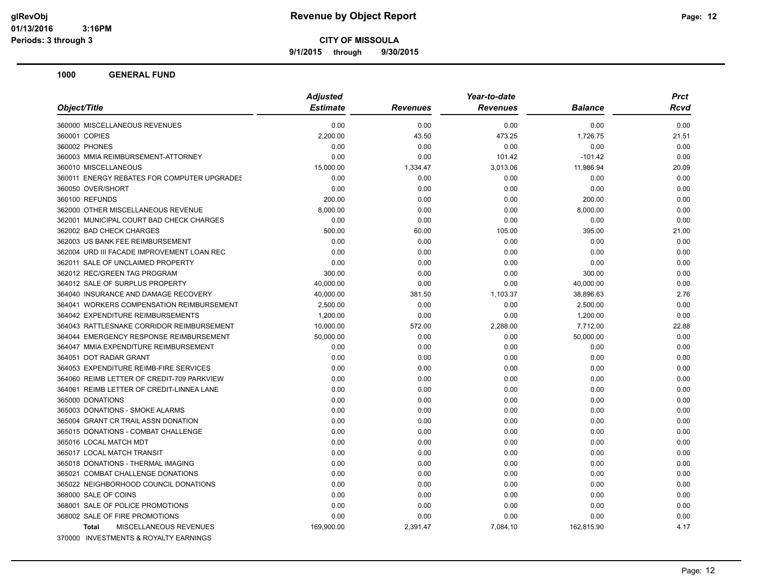**CITY OF MISSOULA**

**9/1/2015 through 9/30/2015**

**Revenue by Object Report**

## 1000 GENERAL FUND

| Object/Title | Adjusted Estimate | Revenues | Year-to-date Revenues | Balance | Prct Rcvd |
|---|---|---|---|---|---|
| 360000 MISCELLANEOUS REVENUES | 0.00 | 0.00 | 0.00 | 0.00 | 0.00 |
| 360001 COPIES | 2,200.00 | 43.50 | 473.25 | 1,726.75 | 21.51 |
| 360002 PHONES | 0.00 | 0.00 | 0.00 | 0.00 | 0.00 |
| 360003 MMIA REIMBURSEMENT-ATTORNEY | 0.00 | 0.00 | 101.42 | -101.42 | 0.00 |
| 360010 MISCELLANEOUS | 15,000.00 | 1,334.47 | 3,013.06 | 11,986.94 | 20.09 |
| 360011 ENERGY REBATES FOR COMPUTER UPGRADES | 0.00 | 0.00 | 0.00 | 0.00 | 0.00 |
| 360050 OVER/SHORT | 0.00 | 0.00 | 0.00 | 0.00 | 0.00 |
| 360100 REFUNDS | 200.00 | 0.00 | 0.00 | 200.00 | 0.00 |
| 362000 OTHER MISCELLANEOUS REVENUE | 8,000.00 | 0.00 | 0.00 | 8,000.00 | 0.00 |
| 362001 MUNICIPAL COURT BAD CHECK CHARGES | 0.00 | 0.00 | 0.00 | 0.00 | 0.00 |
| 362002 BAD CHECK CHARGES | 500.00 | 60.00 | 105.00 | 395.00 | 21.00 |
| 362003 US BANK FEE REIMBURSEMENT | 0.00 | 0.00 | 0.00 | 0.00 | 0.00 |
| 362004 URD III FACADE IMPROVEMENT LOAN REC | 0.00 | 0.00 | 0.00 | 0.00 | 0.00 |
| 362011 SALE OF UNCLAIMED PROPERTY | 0.00 | 0.00 | 0.00 | 0.00 | 0.00 |
| 362012 REC/GREEN TAG PROGRAM | 300.00 | 0.00 | 0.00 | 300.00 | 0.00 |
| 364012 SALE OF SURPLUS PROPERTY | 40,000.00 | 0.00 | 0.00 | 40,000.00 | 0.00 |
| 364040 INSURANCE AND DAMAGE RECOVERY | 40,000.00 | 381.50 | 1,103.37 | 38,896.63 | 2.76 |
| 364041 WORKERS COMPENSATION REIMBURSEMENT | 2,500.00 | 0.00 | 0.00 | 2,500.00 | 0.00 |
| 364042 EXPENDITURE REIMBURSEMENTS | 1,200.00 | 0.00 | 0.00 | 1,200.00 | 0.00 |
| 364043 RATTLESNAKE CORRIDOR REIMBURSEMENT | 10,000.00 | 572.00 | 2,288.00 | 7,712.00 | 22.88 |
| 364044 EMERGENCY RESPONSE REIMBURSEMENT | 50,000.00 | 0.00 | 0.00 | 50,000.00 | 0.00 |
| 364047 MMIA EXPENDITURE REIMBURSEMENT | 0.00 | 0.00 | 0.00 | 0.00 | 0.00 |
| 364051 DOT RADAR GRANT | 0.00 | 0.00 | 0.00 | 0.00 | 0.00 |
| 364053 EXPENDITURE REIMB-FIRE SERVICES | 0.00 | 0.00 | 0.00 | 0.00 | 0.00 |
| 364060 REIMB LETTER OF CREDIT-709 PARKVIEW | 0.00 | 0.00 | 0.00 | 0.00 | 0.00 |
| 364061 REIMB LETTER OF CREDIT-LINNEA LANE | 0.00 | 0.00 | 0.00 | 0.00 | 0.00 |
| 365000 DONATIONS | 0.00 | 0.00 | 0.00 | 0.00 | 0.00 |
| 365003 DONATIONS - SMOKE ALARMS | 0.00 | 0.00 | 0.00 | 0.00 | 0.00 |
| 365004 GRANT CR TRAIL ASSN DONATION | 0.00 | 0.00 | 0.00 | 0.00 | 0.00 |
| 365015 DONATIONS - COMBAT CHALLENGE | 0.00 | 0.00 | 0.00 | 0.00 | 0.00 |
| 365016 LOCAL MATCH MDT | 0.00 | 0.00 | 0.00 | 0.00 | 0.00 |
| 365017 LOCAL MATCH TRANSIT | 0.00 | 0.00 | 0.00 | 0.00 | 0.00 |
| 365018 DONATIONS - THERMAL IMAGING | 0.00 | 0.00 | 0.00 | 0.00 | 0.00 |
| 365021 COMBAT CHALLENGE DONATIONS | 0.00 | 0.00 | 0.00 | 0.00 | 0.00 |
| 365022 NEIGHBORHOOD COUNCIL DONATIONS | 0.00 | 0.00 | 0.00 | 0.00 | 0.00 |
| 368000 SALE OF COINS | 0.00 | 0.00 | 0.00 | 0.00 | 0.00 |
| 368001 SALE OF POLICE PROMOTIONS | 0.00 | 0.00 | 0.00 | 0.00 | 0.00 |
| 368002 SALE OF FIRE PROMOTIONS | 0.00 | 0.00 | 0.00 | 0.00 | 0.00 |
| **Total** MISCELLANEOUS REVENUES | 169,900.00 | 2,391.47 | 7,084.10 | 162,815.90 | 4.17 |
| 370000 INVESTMENTS & ROYALTY EARNINGS | | | | | |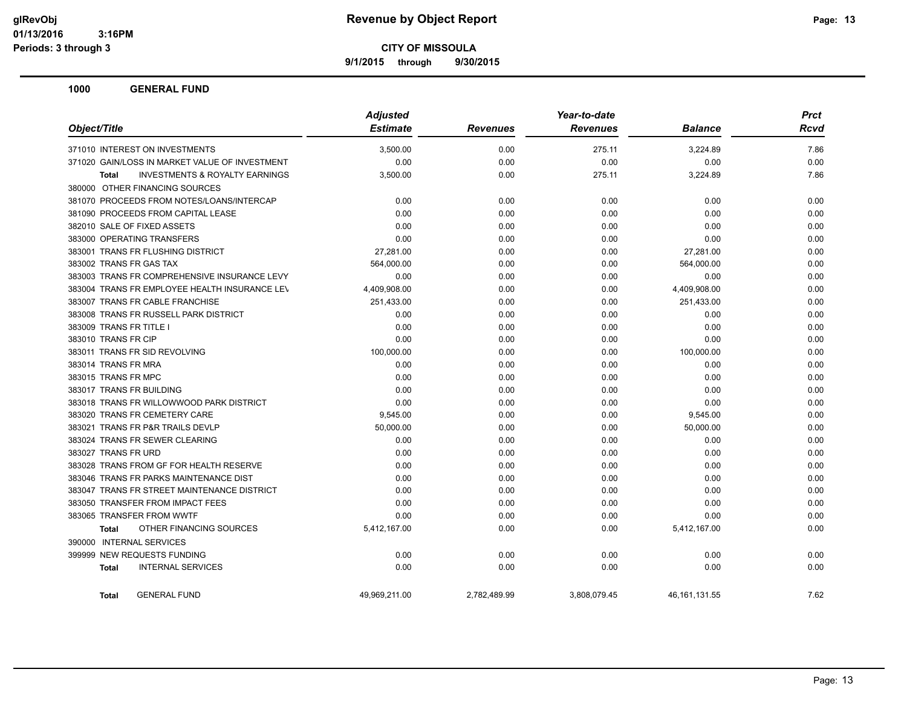# Revenue by Object Report

**CITY OF MISSOULA**

**9/1/2015 through 9/30/2015**

glRevObj
01/13/2016 3:16PM
Periods: 3 through 3

## 1000 GENERAL FUND

| Object/Title | Adjusted Estimate | Revenues | Year-to-date Revenues | Balance | Prct Rcvd |
|---|---|---|---|---|---|
| 371010 INTEREST ON INVESTMENTS | 3,500.00 | 0.00 | 275.11 | 3,224.89 | 7.86 |
| 371020 GAIN/LOSS IN MARKET VALUE OF INVESTMENT | 0.00 | 0.00 | 0.00 | 0.00 | 0.00 |
| **Total** INVESTMENTS & ROYALTY EARNINGS | 3,500.00 | 0.00 | 275.11 | 3,224.89 | 7.86 |
| 380000 OTHER FINANCING SOURCES | | | | | |
| 381070 PROCEEDS FROM NOTES/LOANS/INTERCAP | 0.00 | 0.00 | 0.00 | 0.00 | 0.00 |
| 381090 PROCEEDS FROM CAPITAL LEASE | 0.00 | 0.00 | 0.00 | 0.00 | 0.00 |
| 382010 SALE OF FIXED ASSETS | 0.00 | 0.00 | 0.00 | 0.00 | 0.00 |
| 383000 OPERATING TRANSFERS | 0.00 | 0.00 | 0.00 | 0.00 | 0.00 |
| 383001 TRANS FR FLUSHING DISTRICT | 27,281.00 | 0.00 | 0.00 | 27,281.00 | 0.00 |
| 383002 TRANS FR GAS TAX | 564,000.00 | 0.00 | 0.00 | 564,000.00 | 0.00 |
| 383003 TRANS FR COMPREHENSIVE INSURANCE LEVY | 0.00 | 0.00 | 0.00 | 0.00 | 0.00 |
| 383004 TRANS FR EMPLOYEE HEALTH INSURANCE LEV | 4,409,908.00 | 0.00 | 0.00 | 4,409,908.00 | 0.00 |
| 383007 TRANS FR CABLE FRANCHISE | 251,433.00 | 0.00 | 0.00 | 251,433.00 | 0.00 |
| 383008 TRANS FR RUSSELL PARK DISTRICT | 0.00 | 0.00 | 0.00 | 0.00 | 0.00 |
| 383009 TRANS FR TITLE I | 0.00 | 0.00 | 0.00 | 0.00 | 0.00 |
| 383010 TRANS FR CIP | 0.00 | 0.00 | 0.00 | 0.00 | 0.00 |
| 383011 TRANS FR SID REVOLVING | 100,000.00 | 0.00 | 0.00 | 100,000.00 | 0.00 |
| 383014 TRANS FR MRA | 0.00 | 0.00 | 0.00 | 0.00 | 0.00 |
| 383015 TRANS FR MPC | 0.00 | 0.00 | 0.00 | 0.00 | 0.00 |
| 383017 TRANS FR BUILDING | 0.00 | 0.00 | 0.00 | 0.00 | 0.00 |
| 383018 TRANS FR WILLOWWOOD PARK DISTRICT | 0.00 | 0.00 | 0.00 | 0.00 | 0.00 |
| 383020 TRANS FR CEMETERY CARE | 9,545.00 | 0.00 | 0.00 | 9,545.00 | 0.00 |
| 383021 TRANS FR P&R TRAILS DEVLP | 50,000.00 | 0.00 | 0.00 | 50,000.00 | 0.00 |
| 383024 TRANS FR SEWER CLEARING | 0.00 | 0.00 | 0.00 | 0.00 | 0.00 |
| 383027 TRANS FR URD | 0.00 | 0.00 | 0.00 | 0.00 | 0.00 |
| 383028 TRANS FROM GF FOR HEALTH RESERVE | 0.00 | 0.00 | 0.00 | 0.00 | 0.00 |
| 383046 TRANS FR PARKS MAINTENANCE DIST | 0.00 | 0.00 | 0.00 | 0.00 | 0.00 |
| 383047 TRANS FR STREET MAINTENANCE DISTRICT | 0.00 | 0.00 | 0.00 | 0.00 | 0.00 |
| 383050 TRANSFER FROM IMPACT FEES | 0.00 | 0.00 | 0.00 | 0.00 | 0.00 |
| 383065 TRANSFER FROM WWTF | 0.00 | 0.00 | 0.00 | 0.00 | 0.00 |
| **Total** OTHER FINANCING SOURCES | 5,412,167.00 | 0.00 | 0.00 | 5,412,167.00 | 0.00 |
| 390000 INTERNAL SERVICES | | | | | |
| 399999 NEW REQUESTS FUNDING | 0.00 | 0.00 | 0.00 | 0.00 | 0.00 |
| **Total** INTERNAL SERVICES | 0.00 | 0.00 | 0.00 | 0.00 | 0.00 |
| **Total** GENERAL FUND | 49,969,211.00 | 2,782,489.99 | 3,808,079.45 | 46,161,131.55 | 7.62 |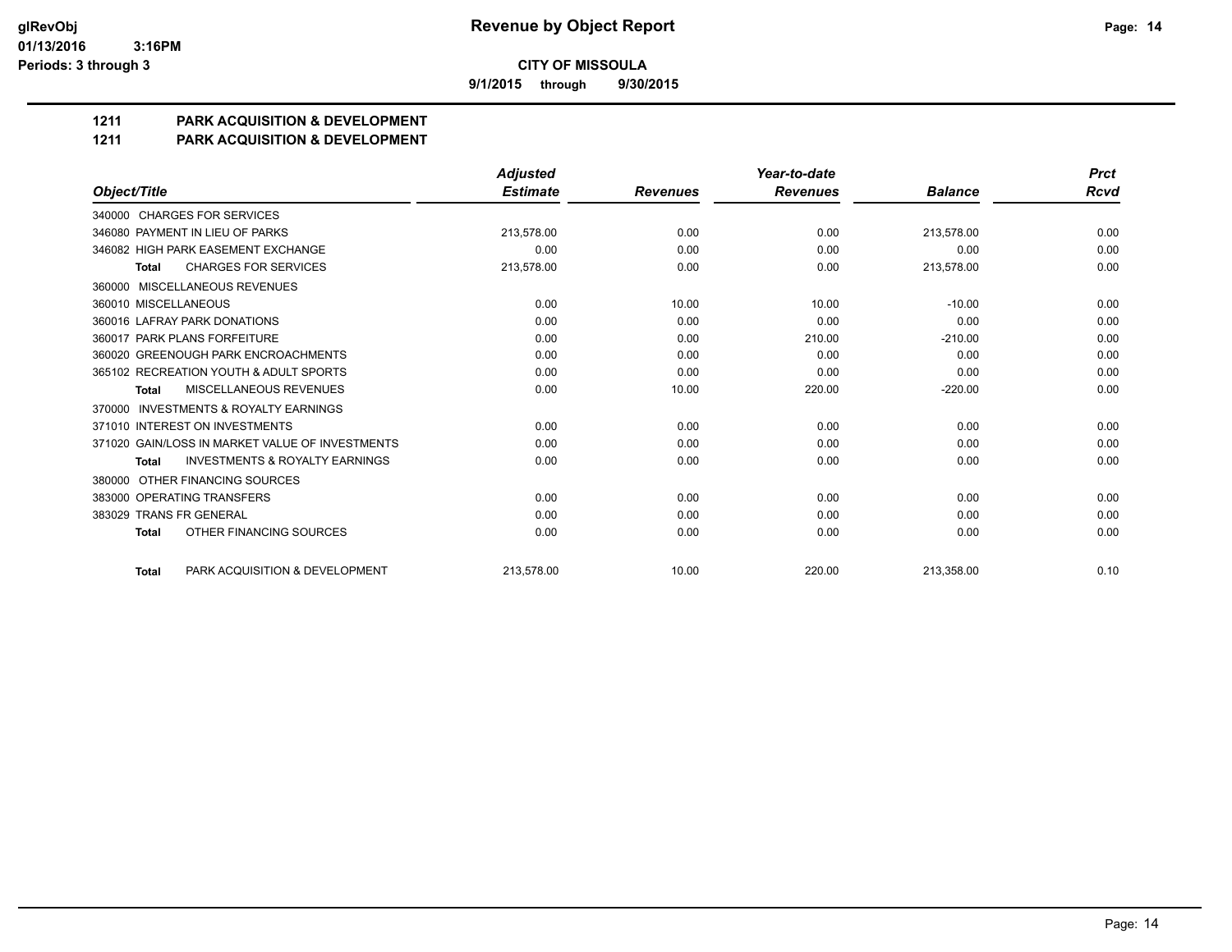**glRevObj** **Revenue by Object Report**

**01/13/2016 3:16PM**

**Periods: 3 through 3**

**CITY OF MISSOULA**

**9/1/2015 through 9/30/2015**

## 1211 PARK ACQUISITION & DEVELOPMENT

## 1211 PARK ACQUISITION & DEVELOPMENT

| Object/Title | Adjusted Estimate | Revenues | Year-to-date Revenues | Balance | Prct Rcvd |
|---|---|---|---|---|---|
| 340000 CHARGES FOR SERVICES | | | | | |
| 346080 PAYMENT IN LIEU OF PARKS | 213,578.00 | 0.00 | 0.00 | 213,578.00 | 0.00 |
| 346082 HIGH PARK EASEMENT EXCHANGE | 0.00 | 0.00 | 0.00 | 0.00 | 0.00 |
| **Total** CHARGES FOR SERVICES | 213,578.00 | 0.00 | 0.00 | 213,578.00 | 0.00 |
| 360000 MISCELLANEOUS REVENUES | | | | | |
| 360010 MISCELLANEOUS | 0.00 | 10.00 | 10.00 | -10.00 | 0.00 |
| 360016 LAFRAY PARK DONATIONS | 0.00 | 0.00 | 0.00 | 0.00 | 0.00 |
| 360017 PARK PLANS FORFEITURE | 0.00 | 0.00 | 210.00 | -210.00 | 0.00 |
| 360020 GREENOUGH PARK ENCROACHMENTS | 0.00 | 0.00 | 0.00 | 0.00 | 0.00 |
| 365102 RECREATION YOUTH & ADULT SPORTS | 0.00 | 0.00 | 0.00 | 0.00 | 0.00 |
| **Total** MISCELLANEOUS REVENUES | 0.00 | 10.00 | 220.00 | -220.00 | 0.00 |
| 370000 INVESTMENTS & ROYALTY EARNINGS | | | | | |
| 371010 INTEREST ON INVESTMENTS | 0.00 | 0.00 | 0.00 | 0.00 | 0.00 |
| 371020 GAIN/LOSS IN MARKET VALUE OF INVESTMENTS | 0.00 | 0.00 | 0.00 | 0.00 | 0.00 |
| **Total** INVESTMENTS & ROYALTY EARNINGS | 0.00 | 0.00 | 0.00 | 0.00 | 0.00 |
| 380000 OTHER FINANCING SOURCES | | | | | |
| 383000 OPERATING TRANSFERS | 0.00 | 0.00 | 0.00 | 0.00 | 0.00 |
| 383029 TRANS FR GENERAL | 0.00 | 0.00 | 0.00 | 0.00 | 0.00 |
| **Total** OTHER FINANCING SOURCES | 0.00 | 0.00 | 0.00 | 0.00 | 0.00 |
| **Total** PARK ACQUISITION & DEVELOPMENT | 213,578.00 | 10.00 | 220.00 | 213,358.00 | 0.10 |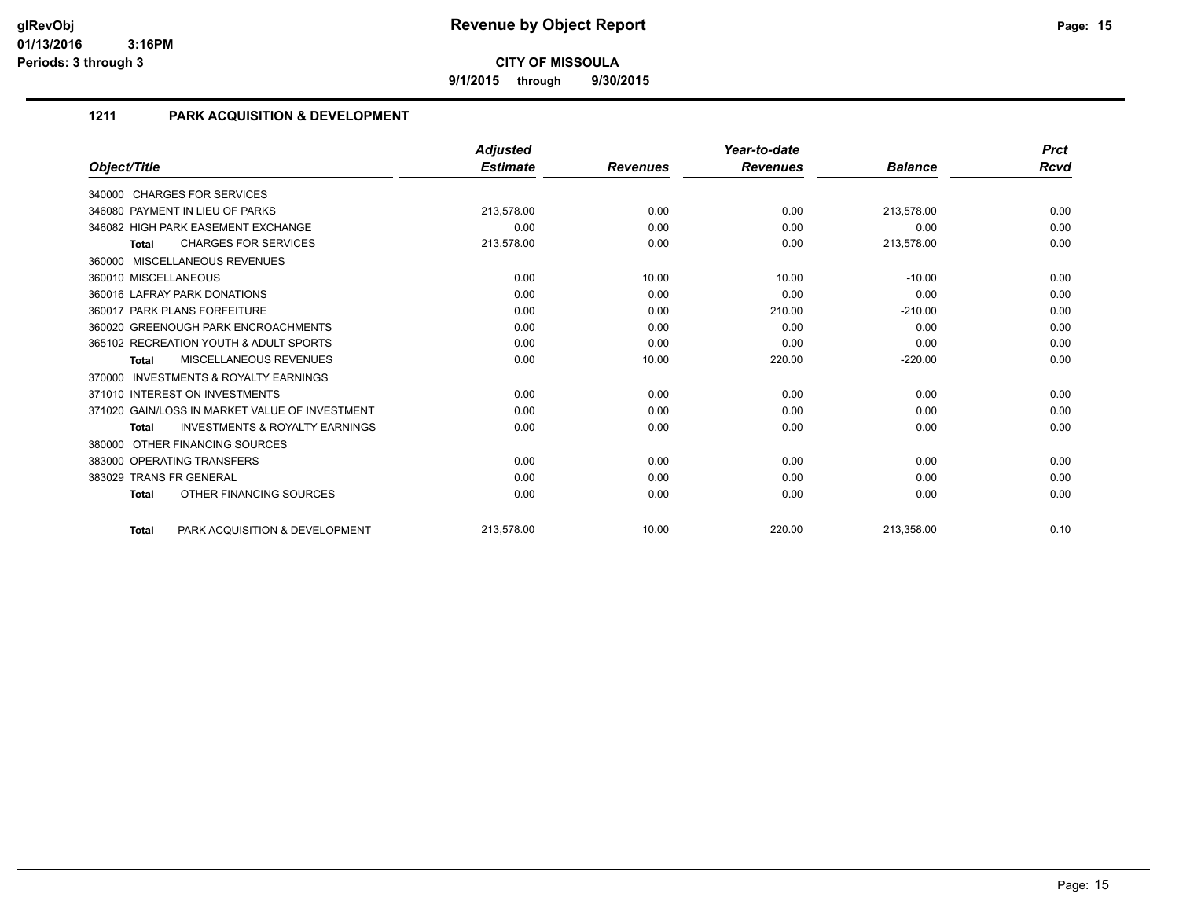**glRevObj**
**01/13/2016 3:16PM**
**Periods: 3 through 3**

# Revenue by Object Report

**CITY OF MISSOULA**

**9/1/2015 through 9/30/2015**

## 1211 PARK ACQUISITION & DEVELOPMENT

| Object/Title | Adjusted Estimate | Revenues | Year-to-date Revenues | Balance | Prct Rcvd |
|---|---|---|---|---|---|
| 340000 CHARGES FOR SERVICES | | | | | |
| 346080 PAYMENT IN LIEU OF PARKS | 213,578.00 | 0.00 | 0.00 | 213,578.00 | 0.00 |
| 346082 HIGH PARK EASEMENT EXCHANGE | 0.00 | 0.00 | 0.00 | 0.00 | 0.00 |
| **Total** CHARGES FOR SERVICES | 213,578.00 | 0.00 | 0.00 | 213,578.00 | 0.00 |
| 360000 MISCELLANEOUS REVENUES | | | | | |
| 360010 MISCELLANEOUS | 0.00 | 10.00 | 10.00 | -10.00 | 0.00 |
| 360016 LAFRAY PARK DONATIONS | 0.00 | 0.00 | 0.00 | 0.00 | 0.00 |
| 360017 PARK PLANS FORFEITURE | 0.00 | 0.00 | 210.00 | -210.00 | 0.00 |
| 360020 GREENOUGH PARK ENCROACHMENTS | 0.00 | 0.00 | 0.00 | 0.00 | 0.00 |
| 365102 RECREATION YOUTH & ADULT SPORTS | 0.00 | 0.00 | 0.00 | 0.00 | 0.00 |
| **Total** MISCELLANEOUS REVENUES | 0.00 | 10.00 | 220.00 | -220.00 | 0.00 |
| 370000 INVESTMENTS & ROYALTY EARNINGS | | | | | |
| 371010 INTEREST ON INVESTMENTS | 0.00 | 0.00 | 0.00 | 0.00 | 0.00 |
| 371020 GAIN/LOSS IN MARKET VALUE OF INVESTMENT | 0.00 | 0.00 | 0.00 | 0.00 | 0.00 |
| **Total** INVESTMENTS & ROYALTY EARNINGS | 0.00 | 0.00 | 0.00 | 0.00 | 0.00 |
| 380000 OTHER FINANCING SOURCES | | | | | |
| 383000 OPERATING TRANSFERS | 0.00 | 0.00 | 0.00 | 0.00 | 0.00 |
| 383029 TRANS FR GENERAL | 0.00 | 0.00 | 0.00 | 0.00 | 0.00 |
| **Total** OTHER FINANCING SOURCES | 0.00 | 0.00 | 0.00 | 0.00 | 0.00 |
| **Total** PARK ACQUISITION & DEVELOPMENT | 213,578.00 | 10.00 | 220.00 | 213,358.00 | 0.10 |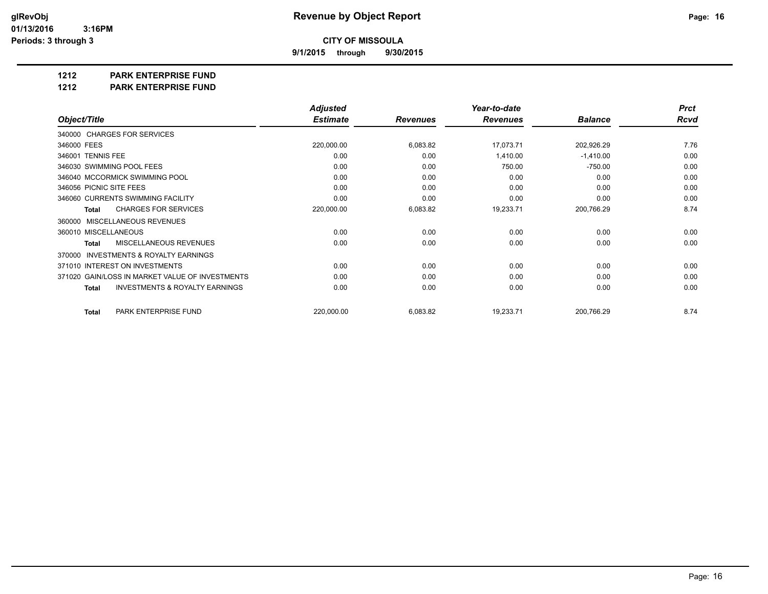# Revenue by Object Report

**CITY OF MISSOULA**

**9/1/2015 through 9/30/2015**

glRevObj
01/13/2016 3:16PM
Periods: 3 through 3

**1212 PARK ENTERPRISE FUND**

**1212 PARK ENTERPRISE FUND**

| Object/Title | Adjusted Estimate | Revenues | Year-to-date Revenues | Balance | Prct Rcvd |
|---|---|---|---|---|---|
| 340000 CHARGES FOR SERVICES | | | | | |
| 346000 FEES | 220,000.00 | 6,083.82 | 17,073.71 | 202,926.29 | 7.76 |
| 346001 TENNIS FEE | 0.00 | 0.00 | 1,410.00 | -1,410.00 | 0.00 |
| 346030 SWIMMING POOL FEES | 0.00 | 0.00 | 750.00 | -750.00 | 0.00 |
| 346040 MCCORMICK SWIMMING POOL | 0.00 | 0.00 | 0.00 | 0.00 | 0.00 |
| 346056 PICNIC SITE FEES | 0.00 | 0.00 | 0.00 | 0.00 | 0.00 |
| 346060 CURRENTS SWIMMING FACILITY | 0.00 | 0.00 | 0.00 | 0.00 | 0.00 |
| **Total** CHARGES FOR SERVICES | 220,000.00 | 6,083.82 | 19,233.71 | 200,766.29 | 8.74 |
| 360000 MISCELLANEOUS REVENUES | | | | | |
| 360010 MISCELLANEOUS | 0.00 | 0.00 | 0.00 | 0.00 | 0.00 |
| **Total** MISCELLANEOUS REVENUES | 0.00 | 0.00 | 0.00 | 0.00 | 0.00 |
| 370000 INVESTMENTS & ROYALTY EARNINGS | | | | | |
| 371010 INTEREST ON INVESTMENTS | 0.00 | 0.00 | 0.00 | 0.00 | 0.00 |
| 371020 GAIN/LOSS IN MARKET VALUE OF INVESTMENTS | 0.00 | 0.00 | 0.00 | 0.00 | 0.00 |
| **Total** INVESTMENTS & ROYALTY EARNINGS | 0.00 | 0.00 | 0.00 | 0.00 | 0.00 |
| **Total** PARK ENTERPRISE FUND | 220,000.00 | 6,083.82 | 19,233.71 | 200,766.29 | 8.74 |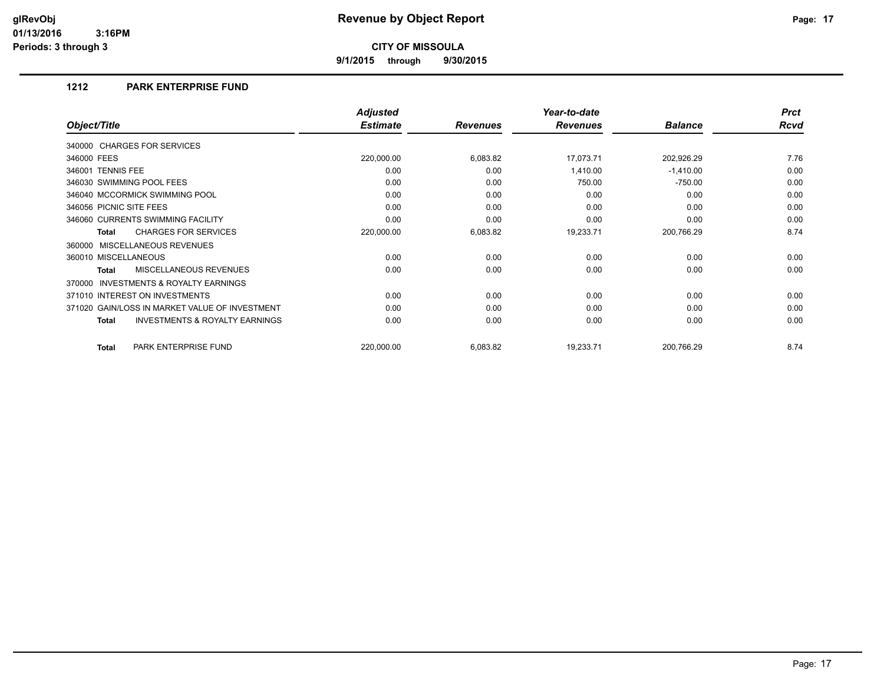# Revenue by Object Report

glRevObj
01/13/2016 3:16PM
Periods: 3 through 3

**CITY OF MISSOULA**

**9/1/2015 through 9/30/2015**

## 1212 PARK ENTERPRISE FUND

| Object/Title | Adjusted Estimate | Revenues | Year-to-date Revenues | Balance | Prct Rcvd |
|---|---|---|---|---|---|
| 340000 CHARGES FOR SERVICES | | | | | |
| 346000 FEES | 220,000.00 | 6,083.82 | 17,073.71 | 202,926.29 | 7.76 |
| 346001 TENNIS FEE | 0.00 | 0.00 | 1,410.00 | -1,410.00 | 0.00 |
| 346030 SWIMMING POOL FEES | 0.00 | 0.00 | 750.00 | -750.00 | 0.00 |
| 346040 MCCORMICK SWIMMING POOL | 0.00 | 0.00 | 0.00 | 0.00 | 0.00 |
| 346056 PICNIC SITE FEES | 0.00 | 0.00 | 0.00 | 0.00 | 0.00 |
| 346060 CURRENTS SWIMMING FACILITY | 0.00 | 0.00 | 0.00 | 0.00 | 0.00 |
| **Total** CHARGES FOR SERVICES | 220,000.00 | 6,083.82 | 19,233.71 | 200,766.29 | 8.74 |
| 360000 MISCELLANEOUS REVENUES | | | | | |
| 360010 MISCELLANEOUS | 0.00 | 0.00 | 0.00 | 0.00 | 0.00 |
| **Total** MISCELLANEOUS REVENUES | 0.00 | 0.00 | 0.00 | 0.00 | 0.00 |
| 370000 INVESTMENTS & ROYALTY EARNINGS | | | | | |
| 371010 INTEREST ON INVESTMENTS | 0.00 | 0.00 | 0.00 | 0.00 | 0.00 |
| 371020 GAIN/LOSS IN MARKET VALUE OF INVESTMENT | 0.00 | 0.00 | 0.00 | 0.00 | 0.00 |
| **Total** INVESTMENTS & ROYALTY EARNINGS | 0.00 | 0.00 | 0.00 | 0.00 | 0.00 |
| **Total** PARK ENTERPRISE FUND | 220,000.00 | 6,083.82 | 19,233.71 | 200,766.29 | 8.74 |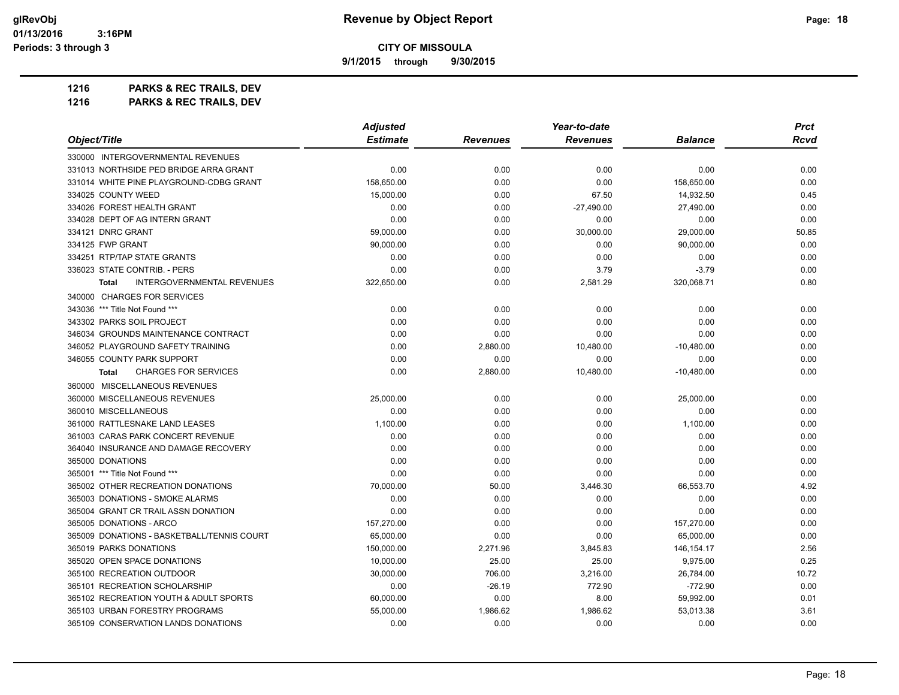# Revenue by Object Report

**CITY OF MISSOULA**

**9/1/2015 through 9/30/2015**

glRevObj
01/13/2016 3:16PM
Periods: 3 through 3

## 1216 PARKS & REC TRAILS, DEV
## 1216 PARKS & REC TRAILS, DEV

| Object/Title | Adjusted Estimate | Revenues | Year-to-date Revenues | Balance | Prct Rcvd |
|---|---|---|---|---|---|
| 330000 INTERGOVERNMENTAL REVENUES | | | | | |
| 331013 NORTHSIDE PED BRIDGE ARRA GRANT | 0.00 | 0.00 | 0.00 | 0.00 | 0.00 |
| 331014 WHITE PINE PLAYGROUND-CDBG GRANT | 158,650.00 | 0.00 | 0.00 | 158,650.00 | 0.00 |
| 334025 COUNTY WEED | 15,000.00 | 0.00 | 67.50 | 14,932.50 | 0.45 |
| 334026 FOREST HEALTH GRANT | 0.00 | 0.00 | -27,490.00 | 27,490.00 | 0.00 |
| 334028 DEPT OF AG INTERN GRANT | 0.00 | 0.00 | 0.00 | 0.00 | 0.00 |
| 334121 DNRC GRANT | 59,000.00 | 0.00 | 30,000.00 | 29,000.00 | 50.85 |
| 334125 FWP GRANT | 90,000.00 | 0.00 | 0.00 | 90,000.00 | 0.00 |
| 334251 RTP/TAP STATE GRANTS | 0.00 | 0.00 | 0.00 | 0.00 | 0.00 |
| 336023 STATE CONTRIB. - PERS | 0.00 | 0.00 | 3.79 | -3.79 | 0.00 |
| **Total** INTERGOVERNMENTAL REVENUES | 322,650.00 | 0.00 | 2,581.29 | 320,068.71 | 0.80 |
| 340000 CHARGES FOR SERVICES | | | | | |
| 343036 *** Title Not Found *** | 0.00 | 0.00 | 0.00 | 0.00 | 0.00 |
| 343302 PARKS SOIL PROJECT | 0.00 | 0.00 | 0.00 | 0.00 | 0.00 |
| 346034 GROUNDS MAINTENANCE CONTRACT | 0.00 | 0.00 | 0.00 | 0.00 | 0.00 |
| 346052 PLAYGROUND SAFETY TRAINING | 0.00 | 2,880.00 | 10,480.00 | -10,480.00 | 0.00 |
| 346055 COUNTY PARK SUPPORT | 0.00 | 0.00 | 0.00 | 0.00 | 0.00 |
| **Total** CHARGES FOR SERVICES | 0.00 | 2,880.00 | 10,480.00 | -10,480.00 | 0.00 |
| 360000 MISCELLANEOUS REVENUES | | | | | |
| 360000 MISCELLANEOUS REVENUES | 25,000.00 | 0.00 | 0.00 | 25,000.00 | 0.00 |
| 360010 MISCELLANEOUS | 0.00 | 0.00 | 0.00 | 0.00 | 0.00 |
| 361000 RATTLESNAKE LAND LEASES | 1,100.00 | 0.00 | 0.00 | 1,100.00 | 0.00 |
| 361003 CARAS PARK CONCERT REVENUE | 0.00 | 0.00 | 0.00 | 0.00 | 0.00 |
| 364040 INSURANCE AND DAMAGE RECOVERY | 0.00 | 0.00 | 0.00 | 0.00 | 0.00 |
| 365000 DONATIONS | 0.00 | 0.00 | 0.00 | 0.00 | 0.00 |
| 365001 *** Title Not Found *** | 0.00 | 0.00 | 0.00 | 0.00 | 0.00 |
| 365002 OTHER RECREATION DONATIONS | 70,000.00 | 50.00 | 3,446.30 | 66,553.70 | 4.92 |
| 365003 DONATIONS - SMOKE ALARMS | 0.00 | 0.00 | 0.00 | 0.00 | 0.00 |
| 365004 GRANT CR TRAIL ASSN DONATION | 0.00 | 0.00 | 0.00 | 0.00 | 0.00 |
| 365005 DONATIONS - ARCO | 157,270.00 | 0.00 | 0.00 | 157,270.00 | 0.00 |
| 365009 DONATIONS - BASKETBALL/TENNIS COURT | 65,000.00 | 0.00 | 0.00 | 65,000.00 | 0.00 |
| 365019 PARKS DONATIONS | 150,000.00 | 2,271.96 | 3,845.83 | 146,154.17 | 2.56 |
| 365020 OPEN SPACE DONATIONS | 10,000.00 | 25.00 | 25.00 | 9,975.00 | 0.25 |
| 365100 RECREATION OUTDOOR | 30,000.00 | 706.00 | 3,216.00 | 26,784.00 | 10.72 |
| 365101 RECREATION SCHOLARSHIP | 0.00 | -26.19 | 772.90 | -772.90 | 0.00 |
| 365102 RECREATION YOUTH & ADULT SPORTS | 60,000.00 | 0.00 | 8.00 | 59,992.00 | 0.01 |
| 365103 URBAN FORESTRY PROGRAMS | 55,000.00 | 1,986.62 | 1,986.62 | 53,013.38 | 3.61 |
| 365109 CONSERVATION LANDS DONATIONS | 0.00 | 0.00 | 0.00 | 0.00 | 0.00 |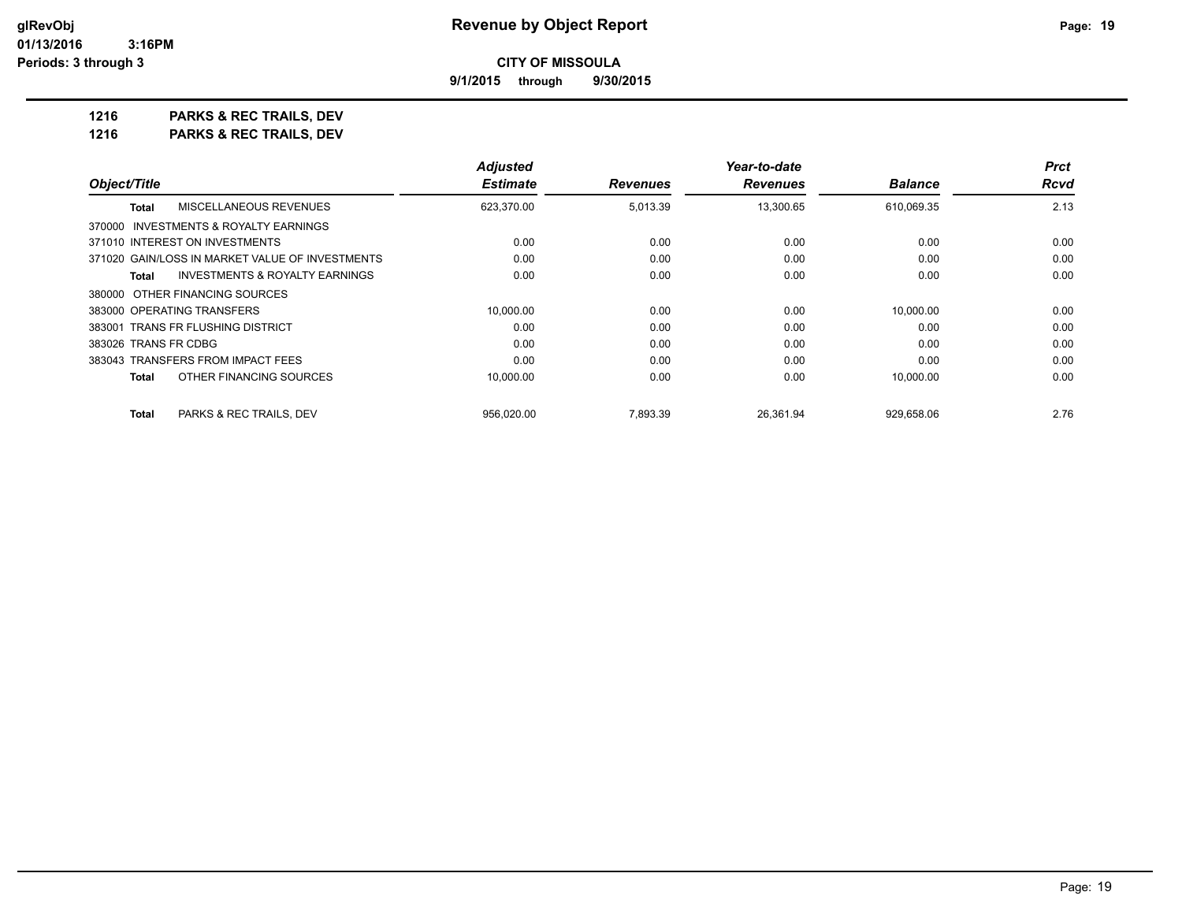**CITY OF MISSOULA**

**9/1/2015 through 9/30/2015**

**1216 PARKS & REC TRAILS, DEV**

**1216 PARKS & REC TRAILS, DEV**

| Object/Title | Adjusted Estimate | Revenues | Year-to-date Revenues | Balance | Prct Rcvd |
|---|---|---|---|---|---|
| **Total** MISCELLANEOUS REVENUES | 623,370.00 | 5,013.39 | 13,300.65 | 610,069.35 | 2.13 |
| 370000 INVESTMENTS & ROYALTY EARNINGS | | | | | |
| 371010 INTEREST ON INVESTMENTS | 0.00 | 0.00 | 0.00 | 0.00 | 0.00 |
| 371020 GAIN/LOSS IN MARKET VALUE OF INVESTMENTS | 0.00 | 0.00 | 0.00 | 0.00 | 0.00 |
| **Total** INVESTMENTS & ROYALTY EARNINGS | 0.00 | 0.00 | 0.00 | 0.00 | 0.00 |
| 380000 OTHER FINANCING SOURCES | | | | | |
| 383000 OPERATING TRANSFERS | 10,000.00 | 0.00 | 0.00 | 10,000.00 | 0.00 |
| 383001 TRANS FR FLUSHING DISTRICT | 0.00 | 0.00 | 0.00 | 0.00 | 0.00 |
| 383026 TRANS FR CDBG | 0.00 | 0.00 | 0.00 | 0.00 | 0.00 |
| 383043 TRANSFERS FROM IMPACT FEES | 0.00 | 0.00 | 0.00 | 0.00 | 0.00 |
| **Total** OTHER FINANCING SOURCES | 10,000.00 | 0.00 | 0.00 | 10,000.00 | 0.00 |
| **Total** PARKS & REC TRAILS, DEV | 956,020.00 | 7,893.39 | 26,361.94 | 929,658.06 | 2.76 |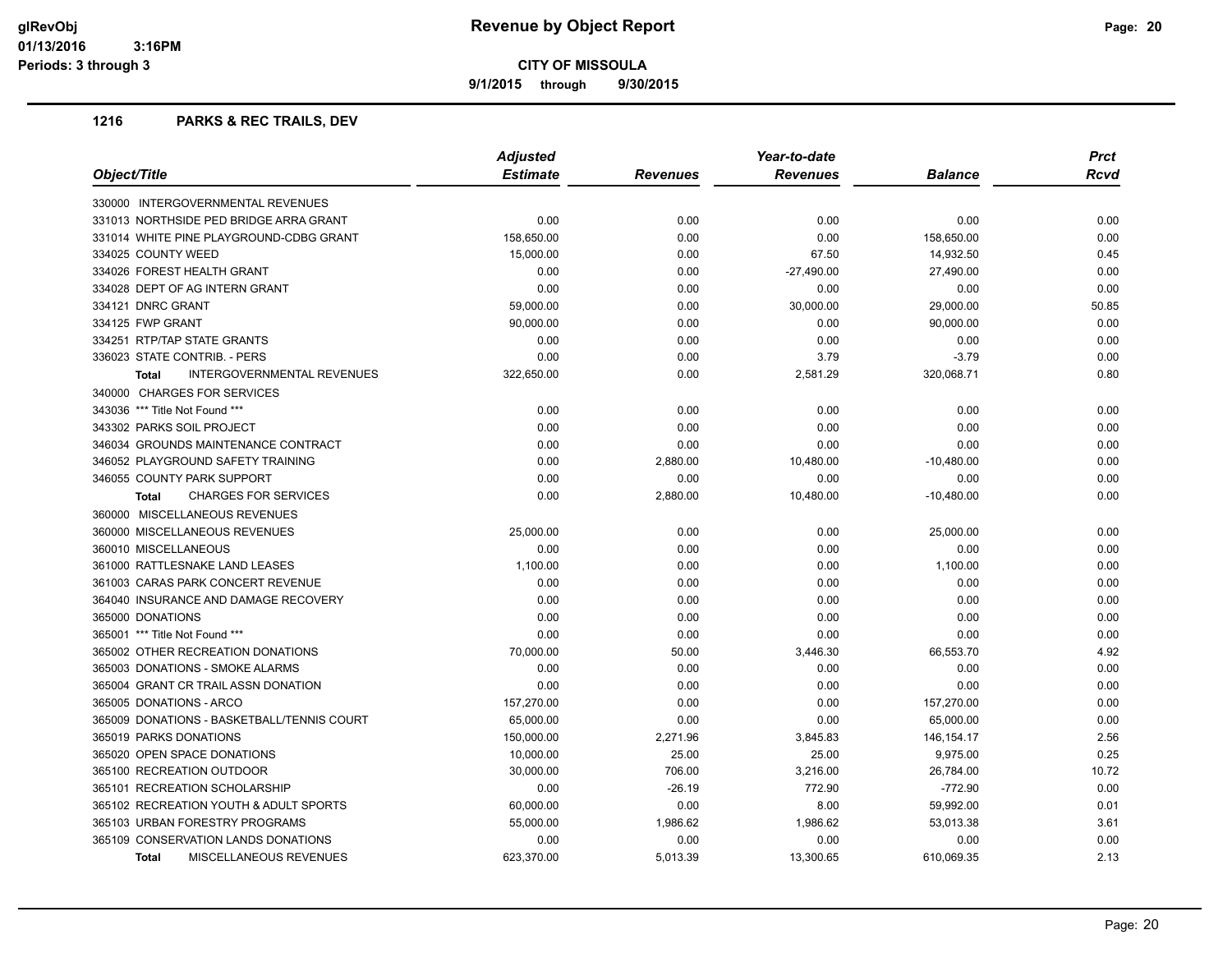# Revenue by Object Report

**CITY OF MISSOULA**

**9/1/2015 through 9/30/2015**

glRevObj
01/13/2016 3:16PM
Periods: 3 through 3

## 1216 PARKS & REC TRAILS, DEV

| Object/Title | Adjusted Estimate | Revenues | Year-to-date Revenues | Balance | Prct Rcvd |
|---|---|---|---|---|---|
| 330000 INTERGOVERNMENTAL REVENUES | | | | | |
| 331013 NORTHSIDE PED BRIDGE ARRA GRANT | 0.00 | 0.00 | 0.00 | 0.00 | 0.00 |
| 331014 WHITE PINE PLAYGROUND-CDBG GRANT | 158,650.00 | 0.00 | 0.00 | 158,650.00 | 0.00 |
| 334025 COUNTY WEED | 15,000.00 | 0.00 | 67.50 | 14,932.50 | 0.45 |
| 334026 FOREST HEALTH GRANT | 0.00 | 0.00 | -27,490.00 | 27,490.00 | 0.00 |
| 334028 DEPT OF AG INTERN GRANT | 0.00 | 0.00 | 0.00 | 0.00 | 0.00 |
| 334121 DNRC GRANT | 59,000.00 | 0.00 | 30,000.00 | 29,000.00 | 50.85 |
| 334125 FWP GRANT | 90,000.00 | 0.00 | 0.00 | 90,000.00 | 0.00 |
| 334251 RTP/TAP STATE GRANTS | 0.00 | 0.00 | 0.00 | 0.00 | 0.00 |
| 336023 STATE CONTRIB. - PERS | 0.00 | 0.00 | 3.79 | -3.79 | 0.00 |
| **Total** INTERGOVERNMENTAL REVENUES | 322,650.00 | 0.00 | 2,581.29 | 320,068.71 | 0.80 |
| 340000 CHARGES FOR SERVICES | | | | | |
| 343036 *** Title Not Found *** | 0.00 | 0.00 | 0.00 | 0.00 | 0.00 |
| 343302 PARKS SOIL PROJECT | 0.00 | 0.00 | 0.00 | 0.00 | 0.00 |
| 346034 GROUNDS MAINTENANCE CONTRACT | 0.00 | 0.00 | 0.00 | 0.00 | 0.00 |
| 346052 PLAYGROUND SAFETY TRAINING | 0.00 | 2,880.00 | 10,480.00 | -10,480.00 | 0.00 |
| 346055 COUNTY PARK SUPPORT | 0.00 | 0.00 | 0.00 | 0.00 | 0.00 |
| **Total** CHARGES FOR SERVICES | 0.00 | 2,880.00 | 10,480.00 | -10,480.00 | 0.00 |
| 360000 MISCELLANEOUS REVENUES | | | | | |
| 360000 MISCELLANEOUS REVENUES | 25,000.00 | 0.00 | 0.00 | 25,000.00 | 0.00 |
| 360010 MISCELLANEOUS | 0.00 | 0.00 | 0.00 | 0.00 | 0.00 |
| 361000 RATTLESNAKE LAND LEASES | 1,100.00 | 0.00 | 0.00 | 1,100.00 | 0.00 |
| 361003 CARAS PARK CONCERT REVENUE | 0.00 | 0.00 | 0.00 | 0.00 | 0.00 |
| 364040 INSURANCE AND DAMAGE RECOVERY | 0.00 | 0.00 | 0.00 | 0.00 | 0.00 |
| 365000 DONATIONS | 0.00 | 0.00 | 0.00 | 0.00 | 0.00 |
| 365001 *** Title Not Found *** | 0.00 | 0.00 | 0.00 | 0.00 | 0.00 |
| 365002 OTHER RECREATION DONATIONS | 70,000.00 | 50.00 | 3,446.30 | 66,553.70 | 4.92 |
| 365003 DONATIONS - SMOKE ALARMS | 0.00 | 0.00 | 0.00 | 0.00 | 0.00 |
| 365004 GRANT CR TRAIL ASSN DONATION | 0.00 | 0.00 | 0.00 | 0.00 | 0.00 |
| 365005 DONATIONS - ARCO | 157,270.00 | 0.00 | 0.00 | 157,270.00 | 0.00 |
| 365009 DONATIONS - BASKETBALL/TENNIS COURT | 65,000.00 | 0.00 | 0.00 | 65,000.00 | 0.00 |
| 365019 PARKS DONATIONS | 150,000.00 | 2,271.96 | 3,845.83 | 146,154.17 | 2.56 |
| 365020 OPEN SPACE DONATIONS | 10,000.00 | 25.00 | 25.00 | 9,975.00 | 0.25 |
| 365100 RECREATION OUTDOOR | 30,000.00 | 706.00 | 3,216.00 | 26,784.00 | 10.72 |
| 365101 RECREATION SCHOLARSHIP | 0.00 | -26.19 | 772.90 | -772.90 | 0.00 |
| 365102 RECREATION YOUTH & ADULT SPORTS | 60,000.00 | 0.00 | 8.00 | 59,992.00 | 0.01 |
| 365103 URBAN FORESTRY PROGRAMS | 55,000.00 | 1,986.62 | 1,986.62 | 53,013.38 | 3.61 |
| 365109 CONSERVATION LANDS DONATIONS | 0.00 | 0.00 | 0.00 | 0.00 | 0.00 |
| **Total** MISCELLANEOUS REVENUES | 623,370.00 | 5,013.39 | 13,300.65 | 610,069.35 | 2.13 |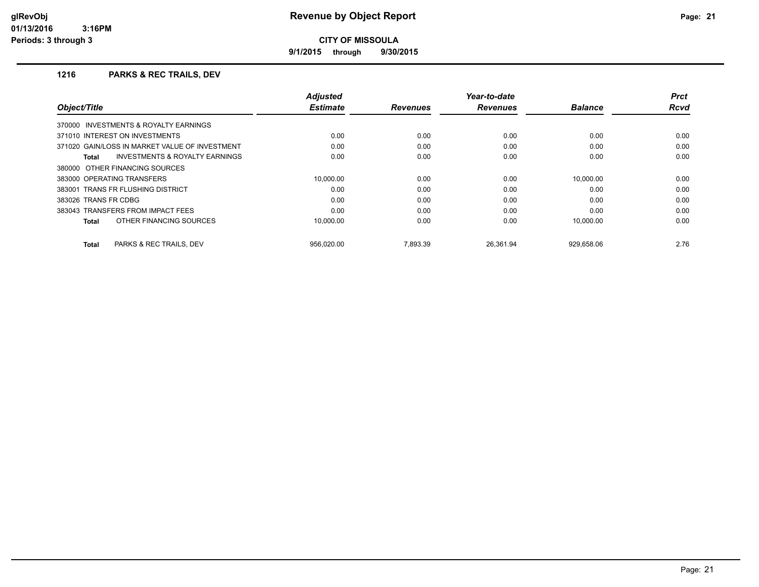# Revenue by Object Report

**CITY OF MISSOULA**

**9/1/2015 through 9/30/2015**

glRevObj
01/13/2016 3:16PM
Periods: 3 through 3

## 1216 PARKS & REC TRAILS, DEV

| Object/Title | Adjusted Estimate | Revenues | Year-to-date Revenues | Balance | Prct Rcvd |
|---|---|---|---|---|---|
| 370000 INVESTMENTS & ROYALTY EARNINGS | | | | | |
| 371010 INTEREST ON INVESTMENTS | 0.00 | 0.00 | 0.00 | 0.00 | 0.00 |
| 371020 GAIN/LOSS IN MARKET VALUE OF INVESTMENT | 0.00 | 0.00 | 0.00 | 0.00 | 0.00 |
| **Total** INVESTMENTS & ROYALTY EARNINGS | 0.00 | 0.00 | 0.00 | 0.00 | 0.00 |
| 380000 OTHER FINANCING SOURCES | | | | | |
| 383000 OPERATING TRANSFERS | 10,000.00 | 0.00 | 0.00 | 10,000.00 | 0.00 |
| 383001 TRANS FR FLUSHING DISTRICT | 0.00 | 0.00 | 0.00 | 0.00 | 0.00 |
| 383026 TRANS FR CDBG | 0.00 | 0.00 | 0.00 | 0.00 | 0.00 |
| 383043 TRANSFERS FROM IMPACT FEES | 0.00 | 0.00 | 0.00 | 0.00 | 0.00 |
| **Total** OTHER FINANCING SOURCES | 10,000.00 | 0.00 | 0.00 | 10,000.00 | 0.00 |
| **Total** PARKS & REC TRAILS, DEV | 956,020.00 | 7,893.39 | 26,361.94 | 929,658.06 | 2.76 |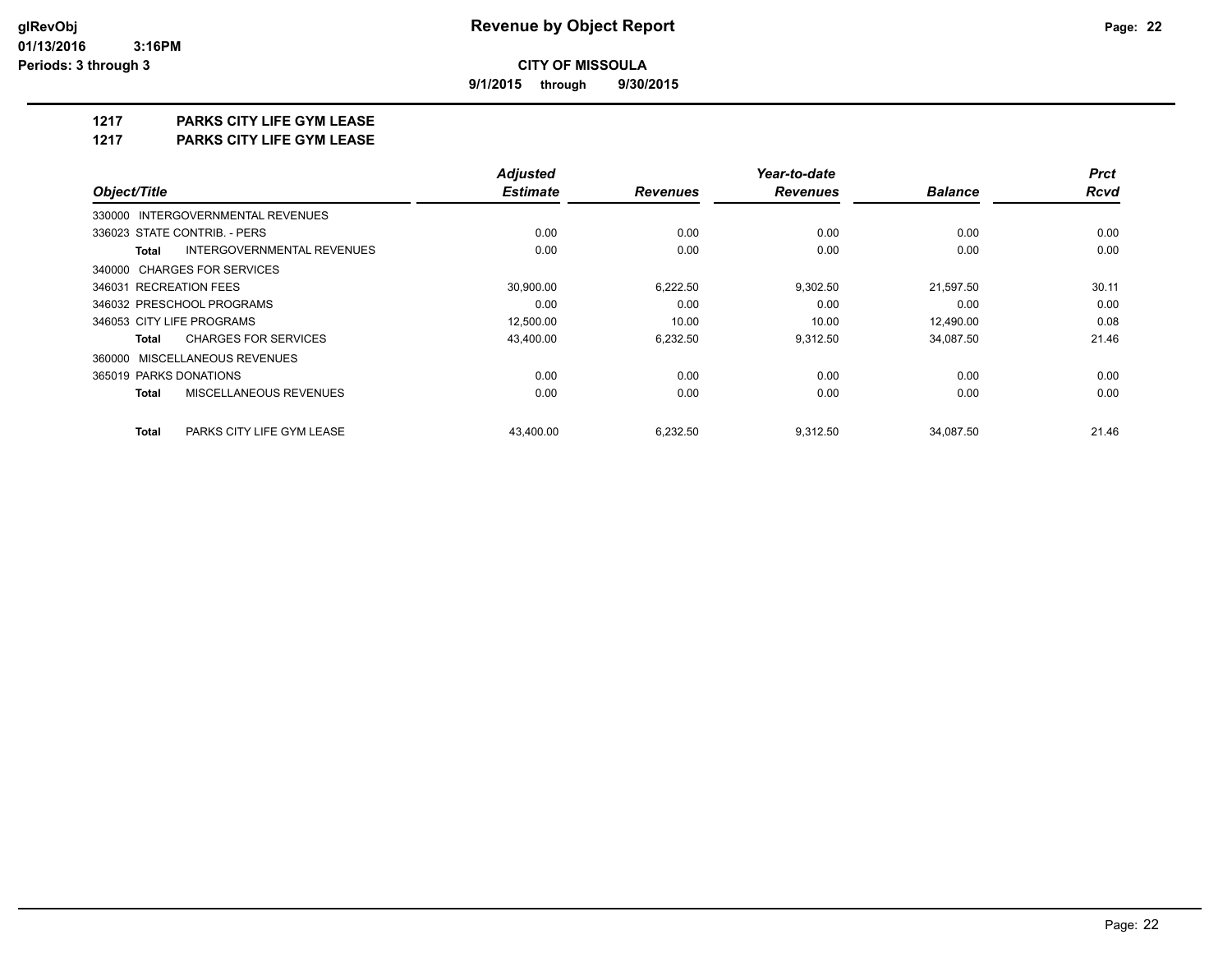**glRevObj**
**01/13/2016 3:16PM**
**Periods: 3 through 3**

# Revenue by Object Report

**CITY OF MISSOULA**

**9/1/2015 through 9/30/2015**

## 1217 PARKS CITY LIFE GYM LEASE
## 1217 PARKS CITY LIFE GYM LEASE

| Object/Title | Adjusted Estimate | Revenues | Year-to-date Revenues | Balance | Prct Rcvd |
|---|---|---|---|---|---|
| 330000 INTERGOVERNMENTAL REVENUES | | | | | |
| 336023 STATE CONTRIB. - PERS | 0.00 | 0.00 | 0.00 | 0.00 | 0.00 |
| **Total** INTERGOVERNMENTAL REVENUES | 0.00 | 0.00 | 0.00 | 0.00 | 0.00 |
| 340000 CHARGES FOR SERVICES | | | | | |
| 346031 RECREATION FEES | 30,900.00 | 6,222.50 | 9,302.50 | 21,597.50 | 30.11 |
| 346032 PRESCHOOL PROGRAMS | 0.00 | 0.00 | 0.00 | 0.00 | 0.00 |
| 346053 CITY LIFE PROGRAMS | 12,500.00 | 10.00 | 10.00 | 12,490.00 | 0.08 |
| **Total** CHARGES FOR SERVICES | 43,400.00 | 6,232.50 | 9,312.50 | 34,087.50 | 21.46 |
| 360000 MISCELLANEOUS REVENUES | | | | | |
| 365019 PARKS DONATIONS | 0.00 | 0.00 | 0.00 | 0.00 | 0.00 |
| **Total** MISCELLANEOUS REVENUES | 0.00 | 0.00 | 0.00 | 0.00 | 0.00 |
| **Total** PARKS CITY LIFE GYM LEASE | 43,400.00 | 6,232.50 | 9,312.50 | 34,087.50 | 21.46 |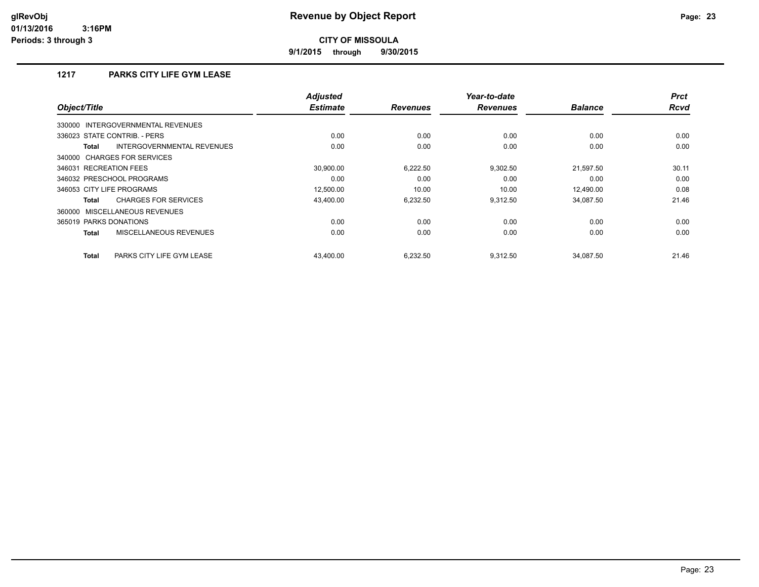# Revenue by Object Report

**CITY OF MISSOULA**

**9/1/2015 through 9/30/2015**

glRevObj
01/13/2016 3:16PM
Periods: 3 through 3

## 1217 PARKS CITY LIFE GYM LEASE

| Object/Title | Adjusted Estimate | Revenues | Year-to-date Revenues | Balance | Prct Rcvd |
|---|---|---|---|---|---|
| 330000 INTERGOVERNMENTAL REVENUES | | | | | |
| 336023 STATE CONTRIB. - PERS | 0.00 | 0.00 | 0.00 | 0.00 | 0.00 |
| **Total** INTERGOVERNMENTAL REVENUES | 0.00 | 0.00 | 0.00 | 0.00 | 0.00 |
| 340000 CHARGES FOR SERVICES | | | | | |
| 346031 RECREATION FEES | 30,900.00 | 6,222.50 | 9,302.50 | 21,597.50 | 30.11 |
| 346032 PRESCHOOL PROGRAMS | 0.00 | 0.00 | 0.00 | 0.00 | 0.00 |
| 346053 CITY LIFE PROGRAMS | 12,500.00 | 10.00 | 10.00 | 12,490.00 | 0.08 |
| **Total** CHARGES FOR SERVICES | 43,400.00 | 6,232.50 | 9,312.50 | 34,087.50 | 21.46 |
| 360000 MISCELLANEOUS REVENUES | | | | | |
| 365019 PARKS DONATIONS | 0.00 | 0.00 | 0.00 | 0.00 | 0.00 |
| **Total** MISCELLANEOUS REVENUES | 0.00 | 0.00 | 0.00 | 0.00 | 0.00 |
| **Total** PARKS CITY LIFE GYM LEASE | 43,400.00 | 6,232.50 | 9,312.50 | 34,087.50 | 21.46 |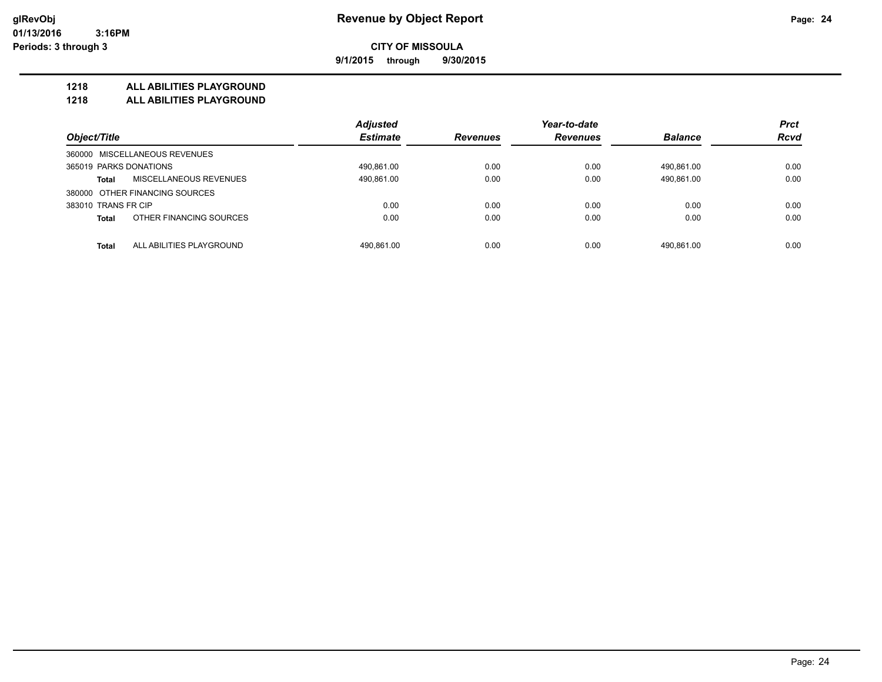**Revenue by Object Report**

**CITY OF MISSOULA**

**9/1/2015 through 9/30/2015**

glRevObj
01/13/2016 3:16PM
Periods: 3 through 3

## 1218 ALL ABILITIES PLAYGROUND
## 1218 ALL ABILITIES PLAYGROUND

| Object/Title | | Adjusted Estimate | Revenues | Year-to-date Revenues | Balance | Prct Rcvd |
|---|---|---|---|---|---|---|
| 360000 MISCELLANEOUS REVENUES | | | | | | |
| 365019 PARKS DONATIONS | | 490,861.00 | 0.00 | 0.00 | 490,861.00 | 0.00 |
| Total | MISCELLANEOUS REVENUES | 490,861.00 | 0.00 | 0.00 | 490,861.00 | 0.00 |
| 380000 OTHER FINANCING SOURCES | | | | | | |
| 383010 TRANS FR CIP | | 0.00 | 0.00 | 0.00 | 0.00 | 0.00 |
| Total | OTHER FINANCING SOURCES | 0.00 | 0.00 | 0.00 | 0.00 | 0.00 |
| Total | ALL ABILITIES PLAYGROUND | 490,861.00 | 0.00 | 0.00 | 490,861.00 | 0.00 |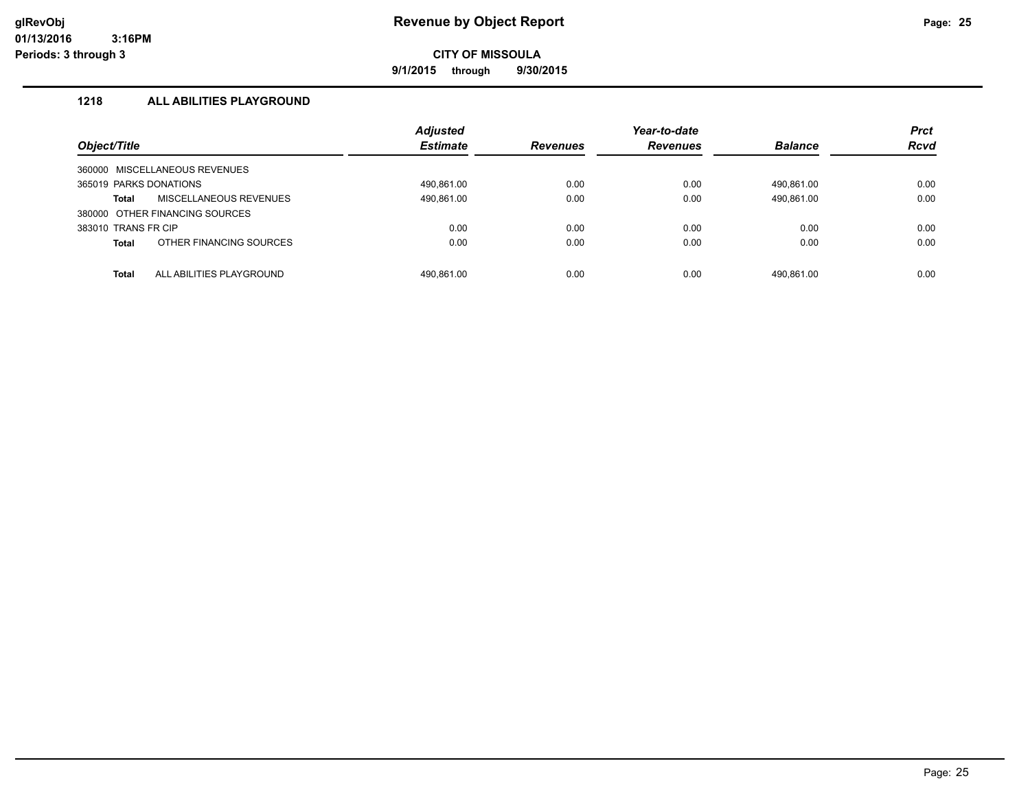**glRevObj**
**01/13/2016 3:16PM**
**Periods: 3 through 3**

# Revenue by Object Report

**CITY OF MISSOULA**

**9/1/2015 through 9/30/2015**

## 1218 ALL ABILITIES PLAYGROUND

| Object/Title | Adjusted Estimate | Revenues | Year-to-date Revenues | Balance | Prct Rcvd |
|---|---|---|---|---|---|
| 360000 MISCELLANEOUS REVENUES | | | | | |
| 365019 PARKS DONATIONS | 490,861.00 | 0.00 | 0.00 | 490,861.00 | 0.00 |
| **Total** MISCELLANEOUS REVENUES | 490,861.00 | 0.00 | 0.00 | 490,861.00 | 0.00 |
| 380000 OTHER FINANCING SOURCES | | | | | |
| 383010 TRANS FR CIP | 0.00 | 0.00 | 0.00 | 0.00 | 0.00 |
| **Total** OTHER FINANCING SOURCES | 0.00 | 0.00 | 0.00 | 0.00 | 0.00 |
| **Total** ALL ABILITIES PLAYGROUND | 490,861.00 | 0.00 | 0.00 | 490,861.00 | 0.00 |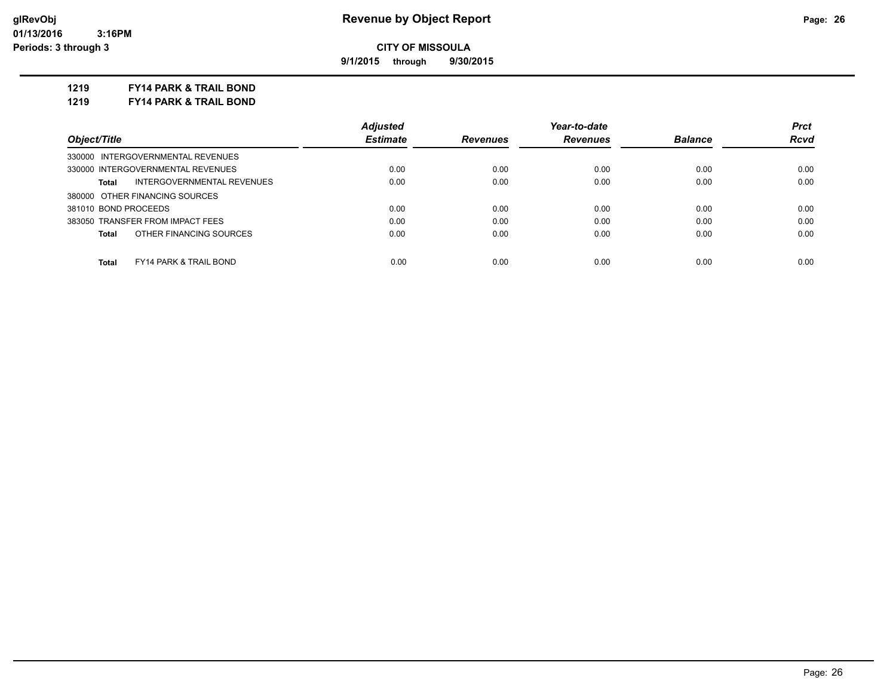glRevObj
01/13/2016 3:16PM
Periods: 3 through 3

# Revenue by Object Report

**CITY OF MISSOULA**

**9/1/2015 through 9/30/2015**

**1219 FY14 PARK & TRAIL BOND**

**1219 FY14 PARK & TRAIL BOND**

| Object/Title | Adjusted Estimate | Revenues | Year-to-date Revenues | Balance | Prct Rcvd |
|---|---|---|---|---|---|
| 330000 INTERGOVERNMENTAL REVENUES | | | | | |
| 330000 INTERGOVERNMENTAL REVENUES | 0.00 | 0.00 | 0.00 | 0.00 | 0.00 |
| **Total** INTERGOVERNMENTAL REVENUES | 0.00 | 0.00 | 0.00 | 0.00 | 0.00 |
| 380000 OTHER FINANCING SOURCES | | | | | |
| 381010 BOND PROCEEDS | 0.00 | 0.00 | 0.00 | 0.00 | 0.00 |
| 383050 TRANSFER FROM IMPACT FEES | 0.00 | 0.00 | 0.00 | 0.00 | 0.00 |
| **Total** OTHER FINANCING SOURCES | 0.00 | 0.00 | 0.00 | 0.00 | 0.00 |
| **Total** FY14 PARK & TRAIL BOND | 0.00 | 0.00 | 0.00 | 0.00 | 0.00 |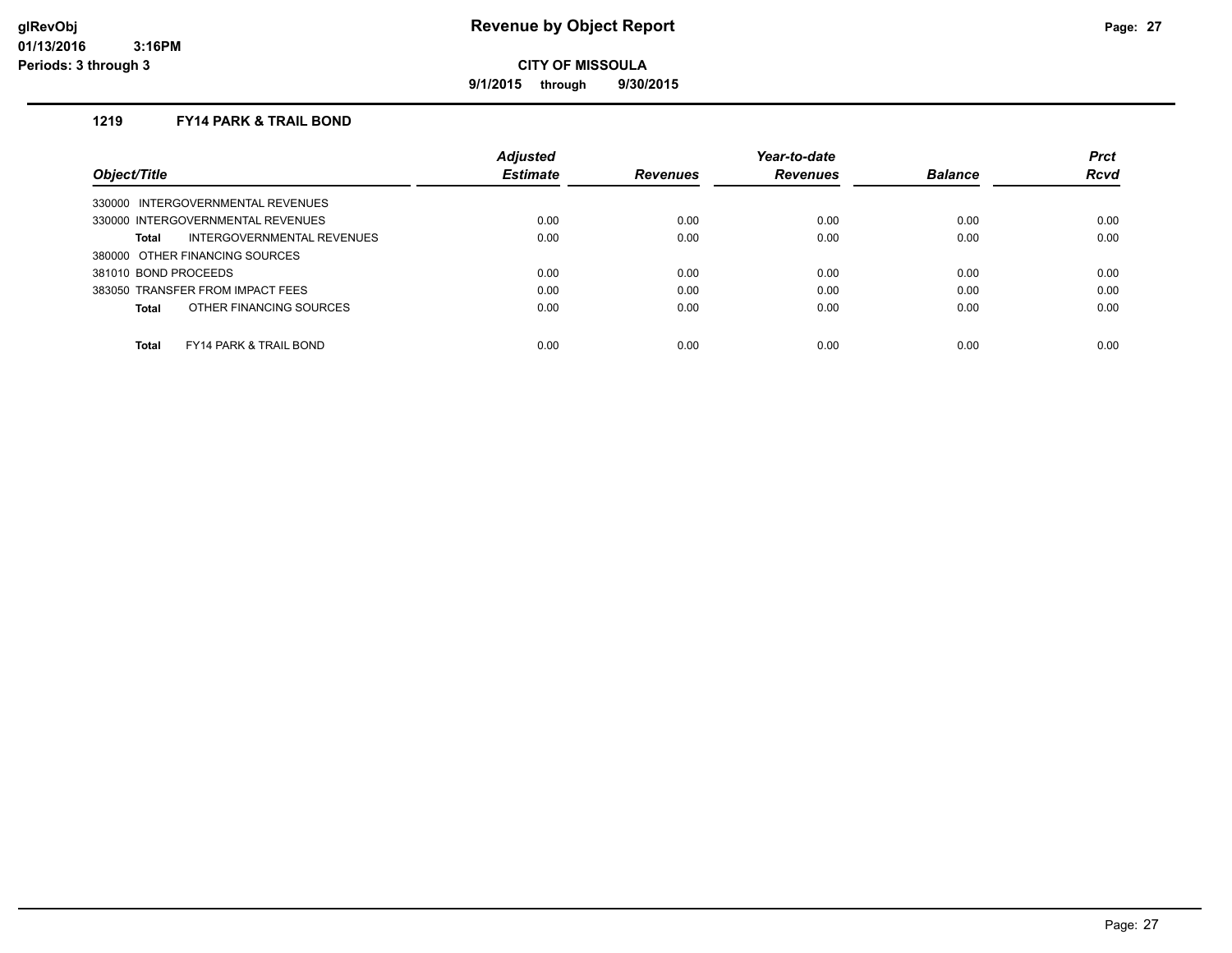# Revenue by Object Report

**CITY OF MISSOULA**

**9/1/2015 through 9/30/2015**

glRevObj
01/13/2016 3:16PM
Periods: 3 through 3

## 1219 FY14 PARK & TRAIL BOND

| Object/Title | Adjusted Estimate | Revenues | Year-to-date Revenues | Balance | Prct Rcvd |
|---|---|---|---|---|---|
| 330000 INTERGOVERNMENTAL REVENUES | | | | | |
| 330000 INTERGOVERNMENTAL REVENUES | 0.00 | 0.00 | 0.00 | 0.00 | 0.00 |
| **Total** INTERGOVERNMENTAL REVENUES | 0.00 | 0.00 | 0.00 | 0.00 | 0.00 |
| 380000 OTHER FINANCING SOURCES | | | | | |
| 381010 BOND PROCEEDS | 0.00 | 0.00 | 0.00 | 0.00 | 0.00 |
| 383050 TRANSFER FROM IMPACT FEES | 0.00 | 0.00 | 0.00 | 0.00 | 0.00 |
| **Total** OTHER FINANCING SOURCES | 0.00 | 0.00 | 0.00 | 0.00 | 0.00 |
| **Total** FY14 PARK & TRAIL BOND | 0.00 | 0.00 | 0.00 | 0.00 | 0.00 |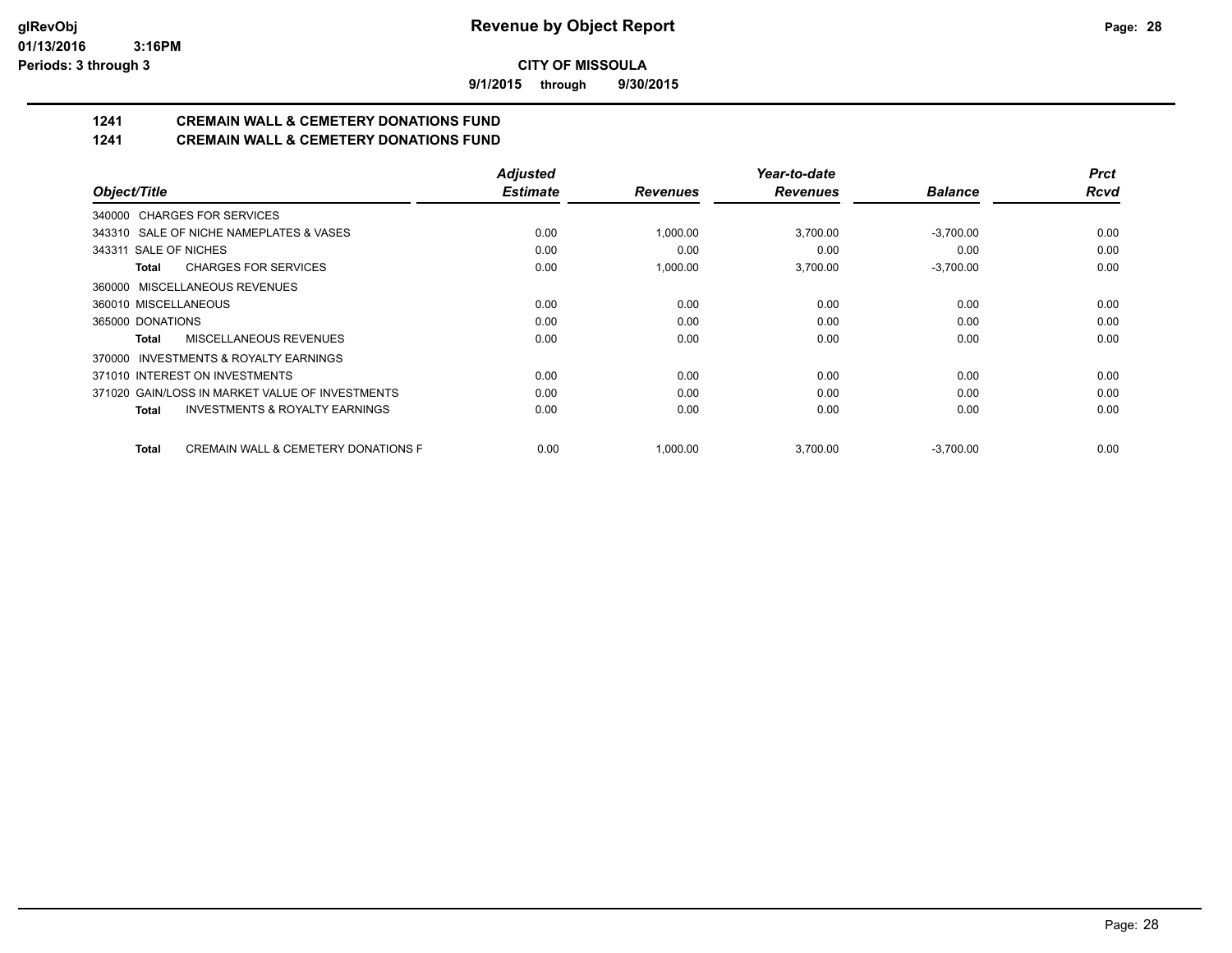**CITY OF MISSOULA**

**9/1/2015 through 9/30/2015**

## 1241 CREMAIN WALL & CEMETERY DONATIONS FUND

## 1241 CREMAIN WALL & CEMETERY DONATIONS FUND

| *Object/Title* | *Adjusted Estimate* | *Revenues* | *Year-to-date Revenues* | *Balance* | *Prct Rcvd* |
|---|---|---|---|---|---|
| 340000 CHARGES FOR SERVICES | | | | | |
| 343310 SALE OF NICHE NAMEPLATES & VASES | 0.00 | 1,000.00 | 3,700.00 | -3,700.00 | 0.00 |
| 343311 SALE OF NICHES | 0.00 | 0.00 | 0.00 | 0.00 | 0.00 |
| **Total** CHARGES FOR SERVICES | 0.00 | 1,000.00 | 3,700.00 | -3,700.00 | 0.00 |
| 360000 MISCELLANEOUS REVENUES | | | | | |
| 360010 MISCELLANEOUS | 0.00 | 0.00 | 0.00 | 0.00 | 0.00 |
| 365000 DONATIONS | 0.00 | 0.00 | 0.00 | 0.00 | 0.00 |
| **Total** MISCELLANEOUS REVENUES | 0.00 | 0.00 | 0.00 | 0.00 | 0.00 |
| 370000 INVESTMENTS & ROYALTY EARNINGS | | | | | |
| 371010 INTEREST ON INVESTMENTS | 0.00 | 0.00 | 0.00 | 0.00 | 0.00 |
| 371020 GAIN/LOSS IN MARKET VALUE OF INVESTMENTS | 0.00 | 0.00 | 0.00 | 0.00 | 0.00 |
| **Total** INVESTMENTS & ROYALTY EARNINGS | 0.00 | 0.00 | 0.00 | 0.00 | 0.00 |
| **Total** CREMAIN WALL & CEMETERY DONATIONS F | 0.00 | 1,000.00 | 3,700.00 | -3,700.00 | 0.00 |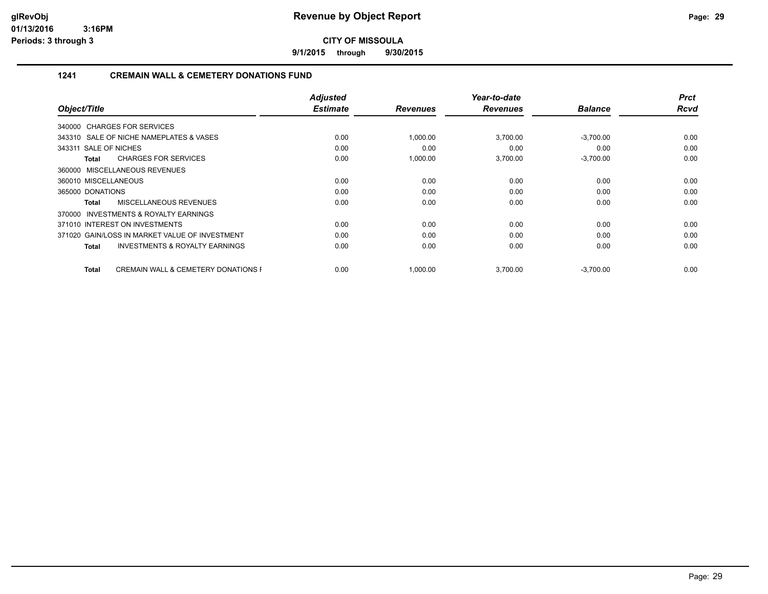**Revenue by Object Report**

**CITY OF MISSOULA**

**9/1/2015 through 9/30/2015**

glRevObj
01/13/2016 3:16PM
Periods: 3 through 3

## 1241 CREMAIN WALL & CEMETERY DONATIONS FUND

| Object/Title | Adjusted Estimate | Revenues | Year-to-date Revenues | Balance | Prct Rcvd |
|---|---|---|---|---|---|
| 340000 CHARGES FOR SERVICES | | | | | |
| 343310 SALE OF NICHE NAMEPLATES & VASES | 0.00 | 1,000.00 | 3,700.00 | -3,700.00 | 0.00 |
| 343311 SALE OF NICHES | 0.00 | 0.00 | 0.00 | 0.00 | 0.00 |
| **Total** CHARGES FOR SERVICES | 0.00 | 1,000.00 | 3,700.00 | -3,700.00 | 0.00 |
| 360000 MISCELLANEOUS REVENUES | | | | | |
| 360010 MISCELLANEOUS | 0.00 | 0.00 | 0.00 | 0.00 | 0.00 |
| 365000 DONATIONS | 0.00 | 0.00 | 0.00 | 0.00 | 0.00 |
| **Total** MISCELLANEOUS REVENUES | 0.00 | 0.00 | 0.00 | 0.00 | 0.00 |
| 370000 INVESTMENTS & ROYALTY EARNINGS | | | | | |
| 371010 INTEREST ON INVESTMENTS | 0.00 | 0.00 | 0.00 | 0.00 | 0.00 |
| 371020 GAIN/LOSS IN MARKET VALUE OF INVESTMENT | 0.00 | 0.00 | 0.00 | 0.00 | 0.00 |
| **Total** INVESTMENTS & ROYALTY EARNINGS | 0.00 | 0.00 | 0.00 | 0.00 | 0.00 |
| **Total** CREMAIN WALL & CEMETERY DONATIONS F | 0.00 | 1,000.00 | 3,700.00 | -3,700.00 | 0.00 |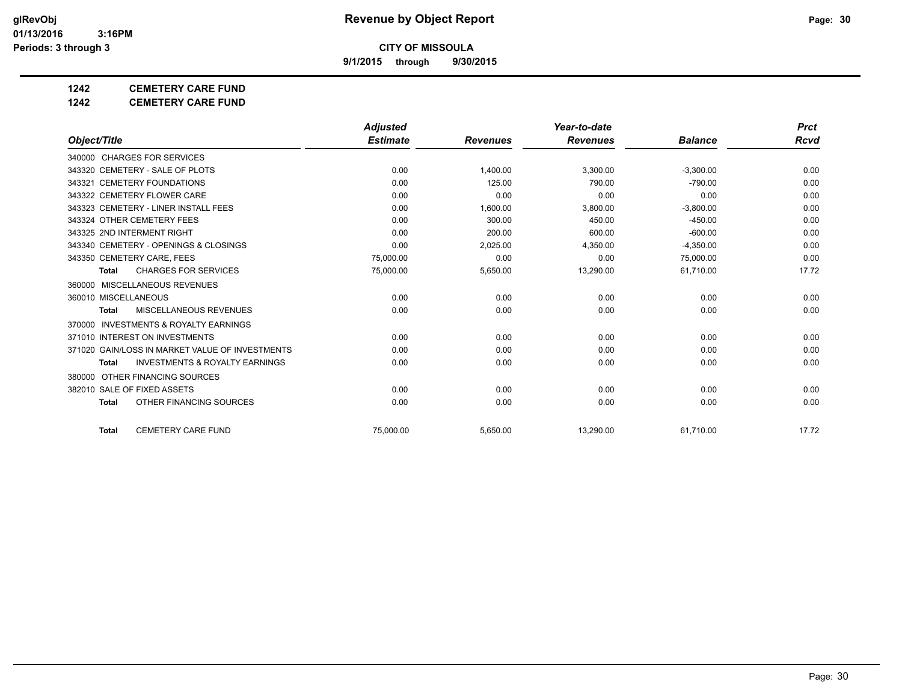**glRevObj**
**01/13/2016 3:16PM**
**Periods: 3 through 3**

# Revenue by Object Report

**CITY OF MISSOULA**

**9/1/2015 through 9/30/2015**

**1242 CEMETERY CARE FUND**

**1242 CEMETERY CARE FUND**

| Object/Title | Adjusted Estimate | Revenues | Year-to-date Revenues | Balance | Prct Rcvd |
|---|---|---|---|---|---|
| 340000 CHARGES FOR SERVICES | | | | | |
| 343320 CEMETERY - SALE OF PLOTS | 0.00 | 1,400.00 | 3,300.00 | -3,300.00 | 0.00 |
| 343321 CEMETERY FOUNDATIONS | 0.00 | 125.00 | 790.00 | -790.00 | 0.00 |
| 343322 CEMETERY FLOWER CARE | 0.00 | 0.00 | 0.00 | 0.00 | 0.00 |
| 343323 CEMETERY - LINER INSTALL FEES | 0.00 | 1,600.00 | 3,800.00 | -3,800.00 | 0.00 |
| 343324 OTHER CEMETERY FEES | 0.00 | 300.00 | 450.00 | -450.00 | 0.00 |
| 343325 2ND INTERMENT RIGHT | 0.00 | 200.00 | 600.00 | -600.00 | 0.00 |
| 343340 CEMETERY - OPENINGS & CLOSINGS | 0.00 | 2,025.00 | 4,350.00 | -4,350.00 | 0.00 |
| 343350 CEMETERY CARE, FEES | 75,000.00 | 0.00 | 0.00 | 75,000.00 | 0.00 |
| **Total** CHARGES FOR SERVICES | 75,000.00 | 5,650.00 | 13,290.00 | 61,710.00 | 17.72 |
| 360000 MISCELLANEOUS REVENUES | | | | | |
| 360010 MISCELLANEOUS | 0.00 | 0.00 | 0.00 | 0.00 | 0.00 |
| **Total** MISCELLANEOUS REVENUES | 0.00 | 0.00 | 0.00 | 0.00 | 0.00 |
| 370000 INVESTMENTS & ROYALTY EARNINGS | | | | | |
| 371010 INTEREST ON INVESTMENTS | 0.00 | 0.00 | 0.00 | 0.00 | 0.00 |
| 371020 GAIN/LOSS IN MARKET VALUE OF INVESTMENTS | 0.00 | 0.00 | 0.00 | 0.00 | 0.00 |
| **Total** INVESTMENTS & ROYALTY EARNINGS | 0.00 | 0.00 | 0.00 | 0.00 | 0.00 |
| 380000 OTHER FINANCING SOURCES | | | | | |
| 382010 SALE OF FIXED ASSETS | 0.00 | 0.00 | 0.00 | 0.00 | 0.00 |
| **Total** OTHER FINANCING SOURCES | 0.00 | 0.00 | 0.00 | 0.00 | 0.00 |
| **Total** CEMETERY CARE FUND | 75,000.00 | 5,650.00 | 13,290.00 | 61,710.00 | 17.72 |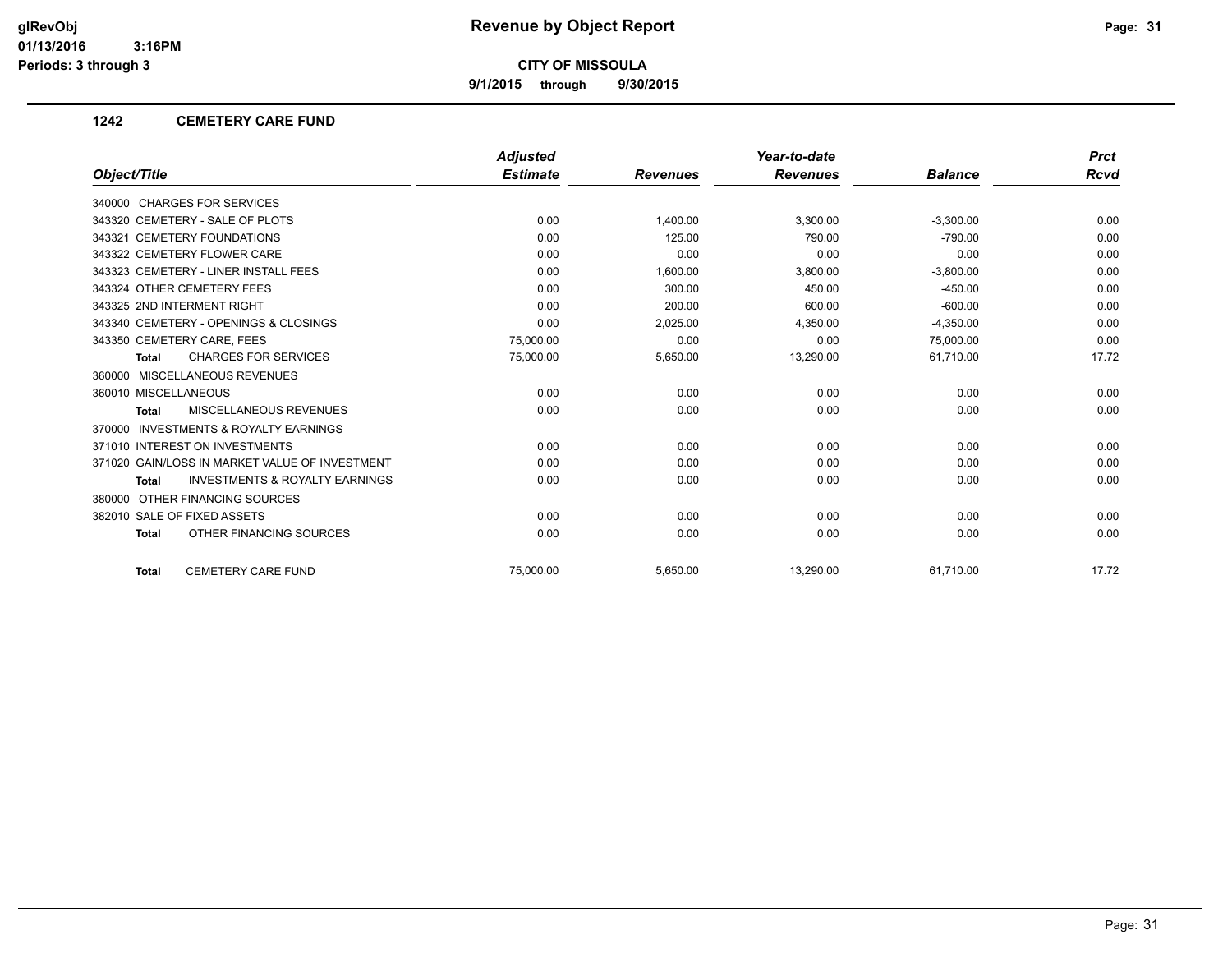# Revenue by Object Report

**CITY OF MISSOULA**

**9/1/2015 through 9/30/2015**

glRevObj
01/13/2016 3:16PM
Periods: 3 through 3

## 1242 CEMETERY CARE FUND

| Object/Title | Adjusted Estimate | Revenues | Year-to-date Revenues | Balance | Prct Rcvd |
|---|---|---|---|---|---|
| 340000 CHARGES FOR SERVICES | | | | | |
| 343320 CEMETERY - SALE OF PLOTS | 0.00 | 1,400.00 | 3,300.00 | -3,300.00 | 0.00 |
| 343321 CEMETERY FOUNDATIONS | 0.00 | 125.00 | 790.00 | -790.00 | 0.00 |
| 343322 CEMETERY FLOWER CARE | 0.00 | 0.00 | 0.00 | 0.00 | 0.00 |
| 343323 CEMETERY - LINER INSTALL FEES | 0.00 | 1,600.00 | 3,800.00 | -3,800.00 | 0.00 |
| 343324 OTHER CEMETERY FEES | 0.00 | 300.00 | 450.00 | -450.00 | 0.00 |
| 343325 2ND INTERMENT RIGHT | 0.00 | 200.00 | 600.00 | -600.00 | 0.00 |
| 343340 CEMETERY - OPENINGS & CLOSINGS | 0.00 | 2,025.00 | 4,350.00 | -4,350.00 | 0.00 |
| 343350 CEMETERY CARE, FEES | 75,000.00 | 0.00 | 0.00 | 75,000.00 | 0.00 |
| **Total** CHARGES FOR SERVICES | 75,000.00 | 5,650.00 | 13,290.00 | 61,710.00 | 17.72 |
| 360000 MISCELLANEOUS REVENUES | | | | | |
| 360010 MISCELLANEOUS | 0.00 | 0.00 | 0.00 | 0.00 | 0.00 |
| **Total** MISCELLANEOUS REVENUES | 0.00 | 0.00 | 0.00 | 0.00 | 0.00 |
| 370000 INVESTMENTS & ROYALTY EARNINGS | | | | | |
| 371010 INTEREST ON INVESTMENTS | 0.00 | 0.00 | 0.00 | 0.00 | 0.00 |
| 371020 GAIN/LOSS IN MARKET VALUE OF INVESTMENT | 0.00 | 0.00 | 0.00 | 0.00 | 0.00 |
| **Total** INVESTMENTS & ROYALTY EARNINGS | 0.00 | 0.00 | 0.00 | 0.00 | 0.00 |
| 380000 OTHER FINANCING SOURCES | | | | | |
| 382010 SALE OF FIXED ASSETS | 0.00 | 0.00 | 0.00 | 0.00 | 0.00 |
| **Total** OTHER FINANCING SOURCES | 0.00 | 0.00 | 0.00 | 0.00 | 0.00 |
| **Total** CEMETERY CARE FUND | 75,000.00 | 5,650.00 | 13,290.00 | 61,710.00 | 17.72 |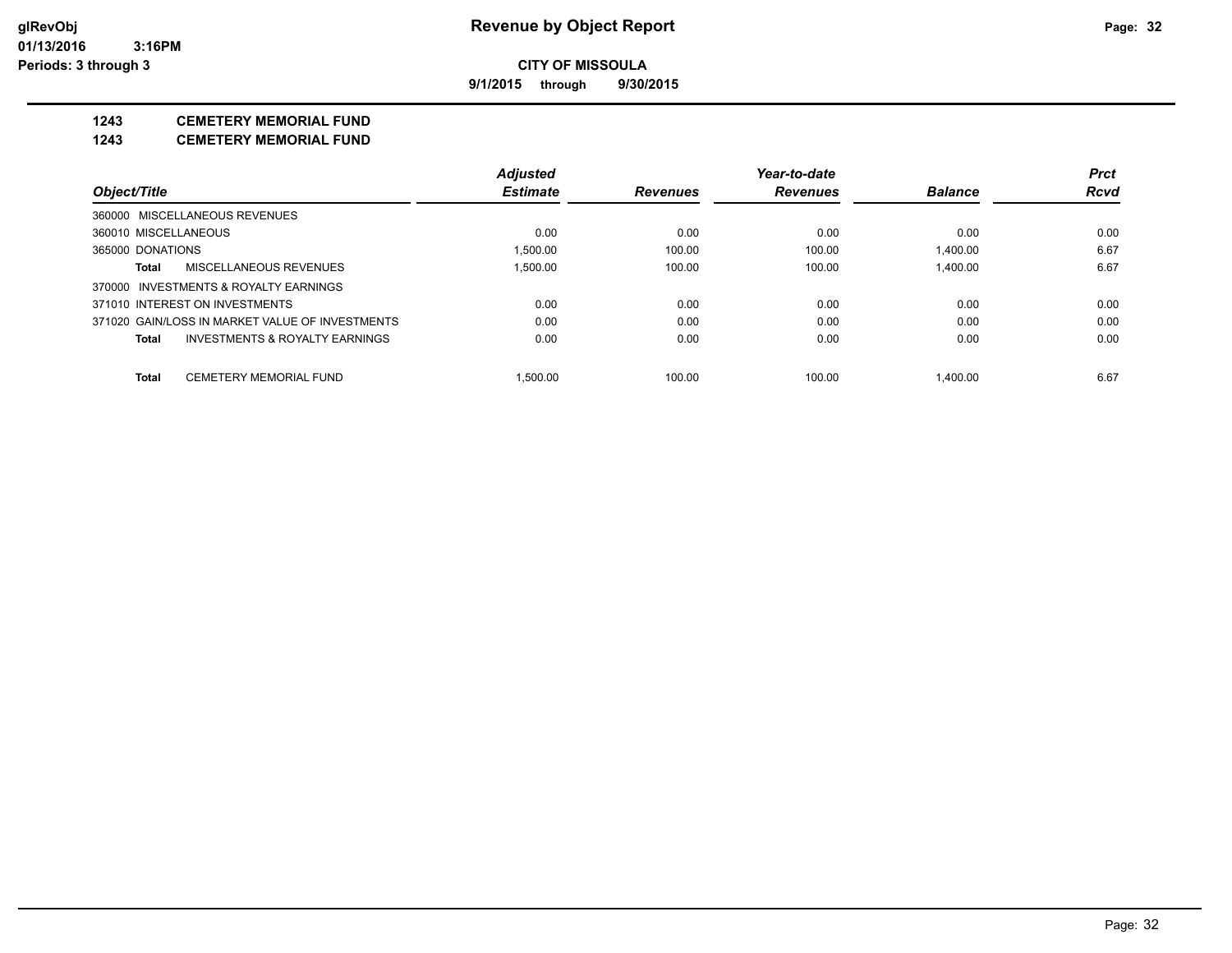**glRevObj**
**01/13/2016 3:16PM**
**Periods: 3 through 3**

# Revenue by Object Report

**CITY OF MISSOULA**

**9/1/2015 through 9/30/2015**

## 1243 CEMETERY MEMORIAL FUND
## 1243 CEMETERY MEMORIAL FUND

| Object/Title | Adjusted Estimate | Revenues | Year-to-date Revenues | Balance | Prct Rcvd |
|---|---|---|---|---|---|
| 360000 MISCELLANEOUS REVENUES | | | | | |
| 360010 MISCELLANEOUS | 0.00 | 0.00 | 0.00 | 0.00 | 0.00 |
| 365000 DONATIONS | 1,500.00 | 100.00 | 100.00 | 1,400.00 | 6.67 |
| **Total** MISCELLANEOUS REVENUES | 1,500.00 | 100.00 | 100.00 | 1,400.00 | 6.67 |
| 370000 INVESTMENTS & ROYALTY EARNINGS | | | | | |
| 371010 INTEREST ON INVESTMENTS | 0.00 | 0.00 | 0.00 | 0.00 | 0.00 |
| 371020 GAIN/LOSS IN MARKET VALUE OF INVESTMENTS | 0.00 | 0.00 | 0.00 | 0.00 | 0.00 |
| **Total** INVESTMENTS & ROYALTY EARNINGS | 0.00 | 0.00 | 0.00 | 0.00 | 0.00 |
| **Total** CEMETERY MEMORIAL FUND | 1,500.00 | 100.00 | 100.00 | 1,400.00 | 6.67 |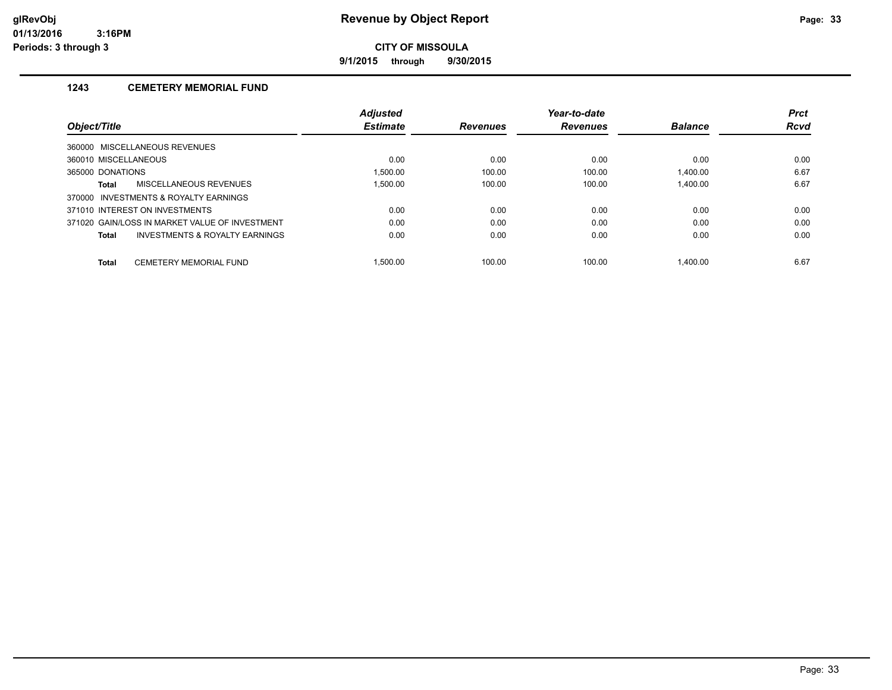# Revenue by Object Report

glRevObj
01/13/2016 3:16PM
Periods: 3 through 3

**CITY OF MISSOULA**

**9/1/2015 through 9/30/2015**

## 1243 CEMETERY MEMORIAL FUND

| Object/Title | Adjusted Estimate | Revenues | Year-to-date Revenues | Balance | Prct Rcvd |
|---|---|---|---|---|---|
| 360000 MISCELLANEOUS REVENUES | | | | | |
| 360010 MISCELLANEOUS | 0.00 | 0.00 | 0.00 | 0.00 | 0.00 |
| 365000 DONATIONS | 1,500.00 | 100.00 | 100.00 | 1,400.00 | 6.67 |
| **Total** MISCELLANEOUS REVENUES | 1,500.00 | 100.00 | 100.00 | 1,400.00 | 6.67 |
| 370000 INVESTMENTS & ROYALTY EARNINGS | | | | | |
| 371010 INTEREST ON INVESTMENTS | 0.00 | 0.00 | 0.00 | 0.00 | 0.00 |
| 371020 GAIN/LOSS IN MARKET VALUE OF INVESTMENT | 0.00 | 0.00 | 0.00 | 0.00 | 0.00 |
| **Total** INVESTMENTS & ROYALTY EARNINGS | 0.00 | 0.00 | 0.00 | 0.00 | 0.00 |
| **Total** CEMETERY MEMORIAL FUND | 1,500.00 | 100.00 | 100.00 | 1,400.00 | 6.67 |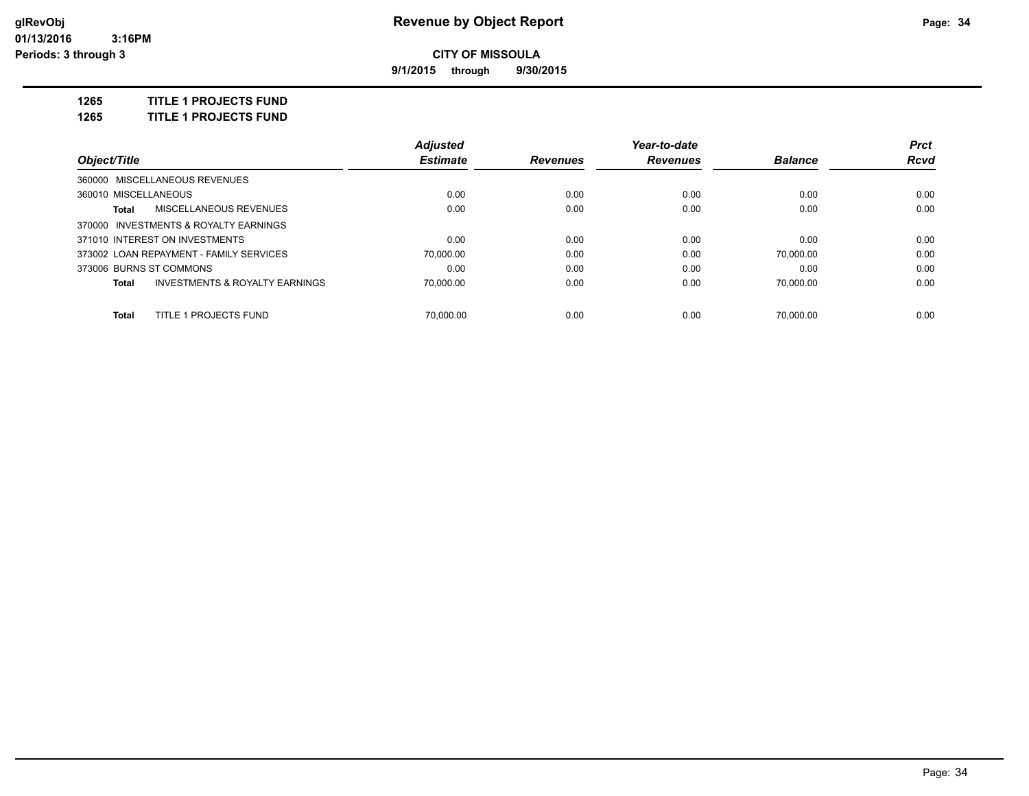glRevObj
01/13/2016 3:16PM
Periods: 3 through 3

# Revenue by Object Report

**CITY OF MISSOULA**

**9/1/2015 through 9/30/2015**

**1265 TITLE 1 PROJECTS FUND**
**1265 TITLE 1 PROJECTS FUND**

| Object/Title | Adjusted Estimate | Revenues | Year-to-date Revenues | Balance | Prct Rcvd |
|---|---|---|---|---|---|
| 360000 MISCELLANEOUS REVENUES | | | | | |
| 360010 MISCELLANEOUS | 0.00 | 0.00 | 0.00 | 0.00 | 0.00 |
| **Total** MISCELLANEOUS REVENUES | 0.00 | 0.00 | 0.00 | 0.00 | 0.00 |
| 370000 INVESTMENTS & ROYALTY EARNINGS | | | | | |
| 371010 INTEREST ON INVESTMENTS | 0.00 | 0.00 | 0.00 | 0.00 | 0.00 |
| 373002 LOAN REPAYMENT - FAMILY SERVICES | 70,000.00 | 0.00 | 0.00 | 70,000.00 | 0.00 |
| 373006 BURNS ST COMMONS | 0.00 | 0.00 | 0.00 | 0.00 | 0.00 |
| **Total** INVESTMENTS & ROYALTY EARNINGS | 70,000.00 | 0.00 | 0.00 | 70,000.00 | 0.00 |
| **Total** TITLE 1 PROJECTS FUND | 70,000.00 | 0.00 | 0.00 | 70,000.00 | 0.00 |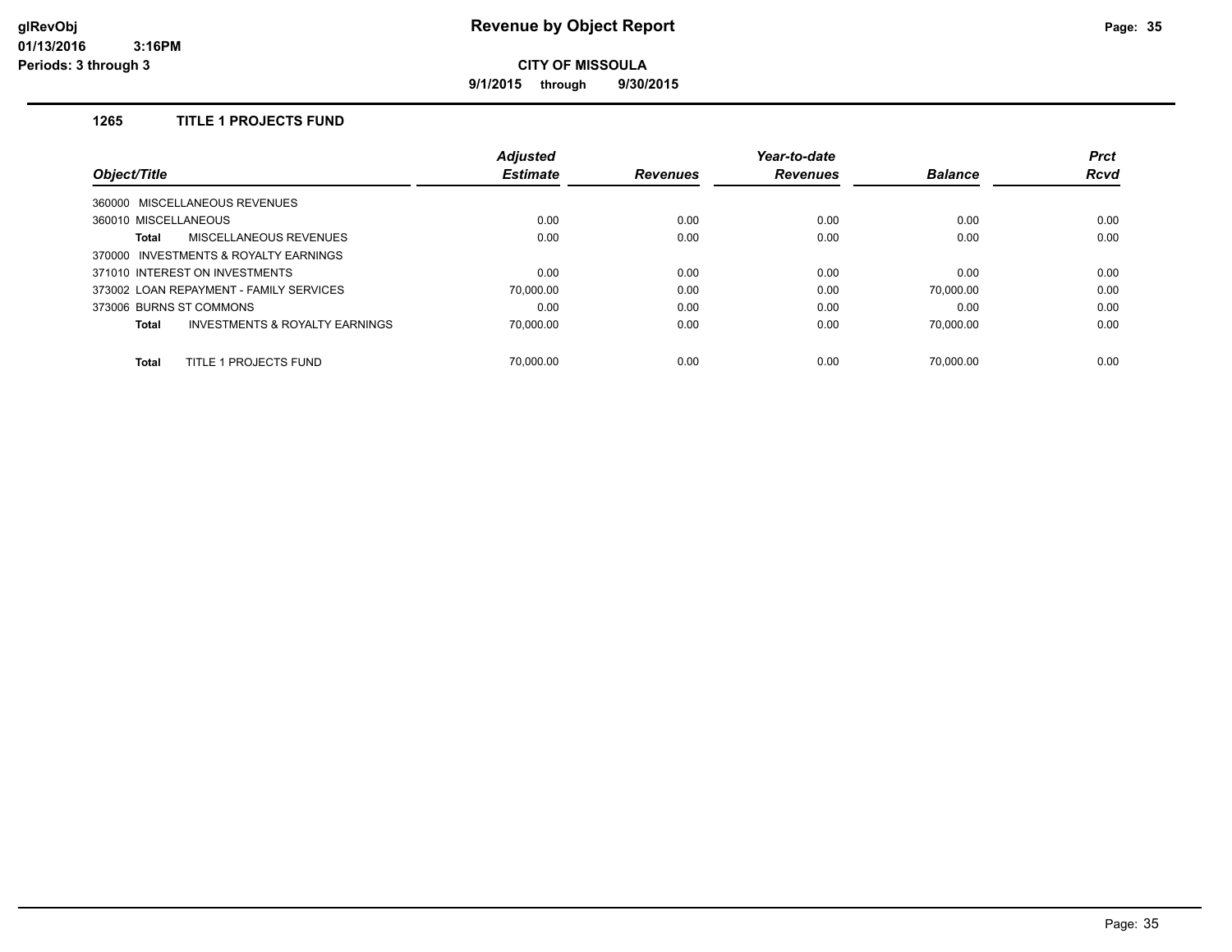# Revenue by Object Report

glRevObj
01/13/2016 3:16PM
Periods: 3 through 3

**CITY OF MISSOULA**

**9/1/2015 through 9/30/2015**

## 1265 TITLE 1 PROJECTS FUND

| Object/Title | Adjusted Estimate | Revenues | Year-to-date Revenues | Balance | Prct Rcvd |
|---|---|---|---|---|---|
| 360000 MISCELLANEOUS REVENUES | | | | | |
| 360010 MISCELLANEOUS | 0.00 | 0.00 | 0.00 | 0.00 | 0.00 |
| **Total** MISCELLANEOUS REVENUES | 0.00 | 0.00 | 0.00 | 0.00 | 0.00 |
| 370000 INVESTMENTS & ROYALTY EARNINGS | | | | | |
| 371010 INTEREST ON INVESTMENTS | 0.00 | 0.00 | 0.00 | 0.00 | 0.00 |
| 373002 LOAN REPAYMENT - FAMILY SERVICES | 70,000.00 | 0.00 | 0.00 | 70,000.00 | 0.00 |
| 373006 BURNS ST COMMONS | 0.00 | 0.00 | 0.00 | 0.00 | 0.00 |
| **Total** INVESTMENTS & ROYALTY EARNINGS | 70,000.00 | 0.00 | 0.00 | 70,000.00 | 0.00 |
| **Total** TITLE 1 PROJECTS FUND | 70,000.00 | 0.00 | 0.00 | 70,000.00 | 0.00 |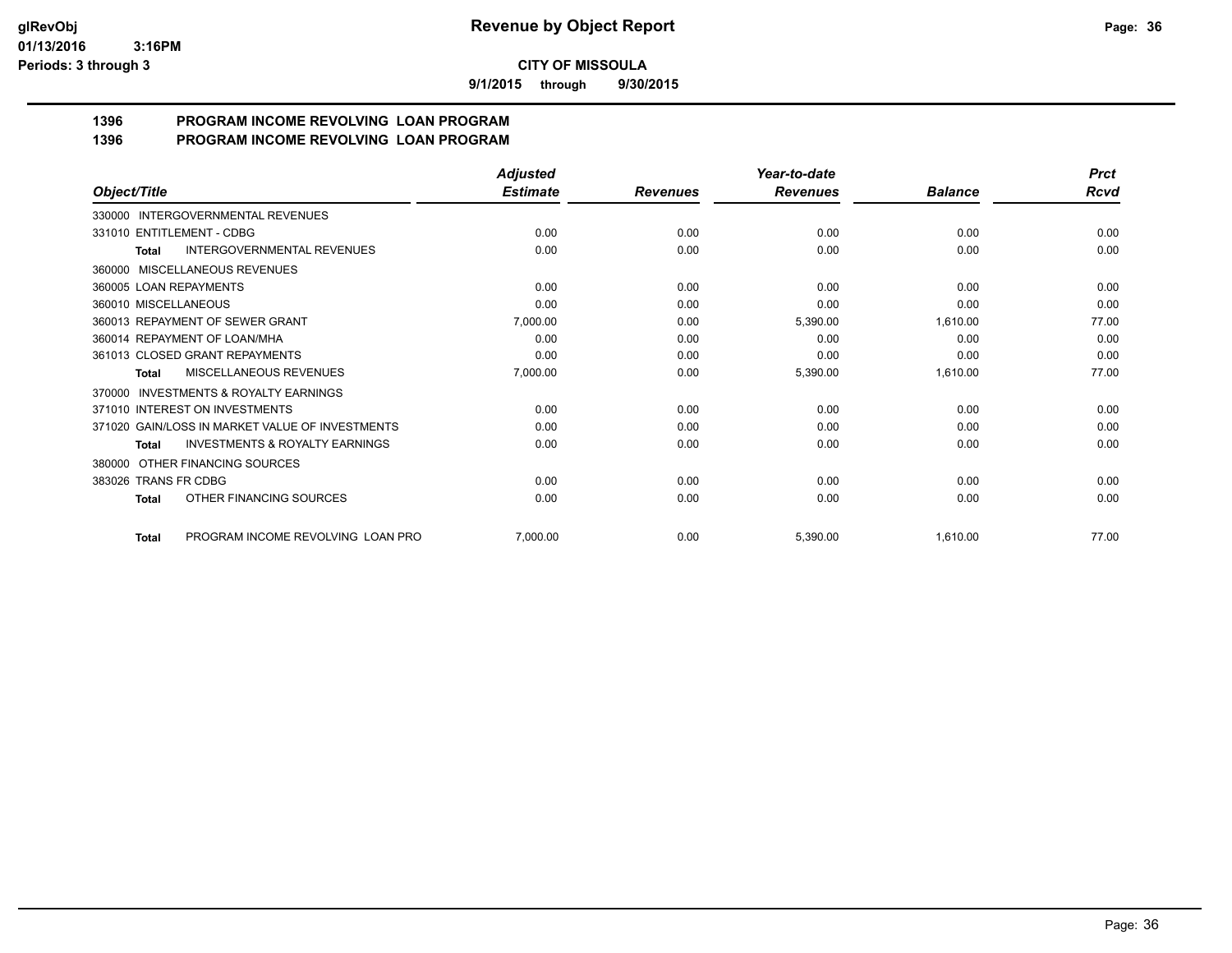**glRevObj**
**01/13/2016 3:16PM**
**Periods: 3 through 3**

# Revenue by Object Report

**CITY OF MISSOULA**

**9/1/2015 through 9/30/2015**

## 1396 PROGRAM INCOME REVOLVING LOAN PROGRAM
## 1396 PROGRAM INCOME REVOLVING LOAN PROGRAM

| Object/Title | Adjusted Estimate | Revenues | Year-to-date Revenues | Balance | Prct Rcvd |
|---|---|---|---|---|---|
| 330000 INTERGOVERNMENTAL REVENUES | | | | | |
| 331010 ENTITLEMENT - CDBG | 0.00 | 0.00 | 0.00 | 0.00 | 0.00 |
| **Total** INTERGOVERNMENTAL REVENUES | 0.00 | 0.00 | 0.00 | 0.00 | 0.00 |
| 360000 MISCELLANEOUS REVENUES | | | | | |
| 360005 LOAN REPAYMENTS | 0.00 | 0.00 | 0.00 | 0.00 | 0.00 |
| 360010 MISCELLANEOUS | 0.00 | 0.00 | 0.00 | 0.00 | 0.00 |
| 360013 REPAYMENT OF SEWER GRANT | 7,000.00 | 0.00 | 5,390.00 | 1,610.00 | 77.00 |
| 360014 REPAYMENT OF LOAN/MHA | 0.00 | 0.00 | 0.00 | 0.00 | 0.00 |
| 361013 CLOSED GRANT REPAYMENTS | 0.00 | 0.00 | 0.00 | 0.00 | 0.00 |
| **Total** MISCELLANEOUS REVENUES | 7,000.00 | 0.00 | 5,390.00 | 1,610.00 | 77.00 |
| 370000 INVESTMENTS & ROYALTY EARNINGS | | | | | |
| 371010 INTEREST ON INVESTMENTS | 0.00 | 0.00 | 0.00 | 0.00 | 0.00 |
| 371020 GAIN/LOSS IN MARKET VALUE OF INVESTMENTS | 0.00 | 0.00 | 0.00 | 0.00 | 0.00 |
| **Total** INVESTMENTS & ROYALTY EARNINGS | 0.00 | 0.00 | 0.00 | 0.00 | 0.00 |
| 380000 OTHER FINANCING SOURCES | | | | | |
| 383026 TRANS FR CDBG | 0.00 | 0.00 | 0.00 | 0.00 | 0.00 |
| **Total** OTHER FINANCING SOURCES | 0.00 | 0.00 | 0.00 | 0.00 | 0.00 |
| **Total** PROGRAM INCOME REVOLVING LOAN PRO | 7,000.00 | 0.00 | 5,390.00 | 1,610.00 | 77.00 |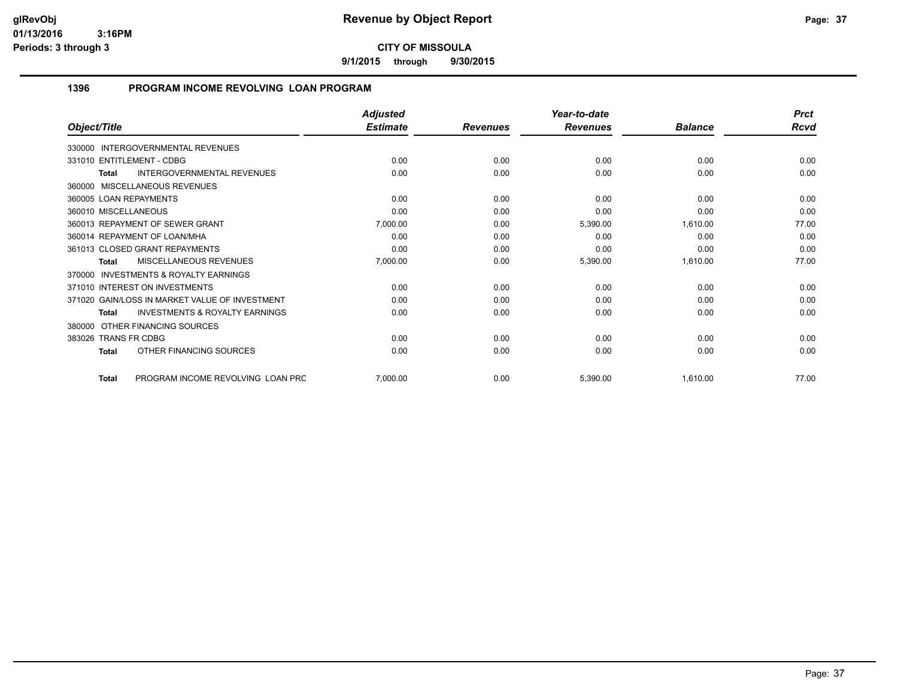**glRevObj**
**01/13/2016 3:16PM**
**Periods: 3 through 3**

# Revenue by Object Report

**CITY OF MISSOULA**

**9/1/2015 through 9/30/2015**

## 1396 PROGRAM INCOME REVOLVING LOAN PROGRAM

| Object/Title | Adjusted Estimate | Revenues | Year-to-date Revenues | Balance | Prct Rcvd |
|---|---|---|---|---|---|
| 330000 INTERGOVERNMENTAL REVENUES | | | | | |
| 331010 ENTITLEMENT - CDBG | 0.00 | 0.00 | 0.00 | 0.00 | 0.00 |
| **Total** INTERGOVERNMENTAL REVENUES | 0.00 | 0.00 | 0.00 | 0.00 | 0.00 |
| 360000 MISCELLANEOUS REVENUES | | | | | |
| 360005 LOAN REPAYMENTS | 0.00 | 0.00 | 0.00 | 0.00 | 0.00 |
| 360010 MISCELLANEOUS | 0.00 | 0.00 | 0.00 | 0.00 | 0.00 |
| 360013 REPAYMENT OF SEWER GRANT | 7,000.00 | 0.00 | 5,390.00 | 1,610.00 | 77.00 |
| 360014 REPAYMENT OF LOAN/MHA | 0.00 | 0.00 | 0.00 | 0.00 | 0.00 |
| 361013 CLOSED GRANT REPAYMENTS | 0.00 | 0.00 | 0.00 | 0.00 | 0.00 |
| **Total** MISCELLANEOUS REVENUES | 7,000.00 | 0.00 | 5,390.00 | 1,610.00 | 77.00 |
| 370000 INVESTMENTS & ROYALTY EARNINGS | | | | | |
| 371010 INTEREST ON INVESTMENTS | 0.00 | 0.00 | 0.00 | 0.00 | 0.00 |
| 371020 GAIN/LOSS IN MARKET VALUE OF INVESTMENT | 0.00 | 0.00 | 0.00 | 0.00 | 0.00 |
| **Total** INVESTMENTS & ROYALTY EARNINGS | 0.00 | 0.00 | 0.00 | 0.00 | 0.00 |
| 380000 OTHER FINANCING SOURCES | | | | | |
| 383026 TRANS FR CDBG | 0.00 | 0.00 | 0.00 | 0.00 | 0.00 |
| **Total** OTHER FINANCING SOURCES | 0.00 | 0.00 | 0.00 | 0.00 | 0.00 |
| **Total** PROGRAM INCOME REVOLVING LOAN PRC | 7,000.00 | 0.00 | 5,390.00 | 1,610.00 | 77.00 |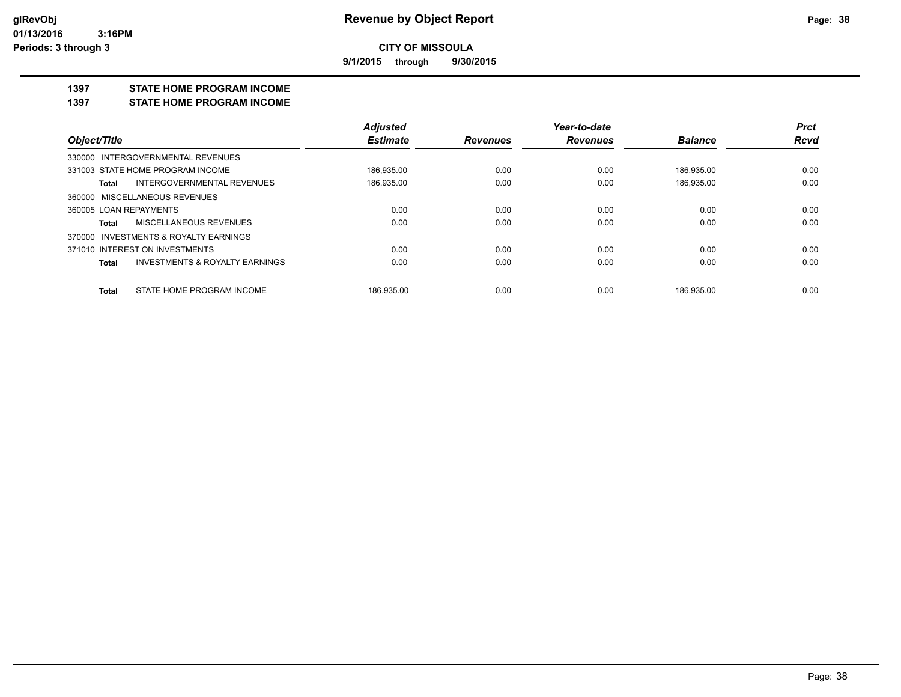**glRevObj**
**01/13/2016 3:16PM**
**Periods: 3 through 3**

# Revenue by Object Report

**CITY OF MISSOULA**

**9/1/2015 through 9/30/2015**

## 1397 STATE HOME PROGRAM INCOME
## 1397 STATE HOME PROGRAM INCOME

| Object/Title | Adjusted Estimate | Revenues | Year-to-date Revenues | Balance | Prct Rcvd |
|---|---|---|---|---|---|
| 330000 INTERGOVERNMENTAL REVENUES | | | | | |
| 331003 STATE HOME PROGRAM INCOME | 186,935.00 | 0.00 | 0.00 | 186,935.00 | 0.00 |
| **Total** INTERGOVERNMENTAL REVENUES | 186,935.00 | 0.00 | 0.00 | 186,935.00 | 0.00 |
| 360000 MISCELLANEOUS REVENUES | | | | | |
| 360005 LOAN REPAYMENTS | 0.00 | 0.00 | 0.00 | 0.00 | 0.00 |
| **Total** MISCELLANEOUS REVENUES | 0.00 | 0.00 | 0.00 | 0.00 | 0.00 |
| 370000 INVESTMENTS & ROYALTY EARNINGS | | | | | |
| 371010 INTEREST ON INVESTMENTS | 0.00 | 0.00 | 0.00 | 0.00 | 0.00 |
| **Total** INVESTMENTS & ROYALTY EARNINGS | 0.00 | 0.00 | 0.00 | 0.00 | 0.00 |
| **Total** STATE HOME PROGRAM INCOME | 186,935.00 | 0.00 | 0.00 | 186,935.00 | 0.00 |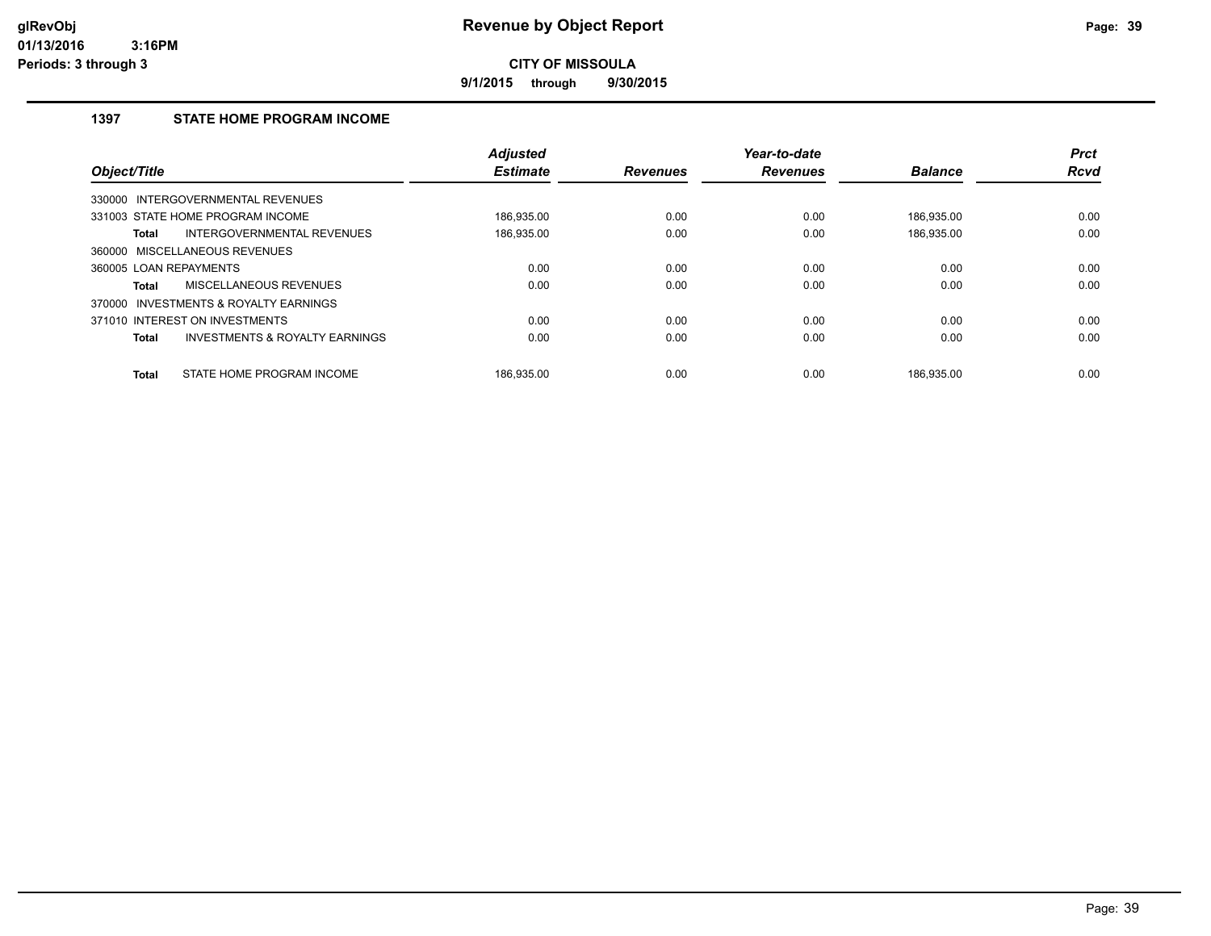# Revenue by Object Report

glRevObj
01/13/2016 3:16PM
Periods: 3 through 3

**CITY OF MISSOULA**

**9/1/2015 through 9/30/2015**

### 1397 STATE HOME PROGRAM INCOME

| Object/Title | Adjusted Estimate | Revenues | Year-to-date Revenues | Balance | Prct Rcvd |
|---|---|---|---|---|---|
| 330000 INTERGOVERNMENTAL REVENUES | | | | | |
| 331003 STATE HOME PROGRAM INCOME | 186,935.00 | 0.00 | 0.00 | 186,935.00 | 0.00 |
| **Total** INTERGOVERNMENTAL REVENUES | 186,935.00 | 0.00 | 0.00 | 186,935.00 | 0.00 |
| 360000 MISCELLANEOUS REVENUES | | | | | |
| 360005 LOAN REPAYMENTS | 0.00 | 0.00 | 0.00 | 0.00 | 0.00 |
| **Total** MISCELLANEOUS REVENUES | 0.00 | 0.00 | 0.00 | 0.00 | 0.00 |
| 370000 INVESTMENTS & ROYALTY EARNINGS | | | | | |
| 371010 INTEREST ON INVESTMENTS | 0.00 | 0.00 | 0.00 | 0.00 | 0.00 |
| **Total** INVESTMENTS & ROYALTY EARNINGS | 0.00 | 0.00 | 0.00 | 0.00 | 0.00 |
| **Total** STATE HOME PROGRAM INCOME | 186,935.00 | 0.00 | 0.00 | 186,935.00 | 0.00 |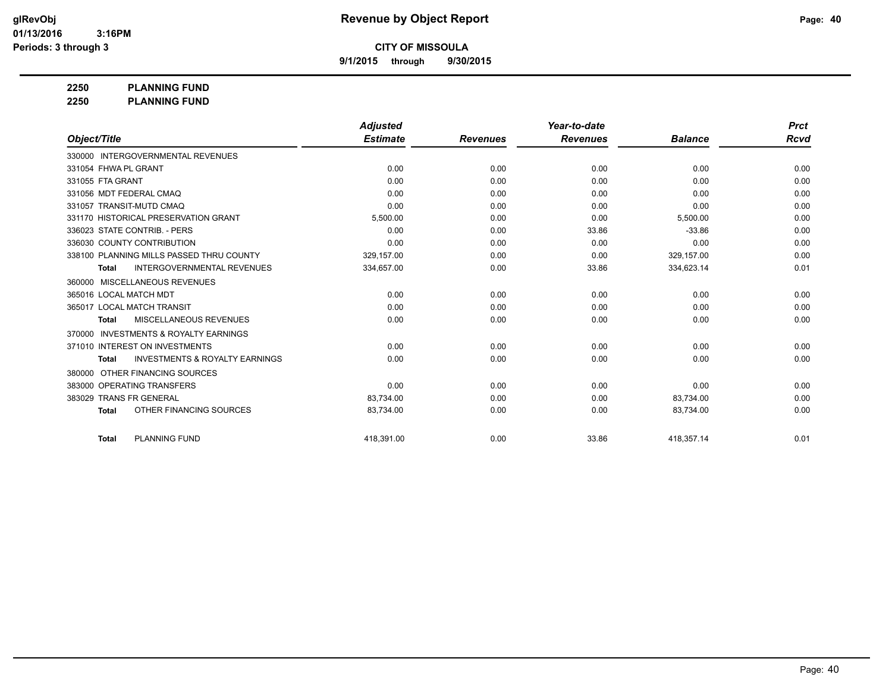# Revenue by Object Report

**CITY OF MISSOULA**

**9/1/2015 through 9/30/2015**

glRevObj
01/13/2016 3:16PM
Periods: 3 through 3

**2250 PLANNING FUND**
**2250 PLANNING FUND**

| Object/Title | Adjusted Estimate | Revenues | Year-to-date Revenues | Balance | Prct Rcvd |
|---|---|---|---|---|---|
| 330000 INTERGOVERNMENTAL REVENUES | | | | | |
| 331054 FHWA PL GRANT | 0.00 | 0.00 | 0.00 | 0.00 | 0.00 |
| 331055 FTA GRANT | 0.00 | 0.00 | 0.00 | 0.00 | 0.00 |
| 331056 MDT FEDERAL CMAQ | 0.00 | 0.00 | 0.00 | 0.00 | 0.00 |
| 331057 TRANSIT-MUTD CMAQ | 0.00 | 0.00 | 0.00 | 0.00 | 0.00 |
| 331170 HISTORICAL PRESERVATION GRANT | 5,500.00 | 0.00 | 0.00 | 5,500.00 | 0.00 |
| 336023 STATE CONTRIB. - PERS | 0.00 | 0.00 | 33.86 | -33.86 | 0.00 |
| 336030 COUNTY CONTRIBUTION | 0.00 | 0.00 | 0.00 | 0.00 | 0.00 |
| 338100 PLANNING MILLS PASSED THRU COUNTY | 329,157.00 | 0.00 | 0.00 | 329,157.00 | 0.00 |
| **Total** INTERGOVERNMENTAL REVENUES | 334,657.00 | 0.00 | 33.86 | 334,623.14 | 0.01 |
| 360000 MISCELLANEOUS REVENUES | | | | | |
| 365016 LOCAL MATCH MDT | 0.00 | 0.00 | 0.00 | 0.00 | 0.00 |
| 365017 LOCAL MATCH TRANSIT | 0.00 | 0.00 | 0.00 | 0.00 | 0.00 |
| **Total** MISCELLANEOUS REVENUES | 0.00 | 0.00 | 0.00 | 0.00 | 0.00 |
| 370000 INVESTMENTS & ROYALTY EARNINGS | | | | | |
| 371010 INTEREST ON INVESTMENTS | 0.00 | 0.00 | 0.00 | 0.00 | 0.00 |
| **Total** INVESTMENTS & ROYALTY EARNINGS | 0.00 | 0.00 | 0.00 | 0.00 | 0.00 |
| 380000 OTHER FINANCING SOURCES | | | | | |
| 383000 OPERATING TRANSFERS | 0.00 | 0.00 | 0.00 | 0.00 | 0.00 |
| 383029 TRANS FR GENERAL | 83,734.00 | 0.00 | 0.00 | 83,734.00 | 0.00 |
| **Total** OTHER FINANCING SOURCES | 83,734.00 | 0.00 | 0.00 | 83,734.00 | 0.00 |
| **Total** PLANNING FUND | 418,391.00 | 0.00 | 33.86 | 418,357.14 | 0.01 |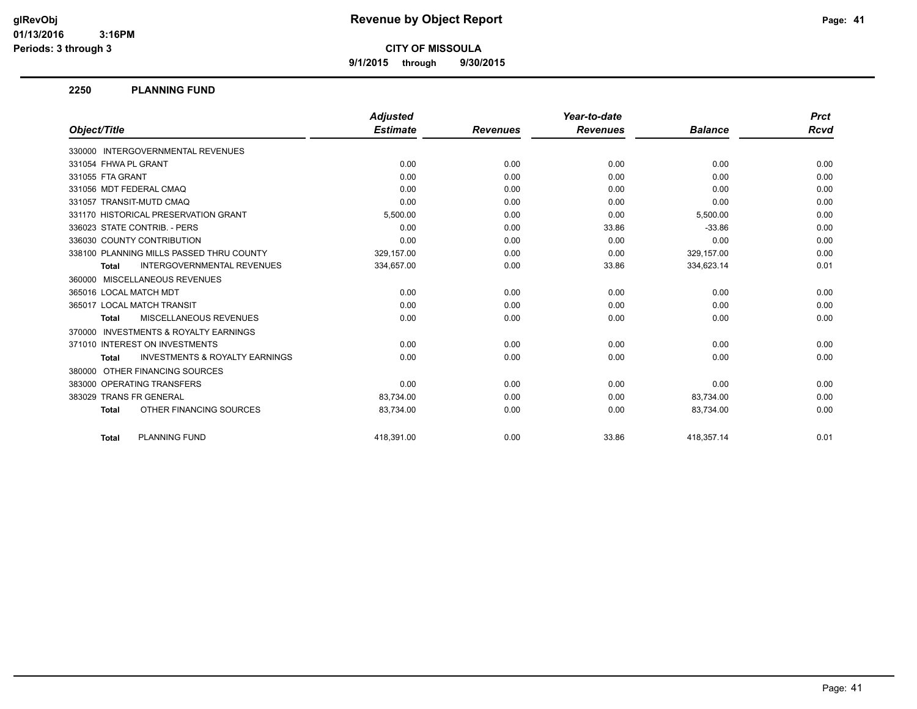# Revenue by Object Report

**CITY OF MISSOULA**

**9/1/2015 through 9/30/2015**

glRevObj
01/13/2016 3:16PM
Periods: 3 through 3

## 2250 PLANNING FUND

| Object/Title | Adjusted Estimate | Revenues | Year-to-date Revenues | Balance | Prct Rcvd |
|---|---|---|---|---|---|
| 330000 INTERGOVERNMENTAL REVENUES | | | | | |
| 331054 FHWA PL GRANT | 0.00 | 0.00 | 0.00 | 0.00 | 0.00 |
| 331055 FTA GRANT | 0.00 | 0.00 | 0.00 | 0.00 | 0.00 |
| 331056 MDT FEDERAL CMAQ | 0.00 | 0.00 | 0.00 | 0.00 | 0.00 |
| 331057 TRANSIT-MUTD CMAQ | 0.00 | 0.00 | 0.00 | 0.00 | 0.00 |
| 331170 HISTORICAL PRESERVATION GRANT | 5,500.00 | 0.00 | 0.00 | 5,500.00 | 0.00 |
| 336023 STATE CONTRIB. - PERS | 0.00 | 0.00 | 33.86 | -33.86 | 0.00 |
| 336030 COUNTY CONTRIBUTION | 0.00 | 0.00 | 0.00 | 0.00 | 0.00 |
| 338100 PLANNING MILLS PASSED THRU COUNTY | 329,157.00 | 0.00 | 0.00 | 329,157.00 | 0.00 |
| **Total** INTERGOVERNMENTAL REVENUES | 334,657.00 | 0.00 | 33.86 | 334,623.14 | 0.01 |
| 360000 MISCELLANEOUS REVENUES | | | | | |
| 365016 LOCAL MATCH MDT | 0.00 | 0.00 | 0.00 | 0.00 | 0.00 |
| 365017 LOCAL MATCH TRANSIT | 0.00 | 0.00 | 0.00 | 0.00 | 0.00 |
| **Total** MISCELLANEOUS REVENUES | 0.00 | 0.00 | 0.00 | 0.00 | 0.00 |
| 370000 INVESTMENTS & ROYALTY EARNINGS | | | | | |
| 371010 INTEREST ON INVESTMENTS | 0.00 | 0.00 | 0.00 | 0.00 | 0.00 |
| **Total** INVESTMENTS & ROYALTY EARNINGS | 0.00 | 0.00 | 0.00 | 0.00 | 0.00 |
| 380000 OTHER FINANCING SOURCES | | | | | |
| 383000 OPERATING TRANSFERS | 0.00 | 0.00 | 0.00 | 0.00 | 0.00 |
| 383029 TRANS FR GENERAL | 83,734.00 | 0.00 | 0.00 | 83,734.00 | 0.00 |
| **Total** OTHER FINANCING SOURCES | 83,734.00 | 0.00 | 0.00 | 83,734.00 | 0.00 |
| **Total** PLANNING FUND | 418,391.00 | 0.00 | 33.86 | 418,357.14 | 0.01 |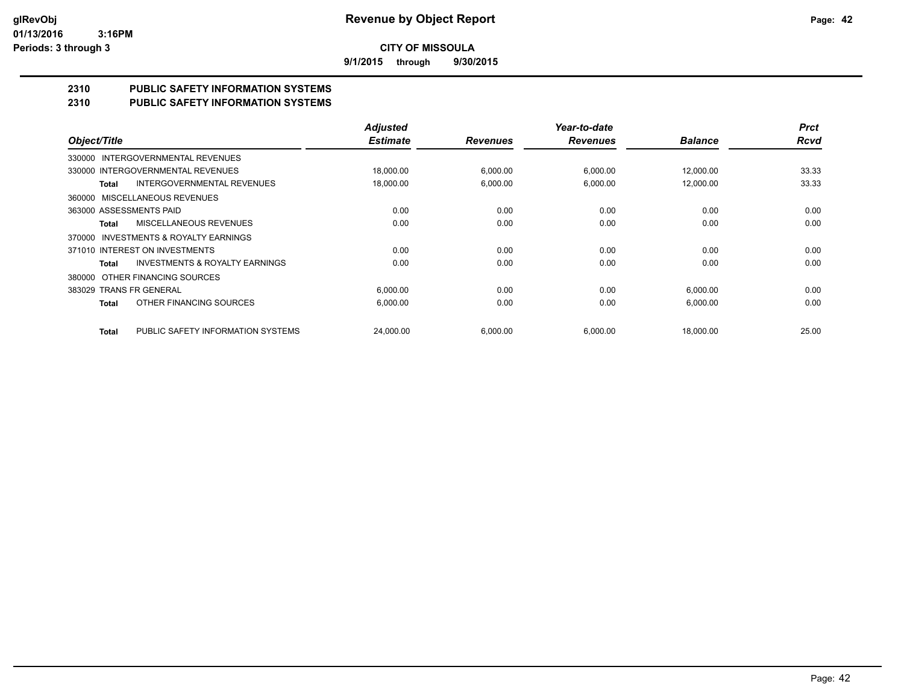**glRevObj**
**01/13/2016 3:16PM**
**Periods: 3 through 3**

# Revenue by Object Report

**CITY OF MISSOULA**

**9/1/2015 through 9/30/2015**

## 2310 PUBLIC SAFETY INFORMATION SYSTEMS
## 2310 PUBLIC SAFETY INFORMATION SYSTEMS

| Object/Title | Adjusted Estimate | Revenues | Year-to-date Revenues | Balance | Prct Rcvd |
|---|---|---|---|---|---|
| 330000 INTERGOVERNMENTAL REVENUES | | | | | |
| 330000 INTERGOVERNMENTAL REVENUES | 18,000.00 | 6,000.00 | 6,000.00 | 12,000.00 | 33.33 |
| **Total** INTERGOVERNMENTAL REVENUES | 18,000.00 | 6,000.00 | 6,000.00 | 12,000.00 | 33.33 |
| 360000 MISCELLANEOUS REVENUES | | | | | |
| 363000 ASSESSMENTS PAID | 0.00 | 0.00 | 0.00 | 0.00 | 0.00 |
| **Total** MISCELLANEOUS REVENUES | 0.00 | 0.00 | 0.00 | 0.00 | 0.00 |
| 370000 INVESTMENTS & ROYALTY EARNINGS | | | | | |
| 371010 INTEREST ON INVESTMENTS | 0.00 | 0.00 | 0.00 | 0.00 | 0.00 |
| **Total** INVESTMENTS & ROYALTY EARNINGS | 0.00 | 0.00 | 0.00 | 0.00 | 0.00 |
| 380000 OTHER FINANCING SOURCES | | | | | |
| 383029 TRANS FR GENERAL | 6,000.00 | 0.00 | 0.00 | 6,000.00 | 0.00 |
| **Total** OTHER FINANCING SOURCES | 6,000.00 | 0.00 | 0.00 | 6,000.00 | 0.00 |
| **Total** PUBLIC SAFETY INFORMATION SYSTEMS | 24,000.00 | 6,000.00 | 6,000.00 | 18,000.00 | 25.00 |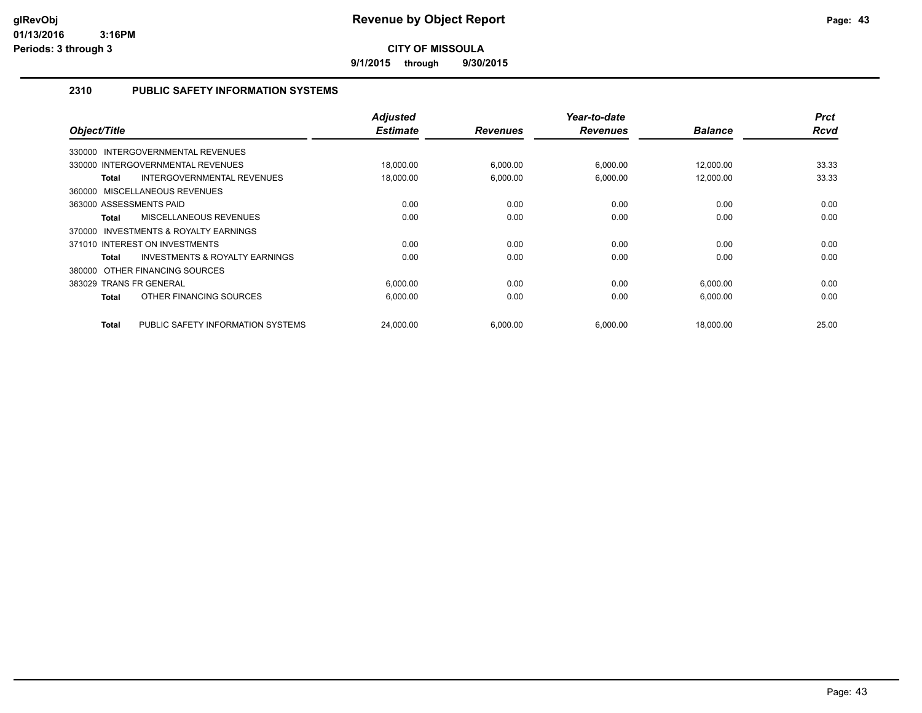# Revenue by Object Report

glRevObj
01/13/2016 3:16PM
Periods: 3 through 3

**CITY OF MISSOULA**

**9/1/2015 through 9/30/2015**

## 2310 PUBLIC SAFETY INFORMATION SYSTEMS

| Object/Title | Adjusted Estimate | Revenues | Year-to-date Revenues | Balance | Prct Rcvd |
|---|---|---|---|---|---|
| 330000 INTERGOVERNMENTAL REVENUES | | | | | |
| 330000 INTERGOVERNMENTAL REVENUES | 18,000.00 | 6,000.00 | 6,000.00 | 12,000.00 | 33.33 |
| **Total** INTERGOVERNMENTAL REVENUES | 18,000.00 | 6,000.00 | 6,000.00 | 12,000.00 | 33.33 |
| 360000 MISCELLANEOUS REVENUES | | | | | |
| 363000 ASSESSMENTS PAID | 0.00 | 0.00 | 0.00 | 0.00 | 0.00 |
| **Total** MISCELLANEOUS REVENUES | 0.00 | 0.00 | 0.00 | 0.00 | 0.00 |
| 370000 INVESTMENTS & ROYALTY EARNINGS | | | | | |
| 371010 INTEREST ON INVESTMENTS | 0.00 | 0.00 | 0.00 | 0.00 | 0.00 |
| **Total** INVESTMENTS & ROYALTY EARNINGS | 0.00 | 0.00 | 0.00 | 0.00 | 0.00 |
| 380000 OTHER FINANCING SOURCES | | | | | |
| 383029 TRANS FR GENERAL | 6,000.00 | 0.00 | 0.00 | 6,000.00 | 0.00 |
| **Total** OTHER FINANCING SOURCES | 6,000.00 | 0.00 | 0.00 | 6,000.00 | 0.00 |
| **Total** PUBLIC SAFETY INFORMATION SYSTEMS | 24,000.00 | 6,000.00 | 6,000.00 | 18,000.00 | 25.00 |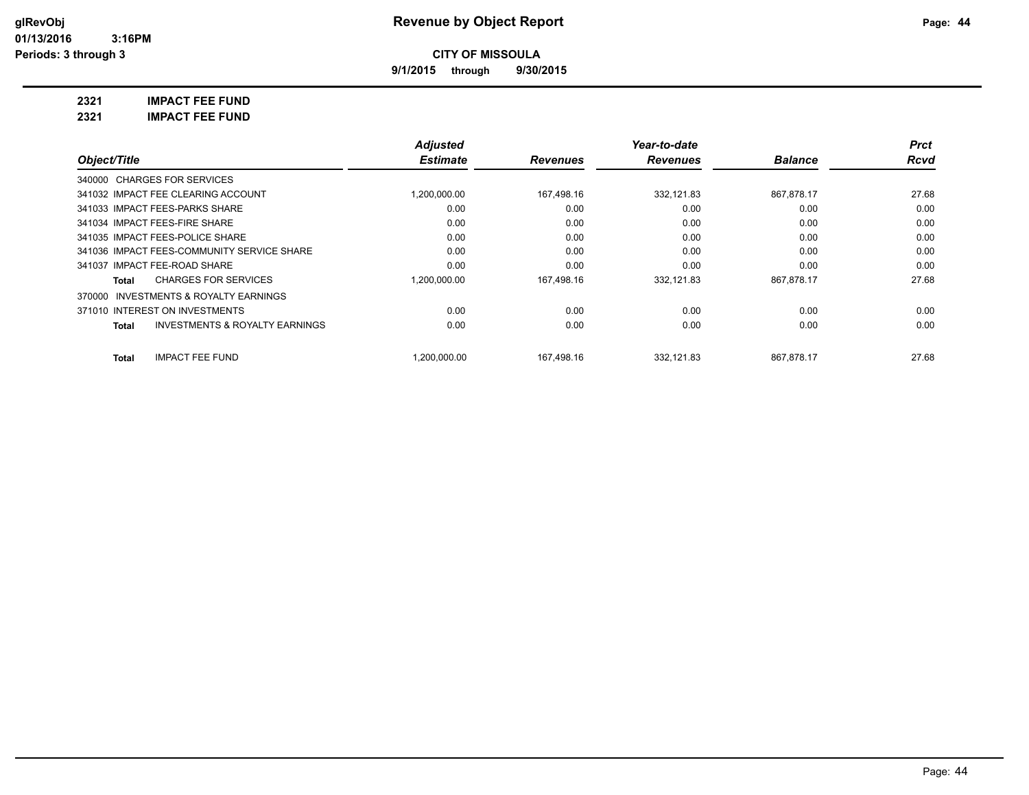glRevObj
01/13/2016 3:16PM
Periods: 3 through 3

# Revenue by Object Report

**CITY OF MISSOULA**

**9/1/2015 through 9/30/2015**

## 2321 IMPACT FEE FUND
## 2321 IMPACT FEE FUND

| Object/Title | Adjusted Estimate | Revenues | Year-to-date Revenues | Balance | Prct Rcvd |
|---|---|---|---|---|---|
| 340000 CHARGES FOR SERVICES | | | | | |
| 341032 IMPACT FEE CLEARING ACCOUNT | 1,200,000.00 | 167,498.16 | 332,121.83 | 867,878.17 | 27.68 |
| 341033 IMPACT FEES-PARKS SHARE | 0.00 | 0.00 | 0.00 | 0.00 | 0.00 |
| 341034 IMPACT FEES-FIRE SHARE | 0.00 | 0.00 | 0.00 | 0.00 | 0.00 |
| 341035 IMPACT FEES-POLICE SHARE | 0.00 | 0.00 | 0.00 | 0.00 | 0.00 |
| 341036 IMPACT FEES-COMMUNITY SERVICE SHARE | 0.00 | 0.00 | 0.00 | 0.00 | 0.00 |
| 341037 IMPACT FEE-ROAD SHARE | 0.00 | 0.00 | 0.00 | 0.00 | 0.00 |
| **Total** CHARGES FOR SERVICES | 1,200,000.00 | 167,498.16 | 332,121.83 | 867,878.17 | 27.68 |
| 370000 INVESTMENTS & ROYALTY EARNINGS | | | | | |
| 371010 INTEREST ON INVESTMENTS | 0.00 | 0.00 | 0.00 | 0.00 | 0.00 |
| **Total** INVESTMENTS & ROYALTY EARNINGS | 0.00 | 0.00 | 0.00 | 0.00 | 0.00 |
| **Total** IMPACT FEE FUND | 1,200,000.00 | 167,498.16 | 332,121.83 | 867,878.17 | 27.68 |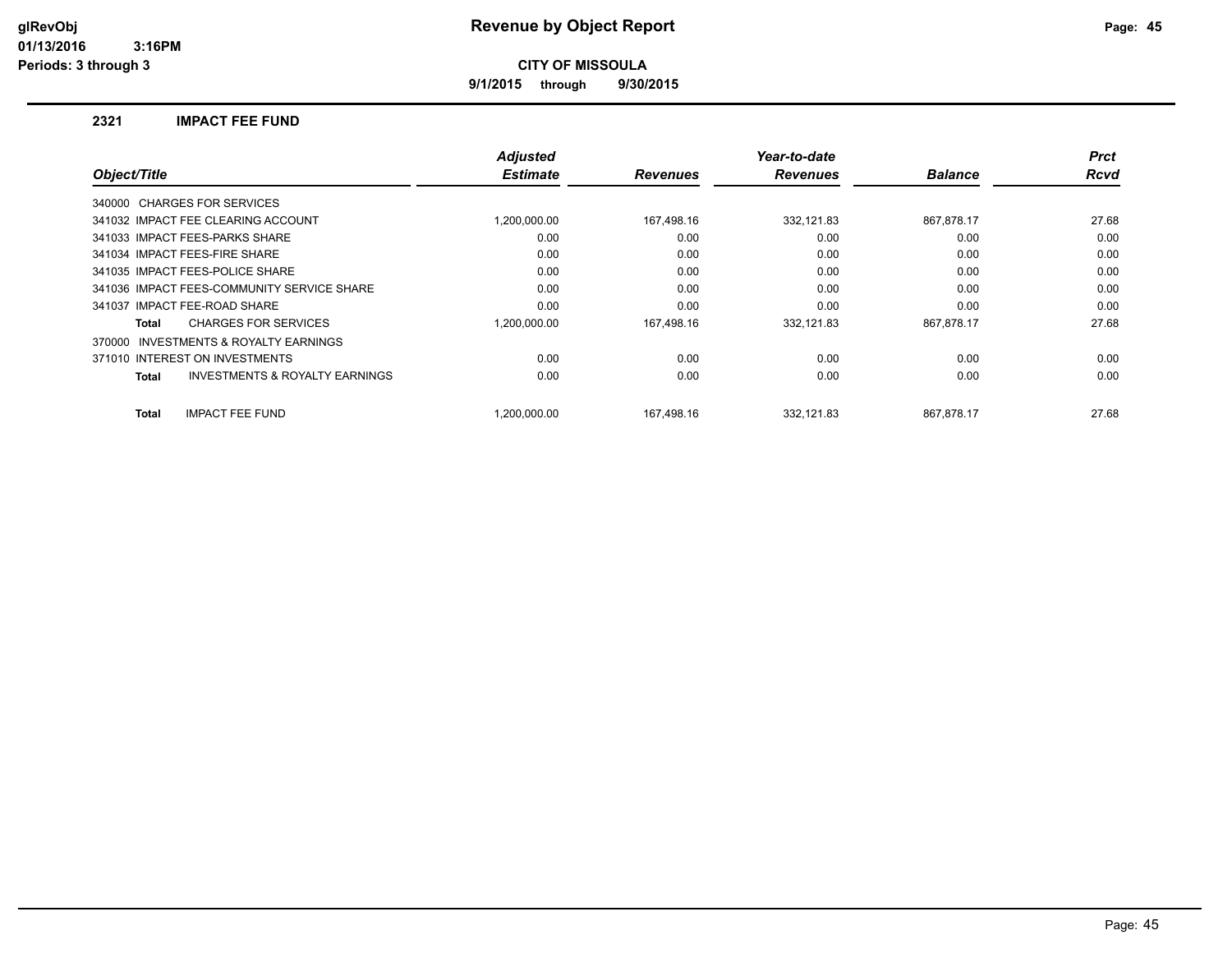# Revenue by Object Report

**CITY OF MISSOULA**

**9/1/2015 through 9/30/2015**

glRevObj
01/13/2016 3:16PM
Periods: 3 through 3

## 2321 IMPACT FEE FUND

| Object/Title | Adjusted Estimate | Revenues | Year-to-date Revenues | Balance | Prct Rcvd |
|---|---|---|---|---|---|
| 340000 CHARGES FOR SERVICES | | | | | |
| 341032 IMPACT FEE CLEARING ACCOUNT | 1,200,000.00 | 167,498.16 | 332,121.83 | 867,878.17 | 27.68 |
| 341033 IMPACT FEES-PARKS SHARE | 0.00 | 0.00 | 0.00 | 0.00 | 0.00 |
| 341034 IMPACT FEES-FIRE SHARE | 0.00 | 0.00 | 0.00 | 0.00 | 0.00 |
| 341035 IMPACT FEES-POLICE SHARE | 0.00 | 0.00 | 0.00 | 0.00 | 0.00 |
| 341036 IMPACT FEES-COMMUNITY SERVICE SHARE | 0.00 | 0.00 | 0.00 | 0.00 | 0.00 |
| 341037 IMPACT FEE-ROAD SHARE | 0.00 | 0.00 | 0.00 | 0.00 | 0.00 |
| **Total** CHARGES FOR SERVICES | 1,200,000.00 | 167,498.16 | 332,121.83 | 867,878.17 | 27.68 |
| 370000 INVESTMENTS & ROYALTY EARNINGS | | | | | |
| 371010 INTEREST ON INVESTMENTS | 0.00 | 0.00 | 0.00 | 0.00 | 0.00 |
| **Total** INVESTMENTS & ROYALTY EARNINGS | 0.00 | 0.00 | 0.00 | 0.00 | 0.00 |
| **Total** IMPACT FEE FUND | 1,200,000.00 | 167,498.16 | 332,121.83 | 867,878.17 | 27.68 |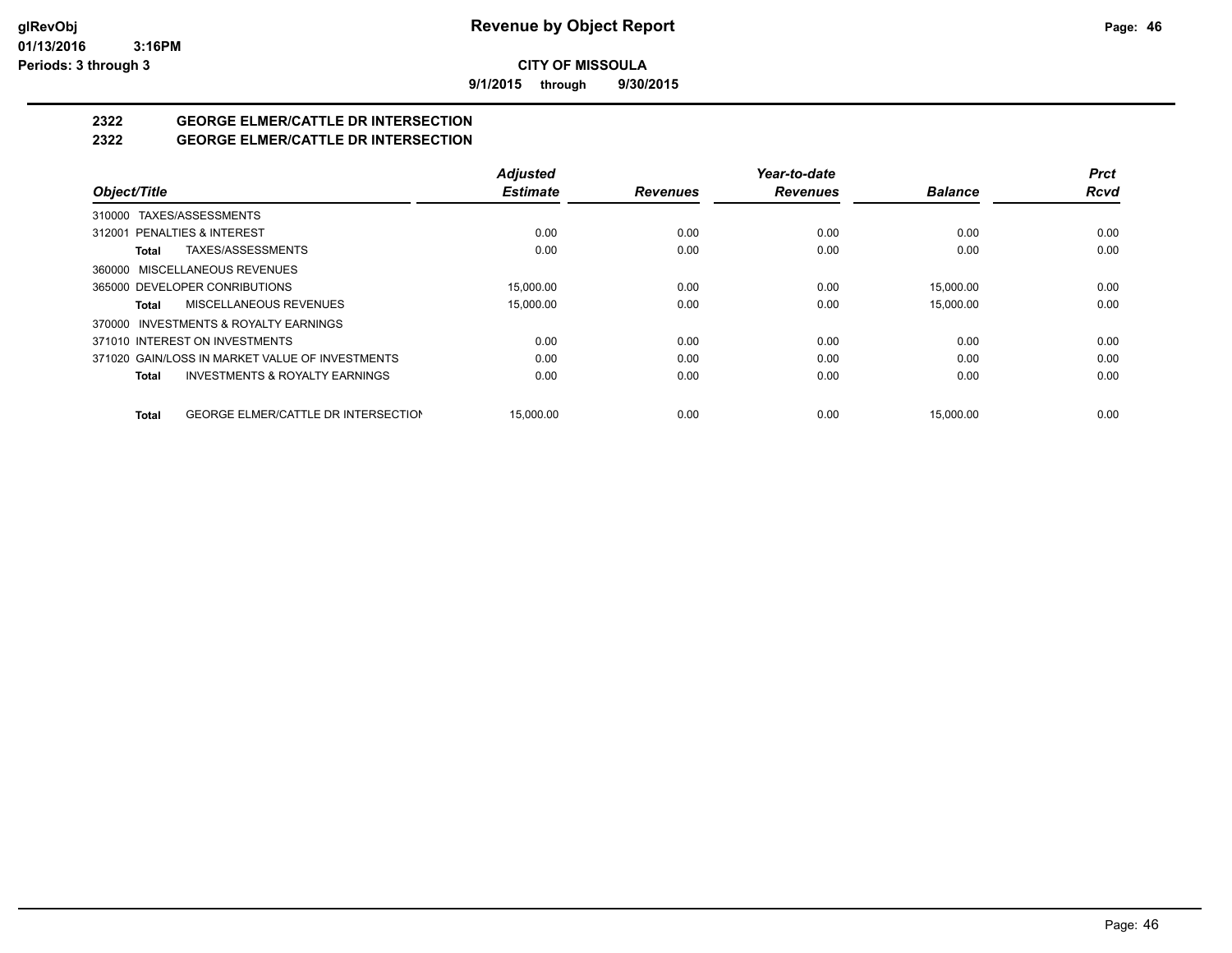# Revenue by Object Report

**CITY OF MISSOULA**

**9/1/2015 through 9/30/2015**

glRevObj
01/13/2016 3:16PM
Periods: 3 through 3

## 2322 GEORGE ELMER/CATTLE DR INTERSECTION
## 2322 GEORGE ELMER/CATTLE DR INTERSECTION

| Object/Title | Adjusted Estimate | Revenues | Year-to-date Revenues | Balance | Prct Rcvd |
|---|---|---|---|---|---|
| 310000 TAXES/ASSESSMENTS | | | | | |
| 312001 PENALTIES & INTEREST | 0.00 | 0.00 | 0.00 | 0.00 | 0.00 |
| **Total** TAXES/ASSESSMENTS | 0.00 | 0.00 | 0.00 | 0.00 | 0.00 |
| 360000 MISCELLANEOUS REVENUES | | | | | |
| 365000 DEVELOPER CONRIBUTIONS | 15,000.00 | 0.00 | 0.00 | 15,000.00 | 0.00 |
| **Total** MISCELLANEOUS REVENUES | 15,000.00 | 0.00 | 0.00 | 15,000.00 | 0.00 |
| 370000 INVESTMENTS & ROYALTY EARNINGS | | | | | |
| 371010 INTEREST ON INVESTMENTS | 0.00 | 0.00 | 0.00 | 0.00 | 0.00 |
| 371020 GAIN/LOSS IN MARKET VALUE OF INVESTMENTS | 0.00 | 0.00 | 0.00 | 0.00 | 0.00 |
| **Total** INVESTMENTS & ROYALTY EARNINGS | 0.00 | 0.00 | 0.00 | 0.00 | 0.00 |
| **Total** GEORGE ELMER/CATTLE DR INTERSECTION | 15,000.00 | 0.00 | 0.00 | 15,000.00 | 0.00 |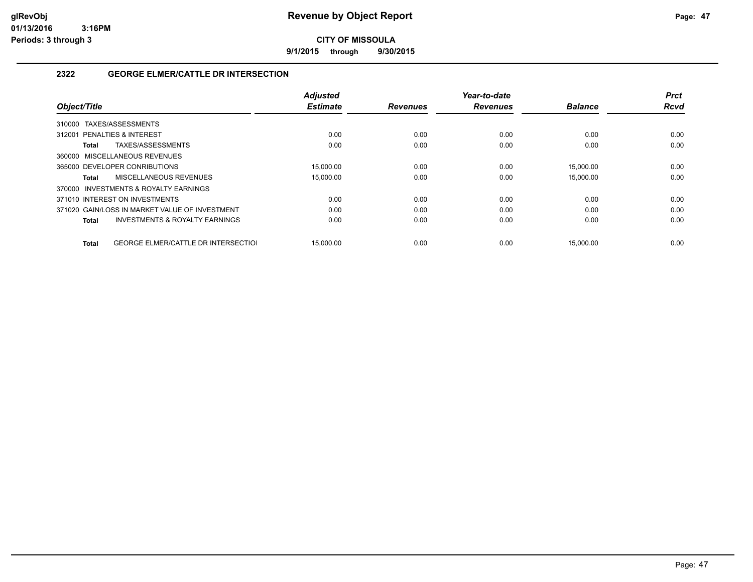**CITY OF MISSOULA**

**9/1/2015 through 9/30/2015**

## 2322 GEORGE ELMER/CATTLE DR INTERSECTION

| Object/Title | Adjusted Estimate | Revenues | Year-to-date Revenues | Balance | Prct Rcvd |
|---|---|---|---|---|---|
| 310000 TAXES/ASSESSMENTS | | | | | |
| 312001 PENALTIES & INTEREST | 0.00 | 0.00 | 0.00 | 0.00 | 0.00 |
| **Total** TAXES/ASSESSMENTS | 0.00 | 0.00 | 0.00 | 0.00 | 0.00 |
| 360000 MISCELLANEOUS REVENUES | | | | | |
| 365000 DEVELOPER CONRIBUTIONS | 15,000.00 | 0.00 | 0.00 | 15,000.00 | 0.00 |
| **Total** MISCELLANEOUS REVENUES | 15,000.00 | 0.00 | 0.00 | 15,000.00 | 0.00 |
| 370000 INVESTMENTS & ROYALTY EARNINGS | | | | | |
| 371010 INTEREST ON INVESTMENTS | 0.00 | 0.00 | 0.00 | 0.00 | 0.00 |
| 371020 GAIN/LOSS IN MARKET VALUE OF INVESTMENT | 0.00 | 0.00 | 0.00 | 0.00 | 0.00 |
| **Total** INVESTMENTS & ROYALTY EARNINGS | 0.00 | 0.00 | 0.00 | 0.00 | 0.00 |
| **Total** GEORGE ELMER/CATTLE DR INTERSECTIOI | 15,000.00 | 0.00 | 0.00 | 15,000.00 | 0.00 |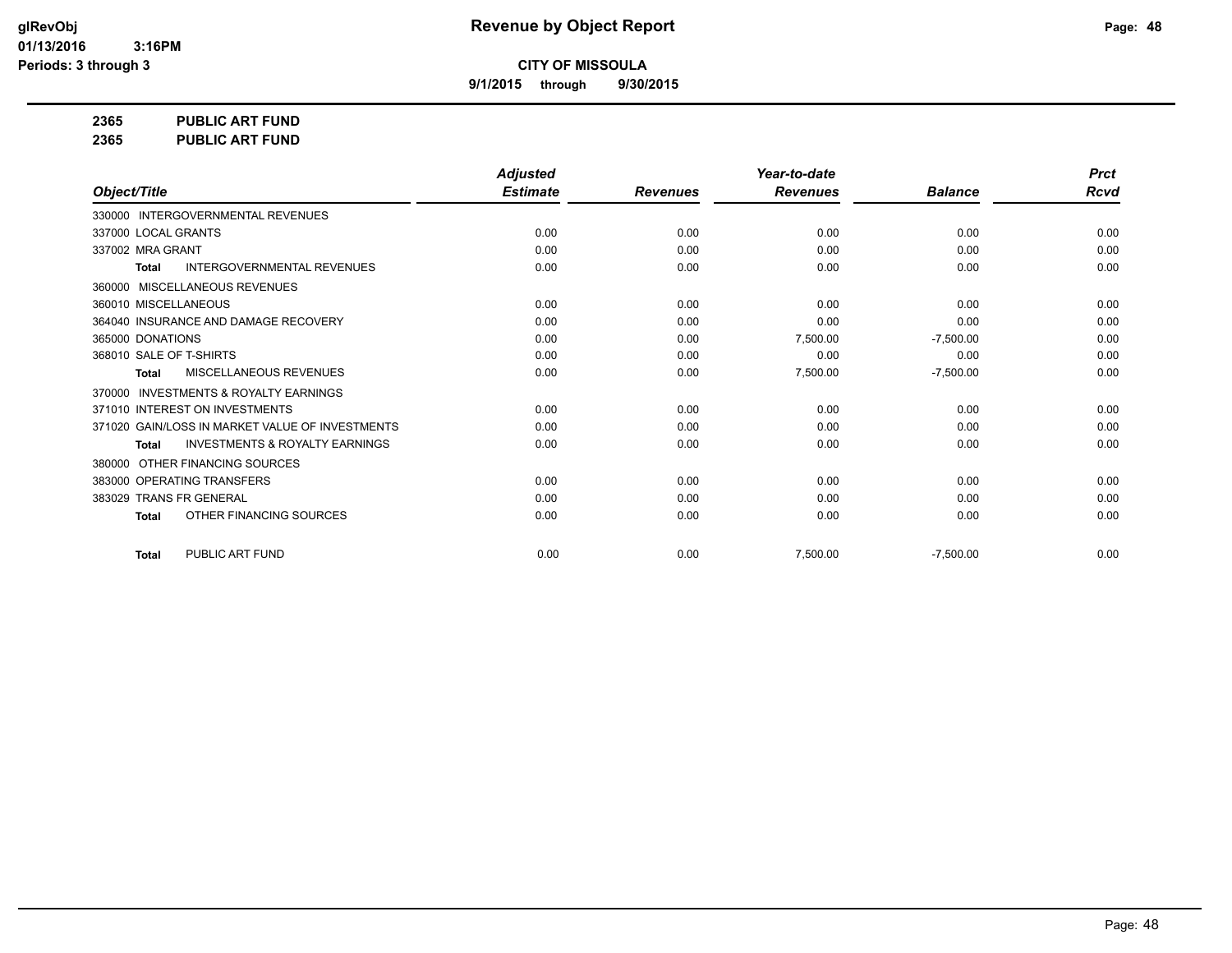**Revenue by Object Report**

**CITY OF MISSOULA**

**9/1/2015 through 9/30/2015**

glRevObj
01/13/2016 3:16PM
Periods: 3 through 3

**2365 PUBLIC ART FUND**

**2365 PUBLIC ART FUND**

| Object/Title | Adjusted Estimate | Revenues | Year-to-date Revenues | Balance | Prct Rcvd |
|---|---|---|---|---|---|
| 330000 INTERGOVERNMENTAL REVENUES | | | | | |
| 337000 LOCAL GRANTS | 0.00 | 0.00 | 0.00 | 0.00 | 0.00 |
| 337002 MRA GRANT | 0.00 | 0.00 | 0.00 | 0.00 | 0.00 |
| **Total** INTERGOVERNMENTAL REVENUES | 0.00 | 0.00 | 0.00 | 0.00 | 0.00 |
| 360000 MISCELLANEOUS REVENUES | | | | | |
| 360010 MISCELLANEOUS | 0.00 | 0.00 | 0.00 | 0.00 | 0.00 |
| 364040 INSURANCE AND DAMAGE RECOVERY | 0.00 | 0.00 | 0.00 | 0.00 | 0.00 |
| 365000 DONATIONS | 0.00 | 0.00 | 7,500.00 | -7,500.00 | 0.00 |
| 368010 SALE OF T-SHIRTS | 0.00 | 0.00 | 0.00 | 0.00 | 0.00 |
| **Total** MISCELLANEOUS REVENUES | 0.00 | 0.00 | 7,500.00 | -7,500.00 | 0.00 |
| 370000 INVESTMENTS & ROYALTY EARNINGS | | | | | |
| 371010 INTEREST ON INVESTMENTS | 0.00 | 0.00 | 0.00 | 0.00 | 0.00 |
| 371020 GAIN/LOSS IN MARKET VALUE OF INVESTMENTS | 0.00 | 0.00 | 0.00 | 0.00 | 0.00 |
| **Total** INVESTMENTS & ROYALTY EARNINGS | 0.00 | 0.00 | 0.00 | 0.00 | 0.00 |
| 380000 OTHER FINANCING SOURCES | | | | | |
| 383000 OPERATING TRANSFERS | 0.00 | 0.00 | 0.00 | 0.00 | 0.00 |
| 383029 TRANS FR GENERAL | 0.00 | 0.00 | 0.00 | 0.00 | 0.00 |
| **Total** OTHER FINANCING SOURCES | 0.00 | 0.00 | 0.00 | 0.00 | 0.00 |
| **Total** PUBLIC ART FUND | 0.00 | 0.00 | 7,500.00 | -7,500.00 | 0.00 |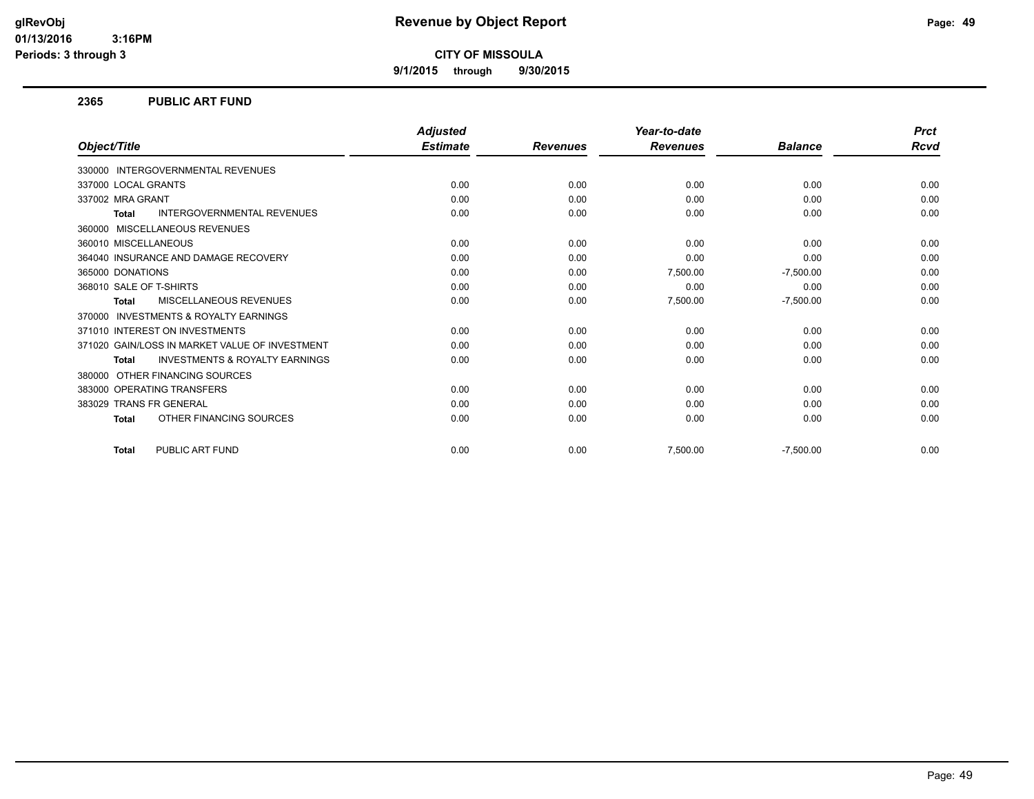# Revenue by Object Report

**CITY OF MISSOULA**

**9/1/2015 through 9/30/2015**

glRevObj
01/13/2016 3:16PM
Periods: 3 through 3

## 2365 PUBLIC ART FUND

| Object/Title | Adjusted Estimate | Revenues | Year-to-date Revenues | Balance | Prct Rcvd |
|---|---|---|---|---|---|
| 330000 INTERGOVERNMENTAL REVENUES | | | | | |
| 337000 LOCAL GRANTS | 0.00 | 0.00 | 0.00 | 0.00 | 0.00 |
| 337002 MRA GRANT | 0.00 | 0.00 | 0.00 | 0.00 | 0.00 |
| **Total** INTERGOVERNMENTAL REVENUES | 0.00 | 0.00 | 0.00 | 0.00 | 0.00 |
| 360000 MISCELLANEOUS REVENUES | | | | | |
| 360010 MISCELLANEOUS | 0.00 | 0.00 | 0.00 | 0.00 | 0.00 |
| 364040 INSURANCE AND DAMAGE RECOVERY | 0.00 | 0.00 | 0.00 | 0.00 | 0.00 |
| 365000 DONATIONS | 0.00 | 0.00 | 7,500.00 | -7,500.00 | 0.00 |
| 368010 SALE OF T-SHIRTS | 0.00 | 0.00 | 0.00 | 0.00 | 0.00 |
| **Total** MISCELLANEOUS REVENUES | 0.00 | 0.00 | 7,500.00 | -7,500.00 | 0.00 |
| 370000 INVESTMENTS & ROYALTY EARNINGS | | | | | |
| 371010 INTEREST ON INVESTMENTS | 0.00 | 0.00 | 0.00 | 0.00 | 0.00 |
| 371020 GAIN/LOSS IN MARKET VALUE OF INVESTMENT | 0.00 | 0.00 | 0.00 | 0.00 | 0.00 |
| **Total** INVESTMENTS & ROYALTY EARNINGS | 0.00 | 0.00 | 0.00 | 0.00 | 0.00 |
| 380000 OTHER FINANCING SOURCES | | | | | |
| 383000 OPERATING TRANSFERS | 0.00 | 0.00 | 0.00 | 0.00 | 0.00 |
| 383029 TRANS FR GENERAL | 0.00 | 0.00 | 0.00 | 0.00 | 0.00 |
| **Total** OTHER FINANCING SOURCES | 0.00 | 0.00 | 0.00 | 0.00 | 0.00 |
| **Total** PUBLIC ART FUND | 0.00 | 0.00 | 7,500.00 | -7,500.00 | 0.00 |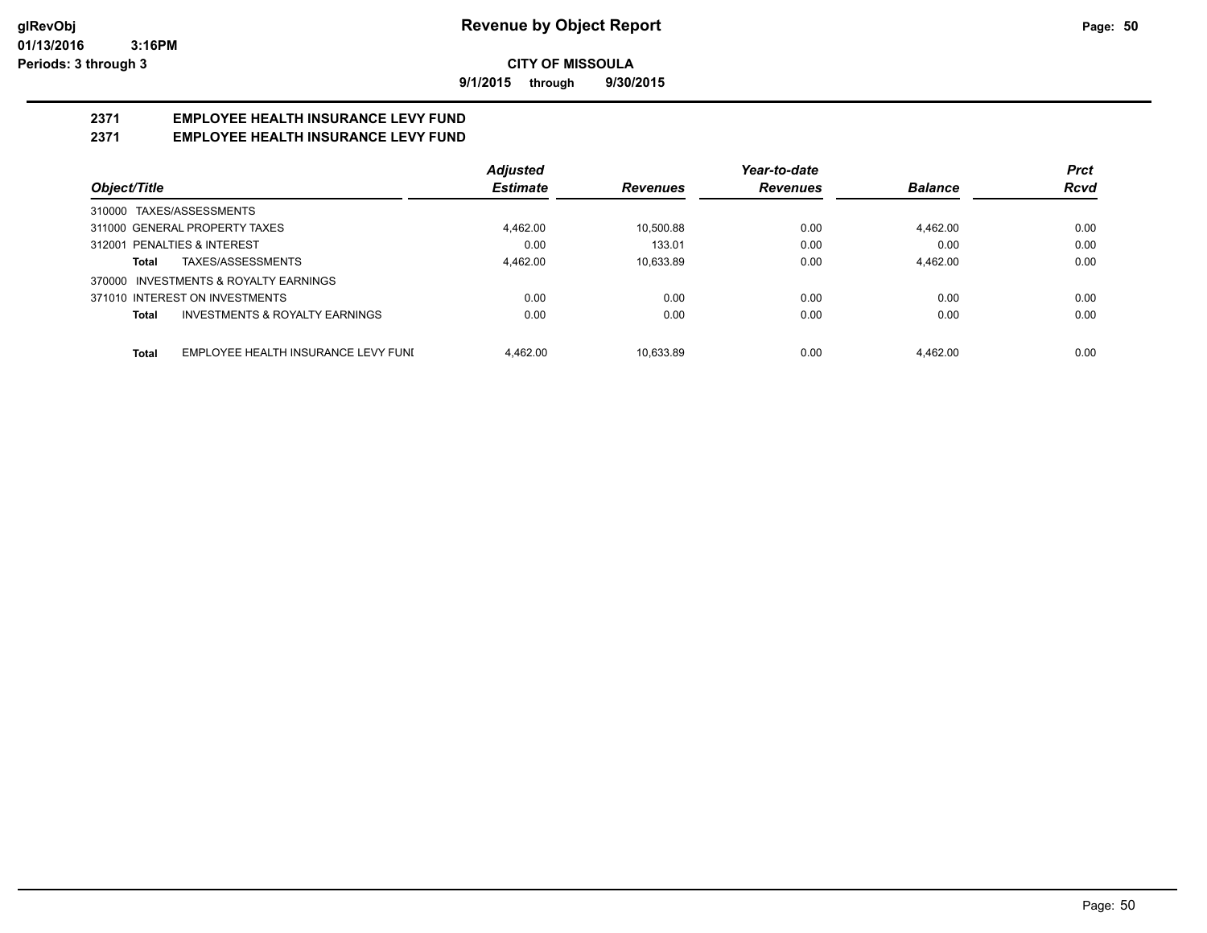**Revenue by Object Report**

**CITY OF MISSOULA**

**9/1/2015 through 9/30/2015**

glRevObj
01/13/2016 3:16PM
Periods: 3 through 3

## 2371 EMPLOYEE HEALTH INSURANCE LEVY FUND

## 2371 EMPLOYEE HEALTH INSURANCE LEVY FUND

| Object/Title | Adjusted Estimate | Revenues | Year-to-date Revenues | Balance | Prct Rcvd |
|---|---|---|---|---|---|
| 310000 TAXES/ASSESSMENTS | | | | | |
| 311000 GENERAL PROPERTY TAXES | 4,462.00 | 10,500.88 | 0.00 | 4,462.00 | 0.00 |
| 312001 PENALTIES & INTEREST | 0.00 | 133.01 | 0.00 | 0.00 | 0.00 |
| **Total** TAXES/ASSESSMENTS | 4,462.00 | 10,633.89 | 0.00 | 4,462.00 | 0.00 |
| 370000 INVESTMENTS & ROYALTY EARNINGS | | | | | |
| 371010 INTEREST ON INVESTMENTS | 0.00 | 0.00 | 0.00 | 0.00 | 0.00 |
| **Total** INVESTMENTS & ROYALTY EARNINGS | 0.00 | 0.00 | 0.00 | 0.00 | 0.00 |
| **Total** EMPLOYEE HEALTH INSURANCE LEVY FUNI | 4,462.00 | 10,633.89 | 0.00 | 4,462.00 | 0.00 |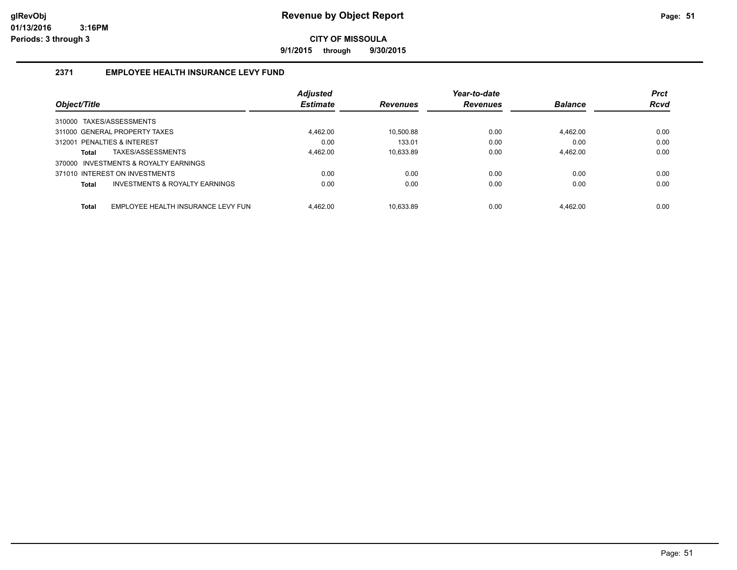# Revenue by Object Report

**CITY OF MISSOULA**

**9/1/2015 through 9/30/2015**

glRevObj
01/13/2016 3:16PM
Periods: 3 through 3

## 2371 EMPLOYEE HEALTH INSURANCE LEVY FUND

| Object/Title | Adjusted Estimate | Revenues | Year-to-date Revenues | Balance | Prct Rcvd |
|---|---|---|---|---|---|
| 310000 TAXES/ASSESSMENTS | | | | | |
| 311000 GENERAL PROPERTY TAXES | 4,462.00 | 10,500.88 | 0.00 | 4,462.00 | 0.00 |
| 312001 PENALTIES & INTEREST | 0.00 | 133.01 | 0.00 | 0.00 | 0.00 |
| **Total** TAXES/ASSESSMENTS | 4,462.00 | 10,633.89 | 0.00 | 4,462.00 | 0.00 |
| 370000 INVESTMENTS & ROYALTY EARNINGS | | | | | |
| 371010 INTEREST ON INVESTMENTS | 0.00 | 0.00 | 0.00 | 0.00 | 0.00 |
| **Total** INVESTMENTS & ROYALTY EARNINGS | 0.00 | 0.00 | 0.00 | 0.00 | 0.00 |
| **Total** EMPLOYEE HEALTH INSURANCE LEVY FUN | 4,462.00 | 10,633.89 | 0.00 | 4,462.00 | 0.00 |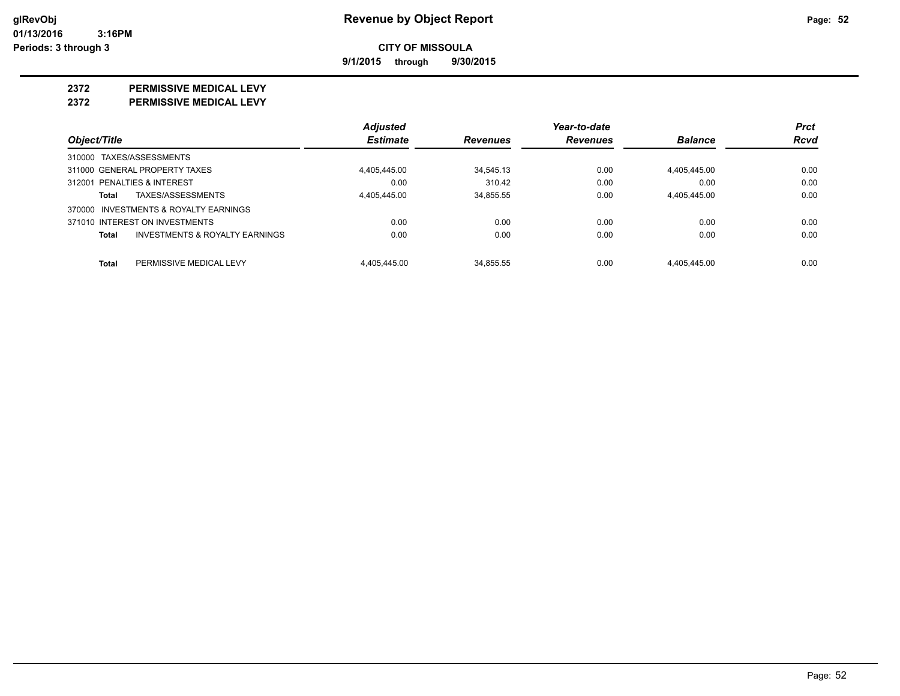**Revenue by Object Report**

glRevObj
01/13/2016 3:16PM
Periods: 3 through 3

**CITY OF MISSOULA**

**9/1/2015 through 9/30/2015**

**2372 PERMISSIVE MEDICAL LEVY**

**2372 PERMISSIVE MEDICAL LEVY**

| Object/Title | | Adjusted Estimate | Revenues | Year-to-date Revenues | Balance | Prct Rcvd |
|---|---|---|---|---|---|---|
| 310000 TAXES/ASSESSMENTS | | | | | | |
| 311000 GENERAL PROPERTY TAXES | | 4,405,445.00 | 34,545.13 | 0.00 | 4,405,445.00 | 0.00 |
| 312001 PENALTIES & INTEREST | | 0.00 | 310.42 | 0.00 | 0.00 | 0.00 |
| Total | TAXES/ASSESSMENTS | 4,405,445.00 | 34,855.55 | 0.00 | 4,405,445.00 | 0.00 |
| 370000 INVESTMENTS & ROYALTY EARNINGS | | | | | | |
| 371010 INTEREST ON INVESTMENTS | | 0.00 | 0.00 | 0.00 | 0.00 | 0.00 |
| Total | INVESTMENTS & ROYALTY EARNINGS | 0.00 | 0.00 | 0.00 | 0.00 | 0.00 |
| Total | PERMISSIVE MEDICAL LEVY | 4,405,445.00 | 34,855.55 | 0.00 | 4,405,445.00 | 0.00 |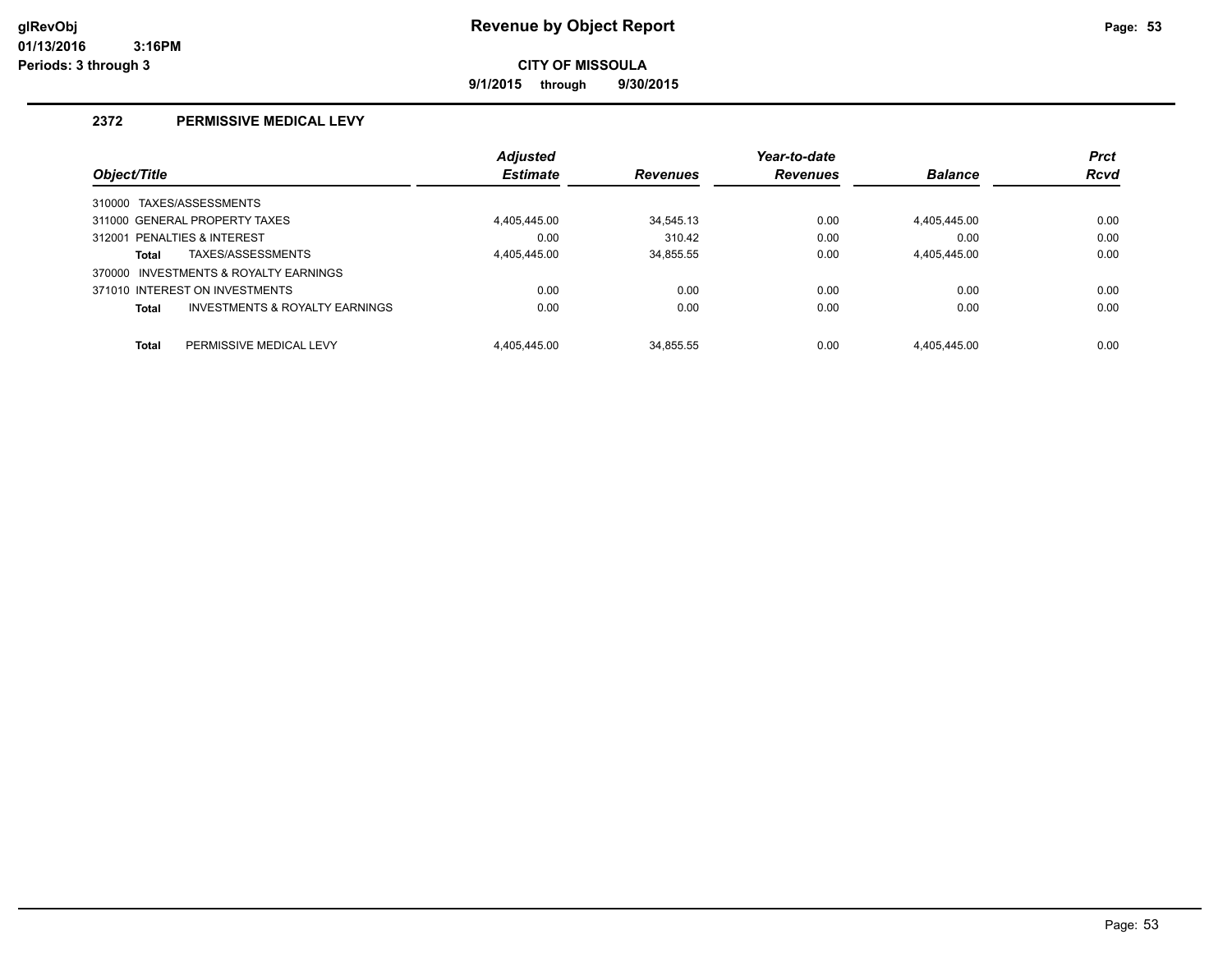# Revenue by Object Report

**CITY OF MISSOULA**

**9/1/2015 through 9/30/2015**

glRevObj
01/13/2016 3:16PM
Periods: 3 through 3

## 2372 PERMISSIVE MEDICAL LEVY

| Object/Title | Adjusted Estimate | Revenues | Year-to-date Revenues | Balance | Prct Rcvd |
|---|---|---|---|---|---|
| 310000 TAXES/ASSESSMENTS | | | | | |
| 311000 GENERAL PROPERTY TAXES | 4,405,445.00 | 34,545.13 | 0.00 | 4,405,445.00 | 0.00 |
| 312001 PENALTIES & INTEREST | 0.00 | 310.42 | 0.00 | 0.00 | 0.00 |
| **Total** TAXES/ASSESSMENTS | 4,405,445.00 | 34,855.55 | 0.00 | 4,405,445.00 | 0.00 |
| 370000 INVESTMENTS & ROYALTY EARNINGS | | | | | |
| 371010 INTEREST ON INVESTMENTS | 0.00 | 0.00 | 0.00 | 0.00 | 0.00 |
| **Total** INVESTMENTS & ROYALTY EARNINGS | 0.00 | 0.00 | 0.00 | 0.00 | 0.00 |
| **Total** PERMISSIVE MEDICAL LEVY | 4,405,445.00 | 34,855.55 | 0.00 | 4,405,445.00 | 0.00 |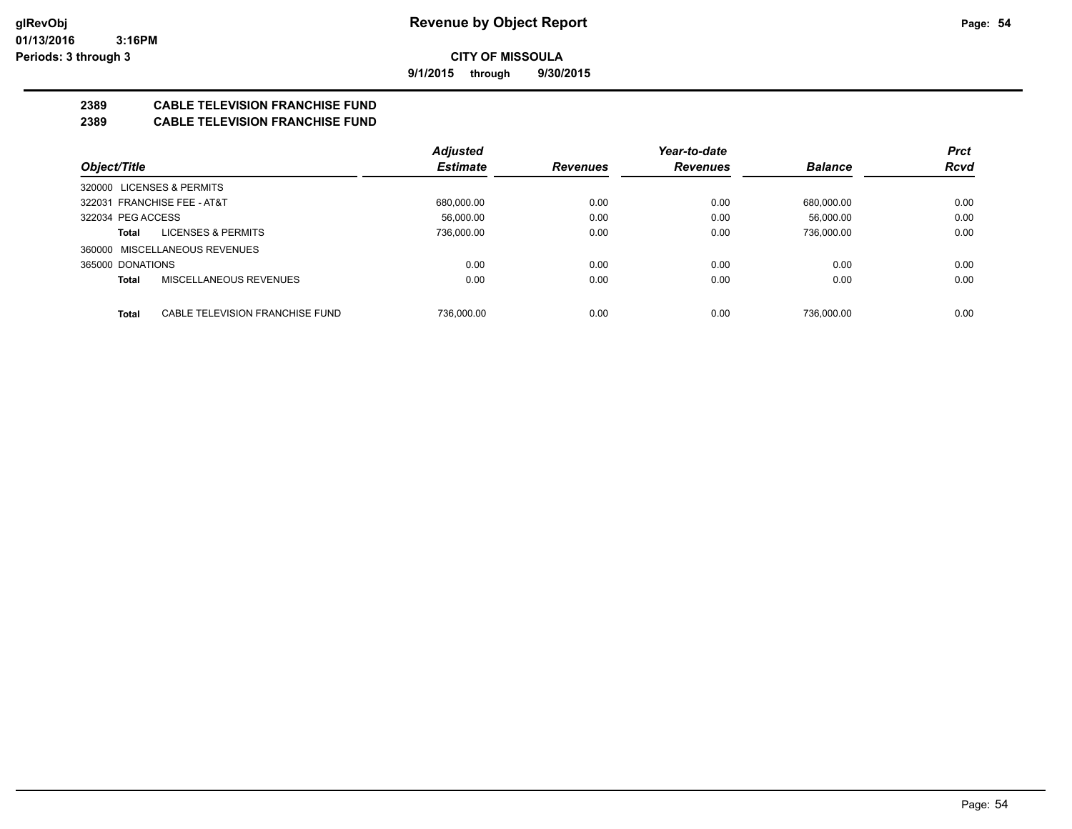glRevObj
01/13/2016 3:16PM
Periods: 3 through 3

# Revenue by Object Report

**CITY OF MISSOULA**

**9/1/2015 through 9/30/2015**

**2389 CABLE TELEVISION FRANCHISE FUND**
**2389 CABLE TELEVISION FRANCHISE FUND**

| Object/Title | Adjusted Estimate | Revenues | Year-to-date Revenues | Balance | Prct Rcvd |
|---|---|---|---|---|---|
| 320000 LICENSES & PERMITS | | | | | |
| 322031 FRANCHISE FEE - AT&T | 680,000.00 | 0.00 | 0.00 | 680,000.00 | 0.00 |
| 322034 PEG ACCESS | 56,000.00 | 0.00 | 0.00 | 56,000.00 | 0.00 |
| **Total** LICENSES & PERMITS | 736,000.00 | 0.00 | 0.00 | 736,000.00 | 0.00 |
| 360000 MISCELLANEOUS REVENUES | | | | | |
| 365000 DONATIONS | 0.00 | 0.00 | 0.00 | 0.00 | 0.00 |
| **Total** MISCELLANEOUS REVENUES | 0.00 | 0.00 | 0.00 | 0.00 | 0.00 |
| **Total** CABLE TELEVISION FRANCHISE FUND | 736,000.00 | 0.00 | 0.00 | 736,000.00 | 0.00 |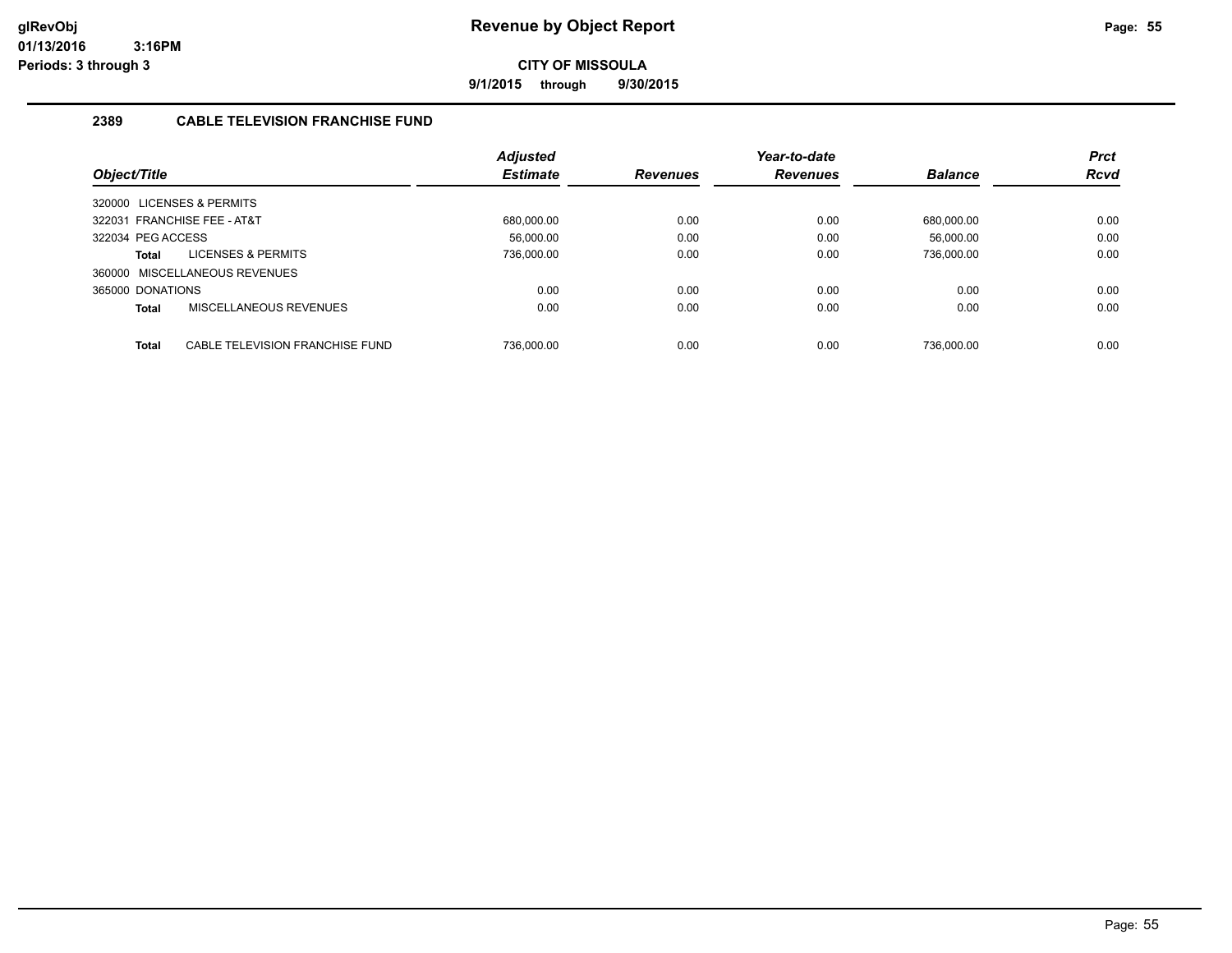# Revenue by Object Report

glRevObj
01/13/2016 3:16PM
Periods: 3 through 3

**CITY OF MISSOULA**

**9/1/2015 through 9/30/2015**

## 2389 CABLE TELEVISION FRANCHISE FUND

| Object/Title | Adjusted Estimate | Revenues | Year-to-date Revenues | Balance | Prct Rcvd |
|---|---|---|---|---|---|
| 320000 LICENSES & PERMITS | | | | | |
| 322031 FRANCHISE FEE - AT&T | 680,000.00 | 0.00 | 0.00 | 680,000.00 | 0.00 |
| 322034 PEG ACCESS | 56,000.00 | 0.00 | 0.00 | 56,000.00 | 0.00 |
| **Total** LICENSES & PERMITS | 736,000.00 | 0.00 | 0.00 | 736,000.00 | 0.00 |
| 360000 MISCELLANEOUS REVENUES | | | | | |
| 365000 DONATIONS | 0.00 | 0.00 | 0.00 | 0.00 | 0.00 |
| **Total** MISCELLANEOUS REVENUES | 0.00 | 0.00 | 0.00 | 0.00 | 0.00 |
| **Total** CABLE TELEVISION FRANCHISE FUND | 736,000.00 | 0.00 | 0.00 | 736,000.00 | 0.00 |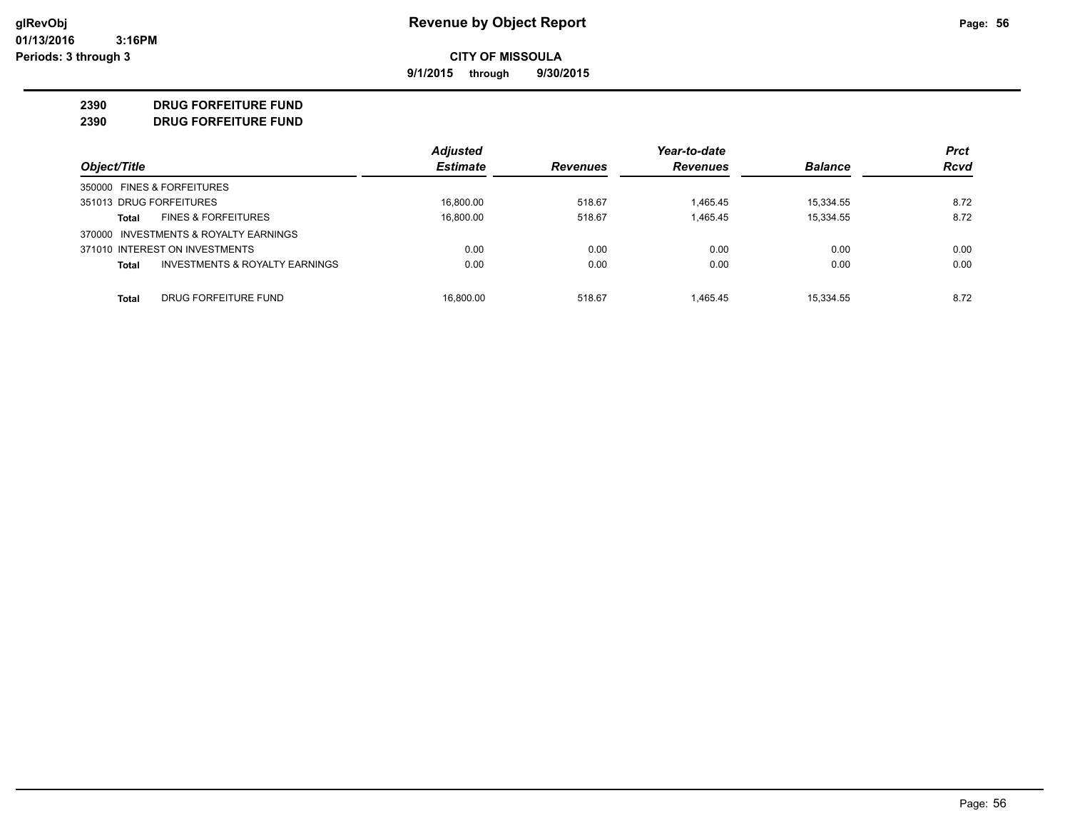# Revenue by Object Report

**CITY OF MISSOULA**

**9/1/2015 through 9/30/2015**

glRevObj
01/13/2016 3:16PM
Periods: 3 through 3

## 2390 DRUG FORFEITURE FUND
## 2390 DRUG FORFEITURE FUND

| Object/Title | Adjusted Estimate | Revenues | Year-to-date Revenues | Balance | Prct Rcvd |
|---|---|---|---|---|---|
| 350000 FINES & FORFEITURES | | | | | |
| 351013 DRUG FORFEITURES | 16,800.00 | 518.67 | 1,465.45 | 15,334.55 | 8.72 |
| **Total** FINES & FORFEITURES | 16,800.00 | 518.67 | 1,465.45 | 15,334.55 | 8.72 |
| 370000 INVESTMENTS & ROYALTY EARNINGS | | | | | |
| 371010 INTEREST ON INVESTMENTS | 0.00 | 0.00 | 0.00 | 0.00 | 0.00 |
| **Total** INVESTMENTS & ROYALTY EARNINGS | 0.00 | 0.00 | 0.00 | 0.00 | 0.00 |
| **Total** DRUG FORFEITURE FUND | 16,800.00 | 518.67 | 1,465.45 | 15,334.55 | 8.72 |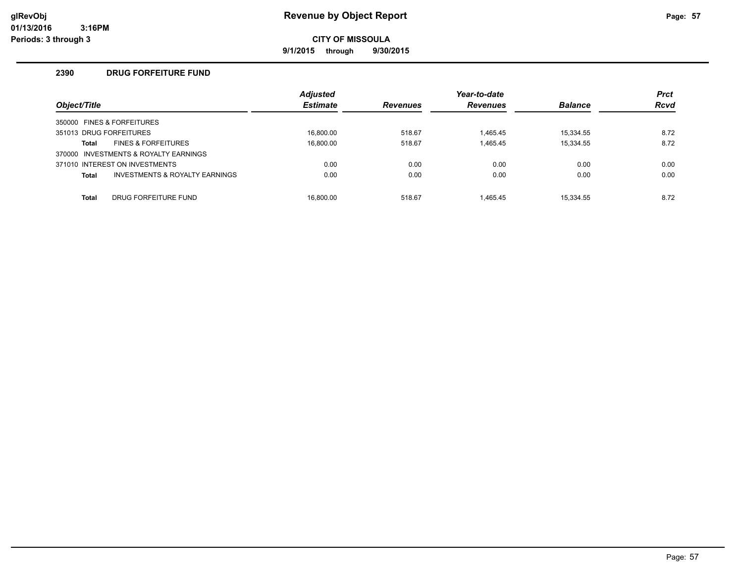# Revenue by Object Report

**CITY OF MISSOULA**

**9/1/2015 through 9/30/2015**

glRevObj
01/13/2016 3:16PM
Periods: 3 through 3

## 2390 DRUG FORFEITURE FUND

| Object/Title | | Adjusted Estimate | Revenues | Year-to-date Revenues | Balance | Prct Rcvd |
|---|---|---|---|---|---|---|
| 350000 FINES & FORFEITURES | | | | | | |
| 351013 DRUG FORFEITURES | | 16,800.00 | 518.67 | 1,465.45 | 15,334.55 | 8.72 |
| **Total** | FINES & FORFEITURES | 16,800.00 | 518.67 | 1,465.45 | 15,334.55 | 8.72 |
| 370000 INVESTMENTS & ROYALTY EARNINGS | | | | | | |
| 371010 INTEREST ON INVESTMENTS | | 0.00 | 0.00 | 0.00 | 0.00 | 0.00 |
| **Total** | INVESTMENTS & ROYALTY EARNINGS | 0.00 | 0.00 | 0.00 | 0.00 | 0.00 |
| **Total** | DRUG FORFEITURE FUND | 16,800.00 | 518.67 | 1,465.45 | 15,334.55 | 8.72 |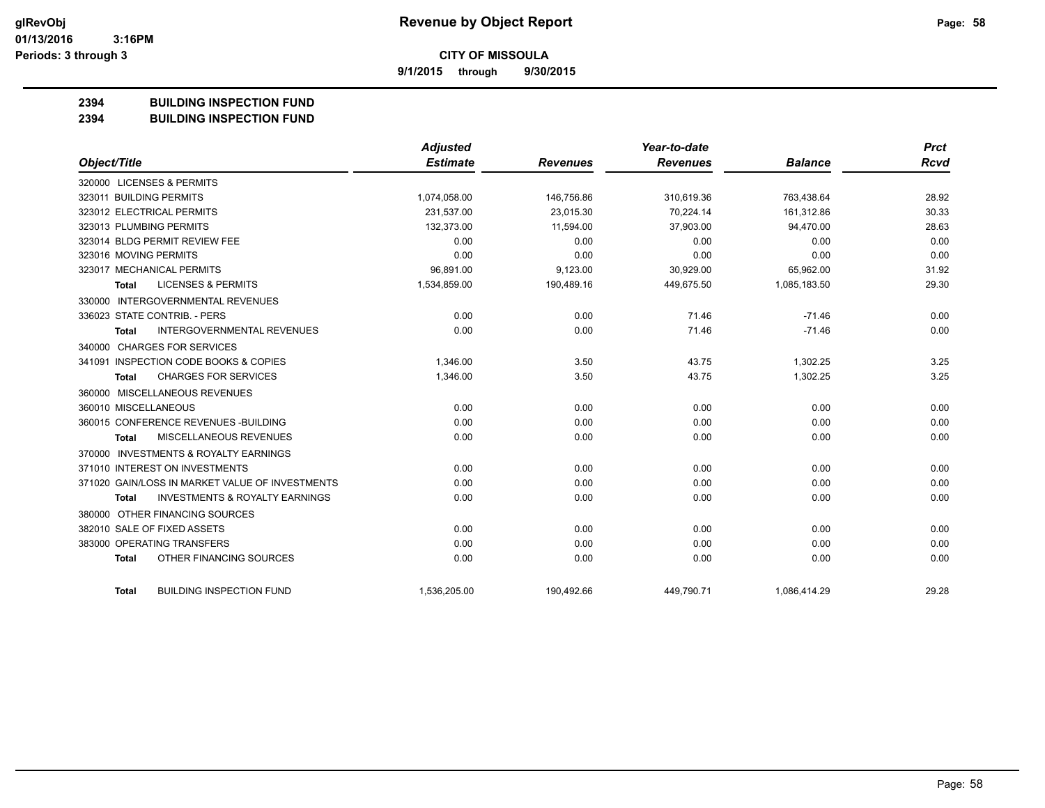# CITY OF MISSOULA

**9/1/2015 through 9/30/2015**

## 2394 BUILDING INSPECTION FUND
## 2394 BUILDING INSPECTION FUND

| Object/Title | Adjusted Estimate | Revenues | Year-to-date Revenues | Balance | Prct Rcvd |
|---|---|---|---|---|---|
| 320000 LICENSES & PERMITS | | | | | |
| 323011 BUILDING PERMITS | 1,074,058.00 | 146,756.86 | 310,619.36 | 763,438.64 | 28.92 |
| 323012 ELECTRICAL PERMITS | 231,537.00 | 23,015.30 | 70,224.14 | 161,312.86 | 30.33 |
| 323013 PLUMBING PERMITS | 132,373.00 | 11,594.00 | 37,903.00 | 94,470.00 | 28.63 |
| 323014 BLDG PERMIT REVIEW FEE | 0.00 | 0.00 | 0.00 | 0.00 | 0.00 |
| 323016 MOVING PERMITS | 0.00 | 0.00 | 0.00 | 0.00 | 0.00 |
| 323017 MECHANICAL PERMITS | 96,891.00 | 9,123.00 | 30,929.00 | 65,962.00 | 31.92 |
| **Total** LICENSES & PERMITS | 1,534,859.00 | 190,489.16 | 449,675.50 | 1,085,183.50 | 29.30 |
| 330000 INTERGOVERNMENTAL REVENUES | | | | | |
| 336023 STATE CONTRIB. - PERS | 0.00 | 0.00 | 71.46 | -71.46 | 0.00 |
| **Total** INTERGOVERNMENTAL REVENUES | 0.00 | 0.00 | 71.46 | -71.46 | 0.00 |
| 340000 CHARGES FOR SERVICES | | | | | |
| 341091 INSPECTION CODE BOOKS & COPIES | 1,346.00 | 3.50 | 43.75 | 1,302.25 | 3.25 |
| **Total** CHARGES FOR SERVICES | 1,346.00 | 3.50 | 43.75 | 1,302.25 | 3.25 |
| 360000 MISCELLANEOUS REVENUES | | | | | |
| 360010 MISCELLANEOUS | 0.00 | 0.00 | 0.00 | 0.00 | 0.00 |
| 360015 CONFERENCE REVENUES -BUILDING | 0.00 | 0.00 | 0.00 | 0.00 | 0.00 |
| **Total** MISCELLANEOUS REVENUES | 0.00 | 0.00 | 0.00 | 0.00 | 0.00 |
| 370000 INVESTMENTS & ROYALTY EARNINGS | | | | | |
| 371010 INTEREST ON INVESTMENTS | 0.00 | 0.00 | 0.00 | 0.00 | 0.00 |
| 371020 GAIN/LOSS IN MARKET VALUE OF INVESTMENTS | 0.00 | 0.00 | 0.00 | 0.00 | 0.00 |
| **Total** INVESTMENTS & ROYALTY EARNINGS | 0.00 | 0.00 | 0.00 | 0.00 | 0.00 |
| 380000 OTHER FINANCING SOURCES | | | | | |
| 382010 SALE OF FIXED ASSETS | 0.00 | 0.00 | 0.00 | 0.00 | 0.00 |
| 383000 OPERATING TRANSFERS | 0.00 | 0.00 | 0.00 | 0.00 | 0.00 |
| **Total** OTHER FINANCING SOURCES | 0.00 | 0.00 | 0.00 | 0.00 | 0.00 |
| **Total** BUILDING INSPECTION FUND | 1,536,205.00 | 190,492.66 | 449,790.71 | 1,086,414.29 | 29.28 |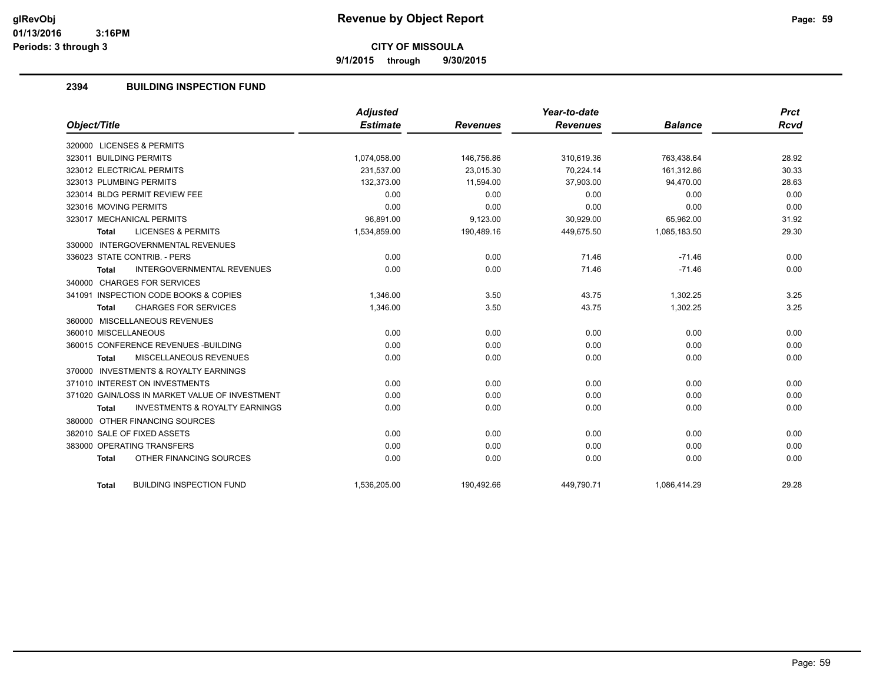# Revenue by Object Report

**CITY OF MISSOULA**

**9/1/2015 through 9/30/2015**

glRevObj
01/13/2016 3:16PM
Periods: 3 through 3

## 2394 BUILDING INSPECTION FUND

| Object/Title | Adjusted Estimate | Revenues | Year-to-date Revenues | Balance | Prct Rcvd |
|---|---|---|---|---|---|
| 320000 LICENSES & PERMITS | | | | | |
| 323011 BUILDING PERMITS | 1,074,058.00 | 146,756.86 | 310,619.36 | 763,438.64 | 28.92 |
| 323012 ELECTRICAL PERMITS | 231,537.00 | 23,015.30 | 70,224.14 | 161,312.86 | 30.33 |
| 323013 PLUMBING PERMITS | 132,373.00 | 11,594.00 | 37,903.00 | 94,470.00 | 28.63 |
| 323014 BLDG PERMIT REVIEW FEE | 0.00 | 0.00 | 0.00 | 0.00 | 0.00 |
| 323016 MOVING PERMITS | 0.00 | 0.00 | 0.00 | 0.00 | 0.00 |
| 323017 MECHANICAL PERMITS | 96,891.00 | 9,123.00 | 30,929.00 | 65,962.00 | 31.92 |
| **Total** LICENSES & PERMITS | 1,534,859.00 | 190,489.16 | 449,675.50 | 1,085,183.50 | 29.30 |
| 330000 INTERGOVERNMENTAL REVENUES | | | | | |
| 336023 STATE CONTRIB. - PERS | 0.00 | 0.00 | 71.46 | -71.46 | 0.00 |
| **Total** INTERGOVERNMENTAL REVENUES | 0.00 | 0.00 | 71.46 | -71.46 | 0.00 |
| 340000 CHARGES FOR SERVICES | | | | | |
| 341091 INSPECTION CODE BOOKS & COPIES | 1,346.00 | 3.50 | 43.75 | 1,302.25 | 3.25 |
| **Total** CHARGES FOR SERVICES | 1,346.00 | 3.50 | 43.75 | 1,302.25 | 3.25 |
| 360000 MISCELLANEOUS REVENUES | | | | | |
| 360010 MISCELLANEOUS | 0.00 | 0.00 | 0.00 | 0.00 | 0.00 |
| 360015 CONFERENCE REVENUES -BUILDING | 0.00 | 0.00 | 0.00 | 0.00 | 0.00 |
| **Total** MISCELLANEOUS REVENUES | 0.00 | 0.00 | 0.00 | 0.00 | 0.00 |
| 370000 INVESTMENTS & ROYALTY EARNINGS | | | | | |
| 371010 INTEREST ON INVESTMENTS | 0.00 | 0.00 | 0.00 | 0.00 | 0.00 |
| 371020 GAIN/LOSS IN MARKET VALUE OF INVESTMENT | 0.00 | 0.00 | 0.00 | 0.00 | 0.00 |
| **Total** INVESTMENTS & ROYALTY EARNINGS | 0.00 | 0.00 | 0.00 | 0.00 | 0.00 |
| 380000 OTHER FINANCING SOURCES | | | | | |
| 382010 SALE OF FIXED ASSETS | 0.00 | 0.00 | 0.00 | 0.00 | 0.00 |
| 383000 OPERATING TRANSFERS | 0.00 | 0.00 | 0.00 | 0.00 | 0.00 |
| **Total** OTHER FINANCING SOURCES | 0.00 | 0.00 | 0.00 | 0.00 | 0.00 |
| **Total** BUILDING INSPECTION FUND | 1,536,205.00 | 190,492.66 | 449,790.71 | 1,086,414.29 | 29.28 |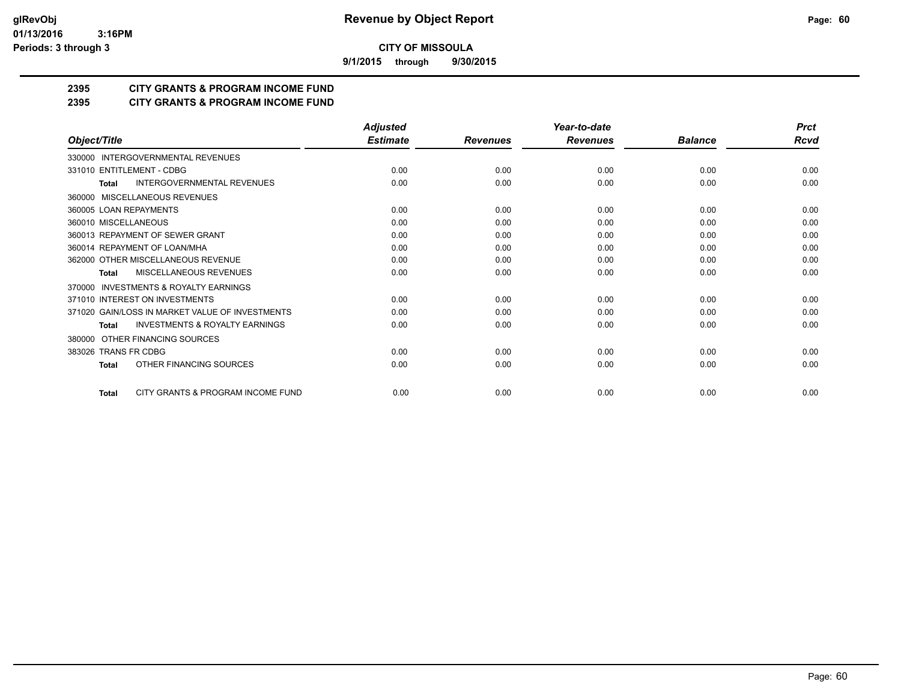# Revenue by Object Report

**CITY OF MISSOULA**

**9/1/2015 through 9/30/2015**

glRevObj
01/13/2016 3:16PM
Periods: 3 through 3

**2395 CITY GRANTS & PROGRAM INCOME FUND**
**2395 CITY GRANTS & PROGRAM INCOME FUND**

| Object/Title | Adjusted Estimate | Revenues | Year-to-date Revenues | Balance | Prct Rcvd |
|---|---|---|---|---|---|
| 330000 INTERGOVERNMENTAL REVENUES | | | | | |
| 331010 ENTITLEMENT - CDBG | 0.00 | 0.00 | 0.00 | 0.00 | 0.00 |
| **Total** INTERGOVERNMENTAL REVENUES | 0.00 | 0.00 | 0.00 | 0.00 | 0.00 |
| 360000 MISCELLANEOUS REVENUES | | | | | |
| 360005 LOAN REPAYMENTS | 0.00 | 0.00 | 0.00 | 0.00 | 0.00 |
| 360010 MISCELLANEOUS | 0.00 | 0.00 | 0.00 | 0.00 | 0.00 |
| 360013 REPAYMENT OF SEWER GRANT | 0.00 | 0.00 | 0.00 | 0.00 | 0.00 |
| 360014 REPAYMENT OF LOAN/MHA | 0.00 | 0.00 | 0.00 | 0.00 | 0.00 |
| 362000 OTHER MISCELLANEOUS REVENUE | 0.00 | 0.00 | 0.00 | 0.00 | 0.00 |
| **Total** MISCELLANEOUS REVENUES | 0.00 | 0.00 | 0.00 | 0.00 | 0.00 |
| 370000 INVESTMENTS & ROYALTY EARNINGS | | | | | |
| 371010 INTEREST ON INVESTMENTS | 0.00 | 0.00 | 0.00 | 0.00 | 0.00 |
| 371020 GAIN/LOSS IN MARKET VALUE OF INVESTMENTS | 0.00 | 0.00 | 0.00 | 0.00 | 0.00 |
| **Total** INVESTMENTS & ROYALTY EARNINGS | 0.00 | 0.00 | 0.00 | 0.00 | 0.00 |
| 380000 OTHER FINANCING SOURCES | | | | | |
| 383026 TRANS FR CDBG | 0.00 | 0.00 | 0.00 | 0.00 | 0.00 |
| **Total** OTHER FINANCING SOURCES | 0.00 | 0.00 | 0.00 | 0.00 | 0.00 |
| **Total** CITY GRANTS & PROGRAM INCOME FUND | 0.00 | 0.00 | 0.00 | 0.00 | 0.00 |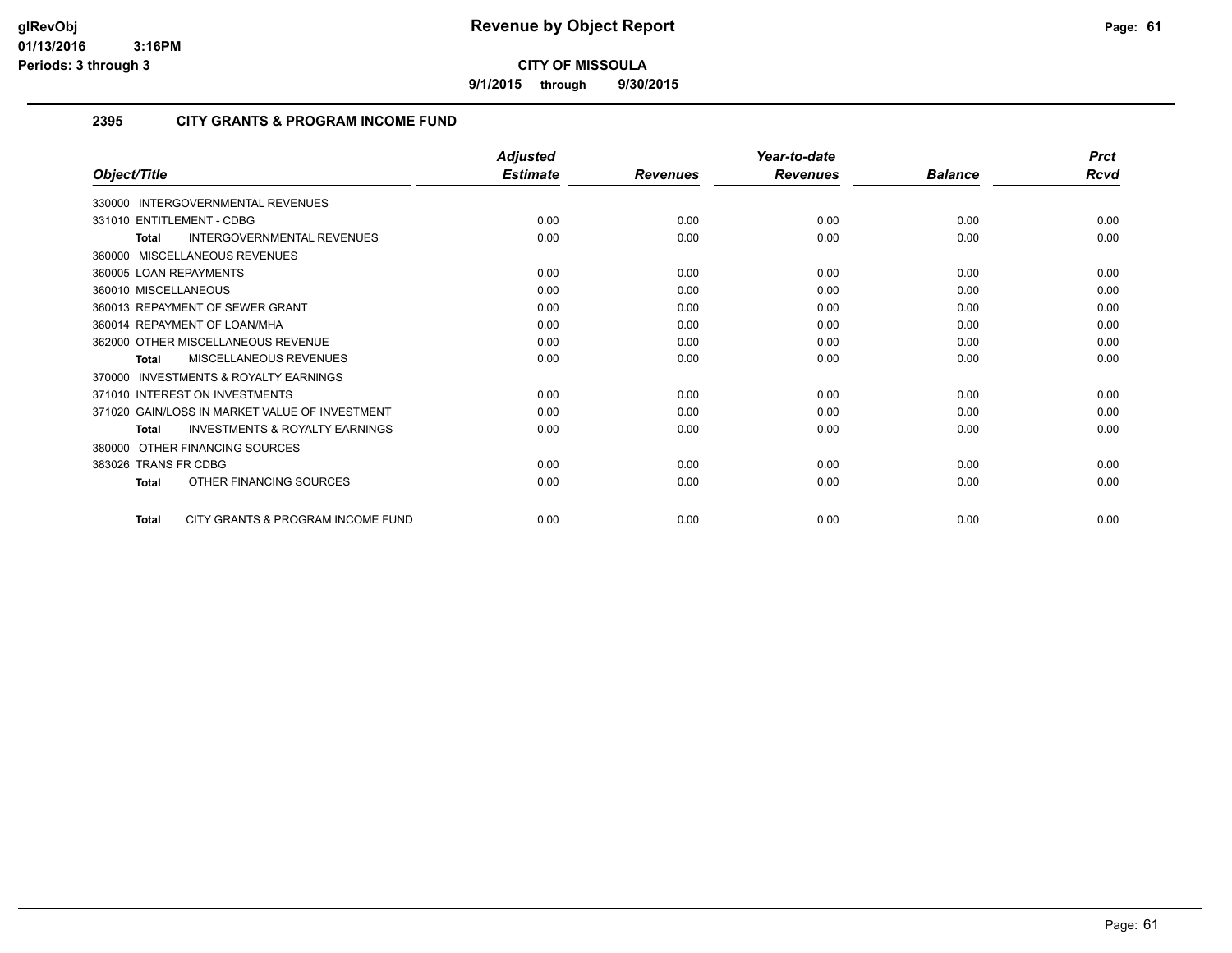# Revenue by Object Report

**CITY OF MISSOULA**

**9/1/2015 through 9/30/2015**

glRevObj
01/13/2016 3:16PM
Periods: 3 through 3

## 2395 CITY GRANTS & PROGRAM INCOME FUND

| Object/Title | Adjusted Estimate | Revenues | Year-to-date Revenues | Balance | Prct Rcvd |
|---|---|---|---|---|---|
| 330000 INTERGOVERNMENTAL REVENUES | | | | | |
| 331010 ENTITLEMENT - CDBG | 0.00 | 0.00 | 0.00 | 0.00 | 0.00 |
| **Total** INTERGOVERNMENTAL REVENUES | 0.00 | 0.00 | 0.00 | 0.00 | 0.00 |
| 360000 MISCELLANEOUS REVENUES | | | | | |
| 360005 LOAN REPAYMENTS | 0.00 | 0.00 | 0.00 | 0.00 | 0.00 |
| 360010 MISCELLANEOUS | 0.00 | 0.00 | 0.00 | 0.00 | 0.00 |
| 360013 REPAYMENT OF SEWER GRANT | 0.00 | 0.00 | 0.00 | 0.00 | 0.00 |
| 360014 REPAYMENT OF LOAN/MHA | 0.00 | 0.00 | 0.00 | 0.00 | 0.00 |
| 362000 OTHER MISCELLANEOUS REVENUE | 0.00 | 0.00 | 0.00 | 0.00 | 0.00 |
| **Total** MISCELLANEOUS REVENUES | 0.00 | 0.00 | 0.00 | 0.00 | 0.00 |
| 370000 INVESTMENTS & ROYALTY EARNINGS | | | | | |
| 371010 INTEREST ON INVESTMENTS | 0.00 | 0.00 | 0.00 | 0.00 | 0.00 |
| 371020 GAIN/LOSS IN MARKET VALUE OF INVESTMENT | 0.00 | 0.00 | 0.00 | 0.00 | 0.00 |
| **Total** INVESTMENTS & ROYALTY EARNINGS | 0.00 | 0.00 | 0.00 | 0.00 | 0.00 |
| 380000 OTHER FINANCING SOURCES | | | | | |
| 383026 TRANS FR CDBG | 0.00 | 0.00 | 0.00 | 0.00 | 0.00 |
| **Total** OTHER FINANCING SOURCES | 0.00 | 0.00 | 0.00 | 0.00 | 0.00 |
| **Total** CITY GRANTS & PROGRAM INCOME FUND | 0.00 | 0.00 | 0.00 | 0.00 | 0.00 |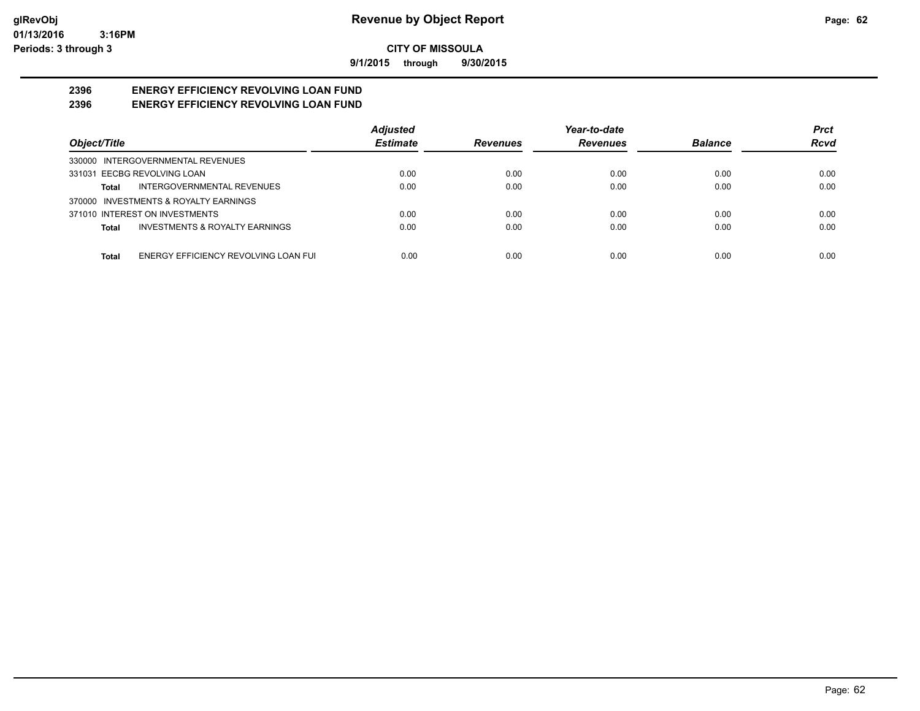# Revenue by Object Report

**CITY OF MISSOULA**

**9/1/2015 through 9/30/2015**

## 2396 ENERGY EFFICIENCY REVOLVING LOAN FUND
## 2396 ENERGY EFFICIENCY REVOLVING LOAN FUND

| Object/Title | | Adjusted Estimate | Revenues | Year-to-date Revenues | Balance | Prct Rcvd |
|---|---|---|---|---|---|---|
| 330000 INTERGOVERNMENTAL REVENUES | | | | | | |
| 331031 EECBG REVOLVING LOAN | | 0.00 | 0.00 | 0.00 | 0.00 | 0.00 |
| Total | INTERGOVERNMENTAL REVENUES | 0.00 | 0.00 | 0.00 | 0.00 | 0.00 |
| 370000 INVESTMENTS & ROYALTY EARNINGS | | | | | | |
| 371010 INTEREST ON INVESTMENTS | | 0.00 | 0.00 | 0.00 | 0.00 | 0.00 |
| Total | INVESTMENTS & ROYALTY EARNINGS | 0.00 | 0.00 | 0.00 | 0.00 | 0.00 |
| Total | ENERGY EFFICIENCY REVOLVING LOAN FUI | 0.00 | 0.00 | 0.00 | 0.00 | 0.00 |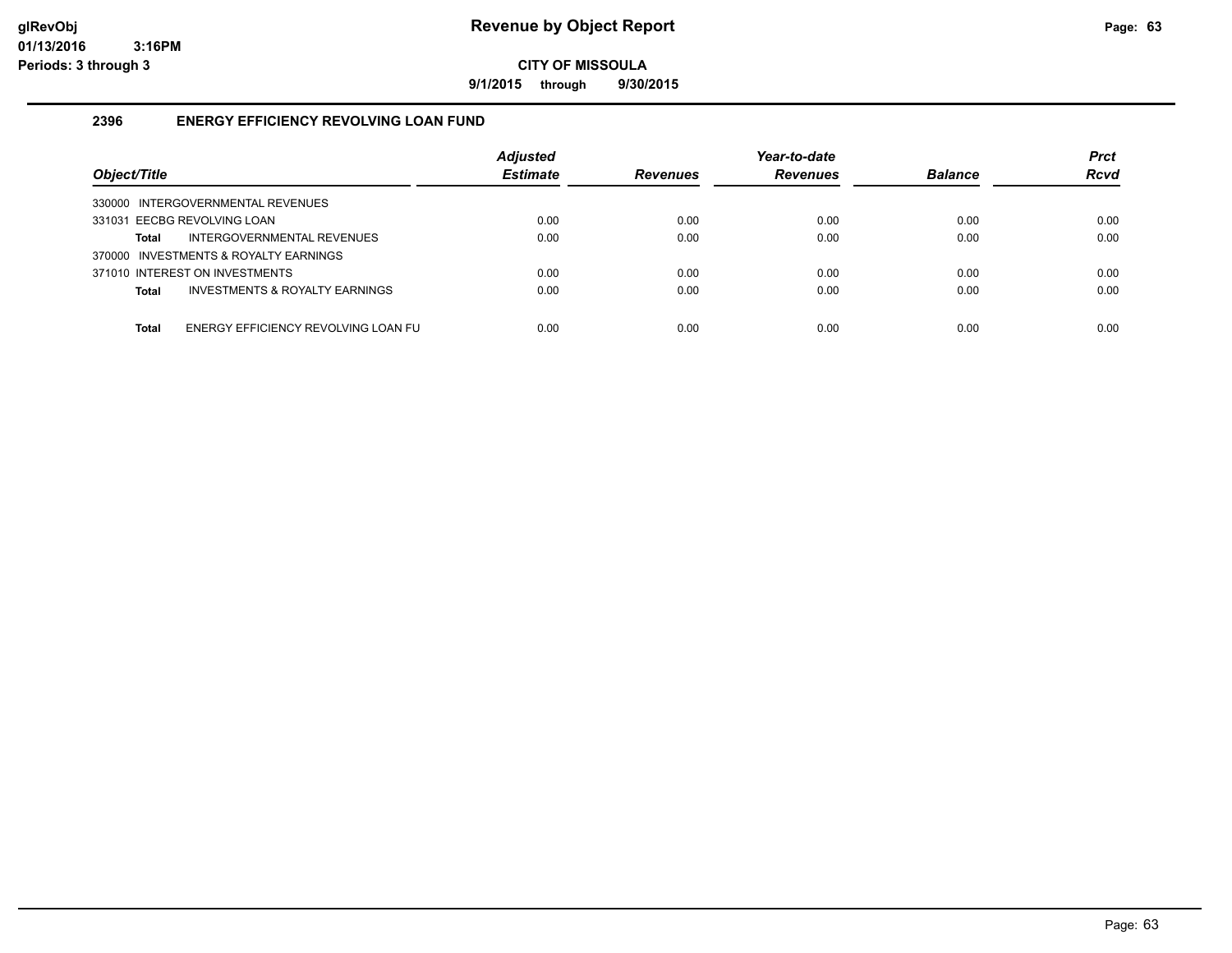# Revenue by Object Report

**CITY OF MISSOULA**

**9/1/2015 through 9/30/2015**

glRevObj
01/13/2016 3:16PM
Periods: 3 through 3

## 2396 ENERGY EFFICIENCY REVOLVING LOAN FUND

| Object/Title | Adjusted Estimate | Revenues | Year-to-date Revenues | Balance | Prct Rcvd |
|---|---|---|---|---|---|
| 330000 INTERGOVERNMENTAL REVENUES | | | | | |
| 331031 EECBG REVOLVING LOAN | 0.00 | 0.00 | 0.00 | 0.00 | 0.00 |
| **Total** INTERGOVERNMENTAL REVENUES | 0.00 | 0.00 | 0.00 | 0.00 | 0.00 |
| 370000 INVESTMENTS & ROYALTY EARNINGS | | | | | |
| 371010 INTEREST ON INVESTMENTS | 0.00 | 0.00 | 0.00 | 0.00 | 0.00 |
| **Total** INVESTMENTS & ROYALTY EARNINGS | 0.00 | 0.00 | 0.00 | 0.00 | 0.00 |
| **Total** ENERGY EFFICIENCY REVOLVING LOAN FU | 0.00 | 0.00 | 0.00 | 0.00 | 0.00 |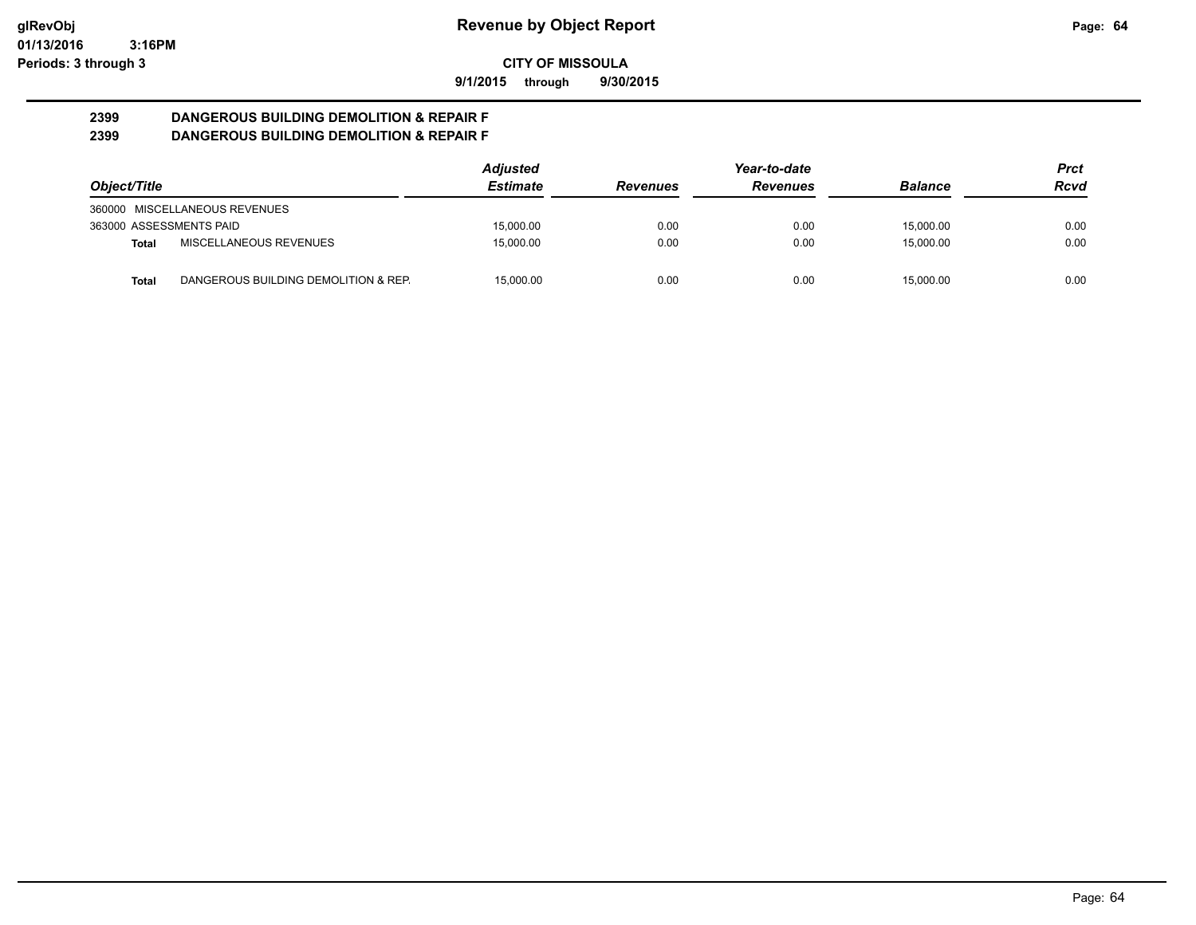# Revenue by Object Report

**CITY OF MISSOULA**

**9/1/2015 through 9/30/2015**

glRevObj
01/13/2016 3:16PM
Periods: 3 through 3

## 2399 DANGEROUS BUILDING DEMOLITION & REPAIR F
## 2399 DANGEROUS BUILDING DEMOLITION & REPAIR F

| Object/Title | | Adjusted Estimate | Revenues | Year-to-date Revenues | Balance | Prct Rcvd |
|---|---|---|---|---|---|---|
| 360000 MISCELLANEOUS REVENUES | | | | | | |
| 363000 ASSESSMENTS PAID | | 15,000.00 | 0.00 | 0.00 | 15,000.00 | 0.00 |
| **Total** | MISCELLANEOUS REVENUES | 15,000.00 | 0.00 | 0.00 | 15,000.00 | 0.00 |
| **Total** | DANGEROUS BUILDING DEMOLITION & REP. | 15,000.00 | 0.00 | 0.00 | 15,000.00 | 0.00 |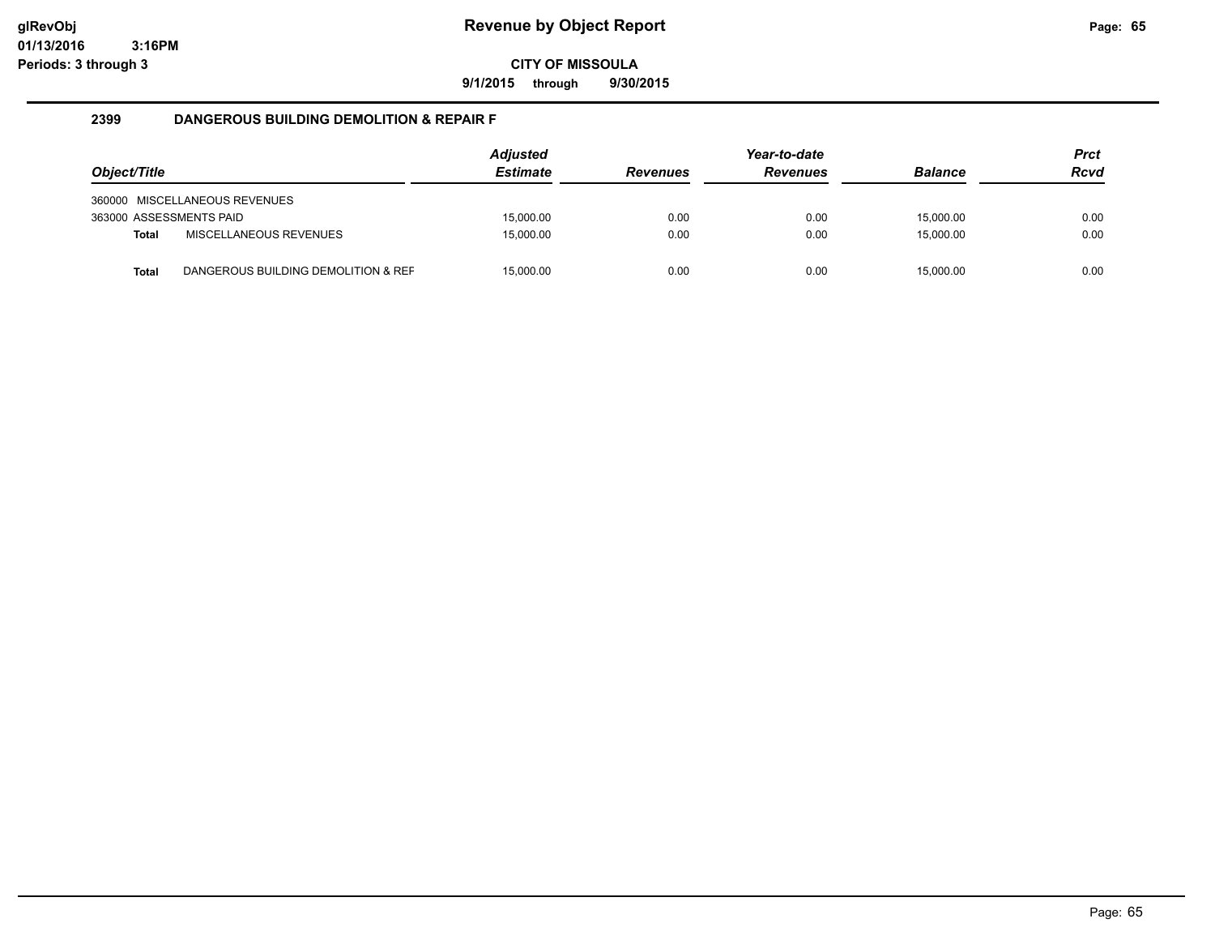**glRevObj**
**01/13/2016 3:16PM**
**Periods: 3 through 3**

# Revenue by Object Report

**CITY OF MISSOULA**

**9/1/2015 through 9/30/2015**

## 2399 DANGEROUS BUILDING DEMOLITION & REPAIR F

| *Object/Title* | *Adjusted Estimate* | *Revenues* | *Year-to-date Revenues* | *Balance* | *Prct Rcvd* |
|---|---|---|---|---|---|
| 360000 MISCELLANEOUS REVENUES | | | | | |
| 363000 ASSESSMENTS PAID | 15,000.00 | 0.00 | 0.00 | 15,000.00 | 0.00 |
| **Total** MISCELLANEOUS REVENUES | 15,000.00 | 0.00 | 0.00 | 15,000.00 | 0.00 |
| **Total** DANGEROUS BUILDING DEMOLITION & REF | 15,000.00 | 0.00 | 0.00 | 15,000.00 | 0.00 |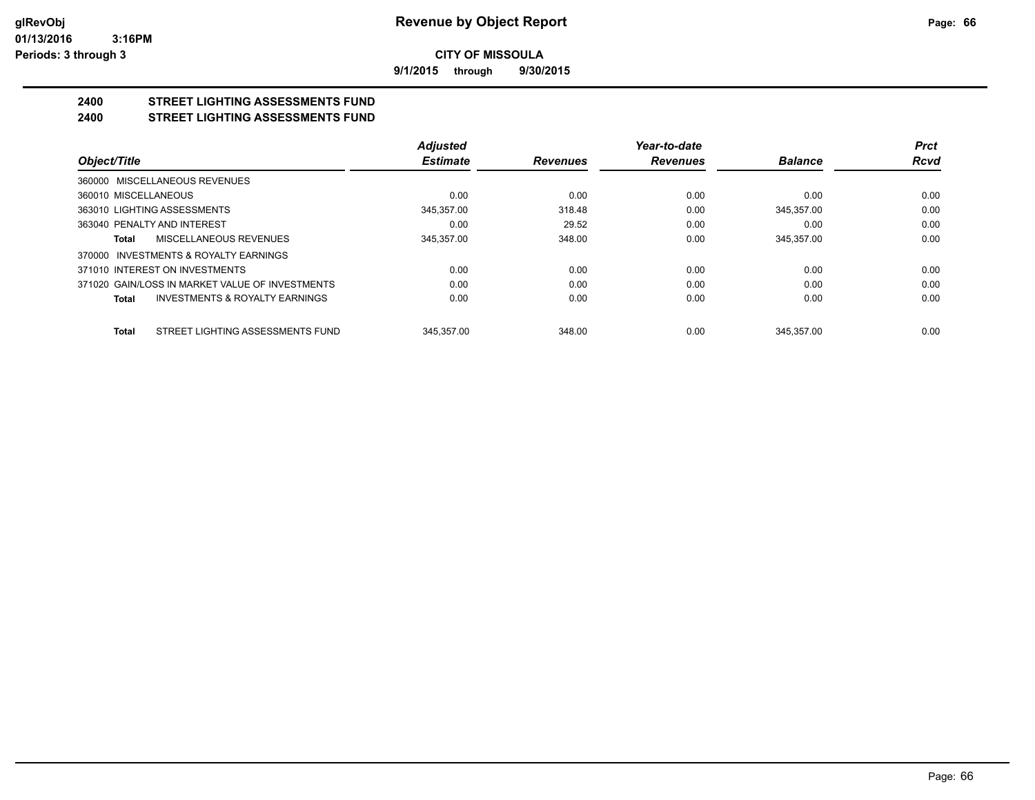**glRevObj**
**01/13/2016 3:16PM**
**Periods: 3 through 3**

# Revenue by Object Report

**CITY OF MISSOULA**

**9/1/2015 through 9/30/2015**

## 2400 STREET LIGHTING ASSESSMENTS FUND
## 2400 STREET LIGHTING ASSESSMENTS FUND

| Object/Title | Adjusted Estimate | Revenues | Year-to-date Revenues | Balance | Prct Rcvd |
|---|---|---|---|---|---|
| 360000 MISCELLANEOUS REVENUES | | | | | |
| 360010 MISCELLANEOUS | 0.00 | 0.00 | 0.00 | 0.00 | 0.00 |
| 363010 LIGHTING ASSESSMENTS | 345,357.00 | 318.48 | 0.00 | 345,357.00 | 0.00 |
| 363040 PENALTY AND INTEREST | 0.00 | 29.52 | 0.00 | 0.00 | 0.00 |
| **Total** MISCELLANEOUS REVENUES | 345,357.00 | 348.00 | 0.00 | 345,357.00 | 0.00 |
| 370000 INVESTMENTS & ROYALTY EARNINGS | | | | | |
| 371010 INTEREST ON INVESTMENTS | 0.00 | 0.00 | 0.00 | 0.00 | 0.00 |
| 371020 GAIN/LOSS IN MARKET VALUE OF INVESTMENTS | 0.00 | 0.00 | 0.00 | 0.00 | 0.00 |
| **Total** INVESTMENTS & ROYALTY EARNINGS | 0.00 | 0.00 | 0.00 | 0.00 | 0.00 |
| **Total** STREET LIGHTING ASSESSMENTS FUND | 345,357.00 | 348.00 | 0.00 | 345,357.00 | 0.00 |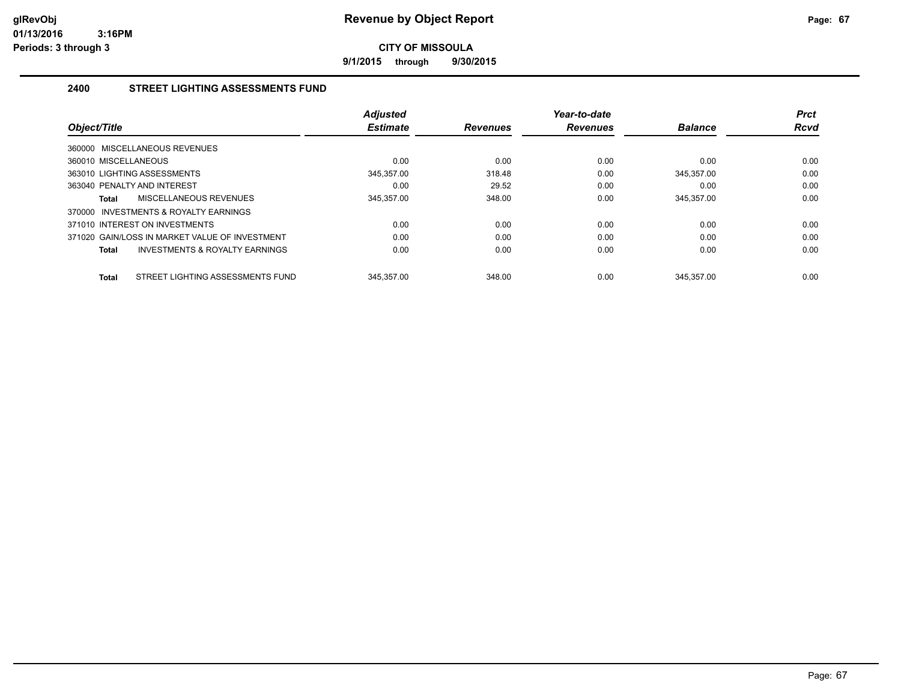# Revenue by Object Report

**CITY OF MISSOULA**

**9/1/2015 through 9/30/2015**

glRevObj
01/13/2016 3:16PM
Periods: 3 through 3

## 2400 STREET LIGHTING ASSESSMENTS FUND

| Object/Title | Adjusted Estimate | Revenues | Year-to-date Revenues | Balance | Prct Rcvd |
|---|---|---|---|---|---|
| 360000 MISCELLANEOUS REVENUES | | | | | |
| 360010 MISCELLANEOUS | 0.00 | 0.00 | 0.00 | 0.00 | 0.00 |
| 363010 LIGHTING ASSESSMENTS | 345,357.00 | 318.48 | 0.00 | 345,357.00 | 0.00 |
| 363040 PENALTY AND INTEREST | 0.00 | 29.52 | 0.00 | 0.00 | 0.00 |
| **Total** MISCELLANEOUS REVENUES | 345,357.00 | 348.00 | 0.00 | 345,357.00 | 0.00 |
| 370000 INVESTMENTS & ROYALTY EARNINGS | | | | | |
| 371010 INTEREST ON INVESTMENTS | 0.00 | 0.00 | 0.00 | 0.00 | 0.00 |
| 371020 GAIN/LOSS IN MARKET VALUE OF INVESTMENT | 0.00 | 0.00 | 0.00 | 0.00 | 0.00 |
| **Total** INVESTMENTS & ROYALTY EARNINGS | 0.00 | 0.00 | 0.00 | 0.00 | 0.00 |
| **Total** STREET LIGHTING ASSESSMENTS FUND | 345,357.00 | 348.00 | 0.00 | 345,357.00 | 0.00 |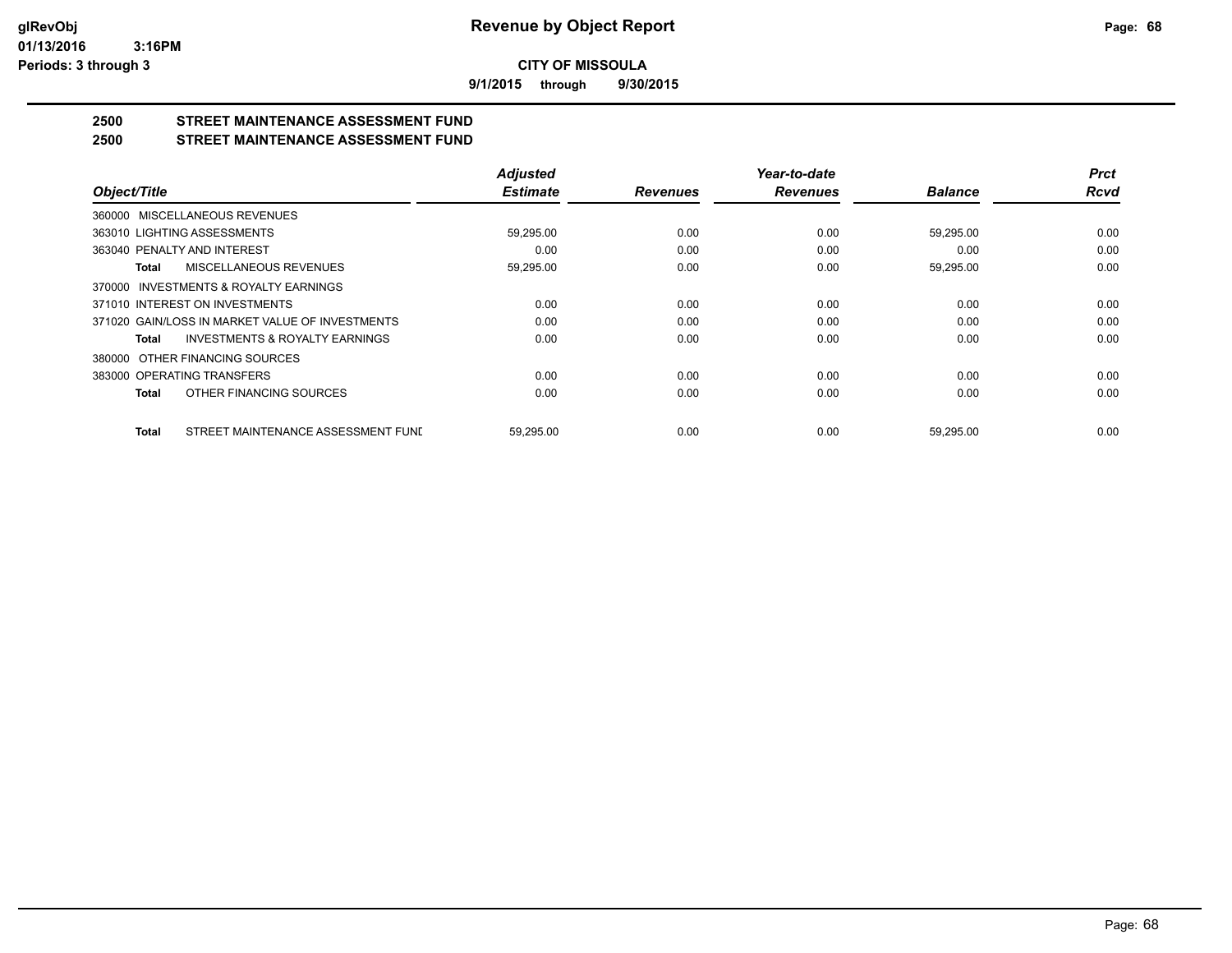**Revenue by Object Report**

**CITY OF MISSOULA**

**9/1/2015 through 9/30/2015**

glRevObj
01/13/2016 3:16PM
Periods: 3 through 3

## 2500 STREET MAINTENANCE ASSESSMENT FUND
## 2500 STREET MAINTENANCE ASSESSMENT FUND

| Object/Title | Adjusted Estimate | Revenues | Year-to-date Revenues | Balance | Prct Rcvd |
|---|---|---|---|---|---|
| 360000 MISCELLANEOUS REVENUES | | | | | |
| 363010 LIGHTING ASSESSMENTS | 59,295.00 | 0.00 | 0.00 | 59,295.00 | 0.00 |
| 363040 PENALTY AND INTEREST | 0.00 | 0.00 | 0.00 | 0.00 | 0.00 |
| **Total** MISCELLANEOUS REVENUES | 59,295.00 | 0.00 | 0.00 | 59,295.00 | 0.00 |
| 370000 INVESTMENTS & ROYALTY EARNINGS | | | | | |
| 371010 INTEREST ON INVESTMENTS | 0.00 | 0.00 | 0.00 | 0.00 | 0.00 |
| 371020 GAIN/LOSS IN MARKET VALUE OF INVESTMENTS | 0.00 | 0.00 | 0.00 | 0.00 | 0.00 |
| **Total** INVESTMENTS & ROYALTY EARNINGS | 0.00 | 0.00 | 0.00 | 0.00 | 0.00 |
| 380000 OTHER FINANCING SOURCES | | | | | |
| 383000 OPERATING TRANSFERS | 0.00 | 0.00 | 0.00 | 0.00 | 0.00 |
| **Total** OTHER FINANCING SOURCES | 0.00 | 0.00 | 0.00 | 0.00 | 0.00 |
| **Total** STREET MAINTENANCE ASSESSMENT FUNL | 59,295.00 | 0.00 | 0.00 | 59,295.00 | 0.00 |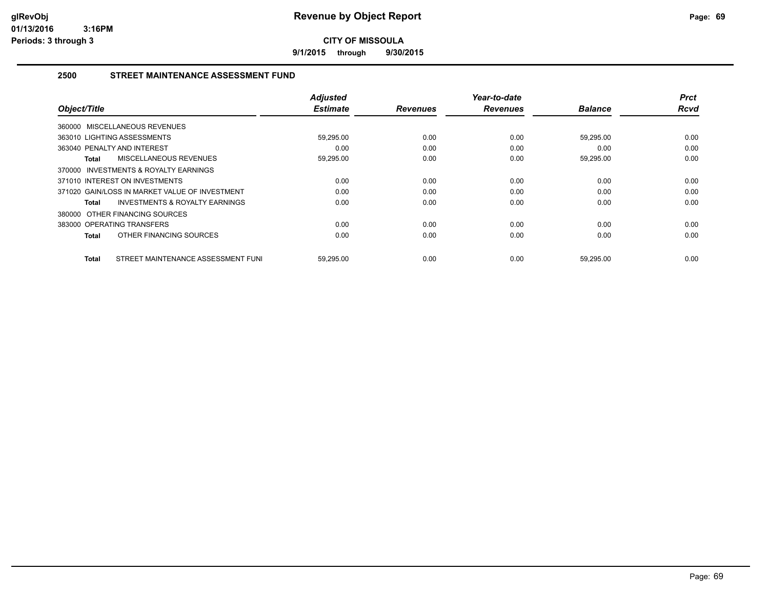# Revenue by Object Report

## CITY OF MISSOULA

**9/1/2015 through 9/30/2015**

### 2500 STREET MAINTENANCE ASSESSMENT FUND

| Object/Title | Adjusted Estimate | Revenues | Year-to-date Revenues | Balance | Prct Rcvd |
|---|---|---|---|---|---|
| 360000 MISCELLANEOUS REVENUES | | | | | |
| 363010 LIGHTING ASSESSMENTS | 59,295.00 | 0.00 | 0.00 | 59,295.00 | 0.00 |
| 363040 PENALTY AND INTEREST | 0.00 | 0.00 | 0.00 | 0.00 | 0.00 |
| **Total** MISCELLANEOUS REVENUES | 59,295.00 | 0.00 | 0.00 | 59,295.00 | 0.00 |
| 370000 INVESTMENTS & ROYALTY EARNINGS | | | | | |
| 371010 INTEREST ON INVESTMENTS | 0.00 | 0.00 | 0.00 | 0.00 | 0.00 |
| 371020 GAIN/LOSS IN MARKET VALUE OF INVESTMENT | 0.00 | 0.00 | 0.00 | 0.00 | 0.00 |
| **Total** INVESTMENTS & ROYALTY EARNINGS | 0.00 | 0.00 | 0.00 | 0.00 | 0.00 |
| 380000 OTHER FINANCING SOURCES | | | | | |
| 383000 OPERATING TRANSFERS | 0.00 | 0.00 | 0.00 | 0.00 | 0.00 |
| **Total** OTHER FINANCING SOURCES | 0.00 | 0.00 | 0.00 | 0.00 | 0.00 |
| **Total** STREET MAINTENANCE ASSESSMENT FUNI | 59,295.00 | 0.00 | 0.00 | 59,295.00 | 0.00 |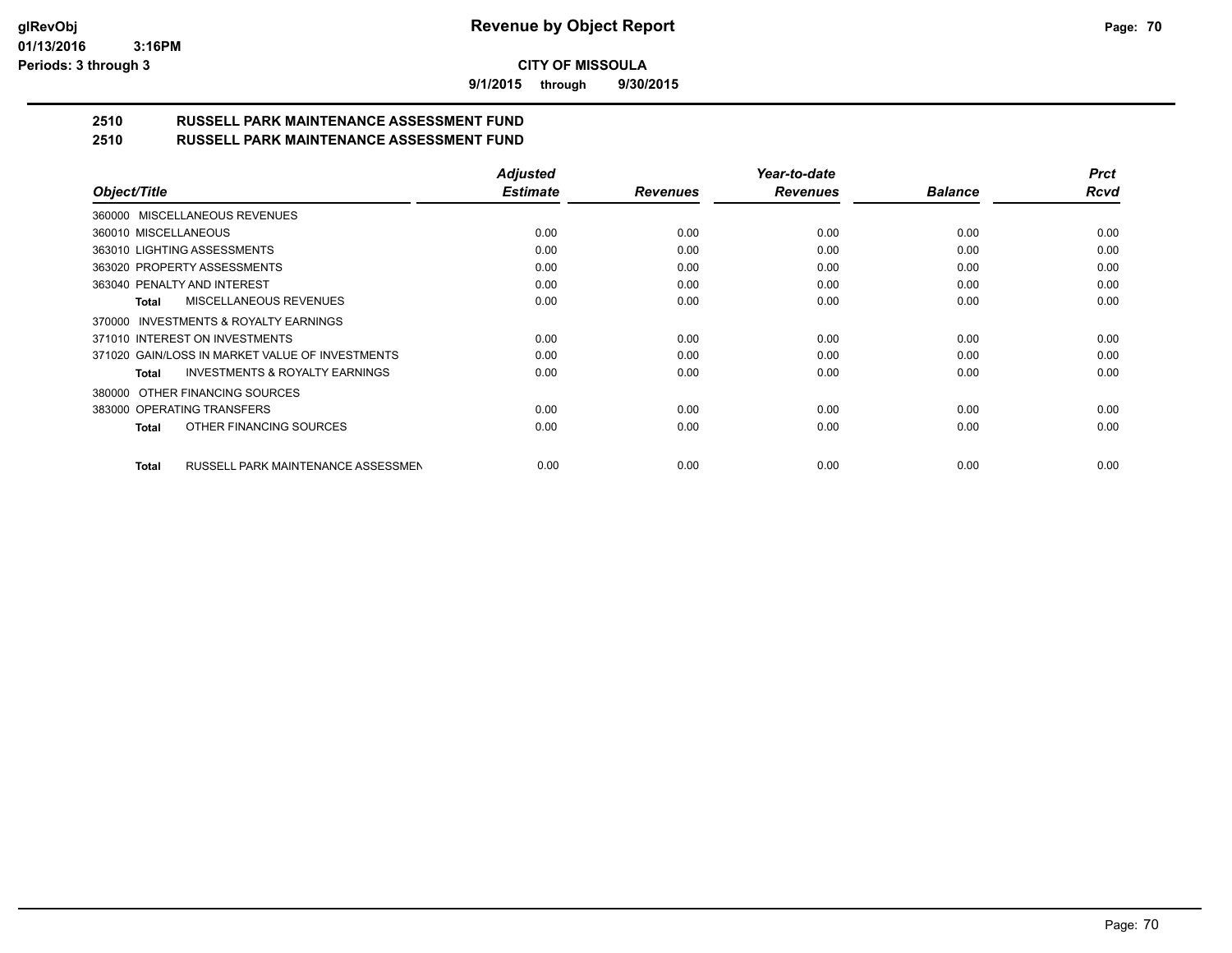# Revenue by Object Report

**CITY OF MISSOULA**

**9/1/2015 through 9/30/2015**

glRevObj
01/13/2016 3:16PM
Periods: 3 through 3

## 2510 RUSSELL PARK MAINTENANCE ASSESSMENT FUND
## 2510 RUSSELL PARK MAINTENANCE ASSESSMENT FUND

| Object/Title | Adjusted Estimate | Revenues | Year-to-date Revenues | Balance | Prct Rcvd |
|---|---|---|---|---|---|
| 360000 MISCELLANEOUS REVENUES | | | | | |
| 360010 MISCELLANEOUS | 0.00 | 0.00 | 0.00 | 0.00 | 0.00 |
| 363010 LIGHTING ASSESSMENTS | 0.00 | 0.00 | 0.00 | 0.00 | 0.00 |
| 363020 PROPERTY ASSESSMENTS | 0.00 | 0.00 | 0.00 | 0.00 | 0.00 |
| 363040 PENALTY AND INTEREST | 0.00 | 0.00 | 0.00 | 0.00 | 0.00 |
| **Total** MISCELLANEOUS REVENUES | 0.00 | 0.00 | 0.00 | 0.00 | 0.00 |
| 370000 INVESTMENTS & ROYALTY EARNINGS | | | | | |
| 371010 INTEREST ON INVESTMENTS | 0.00 | 0.00 | 0.00 | 0.00 | 0.00 |
| 371020 GAIN/LOSS IN MARKET VALUE OF INVESTMENTS | 0.00 | 0.00 | 0.00 | 0.00 | 0.00 |
| **Total** INVESTMENTS & ROYALTY EARNINGS | 0.00 | 0.00 | 0.00 | 0.00 | 0.00 |
| 380000 OTHER FINANCING SOURCES | | | | | |
| 383000 OPERATING TRANSFERS | 0.00 | 0.00 | 0.00 | 0.00 | 0.00 |
| **Total** OTHER FINANCING SOURCES | 0.00 | 0.00 | 0.00 | 0.00 | 0.00 |
| **Total** RUSSELL PARK MAINTENANCE ASSESSMEN | 0.00 | 0.00 | 0.00 | 0.00 | 0.00 |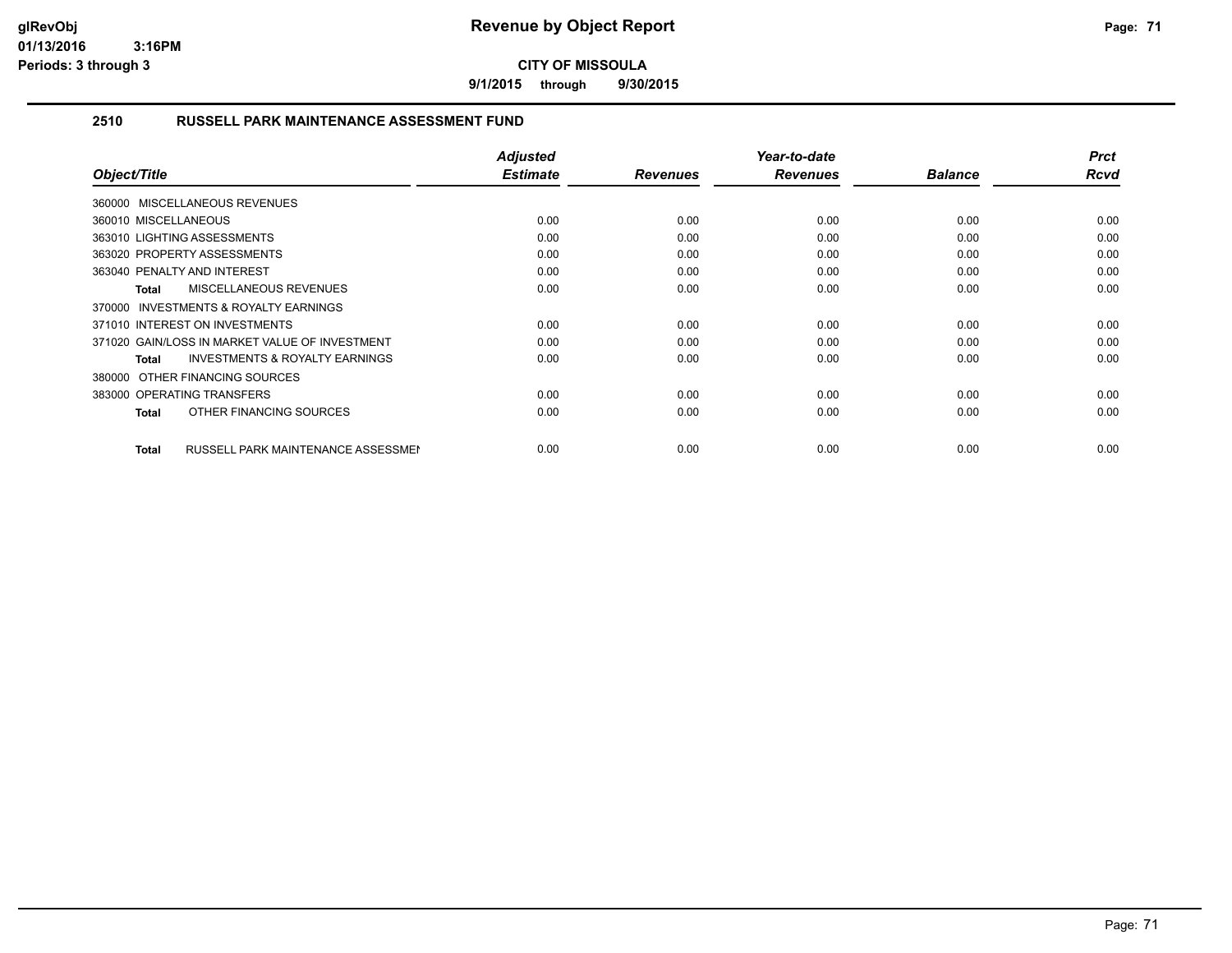**CITY OF MISSOULA**

**9/1/2015 through 9/30/2015**

## 2510 RUSSELL PARK MAINTENANCE ASSESSMENT FUND

| Object/Title | Adjusted Estimate | Revenues | Year-to-date Revenues | Balance | Prct Rcvd |
|---|---|---|---|---|---|
| 360000 MISCELLANEOUS REVENUES | | | | | |
| 360010 MISCELLANEOUS | 0.00 | 0.00 | 0.00 | 0.00 | 0.00 |
| 363010 LIGHTING ASSESSMENTS | 0.00 | 0.00 | 0.00 | 0.00 | 0.00 |
| 363020 PROPERTY ASSESSMENTS | 0.00 | 0.00 | 0.00 | 0.00 | 0.00 |
| 363040 PENALTY AND INTEREST | 0.00 | 0.00 | 0.00 | 0.00 | 0.00 |
| **Total** MISCELLANEOUS REVENUES | 0.00 | 0.00 | 0.00 | 0.00 | 0.00 |
| 370000 INVESTMENTS & ROYALTY EARNINGS | | | | | |
| 371010 INTEREST ON INVESTMENTS | 0.00 | 0.00 | 0.00 | 0.00 | 0.00 |
| 371020 GAIN/LOSS IN MARKET VALUE OF INVESTMENT | 0.00 | 0.00 | 0.00 | 0.00 | 0.00 |
| **Total** INVESTMENTS & ROYALTY EARNINGS | 0.00 | 0.00 | 0.00 | 0.00 | 0.00 |
| 380000 OTHER FINANCING SOURCES | | | | | |
| 383000 OPERATING TRANSFERS | 0.00 | 0.00 | 0.00 | 0.00 | 0.00 |
| **Total** OTHER FINANCING SOURCES | 0.00 | 0.00 | 0.00 | 0.00 | 0.00 |
| **Total** RUSSELL PARK MAINTENANCE ASSESSMEN | 0.00 | 0.00 | 0.00 | 0.00 | 0.00 |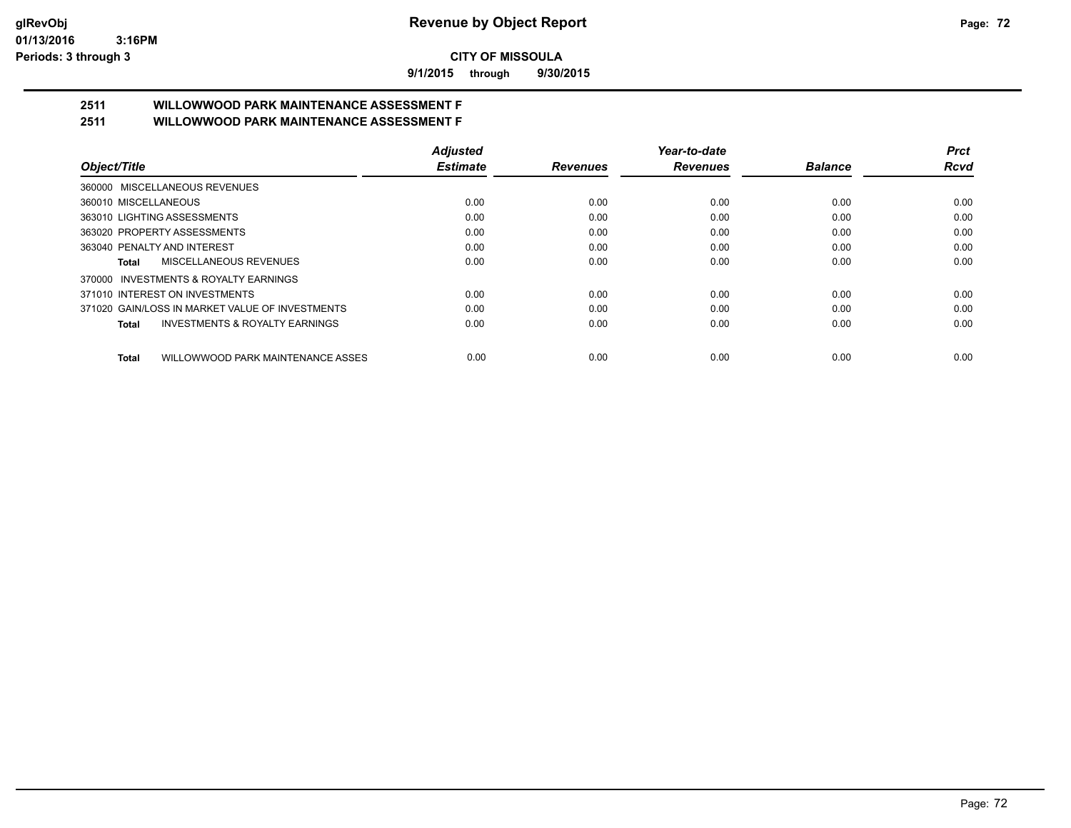**CITY OF MISSOULA**

**9/1/2015 through 9/30/2015**

## 2511 WILLOWWOOD PARK MAINTENANCE ASSESSMENT F

## 2511 WILLOWWOOD PARK MAINTENANCE ASSESSMENT F

| Object/Title | Adjusted Estimate | Revenues | Year-to-date Revenues | Balance | Prct Rcvd |
|---|---|---|---|---|---|
| 360000 MISCELLANEOUS REVENUES | | | | | |
| 360010 MISCELLANEOUS | 0.00 | 0.00 | 0.00 | 0.00 | 0.00 |
| 363010 LIGHTING ASSESSMENTS | 0.00 | 0.00 | 0.00 | 0.00 | 0.00 |
| 363020 PROPERTY ASSESSMENTS | 0.00 | 0.00 | 0.00 | 0.00 | 0.00 |
| 363040 PENALTY AND INTEREST | 0.00 | 0.00 | 0.00 | 0.00 | 0.00 |
| **Total** MISCELLANEOUS REVENUES | 0.00 | 0.00 | 0.00 | 0.00 | 0.00 |
| 370000 INVESTMENTS & ROYALTY EARNINGS | | | | | |
| 371010 INTEREST ON INVESTMENTS | 0.00 | 0.00 | 0.00 | 0.00 | 0.00 |
| 371020 GAIN/LOSS IN MARKET VALUE OF INVESTMENTS | 0.00 | 0.00 | 0.00 | 0.00 | 0.00 |
| **Total** INVESTMENTS & ROYALTY EARNINGS | 0.00 | 0.00 | 0.00 | 0.00 | 0.00 |
| **Total** WILLOWWOOD PARK MAINTENANCE ASSES | 0.00 | 0.00 | 0.00 | 0.00 | 0.00 |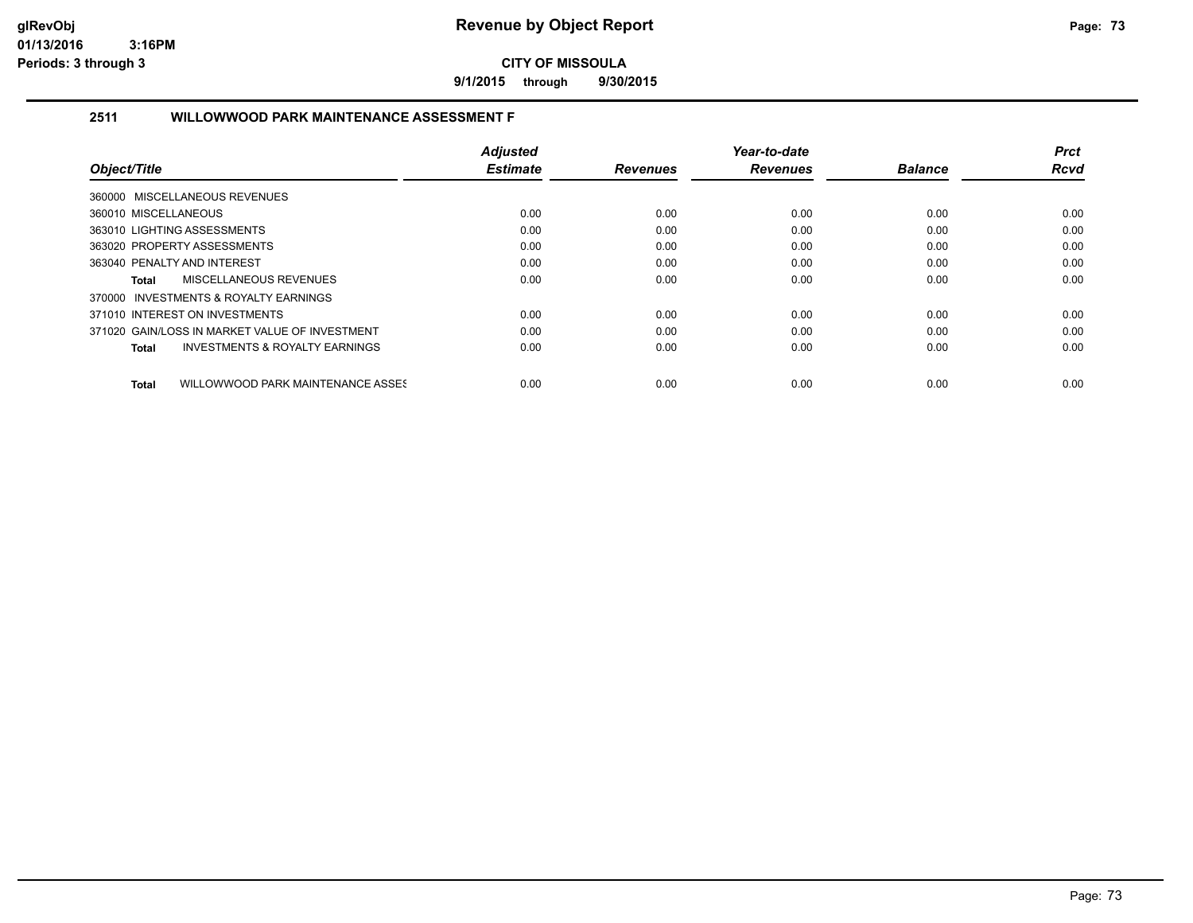# Revenue by Object Report

**CITY OF MISSOULA**

**9/1/2015 through 9/30/2015**

glRevObj
01/13/2016 3:16PM
Periods: 3 through 3

## 2511 WILLOWWOOD PARK MAINTENANCE ASSESSMENT F

| Object/Title | Adjusted Estimate | Revenues | Year-to-date Revenues | Balance | Prct Rcvd |
|---|---|---|---|---|---|
| 360000 MISCELLANEOUS REVENUES | | | | | |
| 360010 MISCELLANEOUS | 0.00 | 0.00 | 0.00 | 0.00 | 0.00 |
| 363010 LIGHTING ASSESSMENTS | 0.00 | 0.00 | 0.00 | 0.00 | 0.00 |
| 363020 PROPERTY ASSESSMENTS | 0.00 | 0.00 | 0.00 | 0.00 | 0.00 |
| 363040 PENALTY AND INTEREST | 0.00 | 0.00 | 0.00 | 0.00 | 0.00 |
| **Total** MISCELLANEOUS REVENUES | 0.00 | 0.00 | 0.00 | 0.00 | 0.00 |
| 370000 INVESTMENTS & ROYALTY EARNINGS | | | | | |
| 371010 INTEREST ON INVESTMENTS | 0.00 | 0.00 | 0.00 | 0.00 | 0.00 |
| 371020 GAIN/LOSS IN MARKET VALUE OF INVESTMENT | 0.00 | 0.00 | 0.00 | 0.00 | 0.00 |
| **Total** INVESTMENTS & ROYALTY EARNINGS | 0.00 | 0.00 | 0.00 | 0.00 | 0.00 |
| **Total** WILLOWWOOD PARK MAINTENANCE ASSES | 0.00 | 0.00 | 0.00 | 0.00 | 0.00 |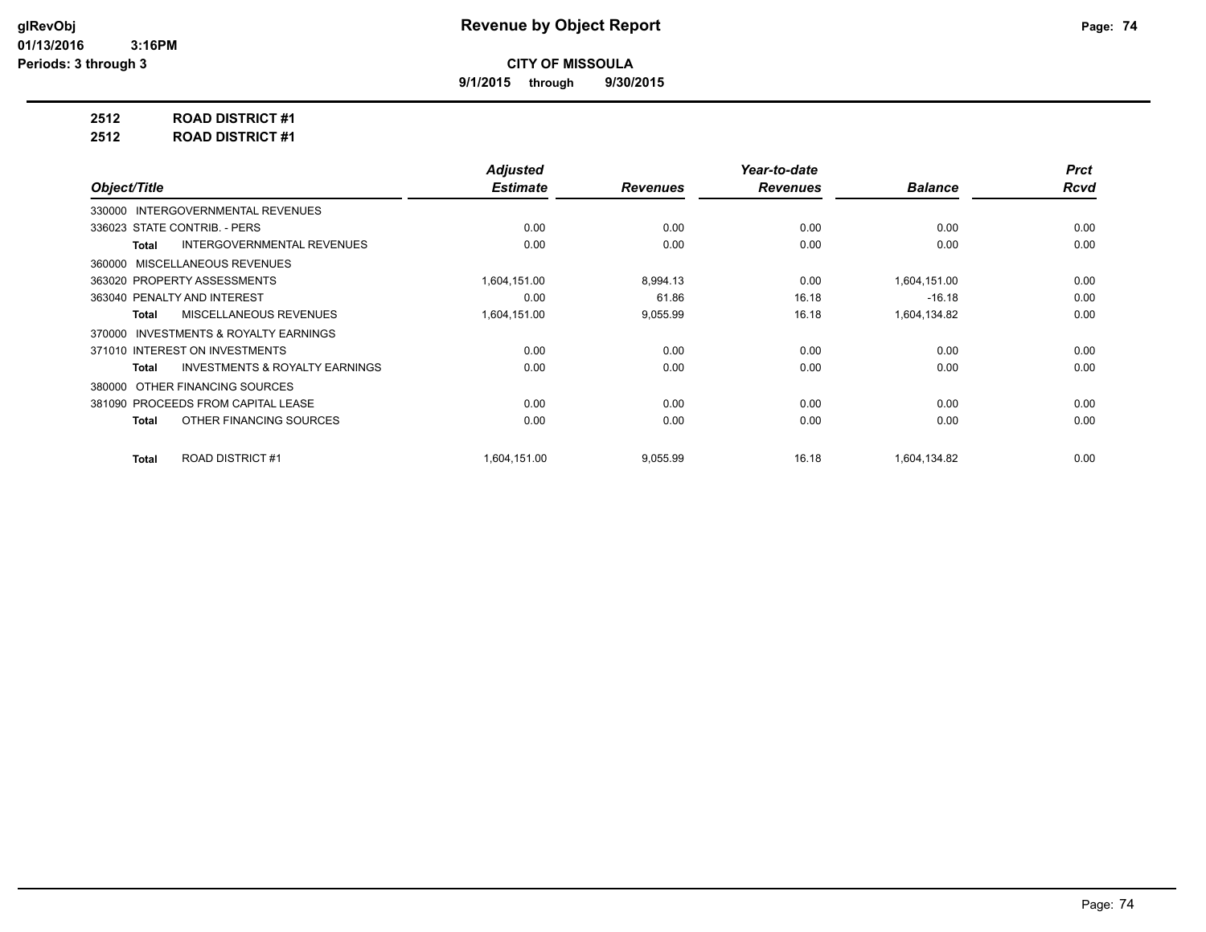glRevObj
01/13/2016 3:16PM
Periods: 3 through 3

# Revenue by Object Report

**CITY OF MISSOULA**

**9/1/2015 through 9/30/2015**

**2512 ROAD DISTRICT #1**

**2512 ROAD DISTRICT #1**

| Object/Title | Adjusted Estimate | Revenues | Year-to-date Revenues | Balance | Prct Rcvd |
|---|---|---|---|---|---|
| 330000 INTERGOVERNMENTAL REVENUES | | | | | |
| 336023 STATE CONTRIB. - PERS | 0.00 | 0.00 | 0.00 | 0.00 | 0.00 |
| **Total** INTERGOVERNMENTAL REVENUES | 0.00 | 0.00 | 0.00 | 0.00 | 0.00 |
| 360000 MISCELLANEOUS REVENUES | | | | | |
| 363020 PROPERTY ASSESSMENTS | 1,604,151.00 | 8,994.13 | 0.00 | 1,604,151.00 | 0.00 |
| 363040 PENALTY AND INTEREST | 0.00 | 61.86 | 16.18 | -16.18 | 0.00 |
| **Total** MISCELLANEOUS REVENUES | 1,604,151.00 | 9,055.99 | 16.18 | 1,604,134.82 | 0.00 |
| 370000 INVESTMENTS & ROYALTY EARNINGS | | | | | |
| 371010 INTEREST ON INVESTMENTS | 0.00 | 0.00 | 0.00 | 0.00 | 0.00 |
| **Total** INVESTMENTS & ROYALTY EARNINGS | 0.00 | 0.00 | 0.00 | 0.00 | 0.00 |
| 380000 OTHER FINANCING SOURCES | | | | | |
| 381090 PROCEEDS FROM CAPITAL LEASE | 0.00 | 0.00 | 0.00 | 0.00 | 0.00 |
| **Total** OTHER FINANCING SOURCES | 0.00 | 0.00 | 0.00 | 0.00 | 0.00 |
| **Total** ROAD DISTRICT #1 | 1,604,151.00 | 9,055.99 | 16.18 | 1,604,134.82 | 0.00 |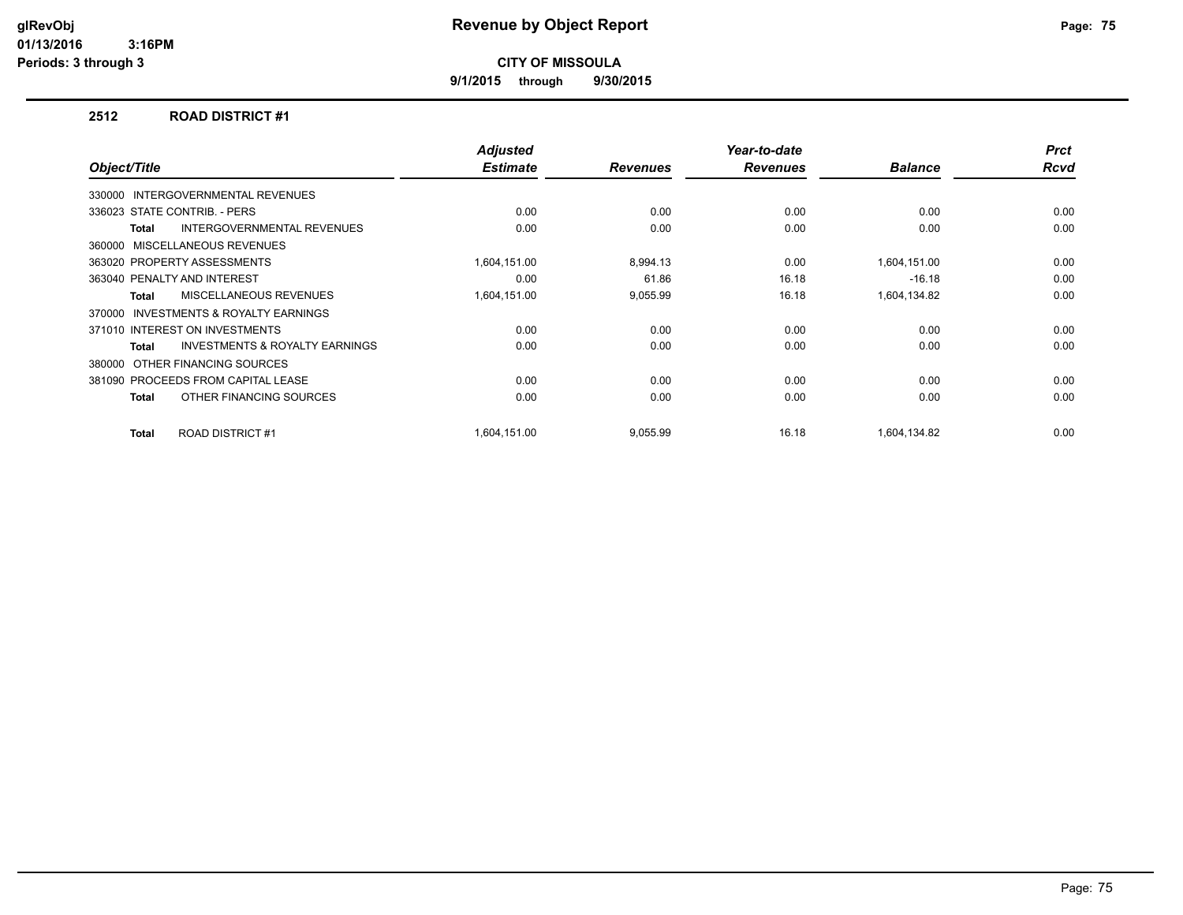**glRevObj**
**01/13/2016 3:16PM**
**Periods: 3 through 3**

# Revenue by Object Report

**CITY OF MISSOULA**

**9/1/2015 through 9/30/2015**

## 2512 ROAD DISTRICT #1

| Object/Title | Adjusted Estimate | Revenues | Year-to-date Revenues | Balance | Prct Rcvd |
|---|---|---|---|---|---|
| 330000 INTERGOVERNMENTAL REVENUES | | | | | |
| 336023 STATE CONTRIB. - PERS | 0.00 | 0.00 | 0.00 | 0.00 | 0.00 |
| **Total** INTERGOVERNMENTAL REVENUES | 0.00 | 0.00 | 0.00 | 0.00 | 0.00 |
| 360000 MISCELLANEOUS REVENUES | | | | | |
| 363020 PROPERTY ASSESSMENTS | 1,604,151.00 | 8,994.13 | 0.00 | 1,604,151.00 | 0.00 |
| 363040 PENALTY AND INTEREST | 0.00 | 61.86 | 16.18 | -16.18 | 0.00 |
| **Total** MISCELLANEOUS REVENUES | 1,604,151.00 | 9,055.99 | 16.18 | 1,604,134.82 | 0.00 |
| 370000 INVESTMENTS & ROYALTY EARNINGS | | | | | |
| 371010 INTEREST ON INVESTMENTS | 0.00 | 0.00 | 0.00 | 0.00 | 0.00 |
| **Total** INVESTMENTS & ROYALTY EARNINGS | 0.00 | 0.00 | 0.00 | 0.00 | 0.00 |
| 380000 OTHER FINANCING SOURCES | | | | | |
| 381090 PROCEEDS FROM CAPITAL LEASE | 0.00 | 0.00 | 0.00 | 0.00 | 0.00 |
| **Total** OTHER FINANCING SOURCES | 0.00 | 0.00 | 0.00 | 0.00 | 0.00 |
| **Total** ROAD DISTRICT #1 | 1,604,151.00 | 9,055.99 | 16.18 | 1,604,134.82 | 0.00 |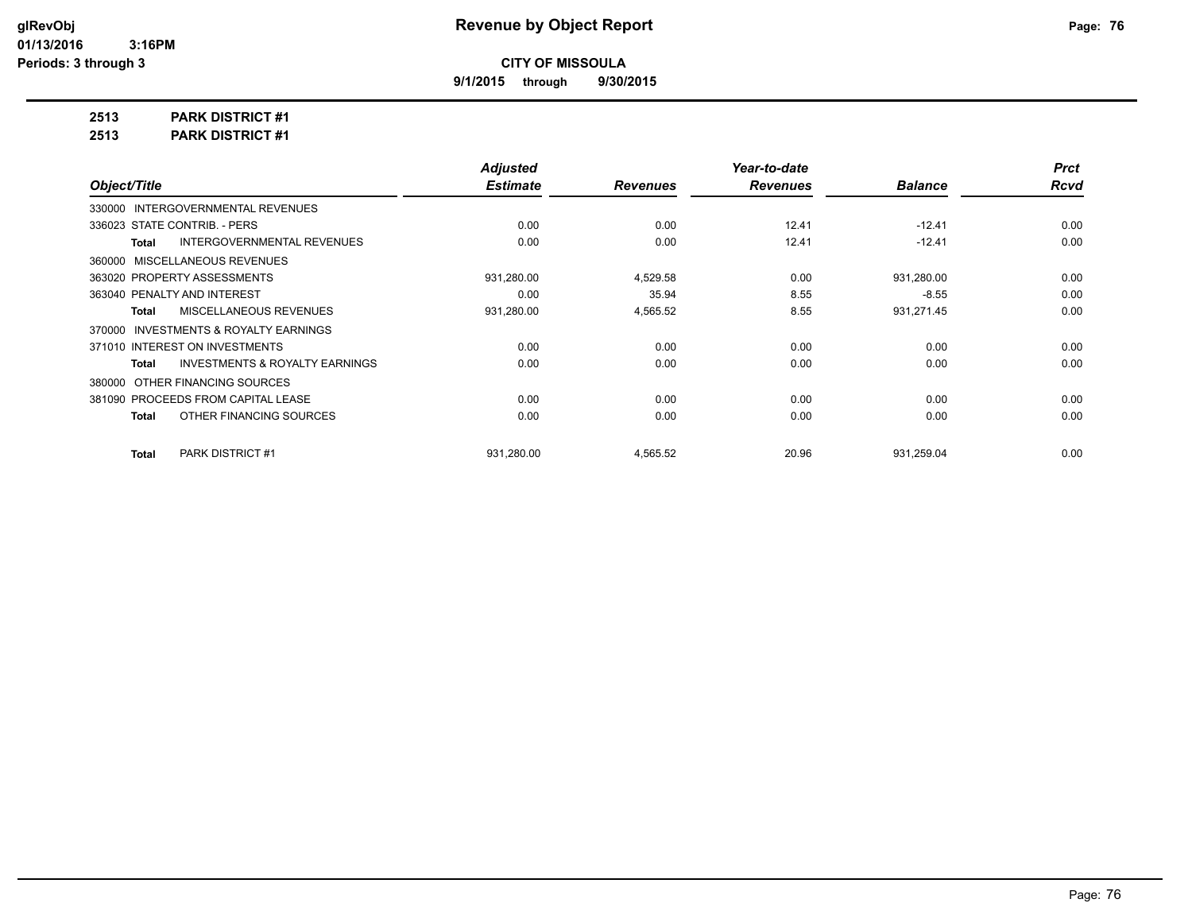# Revenue by Object Report

glRevObj
01/13/2016 3:16PM
Periods: 3 through 3

**CITY OF MISSOULA**

**9/1/2015 through 9/30/2015**

**2513 PARK DISTRICT #1**

**2513 PARK DISTRICT #1**

| Object/Title | Adjusted Estimate | Revenues | Year-to-date Revenues | Balance | Prct Rcvd |
|---|---|---|---|---|---|
| 330000 INTERGOVERNMENTAL REVENUES | | | | | |
| 336023 STATE CONTRIB. - PERS | 0.00 | 0.00 | 12.41 | -12.41 | 0.00 |
| **Total** INTERGOVERNMENTAL REVENUES | 0.00 | 0.00 | 12.41 | -12.41 | 0.00 |
| 360000 MISCELLANEOUS REVENUES | | | | | |
| 363020 PROPERTY ASSESSMENTS | 931,280.00 | 4,529.58 | 0.00 | 931,280.00 | 0.00 |
| 363040 PENALTY AND INTEREST | 0.00 | 35.94 | 8.55 | -8.55 | 0.00 |
| **Total** MISCELLANEOUS REVENUES | 931,280.00 | 4,565.52 | 8.55 | 931,271.45 | 0.00 |
| 370000 INVESTMENTS & ROYALTY EARNINGS | | | | | |
| 371010 INTEREST ON INVESTMENTS | 0.00 | 0.00 | 0.00 | 0.00 | 0.00 |
| **Total** INVESTMENTS & ROYALTY EARNINGS | 0.00 | 0.00 | 0.00 | 0.00 | 0.00 |
| 380000 OTHER FINANCING SOURCES | | | | | |
| 381090 PROCEEDS FROM CAPITAL LEASE | 0.00 | 0.00 | 0.00 | 0.00 | 0.00 |
| **Total** OTHER FINANCING SOURCES | 0.00 | 0.00 | 0.00 | 0.00 | 0.00 |
| **Total** PARK DISTRICT #1 | 931,280.00 | 4,565.52 | 20.96 | 931,259.04 | 0.00 |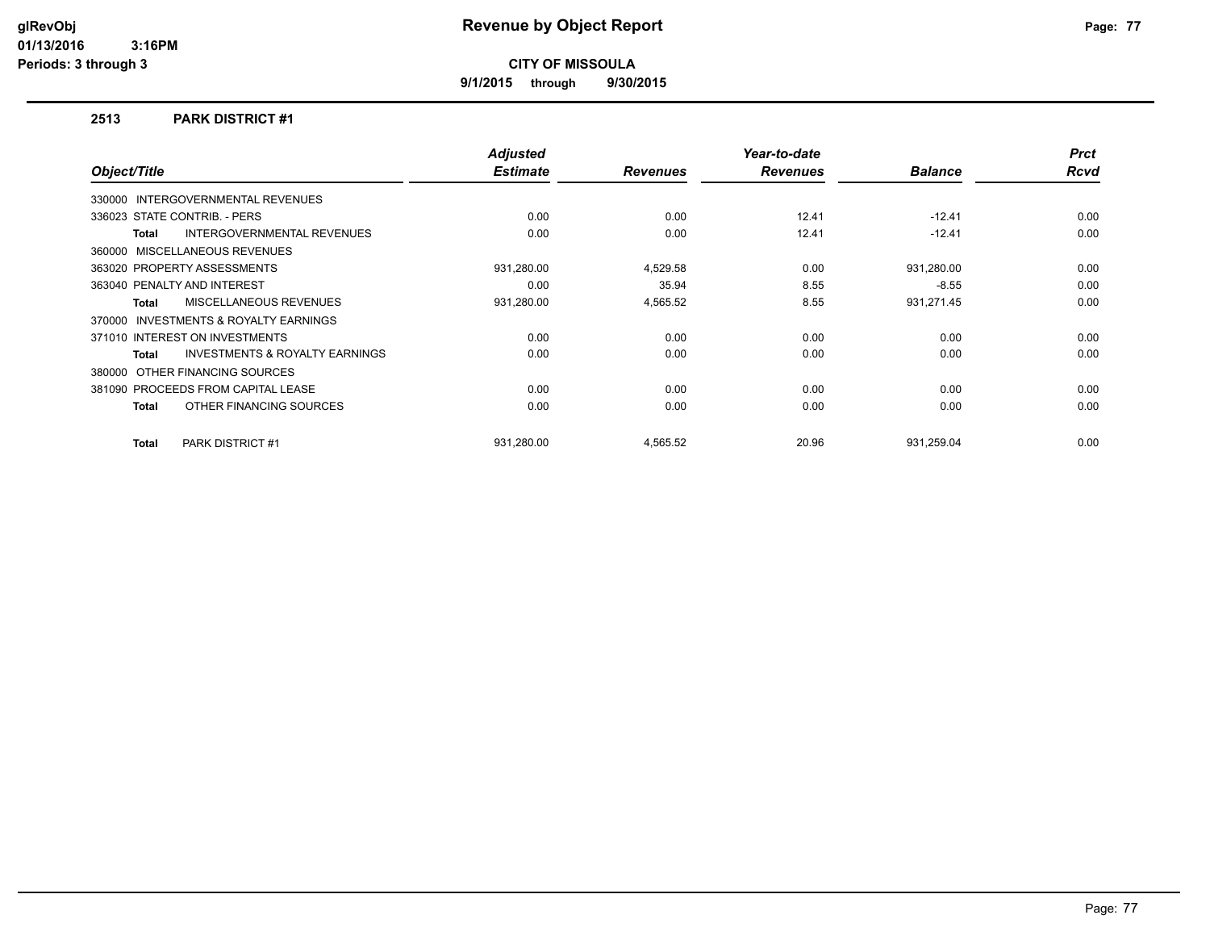# Revenue by Object Report

**CITY OF MISSOULA**

**9/1/2015 through 9/30/2015**

glRevObj
01/13/2016 3:16PM
Periods: 3 through 3

## 2513 PARK DISTRICT #1

| Object/Title | Adjusted Estimate | Revenues | Year-to-date Revenues | Balance | Prct Rcvd |
|---|---|---|---|---|---|
| 330000 INTERGOVERNMENTAL REVENUES | | | | | |
| 336023 STATE CONTRIB. - PERS | 0.00 | 0.00 | 12.41 | -12.41 | 0.00 |
| **Total** INTERGOVERNMENTAL REVENUES | 0.00 | 0.00 | 12.41 | -12.41 | 0.00 |
| 360000 MISCELLANEOUS REVENUES | | | | | |
| 363020 PROPERTY ASSESSMENTS | 931,280.00 | 4,529.58 | 0.00 | 931,280.00 | 0.00 |
| 363040 PENALTY AND INTEREST | 0.00 | 35.94 | 8.55 | -8.55 | 0.00 |
| **Total** MISCELLANEOUS REVENUES | 931,280.00 | 4,565.52 | 8.55 | 931,271.45 | 0.00 |
| 370000 INVESTMENTS & ROYALTY EARNINGS | | | | | |
| 371010 INTEREST ON INVESTMENTS | 0.00 | 0.00 | 0.00 | 0.00 | 0.00 |
| **Total** INVESTMENTS & ROYALTY EARNINGS | 0.00 | 0.00 | 0.00 | 0.00 | 0.00 |
| 380000 OTHER FINANCING SOURCES | | | | | |
| 381090 PROCEEDS FROM CAPITAL LEASE | 0.00 | 0.00 | 0.00 | 0.00 | 0.00 |
| **Total** OTHER FINANCING SOURCES | 0.00 | 0.00 | 0.00 | 0.00 | 0.00 |
| **Total** PARK DISTRICT #1 | 931,280.00 | 4,565.52 | 20.96 | 931,259.04 | 0.00 |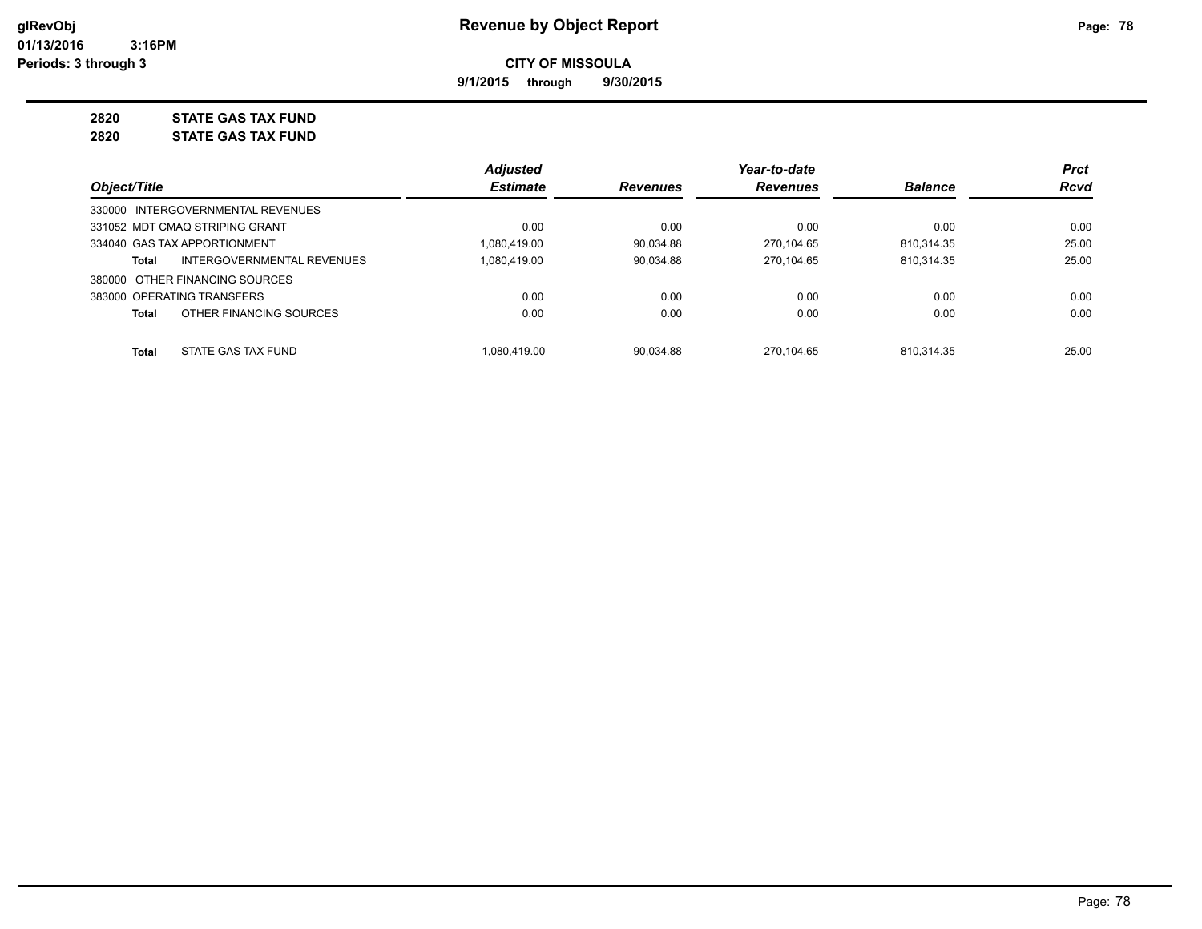# Revenue by Object Report

**CITY OF MISSOULA**

**9/1/2015 through 9/30/2015**

glRevObj
01/13/2016 3:16PM
Periods: 3 through 3

**2820 STATE GAS TAX FUND**
**2820 STATE GAS TAX FUND**

| Object/Title | Adjusted Estimate | Revenues | Year-to-date Revenues | Balance | Prct Rcvd |
|---|---|---|---|---|---|
| 330000 INTERGOVERNMENTAL REVENUES | | | | | |
| 331052 MDT CMAQ STRIPING GRANT | 0.00 | 0.00 | 0.00 | 0.00 | 0.00 |
| 334040 GAS TAX APPORTIONMENT | 1,080,419.00 | 90,034.88 | 270,104.65 | 810,314.35 | 25.00 |
| **Total** INTERGOVERNMENTAL REVENUES | 1,080,419.00 | 90,034.88 | 270,104.65 | 810,314.35 | 25.00 |
| 380000 OTHER FINANCING SOURCES | | | | | |
| 383000 OPERATING TRANSFERS | 0.00 | 0.00 | 0.00 | 0.00 | 0.00 |
| **Total** OTHER FINANCING SOURCES | 0.00 | 0.00 | 0.00 | 0.00 | 0.00 |
| **Total** STATE GAS TAX FUND | 1,080,419.00 | 90,034.88 | 270,104.65 | 810,314.35 | 25.00 |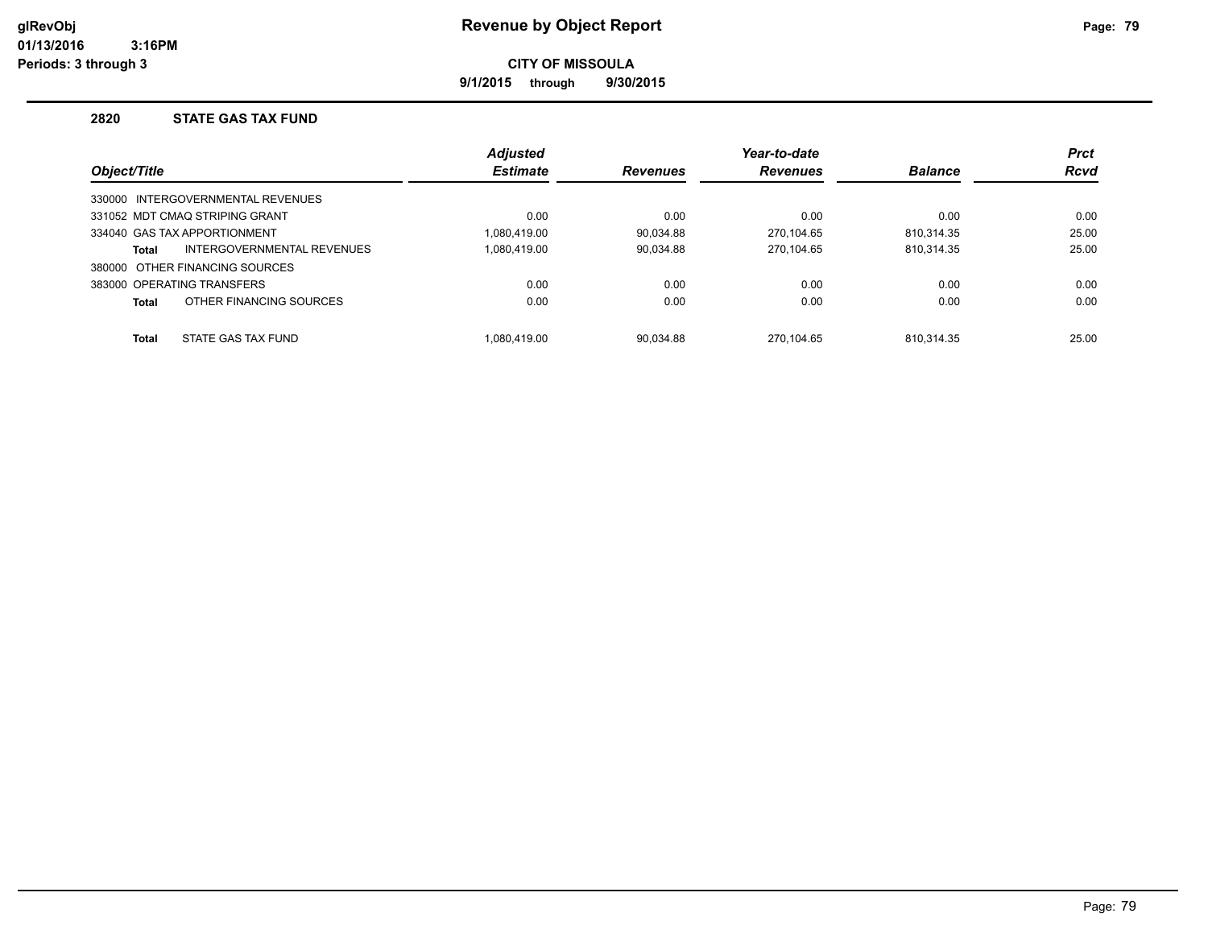# Revenue by Object Report

**CITY OF MISSOULA**

**9/1/2015 through 9/30/2015**

glRevObj
01/13/2016 3:16PM
Periods: 3 through 3

## 2820 STATE GAS TAX FUND

| Object/Title | Adjusted Estimate | Revenues | Year-to-date Revenues | Balance | Prct Rcvd |
|---|---|---|---|---|---|
| 330000 INTERGOVERNMENTAL REVENUES | | | | | |
| 331052 MDT CMAQ STRIPING GRANT | 0.00 | 0.00 | 0.00 | 0.00 | 0.00 |
| 334040 GAS TAX APPORTIONMENT | 1,080,419.00 | 90,034.88 | 270,104.65 | 810,314.35 | 25.00 |
| **Total** INTERGOVERNMENTAL REVENUES | 1,080,419.00 | 90,034.88 | 270,104.65 | 810,314.35 | 25.00 |
| 380000 OTHER FINANCING SOURCES | | | | | |
| 383000 OPERATING TRANSFERS | 0.00 | 0.00 | 0.00 | 0.00 | 0.00 |
| **Total** OTHER FINANCING SOURCES | 0.00 | 0.00 | 0.00 | 0.00 | 0.00 |
| **Total** STATE GAS TAX FUND | 1,080,419.00 | 90,034.88 | 270,104.65 | 810,314.35 | 25.00 |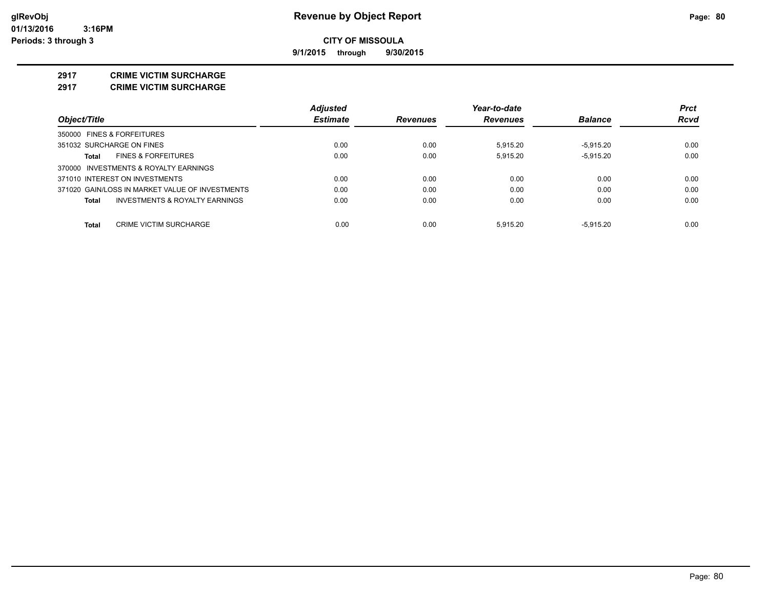# Revenue by Object Report

**CITY OF MISSOULA**

**9/1/2015 through 9/30/2015**

glRevObj
01/13/2016 3:16PM
Periods: 3 through 3

## 2917 CRIME VICTIM SURCHARGE
## 2917 CRIME VICTIM SURCHARGE

| Object/Title | Adjusted Estimate | Revenues | Year-to-date Revenues | Balance | Prct Rcvd |
|---|---|---|---|---|---|
| 350000 FINES & FORFEITURES | | | | | |
| 351032 SURCHARGE ON FINES | 0.00 | 0.00 | 5,915.20 | -5,915.20 | 0.00 |
| **Total** FINES & FORFEITURES | 0.00 | 0.00 | 5,915.20 | -5,915.20 | 0.00 |
| 370000 INVESTMENTS & ROYALTY EARNINGS | | | | | |
| 371010 INTEREST ON INVESTMENTS | 0.00 | 0.00 | 0.00 | 0.00 | 0.00 |
| 371020 GAIN/LOSS IN MARKET VALUE OF INVESTMENTS | 0.00 | 0.00 | 0.00 | 0.00 | 0.00 |
| **Total** INVESTMENTS & ROYALTY EARNINGS | 0.00 | 0.00 | 0.00 | 0.00 | 0.00 |
| **Total** CRIME VICTIM SURCHARGE | 0.00 | 0.00 | 5,915.20 | -5,915.20 | 0.00 |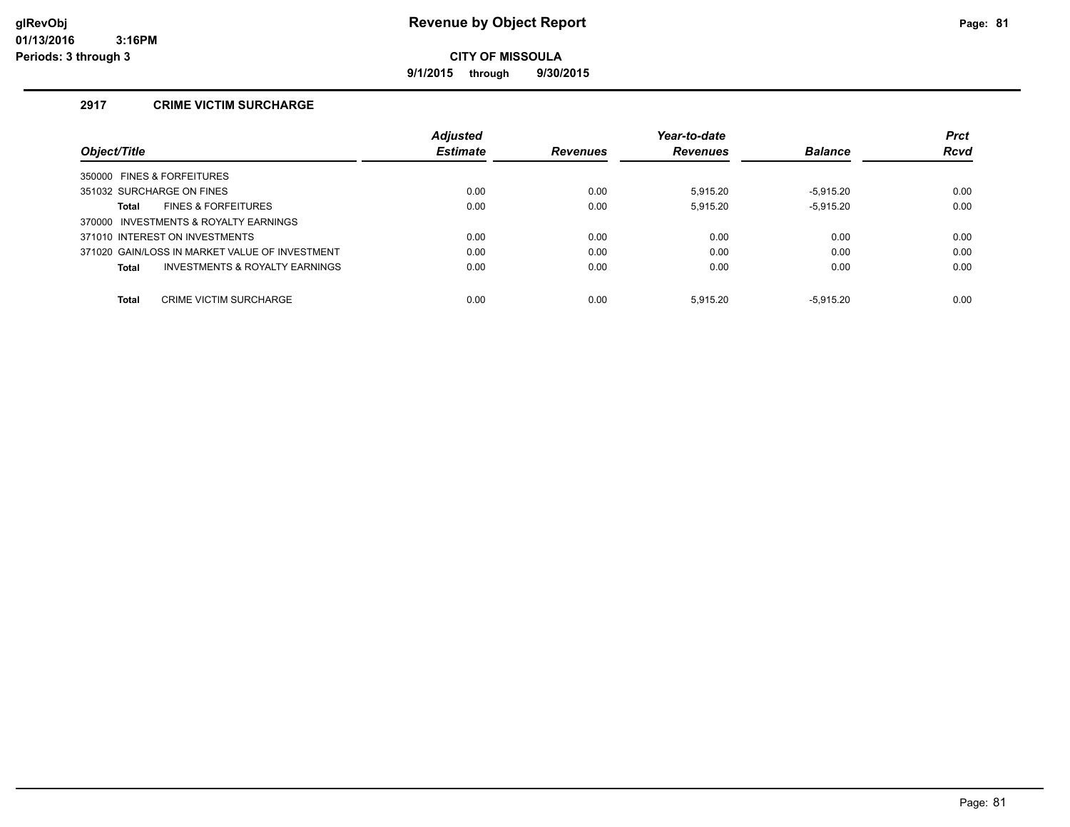**glRevObj**
**01/13/2016 3:16PM**
**Periods: 3 through 3**

# Revenue by Object Report

**CITY OF MISSOULA**

**9/1/2015 through 9/30/2015**

## 2917 CRIME VICTIM SURCHARGE

| Object/Title | Adjusted Estimate | Revenues | Year-to-date Revenues | Balance | Prct Rcvd |
|---|---|---|---|---|---|
| 350000 FINES & FORFEITURES | | | | | |
| 351032 SURCHARGE ON FINES | 0.00 | 0.00 | 5,915.20 | -5,915.20 | 0.00 |
| **Total** FINES & FORFEITURES | 0.00 | 0.00 | 5,915.20 | -5,915.20 | 0.00 |
| 370000 INVESTMENTS & ROYALTY EARNINGS | | | | | |
| 371010 INTEREST ON INVESTMENTS | 0.00 | 0.00 | 0.00 | 0.00 | 0.00 |
| 371020 GAIN/LOSS IN MARKET VALUE OF INVESTMENT | 0.00 | 0.00 | 0.00 | 0.00 | 0.00 |
| **Total** INVESTMENTS & ROYALTY EARNINGS | 0.00 | 0.00 | 0.00 | 0.00 | 0.00 |
| **Total** CRIME VICTIM SURCHARGE | 0.00 | 0.00 | 5,915.20 | -5,915.20 | 0.00 |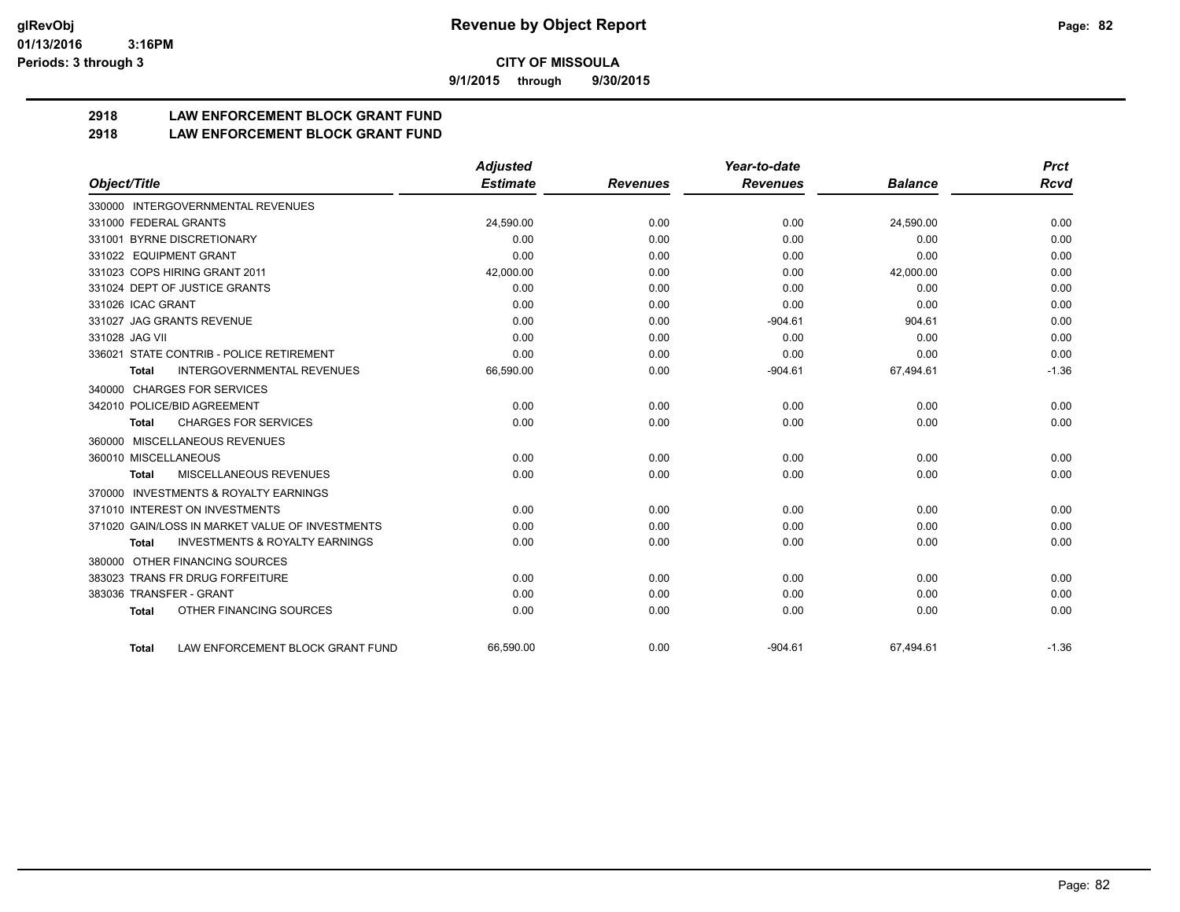**CITY OF MISSOULA**

**9/1/2015 through 9/30/2015**

## 2918 LAW ENFORCEMENT BLOCK GRANT FUND
## 2918 LAW ENFORCEMENT BLOCK GRANT FUND

| Object/Title | Adjusted Estimate | Revenues | Year-to-date Revenues | Balance | Prct Rcvd |
|---|---|---|---|---|---|
| 330000 INTERGOVERNMENTAL REVENUES | | | | | |
| 331000 FEDERAL GRANTS | 24,590.00 | 0.00 | 0.00 | 24,590.00 | 0.00 |
| 331001 BYRNE DISCRETIONARY | 0.00 | 0.00 | 0.00 | 0.00 | 0.00 |
| 331022 EQUIPMENT GRANT | 0.00 | 0.00 | 0.00 | 0.00 | 0.00 |
| 331023 COPS HIRING GRANT 2011 | 42,000.00 | 0.00 | 0.00 | 42,000.00 | 0.00 |
| 331024 DEPT OF JUSTICE GRANTS | 0.00 | 0.00 | 0.00 | 0.00 | 0.00 |
| 331026 ICAC GRANT | 0.00 | 0.00 | 0.00 | 0.00 | 0.00 |
| 331027 JAG GRANTS REVENUE | 0.00 | 0.00 | -904.61 | 904.61 | 0.00 |
| 331028 JAG VII | 0.00 | 0.00 | 0.00 | 0.00 | 0.00 |
| 336021 STATE CONTRIB - POLICE RETIREMENT | 0.00 | 0.00 | 0.00 | 0.00 | 0.00 |
| **Total** INTERGOVERNMENTAL REVENUES | 66,590.00 | 0.00 | -904.61 | 67,494.61 | -1.36 |
| 340000 CHARGES FOR SERVICES | | | | | |
| 342010 POLICE/BID AGREEMENT | 0.00 | 0.00 | 0.00 | 0.00 | 0.00 |
| **Total** CHARGES FOR SERVICES | 0.00 | 0.00 | 0.00 | 0.00 | 0.00 |
| 360000 MISCELLANEOUS REVENUES | | | | | |
| 360010 MISCELLANEOUS | 0.00 | 0.00 | 0.00 | 0.00 | 0.00 |
| **Total** MISCELLANEOUS REVENUES | 0.00 | 0.00 | 0.00 | 0.00 | 0.00 |
| 370000 INVESTMENTS & ROYALTY EARNINGS | | | | | |
| 371010 INTEREST ON INVESTMENTS | 0.00 | 0.00 | 0.00 | 0.00 | 0.00 |
| 371020 GAIN/LOSS IN MARKET VALUE OF INVESTMENTS | 0.00 | 0.00 | 0.00 | 0.00 | 0.00 |
| **Total** INVESTMENTS & ROYALTY EARNINGS | 0.00 | 0.00 | 0.00 | 0.00 | 0.00 |
| 380000 OTHER FINANCING SOURCES | | | | | |
| 383023 TRANS FR DRUG FORFEITURE | 0.00 | 0.00 | 0.00 | 0.00 | 0.00 |
| 383036 TRANSFER - GRANT | 0.00 | 0.00 | 0.00 | 0.00 | 0.00 |
| **Total** OTHER FINANCING SOURCES | 0.00 | 0.00 | 0.00 | 0.00 | 0.00 |
| **Total** LAW ENFORCEMENT BLOCK GRANT FUND | 66,590.00 | 0.00 | -904.61 | 67,494.61 | -1.36 |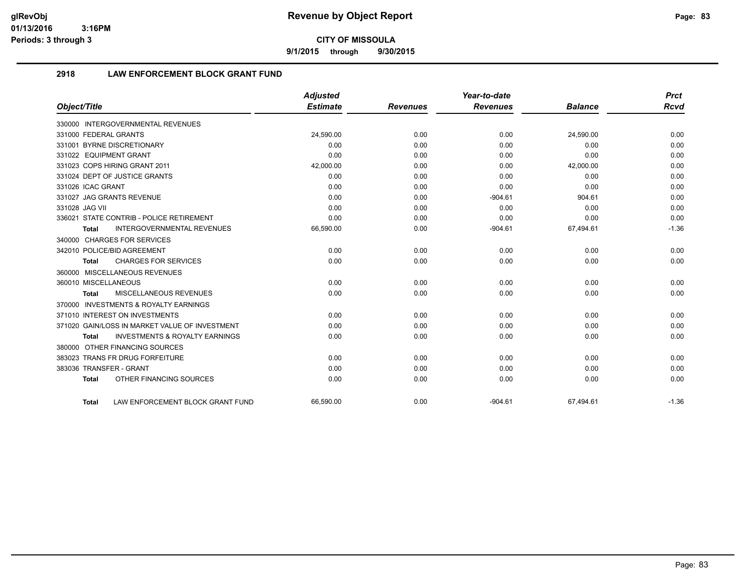# Revenue by Object Report

**CITY OF MISSOULA**

**9/1/2015 through 9/30/2015**

glRevObj
01/13/2016 3:16PM
Periods: 3 through 3

## 2918 LAW ENFORCEMENT BLOCK GRANT FUND

| Object/Title | Adjusted Estimate | Revenues | Year-to-date Revenues | Balance | Prct Rcvd |
|---|---|---|---|---|---|
| 330000 INTERGOVERNMENTAL REVENUES | | | | | |
| 331000 FEDERAL GRANTS | 24,590.00 | 0.00 | 0.00 | 24,590.00 | 0.00 |
| 331001 BYRNE DISCRETIONARY | 0.00 | 0.00 | 0.00 | 0.00 | 0.00 |
| 331022 EQUIPMENT GRANT | 0.00 | 0.00 | 0.00 | 0.00 | 0.00 |
| 331023 COPS HIRING GRANT 2011 | 42,000.00 | 0.00 | 0.00 | 42,000.00 | 0.00 |
| 331024 DEPT OF JUSTICE GRANTS | 0.00 | 0.00 | 0.00 | 0.00 | 0.00 |
| 331026 ICAC GRANT | 0.00 | 0.00 | 0.00 | 0.00 | 0.00 |
| 331027 JAG GRANTS REVENUE | 0.00 | 0.00 | -904.61 | 904.61 | 0.00 |
| 331028 JAG VII | 0.00 | 0.00 | 0.00 | 0.00 | 0.00 |
| 336021 STATE CONTRIB - POLICE RETIREMENT | 0.00 | 0.00 | 0.00 | 0.00 | 0.00 |
| Total INTERGOVERNMENTAL REVENUES | 66,590.00 | 0.00 | -904.61 | 67,494.61 | -1.36 |
| 340000 CHARGES FOR SERVICES | | | | | |
| 342010 POLICE/BID AGREEMENT | 0.00 | 0.00 | 0.00 | 0.00 | 0.00 |
| Total CHARGES FOR SERVICES | 0.00 | 0.00 | 0.00 | 0.00 | 0.00 |
| 360000 MISCELLANEOUS REVENUES | | | | | |
| 360010 MISCELLANEOUS | 0.00 | 0.00 | 0.00 | 0.00 | 0.00 |
| Total MISCELLANEOUS REVENUES | 0.00 | 0.00 | 0.00 | 0.00 | 0.00 |
| 370000 INVESTMENTS & ROYALTY EARNINGS | | | | | |
| 371010 INTEREST ON INVESTMENTS | 0.00 | 0.00 | 0.00 | 0.00 | 0.00 |
| 371020 GAIN/LOSS IN MARKET VALUE OF INVESTMENT | 0.00 | 0.00 | 0.00 | 0.00 | 0.00 |
| Total INVESTMENTS & ROYALTY EARNINGS | 0.00 | 0.00 | 0.00 | 0.00 | 0.00 |
| 380000 OTHER FINANCING SOURCES | | | | | |
| 383023 TRANS FR DRUG FORFEITURE | 0.00 | 0.00 | 0.00 | 0.00 | 0.00 |
| 383036 TRANSFER - GRANT | 0.00 | 0.00 | 0.00 | 0.00 | 0.00 |
| Total OTHER FINANCING SOURCES | 0.00 | 0.00 | 0.00 | 0.00 | 0.00 |
| Total LAW ENFORCEMENT BLOCK GRANT FUND | 66,590.00 | 0.00 | -904.61 | 67,494.61 | -1.36 |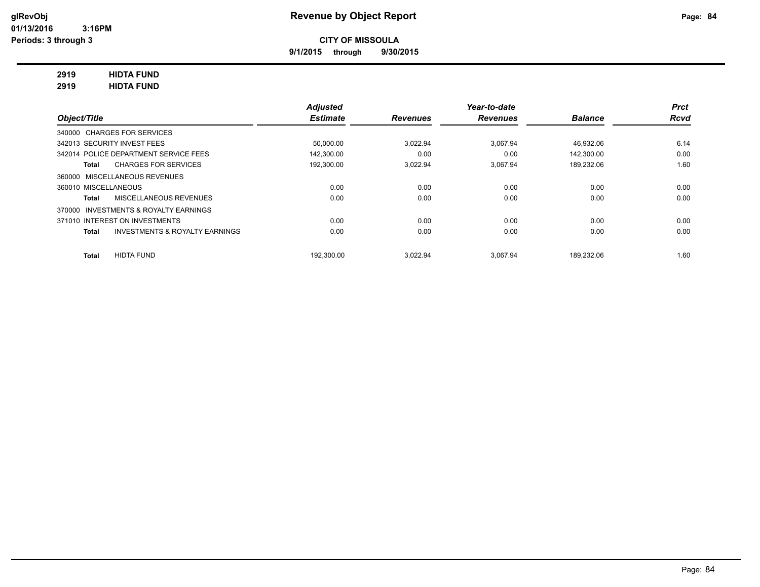glRevObj
01/13/2016 3:16PM
Periods: 3 through 3

# Revenue by Object Report

**CITY OF MISSOULA**

**9/1/2015 through 9/30/2015**

**2919 HIDTA FUND**
**2919 HIDTA FUND**

| Object/Title | Adjusted Estimate | Revenues | Year-to-date Revenues | Balance | Prct Rcvd |
|---|---|---|---|---|---|
| 340000 CHARGES FOR SERVICES | | | | | |
| 342013 SECURITY INVEST FEES | 50,000.00 | 3,022.94 | 3,067.94 | 46,932.06 | 6.14 |
| 342014 POLICE DEPARTMENT SERVICE FEES | 142,300.00 | 0.00 | 0.00 | 142,300.00 | 0.00 |
| **Total** CHARGES FOR SERVICES | 192,300.00 | 3,022.94 | 3,067.94 | 189,232.06 | 1.60 |
| 360000 MISCELLANEOUS REVENUES | | | | | |
| 360010 MISCELLANEOUS | 0.00 | 0.00 | 0.00 | 0.00 | 0.00 |
| **Total** MISCELLANEOUS REVENUES | 0.00 | 0.00 | 0.00 | 0.00 | 0.00 |
| 370000 INVESTMENTS & ROYALTY EARNINGS | | | | | |
| 371010 INTEREST ON INVESTMENTS | 0.00 | 0.00 | 0.00 | 0.00 | 0.00 |
| **Total** INVESTMENTS & ROYALTY EARNINGS | 0.00 | 0.00 | 0.00 | 0.00 | 0.00 |
| **Total** HIDTA FUND | 192,300.00 | 3,022.94 | 3,067.94 | 189,232.06 | 1.60 |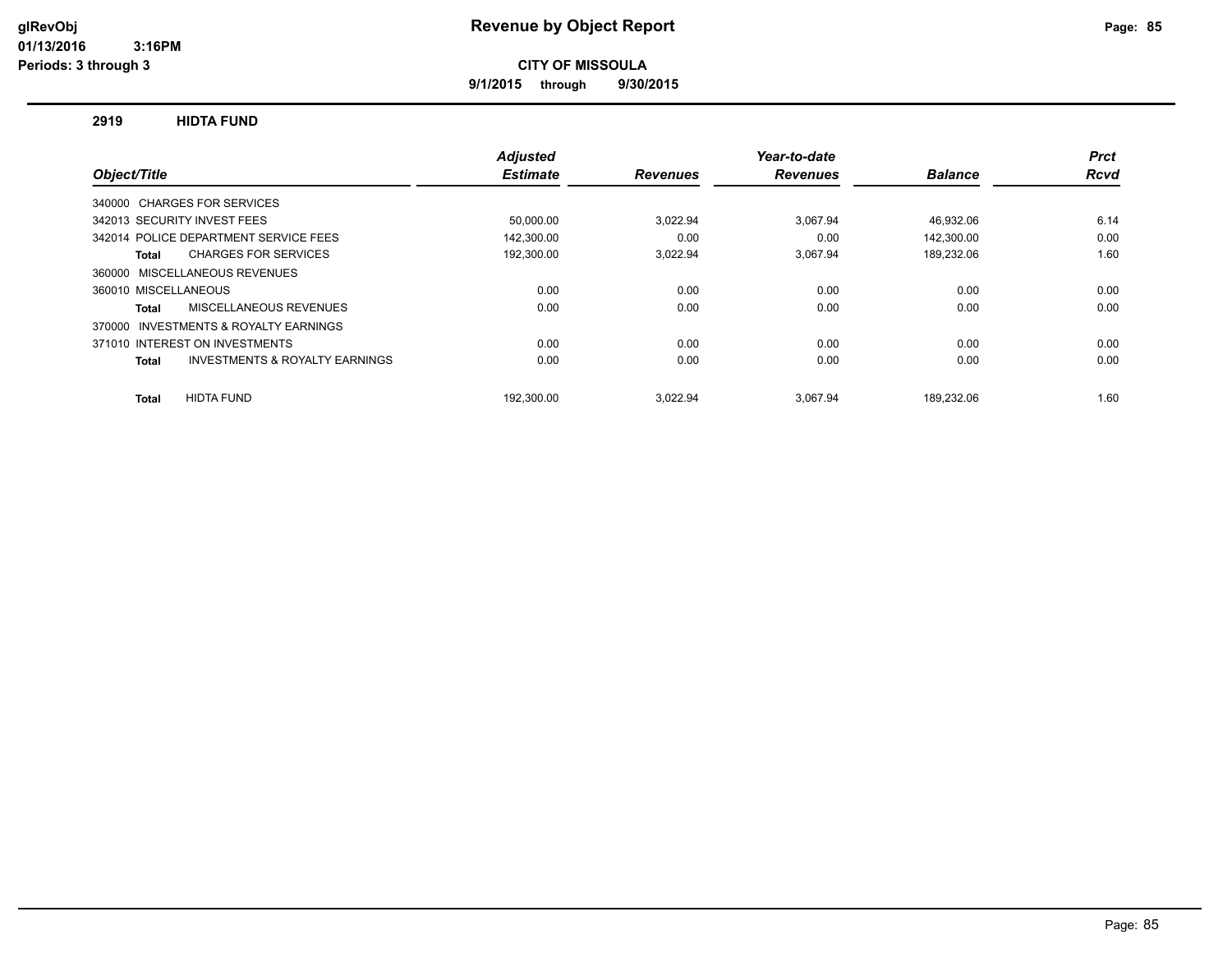# Revenue by Object Report

glRevObj
01/13/2016 3:16PM
Periods: 3 through 3

**CITY OF MISSOULA**

**9/1/2015 through 9/30/2015**

## 2919 HIDTA FUND

| Object/Title | Adjusted Estimate | Revenues | Year-to-date Revenues | Balance | Prct Rcvd |
|---|---|---|---|---|---|
| 340000 CHARGES FOR SERVICES | | | | | |
| 342013 SECURITY INVEST FEES | 50,000.00 | 3,022.94 | 3,067.94 | 46,932.06 | 6.14 |
| 342014 POLICE DEPARTMENT SERVICE FEES | 142,300.00 | 0.00 | 0.00 | 142,300.00 | 0.00 |
| **Total** CHARGES FOR SERVICES | 192,300.00 | 3,022.94 | 3,067.94 | 189,232.06 | 1.60 |
| 360000 MISCELLANEOUS REVENUES | | | | | |
| 360010 MISCELLANEOUS | 0.00 | 0.00 | 0.00 | 0.00 | 0.00 |
| **Total** MISCELLANEOUS REVENUES | 0.00 | 0.00 | 0.00 | 0.00 | 0.00 |
| 370000 INVESTMENTS & ROYALTY EARNINGS | | | | | |
| 371010 INTEREST ON INVESTMENTS | 0.00 | 0.00 | 0.00 | 0.00 | 0.00 |
| **Total** INVESTMENTS & ROYALTY EARNINGS | 0.00 | 0.00 | 0.00 | 0.00 | 0.00 |
| **Total** HIDTA FUND | 192,300.00 | 3,022.94 | 3,067.94 | 189,232.06 | 1.60 |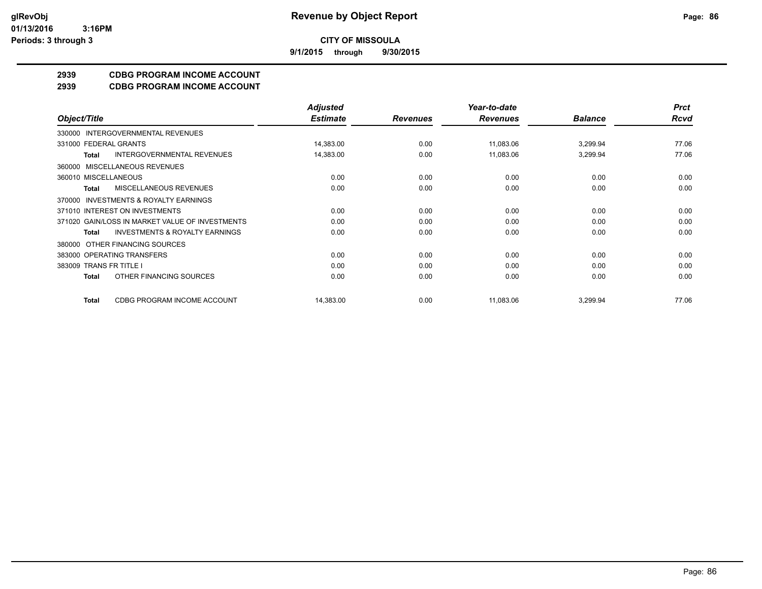**CITY OF MISSOULA**

**9/1/2015 through 9/30/2015**

## 2939 CDBG PROGRAM INCOME ACCOUNT

## 2939 CDBG PROGRAM INCOME ACCOUNT

| Object/Title | Adjusted Estimate | Revenues | Year-to-date Revenues | Balance | Prct Rcvd |
|---|---|---|---|---|---|
| 330000 INTERGOVERNMENTAL REVENUES | | | | | |
| 331000 FEDERAL GRANTS | 14,383.00 | 0.00 | 11,083.06 | 3,299.94 | 77.06 |
| **Total** INTERGOVERNMENTAL REVENUES | 14,383.00 | 0.00 | 11,083.06 | 3,299.94 | 77.06 |
| 360000 MISCELLANEOUS REVENUES | | | | | |
| 360010 MISCELLANEOUS | 0.00 | 0.00 | 0.00 | 0.00 | 0.00 |
| **Total** MISCELLANEOUS REVENUES | 0.00 | 0.00 | 0.00 | 0.00 | 0.00 |
| 370000 INVESTMENTS & ROYALTY EARNINGS | | | | | |
| 371010 INTEREST ON INVESTMENTS | 0.00 | 0.00 | 0.00 | 0.00 | 0.00 |
| 371020 GAIN/LOSS IN MARKET VALUE OF INVESTMENTS | 0.00 | 0.00 | 0.00 | 0.00 | 0.00 |
| **Total** INVESTMENTS & ROYALTY EARNINGS | 0.00 | 0.00 | 0.00 | 0.00 | 0.00 |
| 380000 OTHER FINANCING SOURCES | | | | | |
| 383000 OPERATING TRANSFERS | 0.00 | 0.00 | 0.00 | 0.00 | 0.00 |
| 383009 TRANS FR TITLE I | 0.00 | 0.00 | 0.00 | 0.00 | 0.00 |
| **Total** OTHER FINANCING SOURCES | 0.00 | 0.00 | 0.00 | 0.00 | 0.00 |
| **Total** CDBG PROGRAM INCOME ACCOUNT | 14,383.00 | 0.00 | 11,083.06 | 3,299.94 | 77.06 |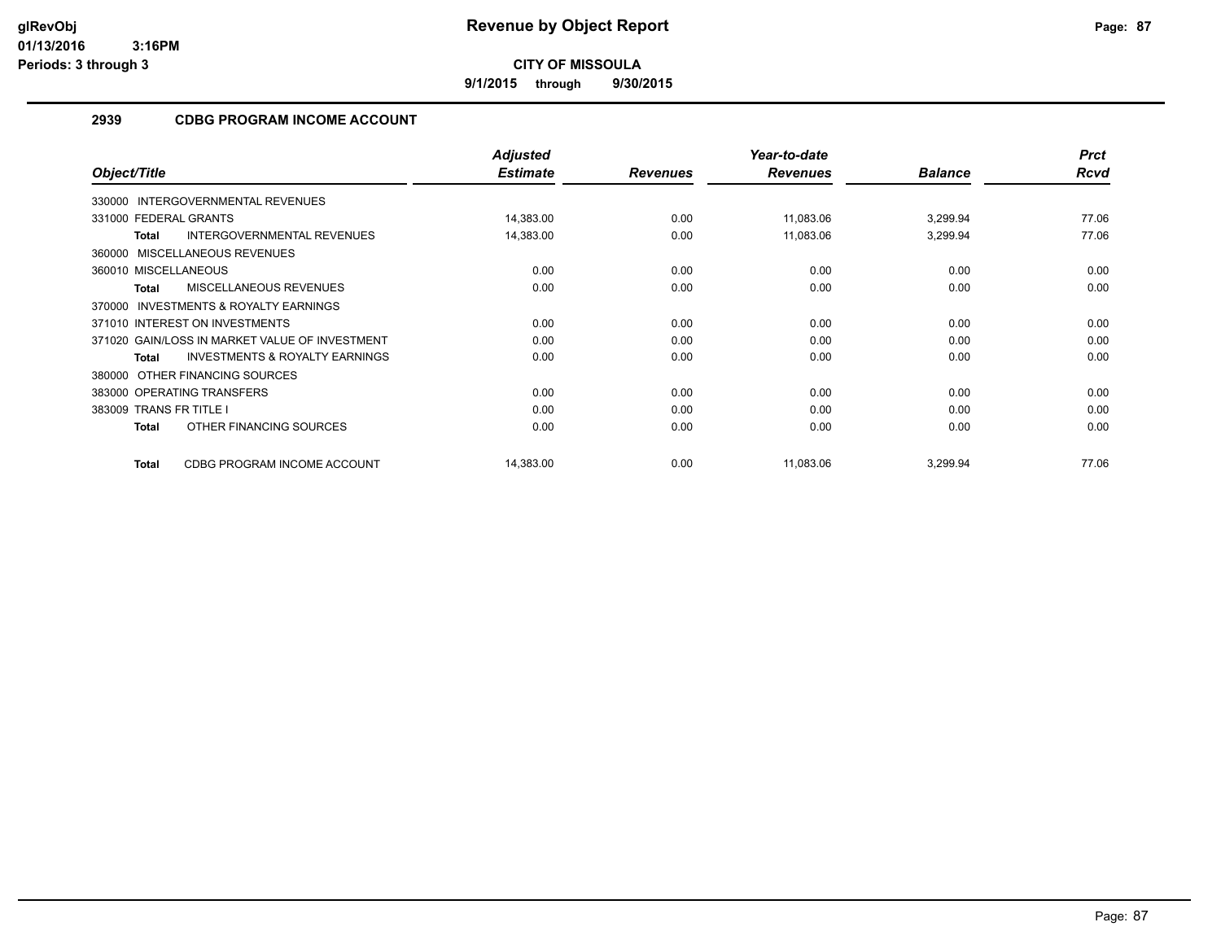# Revenue by Object Report

**CITY OF MISSOULA**

**9/1/2015 through 9/30/2015**

glRevObj
01/13/2016 3:16PM
Periods: 3 through 3

## 2939 CDBG PROGRAM INCOME ACCOUNT

| Object/Title | Adjusted Estimate | Revenues | Year-to-date Revenues | Balance | Prct Rcvd |
|---|---|---|---|---|---|
| 330000 INTERGOVERNMENTAL REVENUES | | | | | |
| 331000 FEDERAL GRANTS | 14,383.00 | 0.00 | 11,083.06 | 3,299.94 | 77.06 |
| **Total** INTERGOVERNMENTAL REVENUES | 14,383.00 | 0.00 | 11,083.06 | 3,299.94 | 77.06 |
| 360000 MISCELLANEOUS REVENUES | | | | | |
| 360010 MISCELLANEOUS | 0.00 | 0.00 | 0.00 | 0.00 | 0.00 |
| **Total** MISCELLANEOUS REVENUES | 0.00 | 0.00 | 0.00 | 0.00 | 0.00 |
| 370000 INVESTMENTS & ROYALTY EARNINGS | | | | | |
| 371010 INTEREST ON INVESTMENTS | 0.00 | 0.00 | 0.00 | 0.00 | 0.00 |
| 371020 GAIN/LOSS IN MARKET VALUE OF INVESTMENT | 0.00 | 0.00 | 0.00 | 0.00 | 0.00 |
| **Total** INVESTMENTS & ROYALTY EARNINGS | 0.00 | 0.00 | 0.00 | 0.00 | 0.00 |
| 380000 OTHER FINANCING SOURCES | | | | | |
| 383000 OPERATING TRANSFERS | 0.00 | 0.00 | 0.00 | 0.00 | 0.00 |
| 383009 TRANS FR TITLE I | 0.00 | 0.00 | 0.00 | 0.00 | 0.00 |
| **Total** OTHER FINANCING SOURCES | 0.00 | 0.00 | 0.00 | 0.00 | 0.00 |
| **Total** CDBG PROGRAM INCOME ACCOUNT | 14,383.00 | 0.00 | 11,083.06 | 3,299.94 | 77.06 |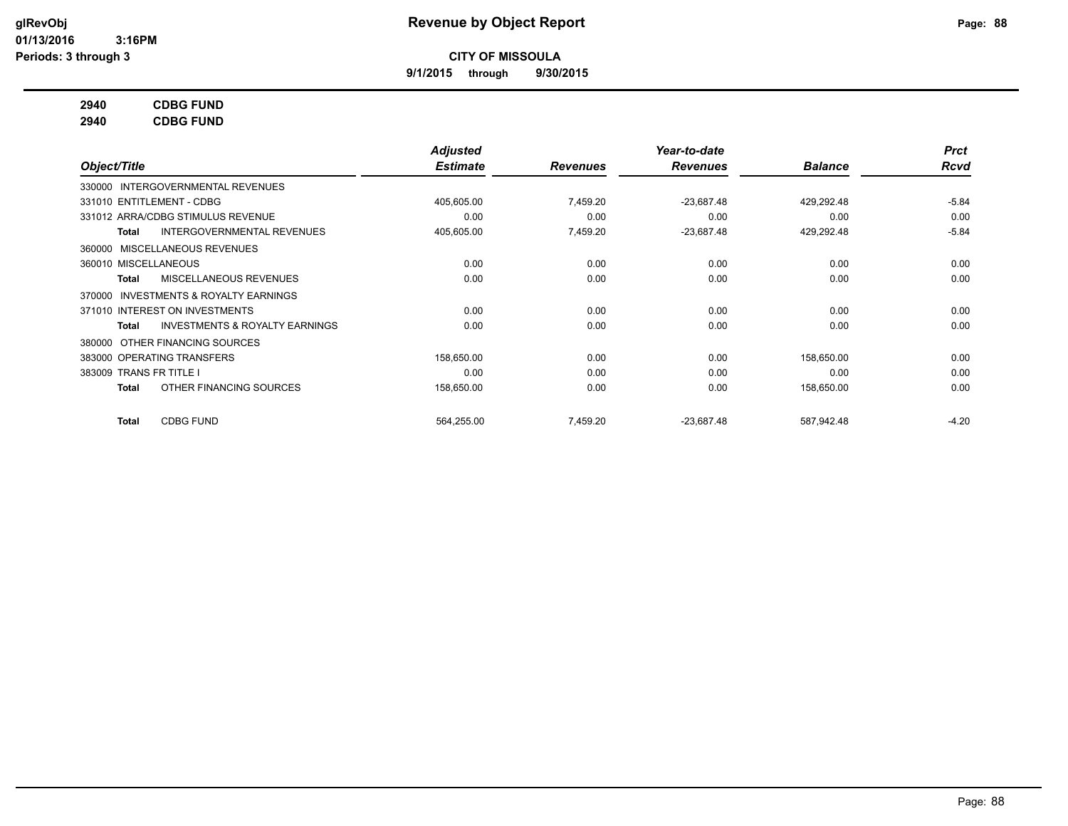# Revenue by Object Report

glRevObj
01/13/2016 3:16PM
Periods: 3 through 3

**CITY OF MISSOULA**

**9/1/2015 through 9/30/2015**

**2940 CDBG FUND**
**2940 CDBG FUND**

| Object/Title | | Adjusted Estimate | Revenues | Year-to-date Revenues | Balance | Prct Rcvd |
|---|---|---|---|---|---|---|
| 330000 INTERGOVERNMENTAL REVENUES | | | | | | |
| 331010 ENTITLEMENT - CDBG | | 405,605.00 | 7,459.20 | -23,687.48 | 429,292.48 | -5.84 |
| 331012 ARRA/CDBG STIMULUS REVENUE | | 0.00 | 0.00 | 0.00 | 0.00 | 0.00 |
| **Total** | INTERGOVERNMENTAL REVENUES | 405,605.00 | 7,459.20 | -23,687.48 | 429,292.48 | -5.84 |
| 360000 MISCELLANEOUS REVENUES | | | | | | |
| 360010 MISCELLANEOUS | | 0.00 | 0.00 | 0.00 | 0.00 | 0.00 |
| **Total** | MISCELLANEOUS REVENUES | 0.00 | 0.00 | 0.00 | 0.00 | 0.00 |
| 370000 INVESTMENTS & ROYALTY EARNINGS | | | | | | |
| 371010 INTEREST ON INVESTMENTS | | 0.00 | 0.00 | 0.00 | 0.00 | 0.00 |
| **Total** | INVESTMENTS & ROYALTY EARNINGS | 0.00 | 0.00 | 0.00 | 0.00 | 0.00 |
| 380000 OTHER FINANCING SOURCES | | | | | | |
| 383000 OPERATING TRANSFERS | | 158,650.00 | 0.00 | 0.00 | 158,650.00 | 0.00 |
| 383009 TRANS FR TITLE I | | 0.00 | 0.00 | 0.00 | 0.00 | 0.00 |
| **Total** | OTHER FINANCING SOURCES | 158,650.00 | 0.00 | 0.00 | 158,650.00 | 0.00 |
| **Total** | CDBG FUND | 564,255.00 | 7,459.20 | -23,687.48 | 587,942.48 | -4.20 |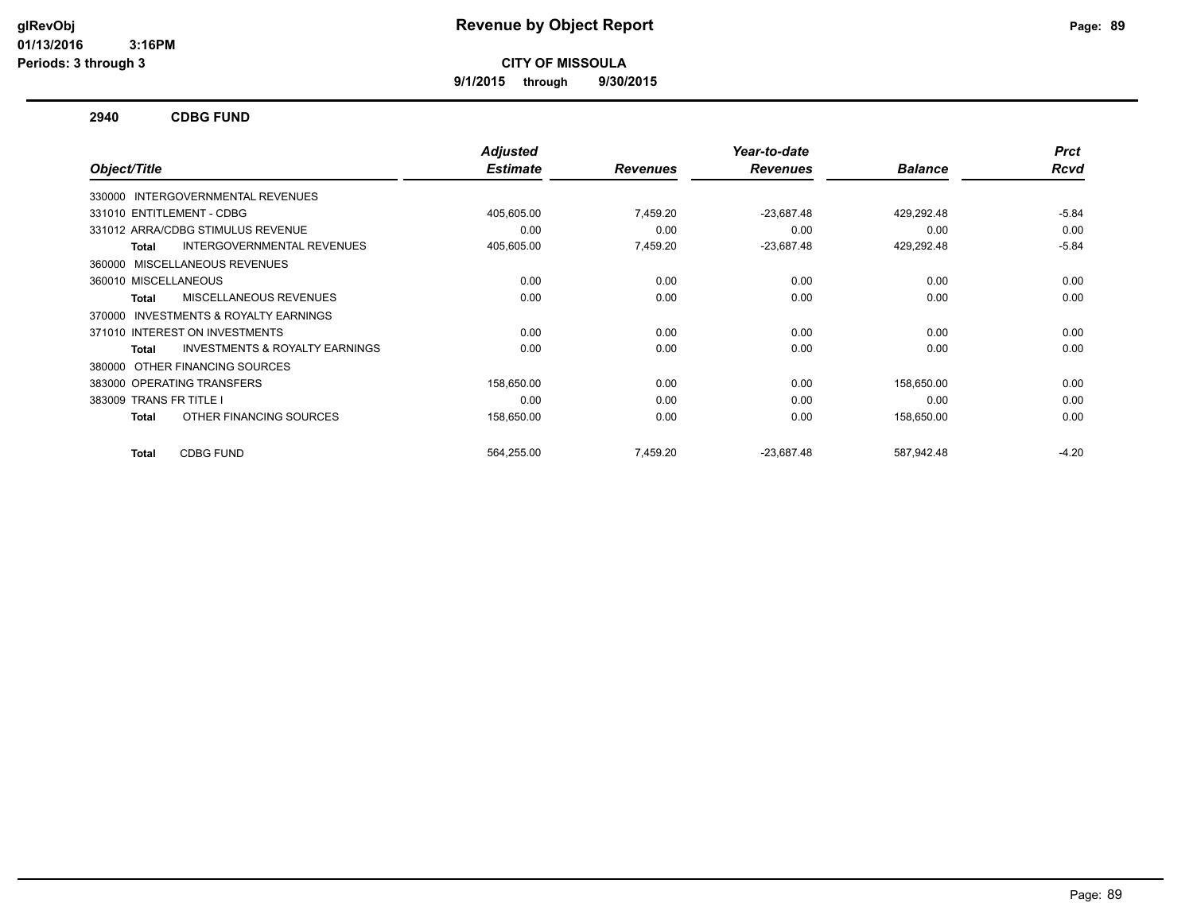# Revenue by Object Report

**CITY OF MISSOULA**

**9/1/2015 through 9/30/2015**

glRevObj
01/13/2016 3:16PM
Periods: 3 through 3

## 2940 CDBG FUND

| Object/Title | Adjusted Estimate | Revenues | Year-to-date Revenues | Balance | Prct Rcvd |
|---|---|---|---|---|---|
| 330000 INTERGOVERNMENTAL REVENUES | | | | | |
| 331010 ENTITLEMENT - CDBG | 405,605.00 | 7,459.20 | -23,687.48 | 429,292.48 | -5.84 |
| 331012 ARRA/CDBG STIMULUS REVENUE | 0.00 | 0.00 | 0.00 | 0.00 | 0.00 |
| **Total** INTERGOVERNMENTAL REVENUES | 405,605.00 | 7,459.20 | -23,687.48 | 429,292.48 | -5.84 |
| 360000 MISCELLANEOUS REVENUES | | | | | |
| 360010 MISCELLANEOUS | 0.00 | 0.00 | 0.00 | 0.00 | 0.00 |
| **Total** MISCELLANEOUS REVENUES | 0.00 | 0.00 | 0.00 | 0.00 | 0.00 |
| 370000 INVESTMENTS & ROYALTY EARNINGS | | | | | |
| 371010 INTEREST ON INVESTMENTS | 0.00 | 0.00 | 0.00 | 0.00 | 0.00 |
| **Total** INVESTMENTS & ROYALTY EARNINGS | 0.00 | 0.00 | 0.00 | 0.00 | 0.00 |
| 380000 OTHER FINANCING SOURCES | | | | | |
| 383000 OPERATING TRANSFERS | 158,650.00 | 0.00 | 0.00 | 158,650.00 | 0.00 |
| 383009 TRANS FR TITLE I | 0.00 | 0.00 | 0.00 | 0.00 | 0.00 |
| **Total** OTHER FINANCING SOURCES | 158,650.00 | 0.00 | 0.00 | 158,650.00 | 0.00 |
| **Total** CDBG FUND | 564,255.00 | 7,459.20 | -23,687.48 | 587,942.48 | -4.20 |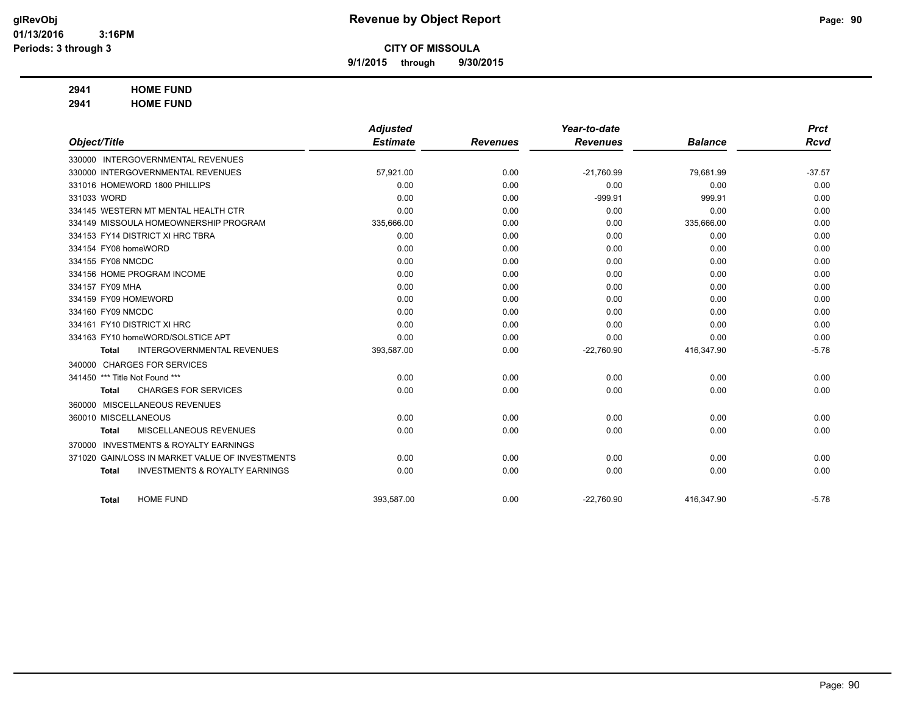**CITY OF MISSOULA**

**9/1/2015 through 9/30/2015**

**Revenue by Object Report**

glRevObj
01/13/2016 3:16PM
Periods: 3 through 3

**2941 HOME FUND**

**2941 HOME FUND**

| Object/Title | Adjusted Estimate | Revenues | Year-to-date Revenues | Balance | Prct Rcvd |
|---|---|---|---|---|---|
| 330000 INTERGOVERNMENTAL REVENUES | | | | | |
| 330000 INTERGOVERNMENTAL REVENUES | 57,921.00 | 0.00 | -21,760.99 | 79,681.99 | -37.57 |
| 331016 HOMEWORD 1800 PHILLIPS | 0.00 | 0.00 | 0.00 | 0.00 | 0.00 |
| 331033 WORD | 0.00 | 0.00 | -999.91 | 999.91 | 0.00 |
| 334145 WESTERN MT MENTAL HEALTH CTR | 0.00 | 0.00 | 0.00 | 0.00 | 0.00 |
| 334149 MISSOULA HOMEOWNERSHIP PROGRAM | 335,666.00 | 0.00 | 0.00 | 335,666.00 | 0.00 |
| 334153 FY14 DISTRICT XI HRC TBRA | 0.00 | 0.00 | 0.00 | 0.00 | 0.00 |
| 334154 FY08 homeWORD | 0.00 | 0.00 | 0.00 | 0.00 | 0.00 |
| 334155 FY08 NMCDC | 0.00 | 0.00 | 0.00 | 0.00 | 0.00 |
| 334156 HOME PROGRAM INCOME | 0.00 | 0.00 | 0.00 | 0.00 | 0.00 |
| 334157 FY09 MHA | 0.00 | 0.00 | 0.00 | 0.00 | 0.00 |
| 334159 FY09 HOMEWORD | 0.00 | 0.00 | 0.00 | 0.00 | 0.00 |
| 334160 FY09 NMCDC | 0.00 | 0.00 | 0.00 | 0.00 | 0.00 |
| 334161 FY10 DISTRICT XI HRC | 0.00 | 0.00 | 0.00 | 0.00 | 0.00 |
| 334163 FY10 homeWORD/SOLSTICE APT | 0.00 | 0.00 | 0.00 | 0.00 | 0.00 |
| **Total** INTERGOVERNMENTAL REVENUES | 393,587.00 | 0.00 | -22,760.90 | 416,347.90 | -5.78 |
| 340000 CHARGES FOR SERVICES | | | | | |
| 341450 *** Title Not Found *** | 0.00 | 0.00 | 0.00 | 0.00 | 0.00 |
| **Total** CHARGES FOR SERVICES | 0.00 | 0.00 | 0.00 | 0.00 | 0.00 |
| 360000 MISCELLANEOUS REVENUES | | | | | |
| 360010 MISCELLANEOUS | 0.00 | 0.00 | 0.00 | 0.00 | 0.00 |
| **Total** MISCELLANEOUS REVENUES | 0.00 | 0.00 | 0.00 | 0.00 | 0.00 |
| 370000 INVESTMENTS & ROYALTY EARNINGS | | | | | |
| 371020 GAIN/LOSS IN MARKET VALUE OF INVESTMENTS | 0.00 | 0.00 | 0.00 | 0.00 | 0.00 |
| **Total** INVESTMENTS & ROYALTY EARNINGS | 0.00 | 0.00 | 0.00 | 0.00 | 0.00 |
| **Total** HOME FUND | 393,587.00 | 0.00 | -22,760.90 | 416,347.90 | -5.78 |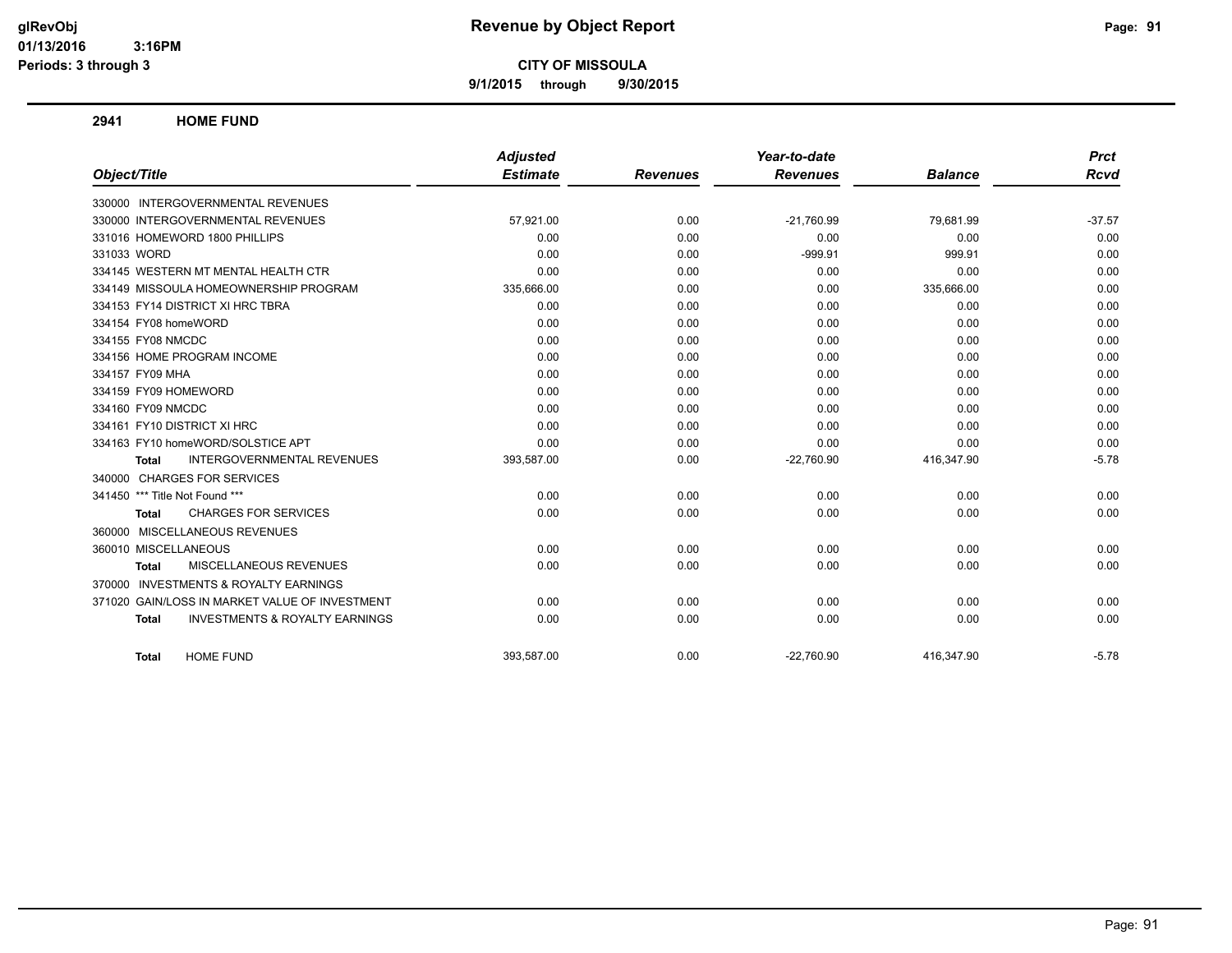# Revenue by Object Report

glRevObj
01/13/2016 3:16PM
Periods: 3 through 3

**CITY OF MISSOULA**

9/1/2015 through 9/30/2015

## 2941 HOME FUND

| Object/Title | Adjusted Estimate | Revenues | Year-to-date Revenues | Balance | Prct Rcvd |
|---|---|---|---|---|---|
| 330000 INTERGOVERNMENTAL REVENUES | | | | | |
| 330000 INTERGOVERNMENTAL REVENUES | 57,921.00 | 0.00 | -21,760.99 | 79,681.99 | -37.57 |
| 331016 HOMEWORD 1800 PHILLIPS | 0.00 | 0.00 | 0.00 | 0.00 | 0.00 |
| 331033 WORD | 0.00 | 0.00 | -999.91 | 999.91 | 0.00 |
| 334145 WESTERN MT MENTAL HEALTH CTR | 0.00 | 0.00 | 0.00 | 0.00 | 0.00 |
| 334149 MISSOULA HOMEOWNERSHIP PROGRAM | 335,666.00 | 0.00 | 0.00 | 335,666.00 | 0.00 |
| 334153 FY14 DISTRICT XI HRC TBRA | 0.00 | 0.00 | 0.00 | 0.00 | 0.00 |
| 334154 FY08 homeWORD | 0.00 | 0.00 | 0.00 | 0.00 | 0.00 |
| 334155 FY08 NMCDC | 0.00 | 0.00 | 0.00 | 0.00 | 0.00 |
| 334156 HOME PROGRAM INCOME | 0.00 | 0.00 | 0.00 | 0.00 | 0.00 |
| 334157 FY09 MHA | 0.00 | 0.00 | 0.00 | 0.00 | 0.00 |
| 334159 FY09 HOMEWORD | 0.00 | 0.00 | 0.00 | 0.00 | 0.00 |
| 334160 FY09 NMCDC | 0.00 | 0.00 | 0.00 | 0.00 | 0.00 |
| 334161 FY10 DISTRICT XI HRC | 0.00 | 0.00 | 0.00 | 0.00 | 0.00 |
| 334163 FY10 homeWORD/SOLSTICE APT | 0.00 | 0.00 | 0.00 | 0.00 | 0.00 |
| **Total** INTERGOVERNMENTAL REVENUES | 393,587.00 | 0.00 | -22,760.90 | 416,347.90 | -5.78 |
| 340000 CHARGES FOR SERVICES | | | | | |
| 341450 *** Title Not Found *** | 0.00 | 0.00 | 0.00 | 0.00 | 0.00 |
| **Total** CHARGES FOR SERVICES | 0.00 | 0.00 | 0.00 | 0.00 | 0.00 |
| 360000 MISCELLANEOUS REVENUES | | | | | |
| 360010 MISCELLANEOUS | 0.00 | 0.00 | 0.00 | 0.00 | 0.00 |
| **Total** MISCELLANEOUS REVENUES | 0.00 | 0.00 | 0.00 | 0.00 | 0.00 |
| 370000 INVESTMENTS & ROYALTY EARNINGS | | | | | |
| 371020 GAIN/LOSS IN MARKET VALUE OF INVESTMENT | 0.00 | 0.00 | 0.00 | 0.00 | 0.00 |
| **Total** INVESTMENTS & ROYALTY EARNINGS | 0.00 | 0.00 | 0.00 | 0.00 | 0.00 |
| **Total** HOME FUND | 393,587.00 | 0.00 | -22,760.90 | 416,347.90 | -5.78 |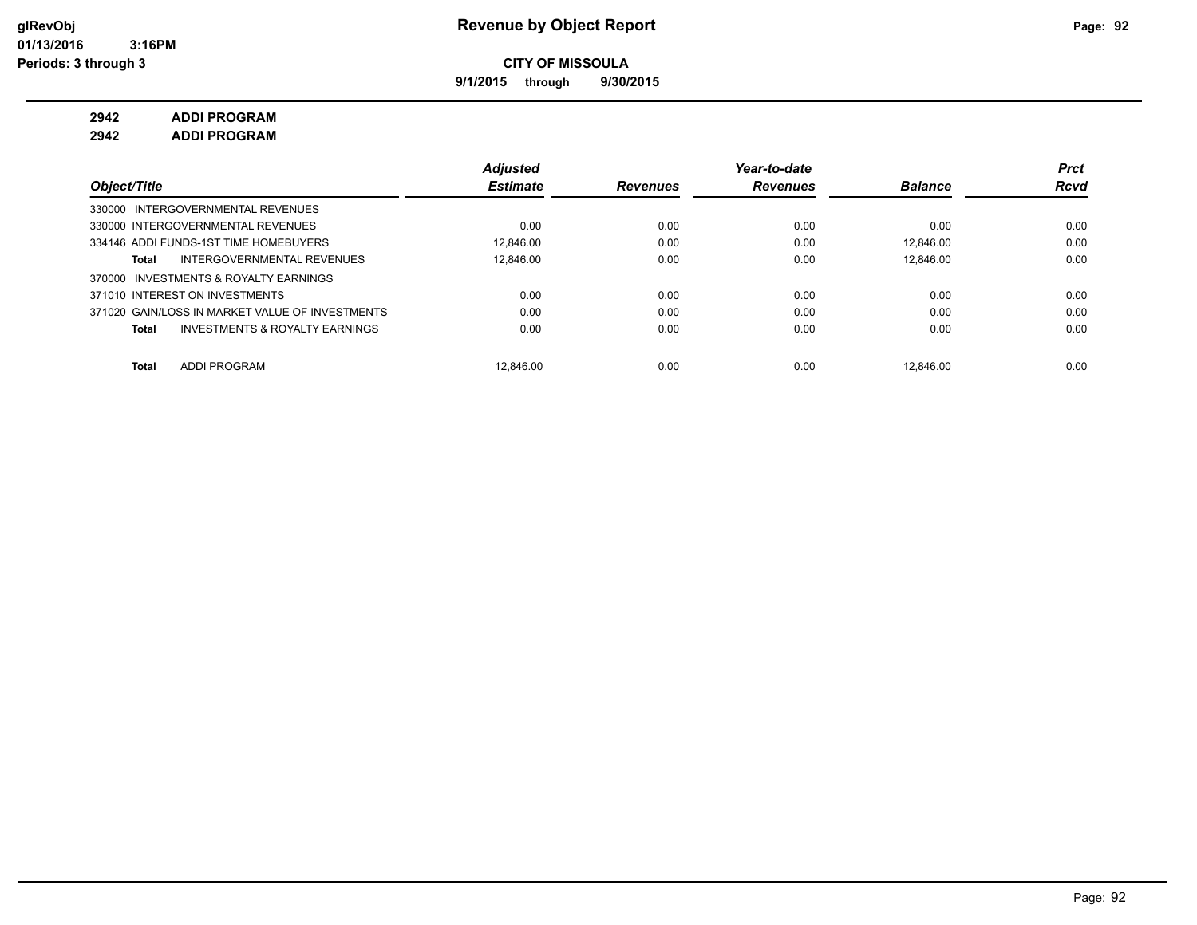# Revenue by Object Report

**CITY OF MISSOULA**

**9/1/2015 through 9/30/2015**

glRevObj
01/13/2016 3:16PM
Periods: 3 through 3

**2942 ADDI PROGRAM**

**2942 ADDI PROGRAM**

| Object/Title | Adjusted Estimate | Revenues | Year-to-date Revenues | Balance | Prct Rcvd |
|---|---|---|---|---|---|
| 330000 INTERGOVERNMENTAL REVENUES | | | | | |
| 330000 INTERGOVERNMENTAL REVENUES | 0.00 | 0.00 | 0.00 | 0.00 | 0.00 |
| 334146 ADDI FUNDS-1ST TIME HOMEBUYERS | 12,846.00 | 0.00 | 0.00 | 12,846.00 | 0.00 |
| **Total** INTERGOVERNMENTAL REVENUES | 12,846.00 | 0.00 | 0.00 | 12,846.00 | 0.00 |
| 370000 INVESTMENTS & ROYALTY EARNINGS | | | | | |
| 371010 INTEREST ON INVESTMENTS | 0.00 | 0.00 | 0.00 | 0.00 | 0.00 |
| 371020 GAIN/LOSS IN MARKET VALUE OF INVESTMENTS | 0.00 | 0.00 | 0.00 | 0.00 | 0.00 |
| **Total** INVESTMENTS & ROYALTY EARNINGS | 0.00 | 0.00 | 0.00 | 0.00 | 0.00 |
| **Total** ADDI PROGRAM | 12,846.00 | 0.00 | 0.00 | 12,846.00 | 0.00 |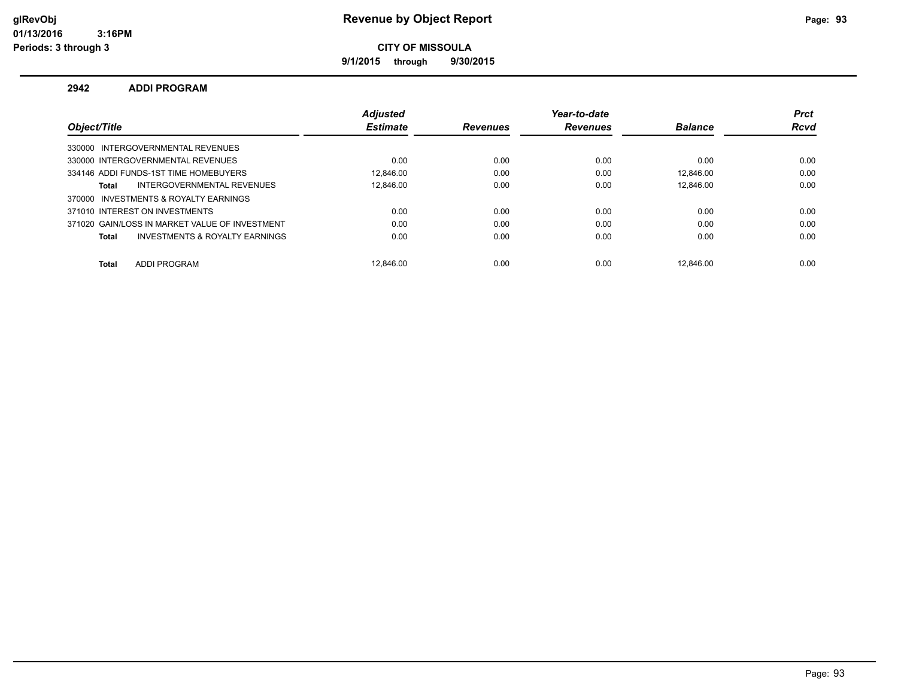# Revenue by Object Report

**CITY OF MISSOULA**

**9/1/2015 through 9/30/2015**

glRevObj
01/13/2016 3:16PM
Periods: 3 through 3

### 2942 ADDI PROGRAM

| Object/Title | | Adjusted Estimate | Revenues | Year-to-date Revenues | Balance | Prct Rcvd |
|---|---|---|---|---|---|---|
| 330000 INTERGOVERNMENTAL REVENUES | | | | | | |
| 330000 INTERGOVERNMENTAL REVENUES | | 0.00 | 0.00 | 0.00 | 0.00 | 0.00 |
| 334146 ADDI FUNDS-1ST TIME HOMEBUYERS | | 12,846.00 | 0.00 | 0.00 | 12,846.00 | 0.00 |
| **Total** | INTERGOVERNMENTAL REVENUES | 12,846.00 | 0.00 | 0.00 | 12,846.00 | 0.00 |
| 370000 INVESTMENTS & ROYALTY EARNINGS | | | | | | |
| 371010 INTEREST ON INVESTMENTS | | 0.00 | 0.00 | 0.00 | 0.00 | 0.00 |
| 371020 GAIN/LOSS IN MARKET VALUE OF INVESTMENT | | 0.00 | 0.00 | 0.00 | 0.00 | 0.00 |
| **Total** | INVESTMENTS & ROYALTY EARNINGS | 0.00 | 0.00 | 0.00 | 0.00 | 0.00 |
| **Total** | ADDI PROGRAM | 12,846.00 | 0.00 | 0.00 | 12,846.00 | 0.00 |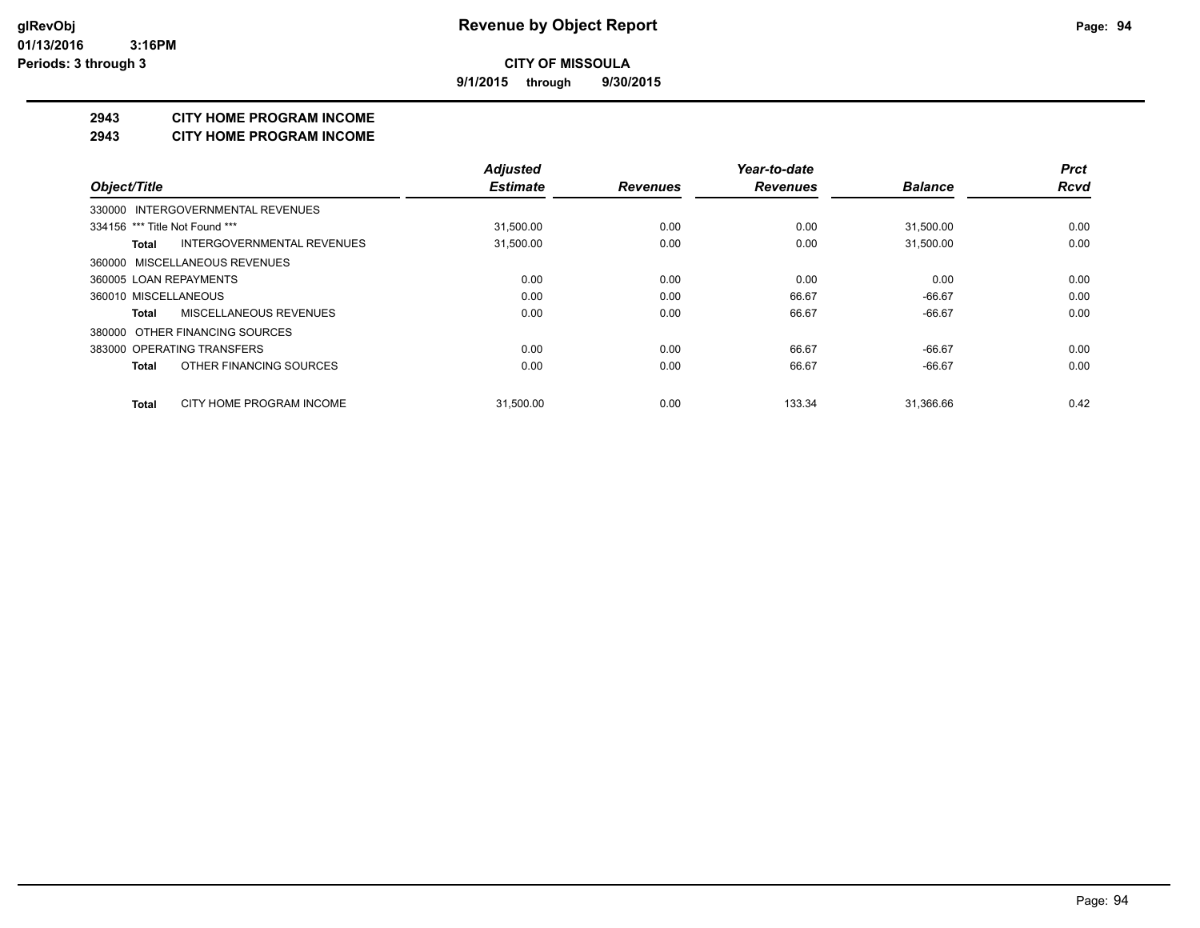**Revenue by Object Report**

**CITY OF MISSOULA**

**9/1/2015 through 9/30/2015**

glRevObj
01/13/2016 3:16PM
Periods: 3 through 3

## 2943 CITY HOME PROGRAM INCOME

## 2943 CITY HOME PROGRAM INCOME

| Object/Title | Adjusted Estimate | Revenues | Year-to-date Revenues | Balance | Prct Rcvd |
|---|---|---|---|---|---|
| 330000 INTERGOVERNMENTAL REVENUES | | | | | |
| 334156 *** Title Not Found *** | 31,500.00 | 0.00 | 0.00 | 31,500.00 | 0.00 |
| **Total** INTERGOVERNMENTAL REVENUES | 31,500.00 | 0.00 | 0.00 | 31,500.00 | 0.00 |
| 360000 MISCELLANEOUS REVENUES | | | | | |
| 360005 LOAN REPAYMENTS | 0.00 | 0.00 | 0.00 | 0.00 | 0.00 |
| 360010 MISCELLANEOUS | 0.00 | 0.00 | 66.67 | -66.67 | 0.00 |
| **Total** MISCELLANEOUS REVENUES | 0.00 | 0.00 | 66.67 | -66.67 | 0.00 |
| 380000 OTHER FINANCING SOURCES | | | | | |
| 383000 OPERATING TRANSFERS | 0.00 | 0.00 | 66.67 | -66.67 | 0.00 |
| **Total** OTHER FINANCING SOURCES | 0.00 | 0.00 | 66.67 | -66.67 | 0.00 |
| **Total** CITY HOME PROGRAM INCOME | 31,500.00 | 0.00 | 133.34 | 31,366.66 | 0.42 |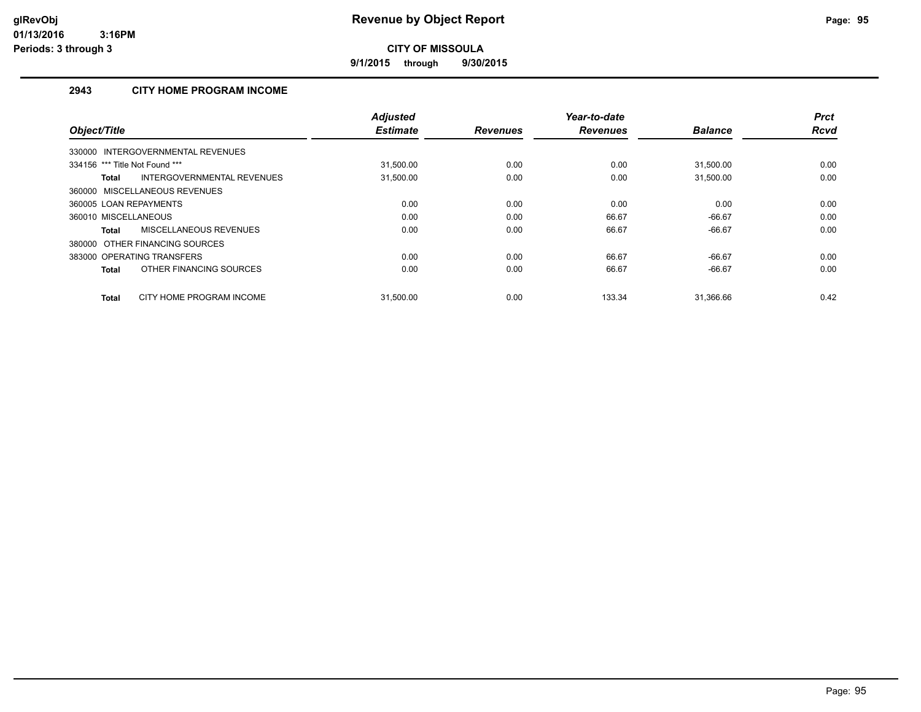# Revenue by Object Report

**CITY OF MISSOULA**

**9/1/2015 through 9/30/2015**

glRevObj
01/13/2016 3:16PM
Periods: 3 through 3

## 2943 CITY HOME PROGRAM INCOME

| Object/Title | Adjusted Estimate | Revenues | Year-to-date Revenues | Balance | Prct Rcvd |
|---|---|---|---|---|---|
| 330000 INTERGOVERNMENTAL REVENUES | | | | | |
| 334156 *** Title Not Found *** | 31,500.00 | 0.00 | 0.00 | 31,500.00 | 0.00 |
| **Total** INTERGOVERNMENTAL REVENUES | 31,500.00 | 0.00 | 0.00 | 31,500.00 | 0.00 |
| 360000 MISCELLANEOUS REVENUES | | | | | |
| 360005 LOAN REPAYMENTS | 0.00 | 0.00 | 0.00 | 0.00 | 0.00 |
| 360010 MISCELLANEOUS | 0.00 | 0.00 | 66.67 | -66.67 | 0.00 |
| **Total** MISCELLANEOUS REVENUES | 0.00 | 0.00 | 66.67 | -66.67 | 0.00 |
| 380000 OTHER FINANCING SOURCES | | | | | |
| 383000 OPERATING TRANSFERS | 0.00 | 0.00 | 66.67 | -66.67 | 0.00 |
| **Total** OTHER FINANCING SOURCES | 0.00 | 0.00 | 66.67 | -66.67 | 0.00 |
| **Total** CITY HOME PROGRAM INCOME | 31,500.00 | 0.00 | 133.34 | 31,366.66 | 0.42 |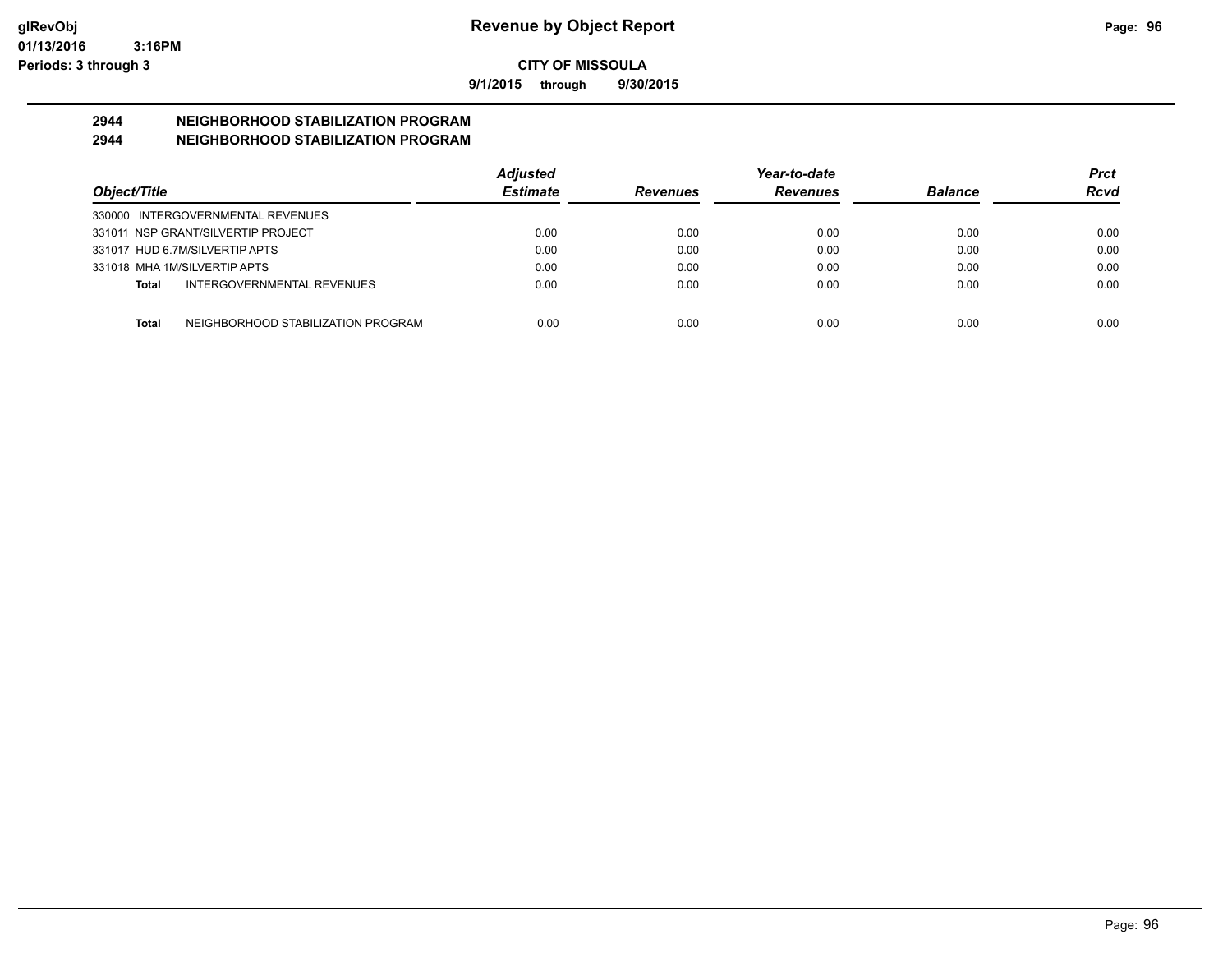**Revenue by Object Report**

**CITY OF MISSOULA**

**9/1/2015 through 9/30/2015**

glRevObj
01/13/2016 3:16PM
Periods: 3 through 3

## 2944 NEIGHBORHOOD STABILIZATION PROGRAM
## 2944 NEIGHBORHOOD STABILIZATION PROGRAM

| Object/Title | | Adjusted Estimate | Revenues | Year-to-date Revenues | Balance | Prct Rcvd |
|---|---|---|---|---|---|---|
| 330000 INTERGOVERNMENTAL REVENUES | | | | | | |
| 331011 NSP GRANT/SILVERTIP PROJECT | | 0.00 | 0.00 | 0.00 | 0.00 | 0.00 |
| 331017 HUD 6.7M/SILVERTIP APTS | | 0.00 | 0.00 | 0.00 | 0.00 | 0.00 |
| 331018 MHA 1M/SILVERTIP APTS | | 0.00 | 0.00 | 0.00 | 0.00 | 0.00 |
| **Total** | INTERGOVERNMENTAL REVENUES | 0.00 | 0.00 | 0.00 | 0.00 | 0.00 |
| **Total** | NEIGHBORHOOD STABILIZATION PROGRAM | 0.00 | 0.00 | 0.00 | 0.00 | 0.00 |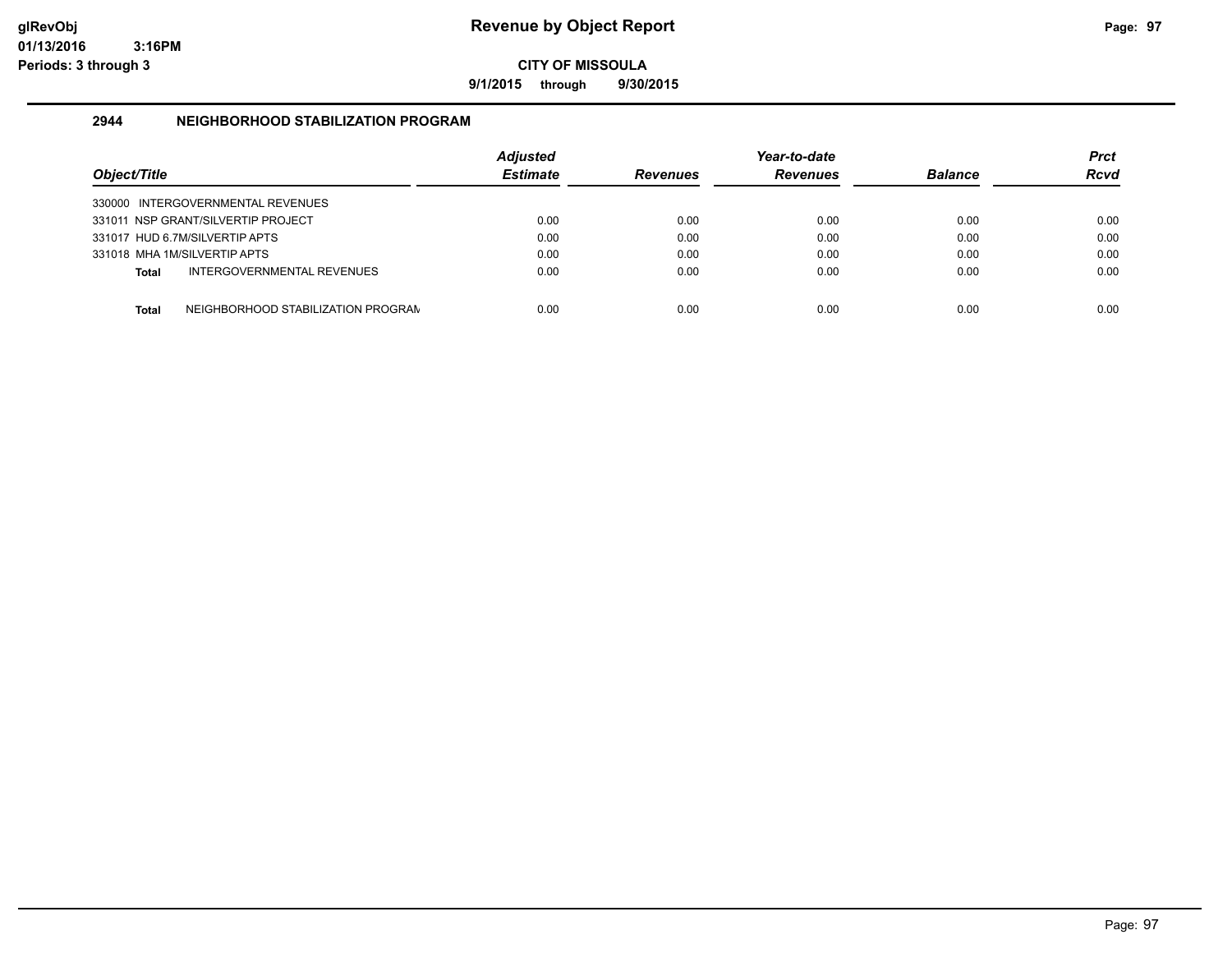glRevObj
01/13/2016 3:16PM
Periods: 3 through 3

# Revenue by Object Report

**CITY OF MISSOULA**

**9/1/2015 through 9/30/2015**

## 2944 NEIGHBORHOOD STABILIZATION PROGRAM

| Object/Title | Adjusted Estimate | Revenues | Year-to-date Revenues | Balance | Prct Rcvd |
|---|---|---|---|---|---|
| 330000 INTERGOVERNMENTAL REVENUES | | | | | |
| 331011 NSP GRANT/SILVERTIP PROJECT | 0.00 | 0.00 | 0.00 | 0.00 | 0.00 |
| 331017 HUD 6.7M/SILVERTIP APTS | 0.00 | 0.00 | 0.00 | 0.00 | 0.00 |
| 331018 MHA 1M/SILVERTIP APTS | 0.00 | 0.00 | 0.00 | 0.00 | 0.00 |
| **Total** INTERGOVERNMENTAL REVENUES | 0.00 | 0.00 | 0.00 | 0.00 | 0.00 |
| **Total** NEIGHBORHOOD STABILIZATION PROGRAM | 0.00 | 0.00 | 0.00 | 0.00 | 0.00 |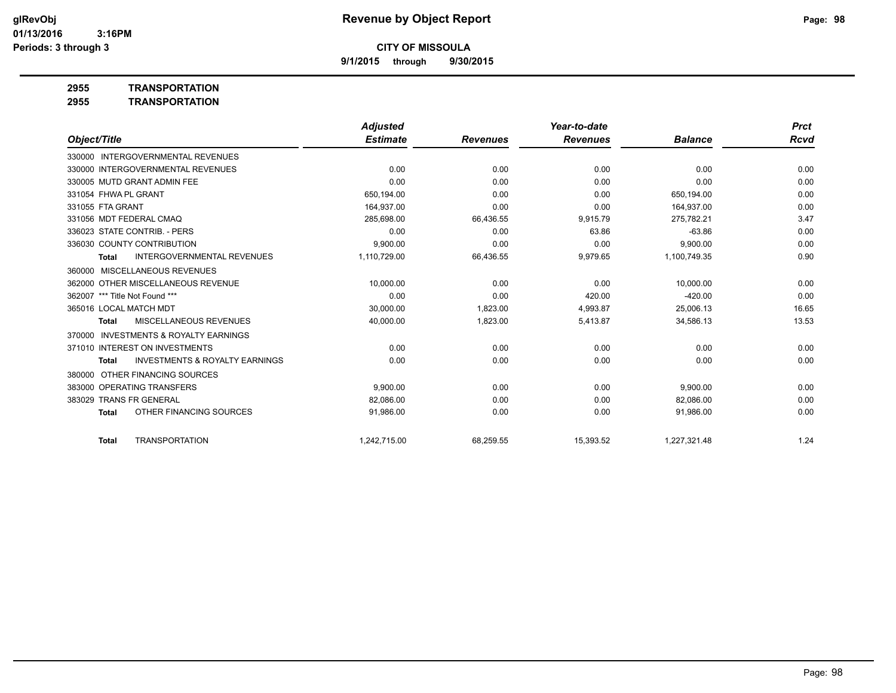# Revenue by Object Report

**CITY OF MISSOULA**

**9/1/2015 through 9/30/2015**

glRevObj
01/13/2016 3:16PM
Periods: 3 through 3

**2955 TRANSPORTATION**

**2955 TRANSPORTATION**

| Object/Title | Adjusted Estimate | Revenues | Year-to-date Revenues | Balance | Prct Rcvd |
|---|---|---|---|---|---|
| 330000 INTERGOVERNMENTAL REVENUES | | | | | |
| 330000 INTERGOVERNMENTAL REVENUES | 0.00 | 0.00 | 0.00 | 0.00 | 0.00 |
| 330005 MUTD GRANT ADMIN FEE | 0.00 | 0.00 | 0.00 | 0.00 | 0.00 |
| 331054 FHWA PL GRANT | 650,194.00 | 0.00 | 0.00 | 650,194.00 | 0.00 |
| 331055 FTA GRANT | 164,937.00 | 0.00 | 0.00 | 164,937.00 | 0.00 |
| 331056 MDT FEDERAL CMAQ | 285,698.00 | 66,436.55 | 9,915.79 | 275,782.21 | 3.47 |
| 336023 STATE CONTRIB. - PERS | 0.00 | 0.00 | 63.86 | -63.86 | 0.00 |
| 336030 COUNTY CONTRIBUTION | 9,900.00 | 0.00 | 0.00 | 9,900.00 | 0.00 |
| **Total** INTERGOVERNMENTAL REVENUES | 1,110,729.00 | 66,436.55 | 9,979.65 | 1,100,749.35 | 0.90 |
| 360000 MISCELLANEOUS REVENUES | | | | | |
| 362000 OTHER MISCELLANEOUS REVENUE | 10,000.00 | 0.00 | 0.00 | 10,000.00 | 0.00 |
| 362007 *** Title Not Found *** | 0.00 | 0.00 | 420.00 | -420.00 | 0.00 |
| 365016 LOCAL MATCH MDT | 30,000.00 | 1,823.00 | 4,993.87 | 25,006.13 | 16.65 |
| **Total** MISCELLANEOUS REVENUES | 40,000.00 | 1,823.00 | 5,413.87 | 34,586.13 | 13.53 |
| 370000 INVESTMENTS & ROYALTY EARNINGS | | | | | |
| 371010 INTEREST ON INVESTMENTS | 0.00 | 0.00 | 0.00 | 0.00 | 0.00 |
| **Total** INVESTMENTS & ROYALTY EARNINGS | 0.00 | 0.00 | 0.00 | 0.00 | 0.00 |
| 380000 OTHER FINANCING SOURCES | | | | | |
| 383000 OPERATING TRANSFERS | 9,900.00 | 0.00 | 0.00 | 9,900.00 | 0.00 |
| 383029 TRANS FR GENERAL | 82,086.00 | 0.00 | 0.00 | 82,086.00 | 0.00 |
| **Total** OTHER FINANCING SOURCES | 91,986.00 | 0.00 | 0.00 | 91,986.00 | 0.00 |
| **Total** TRANSPORTATION | 1,242,715.00 | 68,259.55 | 15,393.52 | 1,227,321.48 | 1.24 |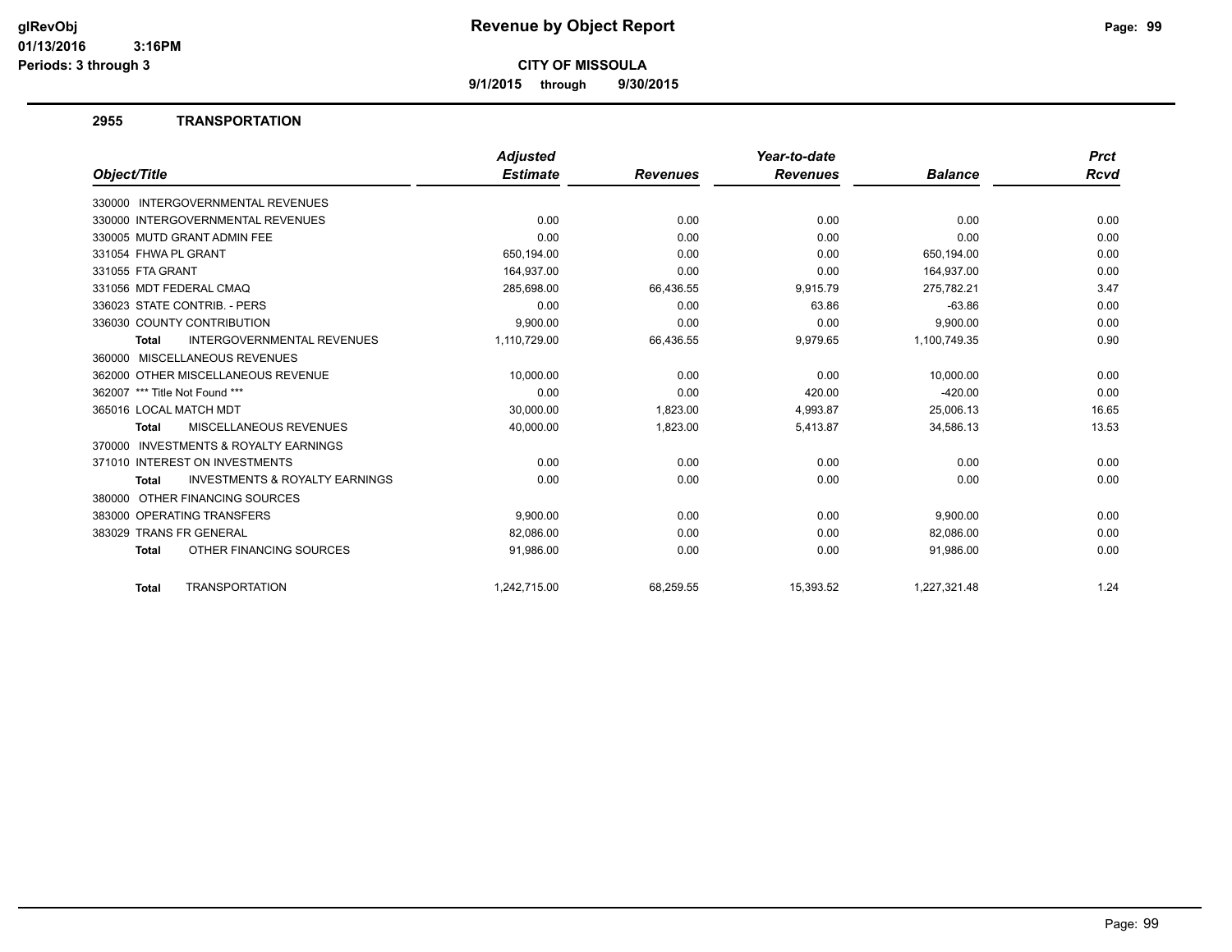# Revenue by Object Report

**CITY OF MISSOULA**

**9/1/2015 through 9/30/2015**

glRevObj
01/13/2016 3:16PM
Periods: 3 through 3

## 2955 TRANSPORTATION

| Object/Title | Adjusted Estimate | Revenues | Year-to-date Revenues | Balance | Prct Rcvd |
|---|---|---|---|---|---|
| 330000 INTERGOVERNMENTAL REVENUES | | | | | |
| 330000 INTERGOVERNMENTAL REVENUES | 0.00 | 0.00 | 0.00 | 0.00 | 0.00 |
| 330005 MUTD GRANT ADMIN FEE | 0.00 | 0.00 | 0.00 | 0.00 | 0.00 |
| 331054 FHWA PL GRANT | 650,194.00 | 0.00 | 0.00 | 650,194.00 | 0.00 |
| 331055 FTA GRANT | 164,937.00 | 0.00 | 0.00 | 164,937.00 | 0.00 |
| 331056 MDT FEDERAL CMAQ | 285,698.00 | 66,436.55 | 9,915.79 | 275,782.21 | 3.47 |
| 336023 STATE CONTRIB. - PERS | 0.00 | 0.00 | 63.86 | -63.86 | 0.00 |
| 336030 COUNTY CONTRIBUTION | 9,900.00 | 0.00 | 0.00 | 9,900.00 | 0.00 |
| **Total** INTERGOVERNMENTAL REVENUES | 1,110,729.00 | 66,436.55 | 9,979.65 | 1,100,749.35 | 0.90 |
| 360000 MISCELLANEOUS REVENUES | | | | | |
| 362000 OTHER MISCELLANEOUS REVENUE | 10,000.00 | 0.00 | 0.00 | 10,000.00 | 0.00 |
| 362007 *** Title Not Found *** | 0.00 | 0.00 | 420.00 | -420.00 | 0.00 |
| 365016 LOCAL MATCH MDT | 30,000.00 | 1,823.00 | 4,993.87 | 25,006.13 | 16.65 |
| **Total** MISCELLANEOUS REVENUES | 40,000.00 | 1,823.00 | 5,413.87 | 34,586.13 | 13.53 |
| 370000 INVESTMENTS & ROYALTY EARNINGS | | | | | |
| 371010 INTEREST ON INVESTMENTS | 0.00 | 0.00 | 0.00 | 0.00 | 0.00 |
| **Total** INVESTMENTS & ROYALTY EARNINGS | 0.00 | 0.00 | 0.00 | 0.00 | 0.00 |
| 380000 OTHER FINANCING SOURCES | | | | | |
| 383000 OPERATING TRANSFERS | 9,900.00 | 0.00 | 0.00 | 9,900.00 | 0.00 |
| 383029 TRANS FR GENERAL | 82,086.00 | 0.00 | 0.00 | 82,086.00 | 0.00 |
| **Total** OTHER FINANCING SOURCES | 91,986.00 | 0.00 | 0.00 | 91,986.00 | 0.00 |
| **Total** TRANSPORTATION | 1,242,715.00 | 68,259.55 | 15,393.52 | 1,227,321.48 | 1.24 |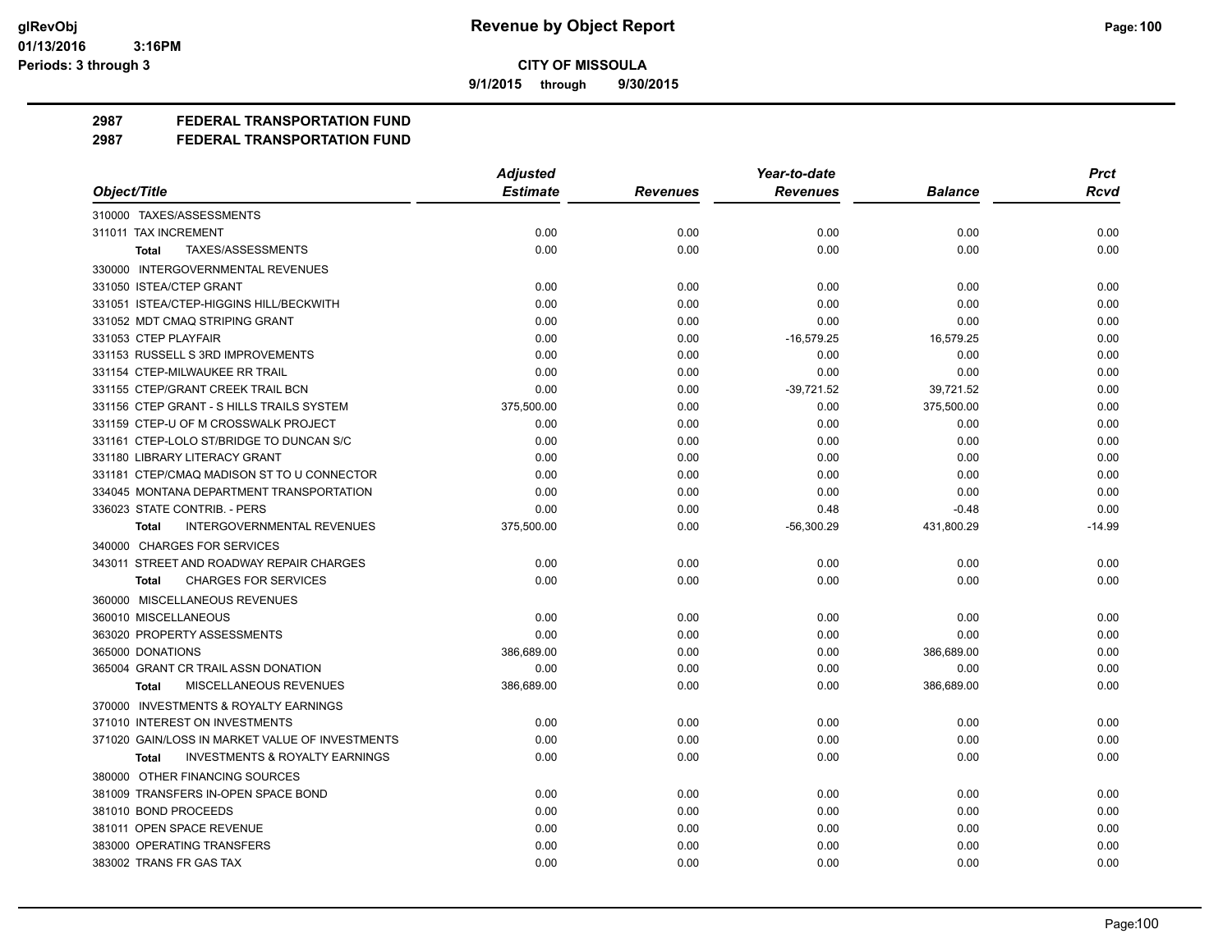# Revenue by Object Report

**CITY OF MISSOULA**

9/1/2015 through 9/30/2015

glRevObj
01/13/2016 3:16PM
Periods: 3 through 3

## 2987 FEDERAL TRANSPORTATION FUND
## 2987 FEDERAL TRANSPORTATION FUND

| Object/Title | Adjusted Estimate | Revenues | Year-to-date Revenues | Balance | Prct Rcvd |
|---|---|---|---|---|---|
| 310000 TAXES/ASSESSMENTS | | | | | |
| 311011 TAX INCREMENT | 0.00 | 0.00 | 0.00 | 0.00 | 0.00 |
| **Total** TAXES/ASSESSMENTS | 0.00 | 0.00 | 0.00 | 0.00 | 0.00 |
| 330000 INTERGOVERNMENTAL REVENUES | | | | | |
| 331050 ISTEA/CTEP GRANT | 0.00 | 0.00 | 0.00 | 0.00 | 0.00 |
| 331051 ISTEA/CTEP-HIGGINS HILL/BECKWITH | 0.00 | 0.00 | 0.00 | 0.00 | 0.00 |
| 331052 MDT CMAQ STRIPING GRANT | 0.00 | 0.00 | 0.00 | 0.00 | 0.00 |
| 331053 CTEP PLAYFAIR | 0.00 | 0.00 | -16,579.25 | 16,579.25 | 0.00 |
| 331153 RUSSELL S 3RD IMPROVEMENTS | 0.00 | 0.00 | 0.00 | 0.00 | 0.00 |
| 331154 CTEP-MILWAUKEE RR TRAIL | 0.00 | 0.00 | 0.00 | 0.00 | 0.00 |
| 331155 CTEP/GRANT CREEK TRAIL BCN | 0.00 | 0.00 | -39,721.52 | 39,721.52 | 0.00 |
| 331156 CTEP GRANT - S HILLS TRAILS SYSTEM | 375,500.00 | 0.00 | 0.00 | 375,500.00 | 0.00 |
| 331159 CTEP-U OF M CROSSWALK PROJECT | 0.00 | 0.00 | 0.00 | 0.00 | 0.00 |
| 331161 CTEP-LOLO ST/BRIDGE TO DUNCAN S/C | 0.00 | 0.00 | 0.00 | 0.00 | 0.00 |
| 331180 LIBRARY LITERACY GRANT | 0.00 | 0.00 | 0.00 | 0.00 | 0.00 |
| 331181 CTEP/CMAQ MADISON ST TO U CONNECTOR | 0.00 | 0.00 | 0.00 | 0.00 | 0.00 |
| 334045 MONTANA DEPARTMENT TRANSPORTATION | 0.00 | 0.00 | 0.00 | 0.00 | 0.00 |
| 336023 STATE CONTRIB. - PERS | 0.00 | 0.00 | 0.48 | -0.48 | 0.00 |
| **Total** INTERGOVERNMENTAL REVENUES | 375,500.00 | 0.00 | -56,300.29 | 431,800.29 | -14.99 |
| 340000 CHARGES FOR SERVICES | | | | | |
| 343011 STREET AND ROADWAY REPAIR CHARGES | 0.00 | 0.00 | 0.00 | 0.00 | 0.00 |
| **Total** CHARGES FOR SERVICES | 0.00 | 0.00 | 0.00 | 0.00 | 0.00 |
| 360000 MISCELLANEOUS REVENUES | | | | | |
| 360010 MISCELLANEOUS | 0.00 | 0.00 | 0.00 | 0.00 | 0.00 |
| 363020 PROPERTY ASSESSMENTS | 0.00 | 0.00 | 0.00 | 0.00 | 0.00 |
| 365000 DONATIONS | 386,689.00 | 0.00 | 0.00 | 386,689.00 | 0.00 |
| 365004 GRANT CR TRAIL ASSN DONATION | 0.00 | 0.00 | 0.00 | 0.00 | 0.00 |
| **Total** MISCELLANEOUS REVENUES | 386,689.00 | 0.00 | 0.00 | 386,689.00 | 0.00 |
| 370000 INVESTMENTS & ROYALTY EARNINGS | | | | | |
| 371010 INTEREST ON INVESTMENTS | 0.00 | 0.00 | 0.00 | 0.00 | 0.00 |
| 371020 GAIN/LOSS IN MARKET VALUE OF INVESTMENTS | 0.00 | 0.00 | 0.00 | 0.00 | 0.00 |
| **Total** INVESTMENTS & ROYALTY EARNINGS | 0.00 | 0.00 | 0.00 | 0.00 | 0.00 |
| 380000 OTHER FINANCING SOURCES | | | | | |
| 381009 TRANSFERS IN-OPEN SPACE BOND | 0.00 | 0.00 | 0.00 | 0.00 | 0.00 |
| 381010 BOND PROCEEDS | 0.00 | 0.00 | 0.00 | 0.00 | 0.00 |
| 381011 OPEN SPACE REVENUE | 0.00 | 0.00 | 0.00 | 0.00 | 0.00 |
| 383000 OPERATING TRANSFERS | 0.00 | 0.00 | 0.00 | 0.00 | 0.00 |
| 383002 TRANS FR GAS TAX | 0.00 | 0.00 | 0.00 | 0.00 | 0.00 |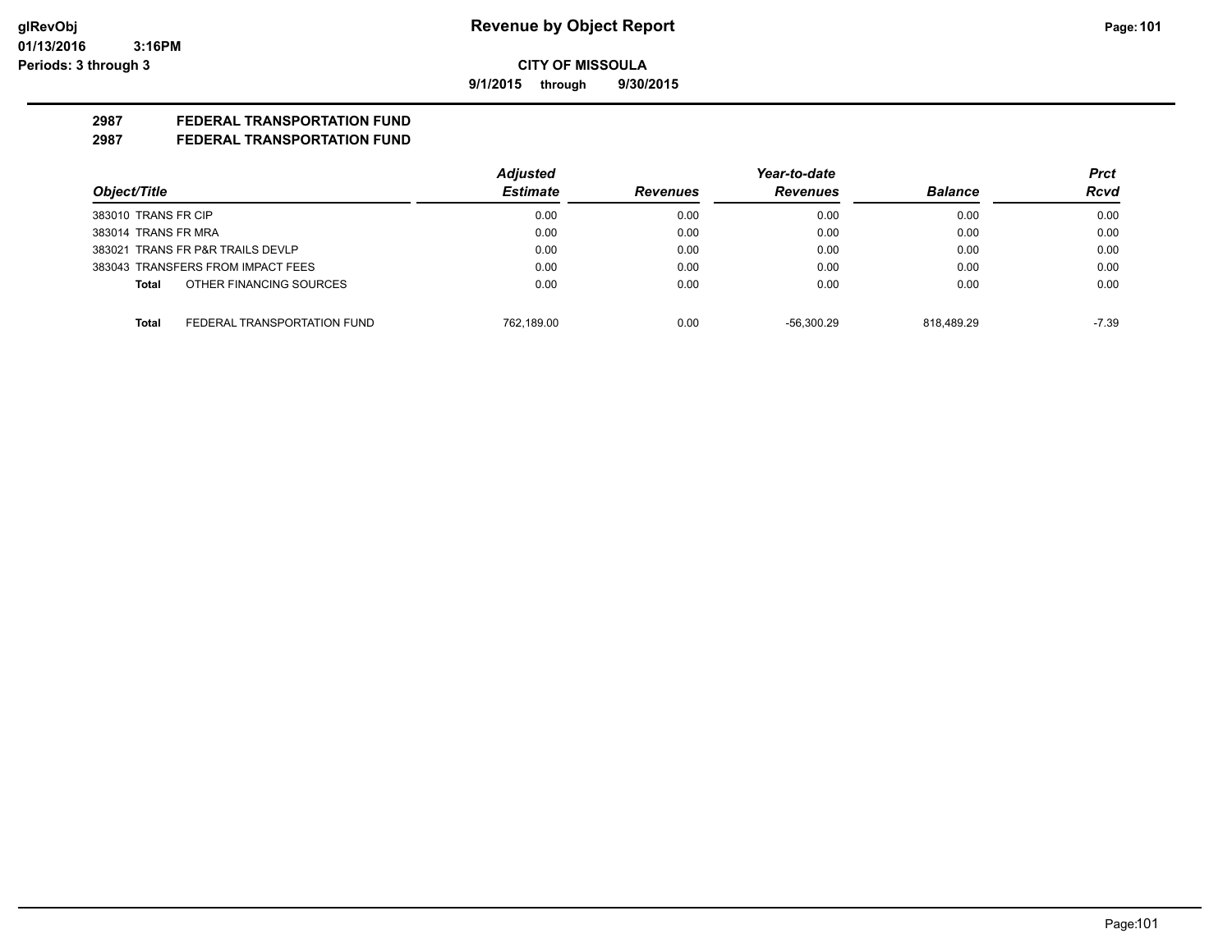**glRevObj**
**01/13/2016 3:16PM**
**Periods: 3 through 3**

# Revenue by Object Report

**CITY OF MISSOULA**

**9/1/2015 through 9/30/2015**

## 2987 FEDERAL TRANSPORTATION FUND
## 2987 FEDERAL TRANSPORTATION FUND

| Object/Title | Adjusted Estimate | Revenues | Year-to-date Revenues | Balance | Prct Rcvd |
|---|---|---|---|---|---|
| 383010 TRANS FR CIP | 0.00 | 0.00 | 0.00 | 0.00 | 0.00 |
| 383014 TRANS FR MRA | 0.00 | 0.00 | 0.00 | 0.00 | 0.00 |
| 383021 TRANS FR P&R TRAILS DEVLP | 0.00 | 0.00 | 0.00 | 0.00 | 0.00 |
| 383043 TRANSFERS FROM IMPACT FEES | 0.00 | 0.00 | 0.00 | 0.00 | 0.00 |
| **Total** OTHER FINANCING SOURCES | 0.00 | 0.00 | 0.00 | 0.00 | 0.00 |
| **Total** FEDERAL TRANSPORTATION FUND | 762,189.00 | 0.00 | -56,300.29 | 818,489.29 | -7.39 |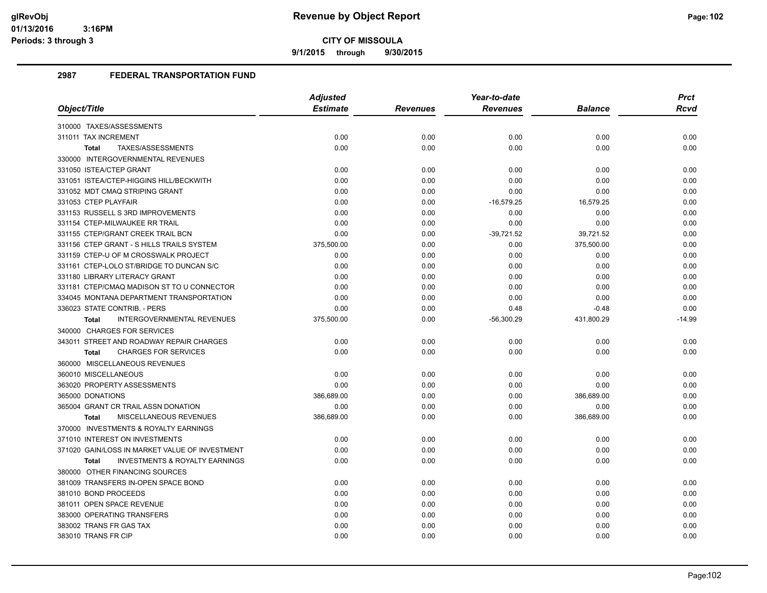# Revenue by Object Report

**CITY OF MISSOULA**

**9/1/2015 through 9/30/2015**

glRevObj
01/13/2016 3:16PM
Periods: 3 through 3

## 2987 FEDERAL TRANSPORTATION FUND

| Object/Title | Adjusted Estimate | Revenues | Year-to-date Revenues | Balance | Prct Rcvd |
|---|---|---|---|---|---|
| 310000 TAXES/ASSESSMENTS | | | | | |
| 311011 TAX INCREMENT | 0.00 | 0.00 | 0.00 | 0.00 | 0.00 |
| **Total** TAXES/ASSESSMENTS | 0.00 | 0.00 | 0.00 | 0.00 | 0.00 |
| 330000 INTERGOVERNMENTAL REVENUES | | | | | |
| 331050 ISTEA/CTEP GRANT | 0.00 | 0.00 | 0.00 | 0.00 | 0.00 |
| 331051 ISTEA/CTEP-HIGGINS HILL/BECKWITH | 0.00 | 0.00 | 0.00 | 0.00 | 0.00 |
| 331052 MDT CMAQ STRIPING GRANT | 0.00 | 0.00 | 0.00 | 0.00 | 0.00 |
| 331053 CTEP PLAYFAIR | 0.00 | 0.00 | -16,579.25 | 16,579.25 | 0.00 |
| 331153 RUSSELL S 3RD IMPROVEMENTS | 0.00 | 0.00 | 0.00 | 0.00 | 0.00 |
| 331154 CTEP-MILWAUKEE RR TRAIL | 0.00 | 0.00 | 0.00 | 0.00 | 0.00 |
| 331155 CTEP/GRANT CREEK TRAIL BCN | 0.00 | 0.00 | -39,721.52 | 39,721.52 | 0.00 |
| 331156 CTEP GRANT - S HILLS TRAILS SYSTEM | 375,500.00 | 0.00 | 0.00 | 375,500.00 | 0.00 |
| 331159 CTEP-U OF M CROSSWALK PROJECT | 0.00 | 0.00 | 0.00 | 0.00 | 0.00 |
| 331161 CTEP-LOLO ST/BRIDGE TO DUNCAN S/C | 0.00 | 0.00 | 0.00 | 0.00 | 0.00 |
| 331180 LIBRARY LITERACY GRANT | 0.00 | 0.00 | 0.00 | 0.00 | 0.00 |
| 331181 CTEP/CMAQ MADISON ST TO U CONNECTOR | 0.00 | 0.00 | 0.00 | 0.00 | 0.00 |
| 334045 MONTANA DEPARTMENT TRANSPORTATION | 0.00 | 0.00 | 0.00 | 0.00 | 0.00 |
| 336023 STATE CONTRIB. - PERS | 0.00 | 0.00 | 0.48 | -0.48 | 0.00 |
| **Total** INTERGOVERNMENTAL REVENUES | 375,500.00 | 0.00 | -56,300.29 | 431,800.29 | -14.99 |
| 340000 CHARGES FOR SERVICES | | | | | |
| 343011 STREET AND ROADWAY REPAIR CHARGES | 0.00 | 0.00 | 0.00 | 0.00 | 0.00 |
| **Total** CHARGES FOR SERVICES | 0.00 | 0.00 | 0.00 | 0.00 | 0.00 |
| 360000 MISCELLANEOUS REVENUES | | | | | |
| 360010 MISCELLANEOUS | 0.00 | 0.00 | 0.00 | 0.00 | 0.00 |
| 363020 PROPERTY ASSESSMENTS | 0.00 | 0.00 | 0.00 | 0.00 | 0.00 |
| 365000 DONATIONS | 386,689.00 | 0.00 | 0.00 | 386,689.00 | 0.00 |
| 365004 GRANT CR TRAIL ASSN DONATION | 0.00 | 0.00 | 0.00 | 0.00 | 0.00 |
| **Total** MISCELLANEOUS REVENUES | 386,689.00 | 0.00 | 0.00 | 386,689.00 | 0.00 |
| 370000 INVESTMENTS & ROYALTY EARNINGS | | | | | |
| 371010 INTEREST ON INVESTMENTS | 0.00 | 0.00 | 0.00 | 0.00 | 0.00 |
| 371020 GAIN/LOSS IN MARKET VALUE OF INVESTMENT | 0.00 | 0.00 | 0.00 | 0.00 | 0.00 |
| **Total** INVESTMENTS & ROYALTY EARNINGS | 0.00 | 0.00 | 0.00 | 0.00 | 0.00 |
| 380000 OTHER FINANCING SOURCES | | | | | |
| 381009 TRANSFERS IN-OPEN SPACE BOND | 0.00 | 0.00 | 0.00 | 0.00 | 0.00 |
| 381010 BOND PROCEEDS | 0.00 | 0.00 | 0.00 | 0.00 | 0.00 |
| 381011 OPEN SPACE REVENUE | 0.00 | 0.00 | 0.00 | 0.00 | 0.00 |
| 383000 OPERATING TRANSFERS | 0.00 | 0.00 | 0.00 | 0.00 | 0.00 |
| 383002 TRANS FR GAS TAX | 0.00 | 0.00 | 0.00 | 0.00 | 0.00 |
| 383010 TRANS FR CIP | 0.00 | 0.00 | 0.00 | 0.00 | 0.00 |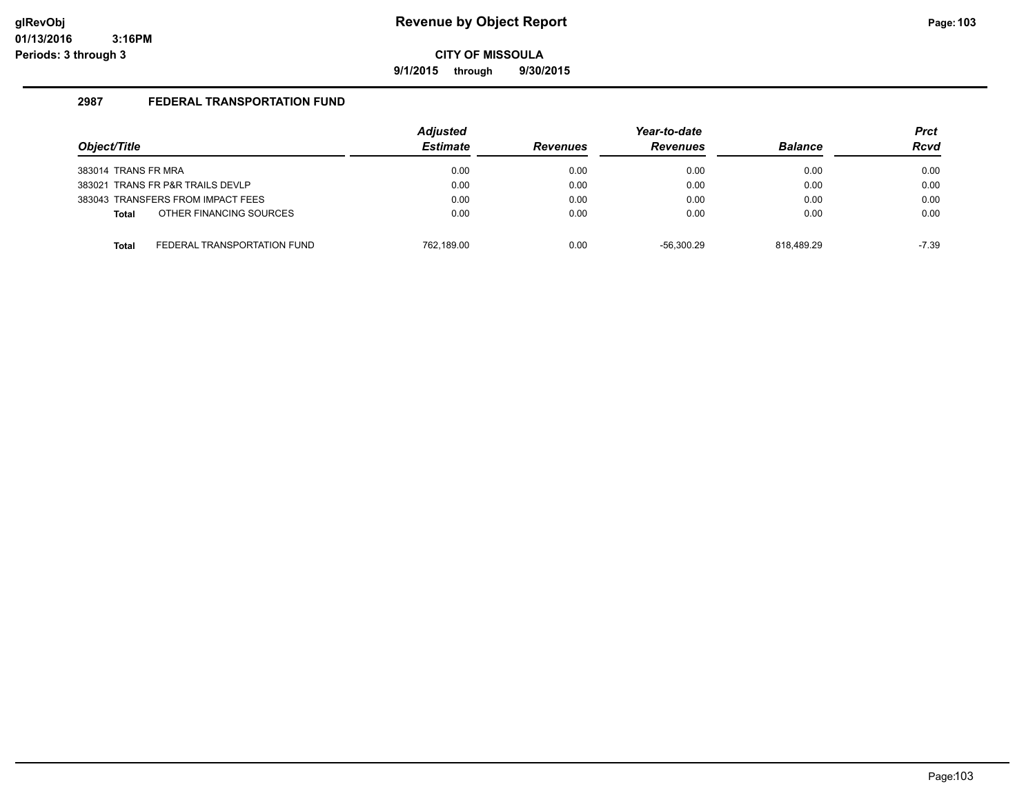**Revenue by Object Report**

**CITY OF MISSOULA**

**9/1/2015 through 9/30/2015**

**2987 FEDERAL TRANSPORTATION FUND**

| Object/Title | Adjusted Estimate | Revenues | Year-to-date Revenues | Balance | Prct Rcvd |
|---|---|---|---|---|---|
| 383014 TRANS FR MRA | 0.00 | 0.00 | 0.00 | 0.00 | 0.00 |
| 383021 TRANS FR P&R TRAILS DEVLP | 0.00 | 0.00 | 0.00 | 0.00 | 0.00 |
| 383043 TRANSFERS FROM IMPACT FEES | 0.00 | 0.00 | 0.00 | 0.00 | 0.00 |
| **Total** OTHER FINANCING SOURCES | 0.00 | 0.00 | 0.00 | 0.00 | 0.00 |
| **Total** FEDERAL TRANSPORTATION FUND | 762,189.00 | 0.00 | -56,300.29 | 818,489.29 | -7.39 |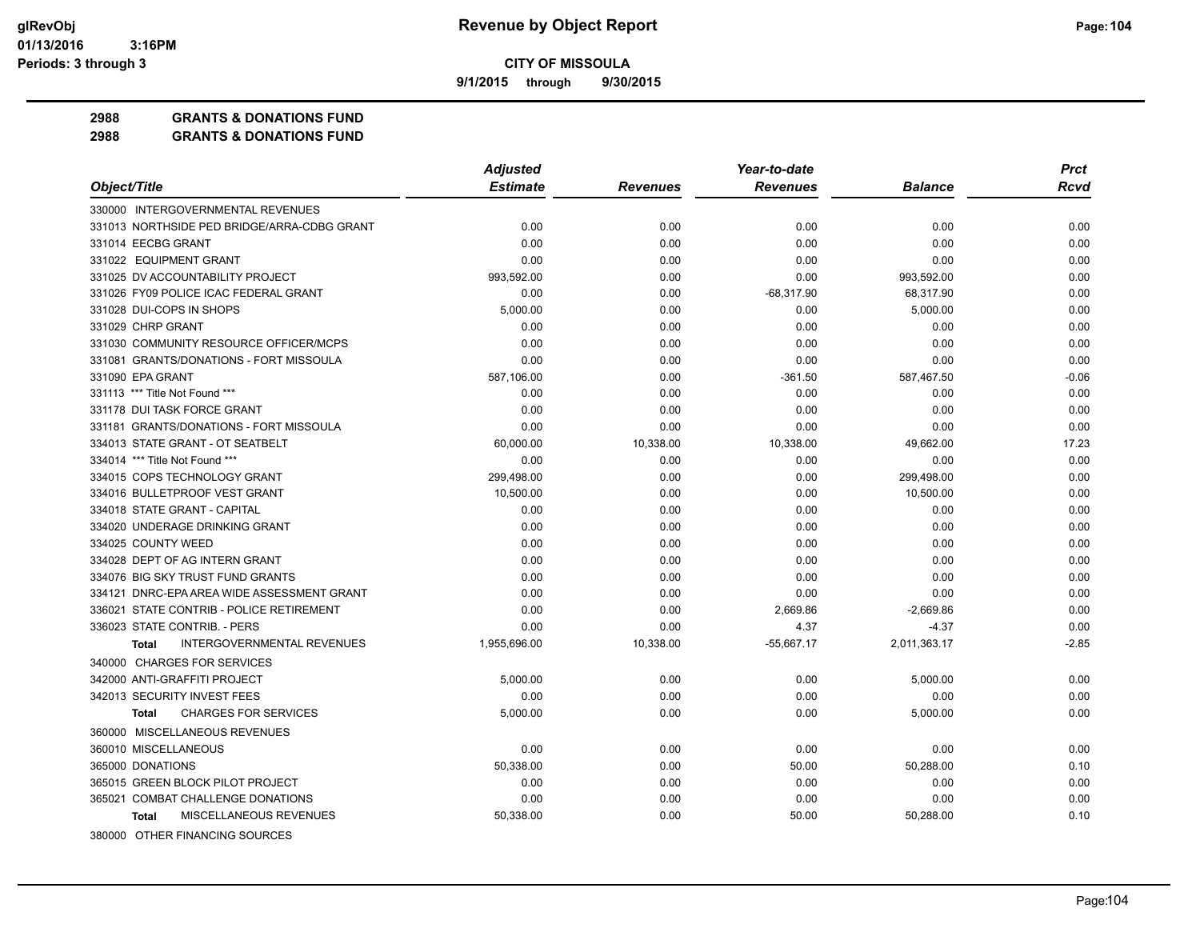**Revenue by Object Report**

**CITY OF MISSOULA**

9/1/2015 through 9/30/2015

glRevObj
01/13/2016 3:16PM
Periods: 3 through 3

## 2988 GRANTS & DONATIONS FUND
## 2988 GRANTS & DONATIONS FUND

| Object/Title | Adjusted Estimate | Revenues | Year-to-date Revenues | Balance | Prct Rcvd |
|---|---|---|---|---|---|
| 330000 INTERGOVERNMENTAL REVENUES | | | | | |
| 331013 NORTHSIDE PED BRIDGE/ARRA-CDBG GRANT | 0.00 | 0.00 | 0.00 | 0.00 | 0.00 |
| 331014 EECBG GRANT | 0.00 | 0.00 | 0.00 | 0.00 | 0.00 |
| 331022 EQUIPMENT GRANT | 0.00 | 0.00 | 0.00 | 0.00 | 0.00 |
| 331025 DV ACCOUNTABILITY PROJECT | 993,592.00 | 0.00 | 0.00 | 993,592.00 | 0.00 |
| 331026 FY09 POLICE ICAC FEDERAL GRANT | 0.00 | 0.00 | -68,317.90 | 68,317.90 | 0.00 |
| 331028 DUI-COPS IN SHOPS | 5,000.00 | 0.00 | 0.00 | 5,000.00 | 0.00 |
| 331029 CHRP GRANT | 0.00 | 0.00 | 0.00 | 0.00 | 0.00 |
| 331030 COMMUNITY RESOURCE OFFICER/MCPS | 0.00 | 0.00 | 0.00 | 0.00 | 0.00 |
| 331081 GRANTS/DONATIONS - FORT MISSOULA | 0.00 | 0.00 | 0.00 | 0.00 | 0.00 |
| 331090 EPA GRANT | 587,106.00 | 0.00 | -361.50 | 587,467.50 | -0.06 |
| 331113 *** Title Not Found *** | 0.00 | 0.00 | 0.00 | 0.00 | 0.00 |
| 331178 DUI TASK FORCE GRANT | 0.00 | 0.00 | 0.00 | 0.00 | 0.00 |
| 331181 GRANTS/DONATIONS - FORT MISSOULA | 0.00 | 0.00 | 0.00 | 0.00 | 0.00 |
| 334013 STATE GRANT - OT SEATBELT | 60,000.00 | 10,338.00 | 10,338.00 | 49,662.00 | 17.23 |
| 334014 *** Title Not Found *** | 0.00 | 0.00 | 0.00 | 0.00 | 0.00 |
| 334015 COPS TECHNOLOGY GRANT | 299,498.00 | 0.00 | 0.00 | 299,498.00 | 0.00 |
| 334016 BULLETPROOF VEST GRANT | 10,500.00 | 0.00 | 0.00 | 10,500.00 | 0.00 |
| 334018 STATE GRANT - CAPITAL | 0.00 | 0.00 | 0.00 | 0.00 | 0.00 |
| 334020 UNDERAGE DRINKING GRANT | 0.00 | 0.00 | 0.00 | 0.00 | 0.00 |
| 334025 COUNTY WEED | 0.00 | 0.00 | 0.00 | 0.00 | 0.00 |
| 334028 DEPT OF AG INTERN GRANT | 0.00 | 0.00 | 0.00 | 0.00 | 0.00 |
| 334076 BIG SKY TRUST FUND GRANTS | 0.00 | 0.00 | 0.00 | 0.00 | 0.00 |
| 334121 DNRC-EPA AREA WIDE ASSESSMENT GRANT | 0.00 | 0.00 | 0.00 | 0.00 | 0.00 |
| 336021 STATE CONTRIB - POLICE RETIREMENT | 0.00 | 0.00 | 2,669.86 | -2,669.86 | 0.00 |
| 336023 STATE CONTRIB. - PERS | 0.00 | 0.00 | 4.37 | -4.37 | 0.00 |
| **Total** INTERGOVERNMENTAL REVENUES | 1,955,696.00 | 10,338.00 | -55,667.17 | 2,011,363.17 | -2.85 |
| 340000 CHARGES FOR SERVICES | | | | | |
| 342000 ANTI-GRAFFITI PROJECT | 5,000.00 | 0.00 | 0.00 | 5,000.00 | 0.00 |
| 342013 SECURITY INVEST FEES | 0.00 | 0.00 | 0.00 | 0.00 | 0.00 |
| **Total** CHARGES FOR SERVICES | 5,000.00 | 0.00 | 0.00 | 5,000.00 | 0.00 |
| 360000 MISCELLANEOUS REVENUES | | | | | |
| 360010 MISCELLANEOUS | 0.00 | 0.00 | 0.00 | 0.00 | 0.00 |
| 365000 DONATIONS | 50,338.00 | 0.00 | 50.00 | 50,288.00 | 0.10 |
| 365015 GREEN BLOCK PILOT PROJECT | 0.00 | 0.00 | 0.00 | 0.00 | 0.00 |
| 365021 COMBAT CHALLENGE DONATIONS | 0.00 | 0.00 | 0.00 | 0.00 | 0.00 |
| **Total** MISCELLANEOUS REVENUES | 50,338.00 | 0.00 | 50.00 | 50,288.00 | 0.10 |
| 380000 OTHER FINANCING SOURCES | | | | | |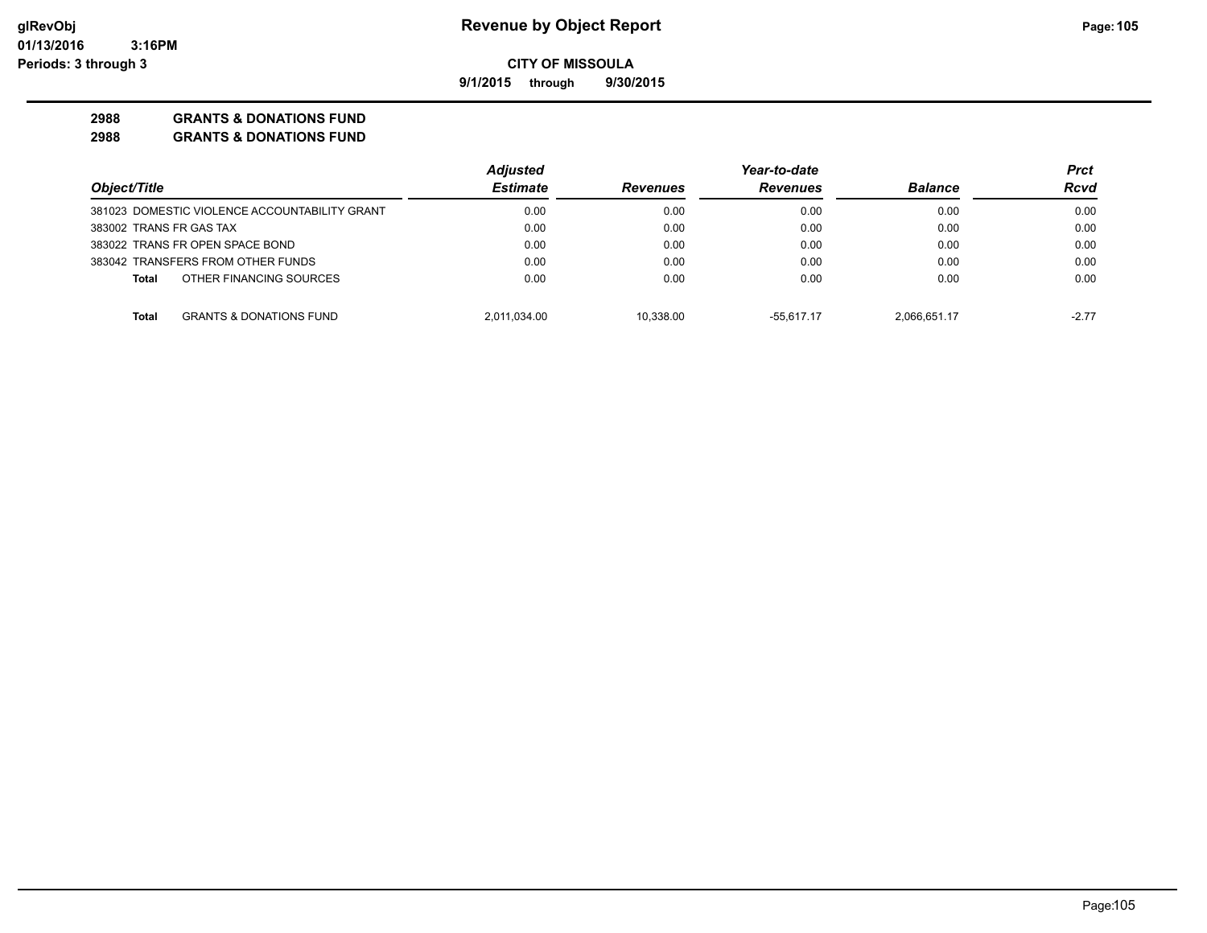**Revenue by Object Report**

**CITY OF MISSOULA**

**9/1/2015 through 9/30/2015**

glRevObj
01/13/2016 3:16PM
Periods: 3 through 3

**2988 GRANTS & DONATIONS FUND**
**2988 GRANTS & DONATIONS FUND**

| Object/Title | Adjusted Estimate | Revenues | Year-to-date Revenues | Balance | Prct Rcvd |
|---|---|---|---|---|---|
| 381023 DOMESTIC VIOLENCE ACCOUNTABILITY GRANT | 0.00 | 0.00 | 0.00 | 0.00 | 0.00 |
| 383002 TRANS FR GAS TAX | 0.00 | 0.00 | 0.00 | 0.00 | 0.00 |
| 383022 TRANS FR OPEN SPACE BOND | 0.00 | 0.00 | 0.00 | 0.00 | 0.00 |
| 383042 TRANSFERS FROM OTHER FUNDS | 0.00 | 0.00 | 0.00 | 0.00 | 0.00 |
| **Total** OTHER FINANCING SOURCES | 0.00 | 0.00 | 0.00 | 0.00 | 0.00 |
| **Total** GRANTS & DONATIONS FUND | 2,011,034.00 | 10,338.00 | -55,617.17 | 2,066,651.17 | -2.77 |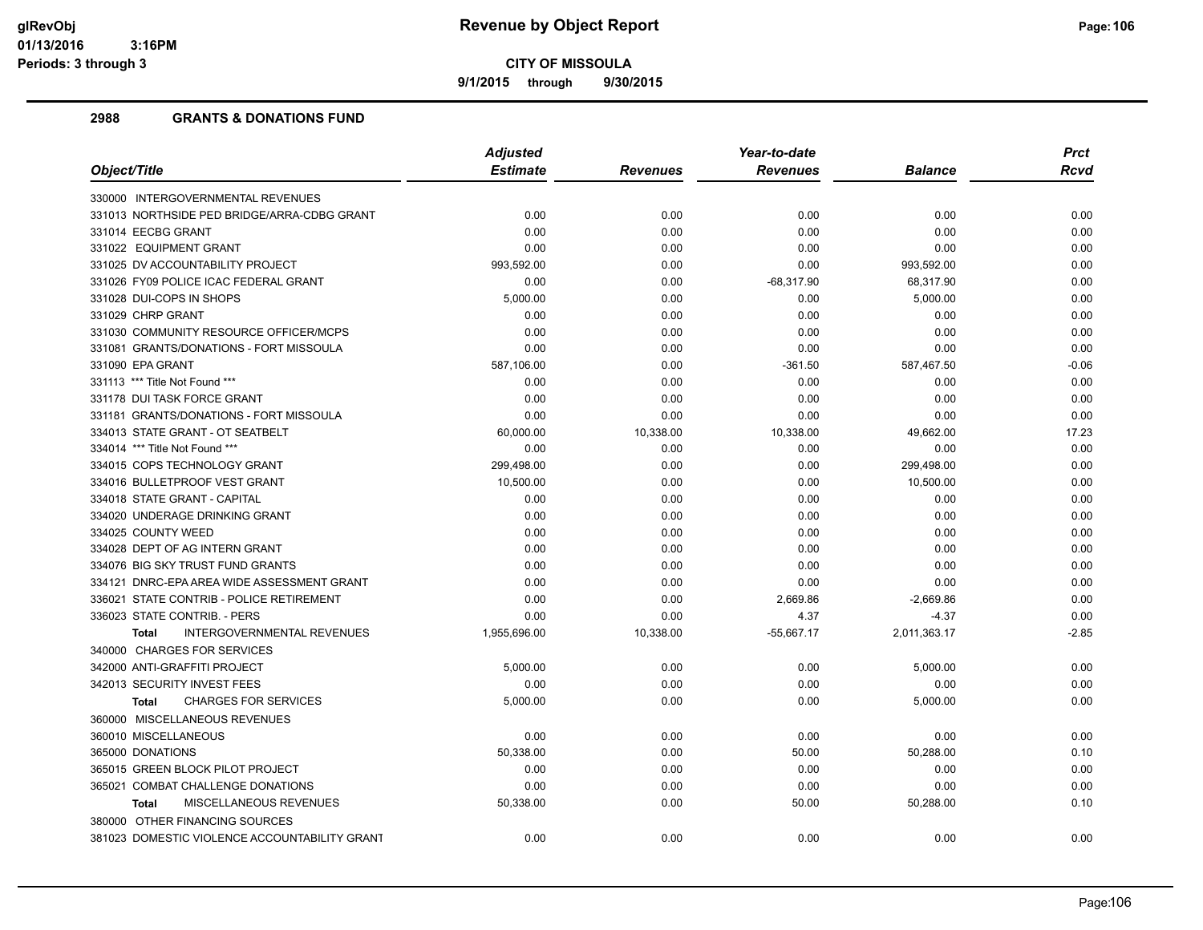**CITY OF MISSOULA**

**9/1/2015 through 9/30/2015**

## 2988 GRANTS & DONATIONS FUND

| Object/Title | Adjusted Estimate | Revenues | Year-to-date Revenues | Balance | Prct Rcvd |
|---|---|---|---|---|---|
| 330000 INTERGOVERNMENTAL REVENUES | | | | | |
| 331013 NORTHSIDE PED BRIDGE/ARRA-CDBG GRANT | 0.00 | 0.00 | 0.00 | 0.00 | 0.00 |
| 331014 EECBG GRANT | 0.00 | 0.00 | 0.00 | 0.00 | 0.00 |
| 331022 EQUIPMENT GRANT | 0.00 | 0.00 | 0.00 | 0.00 | 0.00 |
| 331025 DV ACCOUNTABILITY PROJECT | 993,592.00 | 0.00 | 0.00 | 993,592.00 | 0.00 |
| 331026 FY09 POLICE ICAC FEDERAL GRANT | 0.00 | 0.00 | -68,317.90 | 68,317.90 | 0.00 |
| 331028 DUI-COPS IN SHOPS | 5,000.00 | 0.00 | 0.00 | 5,000.00 | 0.00 |
| 331029 CHRP GRANT | 0.00 | 0.00 | 0.00 | 0.00 | 0.00 |
| 331030 COMMUNITY RESOURCE OFFICER/MCPS | 0.00 | 0.00 | 0.00 | 0.00 | 0.00 |
| 331081 GRANTS/DONATIONS - FORT MISSOULA | 0.00 | 0.00 | 0.00 | 0.00 | 0.00 |
| 331090 EPA GRANT | 587,106.00 | 0.00 | -361.50 | 587,467.50 | -0.06 |
| 331113 *** Title Not Found *** | 0.00 | 0.00 | 0.00 | 0.00 | 0.00 |
| 331178 DUI TASK FORCE GRANT | 0.00 | 0.00 | 0.00 | 0.00 | 0.00 |
| 331181 GRANTS/DONATIONS - FORT MISSOULA | 0.00 | 0.00 | 0.00 | 0.00 | 0.00 |
| 334013 STATE GRANT - OT SEATBELT | 60,000.00 | 10,338.00 | 10,338.00 | 49,662.00 | 17.23 |
| 334014 *** Title Not Found *** | 0.00 | 0.00 | 0.00 | 0.00 | 0.00 |
| 334015 COPS TECHNOLOGY GRANT | 299,498.00 | 0.00 | 0.00 | 299,498.00 | 0.00 |
| 334016 BULLETPROOF VEST GRANT | 10,500.00 | 0.00 | 0.00 | 10,500.00 | 0.00 |
| 334018 STATE GRANT - CAPITAL | 0.00 | 0.00 | 0.00 | 0.00 | 0.00 |
| 334020 UNDERAGE DRINKING GRANT | 0.00 | 0.00 | 0.00 | 0.00 | 0.00 |
| 334025 COUNTY WEED | 0.00 | 0.00 | 0.00 | 0.00 | 0.00 |
| 334028 DEPT OF AG INTERN GRANT | 0.00 | 0.00 | 0.00 | 0.00 | 0.00 |
| 334076 BIG SKY TRUST FUND GRANTS | 0.00 | 0.00 | 0.00 | 0.00 | 0.00 |
| 334121 DNRC-EPA AREA WIDE ASSESSMENT GRANT | 0.00 | 0.00 | 0.00 | 0.00 | 0.00 |
| 336021 STATE CONTRIB - POLICE RETIREMENT | 0.00 | 0.00 | 2,669.86 | -2,669.86 | 0.00 |
| 336023 STATE CONTRIB. - PERS | 0.00 | 0.00 | 4.37 | -4.37 | 0.00 |
| **Total** INTERGOVERNMENTAL REVENUES | 1,955,696.00 | 10,338.00 | -55,667.17 | 2,011,363.17 | -2.85 |
| 340000 CHARGES FOR SERVICES | | | | | |
| 342000 ANTI-GRAFFITI PROJECT | 5,000.00 | 0.00 | 0.00 | 5,000.00 | 0.00 |
| 342013 SECURITY INVEST FEES | 0.00 | 0.00 | 0.00 | 0.00 | 0.00 |
| **Total** CHARGES FOR SERVICES | 5,000.00 | 0.00 | 0.00 | 5,000.00 | 0.00 |
| 360000 MISCELLANEOUS REVENUES | | | | | |
| 360010 MISCELLANEOUS | 0.00 | 0.00 | 0.00 | 0.00 | 0.00 |
| 365000 DONATIONS | 50,338.00 | 0.00 | 50.00 | 50,288.00 | 0.10 |
| 365015 GREEN BLOCK PILOT PROJECT | 0.00 | 0.00 | 0.00 | 0.00 | 0.00 |
| 365021 COMBAT CHALLENGE DONATIONS | 0.00 | 0.00 | 0.00 | 0.00 | 0.00 |
| **Total** MISCELLANEOUS REVENUES | 50,338.00 | 0.00 | 50.00 | 50,288.00 | 0.10 |
| 380000 OTHER FINANCING SOURCES | | | | | |
| 381023 DOMESTIC VIOLENCE ACCOUNTABILITY GRANT | 0.00 | 0.00 | 0.00 | 0.00 | 0.00 |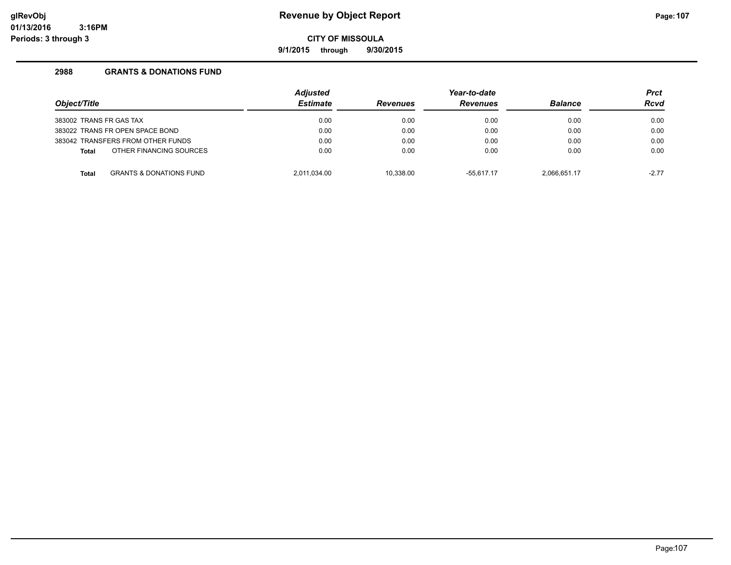**CITY OF MISSOULA**

**9/1/2015 through 9/30/2015**

## 2988 GRANTS & DONATIONS FUND

| Object/Title | Adjusted Estimate | Revenues | Year-to-date Revenues | Balance | Prct Rcvd |
|---|---|---|---|---|---|
| 383002 TRANS FR GAS TAX | 0.00 | 0.00 | 0.00 | 0.00 | 0.00 |
| 383022 TRANS FR OPEN SPACE BOND | 0.00 | 0.00 | 0.00 | 0.00 | 0.00 |
| 383042 TRANSFERS FROM OTHER FUNDS | 0.00 | 0.00 | 0.00 | 0.00 | 0.00 |
| **Total** OTHER FINANCING SOURCES | 0.00 | 0.00 | 0.00 | 0.00 | 0.00 |
| **Total** GRANTS & DONATIONS FUND | 2,011,034.00 | 10,338.00 | -55,617.17 | 2,066,651.17 | -2.77 |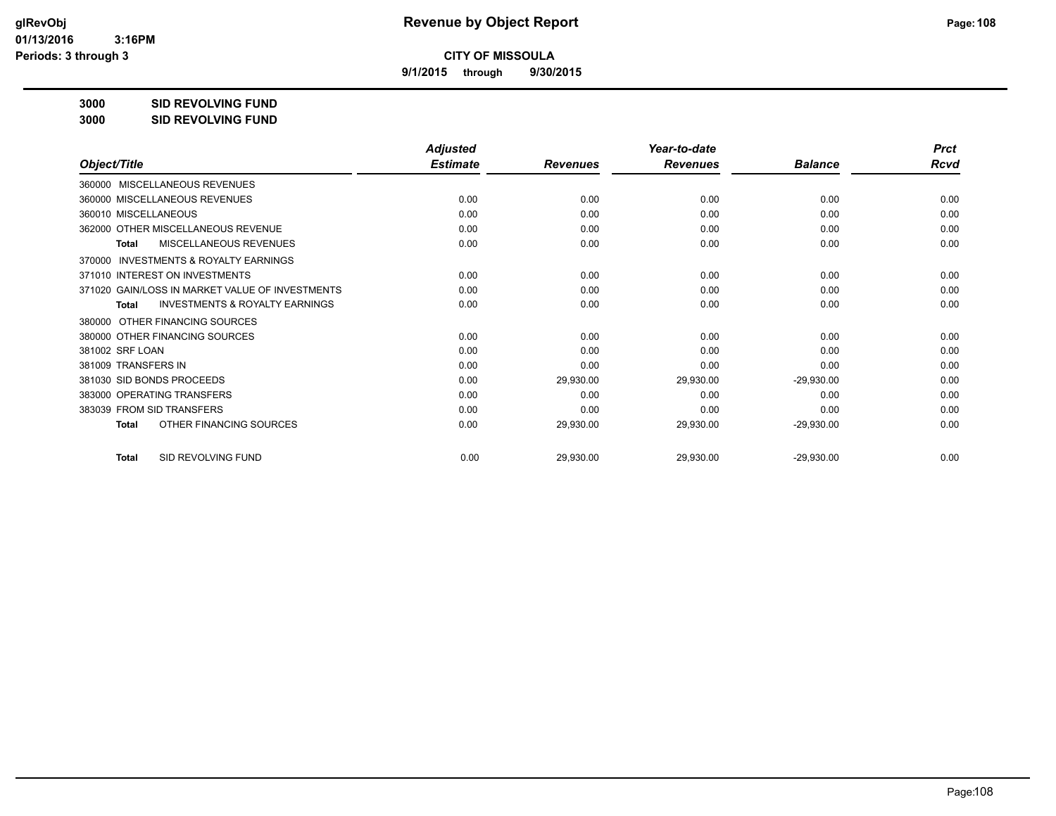# CITY OF MISSOULA

**9/1/2015 through 9/30/2015**

**3000 SID REVOLVING FUND**

**3000 SID REVOLVING FUND**

| Object/Title | Adjusted Estimate | Revenues | Year-to-date Revenues | Balance | Prct Rcvd |
|---|---|---|---|---|---|
| 360000 MISCELLANEOUS REVENUES | | | | | |
| 360000 MISCELLANEOUS REVENUES | 0.00 | 0.00 | 0.00 | 0.00 | 0.00 |
| 360010 MISCELLANEOUS | 0.00 | 0.00 | 0.00 | 0.00 | 0.00 |
| 362000 OTHER MISCELLANEOUS REVENUE | 0.00 | 0.00 | 0.00 | 0.00 | 0.00 |
| **Total** MISCELLANEOUS REVENUES | 0.00 | 0.00 | 0.00 | 0.00 | 0.00 |
| 370000 INVESTMENTS & ROYALTY EARNINGS | | | | | |
| 371010 INTEREST ON INVESTMENTS | 0.00 | 0.00 | 0.00 | 0.00 | 0.00 |
| 371020 GAIN/LOSS IN MARKET VALUE OF INVESTMENTS | 0.00 | 0.00 | 0.00 | 0.00 | 0.00 |
| **Total** INVESTMENTS & ROYALTY EARNINGS | 0.00 | 0.00 | 0.00 | 0.00 | 0.00 |
| 380000 OTHER FINANCING SOURCES | | | | | |
| 380000 OTHER FINANCING SOURCES | 0.00 | 0.00 | 0.00 | 0.00 | 0.00 |
| 381002 SRF LOAN | 0.00 | 0.00 | 0.00 | 0.00 | 0.00 |
| 381009 TRANSFERS IN | 0.00 | 0.00 | 0.00 | 0.00 | 0.00 |
| 381030 SID BONDS PROCEEDS | 0.00 | 29,930.00 | 29,930.00 | -29,930.00 | 0.00 |
| 383000 OPERATING TRANSFERS | 0.00 | 0.00 | 0.00 | 0.00 | 0.00 |
| 383039 FROM SID TRANSFERS | 0.00 | 0.00 | 0.00 | 0.00 | 0.00 |
| **Total** OTHER FINANCING SOURCES | 0.00 | 29,930.00 | 29,930.00 | -29,930.00 | 0.00 |
| **Total** SID REVOLVING FUND | 0.00 | 29,930.00 | 29,930.00 | -29,930.00 | 0.00 |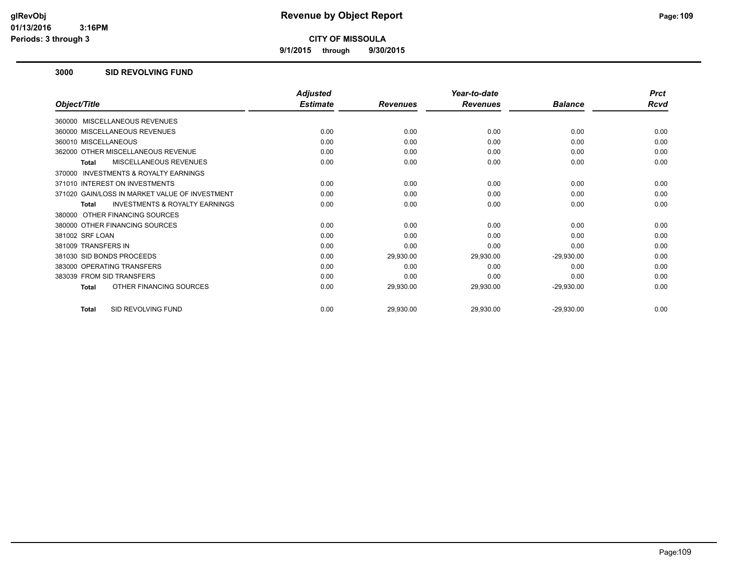# Revenue by Object Report

**CITY OF MISSOULA**

**9/1/2015 through 9/30/2015**

glRevObj
01/13/2016 3:16PM
Periods: 3 through 3

## 3000 SID REVOLVING FUND

| Object/Title | Adjusted Estimate | Revenues | Year-to-date Revenues | Balance | Prct Rcvd |
|---|---|---|---|---|---|
| 360000 MISCELLANEOUS REVENUES | | | | | |
| 360000 MISCELLANEOUS REVENUES | 0.00 | 0.00 | 0.00 | 0.00 | 0.00 |
| 360010 MISCELLANEOUS | 0.00 | 0.00 | 0.00 | 0.00 | 0.00 |
| 362000 OTHER MISCELLANEOUS REVENUE | 0.00 | 0.00 | 0.00 | 0.00 | 0.00 |
| **Total** MISCELLANEOUS REVENUES | 0.00 | 0.00 | 0.00 | 0.00 | 0.00 |
| 370000 INVESTMENTS & ROYALTY EARNINGS | | | | | |
| 371010 INTEREST ON INVESTMENTS | 0.00 | 0.00 | 0.00 | 0.00 | 0.00 |
| 371020 GAIN/LOSS IN MARKET VALUE OF INVESTMENT | 0.00 | 0.00 | 0.00 | 0.00 | 0.00 |
| **Total** INVESTMENTS & ROYALTY EARNINGS | 0.00 | 0.00 | 0.00 | 0.00 | 0.00 |
| 380000 OTHER FINANCING SOURCES | | | | | |
| 380000 OTHER FINANCING SOURCES | 0.00 | 0.00 | 0.00 | 0.00 | 0.00 |
| 381002 SRF LOAN | 0.00 | 0.00 | 0.00 | 0.00 | 0.00 |
| 381009 TRANSFERS IN | 0.00 | 0.00 | 0.00 | 0.00 | 0.00 |
| 381030 SID BONDS PROCEEDS | 0.00 | 29,930.00 | 29,930.00 | -29,930.00 | 0.00 |
| 383000 OPERATING TRANSFERS | 0.00 | 0.00 | 0.00 | 0.00 | 0.00 |
| 383039 FROM SID TRANSFERS | 0.00 | 0.00 | 0.00 | 0.00 | 0.00 |
| **Total** OTHER FINANCING SOURCES | 0.00 | 29,930.00 | 29,930.00 | -29,930.00 | 0.00 |
| **Total** SID REVOLVING FUND | 0.00 | 29,930.00 | 29,930.00 | -29,930.00 | 0.00 |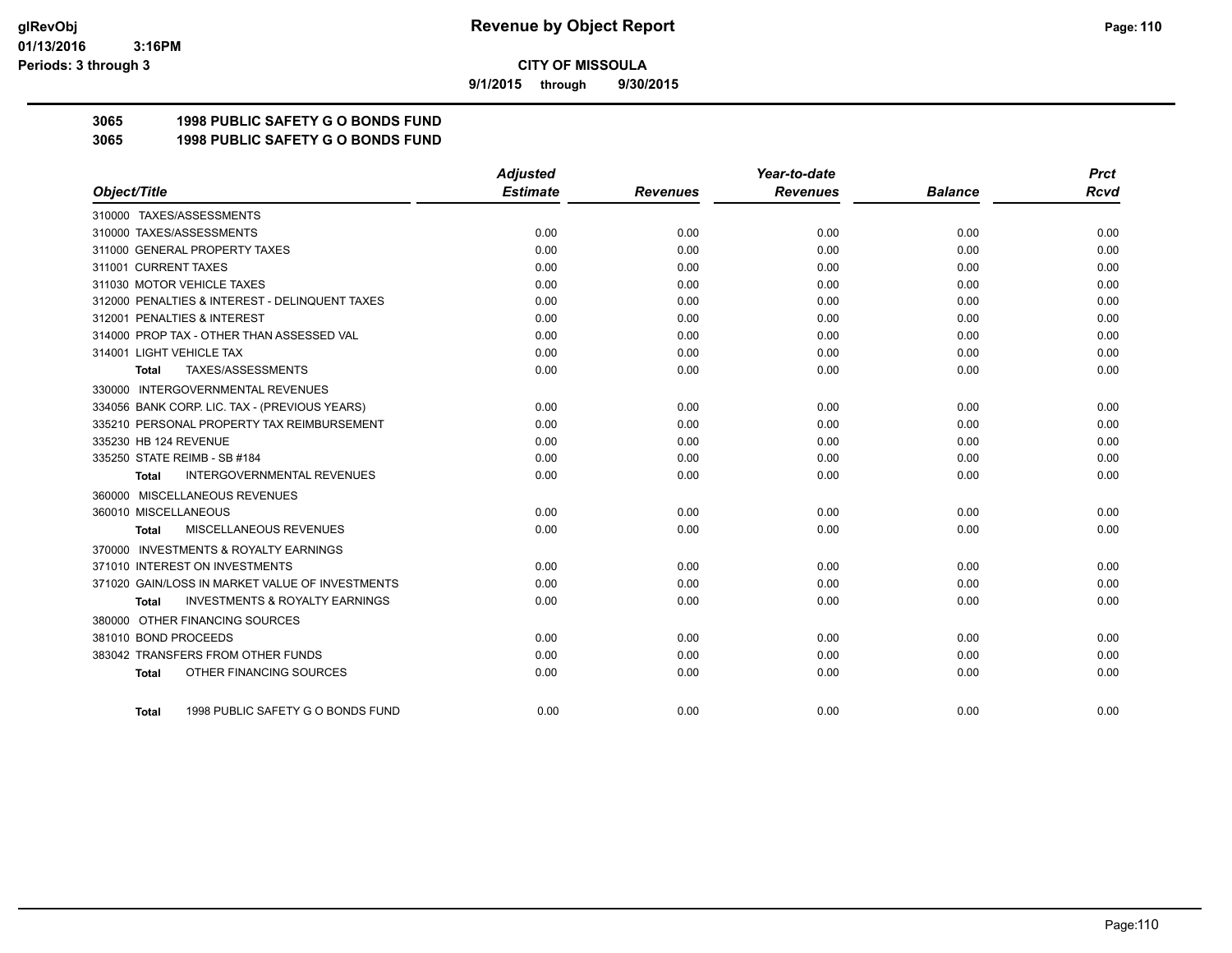# Revenue by Object Report

**CITY OF MISSOULA**

**9/1/2015 through 9/30/2015**

glRevObj
01/13/2016 3:16PM
Periods: 3 through 3

## 3065 1998 PUBLIC SAFETY G O BONDS FUND
## 3065 1998 PUBLIC SAFETY G O BONDS FUND

| Object/Title | Adjusted Estimate | Revenues | Year-to-date Revenues | Balance | Prct Rcvd |
|---|---|---|---|---|---|
| 310000 TAXES/ASSESSMENTS | | | | | |
| 310000 TAXES/ASSESSMENTS | 0.00 | 0.00 | 0.00 | 0.00 | 0.00 |
| 311000 GENERAL PROPERTY TAXES | 0.00 | 0.00 | 0.00 | 0.00 | 0.00 |
| 311001 CURRENT TAXES | 0.00 | 0.00 | 0.00 | 0.00 | 0.00 |
| 311030 MOTOR VEHICLE TAXES | 0.00 | 0.00 | 0.00 | 0.00 | 0.00 |
| 312000 PENALTIES & INTEREST - DELINQUENT TAXES | 0.00 | 0.00 | 0.00 | 0.00 | 0.00 |
| 312001 PENALTIES & INTEREST | 0.00 | 0.00 | 0.00 | 0.00 | 0.00 |
| 314000 PROP TAX - OTHER THAN ASSESSED VAL | 0.00 | 0.00 | 0.00 | 0.00 | 0.00 |
| 314001 LIGHT VEHICLE TAX | 0.00 | 0.00 | 0.00 | 0.00 | 0.00 |
| **Total** TAXES/ASSESSMENTS | 0.00 | 0.00 | 0.00 | 0.00 | 0.00 |
| 330000 INTERGOVERNMENTAL REVENUES | | | | | |
| 334056 BANK CORP. LIC. TAX - (PREVIOUS YEARS) | 0.00 | 0.00 | 0.00 | 0.00 | 0.00 |
| 335210 PERSONAL PROPERTY TAX REIMBURSEMENT | 0.00 | 0.00 | 0.00 | 0.00 | 0.00 |
| 335230 HB 124 REVENUE | 0.00 | 0.00 | 0.00 | 0.00 | 0.00 |
| 335250 STATE REIMB - SB #184 | 0.00 | 0.00 | 0.00 | 0.00 | 0.00 |
| **Total** INTERGOVERNMENTAL REVENUES | 0.00 | 0.00 | 0.00 | 0.00 | 0.00 |
| 360000 MISCELLANEOUS REVENUES | | | | | |
| 360010 MISCELLANEOUS | 0.00 | 0.00 | 0.00 | 0.00 | 0.00 |
| **Total** MISCELLANEOUS REVENUES | 0.00 | 0.00 | 0.00 | 0.00 | 0.00 |
| 370000 INVESTMENTS & ROYALTY EARNINGS | | | | | |
| 371010 INTEREST ON INVESTMENTS | 0.00 | 0.00 | 0.00 | 0.00 | 0.00 |
| 371020 GAIN/LOSS IN MARKET VALUE OF INVESTMENTS | 0.00 | 0.00 | 0.00 | 0.00 | 0.00 |
| **Total** INVESTMENTS & ROYALTY EARNINGS | 0.00 | 0.00 | 0.00 | 0.00 | 0.00 |
| 380000 OTHER FINANCING SOURCES | | | | | |
| 381010 BOND PROCEEDS | 0.00 | 0.00 | 0.00 | 0.00 | 0.00 |
| 383042 TRANSFERS FROM OTHER FUNDS | 0.00 | 0.00 | 0.00 | 0.00 | 0.00 |
| **Total** OTHER FINANCING SOURCES | 0.00 | 0.00 | 0.00 | 0.00 | 0.00 |
| **Total** 1998 PUBLIC SAFETY G O BONDS FUND | 0.00 | 0.00 | 0.00 | 0.00 | 0.00 |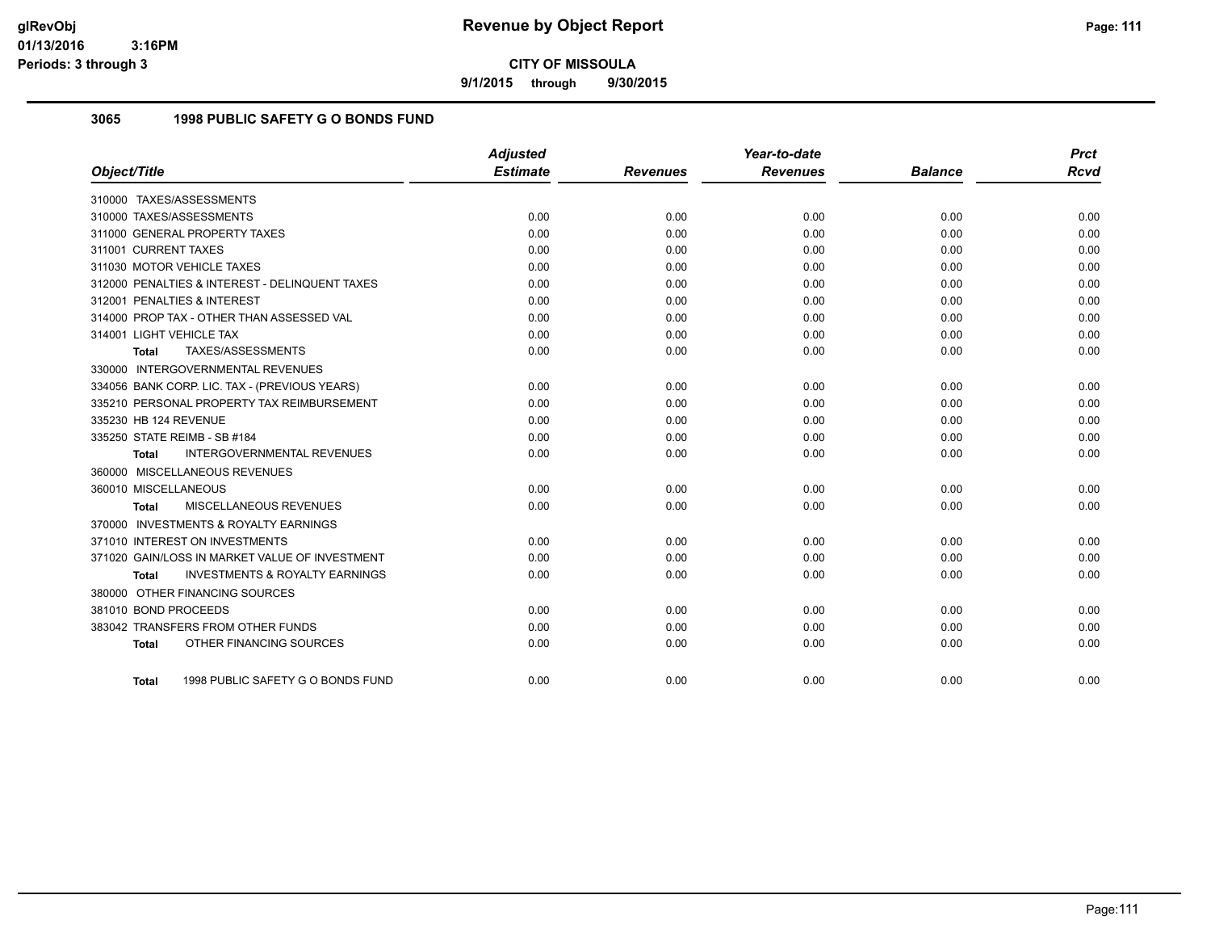# Revenue by Object Report

**CITY OF MISSOULA**

**9/1/2015 through 9/30/2015**

glRevObj
01/13/2016 3:16PM
Periods: 3 through 3

## 3065 1998 PUBLIC SAFETY G O BONDS FUND

| Object/Title | Adjusted Estimate | Revenues | Year-to-date Revenues | Balance | Prct Rcvd |
|---|---|---|---|---|---|
| 310000 TAXES/ASSESSMENTS | | | | | |
| 310000 TAXES/ASSESSMENTS | 0.00 | 0.00 | 0.00 | 0.00 | 0.00 |
| 311000 GENERAL PROPERTY TAXES | 0.00 | 0.00 | 0.00 | 0.00 | 0.00 |
| 311001 CURRENT TAXES | 0.00 | 0.00 | 0.00 | 0.00 | 0.00 |
| 311030 MOTOR VEHICLE TAXES | 0.00 | 0.00 | 0.00 | 0.00 | 0.00 |
| 312000 PENALTIES & INTEREST - DELINQUENT TAXES | 0.00 | 0.00 | 0.00 | 0.00 | 0.00 |
| 312001 PENALTIES & INTEREST | 0.00 | 0.00 | 0.00 | 0.00 | 0.00 |
| 314000 PROP TAX - OTHER THAN ASSESSED VAL | 0.00 | 0.00 | 0.00 | 0.00 | 0.00 |
| 314001 LIGHT VEHICLE TAX | 0.00 | 0.00 | 0.00 | 0.00 | 0.00 |
| **Total** TAXES/ASSESSMENTS | 0.00 | 0.00 | 0.00 | 0.00 | 0.00 |
| 330000 INTERGOVERNMENTAL REVENUES | | | | | |
| 334056 BANK CORP. LIC. TAX - (PREVIOUS YEARS) | 0.00 | 0.00 | 0.00 | 0.00 | 0.00 |
| 335210 PERSONAL PROPERTY TAX REIMBURSEMENT | 0.00 | 0.00 | 0.00 | 0.00 | 0.00 |
| 335230 HB 124 REVENUE | 0.00 | 0.00 | 0.00 | 0.00 | 0.00 |
| 335250 STATE REIMB - SB #184 | 0.00 | 0.00 | 0.00 | 0.00 | 0.00 |
| **Total** INTERGOVERNMENTAL REVENUES | 0.00 | 0.00 | 0.00 | 0.00 | 0.00 |
| 360000 MISCELLANEOUS REVENUES | | | | | |
| 360010 MISCELLANEOUS | 0.00 | 0.00 | 0.00 | 0.00 | 0.00 |
| **Total** MISCELLANEOUS REVENUES | 0.00 | 0.00 | 0.00 | 0.00 | 0.00 |
| 370000 INVESTMENTS & ROYALTY EARNINGS | | | | | |
| 371010 INTEREST ON INVESTMENTS | 0.00 | 0.00 | 0.00 | 0.00 | 0.00 |
| 371020 GAIN/LOSS IN MARKET VALUE OF INVESTMENT | 0.00 | 0.00 | 0.00 | 0.00 | 0.00 |
| **Total** INVESTMENTS & ROYALTY EARNINGS | 0.00 | 0.00 | 0.00 | 0.00 | 0.00 |
| 380000 OTHER FINANCING SOURCES | | | | | |
| 381010 BOND PROCEEDS | 0.00 | 0.00 | 0.00 | 0.00 | 0.00 |
| 383042 TRANSFERS FROM OTHER FUNDS | 0.00 | 0.00 | 0.00 | 0.00 | 0.00 |
| **Total** OTHER FINANCING SOURCES | 0.00 | 0.00 | 0.00 | 0.00 | 0.00 |
| **Total** 1998 PUBLIC SAFETY G O BONDS FUND | 0.00 | 0.00 | 0.00 | 0.00 | 0.00 |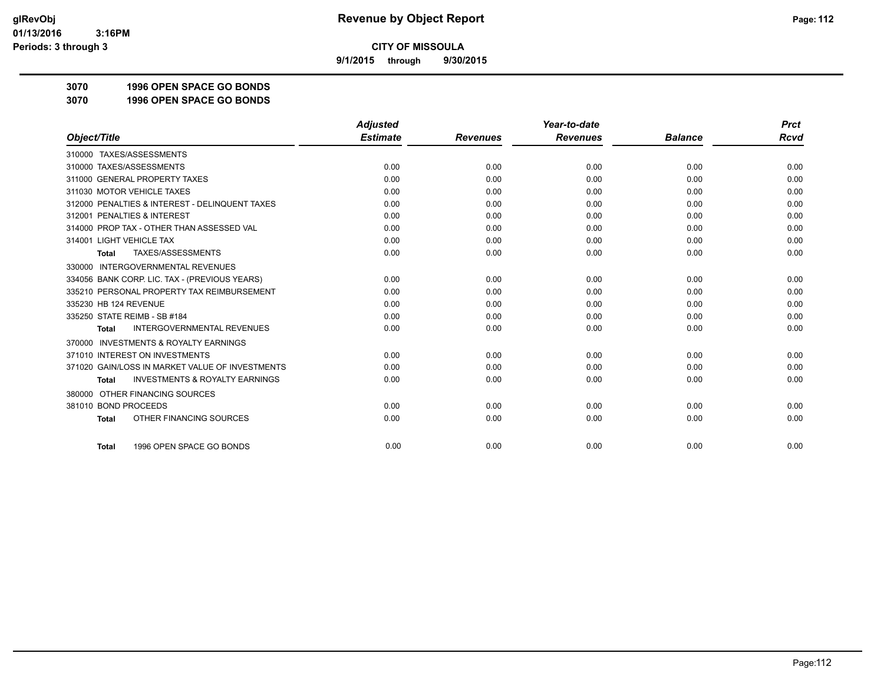# Revenue by Object Report

glRevObj
01/13/2016 3:16PM
Periods: 3 through 3

**CITY OF MISSOULA**

**9/1/2015 through 9/30/2015**

## 3070 1996 OPEN SPACE GO BONDS
## 3070 1996 OPEN SPACE GO BONDS

| Object/Title | Adjusted Estimate | Revenues | Year-to-date Revenues | Balance | Prct Rcvd |
|---|---|---|---|---|---|
| 310000 TAXES/ASSESSMENTS | | | | | |
| 310000 TAXES/ASSESSMENTS | 0.00 | 0.00 | 0.00 | 0.00 | 0.00 |
| 311000 GENERAL PROPERTY TAXES | 0.00 | 0.00 | 0.00 | 0.00 | 0.00 |
| 311030 MOTOR VEHICLE TAXES | 0.00 | 0.00 | 0.00 | 0.00 | 0.00 |
| 312000 PENALTIES & INTEREST - DELINQUENT TAXES | 0.00 | 0.00 | 0.00 | 0.00 | 0.00 |
| 312001 PENALTIES & INTEREST | 0.00 | 0.00 | 0.00 | 0.00 | 0.00 |
| 314000 PROP TAX - OTHER THAN ASSESSED VAL | 0.00 | 0.00 | 0.00 | 0.00 | 0.00 |
| 314001 LIGHT VEHICLE TAX | 0.00 | 0.00 | 0.00 | 0.00 | 0.00 |
| **Total** TAXES/ASSESSMENTS | 0.00 | 0.00 | 0.00 | 0.00 | 0.00 |
| 330000 INTERGOVERNMENTAL REVENUES | | | | | |
| 334056 BANK CORP. LIC. TAX - (PREVIOUS YEARS) | 0.00 | 0.00 | 0.00 | 0.00 | 0.00 |
| 335210 PERSONAL PROPERTY TAX REIMBURSEMENT | 0.00 | 0.00 | 0.00 | 0.00 | 0.00 |
| 335230 HB 124 REVENUE | 0.00 | 0.00 | 0.00 | 0.00 | 0.00 |
| 335250 STATE REIMB - SB #184 | 0.00 | 0.00 | 0.00 | 0.00 | 0.00 |
| **Total** INTERGOVERNMENTAL REVENUES | 0.00 | 0.00 | 0.00 | 0.00 | 0.00 |
| 370000 INVESTMENTS & ROYALTY EARNINGS | | | | | |
| 371010 INTEREST ON INVESTMENTS | 0.00 | 0.00 | 0.00 | 0.00 | 0.00 |
| 371020 GAIN/LOSS IN MARKET VALUE OF INVESTMENTS | 0.00 | 0.00 | 0.00 | 0.00 | 0.00 |
| **Total** INVESTMENTS & ROYALTY EARNINGS | 0.00 | 0.00 | 0.00 | 0.00 | 0.00 |
| 380000 OTHER FINANCING SOURCES | | | | | |
| 381010 BOND PROCEEDS | 0.00 | 0.00 | 0.00 | 0.00 | 0.00 |
| **Total** OTHER FINANCING SOURCES | 0.00 | 0.00 | 0.00 | 0.00 | 0.00 |
| **Total** 1996 OPEN SPACE GO BONDS | 0.00 | 0.00 | 0.00 | 0.00 | 0.00 |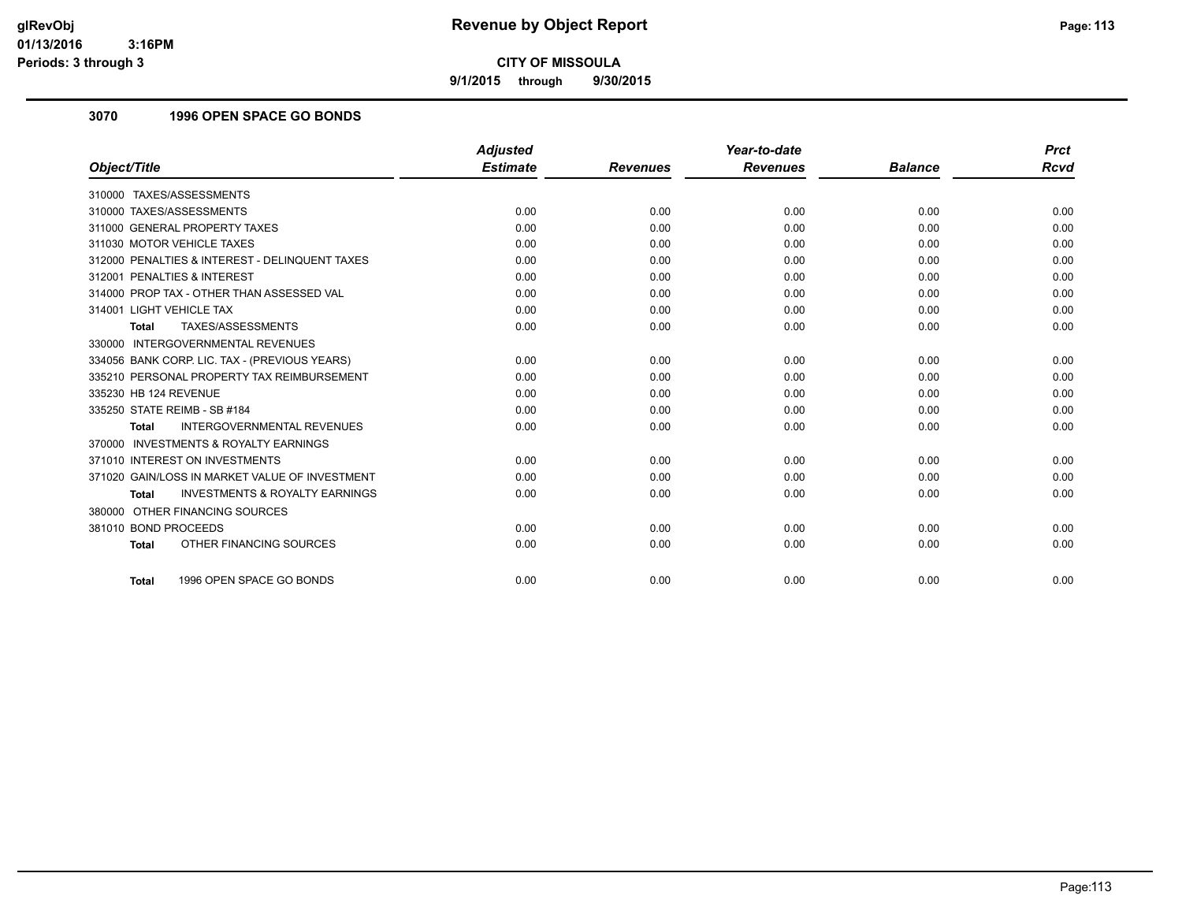glRevObj
01/13/2016 3:16PM
Periods: 3 through 3

# Revenue by Object Report

**CITY OF MISSOULA**

**9/1/2015 through 9/30/2015**

## 3070 1996 OPEN SPACE GO BONDS

| Object/Title | Adjusted Estimate | Revenues | Year-to-date Revenues | Balance | Prct Rcvd |
|---|---|---|---|---|---|
| 310000 TAXES/ASSESSMENTS | | | | | |
| 310000 TAXES/ASSESSMENTS | 0.00 | 0.00 | 0.00 | 0.00 | 0.00 |
| 311000 GENERAL PROPERTY TAXES | 0.00 | 0.00 | 0.00 | 0.00 | 0.00 |
| 311030 MOTOR VEHICLE TAXES | 0.00 | 0.00 | 0.00 | 0.00 | 0.00 |
| 312000 PENALTIES & INTEREST - DELINQUENT TAXES | 0.00 | 0.00 | 0.00 | 0.00 | 0.00 |
| 312001 PENALTIES & INTEREST | 0.00 | 0.00 | 0.00 | 0.00 | 0.00 |
| 314000 PROP TAX - OTHER THAN ASSESSED VAL | 0.00 | 0.00 | 0.00 | 0.00 | 0.00 |
| 314001 LIGHT VEHICLE TAX | 0.00 | 0.00 | 0.00 | 0.00 | 0.00 |
| **Total** TAXES/ASSESSMENTS | 0.00 | 0.00 | 0.00 | 0.00 | 0.00 |
| 330000 INTERGOVERNMENTAL REVENUES | | | | | |
| 334056 BANK CORP. LIC. TAX - (PREVIOUS YEARS) | 0.00 | 0.00 | 0.00 | 0.00 | 0.00 |
| 335210 PERSONAL PROPERTY TAX REIMBURSEMENT | 0.00 | 0.00 | 0.00 | 0.00 | 0.00 |
| 335230 HB 124 REVENUE | 0.00 | 0.00 | 0.00 | 0.00 | 0.00 |
| 335250 STATE REIMB - SB #184 | 0.00 | 0.00 | 0.00 | 0.00 | 0.00 |
| **Total** INTERGOVERNMENTAL REVENUES | 0.00 | 0.00 | 0.00 | 0.00 | 0.00 |
| 370000 INVESTMENTS & ROYALTY EARNINGS | | | | | |
| 371010 INTEREST ON INVESTMENTS | 0.00 | 0.00 | 0.00 | 0.00 | 0.00 |
| 371020 GAIN/LOSS IN MARKET VALUE OF INVESTMENT | 0.00 | 0.00 | 0.00 | 0.00 | 0.00 |
| **Total** INVESTMENTS & ROYALTY EARNINGS | 0.00 | 0.00 | 0.00 | 0.00 | 0.00 |
| 380000 OTHER FINANCING SOURCES | | | | | |
| 381010 BOND PROCEEDS | 0.00 | 0.00 | 0.00 | 0.00 | 0.00 |
| **Total** OTHER FINANCING SOURCES | 0.00 | 0.00 | 0.00 | 0.00 | 0.00 |
| **Total** 1996 OPEN SPACE GO BONDS | 0.00 | 0.00 | 0.00 | 0.00 | 0.00 |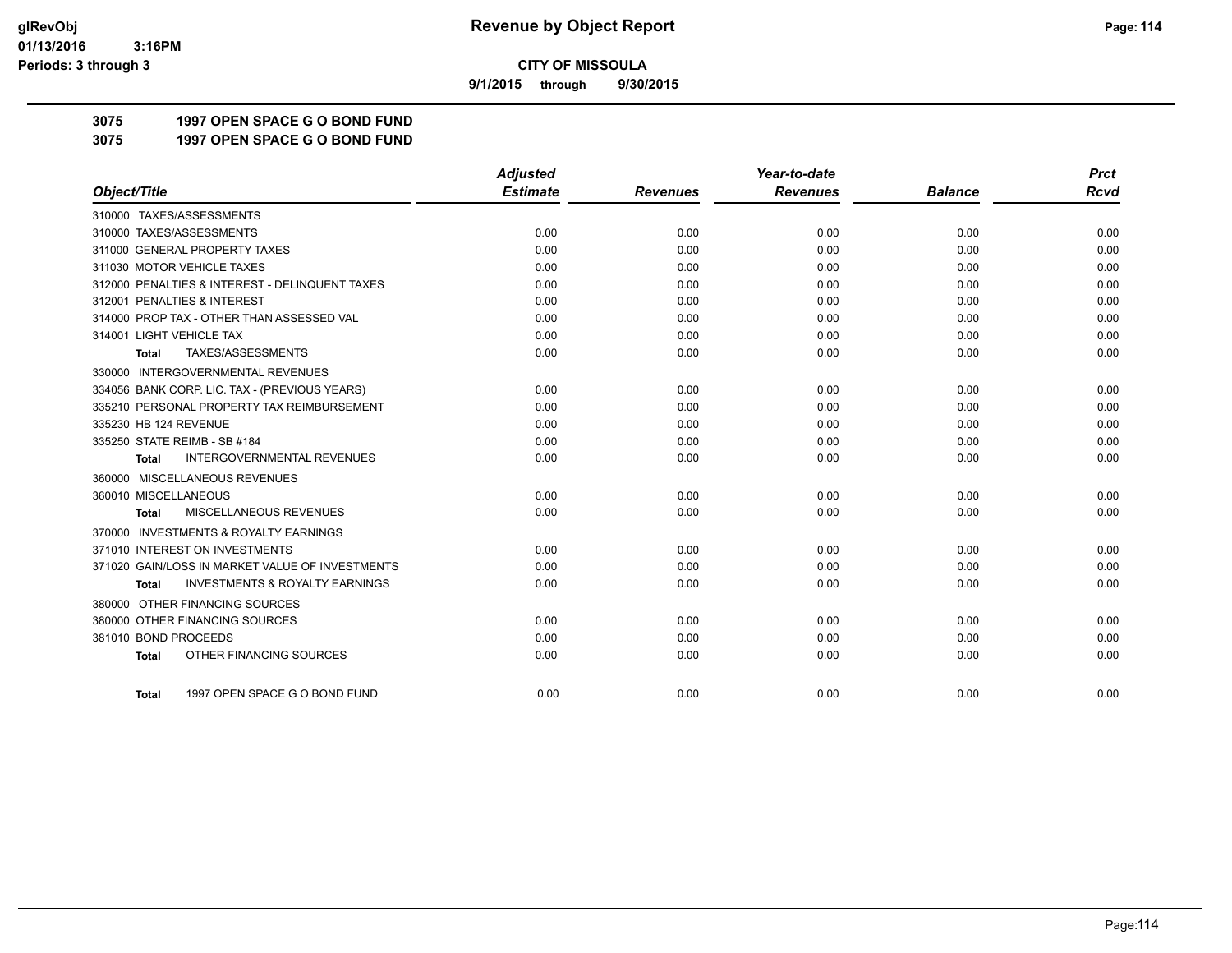**CITY OF MISSOULA**

**9/1/2015 through 9/30/2015**

# 3075 1997 OPEN SPACE G O BOND FUND

## 3075 1997 OPEN SPACE G O BOND FUND

| Object/Title | Adjusted Estimate | Revenues | Year-to-date Revenues | Balance | Prct Rcvd |
|---|---|---|---|---|---|
| 310000 TAXES/ASSESSMENTS | | | | | |
| 310000 TAXES/ASSESSMENTS | 0.00 | 0.00 | 0.00 | 0.00 | 0.00 |
| 311000 GENERAL PROPERTY TAXES | 0.00 | 0.00 | 0.00 | 0.00 | 0.00 |
| 311030 MOTOR VEHICLE TAXES | 0.00 | 0.00 | 0.00 | 0.00 | 0.00 |
| 312000 PENALTIES & INTEREST - DELINQUENT TAXES | 0.00 | 0.00 | 0.00 | 0.00 | 0.00 |
| 312001 PENALTIES & INTEREST | 0.00 | 0.00 | 0.00 | 0.00 | 0.00 |
| 314000 PROP TAX - OTHER THAN ASSESSED VAL | 0.00 | 0.00 | 0.00 | 0.00 | 0.00 |
| 314001 LIGHT VEHICLE TAX | 0.00 | 0.00 | 0.00 | 0.00 | 0.00 |
| **Total** TAXES/ASSESSMENTS | 0.00 | 0.00 | 0.00 | 0.00 | 0.00 |
| 330000 INTERGOVERNMENTAL REVENUES | | | | | |
| 334056 BANK CORP. LIC. TAX - (PREVIOUS YEARS) | 0.00 | 0.00 | 0.00 | 0.00 | 0.00 |
| 335210 PERSONAL PROPERTY TAX REIMBURSEMENT | 0.00 | 0.00 | 0.00 | 0.00 | 0.00 |
| 335230 HB 124 REVENUE | 0.00 | 0.00 | 0.00 | 0.00 | 0.00 |
| 335250 STATE REIMB - SB #184 | 0.00 | 0.00 | 0.00 | 0.00 | 0.00 |
| **Total** INTERGOVERNMENTAL REVENUES | 0.00 | 0.00 | 0.00 | 0.00 | 0.00 |
| 360000 MISCELLANEOUS REVENUES | | | | | |
| 360010 MISCELLANEOUS | 0.00 | 0.00 | 0.00 | 0.00 | 0.00 |
| **Total** MISCELLANEOUS REVENUES | 0.00 | 0.00 | 0.00 | 0.00 | 0.00 |
| 370000 INVESTMENTS & ROYALTY EARNINGS | | | | | |
| 371010 INTEREST ON INVESTMENTS | 0.00 | 0.00 | 0.00 | 0.00 | 0.00 |
| 371020 GAIN/LOSS IN MARKET VALUE OF INVESTMENTS | 0.00 | 0.00 | 0.00 | 0.00 | 0.00 |
| **Total** INVESTMENTS & ROYALTY EARNINGS | 0.00 | 0.00 | 0.00 | 0.00 | 0.00 |
| 380000 OTHER FINANCING SOURCES | | | | | |
| 380000 OTHER FINANCING SOURCES | 0.00 | 0.00 | 0.00 | 0.00 | 0.00 |
| 381010 BOND PROCEEDS | 0.00 | 0.00 | 0.00 | 0.00 | 0.00 |
| **Total** OTHER FINANCING SOURCES | 0.00 | 0.00 | 0.00 | 0.00 | 0.00 |
| **Total** 1997 OPEN SPACE G O BOND FUND | 0.00 | 0.00 | 0.00 | 0.00 | 0.00 |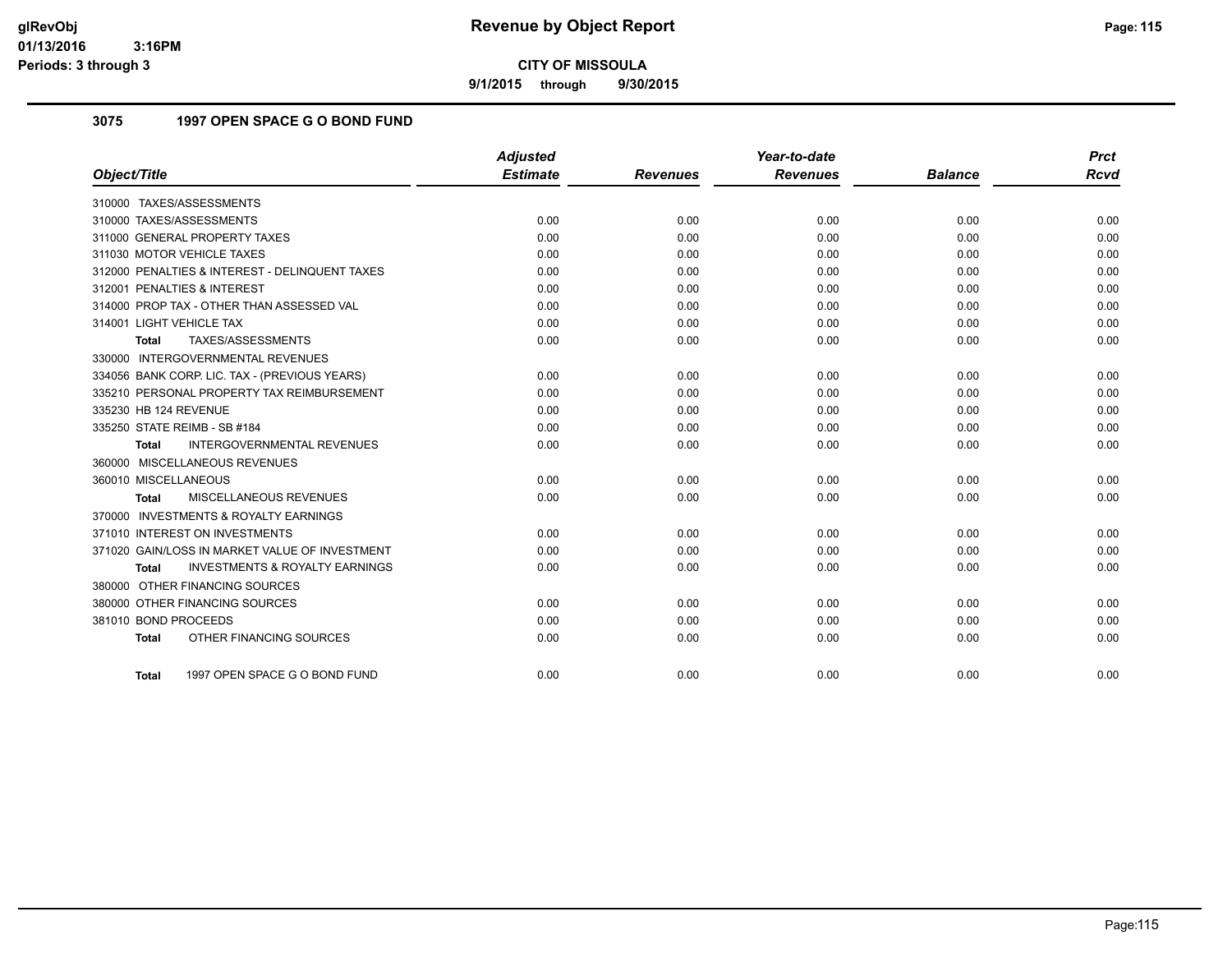**CITY OF MISSOULA**

**9/1/2015 through 9/30/2015**

### 3075 1997 OPEN SPACE G O BOND FUND

| Object/Title | Adjusted Estimate | Revenues | Year-to-date Revenues | Balance | Prct Rcvd |
|---|---|---|---|---|---|
| 310000 TAXES/ASSESSMENTS | | | | | |
| 310000 TAXES/ASSESSMENTS | 0.00 | 0.00 | 0.00 | 0.00 | 0.00 |
| 311000 GENERAL PROPERTY TAXES | 0.00 | 0.00 | 0.00 | 0.00 | 0.00 |
| 311030 MOTOR VEHICLE TAXES | 0.00 | 0.00 | 0.00 | 0.00 | 0.00 |
| 312000 PENALTIES & INTEREST - DELINQUENT TAXES | 0.00 | 0.00 | 0.00 | 0.00 | 0.00 |
| 312001 PENALTIES & INTEREST | 0.00 | 0.00 | 0.00 | 0.00 | 0.00 |
| 314000 PROP TAX - OTHER THAN ASSESSED VAL | 0.00 | 0.00 | 0.00 | 0.00 | 0.00 |
| 314001 LIGHT VEHICLE TAX | 0.00 | 0.00 | 0.00 | 0.00 | 0.00 |
| **Total** TAXES/ASSESSMENTS | 0.00 | 0.00 | 0.00 | 0.00 | 0.00 |
| 330000 INTERGOVERNMENTAL REVENUES | | | | | |
| 334056 BANK CORP. LIC. TAX - (PREVIOUS YEARS) | 0.00 | 0.00 | 0.00 | 0.00 | 0.00 |
| 335210 PERSONAL PROPERTY TAX REIMBURSEMENT | 0.00 | 0.00 | 0.00 | 0.00 | 0.00 |
| 335230 HB 124 REVENUE | 0.00 | 0.00 | 0.00 | 0.00 | 0.00 |
| 335250 STATE REIMB - SB #184 | 0.00 | 0.00 | 0.00 | 0.00 | 0.00 |
| **Total** INTERGOVERNMENTAL REVENUES | 0.00 | 0.00 | 0.00 | 0.00 | 0.00 |
| 360000 MISCELLANEOUS REVENUES | | | | | |
| 360010 MISCELLANEOUS | 0.00 | 0.00 | 0.00 | 0.00 | 0.00 |
| **Total** MISCELLANEOUS REVENUES | 0.00 | 0.00 | 0.00 | 0.00 | 0.00 |
| 370000 INVESTMENTS & ROYALTY EARNINGS | | | | | |
| 371010 INTEREST ON INVESTMENTS | 0.00 | 0.00 | 0.00 | 0.00 | 0.00 |
| 371020 GAIN/LOSS IN MARKET VALUE OF INVESTMENT | 0.00 | 0.00 | 0.00 | 0.00 | 0.00 |
| **Total** INVESTMENTS & ROYALTY EARNINGS | 0.00 | 0.00 | 0.00 | 0.00 | 0.00 |
| 380000 OTHER FINANCING SOURCES | | | | | |
| 380000 OTHER FINANCING SOURCES | 0.00 | 0.00 | 0.00 | 0.00 | 0.00 |
| 381010 BOND PROCEEDS | 0.00 | 0.00 | 0.00 | 0.00 | 0.00 |
| **Total** OTHER FINANCING SOURCES | 0.00 | 0.00 | 0.00 | 0.00 | 0.00 |
| **Total** 1997 OPEN SPACE G O BOND FUND | 0.00 | 0.00 | 0.00 | 0.00 | 0.00 |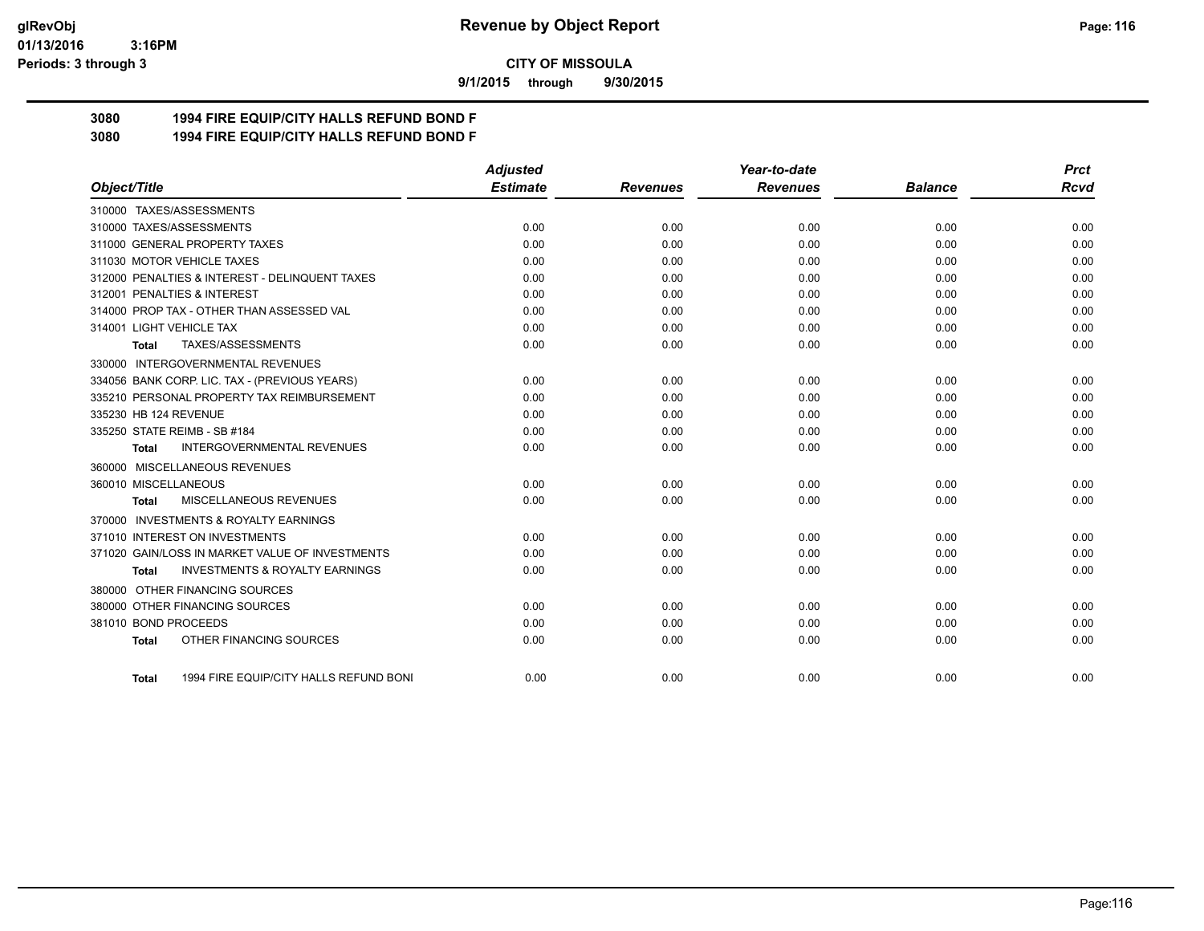**CITY OF MISSOULA**

**9/1/2015 through 9/30/2015**

**3080 1994 FIRE EQUIP/CITY HALLS REFUND BOND F**

**3080 1994 FIRE EQUIP/CITY HALLS REFUND BOND F**

| Object/Title | Adjusted Estimate | Revenues | Year-to-date Revenues | Balance | Prct Rcvd |
|---|---|---|---|---|---|
| 310000 TAXES/ASSESSMENTS | | | | | |
| 310000 TAXES/ASSESSMENTS | 0.00 | 0.00 | 0.00 | 0.00 | 0.00 |
| 311000 GENERAL PROPERTY TAXES | 0.00 | 0.00 | 0.00 | 0.00 | 0.00 |
| 311030 MOTOR VEHICLE TAXES | 0.00 | 0.00 | 0.00 | 0.00 | 0.00 |
| 312000 PENALTIES & INTEREST - DELINQUENT TAXES | 0.00 | 0.00 | 0.00 | 0.00 | 0.00 |
| 312001 PENALTIES & INTEREST | 0.00 | 0.00 | 0.00 | 0.00 | 0.00 |
| 314000 PROP TAX - OTHER THAN ASSESSED VAL | 0.00 | 0.00 | 0.00 | 0.00 | 0.00 |
| 314001 LIGHT VEHICLE TAX | 0.00 | 0.00 | 0.00 | 0.00 | 0.00 |
| **Total** TAXES/ASSESSMENTS | 0.00 | 0.00 | 0.00 | 0.00 | 0.00 |
| 330000 INTERGOVERNMENTAL REVENUES | | | | | |
| 334056 BANK CORP. LIC. TAX - (PREVIOUS YEARS) | 0.00 | 0.00 | 0.00 | 0.00 | 0.00 |
| 335210 PERSONAL PROPERTY TAX REIMBURSEMENT | 0.00 | 0.00 | 0.00 | 0.00 | 0.00 |
| 335230 HB 124 REVENUE | 0.00 | 0.00 | 0.00 | 0.00 | 0.00 |
| 335250 STATE REIMB - SB #184 | 0.00 | 0.00 | 0.00 | 0.00 | 0.00 |
| **Total** INTERGOVERNMENTAL REVENUES | 0.00 | 0.00 | 0.00 | 0.00 | 0.00 |
| 360000 MISCELLANEOUS REVENUES | | | | | |
| 360010 MISCELLANEOUS | 0.00 | 0.00 | 0.00 | 0.00 | 0.00 |
| **Total** MISCELLANEOUS REVENUES | 0.00 | 0.00 | 0.00 | 0.00 | 0.00 |
| 370000 INVESTMENTS & ROYALTY EARNINGS | | | | | |
| 371010 INTEREST ON INVESTMENTS | 0.00 | 0.00 | 0.00 | 0.00 | 0.00 |
| 371020 GAIN/LOSS IN MARKET VALUE OF INVESTMENTS | 0.00 | 0.00 | 0.00 | 0.00 | 0.00 |
| **Total** INVESTMENTS & ROYALTY EARNINGS | 0.00 | 0.00 | 0.00 | 0.00 | 0.00 |
| 380000 OTHER FINANCING SOURCES | | | | | |
| 380000 OTHER FINANCING SOURCES | 0.00 | 0.00 | 0.00 | 0.00 | 0.00 |
| 381010 BOND PROCEEDS | 0.00 | 0.00 | 0.00 | 0.00 | 0.00 |
| **Total** OTHER FINANCING SOURCES | 0.00 | 0.00 | 0.00 | 0.00 | 0.00 |
| **Total** 1994 FIRE EQUIP/CITY HALLS REFUND BONI | 0.00 | 0.00 | 0.00 | 0.00 | 0.00 |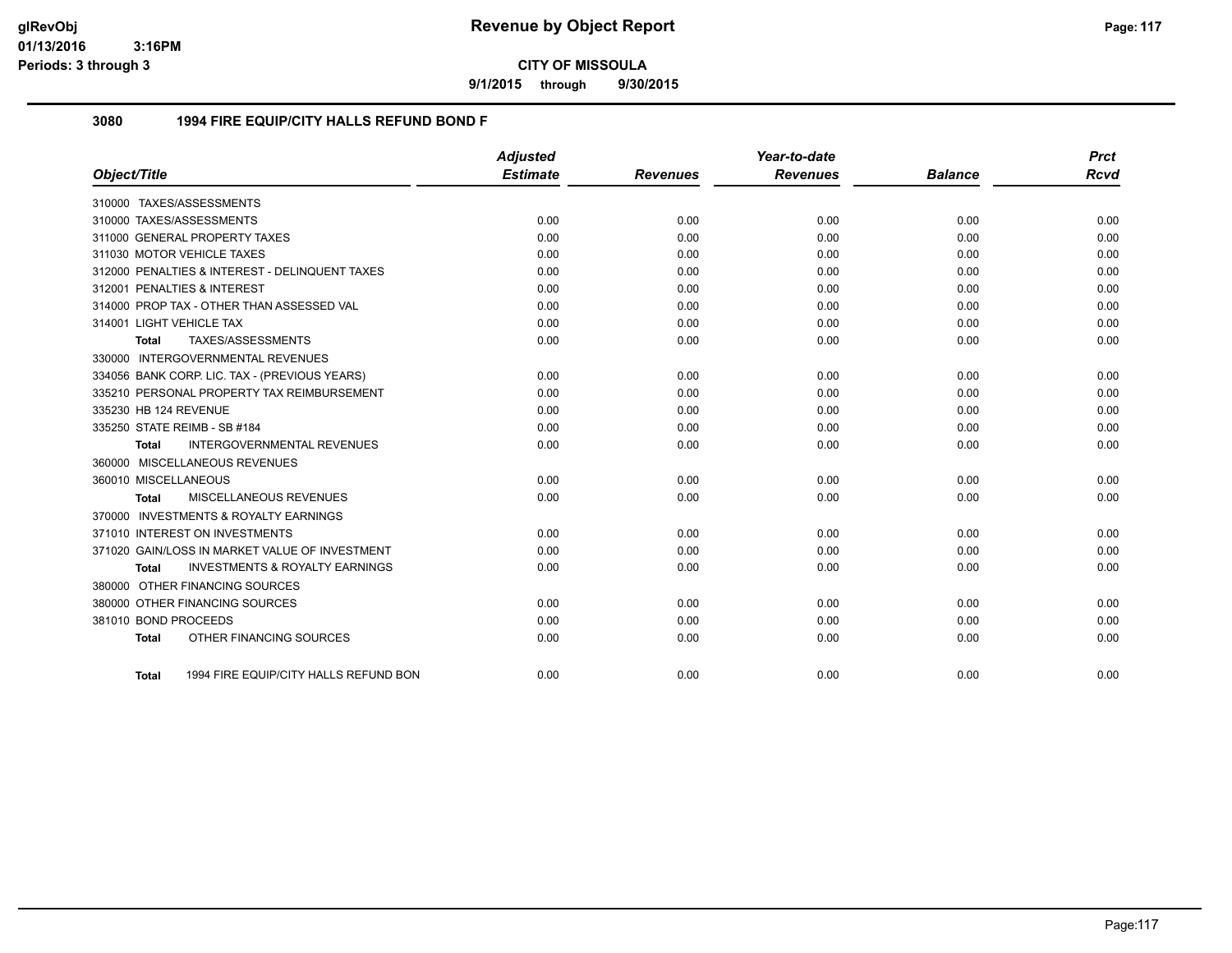**CITY OF MISSOULA**

**9/1/2015 through 9/30/2015**

## 3080 1994 FIRE EQUIP/CITY HALLS REFUND BOND F

| Object/Title | Adjusted Estimate | Revenues | Year-to-date Revenues | Balance | Prct Rcvd |
|---|---|---|---|---|---|
| 310000 TAXES/ASSESSMENTS | | | | | |
| 310000 TAXES/ASSESSMENTS | 0.00 | 0.00 | 0.00 | 0.00 | 0.00 |
| 311000 GENERAL PROPERTY TAXES | 0.00 | 0.00 | 0.00 | 0.00 | 0.00 |
| 311030 MOTOR VEHICLE TAXES | 0.00 | 0.00 | 0.00 | 0.00 | 0.00 |
| 312000 PENALTIES & INTEREST - DELINQUENT TAXES | 0.00 | 0.00 | 0.00 | 0.00 | 0.00 |
| 312001 PENALTIES & INTEREST | 0.00 | 0.00 | 0.00 | 0.00 | 0.00 |
| 314000 PROP TAX - OTHER THAN ASSESSED VAL | 0.00 | 0.00 | 0.00 | 0.00 | 0.00 |
| 314001 LIGHT VEHICLE TAX | 0.00 | 0.00 | 0.00 | 0.00 | 0.00 |
| **Total** TAXES/ASSESSMENTS | 0.00 | 0.00 | 0.00 | 0.00 | 0.00 |
| 330000 INTERGOVERNMENTAL REVENUES | | | | | |
| 334056 BANK CORP. LIC. TAX - (PREVIOUS YEARS) | 0.00 | 0.00 | 0.00 | 0.00 | 0.00 |
| 335210 PERSONAL PROPERTY TAX REIMBURSEMENT | 0.00 | 0.00 | 0.00 | 0.00 | 0.00 |
| 335230 HB 124 REVENUE | 0.00 | 0.00 | 0.00 | 0.00 | 0.00 |
| 335250 STATE REIMB - SB #184 | 0.00 | 0.00 | 0.00 | 0.00 | 0.00 |
| **Total** INTERGOVERNMENTAL REVENUES | 0.00 | 0.00 | 0.00 | 0.00 | 0.00 |
| 360000 MISCELLANEOUS REVENUES | | | | | |
| 360010 MISCELLANEOUS | 0.00 | 0.00 | 0.00 | 0.00 | 0.00 |
| **Total** MISCELLANEOUS REVENUES | 0.00 | 0.00 | 0.00 | 0.00 | 0.00 |
| 370000 INVESTMENTS & ROYALTY EARNINGS | | | | | |
| 371010 INTEREST ON INVESTMENTS | 0.00 | 0.00 | 0.00 | 0.00 | 0.00 |
| 371020 GAIN/LOSS IN MARKET VALUE OF INVESTMENT | 0.00 | 0.00 | 0.00 | 0.00 | 0.00 |
| **Total** INVESTMENTS & ROYALTY EARNINGS | 0.00 | 0.00 | 0.00 | 0.00 | 0.00 |
| 380000 OTHER FINANCING SOURCES | | | | | |
| 380000 OTHER FINANCING SOURCES | 0.00 | 0.00 | 0.00 | 0.00 | 0.00 |
| 381010 BOND PROCEEDS | 0.00 | 0.00 | 0.00 | 0.00 | 0.00 |
| **Total** OTHER FINANCING SOURCES | 0.00 | 0.00 | 0.00 | 0.00 | 0.00 |
| **Total** 1994 FIRE EQUIP/CITY HALLS REFUND BON | 0.00 | 0.00 | 0.00 | 0.00 | 0.00 |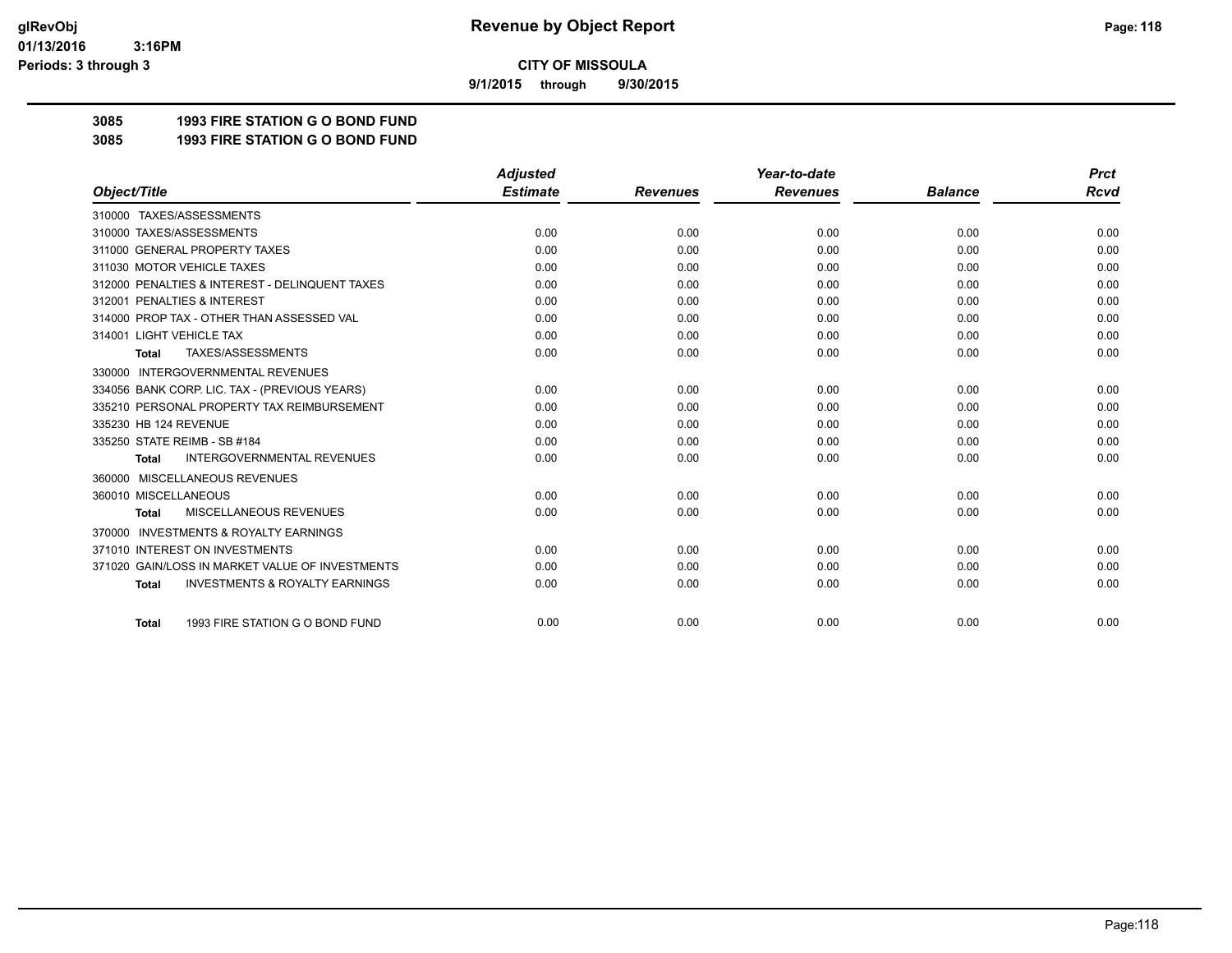# CITY OF MISSOULA

**9/1/2015 through 9/30/2015**

## 3085 1993 FIRE STATION G O BOND FUND

## 3085 1993 FIRE STATION G O BOND FUND

| Object/Title | Adjusted Estimate | Revenues | Year-to-date Revenues | Balance | Prct Rcvd |
|---|---|---|---|---|---|
| 310000 TAXES/ASSESSMENTS | | | | | |
| 310000 TAXES/ASSESSMENTS | 0.00 | 0.00 | 0.00 | 0.00 | 0.00 |
| 311000 GENERAL PROPERTY TAXES | 0.00 | 0.00 | 0.00 | 0.00 | 0.00 |
| 311030 MOTOR VEHICLE TAXES | 0.00 | 0.00 | 0.00 | 0.00 | 0.00 |
| 312000 PENALTIES & INTEREST - DELINQUENT TAXES | 0.00 | 0.00 | 0.00 | 0.00 | 0.00 |
| 312001 PENALTIES & INTEREST | 0.00 | 0.00 | 0.00 | 0.00 | 0.00 |
| 314000 PROP TAX - OTHER THAN ASSESSED VAL | 0.00 | 0.00 | 0.00 | 0.00 | 0.00 |
| 314001 LIGHT VEHICLE TAX | 0.00 | 0.00 | 0.00 | 0.00 | 0.00 |
| **Total** TAXES/ASSESSMENTS | 0.00 | 0.00 | 0.00 | 0.00 | 0.00 |
| 330000 INTERGOVERNMENTAL REVENUES | | | | | |
| 334056 BANK CORP. LIC. TAX - (PREVIOUS YEARS) | 0.00 | 0.00 | 0.00 | 0.00 | 0.00 |
| 335210 PERSONAL PROPERTY TAX REIMBURSEMENT | 0.00 | 0.00 | 0.00 | 0.00 | 0.00 |
| 335230 HB 124 REVENUE | 0.00 | 0.00 | 0.00 | 0.00 | 0.00 |
| 335250 STATE REIMB - SB #184 | 0.00 | 0.00 | 0.00 | 0.00 | 0.00 |
| **Total** INTERGOVERNMENTAL REVENUES | 0.00 | 0.00 | 0.00 | 0.00 | 0.00 |
| 360000 MISCELLANEOUS REVENUES | | | | | |
| 360010 MISCELLANEOUS | 0.00 | 0.00 | 0.00 | 0.00 | 0.00 |
| **Total** MISCELLANEOUS REVENUES | 0.00 | 0.00 | 0.00 | 0.00 | 0.00 |
| 370000 INVESTMENTS & ROYALTY EARNINGS | | | | | |
| 371010 INTEREST ON INVESTMENTS | 0.00 | 0.00 | 0.00 | 0.00 | 0.00 |
| 371020 GAIN/LOSS IN MARKET VALUE OF INVESTMENTS | 0.00 | 0.00 | 0.00 | 0.00 | 0.00 |
| **Total** INVESTMENTS & ROYALTY EARNINGS | 0.00 | 0.00 | 0.00 | 0.00 | 0.00 |
| **Total** 1993 FIRE STATION G O BOND FUND | 0.00 | 0.00 | 0.00 | 0.00 | 0.00 |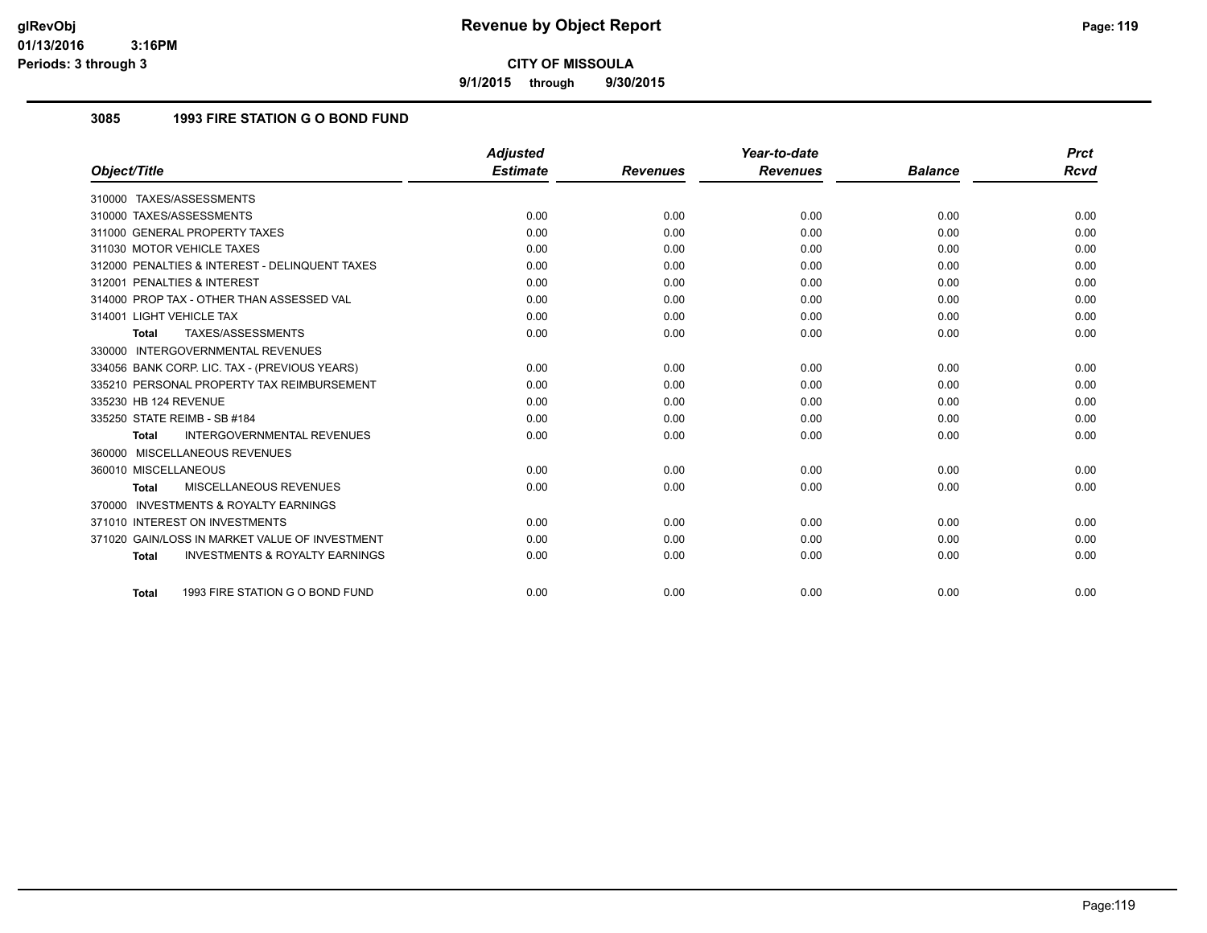**CITY OF MISSOULA**

**9/1/2015 through 9/30/2015**

## 3085 1993 FIRE STATION G O BOND FUND

| Object/Title | Adjusted Estimate | Revenues | Year-to-date Revenues | Balance | Prct Rcvd |
|---|---|---|---|---|---|
| 310000 TAXES/ASSESSMENTS | | | | | |
| 310000 TAXES/ASSESSMENTS | 0.00 | 0.00 | 0.00 | 0.00 | 0.00 |
| 311000 GENERAL PROPERTY TAXES | 0.00 | 0.00 | 0.00 | 0.00 | 0.00 |
| 311030 MOTOR VEHICLE TAXES | 0.00 | 0.00 | 0.00 | 0.00 | 0.00 |
| 312000 PENALTIES & INTEREST - DELINQUENT TAXES | 0.00 | 0.00 | 0.00 | 0.00 | 0.00 |
| 312001 PENALTIES & INTEREST | 0.00 | 0.00 | 0.00 | 0.00 | 0.00 |
| 314000 PROP TAX - OTHER THAN ASSESSED VAL | 0.00 | 0.00 | 0.00 | 0.00 | 0.00 |
| 314001 LIGHT VEHICLE TAX | 0.00 | 0.00 | 0.00 | 0.00 | 0.00 |
| **Total** TAXES/ASSESSMENTS | 0.00 | 0.00 | 0.00 | 0.00 | 0.00 |
| 330000 INTERGOVERNMENTAL REVENUES | | | | | |
| 334056 BANK CORP. LIC. TAX - (PREVIOUS YEARS) | 0.00 | 0.00 | 0.00 | 0.00 | 0.00 |
| 335210 PERSONAL PROPERTY TAX REIMBURSEMENT | 0.00 | 0.00 | 0.00 | 0.00 | 0.00 |
| 335230 HB 124 REVENUE | 0.00 | 0.00 | 0.00 | 0.00 | 0.00 |
| 335250 STATE REIMB - SB #184 | 0.00 | 0.00 | 0.00 | 0.00 | 0.00 |
| **Total** INTERGOVERNMENTAL REVENUES | 0.00 | 0.00 | 0.00 | 0.00 | 0.00 |
| 360000 MISCELLANEOUS REVENUES | | | | | |
| 360010 MISCELLANEOUS | 0.00 | 0.00 | 0.00 | 0.00 | 0.00 |
| **Total** MISCELLANEOUS REVENUES | 0.00 | 0.00 | 0.00 | 0.00 | 0.00 |
| 370000 INVESTMENTS & ROYALTY EARNINGS | | | | | |
| 371010 INTEREST ON INVESTMENTS | 0.00 | 0.00 | 0.00 | 0.00 | 0.00 |
| 371020 GAIN/LOSS IN MARKET VALUE OF INVESTMENT | 0.00 | 0.00 | 0.00 | 0.00 | 0.00 |
| **Total** INVESTMENTS & ROYALTY EARNINGS | 0.00 | 0.00 | 0.00 | 0.00 | 0.00 |
| **Total** 1993 FIRE STATION G O BOND FUND | 0.00 | 0.00 | 0.00 | 0.00 | 0.00 |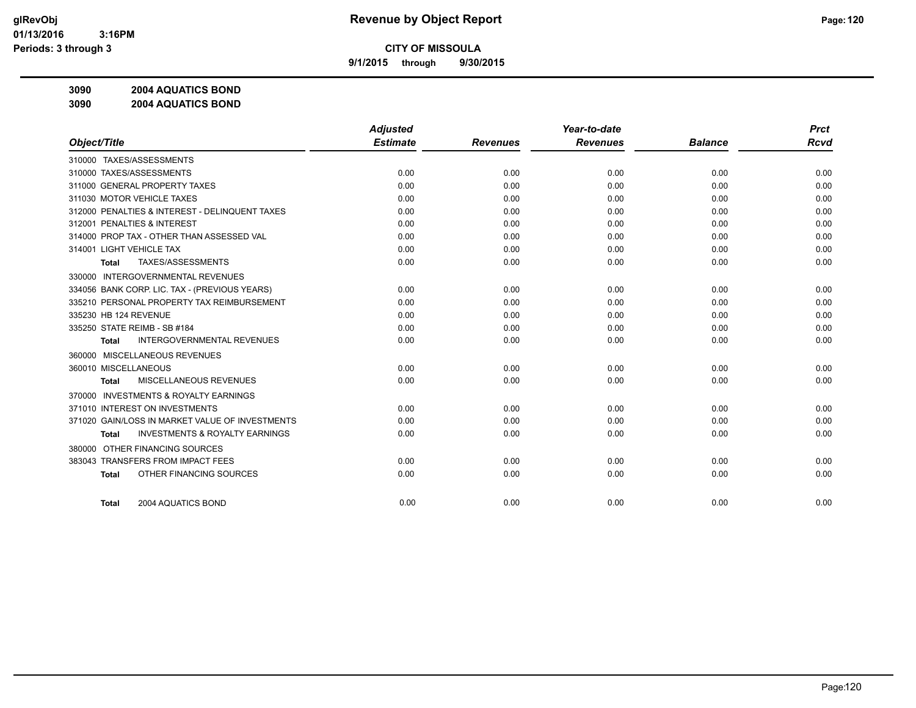# Revenue by Object Report

**CITY OF MISSOULA**

**9/1/2015 through 9/30/2015**

glRevObj
01/13/2016 3:16PM
Periods: 3 through 3

**3090 2004 AQUATICS BOND**

**3090 2004 AQUATICS BOND**

| Object/Title | Adjusted Estimate | Revenues | Year-to-date Revenues | Balance | Prct Rcvd |
|---|---|---|---|---|---|
| 310000 TAXES/ASSESSMENTS | | | | | |
| 310000 TAXES/ASSESSMENTS | 0.00 | 0.00 | 0.00 | 0.00 | 0.00 |
| 311000 GENERAL PROPERTY TAXES | 0.00 | 0.00 | 0.00 | 0.00 | 0.00 |
| 311030 MOTOR VEHICLE TAXES | 0.00 | 0.00 | 0.00 | 0.00 | 0.00 |
| 312000 PENALTIES & INTEREST - DELINQUENT TAXES | 0.00 | 0.00 | 0.00 | 0.00 | 0.00 |
| 312001 PENALTIES & INTEREST | 0.00 | 0.00 | 0.00 | 0.00 | 0.00 |
| 314000 PROP TAX - OTHER THAN ASSESSED VAL | 0.00 | 0.00 | 0.00 | 0.00 | 0.00 |
| 314001 LIGHT VEHICLE TAX | 0.00 | 0.00 | 0.00 | 0.00 | 0.00 |
| **Total** TAXES/ASSESSMENTS | 0.00 | 0.00 | 0.00 | 0.00 | 0.00 |
| 330000 INTERGOVERNMENTAL REVENUES | | | | | |
| 334056 BANK CORP. LIC. TAX - (PREVIOUS YEARS) | 0.00 | 0.00 | 0.00 | 0.00 | 0.00 |
| 335210 PERSONAL PROPERTY TAX REIMBURSEMENT | 0.00 | 0.00 | 0.00 | 0.00 | 0.00 |
| 335230 HB 124 REVENUE | 0.00 | 0.00 | 0.00 | 0.00 | 0.00 |
| 335250 STATE REIMB - SB #184 | 0.00 | 0.00 | 0.00 | 0.00 | 0.00 |
| **Total** INTERGOVERNMENTAL REVENUES | 0.00 | 0.00 | 0.00 | 0.00 | 0.00 |
| 360000 MISCELLANEOUS REVENUES | | | | | |
| 360010 MISCELLANEOUS | 0.00 | 0.00 | 0.00 | 0.00 | 0.00 |
| **Total** MISCELLANEOUS REVENUES | 0.00 | 0.00 | 0.00 | 0.00 | 0.00 |
| 370000 INVESTMENTS & ROYALTY EARNINGS | | | | | |
| 371010 INTEREST ON INVESTMENTS | 0.00 | 0.00 | 0.00 | 0.00 | 0.00 |
| 371020 GAIN/LOSS IN MARKET VALUE OF INVESTMENTS | 0.00 | 0.00 | 0.00 | 0.00 | 0.00 |
| **Total** INVESTMENTS & ROYALTY EARNINGS | 0.00 | 0.00 | 0.00 | 0.00 | 0.00 |
| 380000 OTHER FINANCING SOURCES | | | | | |
| 383043 TRANSFERS FROM IMPACT FEES | 0.00 | 0.00 | 0.00 | 0.00 | 0.00 |
| **Total** OTHER FINANCING SOURCES | 0.00 | 0.00 | 0.00 | 0.00 | 0.00 |
| **Total** 2004 AQUATICS BOND | 0.00 | 0.00 | 0.00 | 0.00 | 0.00 |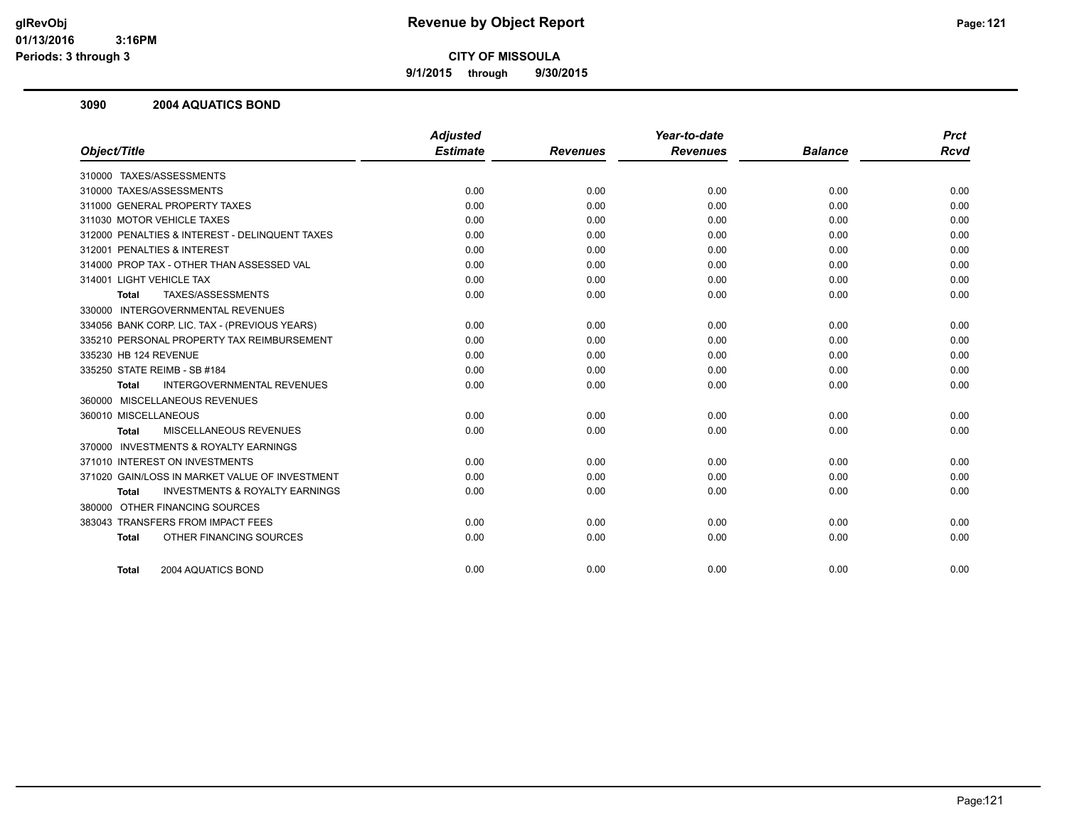**Revenue by Object Report**

**CITY OF MISSOULA**

**9/1/2015 through 9/30/2015**

glRevObj
01/13/2016 3:16PM
Periods: 3 through 3

### 3090 2004 AQUATICS BOND

| Object/Title | Adjusted Estimate | Revenues | Year-to-date Revenues | Balance | Prct Rcvd |
|---|---|---|---|---|---|
| 310000 TAXES/ASSESSMENTS | | | | | |
| 310000 TAXES/ASSESSMENTS | 0.00 | 0.00 | 0.00 | 0.00 | 0.00 |
| 311000 GENERAL PROPERTY TAXES | 0.00 | 0.00 | 0.00 | 0.00 | 0.00 |
| 311030 MOTOR VEHICLE TAXES | 0.00 | 0.00 | 0.00 | 0.00 | 0.00 |
| 312000 PENALTIES & INTEREST - DELINQUENT TAXES | 0.00 | 0.00 | 0.00 | 0.00 | 0.00 |
| 312001 PENALTIES & INTEREST | 0.00 | 0.00 | 0.00 | 0.00 | 0.00 |
| 314000 PROP TAX - OTHER THAN ASSESSED VAL | 0.00 | 0.00 | 0.00 | 0.00 | 0.00 |
| 314001 LIGHT VEHICLE TAX | 0.00 | 0.00 | 0.00 | 0.00 | 0.00 |
| **Total** TAXES/ASSESSMENTS | 0.00 | 0.00 | 0.00 | 0.00 | 0.00 |
| 330000 INTERGOVERNMENTAL REVENUES | | | | | |
| 334056 BANK CORP. LIC. TAX - (PREVIOUS YEARS) | 0.00 | 0.00 | 0.00 | 0.00 | 0.00 |
| 335210 PERSONAL PROPERTY TAX REIMBURSEMENT | 0.00 | 0.00 | 0.00 | 0.00 | 0.00 |
| 335230 HB 124 REVENUE | 0.00 | 0.00 | 0.00 | 0.00 | 0.00 |
| 335250 STATE REIMB - SB #184 | 0.00 | 0.00 | 0.00 | 0.00 | 0.00 |
| **Total** INTERGOVERNMENTAL REVENUES | 0.00 | 0.00 | 0.00 | 0.00 | 0.00 |
| 360000 MISCELLANEOUS REVENUES | | | | | |
| 360010 MISCELLANEOUS | 0.00 | 0.00 | 0.00 | 0.00 | 0.00 |
| **Total** MISCELLANEOUS REVENUES | 0.00 | 0.00 | 0.00 | 0.00 | 0.00 |
| 370000 INVESTMENTS & ROYALTY EARNINGS | | | | | |
| 371010 INTEREST ON INVESTMENTS | 0.00 | 0.00 | 0.00 | 0.00 | 0.00 |
| 371020 GAIN/LOSS IN MARKET VALUE OF INVESTMENT | 0.00 | 0.00 | 0.00 | 0.00 | 0.00 |
| **Total** INVESTMENTS & ROYALTY EARNINGS | 0.00 | 0.00 | 0.00 | 0.00 | 0.00 |
| 380000 OTHER FINANCING SOURCES | | | | | |
| 383043 TRANSFERS FROM IMPACT FEES | 0.00 | 0.00 | 0.00 | 0.00 | 0.00 |
| **Total** OTHER FINANCING SOURCES | 0.00 | 0.00 | 0.00 | 0.00 | 0.00 |
| **Total** 2004 AQUATICS BOND | 0.00 | 0.00 | 0.00 | 0.00 | 0.00 |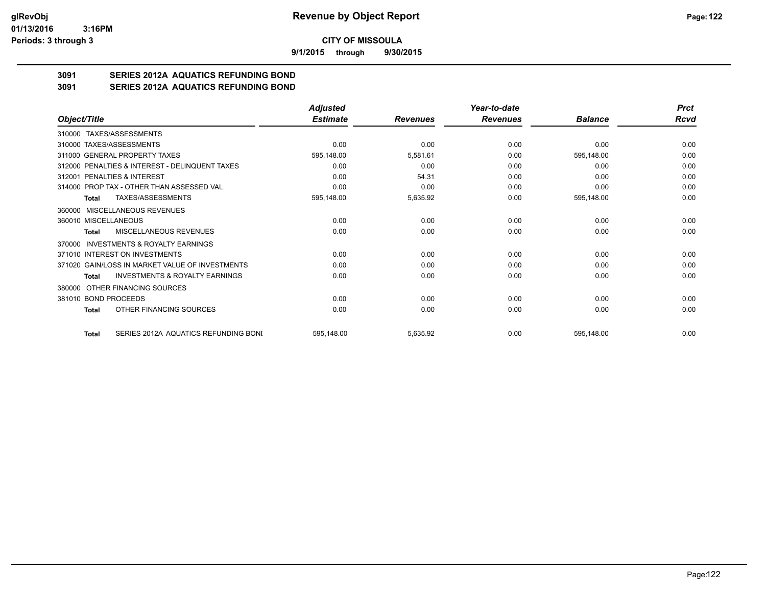glRevObj
01/13/2016 3:16PM
Periods: 3 through 3

# Revenue by Object Report

**CITY OF MISSOULA**

**9/1/2015 through 9/30/2015**

## 3091 SERIES 2012A AQUATICS REFUNDING BOND
## 3091 SERIES 2012A AQUATICS REFUNDING BOND

| Object/Title | Adjusted Estimate | Revenues | Year-to-date Revenues | Balance | Prct Rcvd |
|---|---|---|---|---|---|
| 310000 TAXES/ASSESSMENTS | | | | | |
| 310000 TAXES/ASSESSMENTS | 0.00 | 0.00 | 0.00 | 0.00 | 0.00 |
| 311000 GENERAL PROPERTY TAXES | 595,148.00 | 5,581.61 | 0.00 | 595,148.00 | 0.00 |
| 312000 PENALTIES & INTEREST - DELINQUENT TAXES | 0.00 | 0.00 | 0.00 | 0.00 | 0.00 |
| 312001 PENALTIES & INTEREST | 0.00 | 54.31 | 0.00 | 0.00 | 0.00 |
| 314000 PROP TAX - OTHER THAN ASSESSED VAL | 0.00 | 0.00 | 0.00 | 0.00 | 0.00 |
| **Total** TAXES/ASSESSMENTS | 595,148.00 | 5,635.92 | 0.00 | 595,148.00 | 0.00 |
| 360000 MISCELLANEOUS REVENUES | | | | | |
| 360010 MISCELLANEOUS | 0.00 | 0.00 | 0.00 | 0.00 | 0.00 |
| **Total** MISCELLANEOUS REVENUES | 0.00 | 0.00 | 0.00 | 0.00 | 0.00 |
| 370000 INVESTMENTS & ROYALTY EARNINGS | | | | | |
| 371010 INTEREST ON INVESTMENTS | 0.00 | 0.00 | 0.00 | 0.00 | 0.00 |
| 371020 GAIN/LOSS IN MARKET VALUE OF INVESTMENTS | 0.00 | 0.00 | 0.00 | 0.00 | 0.00 |
| **Total** INVESTMENTS & ROYALTY EARNINGS | 0.00 | 0.00 | 0.00 | 0.00 | 0.00 |
| 380000 OTHER FINANCING SOURCES | | | | | |
| 381010 BOND PROCEEDS | 0.00 | 0.00 | 0.00 | 0.00 | 0.00 |
| **Total** OTHER FINANCING SOURCES | 0.00 | 0.00 | 0.00 | 0.00 | 0.00 |
| **Total** SERIES 2012A AQUATICS REFUNDING BONI | 595,148.00 | 5,635.92 | 0.00 | 595,148.00 | 0.00 |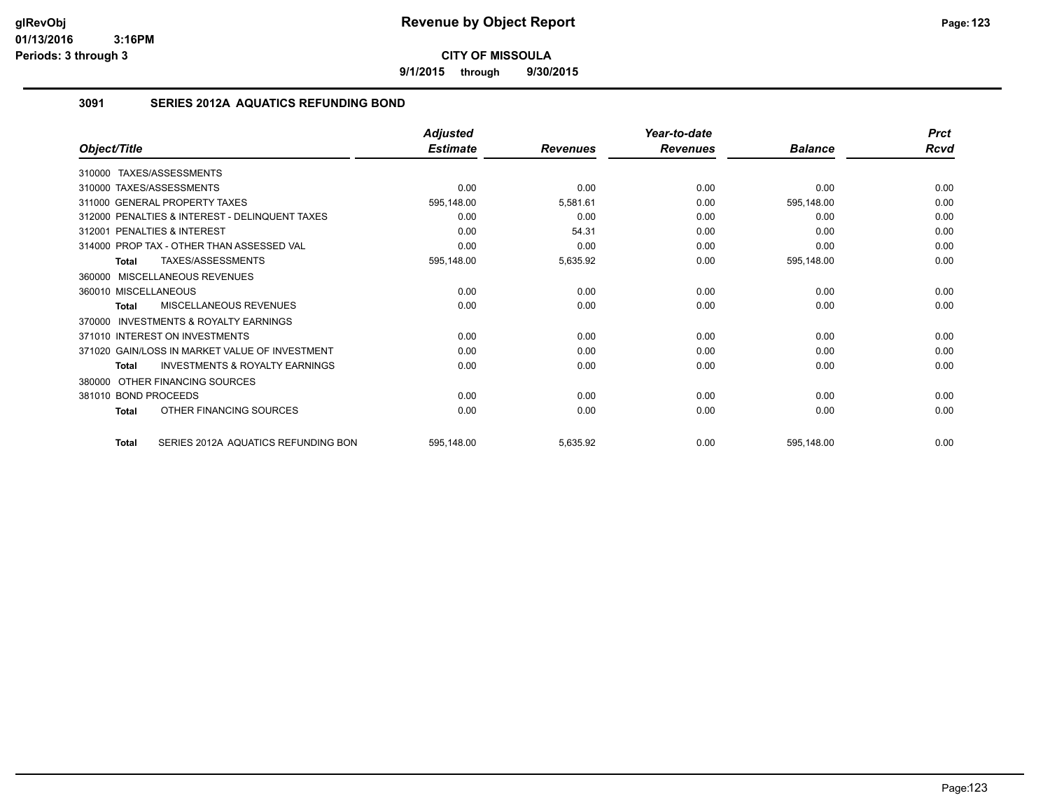# Revenue by Object Report

**CITY OF MISSOULA**

**9/1/2015 through 9/30/2015**

glRevObj
01/13/2016 3:16PM
Periods: 3 through 3

## 3091 SERIES 2012A AQUATICS REFUNDING BOND

| Object/Title | Adjusted Estimate | Revenues | Year-to-date Revenues | Balance | Prct Rcvd |
|---|---|---|---|---|---|
| 310000 TAXES/ASSESSMENTS | | | | | |
| 310000 TAXES/ASSESSMENTS | 0.00 | 0.00 | 0.00 | 0.00 | 0.00 |
| 311000 GENERAL PROPERTY TAXES | 595,148.00 | 5,581.61 | 0.00 | 595,148.00 | 0.00 |
| 312000 PENALTIES & INTEREST - DELINQUENT TAXES | 0.00 | 0.00 | 0.00 | 0.00 | 0.00 |
| 312001 PENALTIES & INTEREST | 0.00 | 54.31 | 0.00 | 0.00 | 0.00 |
| 314000 PROP TAX - OTHER THAN ASSESSED VAL | 0.00 | 0.00 | 0.00 | 0.00 | 0.00 |
| **Total** TAXES/ASSESSMENTS | 595,148.00 | 5,635.92 | 0.00 | 595,148.00 | 0.00 |
| 360000 MISCELLANEOUS REVENUES | | | | | |
| 360010 MISCELLANEOUS | 0.00 | 0.00 | 0.00 | 0.00 | 0.00 |
| **Total** MISCELLANEOUS REVENUES | 0.00 | 0.00 | 0.00 | 0.00 | 0.00 |
| 370000 INVESTMENTS & ROYALTY EARNINGS | | | | | |
| 371010 INTEREST ON INVESTMENTS | 0.00 | 0.00 | 0.00 | 0.00 | 0.00 |
| 371020 GAIN/LOSS IN MARKET VALUE OF INVESTMENT | 0.00 | 0.00 | 0.00 | 0.00 | 0.00 |
| **Total** INVESTMENTS & ROYALTY EARNINGS | 0.00 | 0.00 | 0.00 | 0.00 | 0.00 |
| 380000 OTHER FINANCING SOURCES | | | | | |
| 381010 BOND PROCEEDS | 0.00 | 0.00 | 0.00 | 0.00 | 0.00 |
| **Total** OTHER FINANCING SOURCES | 0.00 | 0.00 | 0.00 | 0.00 | 0.00 |
| **Total** SERIES 2012A AQUATICS REFUNDING BON | 595,148.00 | 5,635.92 | 0.00 | 595,148.00 | 0.00 |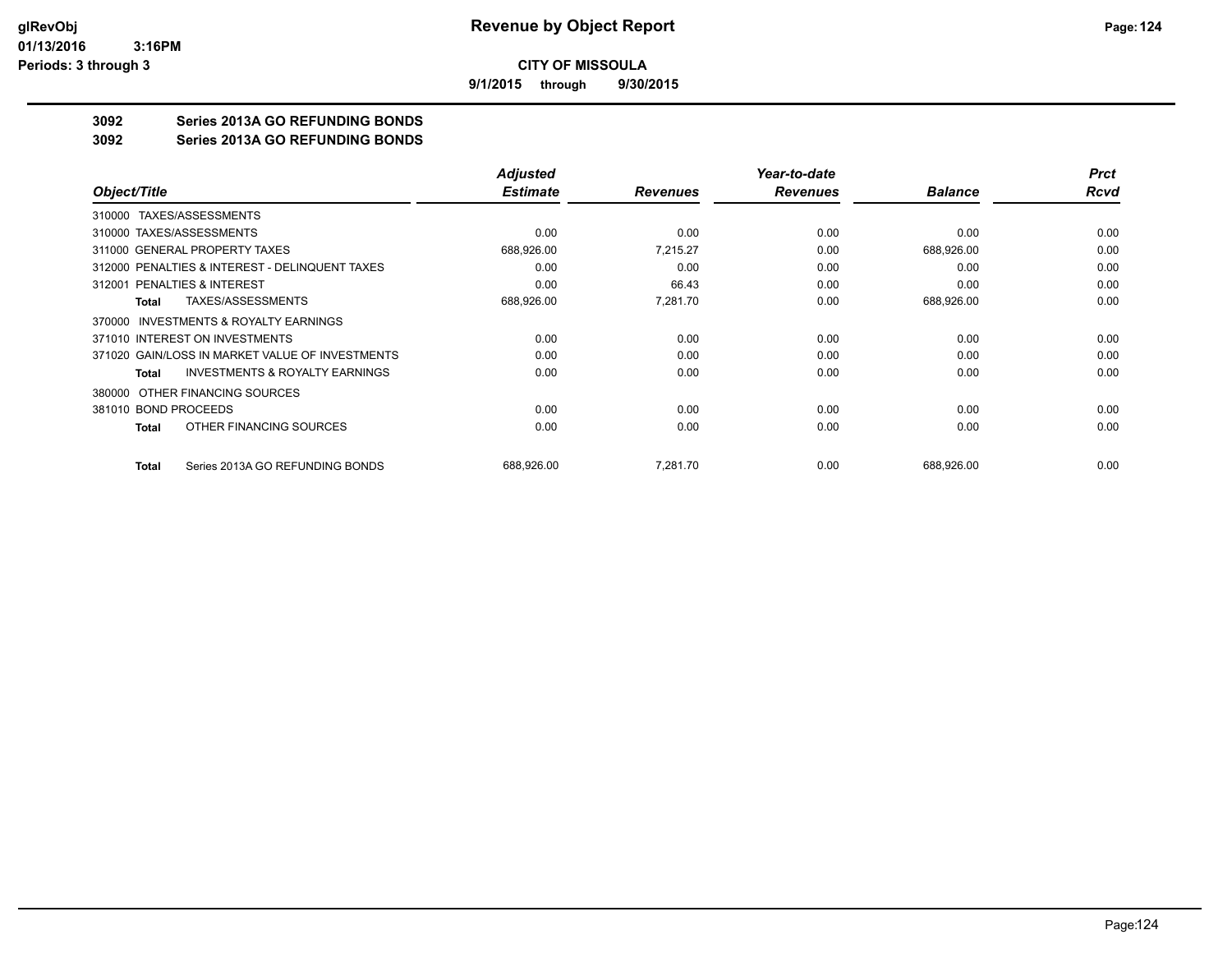**CITY OF MISSOULA**

**9/1/2015 through 9/30/2015**

## 3092 Series 2013A GO REFUNDING BONDS
## 3092 Series 2013A GO REFUNDING BONDS

| Object/Title | Adjusted Estimate | Revenues | Year-to-date Revenues | Balance | Prct Rcvd |
|---|---|---|---|---|---|
| 310000 TAXES/ASSESSMENTS | | | | | |
| 310000 TAXES/ASSESSMENTS | 0.00 | 0.00 | 0.00 | 0.00 | 0.00 |
| 311000 GENERAL PROPERTY TAXES | 688,926.00 | 7,215.27 | 0.00 | 688,926.00 | 0.00 |
| 312000 PENALTIES & INTEREST - DELINQUENT TAXES | 0.00 | 0.00 | 0.00 | 0.00 | 0.00 |
| 312001 PENALTIES & INTEREST | 0.00 | 66.43 | 0.00 | 0.00 | 0.00 |
| **Total** TAXES/ASSESSMENTS | 688,926.00 | 7,281.70 | 0.00 | 688,926.00 | 0.00 |
| 370000 INVESTMENTS & ROYALTY EARNINGS | | | | | |
| 371010 INTEREST ON INVESTMENTS | 0.00 | 0.00 | 0.00 | 0.00 | 0.00 |
| 371020 GAIN/LOSS IN MARKET VALUE OF INVESTMENTS | 0.00 | 0.00 | 0.00 | 0.00 | 0.00 |
| **Total** INVESTMENTS & ROYALTY EARNINGS | 0.00 | 0.00 | 0.00 | 0.00 | 0.00 |
| 380000 OTHER FINANCING SOURCES | | | | | |
| 381010 BOND PROCEEDS | 0.00 | 0.00 | 0.00 | 0.00 | 0.00 |
| **Total** OTHER FINANCING SOURCES | 0.00 | 0.00 | 0.00 | 0.00 | 0.00 |
| **Total** Series 2013A GO REFUNDING BONDS | 688,926.00 | 7,281.70 | 0.00 | 688,926.00 | 0.00 |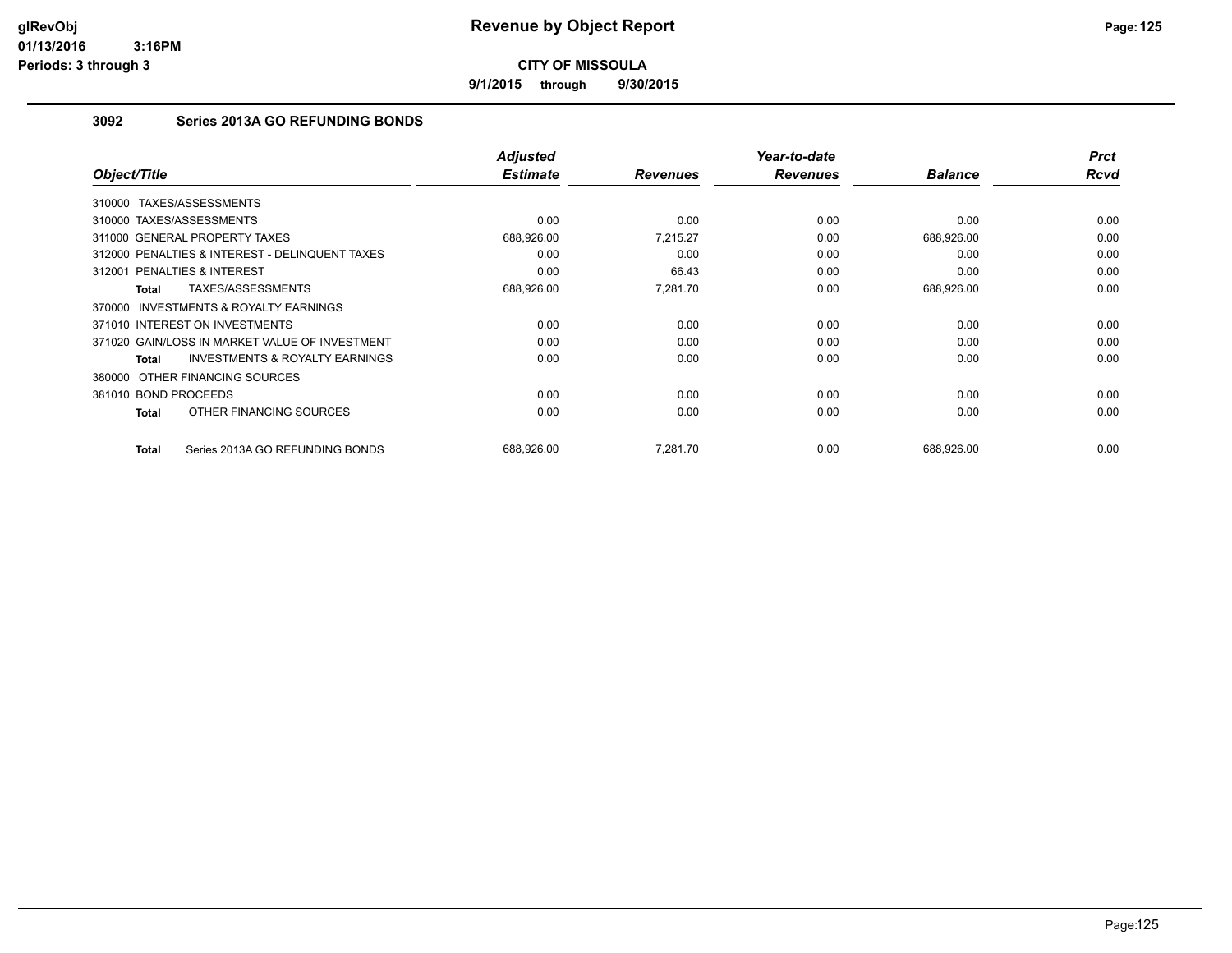**Revenue by Object Report**

**CITY OF MISSOULA**

**9/1/2015 through 9/30/2015**

glRevObj
01/13/2016 3:16PM
Periods: 3 through 3

### 3092 Series 2013A GO REFUNDING BONDS

| Object/Title | Adjusted Estimate | Revenues | Year-to-date Revenues | Balance | Prct Rcvd |
|---|---|---|---|---|---|
| 310000 TAXES/ASSESSMENTS | | | | | |
| 310000 TAXES/ASSESSMENTS | 0.00 | 0.00 | 0.00 | 0.00 | 0.00 |
| 311000 GENERAL PROPERTY TAXES | 688,926.00 | 7,215.27 | 0.00 | 688,926.00 | 0.00 |
| 312000 PENALTIES & INTEREST - DELINQUENT TAXES | 0.00 | 0.00 | 0.00 | 0.00 | 0.00 |
| 312001 PENALTIES & INTEREST | 0.00 | 66.43 | 0.00 | 0.00 | 0.00 |
| **Total** TAXES/ASSESSMENTS | 688,926.00 | 7,281.70 | 0.00 | 688,926.00 | 0.00 |
| 370000 INVESTMENTS & ROYALTY EARNINGS | | | | | |
| 371010 INTEREST ON INVESTMENTS | 0.00 | 0.00 | 0.00 | 0.00 | 0.00 |
| 371020 GAIN/LOSS IN MARKET VALUE OF INVESTMENT | 0.00 | 0.00 | 0.00 | 0.00 | 0.00 |
| **Total** INVESTMENTS & ROYALTY EARNINGS | 0.00 | 0.00 | 0.00 | 0.00 | 0.00 |
| 380000 OTHER FINANCING SOURCES | | | | | |
| 381010 BOND PROCEEDS | 0.00 | 0.00 | 0.00 | 0.00 | 0.00 |
| **Total** OTHER FINANCING SOURCES | 0.00 | 0.00 | 0.00 | 0.00 | 0.00 |
| **Total** Series 2013A GO REFUNDING BONDS | 688,926.00 | 7,281.70 | 0.00 | 688,926.00 | 0.00 |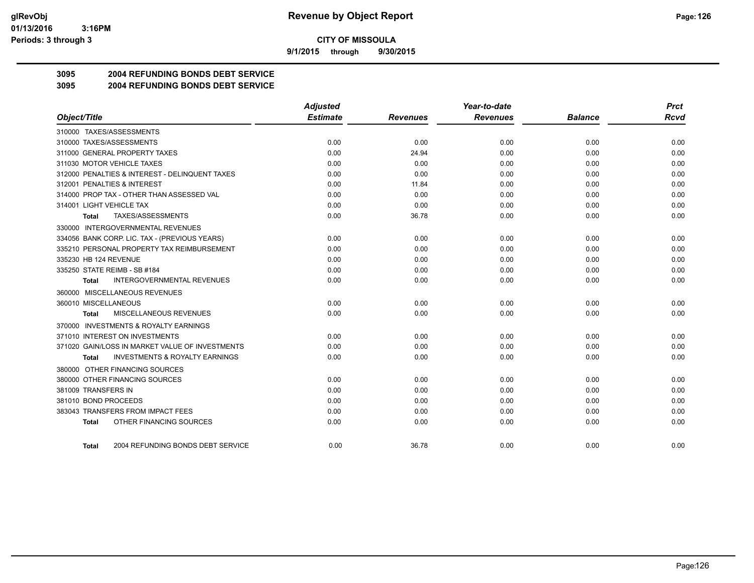# CITY OF MISSOULA

**9/1/2015 through 9/30/2015**

## 3095 2004 REFUNDING BONDS DEBT SERVICE
## 3095 2004 REFUNDING BONDS DEBT SERVICE

| Object/Title | Adjusted Estimate | Revenues | Year-to-date Revenues | Balance | Prct Rcvd |
|---|---|---|---|---|---|
| 310000 TAXES/ASSESSMENTS | | | | | |
| 310000 TAXES/ASSESSMENTS | 0.00 | 0.00 | 0.00 | 0.00 | 0.00 |
| 311000 GENERAL PROPERTY TAXES | 0.00 | 24.94 | 0.00 | 0.00 | 0.00 |
| 311030 MOTOR VEHICLE TAXES | 0.00 | 0.00 | 0.00 | 0.00 | 0.00 |
| 312000 PENALTIES & INTEREST - DELINQUENT TAXES | 0.00 | 0.00 | 0.00 | 0.00 | 0.00 |
| 312001 PENALTIES & INTEREST | 0.00 | 11.84 | 0.00 | 0.00 | 0.00 |
| 314000 PROP TAX - OTHER THAN ASSESSED VAL | 0.00 | 0.00 | 0.00 | 0.00 | 0.00 |
| 314001 LIGHT VEHICLE TAX | 0.00 | 0.00 | 0.00 | 0.00 | 0.00 |
| **Total** TAXES/ASSESSMENTS | 0.00 | 36.78 | 0.00 | 0.00 | 0.00 |
| 330000 INTERGOVERNMENTAL REVENUES | | | | | |
| 334056 BANK CORP. LIC. TAX - (PREVIOUS YEARS) | 0.00 | 0.00 | 0.00 | 0.00 | 0.00 |
| 335210 PERSONAL PROPERTY TAX REIMBURSEMENT | 0.00 | 0.00 | 0.00 | 0.00 | 0.00 |
| 335230 HB 124 REVENUE | 0.00 | 0.00 | 0.00 | 0.00 | 0.00 |
| 335250 STATE REIMB - SB #184 | 0.00 | 0.00 | 0.00 | 0.00 | 0.00 |
| **Total** INTERGOVERNMENTAL REVENUES | 0.00 | 0.00 | 0.00 | 0.00 | 0.00 |
| 360000 MISCELLANEOUS REVENUES | | | | | |
| 360010 MISCELLANEOUS | 0.00 | 0.00 | 0.00 | 0.00 | 0.00 |
| **Total** MISCELLANEOUS REVENUES | 0.00 | 0.00 | 0.00 | 0.00 | 0.00 |
| 370000 INVESTMENTS & ROYALTY EARNINGS | | | | | |
| 371010 INTEREST ON INVESTMENTS | 0.00 | 0.00 | 0.00 | 0.00 | 0.00 |
| 371020 GAIN/LOSS IN MARKET VALUE OF INVESTMENTS | 0.00 | 0.00 | 0.00 | 0.00 | 0.00 |
| **Total** INVESTMENTS & ROYALTY EARNINGS | 0.00 | 0.00 | 0.00 | 0.00 | 0.00 |
| 380000 OTHER FINANCING SOURCES | | | | | |
| 380000 OTHER FINANCING SOURCES | 0.00 | 0.00 | 0.00 | 0.00 | 0.00 |
| 381009 TRANSFERS IN | 0.00 | 0.00 | 0.00 | 0.00 | 0.00 |
| 381010 BOND PROCEEDS | 0.00 | 0.00 | 0.00 | 0.00 | 0.00 |
| 383043 TRANSFERS FROM IMPACT FEES | 0.00 | 0.00 | 0.00 | 0.00 | 0.00 |
| **Total** OTHER FINANCING SOURCES | 0.00 | 0.00 | 0.00 | 0.00 | 0.00 |
| **Total** 2004 REFUNDING BONDS DEBT SERVICE | 0.00 | 36.78 | 0.00 | 0.00 | 0.00 |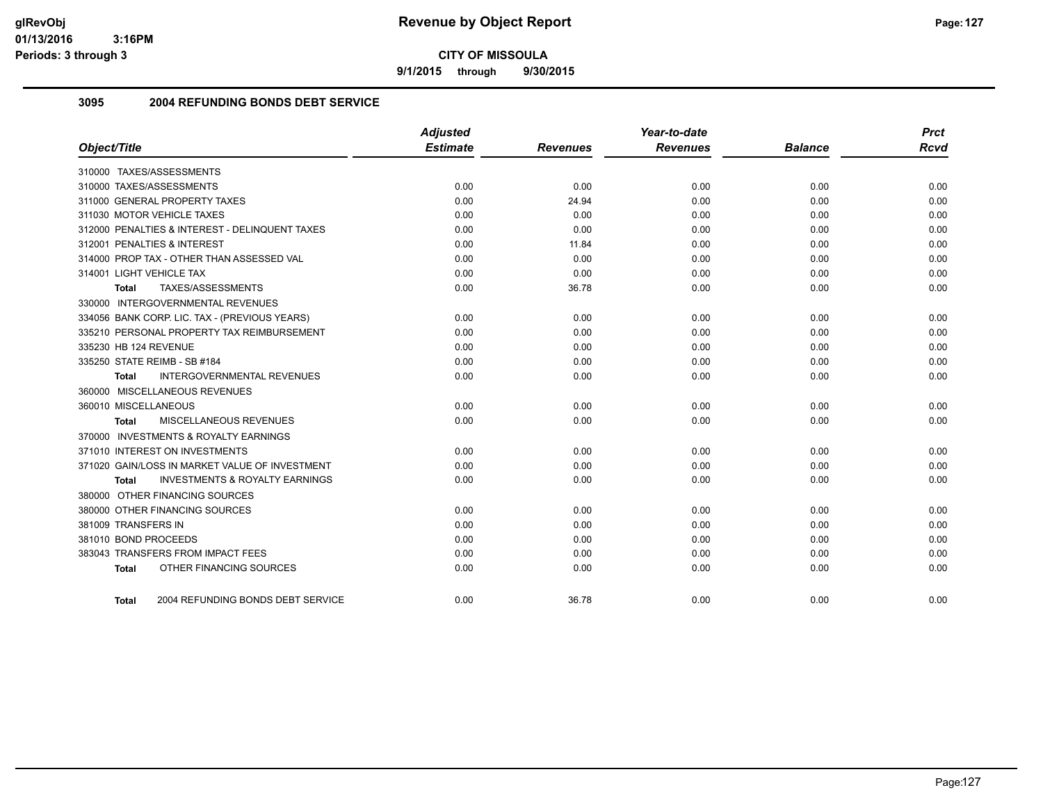# Revenue by Object Report

glRevObj
01/13/2016 3:16PM
Periods: 3 through 3

**CITY OF MISSOULA**

**9/1/2015 through 9/30/2015**

## 3095 2004 REFUNDING BONDS DEBT SERVICE

| Object/Title | Adjusted Estimate | Revenues | Year-to-date Revenues | Balance | Prct Rcvd |
|---|---|---|---|---|---|
| 310000 TAXES/ASSESSMENTS | | | | | |
| 310000 TAXES/ASSESSMENTS | 0.00 | 0.00 | 0.00 | 0.00 | 0.00 |
| 311000 GENERAL PROPERTY TAXES | 0.00 | 24.94 | 0.00 | 0.00 | 0.00 |
| 311030 MOTOR VEHICLE TAXES | 0.00 | 0.00 | 0.00 | 0.00 | 0.00 |
| 312000 PENALTIES & INTEREST - DELINQUENT TAXES | 0.00 | 0.00 | 0.00 | 0.00 | 0.00 |
| 312001 PENALTIES & INTEREST | 0.00 | 11.84 | 0.00 | 0.00 | 0.00 |
| 314000 PROP TAX - OTHER THAN ASSESSED VAL | 0.00 | 0.00 | 0.00 | 0.00 | 0.00 |
| 314001 LIGHT VEHICLE TAX | 0.00 | 0.00 | 0.00 | 0.00 | 0.00 |
| **Total** TAXES/ASSESSMENTS | 0.00 | 36.78 | 0.00 | 0.00 | 0.00 |
| 330000 INTERGOVERNMENTAL REVENUES | | | | | |
| 334056 BANK CORP. LIC. TAX - (PREVIOUS YEARS) | 0.00 | 0.00 | 0.00 | 0.00 | 0.00 |
| 335210 PERSONAL PROPERTY TAX REIMBURSEMENT | 0.00 | 0.00 | 0.00 | 0.00 | 0.00 |
| 335230 HB 124 REVENUE | 0.00 | 0.00 | 0.00 | 0.00 | 0.00 |
| 335250 STATE REIMB - SB #184 | 0.00 | 0.00 | 0.00 | 0.00 | 0.00 |
| **Total** INTERGOVERNMENTAL REVENUES | 0.00 | 0.00 | 0.00 | 0.00 | 0.00 |
| 360000 MISCELLANEOUS REVENUES | | | | | |
| 360010 MISCELLANEOUS | 0.00 | 0.00 | 0.00 | 0.00 | 0.00 |
| **Total** MISCELLANEOUS REVENUES | 0.00 | 0.00 | 0.00 | 0.00 | 0.00 |
| 370000 INVESTMENTS & ROYALTY EARNINGS | | | | | |
| 371010 INTEREST ON INVESTMENTS | 0.00 | 0.00 | 0.00 | 0.00 | 0.00 |
| 371020 GAIN/LOSS IN MARKET VALUE OF INVESTMENT | 0.00 | 0.00 | 0.00 | 0.00 | 0.00 |
| **Total** INVESTMENTS & ROYALTY EARNINGS | 0.00 | 0.00 | 0.00 | 0.00 | 0.00 |
| 380000 OTHER FINANCING SOURCES | | | | | |
| 380000 OTHER FINANCING SOURCES | 0.00 | 0.00 | 0.00 | 0.00 | 0.00 |
| 381009 TRANSFERS IN | 0.00 | 0.00 | 0.00 | 0.00 | 0.00 |
| 381010 BOND PROCEEDS | 0.00 | 0.00 | 0.00 | 0.00 | 0.00 |
| 383043 TRANSFERS FROM IMPACT FEES | 0.00 | 0.00 | 0.00 | 0.00 | 0.00 |
| **Total** OTHER FINANCING SOURCES | 0.00 | 0.00 | 0.00 | 0.00 | 0.00 |
| **Total** 2004 REFUNDING BONDS DEBT SERVICE | 0.00 | 36.78 | 0.00 | 0.00 | 0.00 |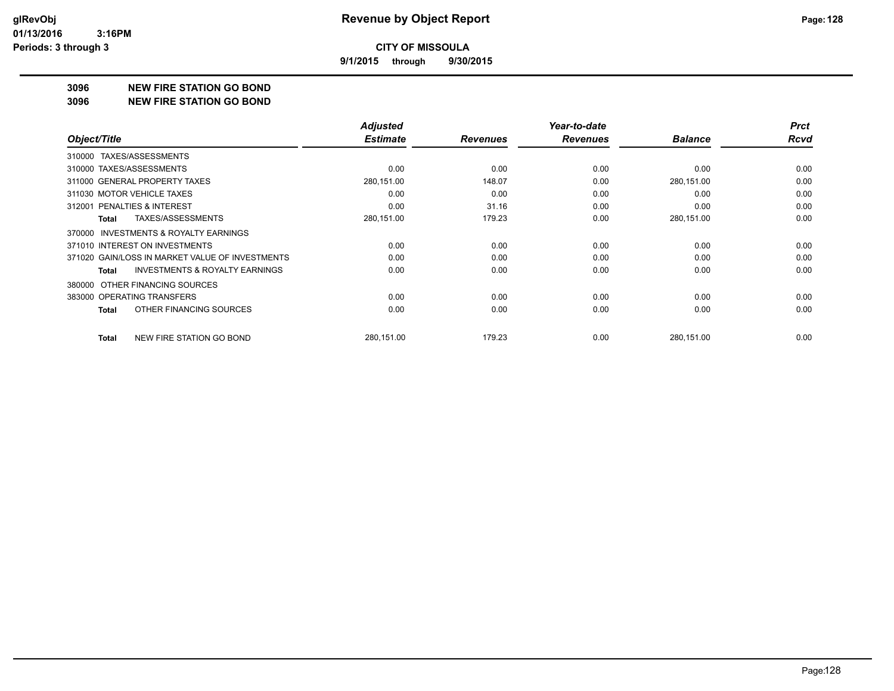**glRevObj**
**01/13/2016 3:16PM**
**Periods: 3 through 3**

# Revenue by Object Report

**CITY OF MISSOULA**

**9/1/2015 through 9/30/2015**

## 3096 NEW FIRE STATION GO BOND
## 3096 NEW FIRE STATION GO BOND

| Object/Title | Adjusted Estimate | Revenues | Year-to-date Revenues | Balance | Prct Rcvd |
|---|---|---|---|---|---|
| 310000 TAXES/ASSESSMENTS | | | | | |
| 310000 TAXES/ASSESSMENTS | 0.00 | 0.00 | 0.00 | 0.00 | 0.00 |
| 311000 GENERAL PROPERTY TAXES | 280,151.00 | 148.07 | 0.00 | 280,151.00 | 0.00 |
| 311030 MOTOR VEHICLE TAXES | 0.00 | 0.00 | 0.00 | 0.00 | 0.00 |
| 312001 PENALTIES & INTEREST | 0.00 | 31.16 | 0.00 | 0.00 | 0.00 |
| **Total** TAXES/ASSESSMENTS | 280,151.00 | 179.23 | 0.00 | 280,151.00 | 0.00 |
| 370000 INVESTMENTS & ROYALTY EARNINGS | | | | | |
| 371010 INTEREST ON INVESTMENTS | 0.00 | 0.00 | 0.00 | 0.00 | 0.00 |
| 371020 GAIN/LOSS IN MARKET VALUE OF INVESTMENTS | 0.00 | 0.00 | 0.00 | 0.00 | 0.00 |
| **Total** INVESTMENTS & ROYALTY EARNINGS | 0.00 | 0.00 | 0.00 | 0.00 | 0.00 |
| 380000 OTHER FINANCING SOURCES | | | | | |
| 383000 OPERATING TRANSFERS | 0.00 | 0.00 | 0.00 | 0.00 | 0.00 |
| **Total** OTHER FINANCING SOURCES | 0.00 | 0.00 | 0.00 | 0.00 | 0.00 |
| **Total** NEW FIRE STATION GO BOND | 280,151.00 | 179.23 | 0.00 | 280,151.00 | 0.00 |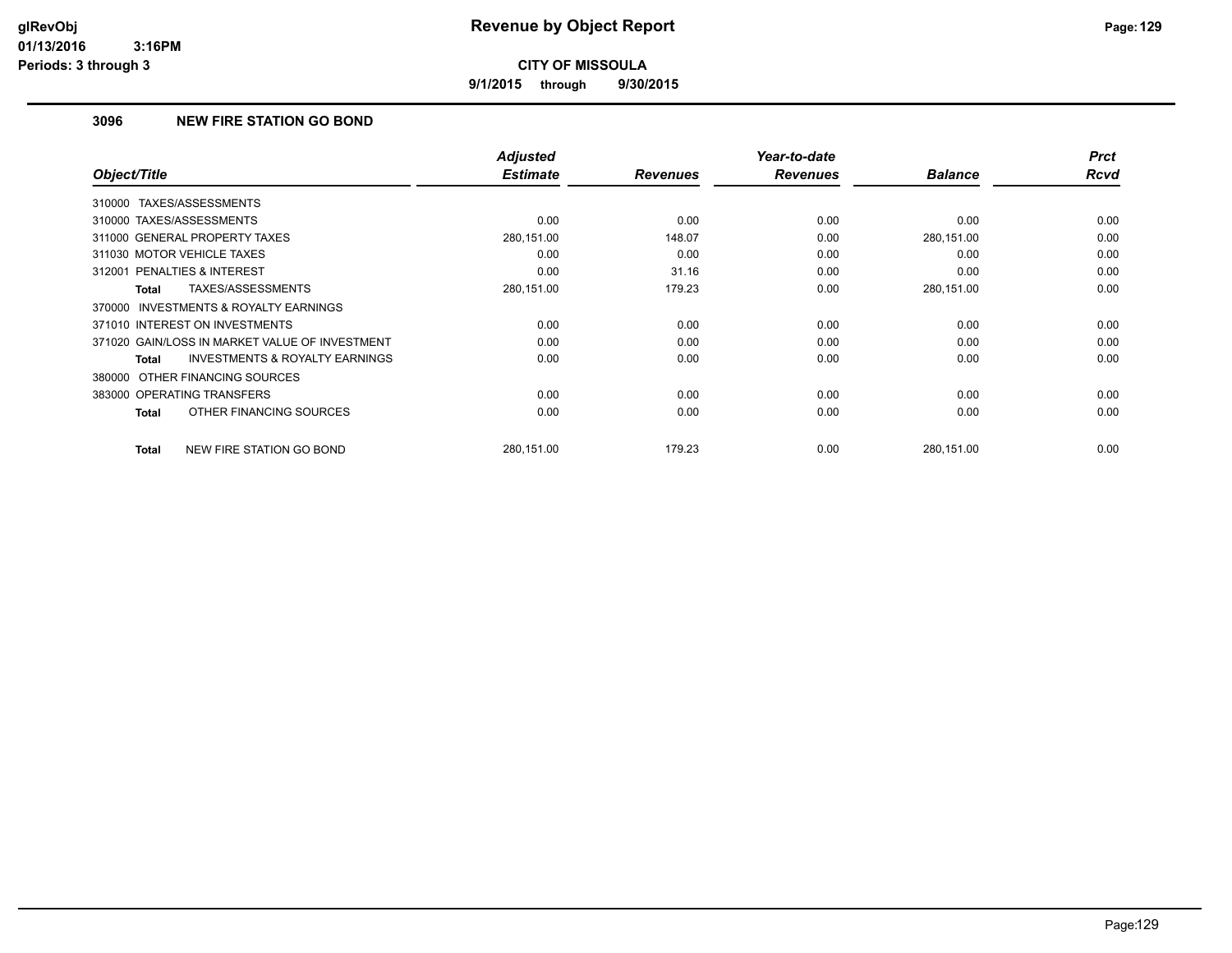# Revenue by Object Report

**CITY OF MISSOULA**

**9/1/2015 through 9/30/2015**

glRevObj
01/13/2016 3:16PM
Periods: 3 through 3

### 3096 NEW FIRE STATION GO BOND

| Object/Title | Adjusted Estimate | Revenues | Year-to-date Revenues | Balance | Prct Rcvd |
|---|---|---|---|---|---|
| 310000 TAXES/ASSESSMENTS | | | | | |
| 310000 TAXES/ASSESSMENTS | 0.00 | 0.00 | 0.00 | 0.00 | 0.00 |
| 311000 GENERAL PROPERTY TAXES | 280,151.00 | 148.07 | 0.00 | 280,151.00 | 0.00 |
| 311030 MOTOR VEHICLE TAXES | 0.00 | 0.00 | 0.00 | 0.00 | 0.00 |
| 312001 PENALTIES & INTEREST | 0.00 | 31.16 | 0.00 | 0.00 | 0.00 |
| **Total** TAXES/ASSESSMENTS | 280,151.00 | 179.23 | 0.00 | 280,151.00 | 0.00 |
| 370000 INVESTMENTS & ROYALTY EARNINGS | | | | | |
| 371010 INTEREST ON INVESTMENTS | 0.00 | 0.00 | 0.00 | 0.00 | 0.00 |
| 371020 GAIN/LOSS IN MARKET VALUE OF INVESTMENT | 0.00 | 0.00 | 0.00 | 0.00 | 0.00 |
| **Total** INVESTMENTS & ROYALTY EARNINGS | 0.00 | 0.00 | 0.00 | 0.00 | 0.00 |
| 380000 OTHER FINANCING SOURCES | | | | | |
| 383000 OPERATING TRANSFERS | 0.00 | 0.00 | 0.00 | 0.00 | 0.00 |
| **Total** OTHER FINANCING SOURCES | 0.00 | 0.00 | 0.00 | 0.00 | 0.00 |
| **Total** NEW FIRE STATION GO BOND | 280,151.00 | 179.23 | 0.00 | 280,151.00 | 0.00 |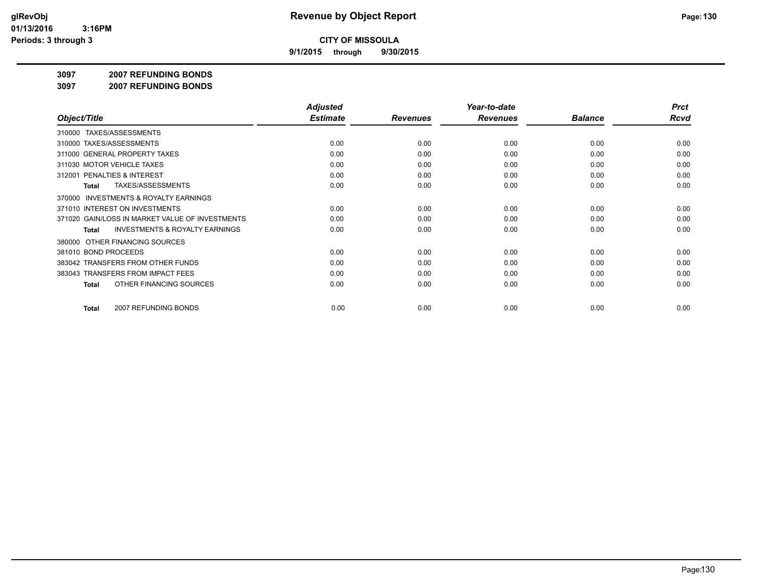**CITY OF MISSOULA**

**9/1/2015 through 9/30/2015**

**Revenue by Object Report**

**3097 2007 REFUNDING BONDS**

**3097 2007 REFUNDING BONDS**

| Object/Title | Adjusted Estimate | Revenues | Year-to-date Revenues | Balance | Prct Rcvd |
|---|---|---|---|---|---|
| 310000 TAXES/ASSESSMENTS | | | | | |
| 310000 TAXES/ASSESSMENTS | 0.00 | 0.00 | 0.00 | 0.00 | 0.00 |
| 311000 GENERAL PROPERTY TAXES | 0.00 | 0.00 | 0.00 | 0.00 | 0.00 |
| 311030 MOTOR VEHICLE TAXES | 0.00 | 0.00 | 0.00 | 0.00 | 0.00 |
| 312001 PENALTIES & INTEREST | 0.00 | 0.00 | 0.00 | 0.00 | 0.00 |
| **Total** TAXES/ASSESSMENTS | 0.00 | 0.00 | 0.00 | 0.00 | 0.00 |
| 370000 INVESTMENTS & ROYALTY EARNINGS | | | | | |
| 371010 INTEREST ON INVESTMENTS | 0.00 | 0.00 | 0.00 | 0.00 | 0.00 |
| 371020 GAIN/LOSS IN MARKET VALUE OF INVESTMENTS | 0.00 | 0.00 | 0.00 | 0.00 | 0.00 |
| **Total** INVESTMENTS & ROYALTY EARNINGS | 0.00 | 0.00 | 0.00 | 0.00 | 0.00 |
| 380000 OTHER FINANCING SOURCES | | | | | |
| 381010 BOND PROCEEDS | 0.00 | 0.00 | 0.00 | 0.00 | 0.00 |
| 383042 TRANSFERS FROM OTHER FUNDS | 0.00 | 0.00 | 0.00 | 0.00 | 0.00 |
| 383043 TRANSFERS FROM IMPACT FEES | 0.00 | 0.00 | 0.00 | 0.00 | 0.00 |
| **Total** OTHER FINANCING SOURCES | 0.00 | 0.00 | 0.00 | 0.00 | 0.00 |
| **Total** 2007 REFUNDING BONDS | 0.00 | 0.00 | 0.00 | 0.00 | 0.00 |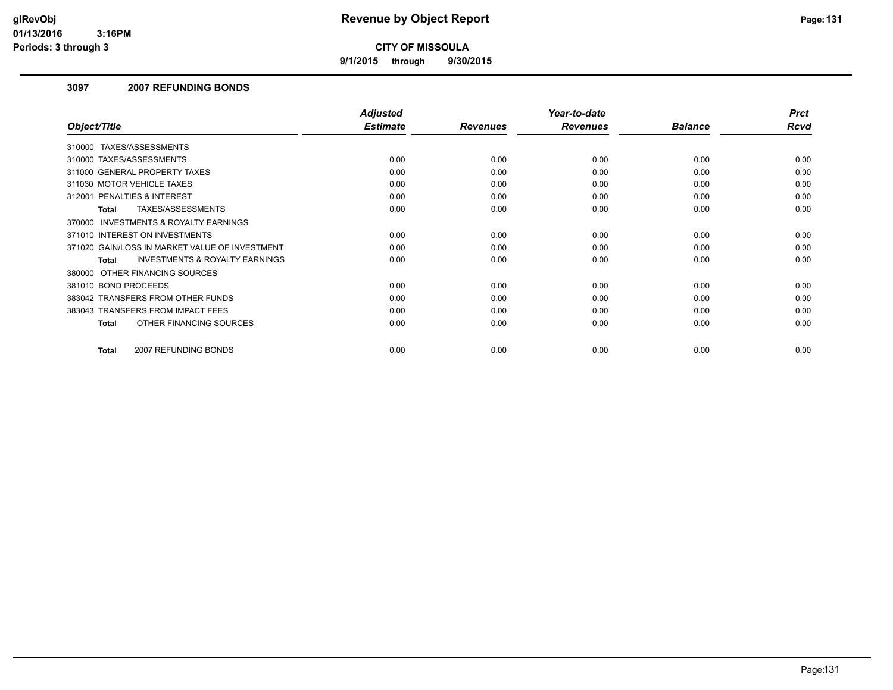# Revenue by Object Report

**CITY OF MISSOULA**

**9/1/2015 through 9/30/2015**

glRevObj
01/13/2016 3:16PM
Periods: 3 through 3

### 3097 2007 REFUNDING BONDS

| Object/Title | Adjusted Estimate | Revenues | Year-to-date Revenues | Balance | Prct Rcvd |
|---|---|---|---|---|---|
| 310000 TAXES/ASSESSMENTS | | | | | |
| 310000 TAXES/ASSESSMENTS | 0.00 | 0.00 | 0.00 | 0.00 | 0.00 |
| 311000 GENERAL PROPERTY TAXES | 0.00 | 0.00 | 0.00 | 0.00 | 0.00 |
| 311030 MOTOR VEHICLE TAXES | 0.00 | 0.00 | 0.00 | 0.00 | 0.00 |
| 312001 PENALTIES & INTEREST | 0.00 | 0.00 | 0.00 | 0.00 | 0.00 |
| **Total** TAXES/ASSESSMENTS | 0.00 | 0.00 | 0.00 | 0.00 | 0.00 |
| 370000 INVESTMENTS & ROYALTY EARNINGS | | | | | |
| 371010 INTEREST ON INVESTMENTS | 0.00 | 0.00 | 0.00 | 0.00 | 0.00 |
| 371020 GAIN/LOSS IN MARKET VALUE OF INVESTMENT | 0.00 | 0.00 | 0.00 | 0.00 | 0.00 |
| **Total** INVESTMENTS & ROYALTY EARNINGS | 0.00 | 0.00 | 0.00 | 0.00 | 0.00 |
| 380000 OTHER FINANCING SOURCES | | | | | |
| 381010 BOND PROCEEDS | 0.00 | 0.00 | 0.00 | 0.00 | 0.00 |
| 383042 TRANSFERS FROM OTHER FUNDS | 0.00 | 0.00 | 0.00 | 0.00 | 0.00 |
| 383043 TRANSFERS FROM IMPACT FEES | 0.00 | 0.00 | 0.00 | 0.00 | 0.00 |
| **Total** OTHER FINANCING SOURCES | 0.00 | 0.00 | 0.00 | 0.00 | 0.00 |
| **Total** 2007 REFUNDING BONDS | 0.00 | 0.00 | 0.00 | 0.00 | 0.00 |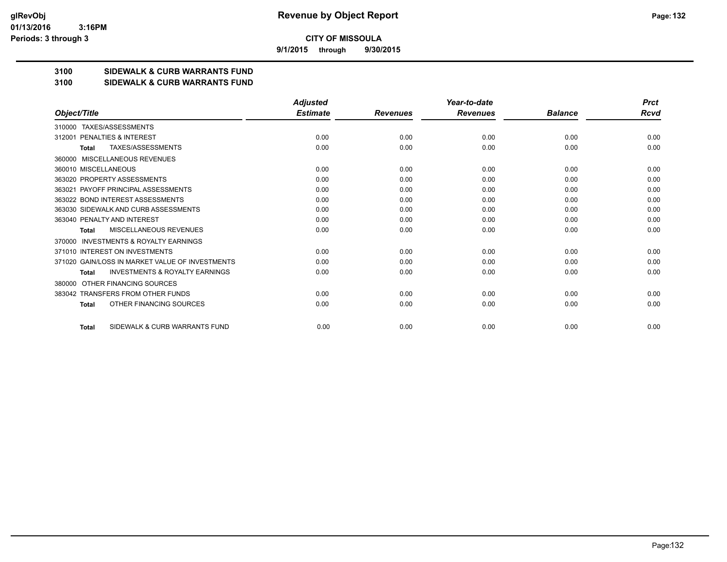# CITY OF MISSOULA

**9/1/2015 through 9/30/2015**

## 3100 SIDEWALK & CURB WARRANTS FUND
## 3100 SIDEWALK & CURB WARRANTS FUND

| Object/Title | Adjusted Estimate | Revenues | Year-to-date Revenues | Balance | Prct Rcvd |
|---|---|---|---|---|---|
| 310000 TAXES/ASSESSMENTS | | | | | |
| 312001 PENALTIES & INTEREST | 0.00 | 0.00 | 0.00 | 0.00 | 0.00 |
| **Total** TAXES/ASSESSMENTS | 0.00 | 0.00 | 0.00 | 0.00 | 0.00 |
| 360000 MISCELLANEOUS REVENUES | | | | | |
| 360010 MISCELLANEOUS | 0.00 | 0.00 | 0.00 | 0.00 | 0.00 |
| 363020 PROPERTY ASSESSMENTS | 0.00 | 0.00 | 0.00 | 0.00 | 0.00 |
| 363021 PAYOFF PRINCIPAL ASSESSMENTS | 0.00 | 0.00 | 0.00 | 0.00 | 0.00 |
| 363022 BOND INTEREST ASSESSMENTS | 0.00 | 0.00 | 0.00 | 0.00 | 0.00 |
| 363030 SIDEWALK AND CURB ASSESSMENTS | 0.00 | 0.00 | 0.00 | 0.00 | 0.00 |
| 363040 PENALTY AND INTEREST | 0.00 | 0.00 | 0.00 | 0.00 | 0.00 |
| **Total** MISCELLANEOUS REVENUES | 0.00 | 0.00 | 0.00 | 0.00 | 0.00 |
| 370000 INVESTMENTS & ROYALTY EARNINGS | | | | | |
| 371010 INTEREST ON INVESTMENTS | 0.00 | 0.00 | 0.00 | 0.00 | 0.00 |
| 371020 GAIN/LOSS IN MARKET VALUE OF INVESTMENTS | 0.00 | 0.00 | 0.00 | 0.00 | 0.00 |
| **Total** INVESTMENTS & ROYALTY EARNINGS | 0.00 | 0.00 | 0.00 | 0.00 | 0.00 |
| 380000 OTHER FINANCING SOURCES | | | | | |
| 383042 TRANSFERS FROM OTHER FUNDS | 0.00 | 0.00 | 0.00 | 0.00 | 0.00 |
| **Total** OTHER FINANCING SOURCES | 0.00 | 0.00 | 0.00 | 0.00 | 0.00 |
| **Total** SIDEWALK & CURB WARRANTS FUND | 0.00 | 0.00 | 0.00 | 0.00 | 0.00 |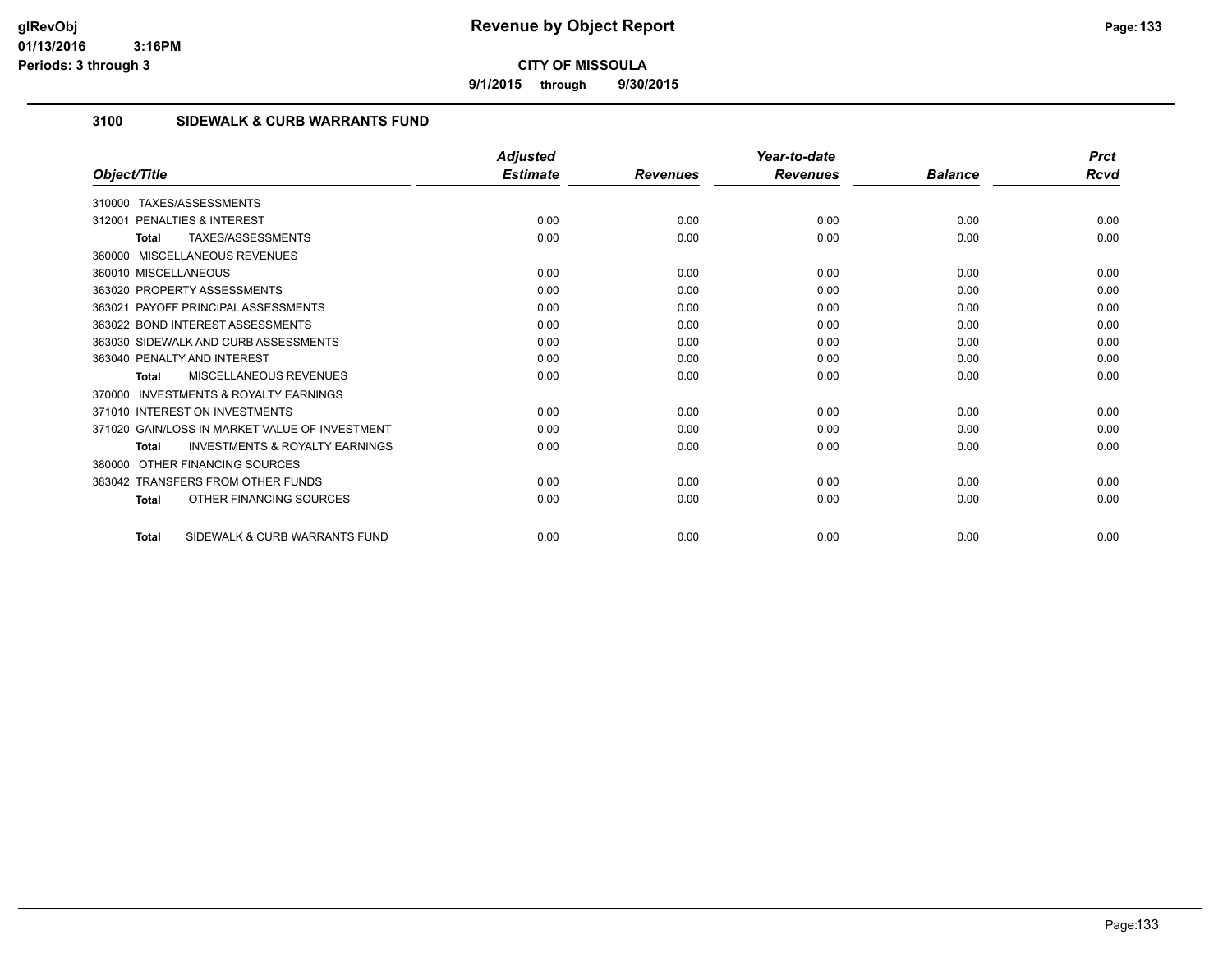# Revenue by Object Report

**CITY OF MISSOULA**

**9/1/2015 through 9/30/2015**

## 3100 SIDEWALK & CURB WARRANTS FUND

| Object/Title | Adjusted Estimate | Revenues | Year-to-date Revenues | Balance | Prct Rcvd |
|---|---|---|---|---|---|
| 310000 TAXES/ASSESSMENTS | | | | | |
| 312001 PENALTIES & INTEREST | 0.00 | 0.00 | 0.00 | 0.00 | 0.00 |
| **Total** TAXES/ASSESSMENTS | 0.00 | 0.00 | 0.00 | 0.00 | 0.00 |
| 360000 MISCELLANEOUS REVENUES | | | | | |
| 360010 MISCELLANEOUS | 0.00 | 0.00 | 0.00 | 0.00 | 0.00 |
| 363020 PROPERTY ASSESSMENTS | 0.00 | 0.00 | 0.00 | 0.00 | 0.00 |
| 363021 PAYOFF PRINCIPAL ASSESSMENTS | 0.00 | 0.00 | 0.00 | 0.00 | 0.00 |
| 363022 BOND INTEREST ASSESSMENTS | 0.00 | 0.00 | 0.00 | 0.00 | 0.00 |
| 363030 SIDEWALK AND CURB ASSESSMENTS | 0.00 | 0.00 | 0.00 | 0.00 | 0.00 |
| 363040 PENALTY AND INTEREST | 0.00 | 0.00 | 0.00 | 0.00 | 0.00 |
| **Total** MISCELLANEOUS REVENUES | 0.00 | 0.00 | 0.00 | 0.00 | 0.00 |
| 370000 INVESTMENTS & ROYALTY EARNINGS | | | | | |
| 371010 INTEREST ON INVESTMENTS | 0.00 | 0.00 | 0.00 | 0.00 | 0.00 |
| 371020 GAIN/LOSS IN MARKET VALUE OF INVESTMENT | 0.00 | 0.00 | 0.00 | 0.00 | 0.00 |
| **Total** INVESTMENTS & ROYALTY EARNINGS | 0.00 | 0.00 | 0.00 | 0.00 | 0.00 |
| 380000 OTHER FINANCING SOURCES | | | | | |
| 383042 TRANSFERS FROM OTHER FUNDS | 0.00 | 0.00 | 0.00 | 0.00 | 0.00 |
| **Total** OTHER FINANCING SOURCES | 0.00 | 0.00 | 0.00 | 0.00 | 0.00 |
| **Total** SIDEWALK & CURB WARRANTS FUND | 0.00 | 0.00 | 0.00 | 0.00 | 0.00 |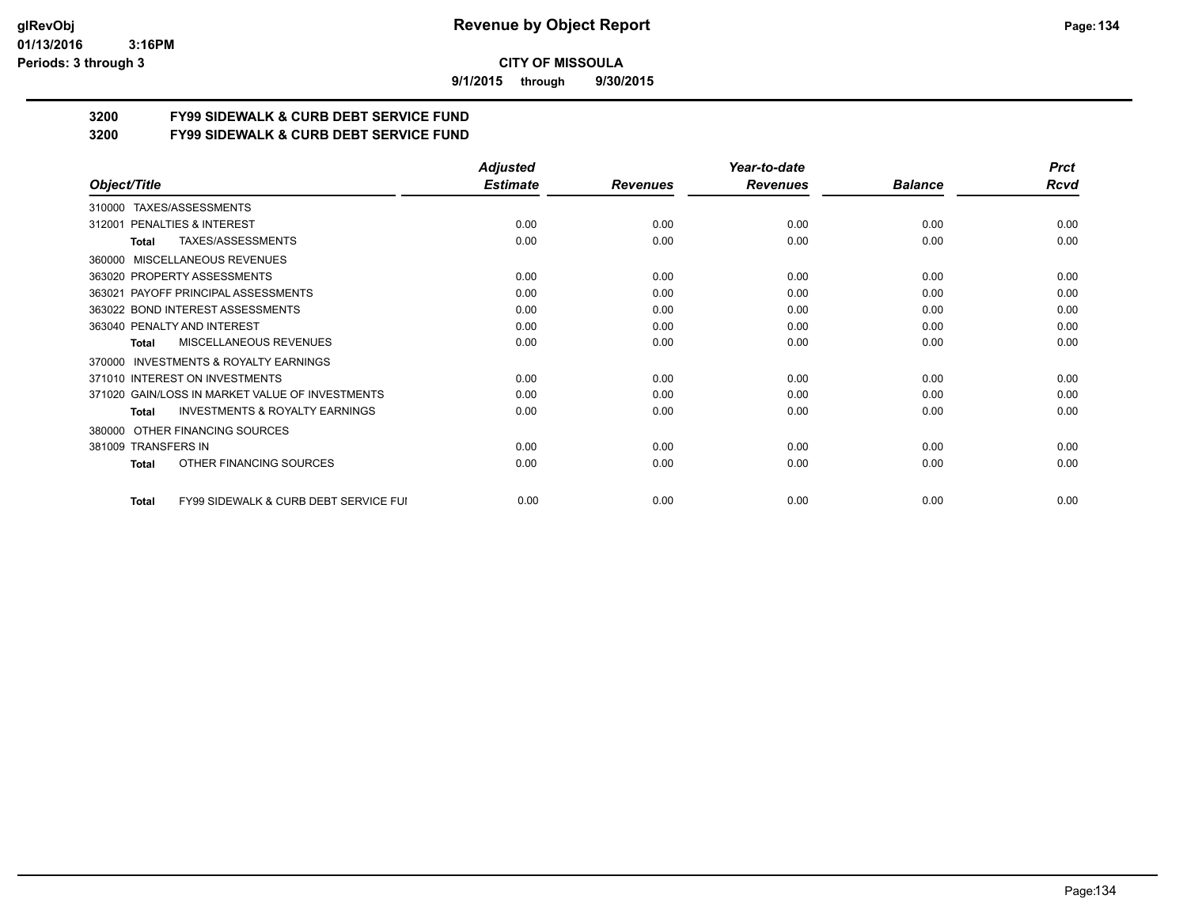**Revenue by Object Report**

**CITY OF MISSOULA**

**9/1/2015 through 9/30/2015**

glRevObj
01/13/2016 3:16PM
Periods: 3 through 3

## 3200 FY99 SIDEWALK & CURB DEBT SERVICE FUND
## 3200 FY99 SIDEWALK & CURB DEBT SERVICE FUND

| Object/Title | Adjusted Estimate | Revenues | Year-to-date Revenues | Balance | Prct Rcvd |
|---|---|---|---|---|---|
| 310000 TAXES/ASSESSMENTS | | | | | |
| 312001 PENALTIES & INTEREST | 0.00 | 0.00 | 0.00 | 0.00 | 0.00 |
| **Total** TAXES/ASSESSMENTS | 0.00 | 0.00 | 0.00 | 0.00 | 0.00 |
| 360000 MISCELLANEOUS REVENUES | | | | | |
| 363020 PROPERTY ASSESSMENTS | 0.00 | 0.00 | 0.00 | 0.00 | 0.00 |
| 363021 PAYOFF PRINCIPAL ASSESSMENTS | 0.00 | 0.00 | 0.00 | 0.00 | 0.00 |
| 363022 BOND INTEREST ASSESSMENTS | 0.00 | 0.00 | 0.00 | 0.00 | 0.00 |
| 363040 PENALTY AND INTEREST | 0.00 | 0.00 | 0.00 | 0.00 | 0.00 |
| **Total** MISCELLANEOUS REVENUES | 0.00 | 0.00 | 0.00 | 0.00 | 0.00 |
| 370000 INVESTMENTS & ROYALTY EARNINGS | | | | | |
| 371010 INTEREST ON INVESTMENTS | 0.00 | 0.00 | 0.00 | 0.00 | 0.00 |
| 371020 GAIN/LOSS IN MARKET VALUE OF INVESTMENTS | 0.00 | 0.00 | 0.00 | 0.00 | 0.00 |
| **Total** INVESTMENTS & ROYALTY EARNINGS | 0.00 | 0.00 | 0.00 | 0.00 | 0.00 |
| 380000 OTHER FINANCING SOURCES | | | | | |
| 381009 TRANSFERS IN | 0.00 | 0.00 | 0.00 | 0.00 | 0.00 |
| **Total** OTHER FINANCING SOURCES | 0.00 | 0.00 | 0.00 | 0.00 | 0.00 |
| **Total** FY99 SIDEWALK & CURB DEBT SERVICE FUI | 0.00 | 0.00 | 0.00 | 0.00 | 0.00 |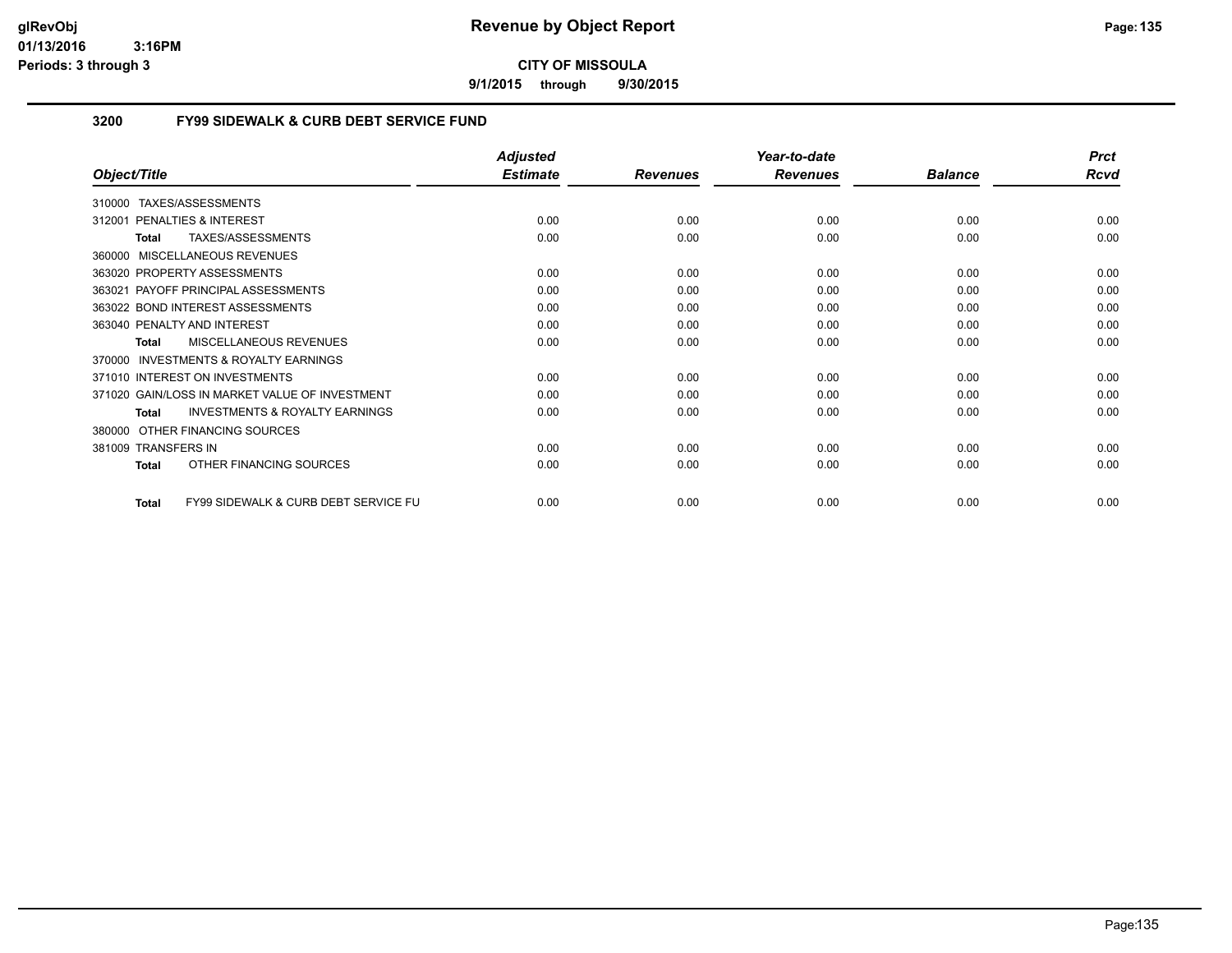# CITY OF MISSOULA

**9/1/2015 through 9/30/2015**

## 3200 FY99 SIDEWALK & CURB DEBT SERVICE FUND

| Object/Title | Adjusted Estimate | Revenues | Year-to-date Revenues | Balance | Prct Rcvd |
|---|---|---|---|---|---|
| 310000 TAXES/ASSESSMENTS | | | | | |
| 312001 PENALTIES & INTEREST | 0.00 | 0.00 | 0.00 | 0.00 | 0.00 |
| **Total** TAXES/ASSESSMENTS | 0.00 | 0.00 | 0.00 | 0.00 | 0.00 |
| 360000 MISCELLANEOUS REVENUES | | | | | |
| 363020 PROPERTY ASSESSMENTS | 0.00 | 0.00 | 0.00 | 0.00 | 0.00 |
| 363021 PAYOFF PRINCIPAL ASSESSMENTS | 0.00 | 0.00 | 0.00 | 0.00 | 0.00 |
| 363022 BOND INTEREST ASSESSMENTS | 0.00 | 0.00 | 0.00 | 0.00 | 0.00 |
| 363040 PENALTY AND INTEREST | 0.00 | 0.00 | 0.00 | 0.00 | 0.00 |
| **Total** MISCELLANEOUS REVENUES | 0.00 | 0.00 | 0.00 | 0.00 | 0.00 |
| 370000 INVESTMENTS & ROYALTY EARNINGS | | | | | |
| 371010 INTEREST ON INVESTMENTS | 0.00 | 0.00 | 0.00 | 0.00 | 0.00 |
| 371020 GAIN/LOSS IN MARKET VALUE OF INVESTMENT | 0.00 | 0.00 | 0.00 | 0.00 | 0.00 |
| **Total** INVESTMENTS & ROYALTY EARNINGS | 0.00 | 0.00 | 0.00 | 0.00 | 0.00 |
| 380000 OTHER FINANCING SOURCES | | | | | |
| 381009 TRANSFERS IN | 0.00 | 0.00 | 0.00 | 0.00 | 0.00 |
| **Total** OTHER FINANCING SOURCES | 0.00 | 0.00 | 0.00 | 0.00 | 0.00 |
| **Total** FY99 SIDEWALK & CURB DEBT SERVICE FU | 0.00 | 0.00 | 0.00 | 0.00 | 0.00 |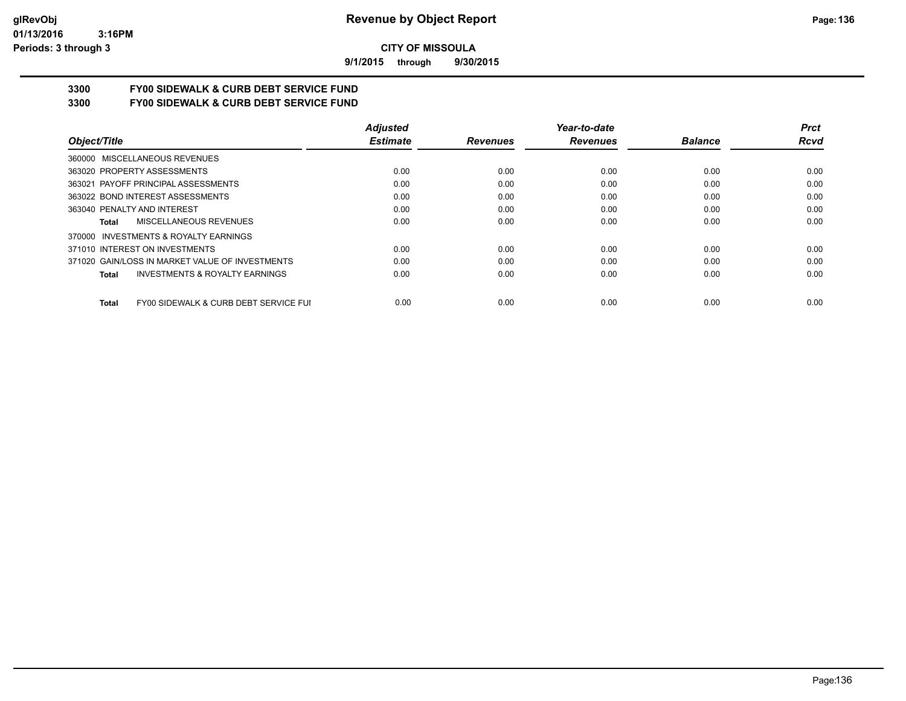**CITY OF MISSOULA**

**9/1/2015 through 9/30/2015**

## 3300 FY00 SIDEWALK & CURB DEBT SERVICE FUND

## 3300 FY00 SIDEWALK & CURB DEBT SERVICE FUND

| *Object/Title* | *Adjusted Estimate* | *Revenues* | *Year-to-date Revenues* | *Balance* | *Prct Rcvd* |
|---|---|---|---|---|---|
| 360000 MISCELLANEOUS REVENUES | | | | | |
| 363020 PROPERTY ASSESSMENTS | 0.00 | 0.00 | 0.00 | 0.00 | 0.00 |
| 363021 PAYOFF PRINCIPAL ASSESSMENTS | 0.00 | 0.00 | 0.00 | 0.00 | 0.00 |
| 363022 BOND INTEREST ASSESSMENTS | 0.00 | 0.00 | 0.00 | 0.00 | 0.00 |
| 363040 PENALTY AND INTEREST | 0.00 | 0.00 | 0.00 | 0.00 | 0.00 |
| **Total** MISCELLANEOUS REVENUES | 0.00 | 0.00 | 0.00 | 0.00 | 0.00 |
| 370000 INVESTMENTS & ROYALTY EARNINGS | | | | | |
| 371010 INTEREST ON INVESTMENTS | 0.00 | 0.00 | 0.00 | 0.00 | 0.00 |
| 371020 GAIN/LOSS IN MARKET VALUE OF INVESTMENTS | 0.00 | 0.00 | 0.00 | 0.00 | 0.00 |
| **Total** INVESTMENTS & ROYALTY EARNINGS | 0.00 | 0.00 | 0.00 | 0.00 | 0.00 |
| **Total** FY00 SIDEWALK & CURB DEBT SERVICE FUI | 0.00 | 0.00 | 0.00 | 0.00 | 0.00 |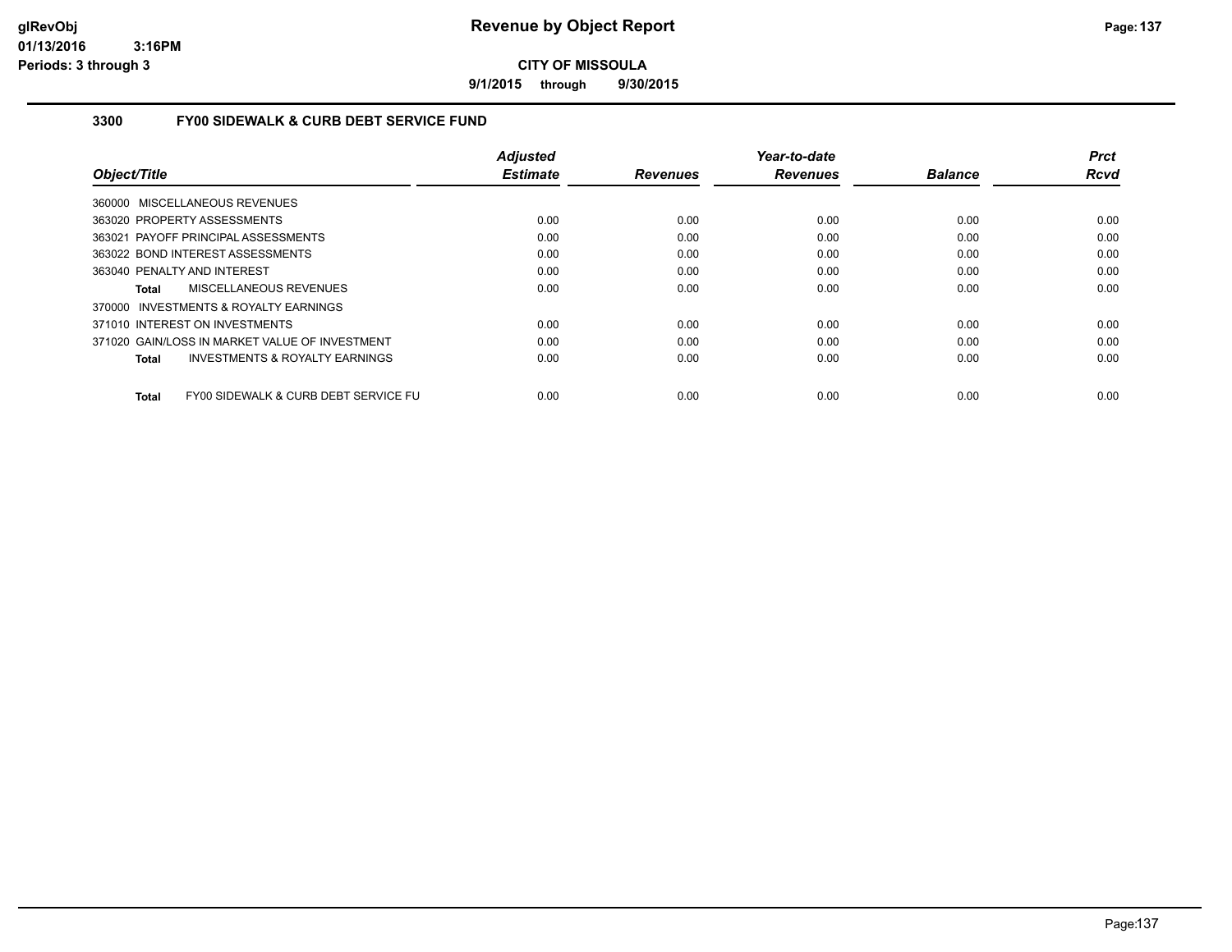# Revenue by Object Report

**CITY OF MISSOULA**

**9/1/2015 through 9/30/2015**

glRevObj
01/13/2016 3:16PM
Periods: 3 through 3

## 3300 FY00 SIDEWALK & CURB DEBT SERVICE FUND

| Object/Title | Adjusted Estimate | Revenues | Year-to-date Revenues | Balance | Prct Rcvd |
|---|---|---|---|---|---|
| 360000 MISCELLANEOUS REVENUES | | | | | |
| 363020 PROPERTY ASSESSMENTS | 0.00 | 0.00 | 0.00 | 0.00 | 0.00 |
| 363021 PAYOFF PRINCIPAL ASSESSMENTS | 0.00 | 0.00 | 0.00 | 0.00 | 0.00 |
| 363022 BOND INTEREST ASSESSMENTS | 0.00 | 0.00 | 0.00 | 0.00 | 0.00 |
| 363040 PENALTY AND INTEREST | 0.00 | 0.00 | 0.00 | 0.00 | 0.00 |
| **Total** MISCELLANEOUS REVENUES | 0.00 | 0.00 | 0.00 | 0.00 | 0.00 |
| 370000 INVESTMENTS & ROYALTY EARNINGS | | | | | |
| 371010 INTEREST ON INVESTMENTS | 0.00 | 0.00 | 0.00 | 0.00 | 0.00 |
| 371020 GAIN/LOSS IN MARKET VALUE OF INVESTMENT | 0.00 | 0.00 | 0.00 | 0.00 | 0.00 |
| **Total** INVESTMENTS & ROYALTY EARNINGS | 0.00 | 0.00 | 0.00 | 0.00 | 0.00 |
| **Total** FY00 SIDEWALK & CURB DEBT SERVICE FU | 0.00 | 0.00 | 0.00 | 0.00 | 0.00 |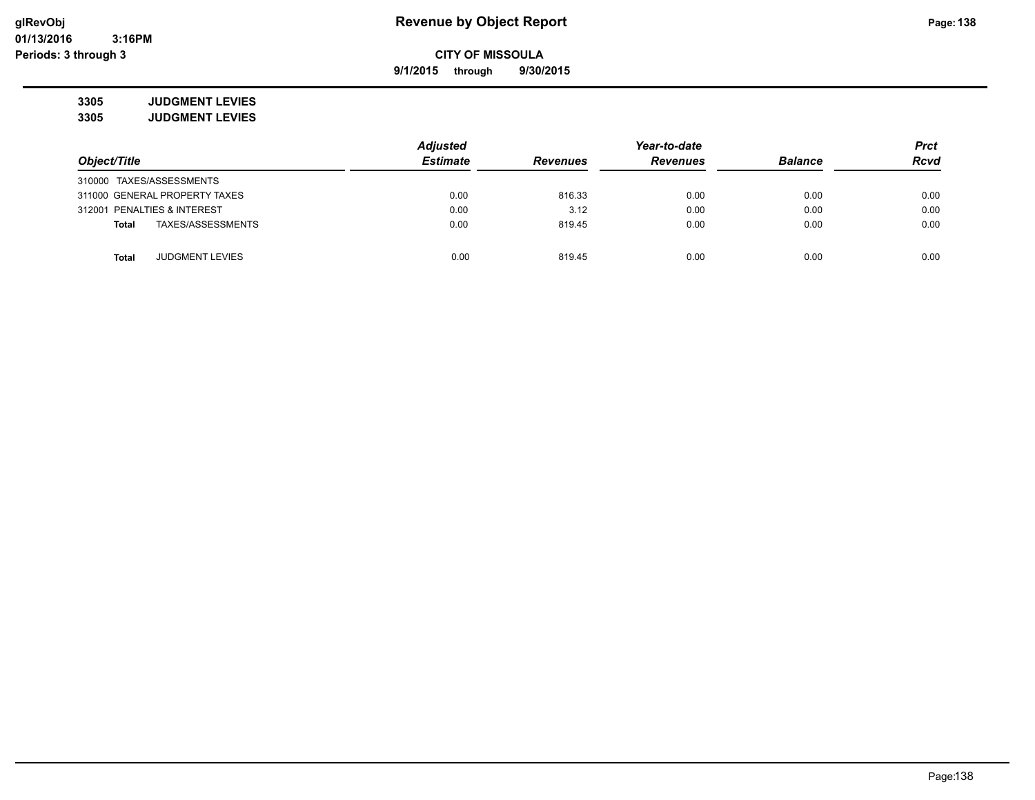# Revenue by Object Report

glRevObj
01/13/2016 3:16PM
Periods: 3 through 3

**CITY OF MISSOULA**

**9/1/2015** through **9/30/2015**

**3305 JUDGMENT LEVIES**
**3305 JUDGMENT LEVIES**

| Object/Title | Adjusted Estimate | Revenues | Year-to-date Revenues | Balance | Prct Rcvd |
|---|---|---|---|---|---|
| 310000 TAXES/ASSESSMENTS | | | | | |
| 311000 GENERAL PROPERTY TAXES | 0.00 | 816.33 | 0.00 | 0.00 | 0.00 |
| 312001 PENALTIES & INTEREST | 0.00 | 3.12 | 0.00 | 0.00 | 0.00 |
| **Total** TAXES/ASSESSMENTS | 0.00 | 819.45 | 0.00 | 0.00 | 0.00 |
| **Total** JUDGMENT LEVIES | 0.00 | 819.45 | 0.00 | 0.00 | 0.00 |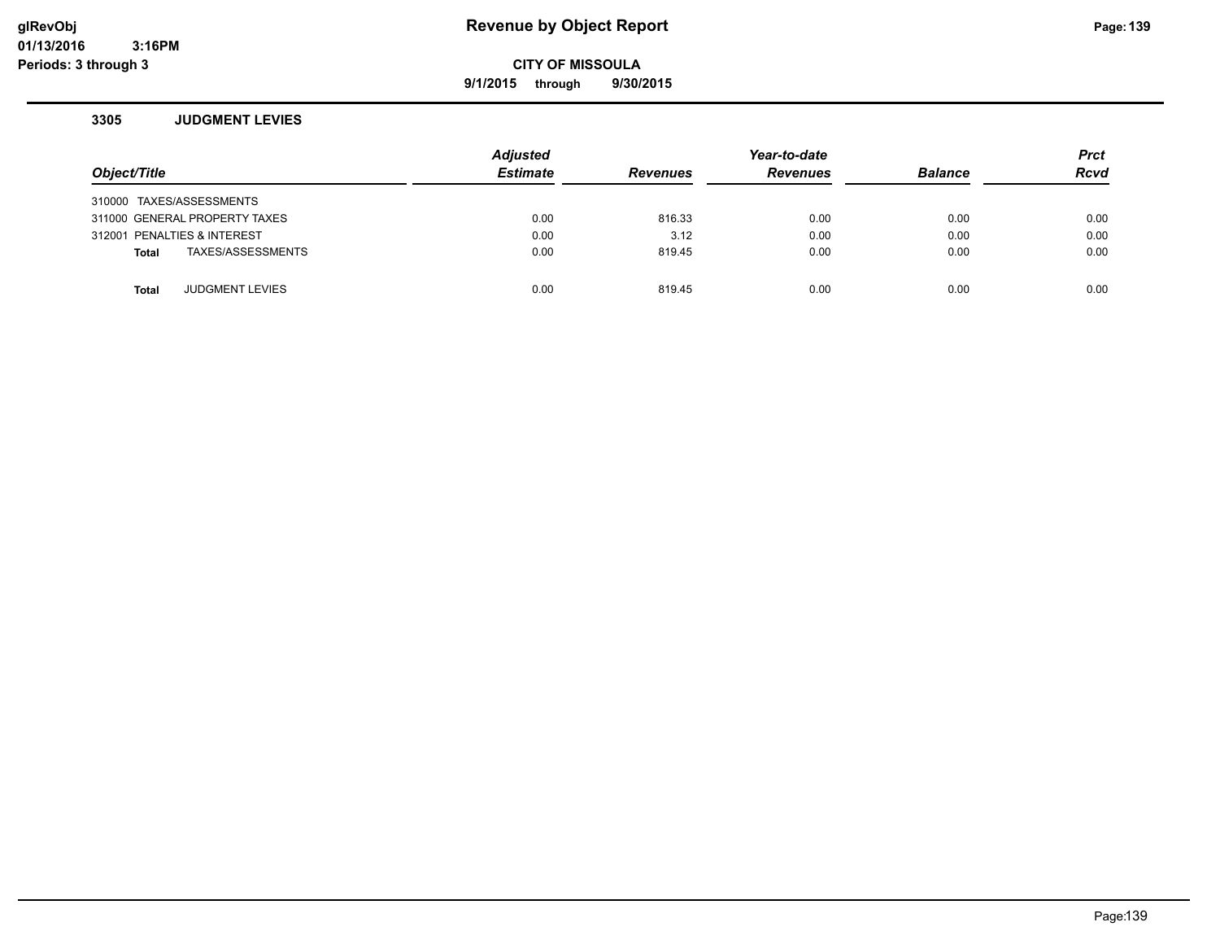# Revenue by Object Report

**CITY OF MISSOULA**

**9/1/2015 through 9/30/2015**

glRevObj
01/13/2016 3:16PM
Periods: 3 through 3

### 3305 JUDGMENT LEVIES

| Object/Title | Adjusted Estimate | Revenues | Year-to-date Revenues | Balance | Prct Rcvd |
|---|---|---|---|---|---|
| 310000 TAXES/ASSESSMENTS | | | | | |
| 311000 GENERAL PROPERTY TAXES | 0.00 | 816.33 | 0.00 | 0.00 | 0.00 |
| 312001 PENALTIES & INTEREST | 0.00 | 3.12 | 0.00 | 0.00 | 0.00 |
| **Total** TAXES/ASSESSMENTS | 0.00 | 819.45 | 0.00 | 0.00 | 0.00 |
| **Total** JUDGMENT LEVIES | 0.00 | 819.45 | 0.00 | 0.00 | 0.00 |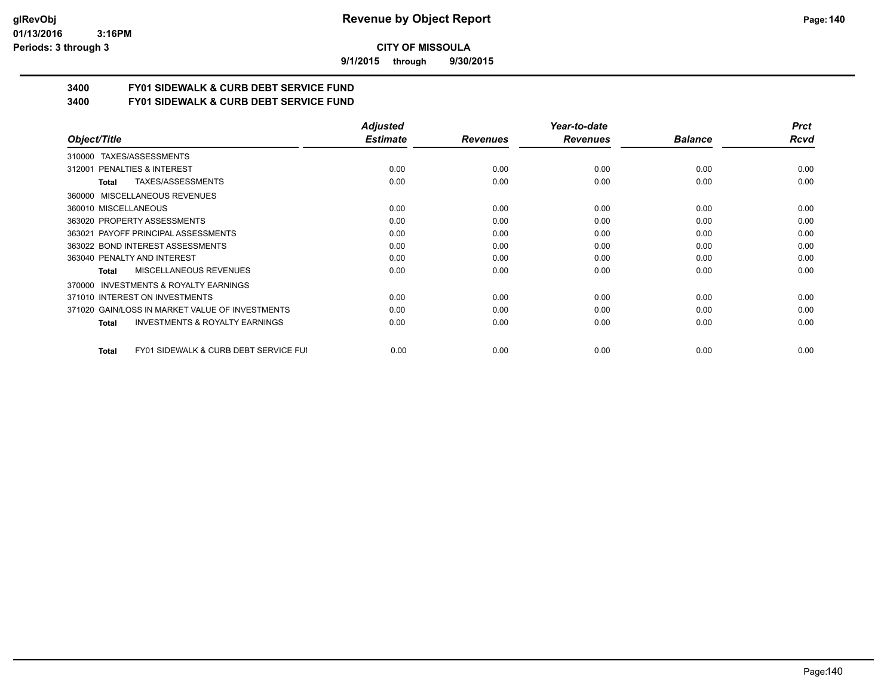# Revenue by Object Report

**CITY OF MISSOULA**

**9/1/2015 through 9/30/2015**

glRevObj
01/13/2016 3:16PM
Periods: 3 through 3

**3400 FY01 SIDEWALK & CURB DEBT SERVICE FUND**
**3400 FY01 SIDEWALK & CURB DEBT SERVICE FUND**

| Object/Title | Adjusted Estimate | Revenues | Year-to-date Revenues | Balance | Prct Rcvd |
|---|---|---|---|---|---|
| 310000 TAXES/ASSESSMENTS | | | | | |
| 312001 PENALTIES & INTEREST | 0.00 | 0.00 | 0.00 | 0.00 | 0.00 |
| **Total** TAXES/ASSESSMENTS | 0.00 | 0.00 | 0.00 | 0.00 | 0.00 |
| 360000 MISCELLANEOUS REVENUES | | | | | |
| 360010 MISCELLANEOUS | 0.00 | 0.00 | 0.00 | 0.00 | 0.00 |
| 363020 PROPERTY ASSESSMENTS | 0.00 | 0.00 | 0.00 | 0.00 | 0.00 |
| 363021 PAYOFF PRINCIPAL ASSESSMENTS | 0.00 | 0.00 | 0.00 | 0.00 | 0.00 |
| 363022 BOND INTEREST ASSESSMENTS | 0.00 | 0.00 | 0.00 | 0.00 | 0.00 |
| 363040 PENALTY AND INTEREST | 0.00 | 0.00 | 0.00 | 0.00 | 0.00 |
| **Total** MISCELLANEOUS REVENUES | 0.00 | 0.00 | 0.00 | 0.00 | 0.00 |
| 370000 INVESTMENTS & ROYALTY EARNINGS | | | | | |
| 371010 INTEREST ON INVESTMENTS | 0.00 | 0.00 | 0.00 | 0.00 | 0.00 |
| 371020 GAIN/LOSS IN MARKET VALUE OF INVESTMENTS | 0.00 | 0.00 | 0.00 | 0.00 | 0.00 |
| **Total** INVESTMENTS & ROYALTY EARNINGS | 0.00 | 0.00 | 0.00 | 0.00 | 0.00 |
| **Total** FY01 SIDEWALK & CURB DEBT SERVICE FUI | 0.00 | 0.00 | 0.00 | 0.00 | 0.00 |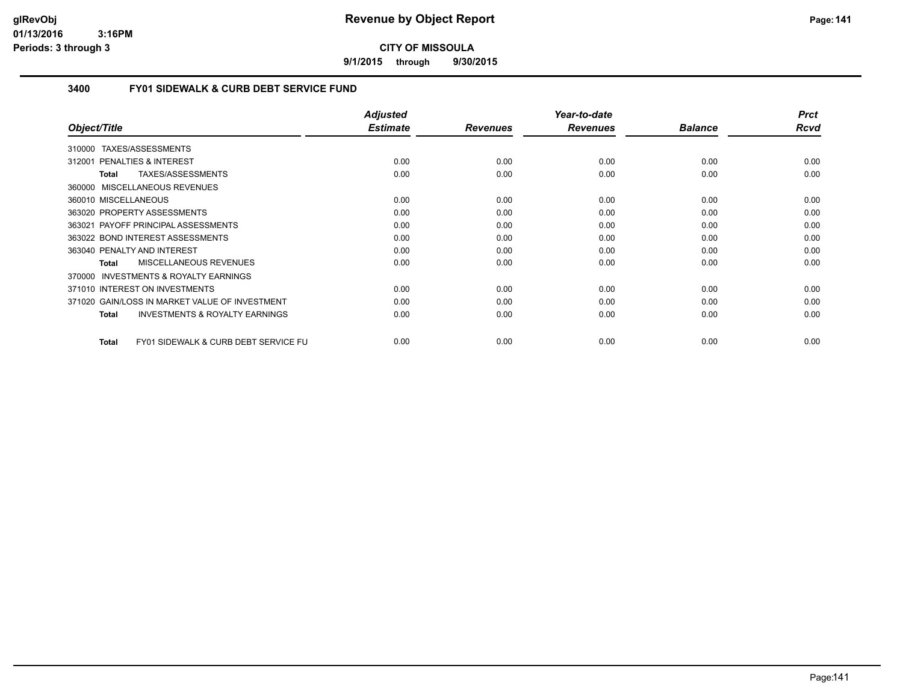# Revenue by Object Report

**CITY OF MISSOULA**

**9/1/2015 through 9/30/2015**

glRevObj
01/13/2016 3:16PM
Periods: 3 through 3

## 3400 FY01 SIDEWALK & CURB DEBT SERVICE FUND

| Object/Title | Adjusted Estimate | Revenues | Year-to-date Revenues | Balance | Prct Rcvd |
|---|---|---|---|---|---|
| 310000 TAXES/ASSESSMENTS | | | | | |
| 312001 PENALTIES & INTEREST | 0.00 | 0.00 | 0.00 | 0.00 | 0.00 |
| **Total** TAXES/ASSESSMENTS | 0.00 | 0.00 | 0.00 | 0.00 | 0.00 |
| 360000 MISCELLANEOUS REVENUES | | | | | |
| 360010 MISCELLANEOUS | 0.00 | 0.00 | 0.00 | 0.00 | 0.00 |
| 363020 PROPERTY ASSESSMENTS | 0.00 | 0.00 | 0.00 | 0.00 | 0.00 |
| 363021 PAYOFF PRINCIPAL ASSESSMENTS | 0.00 | 0.00 | 0.00 | 0.00 | 0.00 |
| 363022 BOND INTEREST ASSESSMENTS | 0.00 | 0.00 | 0.00 | 0.00 | 0.00 |
| 363040 PENALTY AND INTEREST | 0.00 | 0.00 | 0.00 | 0.00 | 0.00 |
| **Total** MISCELLANEOUS REVENUES | 0.00 | 0.00 | 0.00 | 0.00 | 0.00 |
| 370000 INVESTMENTS & ROYALTY EARNINGS | | | | | |
| 371010 INTEREST ON INVESTMENTS | 0.00 | 0.00 | 0.00 | 0.00 | 0.00 |
| 371020 GAIN/LOSS IN MARKET VALUE OF INVESTMENT | 0.00 | 0.00 | 0.00 | 0.00 | 0.00 |
| **Total** INVESTMENTS & ROYALTY EARNINGS | 0.00 | 0.00 | 0.00 | 0.00 | 0.00 |
| **Total** FY01 SIDEWALK & CURB DEBT SERVICE FU | 0.00 | 0.00 | 0.00 | 0.00 | 0.00 |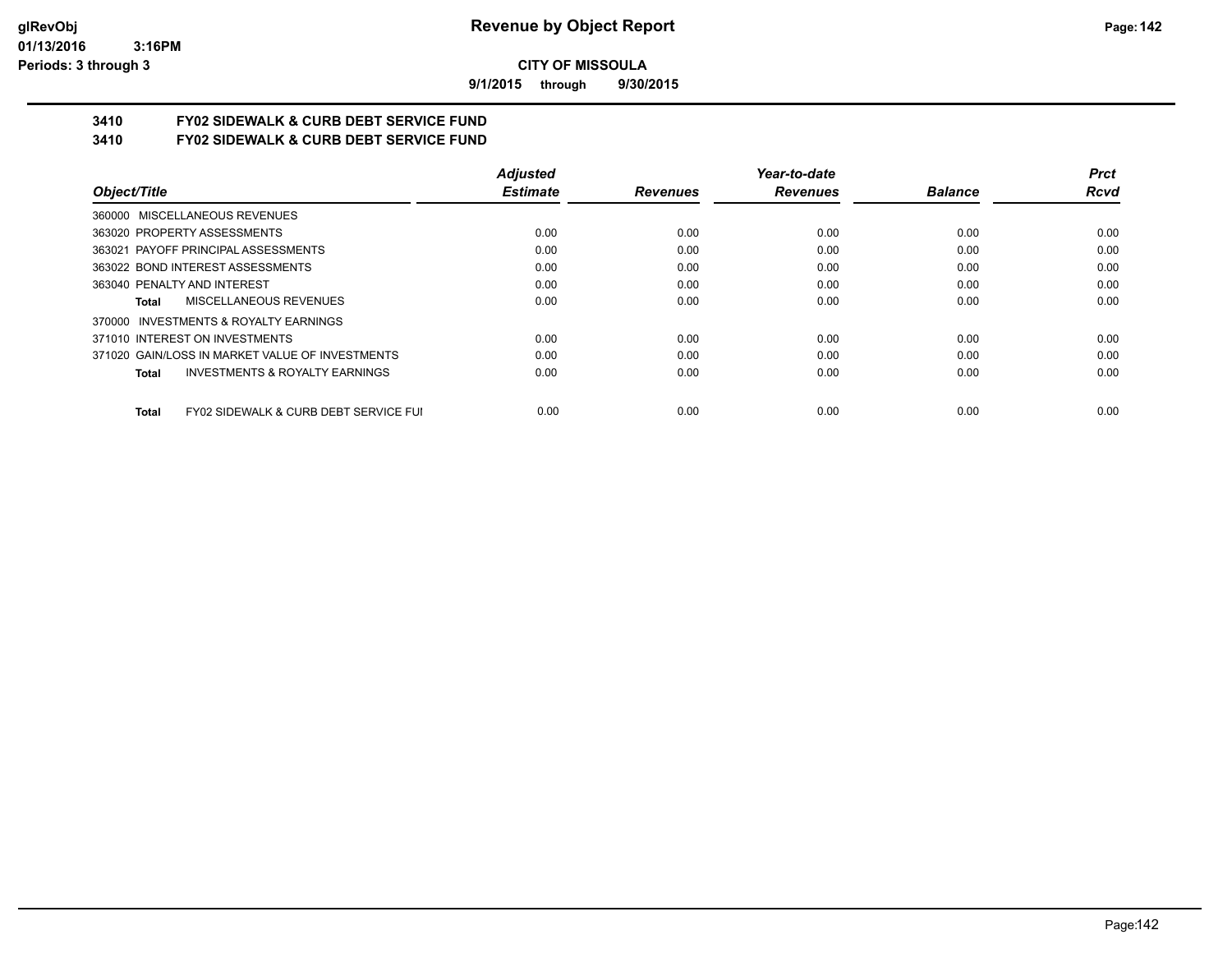**CITY OF MISSOULA**

**9/1/2015 through 9/30/2015**

## 3410 FY02 SIDEWALK & CURB DEBT SERVICE FUND

## 3410 FY02 SIDEWALK & CURB DEBT SERVICE FUND

| Object/Title | Adjusted Estimate | Revenues | Year-to-date Revenues | Balance | Prct Rcvd |
|---|---|---|---|---|---|
| 360000 MISCELLANEOUS REVENUES | | | | | |
| 363020 PROPERTY ASSESSMENTS | 0.00 | 0.00 | 0.00 | 0.00 | 0.00 |
| 363021 PAYOFF PRINCIPAL ASSESSMENTS | 0.00 | 0.00 | 0.00 | 0.00 | 0.00 |
| 363022 BOND INTEREST ASSESSMENTS | 0.00 | 0.00 | 0.00 | 0.00 | 0.00 |
| 363040 PENALTY AND INTEREST | 0.00 | 0.00 | 0.00 | 0.00 | 0.00 |
| **Total** MISCELLANEOUS REVENUES | 0.00 | 0.00 | 0.00 | 0.00 | 0.00 |
| 370000 INVESTMENTS & ROYALTY EARNINGS | | | | | |
| 371010 INTEREST ON INVESTMENTS | 0.00 | 0.00 | 0.00 | 0.00 | 0.00 |
| 371020 GAIN/LOSS IN MARKET VALUE OF INVESTMENTS | 0.00 | 0.00 | 0.00 | 0.00 | 0.00 |
| **Total** INVESTMENTS & ROYALTY EARNINGS | 0.00 | 0.00 | 0.00 | 0.00 | 0.00 |
| **Total** FY02 SIDEWALK & CURB DEBT SERVICE FUI | 0.00 | 0.00 | 0.00 | 0.00 | 0.00 |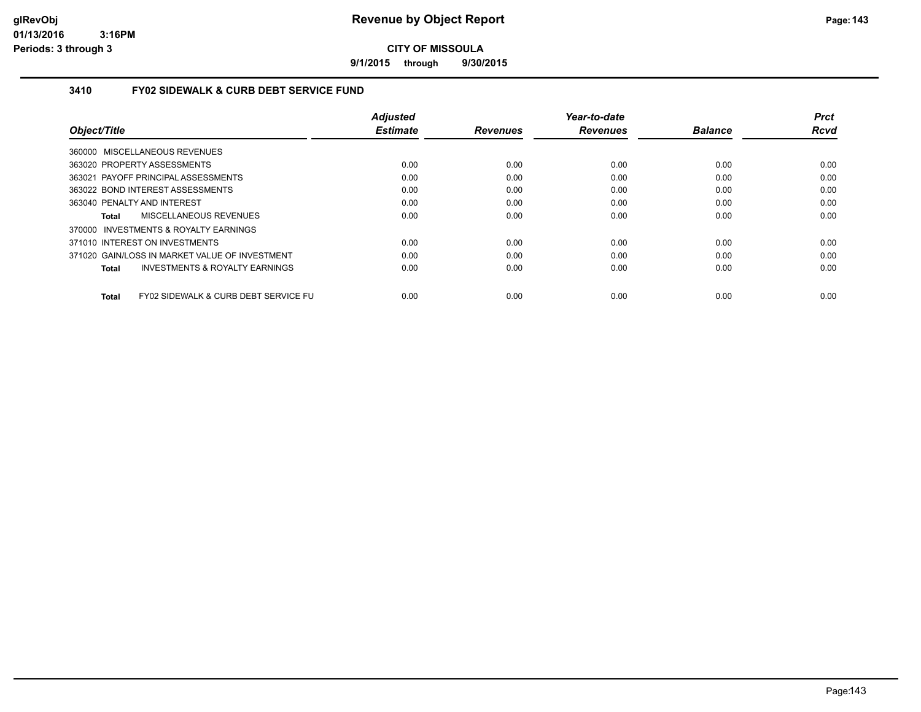# Revenue by Object Report

**CITY OF MISSOULA**

**9/1/2015 through 9/30/2015**

glRevObj
01/13/2016 3:16PM
Periods: 3 through 3

## 3410 FY02 SIDEWALK & CURB DEBT SERVICE FUND

| Object/Title | Adjusted Estimate | Revenues | Year-to-date Revenues | Balance | Prct Rcvd |
|---|---|---|---|---|---|
| 360000 MISCELLANEOUS REVENUES | | | | | |
| 363020 PROPERTY ASSESSMENTS | 0.00 | 0.00 | 0.00 | 0.00 | 0.00 |
| 363021 PAYOFF PRINCIPAL ASSESSMENTS | 0.00 | 0.00 | 0.00 | 0.00 | 0.00 |
| 363022 BOND INTEREST ASSESSMENTS | 0.00 | 0.00 | 0.00 | 0.00 | 0.00 |
| 363040 PENALTY AND INTEREST | 0.00 | 0.00 | 0.00 | 0.00 | 0.00 |
| **Total** MISCELLANEOUS REVENUES | 0.00 | 0.00 | 0.00 | 0.00 | 0.00 |
| 370000 INVESTMENTS & ROYALTY EARNINGS | | | | | |
| 371010 INTEREST ON INVESTMENTS | 0.00 | 0.00 | 0.00 | 0.00 | 0.00 |
| 371020 GAIN/LOSS IN MARKET VALUE OF INVESTMENT | 0.00 | 0.00 | 0.00 | 0.00 | 0.00 |
| **Total** INVESTMENTS & ROYALTY EARNINGS | 0.00 | 0.00 | 0.00 | 0.00 | 0.00 |
| **Total** FY02 SIDEWALK & CURB DEBT SERVICE FU | 0.00 | 0.00 | 0.00 | 0.00 | 0.00 |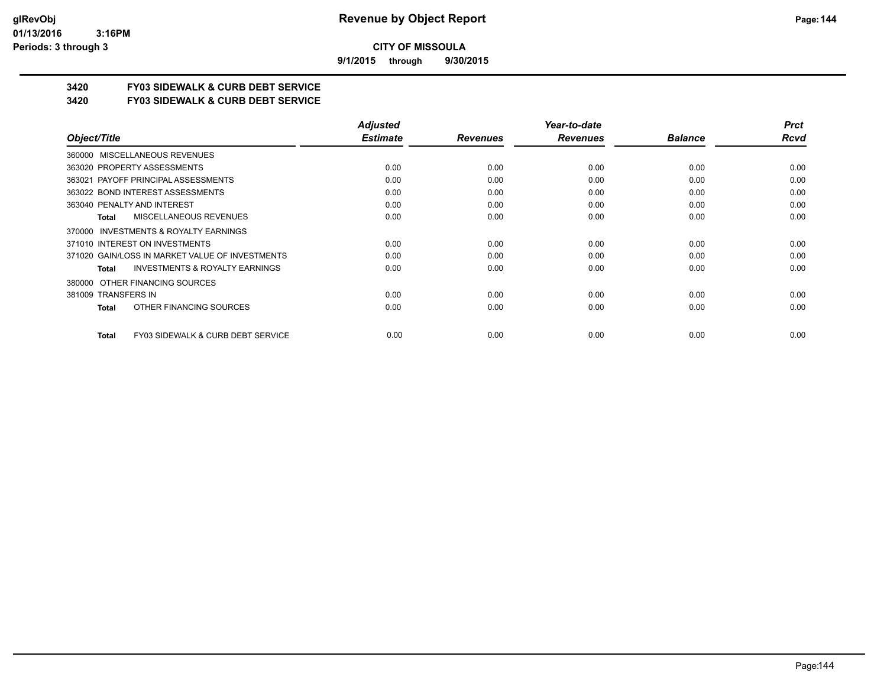**CITY OF MISSOULA**

**9/1/2015 through 9/30/2015**

## 3420 FY03 SIDEWALK & CURB DEBT SERVICE

## 3420 FY03 SIDEWALK & CURB DEBT SERVICE

| Object/Title | Adjusted Estimate | Revenues | Year-to-date Revenues | Balance | Prct Rcvd |
|---|---|---|---|---|---|
| 360000 MISCELLANEOUS REVENUES | | | | | |
| 363020 PROPERTY ASSESSMENTS | 0.00 | 0.00 | 0.00 | 0.00 | 0.00 |
| 363021 PAYOFF PRINCIPAL ASSESSMENTS | 0.00 | 0.00 | 0.00 | 0.00 | 0.00 |
| 363022 BOND INTEREST ASSESSMENTS | 0.00 | 0.00 | 0.00 | 0.00 | 0.00 |
| 363040 PENALTY AND INTEREST | 0.00 | 0.00 | 0.00 | 0.00 | 0.00 |
| **Total** MISCELLANEOUS REVENUES | 0.00 | 0.00 | 0.00 | 0.00 | 0.00 |
| 370000 INVESTMENTS & ROYALTY EARNINGS | | | | | |
| 371010 INTEREST ON INVESTMENTS | 0.00 | 0.00 | 0.00 | 0.00 | 0.00 |
| 371020 GAIN/LOSS IN MARKET VALUE OF INVESTMENTS | 0.00 | 0.00 | 0.00 | 0.00 | 0.00 |
| **Total** INVESTMENTS & ROYALTY EARNINGS | 0.00 | 0.00 | 0.00 | 0.00 | 0.00 |
| 380000 OTHER FINANCING SOURCES | | | | | |
| 381009 TRANSFERS IN | 0.00 | 0.00 | 0.00 | 0.00 | 0.00 |
| **Total** OTHER FINANCING SOURCES | 0.00 | 0.00 | 0.00 | 0.00 | 0.00 |
| **Total** FY03 SIDEWALK & CURB DEBT SERVICE | 0.00 | 0.00 | 0.00 | 0.00 | 0.00 |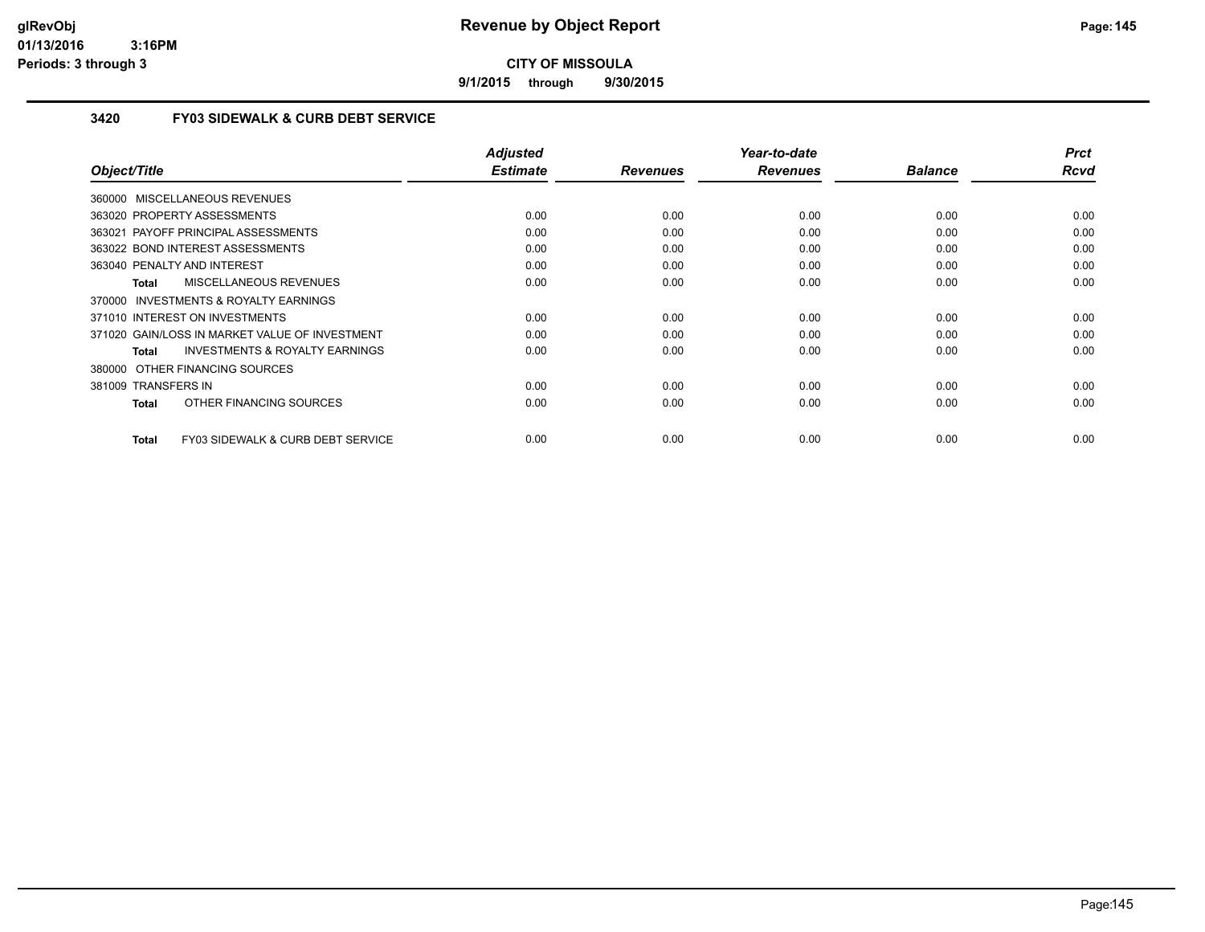# Revenue by Object Report

**CITY OF MISSOULA**

**9/1/2015 through 9/30/2015**

glRevObj
01/13/2016 3:16PM
Periods: 3 through 3

## 3420 FY03 SIDEWALK & CURB DEBT SERVICE

| Object/Title | Adjusted Estimate | Revenues | Year-to-date Revenues | Balance | Prct Rcvd |
|---|---|---|---|---|---|
| 360000 MISCELLANEOUS REVENUES | | | | | |
| 363020 PROPERTY ASSESSMENTS | 0.00 | 0.00 | 0.00 | 0.00 | 0.00 |
| 363021 PAYOFF PRINCIPAL ASSESSMENTS | 0.00 | 0.00 | 0.00 | 0.00 | 0.00 |
| 363022 BOND INTEREST ASSESSMENTS | 0.00 | 0.00 | 0.00 | 0.00 | 0.00 |
| 363040 PENALTY AND INTEREST | 0.00 | 0.00 | 0.00 | 0.00 | 0.00 |
| **Total** MISCELLANEOUS REVENUES | 0.00 | 0.00 | 0.00 | 0.00 | 0.00 |
| 370000 INVESTMENTS & ROYALTY EARNINGS | | | | | |
| 371010 INTEREST ON INVESTMENTS | 0.00 | 0.00 | 0.00 | 0.00 | 0.00 |
| 371020 GAIN/LOSS IN MARKET VALUE OF INVESTMENT | 0.00 | 0.00 | 0.00 | 0.00 | 0.00 |
| **Total** INVESTMENTS & ROYALTY EARNINGS | 0.00 | 0.00 | 0.00 | 0.00 | 0.00 |
| 380000 OTHER FINANCING SOURCES | | | | | |
| 381009 TRANSFERS IN | 0.00 | 0.00 | 0.00 | 0.00 | 0.00 |
| **Total** OTHER FINANCING SOURCES | 0.00 | 0.00 | 0.00 | 0.00 | 0.00 |
| **Total** FY03 SIDEWALK & CURB DEBT SERVICE | 0.00 | 0.00 | 0.00 | 0.00 | 0.00 |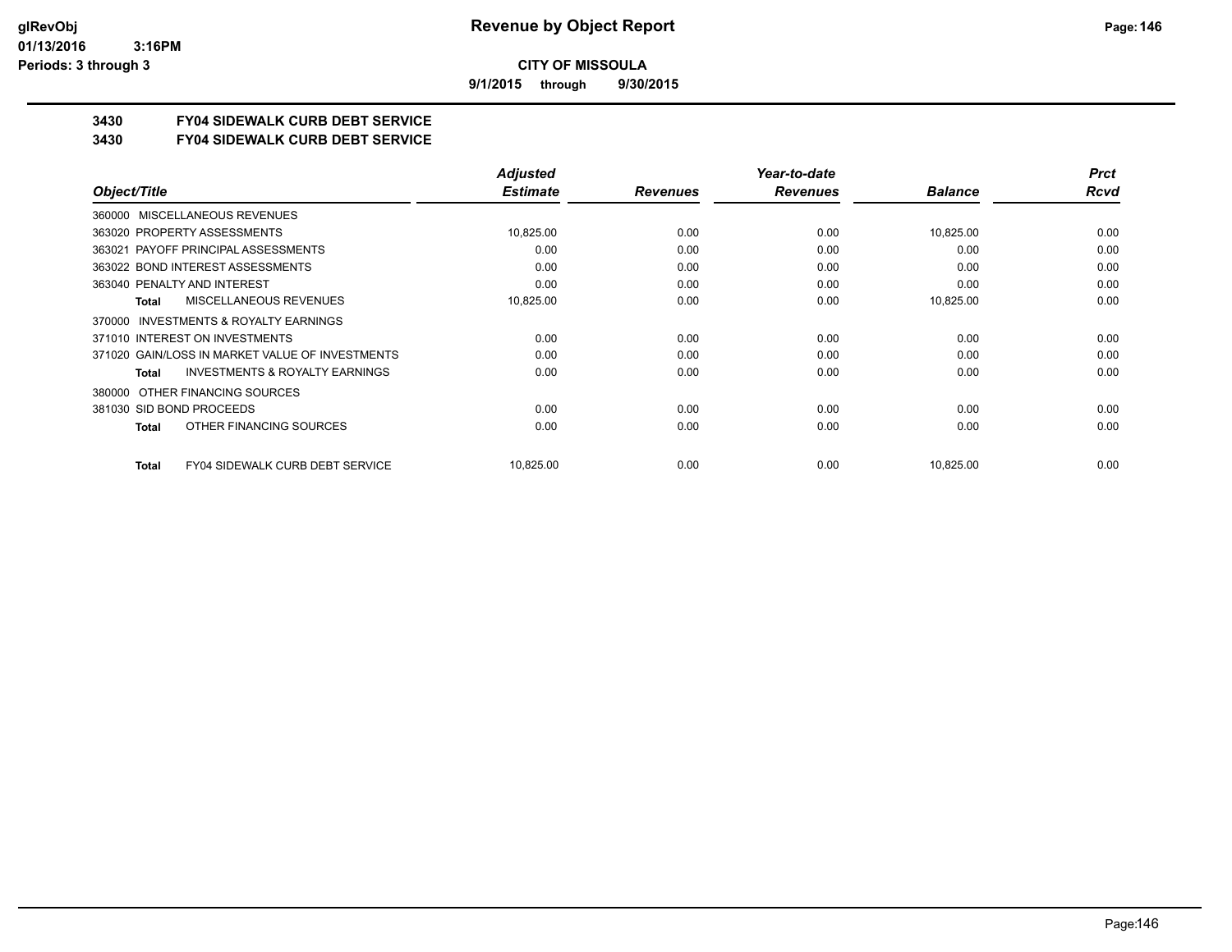# CITY OF MISSOULA

**9/1/2015 through 9/30/2015**

## 3430 FY04 SIDEWALK CURB DEBT SERVICE
## 3430 FY04 SIDEWALK CURB DEBT SERVICE

| Object/Title | Adjusted Estimate | Revenues | Year-to-date Revenues | Balance | Prct Rcvd |
|---|---|---|---|---|---|
| 360000 MISCELLANEOUS REVENUES | | | | | |
| 363020 PROPERTY ASSESSMENTS | 10,825.00 | 0.00 | 0.00 | 10,825.00 | 0.00 |
| 363021 PAYOFF PRINCIPAL ASSESSMENTS | 0.00 | 0.00 | 0.00 | 0.00 | 0.00 |
| 363022 BOND INTEREST ASSESSMENTS | 0.00 | 0.00 | 0.00 | 0.00 | 0.00 |
| 363040 PENALTY AND INTEREST | 0.00 | 0.00 | 0.00 | 0.00 | 0.00 |
| **Total** MISCELLANEOUS REVENUES | 10,825.00 | 0.00 | 0.00 | 10,825.00 | 0.00 |
| 370000 INVESTMENTS & ROYALTY EARNINGS | | | | | |
| 371010 INTEREST ON INVESTMENTS | 0.00 | 0.00 | 0.00 | 0.00 | 0.00 |
| 371020 GAIN/LOSS IN MARKET VALUE OF INVESTMENTS | 0.00 | 0.00 | 0.00 | 0.00 | 0.00 |
| **Total** INVESTMENTS & ROYALTY EARNINGS | 0.00 | 0.00 | 0.00 | 0.00 | 0.00 |
| 380000 OTHER FINANCING SOURCES | | | | | |
| 381030 SID BOND PROCEEDS | 0.00 | 0.00 | 0.00 | 0.00 | 0.00 |
| **Total** OTHER FINANCING SOURCES | 0.00 | 0.00 | 0.00 | 0.00 | 0.00 |
| **Total** FY04 SIDEWALK CURB DEBT SERVICE | 10,825.00 | 0.00 | 0.00 | 10,825.00 | 0.00 |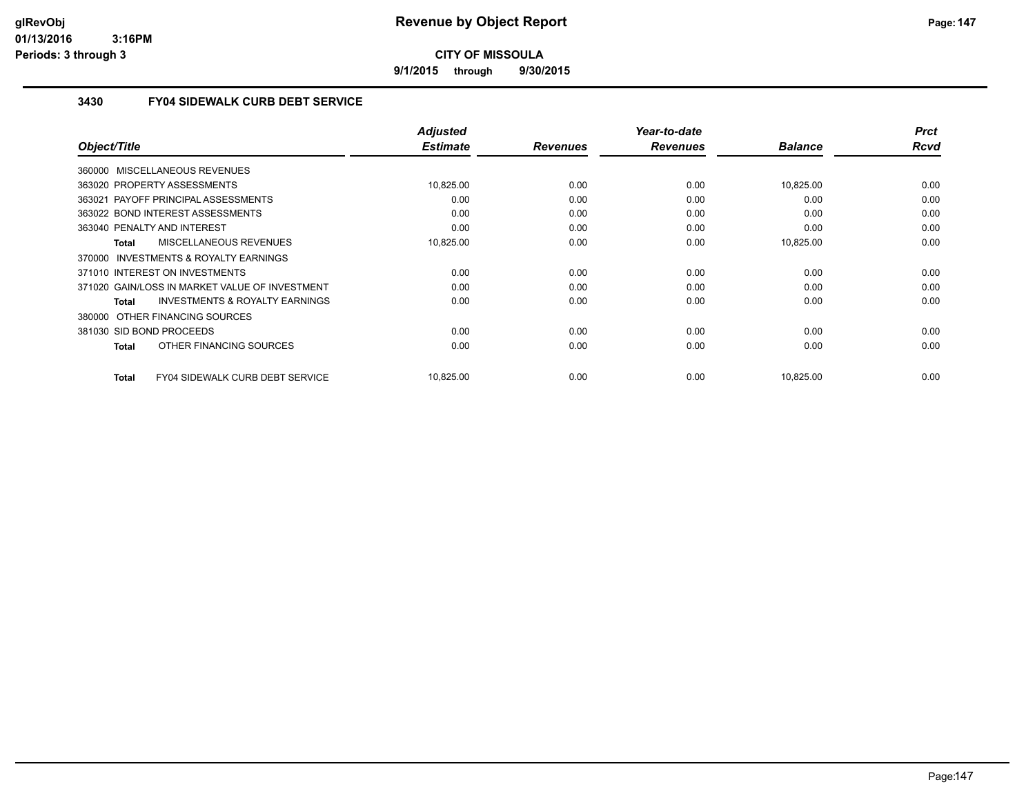# Revenue by Object Report

**CITY OF MISSOULA**

**9/1/2015 through 9/30/2015**

glRevObj
01/13/2016 3:16PM
Periods: 3 through 3

### 3430 FY04 SIDEWALK CURB DEBT SERVICE

| Object/Title | Adjusted Estimate | Revenues | Year-to-date Revenues | Balance | Prct Rcvd |
|---|---|---|---|---|---|
| 360000 MISCELLANEOUS REVENUES | | | | | |
| 363020 PROPERTY ASSESSMENTS | 10,825.00 | 0.00 | 0.00 | 10,825.00 | 0.00 |
| 363021 PAYOFF PRINCIPAL ASSESSMENTS | 0.00 | 0.00 | 0.00 | 0.00 | 0.00 |
| 363022 BOND INTEREST ASSESSMENTS | 0.00 | 0.00 | 0.00 | 0.00 | 0.00 |
| 363040 PENALTY AND INTEREST | 0.00 | 0.00 | 0.00 | 0.00 | 0.00 |
| **Total** MISCELLANEOUS REVENUES | 10,825.00 | 0.00 | 0.00 | 10,825.00 | 0.00 |
| 370000 INVESTMENTS & ROYALTY EARNINGS | | | | | |
| 371010 INTEREST ON INVESTMENTS | 0.00 | 0.00 | 0.00 | 0.00 | 0.00 |
| 371020 GAIN/LOSS IN MARKET VALUE OF INVESTMENT | 0.00 | 0.00 | 0.00 | 0.00 | 0.00 |
| **Total** INVESTMENTS & ROYALTY EARNINGS | 0.00 | 0.00 | 0.00 | 0.00 | 0.00 |
| 380000 OTHER FINANCING SOURCES | | | | | |
| 381030 SID BOND PROCEEDS | 0.00 | 0.00 | 0.00 | 0.00 | 0.00 |
| **Total** OTHER FINANCING SOURCES | 0.00 | 0.00 | 0.00 | 0.00 | 0.00 |
| **Total** FY04 SIDEWALK CURB DEBT SERVICE | 10,825.00 | 0.00 | 0.00 | 10,825.00 | 0.00 |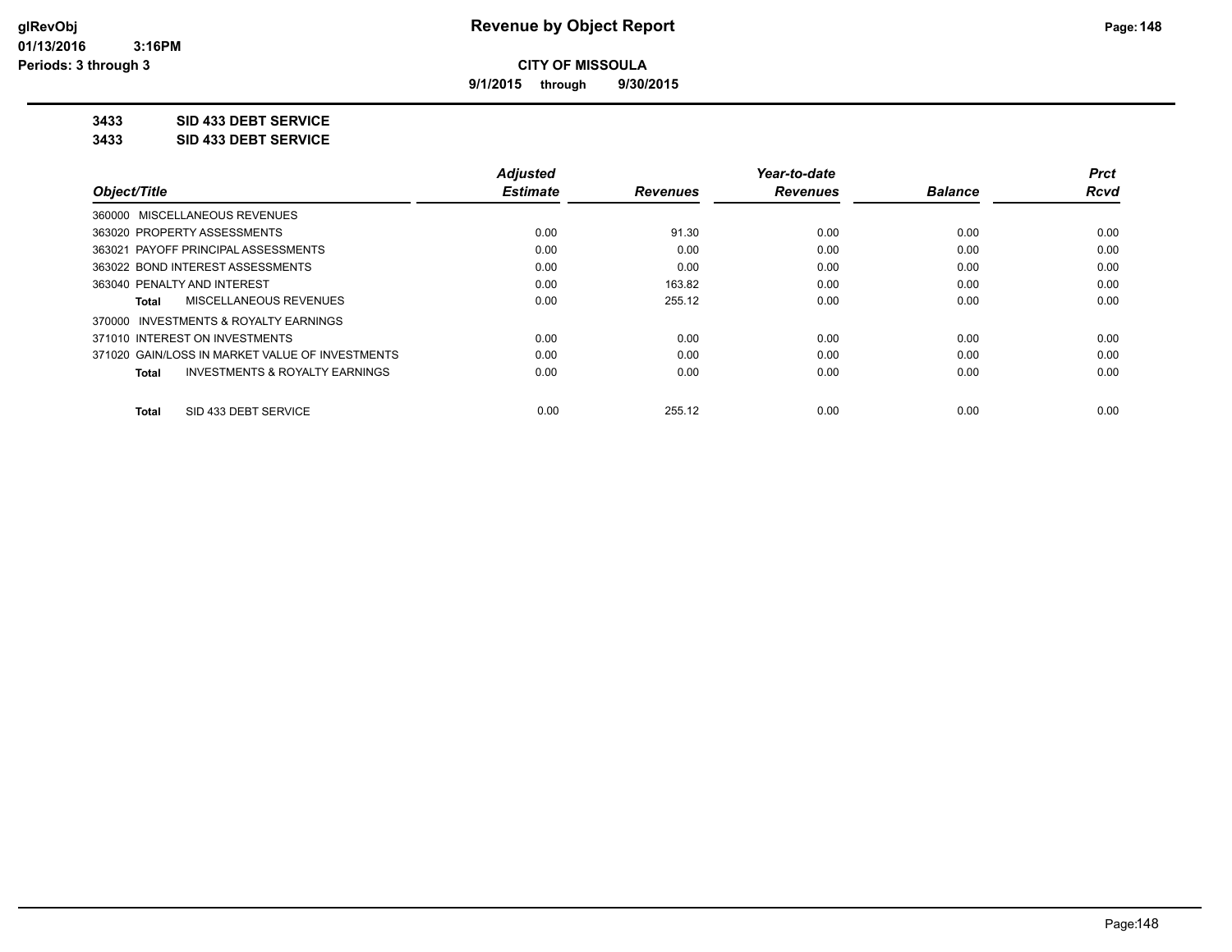**glRevObj**
**01/13/2016 3:16PM**
**Periods: 3 through 3**

# Revenue by Object Report

**CITY OF MISSOULA**

**9/1/2015 through 9/30/2015**

**3433 SID 433 DEBT SERVICE**

**3433 SID 433 DEBT SERVICE**

| Object/Title | Adjusted Estimate | Revenues | Year-to-date Revenues | Balance | Prct Rcvd |
|---|---|---|---|---|---|
| 360000 MISCELLANEOUS REVENUES | | | | | |
| 363020 PROPERTY ASSESSMENTS | 0.00 | 91.30 | 0.00 | 0.00 | 0.00 |
| 363021 PAYOFF PRINCIPAL ASSESSMENTS | 0.00 | 0.00 | 0.00 | 0.00 | 0.00 |
| 363022 BOND INTEREST ASSESSMENTS | 0.00 | 0.00 | 0.00 | 0.00 | 0.00 |
| 363040 PENALTY AND INTEREST | 0.00 | 163.82 | 0.00 | 0.00 | 0.00 |
| **Total** MISCELLANEOUS REVENUES | 0.00 | 255.12 | 0.00 | 0.00 | 0.00 |
| 370000 INVESTMENTS & ROYALTY EARNINGS | | | | | |
| 371010 INTEREST ON INVESTMENTS | 0.00 | 0.00 | 0.00 | 0.00 | 0.00 |
| 371020 GAIN/LOSS IN MARKET VALUE OF INVESTMENTS | 0.00 | 0.00 | 0.00 | 0.00 | 0.00 |
| **Total** INVESTMENTS & ROYALTY EARNINGS | 0.00 | 0.00 | 0.00 | 0.00 | 0.00 |
| **Total** SID 433 DEBT SERVICE | 0.00 | 255.12 | 0.00 | 0.00 | 0.00 |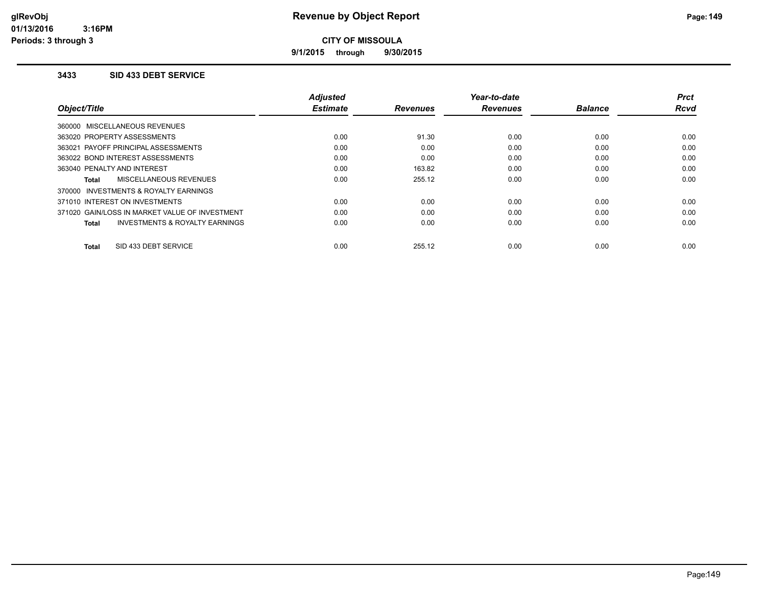# Revenue by Object Report

**CITY OF MISSOULA**

**9/1/2015 through 9/30/2015**

glRevObj
01/13/2016 3:16PM
Periods: 3 through 3

### 3433 SID 433 DEBT SERVICE

| Object/Title | Adjusted Estimate | Revenues | Year-to-date Revenues | Balance | Prct Rcvd |
|---|---|---|---|---|---|
| 360000 MISCELLANEOUS REVENUES | | | | | |
| 363020 PROPERTY ASSESSMENTS | 0.00 | 91.30 | 0.00 | 0.00 | 0.00 |
| 363021 PAYOFF PRINCIPAL ASSESSMENTS | 0.00 | 0.00 | 0.00 | 0.00 | 0.00 |
| 363022 BOND INTEREST ASSESSMENTS | 0.00 | 0.00 | 0.00 | 0.00 | 0.00 |
| 363040 PENALTY AND INTEREST | 0.00 | 163.82 | 0.00 | 0.00 | 0.00 |
| **Total** MISCELLANEOUS REVENUES | 0.00 | 255.12 | 0.00 | 0.00 | 0.00 |
| 370000 INVESTMENTS & ROYALTY EARNINGS | | | | | |
| 371010 INTEREST ON INVESTMENTS | 0.00 | 0.00 | 0.00 | 0.00 | 0.00 |
| 371020 GAIN/LOSS IN MARKET VALUE OF INVESTMENT | 0.00 | 0.00 | 0.00 | 0.00 | 0.00 |
| **Total** INVESTMENTS & ROYALTY EARNINGS | 0.00 | 0.00 | 0.00 | 0.00 | 0.00 |
| **Total** SID 433 DEBT SERVICE | 0.00 | 255.12 | 0.00 | 0.00 | 0.00 |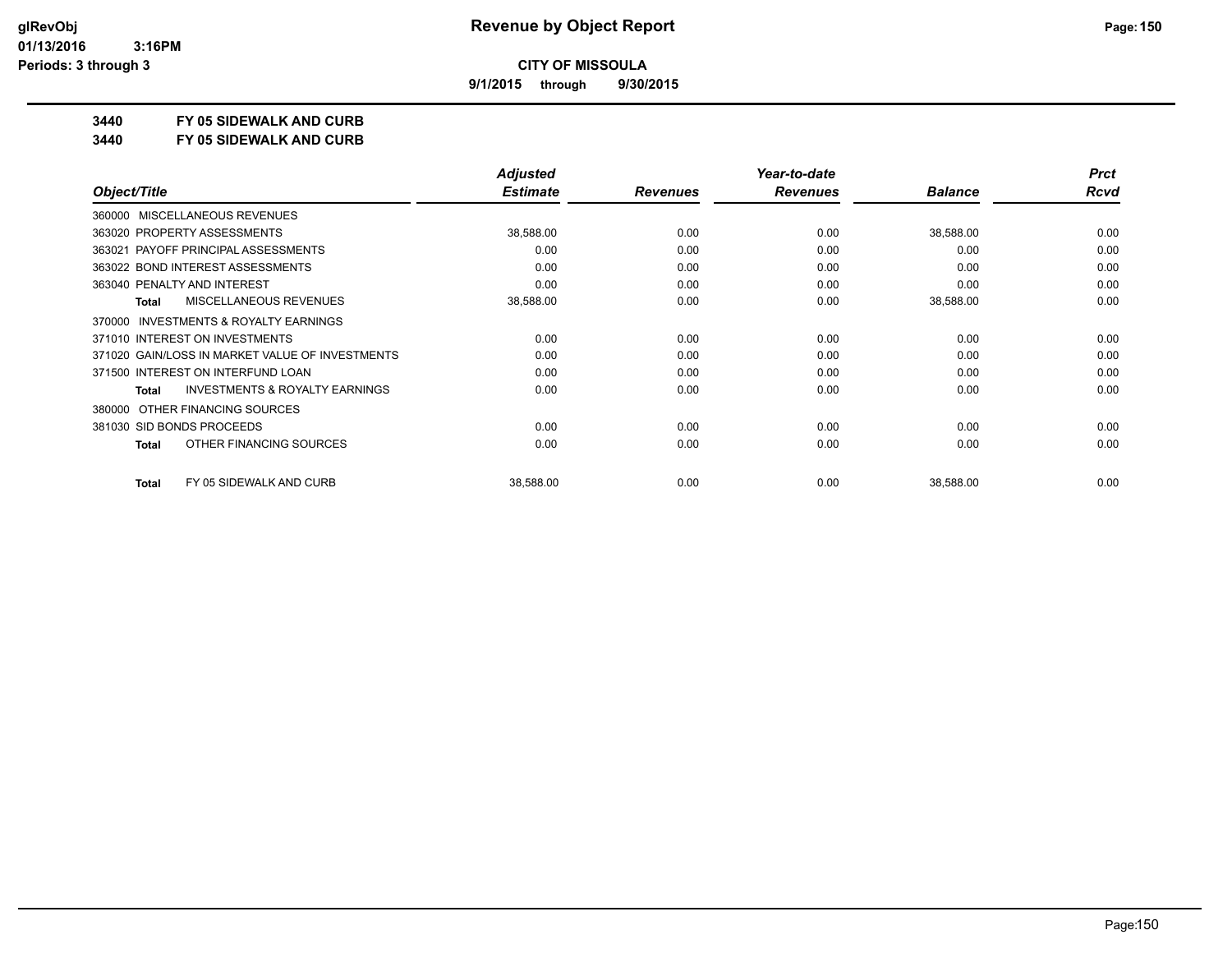# Revenue by Object Report

**CITY OF MISSOULA**

**9/1/2015 through 9/30/2015**

glRevObj
01/13/2016 3:16PM
Periods: 3 through 3

**3440 FY 05 SIDEWALK AND CURB**

**3440 FY 05 SIDEWALK AND CURB**

| Object/Title | Adjusted Estimate | Revenues | Year-to-date Revenues | Balance | Prct Rcvd |
|---|---|---|---|---|---|
| 360000 MISCELLANEOUS REVENUES | | | | | |
| 363020 PROPERTY ASSESSMENTS | 38,588.00 | 0.00 | 0.00 | 38,588.00 | 0.00 |
| 363021 PAYOFF PRINCIPAL ASSESSMENTS | 0.00 | 0.00 | 0.00 | 0.00 | 0.00 |
| 363022 BOND INTEREST ASSESSMENTS | 0.00 | 0.00 | 0.00 | 0.00 | 0.00 |
| 363040 PENALTY AND INTEREST | 0.00 | 0.00 | 0.00 | 0.00 | 0.00 |
| **Total** MISCELLANEOUS REVENUES | 38,588.00 | 0.00 | 0.00 | 38,588.00 | 0.00 |
| 370000 INVESTMENTS & ROYALTY EARNINGS | | | | | |
| 371010 INTEREST ON INVESTMENTS | 0.00 | 0.00 | 0.00 | 0.00 | 0.00 |
| 371020 GAIN/LOSS IN MARKET VALUE OF INVESTMENTS | 0.00 | 0.00 | 0.00 | 0.00 | 0.00 |
| 371500 INTEREST ON INTERFUND LOAN | 0.00 | 0.00 | 0.00 | 0.00 | 0.00 |
| **Total** INVESTMENTS & ROYALTY EARNINGS | 0.00 | 0.00 | 0.00 | 0.00 | 0.00 |
| 380000 OTHER FINANCING SOURCES | | | | | |
| 381030 SID BONDS PROCEEDS | 0.00 | 0.00 | 0.00 | 0.00 | 0.00 |
| **Total** OTHER FINANCING SOURCES | 0.00 | 0.00 | 0.00 | 0.00 | 0.00 |
| **Total** FY 05 SIDEWALK AND CURB | 38,588.00 | 0.00 | 0.00 | 38,588.00 | 0.00 |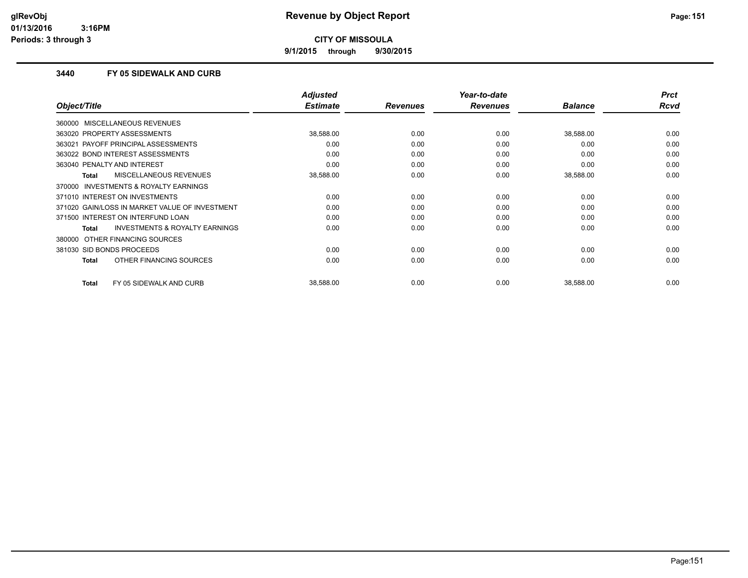# Revenue by Object Report

**CITY OF MISSOULA**

**9/1/2015 through 9/30/2015**

glRevObj
01/13/2016 3:16PM
Periods: 3 through 3

## 3440 FY 05 SIDEWALK AND CURB

| Object/Title | Adjusted Estimate | Revenues | Year-to-date Revenues | Balance | Prct Rcvd |
|---|---|---|---|---|---|
| 360000 MISCELLANEOUS REVENUES | | | | | |
| 363020 PROPERTY ASSESSMENTS | 38,588.00 | 0.00 | 0.00 | 38,588.00 | 0.00 |
| 363021 PAYOFF PRINCIPAL ASSESSMENTS | 0.00 | 0.00 | 0.00 | 0.00 | 0.00 |
| 363022 BOND INTEREST ASSESSMENTS | 0.00 | 0.00 | 0.00 | 0.00 | 0.00 |
| 363040 PENALTY AND INTEREST | 0.00 | 0.00 | 0.00 | 0.00 | 0.00 |
| **Total** MISCELLANEOUS REVENUES | 38,588.00 | 0.00 | 0.00 | 38,588.00 | 0.00 |
| 370000 INVESTMENTS & ROYALTY EARNINGS | | | | | |
| 371010 INTEREST ON INVESTMENTS | 0.00 | 0.00 | 0.00 | 0.00 | 0.00 |
| 371020 GAIN/LOSS IN MARKET VALUE OF INVESTMENT | 0.00 | 0.00 | 0.00 | 0.00 | 0.00 |
| 371500 INTEREST ON INTERFUND LOAN | 0.00 | 0.00 | 0.00 | 0.00 | 0.00 |
| **Total** INVESTMENTS & ROYALTY EARNINGS | 0.00 | 0.00 | 0.00 | 0.00 | 0.00 |
| 380000 OTHER FINANCING SOURCES | | | | | |
| 381030 SID BONDS PROCEEDS | 0.00 | 0.00 | 0.00 | 0.00 | 0.00 |
| **Total** OTHER FINANCING SOURCES | 0.00 | 0.00 | 0.00 | 0.00 | 0.00 |
| **Total** FY 05 SIDEWALK AND CURB | 38,588.00 | 0.00 | 0.00 | 38,588.00 | 0.00 |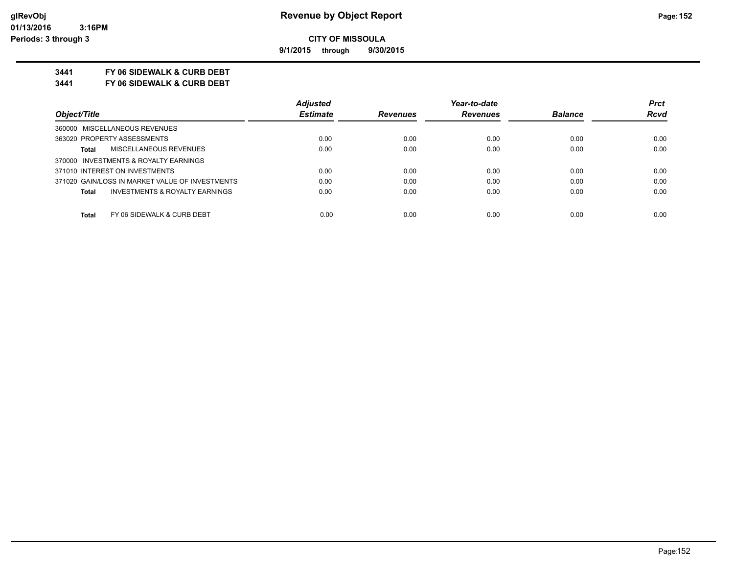# Revenue by Object Report

glRevObj
01/13/2016 3:16PM
Periods: 3 through 3

**CITY OF MISSOULA**

**9/1/2015 through 9/30/2015**

**3441 FY 06 SIDEWALK & CURB DEBT**

**3441 FY 06 SIDEWALK & CURB DEBT**

| Object/Title | Adjusted Estimate | Revenues | Year-to-date Revenues | Balance | Prct Rcvd |
|---|---|---|---|---|---|
| 360000 MISCELLANEOUS REVENUES | | | | | |
| 363020 PROPERTY ASSESSMENTS | 0.00 | 0.00 | 0.00 | 0.00 | 0.00 |
| **Total** MISCELLANEOUS REVENUES | 0.00 | 0.00 | 0.00 | 0.00 | 0.00 |
| 370000 INVESTMENTS & ROYALTY EARNINGS | | | | | |
| 371010 INTEREST ON INVESTMENTS | 0.00 | 0.00 | 0.00 | 0.00 | 0.00 |
| 371020 GAIN/LOSS IN MARKET VALUE OF INVESTMENTS | 0.00 | 0.00 | 0.00 | 0.00 | 0.00 |
| **Total** INVESTMENTS & ROYALTY EARNINGS | 0.00 | 0.00 | 0.00 | 0.00 | 0.00 |
| **Total** FY 06 SIDEWALK & CURB DEBT | 0.00 | 0.00 | 0.00 | 0.00 | 0.00 |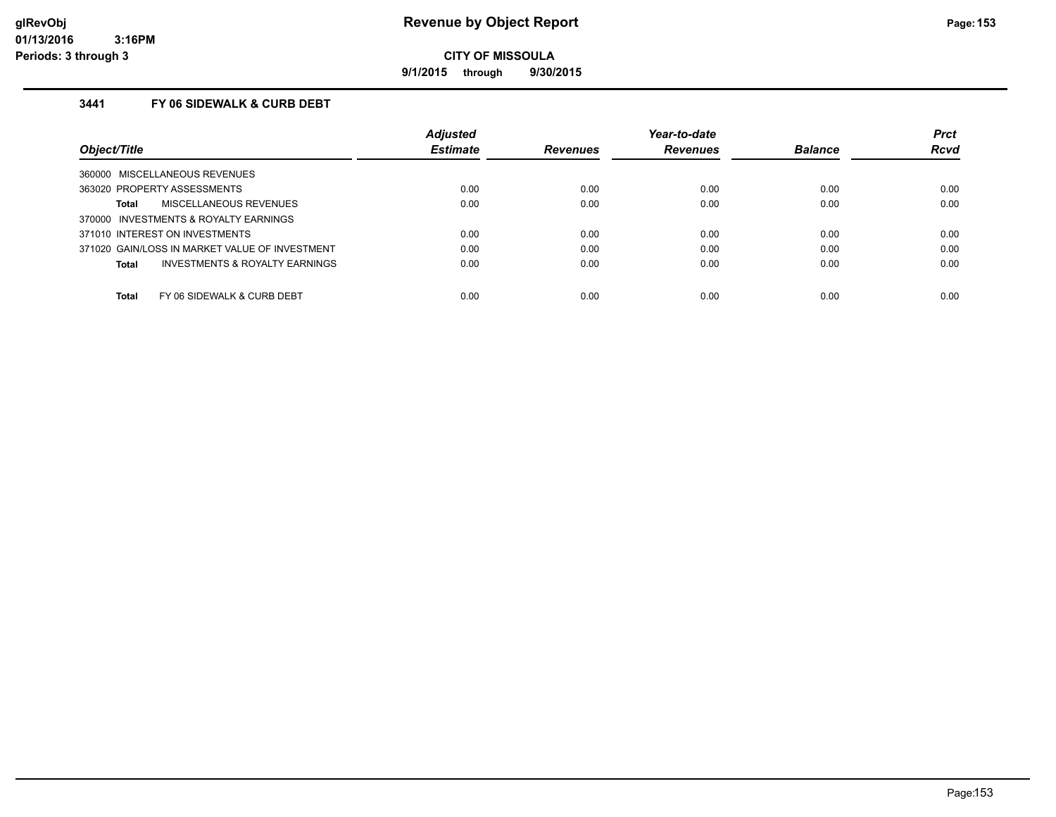# Revenue by Object Report

**CITY OF MISSOULA**

**9/1/2015 through 9/30/2015**

### 3441 FY 06 SIDEWALK & CURB DEBT

| Object/Title | Adjusted Estimate | Revenues | Year-to-date Revenues | Balance | Prct Rcvd |
|---|---|---|---|---|---|
| 360000 MISCELLANEOUS REVENUES | | | | | |
| 363020 PROPERTY ASSESSMENTS | 0.00 | 0.00 | 0.00 | 0.00 | 0.00 |
| **Total** MISCELLANEOUS REVENUES | 0.00 | 0.00 | 0.00 | 0.00 | 0.00 |
| 370000 INVESTMENTS & ROYALTY EARNINGS | | | | | |
| 371010 INTEREST ON INVESTMENTS | 0.00 | 0.00 | 0.00 | 0.00 | 0.00 |
| 371020 GAIN/LOSS IN MARKET VALUE OF INVESTMENT | 0.00 | 0.00 | 0.00 | 0.00 | 0.00 |
| **Total** INVESTMENTS & ROYALTY EARNINGS | 0.00 | 0.00 | 0.00 | 0.00 | 0.00 |
| **Total** FY 06 SIDEWALK & CURB DEBT | 0.00 | 0.00 | 0.00 | 0.00 | 0.00 |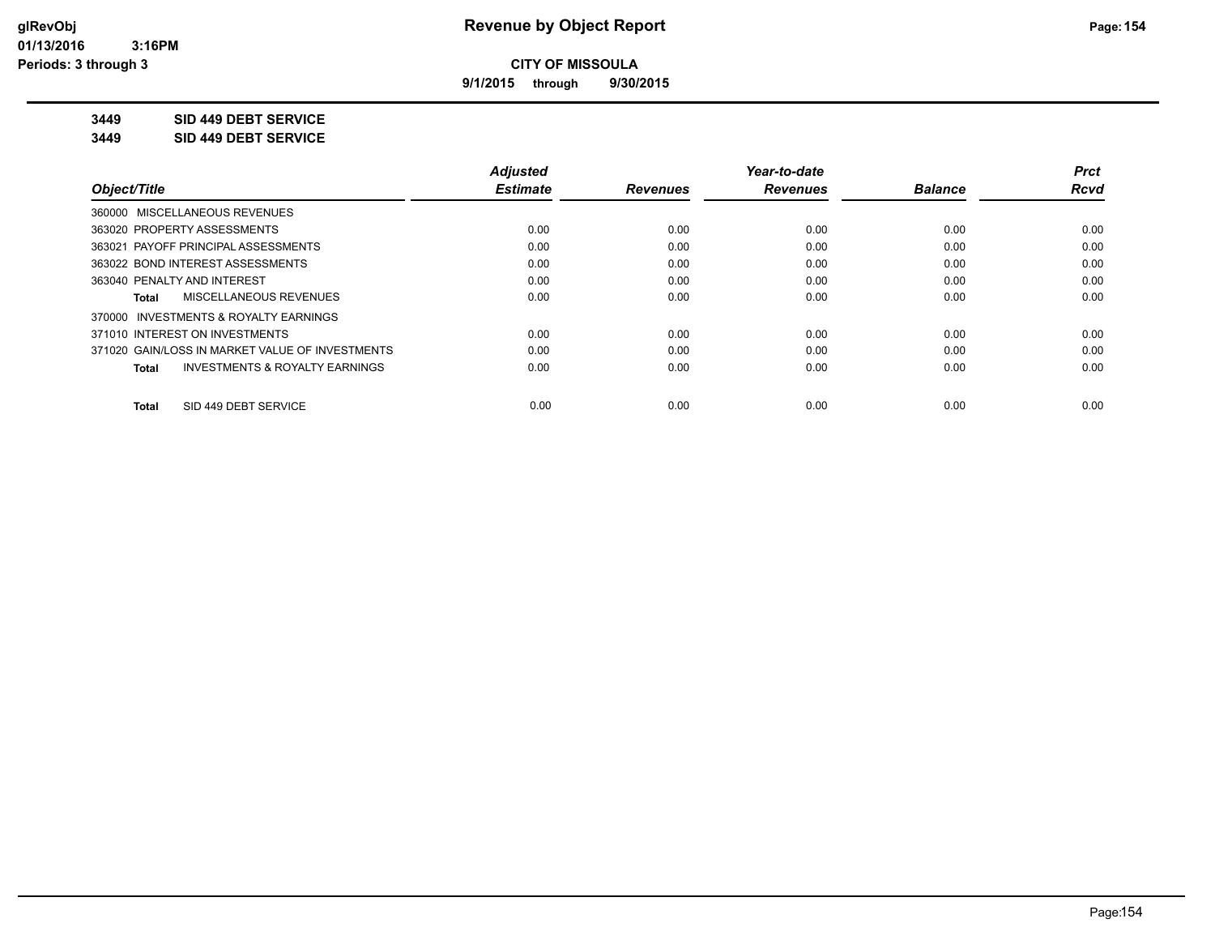**CITY OF MISSOULA**

**9/1/2015 through 9/30/2015**

**3449 SID 449 DEBT SERVICE**

**3449 SID 449 DEBT SERVICE**

| Object/Title | Adjusted Estimate | Revenues | Year-to-date Revenues | Balance | Prct Rcvd |
|---|---|---|---|---|---|
| 360000 MISCELLANEOUS REVENUES | | | | | |
| 363020 PROPERTY ASSESSMENTS | 0.00 | 0.00 | 0.00 | 0.00 | 0.00 |
| 363021 PAYOFF PRINCIPAL ASSESSMENTS | 0.00 | 0.00 | 0.00 | 0.00 | 0.00 |
| 363022 BOND INTEREST ASSESSMENTS | 0.00 | 0.00 | 0.00 | 0.00 | 0.00 |
| 363040 PENALTY AND INTEREST | 0.00 | 0.00 | 0.00 | 0.00 | 0.00 |
| **Total** MISCELLANEOUS REVENUES | 0.00 | 0.00 | 0.00 | 0.00 | 0.00 |
| 370000 INVESTMENTS & ROYALTY EARNINGS | | | | | |
| 371010 INTEREST ON INVESTMENTS | 0.00 | 0.00 | 0.00 | 0.00 | 0.00 |
| 371020 GAIN/LOSS IN MARKET VALUE OF INVESTMENTS | 0.00 | 0.00 | 0.00 | 0.00 | 0.00 |
| **Total** INVESTMENTS & ROYALTY EARNINGS | 0.00 | 0.00 | 0.00 | 0.00 | 0.00 |
| **Total** SID 449 DEBT SERVICE | 0.00 | 0.00 | 0.00 | 0.00 | 0.00 |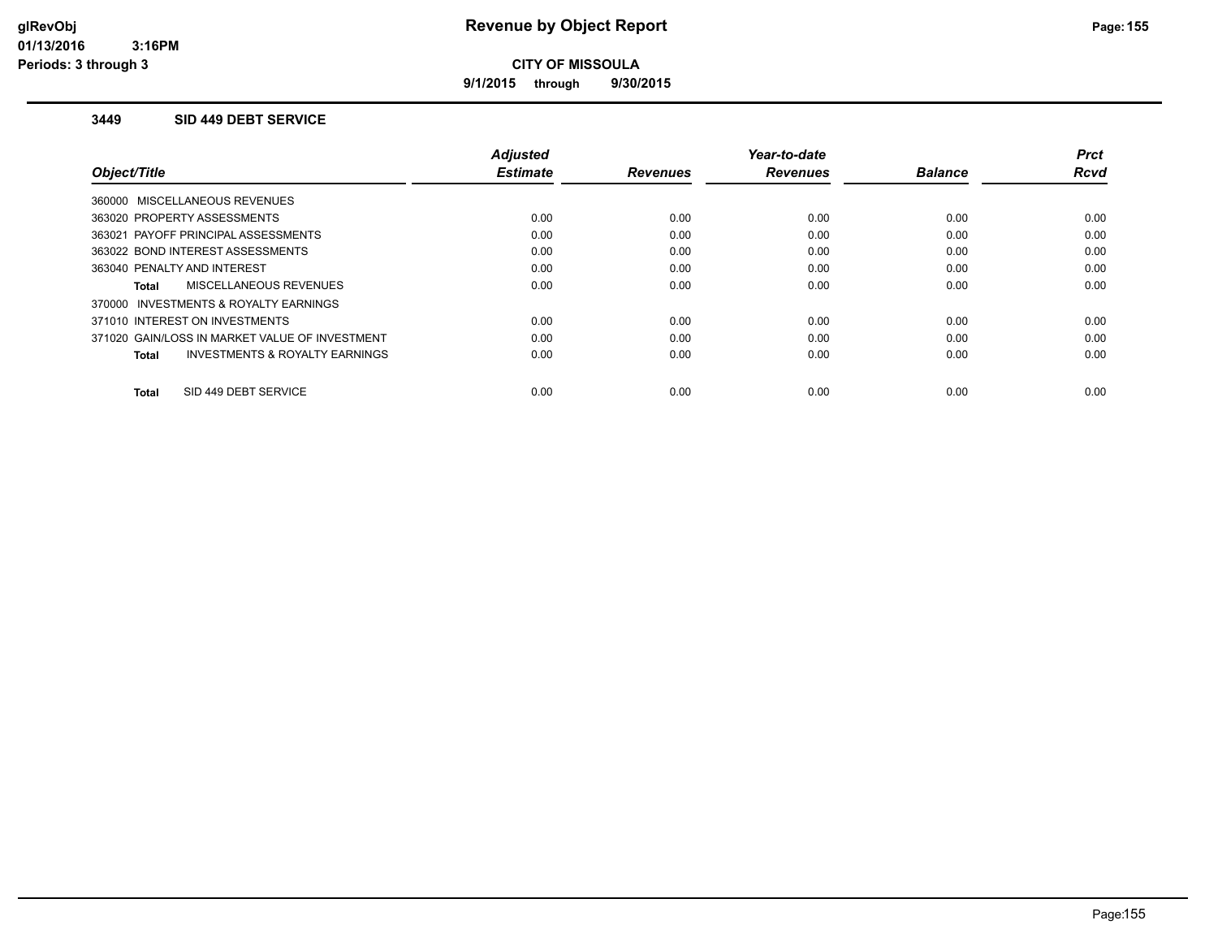**CITY OF MISSOULA**

**9/1/2015 through 9/30/2015**

### 3449 SID 449 DEBT SERVICE

| Object/Title | Adjusted Estimate | Revenues | Year-to-date Revenues | Balance | Prct Rcvd |
|---|---|---|---|---|---|
| 360000 MISCELLANEOUS REVENUES | | | | | |
| 363020 PROPERTY ASSESSMENTS | 0.00 | 0.00 | 0.00 | 0.00 | 0.00 |
| 363021 PAYOFF PRINCIPAL ASSESSMENTS | 0.00 | 0.00 | 0.00 | 0.00 | 0.00 |
| 363022 BOND INTEREST ASSESSMENTS | 0.00 | 0.00 | 0.00 | 0.00 | 0.00 |
| 363040 PENALTY AND INTEREST | 0.00 | 0.00 | 0.00 | 0.00 | 0.00 |
| **Total** MISCELLANEOUS REVENUES | 0.00 | 0.00 | 0.00 | 0.00 | 0.00 |
| 370000 INVESTMENTS & ROYALTY EARNINGS | | | | | |
| 371010 INTEREST ON INVESTMENTS | 0.00 | 0.00 | 0.00 | 0.00 | 0.00 |
| 371020 GAIN/LOSS IN MARKET VALUE OF INVESTMENT | 0.00 | 0.00 | 0.00 | 0.00 | 0.00 |
| **Total** INVESTMENTS & ROYALTY EARNINGS | 0.00 | 0.00 | 0.00 | 0.00 | 0.00 |
| **Total** SID 449 DEBT SERVICE | 0.00 | 0.00 | 0.00 | 0.00 | 0.00 |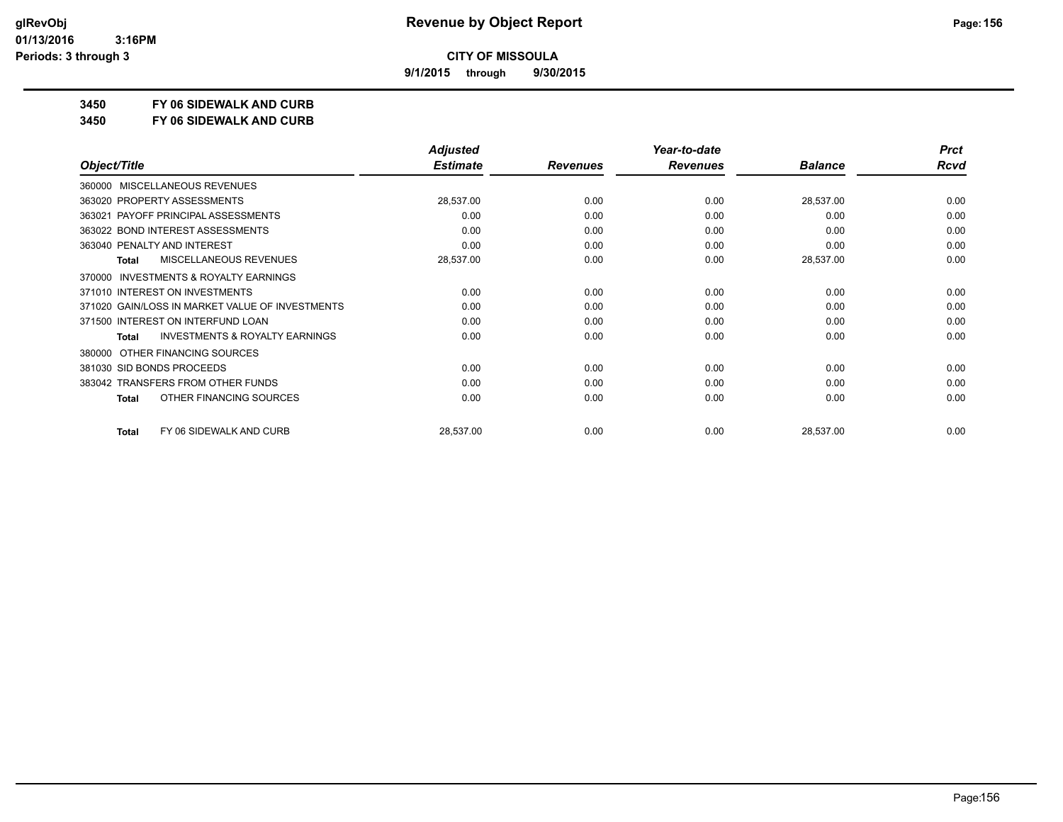# CITY OF MISSOULA

**9/1/2015 through 9/30/2015**

## 3450 FY 06 SIDEWALK AND CURB

## 3450 FY 06 SIDEWALK AND CURB

| Object/Title | Adjusted Estimate | Revenues | Year-to-date Revenues | Balance | Prct Rcvd |
|---|---|---|---|---|---|
| 360000 MISCELLANEOUS REVENUES | | | | | |
| 363020 PROPERTY ASSESSMENTS | 28,537.00 | 0.00 | 0.00 | 28,537.00 | 0.00 |
| 363021 PAYOFF PRINCIPAL ASSESSMENTS | 0.00 | 0.00 | 0.00 | 0.00 | 0.00 |
| 363022 BOND INTEREST ASSESSMENTS | 0.00 | 0.00 | 0.00 | 0.00 | 0.00 |
| 363040 PENALTY AND INTEREST | 0.00 | 0.00 | 0.00 | 0.00 | 0.00 |
| **Total** MISCELLANEOUS REVENUES | 28,537.00 | 0.00 | 0.00 | 28,537.00 | 0.00 |
| 370000 INVESTMENTS & ROYALTY EARNINGS | | | | | |
| 371010 INTEREST ON INVESTMENTS | 0.00 | 0.00 | 0.00 | 0.00 | 0.00 |
| 371020 GAIN/LOSS IN MARKET VALUE OF INVESTMENTS | 0.00 | 0.00 | 0.00 | 0.00 | 0.00 |
| 371500 INTEREST ON INTERFUND LOAN | 0.00 | 0.00 | 0.00 | 0.00 | 0.00 |
| **Total** INVESTMENTS & ROYALTY EARNINGS | 0.00 | 0.00 | 0.00 | 0.00 | 0.00 |
| 380000 OTHER FINANCING SOURCES | | | | | |
| 381030 SID BONDS PROCEEDS | 0.00 | 0.00 | 0.00 | 0.00 | 0.00 |
| 383042 TRANSFERS FROM OTHER FUNDS | 0.00 | 0.00 | 0.00 | 0.00 | 0.00 |
| **Total** OTHER FINANCING SOURCES | 0.00 | 0.00 | 0.00 | 0.00 | 0.00 |
| **Total** FY 06 SIDEWALK AND CURB | 28,537.00 | 0.00 | 0.00 | 28,537.00 | 0.00 |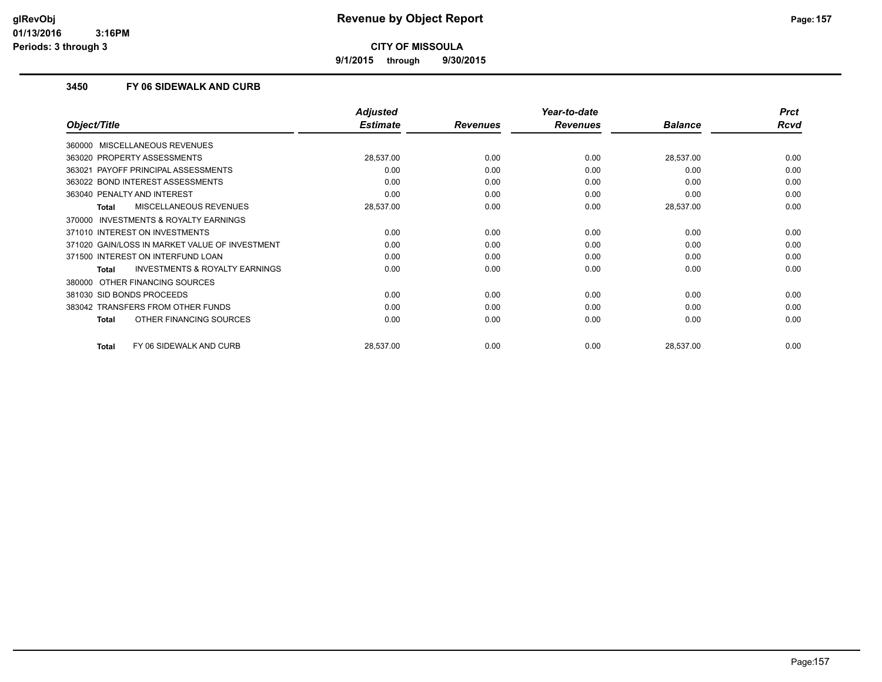**Revenue by Object Report**

**CITY OF MISSOULA**

**9/1/2015 through 9/30/2015**

glRevObj
01/13/2016 3:16PM
Periods: 3 through 3

## 3450 FY 06 SIDEWALK AND CURB

| Object/Title | Adjusted Estimate | Revenues | Year-to-date Revenues | Balance | Prct Rcvd |
|---|---|---|---|---|---|
| 360000 MISCELLANEOUS REVENUES | | | | | |
| 363020 PROPERTY ASSESSMENTS | 28,537.00 | 0.00 | 0.00 | 28,537.00 | 0.00 |
| 363021 PAYOFF PRINCIPAL ASSESSMENTS | 0.00 | 0.00 | 0.00 | 0.00 | 0.00 |
| 363022 BOND INTEREST ASSESSMENTS | 0.00 | 0.00 | 0.00 | 0.00 | 0.00 |
| 363040 PENALTY AND INTEREST | 0.00 | 0.00 | 0.00 | 0.00 | 0.00 |
| **Total** MISCELLANEOUS REVENUES | 28,537.00 | 0.00 | 0.00 | 28,537.00 | 0.00 |
| 370000 INVESTMENTS & ROYALTY EARNINGS | | | | | |
| 371010 INTEREST ON INVESTMENTS | 0.00 | 0.00 | 0.00 | 0.00 | 0.00 |
| 371020 GAIN/LOSS IN MARKET VALUE OF INVESTMENT | 0.00 | 0.00 | 0.00 | 0.00 | 0.00 |
| 371500 INTEREST ON INTERFUND LOAN | 0.00 | 0.00 | 0.00 | 0.00 | 0.00 |
| **Total** INVESTMENTS & ROYALTY EARNINGS | 0.00 | 0.00 | 0.00 | 0.00 | 0.00 |
| 380000 OTHER FINANCING SOURCES | | | | | |
| 381030 SID BONDS PROCEEDS | 0.00 | 0.00 | 0.00 | 0.00 | 0.00 |
| 383042 TRANSFERS FROM OTHER FUNDS | 0.00 | 0.00 | 0.00 | 0.00 | 0.00 |
| **Total** OTHER FINANCING SOURCES | 0.00 | 0.00 | 0.00 | 0.00 | 0.00 |
| **Total** FY 06 SIDEWALK AND CURB | 28,537.00 | 0.00 | 0.00 | 28,537.00 | 0.00 |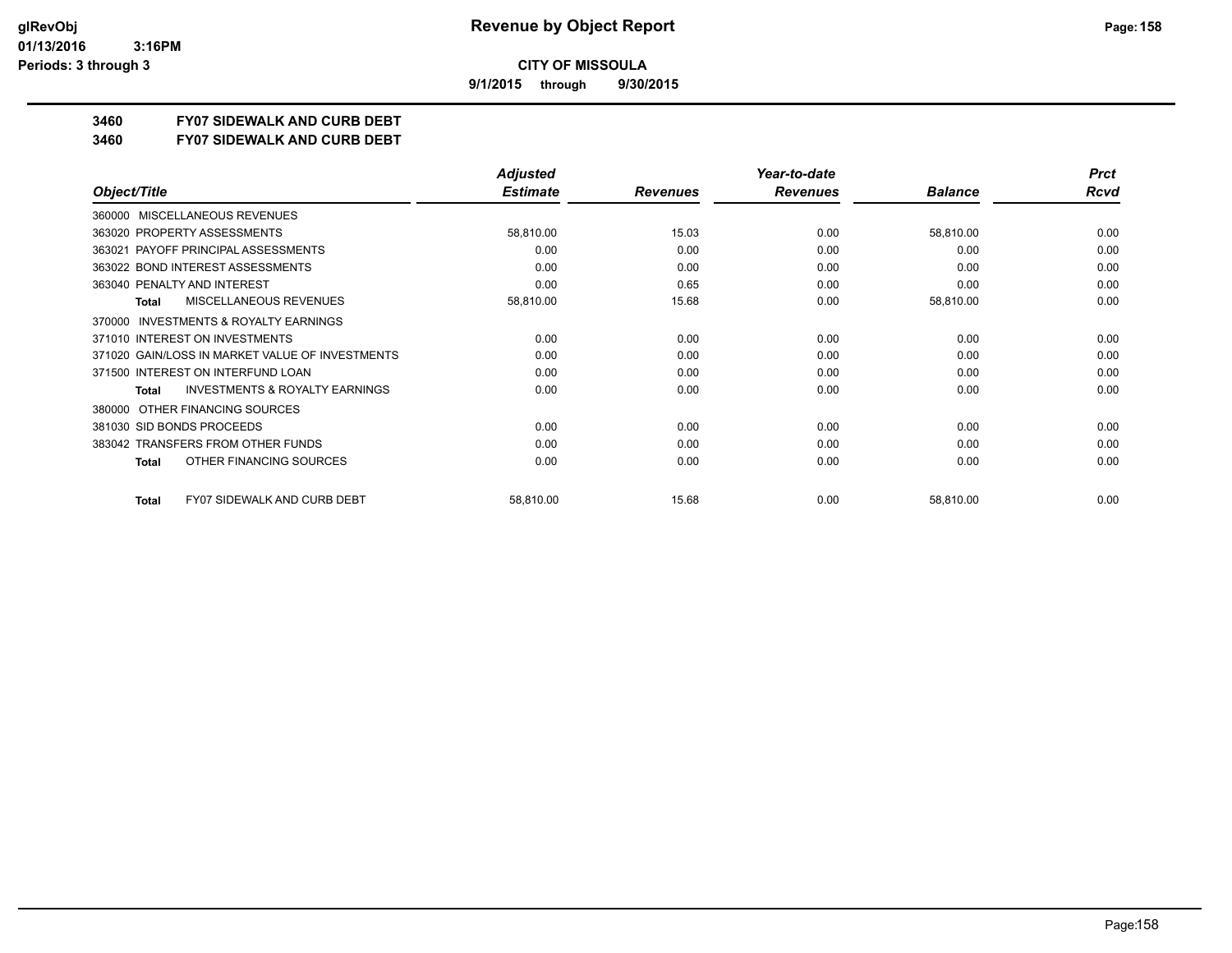# CITY OF MISSOULA

**9/1/2015 through 9/30/2015**

## 3460 FY07 SIDEWALK AND CURB DEBT
## 3460 FY07 SIDEWALK AND CURB DEBT

| Object/Title | Adjusted Estimate | Revenues | Year-to-date Revenues | Balance | Prct Rcvd |
|---|---|---|---|---|---|
| 360000 MISCELLANEOUS REVENUES | | | | | |
| 363020 PROPERTY ASSESSMENTS | 58,810.00 | 15.03 | 0.00 | 58,810.00 | 0.00 |
| 363021 PAYOFF PRINCIPAL ASSESSMENTS | 0.00 | 0.00 | 0.00 | 0.00 | 0.00 |
| 363022 BOND INTEREST ASSESSMENTS | 0.00 | 0.00 | 0.00 | 0.00 | 0.00 |
| 363040 PENALTY AND INTEREST | 0.00 | 0.65 | 0.00 | 0.00 | 0.00 |
| **Total** MISCELLANEOUS REVENUES | 58,810.00 | 15.68 | 0.00 | 58,810.00 | 0.00 |
| 370000 INVESTMENTS & ROYALTY EARNINGS | | | | | |
| 371010 INTEREST ON INVESTMENTS | 0.00 | 0.00 | 0.00 | 0.00 | 0.00 |
| 371020 GAIN/LOSS IN MARKET VALUE OF INVESTMENTS | 0.00 | 0.00 | 0.00 | 0.00 | 0.00 |
| 371500 INTEREST ON INTERFUND LOAN | 0.00 | 0.00 | 0.00 | 0.00 | 0.00 |
| **Total** INVESTMENTS & ROYALTY EARNINGS | 0.00 | 0.00 | 0.00 | 0.00 | 0.00 |
| 380000 OTHER FINANCING SOURCES | | | | | |
| 381030 SID BONDS PROCEEDS | 0.00 | 0.00 | 0.00 | 0.00 | 0.00 |
| 383042 TRANSFERS FROM OTHER FUNDS | 0.00 | 0.00 | 0.00 | 0.00 | 0.00 |
| **Total** OTHER FINANCING SOURCES | 0.00 | 0.00 | 0.00 | 0.00 | 0.00 |
| **Total** FY07 SIDEWALK AND CURB DEBT | 58,810.00 | 15.68 | 0.00 | 58,810.00 | 0.00 |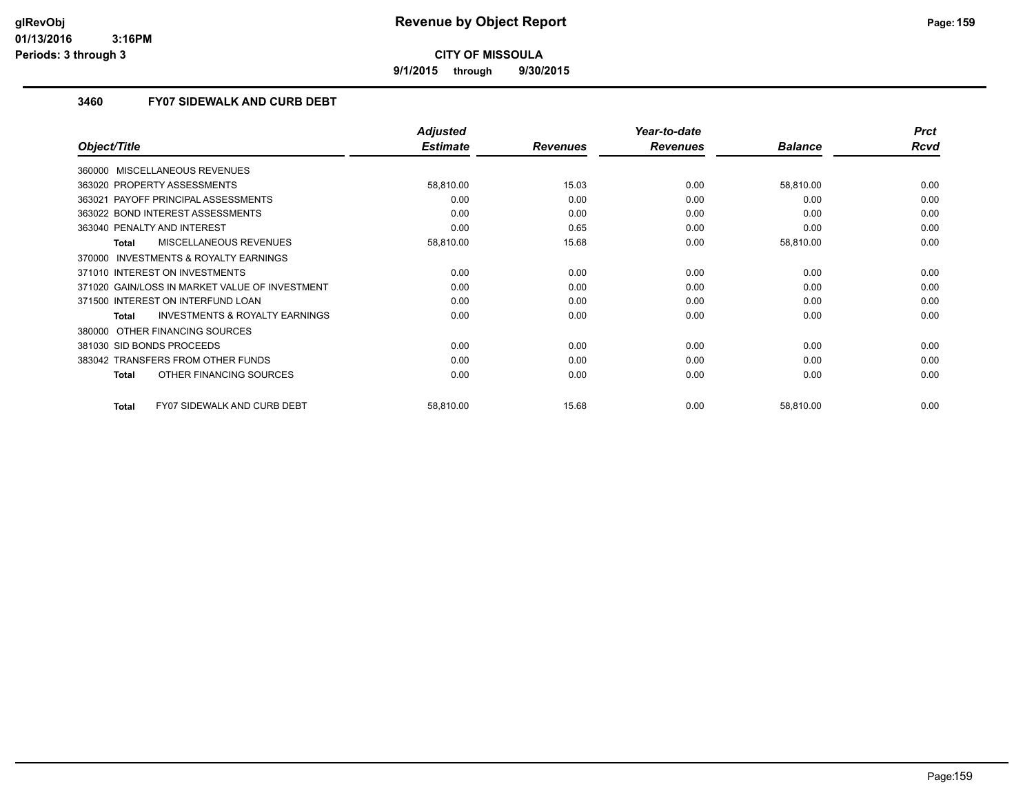# Revenue by Object Report

**CITY OF MISSOULA**

**9/1/2015 through 9/30/2015**

glRevObj
01/13/2016 3:16PM
Periods: 3 through 3

### 3460 FY07 SIDEWALK AND CURB DEBT

| Object/Title | Adjusted Estimate | Revenues | Year-to-date Revenues | Balance | Prct Rcvd |
|---|---|---|---|---|---|
| 360000 MISCELLANEOUS REVENUES | | | | | |
| 363020 PROPERTY ASSESSMENTS | 58,810.00 | 15.03 | 0.00 | 58,810.00 | 0.00 |
| 363021 PAYOFF PRINCIPAL ASSESSMENTS | 0.00 | 0.00 | 0.00 | 0.00 | 0.00 |
| 363022 BOND INTEREST ASSESSMENTS | 0.00 | 0.00 | 0.00 | 0.00 | 0.00 |
| 363040 PENALTY AND INTEREST | 0.00 | 0.65 | 0.00 | 0.00 | 0.00 |
| **Total** MISCELLANEOUS REVENUES | 58,810.00 | 15.68 | 0.00 | 58,810.00 | 0.00 |
| 370000 INVESTMENTS & ROYALTY EARNINGS | | | | | |
| 371010 INTEREST ON INVESTMENTS | 0.00 | 0.00 | 0.00 | 0.00 | 0.00 |
| 371020 GAIN/LOSS IN MARKET VALUE OF INVESTMENT | 0.00 | 0.00 | 0.00 | 0.00 | 0.00 |
| 371500 INTEREST ON INTERFUND LOAN | 0.00 | 0.00 | 0.00 | 0.00 | 0.00 |
| **Total** INVESTMENTS & ROYALTY EARNINGS | 0.00 | 0.00 | 0.00 | 0.00 | 0.00 |
| 380000 OTHER FINANCING SOURCES | | | | | |
| 381030 SID BONDS PROCEEDS | 0.00 | 0.00 | 0.00 | 0.00 | 0.00 |
| 383042 TRANSFERS FROM OTHER FUNDS | 0.00 | 0.00 | 0.00 | 0.00 | 0.00 |
| **Total** OTHER FINANCING SOURCES | 0.00 | 0.00 | 0.00 | 0.00 | 0.00 |
| **Total** FY07 SIDEWALK AND CURB DEBT | 58,810.00 | 15.68 | 0.00 | 58,810.00 | 0.00 |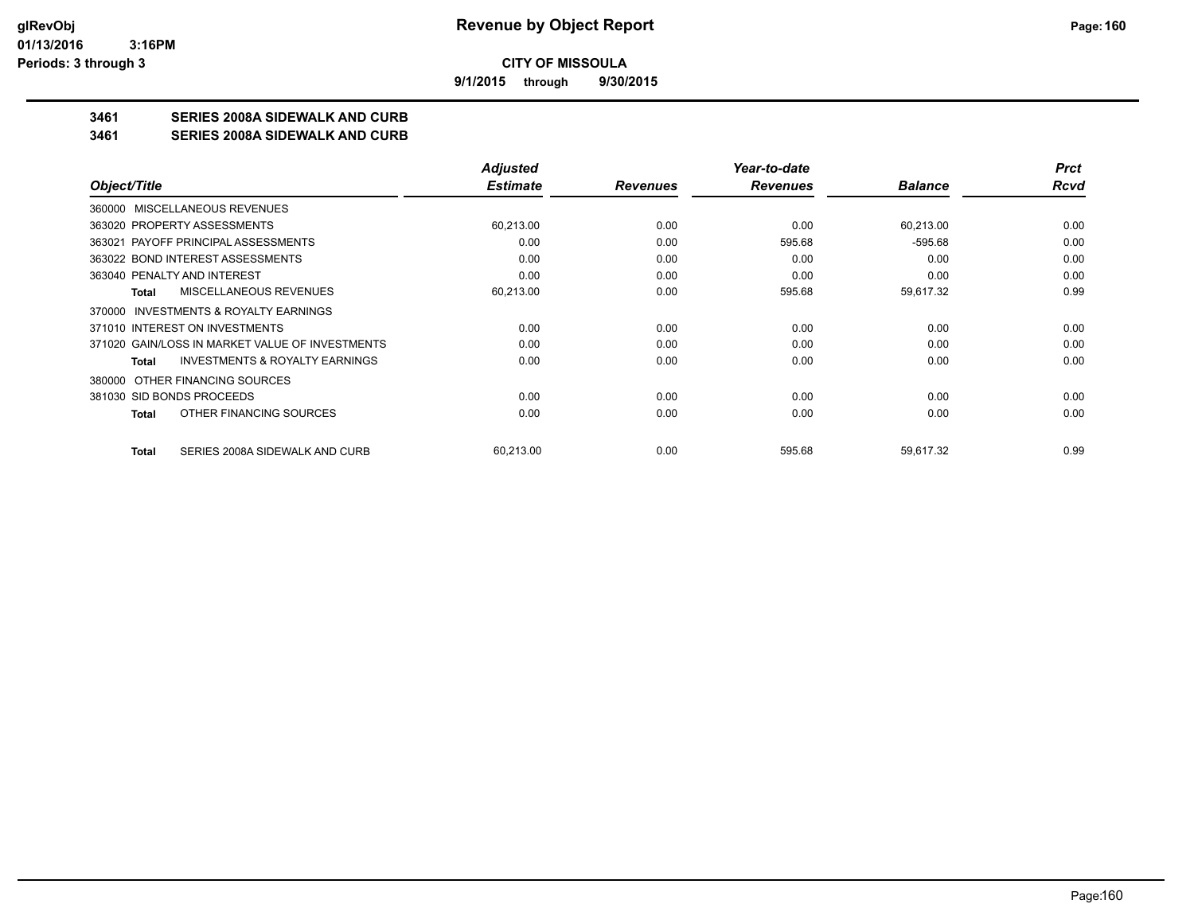**CITY OF MISSOULA**

**9/1/2015 through 9/30/2015**

## 3461 SERIES 2008A SIDEWALK AND CURB
## 3461 SERIES 2008A SIDEWALK AND CURB

| Object/Title | Adjusted Estimate | Revenues | Year-to-date Revenues | Balance | Prct Rcvd |
|---|---|---|---|---|---|
| 360000 MISCELLANEOUS REVENUES | | | | | |
| 363020 PROPERTY ASSESSMENTS | 60,213.00 | 0.00 | 0.00 | 60,213.00 | 0.00 |
| 363021 PAYOFF PRINCIPAL ASSESSMENTS | 0.00 | 0.00 | 595.68 | -595.68 | 0.00 |
| 363022 BOND INTEREST ASSESSMENTS | 0.00 | 0.00 | 0.00 | 0.00 | 0.00 |
| 363040 PENALTY AND INTEREST | 0.00 | 0.00 | 0.00 | 0.00 | 0.00 |
| **Total** MISCELLANEOUS REVENUES | 60,213.00 | 0.00 | 595.68 | 59,617.32 | 0.99 |
| 370000 INVESTMENTS & ROYALTY EARNINGS | | | | | |
| 371010 INTEREST ON INVESTMENTS | 0.00 | 0.00 | 0.00 | 0.00 | 0.00 |
| 371020 GAIN/LOSS IN MARKET VALUE OF INVESTMENTS | 0.00 | 0.00 | 0.00 | 0.00 | 0.00 |
| **Total** INVESTMENTS & ROYALTY EARNINGS | 0.00 | 0.00 | 0.00 | 0.00 | 0.00 |
| 380000 OTHER FINANCING SOURCES | | | | | |
| 381030 SID BONDS PROCEEDS | 0.00 | 0.00 | 0.00 | 0.00 | 0.00 |
| **Total** OTHER FINANCING SOURCES | 0.00 | 0.00 | 0.00 | 0.00 | 0.00 |
| **Total** SERIES 2008A SIDEWALK AND CURB | 60,213.00 | 0.00 | 595.68 | 59,617.32 | 0.99 |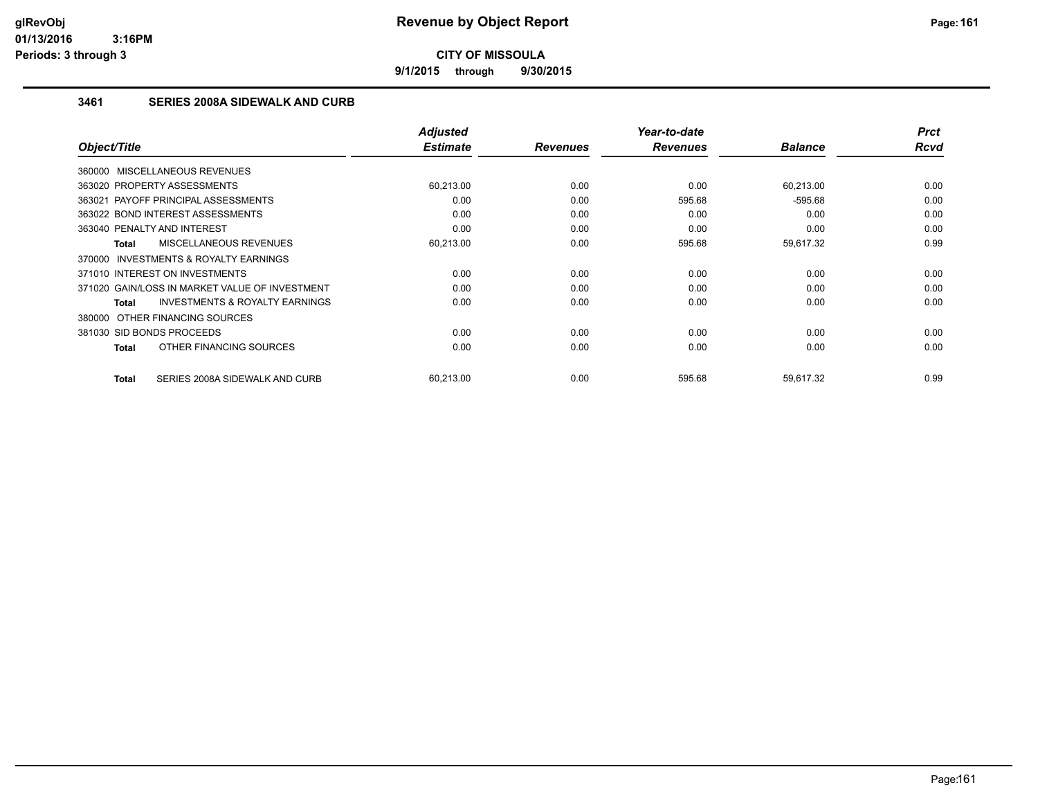# Revenue by Object Report

**CITY OF MISSOULA**

**9/1/2015 through 9/30/2015**

glRevObj
01/13/2016 3:16PM
Periods: 3 through 3

### 3461 SERIES 2008A SIDEWALK AND CURB

| Object/Title | Adjusted Estimate | Revenues | Year-to-date Revenues | Balance | Prct Rcvd |
|---|---|---|---|---|---|
| 360000 MISCELLANEOUS REVENUES | | | | | |
| 363020 PROPERTY ASSESSMENTS | 60,213.00 | 0.00 | 0.00 | 60,213.00 | 0.00 |
| 363021 PAYOFF PRINCIPAL ASSESSMENTS | 0.00 | 0.00 | 595.68 | -595.68 | 0.00 |
| 363022 BOND INTEREST ASSESSMENTS | 0.00 | 0.00 | 0.00 | 0.00 | 0.00 |
| 363040 PENALTY AND INTEREST | 0.00 | 0.00 | 0.00 | 0.00 | 0.00 |
| **Total** MISCELLANEOUS REVENUES | 60,213.00 | 0.00 | 595.68 | 59,617.32 | 0.99 |
| 370000 INVESTMENTS & ROYALTY EARNINGS | | | | | |
| 371010 INTEREST ON INVESTMENTS | 0.00 | 0.00 | 0.00 | 0.00 | 0.00 |
| 371020 GAIN/LOSS IN MARKET VALUE OF INVESTMENT | 0.00 | 0.00 | 0.00 | 0.00 | 0.00 |
| **Total** INVESTMENTS & ROYALTY EARNINGS | 0.00 | 0.00 | 0.00 | 0.00 | 0.00 |
| 380000 OTHER FINANCING SOURCES | | | | | |
| 381030 SID BONDS PROCEEDS | 0.00 | 0.00 | 0.00 | 0.00 | 0.00 |
| **Total** OTHER FINANCING SOURCES | 0.00 | 0.00 | 0.00 | 0.00 | 0.00 |
| **Total** SERIES 2008A SIDEWALK AND CURB | 60,213.00 | 0.00 | 595.68 | 59,617.32 | 0.99 |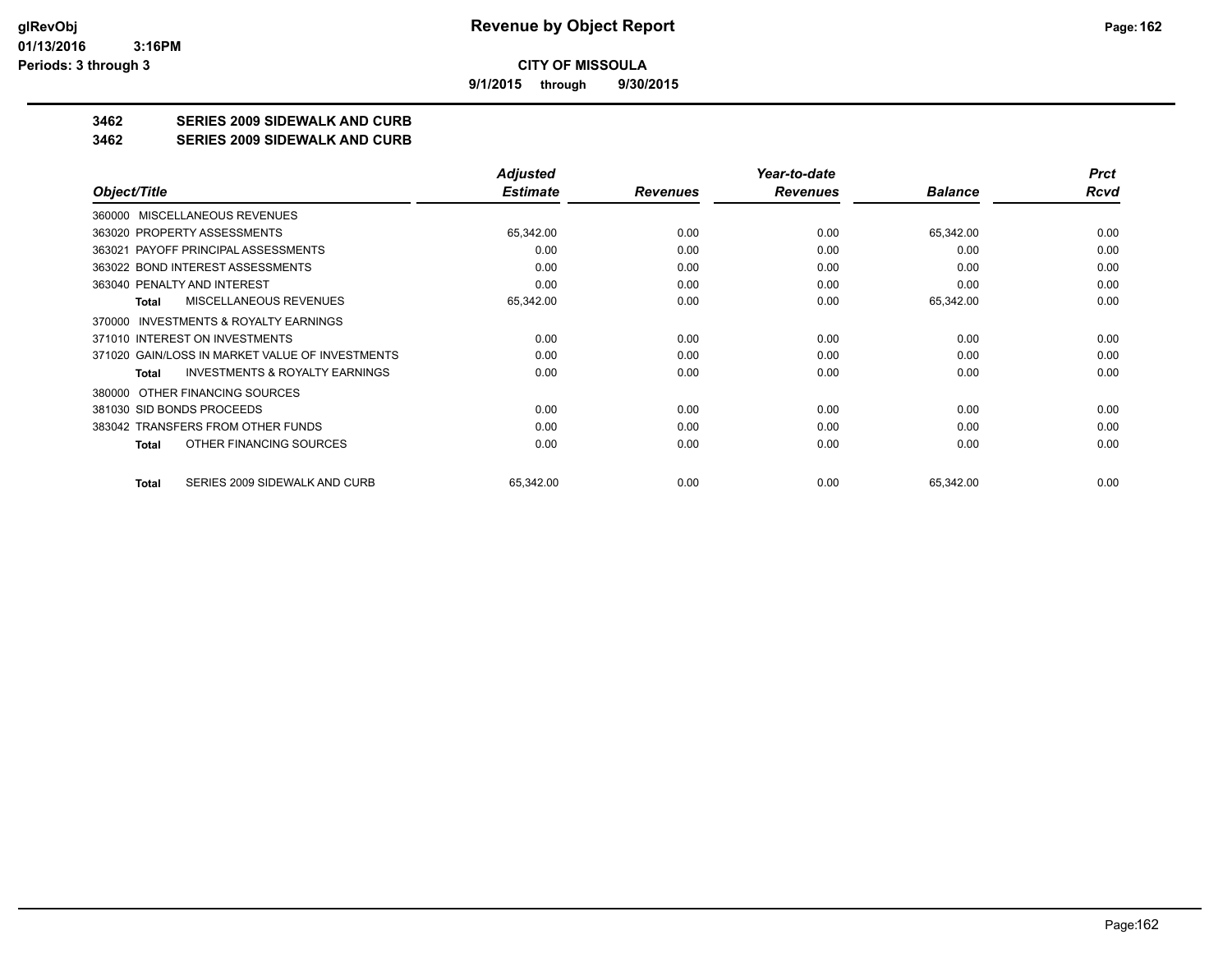**glRevObj**
**01/13/2016 3:16PM**
**Periods: 3 through 3**

# Revenue by Object Report

**CITY OF MISSOULA**

**9/1/2015 through 9/30/2015**

## 3462 SERIES 2009 SIDEWALK AND CURB
## 3462 SERIES 2009 SIDEWALK AND CURB

| Object/Title | Adjusted Estimate | Revenues | Year-to-date Revenues | Balance | Prct Rcvd |
|---|---|---|---|---|---|
| 360000 MISCELLANEOUS REVENUES | | | | | |
| 363020 PROPERTY ASSESSMENTS | 65,342.00 | 0.00 | 0.00 | 65,342.00 | 0.00 |
| 363021 PAYOFF PRINCIPAL ASSESSMENTS | 0.00 | 0.00 | 0.00 | 0.00 | 0.00 |
| 363022 BOND INTEREST ASSESSMENTS | 0.00 | 0.00 | 0.00 | 0.00 | 0.00 |
| 363040 PENALTY AND INTEREST | 0.00 | 0.00 | 0.00 | 0.00 | 0.00 |
| **Total** MISCELLANEOUS REVENUES | 65,342.00 | 0.00 | 0.00 | 65,342.00 | 0.00 |
| 370000 INVESTMENTS & ROYALTY EARNINGS | | | | | |
| 371010 INTEREST ON INVESTMENTS | 0.00 | 0.00 | 0.00 | 0.00 | 0.00 |
| 371020 GAIN/LOSS IN MARKET VALUE OF INVESTMENTS | 0.00 | 0.00 | 0.00 | 0.00 | 0.00 |
| **Total** INVESTMENTS & ROYALTY EARNINGS | 0.00 | 0.00 | 0.00 | 0.00 | 0.00 |
| 380000 OTHER FINANCING SOURCES | | | | | |
| 381030 SID BONDS PROCEEDS | 0.00 | 0.00 | 0.00 | 0.00 | 0.00 |
| 383042 TRANSFERS FROM OTHER FUNDS | 0.00 | 0.00 | 0.00 | 0.00 | 0.00 |
| **Total** OTHER FINANCING SOURCES | 0.00 | 0.00 | 0.00 | 0.00 | 0.00 |
| **Total** SERIES 2009 SIDEWALK AND CURB | 65,342.00 | 0.00 | 0.00 | 65,342.00 | 0.00 |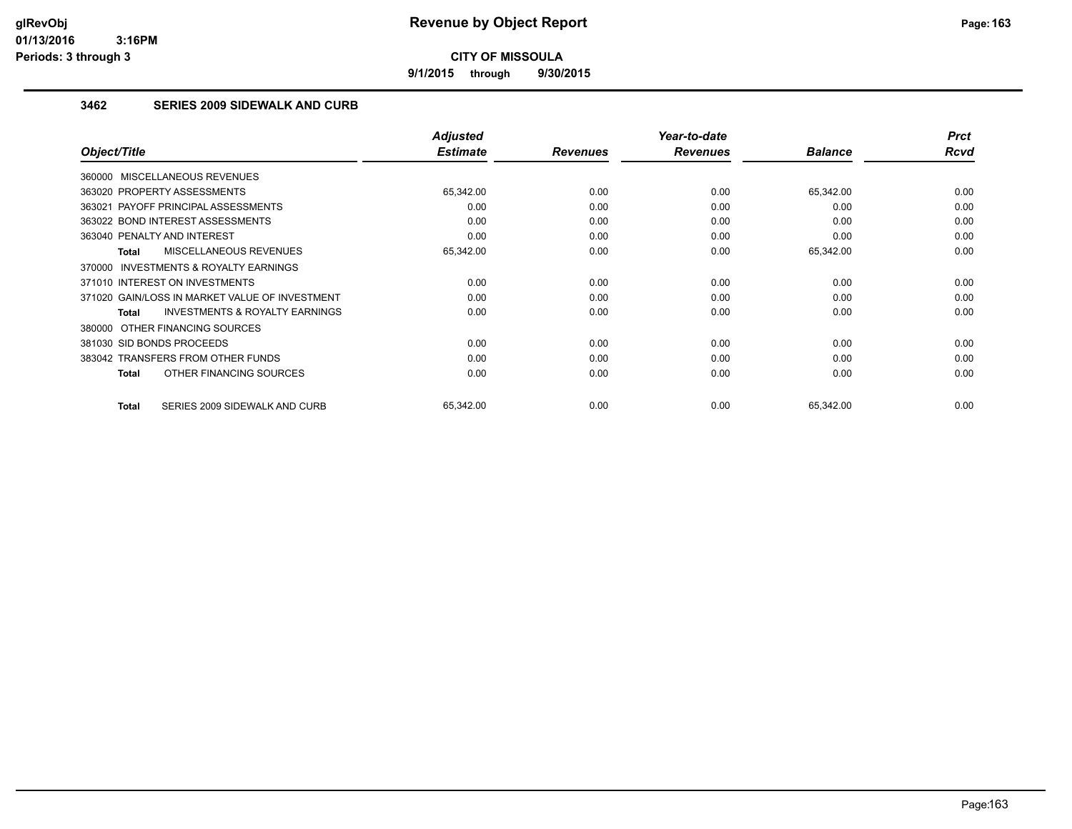# Revenue by Object Report

**CITY OF MISSOULA**

**9/1/2015 through 9/30/2015**

glRevObj
01/13/2016 3:16PM
Periods: 3 through 3

### 3462 SERIES 2009 SIDEWALK AND CURB

| Object/Title | Adjusted Estimate | Revenues | Year-to-date Revenues | Balance | Prct Rcvd |
|---|---|---|---|---|---|
| 360000 MISCELLANEOUS REVENUES | | | | | |
| 363020 PROPERTY ASSESSMENTS | 65,342.00 | 0.00 | 0.00 | 65,342.00 | 0.00 |
| 363021 PAYOFF PRINCIPAL ASSESSMENTS | 0.00 | 0.00 | 0.00 | 0.00 | 0.00 |
| 363022 BOND INTEREST ASSESSMENTS | 0.00 | 0.00 | 0.00 | 0.00 | 0.00 |
| 363040 PENALTY AND INTEREST | 0.00 | 0.00 | 0.00 | 0.00 | 0.00 |
| **Total** MISCELLANEOUS REVENUES | 65,342.00 | 0.00 | 0.00 | 65,342.00 | 0.00 |
| 370000 INVESTMENTS & ROYALTY EARNINGS | | | | | |
| 371010 INTEREST ON INVESTMENTS | 0.00 | 0.00 | 0.00 | 0.00 | 0.00 |
| 371020 GAIN/LOSS IN MARKET VALUE OF INVESTMENT | 0.00 | 0.00 | 0.00 | 0.00 | 0.00 |
| **Total** INVESTMENTS & ROYALTY EARNINGS | 0.00 | 0.00 | 0.00 | 0.00 | 0.00 |
| 380000 OTHER FINANCING SOURCES | | | | | |
| 381030 SID BONDS PROCEEDS | 0.00 | 0.00 | 0.00 | 0.00 | 0.00 |
| 383042 TRANSFERS FROM OTHER FUNDS | 0.00 | 0.00 | 0.00 | 0.00 | 0.00 |
| **Total** OTHER FINANCING SOURCES | 0.00 | 0.00 | 0.00 | 0.00 | 0.00 |
| **Total** SERIES 2009 SIDEWALK AND CURB | 65,342.00 | 0.00 | 0.00 | 65,342.00 | 0.00 |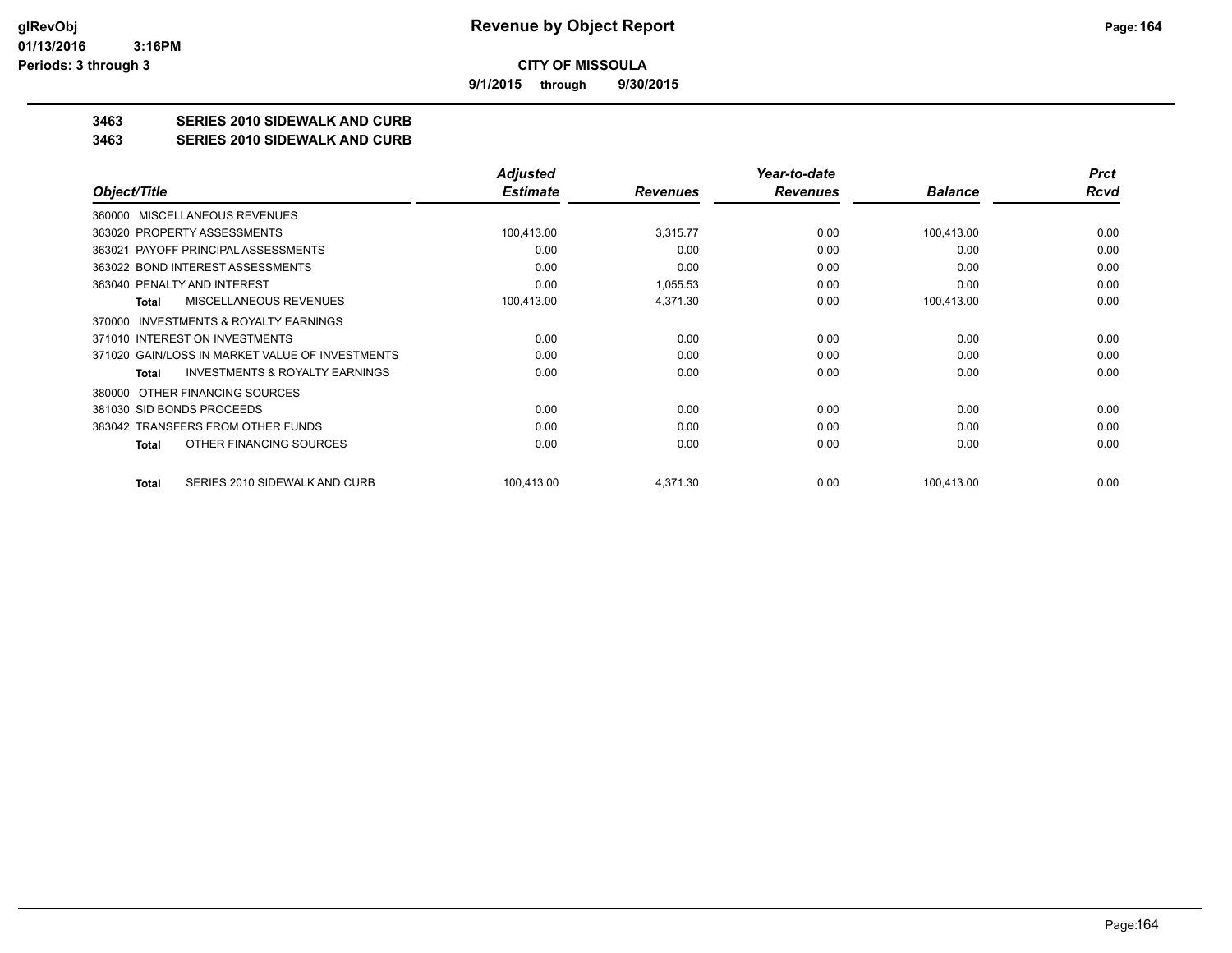**CITY OF MISSOULA**

**9/1/2015 through 9/30/2015**

**Revenue by Object Report**

**3463 SERIES 2010 SIDEWALK AND CURB**

**3463 SERIES 2010 SIDEWALK AND CURB**

| Object/Title | Adjusted Estimate | Revenues | Year-to-date Revenues | Balance | Prct Rcvd |
|---|---|---|---|---|---|
| 360000 MISCELLANEOUS REVENUES | | | | | |
| 363020 PROPERTY ASSESSMENTS | 100,413.00 | 3,315.77 | 0.00 | 100,413.00 | 0.00 |
| 363021 PAYOFF PRINCIPAL ASSESSMENTS | 0.00 | 0.00 | 0.00 | 0.00 | 0.00 |
| 363022 BOND INTEREST ASSESSMENTS | 0.00 | 0.00 | 0.00 | 0.00 | 0.00 |
| 363040 PENALTY AND INTEREST | 0.00 | 1,055.53 | 0.00 | 0.00 | 0.00 |
| **Total** MISCELLANEOUS REVENUES | 100,413.00 | 4,371.30 | 0.00 | 100,413.00 | 0.00 |
| 370000 INVESTMENTS & ROYALTY EARNINGS | | | | | |
| 371010 INTEREST ON INVESTMENTS | 0.00 | 0.00 | 0.00 | 0.00 | 0.00 |
| 371020 GAIN/LOSS IN MARKET VALUE OF INVESTMENTS | 0.00 | 0.00 | 0.00 | 0.00 | 0.00 |
| **Total** INVESTMENTS & ROYALTY EARNINGS | 0.00 | 0.00 | 0.00 | 0.00 | 0.00 |
| 380000 OTHER FINANCING SOURCES | | | | | |
| 381030 SID BONDS PROCEEDS | 0.00 | 0.00 | 0.00 | 0.00 | 0.00 |
| 383042 TRANSFERS FROM OTHER FUNDS | 0.00 | 0.00 | 0.00 | 0.00 | 0.00 |
| **Total** OTHER FINANCING SOURCES | 0.00 | 0.00 | 0.00 | 0.00 | 0.00 |
| **Total** SERIES 2010 SIDEWALK AND CURB | 100,413.00 | 4,371.30 | 0.00 | 100,413.00 | 0.00 |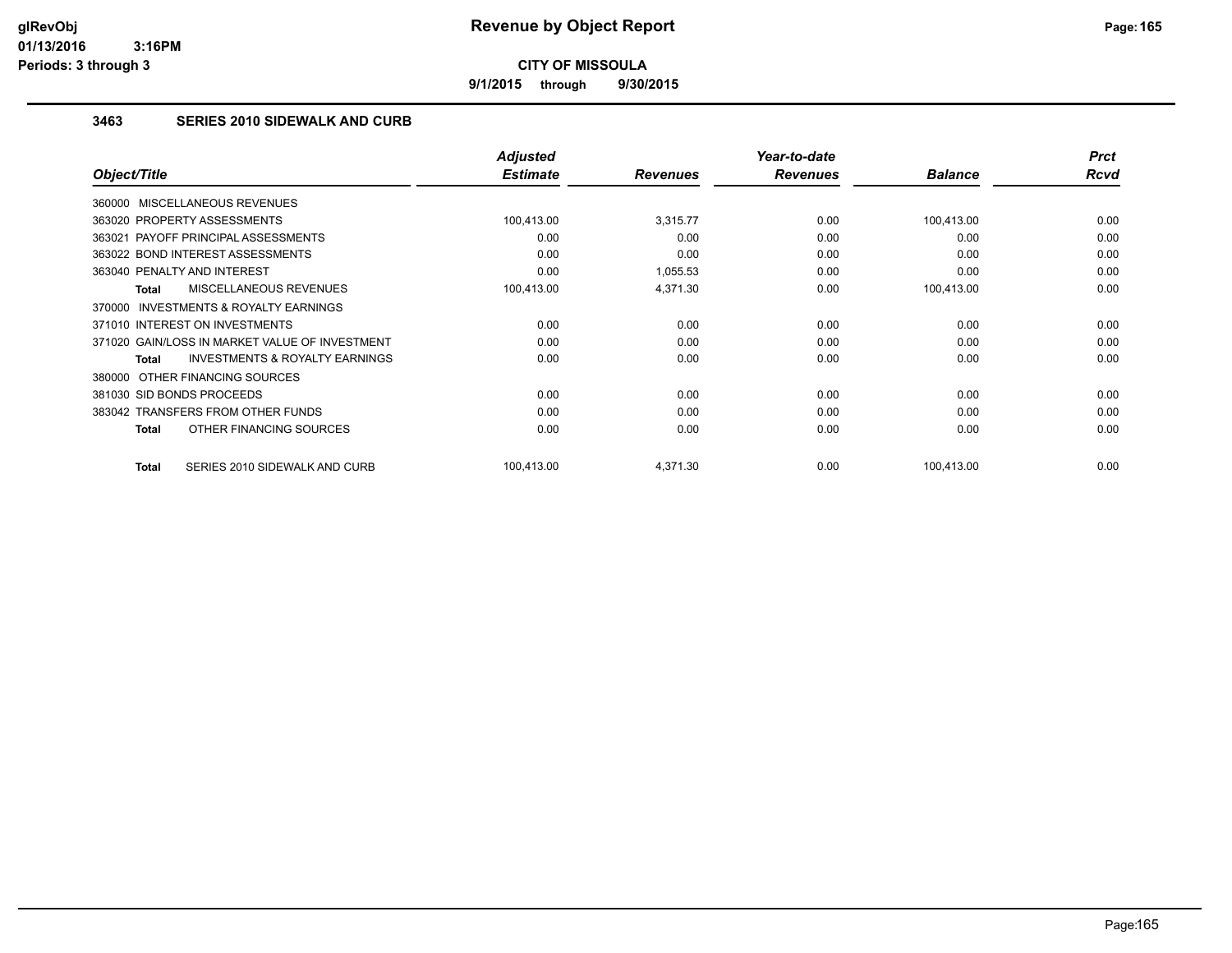# Revenue by Object Report

**CITY OF MISSOULA**

**9/1/2015 through 9/30/2015**

glRevObj
01/13/2016 3:16PM
Periods: 3 through 3

### 3463 SERIES 2010 SIDEWALK AND CURB

| Object/Title | Adjusted Estimate | Revenues | Year-to-date Revenues | Balance | Prct Rcvd |
|---|---|---|---|---|---|
| 360000 MISCELLANEOUS REVENUES | | | | | |
| 363020 PROPERTY ASSESSMENTS | 100,413.00 | 3,315.77 | 0.00 | 100,413.00 | 0.00 |
| 363021 PAYOFF PRINCIPAL ASSESSMENTS | 0.00 | 0.00 | 0.00 | 0.00 | 0.00 |
| 363022 BOND INTEREST ASSESSMENTS | 0.00 | 0.00 | 0.00 | 0.00 | 0.00 |
| 363040 PENALTY AND INTEREST | 0.00 | 1,055.53 | 0.00 | 0.00 | 0.00 |
| **Total** MISCELLANEOUS REVENUES | 100,413.00 | 4,371.30 | 0.00 | 100,413.00 | 0.00 |
| 370000 INVESTMENTS & ROYALTY EARNINGS | | | | | |
| 371010 INTEREST ON INVESTMENTS | 0.00 | 0.00 | 0.00 | 0.00 | 0.00 |
| 371020 GAIN/LOSS IN MARKET VALUE OF INVESTMENT | 0.00 | 0.00 | 0.00 | 0.00 | 0.00 |
| **Total** INVESTMENTS & ROYALTY EARNINGS | 0.00 | 0.00 | 0.00 | 0.00 | 0.00 |
| 380000 OTHER FINANCING SOURCES | | | | | |
| 381030 SID BONDS PROCEEDS | 0.00 | 0.00 | 0.00 | 0.00 | 0.00 |
| 383042 TRANSFERS FROM OTHER FUNDS | 0.00 | 0.00 | 0.00 | 0.00 | 0.00 |
| **Total** OTHER FINANCING SOURCES | 0.00 | 0.00 | 0.00 | 0.00 | 0.00 |
| **Total** SERIES 2010 SIDEWALK AND CURB | 100,413.00 | 4,371.30 | 0.00 | 100,413.00 | 0.00 |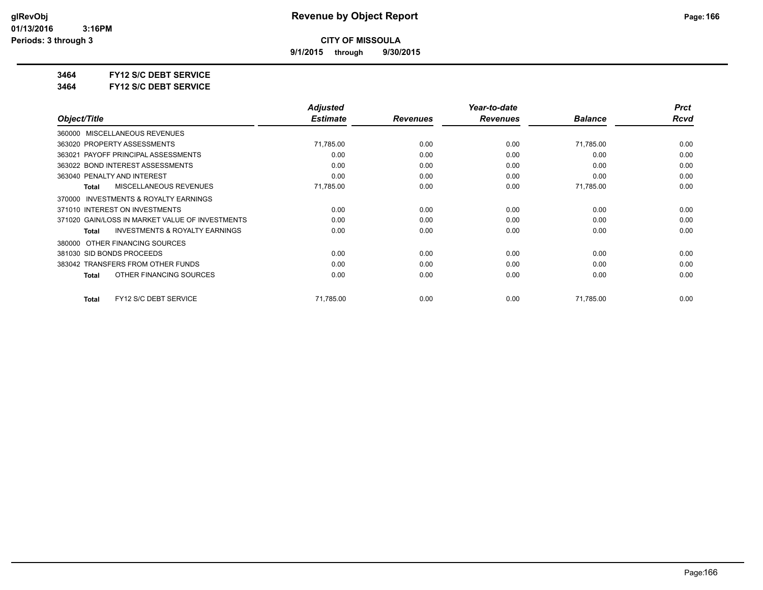# Revenue by Object Report

**CITY OF MISSOULA**

**9/1/2015 through 9/30/2015**

glRevObj
01/13/2016 3:16PM
Periods: 3 through 3

**3464 FY12 S/C DEBT SERVICE**

**3464 FY12 S/C DEBT SERVICE**

| Object/Title | Adjusted Estimate | Revenues | Year-to-date Revenues | Balance | Prct Rcvd |
|---|---|---|---|---|---|
| 360000 MISCELLANEOUS REVENUES | | | | | |
| 363020 PROPERTY ASSESSMENTS | 71,785.00 | 0.00 | 0.00 | 71,785.00 | 0.00 |
| 363021 PAYOFF PRINCIPAL ASSESSMENTS | 0.00 | 0.00 | 0.00 | 0.00 | 0.00 |
| 363022 BOND INTEREST ASSESSMENTS | 0.00 | 0.00 | 0.00 | 0.00 | 0.00 |
| 363040 PENALTY AND INTEREST | 0.00 | 0.00 | 0.00 | 0.00 | 0.00 |
| **Total** MISCELLANEOUS REVENUES | 71,785.00 | 0.00 | 0.00 | 71,785.00 | 0.00 |
| 370000 INVESTMENTS & ROYALTY EARNINGS | | | | | |
| 371010 INTEREST ON INVESTMENTS | 0.00 | 0.00 | 0.00 | 0.00 | 0.00 |
| 371020 GAIN/LOSS IN MARKET VALUE OF INVESTMENTS | 0.00 | 0.00 | 0.00 | 0.00 | 0.00 |
| **Total** INVESTMENTS & ROYALTY EARNINGS | 0.00 | 0.00 | 0.00 | 0.00 | 0.00 |
| 380000 OTHER FINANCING SOURCES | | | | | |
| 381030 SID BONDS PROCEEDS | 0.00 | 0.00 | 0.00 | 0.00 | 0.00 |
| 383042 TRANSFERS FROM OTHER FUNDS | 0.00 | 0.00 | 0.00 | 0.00 | 0.00 |
| **Total** OTHER FINANCING SOURCES | 0.00 | 0.00 | 0.00 | 0.00 | 0.00 |
| **Total** FY12 S/C DEBT SERVICE | 71,785.00 | 0.00 | 0.00 | 71,785.00 | 0.00 |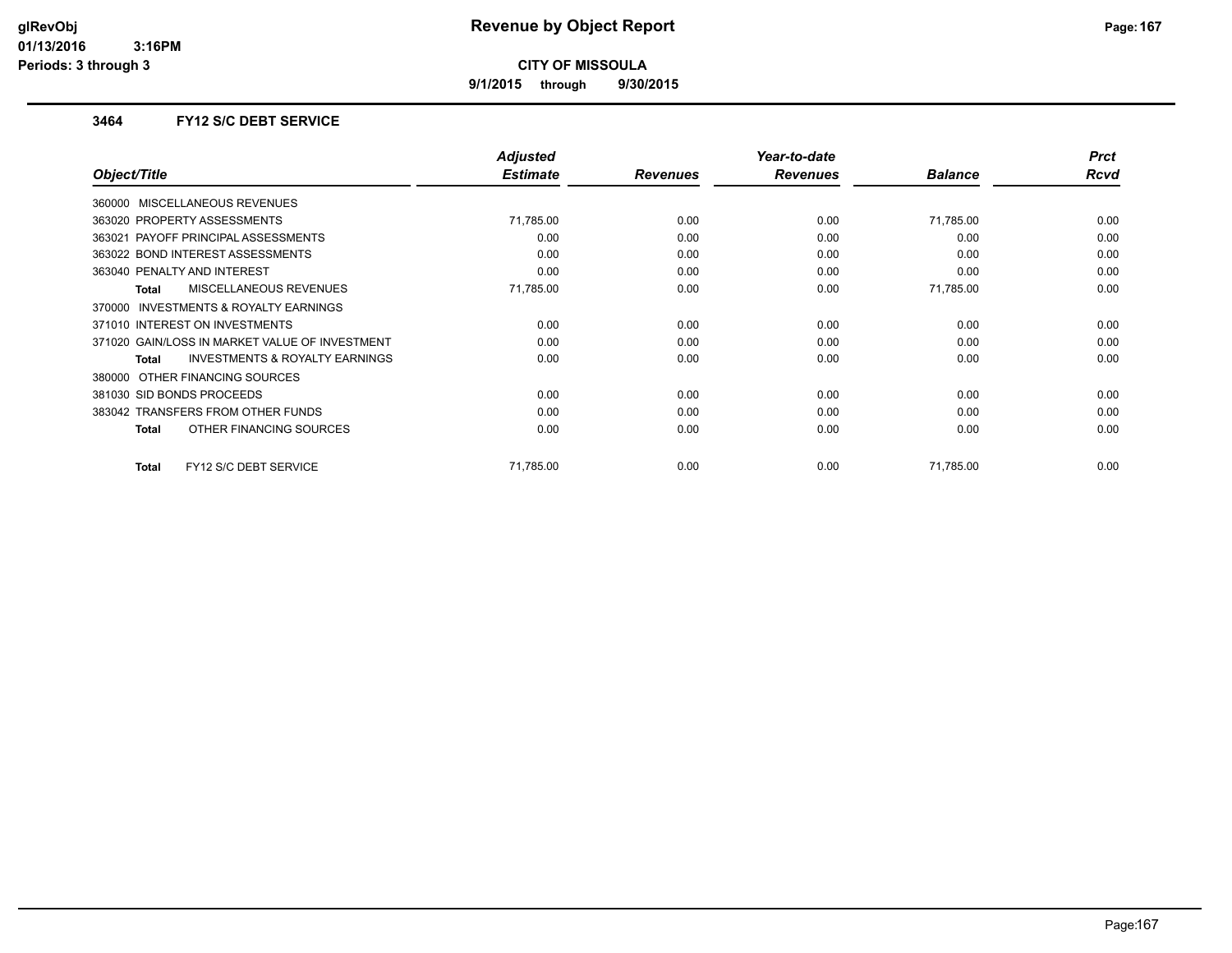**CITY OF MISSOULA**

**9/1/2015 through 9/30/2015**

### 3464 FY12 S/C DEBT SERVICE

| Object/Title | Adjusted Estimate | Revenues | Year-to-date Revenues | Balance | Prct Rcvd |
|---|---|---|---|---|---|
| 360000 MISCELLANEOUS REVENUES | | | | | |
| 363020 PROPERTY ASSESSMENTS | 71,785.00 | 0.00 | 0.00 | 71,785.00 | 0.00 |
| 363021 PAYOFF PRINCIPAL ASSESSMENTS | 0.00 | 0.00 | 0.00 | 0.00 | 0.00 |
| 363022 BOND INTEREST ASSESSMENTS | 0.00 | 0.00 | 0.00 | 0.00 | 0.00 |
| 363040 PENALTY AND INTEREST | 0.00 | 0.00 | 0.00 | 0.00 | 0.00 |
| **Total** MISCELLANEOUS REVENUES | 71,785.00 | 0.00 | 0.00 | 71,785.00 | 0.00 |
| 370000 INVESTMENTS & ROYALTY EARNINGS | | | | | |
| 371010 INTEREST ON INVESTMENTS | 0.00 | 0.00 | 0.00 | 0.00 | 0.00 |
| 371020 GAIN/LOSS IN MARKET VALUE OF INVESTMENT | 0.00 | 0.00 | 0.00 | 0.00 | 0.00 |
| **Total** INVESTMENTS & ROYALTY EARNINGS | 0.00 | 0.00 | 0.00 | 0.00 | 0.00 |
| 380000 OTHER FINANCING SOURCES | | | | | |
| 381030 SID BONDS PROCEEDS | 0.00 | 0.00 | 0.00 | 0.00 | 0.00 |
| 383042 TRANSFERS FROM OTHER FUNDS | 0.00 | 0.00 | 0.00 | 0.00 | 0.00 |
| **Total** OTHER FINANCING SOURCES | 0.00 | 0.00 | 0.00 | 0.00 | 0.00 |
| **Total** FY12 S/C DEBT SERVICE | 71,785.00 | 0.00 | 0.00 | 71,785.00 | 0.00 |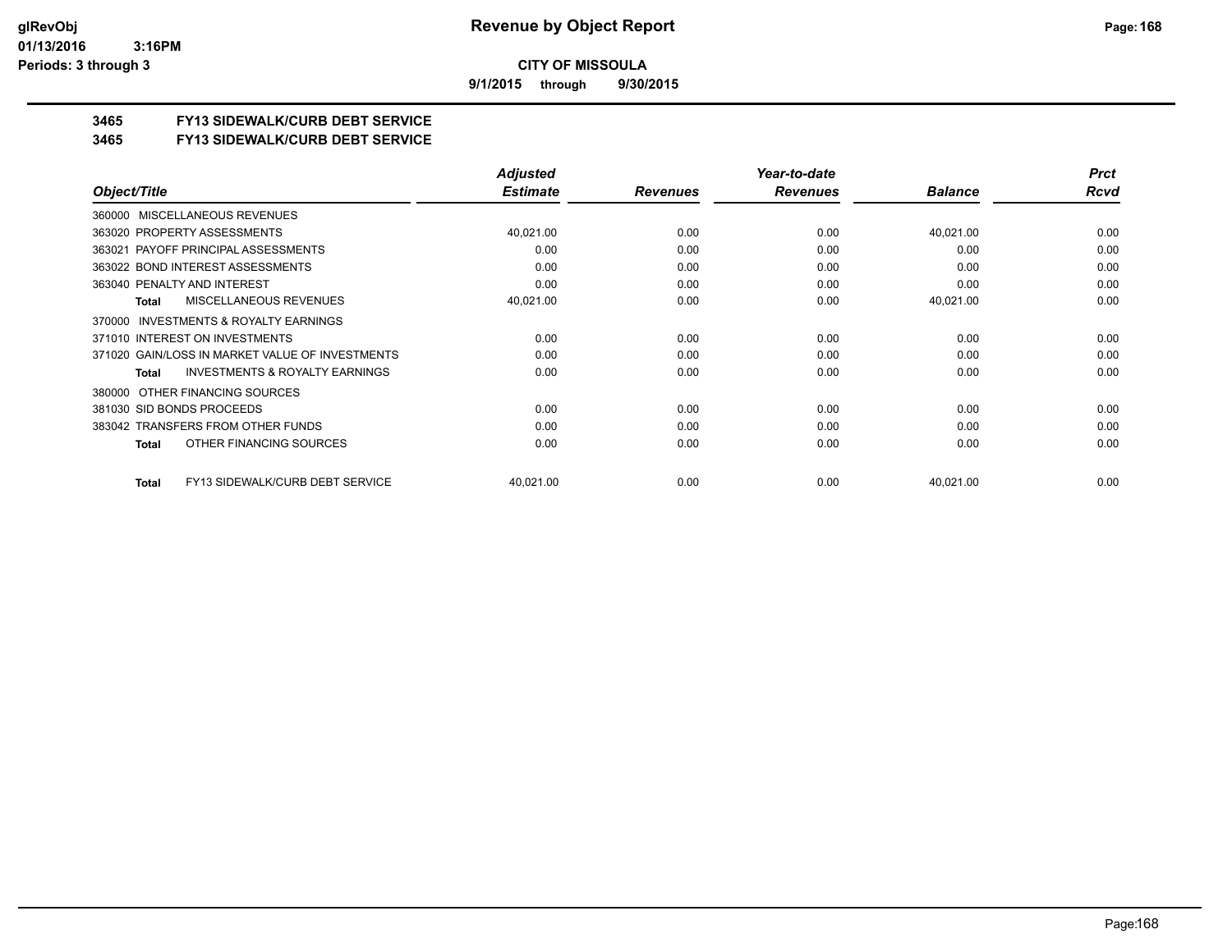**CITY OF MISSOULA**

**9/1/2015 through 9/30/2015**

## 3465 FY13 SIDEWALK/CURB DEBT SERVICE

## 3465 FY13 SIDEWALK/CURB DEBT SERVICE

| Object/Title | Adjusted Estimate | Revenues | Year-to-date Revenues | Balance | Prct Rcvd |
|---|---|---|---|---|---|
| 360000 MISCELLANEOUS REVENUES | | | | | |
| 363020 PROPERTY ASSESSMENTS | 40,021.00 | 0.00 | 0.00 | 40,021.00 | 0.00 |
| 363021 PAYOFF PRINCIPAL ASSESSMENTS | 0.00 | 0.00 | 0.00 | 0.00 | 0.00 |
| 363022 BOND INTEREST ASSESSMENTS | 0.00 | 0.00 | 0.00 | 0.00 | 0.00 |
| 363040 PENALTY AND INTEREST | 0.00 | 0.00 | 0.00 | 0.00 | 0.00 |
| **Total** MISCELLANEOUS REVENUES | 40,021.00 | 0.00 | 0.00 | 40,021.00 | 0.00 |
| 370000 INVESTMENTS & ROYALTY EARNINGS | | | | | |
| 371010 INTEREST ON INVESTMENTS | 0.00 | 0.00 | 0.00 | 0.00 | 0.00 |
| 371020 GAIN/LOSS IN MARKET VALUE OF INVESTMENTS | 0.00 | 0.00 | 0.00 | 0.00 | 0.00 |
| **Total** INVESTMENTS & ROYALTY EARNINGS | 0.00 | 0.00 | 0.00 | 0.00 | 0.00 |
| 380000 OTHER FINANCING SOURCES | | | | | |
| 381030 SID BONDS PROCEEDS | 0.00 | 0.00 | 0.00 | 0.00 | 0.00 |
| 383042 TRANSFERS FROM OTHER FUNDS | 0.00 | 0.00 | 0.00 | 0.00 | 0.00 |
| **Total** OTHER FINANCING SOURCES | 0.00 | 0.00 | 0.00 | 0.00 | 0.00 |
| **Total** FY13 SIDEWALK/CURB DEBT SERVICE | 40,021.00 | 0.00 | 0.00 | 40,021.00 | 0.00 |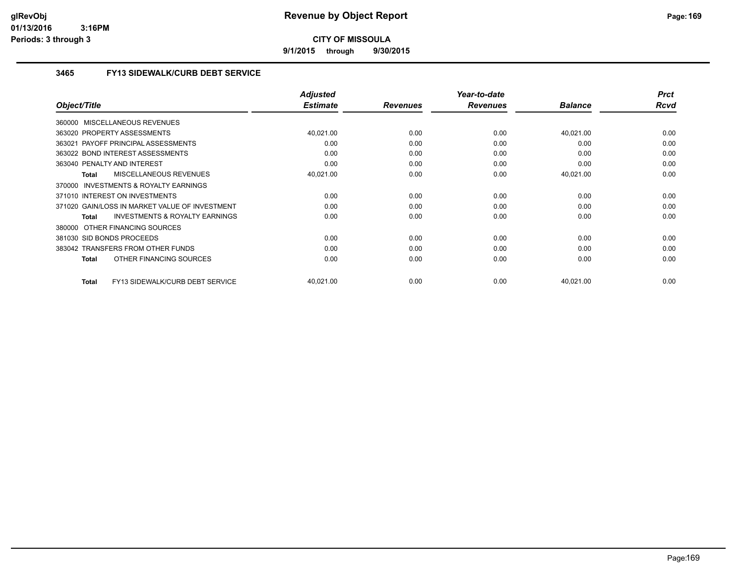**CITY OF MISSOULA**

**9/1/2015 through 9/30/2015**

### 3465 FY13 SIDEWALK/CURB DEBT SERVICE

| Object/Title | Adjusted Estimate | Revenues | Year-to-date Revenues | Balance | Prct Rcvd |
|---|---|---|---|---|---|
| 360000 MISCELLANEOUS REVENUES | | | | | |
| 363020 PROPERTY ASSESSMENTS | 40,021.00 | 0.00 | 0.00 | 40,021.00 | 0.00 |
| 363021 PAYOFF PRINCIPAL ASSESSMENTS | 0.00 | 0.00 | 0.00 | 0.00 | 0.00 |
| 363022 BOND INTEREST ASSESSMENTS | 0.00 | 0.00 | 0.00 | 0.00 | 0.00 |
| 363040 PENALTY AND INTEREST | 0.00 | 0.00 | 0.00 | 0.00 | 0.00 |
| **Total** MISCELLANEOUS REVENUES | 40,021.00 | 0.00 | 0.00 | 40,021.00 | 0.00 |
| 370000 INVESTMENTS & ROYALTY EARNINGS | | | | | |
| 371010 INTEREST ON INVESTMENTS | 0.00 | 0.00 | 0.00 | 0.00 | 0.00 |
| 371020 GAIN/LOSS IN MARKET VALUE OF INVESTMENT | 0.00 | 0.00 | 0.00 | 0.00 | 0.00 |
| **Total** INVESTMENTS & ROYALTY EARNINGS | 0.00 | 0.00 | 0.00 | 0.00 | 0.00 |
| 380000 OTHER FINANCING SOURCES | | | | | |
| 381030 SID BONDS PROCEEDS | 0.00 | 0.00 | 0.00 | 0.00 | 0.00 |
| 383042 TRANSFERS FROM OTHER FUNDS | 0.00 | 0.00 | 0.00 | 0.00 | 0.00 |
| **Total** OTHER FINANCING SOURCES | 0.00 | 0.00 | 0.00 | 0.00 | 0.00 |
| **Total** FY13 SIDEWALK/CURB DEBT SERVICE | 40,021.00 | 0.00 | 0.00 | 40,021.00 | 0.00 |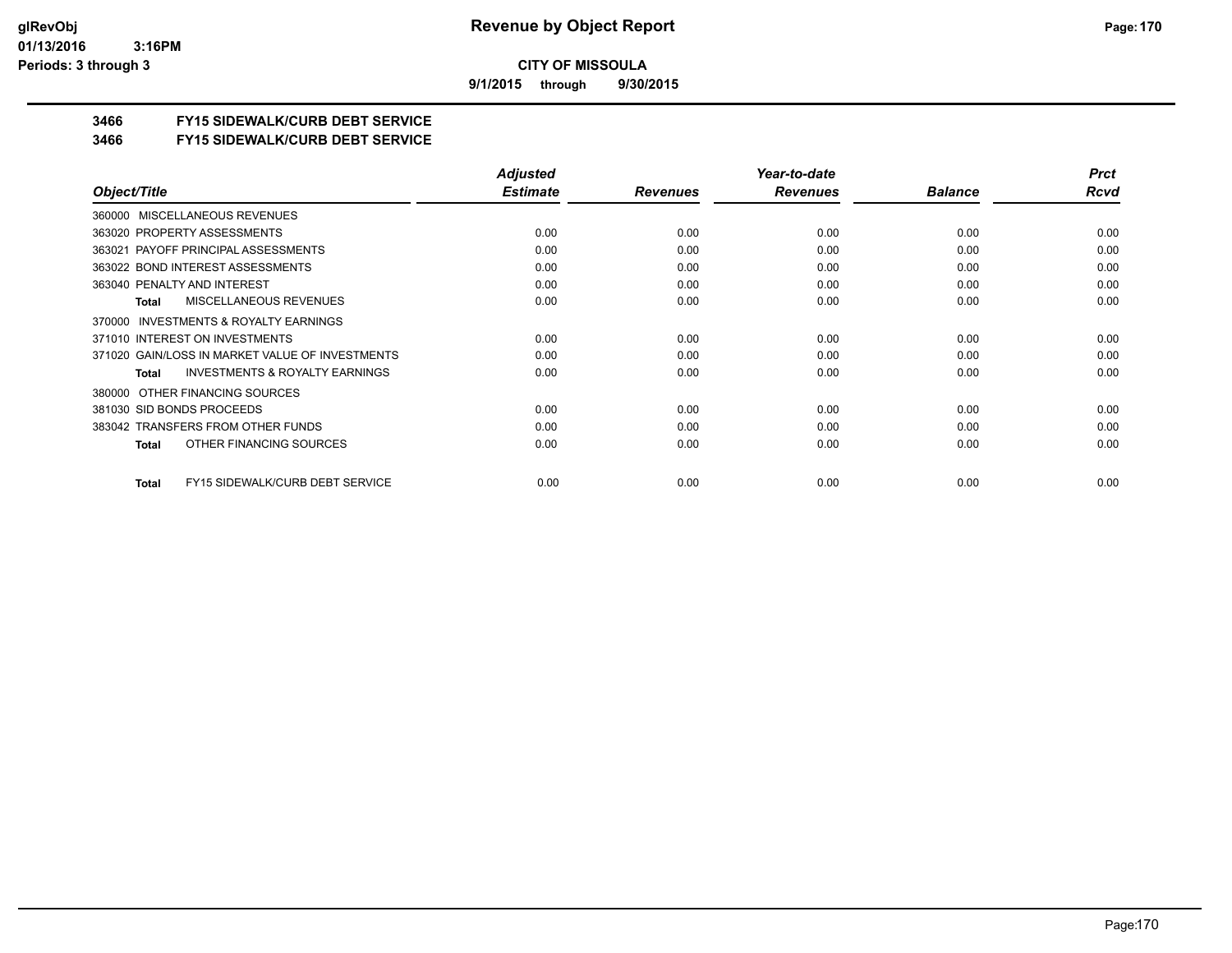# Revenue by Object Report

**CITY OF MISSOULA**

**9/1/2015 through 9/30/2015**

glRevObj
01/13/2016 3:16PM
Periods: 3 through 3

## 3466 FY15 SIDEWALK/CURB DEBT SERVICE
## 3466 FY15 SIDEWALK/CURB DEBT SERVICE

| Object/Title | Adjusted Estimate | Revenues | Year-to-date Revenues | Balance | Prct Rcvd |
|---|---|---|---|---|---|
| 360000 MISCELLANEOUS REVENUES | | | | | |
| 363020 PROPERTY ASSESSMENTS | 0.00 | 0.00 | 0.00 | 0.00 | 0.00 |
| 363021 PAYOFF PRINCIPAL ASSESSMENTS | 0.00 | 0.00 | 0.00 | 0.00 | 0.00 |
| 363022 BOND INTEREST ASSESSMENTS | 0.00 | 0.00 | 0.00 | 0.00 | 0.00 |
| 363040 PENALTY AND INTEREST | 0.00 | 0.00 | 0.00 | 0.00 | 0.00 |
| **Total** MISCELLANEOUS REVENUES | 0.00 | 0.00 | 0.00 | 0.00 | 0.00 |
| 370000 INVESTMENTS & ROYALTY EARNINGS | | | | | |
| 371010 INTEREST ON INVESTMENTS | 0.00 | 0.00 | 0.00 | 0.00 | 0.00 |
| 371020 GAIN/LOSS IN MARKET VALUE OF INVESTMENTS | 0.00 | 0.00 | 0.00 | 0.00 | 0.00 |
| **Total** INVESTMENTS & ROYALTY EARNINGS | 0.00 | 0.00 | 0.00 | 0.00 | 0.00 |
| 380000 OTHER FINANCING SOURCES | | | | | |
| 381030 SID BONDS PROCEEDS | 0.00 | 0.00 | 0.00 | 0.00 | 0.00 |
| 383042 TRANSFERS FROM OTHER FUNDS | 0.00 | 0.00 | 0.00 | 0.00 | 0.00 |
| **Total** OTHER FINANCING SOURCES | 0.00 | 0.00 | 0.00 | 0.00 | 0.00 |
| **Total** FY15 SIDEWALK/CURB DEBT SERVICE | 0.00 | 0.00 | 0.00 | 0.00 | 0.00 |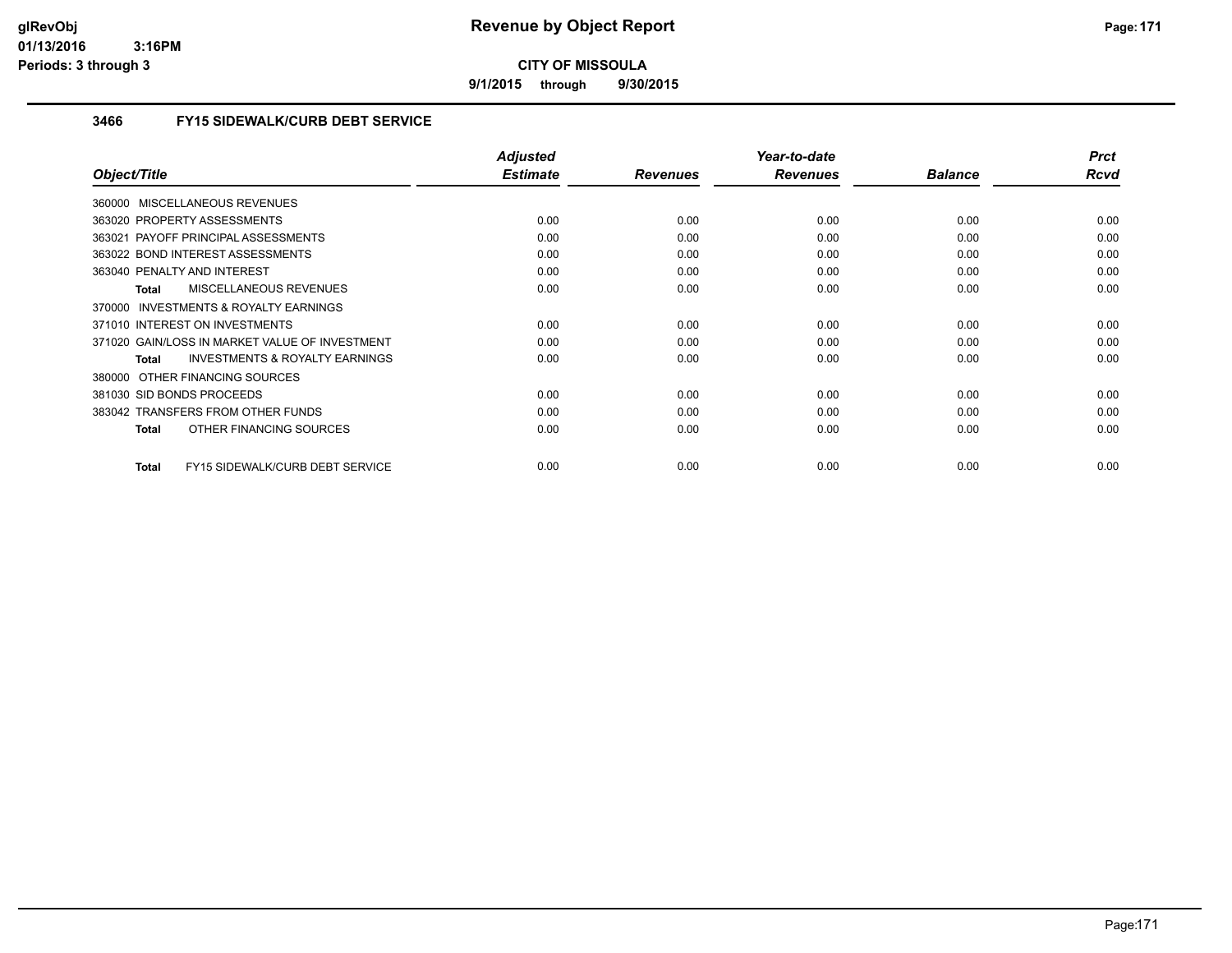# Revenue by Object Report

**CITY OF MISSOULA**

**9/1/2015 through 9/30/2015**

glRevObj
01/13/2016 3:16PM
Periods: 3 through 3

### 3466 FY15 SIDEWALK/CURB DEBT SERVICE

| Object/Title | Adjusted Estimate | Revenues | Year-to-date Revenues | Balance | Prct Rcvd |
|---|---|---|---|---|---|
| 360000 MISCELLANEOUS REVENUES | | | | | |
| 363020 PROPERTY ASSESSMENTS | 0.00 | 0.00 | 0.00 | 0.00 | 0.00 |
| 363021 PAYOFF PRINCIPAL ASSESSMENTS | 0.00 | 0.00 | 0.00 | 0.00 | 0.00 |
| 363022 BOND INTEREST ASSESSMENTS | 0.00 | 0.00 | 0.00 | 0.00 | 0.00 |
| 363040 PENALTY AND INTEREST | 0.00 | 0.00 | 0.00 | 0.00 | 0.00 |
| **Total** MISCELLANEOUS REVENUES | 0.00 | 0.00 | 0.00 | 0.00 | 0.00 |
| 370000 INVESTMENTS & ROYALTY EARNINGS | | | | | |
| 371010 INTEREST ON INVESTMENTS | 0.00 | 0.00 | 0.00 | 0.00 | 0.00 |
| 371020 GAIN/LOSS IN MARKET VALUE OF INVESTMENT | 0.00 | 0.00 | 0.00 | 0.00 | 0.00 |
| **Total** INVESTMENTS & ROYALTY EARNINGS | 0.00 | 0.00 | 0.00 | 0.00 | 0.00 |
| 380000 OTHER FINANCING SOURCES | | | | | |
| 381030 SID BONDS PROCEEDS | 0.00 | 0.00 | 0.00 | 0.00 | 0.00 |
| 383042 TRANSFERS FROM OTHER FUNDS | 0.00 | 0.00 | 0.00 | 0.00 | 0.00 |
| **Total** OTHER FINANCING SOURCES | 0.00 | 0.00 | 0.00 | 0.00 | 0.00 |
| **Total** FY15 SIDEWALK/CURB DEBT SERVICE | 0.00 | 0.00 | 0.00 | 0.00 | 0.00 |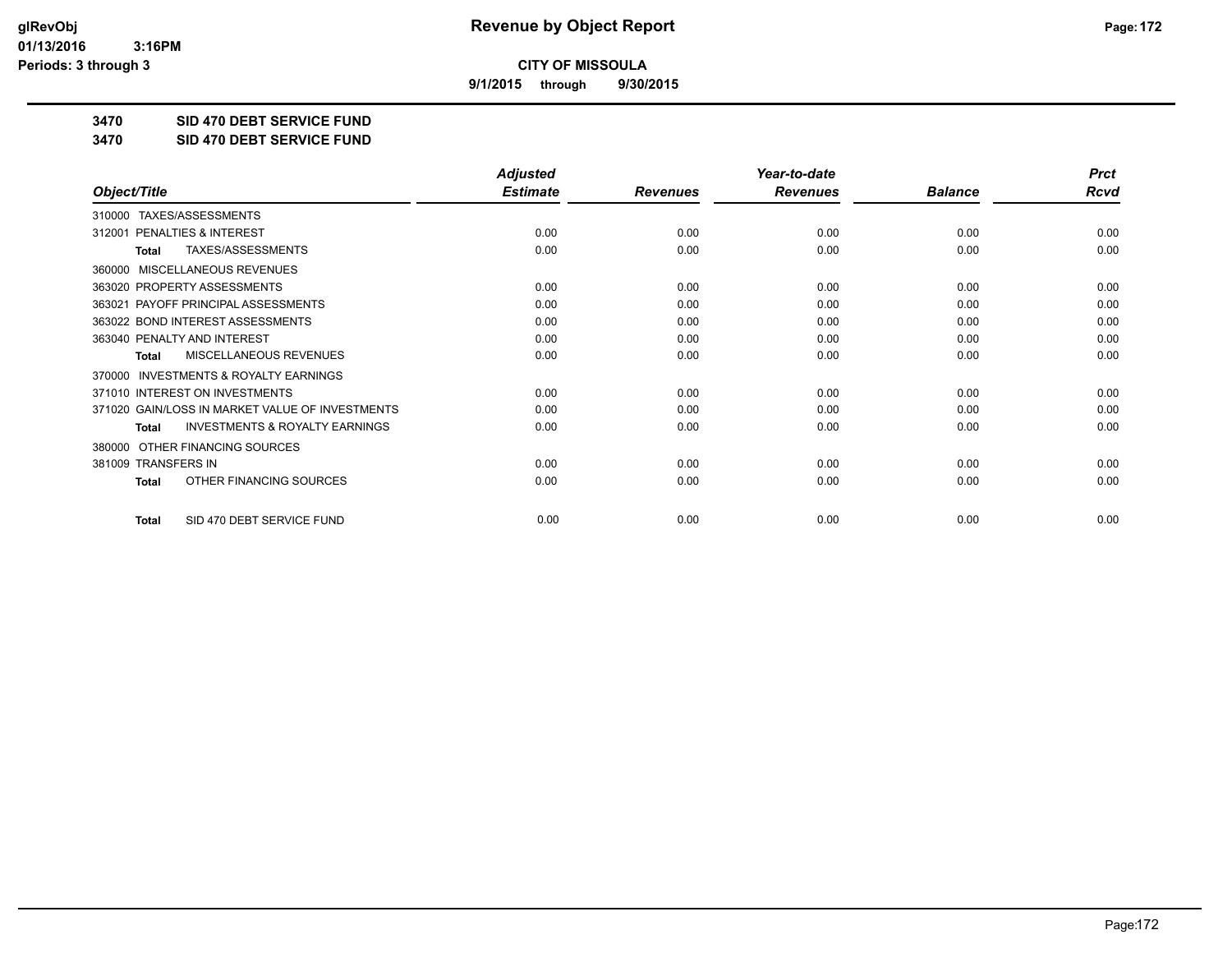**CITY OF MISSOULA**

**9/1/2015 through 9/30/2015**

# Revenue by Object Report

glRevObj
01/13/2016 3:16PM
Periods: 3 through 3

**3470 SID 470 DEBT SERVICE FUND**

**3470 SID 470 DEBT SERVICE FUND**

| Object/Title | Adjusted Estimate | Revenues | Year-to-date Revenues | Balance | Prct Rcvd |
|---|---|---|---|---|---|
| 310000 TAXES/ASSESSMENTS | | | | | |
| 312001 PENALTIES & INTEREST | 0.00 | 0.00 | 0.00 | 0.00 | 0.00 |
| **Total** TAXES/ASSESSMENTS | 0.00 | 0.00 | 0.00 | 0.00 | 0.00 |
| 360000 MISCELLANEOUS REVENUES | | | | | |
| 363020 PROPERTY ASSESSMENTS | 0.00 | 0.00 | 0.00 | 0.00 | 0.00 |
| 363021 PAYOFF PRINCIPAL ASSESSMENTS | 0.00 | 0.00 | 0.00 | 0.00 | 0.00 |
| 363022 BOND INTEREST ASSESSMENTS | 0.00 | 0.00 | 0.00 | 0.00 | 0.00 |
| 363040 PENALTY AND INTEREST | 0.00 | 0.00 | 0.00 | 0.00 | 0.00 |
| **Total** MISCELLANEOUS REVENUES | 0.00 | 0.00 | 0.00 | 0.00 | 0.00 |
| 370000 INVESTMENTS & ROYALTY EARNINGS | | | | | |
| 371010 INTEREST ON INVESTMENTS | 0.00 | 0.00 | 0.00 | 0.00 | 0.00 |
| 371020 GAIN/LOSS IN MARKET VALUE OF INVESTMENTS | 0.00 | 0.00 | 0.00 | 0.00 | 0.00 |
| **Total** INVESTMENTS & ROYALTY EARNINGS | 0.00 | 0.00 | 0.00 | 0.00 | 0.00 |
| 380000 OTHER FINANCING SOURCES | | | | | |
| 381009 TRANSFERS IN | 0.00 | 0.00 | 0.00 | 0.00 | 0.00 |
| **Total** OTHER FINANCING SOURCES | 0.00 | 0.00 | 0.00 | 0.00 | 0.00 |
| **Total** SID 470 DEBT SERVICE FUND | 0.00 | 0.00 | 0.00 | 0.00 | 0.00 |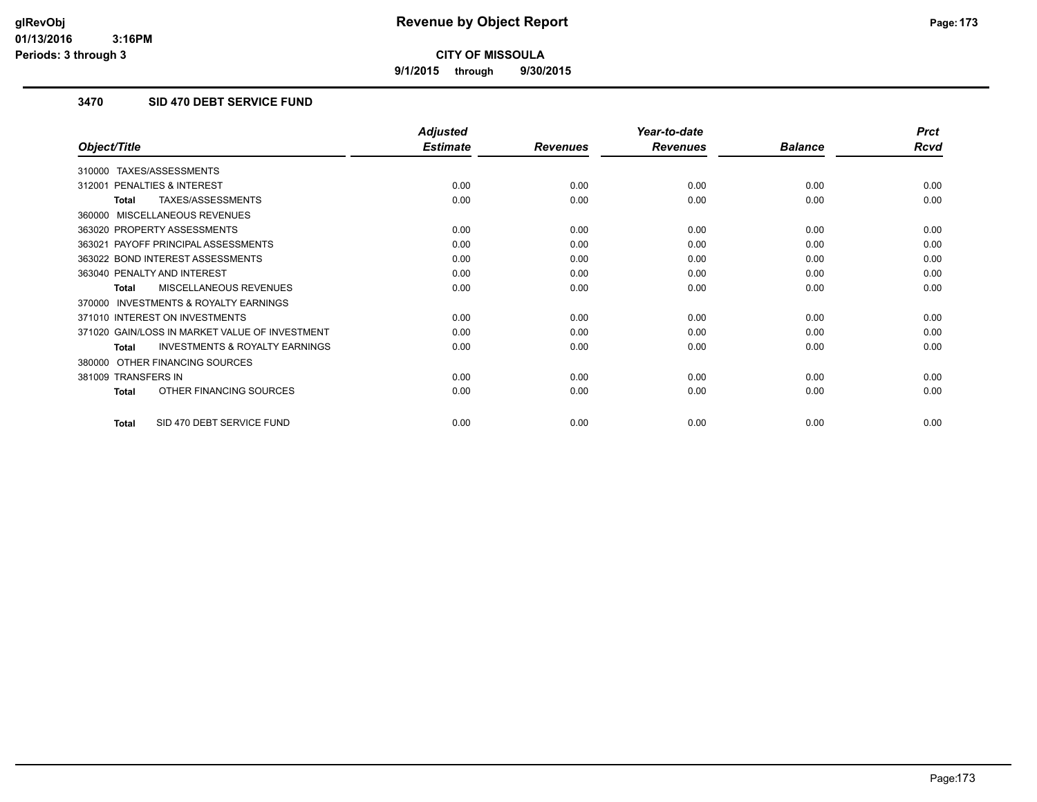# Revenue by Object Report

**CITY OF MISSOULA**

**9/1/2015 through 9/30/2015**

glRevObj
01/13/2016 3:16PM
Periods: 3 through 3

## 3470 SID 470 DEBT SERVICE FUND

| Object/Title | Adjusted Estimate | Revenues | Year-to-date Revenues | Balance | Prct Rcvd |
|---|---|---|---|---|---|
| 310000 TAXES/ASSESSMENTS | | | | | |
| 312001 PENALTIES & INTEREST | 0.00 | 0.00 | 0.00 | 0.00 | 0.00 |
| **Total** TAXES/ASSESSMENTS | 0.00 | 0.00 | 0.00 | 0.00 | 0.00 |
| 360000 MISCELLANEOUS REVENUES | | | | | |
| 363020 PROPERTY ASSESSMENTS | 0.00 | 0.00 | 0.00 | 0.00 | 0.00 |
| 363021 PAYOFF PRINCIPAL ASSESSMENTS | 0.00 | 0.00 | 0.00 | 0.00 | 0.00 |
| 363022 BOND INTEREST ASSESSMENTS | 0.00 | 0.00 | 0.00 | 0.00 | 0.00 |
| 363040 PENALTY AND INTEREST | 0.00 | 0.00 | 0.00 | 0.00 | 0.00 |
| **Total** MISCELLANEOUS REVENUES | 0.00 | 0.00 | 0.00 | 0.00 | 0.00 |
| 370000 INVESTMENTS & ROYALTY EARNINGS | | | | | |
| 371010 INTEREST ON INVESTMENTS | 0.00 | 0.00 | 0.00 | 0.00 | 0.00 |
| 371020 GAIN/LOSS IN MARKET VALUE OF INVESTMENT | 0.00 | 0.00 | 0.00 | 0.00 | 0.00 |
| **Total** INVESTMENTS & ROYALTY EARNINGS | 0.00 | 0.00 | 0.00 | 0.00 | 0.00 |
| 380000 OTHER FINANCING SOURCES | | | | | |
| 381009 TRANSFERS IN | 0.00 | 0.00 | 0.00 | 0.00 | 0.00 |
| **Total** OTHER FINANCING SOURCES | 0.00 | 0.00 | 0.00 | 0.00 | 0.00 |
| **Total** SID 470 DEBT SERVICE FUND | 0.00 | 0.00 | 0.00 | 0.00 | 0.00 |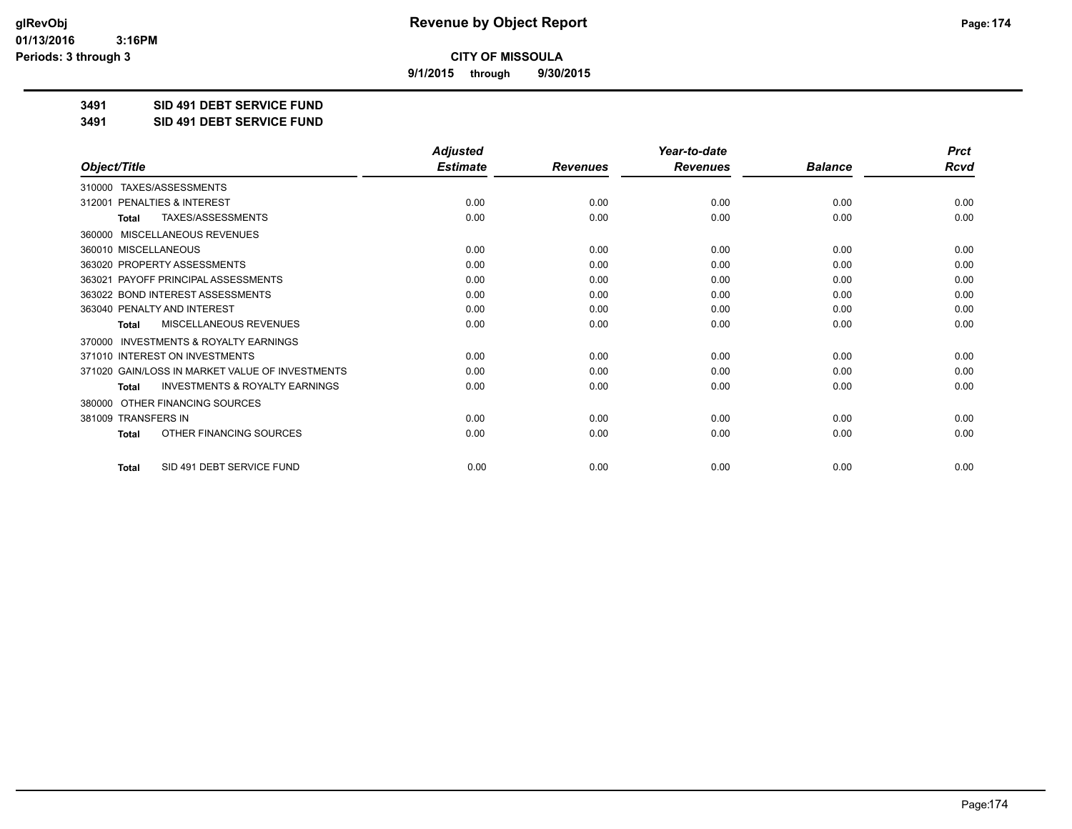# Revenue by Object Report

**CITY OF MISSOULA**

**9/1/2015 through 9/30/2015**

**3491 SID 491 DEBT SERVICE FUND**

**3491 SID 491 DEBT SERVICE FUND**

| Object/Title | Adjusted Estimate | Revenues | Year-to-date Revenues | Balance | Prct Rcvd |
|---|---|---|---|---|---|
| 310000 TAXES/ASSESSMENTS | | | | | |
| 312001 PENALTIES & INTEREST | 0.00 | 0.00 | 0.00 | 0.00 | 0.00 |
| **Total** TAXES/ASSESSMENTS | 0.00 | 0.00 | 0.00 | 0.00 | 0.00 |
| 360000 MISCELLANEOUS REVENUES | | | | | |
| 360010 MISCELLANEOUS | 0.00 | 0.00 | 0.00 | 0.00 | 0.00 |
| 363020 PROPERTY ASSESSMENTS | 0.00 | 0.00 | 0.00 | 0.00 | 0.00 |
| 363021 PAYOFF PRINCIPAL ASSESSMENTS | 0.00 | 0.00 | 0.00 | 0.00 | 0.00 |
| 363022 BOND INTEREST ASSESSMENTS | 0.00 | 0.00 | 0.00 | 0.00 | 0.00 |
| 363040 PENALTY AND INTEREST | 0.00 | 0.00 | 0.00 | 0.00 | 0.00 |
| **Total** MISCELLANEOUS REVENUES | 0.00 | 0.00 | 0.00 | 0.00 | 0.00 |
| 370000 INVESTMENTS & ROYALTY EARNINGS | | | | | |
| 371010 INTEREST ON INVESTMENTS | 0.00 | 0.00 | 0.00 | 0.00 | 0.00 |
| 371020 GAIN/LOSS IN MARKET VALUE OF INVESTMENTS | 0.00 | 0.00 | 0.00 | 0.00 | 0.00 |
| **Total** INVESTMENTS & ROYALTY EARNINGS | 0.00 | 0.00 | 0.00 | 0.00 | 0.00 |
| 380000 OTHER FINANCING SOURCES | | | | | |
| 381009 TRANSFERS IN | 0.00 | 0.00 | 0.00 | 0.00 | 0.00 |
| **Total** OTHER FINANCING SOURCES | 0.00 | 0.00 | 0.00 | 0.00 | 0.00 |
| **Total** SID 491 DEBT SERVICE FUND | 0.00 | 0.00 | 0.00 | 0.00 | 0.00 |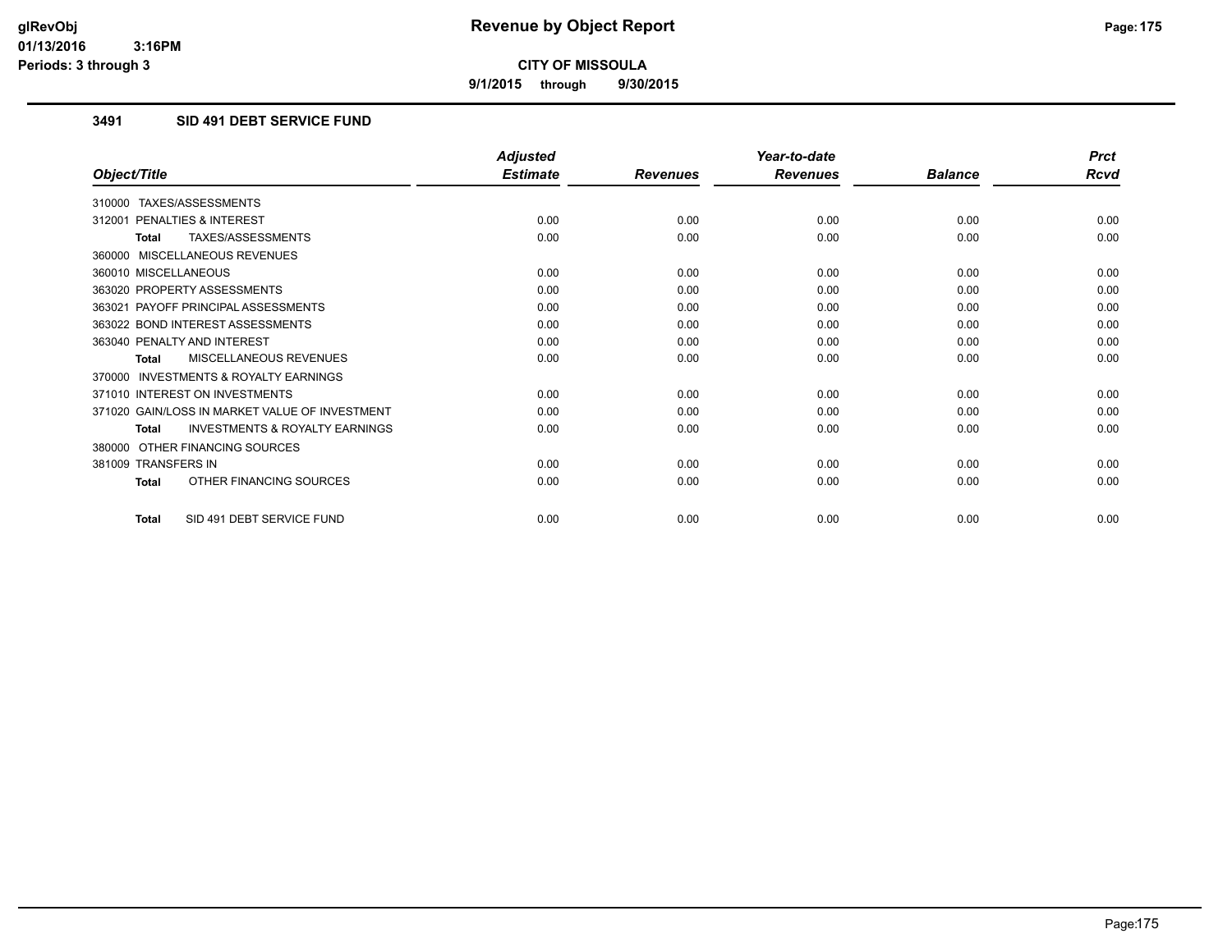**CITY OF MISSOULA**

**9/1/2015 through 9/30/2015**

### 3491 SID 491 DEBT SERVICE FUND

| Object/Title | Adjusted Estimate | Revenues | Year-to-date Revenues | Balance | Prct Rcvd |
|---|---|---|---|---|---|
| 310000 TAXES/ASSESSMENTS | | | | | |
| 312001 PENALTIES & INTEREST | 0.00 | 0.00 | 0.00 | 0.00 | 0.00 |
| **Total** TAXES/ASSESSMENTS | 0.00 | 0.00 | 0.00 | 0.00 | 0.00 |
| 360000 MISCELLANEOUS REVENUES | | | | | |
| 360010 MISCELLANEOUS | 0.00 | 0.00 | 0.00 | 0.00 | 0.00 |
| 363020 PROPERTY ASSESSMENTS | 0.00 | 0.00 | 0.00 | 0.00 | 0.00 |
| 363021 PAYOFF PRINCIPAL ASSESSMENTS | 0.00 | 0.00 | 0.00 | 0.00 | 0.00 |
| 363022 BOND INTEREST ASSESSMENTS | 0.00 | 0.00 | 0.00 | 0.00 | 0.00 |
| 363040 PENALTY AND INTEREST | 0.00 | 0.00 | 0.00 | 0.00 | 0.00 |
| **Total** MISCELLANEOUS REVENUES | 0.00 | 0.00 | 0.00 | 0.00 | 0.00 |
| 370000 INVESTMENTS & ROYALTY EARNINGS | | | | | |
| 371010 INTEREST ON INVESTMENTS | 0.00 | 0.00 | 0.00 | 0.00 | 0.00 |
| 371020 GAIN/LOSS IN MARKET VALUE OF INVESTMENT | 0.00 | 0.00 | 0.00 | 0.00 | 0.00 |
| **Total** INVESTMENTS & ROYALTY EARNINGS | 0.00 | 0.00 | 0.00 | 0.00 | 0.00 |
| 380000 OTHER FINANCING SOURCES | | | | | |
| 381009 TRANSFERS IN | 0.00 | 0.00 | 0.00 | 0.00 | 0.00 |
| **Total** OTHER FINANCING SOURCES | 0.00 | 0.00 | 0.00 | 0.00 | 0.00 |
| **Total** SID 491 DEBT SERVICE FUND | 0.00 | 0.00 | 0.00 | 0.00 | 0.00 |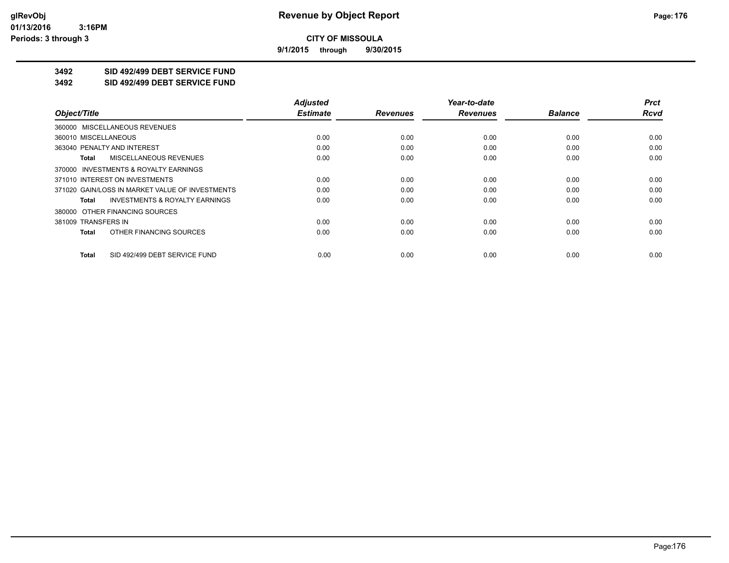# Revenue by Object Report

glRevObj
01/13/2016 3:16PM
Periods: 3 through 3

**CITY OF MISSOULA**

**9/1/2015 through 9/30/2015**

## 3492 SID 492/499 DEBT SERVICE FUND

## 3492 SID 492/499 DEBT SERVICE FUND

| Object/Title | Adjusted Estimate | Revenues | Year-to-date Revenues | Balance | Prct Rcvd |
|---|---|---|---|---|---|
| 360000 MISCELLANEOUS REVENUES | | | | | |
| 360010 MISCELLANEOUS | 0.00 | 0.00 | 0.00 | 0.00 | 0.00 |
| 363040 PENALTY AND INTEREST | 0.00 | 0.00 | 0.00 | 0.00 | 0.00 |
| **Total** MISCELLANEOUS REVENUES | 0.00 | 0.00 | 0.00 | 0.00 | 0.00 |
| 370000 INVESTMENTS & ROYALTY EARNINGS | | | | | |
| 371010 INTEREST ON INVESTMENTS | 0.00 | 0.00 | 0.00 | 0.00 | 0.00 |
| 371020 GAIN/LOSS IN MARKET VALUE OF INVESTMENTS | 0.00 | 0.00 | 0.00 | 0.00 | 0.00 |
| **Total** INVESTMENTS & ROYALTY EARNINGS | 0.00 | 0.00 | 0.00 | 0.00 | 0.00 |
| 380000 OTHER FINANCING SOURCES | | | | | |
| 381009 TRANSFERS IN | 0.00 | 0.00 | 0.00 | 0.00 | 0.00 |
| **Total** OTHER FINANCING SOURCES | 0.00 | 0.00 | 0.00 | 0.00 | 0.00 |
| **Total** SID 492/499 DEBT SERVICE FUND | 0.00 | 0.00 | 0.00 | 0.00 | 0.00 |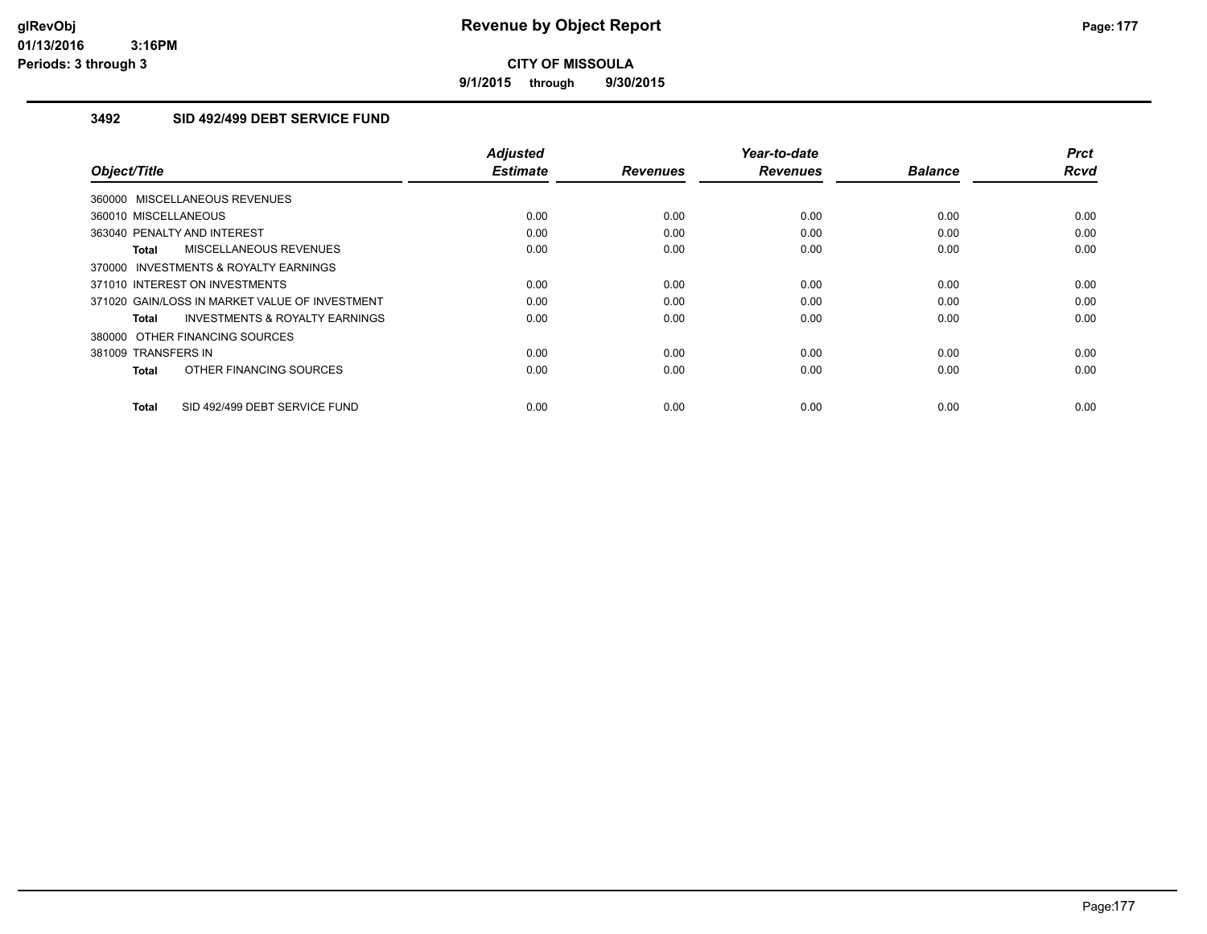# Revenue by Object Report

**CITY OF MISSOULA**

**9/1/2015 through 9/30/2015**

glRevObj
01/13/2016 3:16PM
Periods: 3 through 3

### 3492 SID 492/499 DEBT SERVICE FUND

| Object/Title | Adjusted Estimate | Revenues | Year-to-date Revenues | Balance | Prct Rcvd |
|---|---|---|---|---|---|
| 360000 MISCELLANEOUS REVENUES | | | | | |
| 360010 MISCELLANEOUS | 0.00 | 0.00 | 0.00 | 0.00 | 0.00 |
| 363040 PENALTY AND INTEREST | 0.00 | 0.00 | 0.00 | 0.00 | 0.00 |
| **Total** MISCELLANEOUS REVENUES | 0.00 | 0.00 | 0.00 | 0.00 | 0.00 |
| 370000 INVESTMENTS & ROYALTY EARNINGS | | | | | |
| 371010 INTEREST ON INVESTMENTS | 0.00 | 0.00 | 0.00 | 0.00 | 0.00 |
| 371020 GAIN/LOSS IN MARKET VALUE OF INVESTMENT | 0.00 | 0.00 | 0.00 | 0.00 | 0.00 |
| **Total** INVESTMENTS & ROYALTY EARNINGS | 0.00 | 0.00 | 0.00 | 0.00 | 0.00 |
| 380000 OTHER FINANCING SOURCES | | | | | |
| 381009 TRANSFERS IN | 0.00 | 0.00 | 0.00 | 0.00 | 0.00 |
| **Total** OTHER FINANCING SOURCES | 0.00 | 0.00 | 0.00 | 0.00 | 0.00 |
| **Total** SID 492/499 DEBT SERVICE FUND | 0.00 | 0.00 | 0.00 | 0.00 | 0.00 |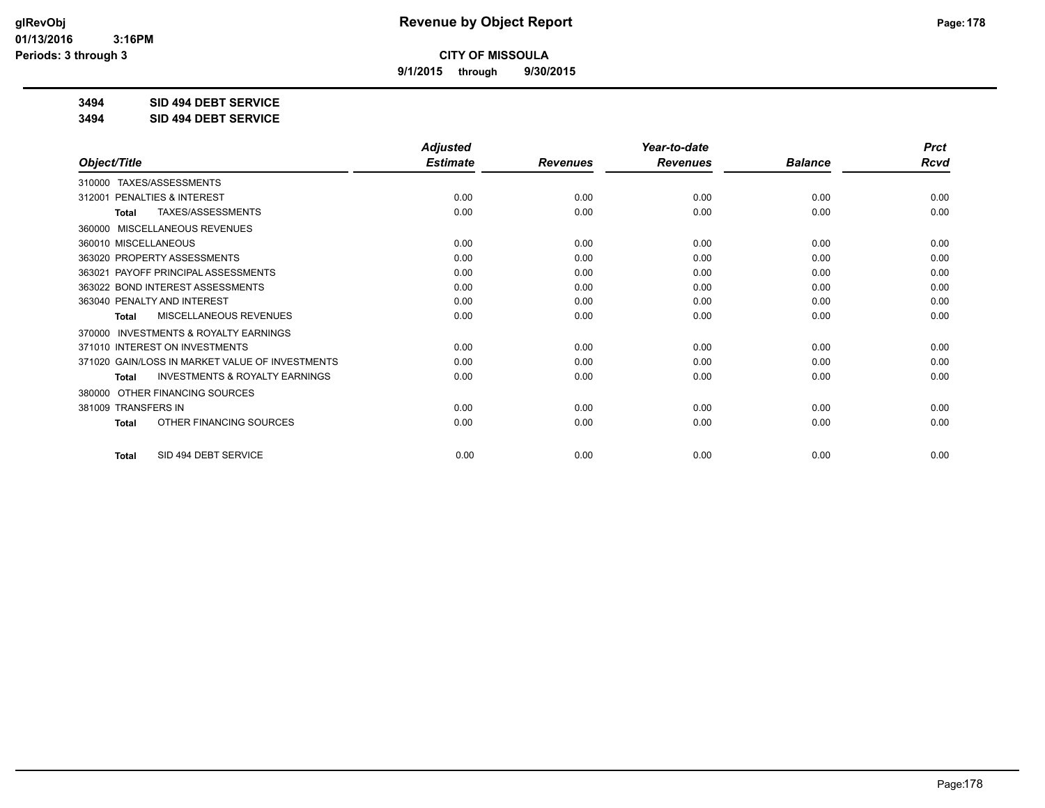**CITY OF MISSOULA**

**9/1/2015 through 9/30/2015**

**3494 SID 494 DEBT SERVICE**

**3494 SID 494 DEBT SERVICE**

| Object/Title | Adjusted Estimate | Revenues | Year-to-date Revenues | Balance | Prct Rcvd |
|---|---|---|---|---|---|
| 310000 TAXES/ASSESSMENTS | | | | | |
| 312001 PENALTIES & INTEREST | 0.00 | 0.00 | 0.00 | 0.00 | 0.00 |
| **Total** TAXES/ASSESSMENTS | 0.00 | 0.00 | 0.00 | 0.00 | 0.00 |
| 360000 MISCELLANEOUS REVENUES | | | | | |
| 360010 MISCELLANEOUS | 0.00 | 0.00 | 0.00 | 0.00 | 0.00 |
| 363020 PROPERTY ASSESSMENTS | 0.00 | 0.00 | 0.00 | 0.00 | 0.00 |
| 363021 PAYOFF PRINCIPAL ASSESSMENTS | 0.00 | 0.00 | 0.00 | 0.00 | 0.00 |
| 363022 BOND INTEREST ASSESSMENTS | 0.00 | 0.00 | 0.00 | 0.00 | 0.00 |
| 363040 PENALTY AND INTEREST | 0.00 | 0.00 | 0.00 | 0.00 | 0.00 |
| **Total** MISCELLANEOUS REVENUES | 0.00 | 0.00 | 0.00 | 0.00 | 0.00 |
| 370000 INVESTMENTS & ROYALTY EARNINGS | | | | | |
| 371010 INTEREST ON INVESTMENTS | 0.00 | 0.00 | 0.00 | 0.00 | 0.00 |
| 371020 GAIN/LOSS IN MARKET VALUE OF INVESTMENTS | 0.00 | 0.00 | 0.00 | 0.00 | 0.00 |
| **Total** INVESTMENTS & ROYALTY EARNINGS | 0.00 | 0.00 | 0.00 | 0.00 | 0.00 |
| 380000 OTHER FINANCING SOURCES | | | | | |
| 381009 TRANSFERS IN | 0.00 | 0.00 | 0.00 | 0.00 | 0.00 |
| **Total** OTHER FINANCING SOURCES | 0.00 | 0.00 | 0.00 | 0.00 | 0.00 |
| **Total** SID 494 DEBT SERVICE | 0.00 | 0.00 | 0.00 | 0.00 | 0.00 |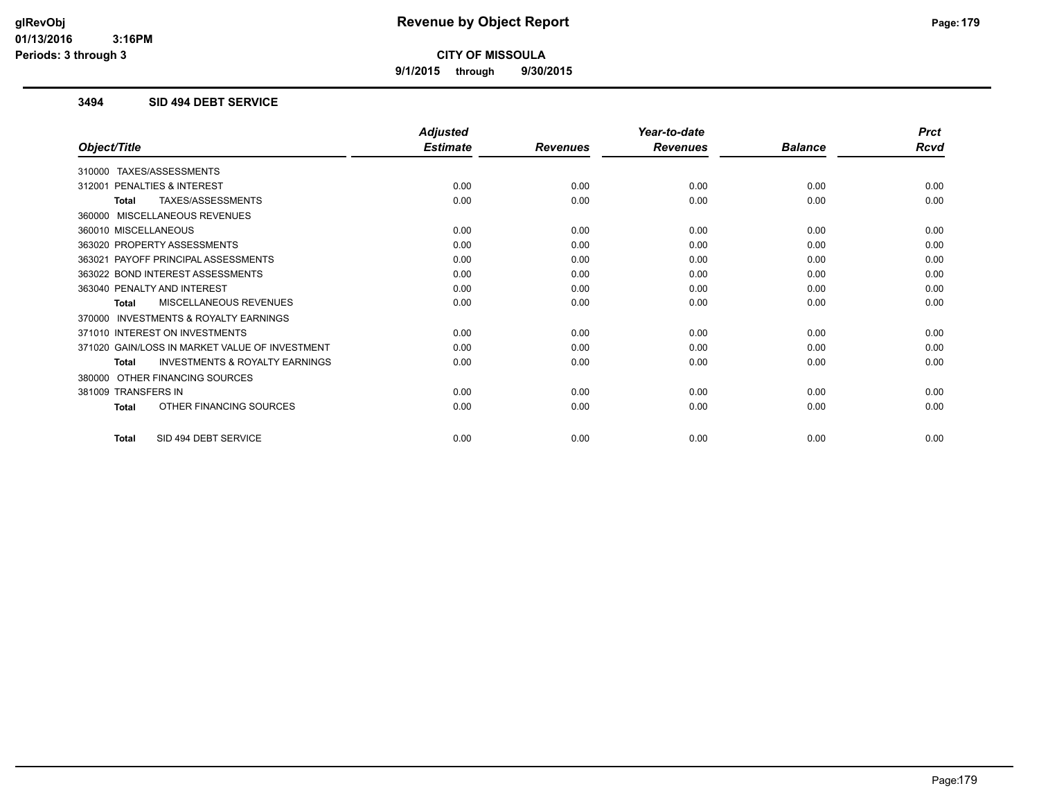**CITY OF MISSOULA**

**9/1/2015 through 9/30/2015**

## 3494 SID 494 DEBT SERVICE

| Object/Title | Adjusted Estimate | Revenues | Year-to-date Revenues | Balance | Prct Rcvd |
|---|---|---|---|---|---|
| 310000 TAXES/ASSESSMENTS | | | | | |
| 312001 PENALTIES & INTEREST | 0.00 | 0.00 | 0.00 | 0.00 | 0.00 |
| **Total** TAXES/ASSESSMENTS | 0.00 | 0.00 | 0.00 | 0.00 | 0.00 |
| 360000 MISCELLANEOUS REVENUES | | | | | |
| 360010 MISCELLANEOUS | 0.00 | 0.00 | 0.00 | 0.00 | 0.00 |
| 363020 PROPERTY ASSESSMENTS | 0.00 | 0.00 | 0.00 | 0.00 | 0.00 |
| 363021 PAYOFF PRINCIPAL ASSESSMENTS | 0.00 | 0.00 | 0.00 | 0.00 | 0.00 |
| 363022 BOND INTEREST ASSESSMENTS | 0.00 | 0.00 | 0.00 | 0.00 | 0.00 |
| 363040 PENALTY AND INTEREST | 0.00 | 0.00 | 0.00 | 0.00 | 0.00 |
| **Total** MISCELLANEOUS REVENUES | 0.00 | 0.00 | 0.00 | 0.00 | 0.00 |
| 370000 INVESTMENTS & ROYALTY EARNINGS | | | | | |
| 371010 INTEREST ON INVESTMENTS | 0.00 | 0.00 | 0.00 | 0.00 | 0.00 |
| 371020 GAIN/LOSS IN MARKET VALUE OF INVESTMENT | 0.00 | 0.00 | 0.00 | 0.00 | 0.00 |
| **Total** INVESTMENTS & ROYALTY EARNINGS | 0.00 | 0.00 | 0.00 | 0.00 | 0.00 |
| 380000 OTHER FINANCING SOURCES | | | | | |
| 381009 TRANSFERS IN | 0.00 | 0.00 | 0.00 | 0.00 | 0.00 |
| **Total** OTHER FINANCING SOURCES | 0.00 | 0.00 | 0.00 | 0.00 | 0.00 |
| **Total** SID 494 DEBT SERVICE | 0.00 | 0.00 | 0.00 | 0.00 | 0.00 |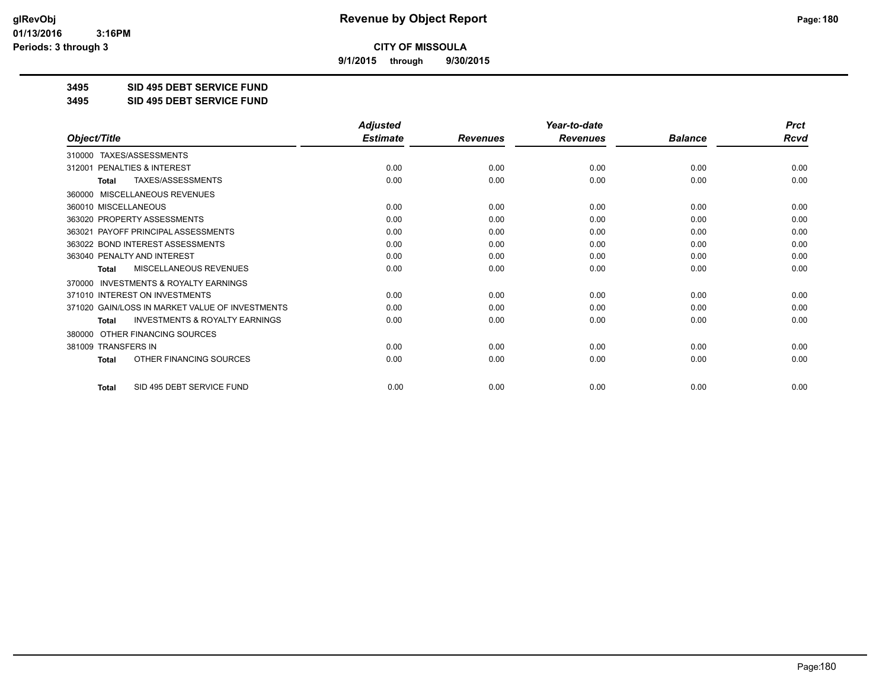**CITY OF MISSOULA**

**9/1/2015 through 9/30/2015**

## 3495 SID 495 DEBT SERVICE FUND

## 3495 SID 495 DEBT SERVICE FUND

| Object/Title | Adjusted Estimate | Revenues | Year-to-date Revenues | Balance | Prct Rcvd |
|---|---|---|---|---|---|
| 310000 TAXES/ASSESSMENTS | | | | | |
| 312001 PENALTIES & INTEREST | 0.00 | 0.00 | 0.00 | 0.00 | 0.00 |
| **Total** TAXES/ASSESSMENTS | 0.00 | 0.00 | 0.00 | 0.00 | 0.00 |
| 360000 MISCELLANEOUS REVENUES | | | | | |
| 360010 MISCELLANEOUS | 0.00 | 0.00 | 0.00 | 0.00 | 0.00 |
| 363020 PROPERTY ASSESSMENTS | 0.00 | 0.00 | 0.00 | 0.00 | 0.00 |
| 363021 PAYOFF PRINCIPAL ASSESSMENTS | 0.00 | 0.00 | 0.00 | 0.00 | 0.00 |
| 363022 BOND INTEREST ASSESSMENTS | 0.00 | 0.00 | 0.00 | 0.00 | 0.00 |
| 363040 PENALTY AND INTEREST | 0.00 | 0.00 | 0.00 | 0.00 | 0.00 |
| **Total** MISCELLANEOUS REVENUES | 0.00 | 0.00 | 0.00 | 0.00 | 0.00 |
| 370000 INVESTMENTS & ROYALTY EARNINGS | | | | | |
| 371010 INTEREST ON INVESTMENTS | 0.00 | 0.00 | 0.00 | 0.00 | 0.00 |
| 371020 GAIN/LOSS IN MARKET VALUE OF INVESTMENTS | 0.00 | 0.00 | 0.00 | 0.00 | 0.00 |
| **Total** INVESTMENTS & ROYALTY EARNINGS | 0.00 | 0.00 | 0.00 | 0.00 | 0.00 |
| 380000 OTHER FINANCING SOURCES | | | | | |
| 381009 TRANSFERS IN | 0.00 | 0.00 | 0.00 | 0.00 | 0.00 |
| **Total** OTHER FINANCING SOURCES | 0.00 | 0.00 | 0.00 | 0.00 | 0.00 |
| **Total** SID 495 DEBT SERVICE FUND | 0.00 | 0.00 | 0.00 | 0.00 | 0.00 |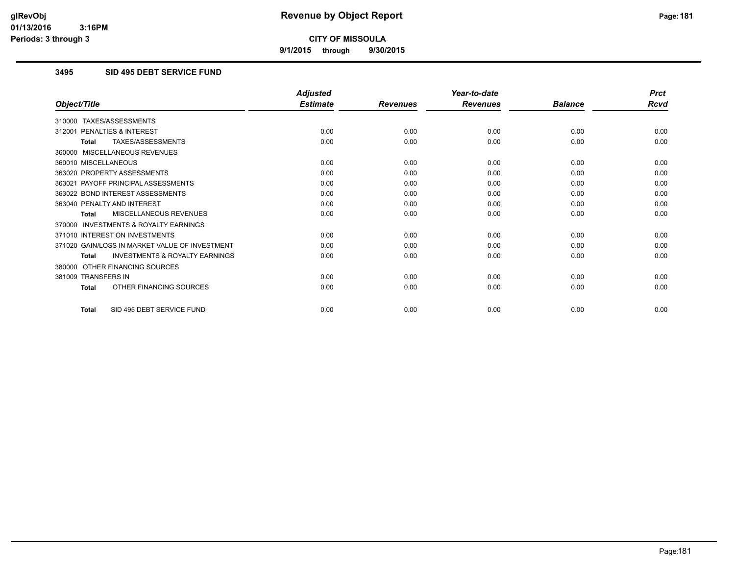# Revenue by Object Report

**CITY OF MISSOULA**

9/1/2015 through 9/30/2015

glRevObj
01/13/2016 3:16PM
Periods: 3 through 3

## 3495 SID 495 DEBT SERVICE FUND

| Object/Title | Adjusted Estimate | Revenues | Year-to-date Revenues | Balance | Prct Rcvd |
|---|---|---|---|---|---|
| 310000 TAXES/ASSESSMENTS | | | | | |
| 312001 PENALTIES & INTEREST | 0.00 | 0.00 | 0.00 | 0.00 | 0.00 |
| **Total** TAXES/ASSESSMENTS | 0.00 | 0.00 | 0.00 | 0.00 | 0.00 |
| 360000 MISCELLANEOUS REVENUES | | | | | |
| 360010 MISCELLANEOUS | 0.00 | 0.00 | 0.00 | 0.00 | 0.00 |
| 363020 PROPERTY ASSESSMENTS | 0.00 | 0.00 | 0.00 | 0.00 | 0.00 |
| 363021 PAYOFF PRINCIPAL ASSESSMENTS | 0.00 | 0.00 | 0.00 | 0.00 | 0.00 |
| 363022 BOND INTEREST ASSESSMENTS | 0.00 | 0.00 | 0.00 | 0.00 | 0.00 |
| 363040 PENALTY AND INTEREST | 0.00 | 0.00 | 0.00 | 0.00 | 0.00 |
| **Total** MISCELLANEOUS REVENUES | 0.00 | 0.00 | 0.00 | 0.00 | 0.00 |
| 370000 INVESTMENTS & ROYALTY EARNINGS | | | | | |
| 371010 INTEREST ON INVESTMENTS | 0.00 | 0.00 | 0.00 | 0.00 | 0.00 |
| 371020 GAIN/LOSS IN MARKET VALUE OF INVESTMENT | 0.00 | 0.00 | 0.00 | 0.00 | 0.00 |
| **Total** INVESTMENTS & ROYALTY EARNINGS | 0.00 | 0.00 | 0.00 | 0.00 | 0.00 |
| 380000 OTHER FINANCING SOURCES | | | | | |
| 381009 TRANSFERS IN | 0.00 | 0.00 | 0.00 | 0.00 | 0.00 |
| **Total** OTHER FINANCING SOURCES | 0.00 | 0.00 | 0.00 | 0.00 | 0.00 |
| **Total** SID 495 DEBT SERVICE FUND | 0.00 | 0.00 | 0.00 | 0.00 | 0.00 |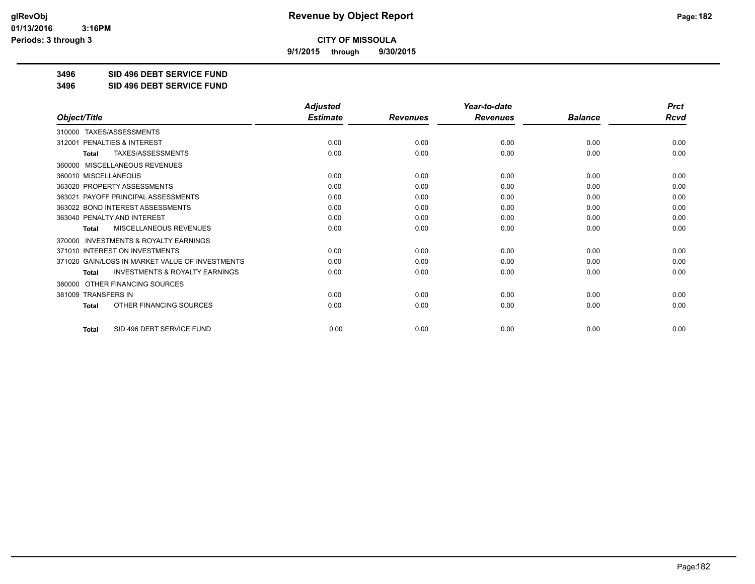# Revenue by Object Report

**CITY OF MISSOULA**

**9/1/2015 through 9/30/2015**

**3496 SID 496 DEBT SERVICE FUND**

**3496 SID 496 DEBT SERVICE FUND**

| Object/Title | Adjusted Estimate | Revenues | Year-to-date Revenues | Balance | Prct Rcvd |
|---|---|---|---|---|---|
| 310000 TAXES/ASSESSMENTS | | | | | |
| 312001 PENALTIES & INTEREST | 0.00 | 0.00 | 0.00 | 0.00 | 0.00 |
| **Total** TAXES/ASSESSMENTS | 0.00 | 0.00 | 0.00 | 0.00 | 0.00 |
| 360000 MISCELLANEOUS REVENUES | | | | | |
| 360010 MISCELLANEOUS | 0.00 | 0.00 | 0.00 | 0.00 | 0.00 |
| 363020 PROPERTY ASSESSMENTS | 0.00 | 0.00 | 0.00 | 0.00 | 0.00 |
| 363021 PAYOFF PRINCIPAL ASSESSMENTS | 0.00 | 0.00 | 0.00 | 0.00 | 0.00 |
| 363022 BOND INTEREST ASSESSMENTS | 0.00 | 0.00 | 0.00 | 0.00 | 0.00 |
| 363040 PENALTY AND INTEREST | 0.00 | 0.00 | 0.00 | 0.00 | 0.00 |
| **Total** MISCELLANEOUS REVENUES | 0.00 | 0.00 | 0.00 | 0.00 | 0.00 |
| 370000 INVESTMENTS & ROYALTY EARNINGS | | | | | |
| 371010 INTEREST ON INVESTMENTS | 0.00 | 0.00 | 0.00 | 0.00 | 0.00 |
| 371020 GAIN/LOSS IN MARKET VALUE OF INVESTMENTS | 0.00 | 0.00 | 0.00 | 0.00 | 0.00 |
| **Total** INVESTMENTS & ROYALTY EARNINGS | 0.00 | 0.00 | 0.00 | 0.00 | 0.00 |
| 380000 OTHER FINANCING SOURCES | | | | | |
| 381009 TRANSFERS IN | 0.00 | 0.00 | 0.00 | 0.00 | 0.00 |
| **Total** OTHER FINANCING SOURCES | 0.00 | 0.00 | 0.00 | 0.00 | 0.00 |
| **Total** SID 496 DEBT SERVICE FUND | 0.00 | 0.00 | 0.00 | 0.00 | 0.00 |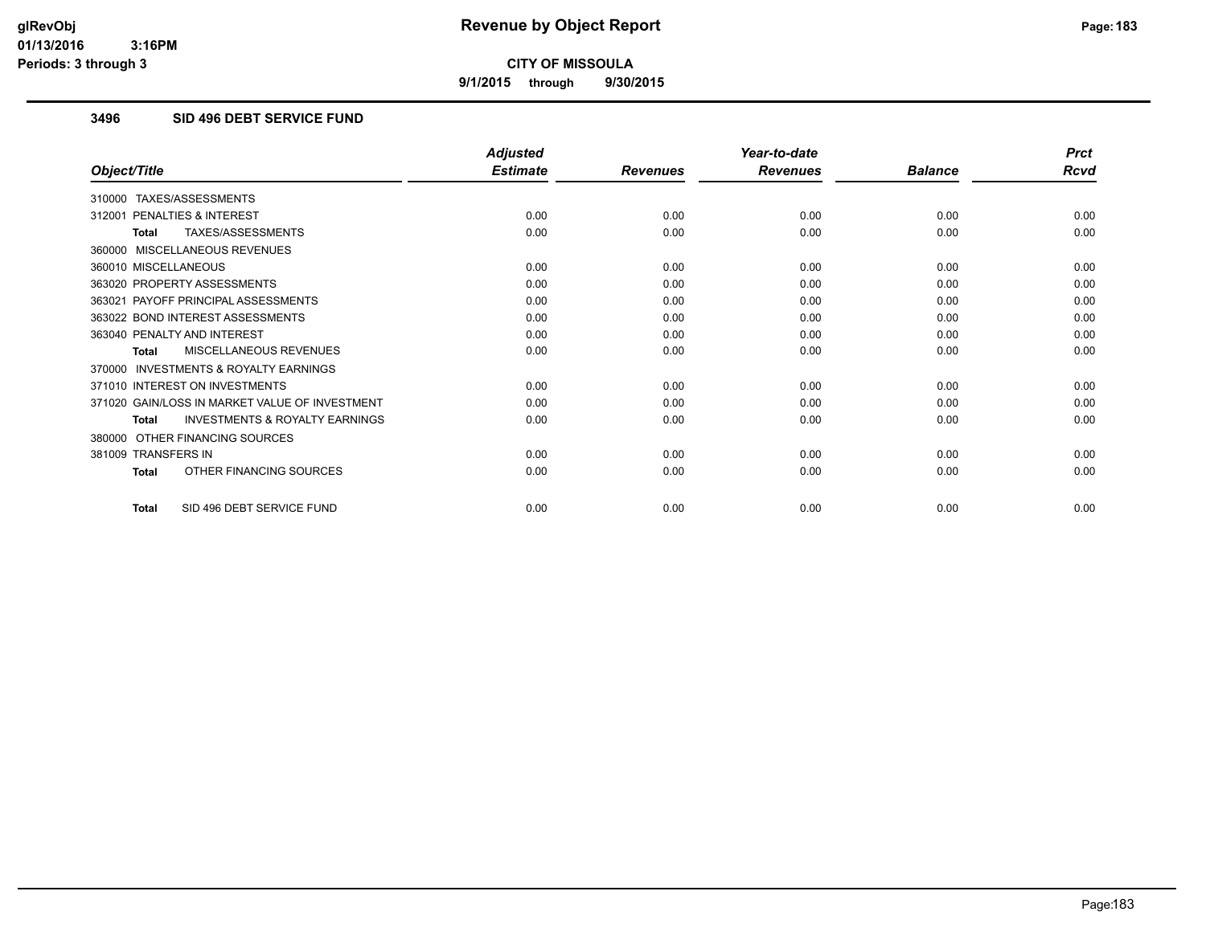# Revenue by Object Report

**CITY OF MISSOULA**

9/1/2015 through 9/30/2015

glRevObj
01/13/2016 3:16PM
Periods: 3 through 3

## 3496 SID 496 DEBT SERVICE FUND

| Object/Title | Adjusted Estimate | Revenues | Year-to-date Revenues | Balance | Prct Rcvd |
|---|---|---|---|---|---|
| 310000 TAXES/ASSESSMENTS | | | | | |
| 312001 PENALTIES & INTEREST | 0.00 | 0.00 | 0.00 | 0.00 | 0.00 |
| **Total** TAXES/ASSESSMENTS | 0.00 | 0.00 | 0.00 | 0.00 | 0.00 |
| 360000 MISCELLANEOUS REVENUES | | | | | |
| 360010 MISCELLANEOUS | 0.00 | 0.00 | 0.00 | 0.00 | 0.00 |
| 363020 PROPERTY ASSESSMENTS | 0.00 | 0.00 | 0.00 | 0.00 | 0.00 |
| 363021 PAYOFF PRINCIPAL ASSESSMENTS | 0.00 | 0.00 | 0.00 | 0.00 | 0.00 |
| 363022 BOND INTEREST ASSESSMENTS | 0.00 | 0.00 | 0.00 | 0.00 | 0.00 |
| 363040 PENALTY AND INTEREST | 0.00 | 0.00 | 0.00 | 0.00 | 0.00 |
| **Total** MISCELLANEOUS REVENUES | 0.00 | 0.00 | 0.00 | 0.00 | 0.00 |
| 370000 INVESTMENTS & ROYALTY EARNINGS | | | | | |
| 371010 INTEREST ON INVESTMENTS | 0.00 | 0.00 | 0.00 | 0.00 | 0.00 |
| 371020 GAIN/LOSS IN MARKET VALUE OF INVESTMENT | 0.00 | 0.00 | 0.00 | 0.00 | 0.00 |
| **Total** INVESTMENTS & ROYALTY EARNINGS | 0.00 | 0.00 | 0.00 | 0.00 | 0.00 |
| 380000 OTHER FINANCING SOURCES | | | | | |
| 381009 TRANSFERS IN | 0.00 | 0.00 | 0.00 | 0.00 | 0.00 |
| **Total** OTHER FINANCING SOURCES | 0.00 | 0.00 | 0.00 | 0.00 | 0.00 |
| **Total** SID 496 DEBT SERVICE FUND | 0.00 | 0.00 | 0.00 | 0.00 | 0.00 |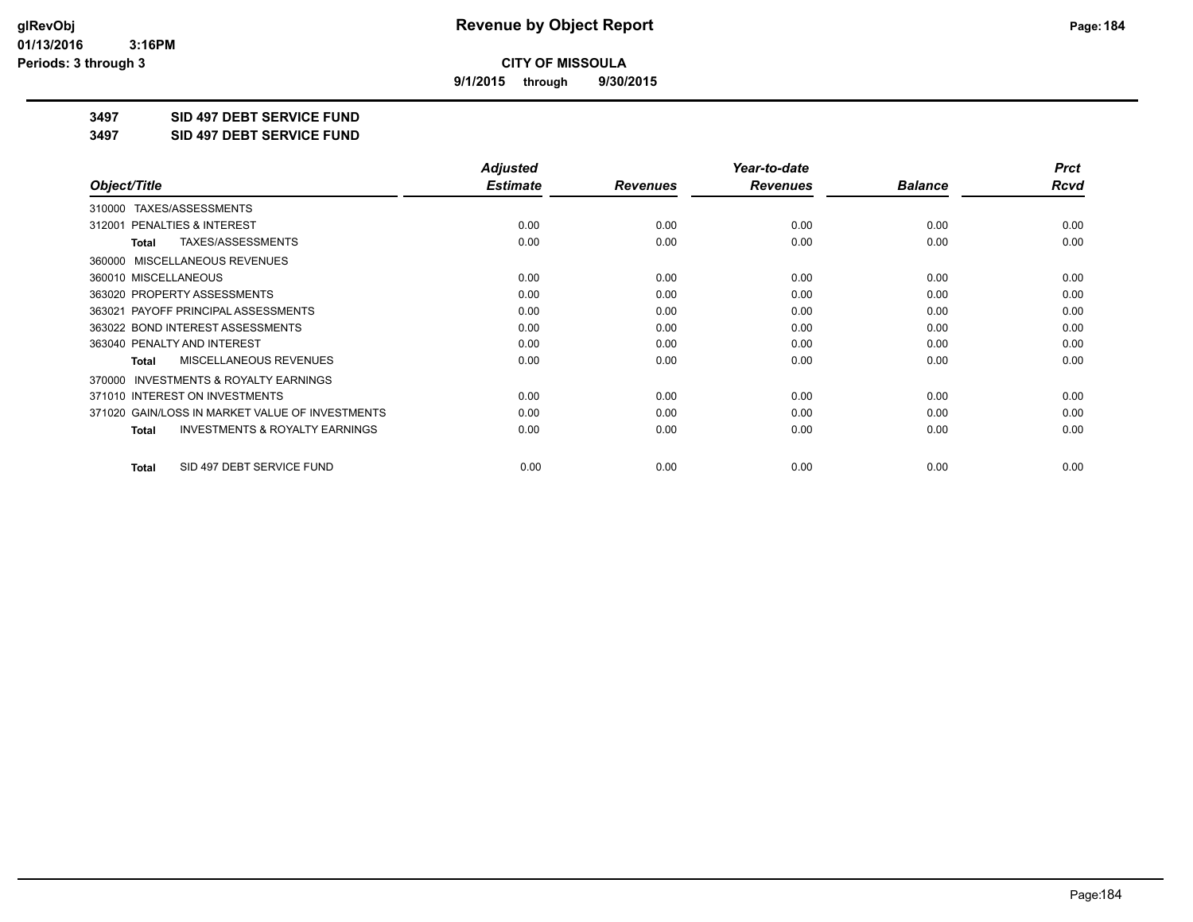**CITY OF MISSOULA**

**9/1/2015 through 9/30/2015**

## 3497 SID 497 DEBT SERVICE FUND

## 3497 SID 497 DEBT SERVICE FUND

| Object/Title | Adjusted Estimate | Revenues | Year-to-date Revenues | Balance | Prct Rcvd |
|---|---|---|---|---|---|
| 310000 TAXES/ASSESSMENTS | | | | | |
| 312001 PENALTIES & INTEREST | 0.00 | 0.00 | 0.00 | 0.00 | 0.00 |
| **Total** TAXES/ASSESSMENTS | 0.00 | 0.00 | 0.00 | 0.00 | 0.00 |
| 360000 MISCELLANEOUS REVENUES | | | | | |
| 360010 MISCELLANEOUS | 0.00 | 0.00 | 0.00 | 0.00 | 0.00 |
| 363020 PROPERTY ASSESSMENTS | 0.00 | 0.00 | 0.00 | 0.00 | 0.00 |
| 363021 PAYOFF PRINCIPAL ASSESSMENTS | 0.00 | 0.00 | 0.00 | 0.00 | 0.00 |
| 363022 BOND INTEREST ASSESSMENTS | 0.00 | 0.00 | 0.00 | 0.00 | 0.00 |
| 363040 PENALTY AND INTEREST | 0.00 | 0.00 | 0.00 | 0.00 | 0.00 |
| **Total** MISCELLANEOUS REVENUES | 0.00 | 0.00 | 0.00 | 0.00 | 0.00 |
| 370000 INVESTMENTS & ROYALTY EARNINGS | | | | | |
| 371010 INTEREST ON INVESTMENTS | 0.00 | 0.00 | 0.00 | 0.00 | 0.00 |
| 371020 GAIN/LOSS IN MARKET VALUE OF INVESTMENTS | 0.00 | 0.00 | 0.00 | 0.00 | 0.00 |
| **Total** INVESTMENTS & ROYALTY EARNINGS | 0.00 | 0.00 | 0.00 | 0.00 | 0.00 |
| **Total** SID 497 DEBT SERVICE FUND | 0.00 | 0.00 | 0.00 | 0.00 | 0.00 |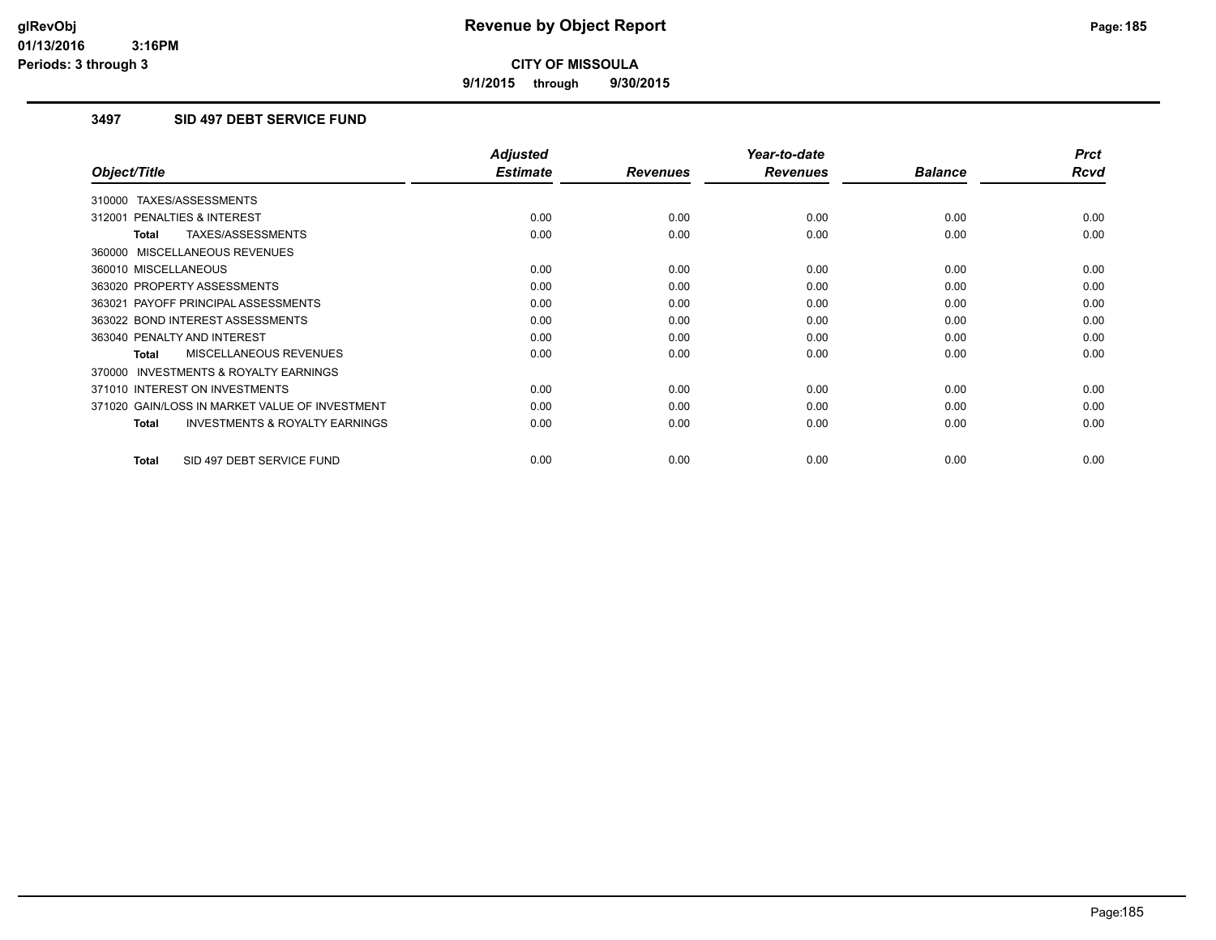# Revenue by Object Report

**CITY OF MISSOULA**

**9/1/2015 through 9/30/2015**

glRevObj
01/13/2016 3:16PM
Periods: 3 through 3

### 3497 SID 497 DEBT SERVICE FUND

| Object/Title | Adjusted Estimate | Revenues | Year-to-date Revenues | Balance | Prct Rcvd |
|---|---|---|---|---|---|
| 310000 TAXES/ASSESSMENTS | | | | | |
| 312001 PENALTIES & INTEREST | 0.00 | 0.00 | 0.00 | 0.00 | 0.00 |
| **Total** TAXES/ASSESSMENTS | 0.00 | 0.00 | 0.00 | 0.00 | 0.00 |
| 360000 MISCELLANEOUS REVENUES | | | | | |
| 360010 MISCELLANEOUS | 0.00 | 0.00 | 0.00 | 0.00 | 0.00 |
| 363020 PROPERTY ASSESSMENTS | 0.00 | 0.00 | 0.00 | 0.00 | 0.00 |
| 363021 PAYOFF PRINCIPAL ASSESSMENTS | 0.00 | 0.00 | 0.00 | 0.00 | 0.00 |
| 363022 BOND INTEREST ASSESSMENTS | 0.00 | 0.00 | 0.00 | 0.00 | 0.00 |
| 363040 PENALTY AND INTEREST | 0.00 | 0.00 | 0.00 | 0.00 | 0.00 |
| **Total** MISCELLANEOUS REVENUES | 0.00 | 0.00 | 0.00 | 0.00 | 0.00 |
| 370000 INVESTMENTS & ROYALTY EARNINGS | | | | | |
| 371010 INTEREST ON INVESTMENTS | 0.00 | 0.00 | 0.00 | 0.00 | 0.00 |
| 371020 GAIN/LOSS IN MARKET VALUE OF INVESTMENT | 0.00 | 0.00 | 0.00 | 0.00 | 0.00 |
| **Total** INVESTMENTS & ROYALTY EARNINGS | 0.00 | 0.00 | 0.00 | 0.00 | 0.00 |
| **Total** SID 497 DEBT SERVICE FUND | 0.00 | 0.00 | 0.00 | 0.00 | 0.00 |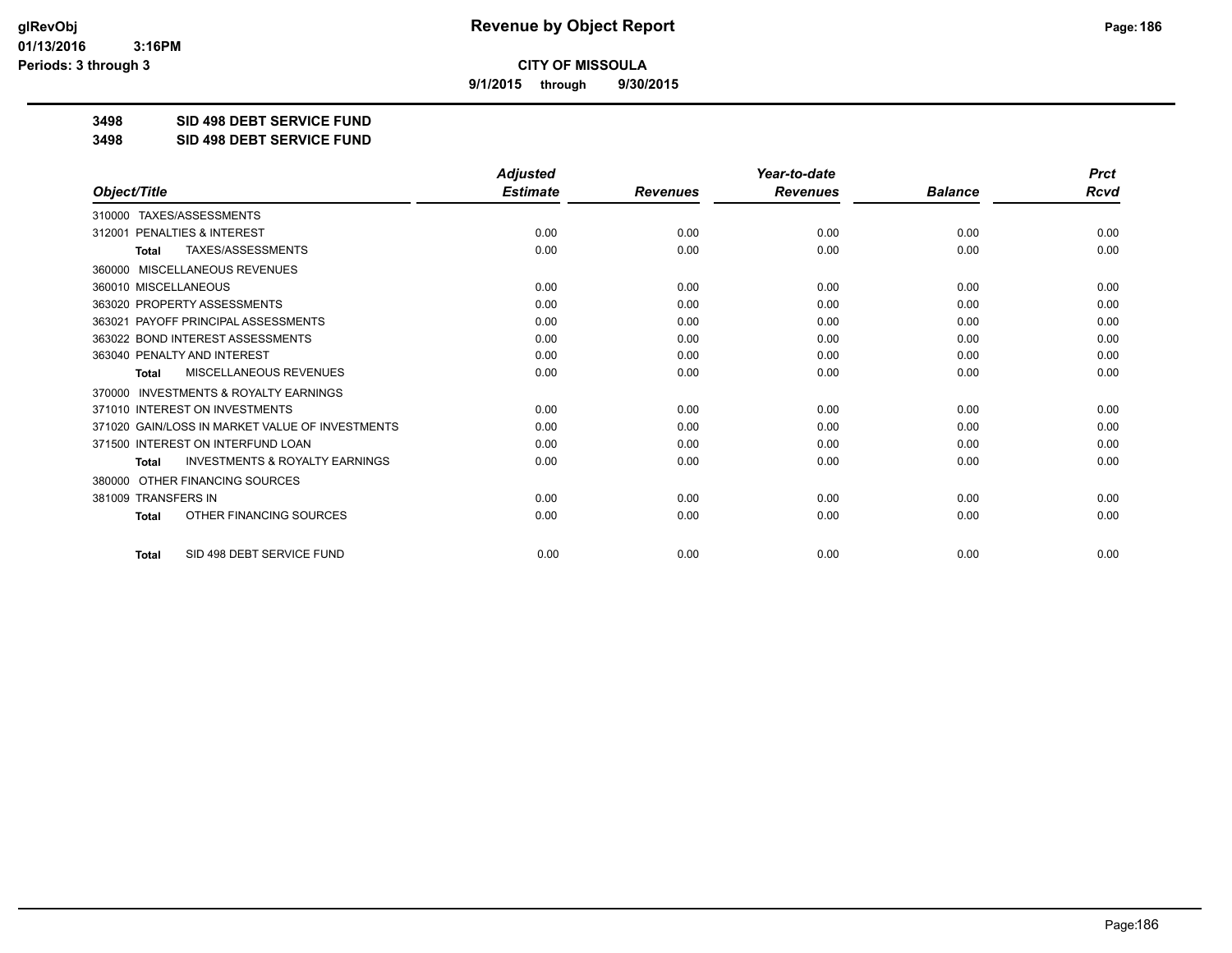**CITY OF MISSOULA**

**9/1/2015 through 9/30/2015**

**3498 SID 498 DEBT SERVICE FUND**

**3498 SID 498 DEBT SERVICE FUND**

| Object/Title | Adjusted Estimate | Revenues | Year-to-date Revenues | Balance | Prct Rcvd |
|---|---|---|---|---|---|
| 310000 TAXES/ASSESSMENTS | | | | | |
| 312001 PENALTIES & INTEREST | 0.00 | 0.00 | 0.00 | 0.00 | 0.00 |
| **Total** TAXES/ASSESSMENTS | 0.00 | 0.00 | 0.00 | 0.00 | 0.00 |
| 360000 MISCELLANEOUS REVENUES | | | | | |
| 360010 MISCELLANEOUS | 0.00 | 0.00 | 0.00 | 0.00 | 0.00 |
| 363020 PROPERTY ASSESSMENTS | 0.00 | 0.00 | 0.00 | 0.00 | 0.00 |
| 363021 PAYOFF PRINCIPAL ASSESSMENTS | 0.00 | 0.00 | 0.00 | 0.00 | 0.00 |
| 363022 BOND INTEREST ASSESSMENTS | 0.00 | 0.00 | 0.00 | 0.00 | 0.00 |
| 363040 PENALTY AND INTEREST | 0.00 | 0.00 | 0.00 | 0.00 | 0.00 |
| **Total** MISCELLANEOUS REVENUES | 0.00 | 0.00 | 0.00 | 0.00 | 0.00 |
| 370000 INVESTMENTS & ROYALTY EARNINGS | | | | | |
| 371010 INTEREST ON INVESTMENTS | 0.00 | 0.00 | 0.00 | 0.00 | 0.00 |
| 371020 GAIN/LOSS IN MARKET VALUE OF INVESTMENTS | 0.00 | 0.00 | 0.00 | 0.00 | 0.00 |
| 371500 INTEREST ON INTERFUND LOAN | 0.00 | 0.00 | 0.00 | 0.00 | 0.00 |
| **Total** INVESTMENTS & ROYALTY EARNINGS | 0.00 | 0.00 | 0.00 | 0.00 | 0.00 |
| 380000 OTHER FINANCING SOURCES | | | | | |
| 381009 TRANSFERS IN | 0.00 | 0.00 | 0.00 | 0.00 | 0.00 |
| **Total** OTHER FINANCING SOURCES | 0.00 | 0.00 | 0.00 | 0.00 | 0.00 |
| **Total** SID 498 DEBT SERVICE FUND | 0.00 | 0.00 | 0.00 | 0.00 | 0.00 |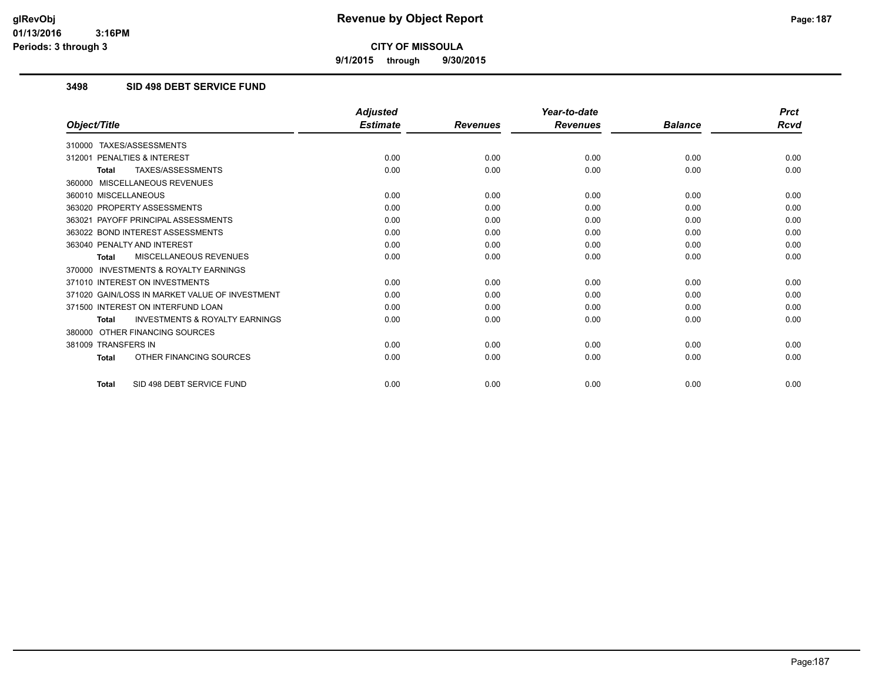**CITY OF MISSOULA**

**9/1/2015 through 9/30/2015**

### 3498 SID 498 DEBT SERVICE FUND

| Object/Title | Adjusted Estimate | Revenues | Year-to-date Revenues | Balance | Prct Rcvd |
|---|---|---|---|---|---|
| 310000 TAXES/ASSESSMENTS | | | | | |
| 312001 PENALTIES & INTEREST | 0.00 | 0.00 | 0.00 | 0.00 | 0.00 |
| **Total** TAXES/ASSESSMENTS | 0.00 | 0.00 | 0.00 | 0.00 | 0.00 |
| 360000 MISCELLANEOUS REVENUES | | | | | |
| 360010 MISCELLANEOUS | 0.00 | 0.00 | 0.00 | 0.00 | 0.00 |
| 363020 PROPERTY ASSESSMENTS | 0.00 | 0.00 | 0.00 | 0.00 | 0.00 |
| 363021 PAYOFF PRINCIPAL ASSESSMENTS | 0.00 | 0.00 | 0.00 | 0.00 | 0.00 |
| 363022 BOND INTEREST ASSESSMENTS | 0.00 | 0.00 | 0.00 | 0.00 | 0.00 |
| 363040 PENALTY AND INTEREST | 0.00 | 0.00 | 0.00 | 0.00 | 0.00 |
| **Total** MISCELLANEOUS REVENUES | 0.00 | 0.00 | 0.00 | 0.00 | 0.00 |
| 370000 INVESTMENTS & ROYALTY EARNINGS | | | | | |
| 371010 INTEREST ON INVESTMENTS | 0.00 | 0.00 | 0.00 | 0.00 | 0.00 |
| 371020 GAIN/LOSS IN MARKET VALUE OF INVESTMENT | 0.00 | 0.00 | 0.00 | 0.00 | 0.00 |
| 371500 INTEREST ON INTERFUND LOAN | 0.00 | 0.00 | 0.00 | 0.00 | 0.00 |
| **Total** INVESTMENTS & ROYALTY EARNINGS | 0.00 | 0.00 | 0.00 | 0.00 | 0.00 |
| 380000 OTHER FINANCING SOURCES | | | | | |
| 381009 TRANSFERS IN | 0.00 | 0.00 | 0.00 | 0.00 | 0.00 |
| **Total** OTHER FINANCING SOURCES | 0.00 | 0.00 | 0.00 | 0.00 | 0.00 |
| **Total** SID 498 DEBT SERVICE FUND | 0.00 | 0.00 | 0.00 | 0.00 | 0.00 |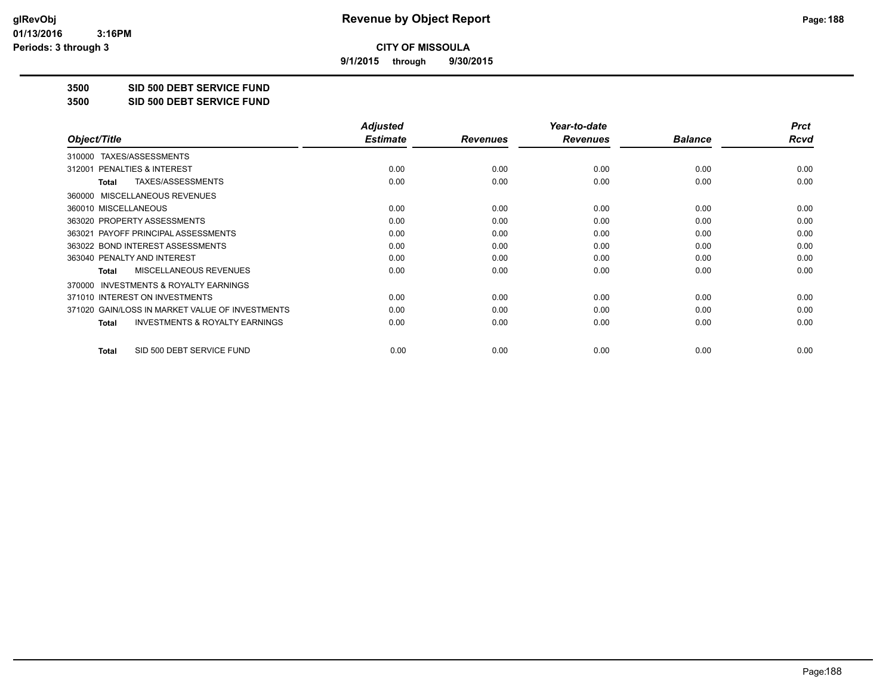**Revenue by Object Report**

**CITY OF MISSOULA**

**9/1/2015 through 9/30/2015**

**3500 SID 500 DEBT SERVICE FUND**

**3500 SID 500 DEBT SERVICE FUND**

| Object/Title | Adjusted Estimate | Revenues | Year-to-date Revenues | Balance | Prct Rcvd |
|---|---|---|---|---|---|
| 310000 TAXES/ASSESSMENTS | | | | | |
| 312001 PENALTIES & INTEREST | 0.00 | 0.00 | 0.00 | 0.00 | 0.00 |
| **Total** TAXES/ASSESSMENTS | 0.00 | 0.00 | 0.00 | 0.00 | 0.00 |
| 360000 MISCELLANEOUS REVENUES | | | | | |
| 360010 MISCELLANEOUS | 0.00 | 0.00 | 0.00 | 0.00 | 0.00 |
| 363020 PROPERTY ASSESSMENTS | 0.00 | 0.00 | 0.00 | 0.00 | 0.00 |
| 363021 PAYOFF PRINCIPAL ASSESSMENTS | 0.00 | 0.00 | 0.00 | 0.00 | 0.00 |
| 363022 BOND INTEREST ASSESSMENTS | 0.00 | 0.00 | 0.00 | 0.00 | 0.00 |
| 363040 PENALTY AND INTEREST | 0.00 | 0.00 | 0.00 | 0.00 | 0.00 |
| **Total** MISCELLANEOUS REVENUES | 0.00 | 0.00 | 0.00 | 0.00 | 0.00 |
| 370000 INVESTMENTS & ROYALTY EARNINGS | | | | | |
| 371010 INTEREST ON INVESTMENTS | 0.00 | 0.00 | 0.00 | 0.00 | 0.00 |
| 371020 GAIN/LOSS IN MARKET VALUE OF INVESTMENTS | 0.00 | 0.00 | 0.00 | 0.00 | 0.00 |
| **Total** INVESTMENTS & ROYALTY EARNINGS | 0.00 | 0.00 | 0.00 | 0.00 | 0.00 |
| **Total** SID 500 DEBT SERVICE FUND | 0.00 | 0.00 | 0.00 | 0.00 | 0.00 |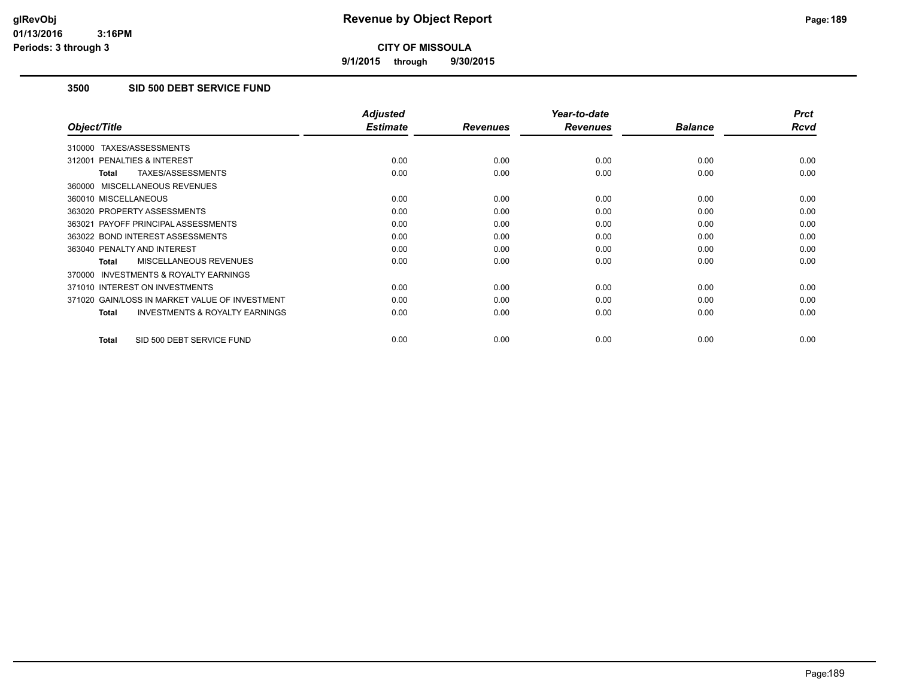**CITY OF MISSOULA**

**9/1/2015 through 9/30/2015**

## 3500 SID 500 DEBT SERVICE FUND

| Object/Title | Adjusted Estimate | Revenues | Year-to-date Revenues | Balance | Prct Rcvd |
|---|---|---|---|---|---|
| 310000 TAXES/ASSESSMENTS | | | | | |
| 312001 PENALTIES & INTEREST | 0.00 | 0.00 | 0.00 | 0.00 | 0.00 |
| **Total** TAXES/ASSESSMENTS | 0.00 | 0.00 | 0.00 | 0.00 | 0.00 |
| 360000 MISCELLANEOUS REVENUES | | | | | |
| 360010 MISCELLANEOUS | 0.00 | 0.00 | 0.00 | 0.00 | 0.00 |
| 363020 PROPERTY ASSESSMENTS | 0.00 | 0.00 | 0.00 | 0.00 | 0.00 |
| 363021 PAYOFF PRINCIPAL ASSESSMENTS | 0.00 | 0.00 | 0.00 | 0.00 | 0.00 |
| 363022 BOND INTEREST ASSESSMENTS | 0.00 | 0.00 | 0.00 | 0.00 | 0.00 |
| 363040 PENALTY AND INTEREST | 0.00 | 0.00 | 0.00 | 0.00 | 0.00 |
| **Total** MISCELLANEOUS REVENUES | 0.00 | 0.00 | 0.00 | 0.00 | 0.00 |
| 370000 INVESTMENTS & ROYALTY EARNINGS | | | | | |
| 371010 INTEREST ON INVESTMENTS | 0.00 | 0.00 | 0.00 | 0.00 | 0.00 |
| 371020 GAIN/LOSS IN MARKET VALUE OF INVESTMENT | 0.00 | 0.00 | 0.00 | 0.00 | 0.00 |
| **Total** INVESTMENTS & ROYALTY EARNINGS | 0.00 | 0.00 | 0.00 | 0.00 | 0.00 |
| **Total** SID 500 DEBT SERVICE FUND | 0.00 | 0.00 | 0.00 | 0.00 | 0.00 |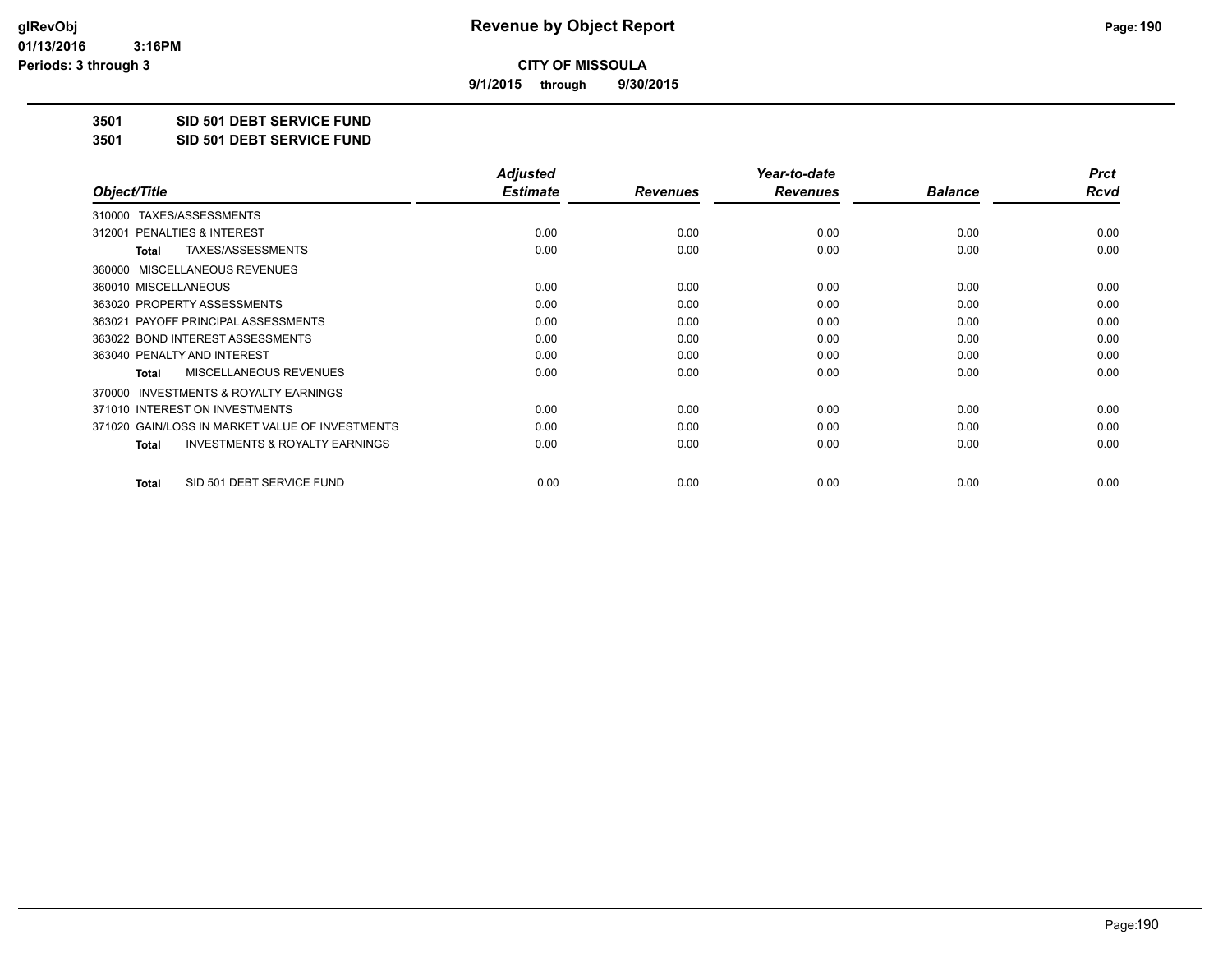**Revenue by Object Report**

**CITY OF MISSOULA**

**9/1/2015 through 9/30/2015**

glRevObj
01/13/2016 3:16PM
Periods: 3 through 3

**3501 SID 501 DEBT SERVICE FUND**

**3501 SID 501 DEBT SERVICE FUND**

| Object/Title | Adjusted Estimate | Revenues | Year-to-date Revenues | Balance | Prct Rcvd |
|---|---|---|---|---|---|
| 310000 TAXES/ASSESSMENTS | | | | | |
| 312001 PENALTIES & INTEREST | 0.00 | 0.00 | 0.00 | 0.00 | 0.00 |
| **Total** TAXES/ASSESSMENTS | 0.00 | 0.00 | 0.00 | 0.00 | 0.00 |
| 360000 MISCELLANEOUS REVENUES | | | | | |
| 360010 MISCELLANEOUS | 0.00 | 0.00 | 0.00 | 0.00 | 0.00 |
| 363020 PROPERTY ASSESSMENTS | 0.00 | 0.00 | 0.00 | 0.00 | 0.00 |
| 363021 PAYOFF PRINCIPAL ASSESSMENTS | 0.00 | 0.00 | 0.00 | 0.00 | 0.00 |
| 363022 BOND INTEREST ASSESSMENTS | 0.00 | 0.00 | 0.00 | 0.00 | 0.00 |
| 363040 PENALTY AND INTEREST | 0.00 | 0.00 | 0.00 | 0.00 | 0.00 |
| **Total** MISCELLANEOUS REVENUES | 0.00 | 0.00 | 0.00 | 0.00 | 0.00 |
| 370000 INVESTMENTS & ROYALTY EARNINGS | | | | | |
| 371010 INTEREST ON INVESTMENTS | 0.00 | 0.00 | 0.00 | 0.00 | 0.00 |
| 371020 GAIN/LOSS IN MARKET VALUE OF INVESTMENTS | 0.00 | 0.00 | 0.00 | 0.00 | 0.00 |
| **Total** INVESTMENTS & ROYALTY EARNINGS | 0.00 | 0.00 | 0.00 | 0.00 | 0.00 |
| **Total** SID 501 DEBT SERVICE FUND | 0.00 | 0.00 | 0.00 | 0.00 | 0.00 |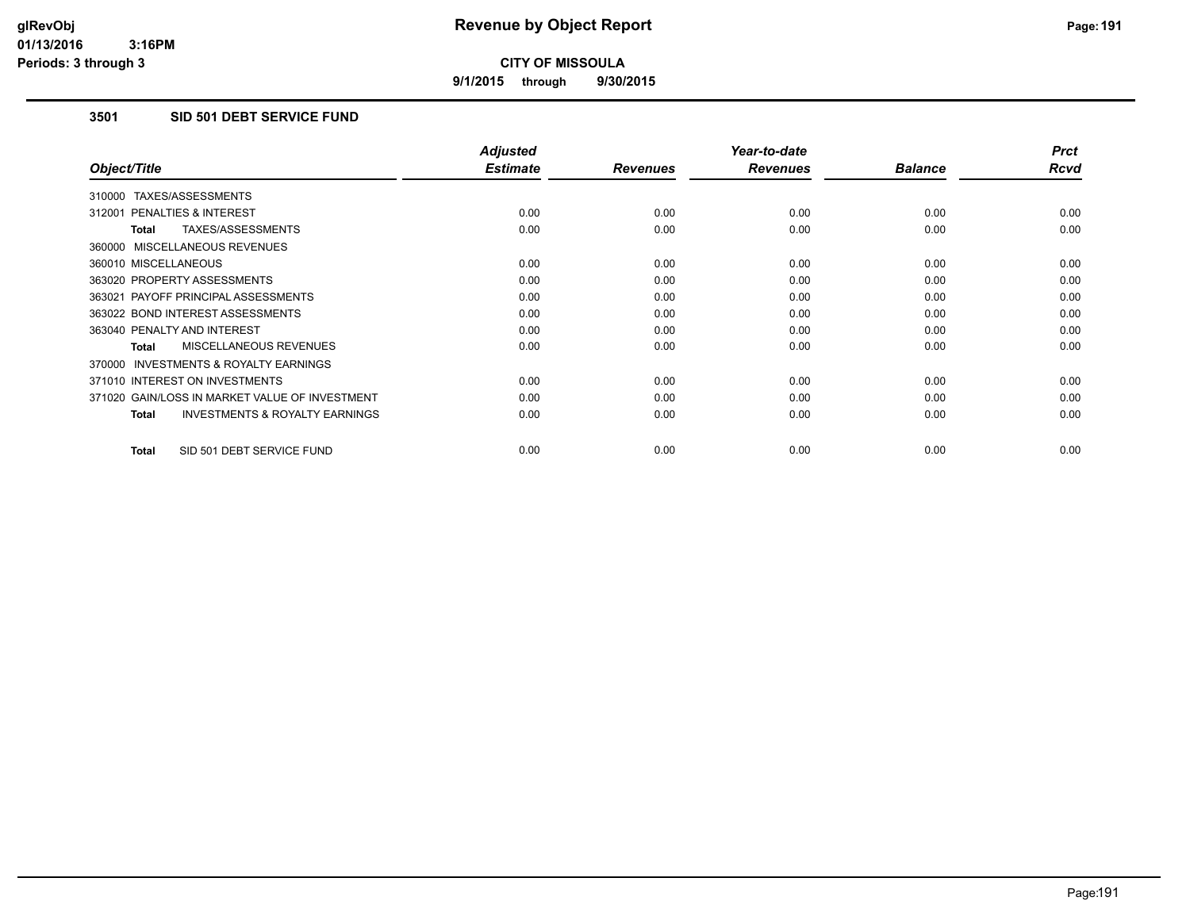# Revenue by Object Report

**CITY OF MISSOULA**

**9/1/2015 through 9/30/2015**

glRevObj
01/13/2016 3:16PM
Periods: 3 through 3

### 3501 SID 501 DEBT SERVICE FUND

| Object/Title | Adjusted Estimate | Revenues | Year-to-date Revenues | Balance | Prct Rcvd |
|---|---|---|---|---|---|
| 310000 TAXES/ASSESSMENTS | | | | | |
| 312001 PENALTIES & INTEREST | 0.00 | 0.00 | 0.00 | 0.00 | 0.00 |
| **Total** TAXES/ASSESSMENTS | 0.00 | 0.00 | 0.00 | 0.00 | 0.00 |
| 360000 MISCELLANEOUS REVENUES | | | | | |
| 360010 MISCELLANEOUS | 0.00 | 0.00 | 0.00 | 0.00 | 0.00 |
| 363020 PROPERTY ASSESSMENTS | 0.00 | 0.00 | 0.00 | 0.00 | 0.00 |
| 363021 PAYOFF PRINCIPAL ASSESSMENTS | 0.00 | 0.00 | 0.00 | 0.00 | 0.00 |
| 363022 BOND INTEREST ASSESSMENTS | 0.00 | 0.00 | 0.00 | 0.00 | 0.00 |
| 363040 PENALTY AND INTEREST | 0.00 | 0.00 | 0.00 | 0.00 | 0.00 |
| **Total** MISCELLANEOUS REVENUES | 0.00 | 0.00 | 0.00 | 0.00 | 0.00 |
| 370000 INVESTMENTS & ROYALTY EARNINGS | | | | | |
| 371010 INTEREST ON INVESTMENTS | 0.00 | 0.00 | 0.00 | 0.00 | 0.00 |
| 371020 GAIN/LOSS IN MARKET VALUE OF INVESTMENT | 0.00 | 0.00 | 0.00 | 0.00 | 0.00 |
| **Total** INVESTMENTS & ROYALTY EARNINGS | 0.00 | 0.00 | 0.00 | 0.00 | 0.00 |
| **Total** SID 501 DEBT SERVICE FUND | 0.00 | 0.00 | 0.00 | 0.00 | 0.00 |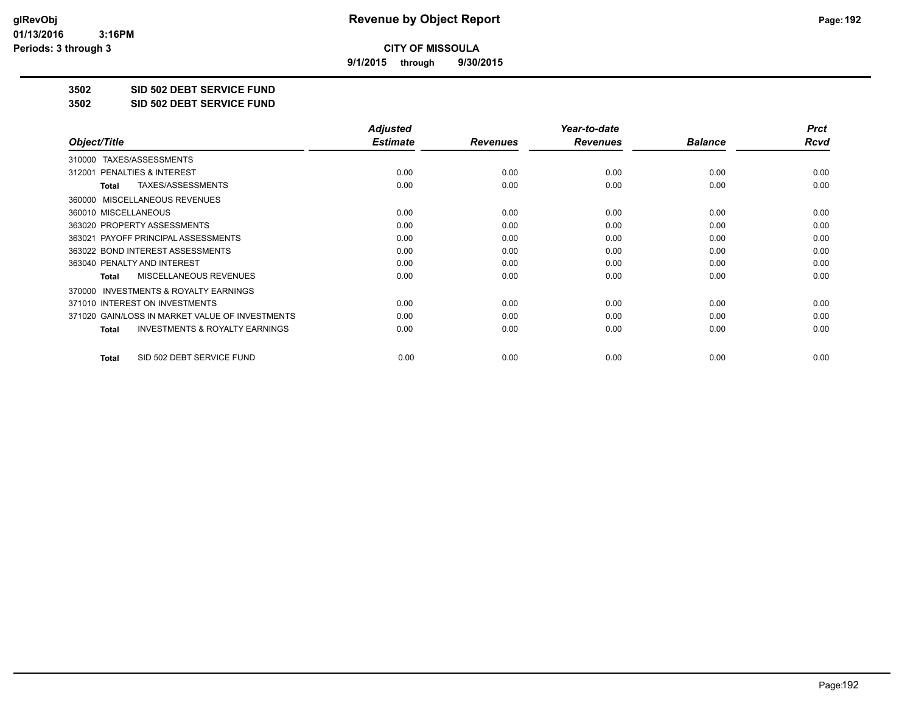# Revenue by Object Report

**CITY OF MISSOULA**

**9/1/2015 through 9/30/2015**

**3502 SID 502 DEBT SERVICE FUND**

**3502 SID 502 DEBT SERVICE FUND**

| Object/Title | Adjusted Estimate | Revenues | Year-to-date Revenues | Balance | Prct Rcvd |
|---|---|---|---|---|---|
| 310000 TAXES/ASSESSMENTS | | | | | |
| 312001 PENALTIES & INTEREST | 0.00 | 0.00 | 0.00 | 0.00 | 0.00 |
| **Total** TAXES/ASSESSMENTS | 0.00 | 0.00 | 0.00 | 0.00 | 0.00 |
| 360000 MISCELLANEOUS REVENUES | | | | | |
| 360010 MISCELLANEOUS | 0.00 | 0.00 | 0.00 | 0.00 | 0.00 |
| 363020 PROPERTY ASSESSMENTS | 0.00 | 0.00 | 0.00 | 0.00 | 0.00 |
| 363021 PAYOFF PRINCIPAL ASSESSMENTS | 0.00 | 0.00 | 0.00 | 0.00 | 0.00 |
| 363022 BOND INTEREST ASSESSMENTS | 0.00 | 0.00 | 0.00 | 0.00 | 0.00 |
| 363040 PENALTY AND INTEREST | 0.00 | 0.00 | 0.00 | 0.00 | 0.00 |
| **Total** MISCELLANEOUS REVENUES | 0.00 | 0.00 | 0.00 | 0.00 | 0.00 |
| 370000 INVESTMENTS & ROYALTY EARNINGS | | | | | |
| 371010 INTEREST ON INVESTMENTS | 0.00 | 0.00 | 0.00 | 0.00 | 0.00 |
| 371020 GAIN/LOSS IN MARKET VALUE OF INVESTMENTS | 0.00 | 0.00 | 0.00 | 0.00 | 0.00 |
| **Total** INVESTMENTS & ROYALTY EARNINGS | 0.00 | 0.00 | 0.00 | 0.00 | 0.00 |
| **Total** SID 502 DEBT SERVICE FUND | 0.00 | 0.00 | 0.00 | 0.00 | 0.00 |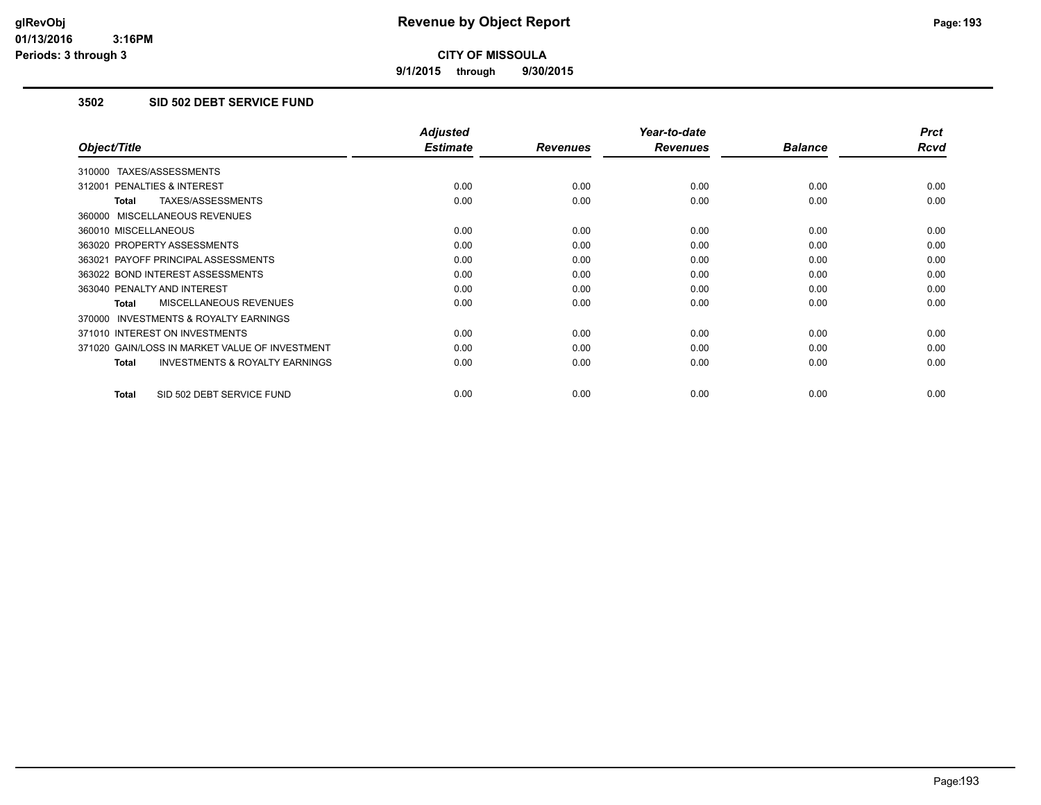glRevObj
01/13/2016 3:16PM
Periods: 3 through 3

# Revenue by Object Report

**CITY OF MISSOULA**

**9/1/2015 through 9/30/2015**

## 3502 SID 502 DEBT SERVICE FUND

| Object/Title | Adjusted Estimate | Revenues | Year-to-date Revenues | Balance | Prct Rcvd |
|---|---|---|---|---|---|
| 310000 TAXES/ASSESSMENTS | | | | | |
| 312001 PENALTIES & INTEREST | 0.00 | 0.00 | 0.00 | 0.00 | 0.00 |
| **Total** TAXES/ASSESSMENTS | 0.00 | 0.00 | 0.00 | 0.00 | 0.00 |
| 360000 MISCELLANEOUS REVENUES | | | | | |
| 360010 MISCELLANEOUS | 0.00 | 0.00 | 0.00 | 0.00 | 0.00 |
| 363020 PROPERTY ASSESSMENTS | 0.00 | 0.00 | 0.00 | 0.00 | 0.00 |
| 363021 PAYOFF PRINCIPAL ASSESSMENTS | 0.00 | 0.00 | 0.00 | 0.00 | 0.00 |
| 363022 BOND INTEREST ASSESSMENTS | 0.00 | 0.00 | 0.00 | 0.00 | 0.00 |
| 363040 PENALTY AND INTEREST | 0.00 | 0.00 | 0.00 | 0.00 | 0.00 |
| **Total** MISCELLANEOUS REVENUES | 0.00 | 0.00 | 0.00 | 0.00 | 0.00 |
| 370000 INVESTMENTS & ROYALTY EARNINGS | | | | | |
| 371010 INTEREST ON INVESTMENTS | 0.00 | 0.00 | 0.00 | 0.00 | 0.00 |
| 371020 GAIN/LOSS IN MARKET VALUE OF INVESTMENT | 0.00 | 0.00 | 0.00 | 0.00 | 0.00 |
| **Total** INVESTMENTS & ROYALTY EARNINGS | 0.00 | 0.00 | 0.00 | 0.00 | 0.00 |
| **Total** SID 502 DEBT SERVICE FUND | 0.00 | 0.00 | 0.00 | 0.00 | 0.00 |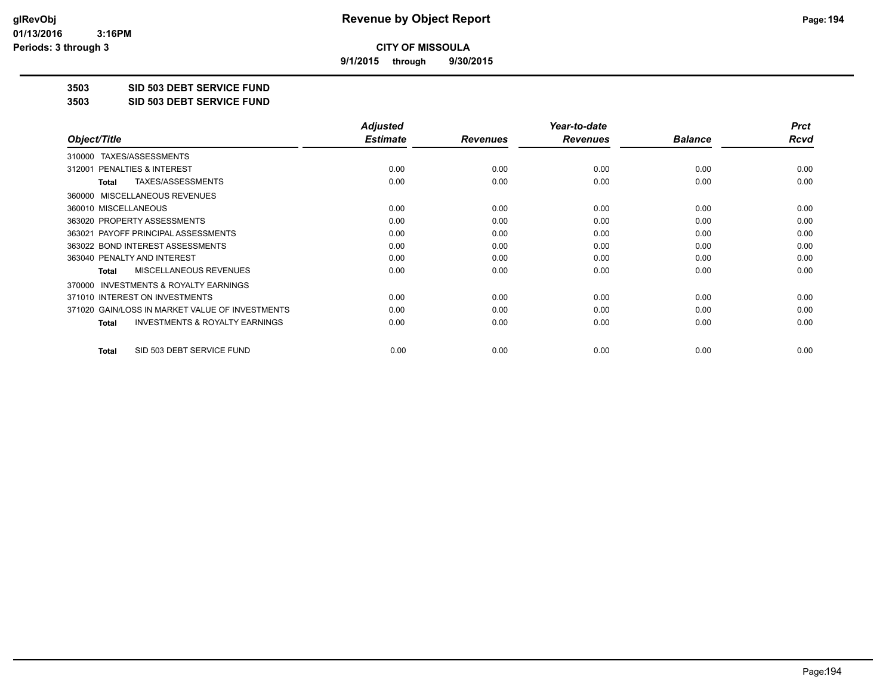**glRevObj** **Revenue by Object Report**

**01/13/2016 3:16PM**

**Periods: 3 through 3**

**CITY OF MISSOULA**

**9/1/2015 through 9/30/2015**

**3503 SID 503 DEBT SERVICE FUND**

**3503 SID 503 DEBT SERVICE FUND**

| Object/Title | Adjusted Estimate | Revenues | Year-to-date Revenues | Balance | Prct Rcvd |
|---|---|---|---|---|---|
| 310000 TAXES/ASSESSMENTS | | | | | |
| 312001 PENALTIES & INTEREST | 0.00 | 0.00 | 0.00 | 0.00 | 0.00 |
| **Total** TAXES/ASSESSMENTS | 0.00 | 0.00 | 0.00 | 0.00 | 0.00 |
| 360000 MISCELLANEOUS REVENUES | | | | | |
| 360010 MISCELLANEOUS | 0.00 | 0.00 | 0.00 | 0.00 | 0.00 |
| 363020 PROPERTY ASSESSMENTS | 0.00 | 0.00 | 0.00 | 0.00 | 0.00 |
| 363021 PAYOFF PRINCIPAL ASSESSMENTS | 0.00 | 0.00 | 0.00 | 0.00 | 0.00 |
| 363022 BOND INTEREST ASSESSMENTS | 0.00 | 0.00 | 0.00 | 0.00 | 0.00 |
| 363040 PENALTY AND INTEREST | 0.00 | 0.00 | 0.00 | 0.00 | 0.00 |
| **Total** MISCELLANEOUS REVENUES | 0.00 | 0.00 | 0.00 | 0.00 | 0.00 |
| 370000 INVESTMENTS & ROYALTY EARNINGS | | | | | |
| 371010 INTEREST ON INVESTMENTS | 0.00 | 0.00 | 0.00 | 0.00 | 0.00 |
| 371020 GAIN/LOSS IN MARKET VALUE OF INVESTMENTS | 0.00 | 0.00 | 0.00 | 0.00 | 0.00 |
| **Total** INVESTMENTS & ROYALTY EARNINGS | 0.00 | 0.00 | 0.00 | 0.00 | 0.00 |
| **Total** SID 503 DEBT SERVICE FUND | 0.00 | 0.00 | 0.00 | 0.00 | 0.00 |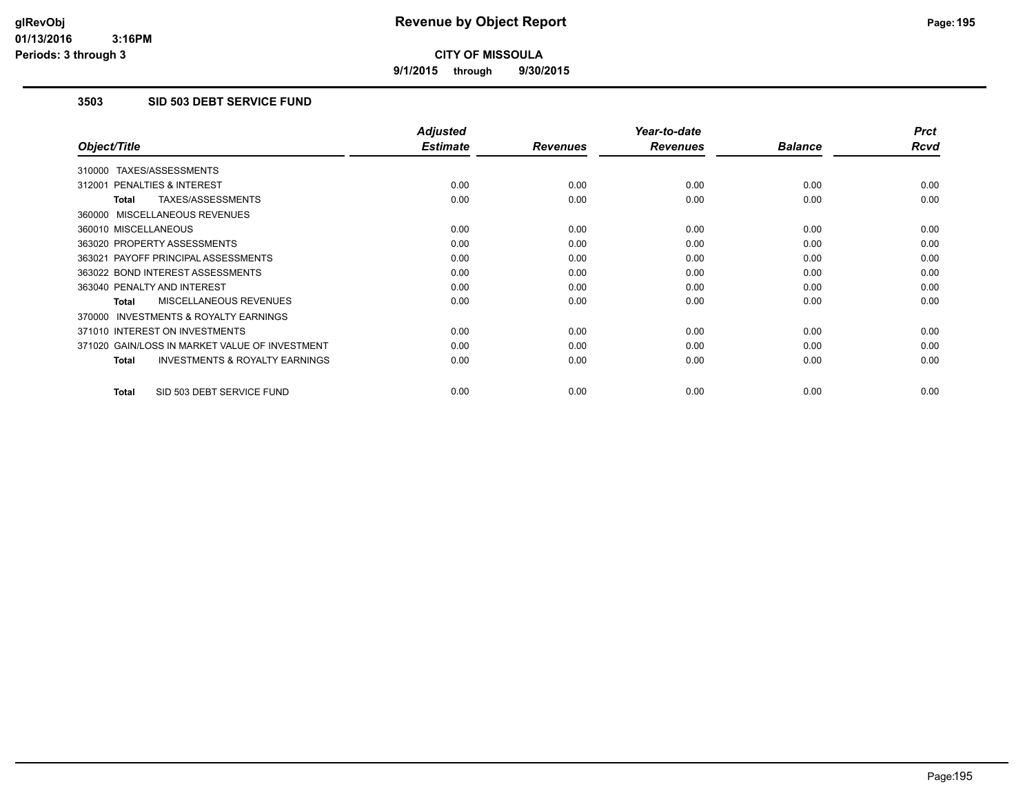# Revenue by Object Report

**CITY OF MISSOULA**

**9/1/2015 through 9/30/2015**

glRevObj
01/13/2016 3:16PM
Periods: 3 through 3

### 3503 SID 503 DEBT SERVICE FUND

| Object/Title | Adjusted Estimate | Revenues | Year-to-date Revenues | Balance | Prct Rcvd |
|---|---|---|---|---|---|
| 310000 TAXES/ASSESSMENTS | | | | | |
| 312001 PENALTIES & INTEREST | 0.00 | 0.00 | 0.00 | 0.00 | 0.00 |
| **Total** TAXES/ASSESSMENTS | 0.00 | 0.00 | 0.00 | 0.00 | 0.00 |
| 360000 MISCELLANEOUS REVENUES | | | | | |
| 360010 MISCELLANEOUS | 0.00 | 0.00 | 0.00 | 0.00 | 0.00 |
| 363020 PROPERTY ASSESSMENTS | 0.00 | 0.00 | 0.00 | 0.00 | 0.00 |
| 363021 PAYOFF PRINCIPAL ASSESSMENTS | 0.00 | 0.00 | 0.00 | 0.00 | 0.00 |
| 363022 BOND INTEREST ASSESSMENTS | 0.00 | 0.00 | 0.00 | 0.00 | 0.00 |
| 363040 PENALTY AND INTEREST | 0.00 | 0.00 | 0.00 | 0.00 | 0.00 |
| **Total** MISCELLANEOUS REVENUES | 0.00 | 0.00 | 0.00 | 0.00 | 0.00 |
| 370000 INVESTMENTS & ROYALTY EARNINGS | | | | | |
| 371010 INTEREST ON INVESTMENTS | 0.00 | 0.00 | 0.00 | 0.00 | 0.00 |
| 371020 GAIN/LOSS IN MARKET VALUE OF INVESTMENT | 0.00 | 0.00 | 0.00 | 0.00 | 0.00 |
| **Total** INVESTMENTS & ROYALTY EARNINGS | 0.00 | 0.00 | 0.00 | 0.00 | 0.00 |
| **Total** SID 503 DEBT SERVICE FUND | 0.00 | 0.00 | 0.00 | 0.00 | 0.00 |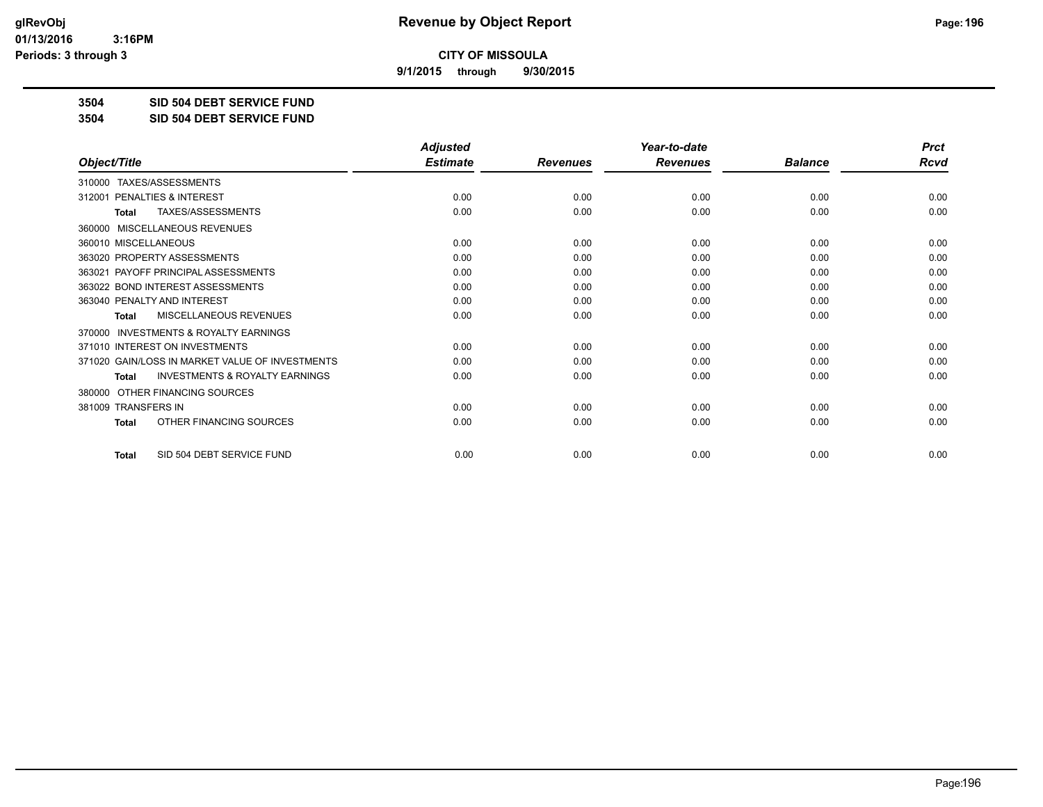# Revenue by Object Report

**CITY OF MISSOULA**

**9/1/2015 through 9/30/2015**

glRevObj
01/13/2016 3:16PM
Periods: 3 through 3

**3504 SID 504 DEBT SERVICE FUND**

**3504 SID 504 DEBT SERVICE FUND**

| Object/Title | Adjusted Estimate | Revenues | Year-to-date Revenues | Balance | Prct Rcvd |
|---|---|---|---|---|---|
| 310000 TAXES/ASSESSMENTS | | | | | |
| 312001 PENALTIES & INTEREST | 0.00 | 0.00 | 0.00 | 0.00 | 0.00 |
| **Total** TAXES/ASSESSMENTS | 0.00 | 0.00 | 0.00 | 0.00 | 0.00 |
| 360000 MISCELLANEOUS REVENUES | | | | | |
| 360010 MISCELLANEOUS | 0.00 | 0.00 | 0.00 | 0.00 | 0.00 |
| 363020 PROPERTY ASSESSMENTS | 0.00 | 0.00 | 0.00 | 0.00 | 0.00 |
| 363021 PAYOFF PRINCIPAL ASSESSMENTS | 0.00 | 0.00 | 0.00 | 0.00 | 0.00 |
| 363022 BOND INTEREST ASSESSMENTS | 0.00 | 0.00 | 0.00 | 0.00 | 0.00 |
| 363040 PENALTY AND INTEREST | 0.00 | 0.00 | 0.00 | 0.00 | 0.00 |
| **Total** MISCELLANEOUS REVENUES | 0.00 | 0.00 | 0.00 | 0.00 | 0.00 |
| 370000 INVESTMENTS & ROYALTY EARNINGS | | | | | |
| 371010 INTEREST ON INVESTMENTS | 0.00 | 0.00 | 0.00 | 0.00 | 0.00 |
| 371020 GAIN/LOSS IN MARKET VALUE OF INVESTMENTS | 0.00 | 0.00 | 0.00 | 0.00 | 0.00 |
| **Total** INVESTMENTS & ROYALTY EARNINGS | 0.00 | 0.00 | 0.00 | 0.00 | 0.00 |
| 380000 OTHER FINANCING SOURCES | | | | | |
| 381009 TRANSFERS IN | 0.00 | 0.00 | 0.00 | 0.00 | 0.00 |
| **Total** OTHER FINANCING SOURCES | 0.00 | 0.00 | 0.00 | 0.00 | 0.00 |
| **Total** SID 504 DEBT SERVICE FUND | 0.00 | 0.00 | 0.00 | 0.00 | 0.00 |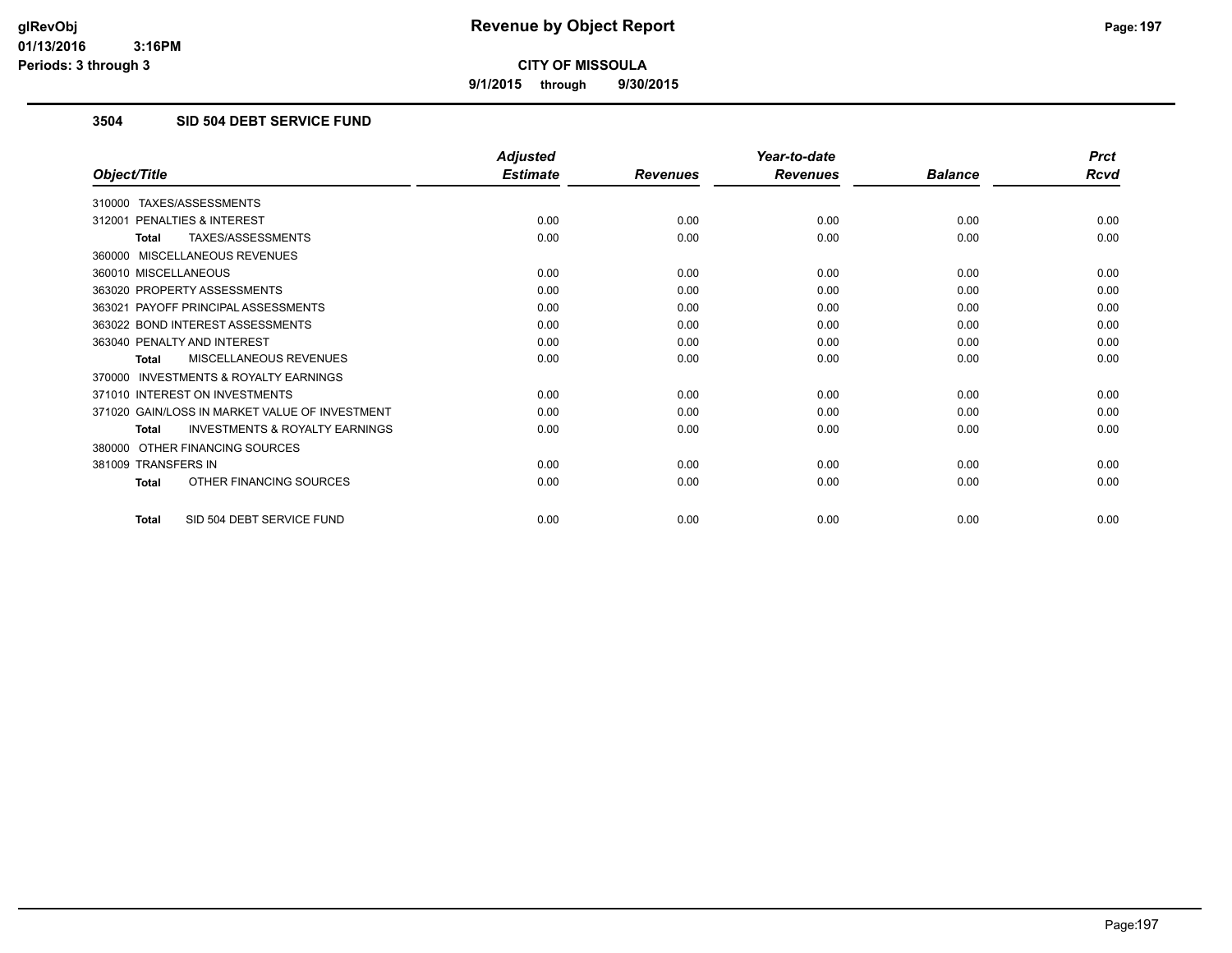# Revenue by Object Report

**CITY OF MISSOULA**

**9/1/2015 through 9/30/2015**

glRevObj
01/13/2016 3:16PM
Periods: 3 through 3

### 3504 SID 504 DEBT SERVICE FUND

| Object/Title | Adjusted Estimate | Revenues | Year-to-date Revenues | Balance | Prct Rcvd |
|---|---|---|---|---|---|
| 310000 TAXES/ASSESSMENTS | | | | | |
| 312001 PENALTIES & INTEREST | 0.00 | 0.00 | 0.00 | 0.00 | 0.00 |
| **Total** TAXES/ASSESSMENTS | 0.00 | 0.00 | 0.00 | 0.00 | 0.00 |
| 360000 MISCELLANEOUS REVENUES | | | | | |
| 360010 MISCELLANEOUS | 0.00 | 0.00 | 0.00 | 0.00 | 0.00 |
| 363020 PROPERTY ASSESSMENTS | 0.00 | 0.00 | 0.00 | 0.00 | 0.00 |
| 363021 PAYOFF PRINCIPAL ASSESSMENTS | 0.00 | 0.00 | 0.00 | 0.00 | 0.00 |
| 363022 BOND INTEREST ASSESSMENTS | 0.00 | 0.00 | 0.00 | 0.00 | 0.00 |
| 363040 PENALTY AND INTEREST | 0.00 | 0.00 | 0.00 | 0.00 | 0.00 |
| **Total** MISCELLANEOUS REVENUES | 0.00 | 0.00 | 0.00 | 0.00 | 0.00 |
| 370000 INVESTMENTS & ROYALTY EARNINGS | | | | | |
| 371010 INTEREST ON INVESTMENTS | 0.00 | 0.00 | 0.00 | 0.00 | 0.00 |
| 371020 GAIN/LOSS IN MARKET VALUE OF INVESTMENT | 0.00 | 0.00 | 0.00 | 0.00 | 0.00 |
| **Total** INVESTMENTS & ROYALTY EARNINGS | 0.00 | 0.00 | 0.00 | 0.00 | 0.00 |
| 380000 OTHER FINANCING SOURCES | | | | | |
| 381009 TRANSFERS IN | 0.00 | 0.00 | 0.00 | 0.00 | 0.00 |
| **Total** OTHER FINANCING SOURCES | 0.00 | 0.00 | 0.00 | 0.00 | 0.00 |
| **Total** SID 504 DEBT SERVICE FUND | 0.00 | 0.00 | 0.00 | 0.00 | 0.00 |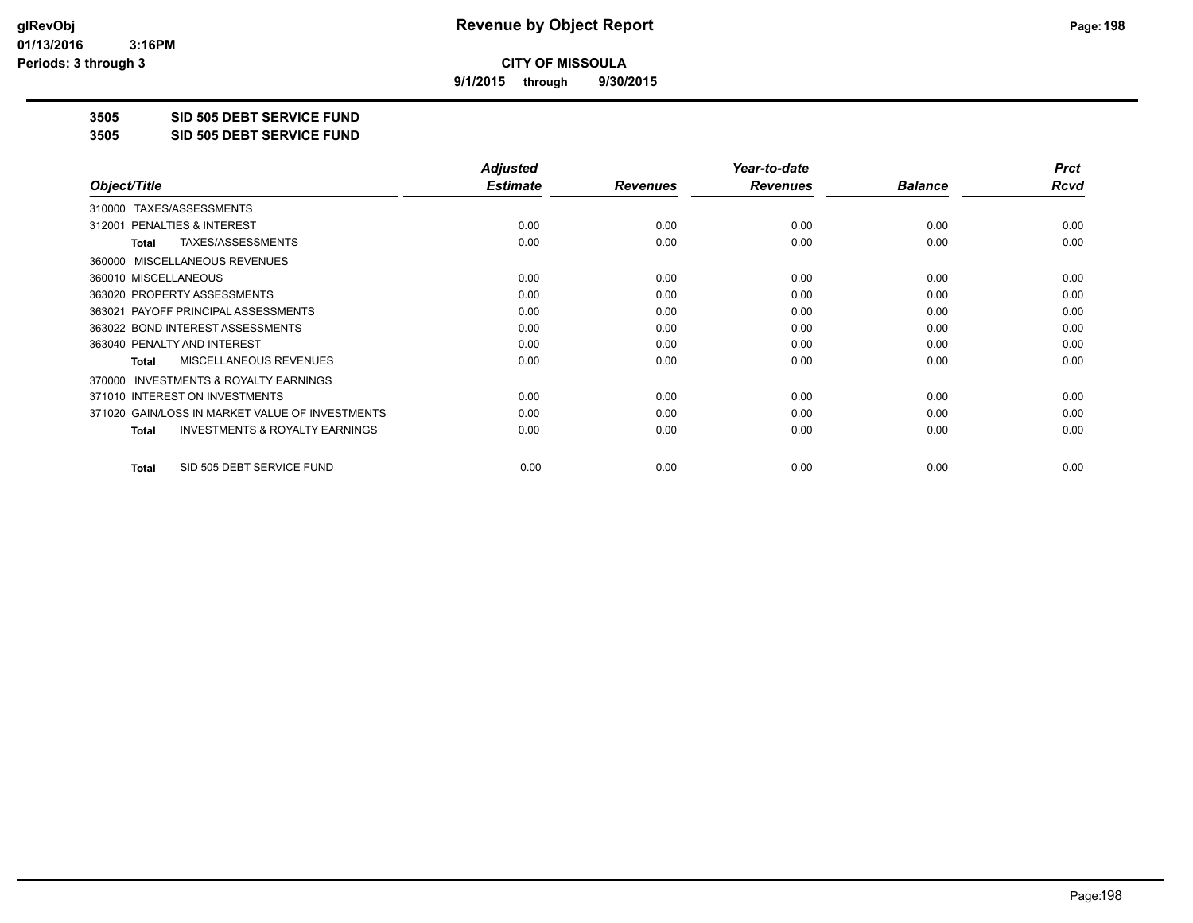# Revenue by Object Report

**CITY OF MISSOULA**

**9/1/2015 through 9/30/2015**

glRevObj
01/13/2016 3:16PM
Periods: 3 through 3

**3505 SID 505 DEBT SERVICE FUND**

**3505 SID 505 DEBT SERVICE FUND**

| Object/Title | Adjusted Estimate | Revenues | Year-to-date Revenues | Balance | Prct Rcvd |
|---|---|---|---|---|---|
| 310000 TAXES/ASSESSMENTS | | | | | |
| 312001 PENALTIES & INTEREST | 0.00 | 0.00 | 0.00 | 0.00 | 0.00 |
| **Total** TAXES/ASSESSMENTS | 0.00 | 0.00 | 0.00 | 0.00 | 0.00 |
| 360000 MISCELLANEOUS REVENUES | | | | | |
| 360010 MISCELLANEOUS | 0.00 | 0.00 | 0.00 | 0.00 | 0.00 |
| 363020 PROPERTY ASSESSMENTS | 0.00 | 0.00 | 0.00 | 0.00 | 0.00 |
| 363021 PAYOFF PRINCIPAL ASSESSMENTS | 0.00 | 0.00 | 0.00 | 0.00 | 0.00 |
| 363022 BOND INTEREST ASSESSMENTS | 0.00 | 0.00 | 0.00 | 0.00 | 0.00 |
| 363040 PENALTY AND INTEREST | 0.00 | 0.00 | 0.00 | 0.00 | 0.00 |
| **Total** MISCELLANEOUS REVENUES | 0.00 | 0.00 | 0.00 | 0.00 | 0.00 |
| 370000 INVESTMENTS & ROYALTY EARNINGS | | | | | |
| 371010 INTEREST ON INVESTMENTS | 0.00 | 0.00 | 0.00 | 0.00 | 0.00 |
| 371020 GAIN/LOSS IN MARKET VALUE OF INVESTMENTS | 0.00 | 0.00 | 0.00 | 0.00 | 0.00 |
| **Total** INVESTMENTS & ROYALTY EARNINGS | 0.00 | 0.00 | 0.00 | 0.00 | 0.00 |
| **Total** SID 505 DEBT SERVICE FUND | 0.00 | 0.00 | 0.00 | 0.00 | 0.00 |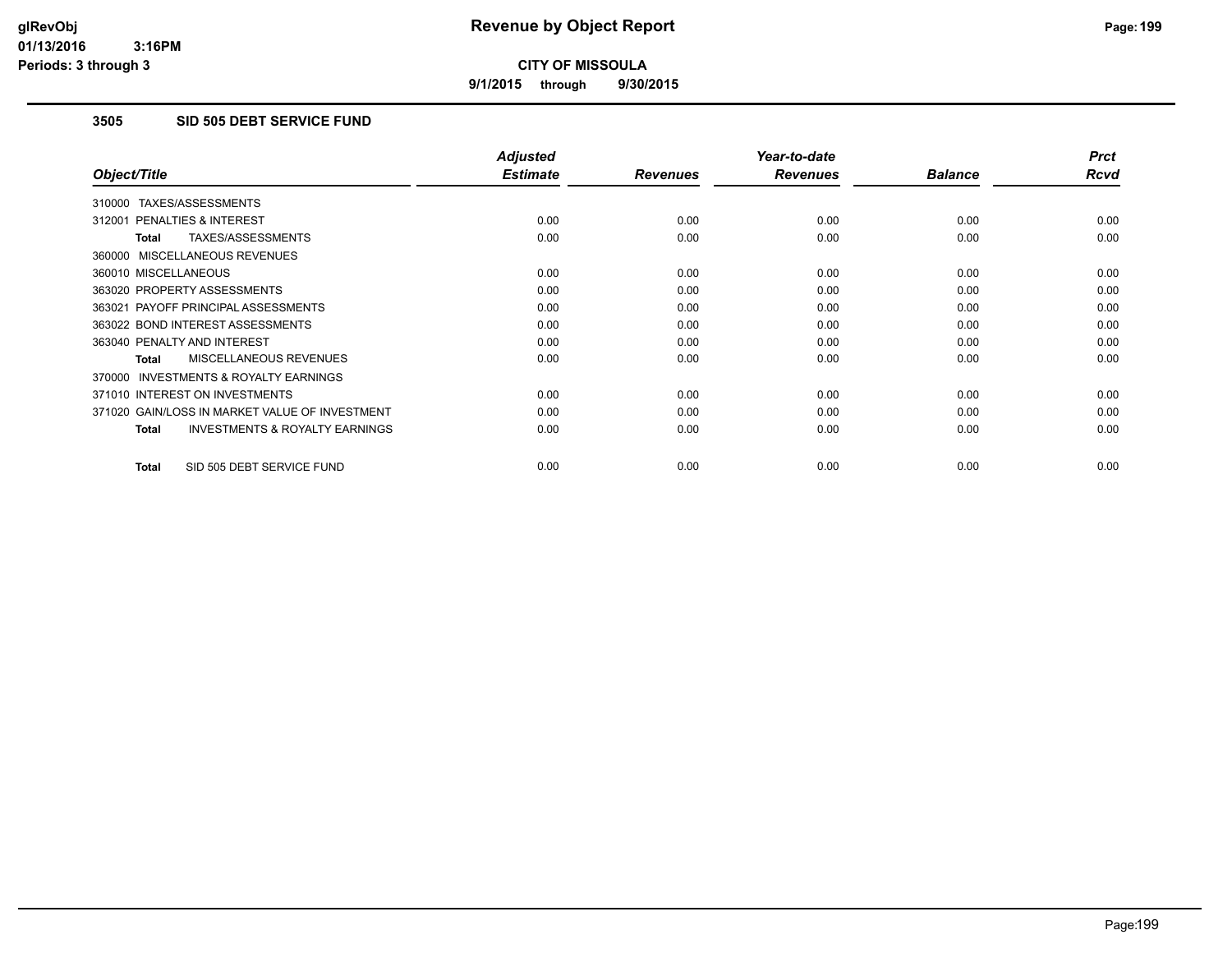**Revenue by Object Report**

**CITY OF MISSOULA**

**9/1/2015 through 9/30/2015**

glRevObj
01/13/2016 3:16PM
Periods: 3 through 3

### 3505 SID 505 DEBT SERVICE FUND

| Object/Title | Adjusted Estimate | Revenues | Year-to-date Revenues | Balance | Prct Rcvd |
|---|---|---|---|---|---|
| 310000 TAXES/ASSESSMENTS | | | | | |
| 312001 PENALTIES & INTEREST | 0.00 | 0.00 | 0.00 | 0.00 | 0.00 |
| **Total** TAXES/ASSESSMENTS | 0.00 | 0.00 | 0.00 | 0.00 | 0.00 |
| 360000 MISCELLANEOUS REVENUES | | | | | |
| 360010 MISCELLANEOUS | 0.00 | 0.00 | 0.00 | 0.00 | 0.00 |
| 363020 PROPERTY ASSESSMENTS | 0.00 | 0.00 | 0.00 | 0.00 | 0.00 |
| 363021 PAYOFF PRINCIPAL ASSESSMENTS | 0.00 | 0.00 | 0.00 | 0.00 | 0.00 |
| 363022 BOND INTEREST ASSESSMENTS | 0.00 | 0.00 | 0.00 | 0.00 | 0.00 |
| 363040 PENALTY AND INTEREST | 0.00 | 0.00 | 0.00 | 0.00 | 0.00 |
| **Total** MISCELLANEOUS REVENUES | 0.00 | 0.00 | 0.00 | 0.00 | 0.00 |
| 370000 INVESTMENTS & ROYALTY EARNINGS | | | | | |
| 371010 INTEREST ON INVESTMENTS | 0.00 | 0.00 | 0.00 | 0.00 | 0.00 |
| 371020 GAIN/LOSS IN MARKET VALUE OF INVESTMENT | 0.00 | 0.00 | 0.00 | 0.00 | 0.00 |
| **Total** INVESTMENTS & ROYALTY EARNINGS | 0.00 | 0.00 | 0.00 | 0.00 | 0.00 |
| **Total** SID 505 DEBT SERVICE FUND | 0.00 | 0.00 | 0.00 | 0.00 | 0.00 |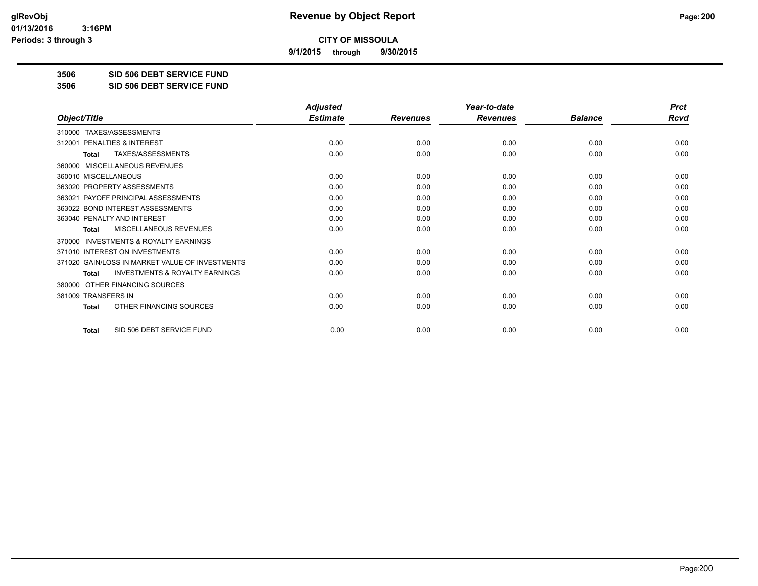## CITY OF MISSOULA

**9/1/2015 through 9/30/2015**

**3506 SID 506 DEBT SERVICE FUND**

**3506 SID 506 DEBT SERVICE FUND**

| Object/Title | Adjusted Estimate | Revenues | Year-to-date Revenues | Balance | Prct Rcvd |
|---|---|---|---|---|---|
| 310000 TAXES/ASSESSMENTS | | | | | |
| 312001 PENALTIES & INTEREST | 0.00 | 0.00 | 0.00 | 0.00 | 0.00 |
| **Total** TAXES/ASSESSMENTS | 0.00 | 0.00 | 0.00 | 0.00 | 0.00 |
| 360000 MISCELLANEOUS REVENUES | | | | | |
| 360010 MISCELLANEOUS | 0.00 | 0.00 | 0.00 | 0.00 | 0.00 |
| 363020 PROPERTY ASSESSMENTS | 0.00 | 0.00 | 0.00 | 0.00 | 0.00 |
| 363021 PAYOFF PRINCIPAL ASSESSMENTS | 0.00 | 0.00 | 0.00 | 0.00 | 0.00 |
| 363022 BOND INTEREST ASSESSMENTS | 0.00 | 0.00 | 0.00 | 0.00 | 0.00 |
| 363040 PENALTY AND INTEREST | 0.00 | 0.00 | 0.00 | 0.00 | 0.00 |
| **Total** MISCELLANEOUS REVENUES | 0.00 | 0.00 | 0.00 | 0.00 | 0.00 |
| 370000 INVESTMENTS & ROYALTY EARNINGS | | | | | |
| 371010 INTEREST ON INVESTMENTS | 0.00 | 0.00 | 0.00 | 0.00 | 0.00 |
| 371020 GAIN/LOSS IN MARKET VALUE OF INVESTMENTS | 0.00 | 0.00 | 0.00 | 0.00 | 0.00 |
| **Total** INVESTMENTS & ROYALTY EARNINGS | 0.00 | 0.00 | 0.00 | 0.00 | 0.00 |
| 380000 OTHER FINANCING SOURCES | | | | | |
| 381009 TRANSFERS IN | 0.00 | 0.00 | 0.00 | 0.00 | 0.00 |
| **Total** OTHER FINANCING SOURCES | 0.00 | 0.00 | 0.00 | 0.00 | 0.00 |
| **Total** SID 506 DEBT SERVICE FUND | 0.00 | 0.00 | 0.00 | 0.00 | 0.00 |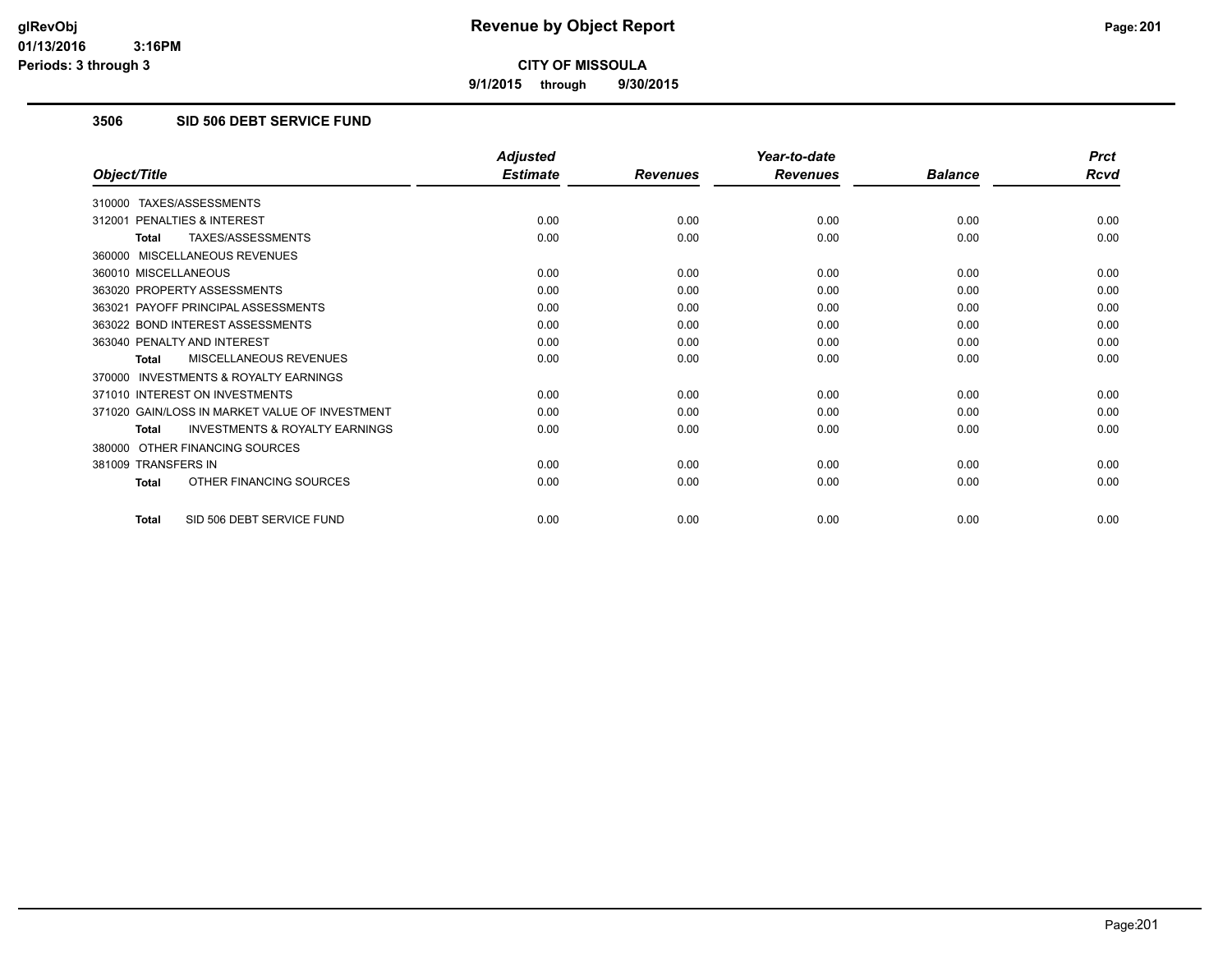**CITY OF MISSOULA**

**9/1/2015 through 9/30/2015**

### 3506 SID 506 DEBT SERVICE FUND

| Object/Title | Adjusted Estimate | Revenues | Year-to-date Revenues | Balance | Prct Rcvd |
|---|---|---|---|---|---|
| 310000 TAXES/ASSESSMENTS | | | | | |
| 312001 PENALTIES & INTEREST | 0.00 | 0.00 | 0.00 | 0.00 | 0.00 |
| **Total** TAXES/ASSESSMENTS | 0.00 | 0.00 | 0.00 | 0.00 | 0.00 |
| 360000 MISCELLANEOUS REVENUES | | | | | |
| 360010 MISCELLANEOUS | 0.00 | 0.00 | 0.00 | 0.00 | 0.00 |
| 363020 PROPERTY ASSESSMENTS | 0.00 | 0.00 | 0.00 | 0.00 | 0.00 |
| 363021 PAYOFF PRINCIPAL ASSESSMENTS | 0.00 | 0.00 | 0.00 | 0.00 | 0.00 |
| 363022 BOND INTEREST ASSESSMENTS | 0.00 | 0.00 | 0.00 | 0.00 | 0.00 |
| 363040 PENALTY AND INTEREST | 0.00 | 0.00 | 0.00 | 0.00 | 0.00 |
| **Total** MISCELLANEOUS REVENUES | 0.00 | 0.00 | 0.00 | 0.00 | 0.00 |
| 370000 INVESTMENTS & ROYALTY EARNINGS | | | | | |
| 371010 INTEREST ON INVESTMENTS | 0.00 | 0.00 | 0.00 | 0.00 | 0.00 |
| 371020 GAIN/LOSS IN MARKET VALUE OF INVESTMENT | 0.00 | 0.00 | 0.00 | 0.00 | 0.00 |
| **Total** INVESTMENTS & ROYALTY EARNINGS | 0.00 | 0.00 | 0.00 | 0.00 | 0.00 |
| 380000 OTHER FINANCING SOURCES | | | | | |
| 381009 TRANSFERS IN | 0.00 | 0.00 | 0.00 | 0.00 | 0.00 |
| **Total** OTHER FINANCING SOURCES | 0.00 | 0.00 | 0.00 | 0.00 | 0.00 |
| **Total** SID 506 DEBT SERVICE FUND | 0.00 | 0.00 | 0.00 | 0.00 | 0.00 |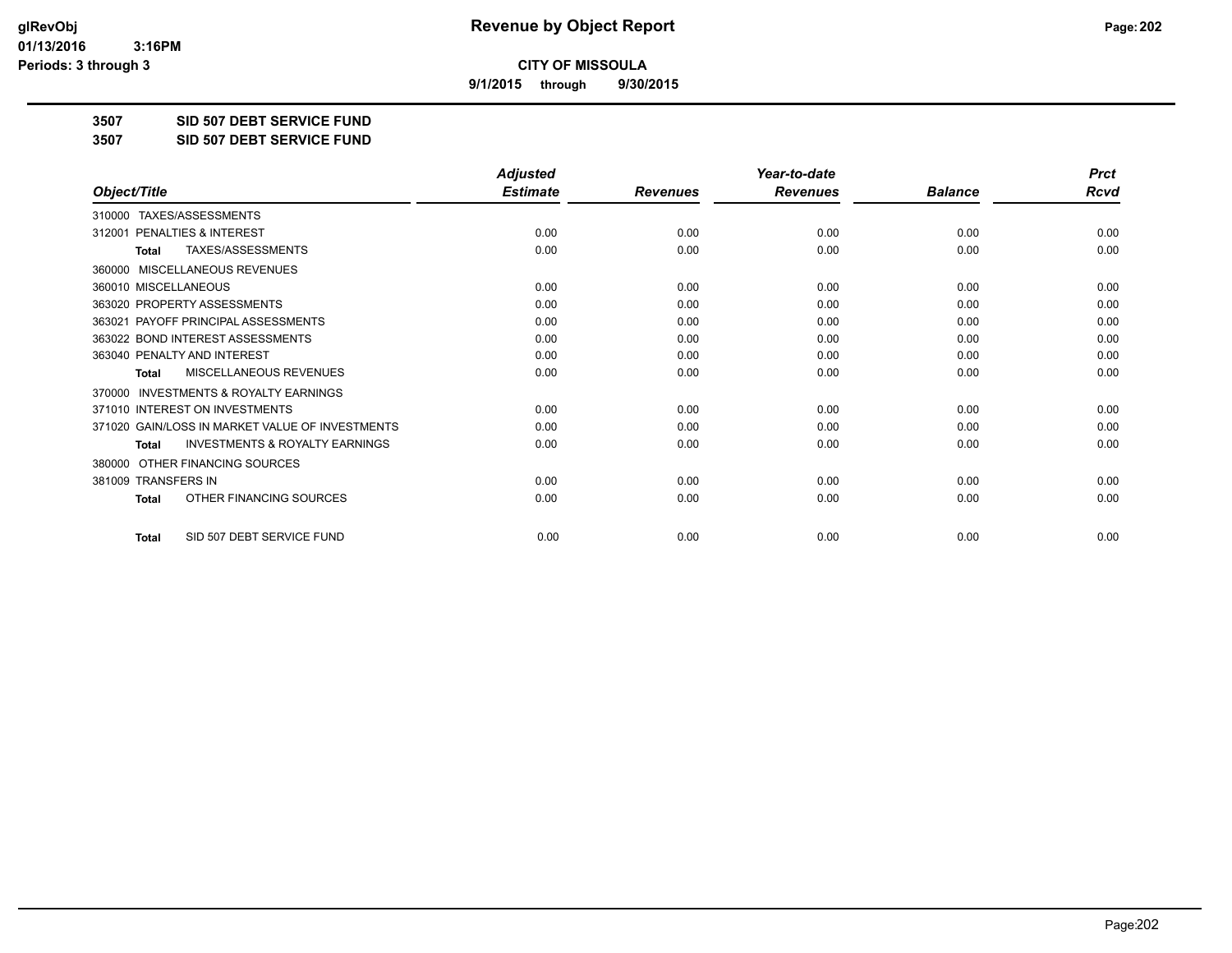**CITY OF MISSOULA**

**9/1/2015 through 9/30/2015**

**3507 SID 507 DEBT SERVICE FUND**

**3507 SID 507 DEBT SERVICE FUND**

| Object/Title | Adjusted Estimate | Revenues | Year-to-date Revenues | Balance | Prct Rcvd |
|---|---|---|---|---|---|
| 310000 TAXES/ASSESSMENTS | | | | | |
| 312001 PENALTIES & INTEREST | 0.00 | 0.00 | 0.00 | 0.00 | 0.00 |
| **Total** TAXES/ASSESSMENTS | 0.00 | 0.00 | 0.00 | 0.00 | 0.00 |
| 360000 MISCELLANEOUS REVENUES | | | | | |
| 360010 MISCELLANEOUS | 0.00 | 0.00 | 0.00 | 0.00 | 0.00 |
| 363020 PROPERTY ASSESSMENTS | 0.00 | 0.00 | 0.00 | 0.00 | 0.00 |
| 363021 PAYOFF PRINCIPAL ASSESSMENTS | 0.00 | 0.00 | 0.00 | 0.00 | 0.00 |
| 363022 BOND INTEREST ASSESSMENTS | 0.00 | 0.00 | 0.00 | 0.00 | 0.00 |
| 363040 PENALTY AND INTEREST | 0.00 | 0.00 | 0.00 | 0.00 | 0.00 |
| **Total** MISCELLANEOUS REVENUES | 0.00 | 0.00 | 0.00 | 0.00 | 0.00 |
| 370000 INVESTMENTS & ROYALTY EARNINGS | | | | | |
| 371010 INTEREST ON INVESTMENTS | 0.00 | 0.00 | 0.00 | 0.00 | 0.00 |
| 371020 GAIN/LOSS IN MARKET VALUE OF INVESTMENTS | 0.00 | 0.00 | 0.00 | 0.00 | 0.00 |
| **Total** INVESTMENTS & ROYALTY EARNINGS | 0.00 | 0.00 | 0.00 | 0.00 | 0.00 |
| 380000 OTHER FINANCING SOURCES | | | | | |
| 381009 TRANSFERS IN | 0.00 | 0.00 | 0.00 | 0.00 | 0.00 |
| **Total** OTHER FINANCING SOURCES | 0.00 | 0.00 | 0.00 | 0.00 | 0.00 |
| **Total** SID 507 DEBT SERVICE FUND | 0.00 | 0.00 | 0.00 | 0.00 | 0.00 |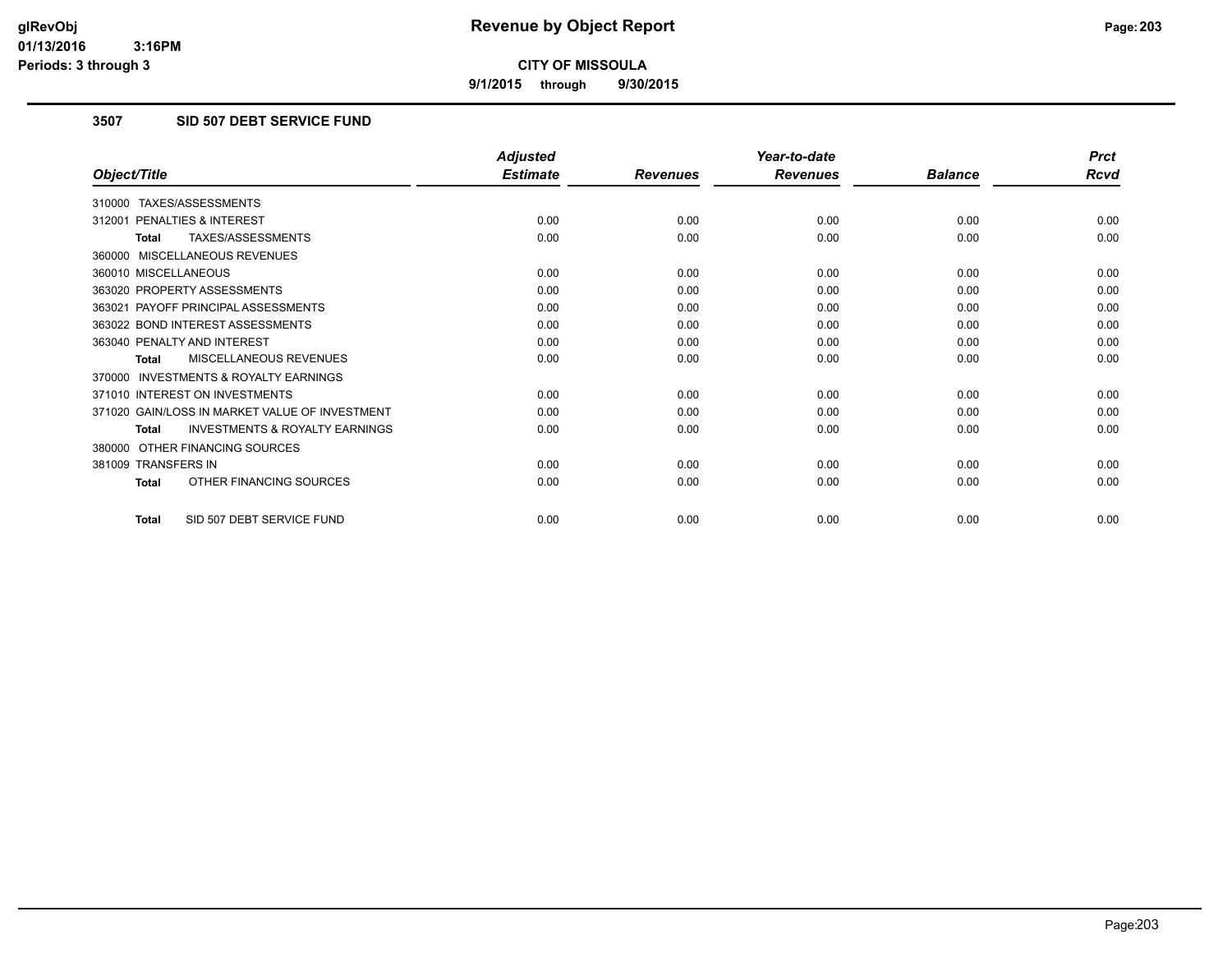# Revenue by Object Report

**CITY OF MISSOULA**

**9/1/2015 through 9/30/2015**

glRevObj
01/13/2016 3:16PM
Periods: 3 through 3

## 3507 SID 507 DEBT SERVICE FUND

| Object/Title | Adjusted Estimate | Revenues | Year-to-date Revenues | Balance | Prct Rcvd |
|---|---|---|---|---|---|
| 310000 TAXES/ASSESSMENTS | | | | | |
| 312001 PENALTIES & INTEREST | 0.00 | 0.00 | 0.00 | 0.00 | 0.00 |
| **Total** TAXES/ASSESSMENTS | 0.00 | 0.00 | 0.00 | 0.00 | 0.00 |
| 360000 MISCELLANEOUS REVENUES | | | | | |
| 360010 MISCELLANEOUS | 0.00 | 0.00 | 0.00 | 0.00 | 0.00 |
| 363020 PROPERTY ASSESSMENTS | 0.00 | 0.00 | 0.00 | 0.00 | 0.00 |
| 363021 PAYOFF PRINCIPAL ASSESSMENTS | 0.00 | 0.00 | 0.00 | 0.00 | 0.00 |
| 363022 BOND INTEREST ASSESSMENTS | 0.00 | 0.00 | 0.00 | 0.00 | 0.00 |
| 363040 PENALTY AND INTEREST | 0.00 | 0.00 | 0.00 | 0.00 | 0.00 |
| **Total** MISCELLANEOUS REVENUES | 0.00 | 0.00 | 0.00 | 0.00 | 0.00 |
| 370000 INVESTMENTS & ROYALTY EARNINGS | | | | | |
| 371010 INTEREST ON INVESTMENTS | 0.00 | 0.00 | 0.00 | 0.00 | 0.00 |
| 371020 GAIN/LOSS IN MARKET VALUE OF INVESTMENT | 0.00 | 0.00 | 0.00 | 0.00 | 0.00 |
| **Total** INVESTMENTS & ROYALTY EARNINGS | 0.00 | 0.00 | 0.00 | 0.00 | 0.00 |
| 380000 OTHER FINANCING SOURCES | | | | | |
| 381009 TRANSFERS IN | 0.00 | 0.00 | 0.00 | 0.00 | 0.00 |
| **Total** OTHER FINANCING SOURCES | 0.00 | 0.00 | 0.00 | 0.00 | 0.00 |
| **Total** SID 507 DEBT SERVICE FUND | 0.00 | 0.00 | 0.00 | 0.00 | 0.00 |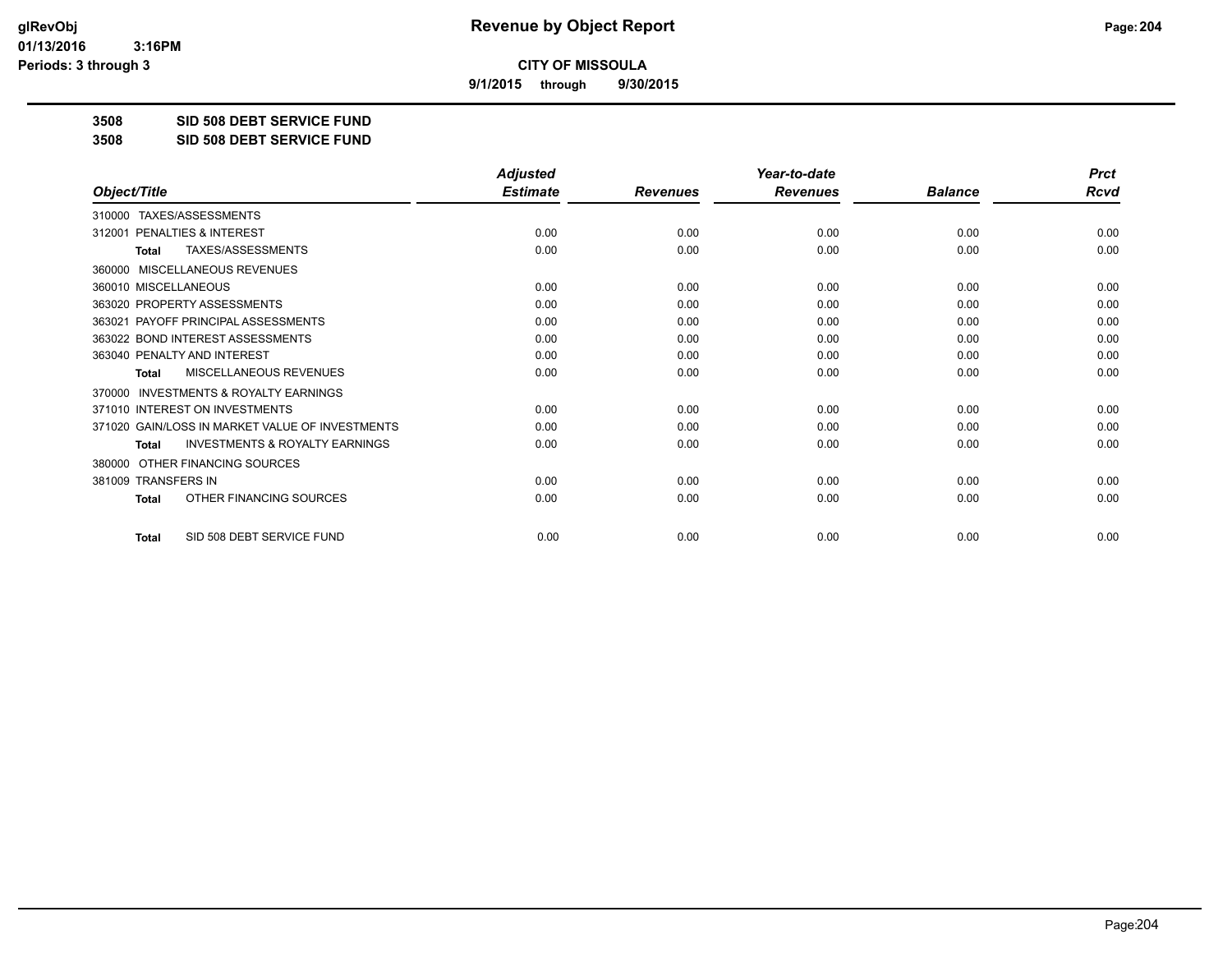# Revenue by Object Report

**CITY OF MISSOULA**

**9/1/2015 through 9/30/2015**

glRevObj
01/13/2016 3:16PM
Periods: 3 through 3

**3508 SID 508 DEBT SERVICE FUND**

**3508 SID 508 DEBT SERVICE FUND**

| Object/Title | Adjusted Estimate | Revenues | Year-to-date Revenues | Balance | Prct Rcvd |
|---|---|---|---|---|---|
| 310000 TAXES/ASSESSMENTS | | | | | |
| 312001 PENALTIES & INTEREST | 0.00 | 0.00 | 0.00 | 0.00 | 0.00 |
| Total TAXES/ASSESSMENTS | 0.00 | 0.00 | 0.00 | 0.00 | 0.00 |
| 360000 MISCELLANEOUS REVENUES | | | | | |
| 360010 MISCELLANEOUS | 0.00 | 0.00 | 0.00 | 0.00 | 0.00 |
| 363020 PROPERTY ASSESSMENTS | 0.00 | 0.00 | 0.00 | 0.00 | 0.00 |
| 363021 PAYOFF PRINCIPAL ASSESSMENTS | 0.00 | 0.00 | 0.00 | 0.00 | 0.00 |
| 363022 BOND INTEREST ASSESSMENTS | 0.00 | 0.00 | 0.00 | 0.00 | 0.00 |
| 363040 PENALTY AND INTEREST | 0.00 | 0.00 | 0.00 | 0.00 | 0.00 |
| Total MISCELLANEOUS REVENUES | 0.00 | 0.00 | 0.00 | 0.00 | 0.00 |
| 370000 INVESTMENTS & ROYALTY EARNINGS | | | | | |
| 371010 INTEREST ON INVESTMENTS | 0.00 | 0.00 | 0.00 | 0.00 | 0.00 |
| 371020 GAIN/LOSS IN MARKET VALUE OF INVESTMENTS | 0.00 | 0.00 | 0.00 | 0.00 | 0.00 |
| Total INVESTMENTS & ROYALTY EARNINGS | 0.00 | 0.00 | 0.00 | 0.00 | 0.00 |
| 380000 OTHER FINANCING SOURCES | | | | | |
| 381009 TRANSFERS IN | 0.00 | 0.00 | 0.00 | 0.00 | 0.00 |
| Total OTHER FINANCING SOURCES | 0.00 | 0.00 | 0.00 | 0.00 | 0.00 |
| Total SID 508 DEBT SERVICE FUND | 0.00 | 0.00 | 0.00 | 0.00 | 0.00 |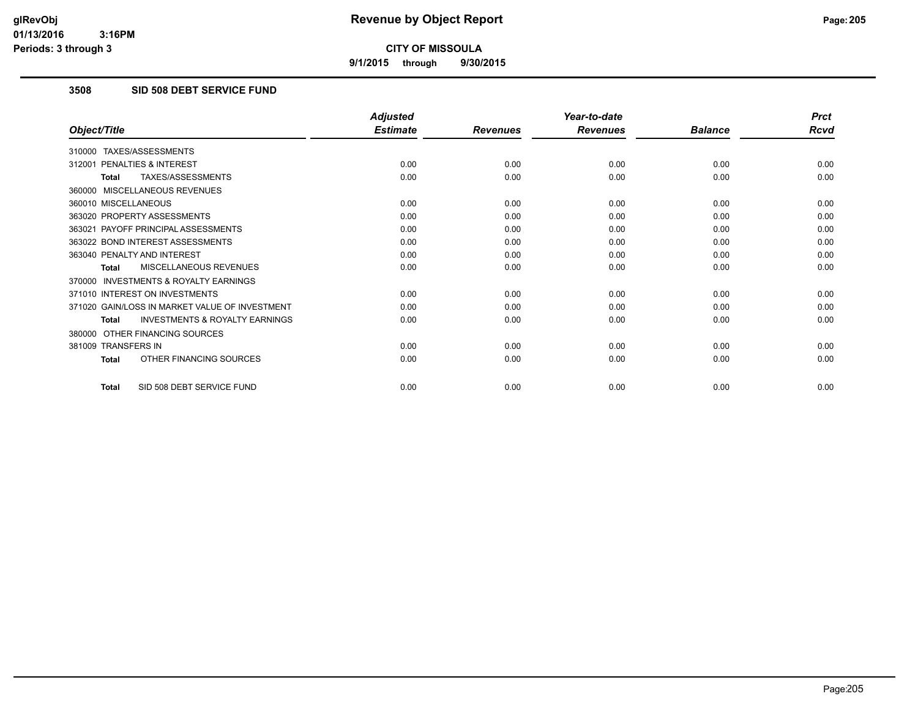# Revenue by Object Report

**CITY OF MISSOULA**

**9/1/2015 through 9/30/2015**

glRevObj
01/13/2016 3:16PM
Periods: 3 through 3

## 3508 SID 508 DEBT SERVICE FUND

| Object/Title | Adjusted Estimate | Revenues | Year-to-date Revenues | Balance | Prct Rcvd |
|---|---|---|---|---|---|
| 310000 TAXES/ASSESSMENTS | | | | | |
| 312001 PENALTIES & INTEREST | 0.00 | 0.00 | 0.00 | 0.00 | 0.00 |
| **Total** TAXES/ASSESSMENTS | 0.00 | 0.00 | 0.00 | 0.00 | 0.00 |
| 360000 MISCELLANEOUS REVENUES | | | | | |
| 360010 MISCELLANEOUS | 0.00 | 0.00 | 0.00 | 0.00 | 0.00 |
| 363020 PROPERTY ASSESSMENTS | 0.00 | 0.00 | 0.00 | 0.00 | 0.00 |
| 363021 PAYOFF PRINCIPAL ASSESSMENTS | 0.00 | 0.00 | 0.00 | 0.00 | 0.00 |
| 363022 BOND INTEREST ASSESSMENTS | 0.00 | 0.00 | 0.00 | 0.00 | 0.00 |
| 363040 PENALTY AND INTEREST | 0.00 | 0.00 | 0.00 | 0.00 | 0.00 |
| **Total** MISCELLANEOUS REVENUES | 0.00 | 0.00 | 0.00 | 0.00 | 0.00 |
| 370000 INVESTMENTS & ROYALTY EARNINGS | | | | | |
| 371010 INTEREST ON INVESTMENTS | 0.00 | 0.00 | 0.00 | 0.00 | 0.00 |
| 371020 GAIN/LOSS IN MARKET VALUE OF INVESTMENT | 0.00 | 0.00 | 0.00 | 0.00 | 0.00 |
| **Total** INVESTMENTS & ROYALTY EARNINGS | 0.00 | 0.00 | 0.00 | 0.00 | 0.00 |
| 380000 OTHER FINANCING SOURCES | | | | | |
| 381009 TRANSFERS IN | 0.00 | 0.00 | 0.00 | 0.00 | 0.00 |
| **Total** OTHER FINANCING SOURCES | 0.00 | 0.00 | 0.00 | 0.00 | 0.00 |
| **Total** SID 508 DEBT SERVICE FUND | 0.00 | 0.00 | 0.00 | 0.00 | 0.00 |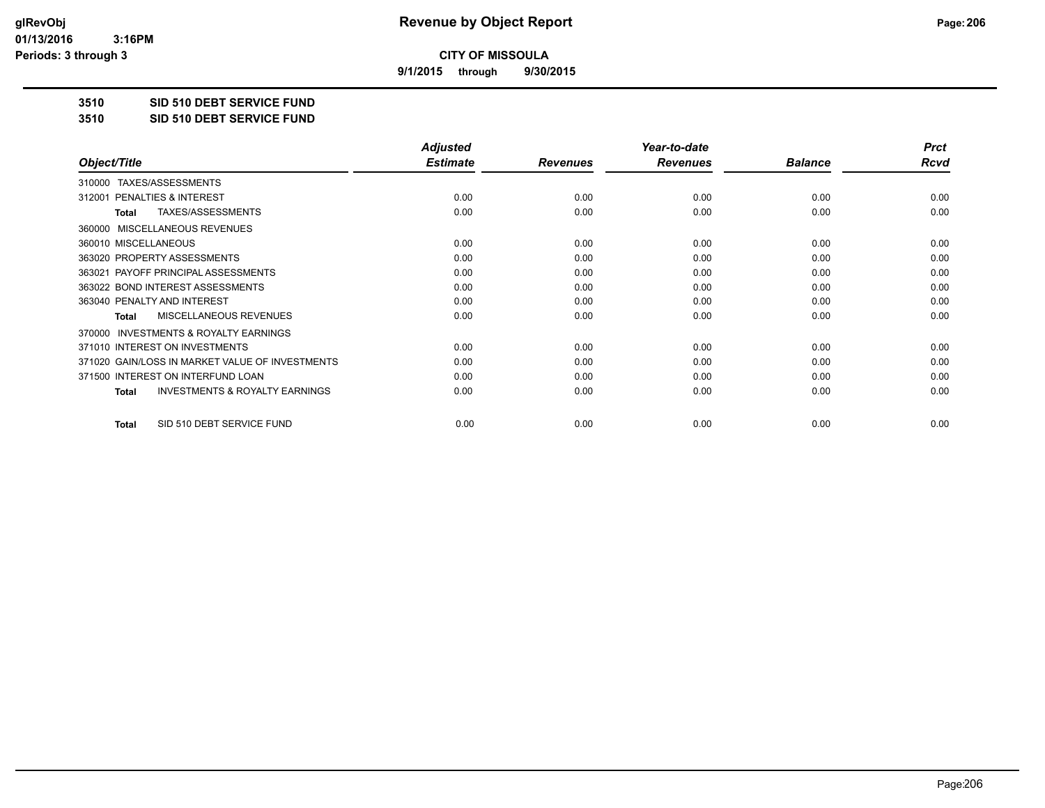# Revenue by Object Report

**CITY OF MISSOULA**

**9/1/2015 through 9/30/2015**

glRevObj
01/13/2016 3:16PM
Periods: 3 through 3

**3510 SID 510 DEBT SERVICE FUND**

**3510 SID 510 DEBT SERVICE FUND**

| Object/Title | Adjusted Estimate | Revenues | Year-to-date Revenues | Balance | Prct Rcvd |
|---|---|---|---|---|---|
| 310000 TAXES/ASSESSMENTS | | | | | |
| 312001 PENALTIES & INTEREST | 0.00 | 0.00 | 0.00 | 0.00 | 0.00 |
| **Total** TAXES/ASSESSMENTS | 0.00 | 0.00 | 0.00 | 0.00 | 0.00 |
| 360000 MISCELLANEOUS REVENUES | | | | | |
| 360010 MISCELLANEOUS | 0.00 | 0.00 | 0.00 | 0.00 | 0.00 |
| 363020 PROPERTY ASSESSMENTS | 0.00 | 0.00 | 0.00 | 0.00 | 0.00 |
| 363021 PAYOFF PRINCIPAL ASSESSMENTS | 0.00 | 0.00 | 0.00 | 0.00 | 0.00 |
| 363022 BOND INTEREST ASSESSMENTS | 0.00 | 0.00 | 0.00 | 0.00 | 0.00 |
| 363040 PENALTY AND INTEREST | 0.00 | 0.00 | 0.00 | 0.00 | 0.00 |
| **Total** MISCELLANEOUS REVENUES | 0.00 | 0.00 | 0.00 | 0.00 | 0.00 |
| 370000 INVESTMENTS & ROYALTY EARNINGS | | | | | |
| 371010 INTEREST ON INVESTMENTS | 0.00 | 0.00 | 0.00 | 0.00 | 0.00 |
| 371020 GAIN/LOSS IN MARKET VALUE OF INVESTMENTS | 0.00 | 0.00 | 0.00 | 0.00 | 0.00 |
| 371500 INTEREST ON INTERFUND LOAN | 0.00 | 0.00 | 0.00 | 0.00 | 0.00 |
| **Total** INVESTMENTS & ROYALTY EARNINGS | 0.00 | 0.00 | 0.00 | 0.00 | 0.00 |
| **Total** SID 510 DEBT SERVICE FUND | 0.00 | 0.00 | 0.00 | 0.00 | 0.00 |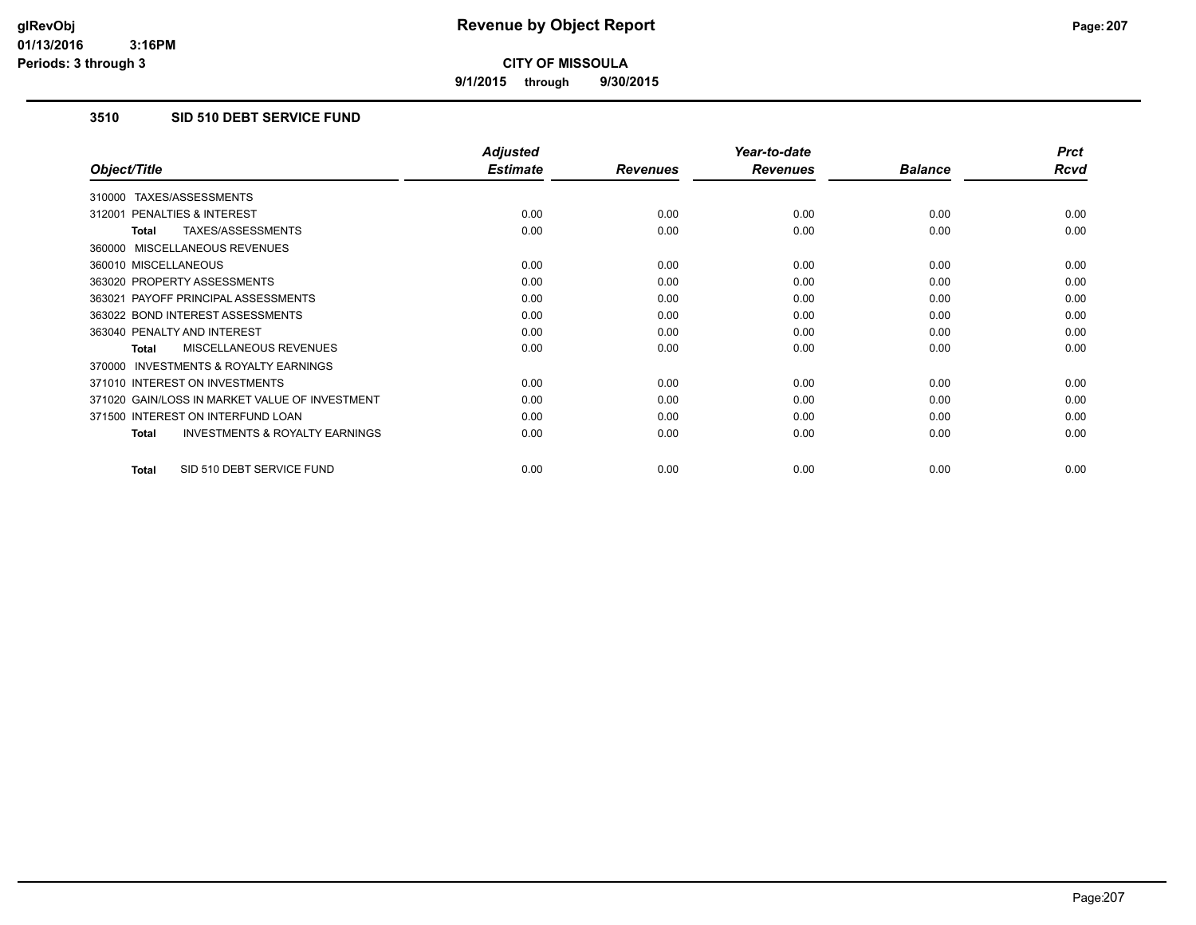glRevObj
01/13/2016 3:16PM
Periods: 3 through 3

# Revenue by Object Report

**CITY OF MISSOULA**

**9/1/2015 through 9/30/2015**

## 3510 SID 510 DEBT SERVICE FUND

| Object/Title | Adjusted Estimate | Revenues | Year-to-date Revenues | Balance | Prct Rcvd |
|---|---|---|---|---|---|
| 310000 TAXES/ASSESSMENTS | | | | | |
| 312001 PENALTIES & INTEREST | 0.00 | 0.00 | 0.00 | 0.00 | 0.00 |
| **Total** TAXES/ASSESSMENTS | 0.00 | 0.00 | 0.00 | 0.00 | 0.00 |
| 360000 MISCELLANEOUS REVENUES | | | | | |
| 360010 MISCELLANEOUS | 0.00 | 0.00 | 0.00 | 0.00 | 0.00 |
| 363020 PROPERTY ASSESSMENTS | 0.00 | 0.00 | 0.00 | 0.00 | 0.00 |
| 363021 PAYOFF PRINCIPAL ASSESSMENTS | 0.00 | 0.00 | 0.00 | 0.00 | 0.00 |
| 363022 BOND INTEREST ASSESSMENTS | 0.00 | 0.00 | 0.00 | 0.00 | 0.00 |
| 363040 PENALTY AND INTEREST | 0.00 | 0.00 | 0.00 | 0.00 | 0.00 |
| **Total** MISCELLANEOUS REVENUES | 0.00 | 0.00 | 0.00 | 0.00 | 0.00 |
| 370000 INVESTMENTS & ROYALTY EARNINGS | | | | | |
| 371010 INTEREST ON INVESTMENTS | 0.00 | 0.00 | 0.00 | 0.00 | 0.00 |
| 371020 GAIN/LOSS IN MARKET VALUE OF INVESTMENT | 0.00 | 0.00 | 0.00 | 0.00 | 0.00 |
| 371500 INTEREST ON INTERFUND LOAN | 0.00 | 0.00 | 0.00 | 0.00 | 0.00 |
| **Total** INVESTMENTS & ROYALTY EARNINGS | 0.00 | 0.00 | 0.00 | 0.00 | 0.00 |
| **Total** SID 510 DEBT SERVICE FUND | 0.00 | 0.00 | 0.00 | 0.00 | 0.00 |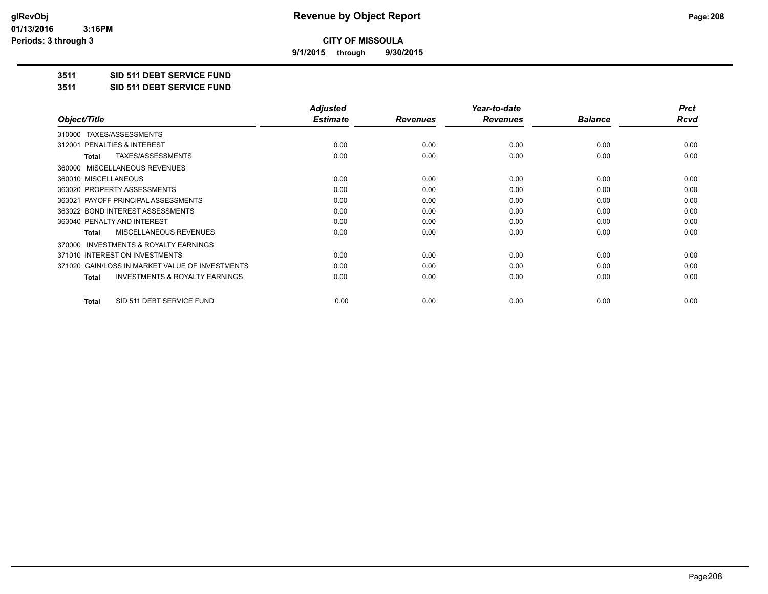# CITY OF MISSOULA

**9/1/2015 through 9/30/2015**

## 3511 SID 511 DEBT SERVICE FUND

## 3511 SID 511 DEBT SERVICE FUND

| Object/Title | Adjusted Estimate | Revenues | Year-to-date Revenues | Balance | Prct Rcvd |
|---|---|---|---|---|---|
| 310000 TAXES/ASSESSMENTS | | | | | |
| 312001 PENALTIES & INTEREST | 0.00 | 0.00 | 0.00 | 0.00 | 0.00 |
| **Total** TAXES/ASSESSMENTS | 0.00 | 0.00 | 0.00 | 0.00 | 0.00 |
| 360000 MISCELLANEOUS REVENUES | | | | | |
| 360010 MISCELLANEOUS | 0.00 | 0.00 | 0.00 | 0.00 | 0.00 |
| 363020 PROPERTY ASSESSMENTS | 0.00 | 0.00 | 0.00 | 0.00 | 0.00 |
| 363021 PAYOFF PRINCIPAL ASSESSMENTS | 0.00 | 0.00 | 0.00 | 0.00 | 0.00 |
| 363022 BOND INTEREST ASSESSMENTS | 0.00 | 0.00 | 0.00 | 0.00 | 0.00 |
| 363040 PENALTY AND INTEREST | 0.00 | 0.00 | 0.00 | 0.00 | 0.00 |
| **Total** MISCELLANEOUS REVENUES | 0.00 | 0.00 | 0.00 | 0.00 | 0.00 |
| 370000 INVESTMENTS & ROYALTY EARNINGS | | | | | |
| 371010 INTEREST ON INVESTMENTS | 0.00 | 0.00 | 0.00 | 0.00 | 0.00 |
| 371020 GAIN/LOSS IN MARKET VALUE OF INVESTMENTS | 0.00 | 0.00 | 0.00 | 0.00 | 0.00 |
| **Total** INVESTMENTS & ROYALTY EARNINGS | 0.00 | 0.00 | 0.00 | 0.00 | 0.00 |
| **Total** SID 511 DEBT SERVICE FUND | 0.00 | 0.00 | 0.00 | 0.00 | 0.00 |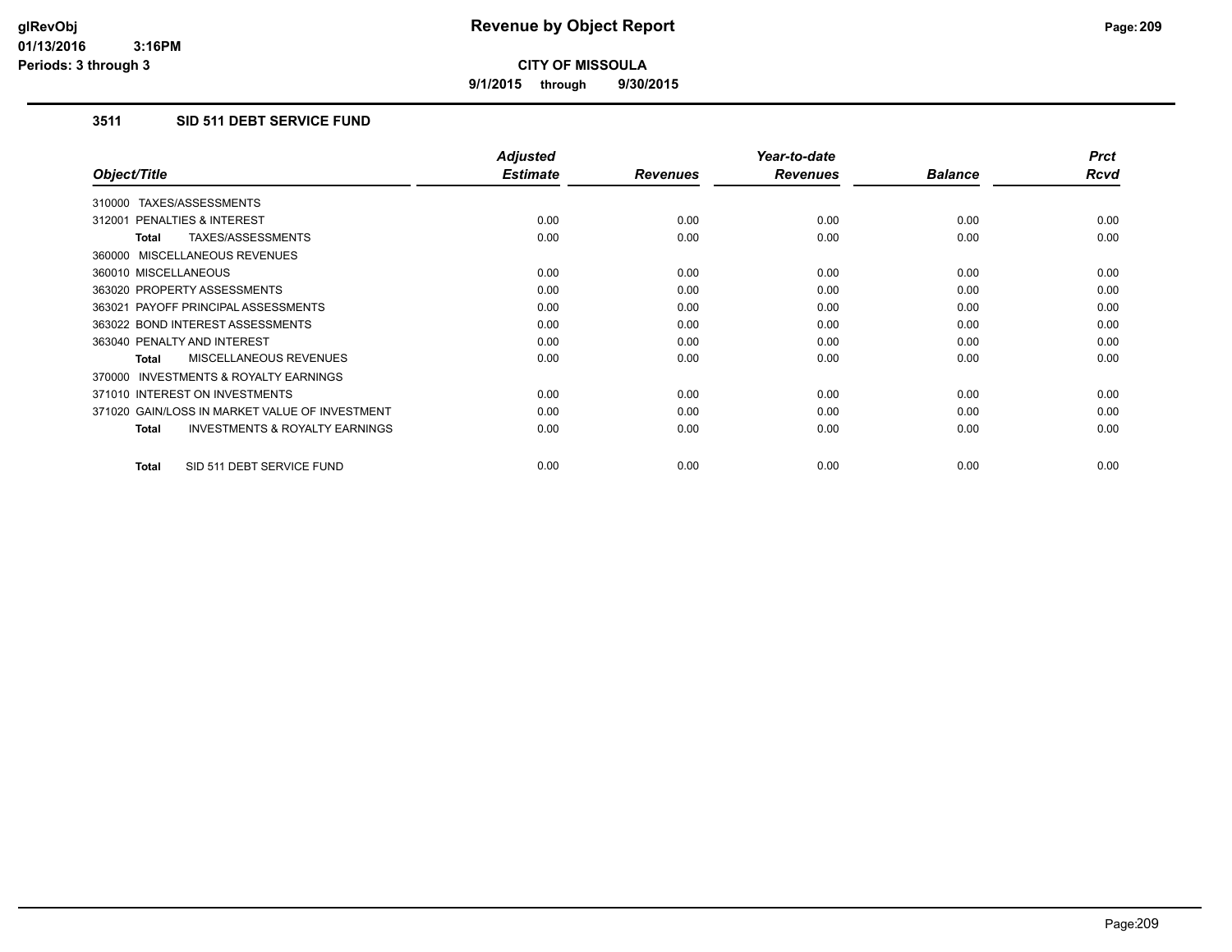# Revenue by Object Report

**CITY OF MISSOULA**

**9/1/2015 through 9/30/2015**

glRevObj
01/13/2016 3:16PM
Periods: 3 through 3

### 3511 SID 511 DEBT SERVICE FUND

| Object/Title | Adjusted Estimate | Revenues | Year-to-date Revenues | Balance | Prct Rcvd |
|---|---|---|---|---|---|
| 310000 TAXES/ASSESSMENTS | | | | | |
| 312001 PENALTIES & INTEREST | 0.00 | 0.00 | 0.00 | 0.00 | 0.00 |
| **Total** TAXES/ASSESSMENTS | 0.00 | 0.00 | 0.00 | 0.00 | 0.00 |
| 360000 MISCELLANEOUS REVENUES | | | | | |
| 360010 MISCELLANEOUS | 0.00 | 0.00 | 0.00 | 0.00 | 0.00 |
| 363020 PROPERTY ASSESSMENTS | 0.00 | 0.00 | 0.00 | 0.00 | 0.00 |
| 363021 PAYOFF PRINCIPAL ASSESSMENTS | 0.00 | 0.00 | 0.00 | 0.00 | 0.00 |
| 363022 BOND INTEREST ASSESSMENTS | 0.00 | 0.00 | 0.00 | 0.00 | 0.00 |
| 363040 PENALTY AND INTEREST | 0.00 | 0.00 | 0.00 | 0.00 | 0.00 |
| **Total** MISCELLANEOUS REVENUES | 0.00 | 0.00 | 0.00 | 0.00 | 0.00 |
| 370000 INVESTMENTS & ROYALTY EARNINGS | | | | | |
| 371010 INTEREST ON INVESTMENTS | 0.00 | 0.00 | 0.00 | 0.00 | 0.00 |
| 371020 GAIN/LOSS IN MARKET VALUE OF INVESTMENT | 0.00 | 0.00 | 0.00 | 0.00 | 0.00 |
| **Total** INVESTMENTS & ROYALTY EARNINGS | 0.00 | 0.00 | 0.00 | 0.00 | 0.00 |
| **Total** SID 511 DEBT SERVICE FUND | 0.00 | 0.00 | 0.00 | 0.00 | 0.00 |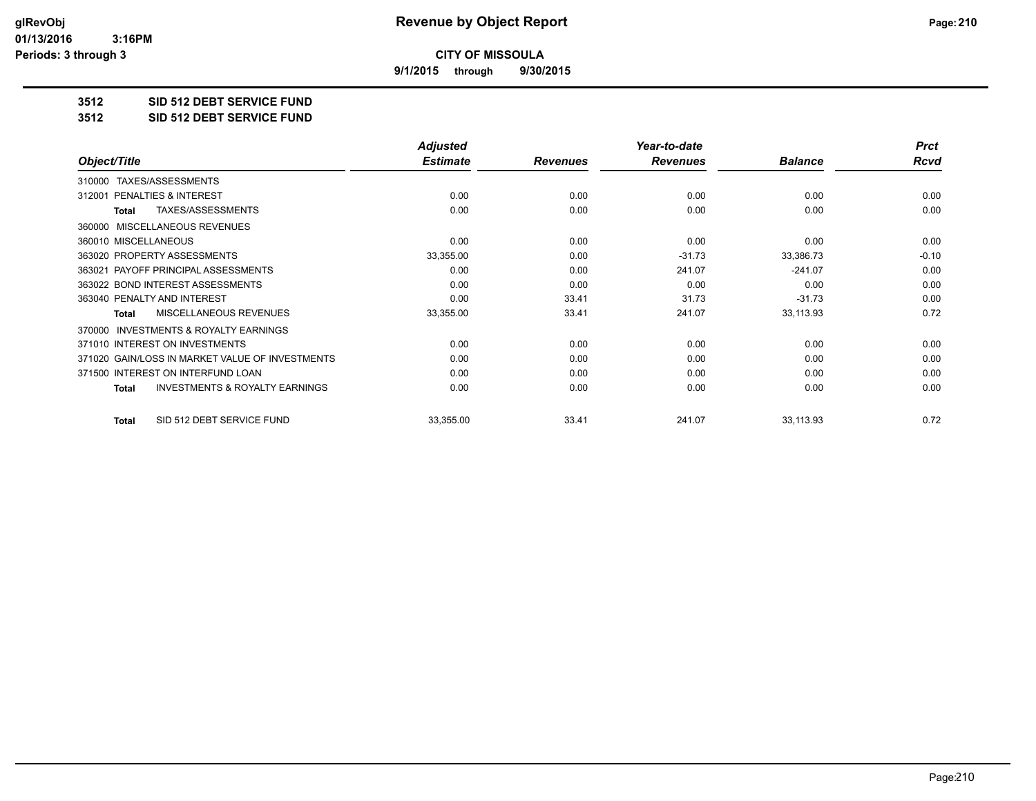# Revenue by Object Report

**CITY OF MISSOULA**

**9/1/2015 through 9/30/2015**

glRevObj
01/13/2016 3:16PM
Periods: 3 through 3

## 3512 SID 512 DEBT SERVICE FUND

## 3512 SID 512 DEBT SERVICE FUND

| Object/Title | Adjusted Estimate | Revenues | Year-to-date Revenues | Balance | Prct Rcvd |
|---|---|---|---|---|---|
| 310000 TAXES/ASSESSMENTS | | | | | |
| 312001 PENALTIES & INTEREST | 0.00 | 0.00 | 0.00 | 0.00 | 0.00 |
| **Total** TAXES/ASSESSMENTS | 0.00 | 0.00 | 0.00 | 0.00 | 0.00 |
| 360000 MISCELLANEOUS REVENUES | | | | | |
| 360010 MISCELLANEOUS | 0.00 | 0.00 | 0.00 | 0.00 | 0.00 |
| 363020 PROPERTY ASSESSMENTS | 33,355.00 | 0.00 | -31.73 | 33,386.73 | -0.10 |
| 363021 PAYOFF PRINCIPAL ASSESSMENTS | 0.00 | 0.00 | 241.07 | -241.07 | 0.00 |
| 363022 BOND INTEREST ASSESSMENTS | 0.00 | 0.00 | 0.00 | 0.00 | 0.00 |
| 363040 PENALTY AND INTEREST | 0.00 | 33.41 | 31.73 | -31.73 | 0.00 |
| **Total** MISCELLANEOUS REVENUES | 33,355.00 | 33.41 | 241.07 | 33,113.93 | 0.72 |
| 370000 INVESTMENTS & ROYALTY EARNINGS | | | | | |
| 371010 INTEREST ON INVESTMENTS | 0.00 | 0.00 | 0.00 | 0.00 | 0.00 |
| 371020 GAIN/LOSS IN MARKET VALUE OF INVESTMENTS | 0.00 | 0.00 | 0.00 | 0.00 | 0.00 |
| 371500 INTEREST ON INTERFUND LOAN | 0.00 | 0.00 | 0.00 | 0.00 | 0.00 |
| **Total** INVESTMENTS & ROYALTY EARNINGS | 0.00 | 0.00 | 0.00 | 0.00 | 0.00 |
| **Total** SID 512 DEBT SERVICE FUND | 33,355.00 | 33.41 | 241.07 | 33,113.93 | 0.72 |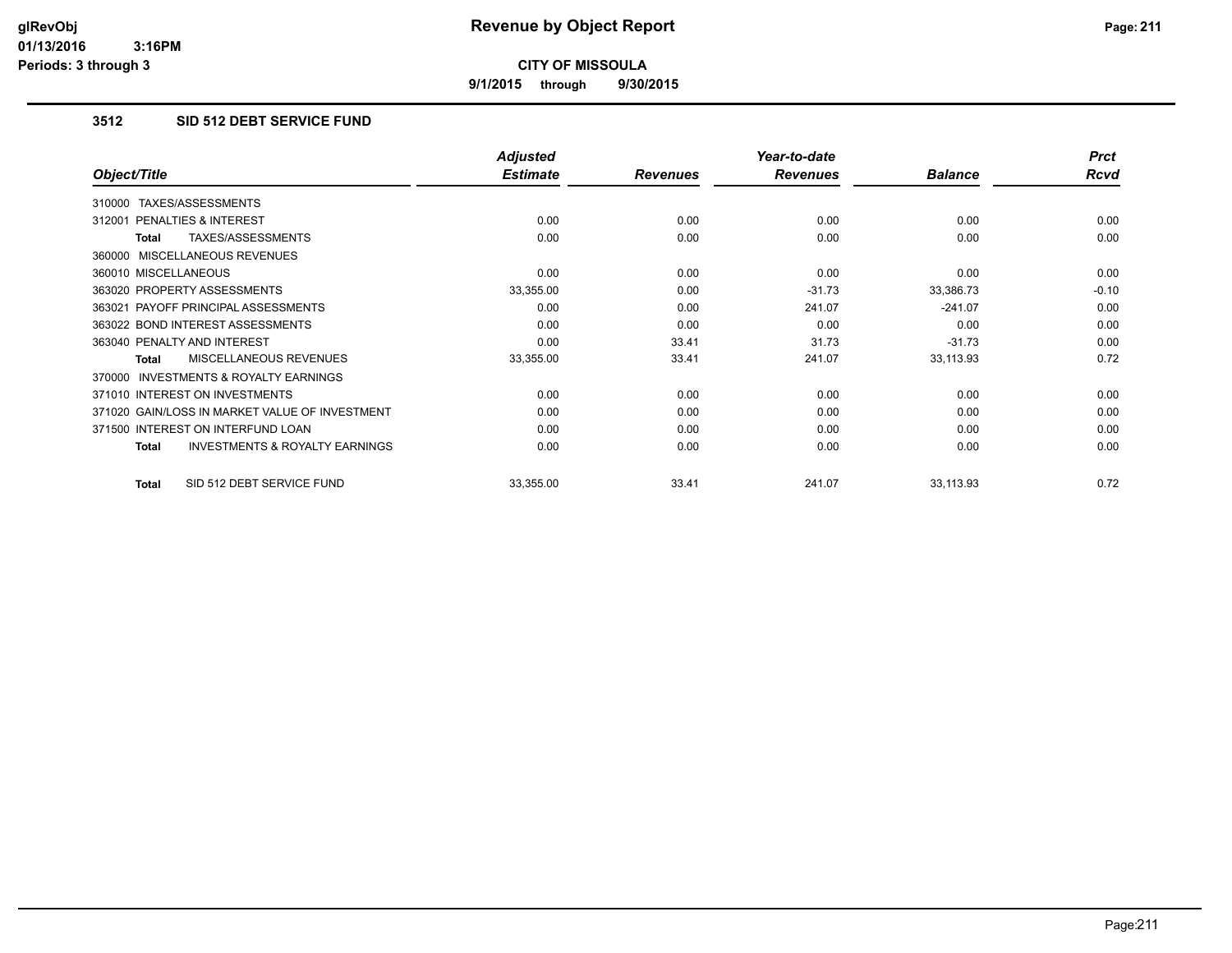# Revenue by Object Report

**CITY OF MISSOULA**

**9/1/2015 through 9/30/2015**

glRevObj
01/13/2016 3:16PM
Periods: 3 through 3

### 3512 SID 512 DEBT SERVICE FUND

| Object/Title | Adjusted Estimate | Revenues | Year-to-date Revenues | Balance | Prct Rcvd |
|---|---|---|---|---|---|
| 310000 TAXES/ASSESSMENTS | | | | | |
| 312001 PENALTIES & INTEREST | 0.00 | 0.00 | 0.00 | 0.00 | 0.00 |
| **Total** TAXES/ASSESSMENTS | 0.00 | 0.00 | 0.00 | 0.00 | 0.00 |
| 360000 MISCELLANEOUS REVENUES | | | | | |
| 360010 MISCELLANEOUS | 0.00 | 0.00 | 0.00 | 0.00 | 0.00 |
| 363020 PROPERTY ASSESSMENTS | 33,355.00 | 0.00 | -31.73 | 33,386.73 | -0.10 |
| 363021 PAYOFF PRINCIPAL ASSESSMENTS | 0.00 | 0.00 | 241.07 | -241.07 | 0.00 |
| 363022 BOND INTEREST ASSESSMENTS | 0.00 | 0.00 | 0.00 | 0.00 | 0.00 |
| 363040 PENALTY AND INTEREST | 0.00 | 33.41 | 31.73 | -31.73 | 0.00 |
| **Total** MISCELLANEOUS REVENUES | 33,355.00 | 33.41 | 241.07 | 33,113.93 | 0.72 |
| 370000 INVESTMENTS & ROYALTY EARNINGS | | | | | |
| 371010 INTEREST ON INVESTMENTS | 0.00 | 0.00 | 0.00 | 0.00 | 0.00 |
| 371020 GAIN/LOSS IN MARKET VALUE OF INVESTMENT | 0.00 | 0.00 | 0.00 | 0.00 | 0.00 |
| 371500 INTEREST ON INTERFUND LOAN | 0.00 | 0.00 | 0.00 | 0.00 | 0.00 |
| **Total** INVESTMENTS & ROYALTY EARNINGS | 0.00 | 0.00 | 0.00 | 0.00 | 0.00 |
| **Total** SID 512 DEBT SERVICE FUND | 33,355.00 | 33.41 | 241.07 | 33,113.93 | 0.72 |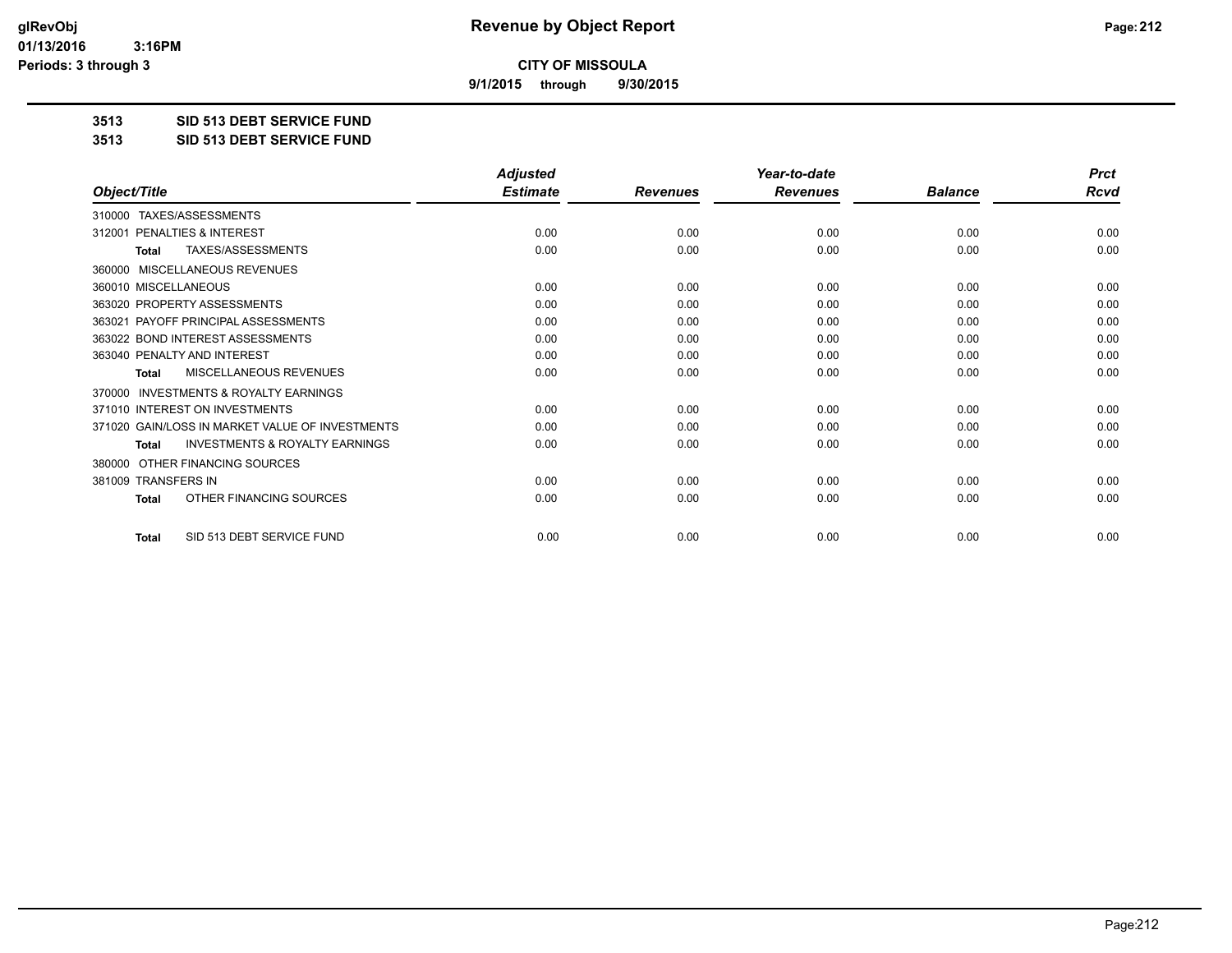**Revenue by Object Report**

**CITY OF MISSOULA**

**9/1/2015 through 9/30/2015**

glRevObj
01/13/2016 3:16PM
Periods: 3 through 3

**3513 SID 513 DEBT SERVICE FUND**

**3513 SID 513 DEBT SERVICE FUND**

| Object/Title | Adjusted Estimate | Revenues | Year-to-date Revenues | Balance | Prct Rcvd |
|---|---|---|---|---|---|
| 310000 TAXES/ASSESSMENTS | | | | | |
| 312001 PENALTIES & INTEREST | 0.00 | 0.00 | 0.00 | 0.00 | 0.00 |
| **Total** TAXES/ASSESSMENTS | 0.00 | 0.00 | 0.00 | 0.00 | 0.00 |
| 360000 MISCELLANEOUS REVENUES | | | | | |
| 360010 MISCELLANEOUS | 0.00 | 0.00 | 0.00 | 0.00 | 0.00 |
| 363020 PROPERTY ASSESSMENTS | 0.00 | 0.00 | 0.00 | 0.00 | 0.00 |
| 363021 PAYOFF PRINCIPAL ASSESSMENTS | 0.00 | 0.00 | 0.00 | 0.00 | 0.00 |
| 363022 BOND INTEREST ASSESSMENTS | 0.00 | 0.00 | 0.00 | 0.00 | 0.00 |
| 363040 PENALTY AND INTEREST | 0.00 | 0.00 | 0.00 | 0.00 | 0.00 |
| **Total** MISCELLANEOUS REVENUES | 0.00 | 0.00 | 0.00 | 0.00 | 0.00 |
| 370000 INVESTMENTS & ROYALTY EARNINGS | | | | | |
| 371010 INTEREST ON INVESTMENTS | 0.00 | 0.00 | 0.00 | 0.00 | 0.00 |
| 371020 GAIN/LOSS IN MARKET VALUE OF INVESTMENTS | 0.00 | 0.00 | 0.00 | 0.00 | 0.00 |
| **Total** INVESTMENTS & ROYALTY EARNINGS | 0.00 | 0.00 | 0.00 | 0.00 | 0.00 |
| 380000 OTHER FINANCING SOURCES | | | | | |
| 381009 TRANSFERS IN | 0.00 | 0.00 | 0.00 | 0.00 | 0.00 |
| **Total** OTHER FINANCING SOURCES | 0.00 | 0.00 | 0.00 | 0.00 | 0.00 |
| **Total** SID 513 DEBT SERVICE FUND | 0.00 | 0.00 | 0.00 | 0.00 | 0.00 |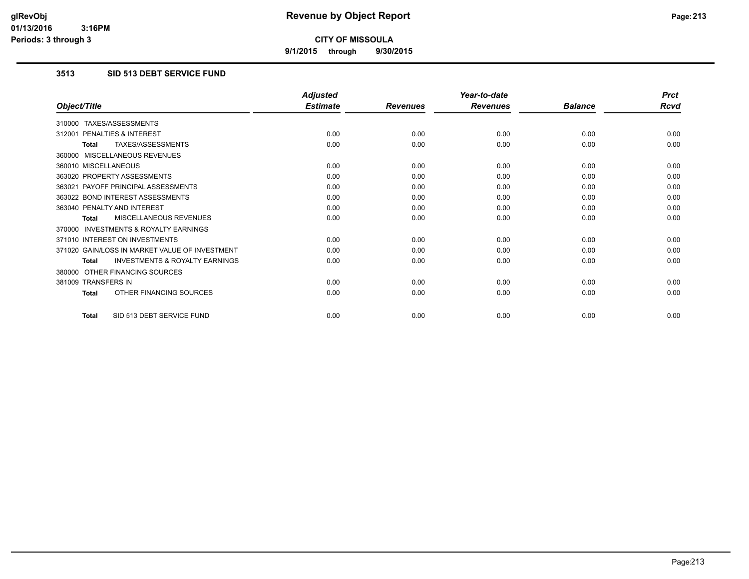# Revenue by Object Report

**CITY OF MISSOULA**

**9/1/2015 through 9/30/2015**

glRevObj
01/13/2016 3:16PM
Periods: 3 through 3

### 3513 SID 513 DEBT SERVICE FUND

| Object/Title | Adjusted Estimate | Revenues | Year-to-date Revenues | Balance | Prct Rcvd |
|---|---|---|---|---|---|
| 310000 TAXES/ASSESSMENTS | | | | | |
| 312001 PENALTIES & INTEREST | 0.00 | 0.00 | 0.00 | 0.00 | 0.00 |
| **Total** TAXES/ASSESSMENTS | 0.00 | 0.00 | 0.00 | 0.00 | 0.00 |
| 360000 MISCELLANEOUS REVENUES | | | | | |
| 360010 MISCELLANEOUS | 0.00 | 0.00 | 0.00 | 0.00 | 0.00 |
| 363020 PROPERTY ASSESSMENTS | 0.00 | 0.00 | 0.00 | 0.00 | 0.00 |
| 363021 PAYOFF PRINCIPAL ASSESSMENTS | 0.00 | 0.00 | 0.00 | 0.00 | 0.00 |
| 363022 BOND INTEREST ASSESSMENTS | 0.00 | 0.00 | 0.00 | 0.00 | 0.00 |
| 363040 PENALTY AND INTEREST | 0.00 | 0.00 | 0.00 | 0.00 | 0.00 |
| **Total** MISCELLANEOUS REVENUES | 0.00 | 0.00 | 0.00 | 0.00 | 0.00 |
| 370000 INVESTMENTS & ROYALTY EARNINGS | | | | | |
| 371010 INTEREST ON INVESTMENTS | 0.00 | 0.00 | 0.00 | 0.00 | 0.00 |
| 371020 GAIN/LOSS IN MARKET VALUE OF INVESTMENT | 0.00 | 0.00 | 0.00 | 0.00 | 0.00 |
| **Total** INVESTMENTS & ROYALTY EARNINGS | 0.00 | 0.00 | 0.00 | 0.00 | 0.00 |
| 380000 OTHER FINANCING SOURCES | | | | | |
| 381009 TRANSFERS IN | 0.00 | 0.00 | 0.00 | 0.00 | 0.00 |
| **Total** OTHER FINANCING SOURCES | 0.00 | 0.00 | 0.00 | 0.00 | 0.00 |
| **Total** SID 513 DEBT SERVICE FUND | 0.00 | 0.00 | 0.00 | 0.00 | 0.00 |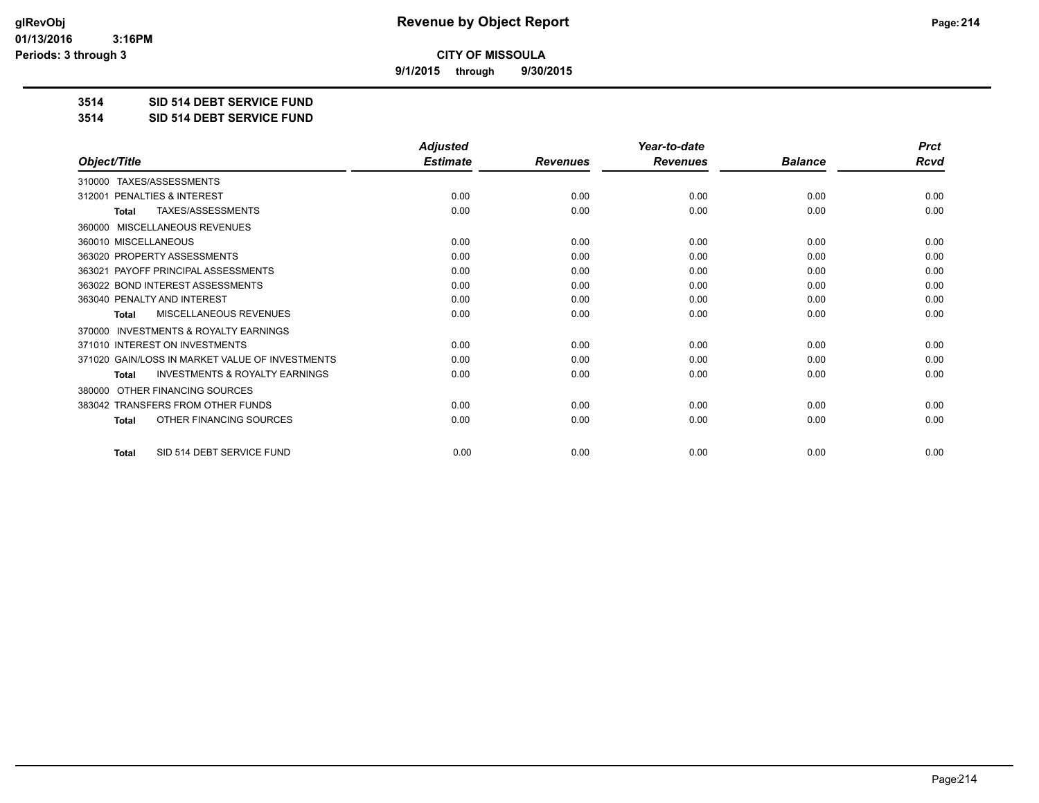**CITY OF MISSOULA**

**9/1/2015 through 9/30/2015**

**3514 SID 514 DEBT SERVICE FUND**

**3514 SID 514 DEBT SERVICE FUND**

| Object/Title | Adjusted Estimate | Revenues | Year-to-date Revenues | Balance | Prct Rcvd |
|---|---|---|---|---|---|
| 310000 TAXES/ASSESSMENTS | | | | | |
| 312001 PENALTIES & INTEREST | 0.00 | 0.00 | 0.00 | 0.00 | 0.00 |
| **Total** TAXES/ASSESSMENTS | 0.00 | 0.00 | 0.00 | 0.00 | 0.00 |
| 360000 MISCELLANEOUS REVENUES | | | | | |
| 360010 MISCELLANEOUS | 0.00 | 0.00 | 0.00 | 0.00 | 0.00 |
| 363020 PROPERTY ASSESSMENTS | 0.00 | 0.00 | 0.00 | 0.00 | 0.00 |
| 363021 PAYOFF PRINCIPAL ASSESSMENTS | 0.00 | 0.00 | 0.00 | 0.00 | 0.00 |
| 363022 BOND INTEREST ASSESSMENTS | 0.00 | 0.00 | 0.00 | 0.00 | 0.00 |
| 363040 PENALTY AND INTEREST | 0.00 | 0.00 | 0.00 | 0.00 | 0.00 |
| **Total** MISCELLANEOUS REVENUES | 0.00 | 0.00 | 0.00 | 0.00 | 0.00 |
| 370000 INVESTMENTS & ROYALTY EARNINGS | | | | | |
| 371010 INTEREST ON INVESTMENTS | 0.00 | 0.00 | 0.00 | 0.00 | 0.00 |
| 371020 GAIN/LOSS IN MARKET VALUE OF INVESTMENTS | 0.00 | 0.00 | 0.00 | 0.00 | 0.00 |
| **Total** INVESTMENTS & ROYALTY EARNINGS | 0.00 | 0.00 | 0.00 | 0.00 | 0.00 |
| 380000 OTHER FINANCING SOURCES | | | | | |
| 383042 TRANSFERS FROM OTHER FUNDS | 0.00 | 0.00 | 0.00 | 0.00 | 0.00 |
| **Total** OTHER FINANCING SOURCES | 0.00 | 0.00 | 0.00 | 0.00 | 0.00 |
| **Total** SID 514 DEBT SERVICE FUND | 0.00 | 0.00 | 0.00 | 0.00 | 0.00 |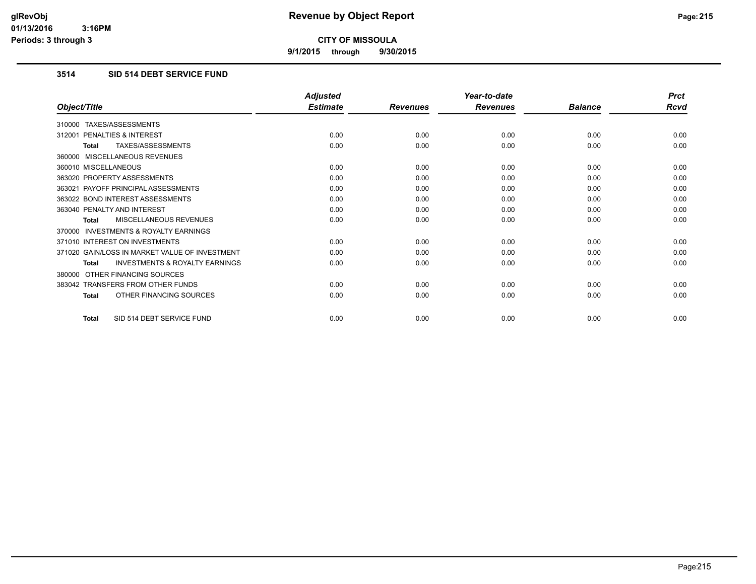# CITY OF MISSOULA

**9/1/2015 through 9/30/2015**

## 3514 SID 514 DEBT SERVICE FUND

| Object/Title | Adjusted Estimate | Revenues | Year-to-date Revenues | Balance | Prct Rcvd |
|---|---|---|---|---|---|
| 310000 TAXES/ASSESSMENTS | | | | | |
| 312001 PENALTIES & INTEREST | 0.00 | 0.00 | 0.00 | 0.00 | 0.00 |
| **Total** TAXES/ASSESSMENTS | 0.00 | 0.00 | 0.00 | 0.00 | 0.00 |
| 360000 MISCELLANEOUS REVENUES | | | | | |
| 360010 MISCELLANEOUS | 0.00 | 0.00 | 0.00 | 0.00 | 0.00 |
| 363020 PROPERTY ASSESSMENTS | 0.00 | 0.00 | 0.00 | 0.00 | 0.00 |
| 363021 PAYOFF PRINCIPAL ASSESSMENTS | 0.00 | 0.00 | 0.00 | 0.00 | 0.00 |
| 363022 BOND INTEREST ASSESSMENTS | 0.00 | 0.00 | 0.00 | 0.00 | 0.00 |
| 363040 PENALTY AND INTEREST | 0.00 | 0.00 | 0.00 | 0.00 | 0.00 |
| **Total** MISCELLANEOUS REVENUES | 0.00 | 0.00 | 0.00 | 0.00 | 0.00 |
| 370000 INVESTMENTS & ROYALTY EARNINGS | | | | | |
| 371010 INTEREST ON INVESTMENTS | 0.00 | 0.00 | 0.00 | 0.00 | 0.00 |
| 371020 GAIN/LOSS IN MARKET VALUE OF INVESTMENT | 0.00 | 0.00 | 0.00 | 0.00 | 0.00 |
| **Total** INVESTMENTS & ROYALTY EARNINGS | 0.00 | 0.00 | 0.00 | 0.00 | 0.00 |
| 380000 OTHER FINANCING SOURCES | | | | | |
| 383042 TRANSFERS FROM OTHER FUNDS | 0.00 | 0.00 | 0.00 | 0.00 | 0.00 |
| **Total** OTHER FINANCING SOURCES | 0.00 | 0.00 | 0.00 | 0.00 | 0.00 |
| **Total** SID 514 DEBT SERVICE FUND | 0.00 | 0.00 | 0.00 | 0.00 | 0.00 |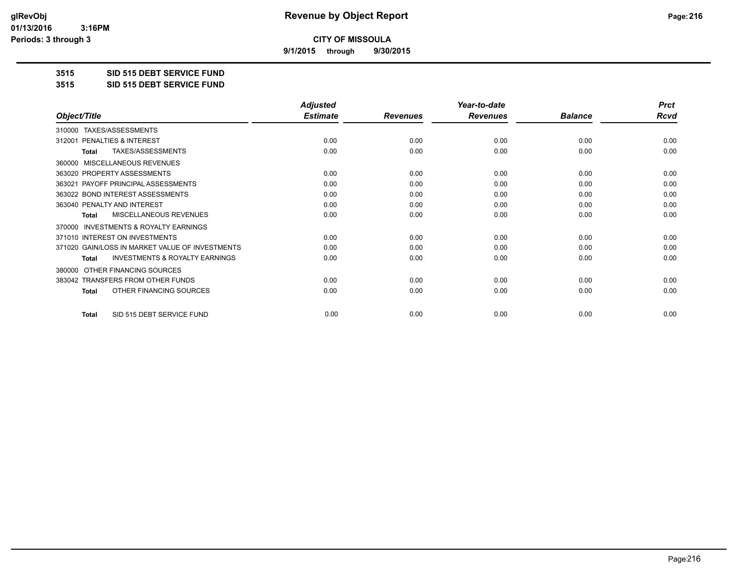# Revenue by Object Report

**CITY OF MISSOULA**

**9/1/2015 through 9/30/2015**

glRevObj
01/13/2016 3:16PM
Periods: 3 through 3

## 3515 SID 515 DEBT SERVICE FUND
## 3515 SID 515 DEBT SERVICE FUND

| Object/Title | Adjusted Estimate | Revenues | Year-to-date Revenues | Balance | Prct Rcvd |
|---|---|---|---|---|---|
| 310000 TAXES/ASSESSMENTS | | | | | |
| 312001 PENALTIES & INTEREST | 0.00 | 0.00 | 0.00 | 0.00 | 0.00 |
| **Total** TAXES/ASSESSMENTS | 0.00 | 0.00 | 0.00 | 0.00 | 0.00 |
| 360000 MISCELLANEOUS REVENUES | | | | | |
| 363020 PROPERTY ASSESSMENTS | 0.00 | 0.00 | 0.00 | 0.00 | 0.00 |
| 363021 PAYOFF PRINCIPAL ASSESSMENTS | 0.00 | 0.00 | 0.00 | 0.00 | 0.00 |
| 363022 BOND INTEREST ASSESSMENTS | 0.00 | 0.00 | 0.00 | 0.00 | 0.00 |
| 363040 PENALTY AND INTEREST | 0.00 | 0.00 | 0.00 | 0.00 | 0.00 |
| **Total** MISCELLANEOUS REVENUES | 0.00 | 0.00 | 0.00 | 0.00 | 0.00 |
| 370000 INVESTMENTS & ROYALTY EARNINGS | | | | | |
| 371010 INTEREST ON INVESTMENTS | 0.00 | 0.00 | 0.00 | 0.00 | 0.00 |
| 371020 GAIN/LOSS IN MARKET VALUE OF INVESTMENTS | 0.00 | 0.00 | 0.00 | 0.00 | 0.00 |
| **Total** INVESTMENTS & ROYALTY EARNINGS | 0.00 | 0.00 | 0.00 | 0.00 | 0.00 |
| 380000 OTHER FINANCING SOURCES | | | | | |
| 383042 TRANSFERS FROM OTHER FUNDS | 0.00 | 0.00 | 0.00 | 0.00 | 0.00 |
| **Total** OTHER FINANCING SOURCES | 0.00 | 0.00 | 0.00 | 0.00 | 0.00 |
| **Total** SID 515 DEBT SERVICE FUND | 0.00 | 0.00 | 0.00 | 0.00 | 0.00 |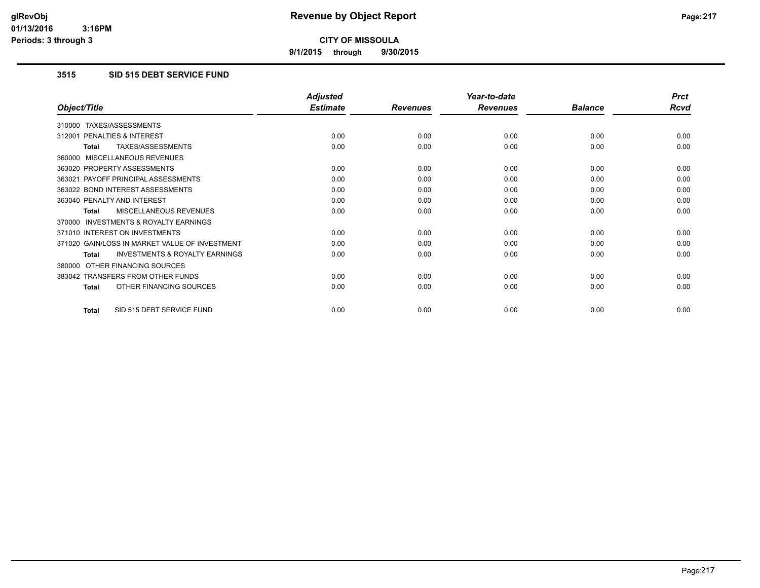# Revenue by Object Report

**CITY OF MISSOULA**

**9/1/2015 through 9/30/2015**

glRevObj
01/13/2016 3:16PM
Periods: 3 through 3

## 3515 SID 515 DEBT SERVICE FUND

| Object/Title | Adjusted Estimate | Revenues | Year-to-date Revenues | Balance | Prct Rcvd |
|---|---|---|---|---|---|
| 310000 TAXES/ASSESSMENTS | | | | | |
| 312001 PENALTIES & INTEREST | 0.00 | 0.00 | 0.00 | 0.00 | 0.00 |
| **Total** TAXES/ASSESSMENTS | 0.00 | 0.00 | 0.00 | 0.00 | 0.00 |
| 360000 MISCELLANEOUS REVENUES | | | | | |
| 363020 PROPERTY ASSESSMENTS | 0.00 | 0.00 | 0.00 | 0.00 | 0.00 |
| 363021 PAYOFF PRINCIPAL ASSESSMENTS | 0.00 | 0.00 | 0.00 | 0.00 | 0.00 |
| 363022 BOND INTEREST ASSESSMENTS | 0.00 | 0.00 | 0.00 | 0.00 | 0.00 |
| 363040 PENALTY AND INTEREST | 0.00 | 0.00 | 0.00 | 0.00 | 0.00 |
| **Total** MISCELLANEOUS REVENUES | 0.00 | 0.00 | 0.00 | 0.00 | 0.00 |
| 370000 INVESTMENTS & ROYALTY EARNINGS | | | | | |
| 371010 INTEREST ON INVESTMENTS | 0.00 | 0.00 | 0.00 | 0.00 | 0.00 |
| 371020 GAIN/LOSS IN MARKET VALUE OF INVESTMENT | 0.00 | 0.00 | 0.00 | 0.00 | 0.00 |
| **Total** INVESTMENTS & ROYALTY EARNINGS | 0.00 | 0.00 | 0.00 | 0.00 | 0.00 |
| 380000 OTHER FINANCING SOURCES | | | | | |
| 383042 TRANSFERS FROM OTHER FUNDS | 0.00 | 0.00 | 0.00 | 0.00 | 0.00 |
| **Total** OTHER FINANCING SOURCES | 0.00 | 0.00 | 0.00 | 0.00 | 0.00 |
| **Total** SID 515 DEBT SERVICE FUND | 0.00 | 0.00 | 0.00 | 0.00 | 0.00 |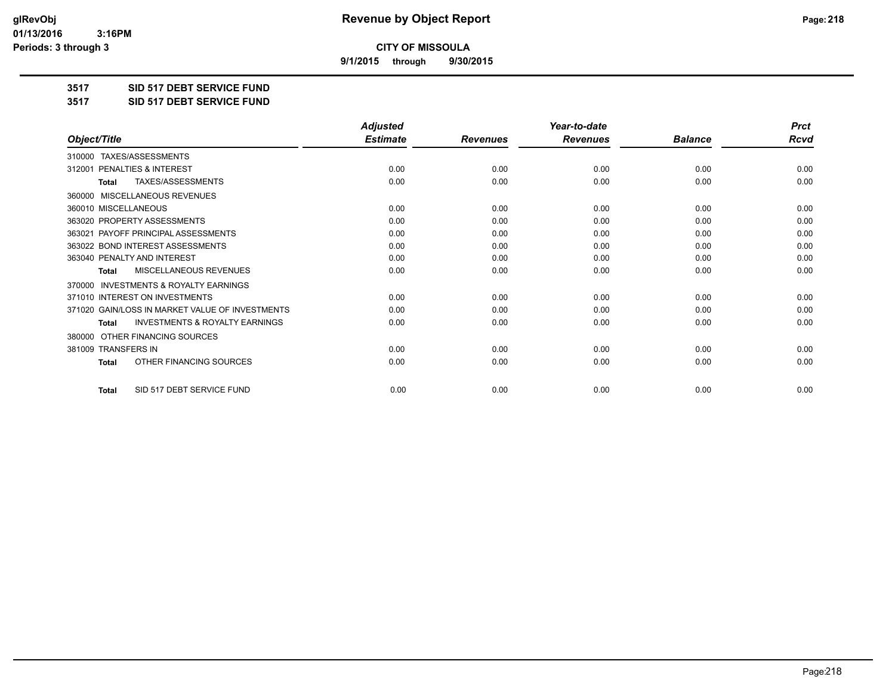**CITY OF MISSOULA**

**9/1/2015 through 9/30/2015**

**3517 SID 517 DEBT SERVICE FUND**

**3517 SID 517 DEBT SERVICE FUND**

| Object/Title | Adjusted Estimate | Revenues | Year-to-date Revenues | Balance | Prct Rcvd |
|---|---|---|---|---|---|
| 310000 TAXES/ASSESSMENTS | | | | | |
| 312001 PENALTIES & INTEREST | 0.00 | 0.00 | 0.00 | 0.00 | 0.00 |
| **Total** TAXES/ASSESSMENTS | 0.00 | 0.00 | 0.00 | 0.00 | 0.00 |
| 360000 MISCELLANEOUS REVENUES | | | | | |
| 360010 MISCELLANEOUS | 0.00 | 0.00 | 0.00 | 0.00 | 0.00 |
| 363020 PROPERTY ASSESSMENTS | 0.00 | 0.00 | 0.00 | 0.00 | 0.00 |
| 363021 PAYOFF PRINCIPAL ASSESSMENTS | 0.00 | 0.00 | 0.00 | 0.00 | 0.00 |
| 363022 BOND INTEREST ASSESSMENTS | 0.00 | 0.00 | 0.00 | 0.00 | 0.00 |
| 363040 PENALTY AND INTEREST | 0.00 | 0.00 | 0.00 | 0.00 | 0.00 |
| **Total** MISCELLANEOUS REVENUES | 0.00 | 0.00 | 0.00 | 0.00 | 0.00 |
| 370000 INVESTMENTS & ROYALTY EARNINGS | | | | | |
| 371010 INTEREST ON INVESTMENTS | 0.00 | 0.00 | 0.00 | 0.00 | 0.00 |
| 371020 GAIN/LOSS IN MARKET VALUE OF INVESTMENTS | 0.00 | 0.00 | 0.00 | 0.00 | 0.00 |
| **Total** INVESTMENTS & ROYALTY EARNINGS | 0.00 | 0.00 | 0.00 | 0.00 | 0.00 |
| 380000 OTHER FINANCING SOURCES | | | | | |
| 381009 TRANSFERS IN | 0.00 | 0.00 | 0.00 | 0.00 | 0.00 |
| **Total** OTHER FINANCING SOURCES | 0.00 | 0.00 | 0.00 | 0.00 | 0.00 |
| **Total** SID 517 DEBT SERVICE FUND | 0.00 | 0.00 | 0.00 | 0.00 | 0.00 |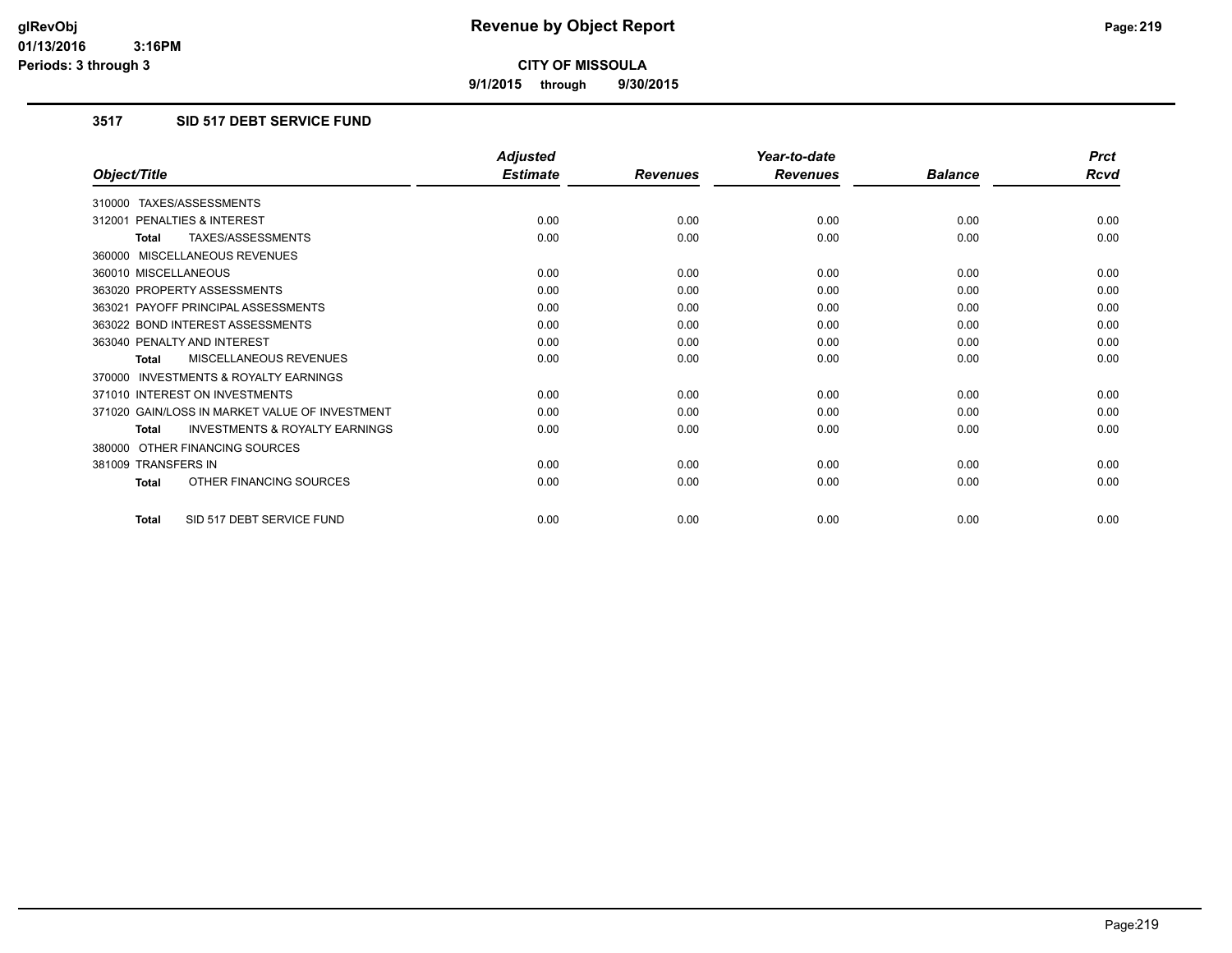# Revenue by Object Report

**CITY OF MISSOULA**

**9/1/2015 through 9/30/2015**

glRevObj
01/13/2016 3:16PM
Periods: 3 through 3

## 3517 SID 517 DEBT SERVICE FUND

| Object/Title | Adjusted Estimate | Revenues | Year-to-date Revenues | Balance | Prct Rcvd |
|---|---|---|---|---|---|
| 310000 TAXES/ASSESSMENTS | | | | | |
| 312001 PENALTIES & INTEREST | 0.00 | 0.00 | 0.00 | 0.00 | 0.00 |
| **Total** TAXES/ASSESSMENTS | 0.00 | 0.00 | 0.00 | 0.00 | 0.00 |
| 360000 MISCELLANEOUS REVENUES | | | | | |
| 360010 MISCELLANEOUS | 0.00 | 0.00 | 0.00 | 0.00 | 0.00 |
| 363020 PROPERTY ASSESSMENTS | 0.00 | 0.00 | 0.00 | 0.00 | 0.00 |
| 363021 PAYOFF PRINCIPAL ASSESSMENTS | 0.00 | 0.00 | 0.00 | 0.00 | 0.00 |
| 363022 BOND INTEREST ASSESSMENTS | 0.00 | 0.00 | 0.00 | 0.00 | 0.00 |
| 363040 PENALTY AND INTEREST | 0.00 | 0.00 | 0.00 | 0.00 | 0.00 |
| **Total** MISCELLANEOUS REVENUES | 0.00 | 0.00 | 0.00 | 0.00 | 0.00 |
| 370000 INVESTMENTS & ROYALTY EARNINGS | | | | | |
| 371010 INTEREST ON INVESTMENTS | 0.00 | 0.00 | 0.00 | 0.00 | 0.00 |
| 371020 GAIN/LOSS IN MARKET VALUE OF INVESTMENT | 0.00 | 0.00 | 0.00 | 0.00 | 0.00 |
| **Total** INVESTMENTS & ROYALTY EARNINGS | 0.00 | 0.00 | 0.00 | 0.00 | 0.00 |
| 380000 OTHER FINANCING SOURCES | | | | | |
| 381009 TRANSFERS IN | 0.00 | 0.00 | 0.00 | 0.00 | 0.00 |
| **Total** OTHER FINANCING SOURCES | 0.00 | 0.00 | 0.00 | 0.00 | 0.00 |
| **Total** SID 517 DEBT SERVICE FUND | 0.00 | 0.00 | 0.00 | 0.00 | 0.00 |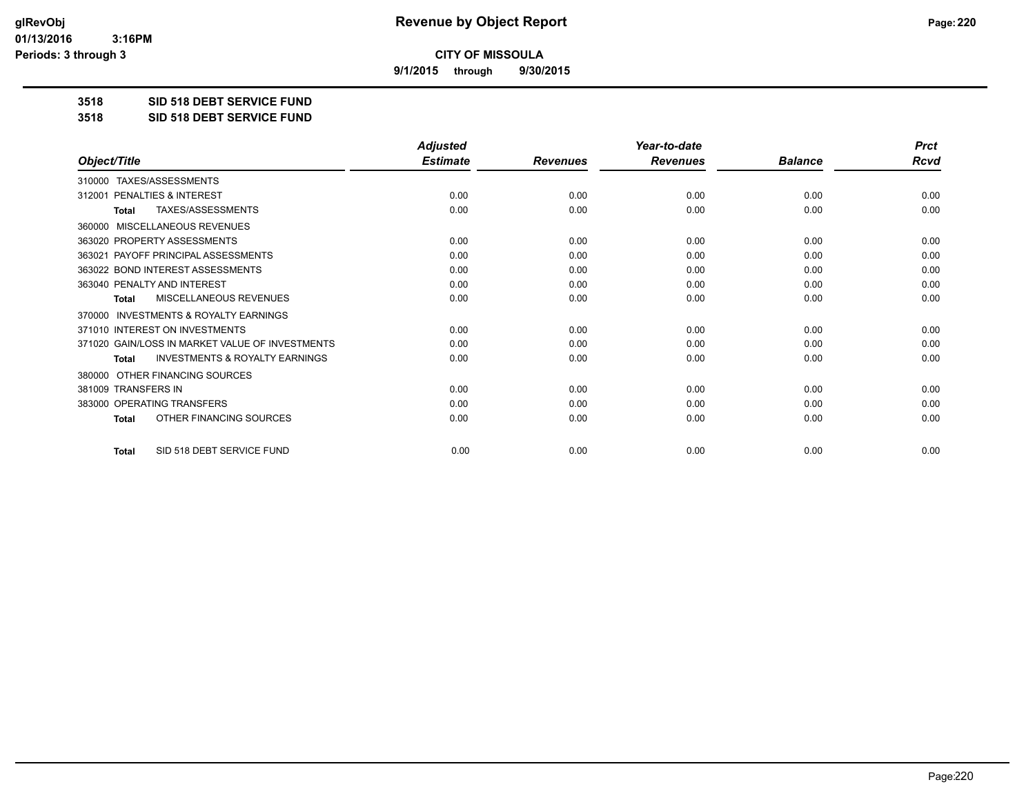glRevObj
01/13/2016 3:16PM
Periods: 3 through 3

# Revenue by Object Report

**CITY OF MISSOULA**

**9/1/2015 through 9/30/2015**

**3518 SID 518 DEBT SERVICE FUND**

**3518 SID 518 DEBT SERVICE FUND**

| Object/Title | Adjusted Estimate | Revenues | Year-to-date Revenues | Balance | Prct Rcvd |
|---|---|---|---|---|---|
| 310000 TAXES/ASSESSMENTS | | | | | |
| 312001 PENALTIES & INTEREST | 0.00 | 0.00 | 0.00 | 0.00 | 0.00 |
| **Total** TAXES/ASSESSMENTS | 0.00 | 0.00 | 0.00 | 0.00 | 0.00 |
| 360000 MISCELLANEOUS REVENUES | | | | | |
| 363020 PROPERTY ASSESSMENTS | 0.00 | 0.00 | 0.00 | 0.00 | 0.00 |
| 363021 PAYOFF PRINCIPAL ASSESSMENTS | 0.00 | 0.00 | 0.00 | 0.00 | 0.00 |
| 363022 BOND INTEREST ASSESSMENTS | 0.00 | 0.00 | 0.00 | 0.00 | 0.00 |
| 363040 PENALTY AND INTEREST | 0.00 | 0.00 | 0.00 | 0.00 | 0.00 |
| **Total** MISCELLANEOUS REVENUES | 0.00 | 0.00 | 0.00 | 0.00 | 0.00 |
| 370000 INVESTMENTS & ROYALTY EARNINGS | | | | | |
| 371010 INTEREST ON INVESTMENTS | 0.00 | 0.00 | 0.00 | 0.00 | 0.00 |
| 371020 GAIN/LOSS IN MARKET VALUE OF INVESTMENTS | 0.00 | 0.00 | 0.00 | 0.00 | 0.00 |
| **Total** INVESTMENTS & ROYALTY EARNINGS | 0.00 | 0.00 | 0.00 | 0.00 | 0.00 |
| 380000 OTHER FINANCING SOURCES | | | | | |
| 381009 TRANSFERS IN | 0.00 | 0.00 | 0.00 | 0.00 | 0.00 |
| 383000 OPERATING TRANSFERS | 0.00 | 0.00 | 0.00 | 0.00 | 0.00 |
| **Total** OTHER FINANCING SOURCES | 0.00 | 0.00 | 0.00 | 0.00 | 0.00 |
| **Total** SID 518 DEBT SERVICE FUND | 0.00 | 0.00 | 0.00 | 0.00 | 0.00 |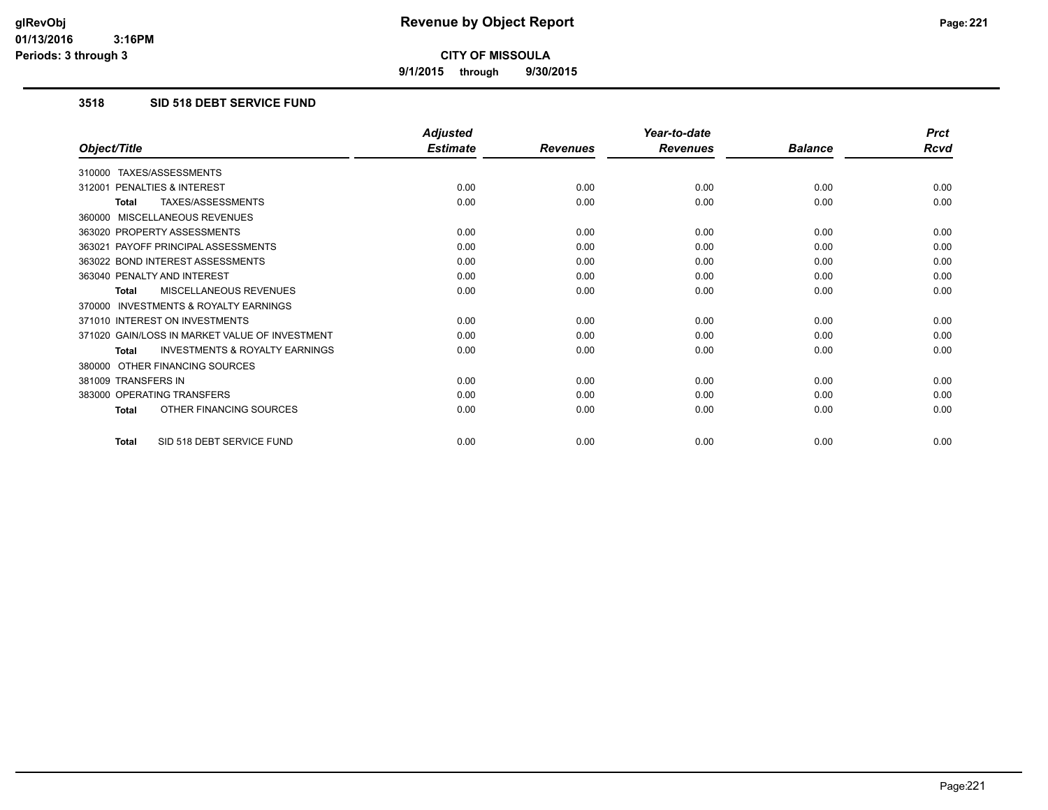# Revenue by Object Report

**CITY OF MISSOULA**

**9/1/2015 through 9/30/2015**

glRevObj
01/13/2016 3:16PM
Periods: 3 through 3

### 3518 SID 518 DEBT SERVICE FUND

| Object/Title | Adjusted Estimate | Revenues | Year-to-date Revenues | Balance | Prct Rcvd |
|---|---|---|---|---|---|
| 310000 TAXES/ASSESSMENTS | | | | | |
| 312001 PENALTIES & INTEREST | 0.00 | 0.00 | 0.00 | 0.00 | 0.00 |
| **Total** TAXES/ASSESSMENTS | 0.00 | 0.00 | 0.00 | 0.00 | 0.00 |
| 360000 MISCELLANEOUS REVENUES | | | | | |
| 363020 PROPERTY ASSESSMENTS | 0.00 | 0.00 | 0.00 | 0.00 | 0.00 |
| 363021 PAYOFF PRINCIPAL ASSESSMENTS | 0.00 | 0.00 | 0.00 | 0.00 | 0.00 |
| 363022 BOND INTEREST ASSESSMENTS | 0.00 | 0.00 | 0.00 | 0.00 | 0.00 |
| 363040 PENALTY AND INTEREST | 0.00 | 0.00 | 0.00 | 0.00 | 0.00 |
| **Total** MISCELLANEOUS REVENUES | 0.00 | 0.00 | 0.00 | 0.00 | 0.00 |
| 370000 INVESTMENTS & ROYALTY EARNINGS | | | | | |
| 371010 INTEREST ON INVESTMENTS | 0.00 | 0.00 | 0.00 | 0.00 | 0.00 |
| 371020 GAIN/LOSS IN MARKET VALUE OF INVESTMENT | 0.00 | 0.00 | 0.00 | 0.00 | 0.00 |
| **Total** INVESTMENTS & ROYALTY EARNINGS | 0.00 | 0.00 | 0.00 | 0.00 | 0.00 |
| 380000 OTHER FINANCING SOURCES | | | | | |
| 381009 TRANSFERS IN | 0.00 | 0.00 | 0.00 | 0.00 | 0.00 |
| 383000 OPERATING TRANSFERS | 0.00 | 0.00 | 0.00 | 0.00 | 0.00 |
| **Total** OTHER FINANCING SOURCES | 0.00 | 0.00 | 0.00 | 0.00 | 0.00 |
| **Total** SID 518 DEBT SERVICE FUND | 0.00 | 0.00 | 0.00 | 0.00 | 0.00 |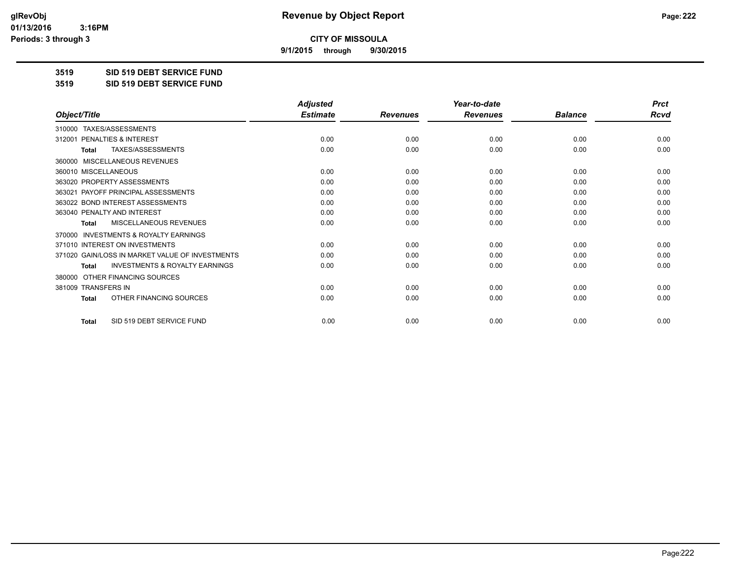**CITY OF MISSOULA**

**9/1/2015 through 9/30/2015**

**3519 SID 519 DEBT SERVICE FUND**

**3519 SID 519 DEBT SERVICE FUND**

| Object/Title | Adjusted Estimate | Revenues | Year-to-date Revenues | Balance | Prct Rcvd |
|---|---|---|---|---|---|
| 310000 TAXES/ASSESSMENTS | | | | | |
| 312001 PENALTIES & INTEREST | 0.00 | 0.00 | 0.00 | 0.00 | 0.00 |
| **Total** TAXES/ASSESSMENTS | 0.00 | 0.00 | 0.00 | 0.00 | 0.00 |
| 360000 MISCELLANEOUS REVENUES | | | | | |
| 360010 MISCELLANEOUS | 0.00 | 0.00 | 0.00 | 0.00 | 0.00 |
| 363020 PROPERTY ASSESSMENTS | 0.00 | 0.00 | 0.00 | 0.00 | 0.00 |
| 363021 PAYOFF PRINCIPAL ASSESSMENTS | 0.00 | 0.00 | 0.00 | 0.00 | 0.00 |
| 363022 BOND INTEREST ASSESSMENTS | 0.00 | 0.00 | 0.00 | 0.00 | 0.00 |
| 363040 PENALTY AND INTEREST | 0.00 | 0.00 | 0.00 | 0.00 | 0.00 |
| **Total** MISCELLANEOUS REVENUES | 0.00 | 0.00 | 0.00 | 0.00 | 0.00 |
| 370000 INVESTMENTS & ROYALTY EARNINGS | | | | | |
| 371010 INTEREST ON INVESTMENTS | 0.00 | 0.00 | 0.00 | 0.00 | 0.00 |
| 371020 GAIN/LOSS IN MARKET VALUE OF INVESTMENTS | 0.00 | 0.00 | 0.00 | 0.00 | 0.00 |
| **Total** INVESTMENTS & ROYALTY EARNINGS | 0.00 | 0.00 | 0.00 | 0.00 | 0.00 |
| 380000 OTHER FINANCING SOURCES | | | | | |
| 381009 TRANSFERS IN | 0.00 | 0.00 | 0.00 | 0.00 | 0.00 |
| **Total** OTHER FINANCING SOURCES | 0.00 | 0.00 | 0.00 | 0.00 | 0.00 |
| **Total** SID 519 DEBT SERVICE FUND | 0.00 | 0.00 | 0.00 | 0.00 | 0.00 |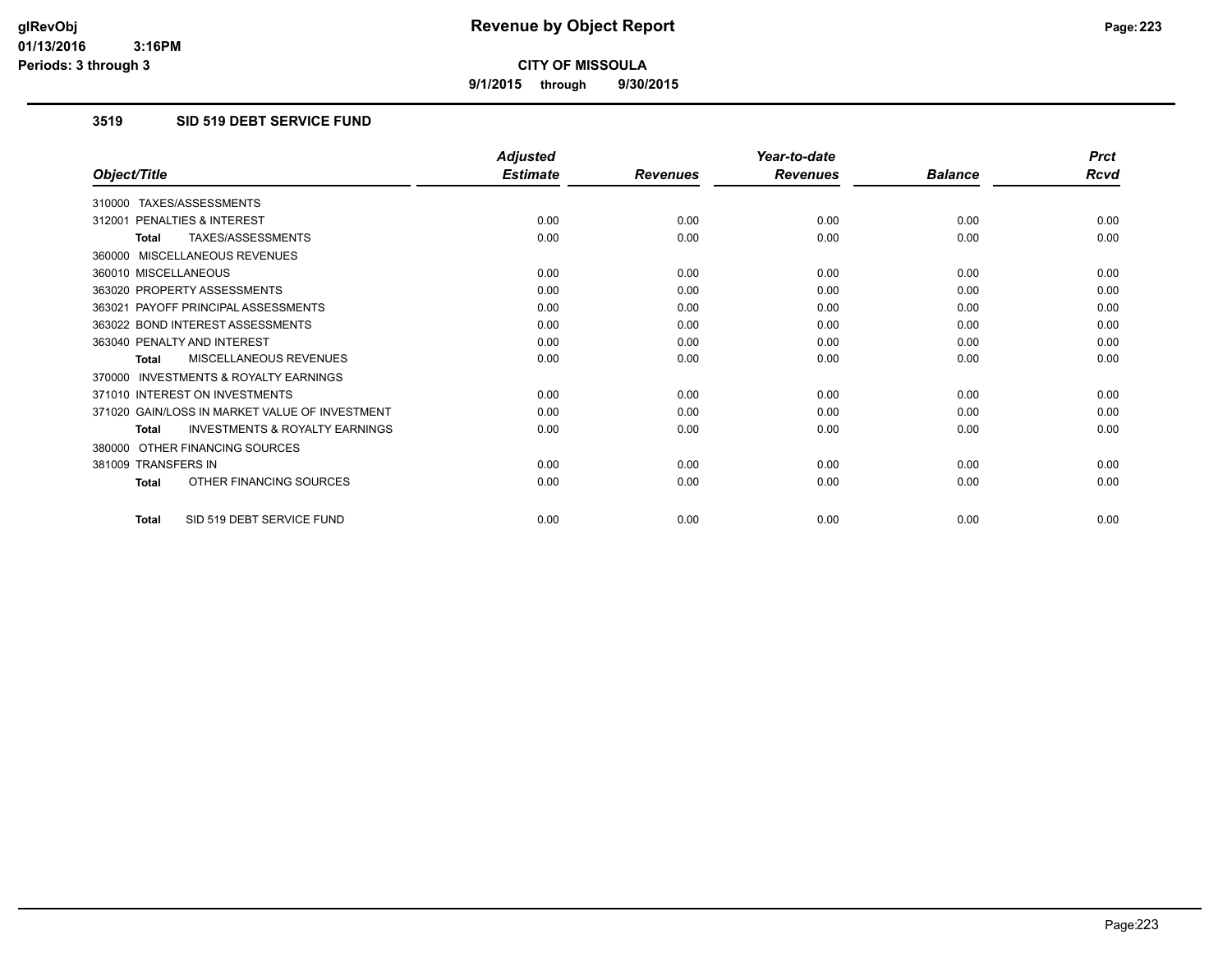# Revenue by Object Report

glRevObj
01/13/2016 3:16PM
Periods: 3 through 3

**CITY OF MISSOULA**

**9/1/2015 through 9/30/2015**

### 3519 SID 519 DEBT SERVICE FUND

| Object/Title | Adjusted Estimate | Revenues | Year-to-date Revenues | Balance | Prct Rcvd |
|---|---|---|---|---|---|
| 310000 TAXES/ASSESSMENTS | | | | | |
| 312001 PENALTIES & INTEREST | 0.00 | 0.00 | 0.00 | 0.00 | 0.00 |
| **Total** TAXES/ASSESSMENTS | 0.00 | 0.00 | 0.00 | 0.00 | 0.00 |
| 360000 MISCELLANEOUS REVENUES | | | | | |
| 360010 MISCELLANEOUS | 0.00 | 0.00 | 0.00 | 0.00 | 0.00 |
| 363020 PROPERTY ASSESSMENTS | 0.00 | 0.00 | 0.00 | 0.00 | 0.00 |
| 363021 PAYOFF PRINCIPAL ASSESSMENTS | 0.00 | 0.00 | 0.00 | 0.00 | 0.00 |
| 363022 BOND INTEREST ASSESSMENTS | 0.00 | 0.00 | 0.00 | 0.00 | 0.00 |
| 363040 PENALTY AND INTEREST | 0.00 | 0.00 | 0.00 | 0.00 | 0.00 |
| **Total** MISCELLANEOUS REVENUES | 0.00 | 0.00 | 0.00 | 0.00 | 0.00 |
| 370000 INVESTMENTS & ROYALTY EARNINGS | | | | | |
| 371010 INTEREST ON INVESTMENTS | 0.00 | 0.00 | 0.00 | 0.00 | 0.00 |
| 371020 GAIN/LOSS IN MARKET VALUE OF INVESTMENT | 0.00 | 0.00 | 0.00 | 0.00 | 0.00 |
| **Total** INVESTMENTS & ROYALTY EARNINGS | 0.00 | 0.00 | 0.00 | 0.00 | 0.00 |
| 380000 OTHER FINANCING SOURCES | | | | | |
| 381009 TRANSFERS IN | 0.00 | 0.00 | 0.00 | 0.00 | 0.00 |
| **Total** OTHER FINANCING SOURCES | 0.00 | 0.00 | 0.00 | 0.00 | 0.00 |
| **Total** SID 519 DEBT SERVICE FUND | 0.00 | 0.00 | 0.00 | 0.00 | 0.00 |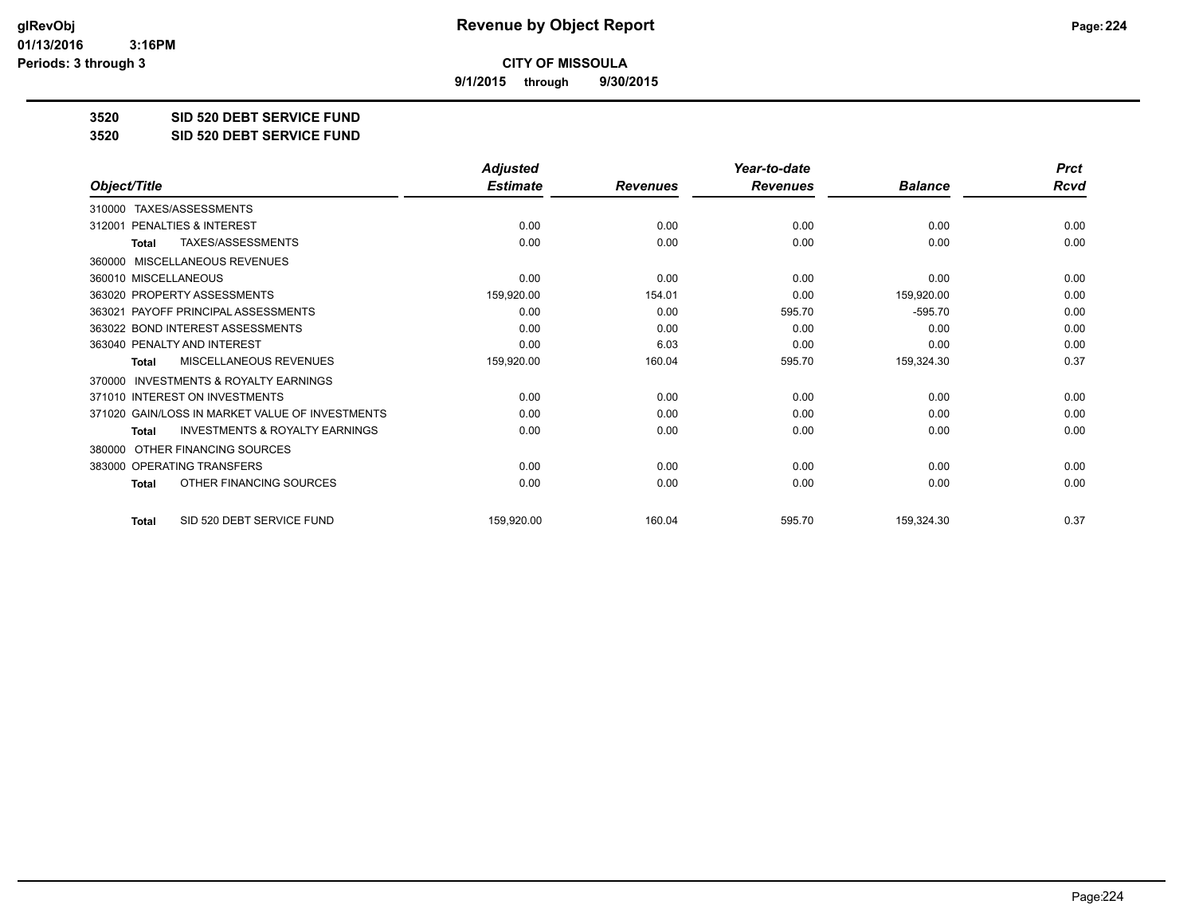**glRevObj**
**01/13/2016 3:16PM**
**Periods: 3 through 3**

# Revenue by Object Report

**CITY OF MISSOULA**

**9/1/2015 through 9/30/2015**

**3520 SID 520 DEBT SERVICE FUND**
**3520 SID 520 DEBT SERVICE FUND**

| Object/Title | Adjusted Estimate | Revenues | Year-to-date Revenues | Balance | Prct Rcvd |
|---|---|---|---|---|---|
| 310000 TAXES/ASSESSMENTS | | | | | |
| 312001 PENALTIES & INTEREST | 0.00 | 0.00 | 0.00 | 0.00 | 0.00 |
| **Total** TAXES/ASSESSMENTS | 0.00 | 0.00 | 0.00 | 0.00 | 0.00 |
| 360000 MISCELLANEOUS REVENUES | | | | | |
| 360010 MISCELLANEOUS | 0.00 | 0.00 | 0.00 | 0.00 | 0.00 |
| 363020 PROPERTY ASSESSMENTS | 159,920.00 | 154.01 | 0.00 | 159,920.00 | 0.00 |
| 363021 PAYOFF PRINCIPAL ASSESSMENTS | 0.00 | 0.00 | 595.70 | -595.70 | 0.00 |
| 363022 BOND INTEREST ASSESSMENTS | 0.00 | 0.00 | 0.00 | 0.00 | 0.00 |
| 363040 PENALTY AND INTEREST | 0.00 | 6.03 | 0.00 | 0.00 | 0.00 |
| **Total** MISCELLANEOUS REVENUES | 159,920.00 | 160.04 | 595.70 | 159,324.30 | 0.37 |
| 370000 INVESTMENTS & ROYALTY EARNINGS | | | | | |
| 371010 INTEREST ON INVESTMENTS | 0.00 | 0.00 | 0.00 | 0.00 | 0.00 |
| 371020 GAIN/LOSS IN MARKET VALUE OF INVESTMENTS | 0.00 | 0.00 | 0.00 | 0.00 | 0.00 |
| **Total** INVESTMENTS & ROYALTY EARNINGS | 0.00 | 0.00 | 0.00 | 0.00 | 0.00 |
| 380000 OTHER FINANCING SOURCES | | | | | |
| 383000 OPERATING TRANSFERS | 0.00 | 0.00 | 0.00 | 0.00 | 0.00 |
| **Total** OTHER FINANCING SOURCES | 0.00 | 0.00 | 0.00 | 0.00 | 0.00 |
| **Total** SID 520 DEBT SERVICE FUND | 159,920.00 | 160.04 | 595.70 | 159,324.30 | 0.37 |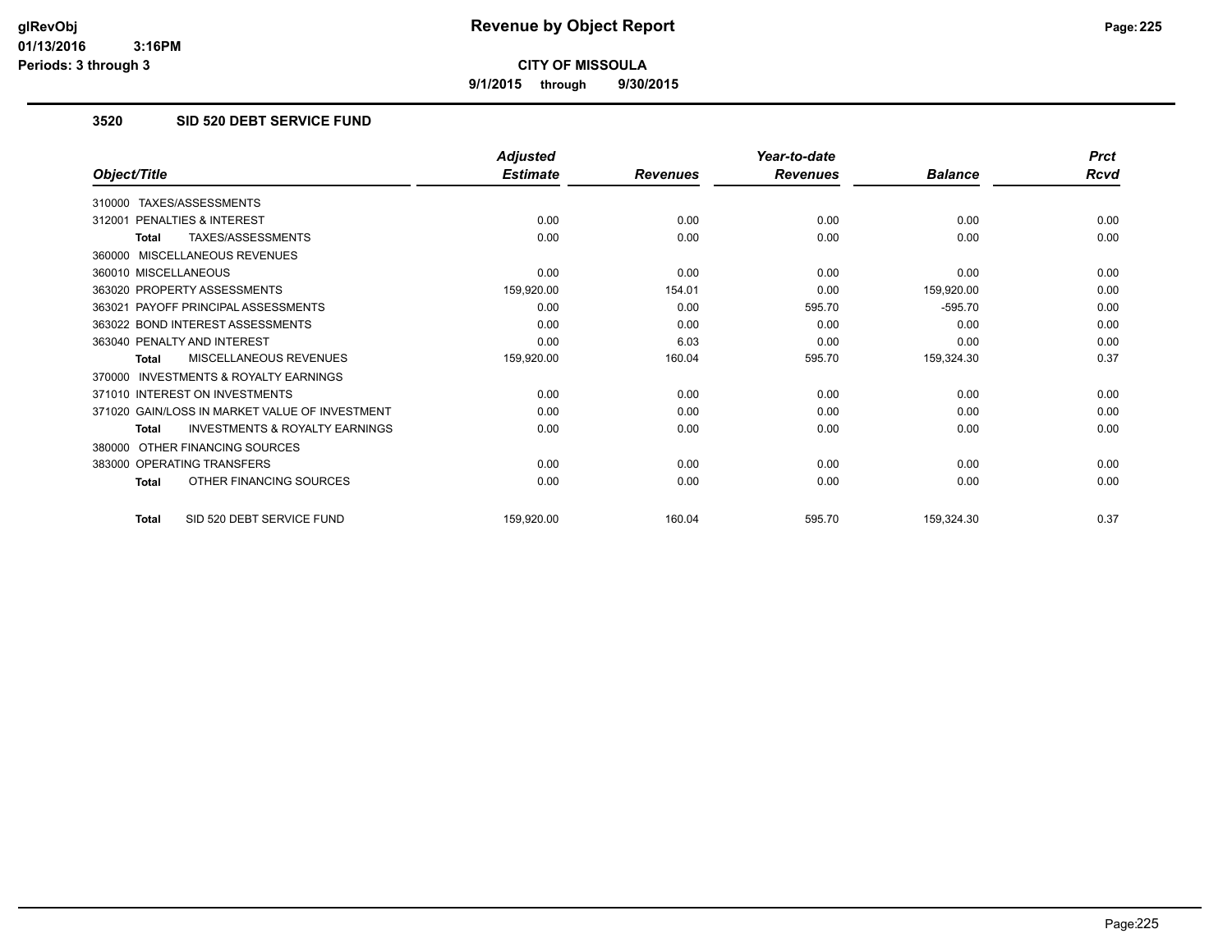# Revenue by Object Report

**CITY OF MISSOULA**

**9/1/2015 through 9/30/2015**

glRevObj
01/13/2016 3:16PM
Periods: 3 through 3

### 3520 SID 520 DEBT SERVICE FUND

| Object/Title | Adjusted Estimate | Revenues | Year-to-date Revenues | Balance | Prct Rcvd |
|---|---|---|---|---|---|
| 310000 TAXES/ASSESSMENTS | | | | | |
| 312001 PENALTIES & INTEREST | 0.00 | 0.00 | 0.00 | 0.00 | 0.00 |
| **Total** TAXES/ASSESSMENTS | 0.00 | 0.00 | 0.00 | 0.00 | 0.00 |
| 360000 MISCELLANEOUS REVENUES | | | | | |
| 360010 MISCELLANEOUS | 0.00 | 0.00 | 0.00 | 0.00 | 0.00 |
| 363020 PROPERTY ASSESSMENTS | 159,920.00 | 154.01 | 0.00 | 159,920.00 | 0.00 |
| 363021 PAYOFF PRINCIPAL ASSESSMENTS | 0.00 | 0.00 | 595.70 | -595.70 | 0.00 |
| 363022 BOND INTEREST ASSESSMENTS | 0.00 | 0.00 | 0.00 | 0.00 | 0.00 |
| 363040 PENALTY AND INTEREST | 0.00 | 6.03 | 0.00 | 0.00 | 0.00 |
| **Total** MISCELLANEOUS REVENUES | 159,920.00 | 160.04 | 595.70 | 159,324.30 | 0.37 |
| 370000 INVESTMENTS & ROYALTY EARNINGS | | | | | |
| 371010 INTEREST ON INVESTMENTS | 0.00 | 0.00 | 0.00 | 0.00 | 0.00 |
| 371020 GAIN/LOSS IN MARKET VALUE OF INVESTMENT | 0.00 | 0.00 | 0.00 | 0.00 | 0.00 |
| **Total** INVESTMENTS & ROYALTY EARNINGS | 0.00 | 0.00 | 0.00 | 0.00 | 0.00 |
| 380000 OTHER FINANCING SOURCES | | | | | |
| 383000 OPERATING TRANSFERS | 0.00 | 0.00 | 0.00 | 0.00 | 0.00 |
| **Total** OTHER FINANCING SOURCES | 0.00 | 0.00 | 0.00 | 0.00 | 0.00 |
| **Total** SID 520 DEBT SERVICE FUND | 159,920.00 | 160.04 | 595.70 | 159,324.30 | 0.37 |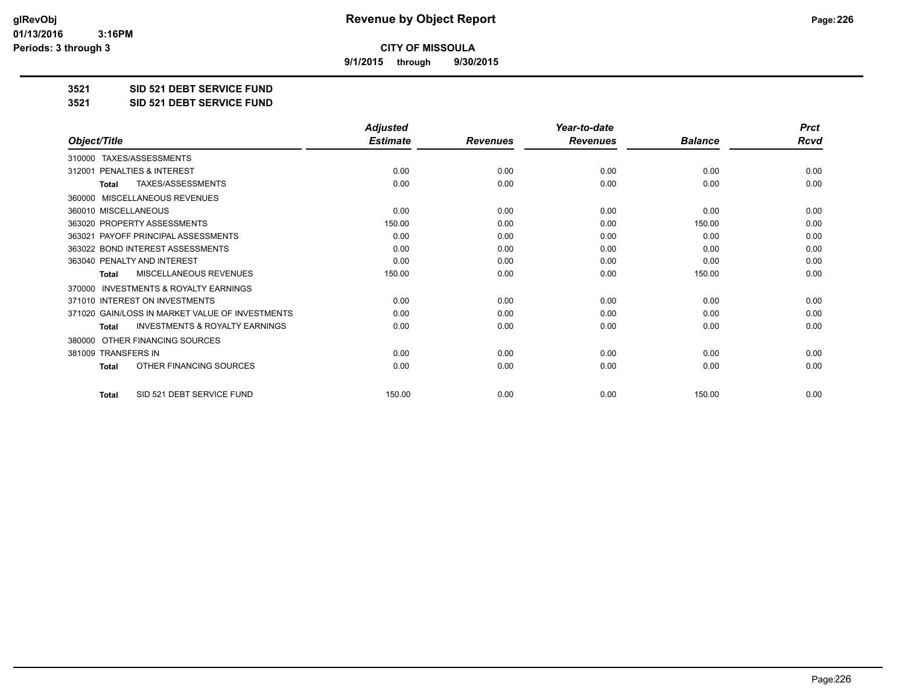# Revenue by Object Report

**CITY OF MISSOULA**

**9/1/2015 through 9/30/2015**

glRevObj
01/13/2016 3:16PM
Periods: 3 through 3

**3521 SID 521 DEBT SERVICE FUND**

**3521 SID 521 DEBT SERVICE FUND**

| Object/Title | Adjusted Estimate | Revenues | Year-to-date Revenues | Balance | Prct Rcvd |
|---|---|---|---|---|---|
| 310000 TAXES/ASSESSMENTS | | | | | |
| 312001 PENALTIES & INTEREST | 0.00 | 0.00 | 0.00 | 0.00 | 0.00 |
| **Total** TAXES/ASSESSMENTS | 0.00 | 0.00 | 0.00 | 0.00 | 0.00 |
| 360000 MISCELLANEOUS REVENUES | | | | | |
| 360010 MISCELLANEOUS | 0.00 | 0.00 | 0.00 | 0.00 | 0.00 |
| 363020 PROPERTY ASSESSMENTS | 150.00 | 0.00 | 0.00 | 150.00 | 0.00 |
| 363021 PAYOFF PRINCIPAL ASSESSMENTS | 0.00 | 0.00 | 0.00 | 0.00 | 0.00 |
| 363022 BOND INTEREST ASSESSMENTS | 0.00 | 0.00 | 0.00 | 0.00 | 0.00 |
| 363040 PENALTY AND INTEREST | 0.00 | 0.00 | 0.00 | 0.00 | 0.00 |
| **Total** MISCELLANEOUS REVENUES | 150.00 | 0.00 | 0.00 | 150.00 | 0.00 |
| 370000 INVESTMENTS & ROYALTY EARNINGS | | | | | |
| 371010 INTEREST ON INVESTMENTS | 0.00 | 0.00 | 0.00 | 0.00 | 0.00 |
| 371020 GAIN/LOSS IN MARKET VALUE OF INVESTMENTS | 0.00 | 0.00 | 0.00 | 0.00 | 0.00 |
| **Total** INVESTMENTS & ROYALTY EARNINGS | 0.00 | 0.00 | 0.00 | 0.00 | 0.00 |
| 380000 OTHER FINANCING SOURCES | | | | | |
| 381009 TRANSFERS IN | 0.00 | 0.00 | 0.00 | 0.00 | 0.00 |
| **Total** OTHER FINANCING SOURCES | 0.00 | 0.00 | 0.00 | 0.00 | 0.00 |
| **Total** SID 521 DEBT SERVICE FUND | 150.00 | 0.00 | 0.00 | 150.00 | 0.00 |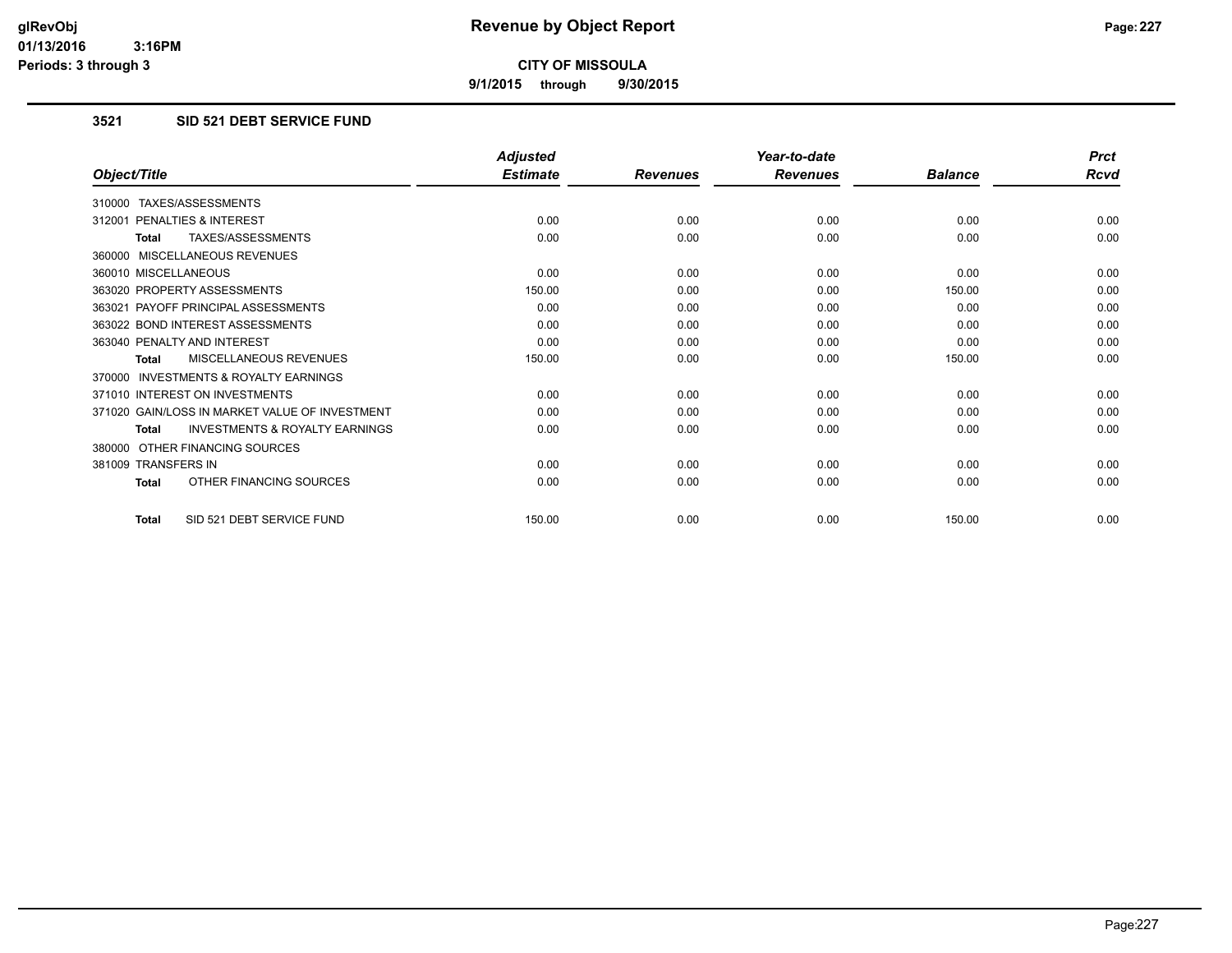# Revenue by Object Report

**CITY OF MISSOULA**

**9/1/2015 through 9/30/2015**

glRevObj
01/13/2016 3:16PM
Periods: 3 through 3

## 3521 SID 521 DEBT SERVICE FUND

| Object/Title | Adjusted Estimate | Revenues | Year-to-date Revenues | Balance | Prct Rcvd |
|---|---|---|---|---|---|
| 310000 TAXES/ASSESSMENTS | | | | | |
| 312001 PENALTIES & INTEREST | 0.00 | 0.00 | 0.00 | 0.00 | 0.00 |
| **Total** TAXES/ASSESSMENTS | 0.00 | 0.00 | 0.00 | 0.00 | 0.00 |
| 360000 MISCELLANEOUS REVENUES | | | | | |
| 360010 MISCELLANEOUS | 0.00 | 0.00 | 0.00 | 0.00 | 0.00 |
| 363020 PROPERTY ASSESSMENTS | 150.00 | 0.00 | 0.00 | 150.00 | 0.00 |
| 363021 PAYOFF PRINCIPAL ASSESSMENTS | 0.00 | 0.00 | 0.00 | 0.00 | 0.00 |
| 363022 BOND INTEREST ASSESSMENTS | 0.00 | 0.00 | 0.00 | 0.00 | 0.00 |
| 363040 PENALTY AND INTEREST | 0.00 | 0.00 | 0.00 | 0.00 | 0.00 |
| **Total** MISCELLANEOUS REVENUES | 150.00 | 0.00 | 0.00 | 150.00 | 0.00 |
| 370000 INVESTMENTS & ROYALTY EARNINGS | | | | | |
| 371010 INTEREST ON INVESTMENTS | 0.00 | 0.00 | 0.00 | 0.00 | 0.00 |
| 371020 GAIN/LOSS IN MARKET VALUE OF INVESTMENT | 0.00 | 0.00 | 0.00 | 0.00 | 0.00 |
| **Total** INVESTMENTS & ROYALTY EARNINGS | 0.00 | 0.00 | 0.00 | 0.00 | 0.00 |
| 380000 OTHER FINANCING SOURCES | | | | | |
| 381009 TRANSFERS IN | 0.00 | 0.00 | 0.00 | 0.00 | 0.00 |
| **Total** OTHER FINANCING SOURCES | 0.00 | 0.00 | 0.00 | 0.00 | 0.00 |
| **Total** SID 521 DEBT SERVICE FUND | 150.00 | 0.00 | 0.00 | 150.00 | 0.00 |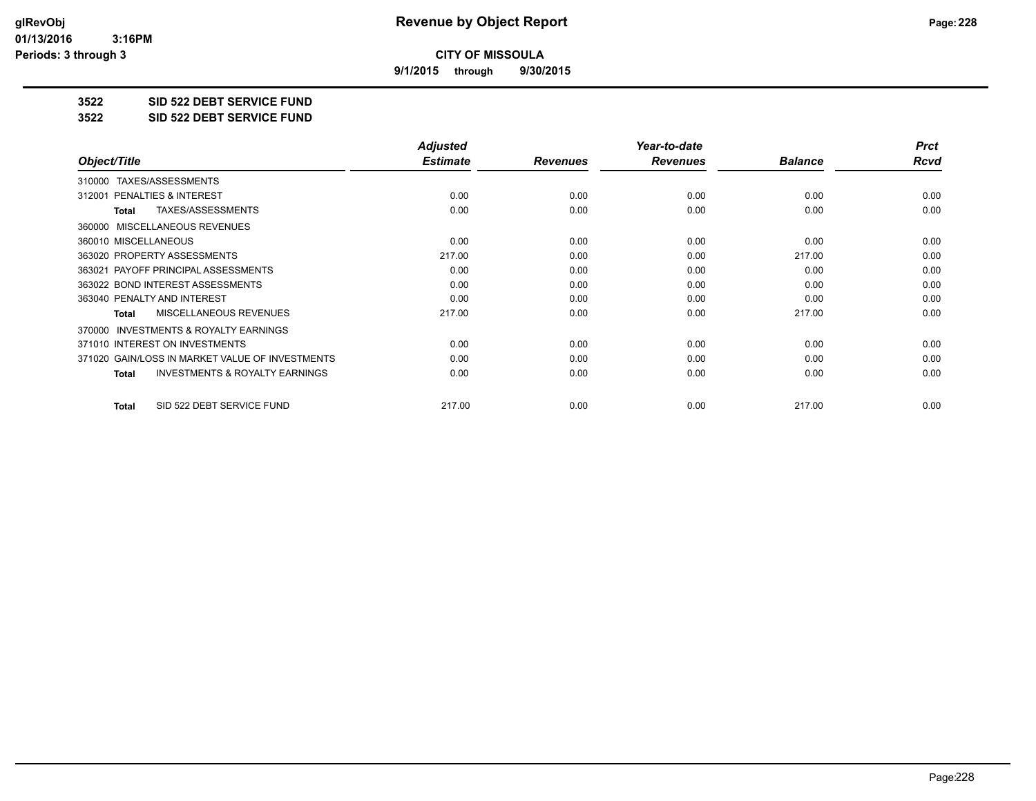**CITY OF MISSOULA**

**9/1/2015 through 9/30/2015**

**3522 SID 522 DEBT SERVICE FUND**

**3522 SID 522 DEBT SERVICE FUND**

| Object/Title | Adjusted Estimate | Revenues | Year-to-date Revenues | Balance | Prct Rcvd |
|---|---|---|---|---|---|
| 310000 TAXES/ASSESSMENTS | | | | | |
| 312001 PENALTIES & INTEREST | 0.00 | 0.00 | 0.00 | 0.00 | 0.00 |
| **Total** TAXES/ASSESSMENTS | 0.00 | 0.00 | 0.00 | 0.00 | 0.00 |
| 360000 MISCELLANEOUS REVENUES | | | | | |
| 360010 MISCELLANEOUS | 0.00 | 0.00 | 0.00 | 0.00 | 0.00 |
| 363020 PROPERTY ASSESSMENTS | 217.00 | 0.00 | 0.00 | 217.00 | 0.00 |
| 363021 PAYOFF PRINCIPAL ASSESSMENTS | 0.00 | 0.00 | 0.00 | 0.00 | 0.00 |
| 363022 BOND INTEREST ASSESSMENTS | 0.00 | 0.00 | 0.00 | 0.00 | 0.00 |
| 363040 PENALTY AND INTEREST | 0.00 | 0.00 | 0.00 | 0.00 | 0.00 |
| **Total** MISCELLANEOUS REVENUES | 217.00 | 0.00 | 0.00 | 217.00 | 0.00 |
| 370000 INVESTMENTS & ROYALTY EARNINGS | | | | | |
| 371010 INTEREST ON INVESTMENTS | 0.00 | 0.00 | 0.00 | 0.00 | 0.00 |
| 371020 GAIN/LOSS IN MARKET VALUE OF INVESTMENTS | 0.00 | 0.00 | 0.00 | 0.00 | 0.00 |
| **Total** INVESTMENTS & ROYALTY EARNINGS | 0.00 | 0.00 | 0.00 | 0.00 | 0.00 |
| **Total** SID 522 DEBT SERVICE FUND | 217.00 | 0.00 | 0.00 | 217.00 | 0.00 |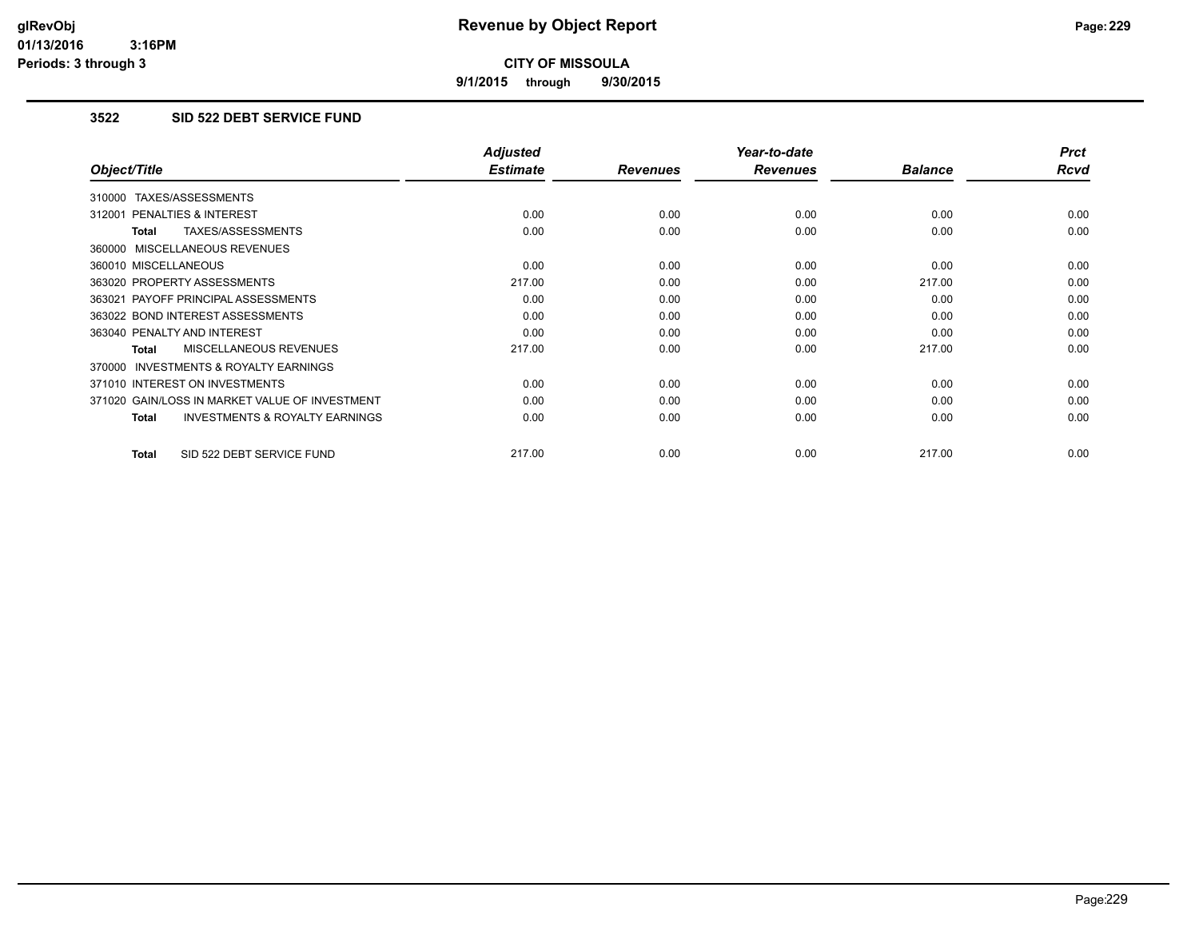# Revenue by Object Report

**CITY OF MISSOULA**

**9/1/2015 through 9/30/2015**

glRevObj
01/13/2016 3:16PM
Periods: 3 through 3

### 3522 SID 522 DEBT SERVICE FUND

| Object/Title | Adjusted Estimate | Revenues | Year-to-date Revenues | Balance | Prct Rcvd |
|---|---|---|---|---|---|
| 310000 TAXES/ASSESSMENTS | | | | | |
| 312001 PENALTIES & INTEREST | 0.00 | 0.00 | 0.00 | 0.00 | 0.00 |
| **Total** TAXES/ASSESSMENTS | 0.00 | 0.00 | 0.00 | 0.00 | 0.00 |
| 360000 MISCELLANEOUS REVENUES | | | | | |
| 360010 MISCELLANEOUS | 0.00 | 0.00 | 0.00 | 0.00 | 0.00 |
| 363020 PROPERTY ASSESSMENTS | 217.00 | 0.00 | 0.00 | 217.00 | 0.00 |
| 363021 PAYOFF PRINCIPAL ASSESSMENTS | 0.00 | 0.00 | 0.00 | 0.00 | 0.00 |
| 363022 BOND INTEREST ASSESSMENTS | 0.00 | 0.00 | 0.00 | 0.00 | 0.00 |
| 363040 PENALTY AND INTEREST | 0.00 | 0.00 | 0.00 | 0.00 | 0.00 |
| **Total** MISCELLANEOUS REVENUES | 217.00 | 0.00 | 0.00 | 217.00 | 0.00 |
| 370000 INVESTMENTS & ROYALTY EARNINGS | | | | | |
| 371010 INTEREST ON INVESTMENTS | 0.00 | 0.00 | 0.00 | 0.00 | 0.00 |
| 371020 GAIN/LOSS IN MARKET VALUE OF INVESTMENT | 0.00 | 0.00 | 0.00 | 0.00 | 0.00 |
| **Total** INVESTMENTS & ROYALTY EARNINGS | 0.00 | 0.00 | 0.00 | 0.00 | 0.00 |
| **Total** SID 522 DEBT SERVICE FUND | 217.00 | 0.00 | 0.00 | 217.00 | 0.00 |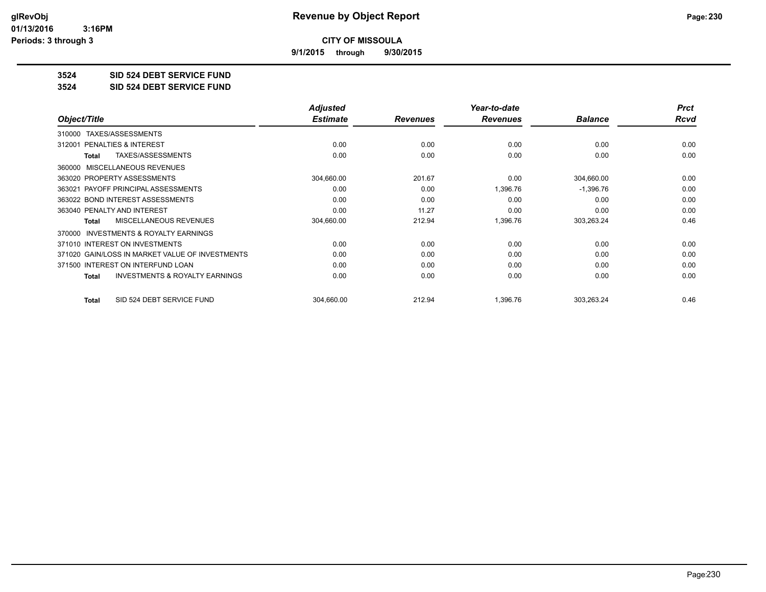**CITY OF MISSOULA**

**9/1/2015 through 9/30/2015**

**3524 SID 524 DEBT SERVICE FUND**

**3524 SID 524 DEBT SERVICE FUND**

| Object/Title | Adjusted Estimate | Revenues | Year-to-date Revenues | Balance | Prct Rcvd |
|---|---|---|---|---|---|
| 310000 TAXES/ASSESSMENTS | | | | | |
| 312001 PENALTIES & INTEREST | 0.00 | 0.00 | 0.00 | 0.00 | 0.00 |
| **Total** TAXES/ASSESSMENTS | 0.00 | 0.00 | 0.00 | 0.00 | 0.00 |
| 360000 MISCELLANEOUS REVENUES | | | | | |
| 363020 PROPERTY ASSESSMENTS | 304,660.00 | 201.67 | 0.00 | 304,660.00 | 0.00 |
| 363021 PAYOFF PRINCIPAL ASSESSMENTS | 0.00 | 0.00 | 1,396.76 | -1,396.76 | 0.00 |
| 363022 BOND INTEREST ASSESSMENTS | 0.00 | 0.00 | 0.00 | 0.00 | 0.00 |
| 363040 PENALTY AND INTEREST | 0.00 | 11.27 | 0.00 | 0.00 | 0.00 |
| **Total** MISCELLANEOUS REVENUES | 304,660.00 | 212.94 | 1,396.76 | 303,263.24 | 0.46 |
| 370000 INVESTMENTS & ROYALTY EARNINGS | | | | | |
| 371010 INTEREST ON INVESTMENTS | 0.00 | 0.00 | 0.00 | 0.00 | 0.00 |
| 371020 GAIN/LOSS IN MARKET VALUE OF INVESTMENTS | 0.00 | 0.00 | 0.00 | 0.00 | 0.00 |
| 371500 INTEREST ON INTERFUND LOAN | 0.00 | 0.00 | 0.00 | 0.00 | 0.00 |
| **Total** INVESTMENTS & ROYALTY EARNINGS | 0.00 | 0.00 | 0.00 | 0.00 | 0.00 |
| **Total** SID 524 DEBT SERVICE FUND | 304,660.00 | 212.94 | 1,396.76 | 303,263.24 | 0.46 |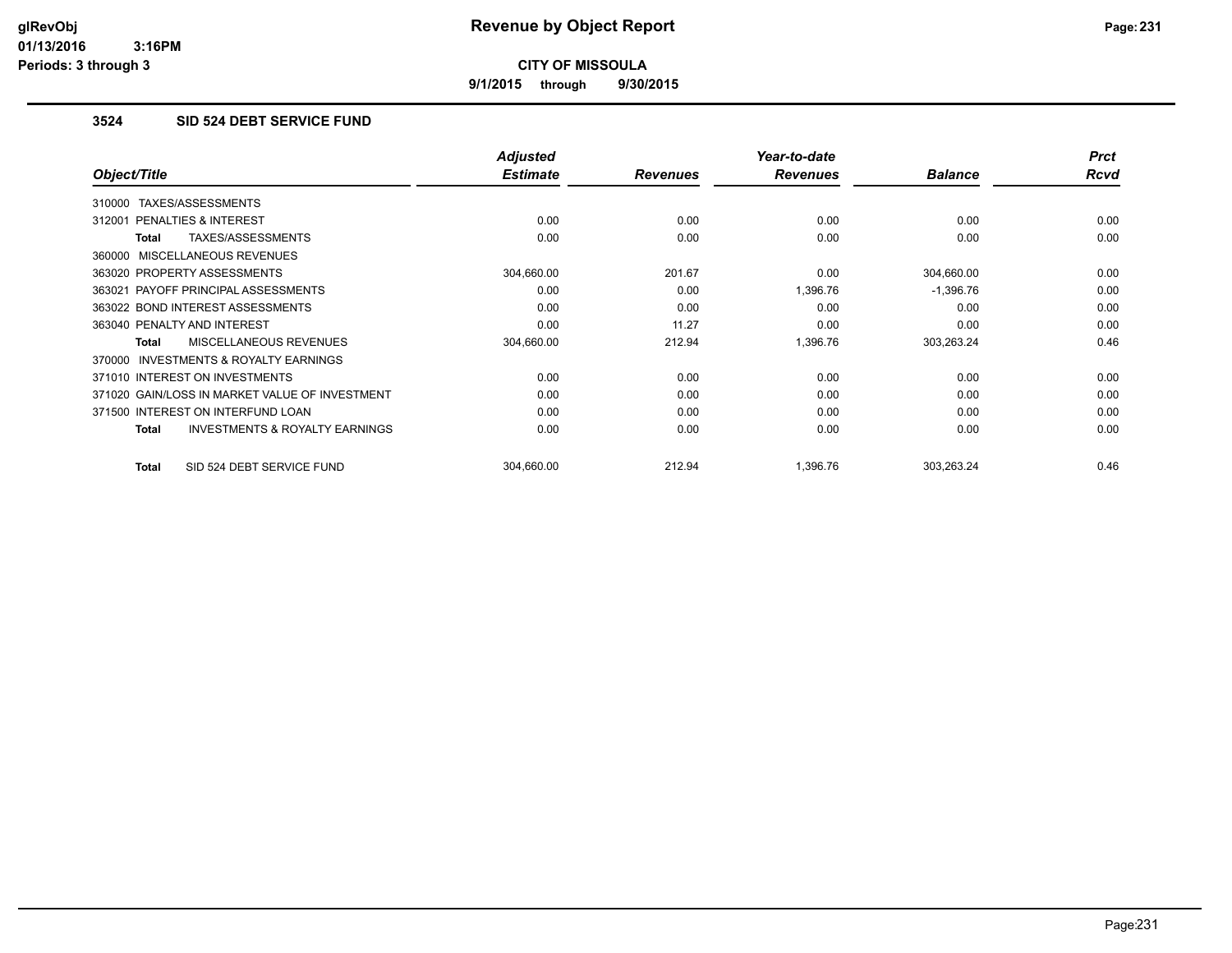**CITY OF MISSOULA**

**9/1/2015 through 9/30/2015**

### 3524 SID 524 DEBT SERVICE FUND

| Object/Title | Adjusted Estimate | Revenues | Year-to-date Revenues | Balance | Prct Rcvd |
|---|---|---|---|---|---|
| 310000 TAXES/ASSESSMENTS | | | | | |
| 312001 PENALTIES & INTEREST | 0.00 | 0.00 | 0.00 | 0.00 | 0.00 |
| **Total** TAXES/ASSESSMENTS | 0.00 | 0.00 | 0.00 | 0.00 | 0.00 |
| 360000 MISCELLANEOUS REVENUES | | | | | |
| 363020 PROPERTY ASSESSMENTS | 304,660.00 | 201.67 | 0.00 | 304,660.00 | 0.00 |
| 363021 PAYOFF PRINCIPAL ASSESSMENTS | 0.00 | 0.00 | 1,396.76 | -1,396.76 | 0.00 |
| 363022 BOND INTEREST ASSESSMENTS | 0.00 | 0.00 | 0.00 | 0.00 | 0.00 |
| 363040 PENALTY AND INTEREST | 0.00 | 11.27 | 0.00 | 0.00 | 0.00 |
| **Total** MISCELLANEOUS REVENUES | 304,660.00 | 212.94 | 1,396.76 | 303,263.24 | 0.46 |
| 370000 INVESTMENTS & ROYALTY EARNINGS | | | | | |
| 371010 INTEREST ON INVESTMENTS | 0.00 | 0.00 | 0.00 | 0.00 | 0.00 |
| 371020 GAIN/LOSS IN MARKET VALUE OF INVESTMENT | 0.00 | 0.00 | 0.00 | 0.00 | 0.00 |
| 371500 INTEREST ON INTERFUND LOAN | 0.00 | 0.00 | 0.00 | 0.00 | 0.00 |
| **Total** INVESTMENTS & ROYALTY EARNINGS | 0.00 | 0.00 | 0.00 | 0.00 | 0.00 |
| **Total** SID 524 DEBT SERVICE FUND | 304,660.00 | 212.94 | 1,396.76 | 303,263.24 | 0.46 |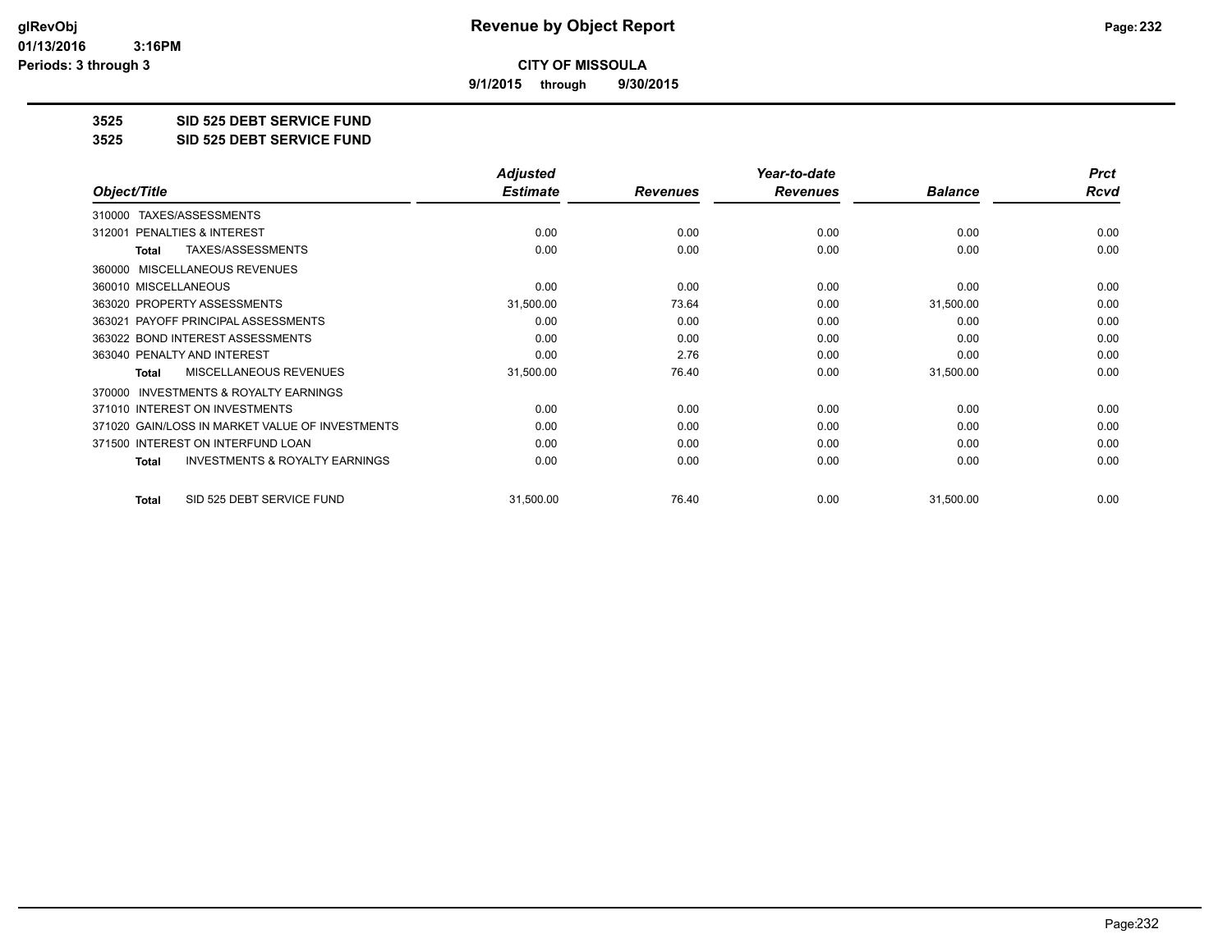**CITY OF MISSOULA**

**9/1/2015 through 9/30/2015**

## 3525 SID 525 DEBT SERVICE FUND

## 3525 SID 525 DEBT SERVICE FUND

| Object/Title | Adjusted Estimate | Revenues | Year-to-date Revenues | Balance | Prct Rcvd |
|---|---|---|---|---|---|
| 310000 TAXES/ASSESSMENTS | | | | | |
| 312001 PENALTIES & INTEREST | 0.00 | 0.00 | 0.00 | 0.00 | 0.00 |
| **Total** TAXES/ASSESSMENTS | 0.00 | 0.00 | 0.00 | 0.00 | 0.00 |
| 360000 MISCELLANEOUS REVENUES | | | | | |
| 360010 MISCELLANEOUS | 0.00 | 0.00 | 0.00 | 0.00 | 0.00 |
| 363020 PROPERTY ASSESSMENTS | 31,500.00 | 73.64 | 0.00 | 31,500.00 | 0.00 |
| 363021 PAYOFF PRINCIPAL ASSESSMENTS | 0.00 | 0.00 | 0.00 | 0.00 | 0.00 |
| 363022 BOND INTEREST ASSESSMENTS | 0.00 | 0.00 | 0.00 | 0.00 | 0.00 |
| 363040 PENALTY AND INTEREST | 0.00 | 2.76 | 0.00 | 0.00 | 0.00 |
| **Total** MISCELLANEOUS REVENUES | 31,500.00 | 76.40 | 0.00 | 31,500.00 | 0.00 |
| 370000 INVESTMENTS & ROYALTY EARNINGS | | | | | |
| 371010 INTEREST ON INVESTMENTS | 0.00 | 0.00 | 0.00 | 0.00 | 0.00 |
| 371020 GAIN/LOSS IN MARKET VALUE OF INVESTMENTS | 0.00 | 0.00 | 0.00 | 0.00 | 0.00 |
| 371500 INTEREST ON INTERFUND LOAN | 0.00 | 0.00 | 0.00 | 0.00 | 0.00 |
| **Total** INVESTMENTS & ROYALTY EARNINGS | 0.00 | 0.00 | 0.00 | 0.00 | 0.00 |
| **Total** SID 525 DEBT SERVICE FUND | 31,500.00 | 76.40 | 0.00 | 31,500.00 | 0.00 |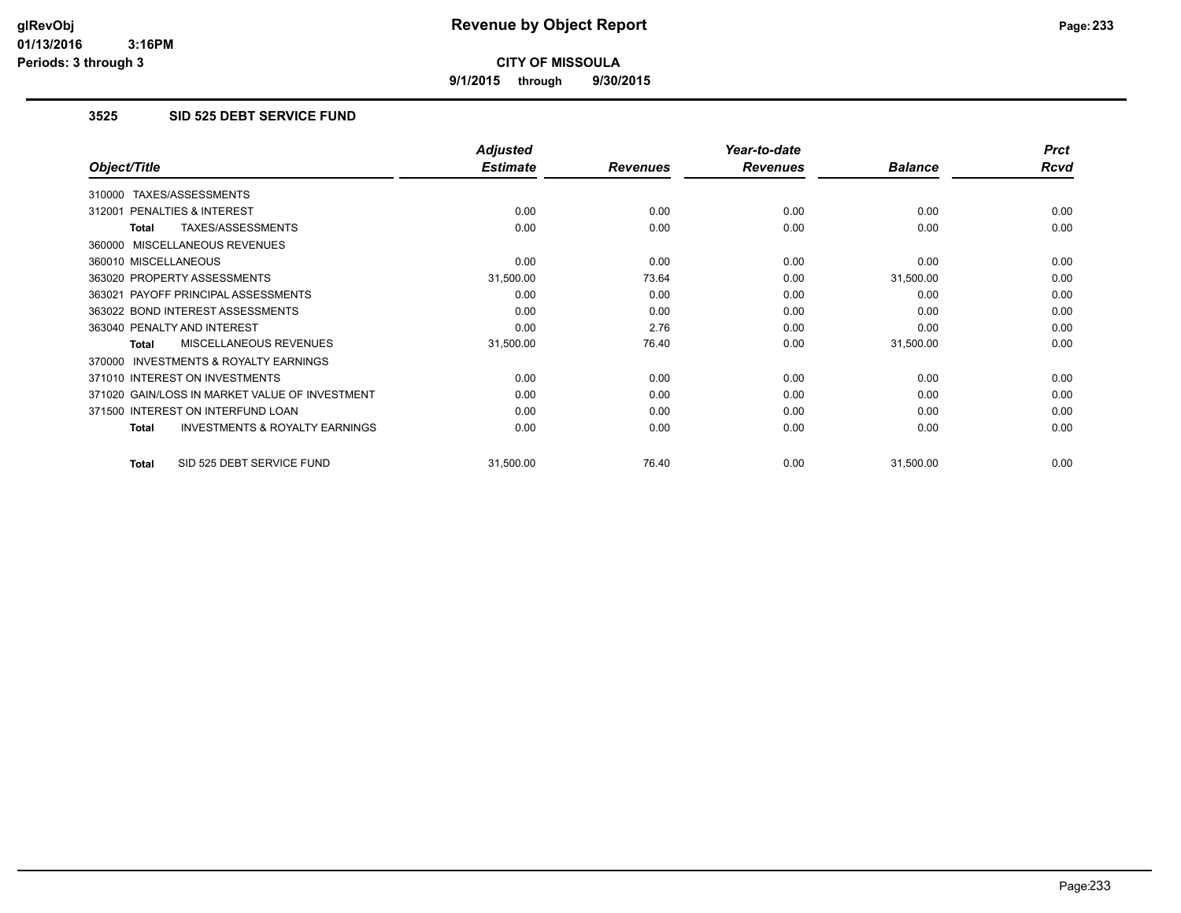# Revenue by Object Report

**CITY OF MISSOULA**

**9/1/2015 through 9/30/2015**

glRevObj
01/13/2016 3:16PM
Periods: 3 through 3

### 3525 SID 525 DEBT SERVICE FUND

| Object/Title | Adjusted Estimate | Revenues | Year-to-date Revenues | Balance | Prct Rcvd |
|---|---|---|---|---|---|
| 310000 TAXES/ASSESSMENTS | | | | | |
| 312001 PENALTIES & INTEREST | 0.00 | 0.00 | 0.00 | 0.00 | 0.00 |
| **Total** TAXES/ASSESSMENTS | 0.00 | 0.00 | 0.00 | 0.00 | 0.00 |
| 360000 MISCELLANEOUS REVENUES | | | | | |
| 360010 MISCELLANEOUS | 0.00 | 0.00 | 0.00 | 0.00 | 0.00 |
| 363020 PROPERTY ASSESSMENTS | 31,500.00 | 73.64 | 0.00 | 31,500.00 | 0.00 |
| 363021 PAYOFF PRINCIPAL ASSESSMENTS | 0.00 | 0.00 | 0.00 | 0.00 | 0.00 |
| 363022 BOND INTEREST ASSESSMENTS | 0.00 | 0.00 | 0.00 | 0.00 | 0.00 |
| 363040 PENALTY AND INTEREST | 0.00 | 2.76 | 0.00 | 0.00 | 0.00 |
| **Total** MISCELLANEOUS REVENUES | 31,500.00 | 76.40 | 0.00 | 31,500.00 | 0.00 |
| 370000 INVESTMENTS & ROYALTY EARNINGS | | | | | |
| 371010 INTEREST ON INVESTMENTS | 0.00 | 0.00 | 0.00 | 0.00 | 0.00 |
| 371020 GAIN/LOSS IN MARKET VALUE OF INVESTMENT | 0.00 | 0.00 | 0.00 | 0.00 | 0.00 |
| 371500 INTEREST ON INTERFUND LOAN | 0.00 | 0.00 | 0.00 | 0.00 | 0.00 |
| **Total** INVESTMENTS & ROYALTY EARNINGS | 0.00 | 0.00 | 0.00 | 0.00 | 0.00 |
| **Total** SID 525 DEBT SERVICE FUND | 31,500.00 | 76.40 | 0.00 | 31,500.00 | 0.00 |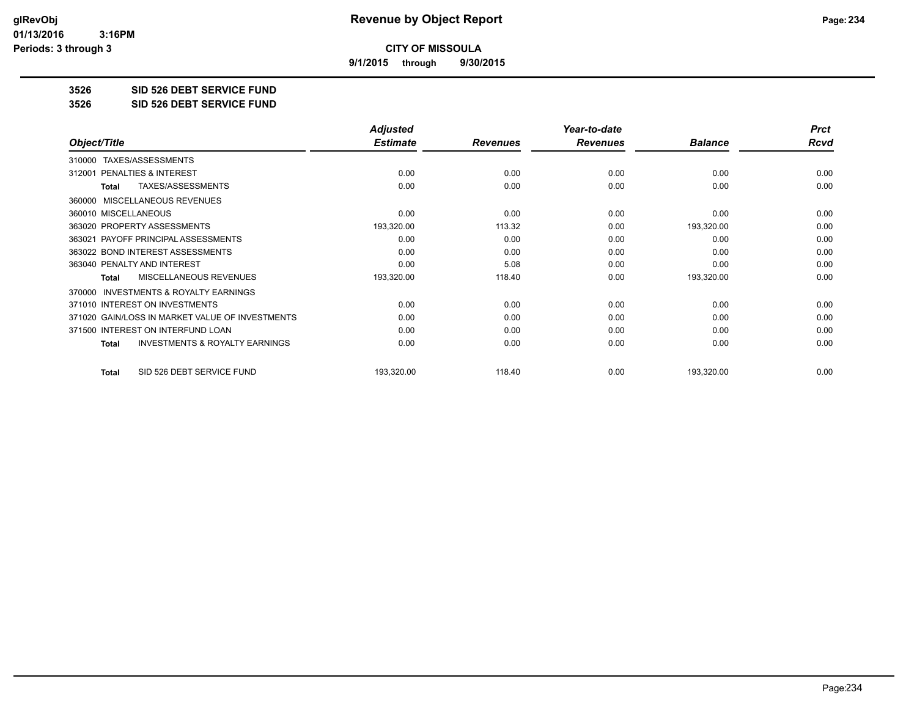# Revenue by Object Report

**CITY OF MISSOULA**

**9/1/2015 through 9/30/2015**

glRevObj
01/13/2016 3:16PM
Periods: 3 through 3

**3526 SID 526 DEBT SERVICE FUND**

**3526 SID 526 DEBT SERVICE FUND**

| Object/Title | Adjusted Estimate | Revenues | Year-to-date Revenues | Balance | Prct Rcvd |
|---|---|---|---|---|---|
| 310000 TAXES/ASSESSMENTS | | | | | |
| 312001 PENALTIES & INTEREST | 0.00 | 0.00 | 0.00 | 0.00 | 0.00 |
| **Total** TAXES/ASSESSMENTS | 0.00 | 0.00 | 0.00 | 0.00 | 0.00 |
| 360000 MISCELLANEOUS REVENUES | | | | | |
| 360010 MISCELLANEOUS | 0.00 | 0.00 | 0.00 | 0.00 | 0.00 |
| 363020 PROPERTY ASSESSMENTS | 193,320.00 | 113.32 | 0.00 | 193,320.00 | 0.00 |
| 363021 PAYOFF PRINCIPAL ASSESSMENTS | 0.00 | 0.00 | 0.00 | 0.00 | 0.00 |
| 363022 BOND INTEREST ASSESSMENTS | 0.00 | 0.00 | 0.00 | 0.00 | 0.00 |
| 363040 PENALTY AND INTEREST | 0.00 | 5.08 | 0.00 | 0.00 | 0.00 |
| **Total** MISCELLANEOUS REVENUES | 193,320.00 | 118.40 | 0.00 | 193,320.00 | 0.00 |
| 370000 INVESTMENTS & ROYALTY EARNINGS | | | | | |
| 371010 INTEREST ON INVESTMENTS | 0.00 | 0.00 | 0.00 | 0.00 | 0.00 |
| 371020 GAIN/LOSS IN MARKET VALUE OF INVESTMENTS | 0.00 | 0.00 | 0.00 | 0.00 | 0.00 |
| 371500 INTEREST ON INTERFUND LOAN | 0.00 | 0.00 | 0.00 | 0.00 | 0.00 |
| **Total** INVESTMENTS & ROYALTY EARNINGS | 0.00 | 0.00 | 0.00 | 0.00 | 0.00 |
| **Total** SID 526 DEBT SERVICE FUND | 193,320.00 | 118.40 | 0.00 | 193,320.00 | 0.00 |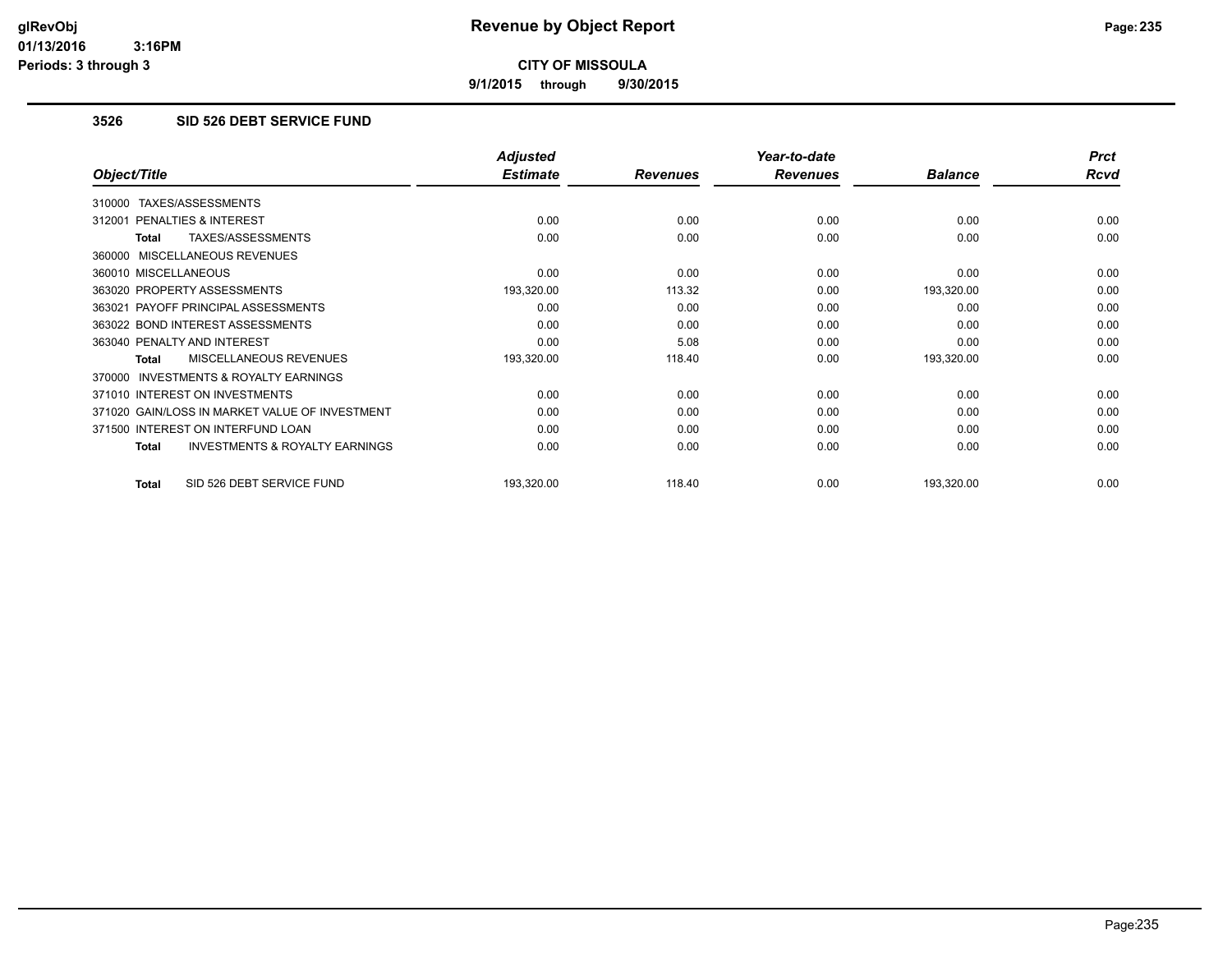# Revenue by Object Report

## CITY OF MISSOULA

**9/1/2015 through 9/30/2015**

glRevObj
01/13/2016 3:16PM
Periods: 3 through 3

### 3526 SID 526 DEBT SERVICE FUND

| Object/Title | Adjusted Estimate | Revenues | Year-to-date Revenues | Balance | Prct Rcvd |
|---|---|---|---|---|---|
| 310000 TAXES/ASSESSMENTS | | | | | |
| 312001 PENALTIES & INTEREST | 0.00 | 0.00 | 0.00 | 0.00 | 0.00 |
| **Total** TAXES/ASSESSMENTS | 0.00 | 0.00 | 0.00 | 0.00 | 0.00 |
| 360000 MISCELLANEOUS REVENUES | | | | | |
| 360010 MISCELLANEOUS | 0.00 | 0.00 | 0.00 | 0.00 | 0.00 |
| 363020 PROPERTY ASSESSMENTS | 193,320.00 | 113.32 | 0.00 | 193,320.00 | 0.00 |
| 363021 PAYOFF PRINCIPAL ASSESSMENTS | 0.00 | 0.00 | 0.00 | 0.00 | 0.00 |
| 363022 BOND INTEREST ASSESSMENTS | 0.00 | 0.00 | 0.00 | 0.00 | 0.00 |
| 363040 PENALTY AND INTEREST | 0.00 | 5.08 | 0.00 | 0.00 | 0.00 |
| **Total** MISCELLANEOUS REVENUES | 193,320.00 | 118.40 | 0.00 | 193,320.00 | 0.00 |
| 370000 INVESTMENTS & ROYALTY EARNINGS | | | | | |
| 371010 INTEREST ON INVESTMENTS | 0.00 | 0.00 | 0.00 | 0.00 | 0.00 |
| 371020 GAIN/LOSS IN MARKET VALUE OF INVESTMENT | 0.00 | 0.00 | 0.00 | 0.00 | 0.00 |
| 371500 INTEREST ON INTERFUND LOAN | 0.00 | 0.00 | 0.00 | 0.00 | 0.00 |
| **Total** INVESTMENTS & ROYALTY EARNINGS | 0.00 | 0.00 | 0.00 | 0.00 | 0.00 |
| **Total** SID 526 DEBT SERVICE FUND | 193,320.00 | 118.40 | 0.00 | 193,320.00 | 0.00 |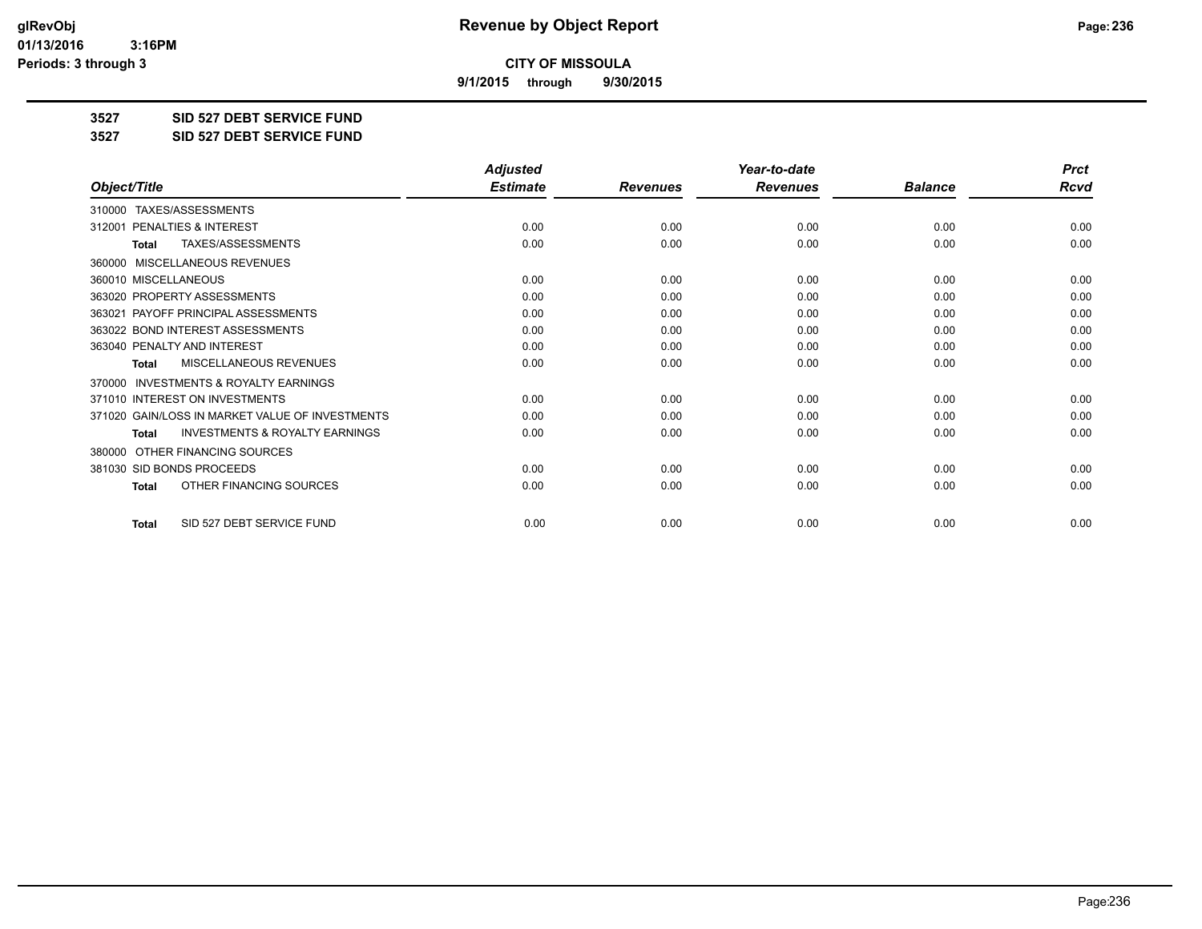**CITY OF MISSOULA**

**9/1/2015 through 9/30/2015**

**3527 SID 527 DEBT SERVICE FUND**

**3527 SID 527 DEBT SERVICE FUND**

| Object/Title | Adjusted Estimate | Revenues | Year-to-date Revenues | Balance | Prct Rcvd |
|---|---|---|---|---|---|
| 310000 TAXES/ASSESSMENTS | | | | | |
| 312001 PENALTIES & INTEREST | 0.00 | 0.00 | 0.00 | 0.00 | 0.00 |
| **Total** TAXES/ASSESSMENTS | 0.00 | 0.00 | 0.00 | 0.00 | 0.00 |
| 360000 MISCELLANEOUS REVENUES | | | | | |
| 360010 MISCELLANEOUS | 0.00 | 0.00 | 0.00 | 0.00 | 0.00 |
| 363020 PROPERTY ASSESSMENTS | 0.00 | 0.00 | 0.00 | 0.00 | 0.00 |
| 363021 PAYOFF PRINCIPAL ASSESSMENTS | 0.00 | 0.00 | 0.00 | 0.00 | 0.00 |
| 363022 BOND INTEREST ASSESSMENTS | 0.00 | 0.00 | 0.00 | 0.00 | 0.00 |
| 363040 PENALTY AND INTEREST | 0.00 | 0.00 | 0.00 | 0.00 | 0.00 |
| **Total** MISCELLANEOUS REVENUES | 0.00 | 0.00 | 0.00 | 0.00 | 0.00 |
| 370000 INVESTMENTS & ROYALTY EARNINGS | | | | | |
| 371010 INTEREST ON INVESTMENTS | 0.00 | 0.00 | 0.00 | 0.00 | 0.00 |
| 371020 GAIN/LOSS IN MARKET VALUE OF INVESTMENTS | 0.00 | 0.00 | 0.00 | 0.00 | 0.00 |
| **Total** INVESTMENTS & ROYALTY EARNINGS | 0.00 | 0.00 | 0.00 | 0.00 | 0.00 |
| 380000 OTHER FINANCING SOURCES | | | | | |
| 381030 SID BONDS PROCEEDS | 0.00 | 0.00 | 0.00 | 0.00 | 0.00 |
| **Total** OTHER FINANCING SOURCES | 0.00 | 0.00 | 0.00 | 0.00 | 0.00 |
| **Total** SID 527 DEBT SERVICE FUND | 0.00 | 0.00 | 0.00 | 0.00 | 0.00 |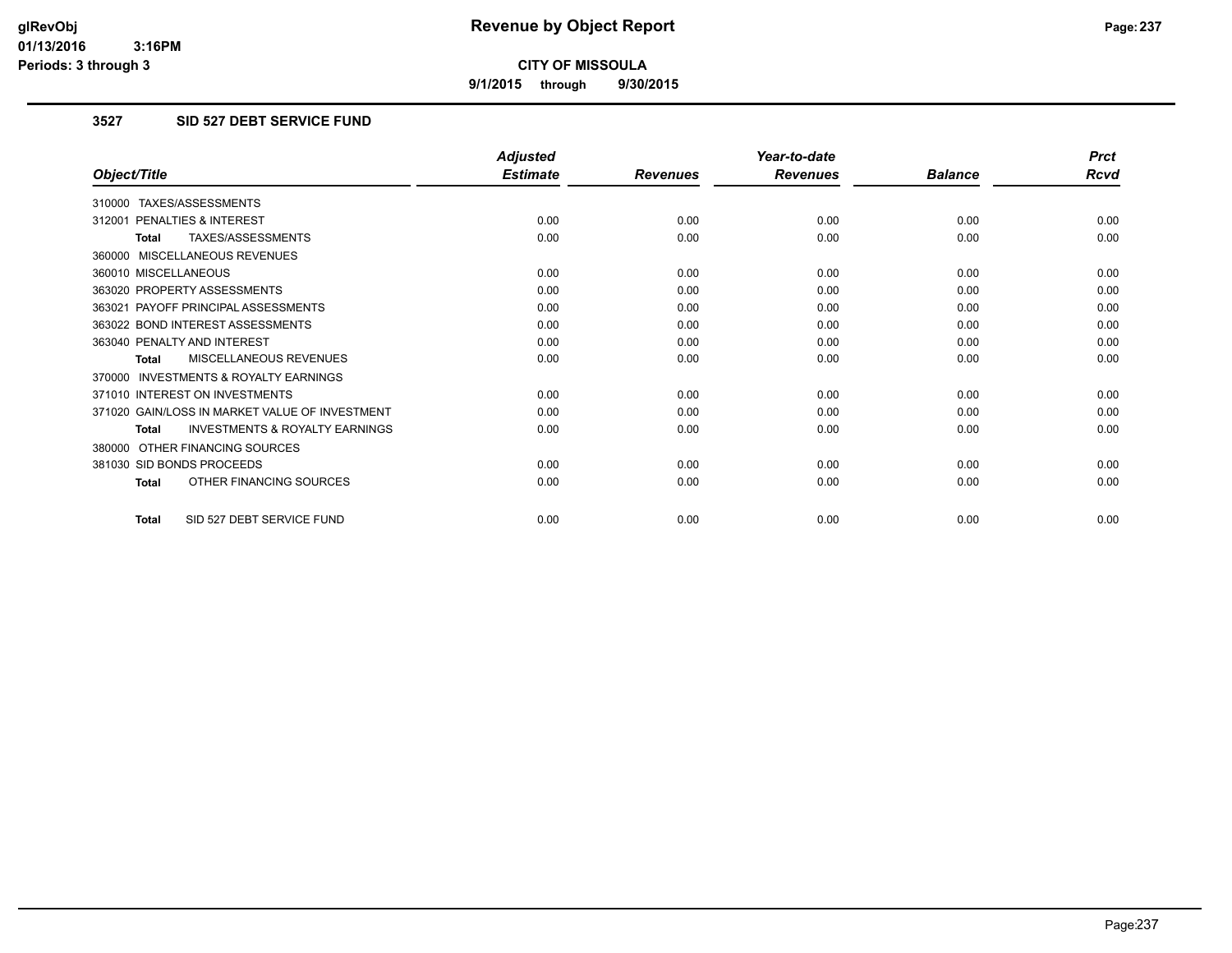**CITY OF MISSOULA**

**9/1/2015 through 9/30/2015**

### 3527 SID 527 DEBT SERVICE FUND

| Object/Title | Adjusted Estimate | Revenues | Year-to-date Revenues | Balance | Prct Rcvd |
|---|---|---|---|---|---|
| 310000 TAXES/ASSESSMENTS | | | | | |
| 312001 PENALTIES & INTEREST | 0.00 | 0.00 | 0.00 | 0.00 | 0.00 |
| **Total** TAXES/ASSESSMENTS | 0.00 | 0.00 | 0.00 | 0.00 | 0.00 |
| 360000 MISCELLANEOUS REVENUES | | | | | |
| 360010 MISCELLANEOUS | 0.00 | 0.00 | 0.00 | 0.00 | 0.00 |
| 363020 PROPERTY ASSESSMENTS | 0.00 | 0.00 | 0.00 | 0.00 | 0.00 |
| 363021 PAYOFF PRINCIPAL ASSESSMENTS | 0.00 | 0.00 | 0.00 | 0.00 | 0.00 |
| 363022 BOND INTEREST ASSESSMENTS | 0.00 | 0.00 | 0.00 | 0.00 | 0.00 |
| 363040 PENALTY AND INTEREST | 0.00 | 0.00 | 0.00 | 0.00 | 0.00 |
| **Total** MISCELLANEOUS REVENUES | 0.00 | 0.00 | 0.00 | 0.00 | 0.00 |
| 370000 INVESTMENTS & ROYALTY EARNINGS | | | | | |
| 371010 INTEREST ON INVESTMENTS | 0.00 | 0.00 | 0.00 | 0.00 | 0.00 |
| 371020 GAIN/LOSS IN MARKET VALUE OF INVESTMENT | 0.00 | 0.00 | 0.00 | 0.00 | 0.00 |
| **Total** INVESTMENTS & ROYALTY EARNINGS | 0.00 | 0.00 | 0.00 | 0.00 | 0.00 |
| 380000 OTHER FINANCING SOURCES | | | | | |
| 381030 SID BONDS PROCEEDS | 0.00 | 0.00 | 0.00 | 0.00 | 0.00 |
| **Total** OTHER FINANCING SOURCES | 0.00 | 0.00 | 0.00 | 0.00 | 0.00 |
| **Total** SID 527 DEBT SERVICE FUND | 0.00 | 0.00 | 0.00 | 0.00 | 0.00 |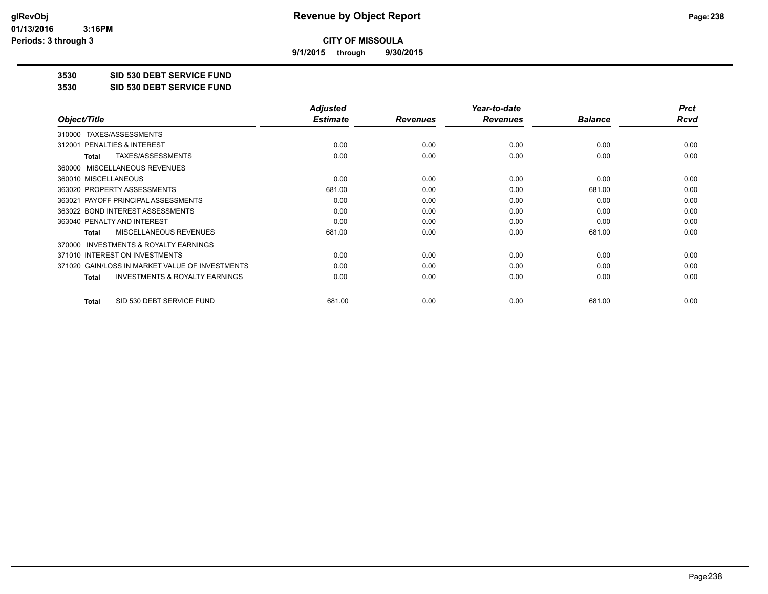# CITY OF MISSOULA

**9/1/2015 through 9/30/2015**

**3530 SID 530 DEBT SERVICE FUND**

**3530 SID 530 DEBT SERVICE FUND**

| Object/Title | Adjusted Estimate | Revenues | Year-to-date Revenues | Balance | Prct Rcvd |
|---|---|---|---|---|---|
| 310000 TAXES/ASSESSMENTS | | | | | |
| 312001 PENALTIES & INTEREST | 0.00 | 0.00 | 0.00 | 0.00 | 0.00 |
| **Total** TAXES/ASSESSMENTS | 0.00 | 0.00 | 0.00 | 0.00 | 0.00 |
| 360000 MISCELLANEOUS REVENUES | | | | | |
| 360010 MISCELLANEOUS | 0.00 | 0.00 | 0.00 | 0.00 | 0.00 |
| 363020 PROPERTY ASSESSMENTS | 681.00 | 0.00 | 0.00 | 681.00 | 0.00 |
| 363021 PAYOFF PRINCIPAL ASSESSMENTS | 0.00 | 0.00 | 0.00 | 0.00 | 0.00 |
| 363022 BOND INTEREST ASSESSMENTS | 0.00 | 0.00 | 0.00 | 0.00 | 0.00 |
| 363040 PENALTY AND INTEREST | 0.00 | 0.00 | 0.00 | 0.00 | 0.00 |
| **Total** MISCELLANEOUS REVENUES | 681.00 | 0.00 | 0.00 | 681.00 | 0.00 |
| 370000 INVESTMENTS & ROYALTY EARNINGS | | | | | |
| 371010 INTEREST ON INVESTMENTS | 0.00 | 0.00 | 0.00 | 0.00 | 0.00 |
| 371020 GAIN/LOSS IN MARKET VALUE OF INVESTMENTS | 0.00 | 0.00 | 0.00 | 0.00 | 0.00 |
| **Total** INVESTMENTS & ROYALTY EARNINGS | 0.00 | 0.00 | 0.00 | 0.00 | 0.00 |
| **Total** SID 530 DEBT SERVICE FUND | 681.00 | 0.00 | 0.00 | 681.00 | 0.00 |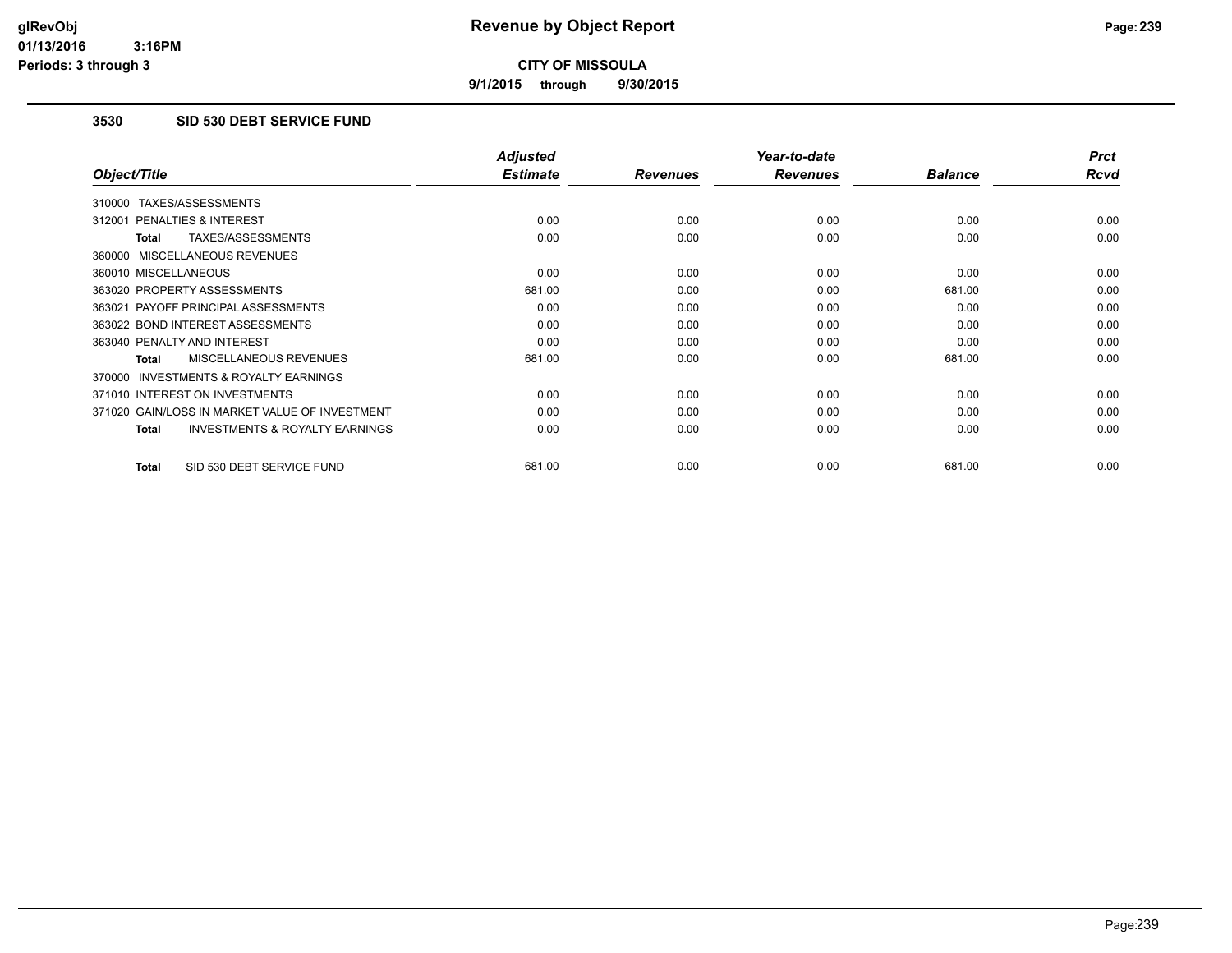## CITY OF MISSOULA

**9/1/2015 through 9/30/2015**

### 3530 SID 530 DEBT SERVICE FUND

| Object/Title | Adjusted Estimate | Revenues | Year-to-date Revenues | Balance | Prct Rcvd |
|---|---|---|---|---|---|
| 310000 TAXES/ASSESSMENTS | | | | | |
| 312001 PENALTIES & INTEREST | 0.00 | 0.00 | 0.00 | 0.00 | 0.00 |
| **Total** TAXES/ASSESSMENTS | 0.00 | 0.00 | 0.00 | 0.00 | 0.00 |
| 360000 MISCELLANEOUS REVENUES | | | | | |
| 360010 MISCELLANEOUS | 0.00 | 0.00 | 0.00 | 0.00 | 0.00 |
| 363020 PROPERTY ASSESSMENTS | 681.00 | 0.00 | 0.00 | 681.00 | 0.00 |
| 363021 PAYOFF PRINCIPAL ASSESSMENTS | 0.00 | 0.00 | 0.00 | 0.00 | 0.00 |
| 363022 BOND INTEREST ASSESSMENTS | 0.00 | 0.00 | 0.00 | 0.00 | 0.00 |
| 363040 PENALTY AND INTEREST | 0.00 | 0.00 | 0.00 | 0.00 | 0.00 |
| **Total** MISCELLANEOUS REVENUES | 681.00 | 0.00 | 0.00 | 681.00 | 0.00 |
| 370000 INVESTMENTS & ROYALTY EARNINGS | | | | | |
| 371010 INTEREST ON INVESTMENTS | 0.00 | 0.00 | 0.00 | 0.00 | 0.00 |
| 371020 GAIN/LOSS IN MARKET VALUE OF INVESTMENT | 0.00 | 0.00 | 0.00 | 0.00 | 0.00 |
| **Total** INVESTMENTS & ROYALTY EARNINGS | 0.00 | 0.00 | 0.00 | 0.00 | 0.00 |
| **Total** SID 530 DEBT SERVICE FUND | 681.00 | 0.00 | 0.00 | 681.00 | 0.00 |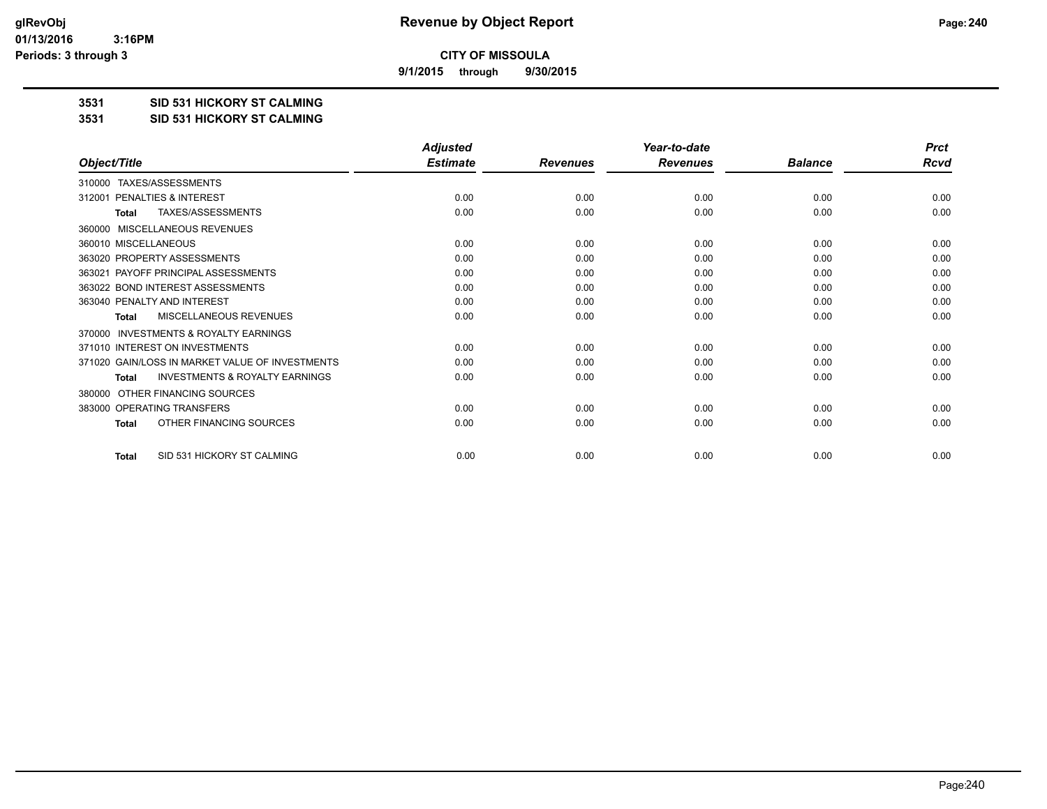# Revenue by Object Report

**CITY OF MISSOULA**

**9/1/2015 through 9/30/2015**

glRevObj
01/13/2016 3:16PM
Periods: 3 through 3

**3531 SID 531 HICKORY ST CALMING**

**3531 SID 531 HICKORY ST CALMING**

| Object/Title | Adjusted Estimate | Revenues | Year-to-date Revenues | Balance | Prct Rcvd |
|---|---|---|---|---|---|
| 310000 TAXES/ASSESSMENTS | | | | | |
| 312001 PENALTIES & INTEREST | 0.00 | 0.00 | 0.00 | 0.00 | 0.00 |
| **Total** TAXES/ASSESSMENTS | 0.00 | 0.00 | 0.00 | 0.00 | 0.00 |
| 360000 MISCELLANEOUS REVENUES | | | | | |
| 360010 MISCELLANEOUS | 0.00 | 0.00 | 0.00 | 0.00 | 0.00 |
| 363020 PROPERTY ASSESSMENTS | 0.00 | 0.00 | 0.00 | 0.00 | 0.00 |
| 363021 PAYOFF PRINCIPAL ASSESSMENTS | 0.00 | 0.00 | 0.00 | 0.00 | 0.00 |
| 363022 BOND INTEREST ASSESSMENTS | 0.00 | 0.00 | 0.00 | 0.00 | 0.00 |
| 363040 PENALTY AND INTEREST | 0.00 | 0.00 | 0.00 | 0.00 | 0.00 |
| **Total** MISCELLANEOUS REVENUES | 0.00 | 0.00 | 0.00 | 0.00 | 0.00 |
| 370000 INVESTMENTS & ROYALTY EARNINGS | | | | | |
| 371010 INTEREST ON INVESTMENTS | 0.00 | 0.00 | 0.00 | 0.00 | 0.00 |
| 371020 GAIN/LOSS IN MARKET VALUE OF INVESTMENTS | 0.00 | 0.00 | 0.00 | 0.00 | 0.00 |
| **Total** INVESTMENTS & ROYALTY EARNINGS | 0.00 | 0.00 | 0.00 | 0.00 | 0.00 |
| 380000 OTHER FINANCING SOURCES | | | | | |
| 383000 OPERATING TRANSFERS | 0.00 | 0.00 | 0.00 | 0.00 | 0.00 |
| **Total** OTHER FINANCING SOURCES | 0.00 | 0.00 | 0.00 | 0.00 | 0.00 |
| **Total** SID 531 HICKORY ST CALMING | 0.00 | 0.00 | 0.00 | 0.00 | 0.00 |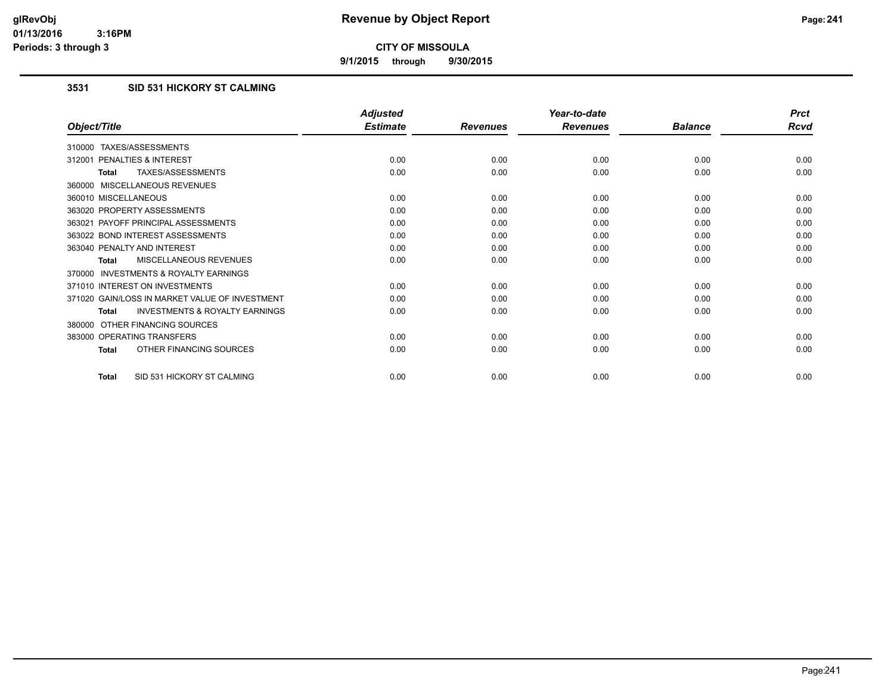**CITY OF MISSOULA**

**9/1/2015 through 9/30/2015**

### 3531 SID 531 HICKORY ST CALMING

| Object/Title | Adjusted Estimate | Revenues | Year-to-date Revenues | Balance | Prct Rcvd |
|---|---|---|---|---|---|
| 310000 TAXES/ASSESSMENTS | | | | | |
| 312001 PENALTIES & INTEREST | 0.00 | 0.00 | 0.00 | 0.00 | 0.00 |
| **Total** TAXES/ASSESSMENTS | 0.00 | 0.00 | 0.00 | 0.00 | 0.00 |
| 360000 MISCELLANEOUS REVENUES | | | | | |
| 360010 MISCELLANEOUS | 0.00 | 0.00 | 0.00 | 0.00 | 0.00 |
| 363020 PROPERTY ASSESSMENTS | 0.00 | 0.00 | 0.00 | 0.00 | 0.00 |
| 363021 PAYOFF PRINCIPAL ASSESSMENTS | 0.00 | 0.00 | 0.00 | 0.00 | 0.00 |
| 363022 BOND INTEREST ASSESSMENTS | 0.00 | 0.00 | 0.00 | 0.00 | 0.00 |
| 363040 PENALTY AND INTEREST | 0.00 | 0.00 | 0.00 | 0.00 | 0.00 |
| **Total** MISCELLANEOUS REVENUES | 0.00 | 0.00 | 0.00 | 0.00 | 0.00 |
| 370000 INVESTMENTS & ROYALTY EARNINGS | | | | | |
| 371010 INTEREST ON INVESTMENTS | 0.00 | 0.00 | 0.00 | 0.00 | 0.00 |
| 371020 GAIN/LOSS IN MARKET VALUE OF INVESTMENT | 0.00 | 0.00 | 0.00 | 0.00 | 0.00 |
| **Total** INVESTMENTS & ROYALTY EARNINGS | 0.00 | 0.00 | 0.00 | 0.00 | 0.00 |
| 380000 OTHER FINANCING SOURCES | | | | | |
| 383000 OPERATING TRANSFERS | 0.00 | 0.00 | 0.00 | 0.00 | 0.00 |
| **Total** OTHER FINANCING SOURCES | 0.00 | 0.00 | 0.00 | 0.00 | 0.00 |
| **Total** SID 531 HICKORY ST CALMING | 0.00 | 0.00 | 0.00 | 0.00 | 0.00 |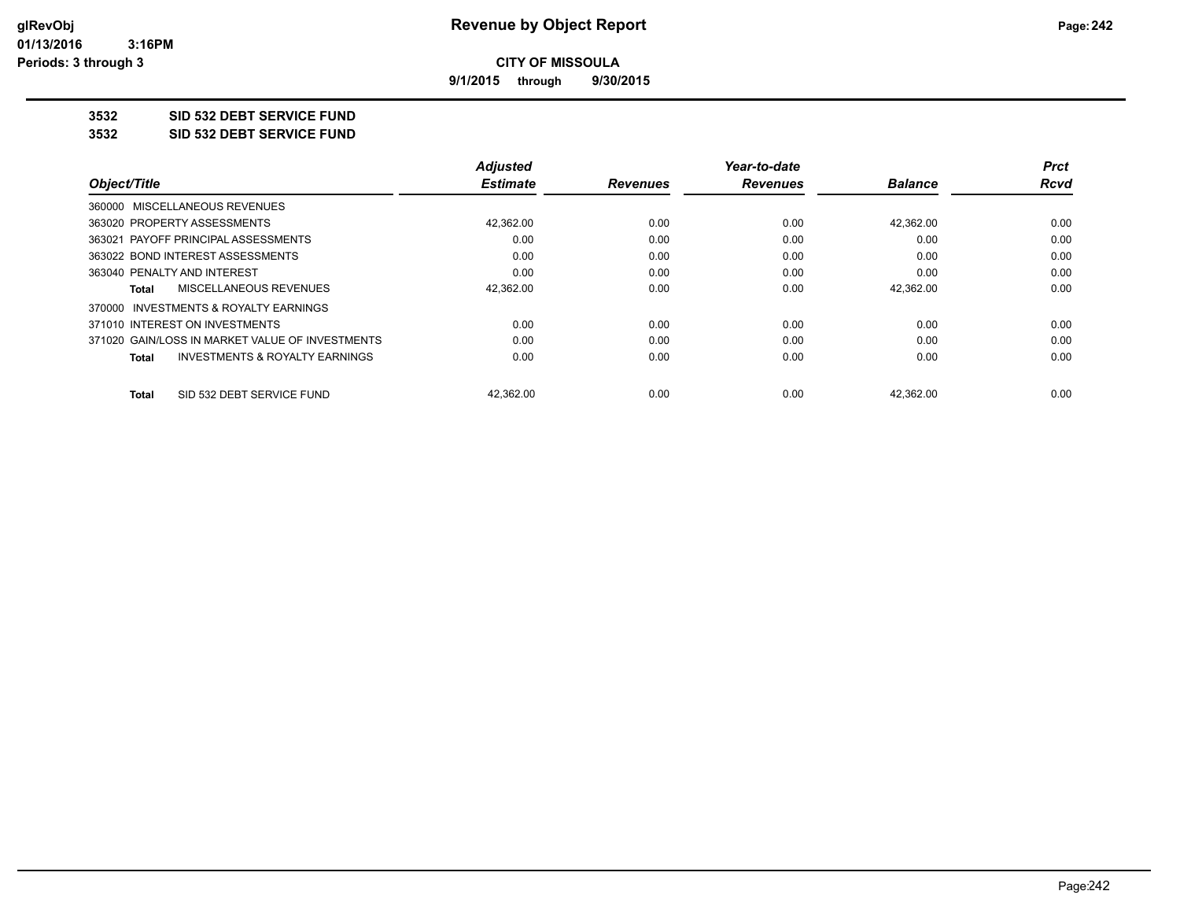# Revenue by Object Report

**CITY OF MISSOULA**

**9/1/2015 through 9/30/2015**

glRevObj
01/13/2016 3:16PM
Periods: 3 through 3

## 3532 SID 532 DEBT SERVICE FUND
## 3532 SID 532 DEBT SERVICE FUND

| Object/Title | Adjusted Estimate | Revenues | Year-to-date Revenues | Balance | Prct Rcvd |
|---|---|---|---|---|---|
| 360000 MISCELLANEOUS REVENUES | | | | | |
| 363020 PROPERTY ASSESSMENTS | 42,362.00 | 0.00 | 0.00 | 42,362.00 | 0.00 |
| 363021 PAYOFF PRINCIPAL ASSESSMENTS | 0.00 | 0.00 | 0.00 | 0.00 | 0.00 |
| 363022 BOND INTEREST ASSESSMENTS | 0.00 | 0.00 | 0.00 | 0.00 | 0.00 |
| 363040 PENALTY AND INTEREST | 0.00 | 0.00 | 0.00 | 0.00 | 0.00 |
| **Total** MISCELLANEOUS REVENUES | 42,362.00 | 0.00 | 0.00 | 42,362.00 | 0.00 |
| 370000 INVESTMENTS & ROYALTY EARNINGS | | | | | |
| 371010 INTEREST ON INVESTMENTS | 0.00 | 0.00 | 0.00 | 0.00 | 0.00 |
| 371020 GAIN/LOSS IN MARKET VALUE OF INVESTMENTS | 0.00 | 0.00 | 0.00 | 0.00 | 0.00 |
| **Total** INVESTMENTS & ROYALTY EARNINGS | 0.00 | 0.00 | 0.00 | 0.00 | 0.00 |
| **Total** SID 532 DEBT SERVICE FUND | 42,362.00 | 0.00 | 0.00 | 42,362.00 | 0.00 |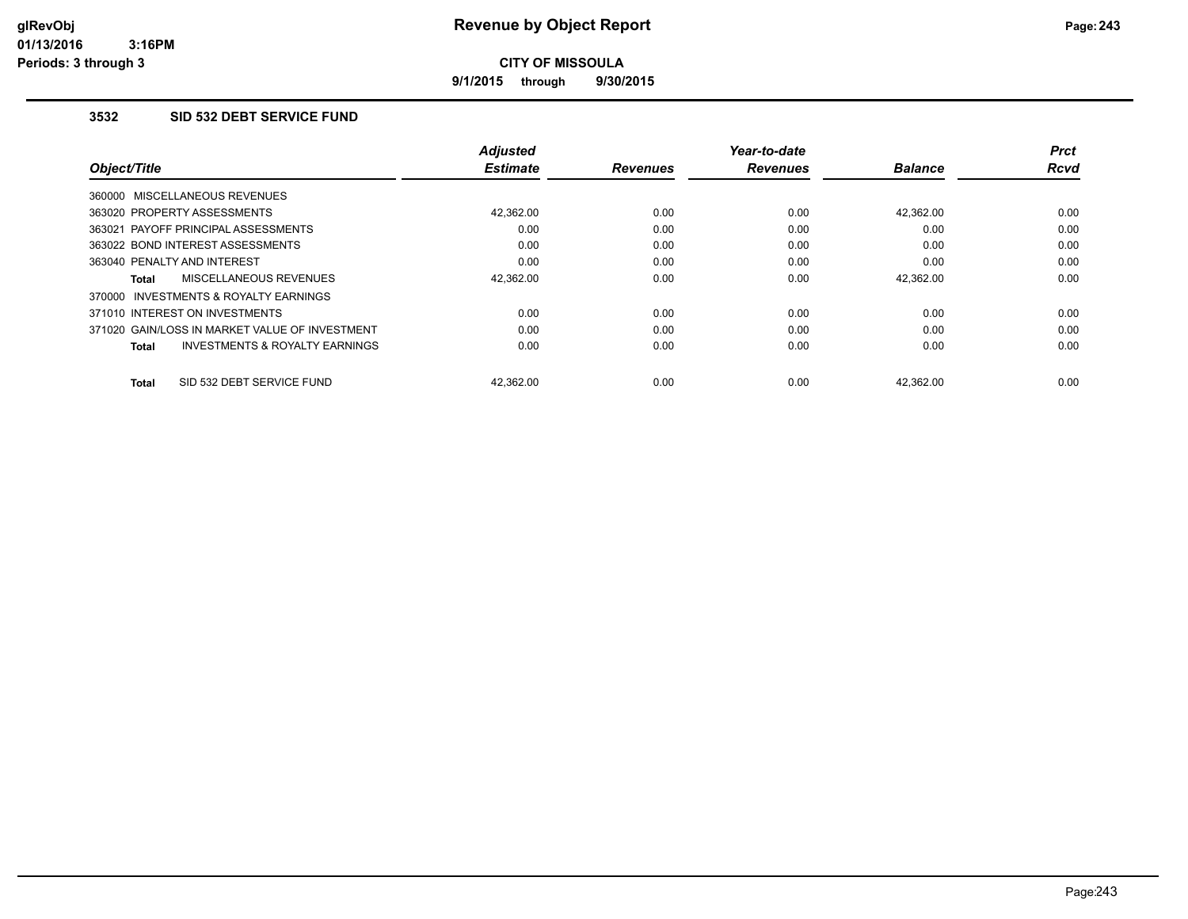# Revenue by Object Report

**CITY OF MISSOULA**

**9/1/2015 through 9/30/2015**

glRevObj
01/13/2016 3:16PM
Periods: 3 through 3

### 3532 SID 532 DEBT SERVICE FUND

| Object/Title | Adjusted Estimate | Revenues | Year-to-date Revenues | Balance | Prct Rcvd |
|---|---|---|---|---|---|
| 360000 MISCELLANEOUS REVENUES | | | | | |
| 363020 PROPERTY ASSESSMENTS | 42,362.00 | 0.00 | 0.00 | 42,362.00 | 0.00 |
| 363021 PAYOFF PRINCIPAL ASSESSMENTS | 0.00 | 0.00 | 0.00 | 0.00 | 0.00 |
| 363022 BOND INTEREST ASSESSMENTS | 0.00 | 0.00 | 0.00 | 0.00 | 0.00 |
| 363040 PENALTY AND INTEREST | 0.00 | 0.00 | 0.00 | 0.00 | 0.00 |
| **Total** MISCELLANEOUS REVENUES | 42,362.00 | 0.00 | 0.00 | 42,362.00 | 0.00 |
| 370000 INVESTMENTS & ROYALTY EARNINGS | | | | | |
| 371010 INTEREST ON INVESTMENTS | 0.00 | 0.00 | 0.00 | 0.00 | 0.00 |
| 371020 GAIN/LOSS IN MARKET VALUE OF INVESTMENT | 0.00 | 0.00 | 0.00 | 0.00 | 0.00 |
| **Total** INVESTMENTS & ROYALTY EARNINGS | 0.00 | 0.00 | 0.00 | 0.00 | 0.00 |
| **Total** SID 532 DEBT SERVICE FUND | 42,362.00 | 0.00 | 0.00 | 42,362.00 | 0.00 |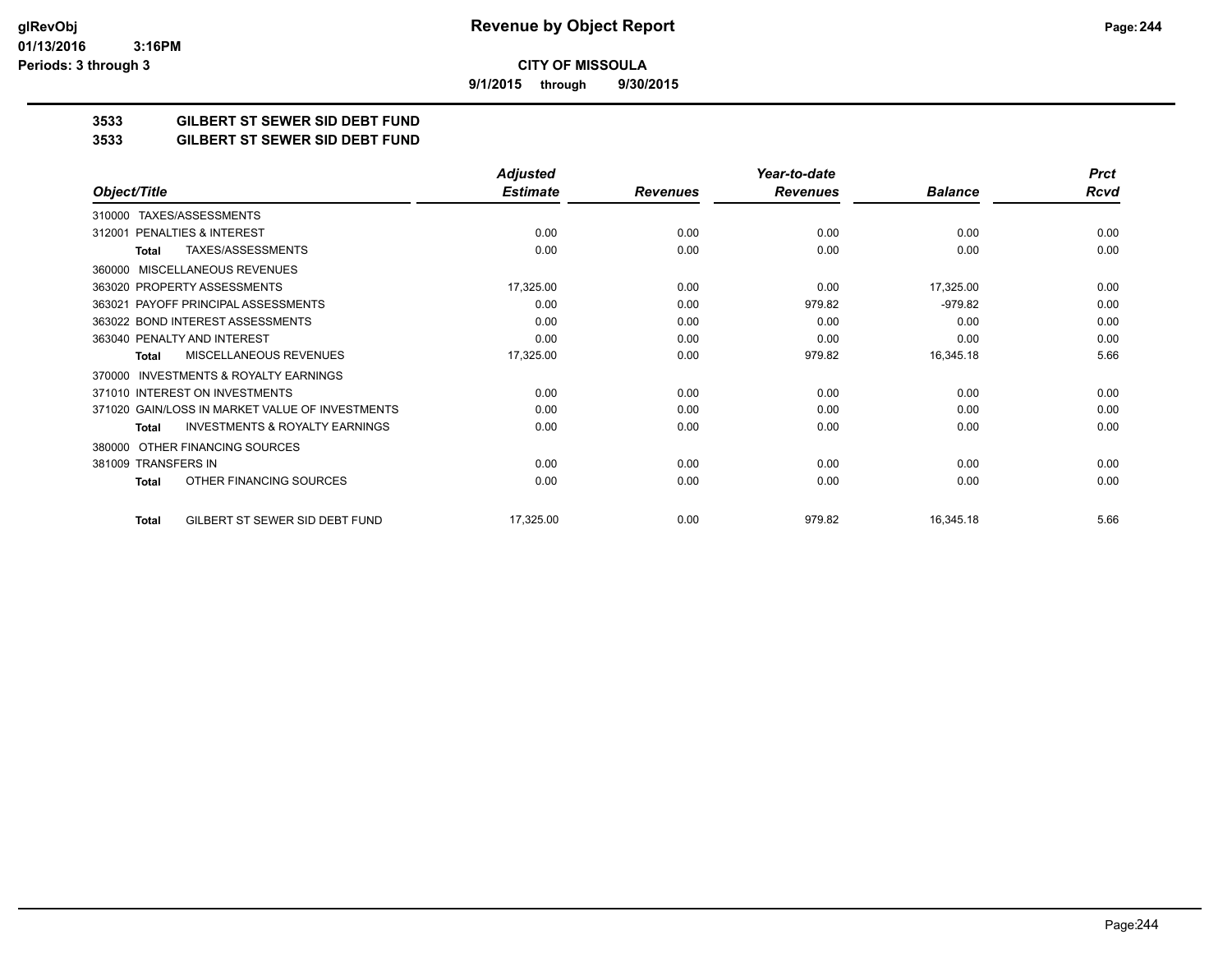glRevObj
01/13/2016 3:16PM
Periods: 3 through 3

# Revenue by Object Report

**CITY OF MISSOULA**

**9/1/2015 through 9/30/2015**

## 3533 GILBERT ST SEWER SID DEBT FUND
## 3533 GILBERT ST SEWER SID DEBT FUND

| Object/Title | Adjusted Estimate | Revenues | Year-to-date Revenues | Balance | Prct Rcvd |
|---|---|---|---|---|---|
| 310000 TAXES/ASSESSMENTS | | | | | |
| 312001 PENALTIES & INTEREST | 0.00 | 0.00 | 0.00 | 0.00 | 0.00 |
| **Total** TAXES/ASSESSMENTS | 0.00 | 0.00 | 0.00 | 0.00 | 0.00 |
| 360000 MISCELLANEOUS REVENUES | | | | | |
| 363020 PROPERTY ASSESSMENTS | 17,325.00 | 0.00 | 0.00 | 17,325.00 | 0.00 |
| 363021 PAYOFF PRINCIPAL ASSESSMENTS | 0.00 | 0.00 | 979.82 | -979.82 | 0.00 |
| 363022 BOND INTEREST ASSESSMENTS | 0.00 | 0.00 | 0.00 | 0.00 | 0.00 |
| 363040 PENALTY AND INTEREST | 0.00 | 0.00 | 0.00 | 0.00 | 0.00 |
| **Total** MISCELLANEOUS REVENUES | 17,325.00 | 0.00 | 979.82 | 16,345.18 | 5.66 |
| 370000 INVESTMENTS & ROYALTY EARNINGS | | | | | |
| 371010 INTEREST ON INVESTMENTS | 0.00 | 0.00 | 0.00 | 0.00 | 0.00 |
| 371020 GAIN/LOSS IN MARKET VALUE OF INVESTMENTS | 0.00 | 0.00 | 0.00 | 0.00 | 0.00 |
| **Total** INVESTMENTS & ROYALTY EARNINGS | 0.00 | 0.00 | 0.00 | 0.00 | 0.00 |
| 380000 OTHER FINANCING SOURCES | | | | | |
| 381009 TRANSFERS IN | 0.00 | 0.00 | 0.00 | 0.00 | 0.00 |
| **Total** OTHER FINANCING SOURCES | 0.00 | 0.00 | 0.00 | 0.00 | 0.00 |
| **Total** GILBERT ST SEWER SID DEBT FUND | 17,325.00 | 0.00 | 979.82 | 16,345.18 | 5.66 |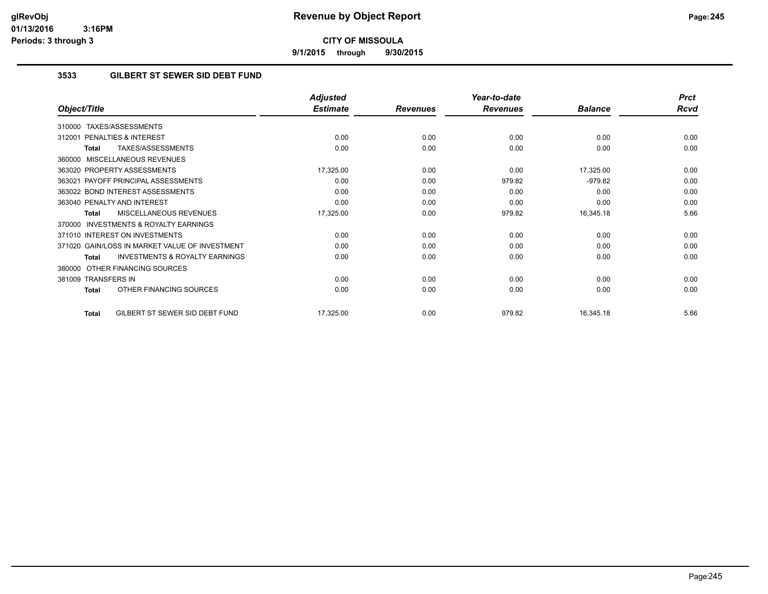# Revenue by Object Report

**CITY OF MISSOULA**

**9/1/2015 through 9/30/2015**

glRevObj
01/13/2016 3:16PM
Periods: 3 through 3

## 3533 GILBERT ST SEWER SID DEBT FUND

| Object/Title | Adjusted Estimate | Revenues | Year-to-date Revenues | Balance | Prct Rcvd |
|---|---|---|---|---|---|
| 310000 TAXES/ASSESSMENTS | | | | | |
| 312001 PENALTIES & INTEREST | 0.00 | 0.00 | 0.00 | 0.00 | 0.00 |
| **Total** TAXES/ASSESSMENTS | 0.00 | 0.00 | 0.00 | 0.00 | 0.00 |
| 360000 MISCELLANEOUS REVENUES | | | | | |
| 363020 PROPERTY ASSESSMENTS | 17,325.00 | 0.00 | 0.00 | 17,325.00 | 0.00 |
| 363021 PAYOFF PRINCIPAL ASSESSMENTS | 0.00 | 0.00 | 979.82 | -979.82 | 0.00 |
| 363022 BOND INTEREST ASSESSMENTS | 0.00 | 0.00 | 0.00 | 0.00 | 0.00 |
| 363040 PENALTY AND INTEREST | 0.00 | 0.00 | 0.00 | 0.00 | 0.00 |
| **Total** MISCELLANEOUS REVENUES | 17,325.00 | 0.00 | 979.82 | 16,345.18 | 5.66 |
| 370000 INVESTMENTS & ROYALTY EARNINGS | | | | | |
| 371010 INTEREST ON INVESTMENTS | 0.00 | 0.00 | 0.00 | 0.00 | 0.00 |
| 371020 GAIN/LOSS IN MARKET VALUE OF INVESTMENT | 0.00 | 0.00 | 0.00 | 0.00 | 0.00 |
| **Total** INVESTMENTS & ROYALTY EARNINGS | 0.00 | 0.00 | 0.00 | 0.00 | 0.00 |
| 380000 OTHER FINANCING SOURCES | | | | | |
| 381009 TRANSFERS IN | 0.00 | 0.00 | 0.00 | 0.00 | 0.00 |
| **Total** OTHER FINANCING SOURCES | 0.00 | 0.00 | 0.00 | 0.00 | 0.00 |
| **Total** GILBERT ST SEWER SID DEBT FUND | 17,325.00 | 0.00 | 979.82 | 16,345.18 | 5.66 |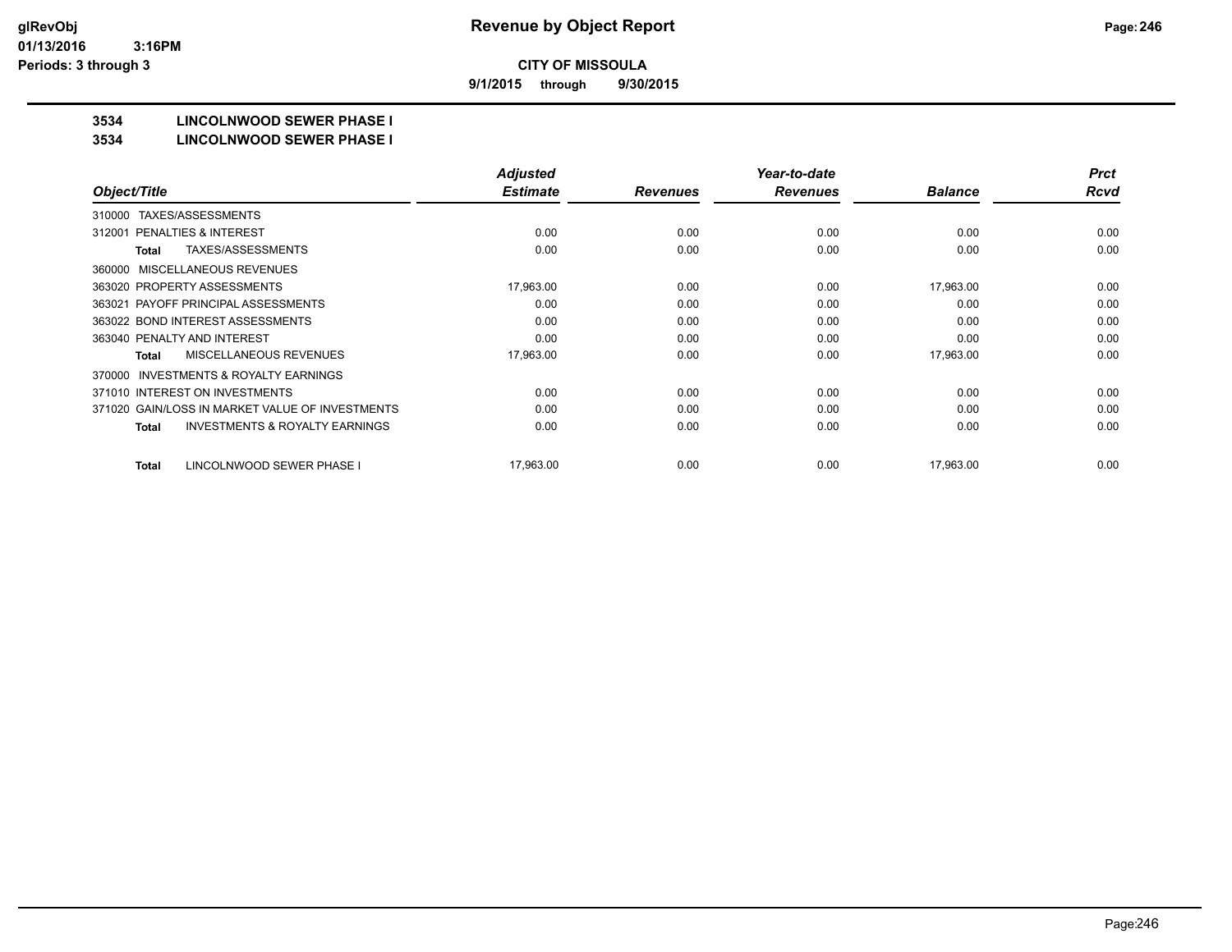# Revenue by Object Report

**CITY OF MISSOULA**

**9/1/2015 through 9/30/2015**

glRevObj
01/13/2016 3:16PM
Periods: 3 through 3

## 3534 LINCOLNWOOD SEWER PHASE I
## 3534 LINCOLNWOOD SEWER PHASE I

| Object/Title | Adjusted Estimate | Revenues | Year-to-date Revenues | Balance | Prct Rcvd |
|---|---|---|---|---|---|
| 310000 TAXES/ASSESSMENTS | | | | | |
| 312001 PENALTIES & INTEREST | 0.00 | 0.00 | 0.00 | 0.00 | 0.00 |
| **Total** TAXES/ASSESSMENTS | 0.00 | 0.00 | 0.00 | 0.00 | 0.00 |
| 360000 MISCELLANEOUS REVENUES | | | | | |
| 363020 PROPERTY ASSESSMENTS | 17,963.00 | 0.00 | 0.00 | 17,963.00 | 0.00 |
| 363021 PAYOFF PRINCIPAL ASSESSMENTS | 0.00 | 0.00 | 0.00 | 0.00 | 0.00 |
| 363022 BOND INTEREST ASSESSMENTS | 0.00 | 0.00 | 0.00 | 0.00 | 0.00 |
| 363040 PENALTY AND INTEREST | 0.00 | 0.00 | 0.00 | 0.00 | 0.00 |
| **Total** MISCELLANEOUS REVENUES | 17,963.00 | 0.00 | 0.00 | 17,963.00 | 0.00 |
| 370000 INVESTMENTS & ROYALTY EARNINGS | | | | | |
| 371010 INTEREST ON INVESTMENTS | 0.00 | 0.00 | 0.00 | 0.00 | 0.00 |
| 371020 GAIN/LOSS IN MARKET VALUE OF INVESTMENTS | 0.00 | 0.00 | 0.00 | 0.00 | 0.00 |
| **Total** INVESTMENTS & ROYALTY EARNINGS | 0.00 | 0.00 | 0.00 | 0.00 | 0.00 |
| **Total** LINCOLNWOOD SEWER PHASE I | 17,963.00 | 0.00 | 0.00 | 17,963.00 | 0.00 |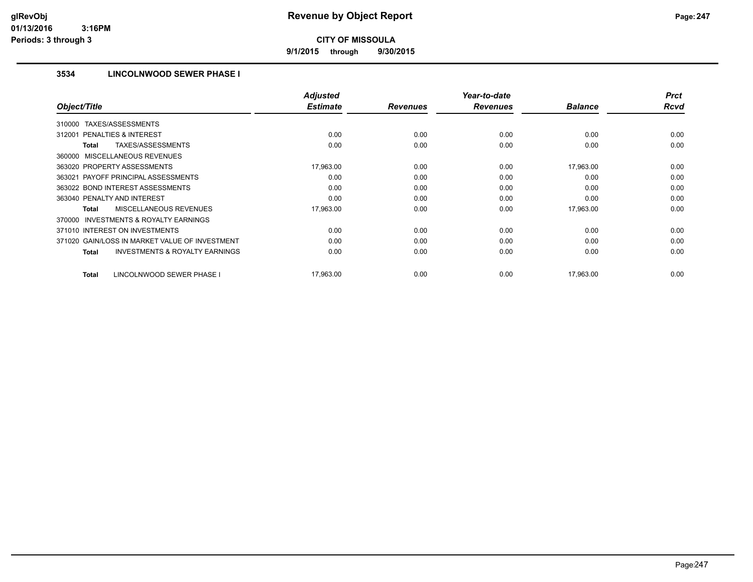# Revenue by Object Report

**CITY OF MISSOULA**

**9/1/2015 through 9/30/2015**

glRevObj
01/13/2016 3:16PM
Periods: 3 through 3

### 3534 LINCOLNWOOD SEWER PHASE I

| Object/Title | Adjusted Estimate | Revenues | Year-to-date Revenues | Balance | Prct Rcvd |
|---|---|---|---|---|---|
| 310000 TAXES/ASSESSMENTS | | | | | |
| 312001 PENALTIES & INTEREST | 0.00 | 0.00 | 0.00 | 0.00 | 0.00 |
| **Total** TAXES/ASSESSMENTS | 0.00 | 0.00 | 0.00 | 0.00 | 0.00 |
| 360000 MISCELLANEOUS REVENUES | | | | | |
| 363020 PROPERTY ASSESSMENTS | 17,963.00 | 0.00 | 0.00 | 17,963.00 | 0.00 |
| 363021 PAYOFF PRINCIPAL ASSESSMENTS | 0.00 | 0.00 | 0.00 | 0.00 | 0.00 |
| 363022 BOND INTEREST ASSESSMENTS | 0.00 | 0.00 | 0.00 | 0.00 | 0.00 |
| 363040 PENALTY AND INTEREST | 0.00 | 0.00 | 0.00 | 0.00 | 0.00 |
| **Total** MISCELLANEOUS REVENUES | 17,963.00 | 0.00 | 0.00 | 17,963.00 | 0.00 |
| 370000 INVESTMENTS & ROYALTY EARNINGS | | | | | |
| 371010 INTEREST ON INVESTMENTS | 0.00 | 0.00 | 0.00 | 0.00 | 0.00 |
| 371020 GAIN/LOSS IN MARKET VALUE OF INVESTMENT | 0.00 | 0.00 | 0.00 | 0.00 | 0.00 |
| **Total** INVESTMENTS & ROYALTY EARNINGS | 0.00 | 0.00 | 0.00 | 0.00 | 0.00 |
| **Total** LINCOLNWOOD SEWER PHASE I | 17,963.00 | 0.00 | 0.00 | 17,963.00 | 0.00 |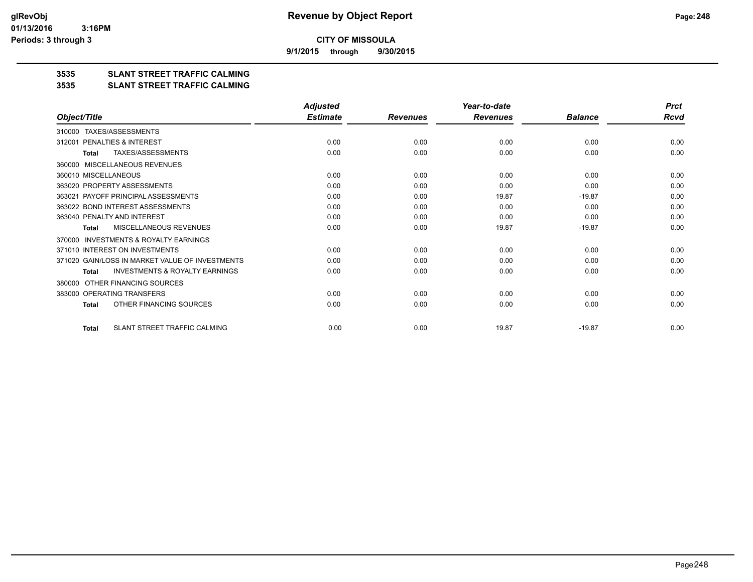**Revenue by Object Report**

**CITY OF MISSOULA**

**9/1/2015 through 9/30/2015**

glRevObj
01/13/2016 3:16PM
Periods: 3 through 3

## 3535 SLANT STREET TRAFFIC CALMING
## 3535 SLANT STREET TRAFFIC CALMING

| Object/Title | Adjusted Estimate | Revenues | Year-to-date Revenues | Balance | Prct Rcvd |
|---|---|---|---|---|---|
| 310000 TAXES/ASSESSMENTS | | | | | |
| 312001 PENALTIES & INTEREST | 0.00 | 0.00 | 0.00 | 0.00 | 0.00 |
| **Total** TAXES/ASSESSMENTS | 0.00 | 0.00 | 0.00 | 0.00 | 0.00 |
| 360000 MISCELLANEOUS REVENUES | | | | | |
| 360010 MISCELLANEOUS | 0.00 | 0.00 | 0.00 | 0.00 | 0.00 |
| 363020 PROPERTY ASSESSMENTS | 0.00 | 0.00 | 0.00 | 0.00 | 0.00 |
| 363021 PAYOFF PRINCIPAL ASSESSMENTS | 0.00 | 0.00 | 19.87 | -19.87 | 0.00 |
| 363022 BOND INTEREST ASSESSMENTS | 0.00 | 0.00 | 0.00 | 0.00 | 0.00 |
| 363040 PENALTY AND INTEREST | 0.00 | 0.00 | 0.00 | 0.00 | 0.00 |
| **Total** MISCELLANEOUS REVENUES | 0.00 | 0.00 | 19.87 | -19.87 | 0.00 |
| 370000 INVESTMENTS & ROYALTY EARNINGS | | | | | |
| 371010 INTEREST ON INVESTMENTS | 0.00 | 0.00 | 0.00 | 0.00 | 0.00 |
| 371020 GAIN/LOSS IN MARKET VALUE OF INVESTMENTS | 0.00 | 0.00 | 0.00 | 0.00 | 0.00 |
| **Total** INVESTMENTS & ROYALTY EARNINGS | 0.00 | 0.00 | 0.00 | 0.00 | 0.00 |
| 380000 OTHER FINANCING SOURCES | | | | | |
| 383000 OPERATING TRANSFERS | 0.00 | 0.00 | 0.00 | 0.00 | 0.00 |
| **Total** OTHER FINANCING SOURCES | 0.00 | 0.00 | 0.00 | 0.00 | 0.00 |
| **Total** SLANT STREET TRAFFIC CALMING | 0.00 | 0.00 | 19.87 | -19.87 | 0.00 |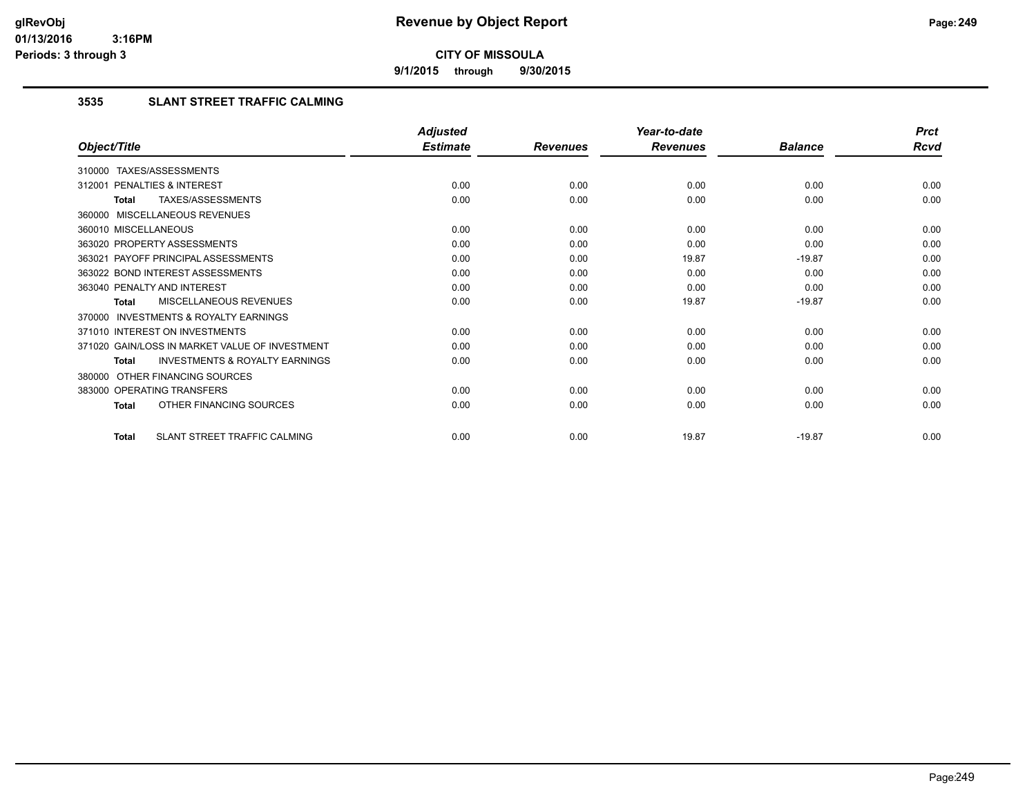# Revenue by Object Report

**CITY OF MISSOULA**

**9/1/2015 through 9/30/2015**

glRevObj
01/13/2016 3:16PM
Periods: 3 through 3

### 3535 SLANT STREET TRAFFIC CALMING

| Object/Title | Adjusted Estimate | Revenues | Year-to-date Revenues | Balance | Prct Rcvd |
|---|---|---|---|---|---|
| 310000 TAXES/ASSESSMENTS | | | | | |
| 312001 PENALTIES & INTEREST | 0.00 | 0.00 | 0.00 | 0.00 | 0.00 |
| **Total** TAXES/ASSESSMENTS | 0.00 | 0.00 | 0.00 | 0.00 | 0.00 |
| 360000 MISCELLANEOUS REVENUES | | | | | |
| 360010 MISCELLANEOUS | 0.00 | 0.00 | 0.00 | 0.00 | 0.00 |
| 363020 PROPERTY ASSESSMENTS | 0.00 | 0.00 | 0.00 | 0.00 | 0.00 |
| 363021 PAYOFF PRINCIPAL ASSESSMENTS | 0.00 | 0.00 | 19.87 | -19.87 | 0.00 |
| 363022 BOND INTEREST ASSESSMENTS | 0.00 | 0.00 | 0.00 | 0.00 | 0.00 |
| 363040 PENALTY AND INTEREST | 0.00 | 0.00 | 0.00 | 0.00 | 0.00 |
| **Total** MISCELLANEOUS REVENUES | 0.00 | 0.00 | 19.87 | -19.87 | 0.00 |
| 370000 INVESTMENTS & ROYALTY EARNINGS | | | | | |
| 371010 INTEREST ON INVESTMENTS | 0.00 | 0.00 | 0.00 | 0.00 | 0.00 |
| 371020 GAIN/LOSS IN MARKET VALUE OF INVESTMENT | 0.00 | 0.00 | 0.00 | 0.00 | 0.00 |
| **Total** INVESTMENTS & ROYALTY EARNINGS | 0.00 | 0.00 | 0.00 | 0.00 | 0.00 |
| 380000 OTHER FINANCING SOURCES | | | | | |
| 383000 OPERATING TRANSFERS | 0.00 | 0.00 | 0.00 | 0.00 | 0.00 |
| **Total** OTHER FINANCING SOURCES | 0.00 | 0.00 | 0.00 | 0.00 | 0.00 |
| **Total** SLANT STREET TRAFFIC CALMING | 0.00 | 0.00 | 19.87 | -19.87 | 0.00 |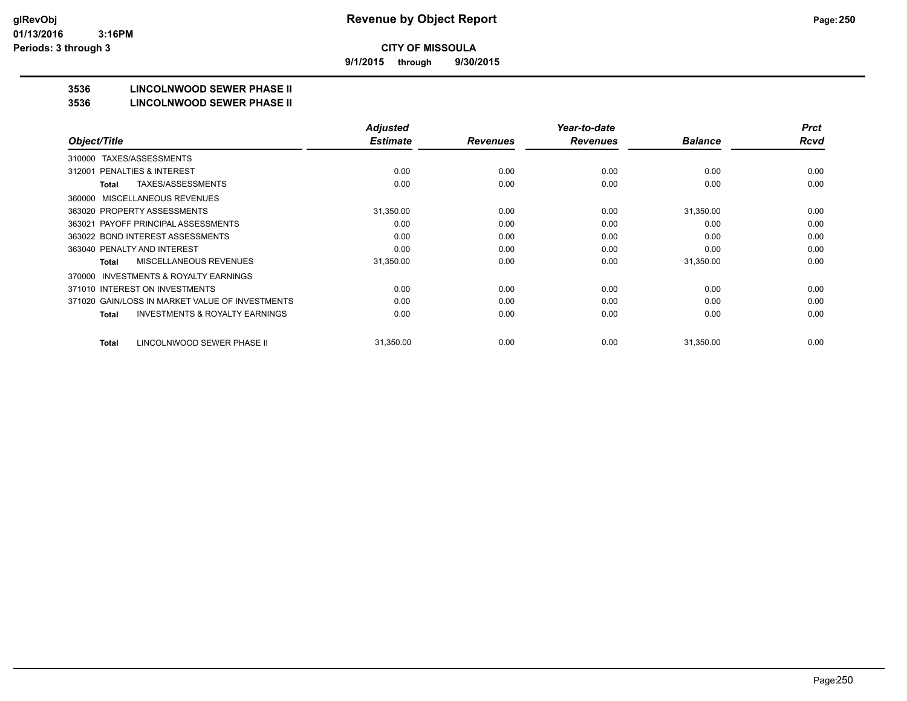# Revenue by Object Report

**CITY OF MISSOULA**

**9/1/2015 through 9/30/2015**

glRevObj
01/13/2016 3:16PM
Periods: 3 through 3

## 3536 LINCOLNWOOD SEWER PHASE II
## 3536 LINCOLNWOOD SEWER PHASE II

| Object/Title | Adjusted Estimate | Revenues | Year-to-date Revenues | Balance | Prct Rcvd |
|---|---|---|---|---|---|
| 310000 TAXES/ASSESSMENTS | | | | | |
| 312001 PENALTIES & INTEREST | 0.00 | 0.00 | 0.00 | 0.00 | 0.00 |
| **Total** TAXES/ASSESSMENTS | 0.00 | 0.00 | 0.00 | 0.00 | 0.00 |
| 360000 MISCELLANEOUS REVENUES | | | | | |
| 363020 PROPERTY ASSESSMENTS | 31,350.00 | 0.00 | 0.00 | 31,350.00 | 0.00 |
| 363021 PAYOFF PRINCIPAL ASSESSMENTS | 0.00 | 0.00 | 0.00 | 0.00 | 0.00 |
| 363022 BOND INTEREST ASSESSMENTS | 0.00 | 0.00 | 0.00 | 0.00 | 0.00 |
| 363040 PENALTY AND INTEREST | 0.00 | 0.00 | 0.00 | 0.00 | 0.00 |
| **Total** MISCELLANEOUS REVENUES | 31,350.00 | 0.00 | 0.00 | 31,350.00 | 0.00 |
| 370000 INVESTMENTS & ROYALTY EARNINGS | | | | | |
| 371010 INTEREST ON INVESTMENTS | 0.00 | 0.00 | 0.00 | 0.00 | 0.00 |
| 371020 GAIN/LOSS IN MARKET VALUE OF INVESTMENTS | 0.00 | 0.00 | 0.00 | 0.00 | 0.00 |
| **Total** INVESTMENTS & ROYALTY EARNINGS | 0.00 | 0.00 | 0.00 | 0.00 | 0.00 |
| **Total** LINCOLNWOOD SEWER PHASE II | 31,350.00 | 0.00 | 0.00 | 31,350.00 | 0.00 |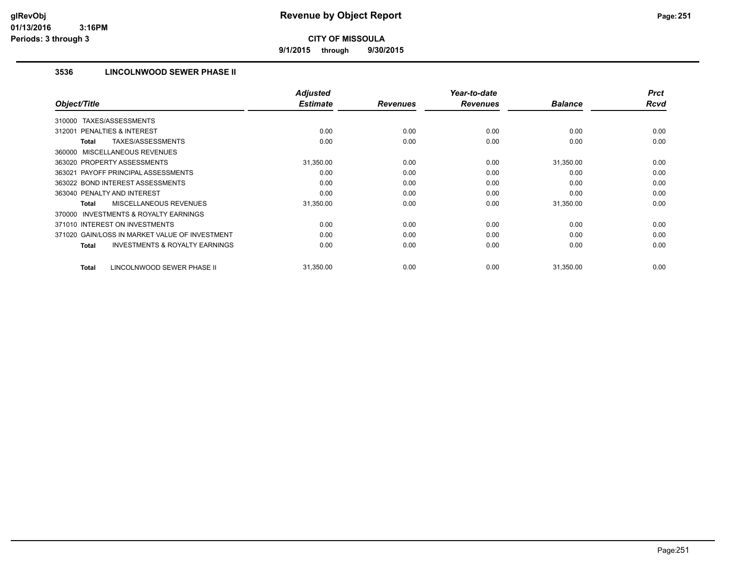# Revenue by Object Report

**CITY OF MISSOULA**

**9/1/2015 through 9/30/2015**

### 3536 LINCOLNWOOD SEWER PHASE II

| Object/Title | Adjusted Estimate | Revenues | Year-to-date Revenues | Balance | Prct Rcvd |
|---|---|---|---|---|---|
| 310000 TAXES/ASSESSMENTS | | | | | |
| 312001 PENALTIES & INTEREST | 0.00 | 0.00 | 0.00 | 0.00 | 0.00 |
| **Total** TAXES/ASSESSMENTS | 0.00 | 0.00 | 0.00 | 0.00 | 0.00 |
| 360000 MISCELLANEOUS REVENUES | | | | | |
| 363020 PROPERTY ASSESSMENTS | 31,350.00 | 0.00 | 0.00 | 31,350.00 | 0.00 |
| 363021 PAYOFF PRINCIPAL ASSESSMENTS | 0.00 | 0.00 | 0.00 | 0.00 | 0.00 |
| 363022 BOND INTEREST ASSESSMENTS | 0.00 | 0.00 | 0.00 | 0.00 | 0.00 |
| 363040 PENALTY AND INTEREST | 0.00 | 0.00 | 0.00 | 0.00 | 0.00 |
| **Total** MISCELLANEOUS REVENUES | 31,350.00 | 0.00 | 0.00 | 31,350.00 | 0.00 |
| 370000 INVESTMENTS & ROYALTY EARNINGS | | | | | |
| 371010 INTEREST ON INVESTMENTS | 0.00 | 0.00 | 0.00 | 0.00 | 0.00 |
| 371020 GAIN/LOSS IN MARKET VALUE OF INVESTMENT | 0.00 | 0.00 | 0.00 | 0.00 | 0.00 |
| **Total** INVESTMENTS & ROYALTY EARNINGS | 0.00 | 0.00 | 0.00 | 0.00 | 0.00 |
| **Total** LINCOLNWOOD SEWER PHASE II | 31,350.00 | 0.00 | 0.00 | 31,350.00 | 0.00 |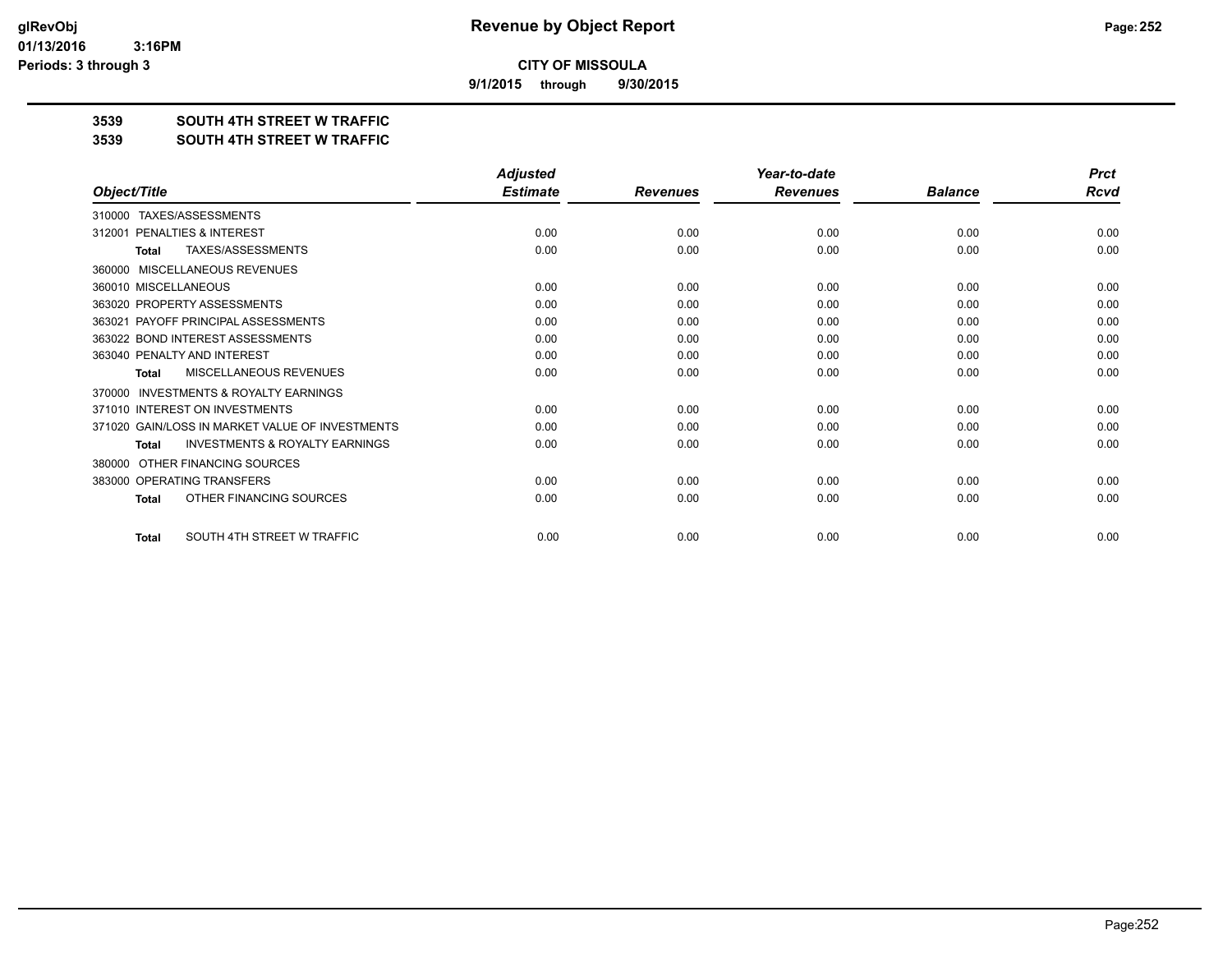# CITY OF MISSOULA

**9/1/2015 through 9/30/2015**

## 3539 SOUTH 4TH STREET W TRAFFIC
## 3539 SOUTH 4TH STREET W TRAFFIC

| Object/Title | Adjusted Estimate | Revenues | Year-to-date Revenues | Balance | Prct Rcvd |
|---|---|---|---|---|---|
| 310000 TAXES/ASSESSMENTS | | | | | |
| 312001 PENALTIES & INTEREST | 0.00 | 0.00 | 0.00 | 0.00 | 0.00 |
| **Total** TAXES/ASSESSMENTS | 0.00 | 0.00 | 0.00 | 0.00 | 0.00 |
| 360000 MISCELLANEOUS REVENUES | | | | | |
| 360010 MISCELLANEOUS | 0.00 | 0.00 | 0.00 | 0.00 | 0.00 |
| 363020 PROPERTY ASSESSMENTS | 0.00 | 0.00 | 0.00 | 0.00 | 0.00 |
| 363021 PAYOFF PRINCIPAL ASSESSMENTS | 0.00 | 0.00 | 0.00 | 0.00 | 0.00 |
| 363022 BOND INTEREST ASSESSMENTS | 0.00 | 0.00 | 0.00 | 0.00 | 0.00 |
| 363040 PENALTY AND INTEREST | 0.00 | 0.00 | 0.00 | 0.00 | 0.00 |
| **Total** MISCELLANEOUS REVENUES | 0.00 | 0.00 | 0.00 | 0.00 | 0.00 |
| 370000 INVESTMENTS & ROYALTY EARNINGS | | | | | |
| 371010 INTEREST ON INVESTMENTS | 0.00 | 0.00 | 0.00 | 0.00 | 0.00 |
| 371020 GAIN/LOSS IN MARKET VALUE OF INVESTMENTS | 0.00 | 0.00 | 0.00 | 0.00 | 0.00 |
| **Total** INVESTMENTS & ROYALTY EARNINGS | 0.00 | 0.00 | 0.00 | 0.00 | 0.00 |
| 380000 OTHER FINANCING SOURCES | | | | | |
| 383000 OPERATING TRANSFERS | 0.00 | 0.00 | 0.00 | 0.00 | 0.00 |
| **Total** OTHER FINANCING SOURCES | 0.00 | 0.00 | 0.00 | 0.00 | 0.00 |
| **Total** SOUTH 4TH STREET W TRAFFIC | 0.00 | 0.00 | 0.00 | 0.00 | 0.00 |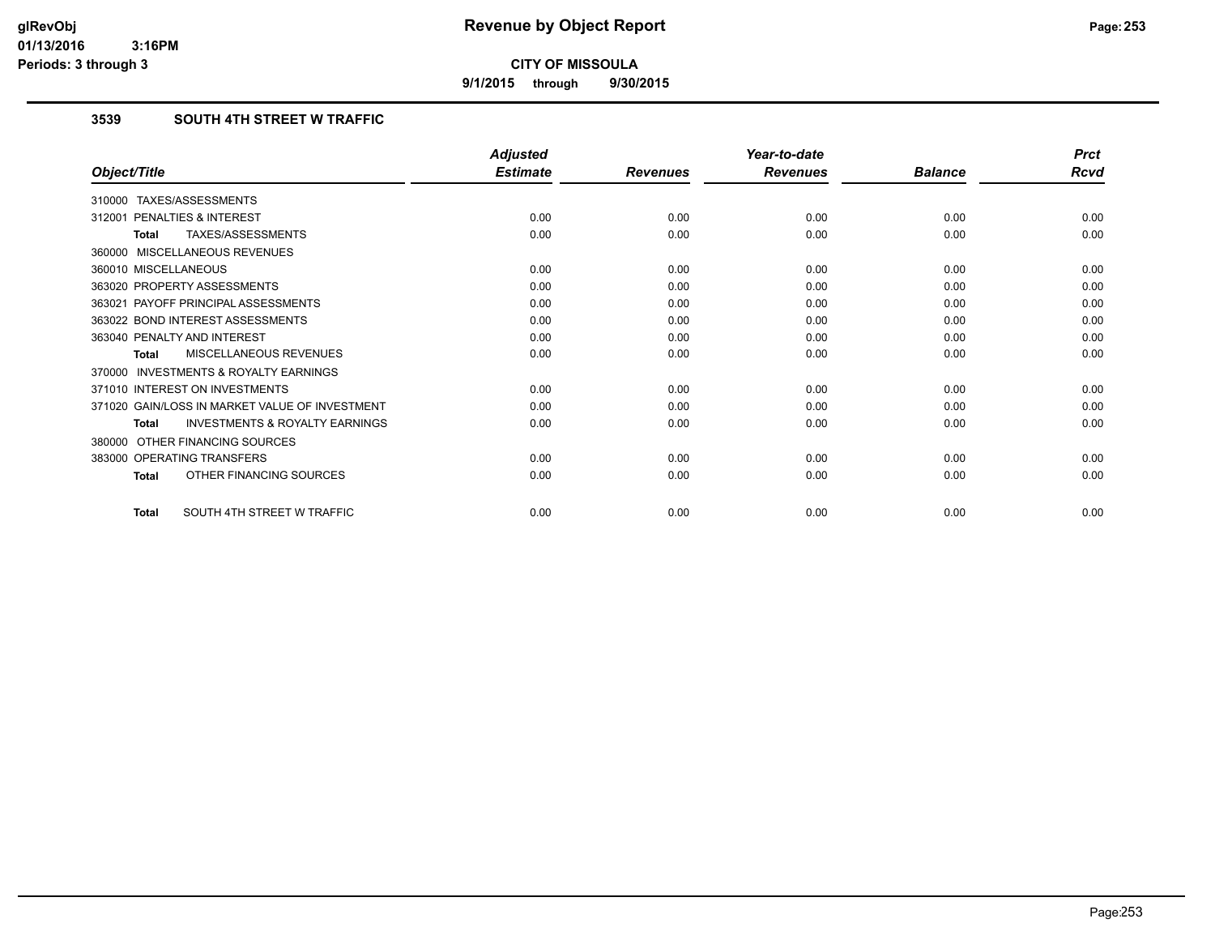# Revenue by Object Report

**CITY OF MISSOULA**

**9/1/2015 through 9/30/2015**

glRevObj
01/13/2016 3:16PM
Periods: 3 through 3

### 3539 SOUTH 4TH STREET W TRAFFIC

| Object/Title | Adjusted Estimate | Revenues | Year-to-date Revenues | Balance | Prct Rcvd |
|---|---|---|---|---|---|
| 310000 TAXES/ASSESSMENTS | | | | | |
| 312001 PENALTIES & INTEREST | 0.00 | 0.00 | 0.00 | 0.00 | 0.00 |
| **Total** TAXES/ASSESSMENTS | 0.00 | 0.00 | 0.00 | 0.00 | 0.00 |
| 360000 MISCELLANEOUS REVENUES | | | | | |
| 360010 MISCELLANEOUS | 0.00 | 0.00 | 0.00 | 0.00 | 0.00 |
| 363020 PROPERTY ASSESSMENTS | 0.00 | 0.00 | 0.00 | 0.00 | 0.00 |
| 363021 PAYOFF PRINCIPAL ASSESSMENTS | 0.00 | 0.00 | 0.00 | 0.00 | 0.00 |
| 363022 BOND INTEREST ASSESSMENTS | 0.00 | 0.00 | 0.00 | 0.00 | 0.00 |
| 363040 PENALTY AND INTEREST | 0.00 | 0.00 | 0.00 | 0.00 | 0.00 |
| **Total** MISCELLANEOUS REVENUES | 0.00 | 0.00 | 0.00 | 0.00 | 0.00 |
| 370000 INVESTMENTS & ROYALTY EARNINGS | | | | | |
| 371010 INTEREST ON INVESTMENTS | 0.00 | 0.00 | 0.00 | 0.00 | 0.00 |
| 371020 GAIN/LOSS IN MARKET VALUE OF INVESTMENT | 0.00 | 0.00 | 0.00 | 0.00 | 0.00 |
| **Total** INVESTMENTS & ROYALTY EARNINGS | 0.00 | 0.00 | 0.00 | 0.00 | 0.00 |
| 380000 OTHER FINANCING SOURCES | | | | | |
| 383000 OPERATING TRANSFERS | 0.00 | 0.00 | 0.00 | 0.00 | 0.00 |
| **Total** OTHER FINANCING SOURCES | 0.00 | 0.00 | 0.00 | 0.00 | 0.00 |
| **Total** SOUTH 4TH STREET W TRAFFIC | 0.00 | 0.00 | 0.00 | 0.00 | 0.00 |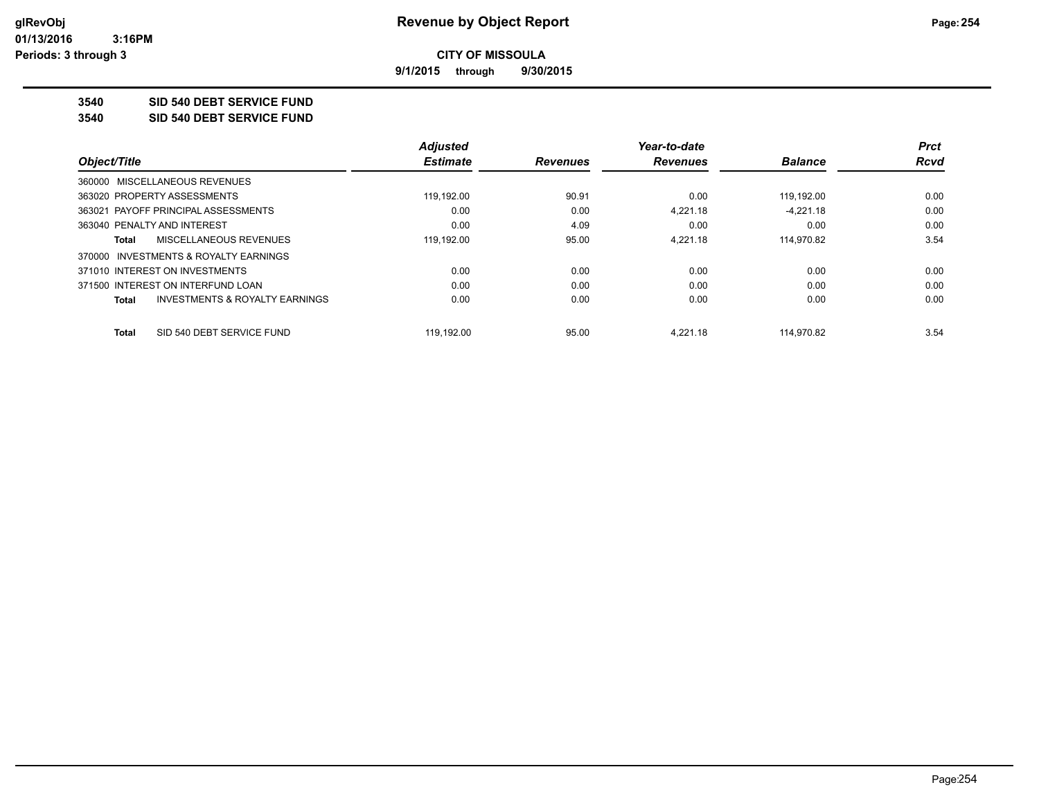# Revenue by Object Report

**CITY OF MISSOULA**

**9/1/2015 through 9/30/2015**

glRevObj
01/13/2016 3:16PM
Periods: 3 through 3

**3540 SID 540 DEBT SERVICE FUND**

**3540 SID 540 DEBT SERVICE FUND**

| Object/Title | Adjusted Estimate | Revenues | Year-to-date Revenues | Balance | Prct Rcvd |
|---|---|---|---|---|---|
| 360000 MISCELLANEOUS REVENUES | | | | | |
| 363020 PROPERTY ASSESSMENTS | 119,192.00 | 90.91 | 0.00 | 119,192.00 | 0.00 |
| 363021 PAYOFF PRINCIPAL ASSESSMENTS | 0.00 | 0.00 | 4,221.18 | -4,221.18 | 0.00 |
| 363040 PENALTY AND INTEREST | 0.00 | 4.09 | 0.00 | 0.00 | 0.00 |
| **Total** MISCELLANEOUS REVENUES | 119,192.00 | 95.00 | 4,221.18 | 114,970.82 | 3.54 |
| 370000 INVESTMENTS & ROYALTY EARNINGS | | | | | |
| 371010 INTEREST ON INVESTMENTS | 0.00 | 0.00 | 0.00 | 0.00 | 0.00 |
| 371500 INTEREST ON INTERFUND LOAN | 0.00 | 0.00 | 0.00 | 0.00 | 0.00 |
| **Total** INVESTMENTS & ROYALTY EARNINGS | 0.00 | 0.00 | 0.00 | 0.00 | 0.00 |
| **Total** SID 540 DEBT SERVICE FUND | 119,192.00 | 95.00 | 4,221.18 | 114,970.82 | 3.54 |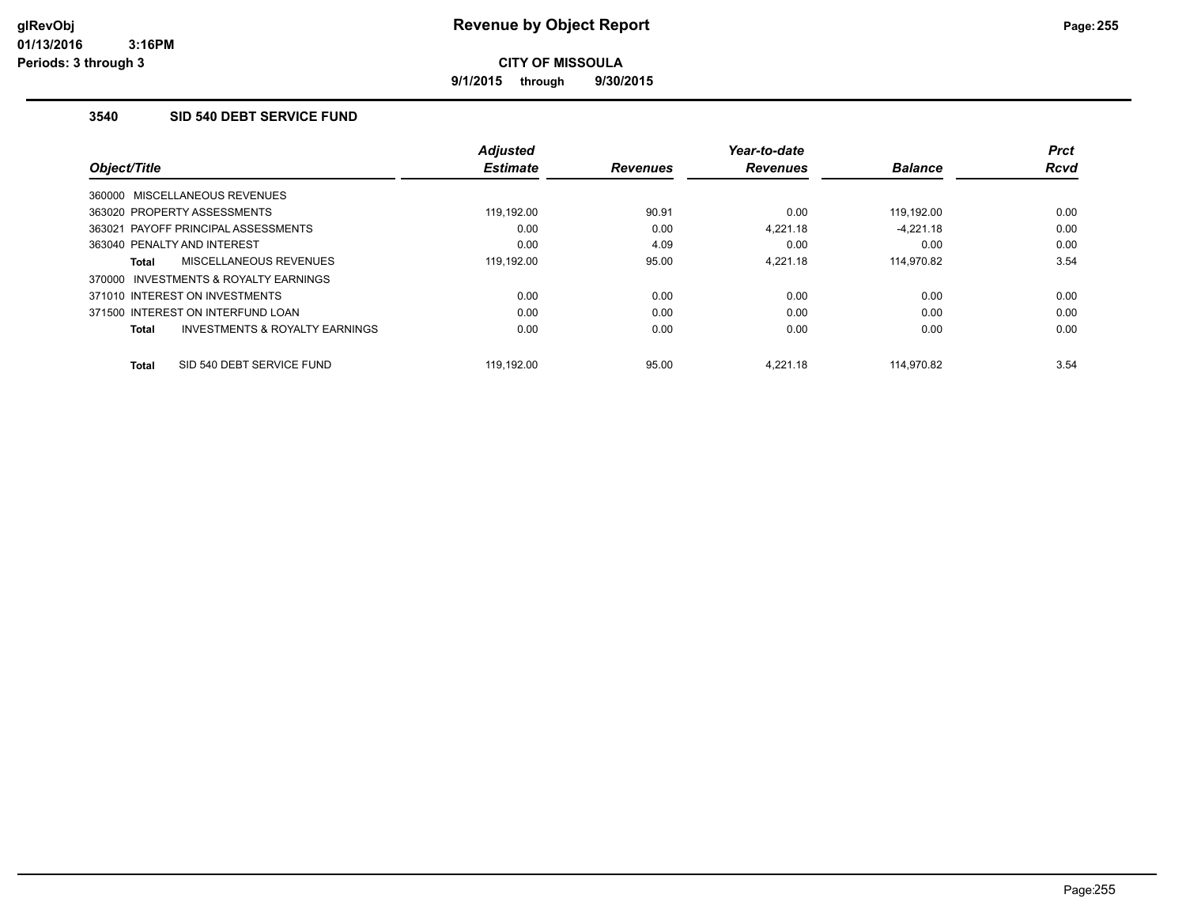# Revenue by Object Report

**CITY OF MISSOULA**

**9/1/2015 through 9/30/2015**

glRevObj
01/13/2016 3:16PM
Periods: 3 through 3

## 3540 SID 540 DEBT SERVICE FUND

| Object/Title | Adjusted Estimate | Revenues | Year-to-date Revenues | Balance | Prct Rcvd |
|---|---|---|---|---|---|
| 360000 MISCELLANEOUS REVENUES | | | | | |
| 363020 PROPERTY ASSESSMENTS | 119,192.00 | 90.91 | 0.00 | 119,192.00 | 0.00 |
| 363021 PAYOFF PRINCIPAL ASSESSMENTS | 0.00 | 0.00 | 4,221.18 | -4,221.18 | 0.00 |
| 363040 PENALTY AND INTEREST | 0.00 | 4.09 | 0.00 | 0.00 | 0.00 |
| **Total** MISCELLANEOUS REVENUES | 119,192.00 | 95.00 | 4,221.18 | 114,970.82 | 3.54 |
| 370000 INVESTMENTS & ROYALTY EARNINGS | | | | | |
| 371010 INTEREST ON INVESTMENTS | 0.00 | 0.00 | 0.00 | 0.00 | 0.00 |
| 371500 INTEREST ON INTERFUND LOAN | 0.00 | 0.00 | 0.00 | 0.00 | 0.00 |
| **Total** INVESTMENTS & ROYALTY EARNINGS | 0.00 | 0.00 | 0.00 | 0.00 | 0.00 |
| **Total** SID 540 DEBT SERVICE FUND | 119,192.00 | 95.00 | 4,221.18 | 114,970.82 | 3.54 |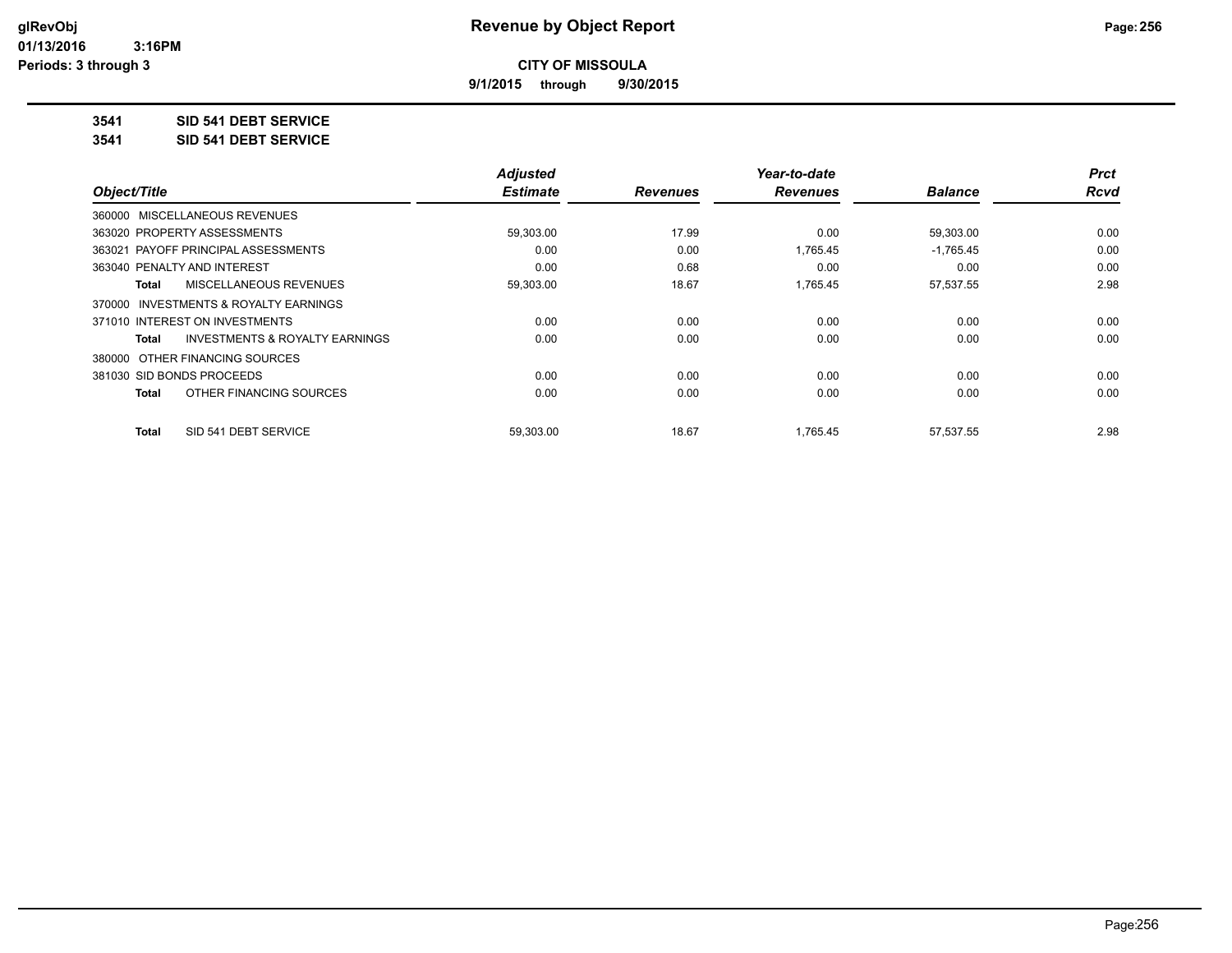**CITY OF MISSOULA**

**9/1/2015 through 9/30/2015**

**3541 SID 541 DEBT SERVICE**

**3541 SID 541 DEBT SERVICE**

| Object/Title | Adjusted Estimate | Revenues | Year-to-date Revenues | Balance | Prct Rcvd |
|---|---|---|---|---|---|
| 360000 MISCELLANEOUS REVENUES | | | | | |
| 363020 PROPERTY ASSESSMENTS | 59,303.00 | 17.99 | 0.00 | 59,303.00 | 0.00 |
| 363021 PAYOFF PRINCIPAL ASSESSMENTS | 0.00 | 0.00 | 1,765.45 | -1,765.45 | 0.00 |
| 363040 PENALTY AND INTEREST | 0.00 | 0.68 | 0.00 | 0.00 | 0.00 |
| **Total** MISCELLANEOUS REVENUES | 59,303.00 | 18.67 | 1,765.45 | 57,537.55 | 2.98 |
| 370000 INVESTMENTS & ROYALTY EARNINGS | | | | | |
| 371010 INTEREST ON INVESTMENTS | 0.00 | 0.00 | 0.00 | 0.00 | 0.00 |
| **Total** INVESTMENTS & ROYALTY EARNINGS | 0.00 | 0.00 | 0.00 | 0.00 | 0.00 |
| 380000 OTHER FINANCING SOURCES | | | | | |
| 381030 SID BONDS PROCEEDS | 0.00 | 0.00 | 0.00 | 0.00 | 0.00 |
| **Total** OTHER FINANCING SOURCES | 0.00 | 0.00 | 0.00 | 0.00 | 0.00 |
| **Total** SID 541 DEBT SERVICE | 59,303.00 | 18.67 | 1,765.45 | 57,537.55 | 2.98 |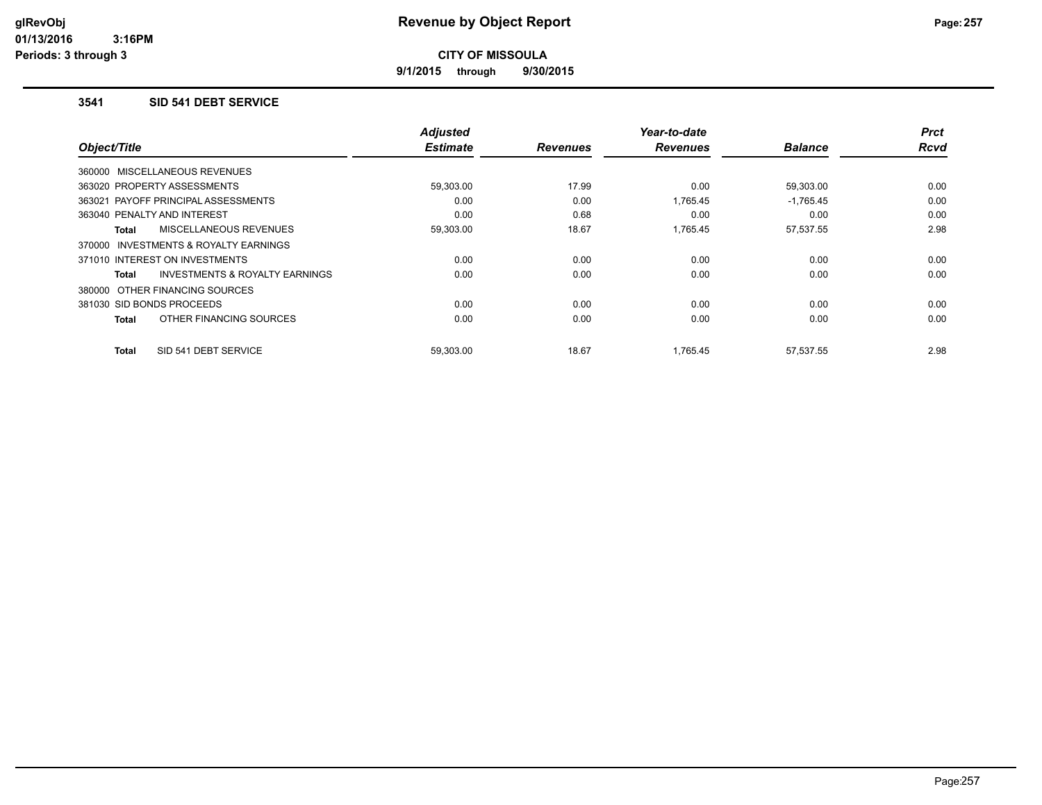# Revenue by Object Report

**CITY OF MISSOULA**

**9/1/2015 through 9/30/2015**

glRevObj
01/13/2016 3:16PM
Periods: 3 through 3

### 3541 SID 541 DEBT SERVICE

| Object/Title | Adjusted Estimate | Revenues | Year-to-date Revenues | Balance | Prct Rcvd |
|---|---|---|---|---|---|
| 360000 MISCELLANEOUS REVENUES | | | | | |
| 363020 PROPERTY ASSESSMENTS | 59,303.00 | 17.99 | 0.00 | 59,303.00 | 0.00 |
| 363021 PAYOFF PRINCIPAL ASSESSMENTS | 0.00 | 0.00 | 1,765.45 | -1,765.45 | 0.00 |
| 363040 PENALTY AND INTEREST | 0.00 | 0.68 | 0.00 | 0.00 | 0.00 |
| **Total** MISCELLANEOUS REVENUES | 59,303.00 | 18.67 | 1,765.45 | 57,537.55 | 2.98 |
| 370000 INVESTMENTS & ROYALTY EARNINGS | | | | | |
| 371010 INTEREST ON INVESTMENTS | 0.00 | 0.00 | 0.00 | 0.00 | 0.00 |
| **Total** INVESTMENTS & ROYALTY EARNINGS | 0.00 | 0.00 | 0.00 | 0.00 | 0.00 |
| 380000 OTHER FINANCING SOURCES | | | | | |
| 381030 SID BONDS PROCEEDS | 0.00 | 0.00 | 0.00 | 0.00 | 0.00 |
| **Total** OTHER FINANCING SOURCES | 0.00 | 0.00 | 0.00 | 0.00 | 0.00 |
| **Total** SID 541 DEBT SERVICE | 59,303.00 | 18.67 | 1,765.45 | 57,537.55 | 2.98 |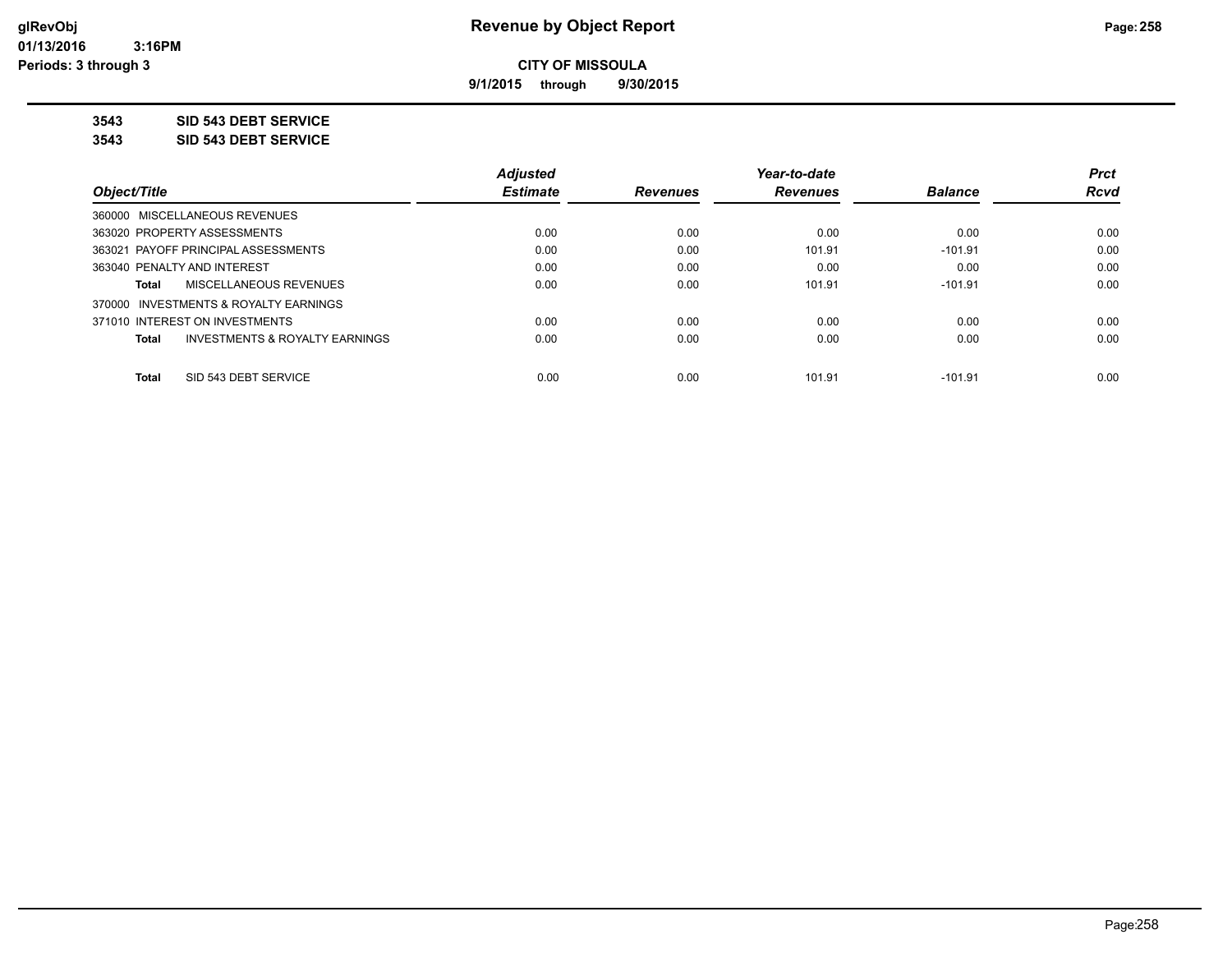**glRevObj**
**01/13/2016 3:16PM**
**Periods: 3 through 3**

# Revenue by Object Report

**CITY OF MISSOULA**

**9/1/2015 through 9/30/2015**

**3543 SID 543 DEBT SERVICE**

**3543 SID 543 DEBT SERVICE**

| Object/Title | Adjusted Estimate | Revenues | Year-to-date Revenues | Balance | Prct Rcvd |
|---|---|---|---|---|---|
| 360000 MISCELLANEOUS REVENUES | | | | | |
| 363020 PROPERTY ASSESSMENTS | 0.00 | 0.00 | 0.00 | 0.00 | 0.00 |
| 363021 PAYOFF PRINCIPAL ASSESSMENTS | 0.00 | 0.00 | 101.91 | -101.91 | 0.00 |
| 363040 PENALTY AND INTEREST | 0.00 | 0.00 | 0.00 | 0.00 | 0.00 |
| **Total** MISCELLANEOUS REVENUES | 0.00 | 0.00 | 101.91 | -101.91 | 0.00 |
| 370000 INVESTMENTS & ROYALTY EARNINGS | | | | | |
| 371010 INTEREST ON INVESTMENTS | 0.00 | 0.00 | 0.00 | 0.00 | 0.00 |
| **Total** INVESTMENTS & ROYALTY EARNINGS | 0.00 | 0.00 | 0.00 | 0.00 | 0.00 |
| **Total** SID 543 DEBT SERVICE | 0.00 | 0.00 | 101.91 | -101.91 | 0.00 |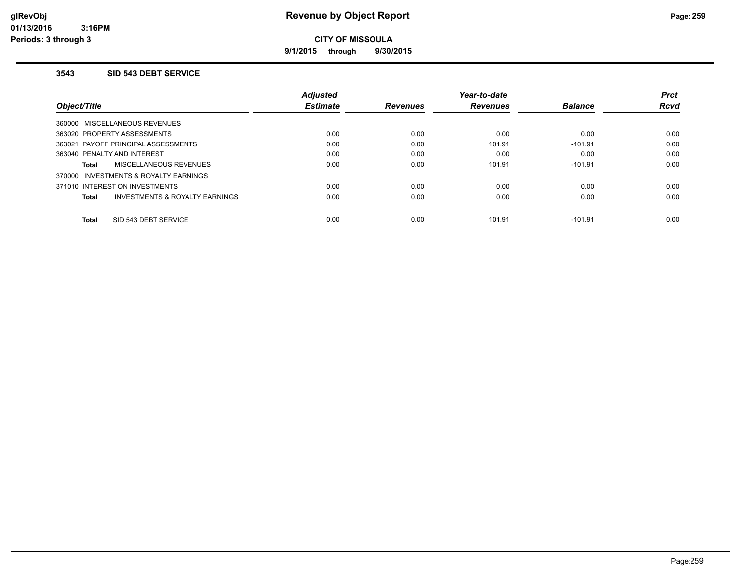# Revenue by Object Report

**CITY OF MISSOULA**

**9/1/2015 through 9/30/2015**

glRevObj
01/13/2016 3:16PM
Periods: 3 through 3

### 3543 SID 543 DEBT SERVICE

| Object/Title | Adjusted Estimate | Revenues | Year-to-date Revenues | Balance | Prct Rcvd |
|---|---|---|---|---|---|
| 360000 MISCELLANEOUS REVENUES | | | | | |
| 363020 PROPERTY ASSESSMENTS | 0.00 | 0.00 | 0.00 | 0.00 | 0.00 |
| 363021 PAYOFF PRINCIPAL ASSESSMENTS | 0.00 | 0.00 | 101.91 | -101.91 | 0.00 |
| 363040 PENALTY AND INTEREST | 0.00 | 0.00 | 0.00 | 0.00 | 0.00 |
| **Total** MISCELLANEOUS REVENUES | 0.00 | 0.00 | 101.91 | -101.91 | 0.00 |
| 370000 INVESTMENTS & ROYALTY EARNINGS | | | | | |
| 371010 INTEREST ON INVESTMENTS | 0.00 | 0.00 | 0.00 | 0.00 | 0.00 |
| **Total** INVESTMENTS & ROYALTY EARNINGS | 0.00 | 0.00 | 0.00 | 0.00 | 0.00 |
| **Total** SID 543 DEBT SERVICE | 0.00 | 0.00 | 101.91 | -101.91 | 0.00 |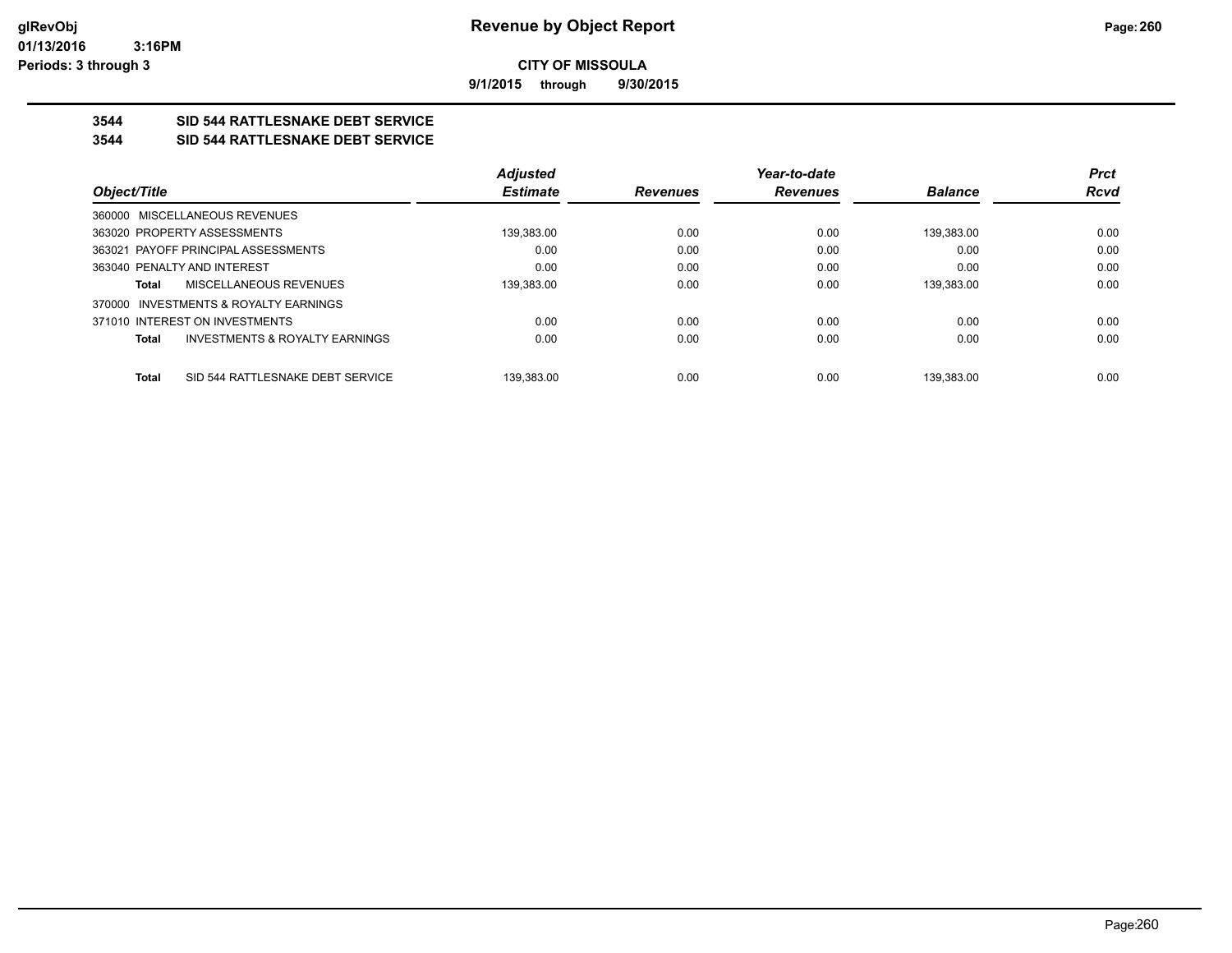# Revenue by Object Report

**CITY OF MISSOULA**

**9/1/2015 through 9/30/2015**

glRevObj
01/13/2016 3:16PM
Periods: 3 through 3

**3544 SID 544 RATTLESNAKE DEBT SERVICE**

**3544 SID 544 RATTLESNAKE DEBT SERVICE**

| Object/Title | Adjusted Estimate | Revenues | Year-to-date Revenues | Balance | Prct Rcvd |
|---|---|---|---|---|---|
| 360000 MISCELLANEOUS REVENUES | | | | | |
| 363020 PROPERTY ASSESSMENTS | 139,383.00 | 0.00 | 0.00 | 139,383.00 | 0.00 |
| 363021 PAYOFF PRINCIPAL ASSESSMENTS | 0.00 | 0.00 | 0.00 | 0.00 | 0.00 |
| 363040 PENALTY AND INTEREST | 0.00 | 0.00 | 0.00 | 0.00 | 0.00 |
| **Total** MISCELLANEOUS REVENUES | 139,383.00 | 0.00 | 0.00 | 139,383.00 | 0.00 |
| 370000 INVESTMENTS & ROYALTY EARNINGS | | | | | |
| 371010 INTEREST ON INVESTMENTS | 0.00 | 0.00 | 0.00 | 0.00 | 0.00 |
| **Total** INVESTMENTS & ROYALTY EARNINGS | 0.00 | 0.00 | 0.00 | 0.00 | 0.00 |
| **Total** SID 544 RATTLESNAKE DEBT SERVICE | 139,383.00 | 0.00 | 0.00 | 139,383.00 | 0.00 |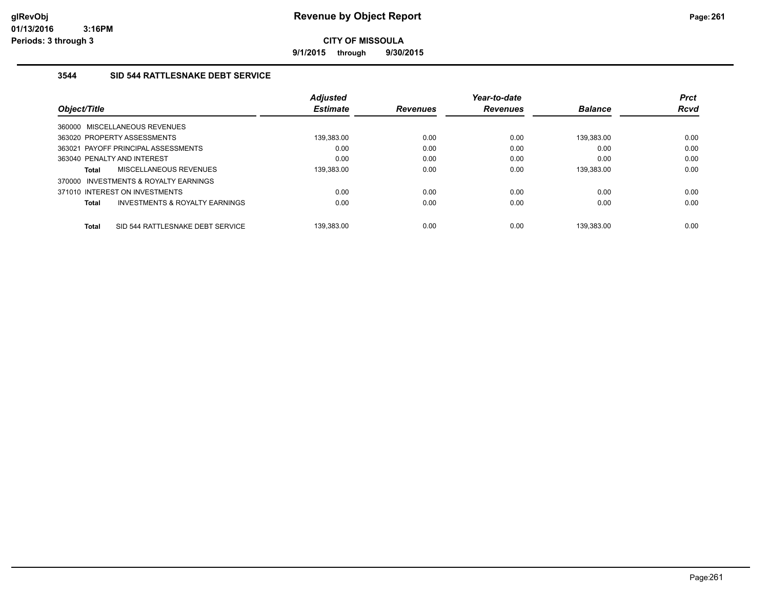# Revenue by Object Report

**CITY OF MISSOULA**

**9/1/2015 through 9/30/2015**

### 3544 SID 544 RATTLESNAKE DEBT SERVICE

| Object/Title | Adjusted Estimate | Revenues | Year-to-date Revenues | Balance | Prct Rcvd |
|---|---|---|---|---|---|
| 360000 MISCELLANEOUS REVENUES | | | | | |
| 363020 PROPERTY ASSESSMENTS | 139,383.00 | 0.00 | 0.00 | 139,383.00 | 0.00 |
| 363021 PAYOFF PRINCIPAL ASSESSMENTS | 0.00 | 0.00 | 0.00 | 0.00 | 0.00 |
| 363040 PENALTY AND INTEREST | 0.00 | 0.00 | 0.00 | 0.00 | 0.00 |
| **Total** MISCELLANEOUS REVENUES | 139,383.00 | 0.00 | 0.00 | 139,383.00 | 0.00 |
| 370000 INVESTMENTS & ROYALTY EARNINGS | | | | | |
| 371010 INTEREST ON INVESTMENTS | 0.00 | 0.00 | 0.00 | 0.00 | 0.00 |
| **Total** INVESTMENTS & ROYALTY EARNINGS | 0.00 | 0.00 | 0.00 | 0.00 | 0.00 |
| **Total** SID 544 RATTLESNAKE DEBT SERVICE | 139,383.00 | 0.00 | 0.00 | 139,383.00 | 0.00 |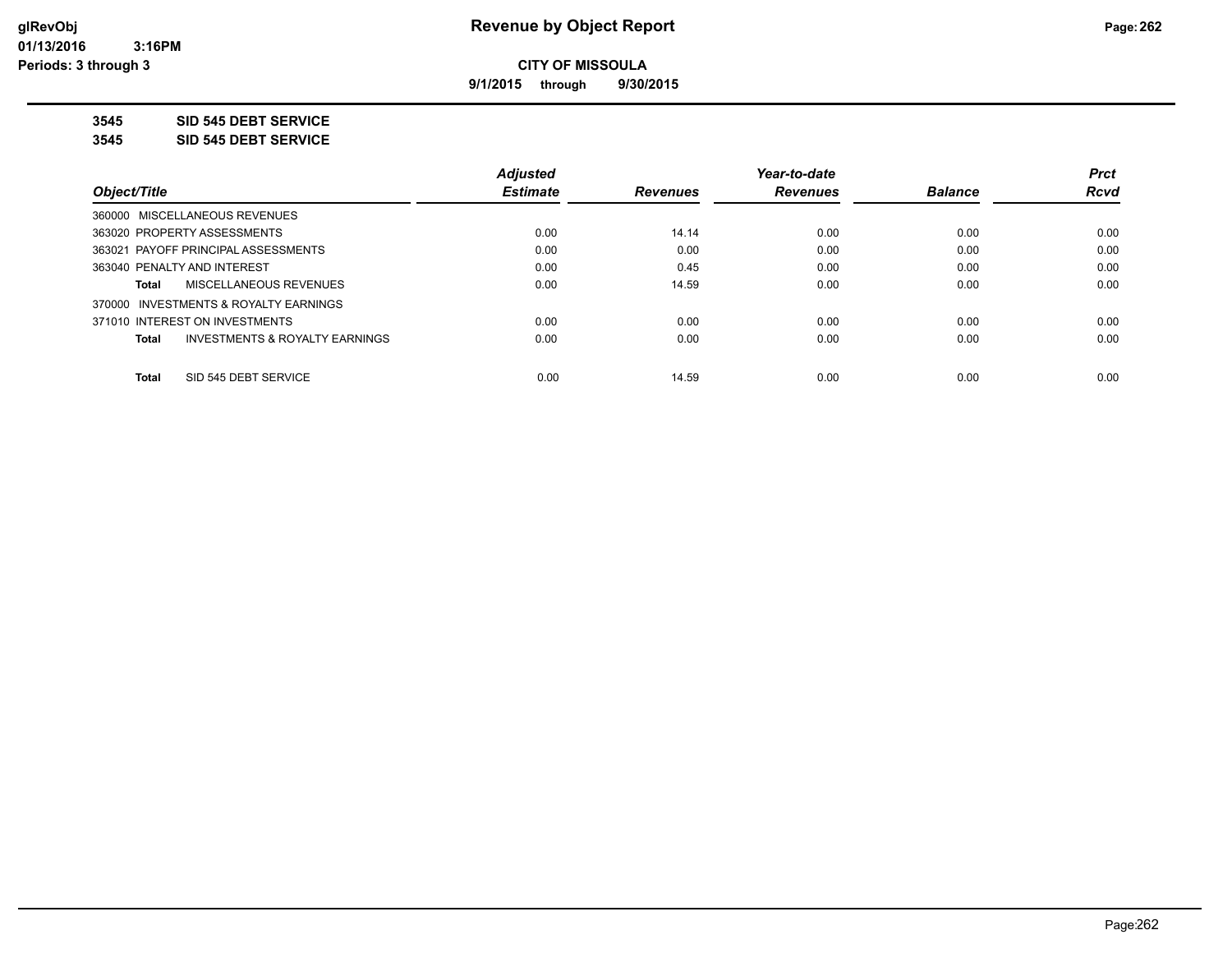# Revenue by Object Report

**CITY OF MISSOULA**

**9/1/2015 through 9/30/2015**

glRevObj
01/13/2016 3:16PM
Periods: 3 through 3

**3545 SID 545 DEBT SERVICE**

**3545 SID 545 DEBT SERVICE**

| Object/Title | Adjusted Estimate | Revenues | Year-to-date Revenues | Balance | Prct Rcvd |
|---|---|---|---|---|---|
| 360000 MISCELLANEOUS REVENUES | | | | | |
| 363020 PROPERTY ASSESSMENTS | 0.00 | 14.14 | 0.00 | 0.00 | 0.00 |
| 363021 PAYOFF PRINCIPAL ASSESSMENTS | 0.00 | 0.00 | 0.00 | 0.00 | 0.00 |
| 363040 PENALTY AND INTEREST | 0.00 | 0.45 | 0.00 | 0.00 | 0.00 |
| **Total** MISCELLANEOUS REVENUES | 0.00 | 14.59 | 0.00 | 0.00 | 0.00 |
| 370000 INVESTMENTS & ROYALTY EARNINGS | | | | | |
| 371010 INTEREST ON INVESTMENTS | 0.00 | 0.00 | 0.00 | 0.00 | 0.00 |
| **Total** INVESTMENTS & ROYALTY EARNINGS | 0.00 | 0.00 | 0.00 | 0.00 | 0.00 |
| **Total** SID 545 DEBT SERVICE | 0.00 | 14.59 | 0.00 | 0.00 | 0.00 |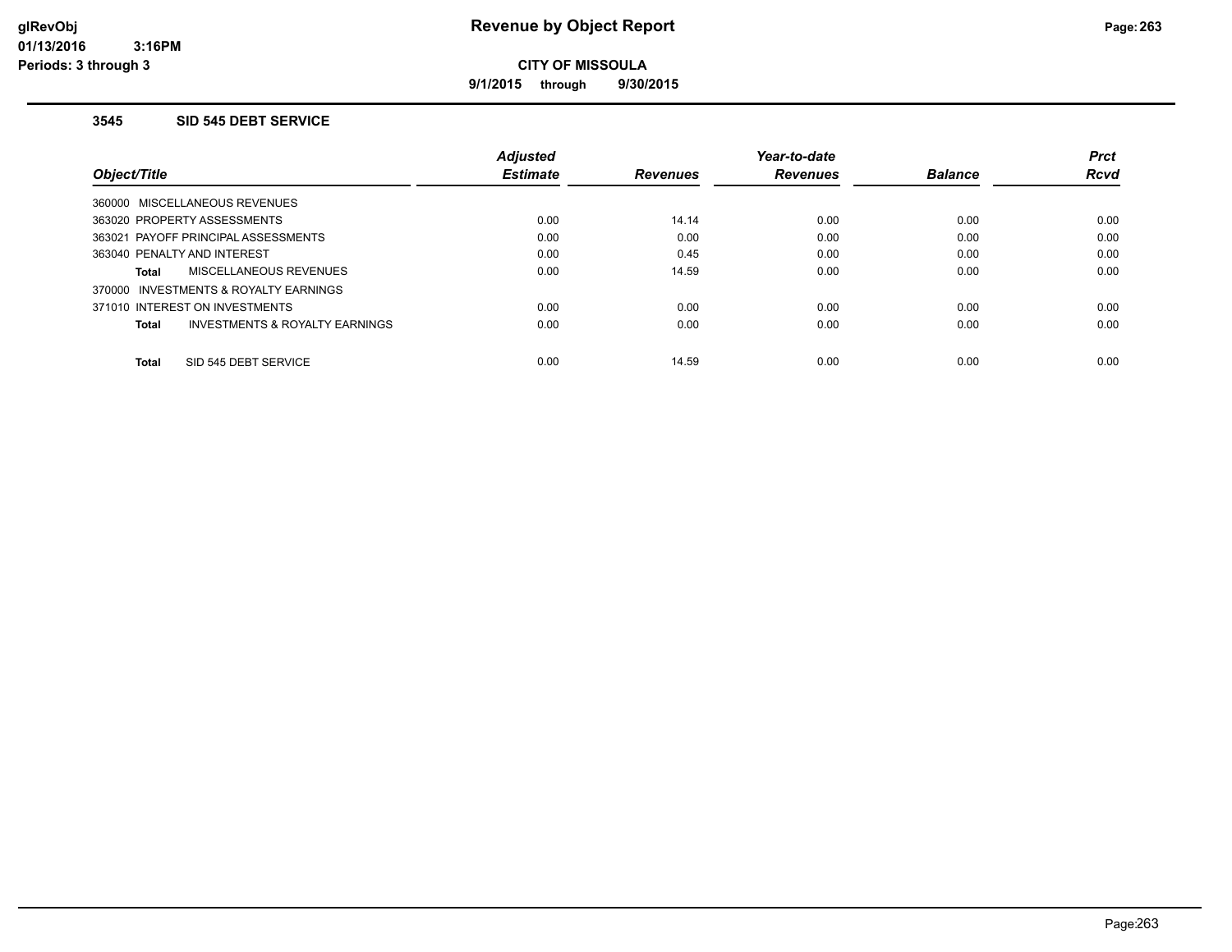# Revenue by Object Report

**CITY OF MISSOULA**

**9/1/2015 through 9/30/2015**

glRevObj
01/13/2016 3:16PM
Periods: 3 through 3

### 3545 SID 545 DEBT SERVICE

| Object/Title | Adjusted Estimate | Revenues | Year-to-date Revenues | Balance | Prct Rcvd |
|---|---|---|---|---|---|
| 360000 MISCELLANEOUS REVENUES | | | | | |
| 363020 PROPERTY ASSESSMENTS | 0.00 | 14.14 | 0.00 | 0.00 | 0.00 |
| 363021 PAYOFF PRINCIPAL ASSESSMENTS | 0.00 | 0.00 | 0.00 | 0.00 | 0.00 |
| 363040 PENALTY AND INTEREST | 0.00 | 0.45 | 0.00 | 0.00 | 0.00 |
| **Total** MISCELLANEOUS REVENUES | 0.00 | 14.59 | 0.00 | 0.00 | 0.00 |
| 370000 INVESTMENTS & ROYALTY EARNINGS | | | | | |
| 371010 INTEREST ON INVESTMENTS | 0.00 | 0.00 | 0.00 | 0.00 | 0.00 |
| **Total** INVESTMENTS & ROYALTY EARNINGS | 0.00 | 0.00 | 0.00 | 0.00 | 0.00 |
| **Total** SID 545 DEBT SERVICE | 0.00 | 14.59 | 0.00 | 0.00 | 0.00 |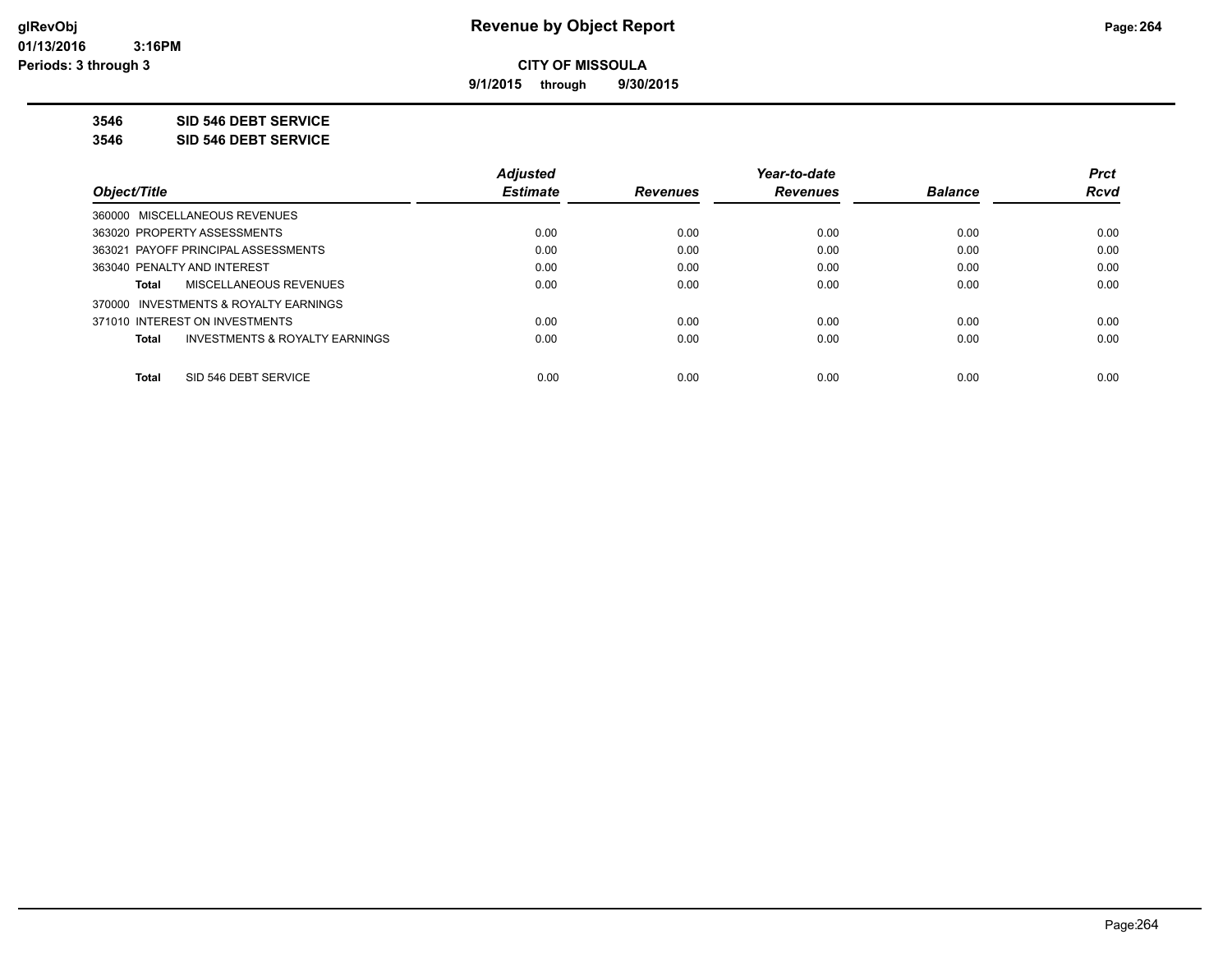**CITY OF MISSOULA**

**9/1/2015 through 9/30/2015**

**3546 SID 546 DEBT SERVICE**

**3546 SID 546 DEBT SERVICE**

| Object/Title | Adjusted Estimate | Revenues | Year-to-date Revenues | Balance | Prct Rcvd |
|---|---|---|---|---|---|
| 360000 MISCELLANEOUS REVENUES | | | | | |
| 363020 PROPERTY ASSESSMENTS | 0.00 | 0.00 | 0.00 | 0.00 | 0.00 |
| 363021 PAYOFF PRINCIPAL ASSESSMENTS | 0.00 | 0.00 | 0.00 | 0.00 | 0.00 |
| 363040 PENALTY AND INTEREST | 0.00 | 0.00 | 0.00 | 0.00 | 0.00 |
| **Total** MISCELLANEOUS REVENUES | 0.00 | 0.00 | 0.00 | 0.00 | 0.00 |
| 370000 INVESTMENTS & ROYALTY EARNINGS | | | | | |
| 371010 INTEREST ON INVESTMENTS | 0.00 | 0.00 | 0.00 | 0.00 | 0.00 |
| **Total** INVESTMENTS & ROYALTY EARNINGS | 0.00 | 0.00 | 0.00 | 0.00 | 0.00 |
| **Total** SID 546 DEBT SERVICE | 0.00 | 0.00 | 0.00 | 0.00 | 0.00 |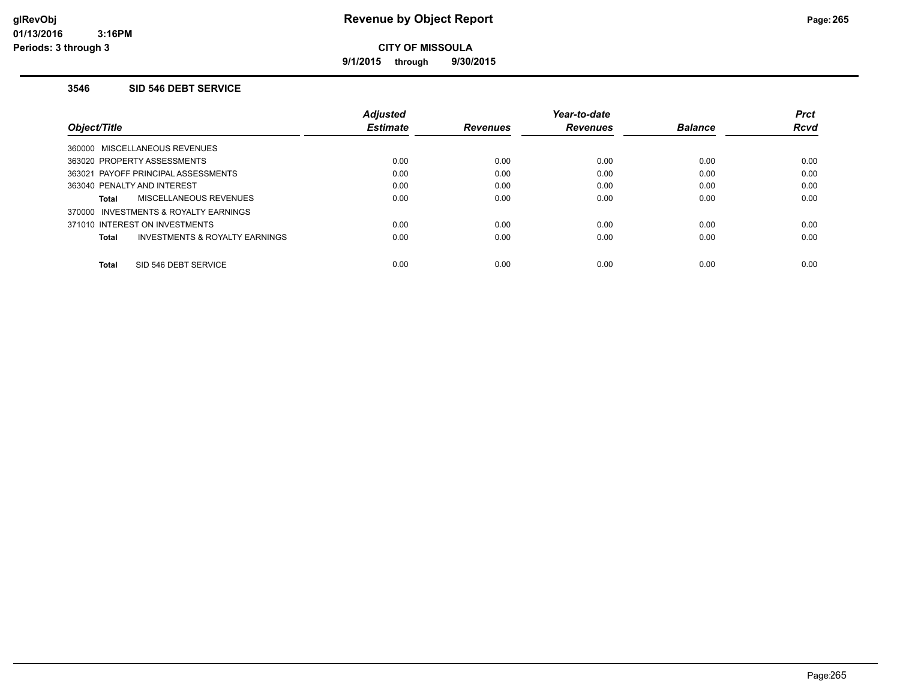# Revenue by Object Report

**CITY OF MISSOULA**

**9/1/2015 through 9/30/2015**

glRevObj
01/13/2016 3:16PM
Periods: 3 through 3

### 3546 SID 546 DEBT SERVICE

| Object/Title | Adjusted Estimate | Revenues | Year-to-date Revenues | Balance | Prct Rcvd |
|---|---|---|---|---|---|
| 360000 MISCELLANEOUS REVENUES | | | | | |
| 363020 PROPERTY ASSESSMENTS | 0.00 | 0.00 | 0.00 | 0.00 | 0.00 |
| 363021 PAYOFF PRINCIPAL ASSESSMENTS | 0.00 | 0.00 | 0.00 | 0.00 | 0.00 |
| 363040 PENALTY AND INTEREST | 0.00 | 0.00 | 0.00 | 0.00 | 0.00 |
| **Total** MISCELLANEOUS REVENUES | 0.00 | 0.00 | 0.00 | 0.00 | 0.00 |
| 370000 INVESTMENTS & ROYALTY EARNINGS | | | | | |
| 371010 INTEREST ON INVESTMENTS | 0.00 | 0.00 | 0.00 | 0.00 | 0.00 |
| **Total** INVESTMENTS & ROYALTY EARNINGS | 0.00 | 0.00 | 0.00 | 0.00 | 0.00 |
| **Total** SID 546 DEBT SERVICE | 0.00 | 0.00 | 0.00 | 0.00 | 0.00 |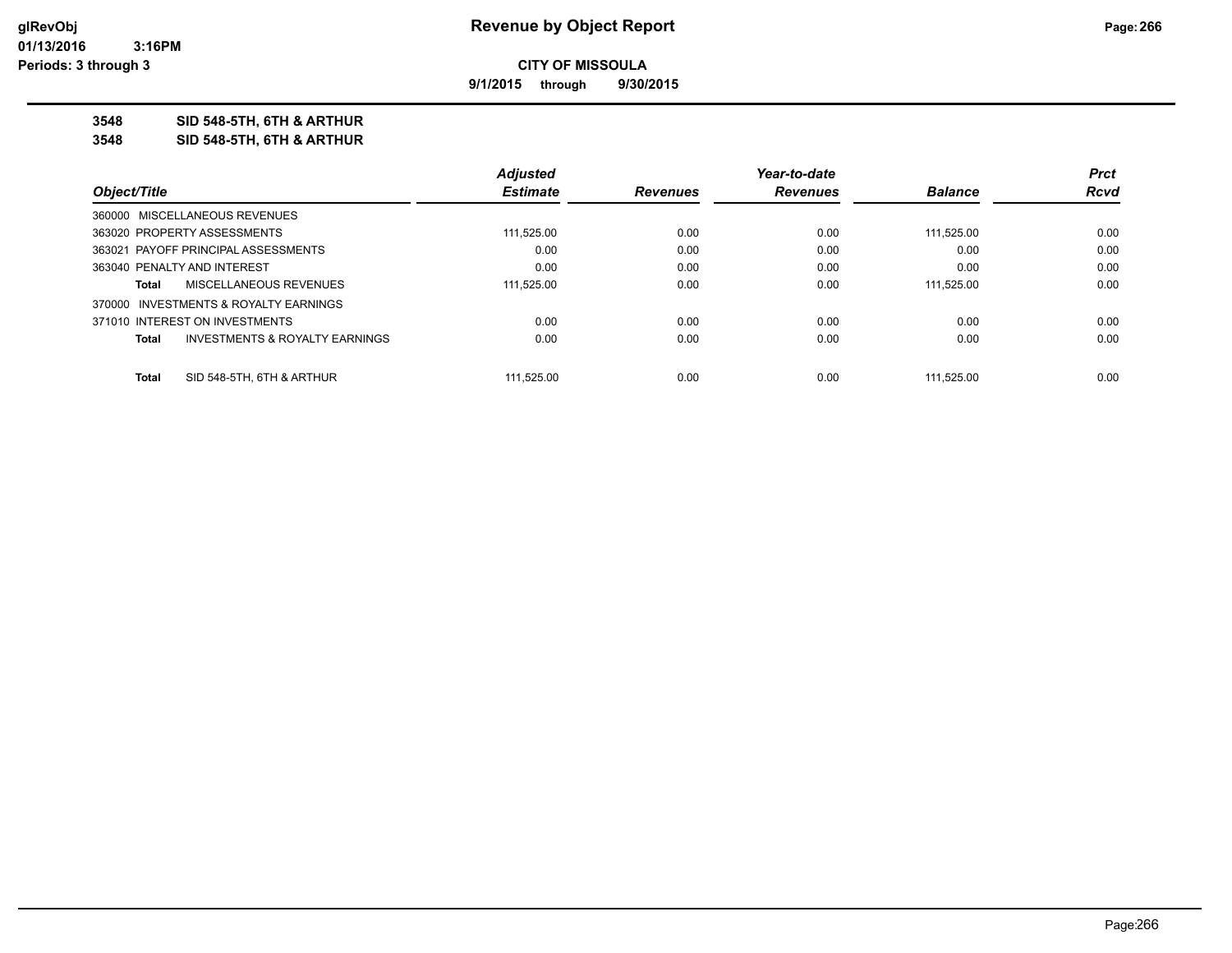**CITY OF MISSOULA**

**9/1/2015 through 9/30/2015**

**3548 SID 548-5TH, 6TH & ARTHUR**

**3548 SID 548-5TH, 6TH & ARTHUR**

| Object/Title | | Adjusted Estimate | Revenues | Year-to-date Revenues | Balance | Prct Rcvd |
|---|---|---|---|---|---|---|
| 360000 MISCELLANEOUS REVENUES | | | | | | |
| 363020 PROPERTY ASSESSMENTS | | 111,525.00 | 0.00 | 0.00 | 111,525.00 | 0.00 |
| 363021 PAYOFF PRINCIPAL ASSESSMENTS | | 0.00 | 0.00 | 0.00 | 0.00 | 0.00 |
| 363040 PENALTY AND INTEREST | | 0.00 | 0.00 | 0.00 | 0.00 | 0.00 |
| **Total** | MISCELLANEOUS REVENUES | 111,525.00 | 0.00 | 0.00 | 111,525.00 | 0.00 |
| 370000 INVESTMENTS & ROYALTY EARNINGS | | | | | | |
| 371010 INTEREST ON INVESTMENTS | | 0.00 | 0.00 | 0.00 | 0.00 | 0.00 |
| **Total** | INVESTMENTS & ROYALTY EARNINGS | 0.00 | 0.00 | 0.00 | 0.00 | 0.00 |
| **Total** | SID 548-5TH, 6TH & ARTHUR | 111,525.00 | 0.00 | 0.00 | 111,525.00 | 0.00 |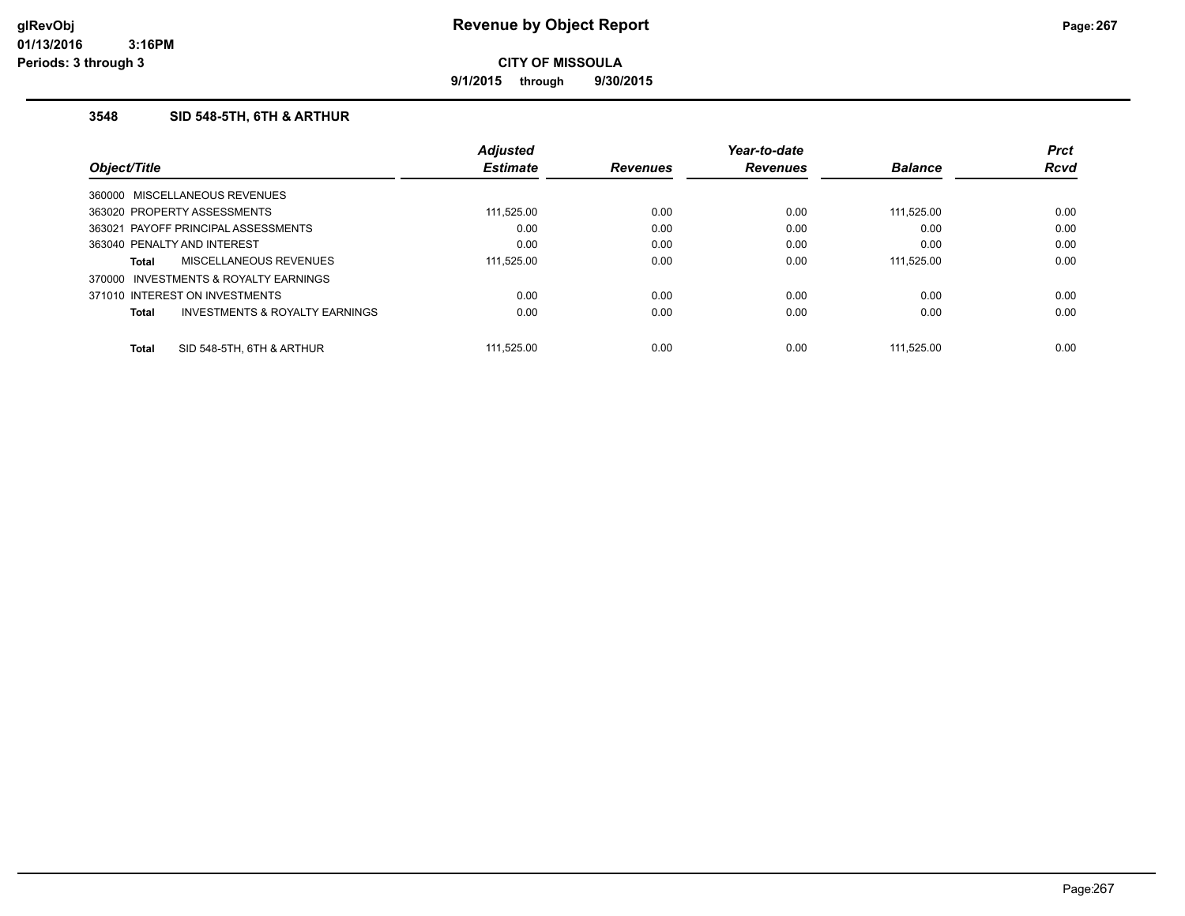# Revenue by Object Report

**CITY OF MISSOULA**

**9/1/2015 through 9/30/2015**

glRevObj
01/13/2016 3:16PM
Periods: 3 through 3

### 3548 SID 548-5TH, 6TH & ARTHUR

| Object/Title | Adjusted Estimate | Revenues | Year-to-date Revenues | Balance | Prct Rcvd |
|---|---|---|---|---|---|
| 360000 MISCELLANEOUS REVENUES | | | | | |
| 363020 PROPERTY ASSESSMENTS | 111,525.00 | 0.00 | 0.00 | 111,525.00 | 0.00 |
| 363021 PAYOFF PRINCIPAL ASSESSMENTS | 0.00 | 0.00 | 0.00 | 0.00 | 0.00 |
| 363040 PENALTY AND INTEREST | 0.00 | 0.00 | 0.00 | 0.00 | 0.00 |
| **Total** MISCELLANEOUS REVENUES | 111,525.00 | 0.00 | 0.00 | 111,525.00 | 0.00 |
| 370000 INVESTMENTS & ROYALTY EARNINGS | | | | | |
| 371010 INTEREST ON INVESTMENTS | 0.00 | 0.00 | 0.00 | 0.00 | 0.00 |
| **Total** INVESTMENTS & ROYALTY EARNINGS | 0.00 | 0.00 | 0.00 | 0.00 | 0.00 |
| **Total** SID 548-5TH, 6TH & ARTHUR | 111,525.00 | 0.00 | 0.00 | 111,525.00 | 0.00 |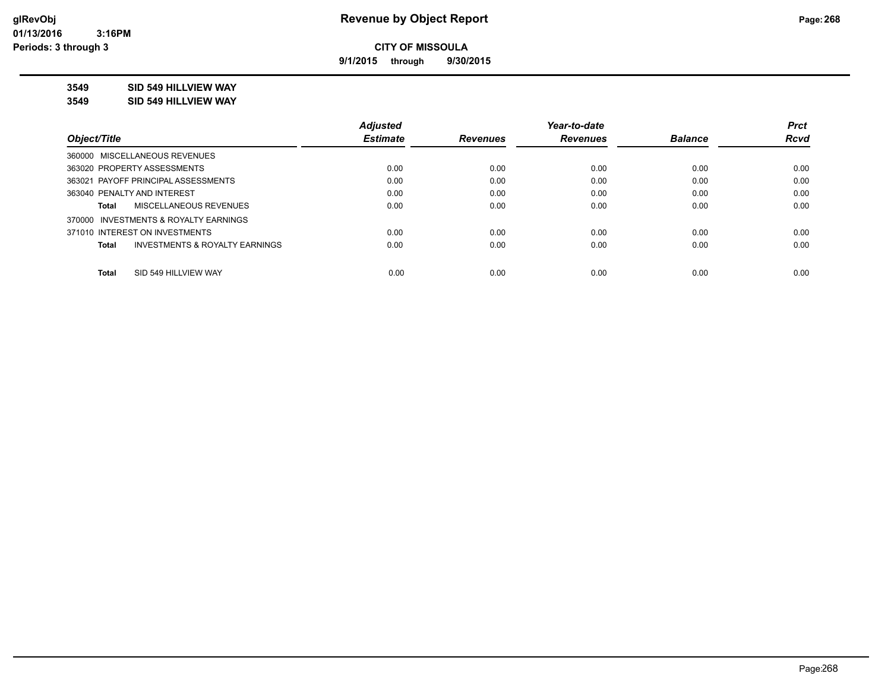# Revenue by Object Report

**CITY OF MISSOULA**

**9/1/2015 through 9/30/2015**

glRevObj
01/13/2016 3:16PM
Periods: 3 through 3

**3549 SID 549 HILLVIEW WAY**

**3549 SID 549 HILLVIEW WAY**

| Object/Title | Adjusted Estimate | Revenues | Year-to-date Revenues | Balance | Prct Rcvd |
|---|---|---|---|---|---|
| 360000 MISCELLANEOUS REVENUES | | | | | |
| 363020 PROPERTY ASSESSMENTS | 0.00 | 0.00 | 0.00 | 0.00 | 0.00 |
| 363021 PAYOFF PRINCIPAL ASSESSMENTS | 0.00 | 0.00 | 0.00 | 0.00 | 0.00 |
| 363040 PENALTY AND INTEREST | 0.00 | 0.00 | 0.00 | 0.00 | 0.00 |
| **Total** MISCELLANEOUS REVENUES | 0.00 | 0.00 | 0.00 | 0.00 | 0.00 |
| 370000 INVESTMENTS & ROYALTY EARNINGS | | | | | |
| 371010 INTEREST ON INVESTMENTS | 0.00 | 0.00 | 0.00 | 0.00 | 0.00 |
| **Total** INVESTMENTS & ROYALTY EARNINGS | 0.00 | 0.00 | 0.00 | 0.00 | 0.00 |
| **Total** SID 549 HILLVIEW WAY | 0.00 | 0.00 | 0.00 | 0.00 | 0.00 |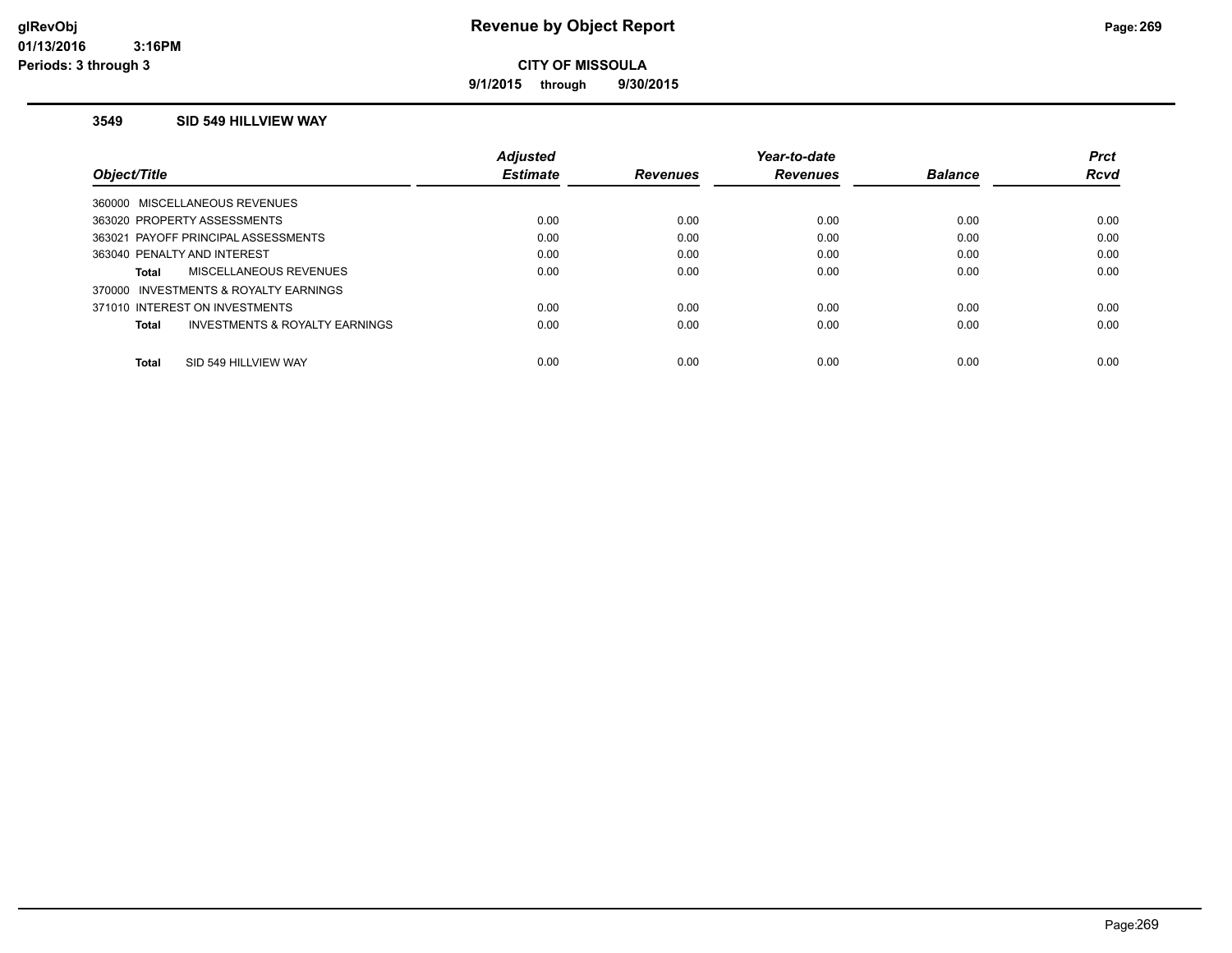# Revenue by Object Report

**CITY OF MISSOULA**

**9/1/2015 through 9/30/2015**

glRevObj
01/13/2016 3:16PM
Periods: 3 through 3

### 3549 SID 549 HILLVIEW WAY

| Object/Title | Adjusted Estimate | Revenues | Year-to-date Revenues | Balance | Prct Rcvd |
|---|---|---|---|---|---|
| 360000 MISCELLANEOUS REVENUES | | | | | |
| 363020 PROPERTY ASSESSMENTS | 0.00 | 0.00 | 0.00 | 0.00 | 0.00 |
| 363021 PAYOFF PRINCIPAL ASSESSMENTS | 0.00 | 0.00 | 0.00 | 0.00 | 0.00 |
| 363040 PENALTY AND INTEREST | 0.00 | 0.00 | 0.00 | 0.00 | 0.00 |
| **Total** MISCELLANEOUS REVENUES | 0.00 | 0.00 | 0.00 | 0.00 | 0.00 |
| 370000 INVESTMENTS & ROYALTY EARNINGS | | | | | |
| 371010 INTEREST ON INVESTMENTS | 0.00 | 0.00 | 0.00 | 0.00 | 0.00 |
| **Total** INVESTMENTS & ROYALTY EARNINGS | 0.00 | 0.00 | 0.00 | 0.00 | 0.00 |
| **Total** SID 549 HILLVIEW WAY | 0.00 | 0.00 | 0.00 | 0.00 | 0.00 |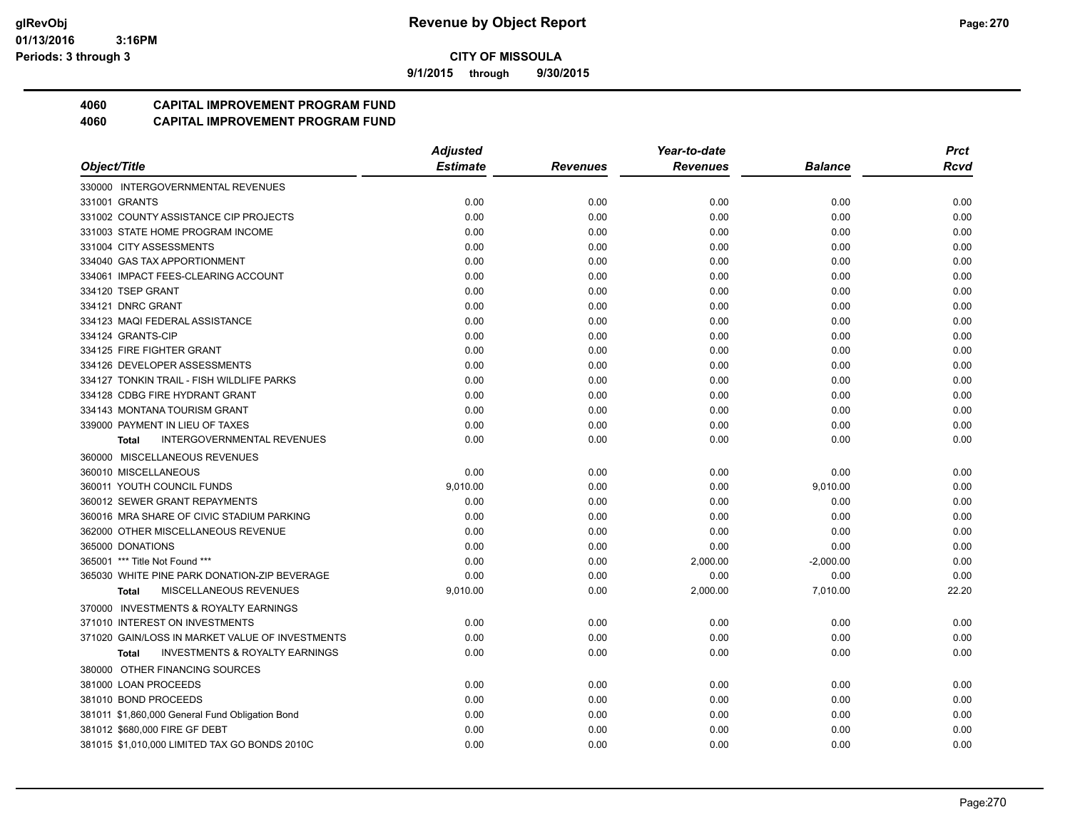**CITY OF MISSOULA**

**9/1/2015 through 9/30/2015**

# 4060 CAPITAL IMPROVEMENT PROGRAM FUND
# 4060 CAPITAL IMPROVEMENT PROGRAM FUND

| Object/Title | Adjusted Estimate | Revenues | Year-to-date Revenues | Balance | Prct Rcvd |
|---|---|---|---|---|---|
| 330000 INTERGOVERNMENTAL REVENUES | | | | | |
| 331001 GRANTS | 0.00 | 0.00 | 0.00 | 0.00 | 0.00 |
| 331002 COUNTY ASSISTANCE CIP PROJECTS | 0.00 | 0.00 | 0.00 | 0.00 | 0.00 |
| 331003 STATE HOME PROGRAM INCOME | 0.00 | 0.00 | 0.00 | 0.00 | 0.00 |
| 331004 CITY ASSESSMENTS | 0.00 | 0.00 | 0.00 | 0.00 | 0.00 |
| 334040 GAS TAX APPORTIONMENT | 0.00 | 0.00 | 0.00 | 0.00 | 0.00 |
| 334061 IMPACT FEES-CLEARING ACCOUNT | 0.00 | 0.00 | 0.00 | 0.00 | 0.00 |
| 334120 TSEP GRANT | 0.00 | 0.00 | 0.00 | 0.00 | 0.00 |
| 334121 DNRC GRANT | 0.00 | 0.00 | 0.00 | 0.00 | 0.00 |
| 334123 MAQI FEDERAL ASSISTANCE | 0.00 | 0.00 | 0.00 | 0.00 | 0.00 |
| 334124 GRANTS-CIP | 0.00 | 0.00 | 0.00 | 0.00 | 0.00 |
| 334125 FIRE FIGHTER GRANT | 0.00 | 0.00 | 0.00 | 0.00 | 0.00 |
| 334126 DEVELOPER ASSESSMENTS | 0.00 | 0.00 | 0.00 | 0.00 | 0.00 |
| 334127 TONKIN TRAIL - FISH WILDLIFE PARKS | 0.00 | 0.00 | 0.00 | 0.00 | 0.00 |
| 334128 CDBG FIRE HYDRANT GRANT | 0.00 | 0.00 | 0.00 | 0.00 | 0.00 |
| 334143 MONTANA TOURISM GRANT | 0.00 | 0.00 | 0.00 | 0.00 | 0.00 |
| 339000 PAYMENT IN LIEU OF TAXES | 0.00 | 0.00 | 0.00 | 0.00 | 0.00 |
| **Total** INTERGOVERNMENTAL REVENUES | 0.00 | 0.00 | 0.00 | 0.00 | 0.00 |
| 360000 MISCELLANEOUS REVENUES | | | | | |
| 360010 MISCELLANEOUS | 0.00 | 0.00 | 0.00 | 0.00 | 0.00 |
| 360011 YOUTH COUNCIL FUNDS | 9,010.00 | 0.00 | 0.00 | 9,010.00 | 0.00 |
| 360012 SEWER GRANT REPAYMENTS | 0.00 | 0.00 | 0.00 | 0.00 | 0.00 |
| 360016 MRA SHARE OF CIVIC STADIUM PARKING | 0.00 | 0.00 | 0.00 | 0.00 | 0.00 |
| 362000 OTHER MISCELLANEOUS REVENUE | 0.00 | 0.00 | 0.00 | 0.00 | 0.00 |
| 365000 DONATIONS | 0.00 | 0.00 | 0.00 | 0.00 | 0.00 |
| 365001 *** Title Not Found *** | 0.00 | 0.00 | 2,000.00 | -2,000.00 | 0.00 |
| 365030 WHITE PINE PARK DONATION-ZIP BEVERAGE | 0.00 | 0.00 | 0.00 | 0.00 | 0.00 |
| **Total** MISCELLANEOUS REVENUES | 9,010.00 | 0.00 | 2,000.00 | 7,010.00 | 22.20 |
| 370000 INVESTMENTS & ROYALTY EARNINGS | | | | | |
| 371010 INTEREST ON INVESTMENTS | 0.00 | 0.00 | 0.00 | 0.00 | 0.00 |
| 371020 GAIN/LOSS IN MARKET VALUE OF INVESTMENTS | 0.00 | 0.00 | 0.00 | 0.00 | 0.00 |
| **Total** INVESTMENTS & ROYALTY EARNINGS | 0.00 | 0.00 | 0.00 | 0.00 | 0.00 |
| 380000 OTHER FINANCING SOURCES | | | | | |
| 381000 LOAN PROCEEDS | 0.00 | 0.00 | 0.00 | 0.00 | 0.00 |
| 381010 BOND PROCEEDS | 0.00 | 0.00 | 0.00 | 0.00 | 0.00 |
| 381011 $1,860,000 General Fund Obligation Bond | 0.00 | 0.00 | 0.00 | 0.00 | 0.00 |
| 381012 $680,000 FIRE GF DEBT | 0.00 | 0.00 | 0.00 | 0.00 | 0.00 |
| 381015 $1,010,000 LIMITED TAX GO BONDS 2010C | 0.00 | 0.00 | 0.00 | 0.00 | 0.00 |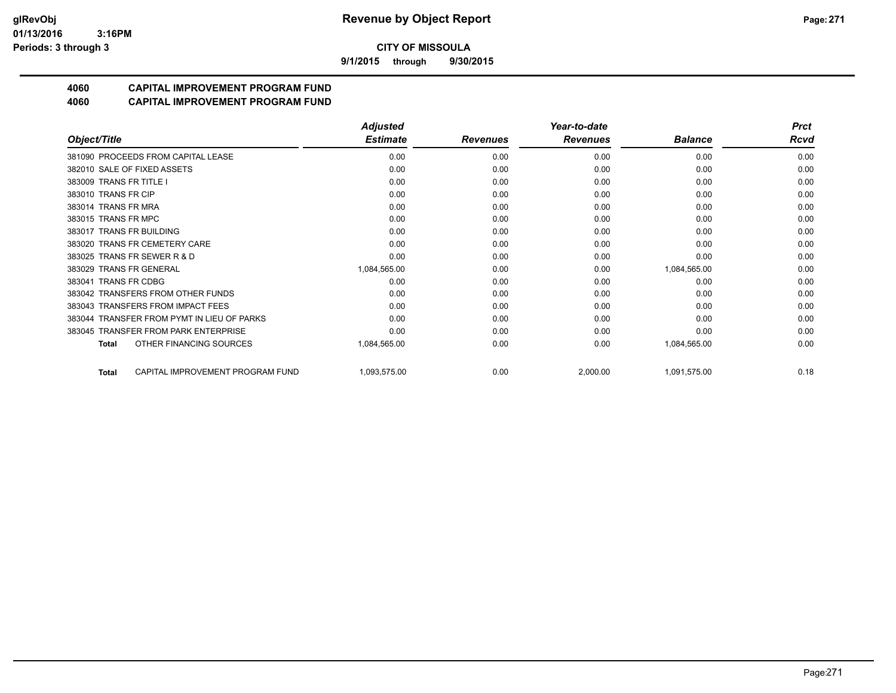**glRevObj**
**01/13/2016 3:16PM**
**Periods: 3 through 3**

# Revenue by Object Report

**CITY OF MISSOULA**

**9/1/2015 through 9/30/2015**

## 4060 CAPITAL IMPROVEMENT PROGRAM FUND
## 4060 CAPITAL IMPROVEMENT PROGRAM FUND

| Object/Title | Adjusted Estimate | Revenues | Year-to-date Revenues | Balance | Prct Rcvd |
|---|---|---|---|---|---|
| 381090 PROCEEDS FROM CAPITAL LEASE | 0.00 | 0.00 | 0.00 | 0.00 | 0.00 |
| 382010 SALE OF FIXED ASSETS | 0.00 | 0.00 | 0.00 | 0.00 | 0.00 |
| 383009 TRANS FR TITLE I | 0.00 | 0.00 | 0.00 | 0.00 | 0.00 |
| 383010 TRANS FR CIP | 0.00 | 0.00 | 0.00 | 0.00 | 0.00 |
| 383014 TRANS FR MRA | 0.00 | 0.00 | 0.00 | 0.00 | 0.00 |
| 383015 TRANS FR MPC | 0.00 | 0.00 | 0.00 | 0.00 | 0.00 |
| 383017 TRANS FR BUILDING | 0.00 | 0.00 | 0.00 | 0.00 | 0.00 |
| 383020 TRANS FR CEMETERY CARE | 0.00 | 0.00 | 0.00 | 0.00 | 0.00 |
| 383025 TRANS FR SEWER R & D | 0.00 | 0.00 | 0.00 | 0.00 | 0.00 |
| 383029 TRANS FR GENERAL | 1,084,565.00 | 0.00 | 0.00 | 1,084,565.00 | 0.00 |
| 383041 TRANS FR CDBG | 0.00 | 0.00 | 0.00 | 0.00 | 0.00 |
| 383042 TRANSFERS FROM OTHER FUNDS | 0.00 | 0.00 | 0.00 | 0.00 | 0.00 |
| 383043 TRANSFERS FROM IMPACT FEES | 0.00 | 0.00 | 0.00 | 0.00 | 0.00 |
| 383044 TRANSFER FROM PYMT IN LIEU OF PARKS | 0.00 | 0.00 | 0.00 | 0.00 | 0.00 |
| 383045 TRANSFER FROM PARK ENTERPRISE | 0.00 | 0.00 | 0.00 | 0.00 | 0.00 |
| **Total** OTHER FINANCING SOURCES | 1,084,565.00 | 0.00 | 0.00 | 1,084,565.00 | 0.00 |
| **Total** CAPITAL IMPROVEMENT PROGRAM FUND | 1,093,575.00 | 0.00 | 2,000.00 | 1,091,575.00 | 0.18 |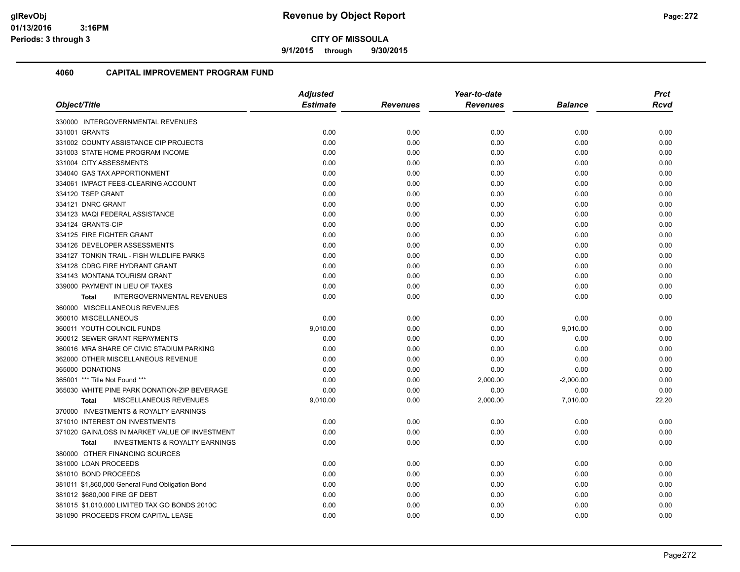# Revenue by Object Report

**CITY OF MISSOULA**

9/1/2015 through 9/30/2015

## 4060 CAPITAL IMPROVEMENT PROGRAM FUND

| Object/Title | Adjusted Estimate | Revenues | Year-to-date Revenues | Balance | Prct Rcvd |
|---|---|---|---|---|---|
| 330000 INTERGOVERNMENTAL REVENUES | | | | | |
| 331001 GRANTS | 0.00 | 0.00 | 0.00 | 0.00 | 0.00 |
| 331002 COUNTY ASSISTANCE CIP PROJECTS | 0.00 | 0.00 | 0.00 | 0.00 | 0.00 |
| 331003 STATE HOME PROGRAM INCOME | 0.00 | 0.00 | 0.00 | 0.00 | 0.00 |
| 331004 CITY ASSESSMENTS | 0.00 | 0.00 | 0.00 | 0.00 | 0.00 |
| 334040 GAS TAX APPORTIONMENT | 0.00 | 0.00 | 0.00 | 0.00 | 0.00 |
| 334061 IMPACT FEES-CLEARING ACCOUNT | 0.00 | 0.00 | 0.00 | 0.00 | 0.00 |
| 334120 TSEP GRANT | 0.00 | 0.00 | 0.00 | 0.00 | 0.00 |
| 334121 DNRC GRANT | 0.00 | 0.00 | 0.00 | 0.00 | 0.00 |
| 334123 MAQI FEDERAL ASSISTANCE | 0.00 | 0.00 | 0.00 | 0.00 | 0.00 |
| 334124 GRANTS-CIP | 0.00 | 0.00 | 0.00 | 0.00 | 0.00 |
| 334125 FIRE FIGHTER GRANT | 0.00 | 0.00 | 0.00 | 0.00 | 0.00 |
| 334126 DEVELOPER ASSESSMENTS | 0.00 | 0.00 | 0.00 | 0.00 | 0.00 |
| 334127 TONKIN TRAIL - FISH WILDLIFE PARKS | 0.00 | 0.00 | 0.00 | 0.00 | 0.00 |
| 334128 CDBG FIRE HYDRANT GRANT | 0.00 | 0.00 | 0.00 | 0.00 | 0.00 |
| 334143 MONTANA TOURISM GRANT | 0.00 | 0.00 | 0.00 | 0.00 | 0.00 |
| 339000 PAYMENT IN LIEU OF TAXES | 0.00 | 0.00 | 0.00 | 0.00 | 0.00 |
| **Total** INTERGOVERNMENTAL REVENUES | 0.00 | 0.00 | 0.00 | 0.00 | 0.00 |
| 360000 MISCELLANEOUS REVENUES | | | | | |
| 360010 MISCELLANEOUS | 0.00 | 0.00 | 0.00 | 0.00 | 0.00 |
| 360011 YOUTH COUNCIL FUNDS | 9,010.00 | 0.00 | 0.00 | 9,010.00 | 0.00 |
| 360012 SEWER GRANT REPAYMENTS | 0.00 | 0.00 | 0.00 | 0.00 | 0.00 |
| 360016 MRA SHARE OF CIVIC STADIUM PARKING | 0.00 | 0.00 | 0.00 | 0.00 | 0.00 |
| 362000 OTHER MISCELLANEOUS REVENUE | 0.00 | 0.00 | 0.00 | 0.00 | 0.00 |
| 365000 DONATIONS | 0.00 | 0.00 | 0.00 | 0.00 | 0.00 |
| 365001 *** Title Not Found *** | 0.00 | 0.00 | 2,000.00 | -2,000.00 | 0.00 |
| 365030 WHITE PINE PARK DONATION-ZIP BEVERAGE | 0.00 | 0.00 | 0.00 | 0.00 | 0.00 |
| **Total** MISCELLANEOUS REVENUES | 9,010.00 | 0.00 | 2,000.00 | 7,010.00 | 22.20 |
| 370000 INVESTMENTS & ROYALTY EARNINGS | | | | | |
| 371010 INTEREST ON INVESTMENTS | 0.00 | 0.00 | 0.00 | 0.00 | 0.00 |
| 371020 GAIN/LOSS IN MARKET VALUE OF INVESTMENT | 0.00 | 0.00 | 0.00 | 0.00 | 0.00 |
| **Total** INVESTMENTS & ROYALTY EARNINGS | 0.00 | 0.00 | 0.00 | 0.00 | 0.00 |
| 380000 OTHER FINANCING SOURCES | | | | | |
| 381000 LOAN PROCEEDS | 0.00 | 0.00 | 0.00 | 0.00 | 0.00 |
| 381010 BOND PROCEEDS | 0.00 | 0.00 | 0.00 | 0.00 | 0.00 |
| 381011 $1,860,000 General Fund Obligation Bond | 0.00 | 0.00 | 0.00 | 0.00 | 0.00 |
| 381012 $680,000 FIRE GF DEBT | 0.00 | 0.00 | 0.00 | 0.00 | 0.00 |
| 381015 $1,010,000 LIMITED TAX GO BONDS 2010C | 0.00 | 0.00 | 0.00 | 0.00 | 0.00 |
| 381090 PROCEEDS FROM CAPITAL LEASE | 0.00 | 0.00 | 0.00 | 0.00 | 0.00 |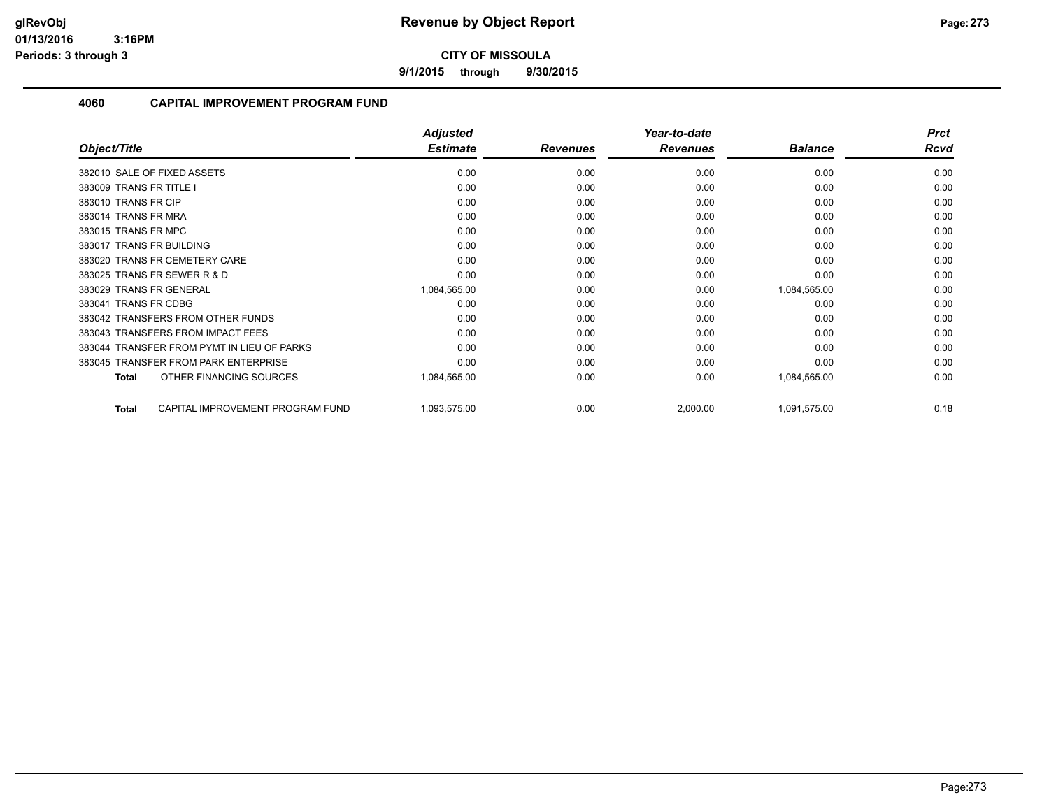# Revenue by Object Report

**CITY OF MISSOULA**

**9/1/2015 through 9/30/2015**

glRevObj
01/13/2016 3:16PM
Periods: 3 through 3

## 4060 CAPITAL IMPROVEMENT PROGRAM FUND

| Object/Title | Adjusted Estimate | Revenues | Year-to-date Revenues | Balance | Prct Rcvd |
|---|---|---|---|---|---|
| 382010 SALE OF FIXED ASSETS | 0.00 | 0.00 | 0.00 | 0.00 | 0.00 |
| 383009 TRANS FR TITLE I | 0.00 | 0.00 | 0.00 | 0.00 | 0.00 |
| 383010 TRANS FR CIP | 0.00 | 0.00 | 0.00 | 0.00 | 0.00 |
| 383014 TRANS FR MRA | 0.00 | 0.00 | 0.00 | 0.00 | 0.00 |
| 383015 TRANS FR MPC | 0.00 | 0.00 | 0.00 | 0.00 | 0.00 |
| 383017 TRANS FR BUILDING | 0.00 | 0.00 | 0.00 | 0.00 | 0.00 |
| 383020 TRANS FR CEMETERY CARE | 0.00 | 0.00 | 0.00 | 0.00 | 0.00 |
| 383025 TRANS FR SEWER R & D | 0.00 | 0.00 | 0.00 | 0.00 | 0.00 |
| 383029 TRANS FR GENERAL | 1,084,565.00 | 0.00 | 0.00 | 1,084,565.00 | 0.00 |
| 383041 TRANS FR CDBG | 0.00 | 0.00 | 0.00 | 0.00 | 0.00 |
| 383042 TRANSFERS FROM OTHER FUNDS | 0.00 | 0.00 | 0.00 | 0.00 | 0.00 |
| 383043 TRANSFERS FROM IMPACT FEES | 0.00 | 0.00 | 0.00 | 0.00 | 0.00 |
| 383044 TRANSFER FROM PYMT IN LIEU OF PARKS | 0.00 | 0.00 | 0.00 | 0.00 | 0.00 |
| 383045 TRANSFER FROM PARK ENTERPRISE | 0.00 | 0.00 | 0.00 | 0.00 | 0.00 |
| **Total** OTHER FINANCING SOURCES | 1,084,565.00 | 0.00 | 0.00 | 1,084,565.00 | 0.00 |
| **Total** CAPITAL IMPROVEMENT PROGRAM FUND | 1,093,575.00 | 0.00 | 2,000.00 | 1,091,575.00 | 0.18 |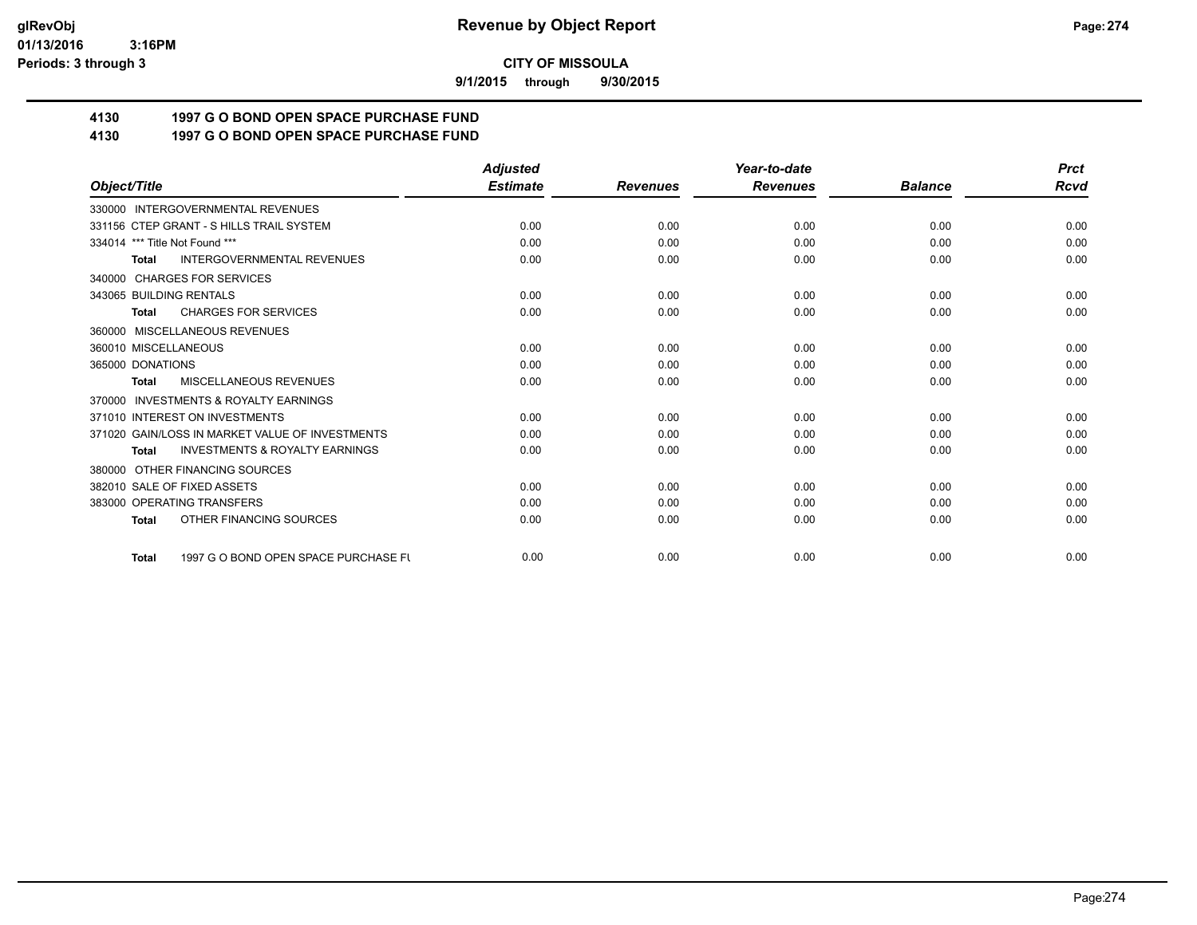# Revenue by Object Report

**CITY OF MISSOULA**

**9/1/2015 through 9/30/2015**

glRevObj
01/13/2016 3:16PM
Periods: 3 through 3

## 4130 1997 G O BOND OPEN SPACE PURCHASE FUND
## 4130 1997 G O BOND OPEN SPACE PURCHASE FUND

| Object/Title | Adjusted Estimate | Revenues | Year-to-date Revenues | Balance | Prct Rcvd |
|---|---|---|---|---|---|
| 330000 INTERGOVERNMENTAL REVENUES | | | | | |
| 331156 CTEP GRANT - S HILLS TRAIL SYSTEM | 0.00 | 0.00 | 0.00 | 0.00 | 0.00 |
| 334014 *** Title Not Found *** | 0.00 | 0.00 | 0.00 | 0.00 | 0.00 |
| **Total** INTERGOVERNMENTAL REVENUES | 0.00 | 0.00 | 0.00 | 0.00 | 0.00 |
| 340000 CHARGES FOR SERVICES | | | | | |
| 343065 BUILDING RENTALS | 0.00 | 0.00 | 0.00 | 0.00 | 0.00 |
| **Total** CHARGES FOR SERVICES | 0.00 | 0.00 | 0.00 | 0.00 | 0.00 |
| 360000 MISCELLANEOUS REVENUES | | | | | |
| 360010 MISCELLANEOUS | 0.00 | 0.00 | 0.00 | 0.00 | 0.00 |
| 365000 DONATIONS | 0.00 | 0.00 | 0.00 | 0.00 | 0.00 |
| **Total** MISCELLANEOUS REVENUES | 0.00 | 0.00 | 0.00 | 0.00 | 0.00 |
| 370000 INVESTMENTS & ROYALTY EARNINGS | | | | | |
| 371010 INTEREST ON INVESTMENTS | 0.00 | 0.00 | 0.00 | 0.00 | 0.00 |
| 371020 GAIN/LOSS IN MARKET VALUE OF INVESTMENTS | 0.00 | 0.00 | 0.00 | 0.00 | 0.00 |
| **Total** INVESTMENTS & ROYALTY EARNINGS | 0.00 | 0.00 | 0.00 | 0.00 | 0.00 |
| 380000 OTHER FINANCING SOURCES | | | | | |
| 382010 SALE OF FIXED ASSETS | 0.00 | 0.00 | 0.00 | 0.00 | 0.00 |
| 383000 OPERATING TRANSFERS | 0.00 | 0.00 | 0.00 | 0.00 | 0.00 |
| **Total** OTHER FINANCING SOURCES | 0.00 | 0.00 | 0.00 | 0.00 | 0.00 |
| **Total** 1997 G O BOND OPEN SPACE PURCHASE FU | 0.00 | 0.00 | 0.00 | 0.00 | 0.00 |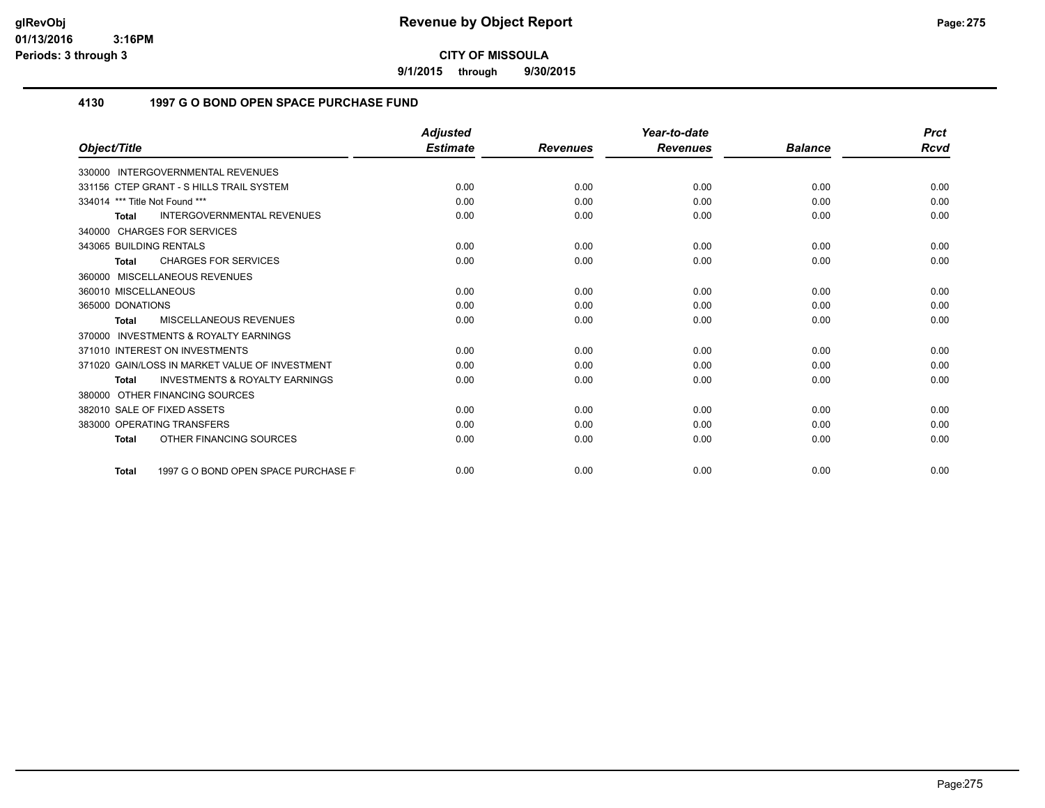**CITY OF MISSOULA**

**9/1/2015 through 9/30/2015**

## 4130 1997 G O BOND OPEN SPACE PURCHASE FUND

| Object/Title | Adjusted Estimate | Revenues | Year-to-date Revenues | Balance | Prct Rcvd |
|---|---|---|---|---|---|
| 330000 INTERGOVERNMENTAL REVENUES | | | | | |
| 331156 CTEP GRANT - S HILLS TRAIL SYSTEM | 0.00 | 0.00 | 0.00 | 0.00 | 0.00 |
| 334014 *** Title Not Found *** | 0.00 | 0.00 | 0.00 | 0.00 | 0.00 |
| **Total** INTERGOVERNMENTAL REVENUES | 0.00 | 0.00 | 0.00 | 0.00 | 0.00 |
| 340000 CHARGES FOR SERVICES | | | | | |
| 343065 BUILDING RENTALS | 0.00 | 0.00 | 0.00 | 0.00 | 0.00 |
| **Total** CHARGES FOR SERVICES | 0.00 | 0.00 | 0.00 | 0.00 | 0.00 |
| 360000 MISCELLANEOUS REVENUES | | | | | |
| 360010 MISCELLANEOUS | 0.00 | 0.00 | 0.00 | 0.00 | 0.00 |
| 365000 DONATIONS | 0.00 | 0.00 | 0.00 | 0.00 | 0.00 |
| **Total** MISCELLANEOUS REVENUES | 0.00 | 0.00 | 0.00 | 0.00 | 0.00 |
| 370000 INVESTMENTS & ROYALTY EARNINGS | | | | | |
| 371010 INTEREST ON INVESTMENTS | 0.00 | 0.00 | 0.00 | 0.00 | 0.00 |
| 371020 GAIN/LOSS IN MARKET VALUE OF INVESTMENT | 0.00 | 0.00 | 0.00 | 0.00 | 0.00 |
| **Total** INVESTMENTS & ROYALTY EARNINGS | 0.00 | 0.00 | 0.00 | 0.00 | 0.00 |
| 380000 OTHER FINANCING SOURCES | | | | | |
| 382010 SALE OF FIXED ASSETS | 0.00 | 0.00 | 0.00 | 0.00 | 0.00 |
| 383000 OPERATING TRANSFERS | 0.00 | 0.00 | 0.00 | 0.00 | 0.00 |
| **Total** OTHER FINANCING SOURCES | 0.00 | 0.00 | 0.00 | 0.00 | 0.00 |
| **Total** 1997 G O BOND OPEN SPACE PURCHASE F | 0.00 | 0.00 | 0.00 | 0.00 | 0.00 |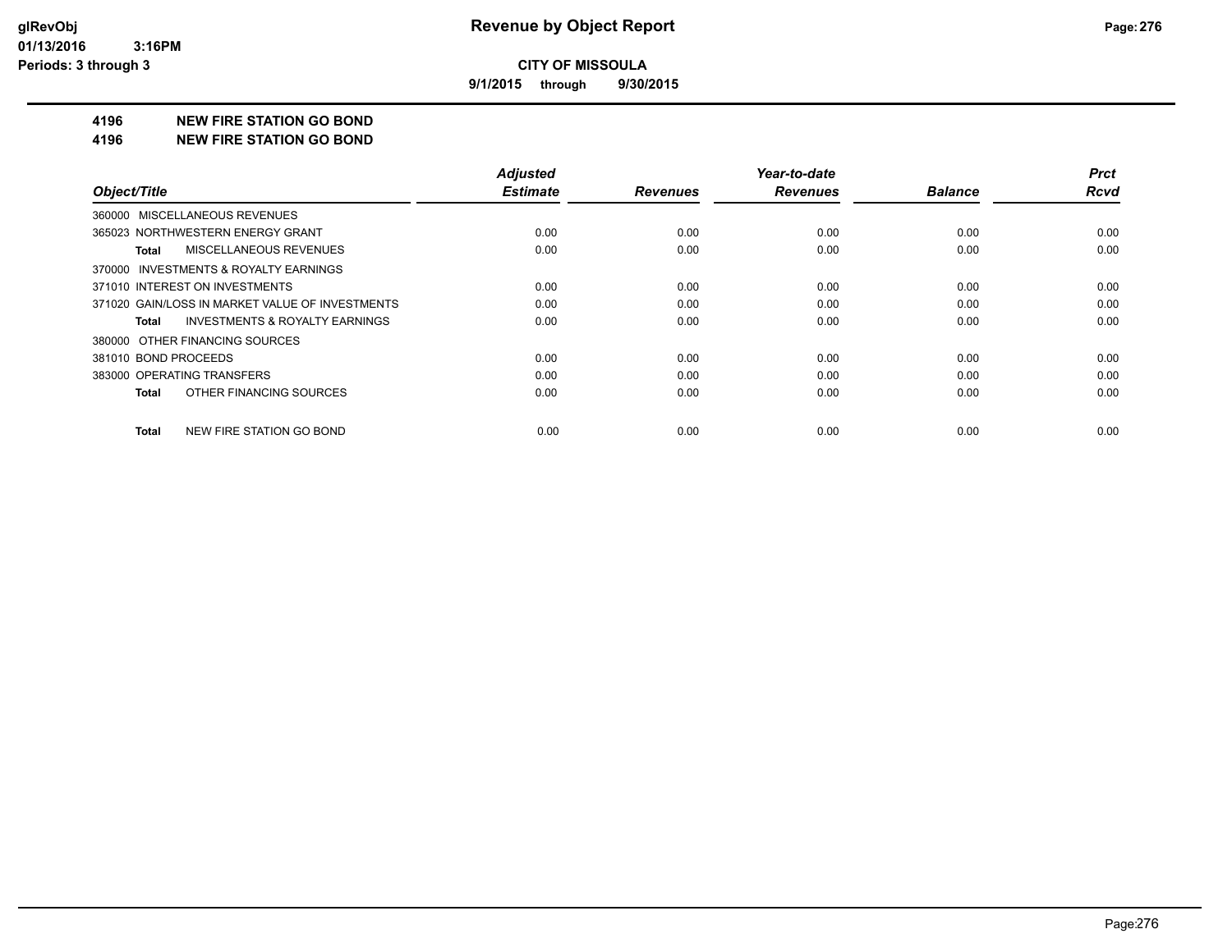# Revenue by Object Report

glRevObj
01/13/2016 3:16PM
Periods: 3 through 3

**CITY OF MISSOULA**

**9/1/2015 through 9/30/2015**

**4196 NEW FIRE STATION GO BOND**

**4196 NEW FIRE STATION GO BOND**

| Object/Title | Adjusted Estimate | Revenues | Year-to-date Revenues | Balance | Prct Rcvd |
|---|---|---|---|---|---|
| 360000 MISCELLANEOUS REVENUES | | | | | |
| 365023 NORTHWESTERN ENERGY GRANT | 0.00 | 0.00 | 0.00 | 0.00 | 0.00 |
| **Total** MISCELLANEOUS REVENUES | 0.00 | 0.00 | 0.00 | 0.00 | 0.00 |
| 370000 INVESTMENTS & ROYALTY EARNINGS | | | | | |
| 371010 INTEREST ON INVESTMENTS | 0.00 | 0.00 | 0.00 | 0.00 | 0.00 |
| 371020 GAIN/LOSS IN MARKET VALUE OF INVESTMENTS | 0.00 | 0.00 | 0.00 | 0.00 | 0.00 |
| **Total** INVESTMENTS & ROYALTY EARNINGS | 0.00 | 0.00 | 0.00 | 0.00 | 0.00 |
| 380000 OTHER FINANCING SOURCES | | | | | |
| 381010 BOND PROCEEDS | 0.00 | 0.00 | 0.00 | 0.00 | 0.00 |
| 383000 OPERATING TRANSFERS | 0.00 | 0.00 | 0.00 | 0.00 | 0.00 |
| **Total** OTHER FINANCING SOURCES | 0.00 | 0.00 | 0.00 | 0.00 | 0.00 |
| **Total** NEW FIRE STATION GO BOND | 0.00 | 0.00 | 0.00 | 0.00 | 0.00 |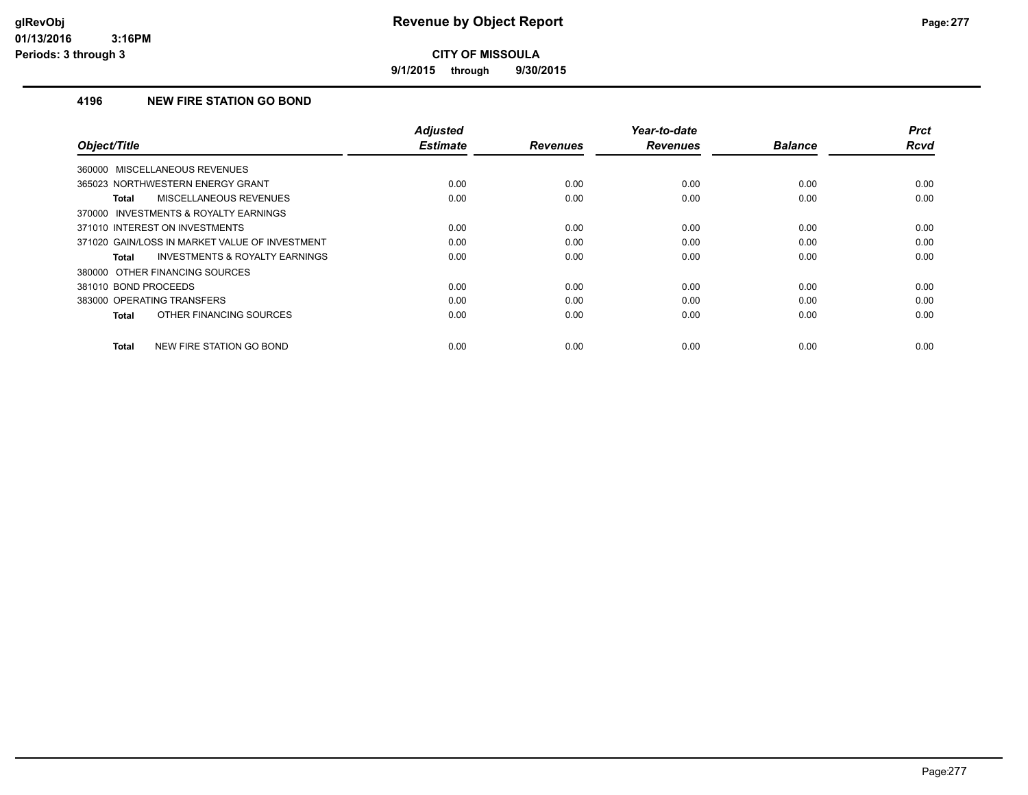# Revenue by Object Report

**CITY OF MISSOULA**

**9/1/2015 through 9/30/2015**

glRevObj
01/13/2016 3:16PM
Periods: 3 through 3

### 4196 NEW FIRE STATION GO BOND

| Object/Title | Adjusted Estimate | Revenues | Year-to-date Revenues | Balance | Prct Rcvd |
|---|---|---|---|---|---|
| 360000 MISCELLANEOUS REVENUES | | | | | |
| 365023 NORTHWESTERN ENERGY GRANT | 0.00 | 0.00 | 0.00 | 0.00 | 0.00 |
| **Total** MISCELLANEOUS REVENUES | 0.00 | 0.00 | 0.00 | 0.00 | 0.00 |
| 370000 INVESTMENTS & ROYALTY EARNINGS | | | | | |
| 371010 INTEREST ON INVESTMENTS | 0.00 | 0.00 | 0.00 | 0.00 | 0.00 |
| 371020 GAIN/LOSS IN MARKET VALUE OF INVESTMENT | 0.00 | 0.00 | 0.00 | 0.00 | 0.00 |
| **Total** INVESTMENTS & ROYALTY EARNINGS | 0.00 | 0.00 | 0.00 | 0.00 | 0.00 |
| 380000 OTHER FINANCING SOURCES | | | | | |
| 381010 BOND PROCEEDS | 0.00 | 0.00 | 0.00 | 0.00 | 0.00 |
| 383000 OPERATING TRANSFERS | 0.00 | 0.00 | 0.00 | 0.00 | 0.00 |
| **Total** OTHER FINANCING SOURCES | 0.00 | 0.00 | 0.00 | 0.00 | 0.00 |
| **Total** NEW FIRE STATION GO BOND | 0.00 | 0.00 | 0.00 | 0.00 | 0.00 |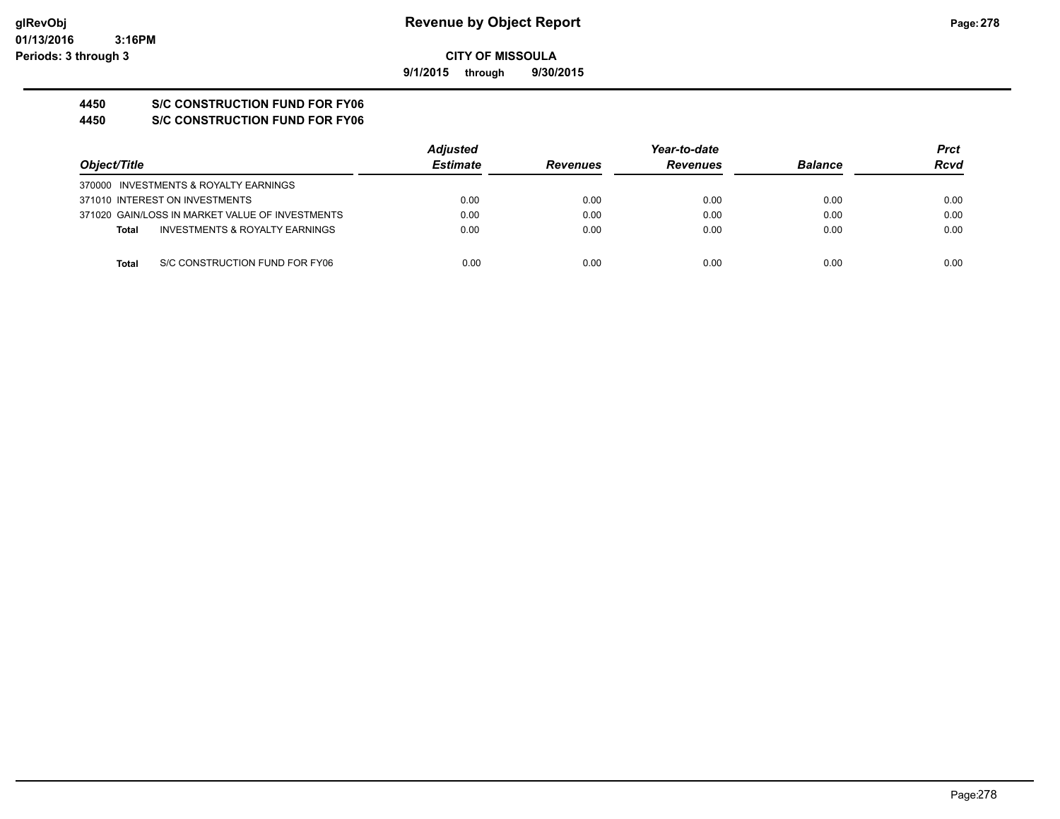# Revenue by Object Report

**CITY OF MISSOULA**

**9/1/2015 through 9/30/2015**

glRevObj
01/13/2016 3:16PM
Periods: 3 through 3

## 4450 S/C CONSTRUCTION FUND FOR FY06

## 4450 S/C CONSTRUCTION FUND FOR FY06

| Object/Title | Adjusted Estimate | Revenues | Year-to-date Revenues | Balance | Prct Rcvd |
|---|---|---|---|---|---|
| 370000 INVESTMENTS & ROYALTY EARNINGS | | | | | |
| 371010 INTEREST ON INVESTMENTS | 0.00 | 0.00 | 0.00 | 0.00 | 0.00 |
| 371020 GAIN/LOSS IN MARKET VALUE OF INVESTMENTS | 0.00 | 0.00 | 0.00 | 0.00 | 0.00 |
| **Total** INVESTMENTS & ROYALTY EARNINGS | 0.00 | 0.00 | 0.00 | 0.00 | 0.00 |
| **Total** S/C CONSTRUCTION FUND FOR FY06 | 0.00 | 0.00 | 0.00 | 0.00 | 0.00 |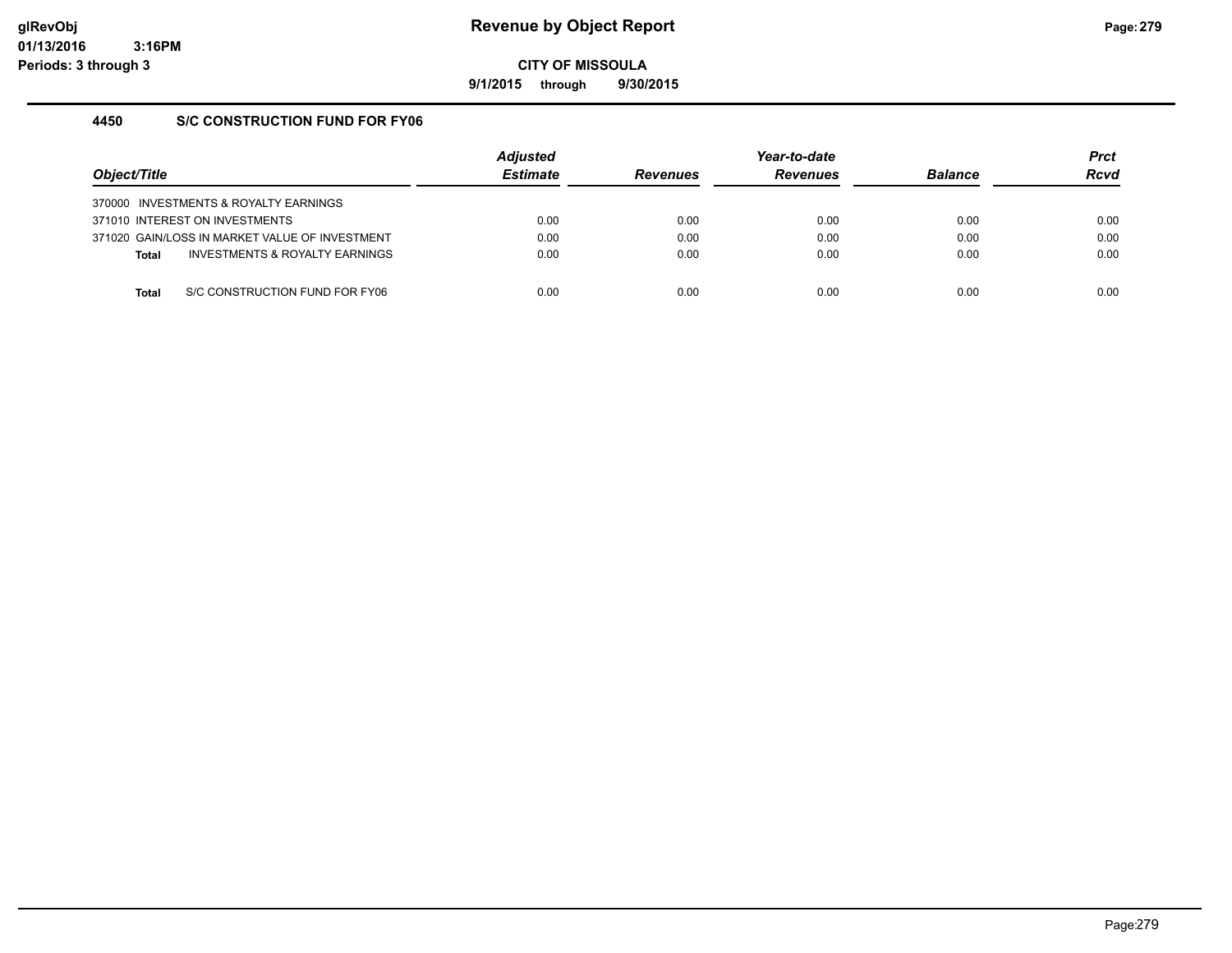# Revenue by Object Report

**CITY OF MISSOULA**

**9/1/2015 through 9/30/2015**

glRevObj
01/13/2016 3:16PM
Periods: 3 through 3

### 4450 S/C CONSTRUCTION FUND FOR FY06

| Object/Title | Adjusted Estimate | Revenues | Year-to-date Revenues | Balance | Prct Rcvd |
|---|---|---|---|---|---|
| 370000 INVESTMENTS & ROYALTY EARNINGS | | | | | |
| 371010 INTEREST ON INVESTMENTS | 0.00 | 0.00 | 0.00 | 0.00 | 0.00 |
| 371020 GAIN/LOSS IN MARKET VALUE OF INVESTMENT | 0.00 | 0.00 | 0.00 | 0.00 | 0.00 |
| **Total** INVESTMENTS & ROYALTY EARNINGS | 0.00 | 0.00 | 0.00 | 0.00 | 0.00 |
| | | | | | |
| **Total** S/C CONSTRUCTION FUND FOR FY06 | 0.00 | 0.00 | 0.00 | 0.00 | 0.00 |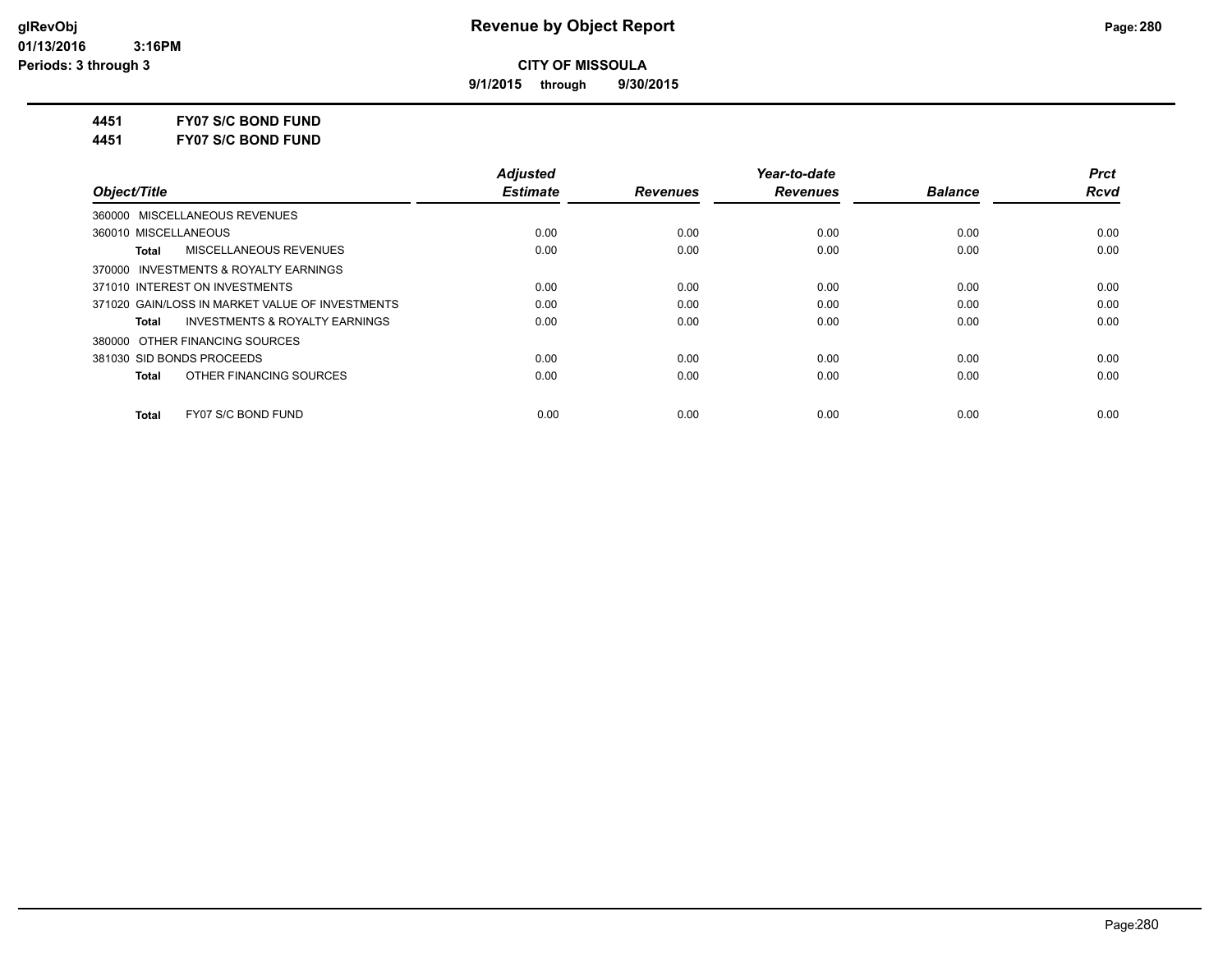**glRevObj**
**01/13/2016 3:16PM**
**Periods: 3 through 3**

# Revenue by Object Report

**CITY OF MISSOULA**

**9/1/2015 through 9/30/2015**

**4451 FY07 S/C BOND FUND**
**4451 FY07 S/C BOND FUND**

| Object/Title | Adjusted Estimate | Revenues | Year-to-date Revenues | Balance | Prct Rcvd |
|---|---|---|---|---|---|
| 360000 MISCELLANEOUS REVENUES | | | | | |
| 360010 MISCELLANEOUS | 0.00 | 0.00 | 0.00 | 0.00 | 0.00 |
| **Total** MISCELLANEOUS REVENUES | 0.00 | 0.00 | 0.00 | 0.00 | 0.00 |
| 370000 INVESTMENTS & ROYALTY EARNINGS | | | | | |
| 371010 INTEREST ON INVESTMENTS | 0.00 | 0.00 | 0.00 | 0.00 | 0.00 |
| 371020 GAIN/LOSS IN MARKET VALUE OF INVESTMENTS | 0.00 | 0.00 | 0.00 | 0.00 | 0.00 |
| **Total** INVESTMENTS & ROYALTY EARNINGS | 0.00 | 0.00 | 0.00 | 0.00 | 0.00 |
| 380000 OTHER FINANCING SOURCES | | | | | |
| 381030 SID BONDS PROCEEDS | 0.00 | 0.00 | 0.00 | 0.00 | 0.00 |
| **Total** OTHER FINANCING SOURCES | 0.00 | 0.00 | 0.00 | 0.00 | 0.00 |
| **Total** FY07 S/C BOND FUND | 0.00 | 0.00 | 0.00 | 0.00 | 0.00 |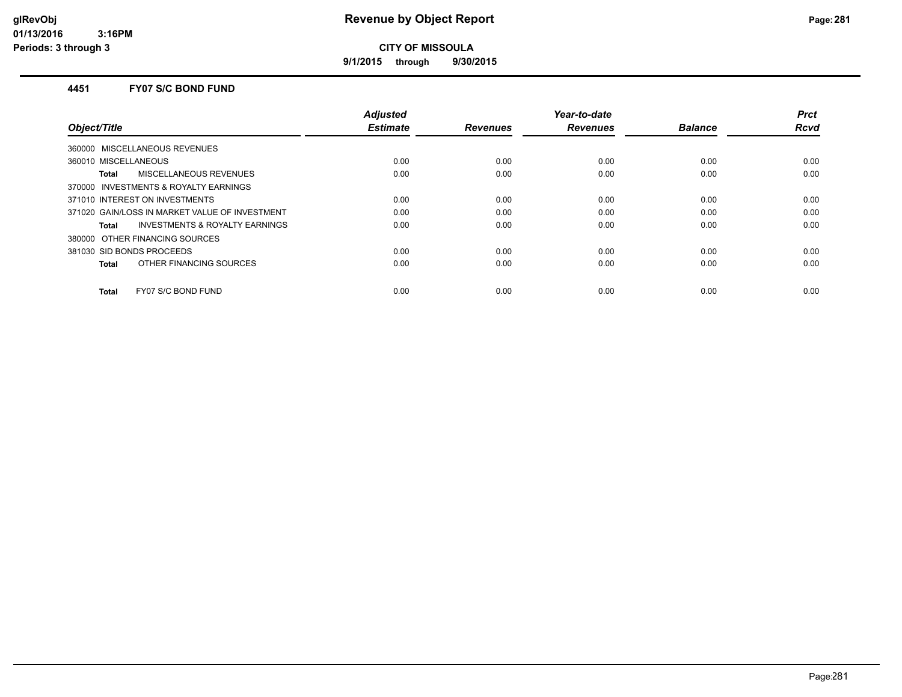# Revenue by Object Report

**CITY OF MISSOULA**

**9/1/2015 through 9/30/2015**

glRevObj
01/13/2016 3:16PM
Periods: 3 through 3

### 4451 FY07 S/C BOND FUND

| Object/Title | Adjusted Estimate | Revenues | Year-to-date Revenues | Balance | Prct Rcvd |
|---|---|---|---|---|---|
| 360000 MISCELLANEOUS REVENUES | | | | | |
| 360010 MISCELLANEOUS | 0.00 | 0.00 | 0.00 | 0.00 | 0.00 |
| **Total** MISCELLANEOUS REVENUES | 0.00 | 0.00 | 0.00 | 0.00 | 0.00 |
| 370000 INVESTMENTS & ROYALTY EARNINGS | | | | | |
| 371010 INTEREST ON INVESTMENTS | 0.00 | 0.00 | 0.00 | 0.00 | 0.00 |
| 371020 GAIN/LOSS IN MARKET VALUE OF INVESTMENT | 0.00 | 0.00 | 0.00 | 0.00 | 0.00 |
| **Total** INVESTMENTS & ROYALTY EARNINGS | 0.00 | 0.00 | 0.00 | 0.00 | 0.00 |
| 380000 OTHER FINANCING SOURCES | | | | | |
| 381030 SID BONDS PROCEEDS | 0.00 | 0.00 | 0.00 | 0.00 | 0.00 |
| **Total** OTHER FINANCING SOURCES | 0.00 | 0.00 | 0.00 | 0.00 | 0.00 |
| **Total** FY07 S/C BOND FUND | 0.00 | 0.00 | 0.00 | 0.00 | 0.00 |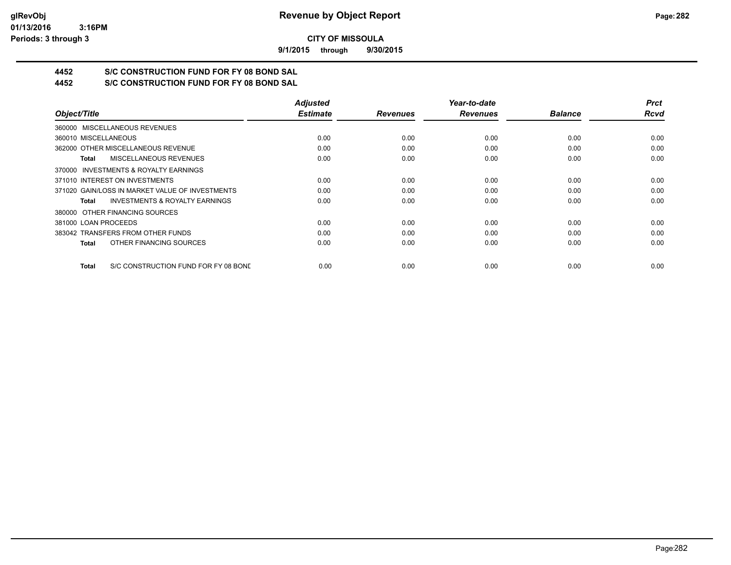**CITY OF MISSOULA**

**9/1/2015 through 9/30/2015**

## 4452 S/C CONSTRUCTION FUND FOR FY 08 BOND SAL

## 4452 S/C CONSTRUCTION FUND FOR FY 08 BOND SAL

| Object/Title | Adjusted Estimate | Revenues | Year-to-date Revenues | Balance | Prct Rcvd |
|---|---|---|---|---|---|
| 360000 MISCELLANEOUS REVENUES | | | | | |
| 360010 MISCELLANEOUS | 0.00 | 0.00 | 0.00 | 0.00 | 0.00 |
| 362000 OTHER MISCELLANEOUS REVENUE | 0.00 | 0.00 | 0.00 | 0.00 | 0.00 |
| **Total** MISCELLANEOUS REVENUES | 0.00 | 0.00 | 0.00 | 0.00 | 0.00 |
| 370000 INVESTMENTS & ROYALTY EARNINGS | | | | | |
| 371010 INTEREST ON INVESTMENTS | 0.00 | 0.00 | 0.00 | 0.00 | 0.00 |
| 371020 GAIN/LOSS IN MARKET VALUE OF INVESTMENTS | 0.00 | 0.00 | 0.00 | 0.00 | 0.00 |
| **Total** INVESTMENTS & ROYALTY EARNINGS | 0.00 | 0.00 | 0.00 | 0.00 | 0.00 |
| 380000 OTHER FINANCING SOURCES | | | | | |
| 381000 LOAN PROCEEDS | 0.00 | 0.00 | 0.00 | 0.00 | 0.00 |
| 383042 TRANSFERS FROM OTHER FUNDS | 0.00 | 0.00 | 0.00 | 0.00 | 0.00 |
| **Total** OTHER FINANCING SOURCES | 0.00 | 0.00 | 0.00 | 0.00 | 0.00 |
| **Total** S/C CONSTRUCTION FUND FOR FY 08 BOND | 0.00 | 0.00 | 0.00 | 0.00 | 0.00 |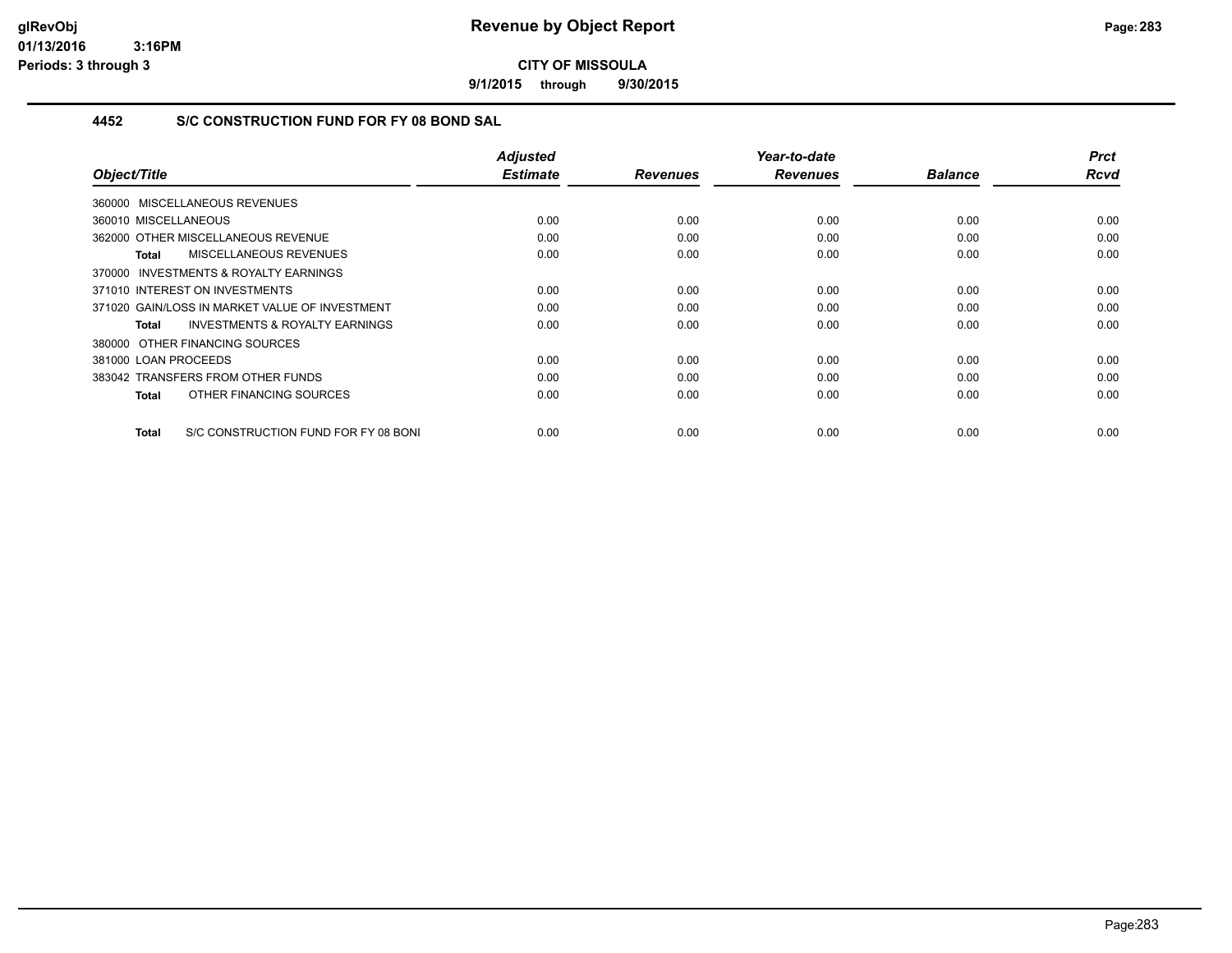**CITY OF MISSOULA**

**9/1/2015 through 9/30/2015**

### 4452 S/C CONSTRUCTION FUND FOR FY 08 BOND SAL

| Object/Title | Adjusted Estimate | Revenues | Year-to-date Revenues | Balance | Prct Rcvd |
|---|---|---|---|---|---|
| 360000 MISCELLANEOUS REVENUES | | | | | |
| 360010 MISCELLANEOUS | 0.00 | 0.00 | 0.00 | 0.00 | 0.00 |
| 362000 OTHER MISCELLANEOUS REVENUE | 0.00 | 0.00 | 0.00 | 0.00 | 0.00 |
| **Total** MISCELLANEOUS REVENUES | 0.00 | 0.00 | 0.00 | 0.00 | 0.00 |
| 370000 INVESTMENTS & ROYALTY EARNINGS | | | | | |
| 371010 INTEREST ON INVESTMENTS | 0.00 | 0.00 | 0.00 | 0.00 | 0.00 |
| 371020 GAIN/LOSS IN MARKET VALUE OF INVESTMENT | 0.00 | 0.00 | 0.00 | 0.00 | 0.00 |
| **Total** INVESTMENTS & ROYALTY EARNINGS | 0.00 | 0.00 | 0.00 | 0.00 | 0.00 |
| 380000 OTHER FINANCING SOURCES | | | | | |
| 381000 LOAN PROCEEDS | 0.00 | 0.00 | 0.00 | 0.00 | 0.00 |
| 383042 TRANSFERS FROM OTHER FUNDS | 0.00 | 0.00 | 0.00 | 0.00 | 0.00 |
| **Total** OTHER FINANCING SOURCES | 0.00 | 0.00 | 0.00 | 0.00 | 0.00 |
| **Total** S/C CONSTRUCTION FUND FOR FY 08 BONI | 0.00 | 0.00 | 0.00 | 0.00 | 0.00 |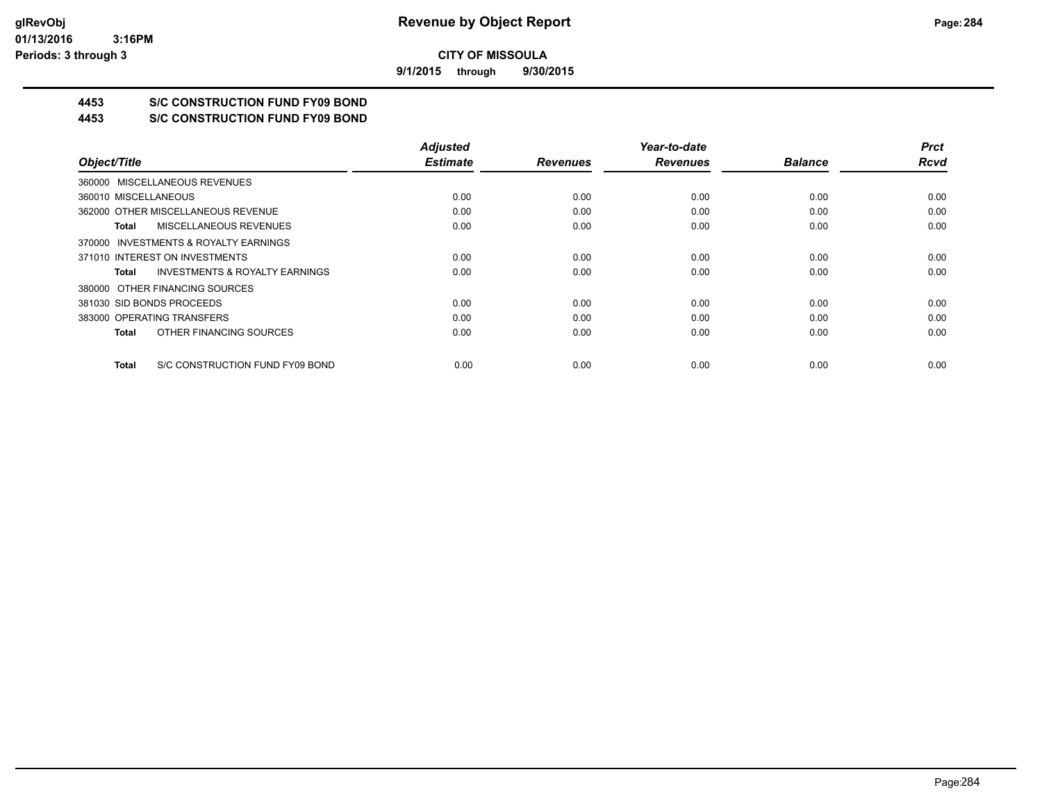glRevObj
01/13/2016 3:16PM
Periods: 3 through 3

# Revenue by Object Report

**CITY OF MISSOULA**

**9/1/2015 through 9/30/2015**

**4453 S/C CONSTRUCTION FUND FY09 BOND**

**4453 S/C CONSTRUCTION FUND FY09 BOND**

| Object/Title | Adjusted Estimate | Revenues | Year-to-date Revenues | Balance | Prct Rcvd |
|---|---|---|---|---|---|
| 360000 MISCELLANEOUS REVENUES | | | | | |
| 360010 MISCELLANEOUS | 0.00 | 0.00 | 0.00 | 0.00 | 0.00 |
| 362000 OTHER MISCELLANEOUS REVENUE | 0.00 | 0.00 | 0.00 | 0.00 | 0.00 |
| **Total** MISCELLANEOUS REVENUES | 0.00 | 0.00 | 0.00 | 0.00 | 0.00 |
| 370000 INVESTMENTS & ROYALTY EARNINGS | | | | | |
| 371010 INTEREST ON INVESTMENTS | 0.00 | 0.00 | 0.00 | 0.00 | 0.00 |
| **Total** INVESTMENTS & ROYALTY EARNINGS | 0.00 | 0.00 | 0.00 | 0.00 | 0.00 |
| 380000 OTHER FINANCING SOURCES | | | | | |
| 381030 SID BONDS PROCEEDS | 0.00 | 0.00 | 0.00 | 0.00 | 0.00 |
| 383000 OPERATING TRANSFERS | 0.00 | 0.00 | 0.00 | 0.00 | 0.00 |
| **Total** OTHER FINANCING SOURCES | 0.00 | 0.00 | 0.00 | 0.00 | 0.00 |
| **Total** S/C CONSTRUCTION FUND FY09 BOND | 0.00 | 0.00 | 0.00 | 0.00 | 0.00 |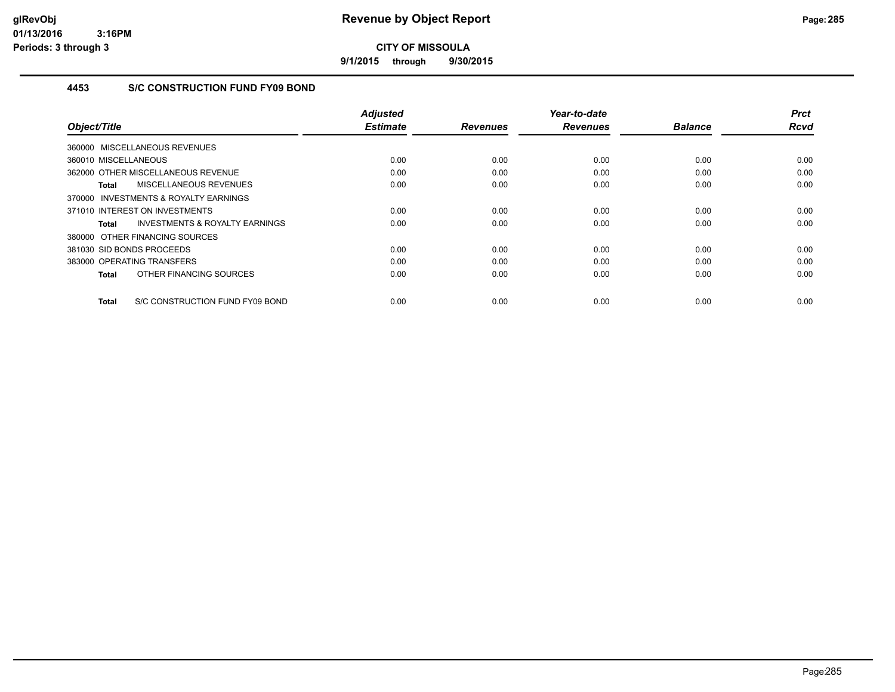# Revenue by Object Report

**CITY OF MISSOULA**

**9/1/2015 through 9/30/2015**

glRevObj
01/13/2016 3:16PM
Periods: 3 through 3

## 4453 S/C CONSTRUCTION FUND FY09 BOND

| Object/Title | Adjusted Estimate | Revenues | Year-to-date Revenues | Balance | Prct Rcvd |
|---|---|---|---|---|---|
| 360000 MISCELLANEOUS REVENUES | | | | | |
| 360010 MISCELLANEOUS | 0.00 | 0.00 | 0.00 | 0.00 | 0.00 |
| 362000 OTHER MISCELLANEOUS REVENUE | 0.00 | 0.00 | 0.00 | 0.00 | 0.00 |
| **Total** MISCELLANEOUS REVENUES | 0.00 | 0.00 | 0.00 | 0.00 | 0.00 |
| 370000 INVESTMENTS & ROYALTY EARNINGS | | | | | |
| 371010 INTEREST ON INVESTMENTS | 0.00 | 0.00 | 0.00 | 0.00 | 0.00 |
| **Total** INVESTMENTS & ROYALTY EARNINGS | 0.00 | 0.00 | 0.00 | 0.00 | 0.00 |
| 380000 OTHER FINANCING SOURCES | | | | | |
| 381030 SID BONDS PROCEEDS | 0.00 | 0.00 | 0.00 | 0.00 | 0.00 |
| 383000 OPERATING TRANSFERS | 0.00 | 0.00 | 0.00 | 0.00 | 0.00 |
| **Total** OTHER FINANCING SOURCES | 0.00 | 0.00 | 0.00 | 0.00 | 0.00 |
| **Total** S/C CONSTRUCTION FUND FY09 BOND | 0.00 | 0.00 | 0.00 | 0.00 | 0.00 |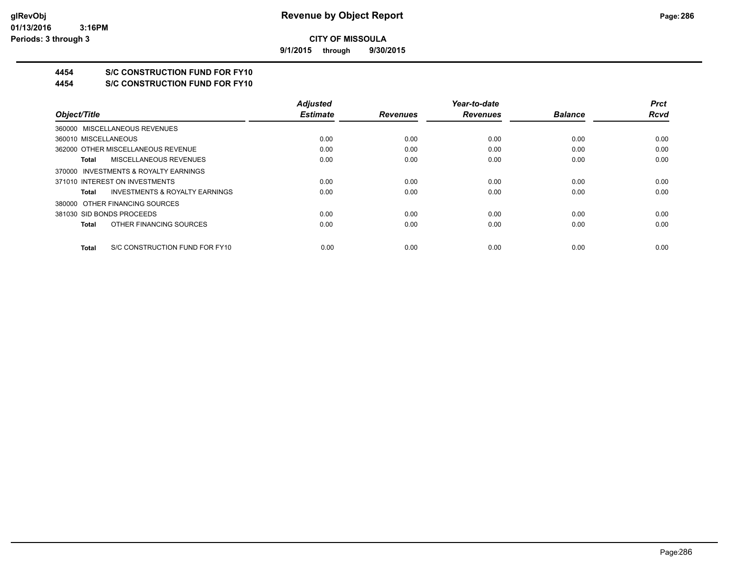# Revenue by Object Report

**CITY OF MISSOULA**

**9/1/2015 through 9/30/2015**

## 4454 S/C CONSTRUCTION FUND FOR FY10
## 4454 S/C CONSTRUCTION FUND FOR FY10

| Object/Title | Adjusted Estimate | Revenues | Year-to-date Revenues | Balance | Prct Rcvd |
|---|---|---|---|---|---|
| 360000 MISCELLANEOUS REVENUES | | | | | |
| 360010 MISCELLANEOUS | 0.00 | 0.00 | 0.00 | 0.00 | 0.00 |
| 362000 OTHER MISCELLANEOUS REVENUE | 0.00 | 0.00 | 0.00 | 0.00 | 0.00 |
| **Total** MISCELLANEOUS REVENUES | 0.00 | 0.00 | 0.00 | 0.00 | 0.00 |
| 370000 INVESTMENTS & ROYALTY EARNINGS | | | | | |
| 371010 INTEREST ON INVESTMENTS | 0.00 | 0.00 | 0.00 | 0.00 | 0.00 |
| **Total** INVESTMENTS & ROYALTY EARNINGS | 0.00 | 0.00 | 0.00 | 0.00 | 0.00 |
| 380000 OTHER FINANCING SOURCES | | | | | |
| 381030 SID BONDS PROCEEDS | 0.00 | 0.00 | 0.00 | 0.00 | 0.00 |
| **Total** OTHER FINANCING SOURCES | 0.00 | 0.00 | 0.00 | 0.00 | 0.00 |
| **Total** S/C CONSTRUCTION FUND FOR FY10 | 0.00 | 0.00 | 0.00 | 0.00 | 0.00 |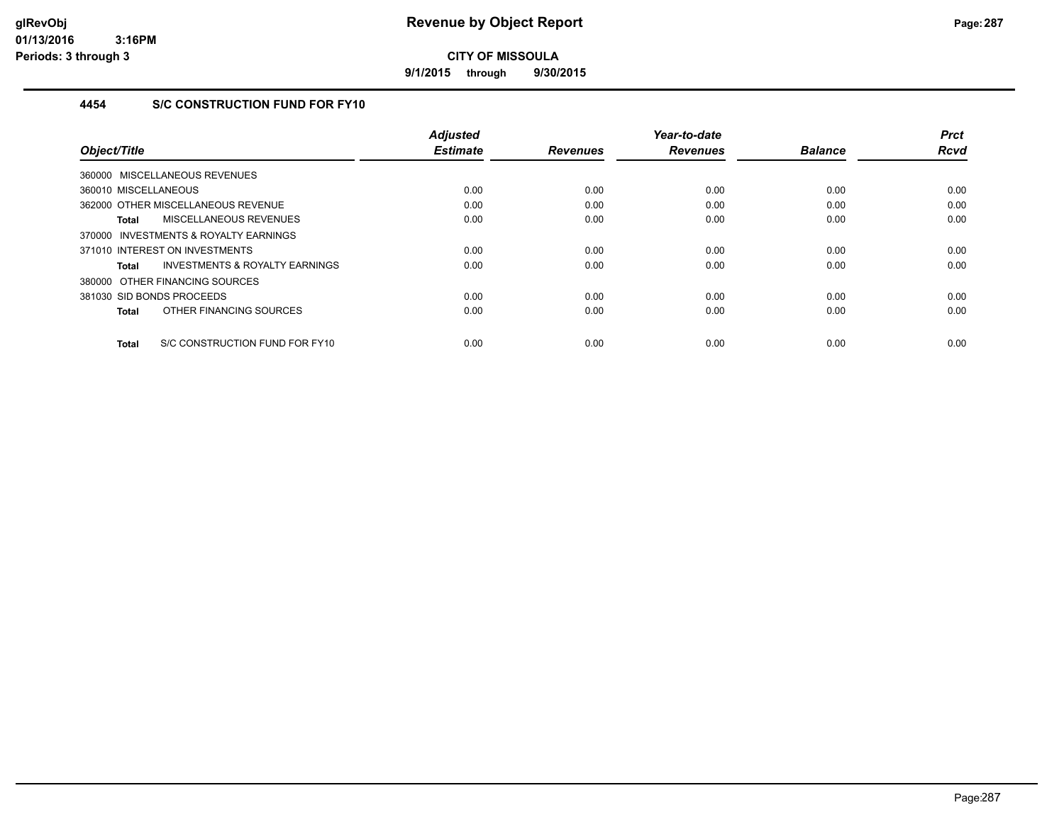**CITY OF MISSOULA**

**9/1/2015 through 9/30/2015**

### 4454 S/C CONSTRUCTION FUND FOR FY10

| Object/Title | Adjusted Estimate | Revenues | Year-to-date Revenues | Balance | Prct Rcvd |
|---|---|---|---|---|---|
| 360000 MISCELLANEOUS REVENUES | | | | | |
| 360010 MISCELLANEOUS | 0.00 | 0.00 | 0.00 | 0.00 | 0.00 |
| 362000 OTHER MISCELLANEOUS REVENUE | 0.00 | 0.00 | 0.00 | 0.00 | 0.00 |
| **Total** MISCELLANEOUS REVENUES | 0.00 | 0.00 | 0.00 | 0.00 | 0.00 |
| 370000 INVESTMENTS & ROYALTY EARNINGS | | | | | |
| 371010 INTEREST ON INVESTMENTS | 0.00 | 0.00 | 0.00 | 0.00 | 0.00 |
| **Total** INVESTMENTS & ROYALTY EARNINGS | 0.00 | 0.00 | 0.00 | 0.00 | 0.00 |
| 380000 OTHER FINANCING SOURCES | | | | | |
| 381030 SID BONDS PROCEEDS | 0.00 | 0.00 | 0.00 | 0.00 | 0.00 |
| **Total** OTHER FINANCING SOURCES | 0.00 | 0.00 | 0.00 | 0.00 | 0.00 |
| **Total** S/C CONSTRUCTION FUND FOR FY10 | 0.00 | 0.00 | 0.00 | 0.00 | 0.00 |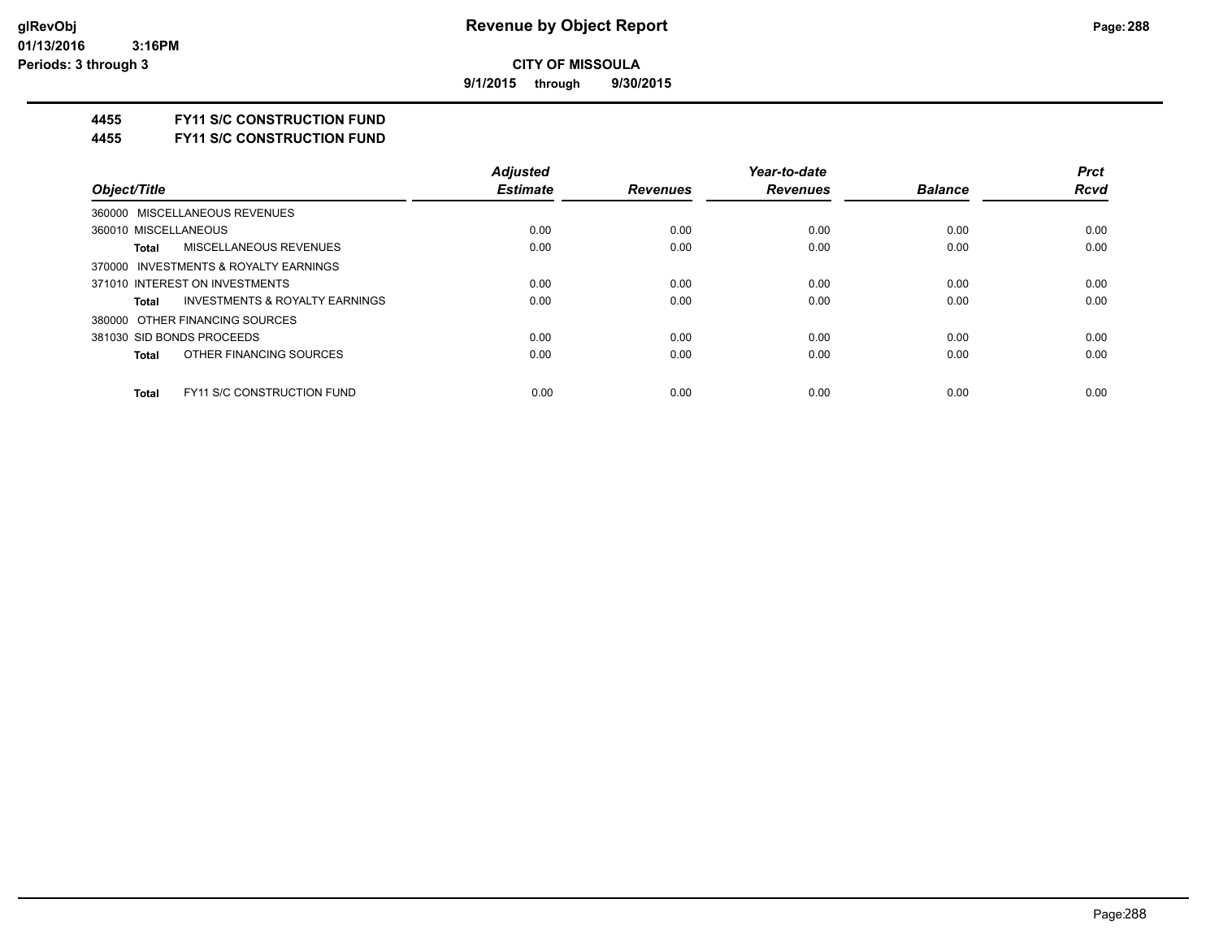**glRevObj**
**01/13/2016 3:16PM**
**Periods: 3 through 3**

# Revenue by Object Report

**CITY OF MISSOULA**

**9/1/2015 through 9/30/2015**

## 4455 FY11 S/C CONSTRUCTION FUND
## 4455 FY11 S/C CONSTRUCTION FUND

| Object/Title | Adjusted Estimate | Revenues | Year-to-date Revenues | Balance | Prct Rcvd |
|---|---|---|---|---|---|
| 360000 MISCELLANEOUS REVENUES | | | | | |
| 360010 MISCELLANEOUS | 0.00 | 0.00 | 0.00 | 0.00 | 0.00 |
| **Total** MISCELLANEOUS REVENUES | 0.00 | 0.00 | 0.00 | 0.00 | 0.00 |
| 370000 INVESTMENTS & ROYALTY EARNINGS | | | | | |
| 371010 INTEREST ON INVESTMENTS | 0.00 | 0.00 | 0.00 | 0.00 | 0.00 |
| **Total** INVESTMENTS & ROYALTY EARNINGS | 0.00 | 0.00 | 0.00 | 0.00 | 0.00 |
| 380000 OTHER FINANCING SOURCES | | | | | |
| 381030 SID BONDS PROCEEDS | 0.00 | 0.00 | 0.00 | 0.00 | 0.00 |
| **Total** OTHER FINANCING SOURCES | 0.00 | 0.00 | 0.00 | 0.00 | 0.00 |
| **Total** FY11 S/C CONSTRUCTION FUND | 0.00 | 0.00 | 0.00 | 0.00 | 0.00 |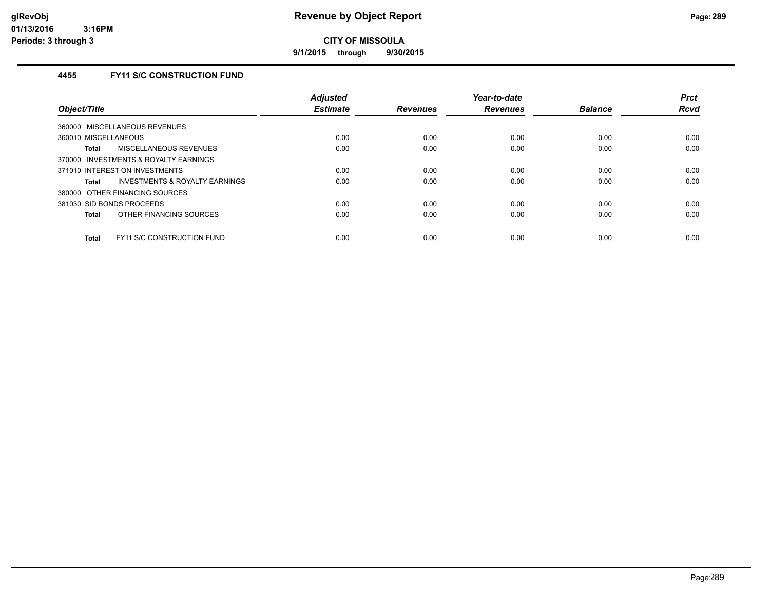# Revenue by Object Report

**CITY OF MISSOULA**

**9/1/2015 through 9/30/2015**

glRevObj
01/13/2016 3:16PM
Periods: 3 through 3

### 4455 FY11 S/C CONSTRUCTION FUND

| Object/Title | Adjusted Estimate | Revenues | Year-to-date Revenues | Balance | Prct Rcvd |
|---|---|---|---|---|---|
| 360000 MISCELLANEOUS REVENUES | | | | | |
| 360010 MISCELLANEOUS | 0.00 | 0.00 | 0.00 | 0.00 | 0.00 |
| **Total** MISCELLANEOUS REVENUES | 0.00 | 0.00 | 0.00 | 0.00 | 0.00 |
| 370000 INVESTMENTS & ROYALTY EARNINGS | | | | | |
| 371010 INTEREST ON INVESTMENTS | 0.00 | 0.00 | 0.00 | 0.00 | 0.00 |
| **Total** INVESTMENTS & ROYALTY EARNINGS | 0.00 | 0.00 | 0.00 | 0.00 | 0.00 |
| 380000 OTHER FINANCING SOURCES | | | | | |
| 381030 SID BONDS PROCEEDS | 0.00 | 0.00 | 0.00 | 0.00 | 0.00 |
| **Total** OTHER FINANCING SOURCES | 0.00 | 0.00 | 0.00 | 0.00 | 0.00 |
| **Total** FY11 S/C CONSTRUCTION FUND | 0.00 | 0.00 | 0.00 | 0.00 | 0.00 |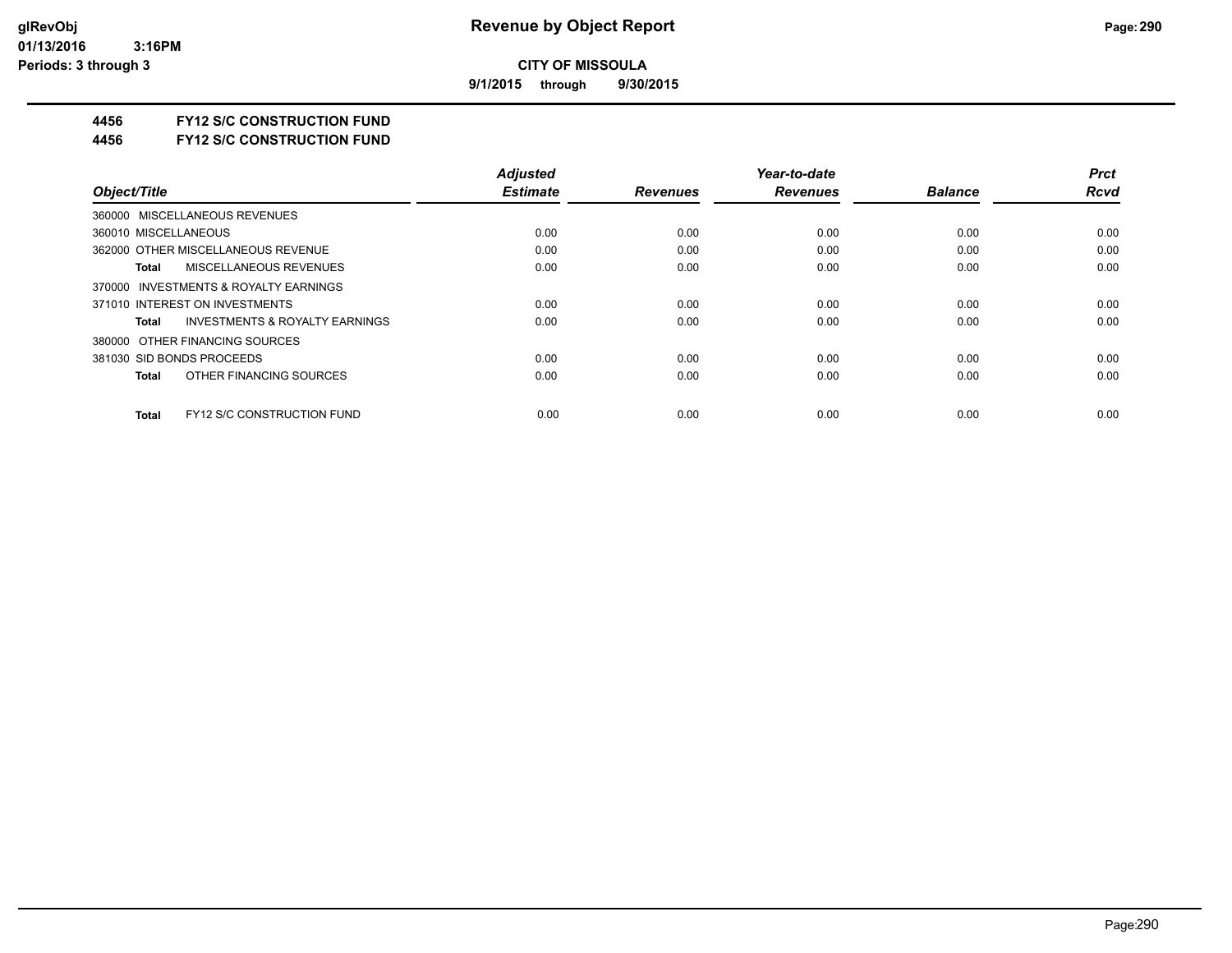**CITY OF MISSOULA**

**9/1/2015 through 9/30/2015**

**4456 FY12 S/C CONSTRUCTION FUND**

**4456 FY12 S/C CONSTRUCTION FUND**

| *Object/Title* | *Adjusted Estimate* | *Revenues* | *Year-to-date Revenues* | *Balance* | *Prct Rcvd* |
|---|---|---|---|---|---|
| 360000 MISCELLANEOUS REVENUES | | | | | |
| 360010 MISCELLANEOUS | 0.00 | 0.00 | 0.00 | 0.00 | 0.00 |
| 362000 OTHER MISCELLANEOUS REVENUE | 0.00 | 0.00 | 0.00 | 0.00 | 0.00 |
| **Total** MISCELLANEOUS REVENUES | 0.00 | 0.00 | 0.00 | 0.00 | 0.00 |
| 370000 INVESTMENTS & ROYALTY EARNINGS | | | | | |
| 371010 INTEREST ON INVESTMENTS | 0.00 | 0.00 | 0.00 | 0.00 | 0.00 |
| **Total** INVESTMENTS & ROYALTY EARNINGS | 0.00 | 0.00 | 0.00 | 0.00 | 0.00 |
| 380000 OTHER FINANCING SOURCES | | | | | |
| 381030 SID BONDS PROCEEDS | 0.00 | 0.00 | 0.00 | 0.00 | 0.00 |
| **Total** OTHER FINANCING SOURCES | 0.00 | 0.00 | 0.00 | 0.00 | 0.00 |
| **Total** FY12 S/C CONSTRUCTION FUND | 0.00 | 0.00 | 0.00 | 0.00 | 0.00 |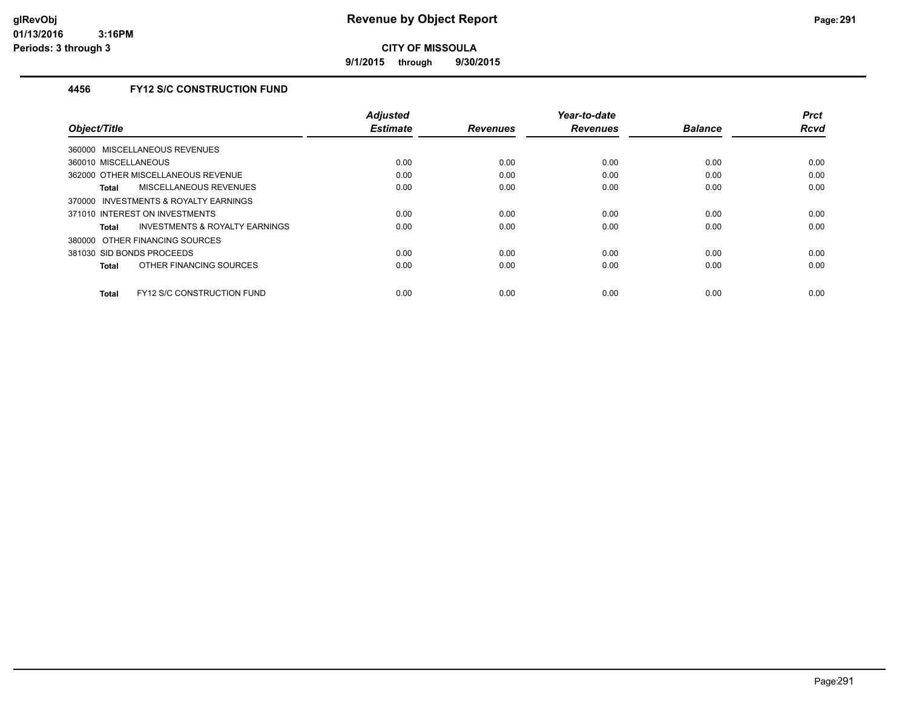# Revenue by Object Report

**CITY OF MISSOULA**

**9/1/2015 through 9/30/2015**

glRevObj
01/13/2016 3:16PM
Periods: 3 through 3

### 4456 FY12 S/C CONSTRUCTION FUND

| Object/Title | Adjusted Estimate | Revenues | Year-to-date Revenues | Balance | Prct Rcvd |
|---|---|---|---|---|---|
| 360000 MISCELLANEOUS REVENUES | | | | | |
| 360010 MISCELLANEOUS | 0.00 | 0.00 | 0.00 | 0.00 | 0.00 |
| 362000 OTHER MISCELLANEOUS REVENUE | 0.00 | 0.00 | 0.00 | 0.00 | 0.00 |
| **Total** MISCELLANEOUS REVENUES | 0.00 | 0.00 | 0.00 | 0.00 | 0.00 |
| 370000 INVESTMENTS & ROYALTY EARNINGS | | | | | |
| 371010 INTEREST ON INVESTMENTS | 0.00 | 0.00 | 0.00 | 0.00 | 0.00 |
| **Total** INVESTMENTS & ROYALTY EARNINGS | 0.00 | 0.00 | 0.00 | 0.00 | 0.00 |
| 380000 OTHER FINANCING SOURCES | | | | | |
| 381030 SID BONDS PROCEEDS | 0.00 | 0.00 | 0.00 | 0.00 | 0.00 |
| **Total** OTHER FINANCING SOURCES | 0.00 | 0.00 | 0.00 | 0.00 | 0.00 |
| **Total** FY12 S/C CONSTRUCTION FUND | 0.00 | 0.00 | 0.00 | 0.00 | 0.00 |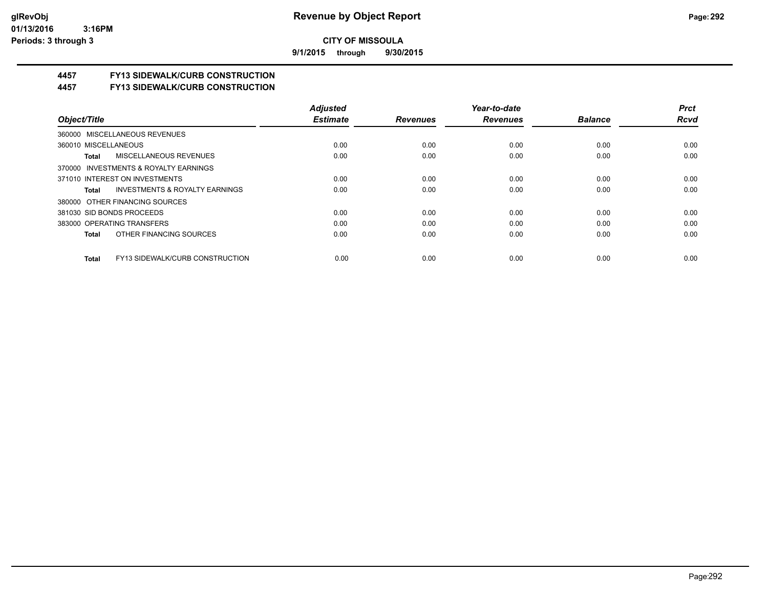# Revenue by Object Report

**CITY OF MISSOULA**

**9/1/2015 through 9/30/2015**

glRevObj
01/13/2016 3:16PM
Periods: 3 through 3

## 4457 FY13 SIDEWALK/CURB CONSTRUCTION
## 4457 FY13 SIDEWALK/CURB CONSTRUCTION

| Object/Title | Adjusted Estimate | Revenues | Year-to-date Revenues | Balance | Prct Rcvd |
|---|---|---|---|---|---|
| 360000 MISCELLANEOUS REVENUES | | | | | |
| 360010 MISCELLANEOUS | 0.00 | 0.00 | 0.00 | 0.00 | 0.00 |
| **Total** MISCELLANEOUS REVENUES | 0.00 | 0.00 | 0.00 | 0.00 | 0.00 |
| 370000 INVESTMENTS & ROYALTY EARNINGS | | | | | |
| 371010 INTEREST ON INVESTMENTS | 0.00 | 0.00 | 0.00 | 0.00 | 0.00 |
| **Total** INVESTMENTS & ROYALTY EARNINGS | 0.00 | 0.00 | 0.00 | 0.00 | 0.00 |
| 380000 OTHER FINANCING SOURCES | | | | | |
| 381030 SID BONDS PROCEEDS | 0.00 | 0.00 | 0.00 | 0.00 | 0.00 |
| 383000 OPERATING TRANSFERS | 0.00 | 0.00 | 0.00 | 0.00 | 0.00 |
| **Total** OTHER FINANCING SOURCES | 0.00 | 0.00 | 0.00 | 0.00 | 0.00 |
| **Total** FY13 SIDEWALK/CURB CONSTRUCTION | 0.00 | 0.00 | 0.00 | 0.00 | 0.00 |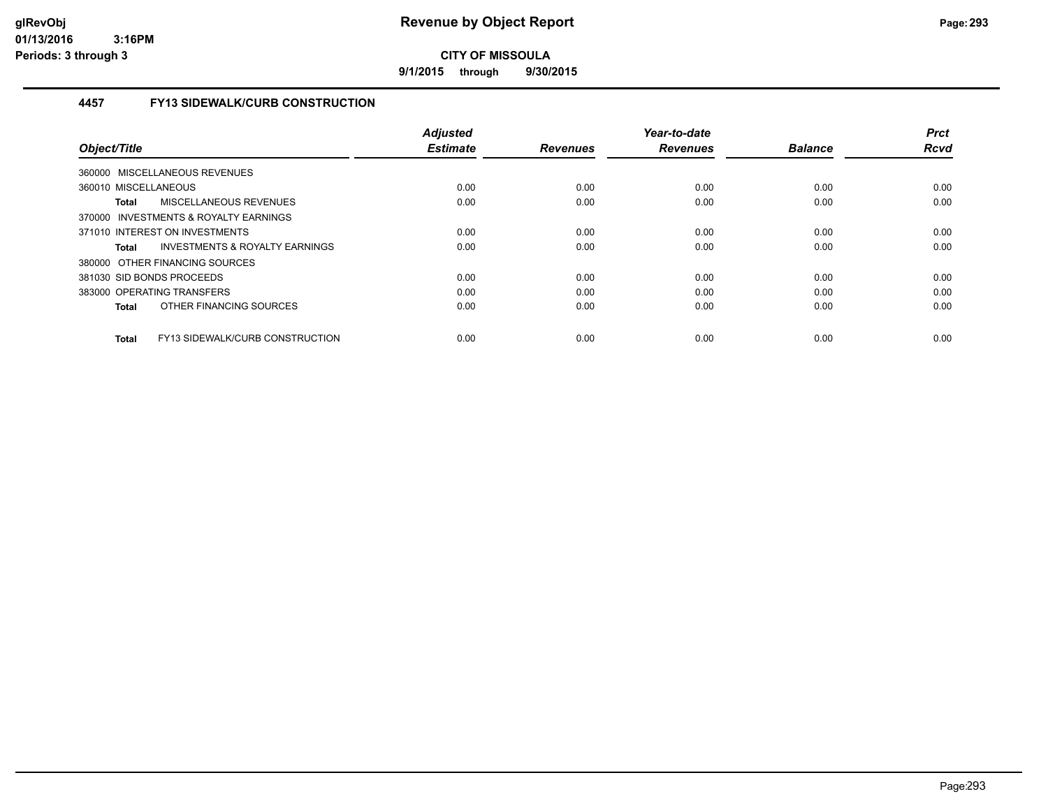# Revenue by Object Report

**CITY OF MISSOULA**

**9/1/2015 through 9/30/2015**

glRevObj
01/13/2016 3:16PM
Periods: 3 through 3

### 4457 FY13 SIDEWALK/CURB CONSTRUCTION

| Object/Title | Adjusted Estimate | Revenues | Year-to-date Revenues | Balance | Prct Rcvd |
|---|---|---|---|---|---|
| 360000 MISCELLANEOUS REVENUES | | | | | |
| 360010 MISCELLANEOUS | 0.00 | 0.00 | 0.00 | 0.00 | 0.00 |
| **Total** MISCELLANEOUS REVENUES | 0.00 | 0.00 | 0.00 | 0.00 | 0.00 |
| 370000 INVESTMENTS & ROYALTY EARNINGS | | | | | |
| 371010 INTEREST ON INVESTMENTS | 0.00 | 0.00 | 0.00 | 0.00 | 0.00 |
| **Total** INVESTMENTS & ROYALTY EARNINGS | 0.00 | 0.00 | 0.00 | 0.00 | 0.00 |
| 380000 OTHER FINANCING SOURCES | | | | | |
| 381030 SID BONDS PROCEEDS | 0.00 | 0.00 | 0.00 | 0.00 | 0.00 |
| 383000 OPERATING TRANSFERS | 0.00 | 0.00 | 0.00 | 0.00 | 0.00 |
| **Total** OTHER FINANCING SOURCES | 0.00 | 0.00 | 0.00 | 0.00 | 0.00 |
| **Total** FY13 SIDEWALK/CURB CONSTRUCTION | 0.00 | 0.00 | 0.00 | 0.00 | 0.00 |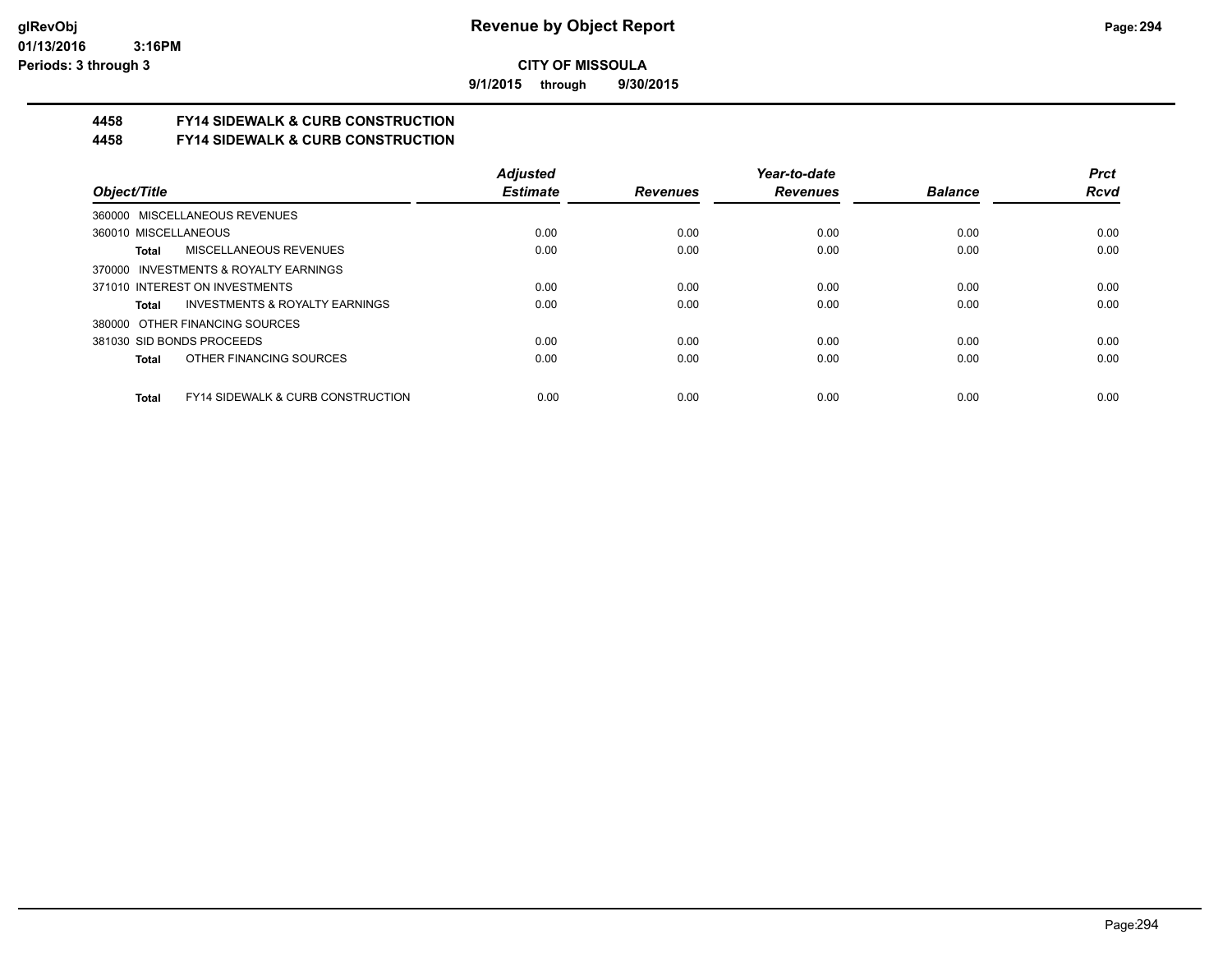**Revenue by Object Report**

**CITY OF MISSOULA**

**9/1/2015 through 9/30/2015**

glRevObj
01/13/2016 3:16PM
Periods: 3 through 3

## 4458 FY14 SIDEWALK & CURB CONSTRUCTION
## 4458 FY14 SIDEWALK & CURB CONSTRUCTION

| Object/Title | Adjusted Estimate | Revenues | Year-to-date Revenues | Balance | Prct Rcvd |
|---|---|---|---|---|---|
| 360000 MISCELLANEOUS REVENUES | | | | | |
| 360010 MISCELLANEOUS | 0.00 | 0.00 | 0.00 | 0.00 | 0.00 |
| **Total** MISCELLANEOUS REVENUES | 0.00 | 0.00 | 0.00 | 0.00 | 0.00 |
| 370000 INVESTMENTS & ROYALTY EARNINGS | | | | | |
| 371010 INTEREST ON INVESTMENTS | 0.00 | 0.00 | 0.00 | 0.00 | 0.00 |
| **Total** INVESTMENTS & ROYALTY EARNINGS | 0.00 | 0.00 | 0.00 | 0.00 | 0.00 |
| 380000 OTHER FINANCING SOURCES | | | | | |
| 381030 SID BONDS PROCEEDS | 0.00 | 0.00 | 0.00 | 0.00 | 0.00 |
| **Total** OTHER FINANCING SOURCES | 0.00 | 0.00 | 0.00 | 0.00 | 0.00 |
| **Total** FY14 SIDEWALK & CURB CONSTRUCTION | 0.00 | 0.00 | 0.00 | 0.00 | 0.00 |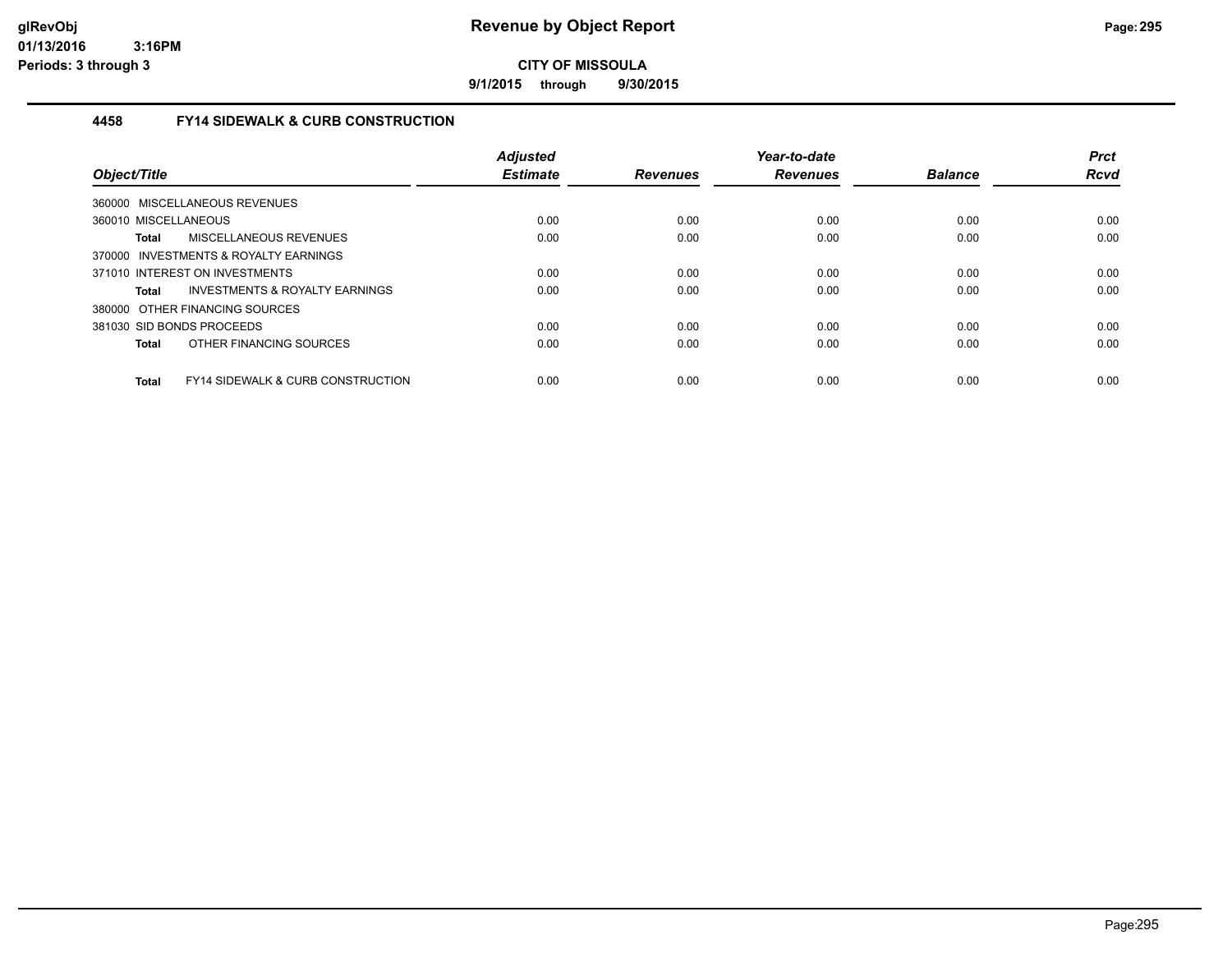**CITY OF MISSOULA**

**9/1/2015 through 9/30/2015**

### 4458 FY14 SIDEWALK & CURB CONSTRUCTION

| Object/Title | Adjusted Estimate | Revenues | Year-to-date Revenues | Balance | Prct Rcvd |
|---|---|---|---|---|---|
| 360000 MISCELLANEOUS REVENUES | | | | | |
| 360010 MISCELLANEOUS | 0.00 | 0.00 | 0.00 | 0.00 | 0.00 |
| **Total** MISCELLANEOUS REVENUES | 0.00 | 0.00 | 0.00 | 0.00 | 0.00 |
| 370000 INVESTMENTS & ROYALTY EARNINGS | | | | | |
| 371010 INTEREST ON INVESTMENTS | 0.00 | 0.00 | 0.00 | 0.00 | 0.00 |
| **Total** INVESTMENTS & ROYALTY EARNINGS | 0.00 | 0.00 | 0.00 | 0.00 | 0.00 |
| 380000 OTHER FINANCING SOURCES | | | | | |
| 381030 SID BONDS PROCEEDS | 0.00 | 0.00 | 0.00 | 0.00 | 0.00 |
| **Total** OTHER FINANCING SOURCES | 0.00 | 0.00 | 0.00 | 0.00 | 0.00 |
| **Total** FY14 SIDEWALK & CURB CONSTRUCTION | 0.00 | 0.00 | 0.00 | 0.00 | 0.00 |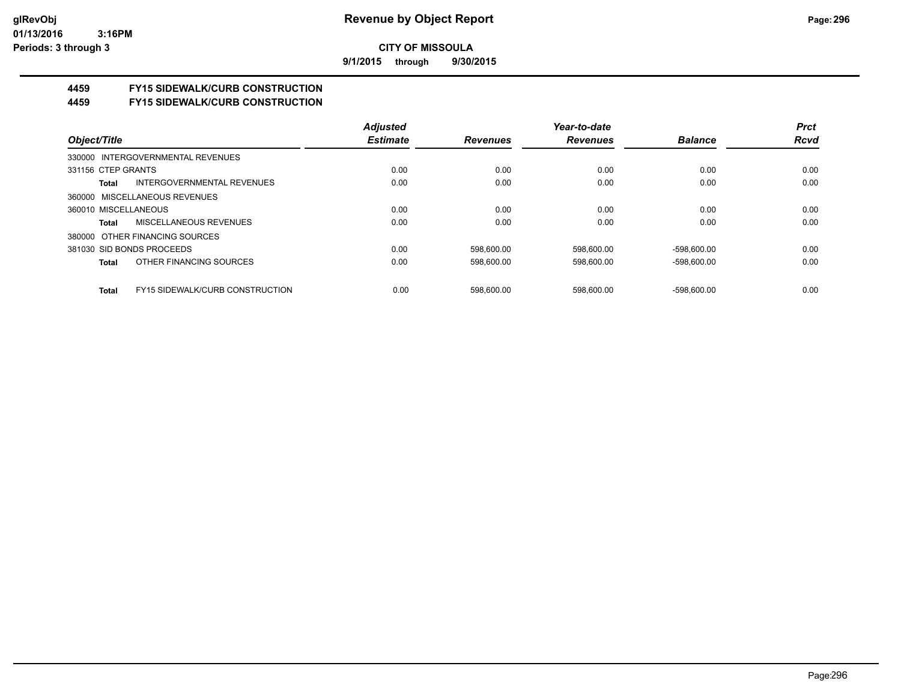# CITY OF MISSOULA

**9/1/2015 through 9/30/2015**

## 4459 FY15 SIDEWALK/CURB CONSTRUCTION
## 4459 FY15 SIDEWALK/CURB CONSTRUCTION

| Object/Title | | Adjusted Estimate | Revenues | Year-to-date Revenues | Balance | Prct Rcvd |
|---|---|---|---|---|---|---|
| 330000 INTERGOVERNMENTAL REVENUES | | | | | | |
| 331156 CTEP GRANTS | | 0.00 | 0.00 | 0.00 | 0.00 | 0.00 |
| Total | INTERGOVERNMENTAL REVENUES | 0.00 | 0.00 | 0.00 | 0.00 | 0.00 |
| 360000 MISCELLANEOUS REVENUES | | | | | | |
| 360010 MISCELLANEOUS | | 0.00 | 0.00 | 0.00 | 0.00 | 0.00 |
| Total | MISCELLANEOUS REVENUES | 0.00 | 0.00 | 0.00 | 0.00 | 0.00 |
| 380000 OTHER FINANCING SOURCES | | | | | | |
| 381030 SID BONDS PROCEEDS | | 0.00 | 598,600.00 | 598,600.00 | -598,600.00 | 0.00 |
| Total | OTHER FINANCING SOURCES | 0.00 | 598,600.00 | 598,600.00 | -598,600.00 | 0.00 |
| Total | FY15 SIDEWALK/CURB CONSTRUCTION | 0.00 | 598,600.00 | 598,600.00 | -598,600.00 | 0.00 |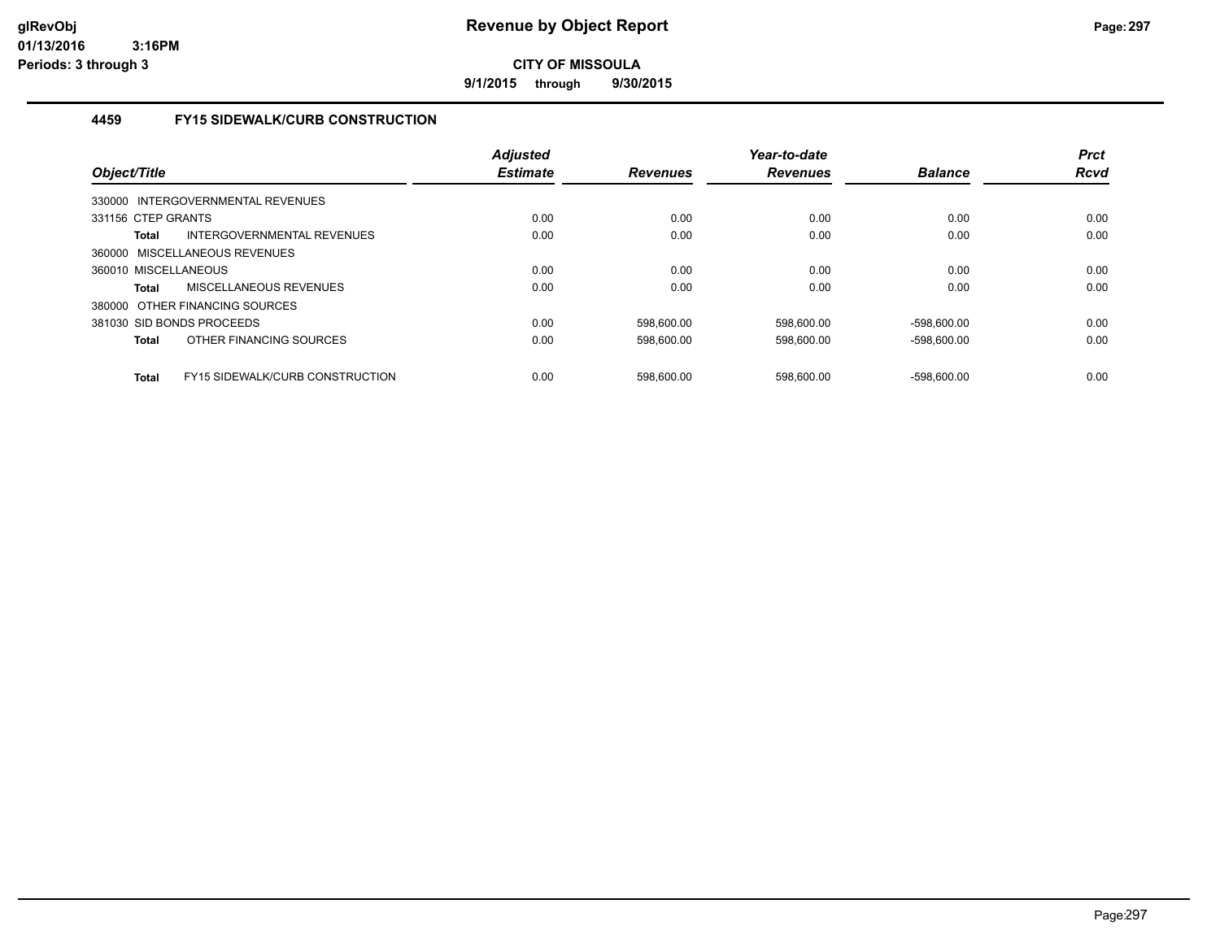# Revenue by Object Report

**CITY OF MISSOULA**

**9/1/2015 through 9/30/2015**

glRevObj
01/13/2016 3:16PM
Periods: 3 through 3

## 4459 FY15 SIDEWALK/CURB CONSTRUCTION

| Object/Title | Adjusted Estimate | Revenues | Year-to-date Revenues | Balance | Prct Rcvd |
|---|---|---|---|---|---|
| 330000 INTERGOVERNMENTAL REVENUES | | | | | |
| 331156 CTEP GRANTS | 0.00 | 0.00 | 0.00 | 0.00 | 0.00 |
| **Total** INTERGOVERNMENTAL REVENUES | 0.00 | 0.00 | 0.00 | 0.00 | 0.00 |
| 360000 MISCELLANEOUS REVENUES | | | | | |
| 360010 MISCELLANEOUS | 0.00 | 0.00 | 0.00 | 0.00 | 0.00 |
| **Total** MISCELLANEOUS REVENUES | 0.00 | 0.00 | 0.00 | 0.00 | 0.00 |
| 380000 OTHER FINANCING SOURCES | | | | | |
| 381030 SID BONDS PROCEEDS | 0.00 | 598,600.00 | 598,600.00 | -598,600.00 | 0.00 |
| **Total** OTHER FINANCING SOURCES | 0.00 | 598,600.00 | 598,600.00 | -598,600.00 | 0.00 |
| **Total** FY15 SIDEWALK/CURB CONSTRUCTION | 0.00 | 598,600.00 | 598,600.00 | -598,600.00 | 0.00 |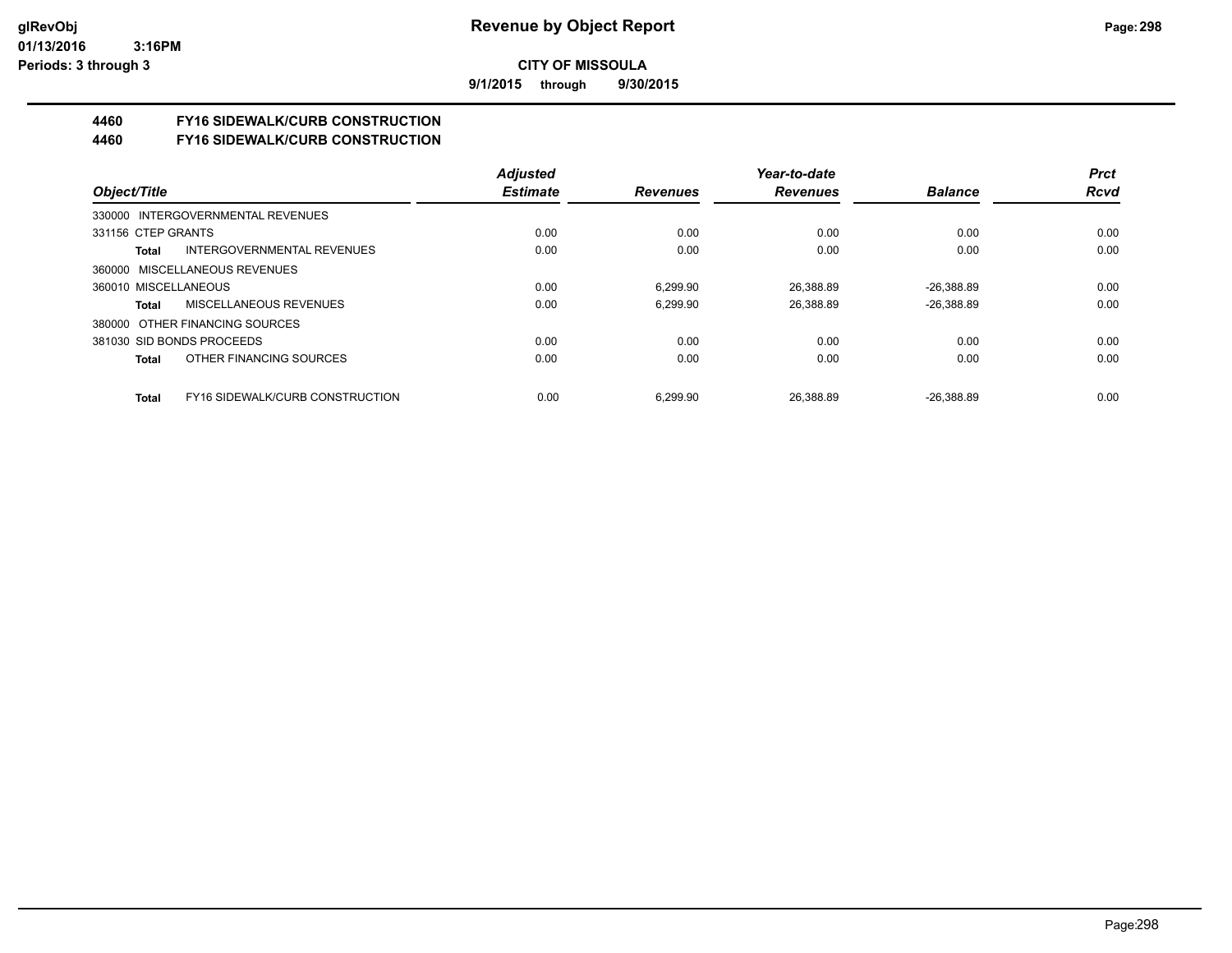# Revenue by Object Report

**CITY OF MISSOULA**

**9/1/2015 through 9/30/2015**

glRevObj
01/13/2016 3:16PM
Periods: 3 through 3

## 4460 FY16 SIDEWALK/CURB CONSTRUCTION
## 4460 FY16 SIDEWALK/CURB CONSTRUCTION

| Object/Title | Adjusted Estimate | Revenues | Year-to-date Revenues | Balance | Prct Rcvd |
|---|---|---|---|---|---|
| 330000 INTERGOVERNMENTAL REVENUES | | | | | |
| 331156 CTEP GRANTS | 0.00 | 0.00 | 0.00 | 0.00 | 0.00 |
| **Total** INTERGOVERNMENTAL REVENUES | 0.00 | 0.00 | 0.00 | 0.00 | 0.00 |
| 360000 MISCELLANEOUS REVENUES | | | | | |
| 360010 MISCELLANEOUS | 0.00 | 6,299.90 | 26,388.89 | -26,388.89 | 0.00 |
| **Total** MISCELLANEOUS REVENUES | 0.00 | 6,299.90 | 26,388.89 | -26,388.89 | 0.00 |
| 380000 OTHER FINANCING SOURCES | | | | | |
| 381030 SID BONDS PROCEEDS | 0.00 | 0.00 | 0.00 | 0.00 | 0.00 |
| **Total** OTHER FINANCING SOURCES | 0.00 | 0.00 | 0.00 | 0.00 | 0.00 |
| **Total** FY16 SIDEWALK/CURB CONSTRUCTION | 0.00 | 6,299.90 | 26,388.89 | -26,388.89 | 0.00 |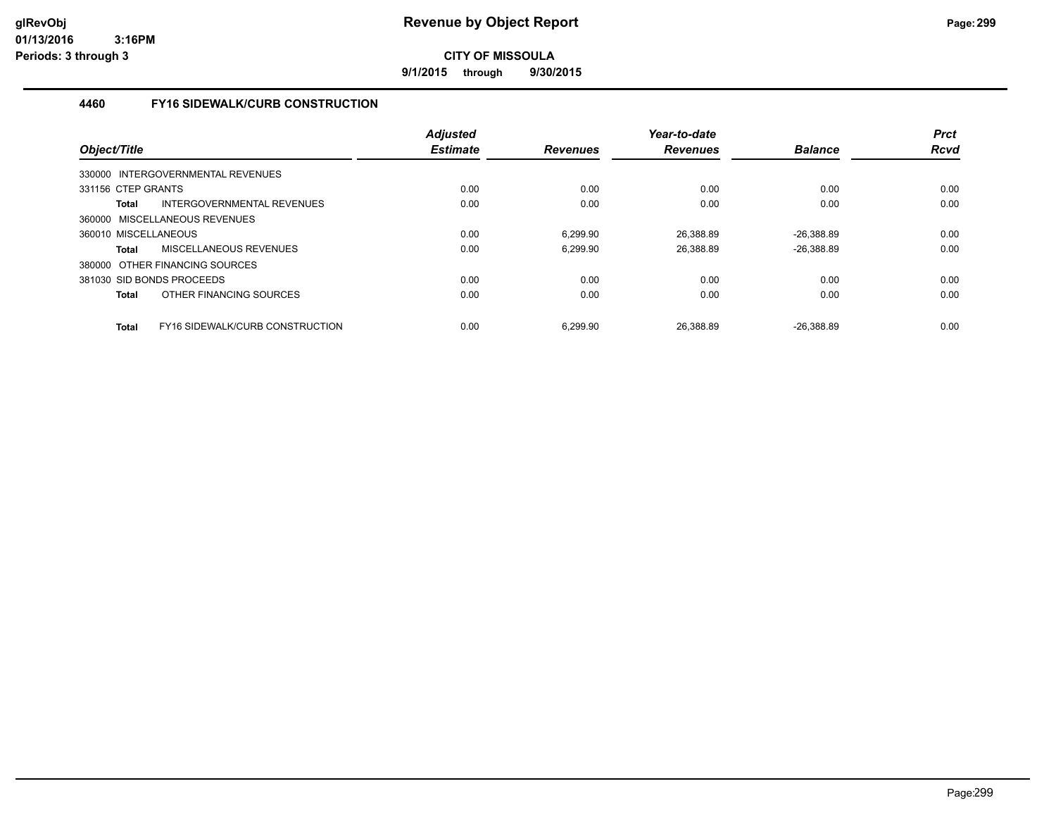# Revenue by Object Report

**CITY OF MISSOULA**

**9/1/2015 through 9/30/2015**

glRevObj
01/13/2016 3:16PM
Periods: 3 through 3

## 4460 FY16 SIDEWALK/CURB CONSTRUCTION

| Object/Title | Adjusted Estimate | Revenues | Year-to-date Revenues | Balance | Prct Rcvd |
|---|---|---|---|---|---|
| 330000 INTERGOVERNMENTAL REVENUES | | | | | |
| 331156 CTEP GRANTS | 0.00 | 0.00 | 0.00 | 0.00 | 0.00 |
| **Total** INTERGOVERNMENTAL REVENUES | 0.00 | 0.00 | 0.00 | 0.00 | 0.00 |
| 360000 MISCELLANEOUS REVENUES | | | | | |
| 360010 MISCELLANEOUS | 0.00 | 6,299.90 | 26,388.89 | -26,388.89 | 0.00 |
| **Total** MISCELLANEOUS REVENUES | 0.00 | 6,299.90 | 26,388.89 | -26,388.89 | 0.00 |
| 380000 OTHER FINANCING SOURCES | | | | | |
| 381030 SID BONDS PROCEEDS | 0.00 | 0.00 | 0.00 | 0.00 | 0.00 |
| **Total** OTHER FINANCING SOURCES | 0.00 | 0.00 | 0.00 | 0.00 | 0.00 |
| **Total** FY16 SIDEWALK/CURB CONSTRUCTION | 0.00 | 6,299.90 | 26,388.89 | -26,388.89 | 0.00 |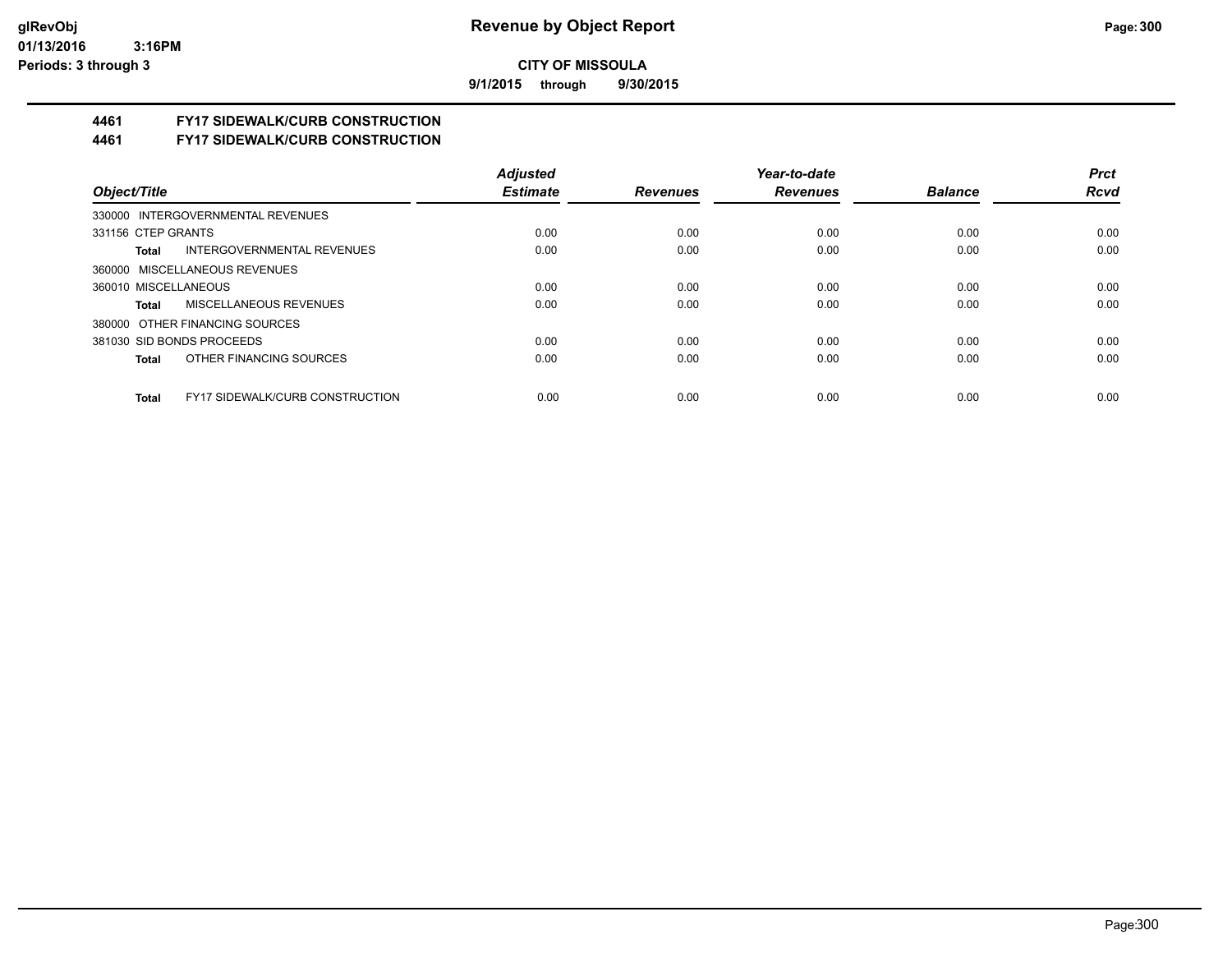# Revenue by Object Report

**CITY OF MISSOULA**

**9/1/2015 through 9/30/2015**

glRevObj
01/13/2016 3:16PM
Periods: 3 through 3

**4461 FY17 SIDEWALK/CURB CONSTRUCTION**
**4461 FY17 SIDEWALK/CURB CONSTRUCTION**

| Object/Title | Adjusted Estimate | Revenues | Year-to-date Revenues | Balance | Prct Rcvd |
|---|---|---|---|---|---|
| 330000 INTERGOVERNMENTAL REVENUES | | | | | |
| 331156 CTEP GRANTS | 0.00 | 0.00 | 0.00 | 0.00 | 0.00 |
| **Total** INTERGOVERNMENTAL REVENUES | 0.00 | 0.00 | 0.00 | 0.00 | 0.00 |
| 360000 MISCELLANEOUS REVENUES | | | | | |
| 360010 MISCELLANEOUS | 0.00 | 0.00 | 0.00 | 0.00 | 0.00 |
| **Total** MISCELLANEOUS REVENUES | 0.00 | 0.00 | 0.00 | 0.00 | 0.00 |
| 380000 OTHER FINANCING SOURCES | | | | | |
| 381030 SID BONDS PROCEEDS | 0.00 | 0.00 | 0.00 | 0.00 | 0.00 |
| **Total** OTHER FINANCING SOURCES | 0.00 | 0.00 | 0.00 | 0.00 | 0.00 |
| **Total** FY17 SIDEWALK/CURB CONSTRUCTION | 0.00 | 0.00 | 0.00 | 0.00 | 0.00 |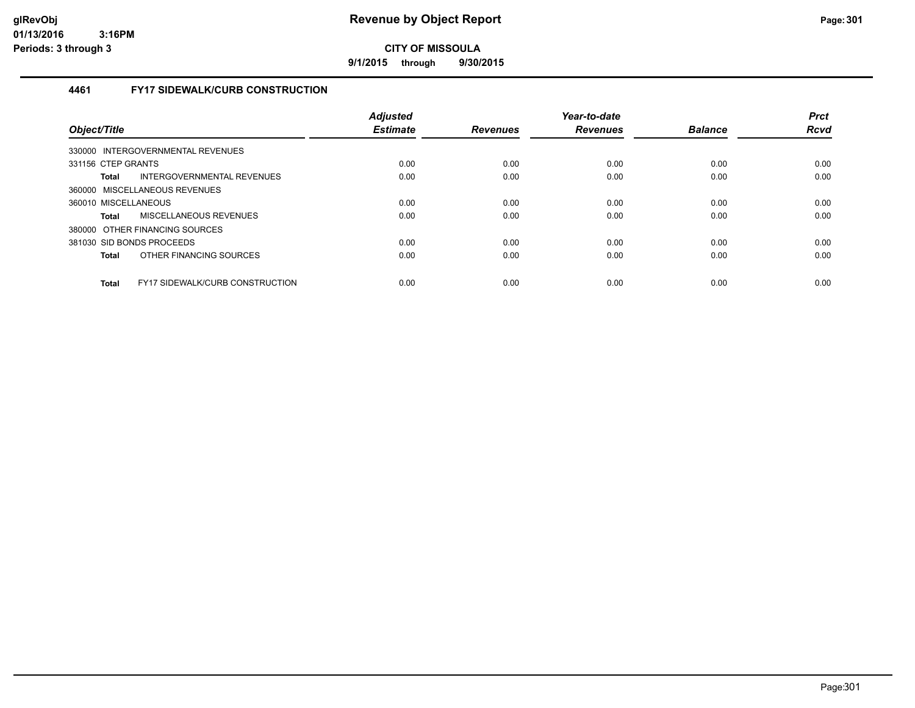# Revenue by Object Report

**CITY OF MISSOULA**

**9/1/2015 through 9/30/2015**

glRevObj
01/13/2016 3:16PM
Periods: 3 through 3

## 4461 FY17 SIDEWALK/CURB CONSTRUCTION

| Object/Title | Adjusted Estimate | Revenues | Year-to-date Revenues | Balance | Prct Rcvd |
|---|---|---|---|---|---|
| 330000 INTERGOVERNMENTAL REVENUES | | | | | |
| 331156 CTEP GRANTS | 0.00 | 0.00 | 0.00 | 0.00 | 0.00 |
| **Total** INTERGOVERNMENTAL REVENUES | 0.00 | 0.00 | 0.00 | 0.00 | 0.00 |
| 360000 MISCELLANEOUS REVENUES | | | | | |
| 360010 MISCELLANEOUS | 0.00 | 0.00 | 0.00 | 0.00 | 0.00 |
| **Total** MISCELLANEOUS REVENUES | 0.00 | 0.00 | 0.00 | 0.00 | 0.00 |
| 380000 OTHER FINANCING SOURCES | | | | | |
| 381030 SID BONDS PROCEEDS | 0.00 | 0.00 | 0.00 | 0.00 | 0.00 |
| **Total** OTHER FINANCING SOURCES | 0.00 | 0.00 | 0.00 | 0.00 | 0.00 |
| **Total** FY17 SIDEWALK/CURB CONSTRUCTION | 0.00 | 0.00 | 0.00 | 0.00 | 0.00 |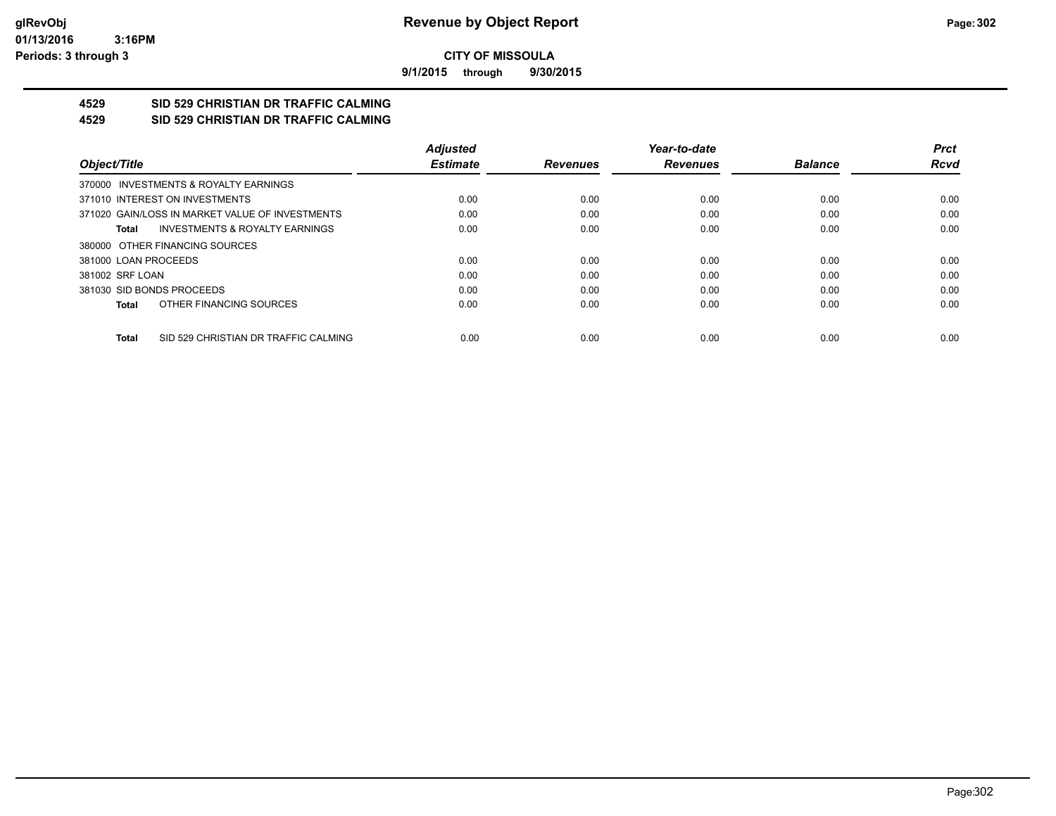**CITY OF MISSOULA**

**9/1/2015 through 9/30/2015**

## 4529 SID 529 CHRISTIAN DR TRAFFIC CALMING
## 4529 SID 529 CHRISTIAN DR TRAFFIC CALMING

| Object/Title | Adjusted Estimate | Revenues | Year-to-date Revenues | Balance | Prct Rcvd |
|---|---|---|---|---|---|
| 370000 INVESTMENTS & ROYALTY EARNINGS | | | | | |
| 371010 INTEREST ON INVESTMENTS | 0.00 | 0.00 | 0.00 | 0.00 | 0.00 |
| 371020 GAIN/LOSS IN MARKET VALUE OF INVESTMENTS | 0.00 | 0.00 | 0.00 | 0.00 | 0.00 |
| **Total** INVESTMENTS & ROYALTY EARNINGS | 0.00 | 0.00 | 0.00 | 0.00 | 0.00 |
| 380000 OTHER FINANCING SOURCES | | | | | |
| 381000 LOAN PROCEEDS | 0.00 | 0.00 | 0.00 | 0.00 | 0.00 |
| 381002 SRF LOAN | 0.00 | 0.00 | 0.00 | 0.00 | 0.00 |
| 381030 SID BONDS PROCEEDS | 0.00 | 0.00 | 0.00 | 0.00 | 0.00 |
| **Total** OTHER FINANCING SOURCES | 0.00 | 0.00 | 0.00 | 0.00 | 0.00 |
| **Total** SID 529 CHRISTIAN DR TRAFFIC CALMING | 0.00 | 0.00 | 0.00 | 0.00 | 0.00 |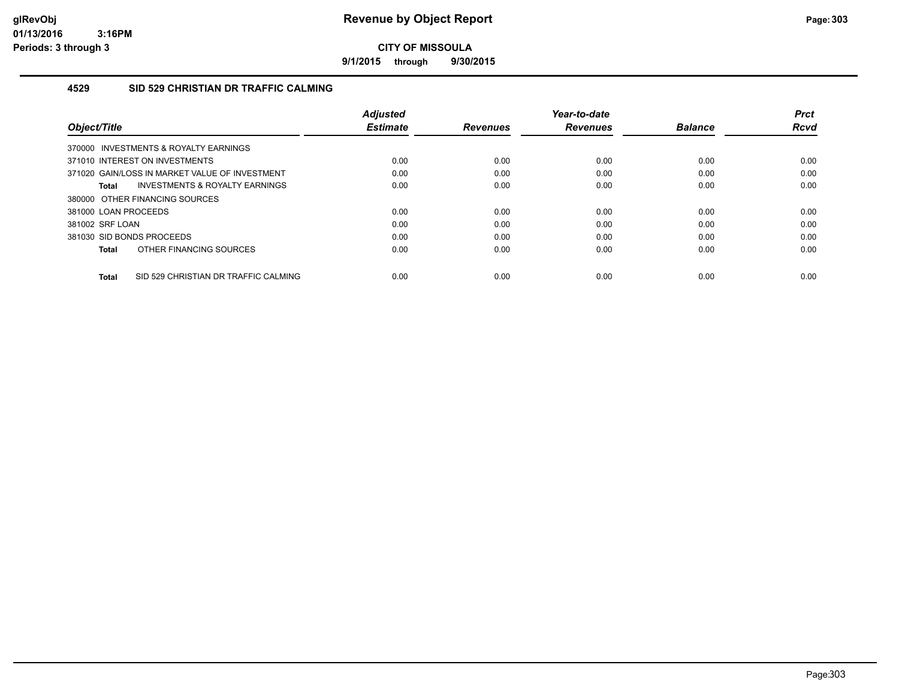# Revenue by Object Report

**CITY OF MISSOULA**

**9/1/2015 through 9/30/2015**

glRevObj
01/13/2016 3:16PM
Periods: 3 through 3

## 4529 SID 529 CHRISTIAN DR TRAFFIC CALMING

| Object/Title | Adjusted Estimate | Revenues | Year-to-date Revenues | Balance | Prct Rcvd |
|---|---|---|---|---|---|
| 370000 INVESTMENTS & ROYALTY EARNINGS | | | | | |
| 371010 INTEREST ON INVESTMENTS | 0.00 | 0.00 | 0.00 | 0.00 | 0.00 |
| 371020 GAIN/LOSS IN MARKET VALUE OF INVESTMENT | 0.00 | 0.00 | 0.00 | 0.00 | 0.00 |
| **Total** INVESTMENTS & ROYALTY EARNINGS | 0.00 | 0.00 | 0.00 | 0.00 | 0.00 |
| 380000 OTHER FINANCING SOURCES | | | | | |
| 381000 LOAN PROCEEDS | 0.00 | 0.00 | 0.00 | 0.00 | 0.00 |
| 381002 SRF LOAN | 0.00 | 0.00 | 0.00 | 0.00 | 0.00 |
| 381030 SID BONDS PROCEEDS | 0.00 | 0.00 | 0.00 | 0.00 | 0.00 |
| **Total** OTHER FINANCING SOURCES | 0.00 | 0.00 | 0.00 | 0.00 | 0.00 |
| **Total** SID 529 CHRISTIAN DR TRAFFIC CALMING | 0.00 | 0.00 | 0.00 | 0.00 | 0.00 |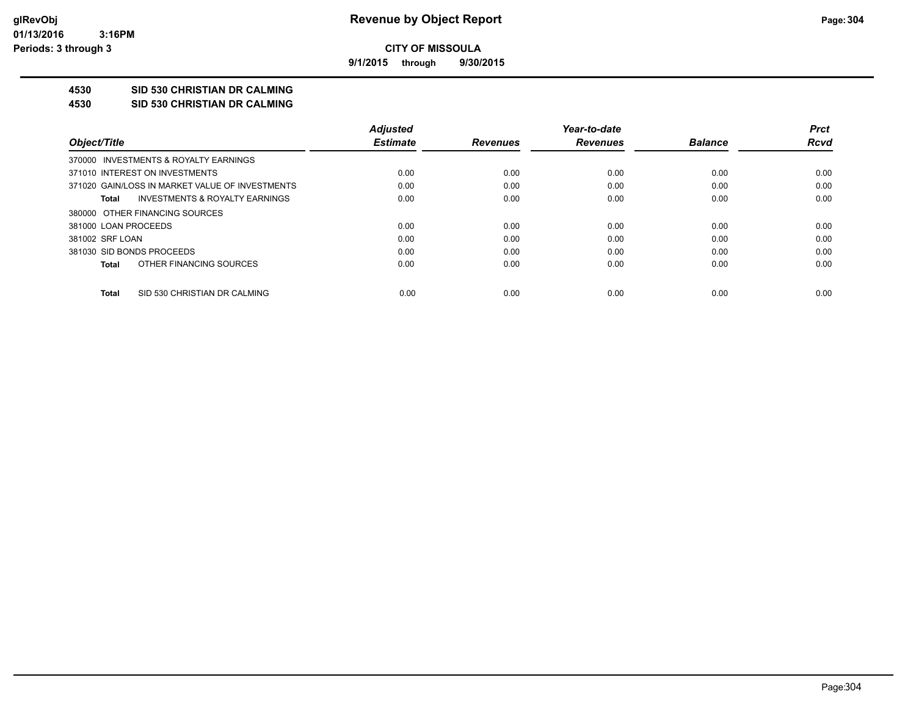# Revenue by Object Report

**CITY OF MISSOULA**

**9/1/2015 through 9/30/2015**

glRevObj
01/13/2016 3:16PM
Periods: 3 through 3

**4530 SID 530 CHRISTIAN DR CALMING**

**4530 SID 530 CHRISTIAN DR CALMING**

| Object/Title | Adjusted Estimate | Revenues | Year-to-date Revenues | Balance | Prct Rcvd |
|---|---|---|---|---|---|
| 370000 INVESTMENTS & ROYALTY EARNINGS | | | | | |
| 371010 INTEREST ON INVESTMENTS | 0.00 | 0.00 | 0.00 | 0.00 | 0.00 |
| 371020 GAIN/LOSS IN MARKET VALUE OF INVESTMENTS | 0.00 | 0.00 | 0.00 | 0.00 | 0.00 |
| **Total** INVESTMENTS & ROYALTY EARNINGS | 0.00 | 0.00 | 0.00 | 0.00 | 0.00 |
| 380000 OTHER FINANCING SOURCES | | | | | |
| 381000 LOAN PROCEEDS | 0.00 | 0.00 | 0.00 | 0.00 | 0.00 |
| 381002 SRF LOAN | 0.00 | 0.00 | 0.00 | 0.00 | 0.00 |
| 381030 SID BONDS PROCEEDS | 0.00 | 0.00 | 0.00 | 0.00 | 0.00 |
| **Total** OTHER FINANCING SOURCES | 0.00 | 0.00 | 0.00 | 0.00 | 0.00 |
| **Total** SID 530 CHRISTIAN DR CALMING | 0.00 | 0.00 | 0.00 | 0.00 | 0.00 |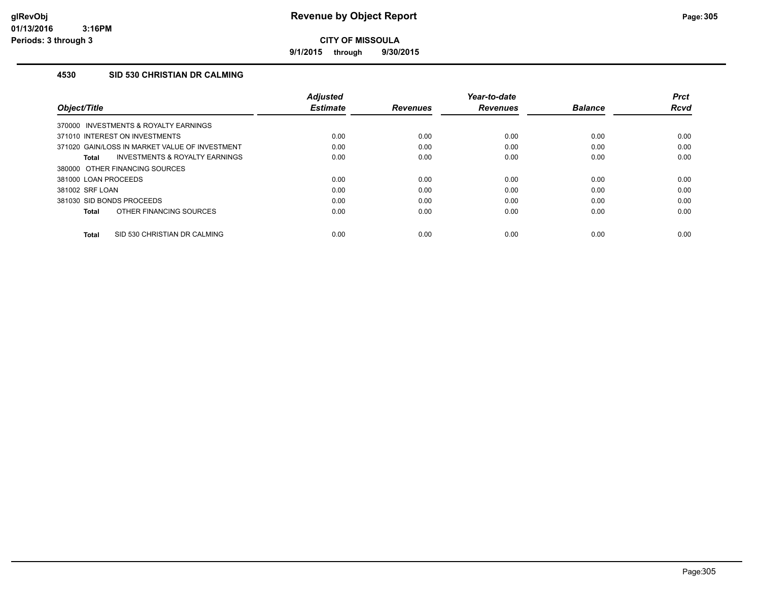# Revenue by Object Report

**CITY OF MISSOULA**

**9/1/2015 through 9/30/2015**

glRevObj
01/13/2016 3:16PM
Periods: 3 through 3

### 4530 SID 530 CHRISTIAN DR CALMING

| Object/Title | Adjusted Estimate | Revenues | Year-to-date Revenues | Balance | Prct Rcvd |
|---|---|---|---|---|---|
| 370000 INVESTMENTS & ROYALTY EARNINGS | | | | | |
| 371010 INTEREST ON INVESTMENTS | 0.00 | 0.00 | 0.00 | 0.00 | 0.00 |
| 371020 GAIN/LOSS IN MARKET VALUE OF INVESTMENT | 0.00 | 0.00 | 0.00 | 0.00 | 0.00 |
| **Total** INVESTMENTS & ROYALTY EARNINGS | 0.00 | 0.00 | 0.00 | 0.00 | 0.00 |
| 380000 OTHER FINANCING SOURCES | | | | | |
| 381000 LOAN PROCEEDS | 0.00 | 0.00 | 0.00 | 0.00 | 0.00 |
| 381002 SRF LOAN | 0.00 | 0.00 | 0.00 | 0.00 | 0.00 |
| 381030 SID BONDS PROCEEDS | 0.00 | 0.00 | 0.00 | 0.00 | 0.00 |
| **Total** OTHER FINANCING SOURCES | 0.00 | 0.00 | 0.00 | 0.00 | 0.00 |
| **Total** SID 530 CHRISTIAN DR CALMING | 0.00 | 0.00 | 0.00 | 0.00 | 0.00 |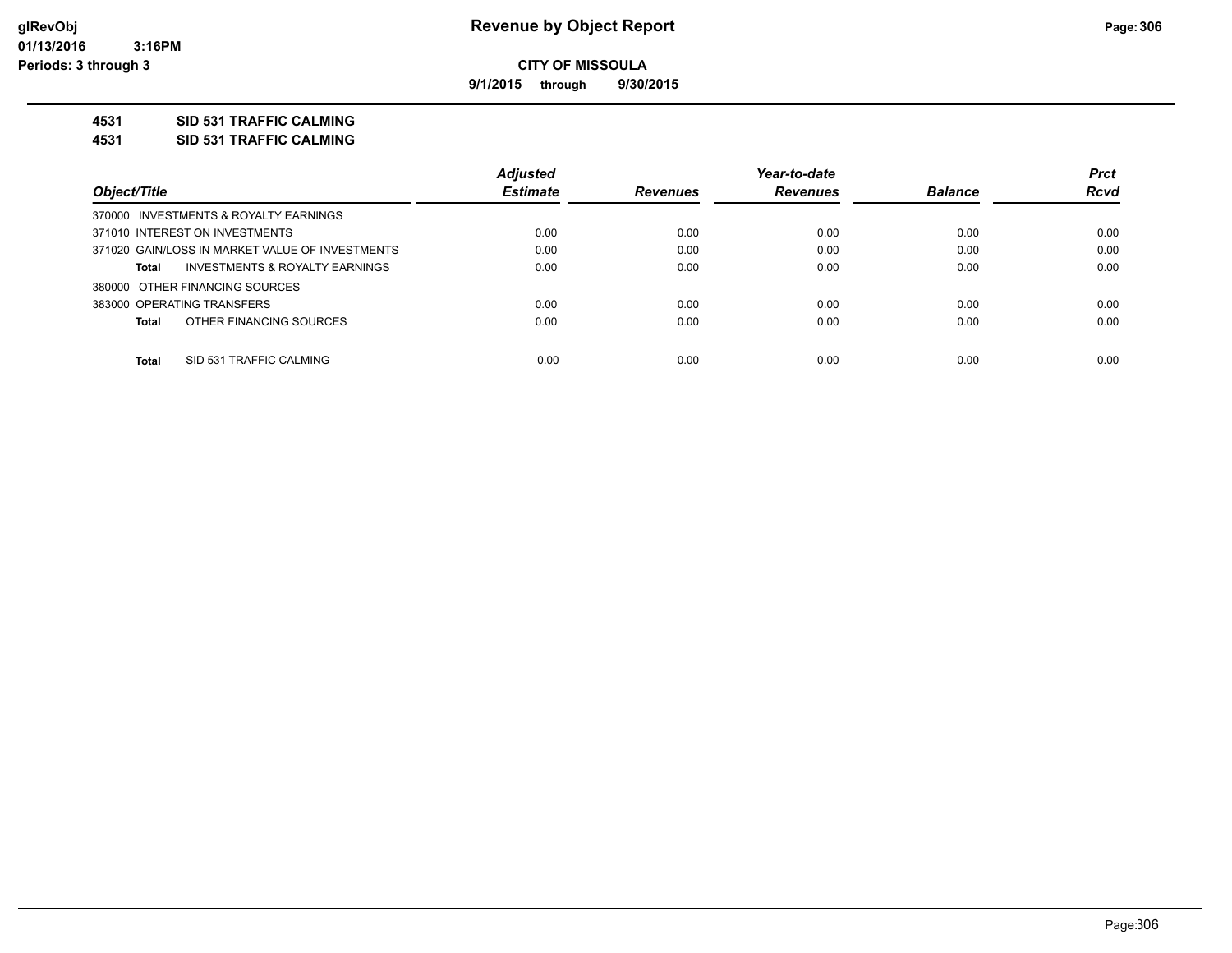**CITY OF MISSOULA**

**9/1/2015 through 9/30/2015**

**4531 SID 531 TRAFFIC CALMING**

**4531 SID 531 TRAFFIC CALMING**

| Object/Title | Adjusted Estimate | Revenues | Year-to-date Revenues | Balance | Prct Rcvd |
|---|---|---|---|---|---|
| 370000 INVESTMENTS & ROYALTY EARNINGS | | | | | |
| 371010 INTEREST ON INVESTMENTS | 0.00 | 0.00 | 0.00 | 0.00 | 0.00 |
| 371020 GAIN/LOSS IN MARKET VALUE OF INVESTMENTS | 0.00 | 0.00 | 0.00 | 0.00 | 0.00 |
| **Total** INVESTMENTS & ROYALTY EARNINGS | 0.00 | 0.00 | 0.00 | 0.00 | 0.00 |
| 380000 OTHER FINANCING SOURCES | | | | | |
| 383000 OPERATING TRANSFERS | 0.00 | 0.00 | 0.00 | 0.00 | 0.00 |
| **Total** OTHER FINANCING SOURCES | 0.00 | 0.00 | 0.00 | 0.00 | 0.00 |
| **Total** SID 531 TRAFFIC CALMING | 0.00 | 0.00 | 0.00 | 0.00 | 0.00 |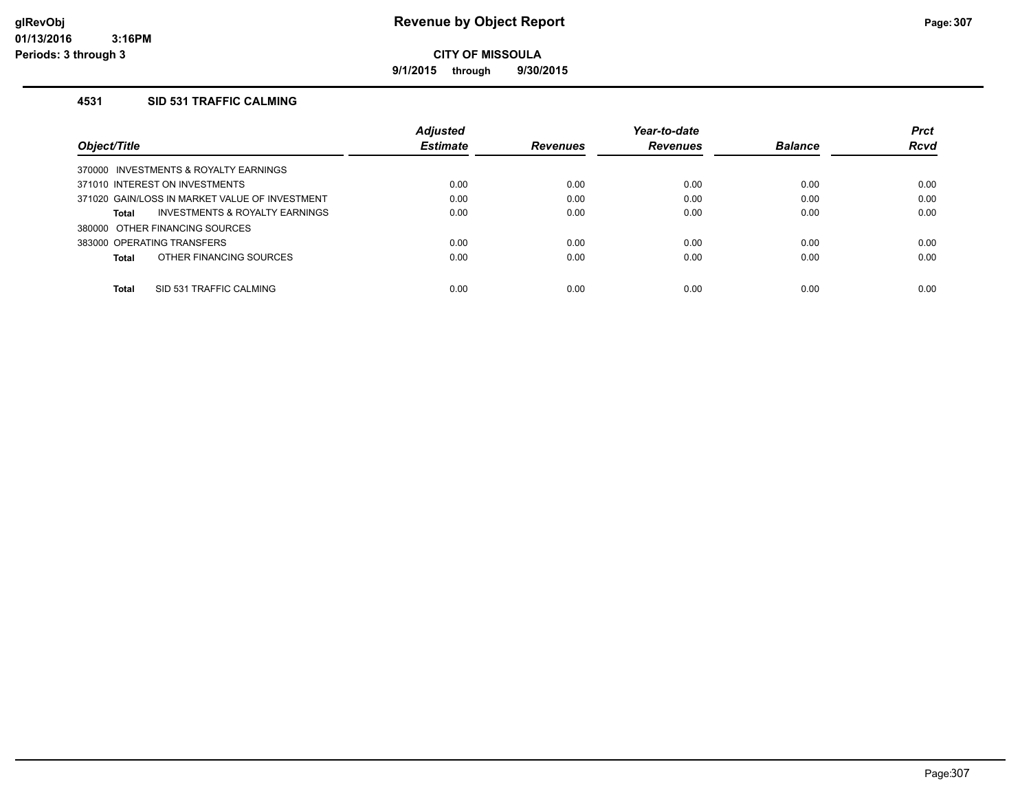**Revenue by Object Report**

**CITY OF MISSOULA**

**9/1/2015 through 9/30/2015**

glRevObj
01/13/2016 3:16PM
Periods: 3 through 3

### 4531 SID 531 TRAFFIC CALMING

| Object/Title | Adjusted Estimate | Revenues | Year-to-date Revenues | Balance | Prct Rcvd |
|---|---|---|---|---|---|
| 370000 INVESTMENTS & ROYALTY EARNINGS | | | | | |
| 371010 INTEREST ON INVESTMENTS | 0.00 | 0.00 | 0.00 | 0.00 | 0.00 |
| 371020 GAIN/LOSS IN MARKET VALUE OF INVESTMENT | 0.00 | 0.00 | 0.00 | 0.00 | 0.00 |
| **Total** INVESTMENTS & ROYALTY EARNINGS | 0.00 | 0.00 | 0.00 | 0.00 | 0.00 |
| 380000 OTHER FINANCING SOURCES | | | | | |
| 383000 OPERATING TRANSFERS | 0.00 | 0.00 | 0.00 | 0.00 | 0.00 |
| **Total** OTHER FINANCING SOURCES | 0.00 | 0.00 | 0.00 | 0.00 | 0.00 |
| **Total** SID 531 TRAFFIC CALMING | 0.00 | 0.00 | 0.00 | 0.00 | 0.00 |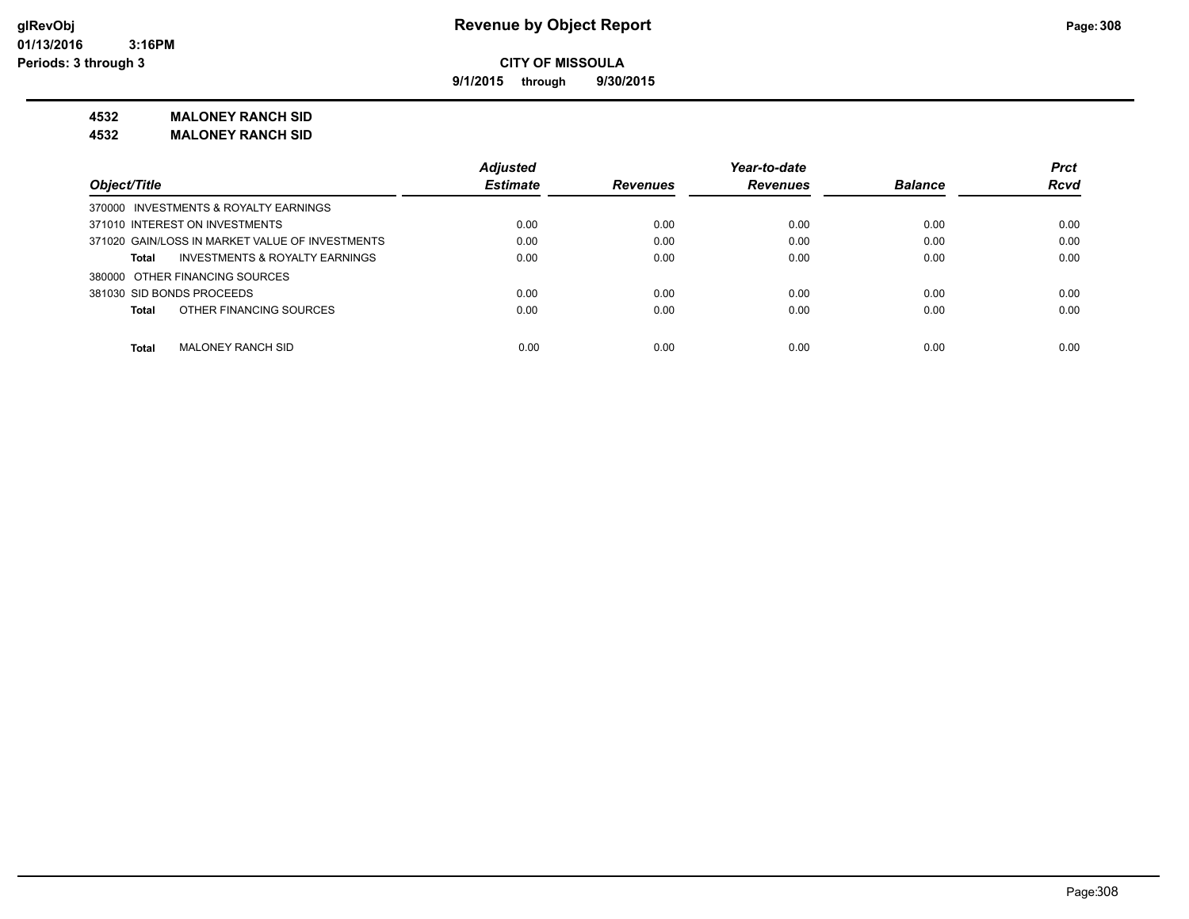**Revenue by Object Report**

**CITY OF MISSOULA**

**9/1/2015 through 9/30/2015**

glRevObj
01/13/2016 3:16PM
Periods: 3 through 3

## 4532 MALONEY RANCH SID

## 4532 MALONEY RANCH SID

| Object/Title | Adjusted Estimate | Revenues | Year-to-date Revenues | Balance | Prct Rcvd |
|---|---|---|---|---|---|
| 370000 INVESTMENTS & ROYALTY EARNINGS | | | | | |
| 371010 INTEREST ON INVESTMENTS | 0.00 | 0.00 | 0.00 | 0.00 | 0.00 |
| 371020 GAIN/LOSS IN MARKET VALUE OF INVESTMENTS | 0.00 | 0.00 | 0.00 | 0.00 | 0.00 |
| **Total** INVESTMENTS & ROYALTY EARNINGS | 0.00 | 0.00 | 0.00 | 0.00 | 0.00 |
| 380000 OTHER FINANCING SOURCES | | | | | |
| 381030 SID BONDS PROCEEDS | 0.00 | 0.00 | 0.00 | 0.00 | 0.00 |
| **Total** OTHER FINANCING SOURCES | 0.00 | 0.00 | 0.00 | 0.00 | 0.00 |
| **Total** MALONEY RANCH SID | 0.00 | 0.00 | 0.00 | 0.00 | 0.00 |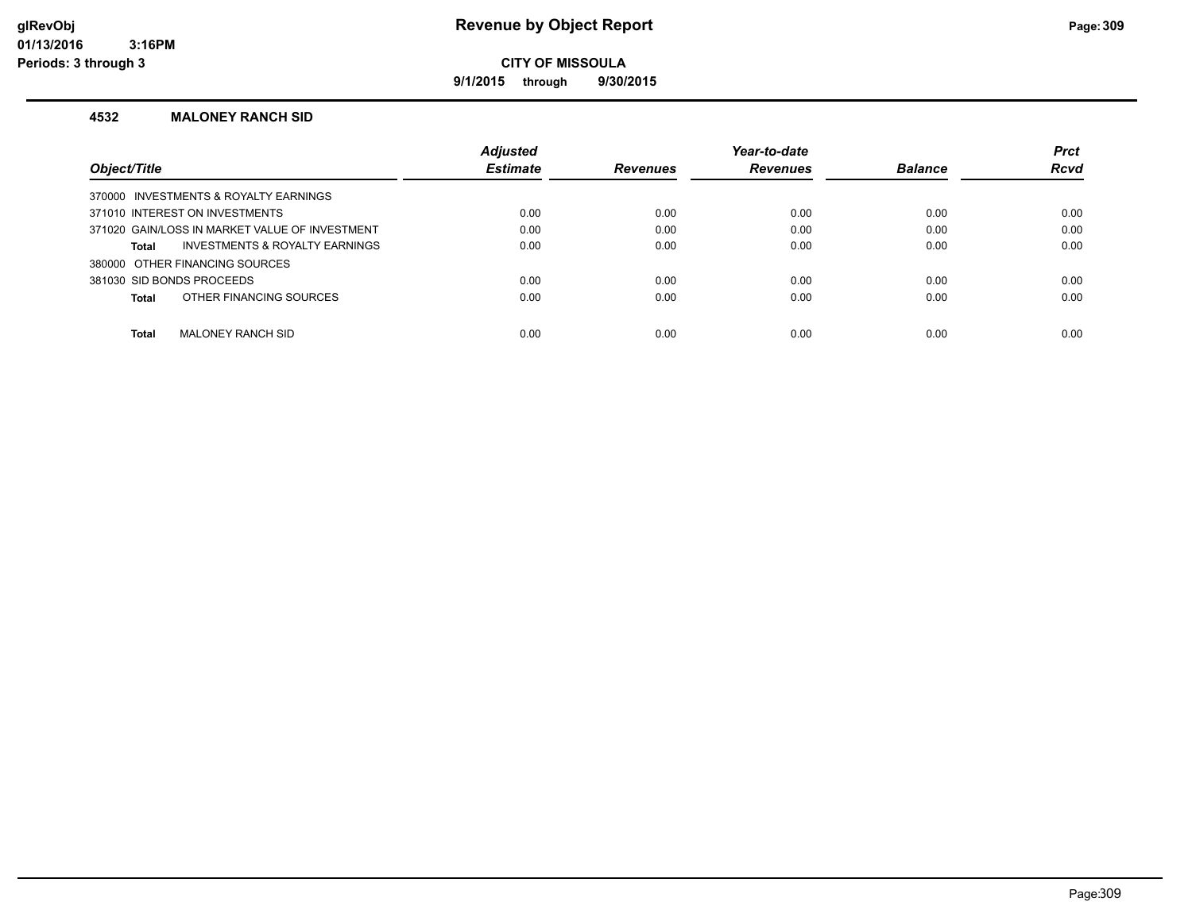**glRevObj**
**01/13/2016 3:16PM**
**Periods: 3 through 3**

# Revenue by Object Report

**CITY OF MISSOULA**

**9/1/2015 through 9/30/2015**

### 4532 MALONEY RANCH SID

| Object/Title | Adjusted Estimate | Revenues | Year-to-date Revenues | Balance | Prct Rcvd |
|---|---|---|---|---|---|
| 370000 INVESTMENTS & ROYALTY EARNINGS | | | | | |
| 371010 INTEREST ON INVESTMENTS | 0.00 | 0.00 | 0.00 | 0.00 | 0.00 |
| 371020 GAIN/LOSS IN MARKET VALUE OF INVESTMENT | 0.00 | 0.00 | 0.00 | 0.00 | 0.00 |
| **Total** INVESTMENTS & ROYALTY EARNINGS | 0.00 | 0.00 | 0.00 | 0.00 | 0.00 |
| 380000 OTHER FINANCING SOURCES | | | | | |
| 381030 SID BONDS PROCEEDS | 0.00 | 0.00 | 0.00 | 0.00 | 0.00 |
| **Total** OTHER FINANCING SOURCES | 0.00 | 0.00 | 0.00 | 0.00 | 0.00 |
| **Total** MALONEY RANCH SID | 0.00 | 0.00 | 0.00 | 0.00 | 0.00 |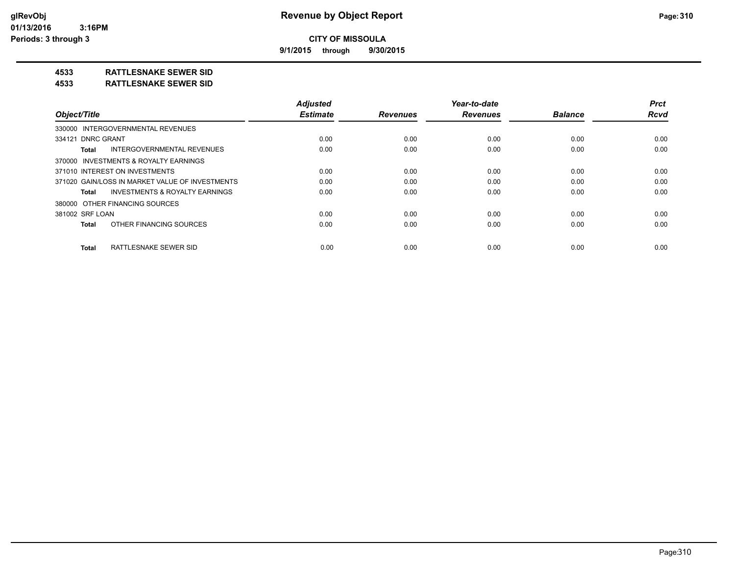# Revenue by Object Report

glRevObj
01/13/2016 3:16PM
Periods: 3 through 3

**CITY OF MISSOULA**

**9/1/2015 through 9/30/2015**

**4533 RATTLESNAKE SEWER SID**

**4533 RATTLESNAKE SEWER SID**

| Object/Title | Adjusted Estimate | Revenues | Year-to-date Revenues | Balance | Prct Rcvd |
|---|---|---|---|---|---|
| 330000 INTERGOVERNMENTAL REVENUES | | | | | |
| 334121 DNRC GRANT | 0.00 | 0.00 | 0.00 | 0.00 | 0.00 |
| **Total** INTERGOVERNMENTAL REVENUES | 0.00 | 0.00 | 0.00 | 0.00 | 0.00 |
| 370000 INVESTMENTS & ROYALTY EARNINGS | | | | | |
| 371010 INTEREST ON INVESTMENTS | 0.00 | 0.00 | 0.00 | 0.00 | 0.00 |
| 371020 GAIN/LOSS IN MARKET VALUE OF INVESTMENTS | 0.00 | 0.00 | 0.00 | 0.00 | 0.00 |
| **Total** INVESTMENTS & ROYALTY EARNINGS | 0.00 | 0.00 | 0.00 | 0.00 | 0.00 |
| 380000 OTHER FINANCING SOURCES | | | | | |
| 381002 SRF LOAN | 0.00 | 0.00 | 0.00 | 0.00 | 0.00 |
| **Total** OTHER FINANCING SOURCES | 0.00 | 0.00 | 0.00 | 0.00 | 0.00 |
| **Total** RATTLESNAKE SEWER SID | 0.00 | 0.00 | 0.00 | 0.00 | 0.00 |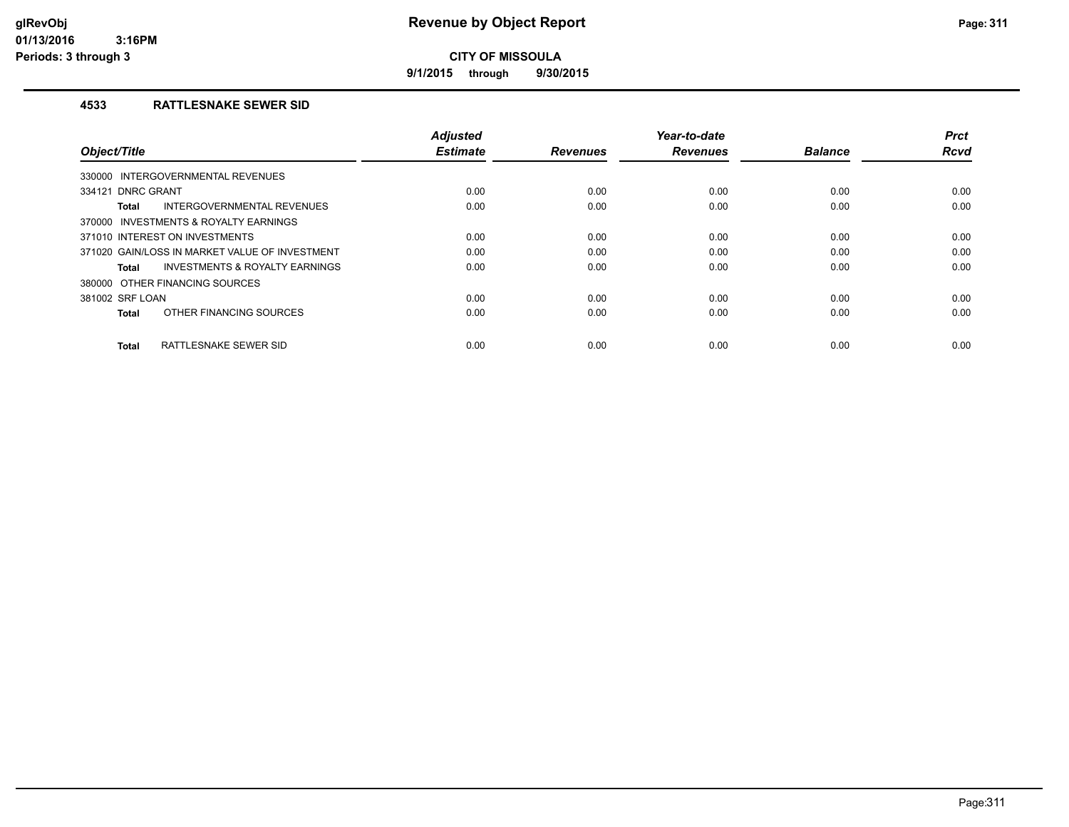# Revenue by Object Report

**CITY OF MISSOULA**

**9/1/2015 through 9/30/2015**

glRevObj
01/13/2016 3:16PM
Periods: 3 through 3

## 4533 RATTLESNAKE SEWER SID

| Object/Title | Adjusted Estimate | Revenues | Year-to-date Revenues | Balance | Prct Rcvd |
|---|---|---|---|---|---|
| 330000 INTERGOVERNMENTAL REVENUES | | | | | |
| 334121 DNRC GRANT | 0.00 | 0.00 | 0.00 | 0.00 | 0.00 |
| **Total** INTERGOVERNMENTAL REVENUES | 0.00 | 0.00 | 0.00 | 0.00 | 0.00 |
| 370000 INVESTMENTS & ROYALTY EARNINGS | | | | | |
| 371010 INTEREST ON INVESTMENTS | 0.00 | 0.00 | 0.00 | 0.00 | 0.00 |
| 371020 GAIN/LOSS IN MARKET VALUE OF INVESTMENT | 0.00 | 0.00 | 0.00 | 0.00 | 0.00 |
| **Total** INVESTMENTS & ROYALTY EARNINGS | 0.00 | 0.00 | 0.00 | 0.00 | 0.00 |
| 380000 OTHER FINANCING SOURCES | | | | | |
| 381002 SRF LOAN | 0.00 | 0.00 | 0.00 | 0.00 | 0.00 |
| **Total** OTHER FINANCING SOURCES | 0.00 | 0.00 | 0.00 | 0.00 | 0.00 |
| **Total** RATTLESNAKE SEWER SID | 0.00 | 0.00 | 0.00 | 0.00 | 0.00 |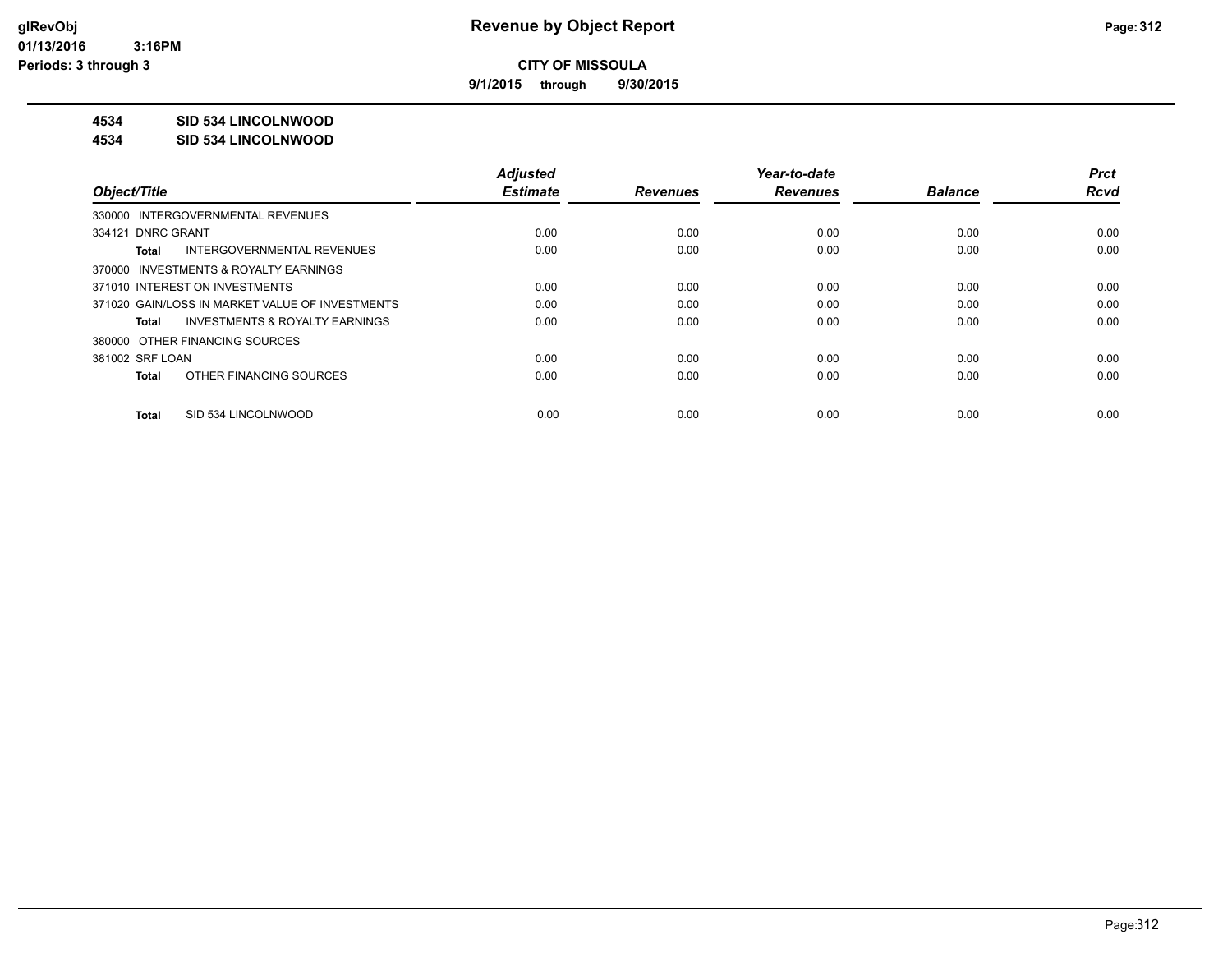**CITY OF MISSOULA**

**9/1/2015 through 9/30/2015**

**4534 SID 534 LINCOLNWOOD**

**4534 SID 534 LINCOLNWOOD**

| Object/Title | Adjusted Estimate | Revenues | Year-to-date Revenues | Balance | Prct Rcvd |
|---|---|---|---|---|---|
| 330000 INTERGOVERNMENTAL REVENUES | | | | | |
| 334121 DNRC GRANT | 0.00 | 0.00 | 0.00 | 0.00 | 0.00 |
| **Total** INTERGOVERNMENTAL REVENUES | 0.00 | 0.00 | 0.00 | 0.00 | 0.00 |
| 370000 INVESTMENTS & ROYALTY EARNINGS | | | | | |
| 371010 INTEREST ON INVESTMENTS | 0.00 | 0.00 | 0.00 | 0.00 | 0.00 |
| 371020 GAIN/LOSS IN MARKET VALUE OF INVESTMENTS | 0.00 | 0.00 | 0.00 | 0.00 | 0.00 |
| **Total** INVESTMENTS & ROYALTY EARNINGS | 0.00 | 0.00 | 0.00 | 0.00 | 0.00 |
| 380000 OTHER FINANCING SOURCES | | | | | |
| 381002 SRF LOAN | 0.00 | 0.00 | 0.00 | 0.00 | 0.00 |
| **Total** OTHER FINANCING SOURCES | 0.00 | 0.00 | 0.00 | 0.00 | 0.00 |
| **Total** SID 534 LINCOLNWOOD | 0.00 | 0.00 | 0.00 | 0.00 | 0.00 |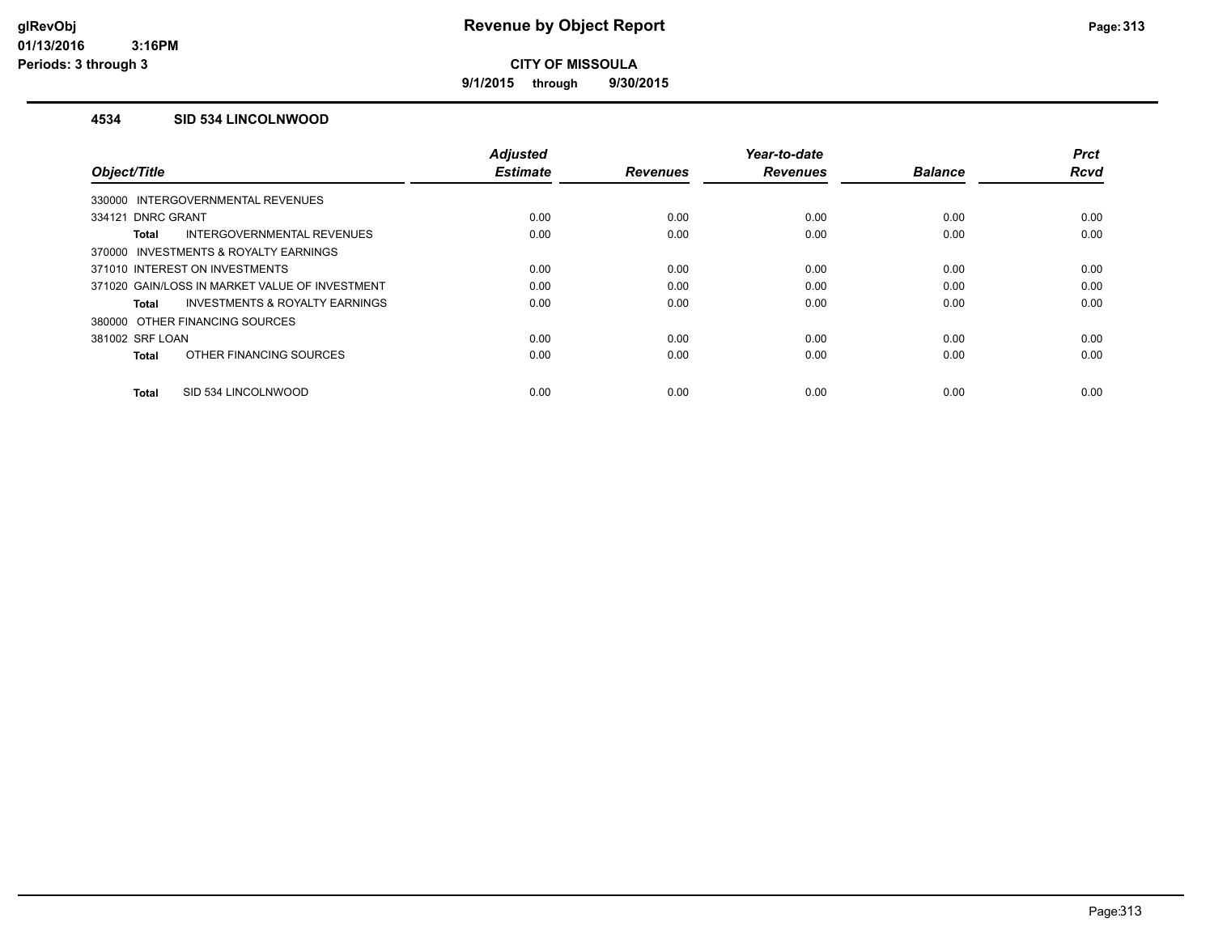# Revenue by Object Report

## CITY OF MISSOULA

**9/1/2015 through 9/30/2015**

### 4534 SID 534 LINCOLNWOOD

| Object/Title | Adjusted Estimate | Revenues | Year-to-date Revenues | Balance | Prct Rcvd |
|---|---|---|---|---|---|
| 330000 INTERGOVERNMENTAL REVENUES | | | | | |
| 334121 DNRC GRANT | 0.00 | 0.00 | 0.00 | 0.00 | 0.00 |
| **Total** INTERGOVERNMENTAL REVENUES | 0.00 | 0.00 | 0.00 | 0.00 | 0.00 |
| 370000 INVESTMENTS & ROYALTY EARNINGS | | | | | |
| 371010 INTEREST ON INVESTMENTS | 0.00 | 0.00 | 0.00 | 0.00 | 0.00 |
| 371020 GAIN/LOSS IN MARKET VALUE OF INVESTMENT | 0.00 | 0.00 | 0.00 | 0.00 | 0.00 |
| **Total** INVESTMENTS & ROYALTY EARNINGS | 0.00 | 0.00 | 0.00 | 0.00 | 0.00 |
| 380000 OTHER FINANCING SOURCES | | | | | |
| 381002 SRF LOAN | 0.00 | 0.00 | 0.00 | 0.00 | 0.00 |
| **Total** OTHER FINANCING SOURCES | 0.00 | 0.00 | 0.00 | 0.00 | 0.00 |
| **Total** SID 534 LINCOLNWOOD | 0.00 | 0.00 | 0.00 | 0.00 | 0.00 |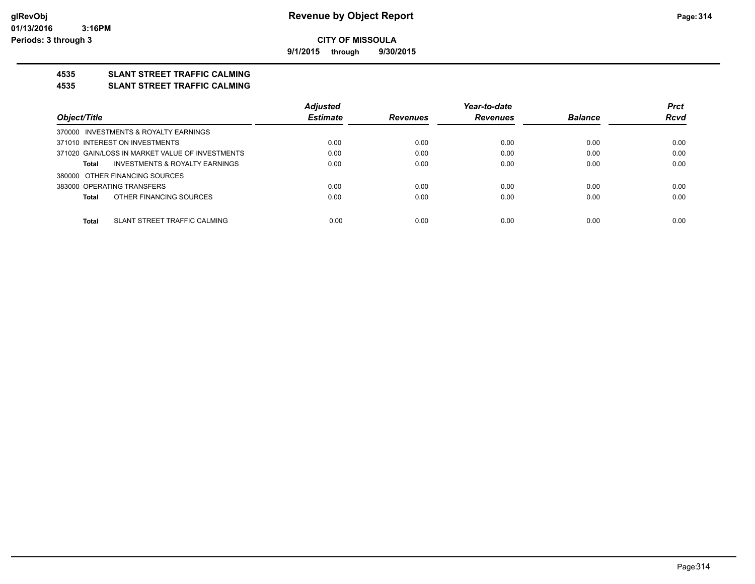# Revenue by Object Report

**CITY OF MISSOULA**

**9/1/2015 through 9/30/2015**

glRevObj
01/13/2016 3:16PM
Periods: 3 through 3

## 4535 SLANT STREET TRAFFIC CALMING
## 4535 SLANT STREET TRAFFIC CALMING

| Object/Title | Adjusted Estimate | Revenues | Year-to-date Revenues | Balance | Prct Rcvd |
|---|---|---|---|---|---|
| 370000 INVESTMENTS & ROYALTY EARNINGS | | | | | |
| 371010 INTEREST ON INVESTMENTS | 0.00 | 0.00 | 0.00 | 0.00 | 0.00 |
| 371020 GAIN/LOSS IN MARKET VALUE OF INVESTMENTS | 0.00 | 0.00 | 0.00 | 0.00 | 0.00 |
| **Total** INVESTMENTS & ROYALTY EARNINGS | 0.00 | 0.00 | 0.00 | 0.00 | 0.00 |
| 380000 OTHER FINANCING SOURCES | | | | | |
| 383000 OPERATING TRANSFERS | 0.00 | 0.00 | 0.00 | 0.00 | 0.00 |
| **Total** OTHER FINANCING SOURCES | 0.00 | 0.00 | 0.00 | 0.00 | 0.00 |
| **Total** SLANT STREET TRAFFIC CALMING | 0.00 | 0.00 | 0.00 | 0.00 | 0.00 |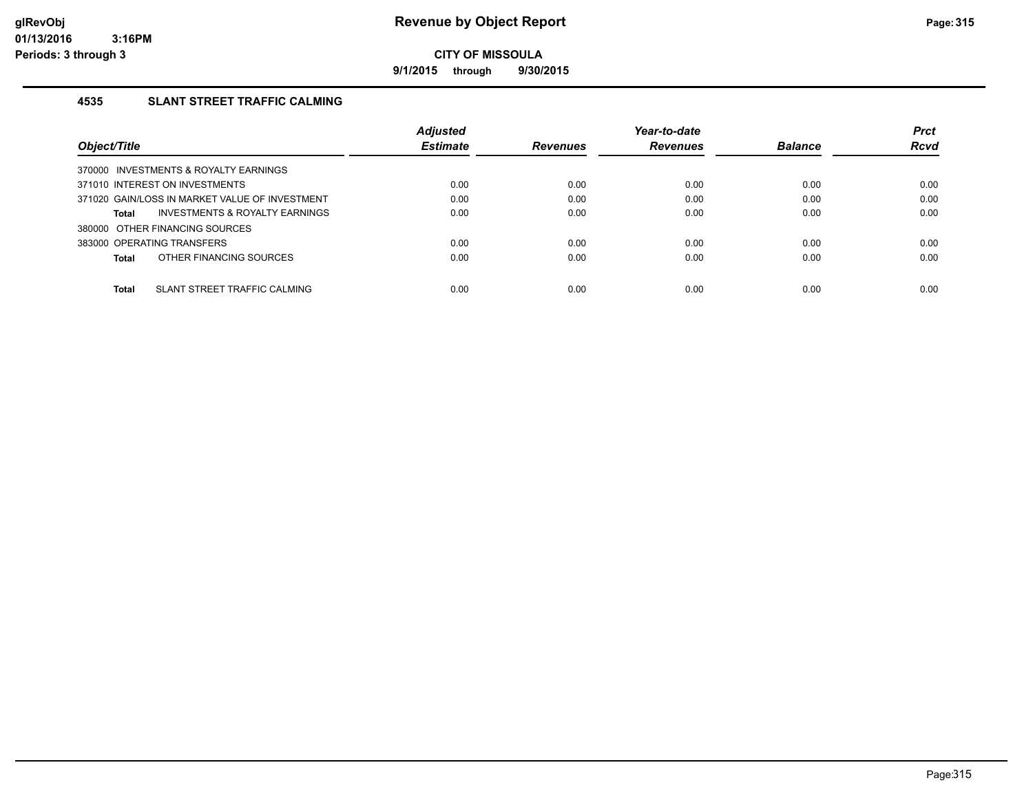# Revenue by Object Report

**CITY OF MISSOULA**

**9/1/2015 through 9/30/2015**

glRevObj
01/13/2016 3:16PM
Periods: 3 through 3

## 4535 SLANT STREET TRAFFIC CALMING

| Object/Title | Adjusted Estimate | Revenues | Year-to-date Revenues | Balance | Prct Rcvd |
|---|---|---|---|---|---|
| 370000 INVESTMENTS & ROYALTY EARNINGS | | | | | |
| 371010 INTEREST ON INVESTMENTS | 0.00 | 0.00 | 0.00 | 0.00 | 0.00 |
| 371020 GAIN/LOSS IN MARKET VALUE OF INVESTMENT | 0.00 | 0.00 | 0.00 | 0.00 | 0.00 |
| **Total** INVESTMENTS & ROYALTY EARNINGS | 0.00 | 0.00 | 0.00 | 0.00 | 0.00 |
| 380000 OTHER FINANCING SOURCES | | | | | |
| 383000 OPERATING TRANSFERS | 0.00 | 0.00 | 0.00 | 0.00 | 0.00 |
| **Total** OTHER FINANCING SOURCES | 0.00 | 0.00 | 0.00 | 0.00 | 0.00 |
| **Total** SLANT STREET TRAFFIC CALMING | 0.00 | 0.00 | 0.00 | 0.00 | 0.00 |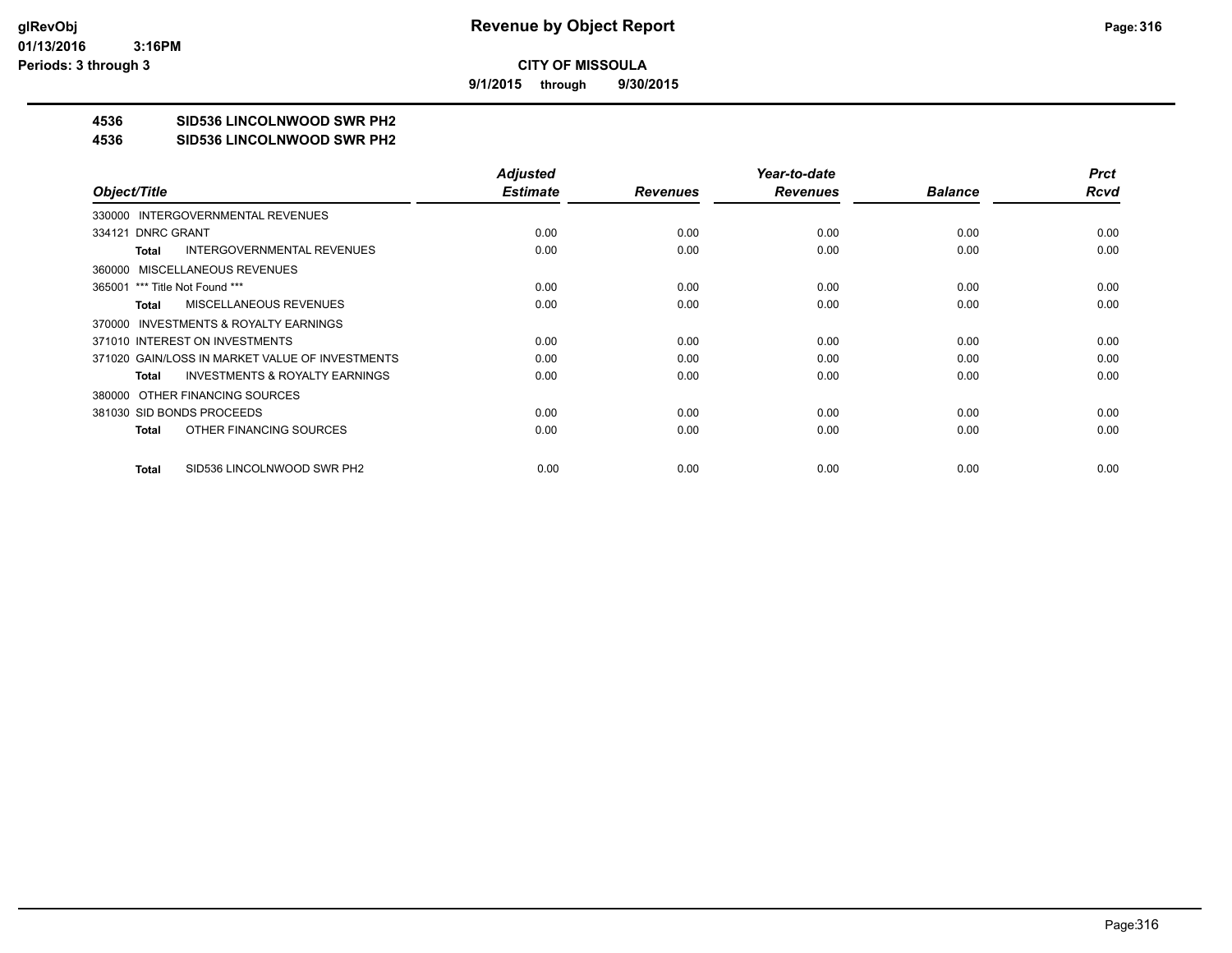glRevObj
01/13/2016 3:16PM
Periods: 3 through 3

# Revenue by Object Report

**CITY OF MISSOULA**

**9/1/2015 through 9/30/2015**

**4536 SID536 LINCOLNWOOD SWR PH2**
**4536 SID536 LINCOLNWOOD SWR PH2**

| Object/Title | Adjusted Estimate | Revenues | Year-to-date Revenues | Balance | Prct Rcvd |
|---|---|---|---|---|---|
| 330000 INTERGOVERNMENTAL REVENUES | | | | | |
| 334121 DNRC GRANT | 0.00 | 0.00 | 0.00 | 0.00 | 0.00 |
| **Total** INTERGOVERNMENTAL REVENUES | 0.00 | 0.00 | 0.00 | 0.00 | 0.00 |
| 360000 MISCELLANEOUS REVENUES | | | | | |
| 365001 *** Title Not Found *** | 0.00 | 0.00 | 0.00 | 0.00 | 0.00 |
| **Total** MISCELLANEOUS REVENUES | 0.00 | 0.00 | 0.00 | 0.00 | 0.00 |
| 370000 INVESTMENTS & ROYALTY EARNINGS | | | | | |
| 371010 INTEREST ON INVESTMENTS | 0.00 | 0.00 | 0.00 | 0.00 | 0.00 |
| 371020 GAIN/LOSS IN MARKET VALUE OF INVESTMENTS | 0.00 | 0.00 | 0.00 | 0.00 | 0.00 |
| **Total** INVESTMENTS & ROYALTY EARNINGS | 0.00 | 0.00 | 0.00 | 0.00 | 0.00 |
| 380000 OTHER FINANCING SOURCES | | | | | |
| 381030 SID BONDS PROCEEDS | 0.00 | 0.00 | 0.00 | 0.00 | 0.00 |
| **Total** OTHER FINANCING SOURCES | 0.00 | 0.00 | 0.00 | 0.00 | 0.00 |
| **Total** SID536 LINCOLNWOOD SWR PH2 | 0.00 | 0.00 | 0.00 | 0.00 | 0.00 |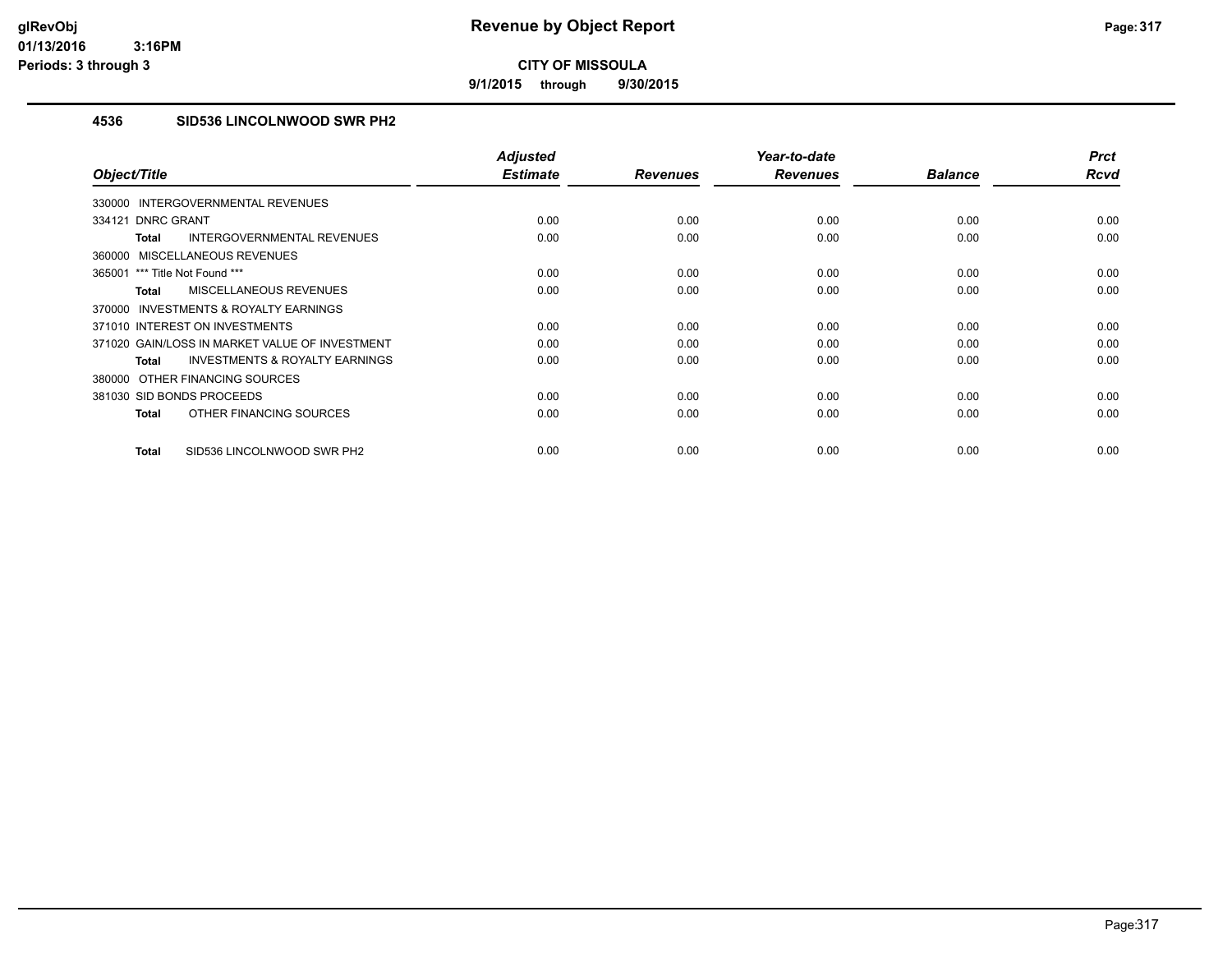# Revenue by Object Report

**CITY OF MISSOULA**

**9/1/2015 through 9/30/2015**

glRevObj
01/13/2016 3:16PM
Periods: 3 through 3

## 4536 SID536 LINCOLNWOOD SWR PH2

| Object/Title | Adjusted Estimate | Revenues | Year-to-date Revenues | Balance | Prct Rcvd |
|---|---|---|---|---|---|
| 330000 INTERGOVERNMENTAL REVENUES | | | | | |
| 334121 DNRC GRANT | 0.00 | 0.00 | 0.00 | 0.00 | 0.00 |
| **Total** INTERGOVERNMENTAL REVENUES | 0.00 | 0.00 | 0.00 | 0.00 | 0.00 |
| 360000 MISCELLANEOUS REVENUES | | | | | |
| 365001 *** Title Not Found *** | 0.00 | 0.00 | 0.00 | 0.00 | 0.00 |
| **Total** MISCELLANEOUS REVENUES | 0.00 | 0.00 | 0.00 | 0.00 | 0.00 |
| 370000 INVESTMENTS & ROYALTY EARNINGS | | | | | |
| 371010 INTEREST ON INVESTMENTS | 0.00 | 0.00 | 0.00 | 0.00 | 0.00 |
| 371020 GAIN/LOSS IN MARKET VALUE OF INVESTMENT | 0.00 | 0.00 | 0.00 | 0.00 | 0.00 |
| **Total** INVESTMENTS & ROYALTY EARNINGS | 0.00 | 0.00 | 0.00 | 0.00 | 0.00 |
| 380000 OTHER FINANCING SOURCES | | | | | |
| 381030 SID BONDS PROCEEDS | 0.00 | 0.00 | 0.00 | 0.00 | 0.00 |
| **Total** OTHER FINANCING SOURCES | 0.00 | 0.00 | 0.00 | 0.00 | 0.00 |
| **Total** SID536 LINCOLNWOOD SWR PH2 | 0.00 | 0.00 | 0.00 | 0.00 | 0.00 |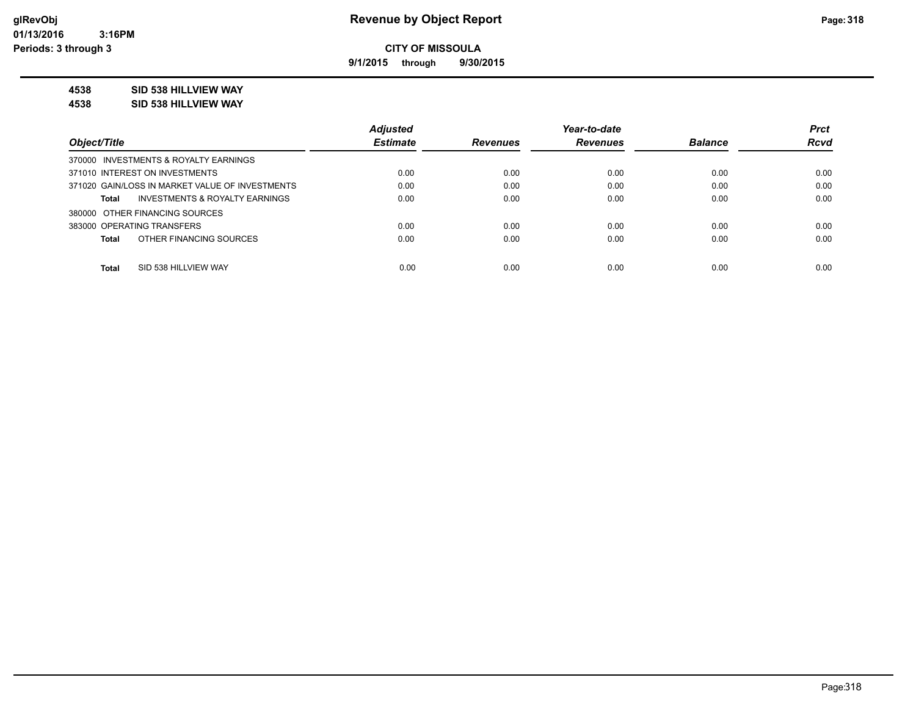# Revenue by Object Report

**CITY OF MISSOULA**

**9/1/2015 through 9/30/2015**

glRevObj
01/13/2016 3:16PM
Periods: 3 through 3

**4538 SID 538 HILLVIEW WAY**

**4538 SID 538 HILLVIEW WAY**

| Object/Title | Adjusted Estimate | Revenues | Year-to-date Revenues | Balance | Prct Rcvd |
|---|---|---|---|---|---|
| 370000 INVESTMENTS & ROYALTY EARNINGS | | | | | |
| 371010 INTEREST ON INVESTMENTS | 0.00 | 0.00 | 0.00 | 0.00 | 0.00 |
| 371020 GAIN/LOSS IN MARKET VALUE OF INVESTMENTS | 0.00 | 0.00 | 0.00 | 0.00 | 0.00 |
| **Total** INVESTMENTS & ROYALTY EARNINGS | 0.00 | 0.00 | 0.00 | 0.00 | 0.00 |
| 380000 OTHER FINANCING SOURCES | | | | | |
| 383000 OPERATING TRANSFERS | 0.00 | 0.00 | 0.00 | 0.00 | 0.00 |
| **Total** OTHER FINANCING SOURCES | 0.00 | 0.00 | 0.00 | 0.00 | 0.00 |
| **Total** SID 538 HILLVIEW WAY | 0.00 | 0.00 | 0.00 | 0.00 | 0.00 |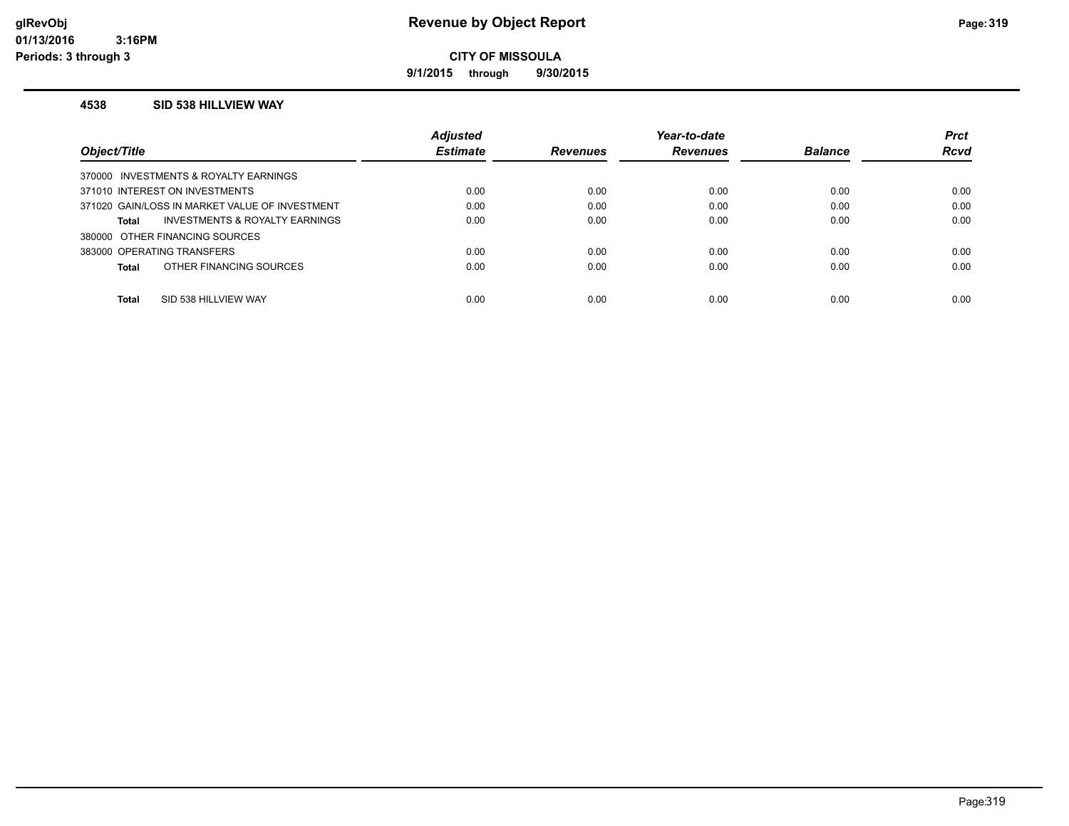# Revenue by Object Report

glRevObj
01/13/2016 3:16PM
Periods: 3 through 3

**CITY OF MISSOULA**

**9/1/2015 through 9/30/2015**

### 4538 SID 538 HILLVIEW WAY

| Object/Title | Adjusted Estimate | Revenues | Year-to-date Revenues | Balance | Prct Rcvd |
|---|---|---|---|---|---|
| 370000 INVESTMENTS & ROYALTY EARNINGS | | | | | |
| 371010 INTEREST ON INVESTMENTS | 0.00 | 0.00 | 0.00 | 0.00 | 0.00 |
| 371020 GAIN/LOSS IN MARKET VALUE OF INVESTMENT | 0.00 | 0.00 | 0.00 | 0.00 | 0.00 |
| **Total** INVESTMENTS & ROYALTY EARNINGS | 0.00 | 0.00 | 0.00 | 0.00 | 0.00 |
| 380000 OTHER FINANCING SOURCES | | | | | |
| 383000 OPERATING TRANSFERS | 0.00 | 0.00 | 0.00 | 0.00 | 0.00 |
| **Total** OTHER FINANCING SOURCES | 0.00 | 0.00 | 0.00 | 0.00 | 0.00 |
| **Total** SID 538 HILLVIEW WAY | 0.00 | 0.00 | 0.00 | 0.00 | 0.00 |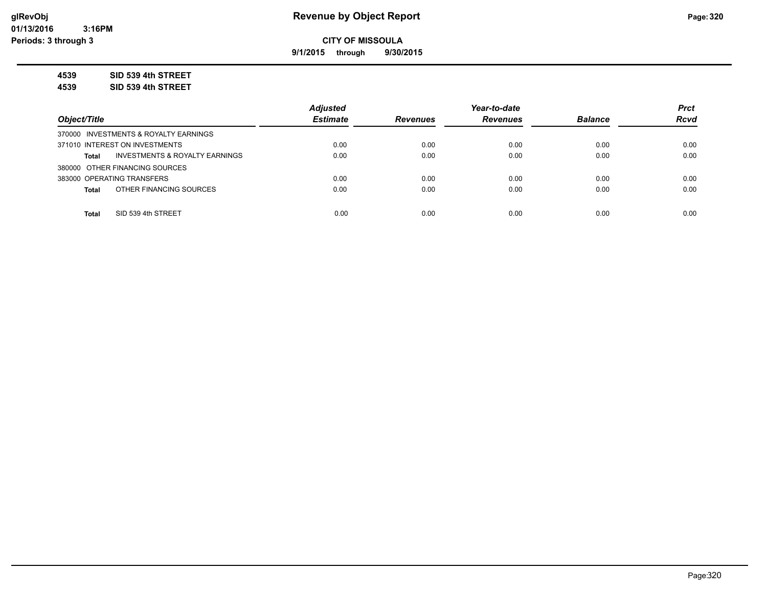**Revenue by Object Report**

**CITY OF MISSOULA**

**9/1/2015 through 9/30/2015**

glRevObj
01/13/2016 3:16PM
Periods: 3 through 3

**4539 SID 539 4th STREET**

**4539 SID 539 4th STREET**

| Object/Title | Adjusted Estimate | Revenues | Year-to-date Revenues | Balance | Prct Rcvd |
|---|---|---|---|---|---|
| 370000 INVESTMENTS & ROYALTY EARNINGS | | | | | |
| 371010 INTEREST ON INVESTMENTS | 0.00 | 0.00 | 0.00 | 0.00 | 0.00 |
| **Total** INVESTMENTS & ROYALTY EARNINGS | 0.00 | 0.00 | 0.00 | 0.00 | 0.00 |
| 380000 OTHER FINANCING SOURCES | | | | | |
| 383000 OPERATING TRANSFERS | 0.00 | 0.00 | 0.00 | 0.00 | 0.00 |
| **Total** OTHER FINANCING SOURCES | 0.00 | 0.00 | 0.00 | 0.00 | 0.00 |
| **Total** SID 539 4th STREET | 0.00 | 0.00 | 0.00 | 0.00 | 0.00 |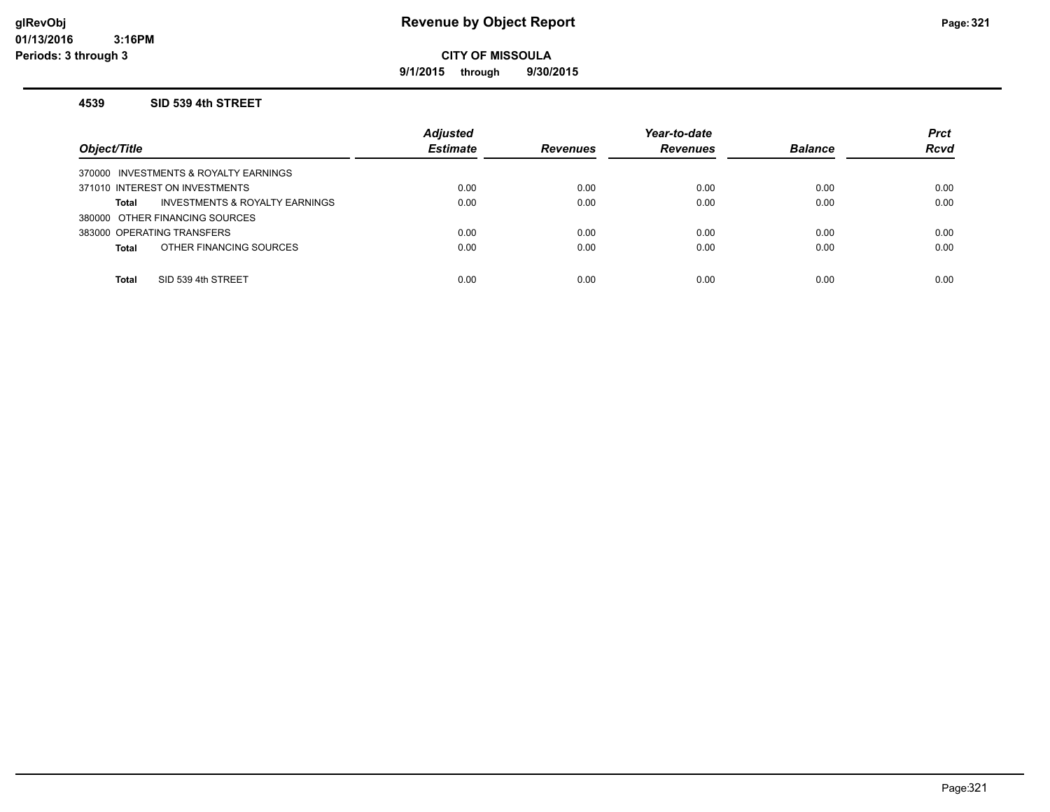# Revenue by Object Report

**CITY OF MISSOULA**

**9/1/2015 through 9/30/2015**

glRevObj
01/13/2016 3:16PM
Periods: 3 through 3

### 4539 SID 539 4th STREET

| Object/Title | Adjusted Estimate | Revenues | Year-to-date Revenues | Balance | Prct Rcvd |
|---|---|---|---|---|---|
| 370000 INVESTMENTS & ROYALTY EARNINGS | | | | | |
| 371010 INTEREST ON INVESTMENTS | 0.00 | 0.00 | 0.00 | 0.00 | 0.00 |
| **Total** INVESTMENTS & ROYALTY EARNINGS | 0.00 | 0.00 | 0.00 | 0.00 | 0.00 |
| 380000 OTHER FINANCING SOURCES | | | | | |
| 383000 OPERATING TRANSFERS | 0.00 | 0.00 | 0.00 | 0.00 | 0.00 |
| **Total** OTHER FINANCING SOURCES | 0.00 | 0.00 | 0.00 | 0.00 | 0.00 |
| **Total** SID 539 4th STREET | 0.00 | 0.00 | 0.00 | 0.00 | 0.00 |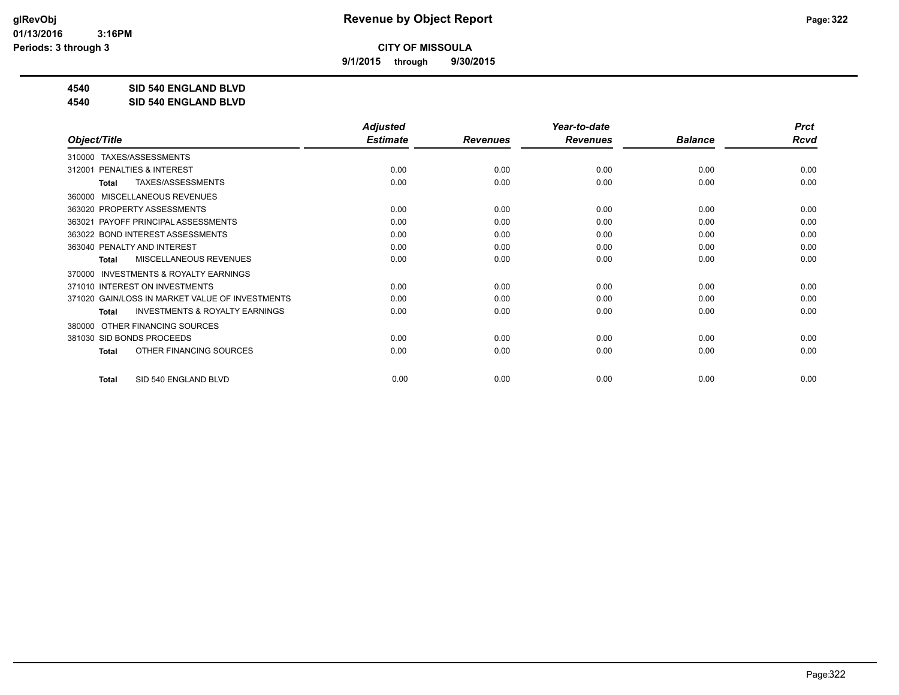glRevObj
01/13/2016 3:16PM
Periods: 3 through 3

# Revenue by Object Report

**CITY OF MISSOULA**

**9/1/2015 through 9/30/2015**

**4540 SID 540 ENGLAND BLVD**
**4540 SID 540 ENGLAND BLVD**

| Object/Title | Adjusted Estimate | Revenues | Year-to-date Revenues | Balance | Prct Rcvd |
|---|---|---|---|---|---|
| 310000 TAXES/ASSESSMENTS | | | | | |
| 312001 PENALTIES & INTEREST | 0.00 | 0.00 | 0.00 | 0.00 | 0.00 |
| **Total** TAXES/ASSESSMENTS | 0.00 | 0.00 | 0.00 | 0.00 | 0.00 |
| 360000 MISCELLANEOUS REVENUES | | | | | |
| 363020 PROPERTY ASSESSMENTS | 0.00 | 0.00 | 0.00 | 0.00 | 0.00 |
| 363021 PAYOFF PRINCIPAL ASSESSMENTS | 0.00 | 0.00 | 0.00 | 0.00 | 0.00 |
| 363022 BOND INTEREST ASSESSMENTS | 0.00 | 0.00 | 0.00 | 0.00 | 0.00 |
| 363040 PENALTY AND INTEREST | 0.00 | 0.00 | 0.00 | 0.00 | 0.00 |
| **Total** MISCELLANEOUS REVENUES | 0.00 | 0.00 | 0.00 | 0.00 | 0.00 |
| 370000 INVESTMENTS & ROYALTY EARNINGS | | | | | |
| 371010 INTEREST ON INVESTMENTS | 0.00 | 0.00 | 0.00 | 0.00 | 0.00 |
| 371020 GAIN/LOSS IN MARKET VALUE OF INVESTMENTS | 0.00 | 0.00 | 0.00 | 0.00 | 0.00 |
| **Total** INVESTMENTS & ROYALTY EARNINGS | 0.00 | 0.00 | 0.00 | 0.00 | 0.00 |
| 380000 OTHER FINANCING SOURCES | | | | | |
| 381030 SID BONDS PROCEEDS | 0.00 | 0.00 | 0.00 | 0.00 | 0.00 |
| **Total** OTHER FINANCING SOURCES | 0.00 | 0.00 | 0.00 | 0.00 | 0.00 |
| **Total** SID 540 ENGLAND BLVD | 0.00 | 0.00 | 0.00 | 0.00 | 0.00 |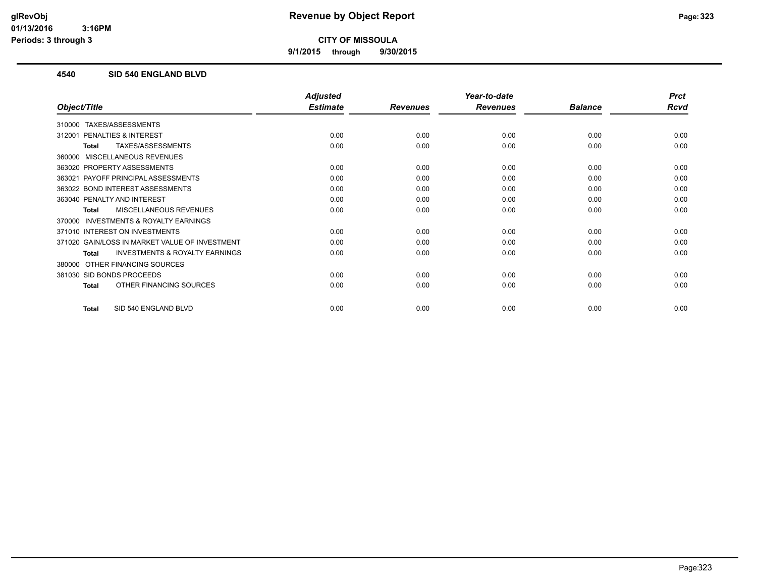**CITY OF MISSOULA**

**9/1/2015 through 9/30/2015**

## 4540 SID 540 ENGLAND BLVD

| Object/Title | Adjusted Estimate | Revenues | Year-to-date Revenues | Balance | Prct Rcvd |
|---|---|---|---|---|---|
| 310000 TAXES/ASSESSMENTS | | | | | |
| 312001 PENALTIES & INTEREST | 0.00 | 0.00 | 0.00 | 0.00 | 0.00 |
| **Total** TAXES/ASSESSMENTS | 0.00 | 0.00 | 0.00 | 0.00 | 0.00 |
| 360000 MISCELLANEOUS REVENUES | | | | | |
| 363020 PROPERTY ASSESSMENTS | 0.00 | 0.00 | 0.00 | 0.00 | 0.00 |
| 363021 PAYOFF PRINCIPAL ASSESSMENTS | 0.00 | 0.00 | 0.00 | 0.00 | 0.00 |
| 363022 BOND INTEREST ASSESSMENTS | 0.00 | 0.00 | 0.00 | 0.00 | 0.00 |
| 363040 PENALTY AND INTEREST | 0.00 | 0.00 | 0.00 | 0.00 | 0.00 |
| **Total** MISCELLANEOUS REVENUES | 0.00 | 0.00 | 0.00 | 0.00 | 0.00 |
| 370000 INVESTMENTS & ROYALTY EARNINGS | | | | | |
| 371010 INTEREST ON INVESTMENTS | 0.00 | 0.00 | 0.00 | 0.00 | 0.00 |
| 371020 GAIN/LOSS IN MARKET VALUE OF INVESTMENT | 0.00 | 0.00 | 0.00 | 0.00 | 0.00 |
| **Total** INVESTMENTS & ROYALTY EARNINGS | 0.00 | 0.00 | 0.00 | 0.00 | 0.00 |
| 380000 OTHER FINANCING SOURCES | | | | | |
| 381030 SID BONDS PROCEEDS | 0.00 | 0.00 | 0.00 | 0.00 | 0.00 |
| **Total** OTHER FINANCING SOURCES | 0.00 | 0.00 | 0.00 | 0.00 | 0.00 |
| **Total** SID 540 ENGLAND BLVD | 0.00 | 0.00 | 0.00 | 0.00 | 0.00 |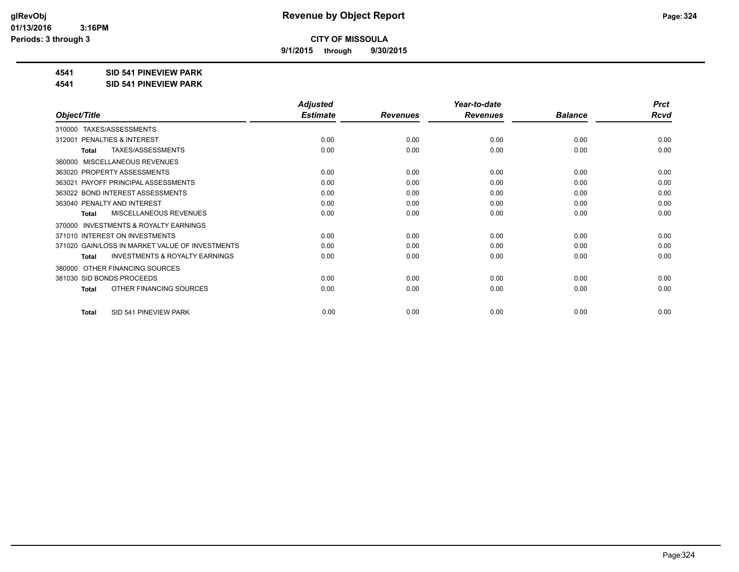glRevObj
01/13/2016 3:16PM
Periods: 3 through 3

# Revenue by Object Report

**CITY OF MISSOULA**

**9/1/2015 through 9/30/2015**

**4541 SID 541 PINEVIEW PARK**
**4541 SID 541 PINEVIEW PARK**

| Object/Title | Adjusted Estimate | Revenues | Year-to-date Revenues | Balance | Prct Rcvd |
|---|---|---|---|---|---|
| 310000 TAXES/ASSESSMENTS | | | | | |
| 312001 PENALTIES & INTEREST | 0.00 | 0.00 | 0.00 | 0.00 | 0.00 |
| **Total** TAXES/ASSESSMENTS | 0.00 | 0.00 | 0.00 | 0.00 | 0.00 |
| 360000 MISCELLANEOUS REVENUES | | | | | |
| 363020 PROPERTY ASSESSMENTS | 0.00 | 0.00 | 0.00 | 0.00 | 0.00 |
| 363021 PAYOFF PRINCIPAL ASSESSMENTS | 0.00 | 0.00 | 0.00 | 0.00 | 0.00 |
| 363022 BOND INTEREST ASSESSMENTS | 0.00 | 0.00 | 0.00 | 0.00 | 0.00 |
| 363040 PENALTY AND INTEREST | 0.00 | 0.00 | 0.00 | 0.00 | 0.00 |
| **Total** MISCELLANEOUS REVENUES | 0.00 | 0.00 | 0.00 | 0.00 | 0.00 |
| 370000 INVESTMENTS & ROYALTY EARNINGS | | | | | |
| 371010 INTEREST ON INVESTMENTS | 0.00 | 0.00 | 0.00 | 0.00 | 0.00 |
| 371020 GAIN/LOSS IN MARKET VALUE OF INVESTMENTS | 0.00 | 0.00 | 0.00 | 0.00 | 0.00 |
| **Total** INVESTMENTS & ROYALTY EARNINGS | 0.00 | 0.00 | 0.00 | 0.00 | 0.00 |
| 380000 OTHER FINANCING SOURCES | | | | | |
| 381030 SID BONDS PROCEEDS | 0.00 | 0.00 | 0.00 | 0.00 | 0.00 |
| **Total** OTHER FINANCING SOURCES | 0.00 | 0.00 | 0.00 | 0.00 | 0.00 |
| **Total** SID 541 PINEVIEW PARK | 0.00 | 0.00 | 0.00 | 0.00 | 0.00 |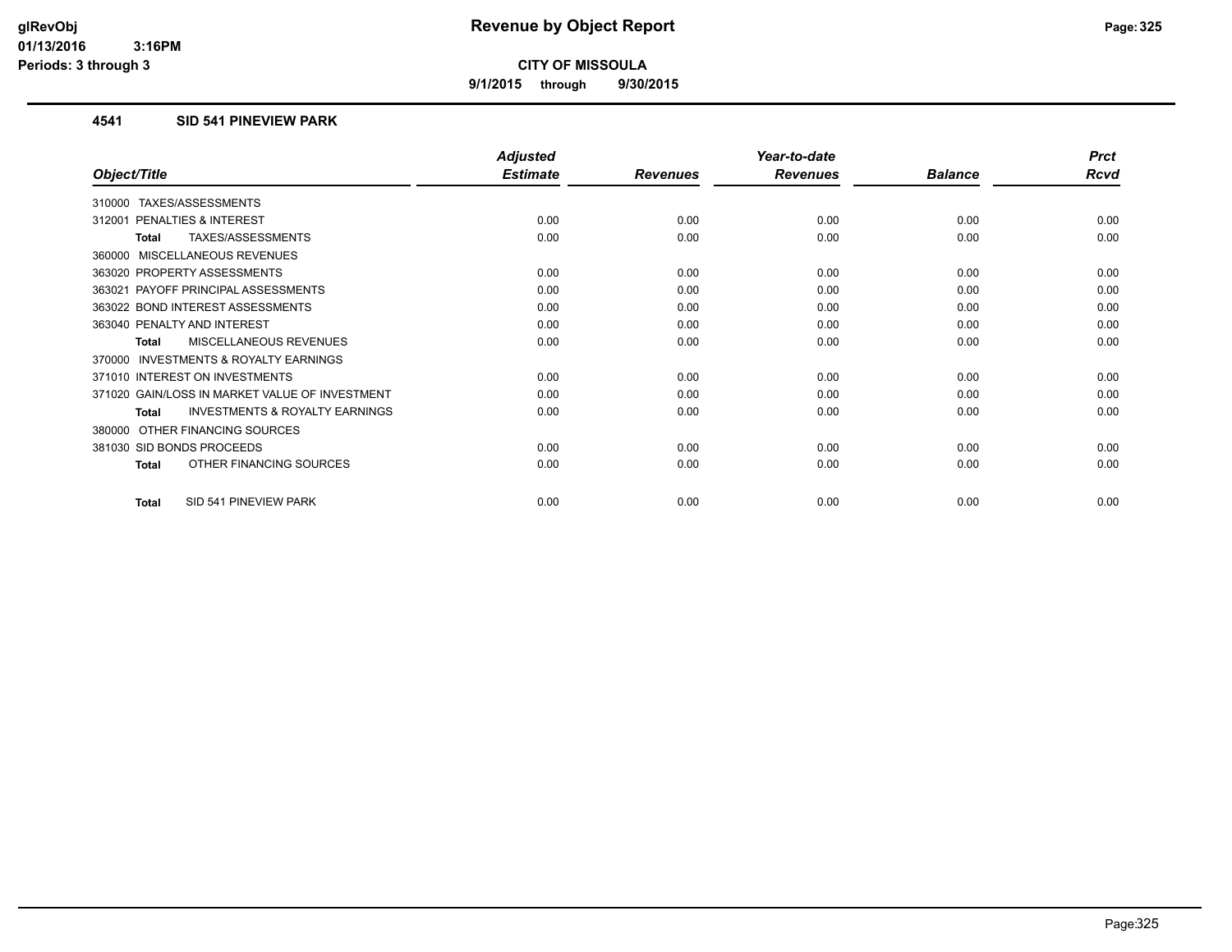**CITY OF MISSOULA**

**9/1/2015 through 9/30/2015**

### 4541 SID 541 PINEVIEW PARK

| Object/Title | Adjusted Estimate | Revenues | Year-to-date Revenues | Balance | Prct Rcvd |
|---|---|---|---|---|---|
| 310000 TAXES/ASSESSMENTS | | | | | |
| 312001 PENALTIES & INTEREST | 0.00 | 0.00 | 0.00 | 0.00 | 0.00 |
| **Total** TAXES/ASSESSMENTS | 0.00 | 0.00 | 0.00 | 0.00 | 0.00 |
| 360000 MISCELLANEOUS REVENUES | | | | | |
| 363020 PROPERTY ASSESSMENTS | 0.00 | 0.00 | 0.00 | 0.00 | 0.00 |
| 363021 PAYOFF PRINCIPAL ASSESSMENTS | 0.00 | 0.00 | 0.00 | 0.00 | 0.00 |
| 363022 BOND INTEREST ASSESSMENTS | 0.00 | 0.00 | 0.00 | 0.00 | 0.00 |
| 363040 PENALTY AND INTEREST | 0.00 | 0.00 | 0.00 | 0.00 | 0.00 |
| **Total** MISCELLANEOUS REVENUES | 0.00 | 0.00 | 0.00 | 0.00 | 0.00 |
| 370000 INVESTMENTS & ROYALTY EARNINGS | | | | | |
| 371010 INTEREST ON INVESTMENTS | 0.00 | 0.00 | 0.00 | 0.00 | 0.00 |
| 371020 GAIN/LOSS IN MARKET VALUE OF INVESTMENT | 0.00 | 0.00 | 0.00 | 0.00 | 0.00 |
| **Total** INVESTMENTS & ROYALTY EARNINGS | 0.00 | 0.00 | 0.00 | 0.00 | 0.00 |
| 380000 OTHER FINANCING SOURCES | | | | | |
| 381030 SID BONDS PROCEEDS | 0.00 | 0.00 | 0.00 | 0.00 | 0.00 |
| **Total** OTHER FINANCING SOURCES | 0.00 | 0.00 | 0.00 | 0.00 | 0.00 |
| **Total** SID 541 PINEVIEW PARK | 0.00 | 0.00 | 0.00 | 0.00 | 0.00 |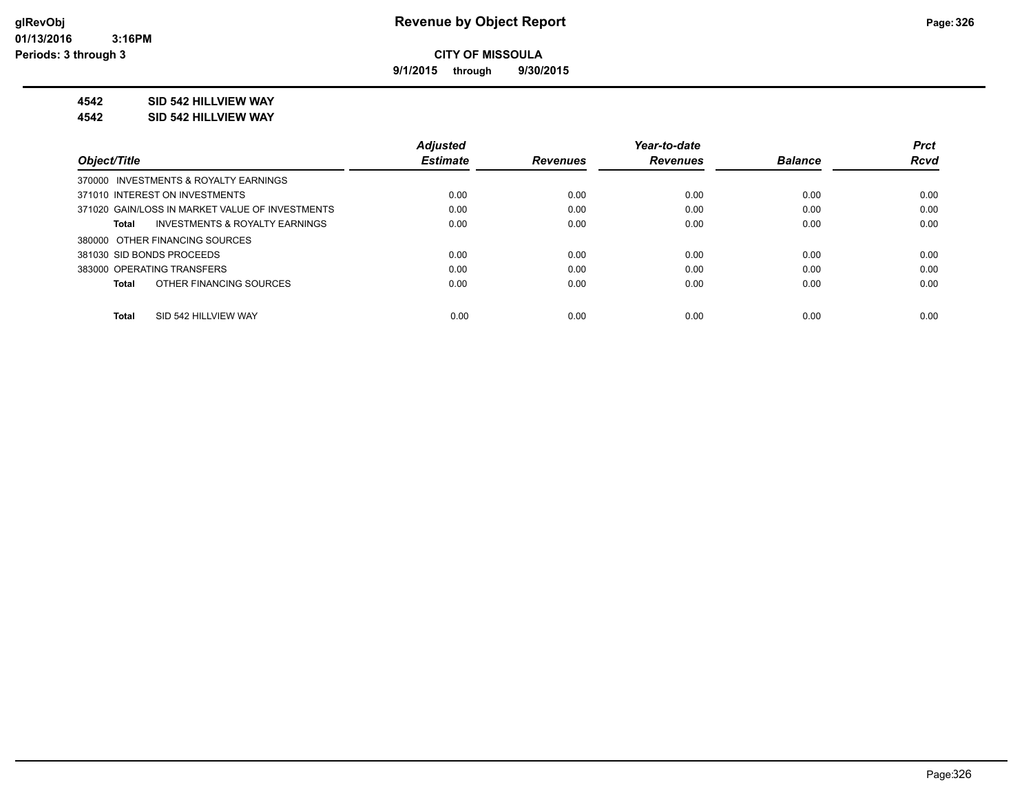**CITY OF MISSOULA**

**9/1/2015 through 9/30/2015**

**4542 SID 542 HILLVIEW WAY**

**4542 SID 542 HILLVIEW WAY**

| Object/Title | Adjusted Estimate | Revenues | Year-to-date Revenues | Balance | Prct Rcvd |
|---|---|---|---|---|---|
| 370000 INVESTMENTS & ROYALTY EARNINGS | | | | | |
| 371010 INTEREST ON INVESTMENTS | 0.00 | 0.00 | 0.00 | 0.00 | 0.00 |
| 371020 GAIN/LOSS IN MARKET VALUE OF INVESTMENTS | 0.00 | 0.00 | 0.00 | 0.00 | 0.00 |
| **Total** INVESTMENTS & ROYALTY EARNINGS | 0.00 | 0.00 | 0.00 | 0.00 | 0.00 |
| 380000 OTHER FINANCING SOURCES | | | | | |
| 381030 SID BONDS PROCEEDS | 0.00 | 0.00 | 0.00 | 0.00 | 0.00 |
| 383000 OPERATING TRANSFERS | 0.00 | 0.00 | 0.00 | 0.00 | 0.00 |
| **Total** OTHER FINANCING SOURCES | 0.00 | 0.00 | 0.00 | 0.00 | 0.00 |
| **Total** SID 542 HILLVIEW WAY | 0.00 | 0.00 | 0.00 | 0.00 | 0.00 |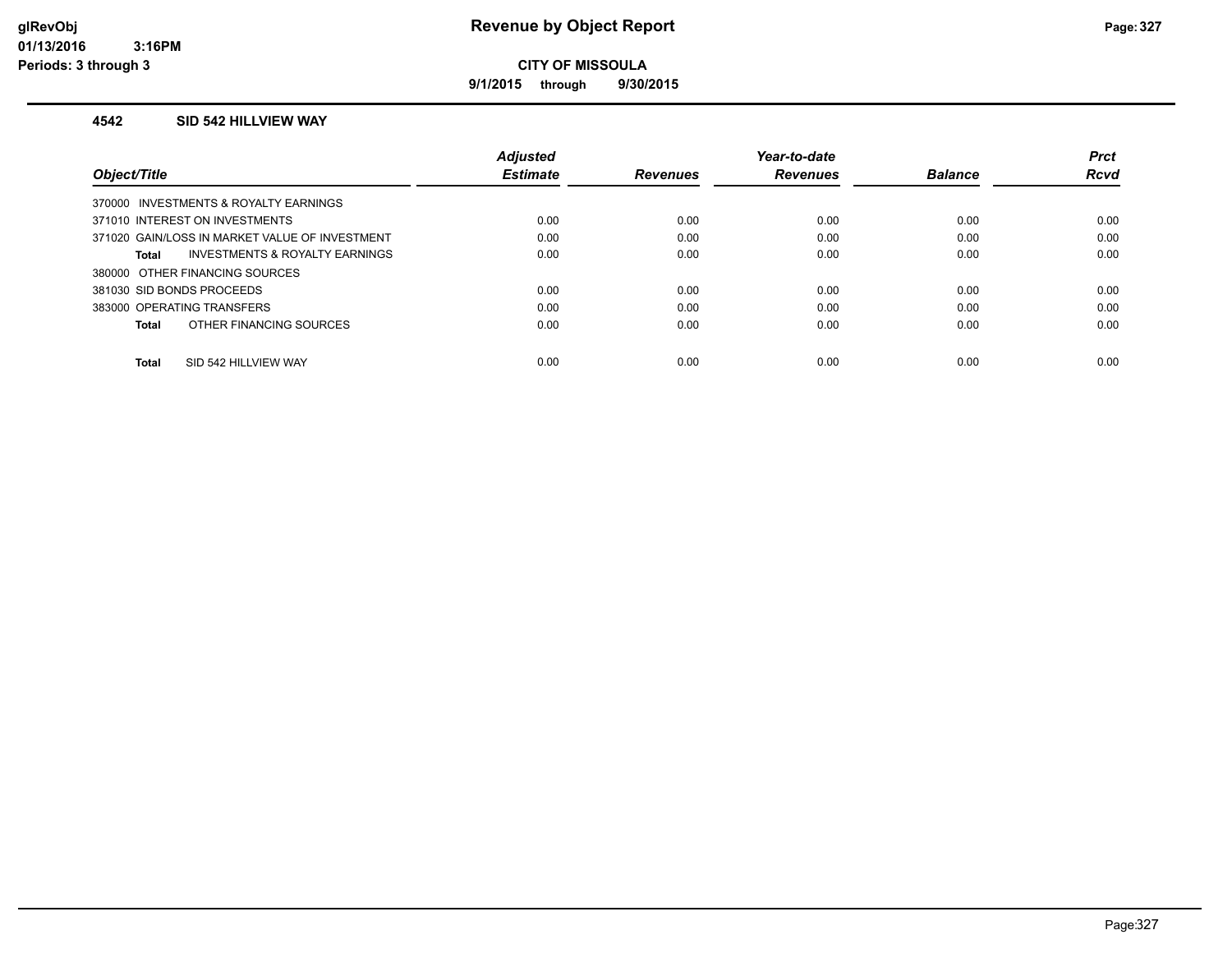# Revenue by Object Report

glRevObj
01/13/2016 3:16PM
Periods: 3 through 3

**CITY OF MISSOULA**

**9/1/2015 through 9/30/2015**

## 4542 SID 542 HILLVIEW WAY

| Object/Title | Adjusted Estimate | Revenues | Year-to-date Revenues | Balance | Prct Rcvd |
|---|---|---|---|---|---|
| 370000 INVESTMENTS & ROYALTY EARNINGS | | | | | |
| 371010 INTEREST ON INVESTMENTS | 0.00 | 0.00 | 0.00 | 0.00 | 0.00 |
| 371020 GAIN/LOSS IN MARKET VALUE OF INVESTMENT | 0.00 | 0.00 | 0.00 | 0.00 | 0.00 |
| **Total** INVESTMENTS & ROYALTY EARNINGS | 0.00 | 0.00 | 0.00 | 0.00 | 0.00 |
| 380000 OTHER FINANCING SOURCES | | | | | |
| 381030 SID BONDS PROCEEDS | 0.00 | 0.00 | 0.00 | 0.00 | 0.00 |
| 383000 OPERATING TRANSFERS | 0.00 | 0.00 | 0.00 | 0.00 | 0.00 |
| **Total** OTHER FINANCING SOURCES | 0.00 | 0.00 | 0.00 | 0.00 | 0.00 |
| **Total** SID 542 HILLVIEW WAY | 0.00 | 0.00 | 0.00 | 0.00 | 0.00 |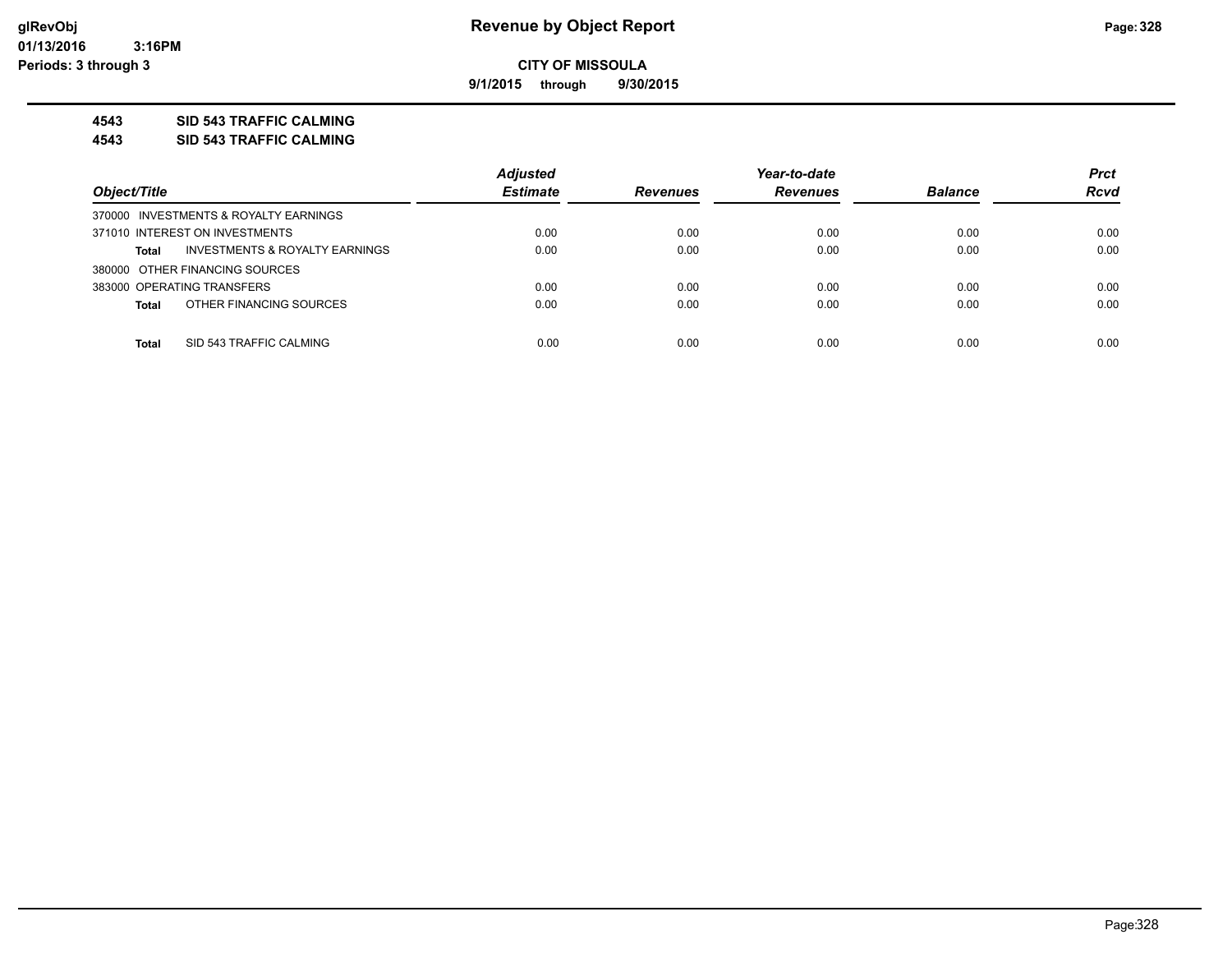# Revenue by Object Report

**CITY OF MISSOULA**

**9/1/2015 through 9/30/2015**

**4543 SID 543 TRAFFIC CALMING**
**4543 SID 543 TRAFFIC CALMING**

| Object/Title | | Adjusted Estimate | Revenues | Year-to-date Revenues | Balance | Prct Rcvd |
|---|---|---|---|---|---|---|
| 370000 INVESTMENTS & ROYALTY EARNINGS | | | | | | |
| 371010 INTEREST ON INVESTMENTS | | 0.00 | 0.00 | 0.00 | 0.00 | 0.00 |
| Total | INVESTMENTS & ROYALTY EARNINGS | 0.00 | 0.00 | 0.00 | 0.00 | 0.00 |
| 380000 OTHER FINANCING SOURCES | | | | | | |
| 383000 OPERATING TRANSFERS | | 0.00 | 0.00 | 0.00 | 0.00 | 0.00 |
| Total | OTHER FINANCING SOURCES | 0.00 | 0.00 | 0.00 | 0.00 | 0.00 |
| Total | SID 543 TRAFFIC CALMING | 0.00 | 0.00 | 0.00 | 0.00 | 0.00 |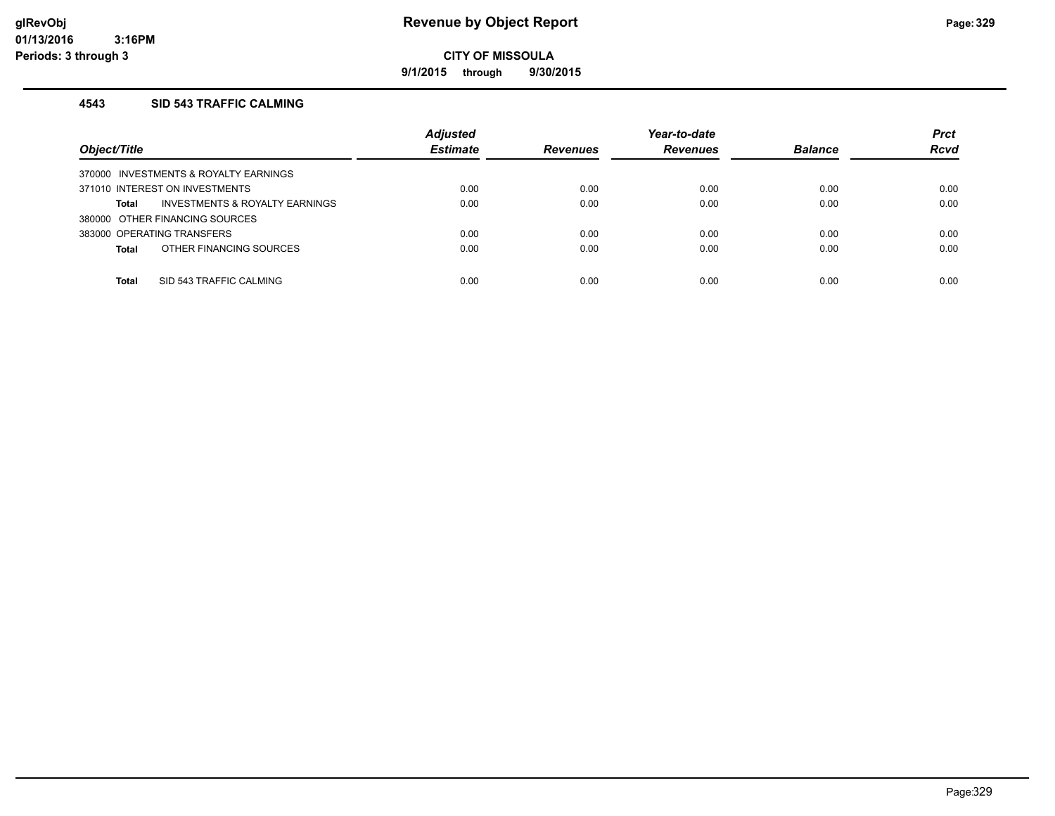**CITY OF MISSOULA**

**9/1/2015 through 9/30/2015**

### 4543 SID 543 TRAFFIC CALMING

| Object/Title | Adjusted Estimate | Revenues | Year-to-date Revenues | Balance | Prct Rcvd |
|---|---|---|---|---|---|
| 370000 INVESTMENTS & ROYALTY EARNINGS | | | | | |
| 371010 INTEREST ON INVESTMENTS | 0.00 | 0.00 | 0.00 | 0.00 | 0.00 |
| **Total** INVESTMENTS & ROYALTY EARNINGS | 0.00 | 0.00 | 0.00 | 0.00 | 0.00 |
| 380000 OTHER FINANCING SOURCES | | | | | |
| 383000 OPERATING TRANSFERS | 0.00 | 0.00 | 0.00 | 0.00 | 0.00 |
| **Total** OTHER FINANCING SOURCES | 0.00 | 0.00 | 0.00 | 0.00 | 0.00 |
| **Total** SID 543 TRAFFIC CALMING | 0.00 | 0.00 | 0.00 | 0.00 | 0.00 |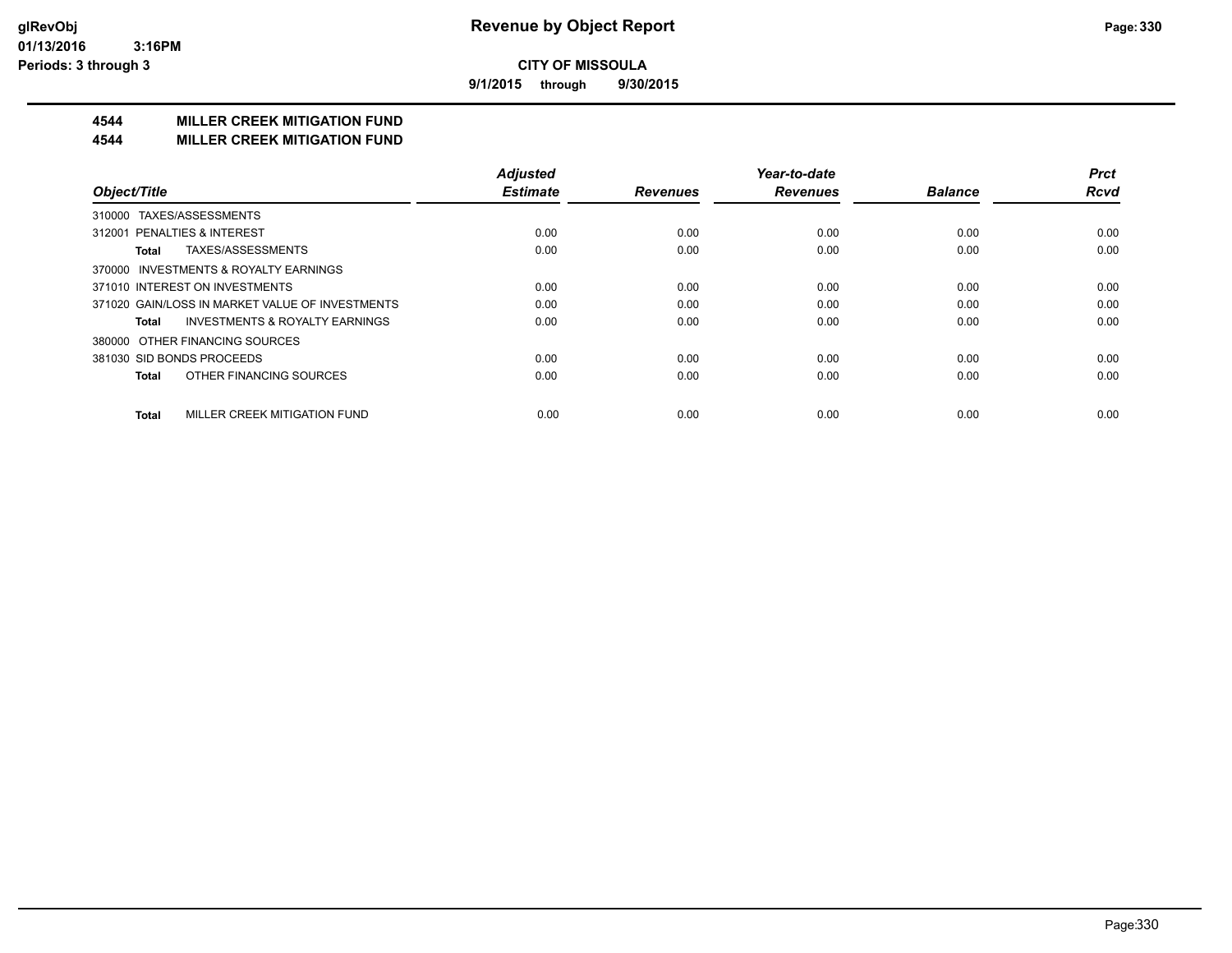glRevObj
01/13/2016 3:16PM
Periods: 3 through 3

# Revenue by Object Report

**CITY OF MISSOULA**

**9/1/2015 through 9/30/2015**

## 4544 MILLER CREEK MITIGATION FUND
## 4544 MILLER CREEK MITIGATION FUND

| Object/Title | Adjusted Estimate | Revenues | Year-to-date Revenues | Balance | Prct Rcvd |
|---|---|---|---|---|---|
| 310000 TAXES/ASSESSMENTS | | | | | |
| 312001 PENALTIES & INTEREST | 0.00 | 0.00 | 0.00 | 0.00 | 0.00 |
| **Total** TAXES/ASSESSMENTS | 0.00 | 0.00 | 0.00 | 0.00 | 0.00 |
| 370000 INVESTMENTS & ROYALTY EARNINGS | | | | | |
| 371010 INTEREST ON INVESTMENTS | 0.00 | 0.00 | 0.00 | 0.00 | 0.00 |
| 371020 GAIN/LOSS IN MARKET VALUE OF INVESTMENTS | 0.00 | 0.00 | 0.00 | 0.00 | 0.00 |
| **Total** INVESTMENTS & ROYALTY EARNINGS | 0.00 | 0.00 | 0.00 | 0.00 | 0.00 |
| 380000 OTHER FINANCING SOURCES | | | | | |
| 381030 SID BONDS PROCEEDS | 0.00 | 0.00 | 0.00 | 0.00 | 0.00 |
| **Total** OTHER FINANCING SOURCES | 0.00 | 0.00 | 0.00 | 0.00 | 0.00 |
| **Total** MILLER CREEK MITIGATION FUND | 0.00 | 0.00 | 0.00 | 0.00 | 0.00 |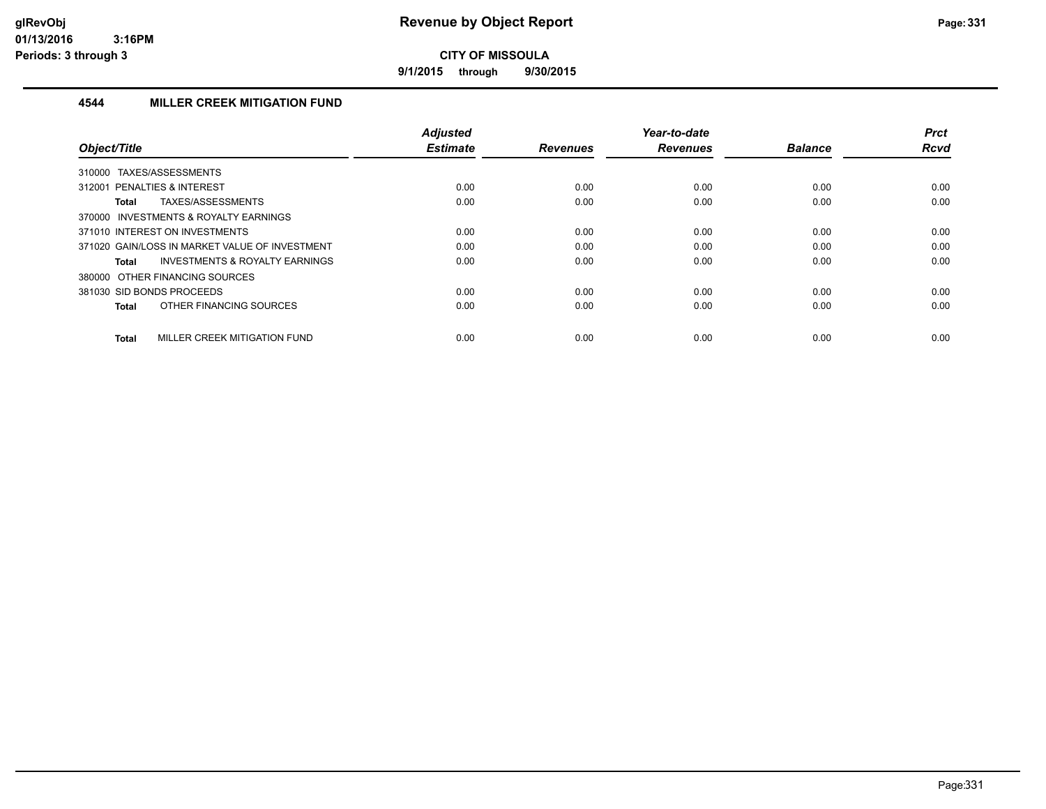glRevObj
01/13/2016 3:16PM
Periods: 3 through 3

# Revenue by Object Report

**CITY OF MISSOULA**

**9/1/2015 through 9/30/2015**

## 4544 MILLER CREEK MITIGATION FUND

| Object/Title | Adjusted Estimate | Revenues | Year-to-date Revenues | Balance | Prct Rcvd |
|---|---|---|---|---|---|
| 310000 TAXES/ASSESSMENTS | | | | | |
| 312001 PENALTIES & INTEREST | 0.00 | 0.00 | 0.00 | 0.00 | 0.00 |
| **Total** TAXES/ASSESSMENTS | 0.00 | 0.00 | 0.00 | 0.00 | 0.00 |
| 370000 INVESTMENTS & ROYALTY EARNINGS | | | | | |
| 371010 INTEREST ON INVESTMENTS | 0.00 | 0.00 | 0.00 | 0.00 | 0.00 |
| 371020 GAIN/LOSS IN MARKET VALUE OF INVESTMENT | 0.00 | 0.00 | 0.00 | 0.00 | 0.00 |
| **Total** INVESTMENTS & ROYALTY EARNINGS | 0.00 | 0.00 | 0.00 | 0.00 | 0.00 |
| 380000 OTHER FINANCING SOURCES | | | | | |
| 381030 SID BONDS PROCEEDS | 0.00 | 0.00 | 0.00 | 0.00 | 0.00 |
| **Total** OTHER FINANCING SOURCES | 0.00 | 0.00 | 0.00 | 0.00 | 0.00 |
| **Total** MILLER CREEK MITIGATION FUND | 0.00 | 0.00 | 0.00 | 0.00 | 0.00 |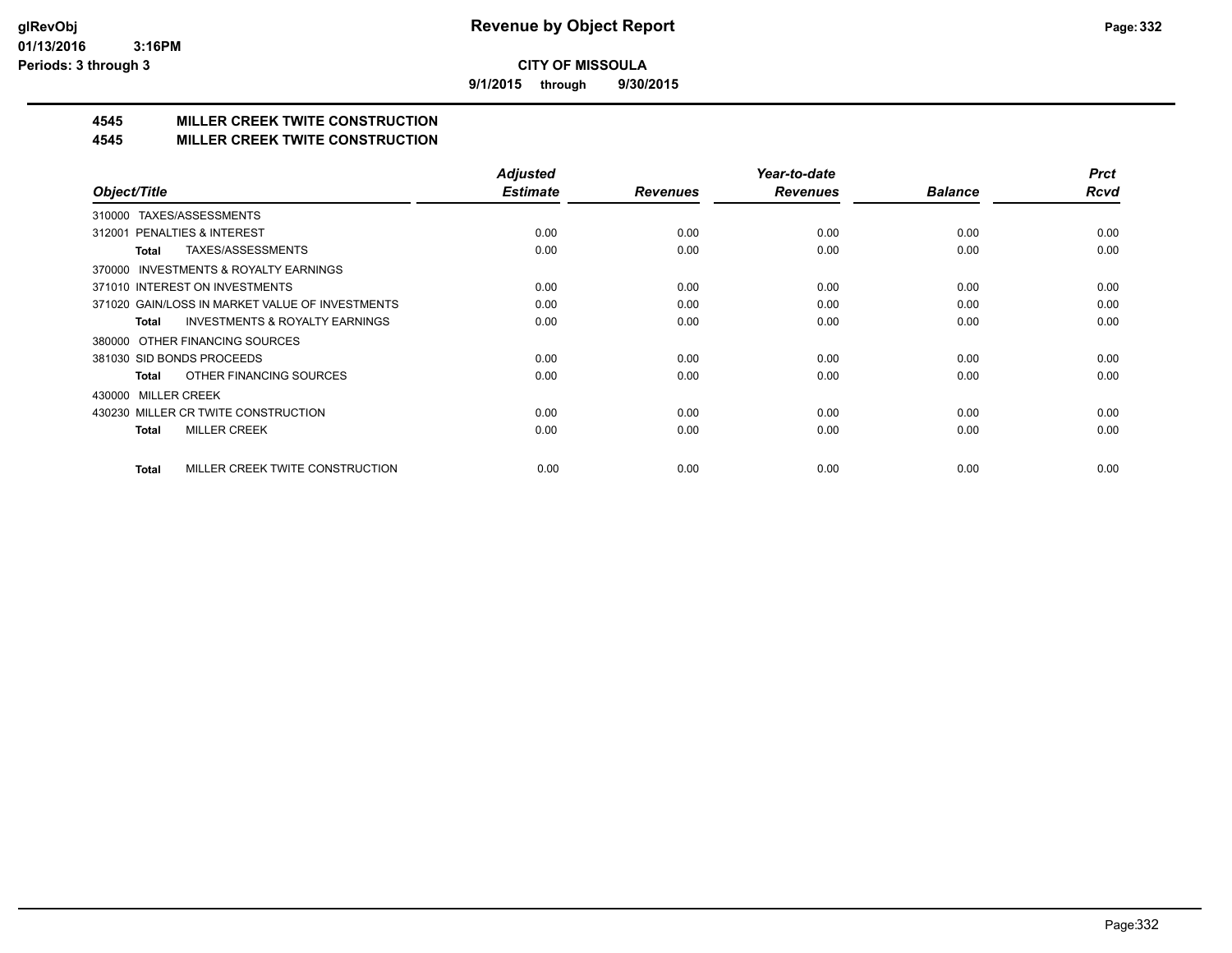# Revenue by Object Report

**CITY OF MISSOULA**

**9/1/2015 through 9/30/2015**

glRevObj
01/13/2016 3:16PM
Periods: 3 through 3

## 4545 MILLER CREEK TWITE CONSTRUCTION
## 4545 MILLER CREEK TWITE CONSTRUCTION

| Object/Title | Adjusted Estimate | Revenues | Year-to-date Revenues | Balance | Prct Rcvd |
|---|---|---|---|---|---|
| 310000 TAXES/ASSESSMENTS | | | | | |
| 312001 PENALTIES & INTEREST | 0.00 | 0.00 | 0.00 | 0.00 | 0.00 |
| **Total** TAXES/ASSESSMENTS | 0.00 | 0.00 | 0.00 | 0.00 | 0.00 |
| 370000 INVESTMENTS & ROYALTY EARNINGS | | | | | |
| 371010 INTEREST ON INVESTMENTS | 0.00 | 0.00 | 0.00 | 0.00 | 0.00 |
| 371020 GAIN/LOSS IN MARKET VALUE OF INVESTMENTS | 0.00 | 0.00 | 0.00 | 0.00 | 0.00 |
| **Total** INVESTMENTS & ROYALTY EARNINGS | 0.00 | 0.00 | 0.00 | 0.00 | 0.00 |
| 380000 OTHER FINANCING SOURCES | | | | | |
| 381030 SID BONDS PROCEEDS | 0.00 | 0.00 | 0.00 | 0.00 | 0.00 |
| **Total** OTHER FINANCING SOURCES | 0.00 | 0.00 | 0.00 | 0.00 | 0.00 |
| 430000 MILLER CREEK | | | | | |
| 430230 MILLER CR TWITE CONSTRUCTION | 0.00 | 0.00 | 0.00 | 0.00 | 0.00 |
| **Total** MILLER CREEK | 0.00 | 0.00 | 0.00 | 0.00 | 0.00 |
| **Total** MILLER CREEK TWITE CONSTRUCTION | 0.00 | 0.00 | 0.00 | 0.00 | 0.00 |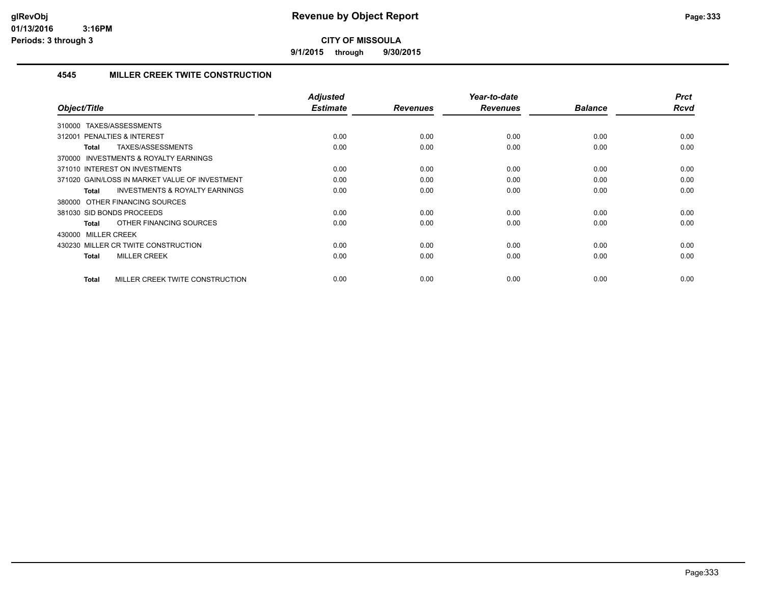# Revenue by Object Report

**CITY OF MISSOULA**

**9/1/2015 through 9/30/2015**

glRevObj
01/13/2016 3:16PM
Periods: 3 through 3

## 4545 MILLER CREEK TWITE CONSTRUCTION

| Object/Title | Adjusted Estimate | Revenues | Year-to-date Revenues | Balance | Prct Rcvd |
|---|---|---|---|---|---|
| 310000 TAXES/ASSESSMENTS | | | | | |
| 312001 PENALTIES & INTEREST | 0.00 | 0.00 | 0.00 | 0.00 | 0.00 |
| **Total** TAXES/ASSESSMENTS | 0.00 | 0.00 | 0.00 | 0.00 | 0.00 |
| 370000 INVESTMENTS & ROYALTY EARNINGS | | | | | |
| 371010 INTEREST ON INVESTMENTS | 0.00 | 0.00 | 0.00 | 0.00 | 0.00 |
| 371020 GAIN/LOSS IN MARKET VALUE OF INVESTMENT | 0.00 | 0.00 | 0.00 | 0.00 | 0.00 |
| **Total** INVESTMENTS & ROYALTY EARNINGS | 0.00 | 0.00 | 0.00 | 0.00 | 0.00 |
| 380000 OTHER FINANCING SOURCES | | | | | |
| 381030 SID BONDS PROCEEDS | 0.00 | 0.00 | 0.00 | 0.00 | 0.00 |
| **Total** OTHER FINANCING SOURCES | 0.00 | 0.00 | 0.00 | 0.00 | 0.00 |
| 430000 MILLER CREEK | | | | | |
| 430230 MILLER CR TWITE CONSTRUCTION | 0.00 | 0.00 | 0.00 | 0.00 | 0.00 |
| **Total** MILLER CREEK | 0.00 | 0.00 | 0.00 | 0.00 | 0.00 |
| **Total** MILLER CREEK TWITE CONSTRUCTION | 0.00 | 0.00 | 0.00 | 0.00 | 0.00 |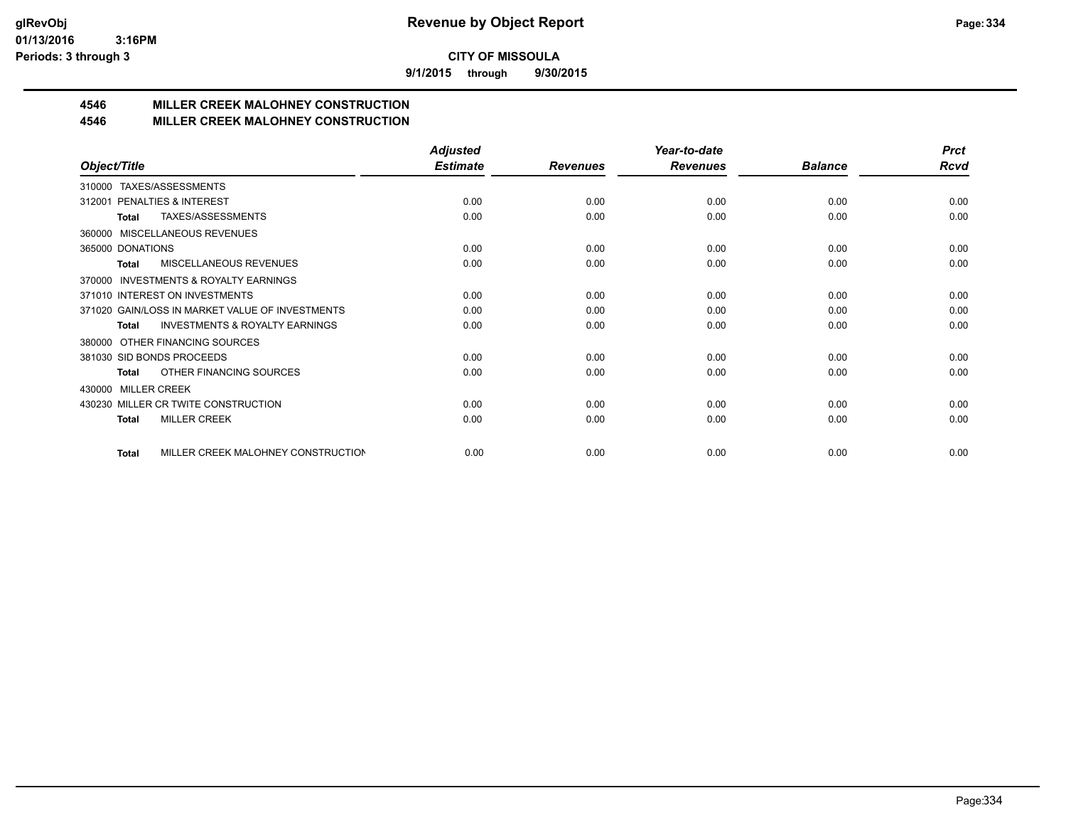**CITY OF MISSOULA**

**9/1/2015 through 9/30/2015**

## 4546 MILLER CREEK MALOHNEY CONSTRUCTION
## 4546 MILLER CREEK MALOHNEY CONSTRUCTION

| Object/Title | Adjusted Estimate | Revenues | Year-to-date Revenues | Balance | Prct Rcvd |
|---|---|---|---|---|---|
| 310000 TAXES/ASSESSMENTS | | | | | |
| 312001 PENALTIES & INTEREST | 0.00 | 0.00 | 0.00 | 0.00 | 0.00 |
| **Total** TAXES/ASSESSMENTS | 0.00 | 0.00 | 0.00 | 0.00 | 0.00 |
| 360000 MISCELLANEOUS REVENUES | | | | | |
| 365000 DONATIONS | 0.00 | 0.00 | 0.00 | 0.00 | 0.00 |
| **Total** MISCELLANEOUS REVENUES | 0.00 | 0.00 | 0.00 | 0.00 | 0.00 |
| 370000 INVESTMENTS & ROYALTY EARNINGS | | | | | |
| 371010 INTEREST ON INVESTMENTS | 0.00 | 0.00 | 0.00 | 0.00 | 0.00 |
| 371020 GAIN/LOSS IN MARKET VALUE OF INVESTMENTS | 0.00 | 0.00 | 0.00 | 0.00 | 0.00 |
| **Total** INVESTMENTS & ROYALTY EARNINGS | 0.00 | 0.00 | 0.00 | 0.00 | 0.00 |
| 380000 OTHER FINANCING SOURCES | | | | | |
| 381030 SID BONDS PROCEEDS | 0.00 | 0.00 | 0.00 | 0.00 | 0.00 |
| **Total** OTHER FINANCING SOURCES | 0.00 | 0.00 | 0.00 | 0.00 | 0.00 |
| 430000 MILLER CREEK | | | | | |
| 430230 MILLER CR TWITE CONSTRUCTION | 0.00 | 0.00 | 0.00 | 0.00 | 0.00 |
| **Total** MILLER CREEK | 0.00 | 0.00 | 0.00 | 0.00 | 0.00 |
| **Total** MILLER CREEK MALOHNEY CONSTRUCTION | 0.00 | 0.00 | 0.00 | 0.00 | 0.00 |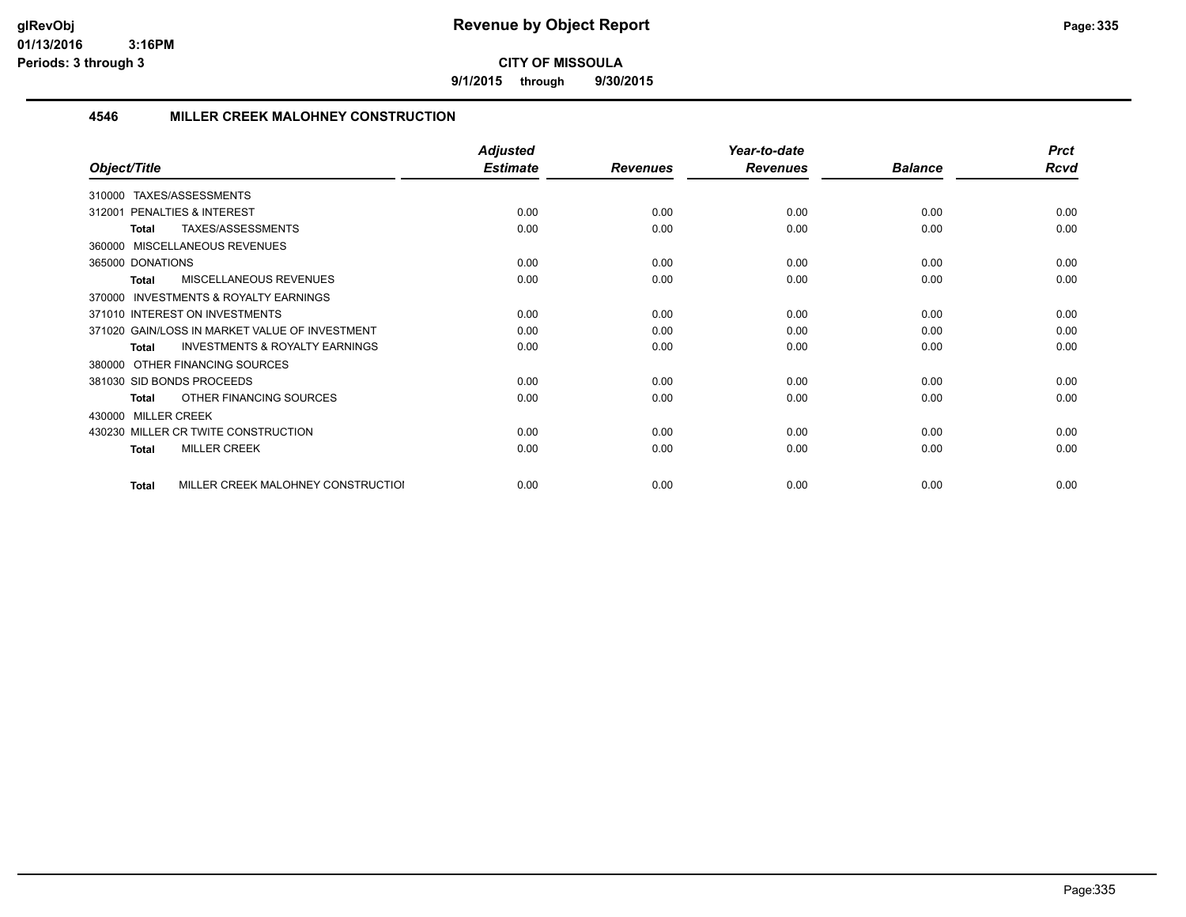# Revenue by Object Report

**CITY OF MISSOULA**

**9/1/2015 through 9/30/2015**

glRevObj
01/13/2016 3:16PM
Periods: 3 through 3

## 4546 MILLER CREEK MALOHNEY CONSTRUCTION

| Object/Title | Adjusted Estimate | Revenues | Year-to-date Revenues | Balance | Prct Rcvd |
|---|---|---|---|---|---|
| 310000 TAXES/ASSESSMENTS | | | | | |
| 312001 PENALTIES & INTEREST | 0.00 | 0.00 | 0.00 | 0.00 | 0.00 |
| **Total** TAXES/ASSESSMENTS | 0.00 | 0.00 | 0.00 | 0.00 | 0.00 |
| 360000 MISCELLANEOUS REVENUES | | | | | |
| 365000 DONATIONS | 0.00 | 0.00 | 0.00 | 0.00 | 0.00 |
| **Total** MISCELLANEOUS REVENUES | 0.00 | 0.00 | 0.00 | 0.00 | 0.00 |
| 370000 INVESTMENTS & ROYALTY EARNINGS | | | | | |
| 371010 INTEREST ON INVESTMENTS | 0.00 | 0.00 | 0.00 | 0.00 | 0.00 |
| 371020 GAIN/LOSS IN MARKET VALUE OF INVESTMENT | 0.00 | 0.00 | 0.00 | 0.00 | 0.00 |
| **Total** INVESTMENTS & ROYALTY EARNINGS | 0.00 | 0.00 | 0.00 | 0.00 | 0.00 |
| 380000 OTHER FINANCING SOURCES | | | | | |
| 381030 SID BONDS PROCEEDS | 0.00 | 0.00 | 0.00 | 0.00 | 0.00 |
| **Total** OTHER FINANCING SOURCES | 0.00 | 0.00 | 0.00 | 0.00 | 0.00 |
| 430000 MILLER CREEK | | | | | |
| 430230 MILLER CR TWITE CONSTRUCTION | 0.00 | 0.00 | 0.00 | 0.00 | 0.00 |
| **Total** MILLER CREEK | 0.00 | 0.00 | 0.00 | 0.00 | 0.00 |
| **Total** MILLER CREEK MALOHNEY CONSTRUCTIOI | 0.00 | 0.00 | 0.00 | 0.00 | 0.00 |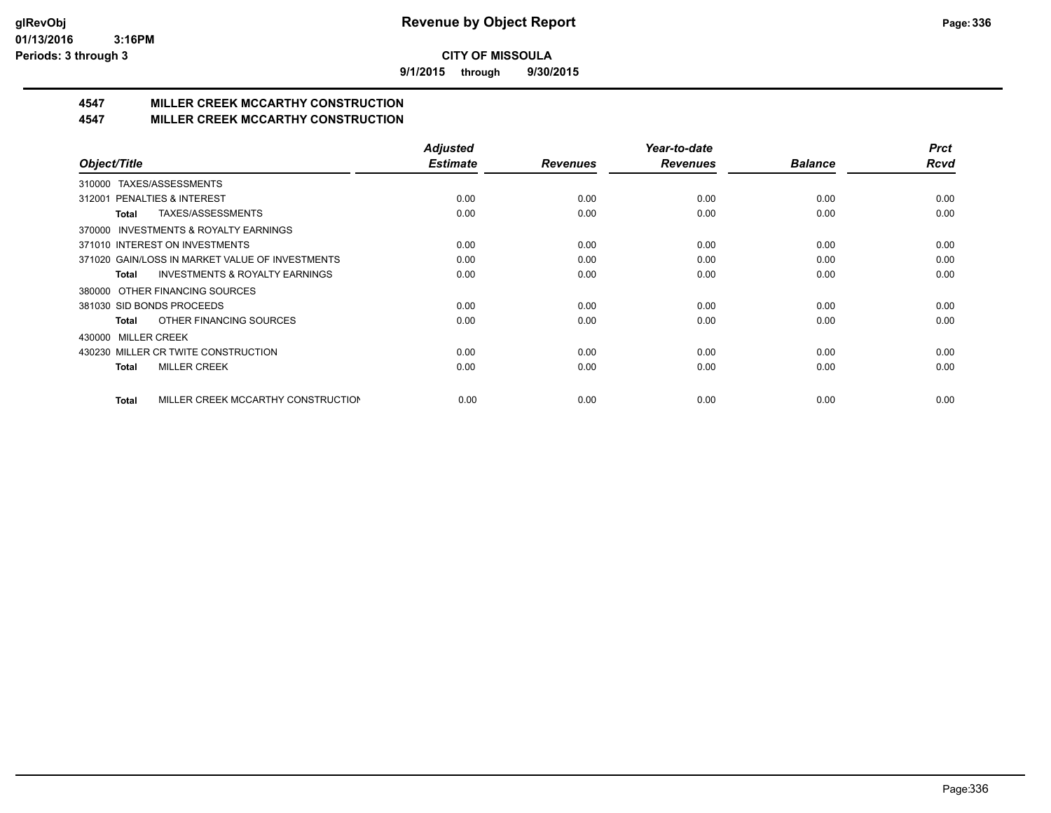**CITY OF MISSOULA**

**9/1/2015 through 9/30/2015**

## 4547 MILLER CREEK MCCARTHY CONSTRUCTION
## 4547 MILLER CREEK MCCARTHY CONSTRUCTION

| Object/Title | Adjusted Estimate | Revenues | Year-to-date Revenues | Balance | Prct Rcvd |
|---|---|---|---|---|---|
| 310000 TAXES/ASSESSMENTS | | | | | |
| 312001 PENALTIES & INTEREST | 0.00 | 0.00 | 0.00 | 0.00 | 0.00 |
| **Total** TAXES/ASSESSMENTS | 0.00 | 0.00 | 0.00 | 0.00 | 0.00 |
| 370000 INVESTMENTS & ROYALTY EARNINGS | | | | | |
| 371010 INTEREST ON INVESTMENTS | 0.00 | 0.00 | 0.00 | 0.00 | 0.00 |
| 371020 GAIN/LOSS IN MARKET VALUE OF INVESTMENTS | 0.00 | 0.00 | 0.00 | 0.00 | 0.00 |
| **Total** INVESTMENTS & ROYALTY EARNINGS | 0.00 | 0.00 | 0.00 | 0.00 | 0.00 |
| 380000 OTHER FINANCING SOURCES | | | | | |
| 381030 SID BONDS PROCEEDS | 0.00 | 0.00 | 0.00 | 0.00 | 0.00 |
| **Total** OTHER FINANCING SOURCES | 0.00 | 0.00 | 0.00 | 0.00 | 0.00 |
| 430000 MILLER CREEK | | | | | |
| 430230 MILLER CR TWITE CONSTRUCTION | 0.00 | 0.00 | 0.00 | 0.00 | 0.00 |
| **Total** MILLER CREEK | 0.00 | 0.00 | 0.00 | 0.00 | 0.00 |
| **Total** MILLER CREEK MCCARTHY CONSTRUCTION | 0.00 | 0.00 | 0.00 | 0.00 | 0.00 |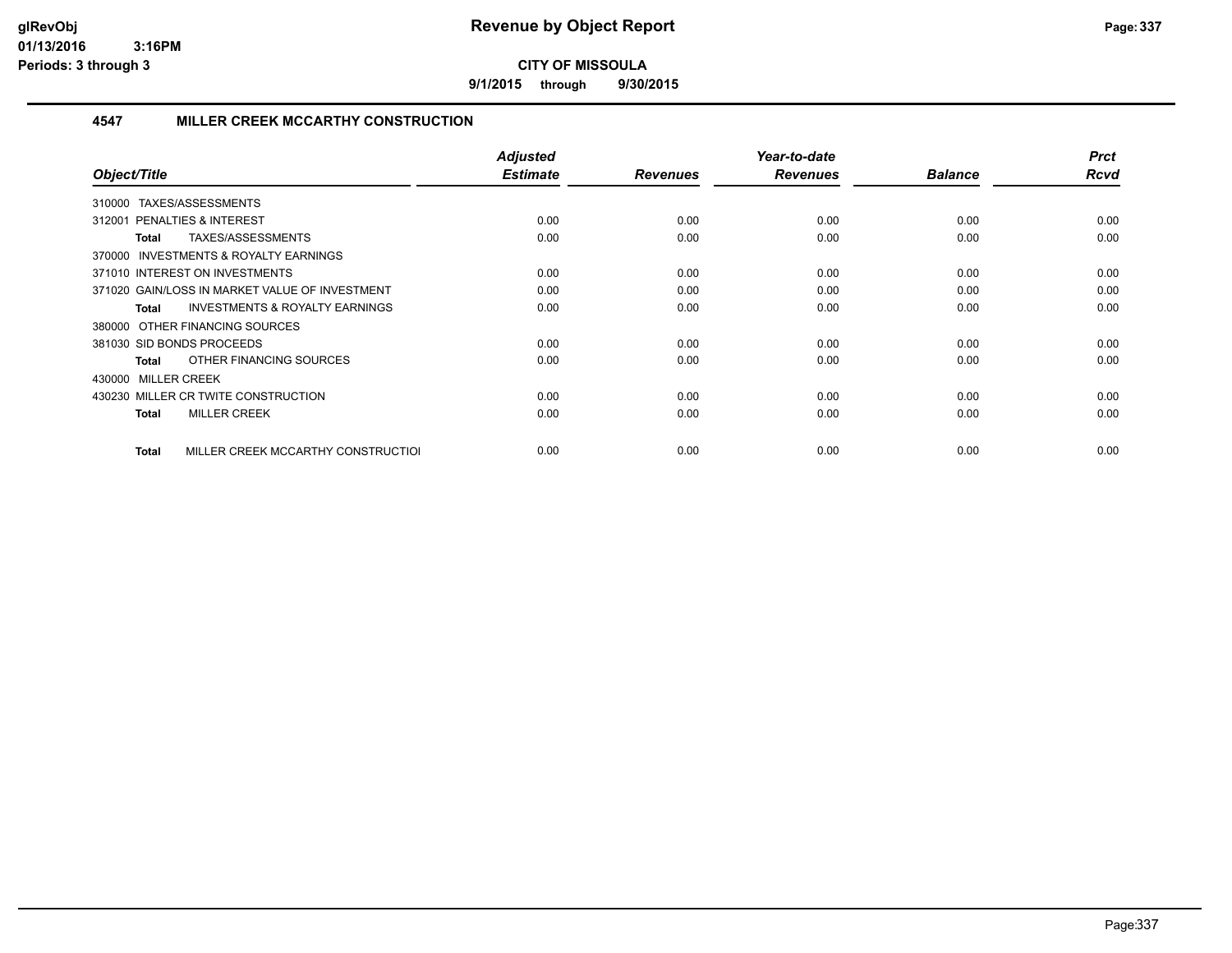# Revenue by Object Report

**CITY OF MISSOULA**

**9/1/2015 through 9/30/2015**

## 4547 MILLER CREEK MCCARTHY CONSTRUCTION

| Object/Title | Adjusted Estimate | Revenues | Year-to-date Revenues | Balance | Prct Rcvd |
|---|---|---|---|---|---|
| 310000 TAXES/ASSESSMENTS | | | | | |
| 312001 PENALTIES & INTEREST | 0.00 | 0.00 | 0.00 | 0.00 | 0.00 |
| **Total** TAXES/ASSESSMENTS | 0.00 | 0.00 | 0.00 | 0.00 | 0.00 |
| 370000 INVESTMENTS & ROYALTY EARNINGS | | | | | |
| 371010 INTEREST ON INVESTMENTS | 0.00 | 0.00 | 0.00 | 0.00 | 0.00 |
| 371020 GAIN/LOSS IN MARKET VALUE OF INVESTMENT | 0.00 | 0.00 | 0.00 | 0.00 | 0.00 |
| **Total** INVESTMENTS & ROYALTY EARNINGS | 0.00 | 0.00 | 0.00 | 0.00 | 0.00 |
| 380000 OTHER FINANCING SOURCES | | | | | |
| 381030 SID BONDS PROCEEDS | 0.00 | 0.00 | 0.00 | 0.00 | 0.00 |
| **Total** OTHER FINANCING SOURCES | 0.00 | 0.00 | 0.00 | 0.00 | 0.00 |
| 430000 MILLER CREEK | | | | | |
| 430230 MILLER CR TWITE CONSTRUCTION | 0.00 | 0.00 | 0.00 | 0.00 | 0.00 |
| **Total** MILLER CREEK | 0.00 | 0.00 | 0.00 | 0.00 | 0.00 |
| **Total** MILLER CREEK MCCARTHY CONSTRUCTIOI | 0.00 | 0.00 | 0.00 | 0.00 | 0.00 |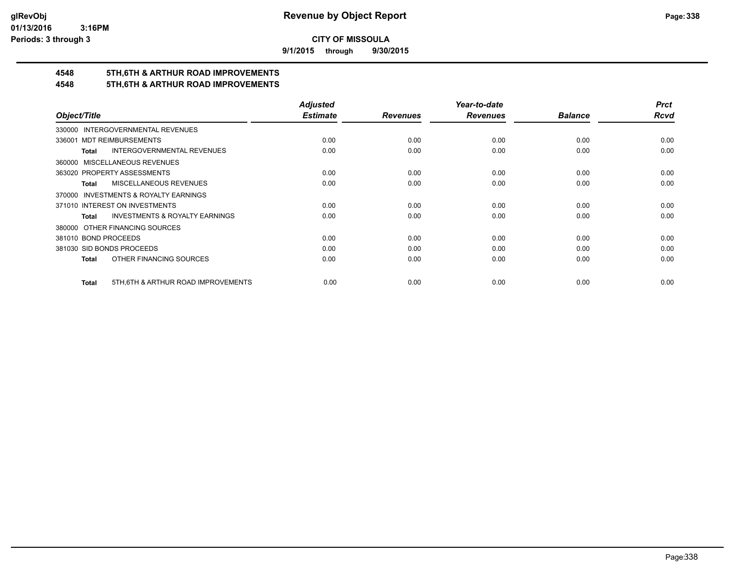**CITY OF MISSOULA**

**9/1/2015 through 9/30/2015**

## 4548 5TH,6TH & ARTHUR ROAD IMPROVEMENTS
## 4548 5TH,6TH & ARTHUR ROAD IMPROVEMENTS

| Object/Title | Adjusted Estimate | Revenues | Year-to-date Revenues | Balance | Prct Rcvd |
|---|---|---|---|---|---|
| 330000 INTERGOVERNMENTAL REVENUES | | | | | |
| 336001 MDT REIMBURSEMENTS | 0.00 | 0.00 | 0.00 | 0.00 | 0.00 |
| **Total** INTERGOVERNMENTAL REVENUES | 0.00 | 0.00 | 0.00 | 0.00 | 0.00 |
| 360000 MISCELLANEOUS REVENUES | | | | | |
| 363020 PROPERTY ASSESSMENTS | 0.00 | 0.00 | 0.00 | 0.00 | 0.00 |
| **Total** MISCELLANEOUS REVENUES | 0.00 | 0.00 | 0.00 | 0.00 | 0.00 |
| 370000 INVESTMENTS & ROYALTY EARNINGS | | | | | |
| 371010 INTEREST ON INVESTMENTS | 0.00 | 0.00 | 0.00 | 0.00 | 0.00 |
| **Total** INVESTMENTS & ROYALTY EARNINGS | 0.00 | 0.00 | 0.00 | 0.00 | 0.00 |
| 380000 OTHER FINANCING SOURCES | | | | | |
| 381010 BOND PROCEEDS | 0.00 | 0.00 | 0.00 | 0.00 | 0.00 |
| 381030 SID BONDS PROCEEDS | 0.00 | 0.00 | 0.00 | 0.00 | 0.00 |
| **Total** OTHER FINANCING SOURCES | 0.00 | 0.00 | 0.00 | 0.00 | 0.00 |
| **Total** 5TH,6TH & ARTHUR ROAD IMPROVEMENTS | 0.00 | 0.00 | 0.00 | 0.00 | 0.00 |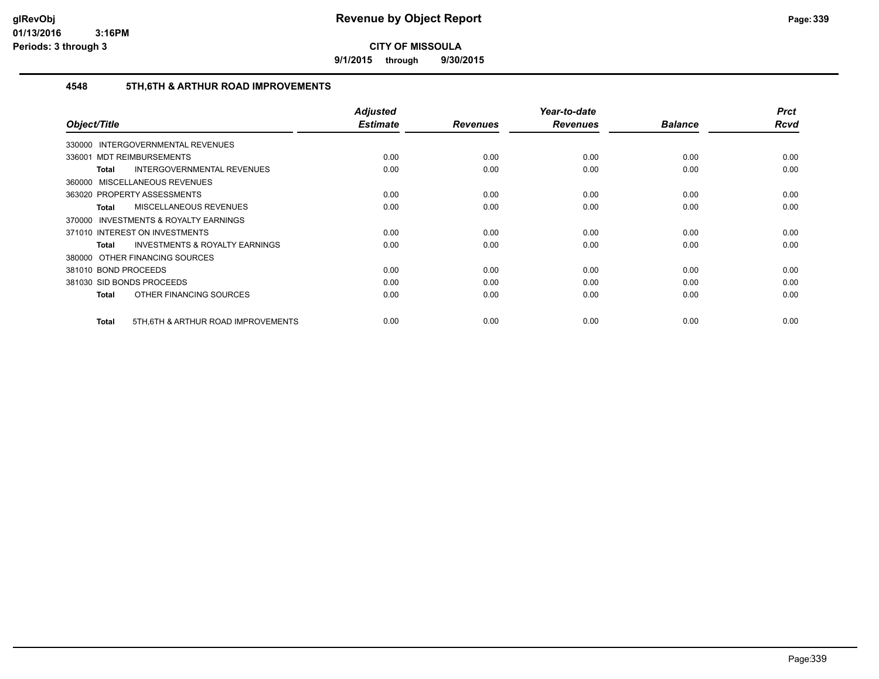# Revenue by Object Report

**CITY OF MISSOULA**

**9/1/2015 through 9/30/2015**

glRevObj
01/13/2016 3:16PM
Periods: 3 through 3

## 4548 5TH,6TH & ARTHUR ROAD IMPROVEMENTS

| Object/Title | Adjusted Estimate | Revenues | Year-to-date Revenues | Balance | Prct Rcvd |
|---|---|---|---|---|---|
| 330000 INTERGOVERNMENTAL REVENUES | | | | | |
| 336001 MDT REIMBURSEMENTS | 0.00 | 0.00 | 0.00 | 0.00 | 0.00 |
| **Total** INTERGOVERNMENTAL REVENUES | 0.00 | 0.00 | 0.00 | 0.00 | 0.00 |
| 360000 MISCELLANEOUS REVENUES | | | | | |
| 363020 PROPERTY ASSESSMENTS | 0.00 | 0.00 | 0.00 | 0.00 | 0.00 |
| **Total** MISCELLANEOUS REVENUES | 0.00 | 0.00 | 0.00 | 0.00 | 0.00 |
| 370000 INVESTMENTS & ROYALTY EARNINGS | | | | | |
| 371010 INTEREST ON INVESTMENTS | 0.00 | 0.00 | 0.00 | 0.00 | 0.00 |
| **Total** INVESTMENTS & ROYALTY EARNINGS | 0.00 | 0.00 | 0.00 | 0.00 | 0.00 |
| 380000 OTHER FINANCING SOURCES | | | | | |
| 381010 BOND PROCEEDS | 0.00 | 0.00 | 0.00 | 0.00 | 0.00 |
| 381030 SID BONDS PROCEEDS | 0.00 | 0.00 | 0.00 | 0.00 | 0.00 |
| **Total** OTHER FINANCING SOURCES | 0.00 | 0.00 | 0.00 | 0.00 | 0.00 |
| **Total** 5TH,6TH & ARTHUR ROAD IMPROVEMENTS | 0.00 | 0.00 | 0.00 | 0.00 | 0.00 |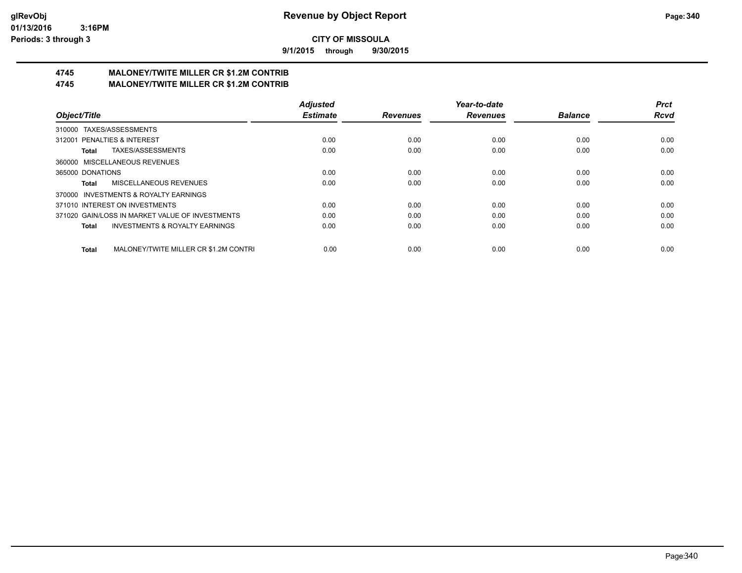# Revenue by Object Report

**CITY OF MISSOULA**

**9/1/2015 through 9/30/2015**

glRevObj
01/13/2016 3:16PM
Periods: 3 through 3

## 4745 MALONEY/TWITE MILLER CR $1.2M CONTRIB
## 4745 MALONEY/TWITE MILLER CR $1.2M CONTRIB

| Object/Title | Adjusted Estimate | Revenues | Year-to-date Revenues | Balance | Prct Rcvd |
|---|---|---|---|---|---|
| 310000 TAXES/ASSESSMENTS | | | | | |
| 312001 PENALTIES & INTEREST | 0.00 | 0.00 | 0.00 | 0.00 | 0.00 |
| **Total** TAXES/ASSESSMENTS | 0.00 | 0.00 | 0.00 | 0.00 | 0.00 |
| 360000 MISCELLANEOUS REVENUES | | | | | |
| 365000 DONATIONS | 0.00 | 0.00 | 0.00 | 0.00 | 0.00 |
| **Total** MISCELLANEOUS REVENUES | 0.00 | 0.00 | 0.00 | 0.00 | 0.00 |
| 370000 INVESTMENTS & ROYALTY EARNINGS | | | | | |
| 371010 INTEREST ON INVESTMENTS | 0.00 | 0.00 | 0.00 | 0.00 | 0.00 |
| 371020 GAIN/LOSS IN MARKET VALUE OF INVESTMENTS | 0.00 | 0.00 | 0.00 | 0.00 | 0.00 |
| **Total** INVESTMENTS & ROYALTY EARNINGS | 0.00 | 0.00 | 0.00 | 0.00 | 0.00 |
| **Total** MALONEY/TWITE MILLER CR $1.2M CONTRI | 0.00 | 0.00 | 0.00 | 0.00 | 0.00 |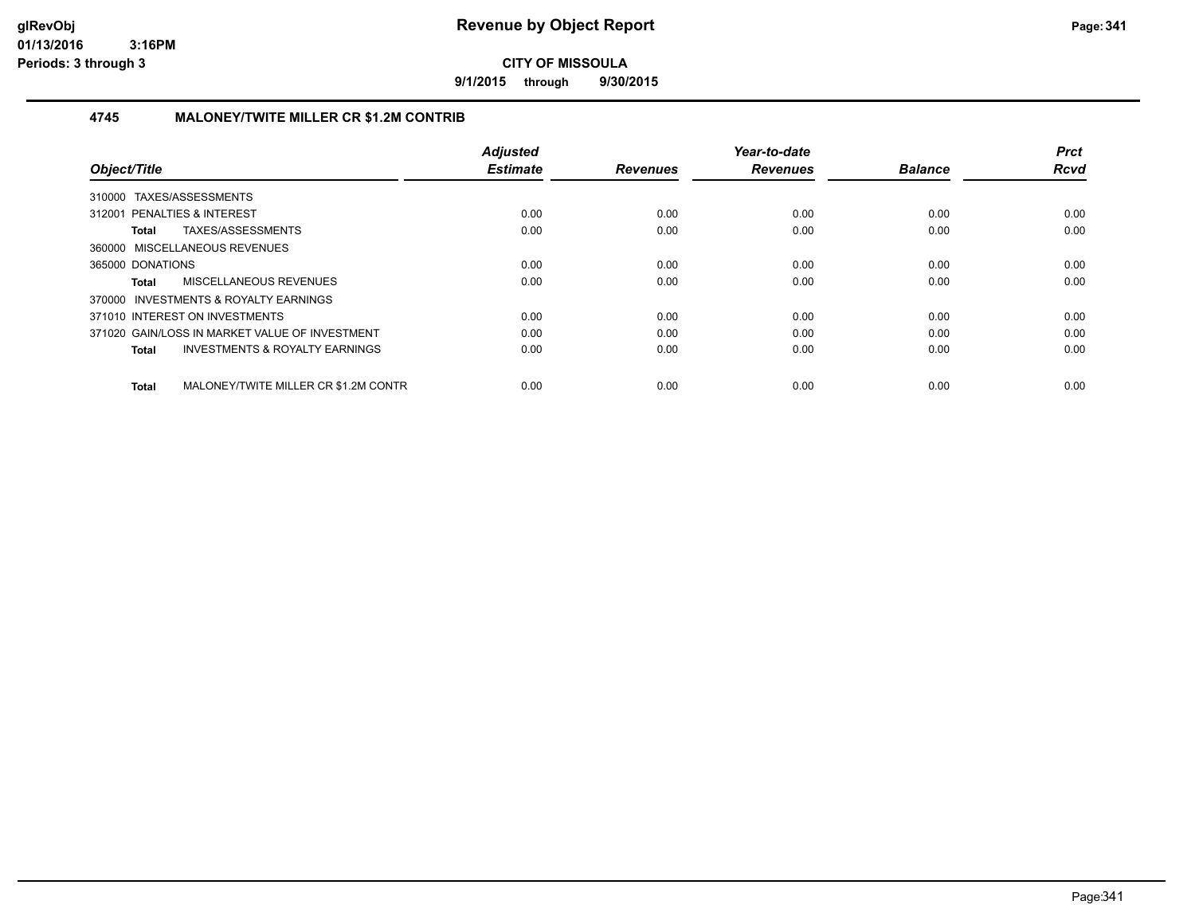# Revenue by Object Report

**CITY OF MISSOULA**

9/1/2015 through 9/30/2015

glRevObj
01/13/2016 3:16PM
Periods: 3 through 3

## 4745 MALONEY/TWITE MILLER CR $1.2M CONTRIB

| Object/Title | Adjusted Estimate | Revenues | Year-to-date Revenues | Balance | Prct Rcvd |
|---|---|---|---|---|---|
| 310000 TAXES/ASSESSMENTS | | | | | |
| 312001 PENALTIES & INTEREST | 0.00 | 0.00 | 0.00 | 0.00 | 0.00 |
| **Total** TAXES/ASSESSMENTS | 0.00 | 0.00 | 0.00 | 0.00 | 0.00 |
| 360000 MISCELLANEOUS REVENUES | | | | | |
| 365000 DONATIONS | 0.00 | 0.00 | 0.00 | 0.00 | 0.00 |
| **Total** MISCELLANEOUS REVENUES | 0.00 | 0.00 | 0.00 | 0.00 | 0.00 |
| 370000 INVESTMENTS & ROYALTY EARNINGS | | | | | |
| 371010 INTEREST ON INVESTMENTS | 0.00 | 0.00 | 0.00 | 0.00 | 0.00 |
| 371020 GAIN/LOSS IN MARKET VALUE OF INVESTMENT | 0.00 | 0.00 | 0.00 | 0.00 | 0.00 |
| **Total** INVESTMENTS & ROYALTY EARNINGS | 0.00 | 0.00 | 0.00 | 0.00 | 0.00 |
| **Total** MALONEY/TWITE MILLER CR $1.2M CONTR | 0.00 | 0.00 | 0.00 | 0.00 | 0.00 |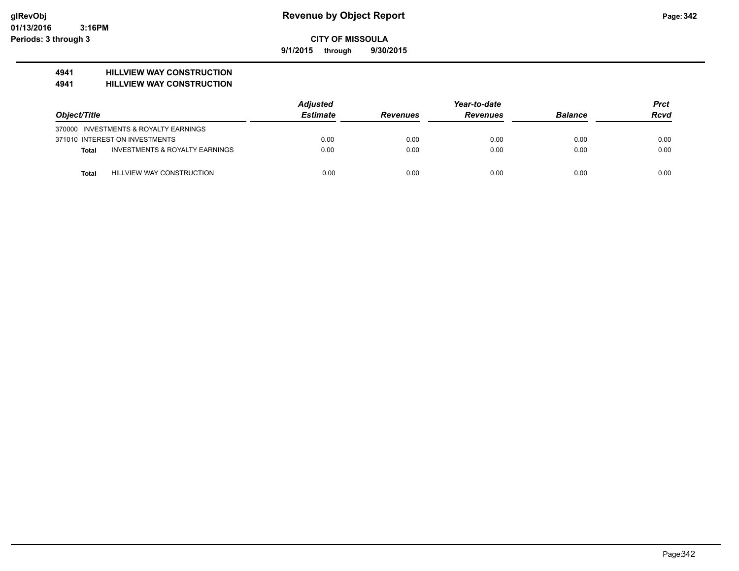glRevObj
01/13/2016 3:16PM
Periods: 3 through 3

# Revenue by Object Report

**CITY OF MISSOULA**

**9/1/2015 through 9/30/2015**

**4941 HILLVIEW WAY CONSTRUCTION**
**4941 HILLVIEW WAY CONSTRUCTION**

| Object/Title | | Adjusted Estimate | Revenues | Year-to-date Revenues | Balance | Prct Rcvd |
|---|---|---|---|---|---|---|
| 370000 INVESTMENTS & ROYALTY EARNINGS | | | | | | |
| 371010 INTEREST ON INVESTMENTS | | 0.00 | 0.00 | 0.00 | 0.00 | 0.00 |
| **Total** | INVESTMENTS & ROYALTY EARNINGS | 0.00 | 0.00 | 0.00 | 0.00 | 0.00 |
| **Total** | HILLVIEW WAY CONSTRUCTION | 0.00 | 0.00 | 0.00 | 0.00 | 0.00 |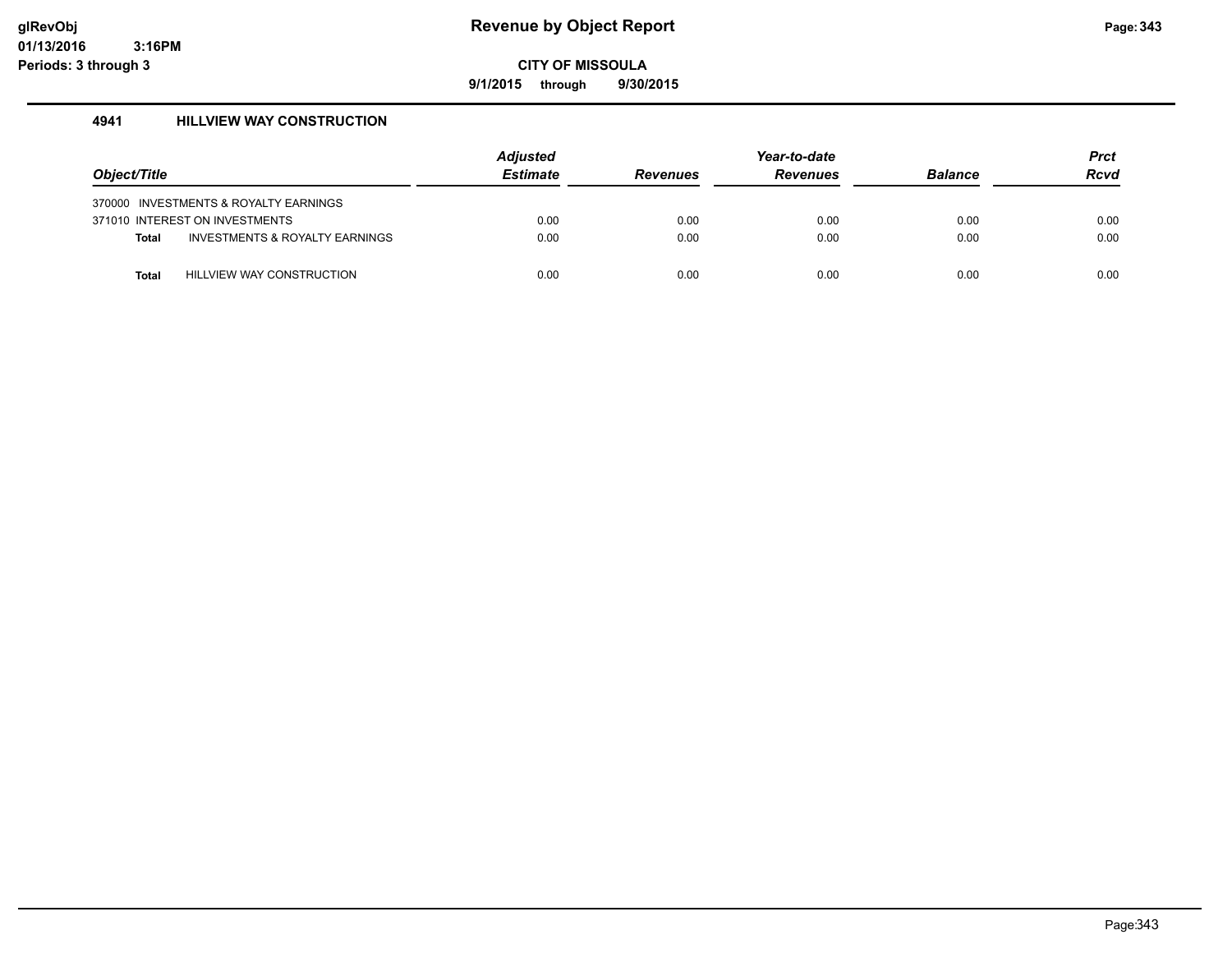# Revenue by Object Report

glRevObj
01/13/2016 3:16PM
Periods: 3 through 3

**CITY OF MISSOULA**

**9/1/2015 through 9/30/2015**

### 4941 HILLVIEW WAY CONSTRUCTION

| Object/Title | Adjusted Estimate | Revenues | Year-to-date Revenues | Balance | Prct Rcvd |
|---|---|---|---|---|---|
| 370000 INVESTMENTS & ROYALTY EARNINGS | | | | | |
| 371010 INTEREST ON INVESTMENTS | 0.00 | 0.00 | 0.00 | 0.00 | 0.00 |
| **Total** INVESTMENTS & ROYALTY EARNINGS | 0.00 | 0.00 | 0.00 | 0.00 | 0.00 |
| **Total** HILLVIEW WAY CONSTRUCTION | 0.00 | 0.00 | 0.00 | 0.00 | 0.00 |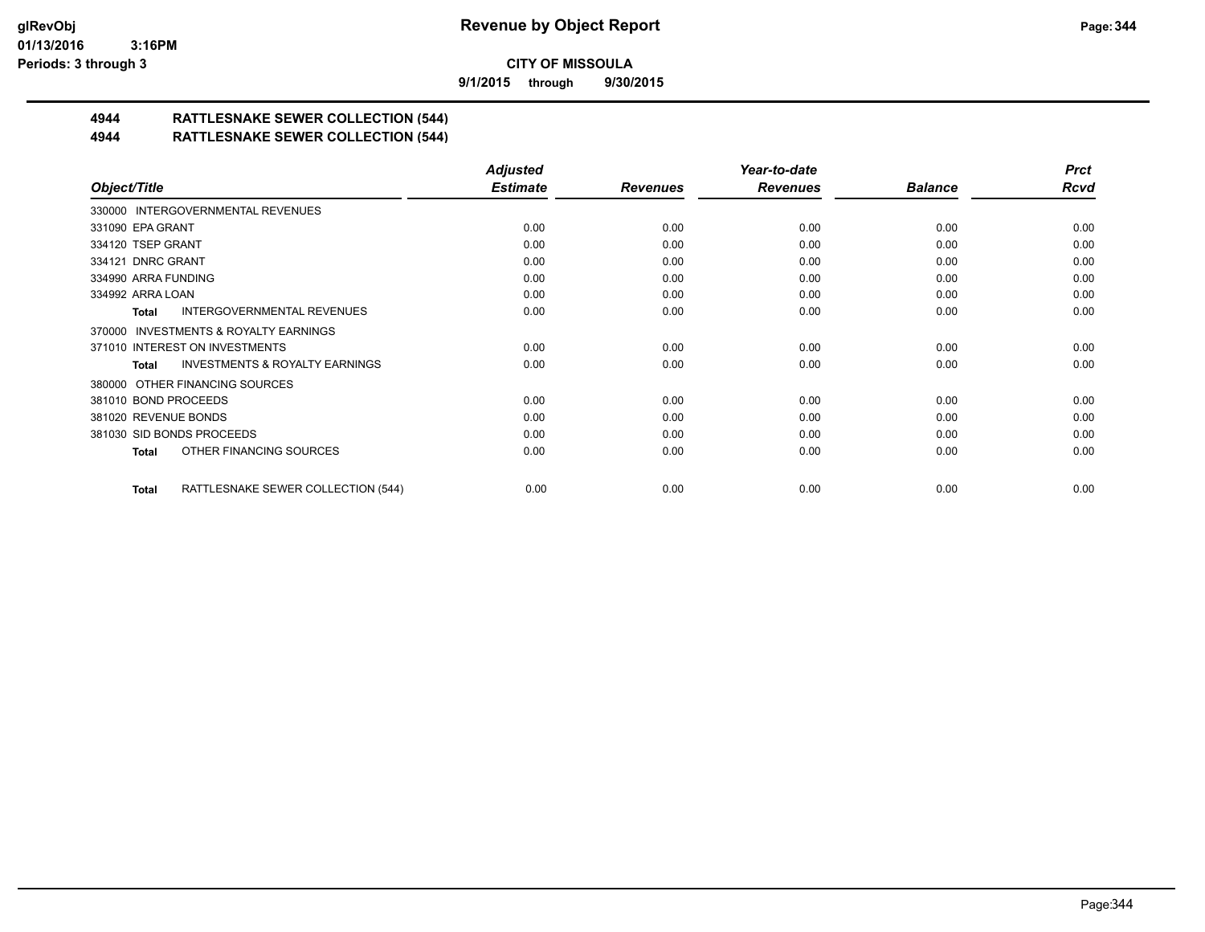**Revenue by Object Report**

**CITY OF MISSOULA**

**9/1/2015 through 9/30/2015**

glRevObj
01/13/2016 3:16PM
Periods: 3 through 3

## 4944 RATTLESNAKE SEWER COLLECTION (544)
## 4944 RATTLESNAKE SEWER COLLECTION (544)

| Object/Title | Adjusted Estimate | Revenues | Year-to-date Revenues | Balance | Prct Rcvd |
|---|---|---|---|---|---|
| 330000 INTERGOVERNMENTAL REVENUES | | | | | |
| 331090 EPA GRANT | 0.00 | 0.00 | 0.00 | 0.00 | 0.00 |
| 334120 TSEP GRANT | 0.00 | 0.00 | 0.00 | 0.00 | 0.00 |
| 334121 DNRC GRANT | 0.00 | 0.00 | 0.00 | 0.00 | 0.00 |
| 334990 ARRA FUNDING | 0.00 | 0.00 | 0.00 | 0.00 | 0.00 |
| 334992 ARRA LOAN | 0.00 | 0.00 | 0.00 | 0.00 | 0.00 |
| **Total** INTERGOVERNMENTAL REVENUES | 0.00 | 0.00 | 0.00 | 0.00 | 0.00 |
| 370000 INVESTMENTS & ROYALTY EARNINGS | | | | | |
| 371010 INTEREST ON INVESTMENTS | 0.00 | 0.00 | 0.00 | 0.00 | 0.00 |
| **Total** INVESTMENTS & ROYALTY EARNINGS | 0.00 | 0.00 | 0.00 | 0.00 | 0.00 |
| 380000 OTHER FINANCING SOURCES | | | | | |
| 381010 BOND PROCEEDS | 0.00 | 0.00 | 0.00 | 0.00 | 0.00 |
| 381020 REVENUE BONDS | 0.00 | 0.00 | 0.00 | 0.00 | 0.00 |
| 381030 SID BONDS PROCEEDS | 0.00 | 0.00 | 0.00 | 0.00 | 0.00 |
| **Total** OTHER FINANCING SOURCES | 0.00 | 0.00 | 0.00 | 0.00 | 0.00 |
| **Total** RATTLESNAKE SEWER COLLECTION (544) | 0.00 | 0.00 | 0.00 | 0.00 | 0.00 |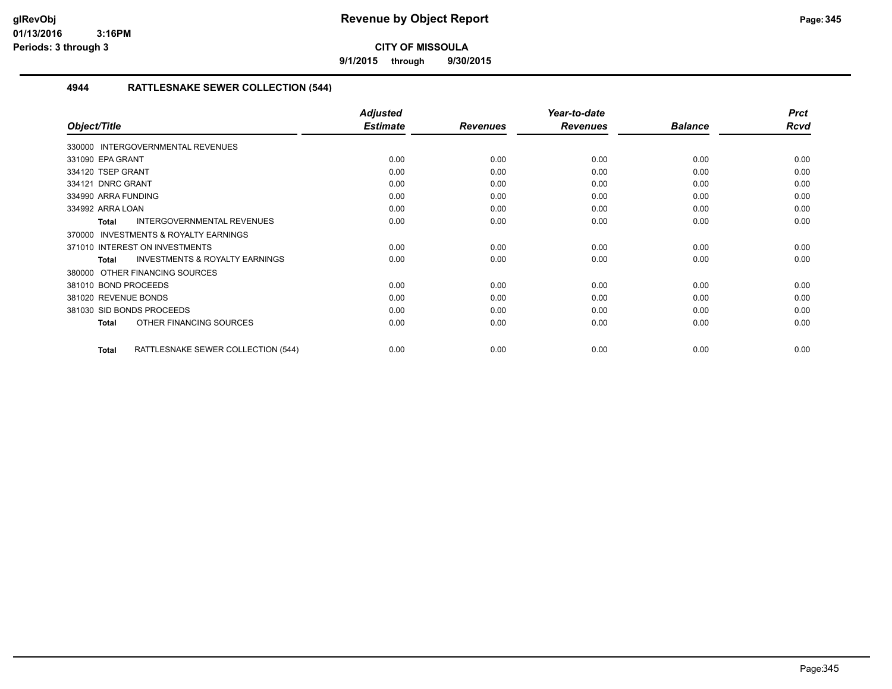# Revenue by Object Report

**CITY OF MISSOULA**

**9/1/2015 through 9/30/2015**

glRevObj
01/13/2016 3:16PM
Periods: 3 through 3

## 4944 RATTLESNAKE SEWER COLLECTION (544)

| Object/Title | Adjusted Estimate | Revenues | Year-to-date Revenues | Balance | Prct Rcvd |
|---|---|---|---|---|---|
| 330000 INTERGOVERNMENTAL REVENUES | | | | | |
| 331090 EPA GRANT | 0.00 | 0.00 | 0.00 | 0.00 | 0.00 |
| 334120 TSEP GRANT | 0.00 | 0.00 | 0.00 | 0.00 | 0.00 |
| 334121 DNRC GRANT | 0.00 | 0.00 | 0.00 | 0.00 | 0.00 |
| 334990 ARRA FUNDING | 0.00 | 0.00 | 0.00 | 0.00 | 0.00 |
| 334992 ARRA LOAN | 0.00 | 0.00 | 0.00 | 0.00 | 0.00 |
| **Total** INTERGOVERNMENTAL REVENUES | 0.00 | 0.00 | 0.00 | 0.00 | 0.00 |
| 370000 INVESTMENTS & ROYALTY EARNINGS | | | | | |
| 371010 INTEREST ON INVESTMENTS | 0.00 | 0.00 | 0.00 | 0.00 | 0.00 |
| **Total** INVESTMENTS & ROYALTY EARNINGS | 0.00 | 0.00 | 0.00 | 0.00 | 0.00 |
| 380000 OTHER FINANCING SOURCES | | | | | |
| 381010 BOND PROCEEDS | 0.00 | 0.00 | 0.00 | 0.00 | 0.00 |
| 381020 REVENUE BONDS | 0.00 | 0.00 | 0.00 | 0.00 | 0.00 |
| 381030 SID BONDS PROCEEDS | 0.00 | 0.00 | 0.00 | 0.00 | 0.00 |
| **Total** OTHER FINANCING SOURCES | 0.00 | 0.00 | 0.00 | 0.00 | 0.00 |
| **Total** RATTLESNAKE SEWER COLLECTION (544) | 0.00 | 0.00 | 0.00 | 0.00 | 0.00 |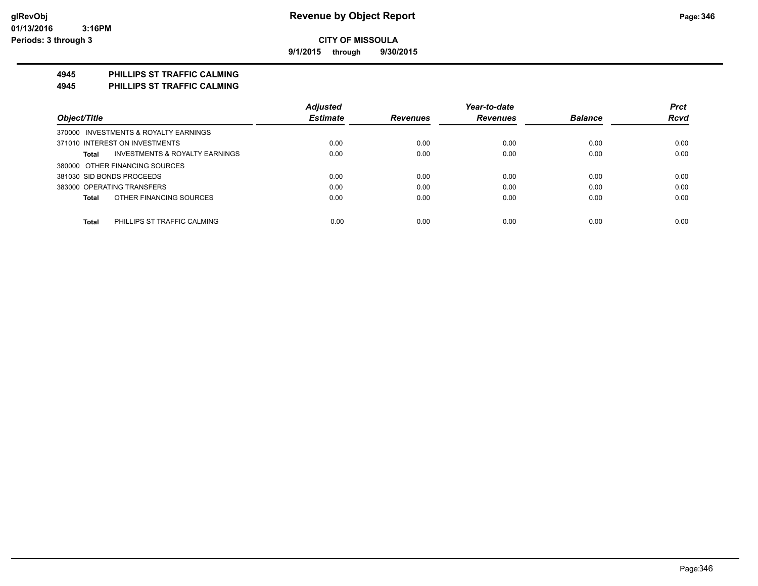**glRevObj**
**01/13/2016 3:16PM**
**Periods: 3 through 3**

# Revenue by Object Report

**CITY OF MISSOULA**

**9/1/2015 through 9/30/2015**

## 4945 PHILLIPS ST TRAFFIC CALMING
## 4945 PHILLIPS ST TRAFFIC CALMING

| Object/Title | Adjusted Estimate | Revenues | Year-to-date Revenues | Balance | Prct Rcvd |
|---|---|---|---|---|---|
| 370000 INVESTMENTS & ROYALTY EARNINGS | | | | | |
| 371010 INTEREST ON INVESTMENTS | 0.00 | 0.00 | 0.00 | 0.00 | 0.00 |
| **Total** INVESTMENTS & ROYALTY EARNINGS | 0.00 | 0.00 | 0.00 | 0.00 | 0.00 |
| 380000 OTHER FINANCING SOURCES | | | | | |
| 381030 SID BONDS PROCEEDS | 0.00 | 0.00 | 0.00 | 0.00 | 0.00 |
| 383000 OPERATING TRANSFERS | 0.00 | 0.00 | 0.00 | 0.00 | 0.00 |
| **Total** OTHER FINANCING SOURCES | 0.00 | 0.00 | 0.00 | 0.00 | 0.00 |
| **Total** PHILLIPS ST TRAFFIC CALMING | 0.00 | 0.00 | 0.00 | 0.00 | 0.00 |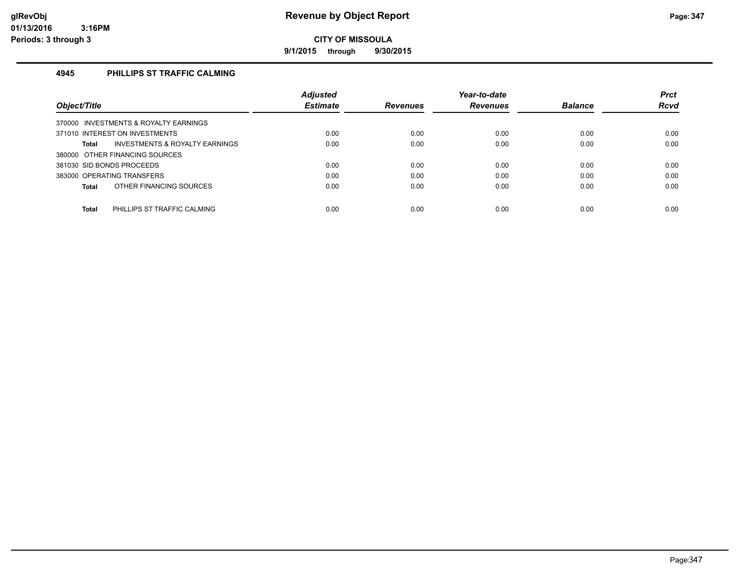# Revenue by Object Report

**CITY OF MISSOULA**

**9/1/2015 through 9/30/2015**

glRevObj
01/13/2016 3:16PM
Periods: 3 through 3

## 4945 PHILLIPS ST TRAFFIC CALMING

| Object/Title | Adjusted Estimate | Revenues | Year-to-date Revenues | Balance | Prct Rcvd |
|---|---|---|---|---|---|
| 370000 INVESTMENTS & ROYALTY EARNINGS | | | | | |
| 371010 INTEREST ON INVESTMENTS | 0.00 | 0.00 | 0.00 | 0.00 | 0.00 |
| **Total** INVESTMENTS & ROYALTY EARNINGS | 0.00 | 0.00 | 0.00 | 0.00 | 0.00 |
| 380000 OTHER FINANCING SOURCES | | | | | |
| 381030 SID BONDS PROCEEDS | 0.00 | 0.00 | 0.00 | 0.00 | 0.00 |
| 383000 OPERATING TRANSFERS | 0.00 | 0.00 | 0.00 | 0.00 | 0.00 |
| **Total** OTHER FINANCING SOURCES | 0.00 | 0.00 | 0.00 | 0.00 | 0.00 |
| **Total** PHILLIPS ST TRAFFIC CALMING | 0.00 | 0.00 | 0.00 | 0.00 | 0.00 |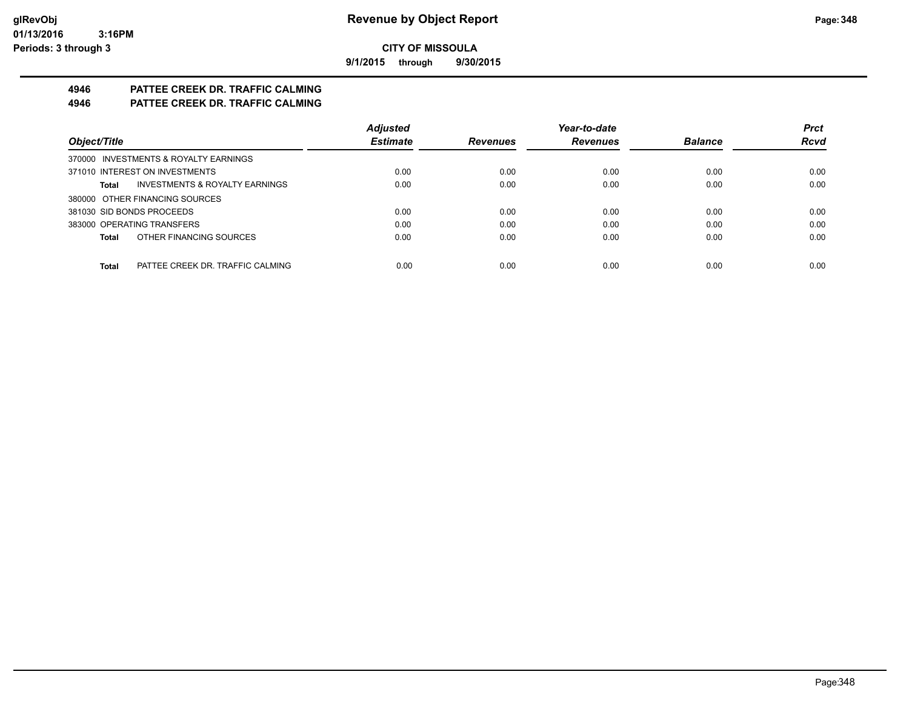# CITY OF MISSOULA

**9/1/2015 through 9/30/2015**

## 4946 PATTEE CREEK DR. TRAFFIC CALMING
## 4946 PATTEE CREEK DR. TRAFFIC CALMING

| Object/Title | Adjusted Estimate | Revenues | Year-to-date Revenues | Balance | Prct Rcvd |
|---|---|---|---|---|---|
| 370000 INVESTMENTS & ROYALTY EARNINGS | | | | | |
| 371010 INTEREST ON INVESTMENTS | 0.00 | 0.00 | 0.00 | 0.00 | 0.00 |
| **Total** INVESTMENTS & ROYALTY EARNINGS | 0.00 | 0.00 | 0.00 | 0.00 | 0.00 |
| 380000 OTHER FINANCING SOURCES | | | | | |
| 381030 SID BONDS PROCEEDS | 0.00 | 0.00 | 0.00 | 0.00 | 0.00 |
| 383000 OPERATING TRANSFERS | 0.00 | 0.00 | 0.00 | 0.00 | 0.00 |
| **Total** OTHER FINANCING SOURCES | 0.00 | 0.00 | 0.00 | 0.00 | 0.00 |
| **Total** PATTEE CREEK DR. TRAFFIC CALMING | 0.00 | 0.00 | 0.00 | 0.00 | 0.00 |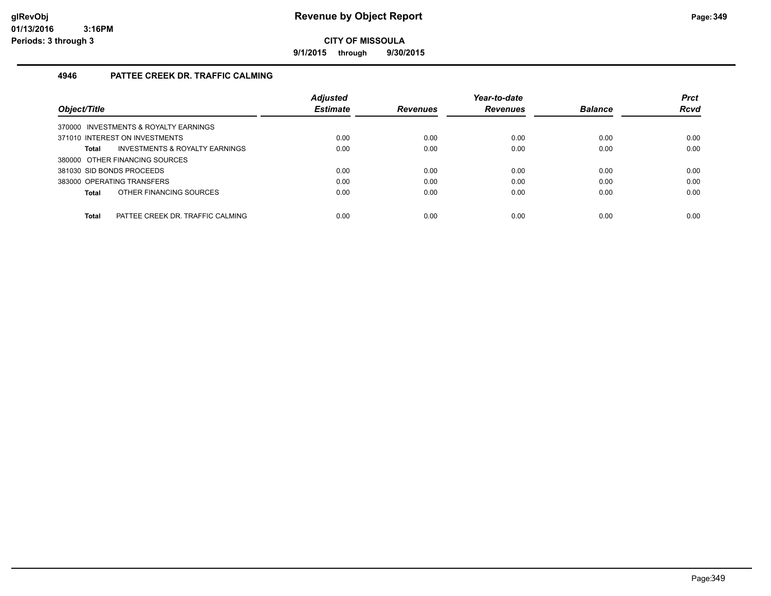# Revenue by Object Report

**CITY OF MISSOULA**

**9/1/2015 through 9/30/2015**

glRevObj
01/13/2016 3:16PM
Periods: 3 through 3

## 4946 PATTEE CREEK DR. TRAFFIC CALMING

| Object/Title | Adjusted Estimate | Revenues | Year-to-date Revenues | Balance | Prct Rcvd |
|---|---|---|---|---|---|
| 370000 INVESTMENTS & ROYALTY EARNINGS | | | | | |
| 371010 INTEREST ON INVESTMENTS | 0.00 | 0.00 | 0.00 | 0.00 | 0.00 |
| **Total** INVESTMENTS & ROYALTY EARNINGS | 0.00 | 0.00 | 0.00 | 0.00 | 0.00 |
| 380000 OTHER FINANCING SOURCES | | | | | |
| 381030 SID BONDS PROCEEDS | 0.00 | 0.00 | 0.00 | 0.00 | 0.00 |
| 383000 OPERATING TRANSFERS | 0.00 | 0.00 | 0.00 | 0.00 | 0.00 |
| **Total** OTHER FINANCING SOURCES | 0.00 | 0.00 | 0.00 | 0.00 | 0.00 |
| **Total** PATTEE CREEK DR. TRAFFIC CALMING | 0.00 | 0.00 | 0.00 | 0.00 | 0.00 |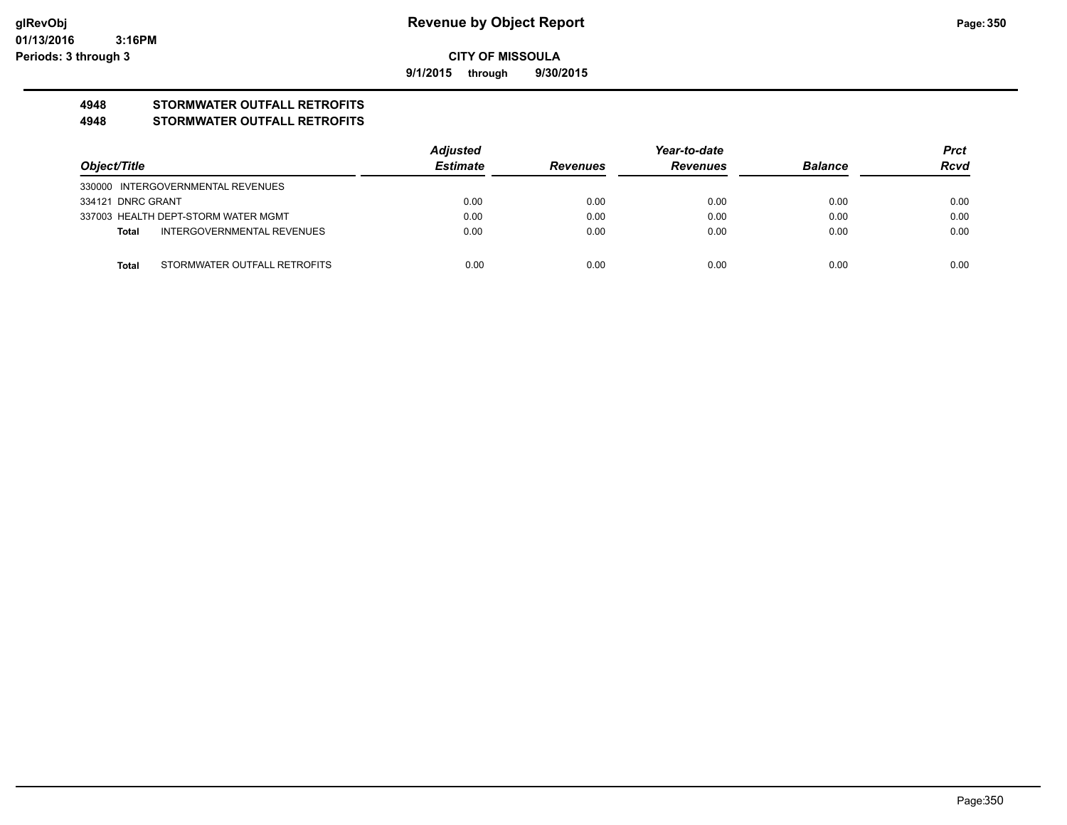# Revenue by Object Report

glRevObj
01/13/2016 3:16PM
Periods: 3 through 3

**CITY OF MISSOULA**

**9/1/2015 through 9/30/2015**

## 4948 STORMWATER OUTFALL RETROFITS
## 4948 STORMWATER OUTFALL RETROFITS

| Object/Title | Adjusted Estimate | Revenues | Year-to-date Revenues | Balance | Prct Rcvd |
|---|---|---|---|---|---|
| 330000 INTERGOVERNMENTAL REVENUES | | | | | |
| 334121 DNRC GRANT | 0.00 | 0.00 | 0.00 | 0.00 | 0.00 |
| 337003 HEALTH DEPT-STORM WATER MGMT | 0.00 | 0.00 | 0.00 | 0.00 | 0.00 |
| **Total** INTERGOVERNMENTAL REVENUES | 0.00 | 0.00 | 0.00 | 0.00 | 0.00 |
| **Total** STORMWATER OUTFALL RETROFITS | 0.00 | 0.00 | 0.00 | 0.00 | 0.00 |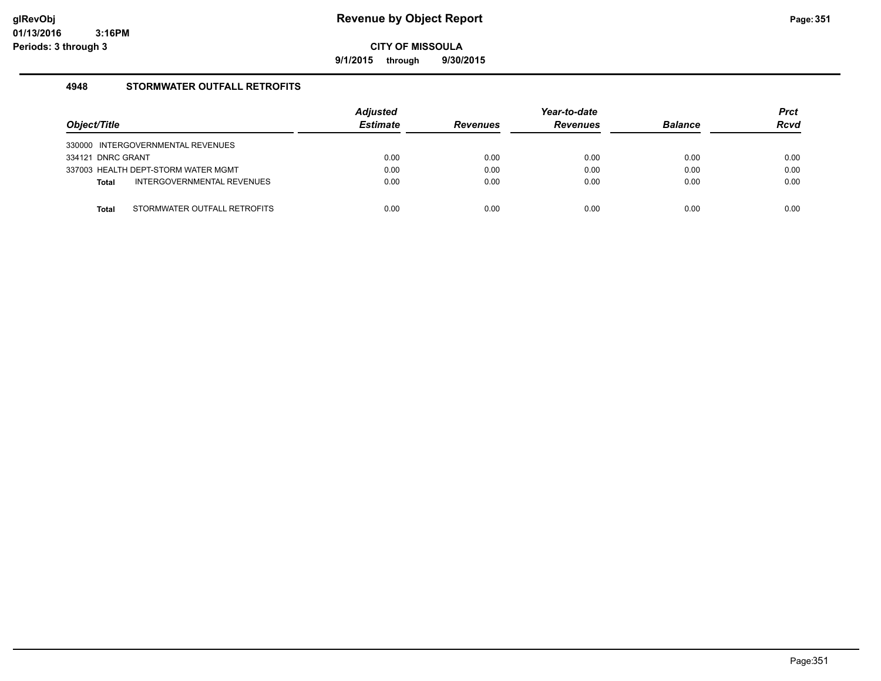# Revenue by Object Report

**CITY OF MISSOULA**

**9/1/2015 through 9/30/2015**

glRevObj
01/13/2016 3:16PM
Periods: 3 through 3

## 4948 STORMWATER OUTFALL RETROFITS

| Object/Title | Adjusted Estimate | Revenues | Year-to-date Revenues | Balance | Prct Rcvd |
|---|---|---|---|---|---|
| 330000 INTERGOVERNMENTAL REVENUES | | | | | |
| 334121 DNRC GRANT | 0.00 | 0.00 | 0.00 | 0.00 | 0.00 |
| 337003 HEALTH DEPT-STORM WATER MGMT | 0.00 | 0.00 | 0.00 | 0.00 | 0.00 |
| **Total** INTERGOVERNMENTAL REVENUES | 0.00 | 0.00 | 0.00 | 0.00 | 0.00 |
| **Total** STORMWATER OUTFALL RETROFITS | 0.00 | 0.00 | 0.00 | 0.00 | 0.00 |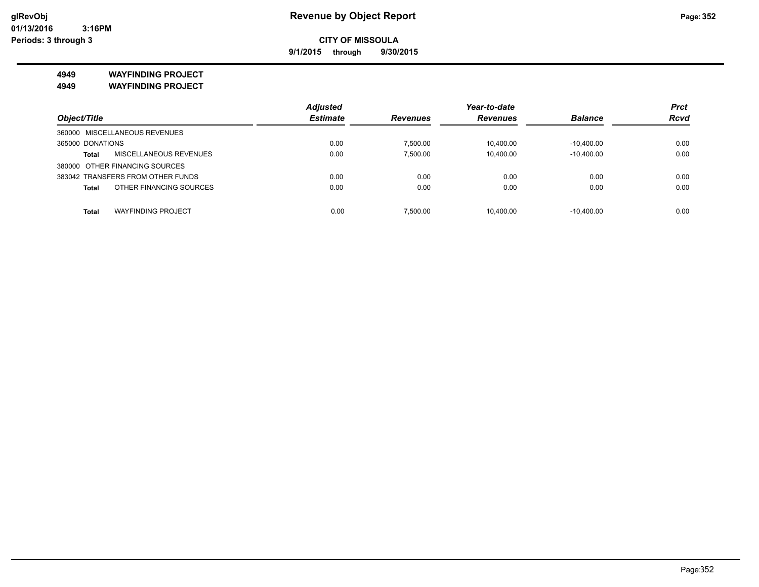# Revenue by Object Report

glRevObj
01/13/2016 3:16PM
Periods: 3 through 3

**CITY OF MISSOULA**

**9/1/2015 through 9/30/2015**

**4949 WAYFINDING PROJECT**

**4949 WAYFINDING PROJECT**

| Object/Title | Adjusted Estimate | Revenues | Year-to-date Revenues | Balance | Prct Rcvd |
|---|---|---|---|---|---|
| 360000 MISCELLANEOUS REVENUES | | | | | |
| 365000 DONATIONS | 0.00 | 7,500.00 | 10,400.00 | -10,400.00 | 0.00 |
| **Total** MISCELLANEOUS REVENUES | 0.00 | 7,500.00 | 10,400.00 | -10,400.00 | 0.00 |
| 380000 OTHER FINANCING SOURCES | | | | | |
| 383042 TRANSFERS FROM OTHER FUNDS | 0.00 | 0.00 | 0.00 | 0.00 | 0.00 |
| **Total** OTHER FINANCING SOURCES | 0.00 | 0.00 | 0.00 | 0.00 | 0.00 |
| **Total** WAYFINDING PROJECT | 0.00 | 7,500.00 | 10,400.00 | -10,400.00 | 0.00 |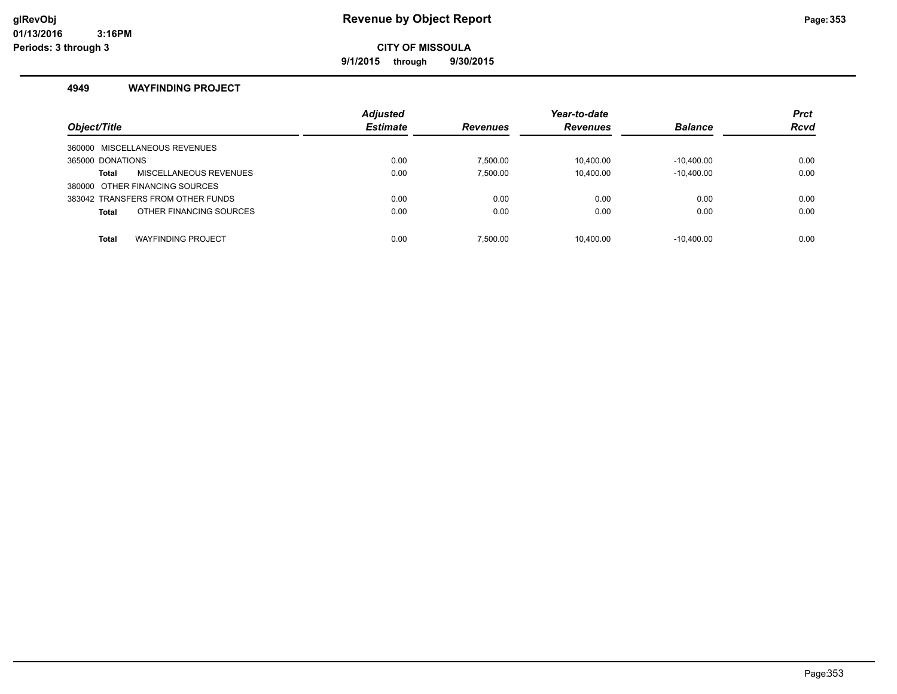# Revenue by Object Report

glRevObj
01/13/2016 3:16PM
Periods: 3 through 3

**CITY OF MISSOULA**

**9/1/2015 through 9/30/2015**

## 4949 WAYFINDING PROJECT

| Object/Title | Adjusted Estimate | Revenues | Year-to-date Revenues | Balance | Prct Rcvd |
|---|---|---|---|---|---|
| 360000 MISCELLANEOUS REVENUES | | | | | |
| 365000 DONATIONS | 0.00 | 7,500.00 | 10,400.00 | -10,400.00 | 0.00 |
| **Total** MISCELLANEOUS REVENUES | 0.00 | 7,500.00 | 10,400.00 | -10,400.00 | 0.00 |
| 380000 OTHER FINANCING SOURCES | | | | | |
| 383042 TRANSFERS FROM OTHER FUNDS | 0.00 | 0.00 | 0.00 | 0.00 | 0.00 |
| **Total** OTHER FINANCING SOURCES | 0.00 | 0.00 | 0.00 | 0.00 | 0.00 |
| **Total** WAYFINDING PROJECT | 0.00 | 7,500.00 | 10,400.00 | -10,400.00 | 0.00 |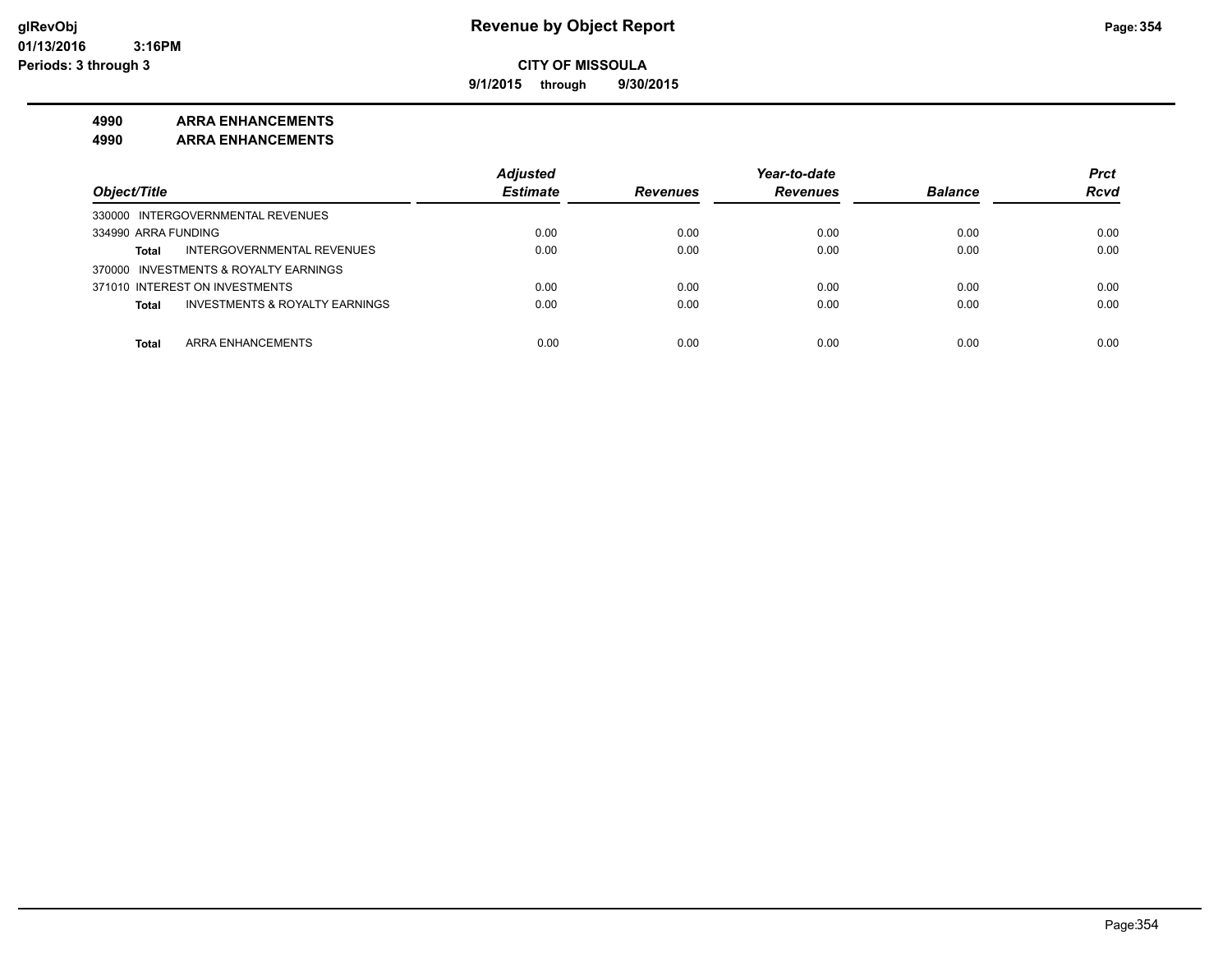**Revenue by Object Report**

**CITY OF MISSOULA**

**9/1/2015 through 9/30/2015**

**glRevObj**
**01/13/2016 3:16PM**
**Periods: 3 through 3**

## 4990 ARRA ENHANCEMENTS
## 4990 ARRA ENHANCEMENTS

| Object/Title | Adjusted Estimate | Revenues | Year-to-date Revenues | Balance | Prct Rcvd |
|---|---|---|---|---|---|
| 330000 INTERGOVERNMENTAL REVENUES | | | | | |
| 334990 ARRA FUNDING | 0.00 | 0.00 | 0.00 | 0.00 | 0.00 |
| **Total** INTERGOVERNMENTAL REVENUES | 0.00 | 0.00 | 0.00 | 0.00 | 0.00 |
| 370000 INVESTMENTS & ROYALTY EARNINGS | | | | | |
| 371010 INTEREST ON INVESTMENTS | 0.00 | 0.00 | 0.00 | 0.00 | 0.00 |
| **Total** INVESTMENTS & ROYALTY EARNINGS | 0.00 | 0.00 | 0.00 | 0.00 | 0.00 |
| **Total** ARRA ENHANCEMENTS | 0.00 | 0.00 | 0.00 | 0.00 | 0.00 |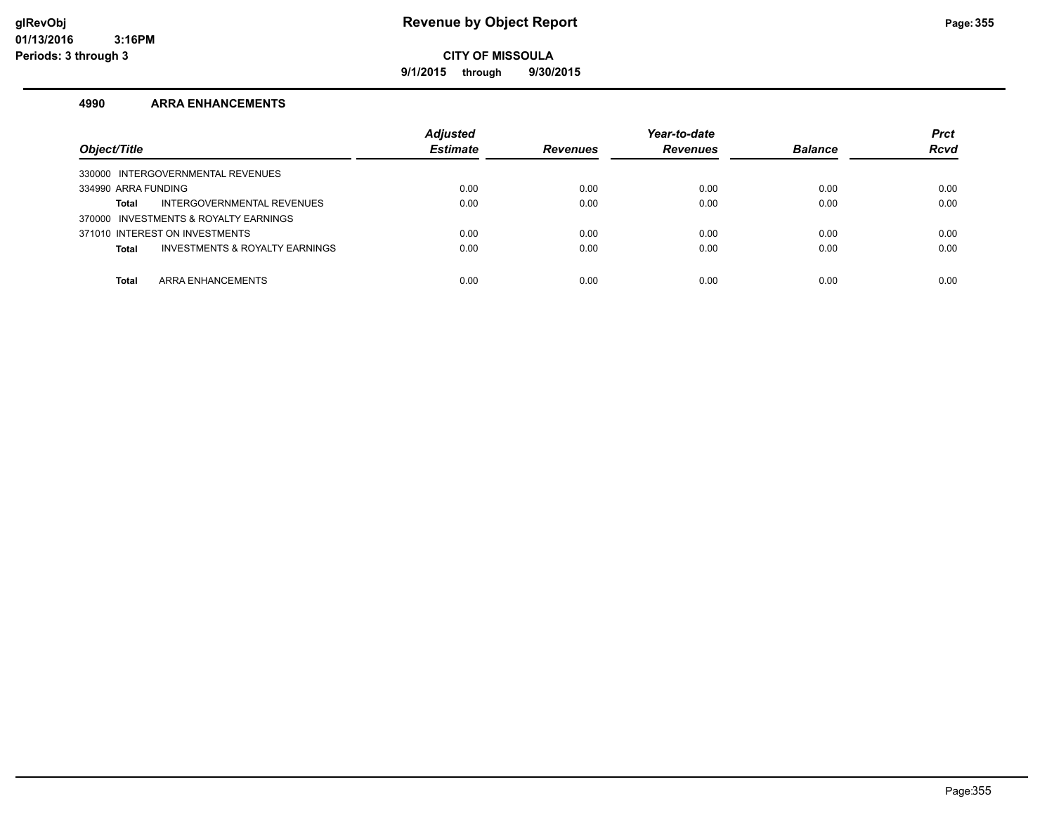# Revenue by Object Report

**CITY OF MISSOULA**

**9/1/2015 through 9/30/2015**

glRevObj
01/13/2016 3:16PM
Periods: 3 through 3

## 4990 ARRA ENHANCEMENTS

| Object/Title | Adjusted Estimate | Revenues | Year-to-date Revenues | Balance | Prct Rcvd |
|---|---|---|---|---|---|
| 330000 INTERGOVERNMENTAL REVENUES | | | | | |
| 334990 ARRA FUNDING | 0.00 | 0.00 | 0.00 | 0.00 | 0.00 |
| **Total** INTERGOVERNMENTAL REVENUES | 0.00 | 0.00 | 0.00 | 0.00 | 0.00 |
| 370000 INVESTMENTS & ROYALTY EARNINGS | | | | | |
| 371010 INTEREST ON INVESTMENTS | 0.00 | 0.00 | 0.00 | 0.00 | 0.00 |
| **Total** INVESTMENTS & ROYALTY EARNINGS | 0.00 | 0.00 | 0.00 | 0.00 | 0.00 |
| **Total** ARRA ENHANCEMENTS | 0.00 | 0.00 | 0.00 | 0.00 | 0.00 |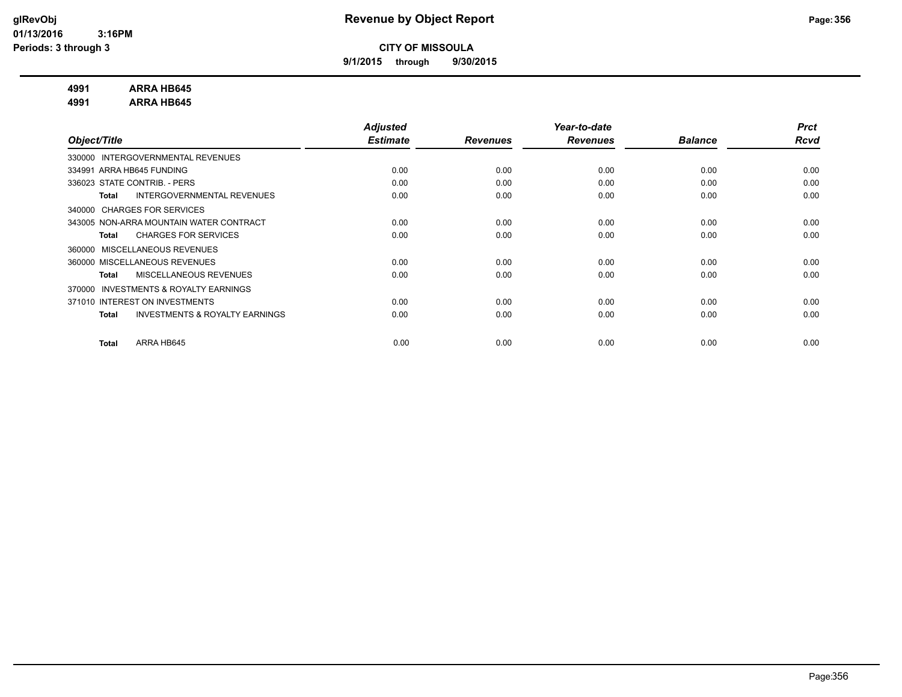# Revenue by Object Report

**CITY OF MISSOULA**

**9/1/2015 through 9/30/2015**

glRevObj
01/13/2016 3:16PM
Periods: 3 through 3

**4991 ARRA HB645**
**4991 ARRA HB645**

| Object/Title | Adjusted Estimate | Revenues | Year-to-date Revenues | Balance | Prct Rcvd |
|---|---|---|---|---|---|
| 330000 INTERGOVERNMENTAL REVENUES | | | | | |
| 334991 ARRA HB645 FUNDING | 0.00 | 0.00 | 0.00 | 0.00 | 0.00 |
| 336023 STATE CONTRIB. - PERS | 0.00 | 0.00 | 0.00 | 0.00 | 0.00 |
| **Total** INTERGOVERNMENTAL REVENUES | 0.00 | 0.00 | 0.00 | 0.00 | 0.00 |
| 340000 CHARGES FOR SERVICES | | | | | |
| 343005 NON-ARRA MOUNTAIN WATER CONTRACT | 0.00 | 0.00 | 0.00 | 0.00 | 0.00 |
| **Total** CHARGES FOR SERVICES | 0.00 | 0.00 | 0.00 | 0.00 | 0.00 |
| 360000 MISCELLANEOUS REVENUES | | | | | |
| 360000 MISCELLANEOUS REVENUES | 0.00 | 0.00 | 0.00 | 0.00 | 0.00 |
| **Total** MISCELLANEOUS REVENUES | 0.00 | 0.00 | 0.00 | 0.00 | 0.00 |
| 370000 INVESTMENTS & ROYALTY EARNINGS | | | | | |
| 371010 INTEREST ON INVESTMENTS | 0.00 | 0.00 | 0.00 | 0.00 | 0.00 |
| **Total** INVESTMENTS & ROYALTY EARNINGS | 0.00 | 0.00 | 0.00 | 0.00 | 0.00 |
| **Total** ARRA HB645 | 0.00 | 0.00 | 0.00 | 0.00 | 0.00 |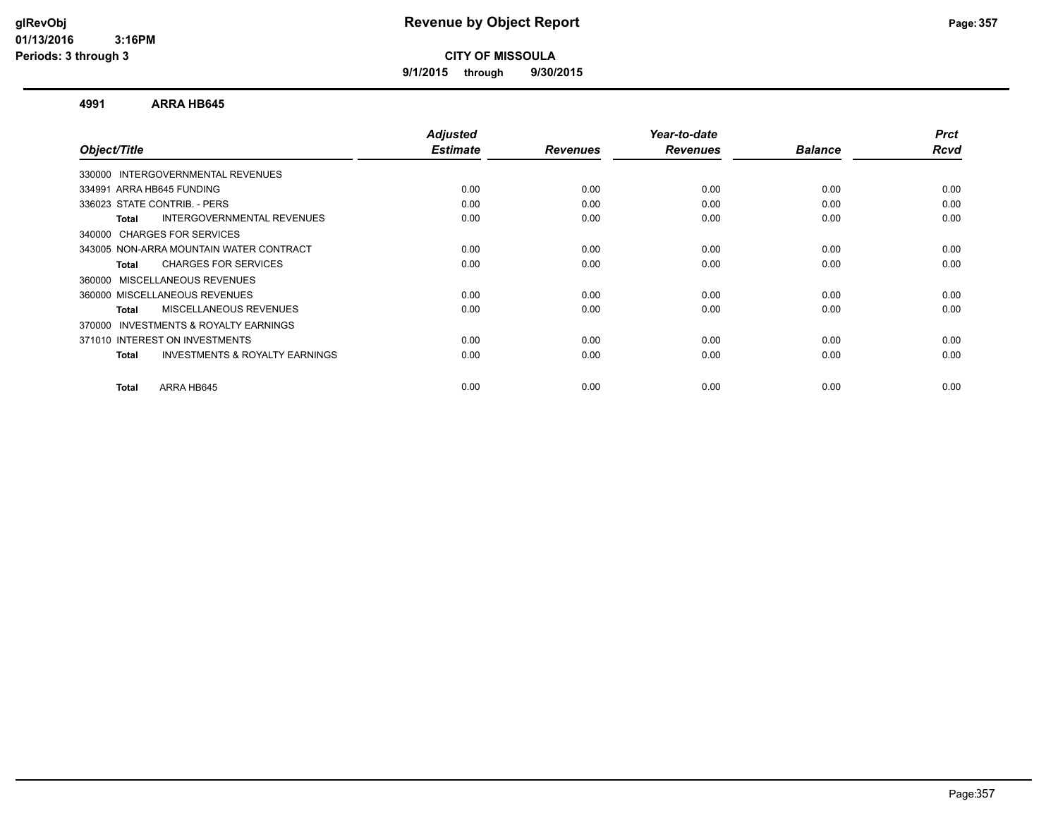# Revenue by Object Report

**CITY OF MISSOULA**

**9/1/2015 through 9/30/2015**

glRevObj
01/13/2016 3:16PM
Periods: 3 through 3

## 4991 ARRA HB645

| Object/Title | Adjusted Estimate | Revenues | Year-to-date Revenues | Balance | Prct Rcvd |
|---|---|---|---|---|---|
| 330000 INTERGOVERNMENTAL REVENUES | | | | | |
| 334991 ARRA HB645 FUNDING | 0.00 | 0.00 | 0.00 | 0.00 | 0.00 |
| 336023 STATE CONTRIB. - PERS | 0.00 | 0.00 | 0.00 | 0.00 | 0.00 |
| **Total** INTERGOVERNMENTAL REVENUES | 0.00 | 0.00 | 0.00 | 0.00 | 0.00 |
| 340000 CHARGES FOR SERVICES | | | | | |
| 343005 NON-ARRA MOUNTAIN WATER CONTRACT | 0.00 | 0.00 | 0.00 | 0.00 | 0.00 |
| **Total** CHARGES FOR SERVICES | 0.00 | 0.00 | 0.00 | 0.00 | 0.00 |
| 360000 MISCELLANEOUS REVENUES | | | | | |
| 360000 MISCELLANEOUS REVENUES | 0.00 | 0.00 | 0.00 | 0.00 | 0.00 |
| **Total** MISCELLANEOUS REVENUES | 0.00 | 0.00 | 0.00 | 0.00 | 0.00 |
| 370000 INVESTMENTS & ROYALTY EARNINGS | | | | | |
| 371010 INTEREST ON INVESTMENTS | 0.00 | 0.00 | 0.00 | 0.00 | 0.00 |
| **Total** INVESTMENTS & ROYALTY EARNINGS | 0.00 | 0.00 | 0.00 | 0.00 | 0.00 |
| **Total** ARRA HB645 | 0.00 | 0.00 | 0.00 | 0.00 | 0.00 |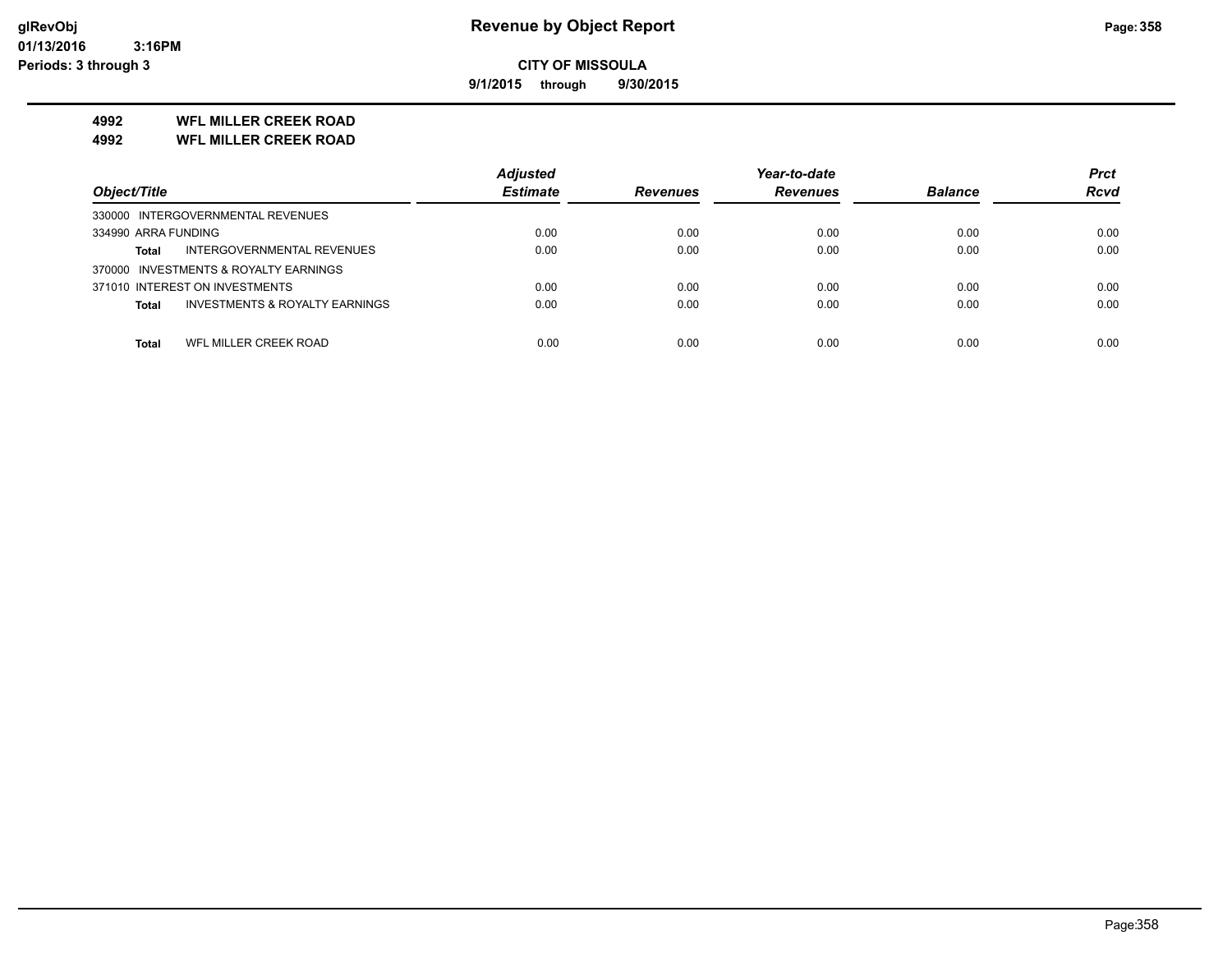# Revenue by Object Report

**CITY OF MISSOULA**

**9/1/2015 through 9/30/2015**

**4992 WFL MILLER CREEK ROAD**

**4992 WFL MILLER CREEK ROAD**

| Object/Title | Adjusted Estimate | Revenues | Year-to-date Revenues | Balance | Prct Rcvd |
|---|---|---|---|---|---|
| 330000 INTERGOVERNMENTAL REVENUES | | | | | |
| 334990 ARRA FUNDING | 0.00 | 0.00 | 0.00 | 0.00 | 0.00 |
| **Total** INTERGOVERNMENTAL REVENUES | 0.00 | 0.00 | 0.00 | 0.00 | 0.00 |
| 370000 INVESTMENTS & ROYALTY EARNINGS | | | | | |
| 371010 INTEREST ON INVESTMENTS | 0.00 | 0.00 | 0.00 | 0.00 | 0.00 |
| **Total** INVESTMENTS & ROYALTY EARNINGS | 0.00 | 0.00 | 0.00 | 0.00 | 0.00 |
| **Total** WFL MILLER CREEK ROAD | 0.00 | 0.00 | 0.00 | 0.00 | 0.00 |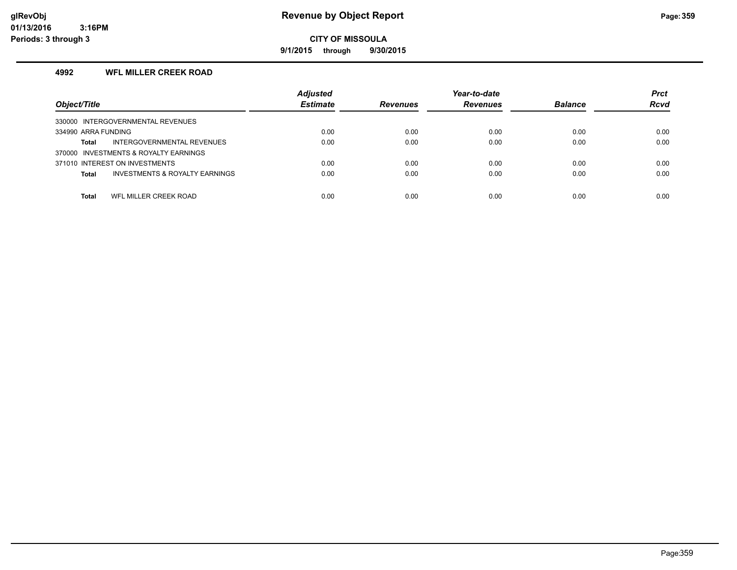# Revenue by Object Report

**CITY OF MISSOULA**

**9/1/2015 through 9/30/2015**

glRevObj
01/13/2016 3:16PM
Periods: 3 through 3

### 4992 WFL MILLER CREEK ROAD

| Object/Title | Adjusted Estimate | Revenues | Year-to-date Revenues | Balance | Prct Rcvd |
|---|---|---|---|---|---|
| 330000 INTERGOVERNMENTAL REVENUES | | | | | |
| 334990 ARRA FUNDING | 0.00 | 0.00 | 0.00 | 0.00 | 0.00 |
| **Total** INTERGOVERNMENTAL REVENUES | 0.00 | 0.00 | 0.00 | 0.00 | 0.00 |
| 370000 INVESTMENTS & ROYALTY EARNINGS | | | | | |
| 371010 INTEREST ON INVESTMENTS | 0.00 | 0.00 | 0.00 | 0.00 | 0.00 |
| **Total** INVESTMENTS & ROYALTY EARNINGS | 0.00 | 0.00 | 0.00 | 0.00 | 0.00 |
| **Total** WFL MILLER CREEK ROAD | 0.00 | 0.00 | 0.00 | 0.00 | 0.00 |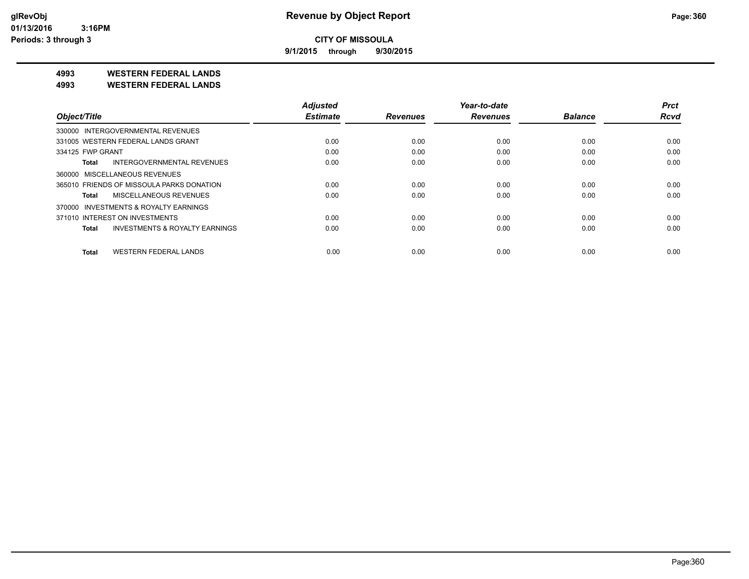**CITY OF MISSOULA**

**9/1/2015 through 9/30/2015**

glRevObj
01/13/2016 3:16PM
Periods: 3 through 3

# Revenue by Object Report

## 4993 WESTERN FEDERAL LANDS
## 4993 WESTERN FEDERAL LANDS

| Object/Title | Adjusted Estimate | Revenues | Year-to-date Revenues | Balance | Prct Rcvd |
|---|---|---|---|---|---|
| 330000 INTERGOVERNMENTAL REVENUES | | | | | |
| 331005 WESTERN FEDERAL LANDS GRANT | 0.00 | 0.00 | 0.00 | 0.00 | 0.00 |
| 334125 FWP GRANT | 0.00 | 0.00 | 0.00 | 0.00 | 0.00 |
| **Total** INTERGOVERNMENTAL REVENUES | 0.00 | 0.00 | 0.00 | 0.00 | 0.00 |
| 360000 MISCELLANEOUS REVENUES | | | | | |
| 365010 FRIENDS OF MISSOULA PARKS DONATION | 0.00 | 0.00 | 0.00 | 0.00 | 0.00 |
| **Total** MISCELLANEOUS REVENUES | 0.00 | 0.00 | 0.00 | 0.00 | 0.00 |
| 370000 INVESTMENTS & ROYALTY EARNINGS | | | | | |
| 371010 INTEREST ON INVESTMENTS | 0.00 | 0.00 | 0.00 | 0.00 | 0.00 |
| **Total** INVESTMENTS & ROYALTY EARNINGS | 0.00 | 0.00 | 0.00 | 0.00 | 0.00 |
| **Total** WESTERN FEDERAL LANDS | 0.00 | 0.00 | 0.00 | 0.00 | 0.00 |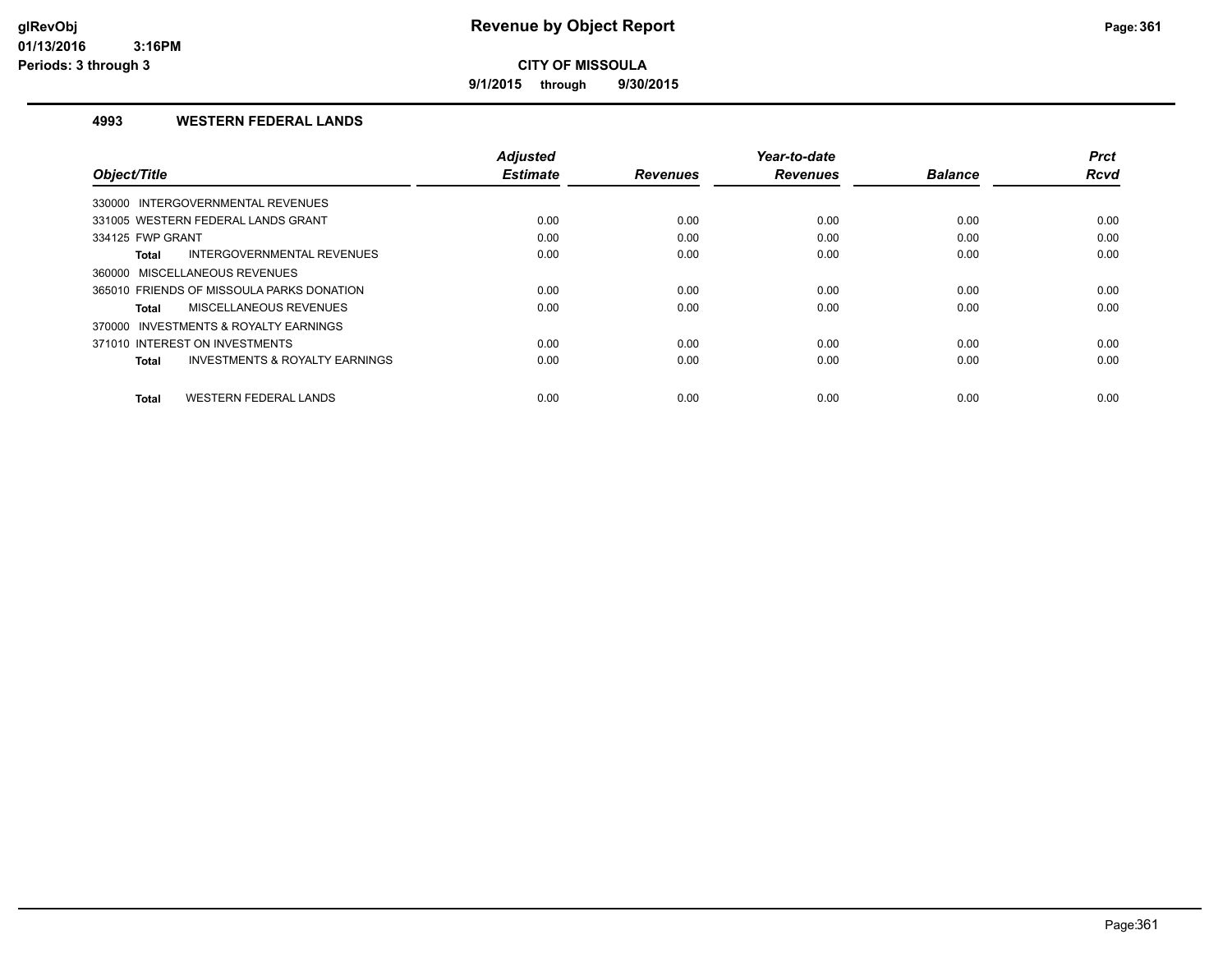# Revenue by Object Report

**CITY OF MISSOULA**

**9/1/2015 through 9/30/2015**

glRevObj
01/13/2016 3:16PM
Periods: 3 through 3

### 4993 WESTERN FEDERAL LANDS

| Object/Title | Adjusted Estimate | Revenues | Year-to-date Revenues | Balance | Prct Rcvd |
|---|---|---|---|---|---|
| 330000 INTERGOVERNMENTAL REVENUES | | | | | |
| 331005 WESTERN FEDERAL LANDS GRANT | 0.00 | 0.00 | 0.00 | 0.00 | 0.00 |
| 334125 FWP GRANT | 0.00 | 0.00 | 0.00 | 0.00 | 0.00 |
| **Total** INTERGOVERNMENTAL REVENUES | 0.00 | 0.00 | 0.00 | 0.00 | 0.00 |
| 360000 MISCELLANEOUS REVENUES | | | | | |
| 365010 FRIENDS OF MISSOULA PARKS DONATION | 0.00 | 0.00 | 0.00 | 0.00 | 0.00 |
| **Total** MISCELLANEOUS REVENUES | 0.00 | 0.00 | 0.00 | 0.00 | 0.00 |
| 370000 INVESTMENTS & ROYALTY EARNINGS | | | | | |
| 371010 INTEREST ON INVESTMENTS | 0.00 | 0.00 | 0.00 | 0.00 | 0.00 |
| **Total** INVESTMENTS & ROYALTY EARNINGS | 0.00 | 0.00 | 0.00 | 0.00 | 0.00 |
| **Total** WESTERN FEDERAL LANDS | 0.00 | 0.00 | 0.00 | 0.00 | 0.00 |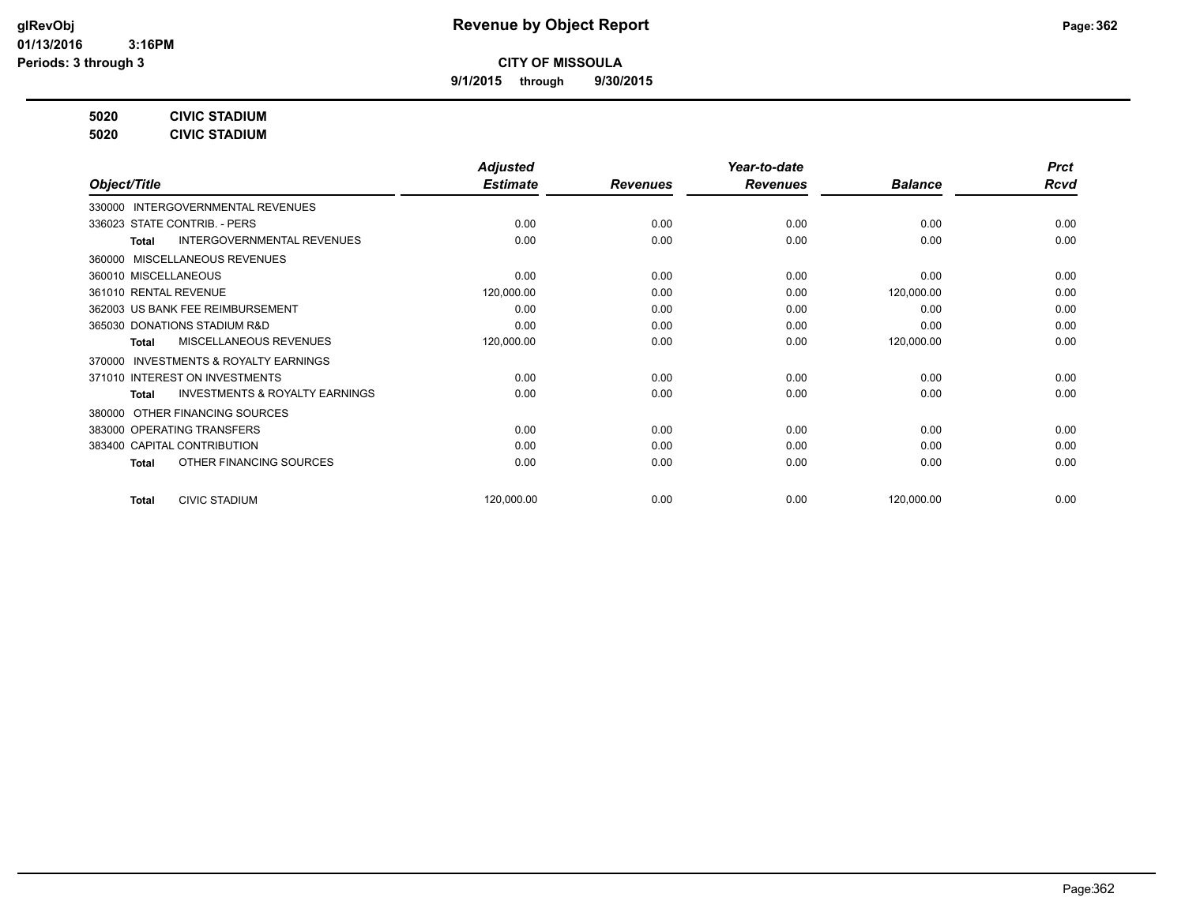# Revenue by Object Report

**CITY OF MISSOULA**

**9/1/2015 through 9/30/2015**

glRevObj
01/13/2016 3:16PM
Periods: 3 through 3

**5020 CIVIC STADIUM**
**5020 CIVIC STADIUM**

| Object/Title | Adjusted Estimate | Revenues | Year-to-date Revenues | Balance | Prct Rcvd |
|---|---|---|---|---|---|
| 330000 INTERGOVERNMENTAL REVENUES | | | | | |
| 336023 STATE CONTRIB. - PERS | 0.00 | 0.00 | 0.00 | 0.00 | 0.00 |
| **Total** INTERGOVERNMENTAL REVENUES | 0.00 | 0.00 | 0.00 | 0.00 | 0.00 |
| 360000 MISCELLANEOUS REVENUES | | | | | |
| 360010 MISCELLANEOUS | 0.00 | 0.00 | 0.00 | 0.00 | 0.00 |
| 361010 RENTAL REVENUE | 120,000.00 | 0.00 | 0.00 | 120,000.00 | 0.00 |
| 362003 US BANK FEE REIMBURSEMENT | 0.00 | 0.00 | 0.00 | 0.00 | 0.00 |
| 365030 DONATIONS STADIUM R&D | 0.00 | 0.00 | 0.00 | 0.00 | 0.00 |
| **Total** MISCELLANEOUS REVENUES | 120,000.00 | 0.00 | 0.00 | 120,000.00 | 0.00 |
| 370000 INVESTMENTS & ROYALTY EARNINGS | | | | | |
| 371010 INTEREST ON INVESTMENTS | 0.00 | 0.00 | 0.00 | 0.00 | 0.00 |
| **Total** INVESTMENTS & ROYALTY EARNINGS | 0.00 | 0.00 | 0.00 | 0.00 | 0.00 |
| 380000 OTHER FINANCING SOURCES | | | | | |
| 383000 OPERATING TRANSFERS | 0.00 | 0.00 | 0.00 | 0.00 | 0.00 |
| 383400 CAPITAL CONTRIBUTION | 0.00 | 0.00 | 0.00 | 0.00 | 0.00 |
| **Total** OTHER FINANCING SOURCES | 0.00 | 0.00 | 0.00 | 0.00 | 0.00 |
| **Total** CIVIC STADIUM | 120,000.00 | 0.00 | 0.00 | 120,000.00 | 0.00 |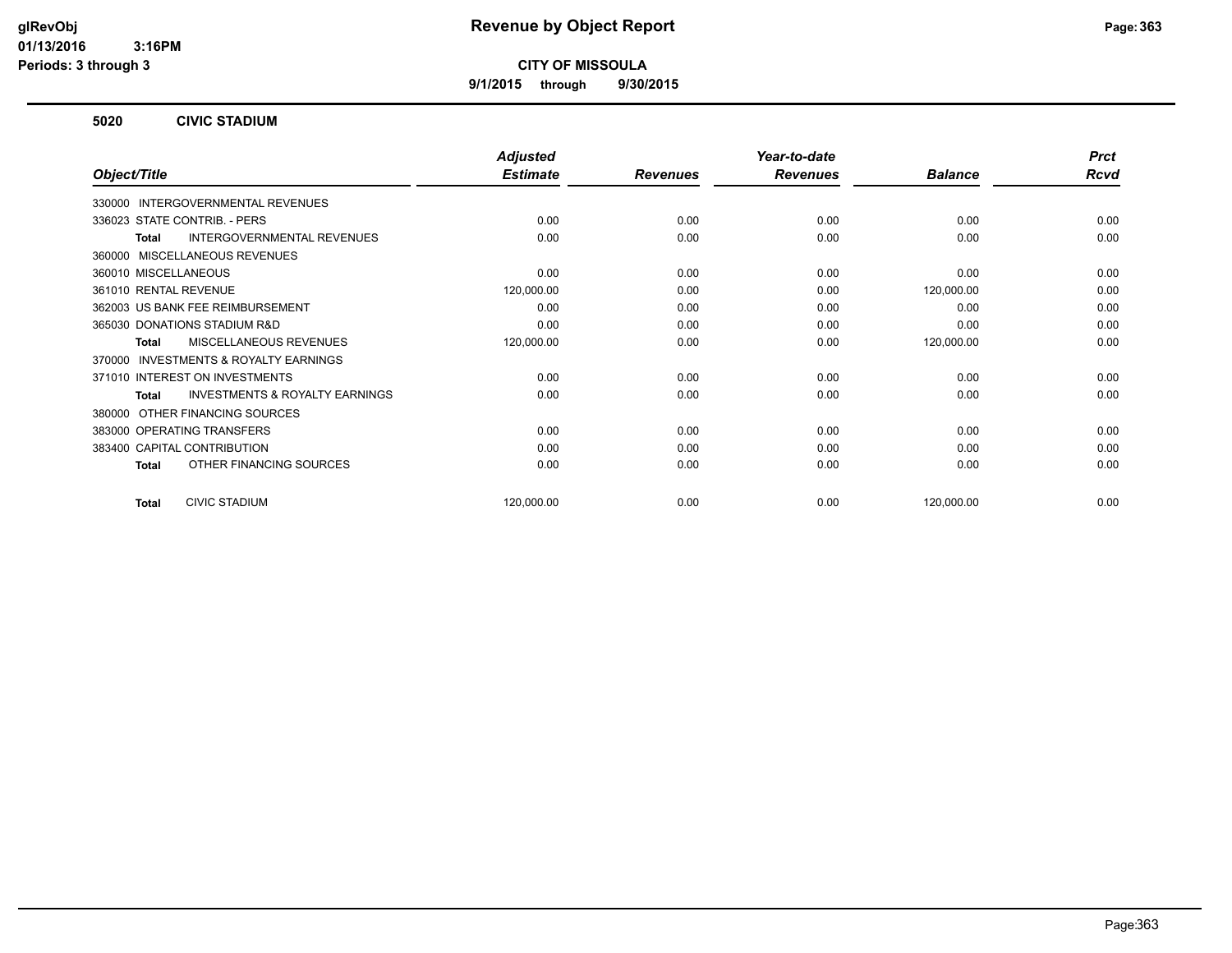# Revenue by Object Report

**CITY OF MISSOULA**

**9/1/2015 through 9/30/2015**

glRevObj
01/13/2016 3:16PM
Periods: 3 through 3

## 5020 CIVIC STADIUM

| Object/Title | Adjusted Estimate | Revenues | Year-to-date Revenues | Balance | Prct Rcvd |
|---|---|---|---|---|---|
| 330000 INTERGOVERNMENTAL REVENUES | | | | | |
| 336023 STATE CONTRIB. - PERS | 0.00 | 0.00 | 0.00 | 0.00 | 0.00 |
| **Total** INTERGOVERNMENTAL REVENUES | 0.00 | 0.00 | 0.00 | 0.00 | 0.00 |
| 360000 MISCELLANEOUS REVENUES | | | | | |
| 360010 MISCELLANEOUS | 0.00 | 0.00 | 0.00 | 0.00 | 0.00 |
| 361010 RENTAL REVENUE | 120,000.00 | 0.00 | 0.00 | 120,000.00 | 0.00 |
| 362003 US BANK FEE REIMBURSEMENT | 0.00 | 0.00 | 0.00 | 0.00 | 0.00 |
| 365030 DONATIONS STADIUM R&D | 0.00 | 0.00 | 0.00 | 0.00 | 0.00 |
| **Total** MISCELLANEOUS REVENUES | 120,000.00 | 0.00 | 0.00 | 120,000.00 | 0.00 |
| 370000 INVESTMENTS & ROYALTY EARNINGS | | | | | |
| 371010 INTEREST ON INVESTMENTS | 0.00 | 0.00 | 0.00 | 0.00 | 0.00 |
| **Total** INVESTMENTS & ROYALTY EARNINGS | 0.00 | 0.00 | 0.00 | 0.00 | 0.00 |
| 380000 OTHER FINANCING SOURCES | | | | | |
| 383000 OPERATING TRANSFERS | 0.00 | 0.00 | 0.00 | 0.00 | 0.00 |
| 383400 CAPITAL CONTRIBUTION | 0.00 | 0.00 | 0.00 | 0.00 | 0.00 |
| **Total** OTHER FINANCING SOURCES | 0.00 | 0.00 | 0.00 | 0.00 | 0.00 |
| **Total** CIVIC STADIUM | 120,000.00 | 0.00 | 0.00 | 120,000.00 | 0.00 |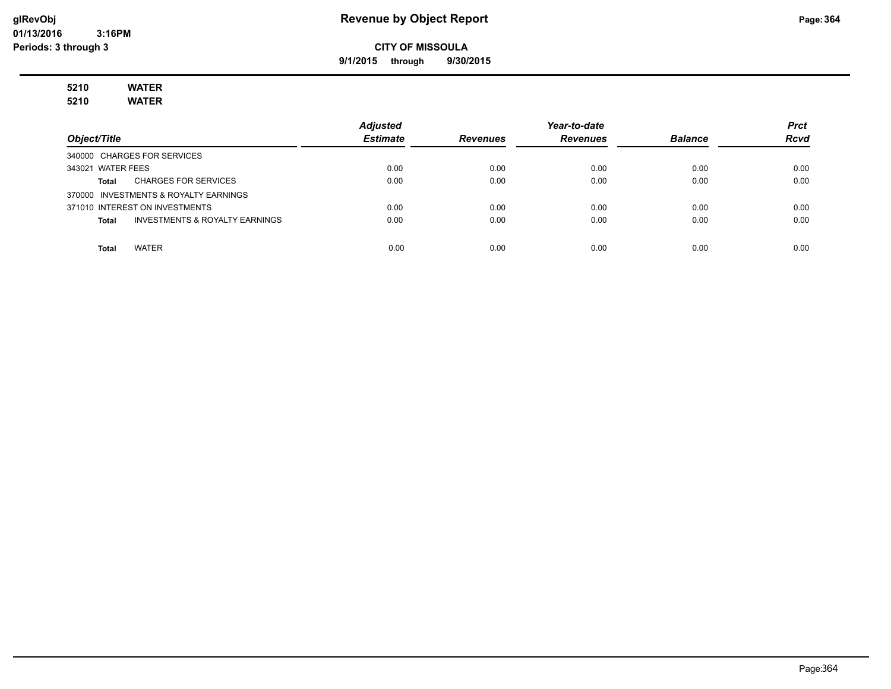**Revenue by Object Report**

**CITY OF MISSOULA**

**9/1/2015 through 9/30/2015**

glRevObj
01/13/2016 3:16PM
Periods: 3 through 3

**5210 WATER**
**5210 WATER**

| Object/Title | Adjusted Estimate | Revenues | Year-to-date Revenues | Balance | Prct Rcvd |
|---|---|---|---|---|---|
| 340000 CHARGES FOR SERVICES | | | | | |
| 343021 WATER FEES | 0.00 | 0.00 | 0.00 | 0.00 | 0.00 |
| **Total** CHARGES FOR SERVICES | 0.00 | 0.00 | 0.00 | 0.00 | 0.00 |
| 370000 INVESTMENTS & ROYALTY EARNINGS | | | | | |
| 371010 INTEREST ON INVESTMENTS | 0.00 | 0.00 | 0.00 | 0.00 | 0.00 |
| **Total** INVESTMENTS & ROYALTY EARNINGS | 0.00 | 0.00 | 0.00 | 0.00 | 0.00 |
| **Total** WATER | 0.00 | 0.00 | 0.00 | 0.00 | 0.00 |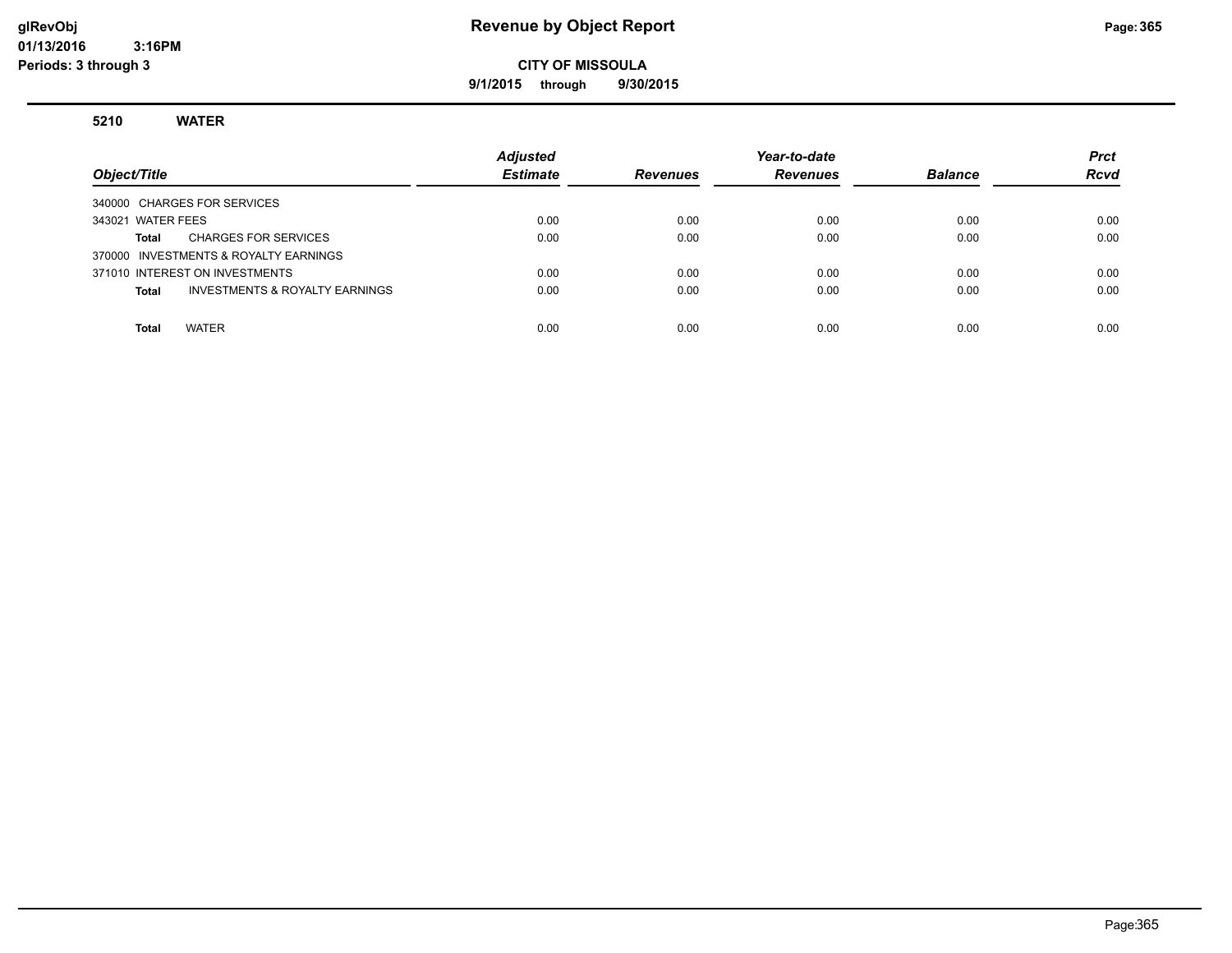# Revenue by Object Report

**CITY OF MISSOULA**

**9/1/2015 through 9/30/2015**

glRevObj
01/13/2016 3:16PM
Periods: 3 through 3

### 5210 WATER

| Object/Title | Adjusted Estimate | Revenues | Year-to-date Revenues | Balance | Prct Rcvd |
|---|---|---|---|---|---|
| 340000 CHARGES FOR SERVICES | | | | | |
| 343021 WATER FEES | 0.00 | 0.00 | 0.00 | 0.00 | 0.00 |
| **Total** CHARGES FOR SERVICES | 0.00 | 0.00 | 0.00 | 0.00 | 0.00 |
| 370000 INVESTMENTS & ROYALTY EARNINGS | | | | | |
| 371010 INTEREST ON INVESTMENTS | 0.00 | 0.00 | 0.00 | 0.00 | 0.00 |
| **Total** INVESTMENTS & ROYALTY EARNINGS | 0.00 | 0.00 | 0.00 | 0.00 | 0.00 |
| **Total** WATER | 0.00 | 0.00 | 0.00 | 0.00 | 0.00 |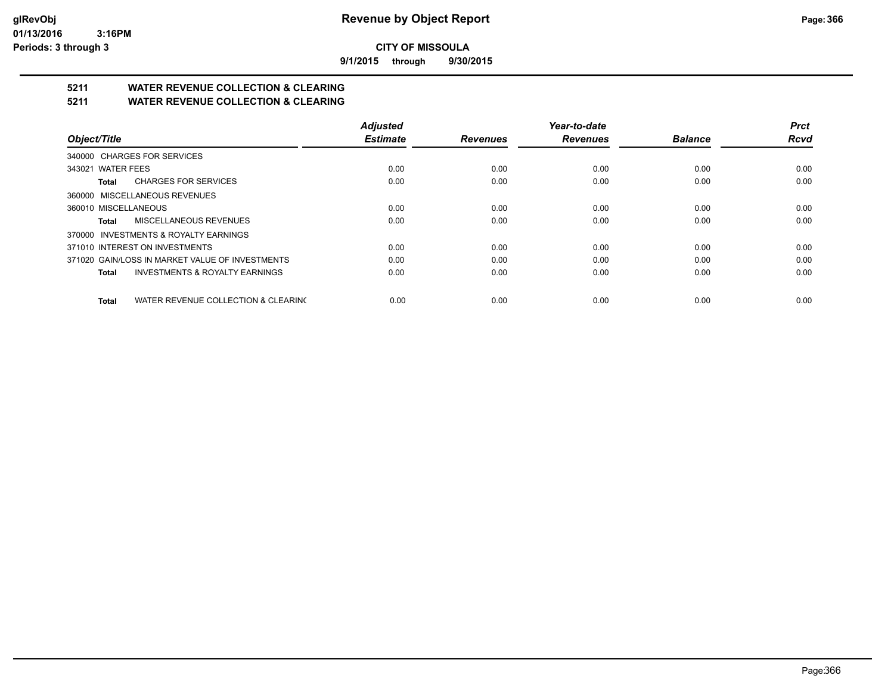**CITY OF MISSOULA**

**9/1/2015 through 9/30/2015**

## 5211 WATER REVENUE COLLECTION & CLEARING

## 5211 WATER REVENUE COLLECTION & CLEARING

| Object/Title | Adjusted Estimate | Revenues | Year-to-date Revenues | Balance | Prct Rcvd |
|---|---|---|---|---|---|
| 340000 CHARGES FOR SERVICES | | | | | |
| 343021 WATER FEES | 0.00 | 0.00 | 0.00 | 0.00 | 0.00 |
| **Total** CHARGES FOR SERVICES | 0.00 | 0.00 | 0.00 | 0.00 | 0.00 |
| 360000 MISCELLANEOUS REVENUES | | | | | |
| 360010 MISCELLANEOUS | 0.00 | 0.00 | 0.00 | 0.00 | 0.00 |
| **Total** MISCELLANEOUS REVENUES | 0.00 | 0.00 | 0.00 | 0.00 | 0.00 |
| 370000 INVESTMENTS & ROYALTY EARNINGS | | | | | |
| 371010 INTEREST ON INVESTMENTS | 0.00 | 0.00 | 0.00 | 0.00 | 0.00 |
| 371020 GAIN/LOSS IN MARKET VALUE OF INVESTMENTS | 0.00 | 0.00 | 0.00 | 0.00 | 0.00 |
| **Total** INVESTMENTS & ROYALTY EARNINGS | 0.00 | 0.00 | 0.00 | 0.00 | 0.00 |
| **Total** WATER REVENUE COLLECTION & CLEARING | 0.00 | 0.00 | 0.00 | 0.00 | 0.00 |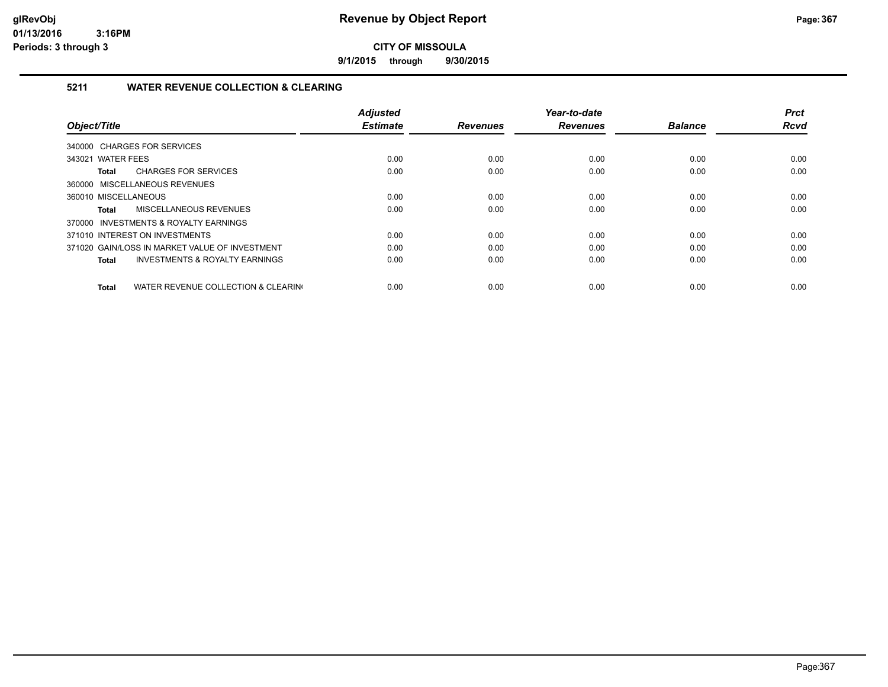# Revenue by Object Report

**CITY OF MISSOULA**

9/1/2015 through 9/30/2015

glRevObj
01/13/2016 3:16PM
Periods: 3 through 3

## 5211 WATER REVENUE COLLECTION & CLEARING

| Object/Title | Adjusted Estimate | Revenues | Year-to-date Revenues | Balance | Prct Rcvd |
|---|---|---|---|---|---|
| 340000 CHARGES FOR SERVICES | | | | | |
| 343021 WATER FEES | 0.00 | 0.00 | 0.00 | 0.00 | 0.00 |
| **Total** CHARGES FOR SERVICES | 0.00 | 0.00 | 0.00 | 0.00 | 0.00 |
| 360000 MISCELLANEOUS REVENUES | | | | | |
| 360010 MISCELLANEOUS | 0.00 | 0.00 | 0.00 | 0.00 | 0.00 |
| **Total** MISCELLANEOUS REVENUES | 0.00 | 0.00 | 0.00 | 0.00 | 0.00 |
| 370000 INVESTMENTS & ROYALTY EARNINGS | | | | | |
| 371010 INTEREST ON INVESTMENTS | 0.00 | 0.00 | 0.00 | 0.00 | 0.00 |
| 371020 GAIN/LOSS IN MARKET VALUE OF INVESTMENT | 0.00 | 0.00 | 0.00 | 0.00 | 0.00 |
| **Total** INVESTMENTS & ROYALTY EARNINGS | 0.00 | 0.00 | 0.00 | 0.00 | 0.00 |
| **Total** WATER REVENUE COLLECTION & CLEARING | 0.00 | 0.00 | 0.00 | 0.00 | 0.00 |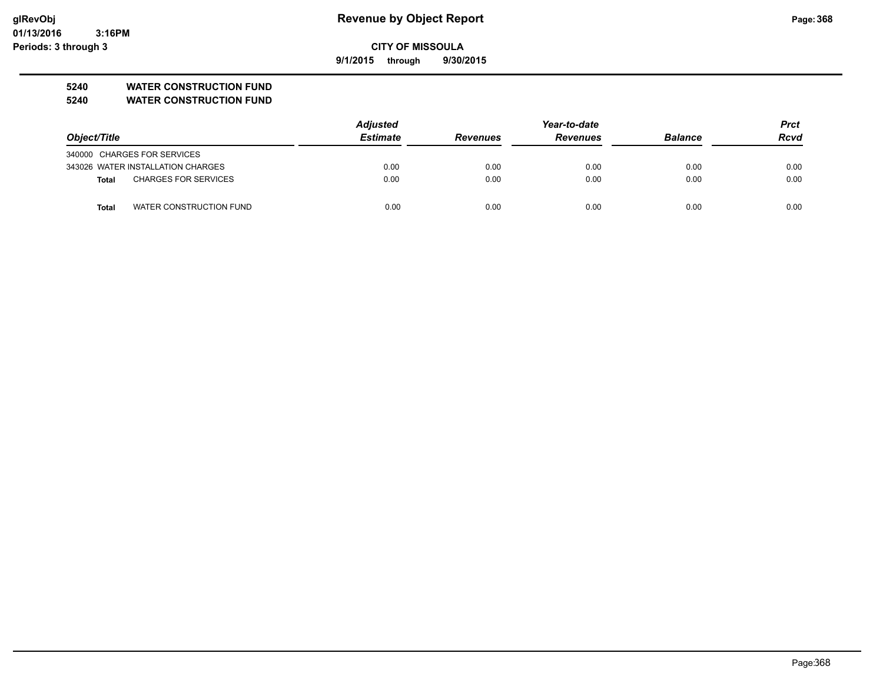# Revenue by Object Report

**CITY OF MISSOULA**

**9/1/2015 through 9/30/2015**

glRevObj
01/13/2016 3:16PM
Periods: 3 through 3

## 5240 WATER CONSTRUCTION FUND
## 5240 WATER CONSTRUCTION FUND

| Object/Title | Adjusted Estimate | Revenues | Year-to-date Revenues | Balance | Prct Rcvd |
|---|---|---|---|---|---|
| 340000 CHARGES FOR SERVICES | | | | | |
| 343026 WATER INSTALLATION CHARGES | 0.00 | 0.00 | 0.00 | 0.00 | 0.00 |
| **Total** CHARGES FOR SERVICES | 0.00 | 0.00 | 0.00 | 0.00 | 0.00 |
| **Total** WATER CONSTRUCTION FUND | 0.00 | 0.00 | 0.00 | 0.00 | 0.00 |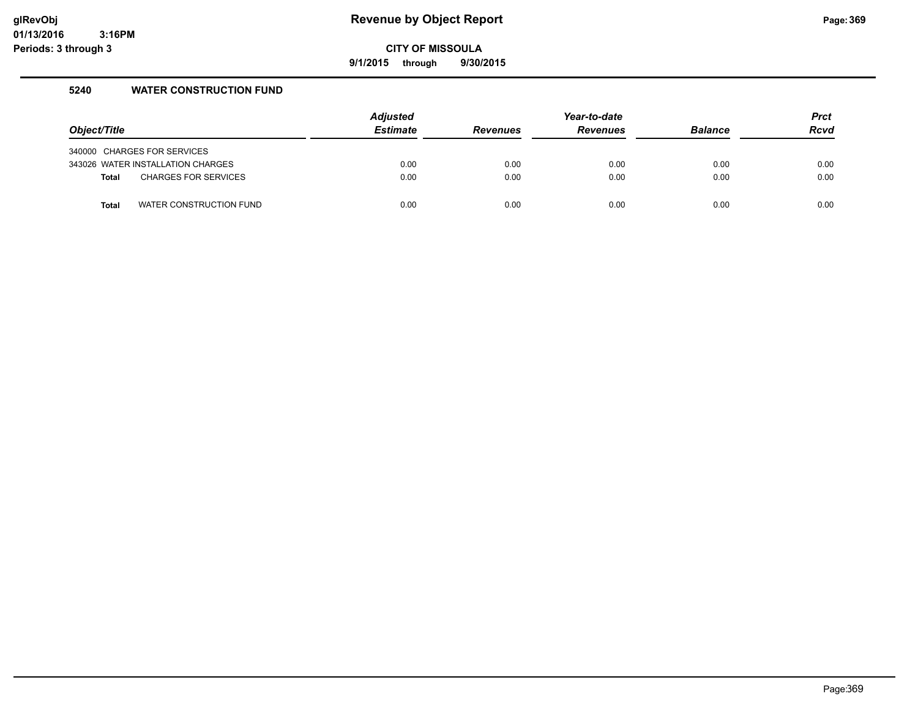# Revenue by Object Report

glRevObj
01/13/2016 3:16PM
Periods: 3 through 3

**CITY OF MISSOULA**

**9/1/2015 through 9/30/2015**

## 5240 WATER CONSTRUCTION FUND

| Object/Title | Adjusted Estimate | Revenues | Year-to-date Revenues | Balance | Prct Rcvd |
|---|---|---|---|---|---|
| 340000 CHARGES FOR SERVICES | | | | | |
| 343026 WATER INSTALLATION CHARGES | 0.00 | 0.00 | 0.00 | 0.00 | 0.00 |
| **Total** CHARGES FOR SERVICES | 0.00 | 0.00 | 0.00 | 0.00 | 0.00 |
| **Total** WATER CONSTRUCTION FUND | 0.00 | 0.00 | 0.00 | 0.00 | 0.00 |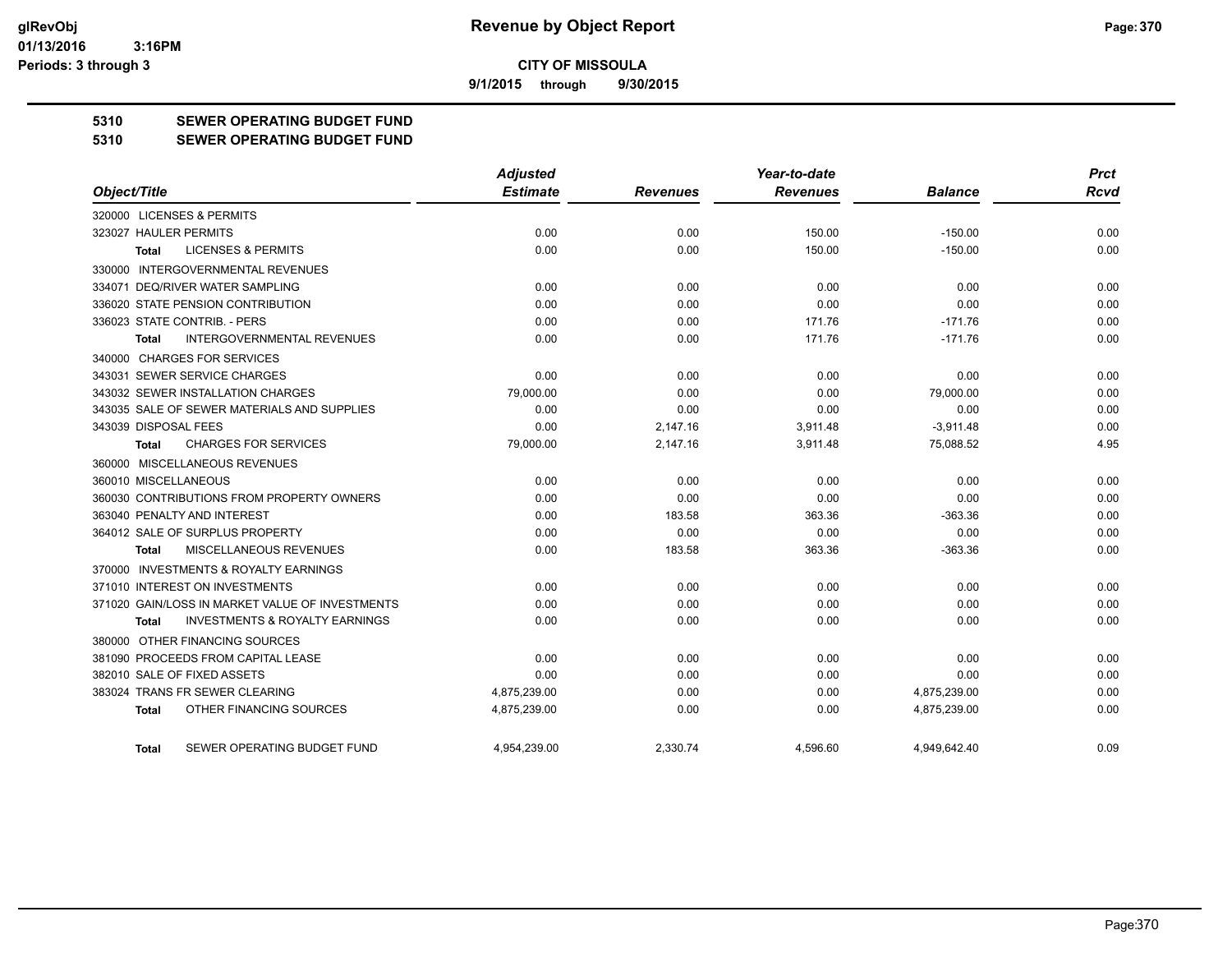# Revenue by Object Report

**CITY OF MISSOULA**

**9/1/2015 through 9/30/2015**

glRevObj
01/13/2016 3:16PM
Periods: 3 through 3

## 5310 SEWER OPERATING BUDGET FUND
## 5310 SEWER OPERATING BUDGET FUND

| Object/Title | Adjusted Estimate | Revenues | Year-to-date Revenues | Balance | Prct Rcvd |
|---|---|---|---|---|---|
| 320000 LICENSES & PERMITS | | | | | |
| 323027 HAULER PERMITS | 0.00 | 0.00 | 150.00 | -150.00 | 0.00 |
| Total LICENSES & PERMITS | 0.00 | 0.00 | 150.00 | -150.00 | 0.00 |
| 330000 INTERGOVERNMENTAL REVENUES | | | | | |
| 334071 DEQ/RIVER WATER SAMPLING | 0.00 | 0.00 | 0.00 | 0.00 | 0.00 |
| 336020 STATE PENSION CONTRIBUTION | 0.00 | 0.00 | 0.00 | 0.00 | 0.00 |
| 336023 STATE CONTRIB. - PERS | 0.00 | 0.00 | 171.76 | -171.76 | 0.00 |
| Total INTERGOVERNMENTAL REVENUES | 0.00 | 0.00 | 171.76 | -171.76 | 0.00 |
| 340000 CHARGES FOR SERVICES | | | | | |
| 343031 SEWER SERVICE CHARGES | 0.00 | 0.00 | 0.00 | 0.00 | 0.00 |
| 343032 SEWER INSTALLATION CHARGES | 79,000.00 | 0.00 | 0.00 | 79,000.00 | 0.00 |
| 343035 SALE OF SEWER MATERIALS AND SUPPLIES | 0.00 | 0.00 | 0.00 | 0.00 | 0.00 |
| 343039 DISPOSAL FEES | 0.00 | 2,147.16 | 3,911.48 | -3,911.48 | 0.00 |
| Total CHARGES FOR SERVICES | 79,000.00 | 2,147.16 | 3,911.48 | 75,088.52 | 4.95 |
| 360000 MISCELLANEOUS REVENUES | | | | | |
| 360010 MISCELLANEOUS | 0.00 | 0.00 | 0.00 | 0.00 | 0.00 |
| 360030 CONTRIBUTIONS FROM PROPERTY OWNERS | 0.00 | 0.00 | 0.00 | 0.00 | 0.00 |
| 363040 PENALTY AND INTEREST | 0.00 | 183.58 | 363.36 | -363.36 | 0.00 |
| 364012 SALE OF SURPLUS PROPERTY | 0.00 | 0.00 | 0.00 | 0.00 | 0.00 |
| Total MISCELLANEOUS REVENUES | 0.00 | 183.58 | 363.36 | -363.36 | 0.00 |
| 370000 INVESTMENTS & ROYALTY EARNINGS | | | | | |
| 371010 INTEREST ON INVESTMENTS | 0.00 | 0.00 | 0.00 | 0.00 | 0.00 |
| 371020 GAIN/LOSS IN MARKET VALUE OF INVESTMENTS | 0.00 | 0.00 | 0.00 | 0.00 | 0.00 |
| Total INVESTMENTS & ROYALTY EARNINGS | 0.00 | 0.00 | 0.00 | 0.00 | 0.00 |
| 380000 OTHER FINANCING SOURCES | | | | | |
| 381090 PROCEEDS FROM CAPITAL LEASE | 0.00 | 0.00 | 0.00 | 0.00 | 0.00 |
| 382010 SALE OF FIXED ASSETS | 0.00 | 0.00 | 0.00 | 0.00 | 0.00 |
| 383024 TRANS FR SEWER CLEARING | 4,875,239.00 | 0.00 | 0.00 | 4,875,239.00 | 0.00 |
| Total OTHER FINANCING SOURCES | 4,875,239.00 | 0.00 | 0.00 | 4,875,239.00 | 0.00 |
| Total SEWER OPERATING BUDGET FUND | 4,954,239.00 | 2,330.74 | 4,596.60 | 4,949,642.40 | 0.09 |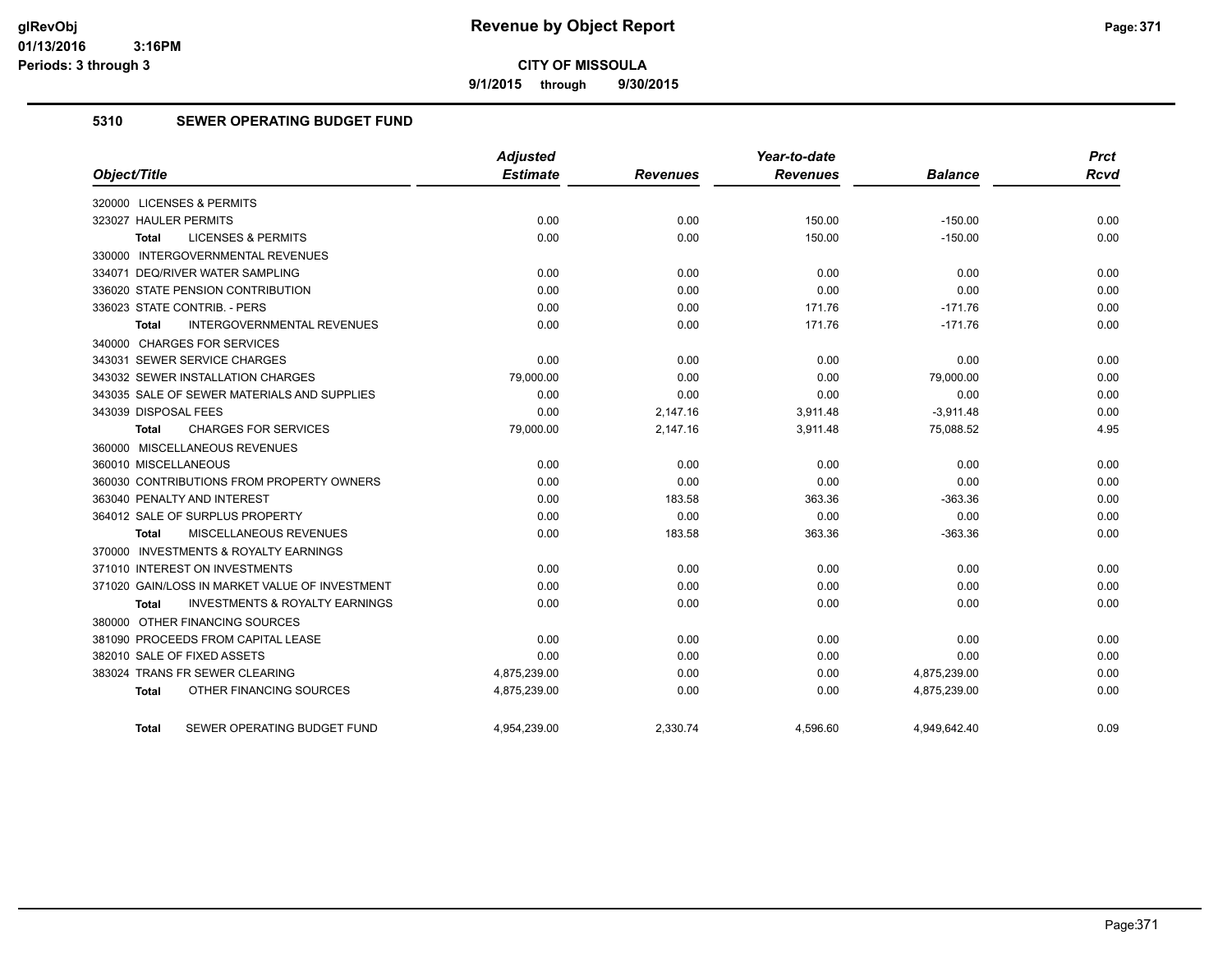**Revenue by Object Report**

**CITY OF MISSOULA**

**9/1/2015 through 9/30/2015**

glRevObj
01/13/2016 3:16PM
Periods: 3 through 3

## 5310 SEWER OPERATING BUDGET FUND

| Object/Title | Adjusted Estimate | Revenues | Year-to-date Revenues | Balance | Prct Rcvd |
|---|---|---|---|---|---|
| 320000 LICENSES & PERMITS | | | | | |
| 323027 HAULER PERMITS | 0.00 | 0.00 | 150.00 | -150.00 | 0.00 |
| **Total** LICENSES & PERMITS | 0.00 | 0.00 | 150.00 | -150.00 | 0.00 |
| 330000 INTERGOVERNMENTAL REVENUES | | | | | |
| 334071 DEQ/RIVER WATER SAMPLING | 0.00 | 0.00 | 0.00 | 0.00 | 0.00 |
| 336020 STATE PENSION CONTRIBUTION | 0.00 | 0.00 | 0.00 | 0.00 | 0.00 |
| 336023 STATE CONTRIB. - PERS | 0.00 | 0.00 | 171.76 | -171.76 | 0.00 |
| **Total** INTERGOVERNMENTAL REVENUES | 0.00 | 0.00 | 171.76 | -171.76 | 0.00 |
| 340000 CHARGES FOR SERVICES | | | | | |
| 343031 SEWER SERVICE CHARGES | 0.00 | 0.00 | 0.00 | 0.00 | 0.00 |
| 343032 SEWER INSTALLATION CHARGES | 79,000.00 | 0.00 | 0.00 | 79,000.00 | 0.00 |
| 343035 SALE OF SEWER MATERIALS AND SUPPLIES | 0.00 | 0.00 | 0.00 | 0.00 | 0.00 |
| 343039 DISPOSAL FEES | 0.00 | 2,147.16 | 3,911.48 | -3,911.48 | 0.00 |
| **Total** CHARGES FOR SERVICES | 79,000.00 | 2,147.16 | 3,911.48 | 75,088.52 | 4.95 |
| 360000 MISCELLANEOUS REVENUES | | | | | |
| 360010 MISCELLANEOUS | 0.00 | 0.00 | 0.00 | 0.00 | 0.00 |
| 360030 CONTRIBUTIONS FROM PROPERTY OWNERS | 0.00 | 0.00 | 0.00 | 0.00 | 0.00 |
| 363040 PENALTY AND INTEREST | 0.00 | 183.58 | 363.36 | -363.36 | 0.00 |
| 364012 SALE OF SURPLUS PROPERTY | 0.00 | 0.00 | 0.00 | 0.00 | 0.00 |
| **Total** MISCELLANEOUS REVENUES | 0.00 | 183.58 | 363.36 | -363.36 | 0.00 |
| 370000 INVESTMENTS & ROYALTY EARNINGS | | | | | |
| 371010 INTEREST ON INVESTMENTS | 0.00 | 0.00 | 0.00 | 0.00 | 0.00 |
| 371020 GAIN/LOSS IN MARKET VALUE OF INVESTMENT | 0.00 | 0.00 | 0.00 | 0.00 | 0.00 |
| **Total** INVESTMENTS & ROYALTY EARNINGS | 0.00 | 0.00 | 0.00 | 0.00 | 0.00 |
| 380000 OTHER FINANCING SOURCES | | | | | |
| 381090 PROCEEDS FROM CAPITAL LEASE | 0.00 | 0.00 | 0.00 | 0.00 | 0.00 |
| 382010 SALE OF FIXED ASSETS | 0.00 | 0.00 | 0.00 | 0.00 | 0.00 |
| 383024 TRANS FR SEWER CLEARING | 4,875,239.00 | 0.00 | 0.00 | 4,875,239.00 | 0.00 |
| **Total** OTHER FINANCING SOURCES | 4,875,239.00 | 0.00 | 0.00 | 4,875,239.00 | 0.00 |
| **Total** SEWER OPERATING BUDGET FUND | 4,954,239.00 | 2,330.74 | 4,596.60 | 4,949,642.40 | 0.09 |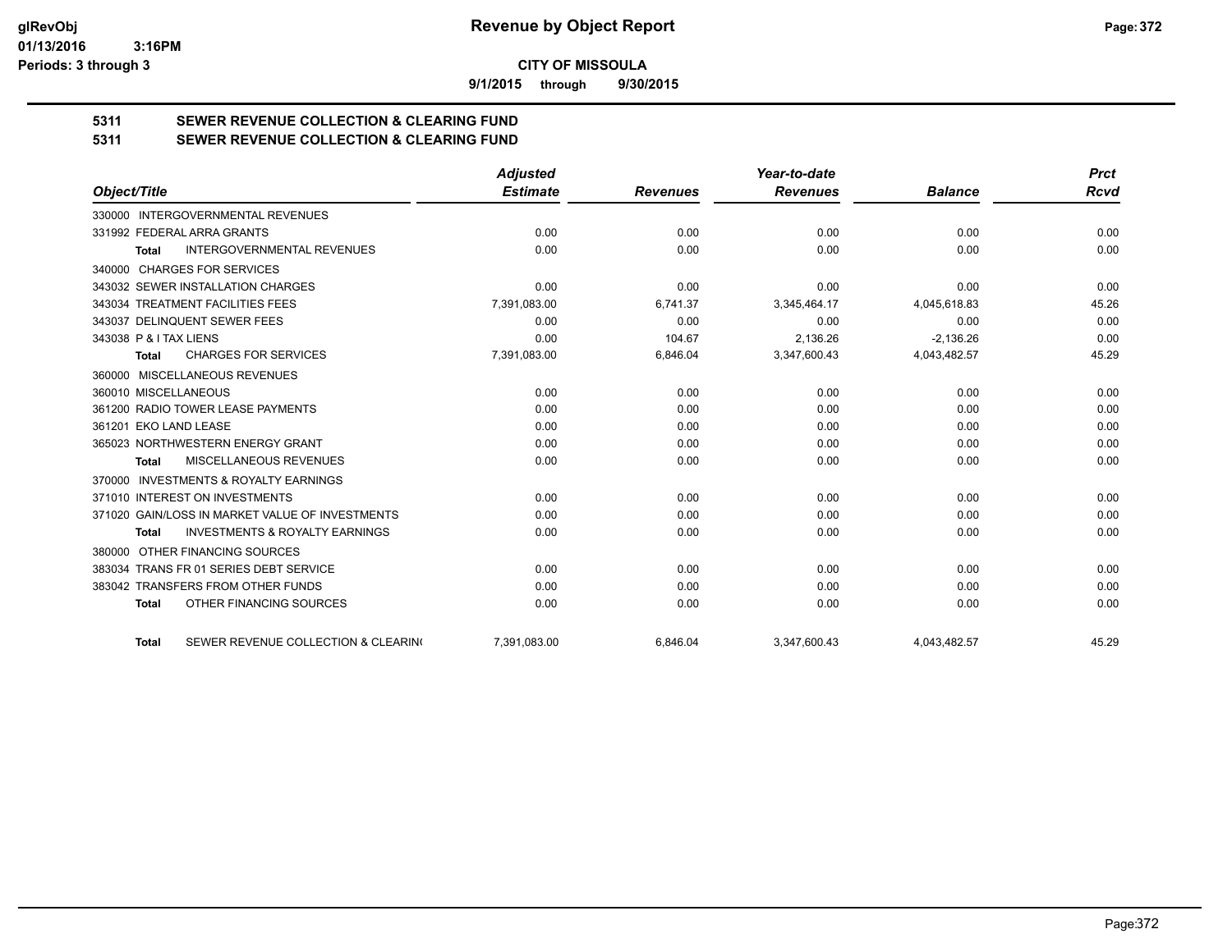# Revenue by Object Report

**CITY OF MISSOULA**

9/1/2015 through 9/30/2015

## 5311 SEWER REVENUE COLLECTION & CLEARING FUND
## 5311 SEWER REVENUE COLLECTION & CLEARING FUND

| Object/Title | Adjusted Estimate | Revenues | Year-to-date Revenues | Balance | Prct Rcvd |
|---|---|---|---|---|---|
| 330000 INTERGOVERNMENTAL REVENUES | | | | | |
| 331992 FEDERAL ARRA GRANTS | 0.00 | 0.00 | 0.00 | 0.00 | 0.00 |
| **Total** INTERGOVERNMENTAL REVENUES | 0.00 | 0.00 | 0.00 | 0.00 | 0.00 |
| 340000 CHARGES FOR SERVICES | | | | | |
| 343032 SEWER INSTALLATION CHARGES | 0.00 | 0.00 | 0.00 | 0.00 | 0.00 |
| 343034 TREATMENT FACILITIES FEES | 7,391,083.00 | 6,741.37 | 3,345,464.17 | 4,045,618.83 | 45.26 |
| 343037 DELINQUENT SEWER FEES | 0.00 | 0.00 | 0.00 | 0.00 | 0.00 |
| 343038 P & I TAX LIENS | 0.00 | 104.67 | 2,136.26 | -2,136.26 | 0.00 |
| **Total** CHARGES FOR SERVICES | 7,391,083.00 | 6,846.04 | 3,347,600.43 | 4,043,482.57 | 45.29 |
| 360000 MISCELLANEOUS REVENUES | | | | | |
| 360010 MISCELLANEOUS | 0.00 | 0.00 | 0.00 | 0.00 | 0.00 |
| 361200 RADIO TOWER LEASE PAYMENTS | 0.00 | 0.00 | 0.00 | 0.00 | 0.00 |
| 361201 EKO LAND LEASE | 0.00 | 0.00 | 0.00 | 0.00 | 0.00 |
| 365023 NORTHWESTERN ENERGY GRANT | 0.00 | 0.00 | 0.00 | 0.00 | 0.00 |
| **Total** MISCELLANEOUS REVENUES | 0.00 | 0.00 | 0.00 | 0.00 | 0.00 |
| 370000 INVESTMENTS & ROYALTY EARNINGS | | | | | |
| 371010 INTEREST ON INVESTMENTS | 0.00 | 0.00 | 0.00 | 0.00 | 0.00 |
| 371020 GAIN/LOSS IN MARKET VALUE OF INVESTMENTS | 0.00 | 0.00 | 0.00 | 0.00 | 0.00 |
| **Total** INVESTMENTS & ROYALTY EARNINGS | 0.00 | 0.00 | 0.00 | 0.00 | 0.00 |
| 380000 OTHER FINANCING SOURCES | | | | | |
| 383034 TRANS FR 01 SERIES DEBT SERVICE | 0.00 | 0.00 | 0.00 | 0.00 | 0.00 |
| 383042 TRANSFERS FROM OTHER FUNDS | 0.00 | 0.00 | 0.00 | 0.00 | 0.00 |
| **Total** OTHER FINANCING SOURCES | 0.00 | 0.00 | 0.00 | 0.00 | 0.00 |
| **Total** SEWER REVENUE COLLECTION & CLEARIN( | 7,391,083.00 | 6,846.04 | 3,347,600.43 | 4,043,482.57 | 45.29 |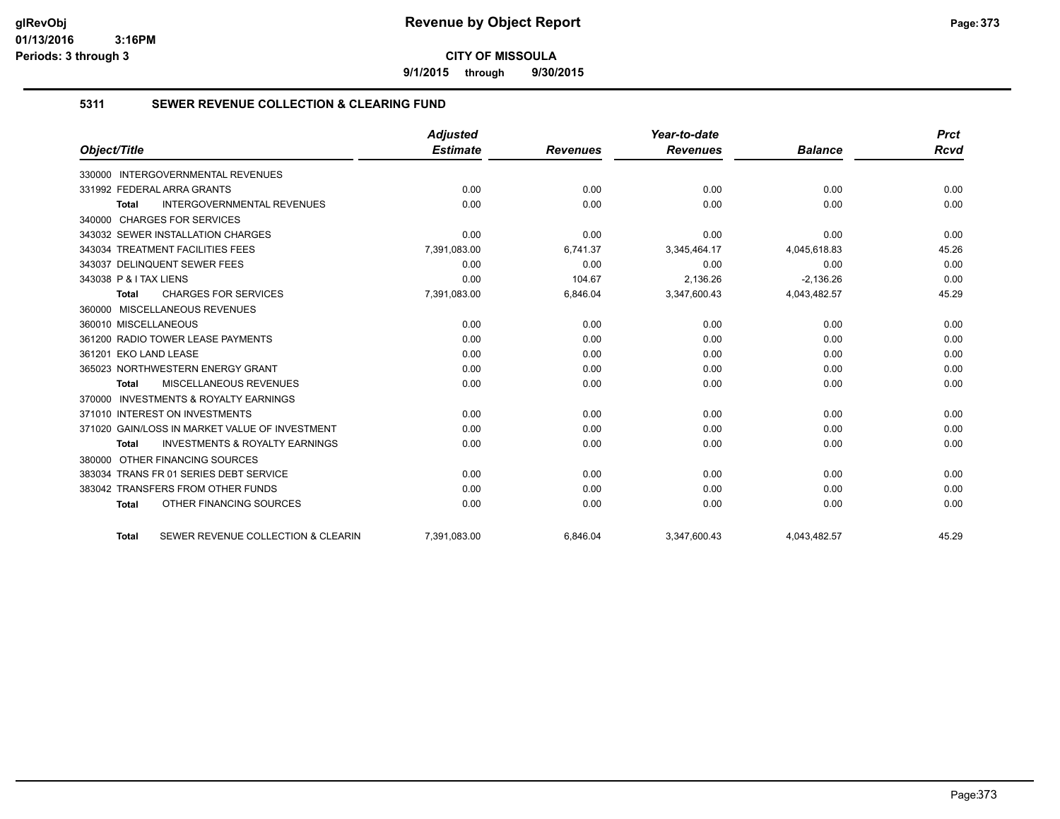# Revenue by Object Report

**CITY OF MISSOULA**

**9/1/2015 through 9/30/2015**

glRevObj
01/13/2016 3:16PM
Periods: 3 through 3

## 5311 SEWER REVENUE COLLECTION & CLEARING FUND

| Object/Title | Adjusted Estimate | Revenues | Year-to-date Revenues | Balance | Prct Rcvd |
|---|---|---|---|---|---|
| 330000 INTERGOVERNMENTAL REVENUES | | | | | |
| 331992 FEDERAL ARRA GRANTS | 0.00 | 0.00 | 0.00 | 0.00 | 0.00 |
| **Total** INTERGOVERNMENTAL REVENUES | 0.00 | 0.00 | 0.00 | 0.00 | 0.00 |
| 340000 CHARGES FOR SERVICES | | | | | |
| 343032 SEWER INSTALLATION CHARGES | 0.00 | 0.00 | 0.00 | 0.00 | 0.00 |
| 343034 TREATMENT FACILITIES FEES | 7,391,083.00 | 6,741.37 | 3,345,464.17 | 4,045,618.83 | 45.26 |
| 343037 DELINQUENT SEWER FEES | 0.00 | 0.00 | 0.00 | 0.00 | 0.00 |
| 343038 P & I TAX LIENS | 0.00 | 104.67 | 2,136.26 | -2,136.26 | 0.00 |
| **Total** CHARGES FOR SERVICES | 7,391,083.00 | 6,846.04 | 3,347,600.43 | 4,043,482.57 | 45.29 |
| 360000 MISCELLANEOUS REVENUES | | | | | |
| 360010 MISCELLANEOUS | 0.00 | 0.00 | 0.00 | 0.00 | 0.00 |
| 361200 RADIO TOWER LEASE PAYMENTS | 0.00 | 0.00 | 0.00 | 0.00 | 0.00 |
| 361201 EKO LAND LEASE | 0.00 | 0.00 | 0.00 | 0.00 | 0.00 |
| 365023 NORTHWESTERN ENERGY GRANT | 0.00 | 0.00 | 0.00 | 0.00 | 0.00 |
| **Total** MISCELLANEOUS REVENUES | 0.00 | 0.00 | 0.00 | 0.00 | 0.00 |
| 370000 INVESTMENTS & ROYALTY EARNINGS | | | | | |
| 371010 INTEREST ON INVESTMENTS | 0.00 | 0.00 | 0.00 | 0.00 | 0.00 |
| 371020 GAIN/LOSS IN MARKET VALUE OF INVESTMENT | 0.00 | 0.00 | 0.00 | 0.00 | 0.00 |
| **Total** INVESTMENTS & ROYALTY EARNINGS | 0.00 | 0.00 | 0.00 | 0.00 | 0.00 |
| 380000 OTHER FINANCING SOURCES | | | | | |
| 383034 TRANS FR 01 SERIES DEBT SERVICE | 0.00 | 0.00 | 0.00 | 0.00 | 0.00 |
| 383042 TRANSFERS FROM OTHER FUNDS | 0.00 | 0.00 | 0.00 | 0.00 | 0.00 |
| **Total** OTHER FINANCING SOURCES | 0.00 | 0.00 | 0.00 | 0.00 | 0.00 |
| **Total** SEWER REVENUE COLLECTION & CLEARIN | 7,391,083.00 | 6,846.04 | 3,347,600.43 | 4,043,482.57 | 45.29 |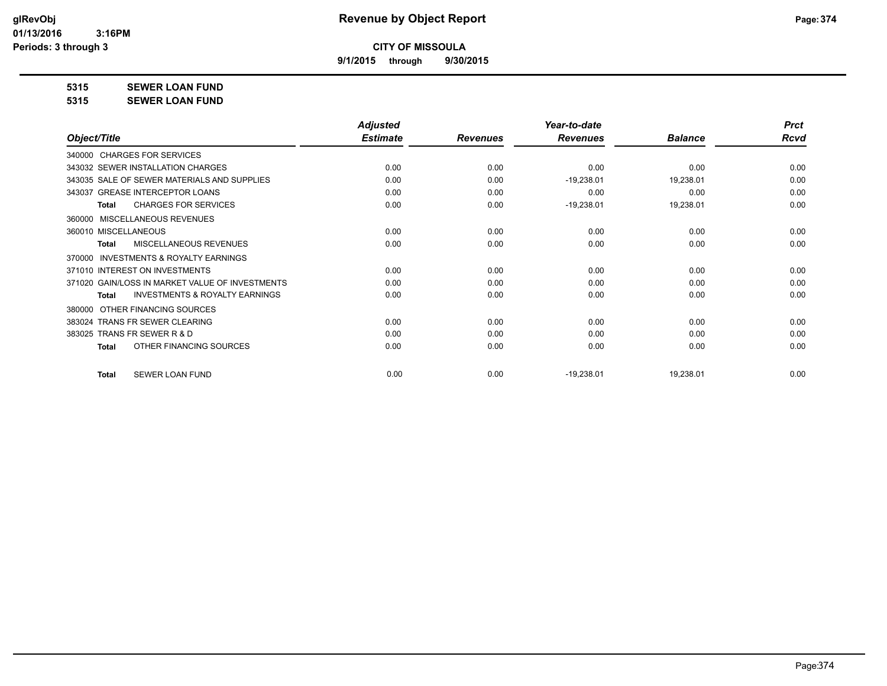**glRevObj**
**01/13/2016 3:16PM**
**Periods: 3 through 3**

# Revenue by Object Report

**CITY OF MISSOULA**

**9/1/2015 through 9/30/2015**

**5315 SEWER LOAN FUND**

**5315 SEWER LOAN FUND**

| Object/Title | Adjusted Estimate | Revenues | Year-to-date Revenues | Balance | Prct Rcvd |
|---|---|---|---|---|---|
| 340000 CHARGES FOR SERVICES | | | | | |
| 343032 SEWER INSTALLATION CHARGES | 0.00 | 0.00 | 0.00 | 0.00 | 0.00 |
| 343035 SALE OF SEWER MATERIALS AND SUPPLIES | 0.00 | 0.00 | -19,238.01 | 19,238.01 | 0.00 |
| 343037 GREASE INTERCEPTOR LOANS | 0.00 | 0.00 | 0.00 | 0.00 | 0.00 |
| **Total** CHARGES FOR SERVICES | 0.00 | 0.00 | -19,238.01 | 19,238.01 | 0.00 |
| 360000 MISCELLANEOUS REVENUES | | | | | |
| 360010 MISCELLANEOUS | 0.00 | 0.00 | 0.00 | 0.00 | 0.00 |
| **Total** MISCELLANEOUS REVENUES | 0.00 | 0.00 | 0.00 | 0.00 | 0.00 |
| 370000 INVESTMENTS & ROYALTY EARNINGS | | | | | |
| 371010 INTEREST ON INVESTMENTS | 0.00 | 0.00 | 0.00 | 0.00 | 0.00 |
| 371020 GAIN/LOSS IN MARKET VALUE OF INVESTMENTS | 0.00 | 0.00 | 0.00 | 0.00 | 0.00 |
| **Total** INVESTMENTS & ROYALTY EARNINGS | 0.00 | 0.00 | 0.00 | 0.00 | 0.00 |
| 380000 OTHER FINANCING SOURCES | | | | | |
| 383024 TRANS FR SEWER CLEARING | 0.00 | 0.00 | 0.00 | 0.00 | 0.00 |
| 383025 TRANS FR SEWER R & D | 0.00 | 0.00 | 0.00 | 0.00 | 0.00 |
| **Total** OTHER FINANCING SOURCES | 0.00 | 0.00 | 0.00 | 0.00 | 0.00 |
| **Total** SEWER LOAN FUND | 0.00 | 0.00 | -19,238.01 | 19,238.01 | 0.00 |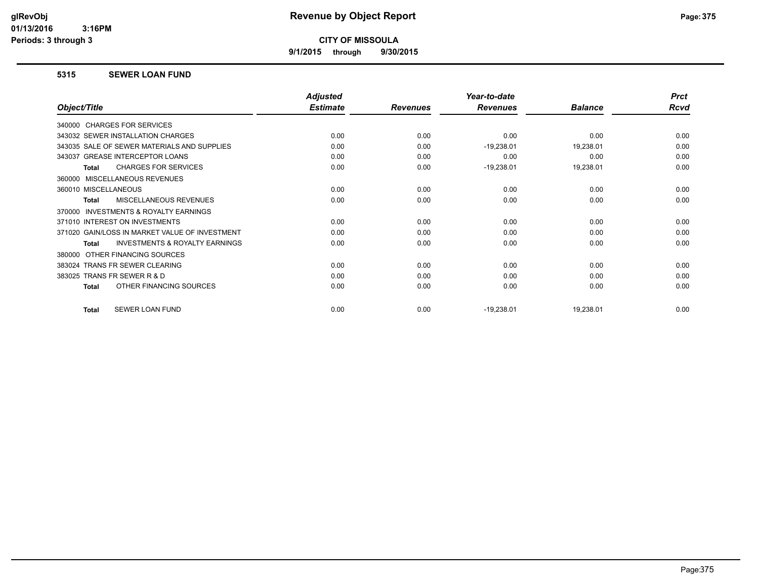**Revenue by Object Report**

**CITY OF MISSOULA**

**9/1/2015 through 9/30/2015**

glRevObj
01/13/2016 3:16PM
Periods: 3 through 3

## 5315 SEWER LOAN FUND

| Object/Title | Adjusted Estimate | Revenues | Year-to-date Revenues | Balance | Prct Rcvd |
|---|---|---|---|---|---|
| 340000 CHARGES FOR SERVICES | | | | | |
| 343032 SEWER INSTALLATION CHARGES | 0.00 | 0.00 | 0.00 | 0.00 | 0.00 |
| 343035 SALE OF SEWER MATERIALS AND SUPPLIES | 0.00 | 0.00 | -19,238.01 | 19,238.01 | 0.00 |
| 343037 GREASE INTERCEPTOR LOANS | 0.00 | 0.00 | 0.00 | 0.00 | 0.00 |
| **Total** CHARGES FOR SERVICES | 0.00 | 0.00 | -19,238.01 | 19,238.01 | 0.00 |
| 360000 MISCELLANEOUS REVENUES | | | | | |
| 360010 MISCELLANEOUS | 0.00 | 0.00 | 0.00 | 0.00 | 0.00 |
| **Total** MISCELLANEOUS REVENUES | 0.00 | 0.00 | 0.00 | 0.00 | 0.00 |
| 370000 INVESTMENTS & ROYALTY EARNINGS | | | | | |
| 371010 INTEREST ON INVESTMENTS | 0.00 | 0.00 | 0.00 | 0.00 | 0.00 |
| 371020 GAIN/LOSS IN MARKET VALUE OF INVESTMENT | 0.00 | 0.00 | 0.00 | 0.00 | 0.00 |
| **Total** INVESTMENTS & ROYALTY EARNINGS | 0.00 | 0.00 | 0.00 | 0.00 | 0.00 |
| 380000 OTHER FINANCING SOURCES | | | | | |
| 383024 TRANS FR SEWER CLEARING | 0.00 | 0.00 | 0.00 | 0.00 | 0.00 |
| 383025 TRANS FR SEWER R & D | 0.00 | 0.00 | 0.00 | 0.00 | 0.00 |
| **Total** OTHER FINANCING SOURCES | 0.00 | 0.00 | 0.00 | 0.00 | 0.00 |
| **Total** SEWER LOAN FUND | 0.00 | 0.00 | -19,238.01 | 19,238.01 | 0.00 |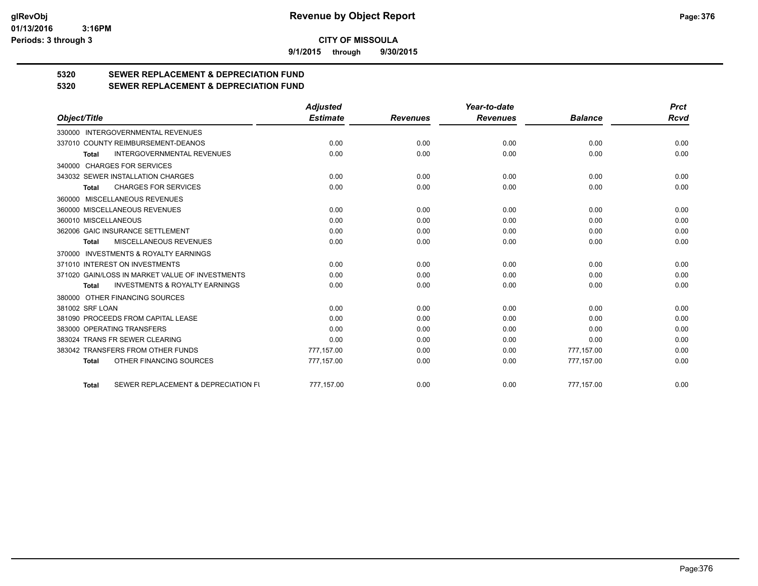**CITY OF MISSOULA**

**9/1/2015 through 9/30/2015**

# 5320 SEWER REPLACEMENT & DEPRECIATION FUND

## 5320 SEWER REPLACEMENT & DEPRECIATION FUND

| Object/Title | Adjusted Estimate | Revenues | Year-to-date Revenues | Balance | Prct Rcvd |
|---|---|---|---|---|---|
| 330000 INTERGOVERNMENTAL REVENUES | | | | | |
| 337010 COUNTY REIMBURSEMENT-DEANOS | 0.00 | 0.00 | 0.00 | 0.00 | 0.00 |
| **Total** INTERGOVERNMENTAL REVENUES | 0.00 | 0.00 | 0.00 | 0.00 | 0.00 |
| 340000 CHARGES FOR SERVICES | | | | | |
| 343032 SEWER INSTALLATION CHARGES | 0.00 | 0.00 | 0.00 | 0.00 | 0.00 |
| **Total** CHARGES FOR SERVICES | 0.00 | 0.00 | 0.00 | 0.00 | 0.00 |
| 360000 MISCELLANEOUS REVENUES | | | | | |
| 360000 MISCELLANEOUS REVENUES | 0.00 | 0.00 | 0.00 | 0.00 | 0.00 |
| 360010 MISCELLANEOUS | 0.00 | 0.00 | 0.00 | 0.00 | 0.00 |
| 362006 GAIC INSURANCE SETTLEMENT | 0.00 | 0.00 | 0.00 | 0.00 | 0.00 |
| **Total** MISCELLANEOUS REVENUES | 0.00 | 0.00 | 0.00 | 0.00 | 0.00 |
| 370000 INVESTMENTS & ROYALTY EARNINGS | | | | | |
| 371010 INTEREST ON INVESTMENTS | 0.00 | 0.00 | 0.00 | 0.00 | 0.00 |
| 371020 GAIN/LOSS IN MARKET VALUE OF INVESTMENTS | 0.00 | 0.00 | 0.00 | 0.00 | 0.00 |
| **Total** INVESTMENTS & ROYALTY EARNINGS | 0.00 | 0.00 | 0.00 | 0.00 | 0.00 |
| 380000 OTHER FINANCING SOURCES | | | | | |
| 381002 SRF LOAN | 0.00 | 0.00 | 0.00 | 0.00 | 0.00 |
| 381090 PROCEEDS FROM CAPITAL LEASE | 0.00 | 0.00 | 0.00 | 0.00 | 0.00 |
| 383000 OPERATING TRANSFERS | 0.00 | 0.00 | 0.00 | 0.00 | 0.00 |
| 383024 TRANS FR SEWER CLEARING | 0.00 | 0.00 | 0.00 | 0.00 | 0.00 |
| 383042 TRANSFERS FROM OTHER FUNDS | 777,157.00 | 0.00 | 0.00 | 777,157.00 | 0.00 |
| **Total** OTHER FINANCING SOURCES | 777,157.00 | 0.00 | 0.00 | 777,157.00 | 0.00 |
| **Total** SEWER REPLACEMENT & DEPRECIATION FU | 777,157.00 | 0.00 | 0.00 | 777,157.00 | 0.00 |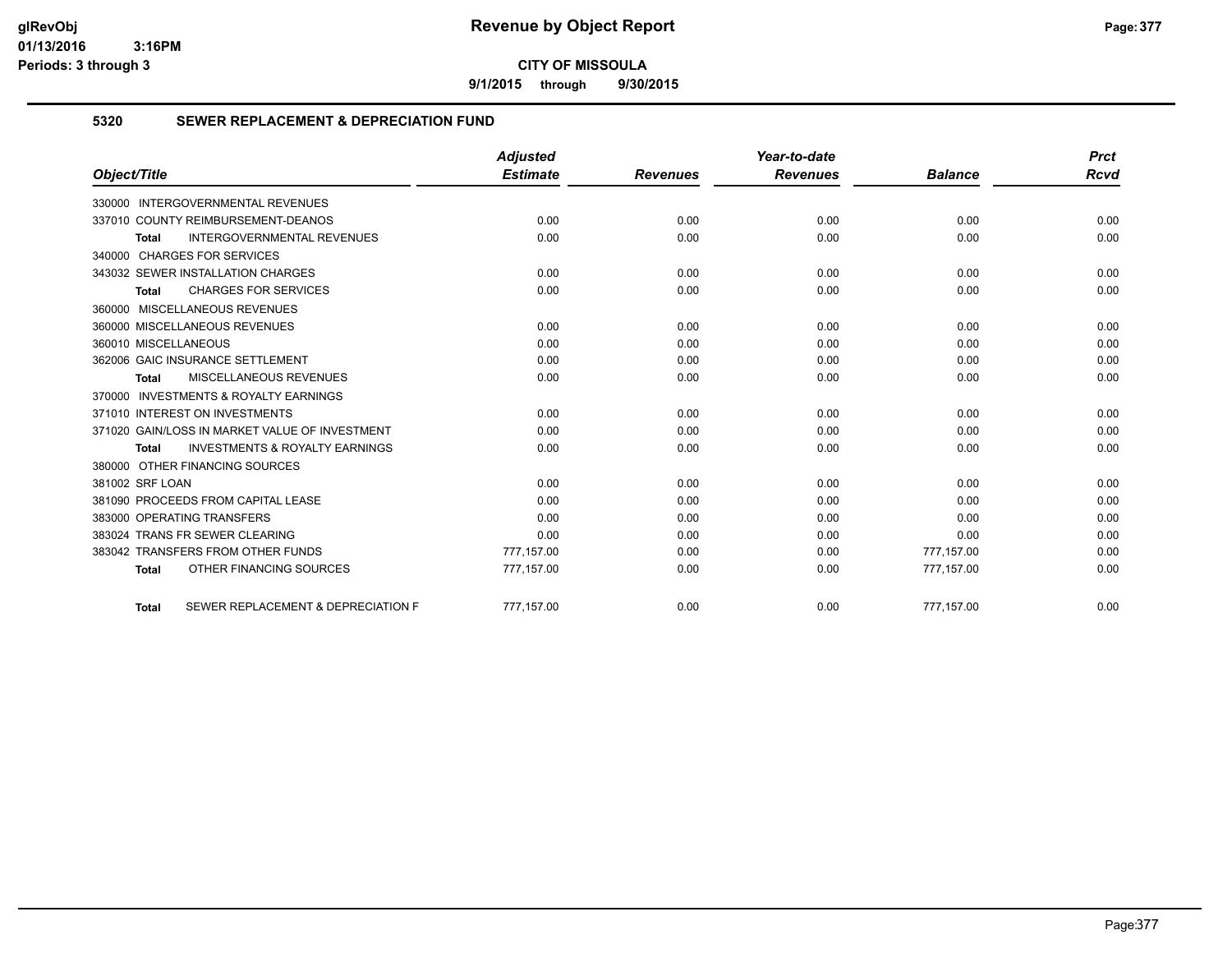# Revenue by Object Report

**CITY OF MISSOULA**

**9/1/2015 through 9/30/2015**

glRevObj
01/13/2016 3:16PM
Periods: 3 through 3

## 5320 SEWER REPLACEMENT & DEPRECIATION FUND

| Object/Title | Adjusted Estimate | Revenues | Year-to-date Revenues | Balance | Prct Rcvd |
|---|---|---|---|---|---|
| 330000 INTERGOVERNMENTAL REVENUES | | | | | |
| 337010 COUNTY REIMBURSEMENT-DEANOS | 0.00 | 0.00 | 0.00 | 0.00 | 0.00 |
| **Total** INTERGOVERNMENTAL REVENUES | 0.00 | 0.00 | 0.00 | 0.00 | 0.00 |
| 340000 CHARGES FOR SERVICES | | | | | |
| 343032 SEWER INSTALLATION CHARGES | 0.00 | 0.00 | 0.00 | 0.00 | 0.00 |
| **Total** CHARGES FOR SERVICES | 0.00 | 0.00 | 0.00 | 0.00 | 0.00 |
| 360000 MISCELLANEOUS REVENUES | | | | | |
| 360000 MISCELLANEOUS REVENUES | 0.00 | 0.00 | 0.00 | 0.00 | 0.00 |
| 360010 MISCELLANEOUS | 0.00 | 0.00 | 0.00 | 0.00 | 0.00 |
| 362006 GAIC INSURANCE SETTLEMENT | 0.00 | 0.00 | 0.00 | 0.00 | 0.00 |
| **Total** MISCELLANEOUS REVENUES | 0.00 | 0.00 | 0.00 | 0.00 | 0.00 |
| 370000 INVESTMENTS & ROYALTY EARNINGS | | | | | |
| 371010 INTEREST ON INVESTMENTS | 0.00 | 0.00 | 0.00 | 0.00 | 0.00 |
| 371020 GAIN/LOSS IN MARKET VALUE OF INVESTMENT | 0.00 | 0.00 | 0.00 | 0.00 | 0.00 |
| **Total** INVESTMENTS & ROYALTY EARNINGS | 0.00 | 0.00 | 0.00 | 0.00 | 0.00 |
| 380000 OTHER FINANCING SOURCES | | | | | |
| 381002 SRF LOAN | 0.00 | 0.00 | 0.00 | 0.00 | 0.00 |
| 381090 PROCEEDS FROM CAPITAL LEASE | 0.00 | 0.00 | 0.00 | 0.00 | 0.00 |
| 383000 OPERATING TRANSFERS | 0.00 | 0.00 | 0.00 | 0.00 | 0.00 |
| 383024 TRANS FR SEWER CLEARING | 0.00 | 0.00 | 0.00 | 0.00 | 0.00 |
| 383042 TRANSFERS FROM OTHER FUNDS | 777,157.00 | 0.00 | 0.00 | 777,157.00 | 0.00 |
| **Total** OTHER FINANCING SOURCES | 777,157.00 | 0.00 | 0.00 | 777,157.00 | 0.00 |
| **Total** SEWER REPLACEMENT & DEPRECIATION F | 777,157.00 | 0.00 | 0.00 | 777,157.00 | 0.00 |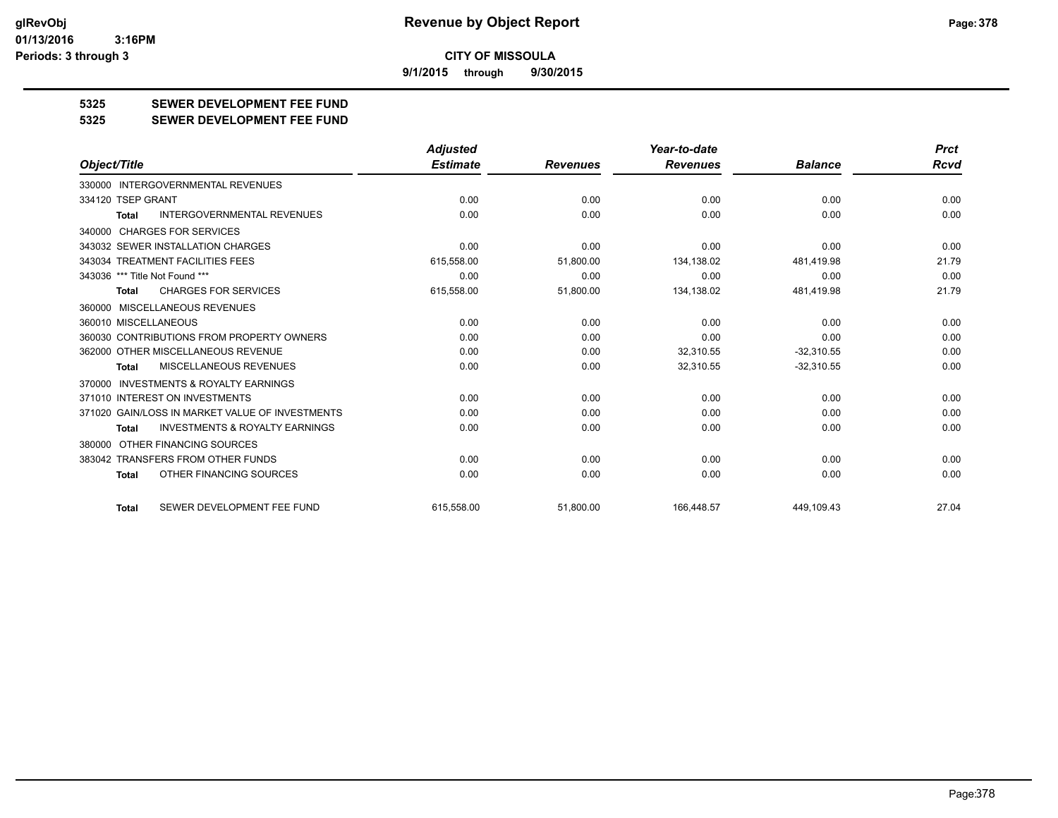**CITY OF MISSOULA**

**9/1/2015 through 9/30/2015**

## 5325 SEWER DEVELOPMENT FEE FUND
## 5325 SEWER DEVELOPMENT FEE FUND

| Object/Title | Adjusted Estimate | Revenues | Year-to-date Revenues | Balance | Prct Rcvd |
|---|---|---|---|---|---|
| 330000 INTERGOVERNMENTAL REVENUES | | | | | |
| 334120 TSEP GRANT | 0.00 | 0.00 | 0.00 | 0.00 | 0.00 |
| Total INTERGOVERNMENTAL REVENUES | 0.00 | 0.00 | 0.00 | 0.00 | 0.00 |
| 340000 CHARGES FOR SERVICES | | | | | |
| 343032 SEWER INSTALLATION CHARGES | 0.00 | 0.00 | 0.00 | 0.00 | 0.00 |
| 343034 TREATMENT FACILITIES FEES | 615,558.00 | 51,800.00 | 134,138.02 | 481,419.98 | 21.79 |
| 343036 *** Title Not Found *** | 0.00 | 0.00 | 0.00 | 0.00 | 0.00 |
| Total CHARGES FOR SERVICES | 615,558.00 | 51,800.00 | 134,138.02 | 481,419.98 | 21.79 |
| 360000 MISCELLANEOUS REVENUES | | | | | |
| 360010 MISCELLANEOUS | 0.00 | 0.00 | 0.00 | 0.00 | 0.00 |
| 360030 CONTRIBUTIONS FROM PROPERTY OWNERS | 0.00 | 0.00 | 0.00 | 0.00 | 0.00 |
| 362000 OTHER MISCELLANEOUS REVENUE | 0.00 | 0.00 | 32,310.55 | -32,310.55 | 0.00 |
| Total MISCELLANEOUS REVENUES | 0.00 | 0.00 | 32,310.55 | -32,310.55 | 0.00 |
| 370000 INVESTMENTS & ROYALTY EARNINGS | | | | | |
| 371010 INTEREST ON INVESTMENTS | 0.00 | 0.00 | 0.00 | 0.00 | 0.00 |
| 371020 GAIN/LOSS IN MARKET VALUE OF INVESTMENTS | 0.00 | 0.00 | 0.00 | 0.00 | 0.00 |
| Total INVESTMENTS & ROYALTY EARNINGS | 0.00 | 0.00 | 0.00 | 0.00 | 0.00 |
| 380000 OTHER FINANCING SOURCES | | | | | |
| 383042 TRANSFERS FROM OTHER FUNDS | 0.00 | 0.00 | 0.00 | 0.00 | 0.00 |
| Total OTHER FINANCING SOURCES | 0.00 | 0.00 | 0.00 | 0.00 | 0.00 |
| Total SEWER DEVELOPMENT FEE FUND | 615,558.00 | 51,800.00 | 166,448.57 | 449,109.43 | 27.04 |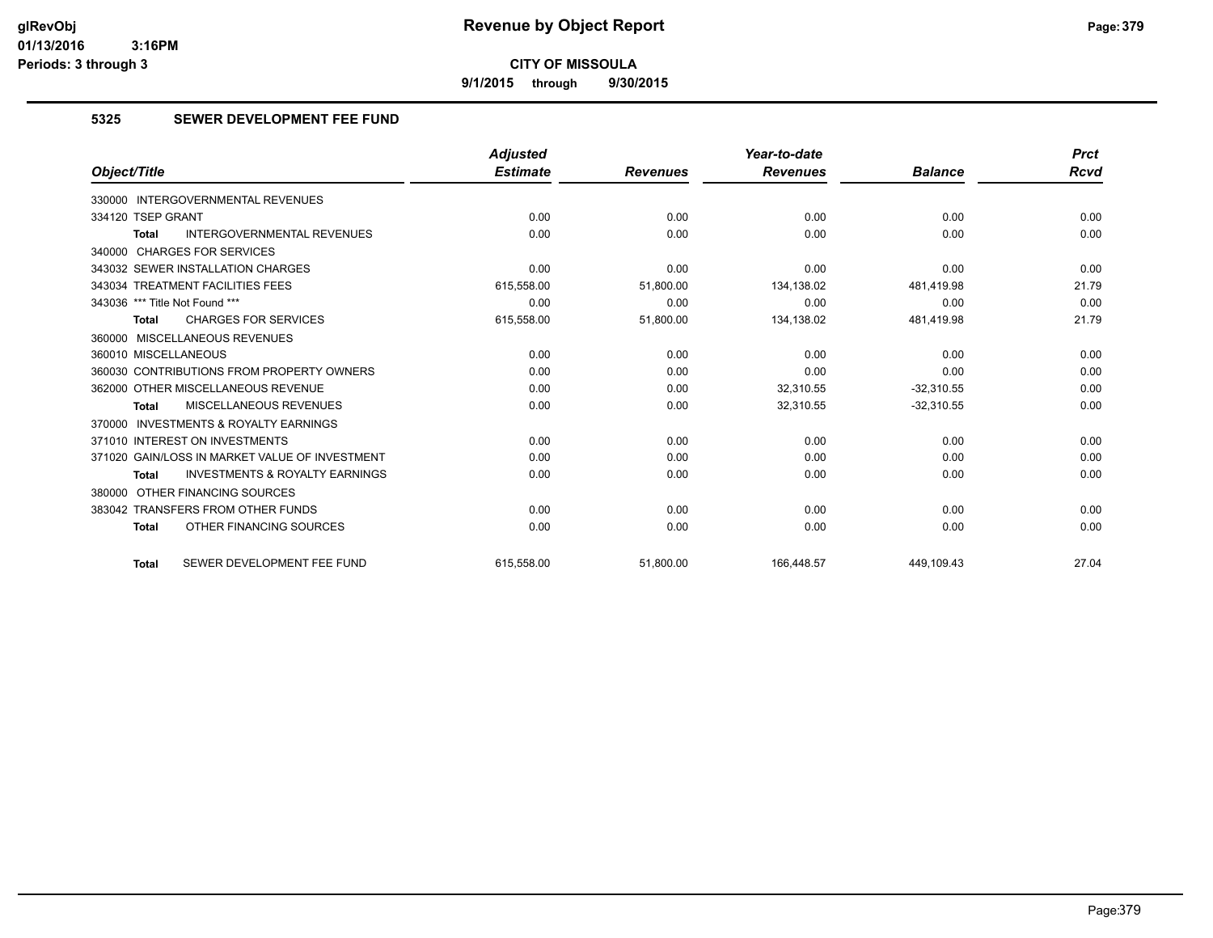# Revenue by Object Report

**CITY OF MISSOULA**

**9/1/2015 through 9/30/2015**

glRevObj
01/13/2016 3:16PM
Periods: 3 through 3

## 5325 SEWER DEVELOPMENT FEE FUND

| Object/Title | Adjusted Estimate | Revenues | Year-to-date Revenues | Balance | Prct Rcvd |
|---|---|---|---|---|---|
| 330000 INTERGOVERNMENTAL REVENUES | | | | | |
| 334120 TSEP GRANT | 0.00 | 0.00 | 0.00 | 0.00 | 0.00 |
| **Total** INTERGOVERNMENTAL REVENUES | 0.00 | 0.00 | 0.00 | 0.00 | 0.00 |
| 340000 CHARGES FOR SERVICES | | | | | |
| 343032 SEWER INSTALLATION CHARGES | 0.00 | 0.00 | 0.00 | 0.00 | 0.00 |
| 343034 TREATMENT FACILITIES FEES | 615,558.00 | 51,800.00 | 134,138.02 | 481,419.98 | 21.79 |
| 343036 *** Title Not Found *** | 0.00 | 0.00 | 0.00 | 0.00 | 0.00 |
| **Total** CHARGES FOR SERVICES | 615,558.00 | 51,800.00 | 134,138.02 | 481,419.98 | 21.79 |
| 360000 MISCELLANEOUS REVENUES | | | | | |
| 360010 MISCELLANEOUS | 0.00 | 0.00 | 0.00 | 0.00 | 0.00 |
| 360030 CONTRIBUTIONS FROM PROPERTY OWNERS | 0.00 | 0.00 | 0.00 | 0.00 | 0.00 |
| 362000 OTHER MISCELLANEOUS REVENUE | 0.00 | 0.00 | 32,310.55 | -32,310.55 | 0.00 |
| **Total** MISCELLANEOUS REVENUES | 0.00 | 0.00 | 32,310.55 | -32,310.55 | 0.00 |
| 370000 INVESTMENTS & ROYALTY EARNINGS | | | | | |
| 371010 INTEREST ON INVESTMENTS | 0.00 | 0.00 | 0.00 | 0.00 | 0.00 |
| 371020 GAIN/LOSS IN MARKET VALUE OF INVESTMENT | 0.00 | 0.00 | 0.00 | 0.00 | 0.00 |
| **Total** INVESTMENTS & ROYALTY EARNINGS | 0.00 | 0.00 | 0.00 | 0.00 | 0.00 |
| 380000 OTHER FINANCING SOURCES | | | | | |
| 383042 TRANSFERS FROM OTHER FUNDS | 0.00 | 0.00 | 0.00 | 0.00 | 0.00 |
| **Total** OTHER FINANCING SOURCES | 0.00 | 0.00 | 0.00 | 0.00 | 0.00 |
| **Total** SEWER DEVELOPMENT FEE FUND | 615,558.00 | 51,800.00 | 166,448.57 | 449,109.43 | 27.04 |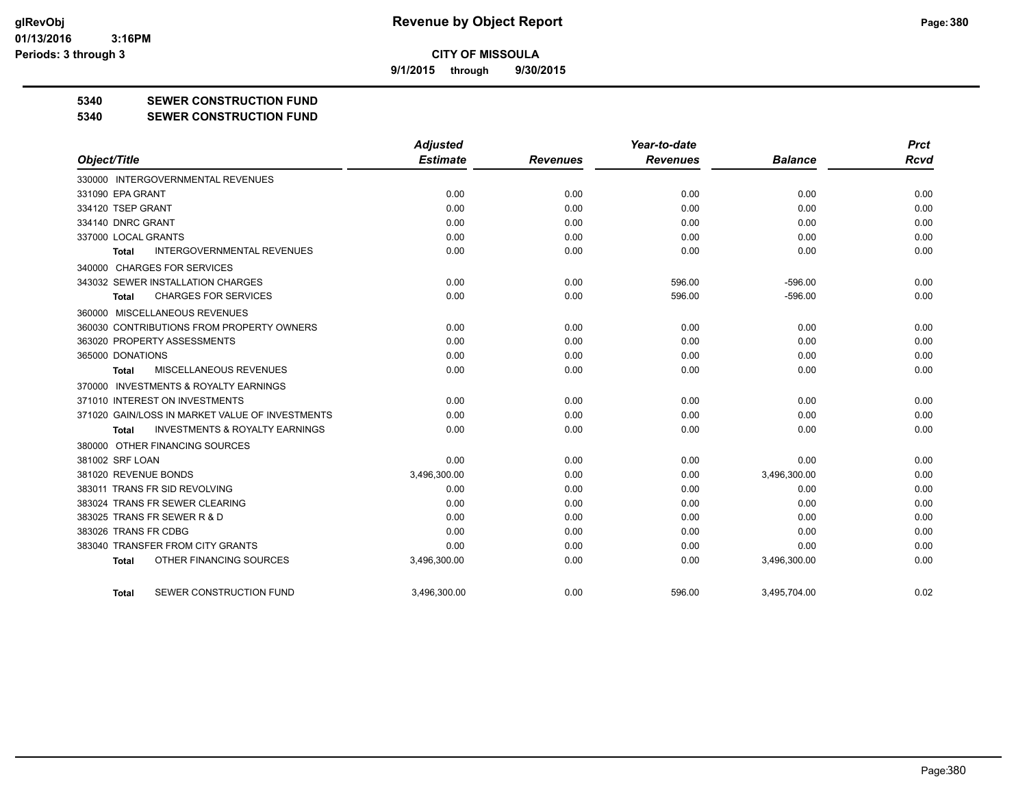# Revenue by Object Report

**CITY OF MISSOULA**

**9/1/2015 through 9/30/2015**

glRevObj
01/13/2016 3:16PM
Periods: 3 through 3

**5340 SEWER CONSTRUCTION FUND**

**5340 SEWER CONSTRUCTION FUND**

| Object/Title | Adjusted Estimate | Revenues | Year-to-date Revenues | Balance | Prct Rcvd |
|---|---|---|---|---|---|
| 330000 INTERGOVERNMENTAL REVENUES | | | | | |
| 331090 EPA GRANT | 0.00 | 0.00 | 0.00 | 0.00 | 0.00 |
| 334120 TSEP GRANT | 0.00 | 0.00 | 0.00 | 0.00 | 0.00 |
| 334140 DNRC GRANT | 0.00 | 0.00 | 0.00 | 0.00 | 0.00 |
| 337000 LOCAL GRANTS | 0.00 | 0.00 | 0.00 | 0.00 | 0.00 |
| **Total** INTERGOVERNMENTAL REVENUES | 0.00 | 0.00 | 0.00 | 0.00 | 0.00 |
| 340000 CHARGES FOR SERVICES | | | | | |
| 343032 SEWER INSTALLATION CHARGES | 0.00 | 0.00 | 596.00 | -596.00 | 0.00 |
| **Total** CHARGES FOR SERVICES | 0.00 | 0.00 | 596.00 | -596.00 | 0.00 |
| 360000 MISCELLANEOUS REVENUES | | | | | |
| 360030 CONTRIBUTIONS FROM PROPERTY OWNERS | 0.00 | 0.00 | 0.00 | 0.00 | 0.00 |
| 363020 PROPERTY ASSESSMENTS | 0.00 | 0.00 | 0.00 | 0.00 | 0.00 |
| 365000 DONATIONS | 0.00 | 0.00 | 0.00 | 0.00 | 0.00 |
| **Total** MISCELLANEOUS REVENUES | 0.00 | 0.00 | 0.00 | 0.00 | 0.00 |
| 370000 INVESTMENTS & ROYALTY EARNINGS | | | | | |
| 371010 INTEREST ON INVESTMENTS | 0.00 | 0.00 | 0.00 | 0.00 | 0.00 |
| 371020 GAIN/LOSS IN MARKET VALUE OF INVESTMENTS | 0.00 | 0.00 | 0.00 | 0.00 | 0.00 |
| **Total** INVESTMENTS & ROYALTY EARNINGS | 0.00 | 0.00 | 0.00 | 0.00 | 0.00 |
| 380000 OTHER FINANCING SOURCES | | | | | |
| 381002 SRF LOAN | 0.00 | 0.00 | 0.00 | 0.00 | 0.00 |
| 381020 REVENUE BONDS | 3,496,300.00 | 0.00 | 0.00 | 3,496,300.00 | 0.00 |
| 383011 TRANS FR SID REVOLVING | 0.00 | 0.00 | 0.00 | 0.00 | 0.00 |
| 383024 TRANS FR SEWER CLEARING | 0.00 | 0.00 | 0.00 | 0.00 | 0.00 |
| 383025 TRANS FR SEWER R & D | 0.00 | 0.00 | 0.00 | 0.00 | 0.00 |
| 383026 TRANS FR CDBG | 0.00 | 0.00 | 0.00 | 0.00 | 0.00 |
| 383040 TRANSFER FROM CITY GRANTS | 0.00 | 0.00 | 0.00 | 0.00 | 0.00 |
| **Total** OTHER FINANCING SOURCES | 3,496,300.00 | 0.00 | 0.00 | 3,496,300.00 | 0.00 |
| **Total** SEWER CONSTRUCTION FUND | 3,496,300.00 | 0.00 | 596.00 | 3,495,704.00 | 0.02 |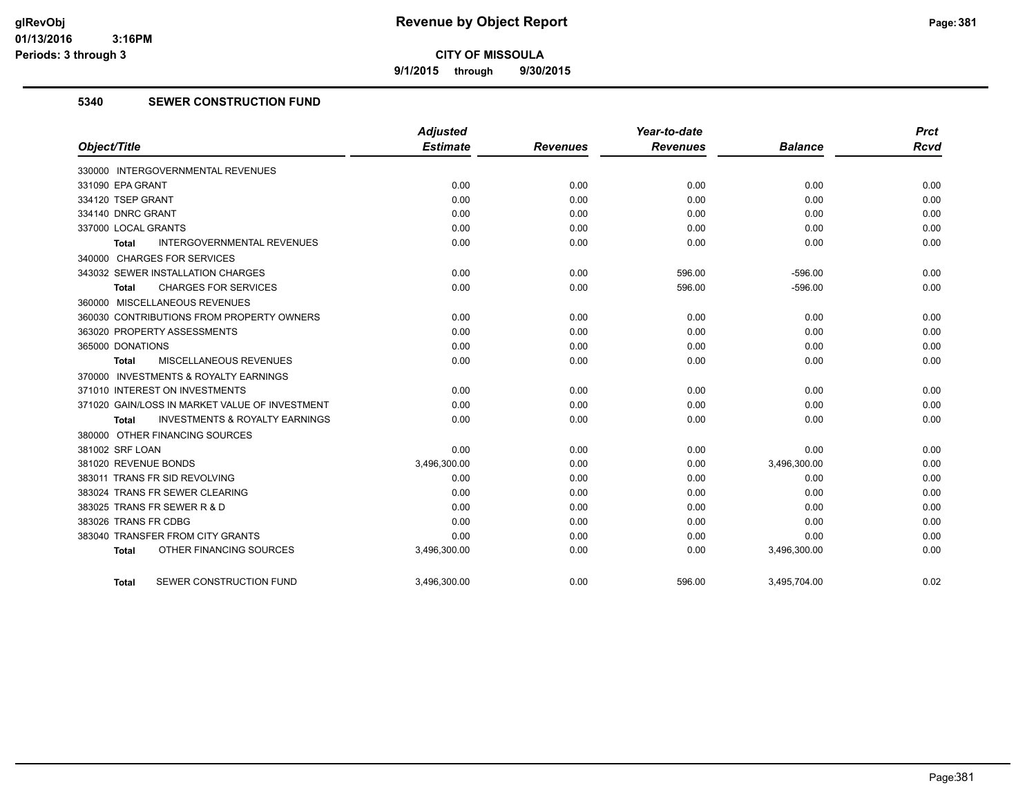# Revenue by Object Report

**CITY OF MISSOULA**

**9/1/2015 through 9/30/2015**

glRevObj
01/13/2016 3:16PM
Periods: 3 through 3

## 5340 SEWER CONSTRUCTION FUND

| Object/Title | Adjusted Estimate | Revenues | Year-to-date Revenues | Balance | Prct Rcvd |
|---|---|---|---|---|---|
| 330000 INTERGOVERNMENTAL REVENUES | | | | | |
| 331090 EPA GRANT | 0.00 | 0.00 | 0.00 | 0.00 | 0.00 |
| 334120 TSEP GRANT | 0.00 | 0.00 | 0.00 | 0.00 | 0.00 |
| 334140 DNRC GRANT | 0.00 | 0.00 | 0.00 | 0.00 | 0.00 |
| 337000 LOCAL GRANTS | 0.00 | 0.00 | 0.00 | 0.00 | 0.00 |
| **Total** INTERGOVERNMENTAL REVENUES | 0.00 | 0.00 | 0.00 | 0.00 | 0.00 |
| 340000 CHARGES FOR SERVICES | | | | | |
| 343032 SEWER INSTALLATION CHARGES | 0.00 | 0.00 | 596.00 | -596.00 | 0.00 |
| **Total** CHARGES FOR SERVICES | 0.00 | 0.00 | 596.00 | -596.00 | 0.00 |
| 360000 MISCELLANEOUS REVENUES | | | | | |
| 360030 CONTRIBUTIONS FROM PROPERTY OWNERS | 0.00 | 0.00 | 0.00 | 0.00 | 0.00 |
| 363020 PROPERTY ASSESSMENTS | 0.00 | 0.00 | 0.00 | 0.00 | 0.00 |
| 365000 DONATIONS | 0.00 | 0.00 | 0.00 | 0.00 | 0.00 |
| **Total** MISCELLANEOUS REVENUES | 0.00 | 0.00 | 0.00 | 0.00 | 0.00 |
| 370000 INVESTMENTS & ROYALTY EARNINGS | | | | | |
| 371010 INTEREST ON INVESTMENTS | 0.00 | 0.00 | 0.00 | 0.00 | 0.00 |
| 371020 GAIN/LOSS IN MARKET VALUE OF INVESTMENT | 0.00 | 0.00 | 0.00 | 0.00 | 0.00 |
| **Total** INVESTMENTS & ROYALTY EARNINGS | 0.00 | 0.00 | 0.00 | 0.00 | 0.00 |
| 380000 OTHER FINANCING SOURCES | | | | | |
| 381002 SRF LOAN | 0.00 | 0.00 | 0.00 | 0.00 | 0.00 |
| 381020 REVENUE BONDS | 3,496,300.00 | 0.00 | 0.00 | 3,496,300.00 | 0.00 |
| 383011 TRANS FR SID REVOLVING | 0.00 | 0.00 | 0.00 | 0.00 | 0.00 |
| 383024 TRANS FR SEWER CLEARING | 0.00 | 0.00 | 0.00 | 0.00 | 0.00 |
| 383025 TRANS FR SEWER R & D | 0.00 | 0.00 | 0.00 | 0.00 | 0.00 |
| 383026 TRANS FR CDBG | 0.00 | 0.00 | 0.00 | 0.00 | 0.00 |
| 383040 TRANSFER FROM CITY GRANTS | 0.00 | 0.00 | 0.00 | 0.00 | 0.00 |
| **Total** OTHER FINANCING SOURCES | 3,496,300.00 | 0.00 | 0.00 | 3,496,300.00 | 0.00 |
| **Total** SEWER CONSTRUCTION FUND | 3,496,300.00 | 0.00 | 596.00 | 3,495,704.00 | 0.02 |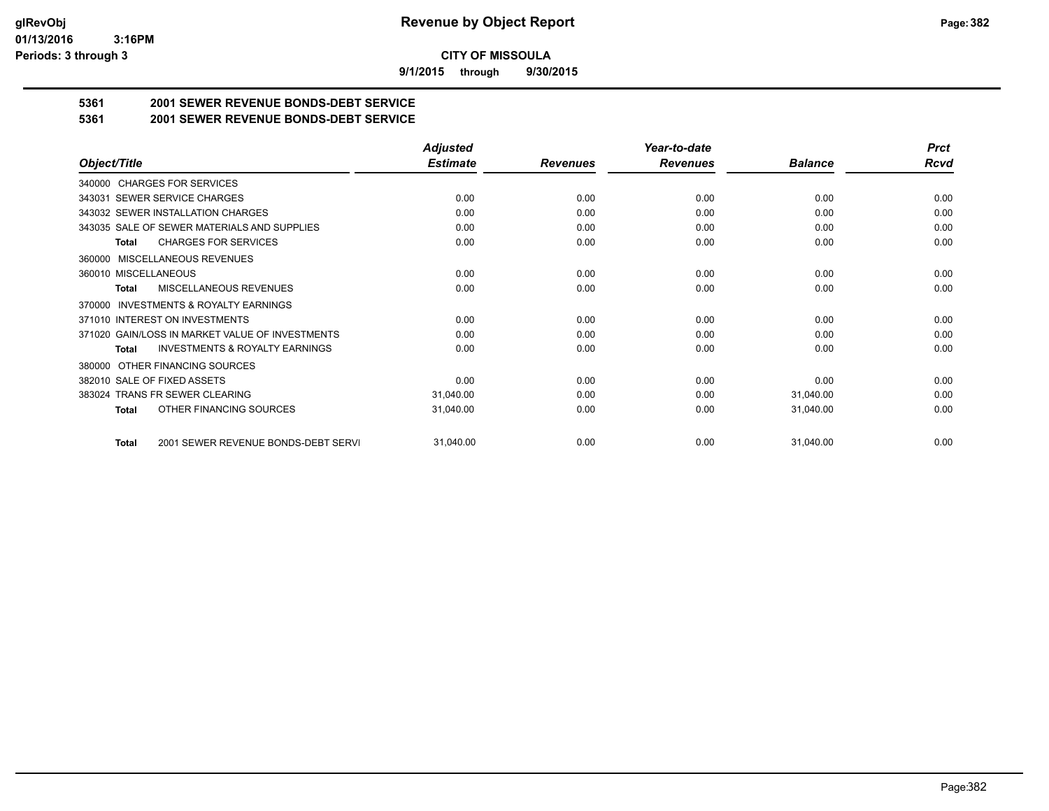# Revenue by Object Report

**CITY OF MISSOULA**

**9/1/2015 through 9/30/2015**

glRevObj
01/13/2016 3:16PM
Periods: 3 through 3

## 5361 2001 SEWER REVENUE BONDS-DEBT SERVICE
## 5361 2001 SEWER REVENUE BONDS-DEBT SERVICE

| Object/Title | Adjusted Estimate | Revenues | Year-to-date Revenues | Balance | Prct Rcvd |
|---|---|---|---|---|---|
| 340000 CHARGES FOR SERVICES | | | | | |
| 343031 SEWER SERVICE CHARGES | 0.00 | 0.00 | 0.00 | 0.00 | 0.00 |
| 343032 SEWER INSTALLATION CHARGES | 0.00 | 0.00 | 0.00 | 0.00 | 0.00 |
| 343035 SALE OF SEWER MATERIALS AND SUPPLIES | 0.00 | 0.00 | 0.00 | 0.00 | 0.00 |
| **Total** CHARGES FOR SERVICES | 0.00 | 0.00 | 0.00 | 0.00 | 0.00 |
| 360000 MISCELLANEOUS REVENUES | | | | | |
| 360010 MISCELLANEOUS | 0.00 | 0.00 | 0.00 | 0.00 | 0.00 |
| **Total** MISCELLANEOUS REVENUES | 0.00 | 0.00 | 0.00 | 0.00 | 0.00 |
| 370000 INVESTMENTS & ROYALTY EARNINGS | | | | | |
| 371010 INTEREST ON INVESTMENTS | 0.00 | 0.00 | 0.00 | 0.00 | 0.00 |
| 371020 GAIN/LOSS IN MARKET VALUE OF INVESTMENTS | 0.00 | 0.00 | 0.00 | 0.00 | 0.00 |
| **Total** INVESTMENTS & ROYALTY EARNINGS | 0.00 | 0.00 | 0.00 | 0.00 | 0.00 |
| 380000 OTHER FINANCING SOURCES | | | | | |
| 382010 SALE OF FIXED ASSETS | 0.00 | 0.00 | 0.00 | 0.00 | 0.00 |
| 383024 TRANS FR SEWER CLEARING | 31,040.00 | 0.00 | 0.00 | 31,040.00 | 0.00 |
| **Total** OTHER FINANCING SOURCES | 31,040.00 | 0.00 | 0.00 | 31,040.00 | 0.00 |
| **Total** 2001 SEWER REVENUE BONDS-DEBT SERVI | 31,040.00 | 0.00 | 0.00 | 31,040.00 | 0.00 |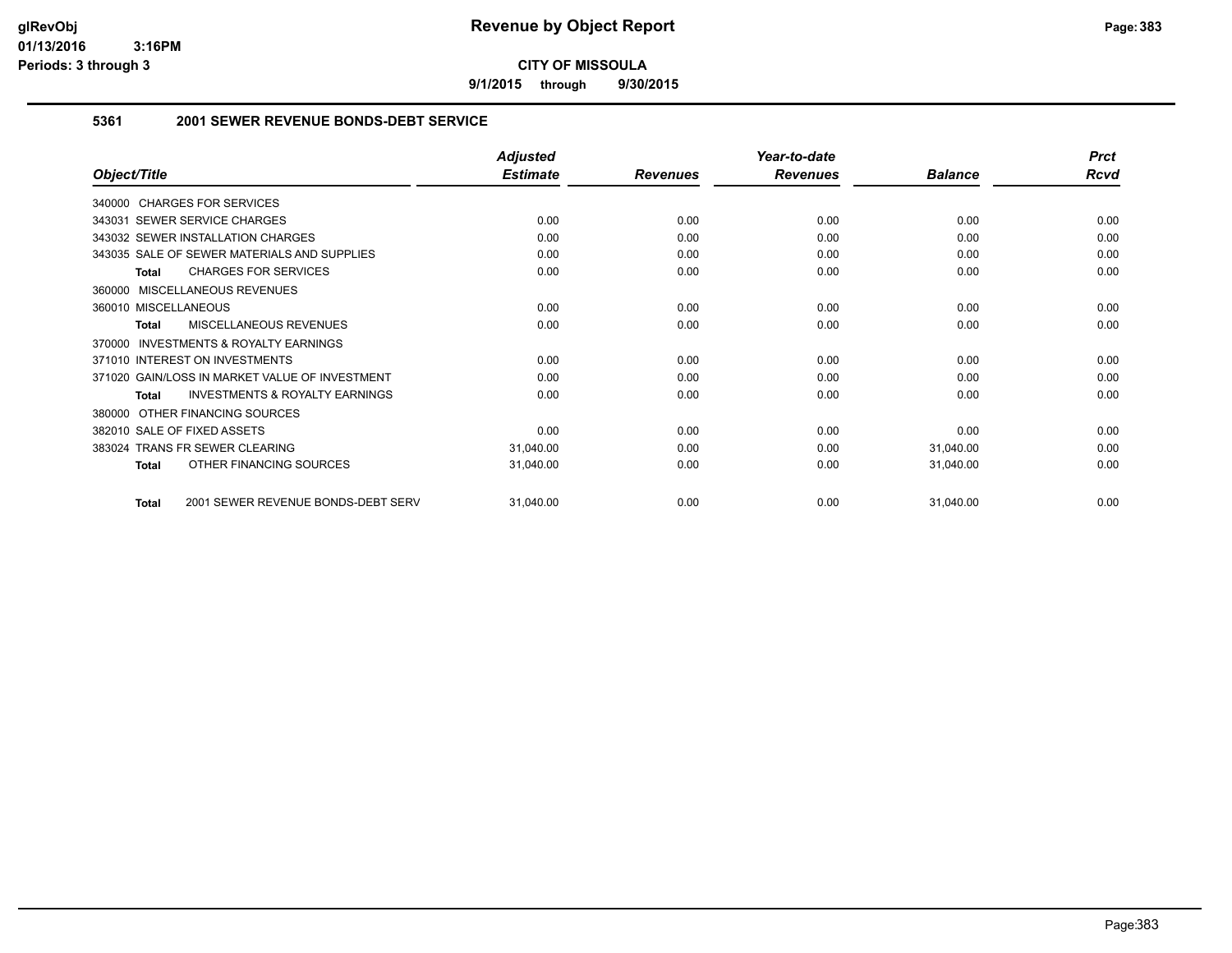# Revenue by Object Report

**CITY OF MISSOULA**

**9/1/2015 through 9/30/2015**

glRevObj
01/13/2016 3:16PM
Periods: 3 through 3

### 5361 2001 SEWER REVENUE BONDS-DEBT SERVICE

| Object/Title | Adjusted Estimate | Revenues | Year-to-date Revenues | Balance | Prct Rcvd |
|---|---|---|---|---|---|
| 340000 CHARGES FOR SERVICES | | | | | |
| 343031 SEWER SERVICE CHARGES | 0.00 | 0.00 | 0.00 | 0.00 | 0.00 |
| 343032 SEWER INSTALLATION CHARGES | 0.00 | 0.00 | 0.00 | 0.00 | 0.00 |
| 343035 SALE OF SEWER MATERIALS AND SUPPLIES | 0.00 | 0.00 | 0.00 | 0.00 | 0.00 |
| **Total** CHARGES FOR SERVICES | 0.00 | 0.00 | 0.00 | 0.00 | 0.00 |
| 360000 MISCELLANEOUS REVENUES | | | | | |
| 360010 MISCELLANEOUS | 0.00 | 0.00 | 0.00 | 0.00 | 0.00 |
| **Total** MISCELLANEOUS REVENUES | 0.00 | 0.00 | 0.00 | 0.00 | 0.00 |
| 370000 INVESTMENTS & ROYALTY EARNINGS | | | | | |
| 371010 INTEREST ON INVESTMENTS | 0.00 | 0.00 | 0.00 | 0.00 | 0.00 |
| 371020 GAIN/LOSS IN MARKET VALUE OF INVESTMENT | 0.00 | 0.00 | 0.00 | 0.00 | 0.00 |
| **Total** INVESTMENTS & ROYALTY EARNINGS | 0.00 | 0.00 | 0.00 | 0.00 | 0.00 |
| 380000 OTHER FINANCING SOURCES | | | | | |
| 382010 SALE OF FIXED ASSETS | 0.00 | 0.00 | 0.00 | 0.00 | 0.00 |
| 383024 TRANS FR SEWER CLEARING | 31,040.00 | 0.00 | 0.00 | 31,040.00 | 0.00 |
| **Total** OTHER FINANCING SOURCES | 31,040.00 | 0.00 | 0.00 | 31,040.00 | 0.00 |
| **Total** 2001 SEWER REVENUE BONDS-DEBT SERV | 31,040.00 | 0.00 | 0.00 | 31,040.00 | 0.00 |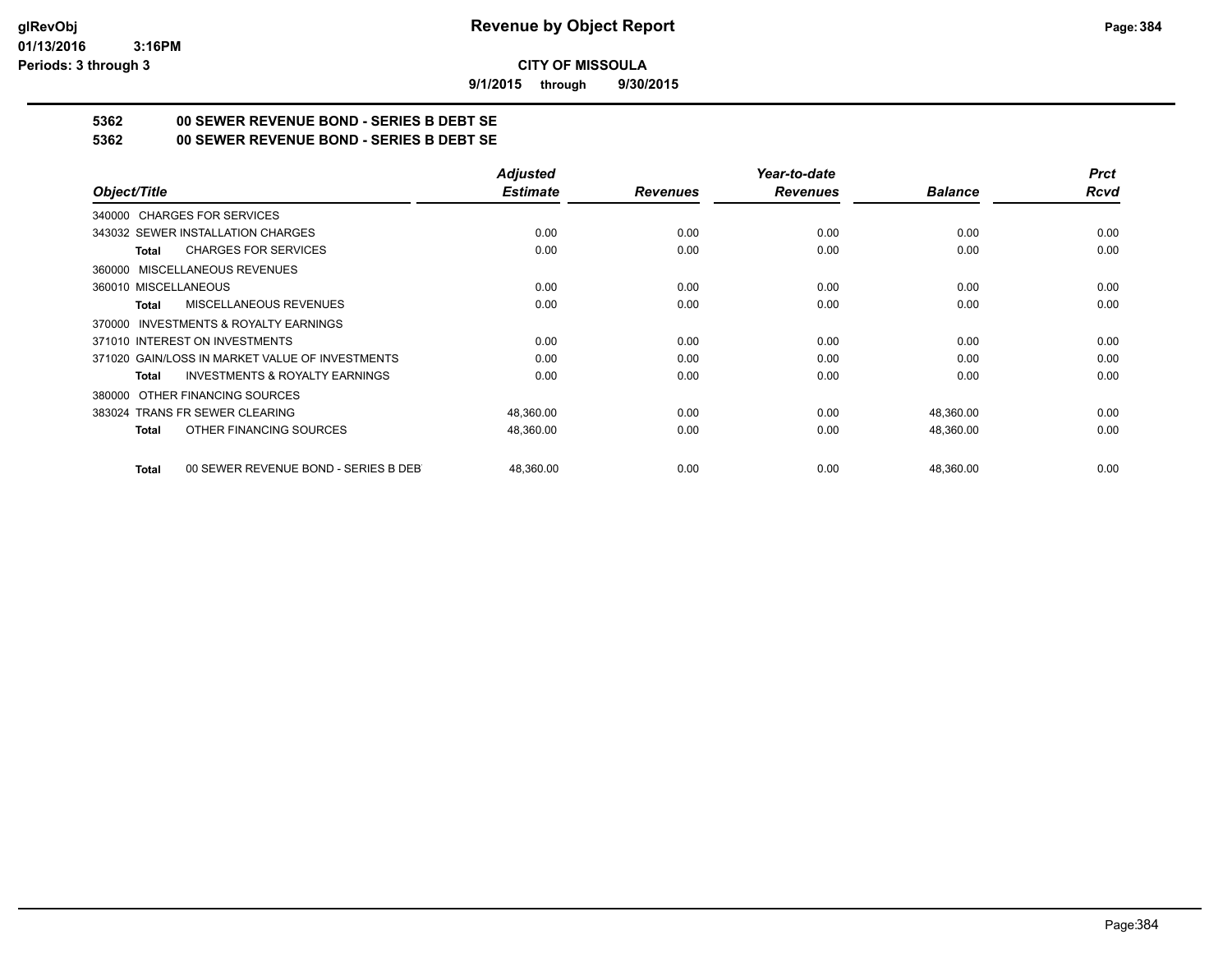**glRevObj**
**01/13/2016 3:16PM**
**Periods: 3 through 3**

# Revenue by Object Report

**CITY OF MISSOULA**

**9/1/2015 through 9/30/2015**

## 5362 00 SEWER REVENUE BOND - SERIES B DEBT SE
## 5362 00 SEWER REVENUE BOND - SERIES B DEBT SE

| Object/Title | Adjusted Estimate | Revenues | Year-to-date Revenues | Balance | Prct Rcvd |
|---|---|---|---|---|---|
| 340000 CHARGES FOR SERVICES | | | | | |
| 343032 SEWER INSTALLATION CHARGES | 0.00 | 0.00 | 0.00 | 0.00 | 0.00 |
| **Total** CHARGES FOR SERVICES | 0.00 | 0.00 | 0.00 | 0.00 | 0.00 |
| 360000 MISCELLANEOUS REVENUES | | | | | |
| 360010 MISCELLANEOUS | 0.00 | 0.00 | 0.00 | 0.00 | 0.00 |
| **Total** MISCELLANEOUS REVENUES | 0.00 | 0.00 | 0.00 | 0.00 | 0.00 |
| 370000 INVESTMENTS & ROYALTY EARNINGS | | | | | |
| 371010 INTEREST ON INVESTMENTS | 0.00 | 0.00 | 0.00 | 0.00 | 0.00 |
| 371020 GAIN/LOSS IN MARKET VALUE OF INVESTMENTS | 0.00 | 0.00 | 0.00 | 0.00 | 0.00 |
| **Total** INVESTMENTS & ROYALTY EARNINGS | 0.00 | 0.00 | 0.00 | 0.00 | 0.00 |
| 380000 OTHER FINANCING SOURCES | | | | | |
| 383024 TRANS FR SEWER CLEARING | 48,360.00 | 0.00 | 0.00 | 48,360.00 | 0.00 |
| **Total** OTHER FINANCING SOURCES | 48,360.00 | 0.00 | 0.00 | 48,360.00 | 0.00 |
| **Total** 00 SEWER REVENUE BOND - SERIES B DEBT | 48,360.00 | 0.00 | 0.00 | 48,360.00 | 0.00 |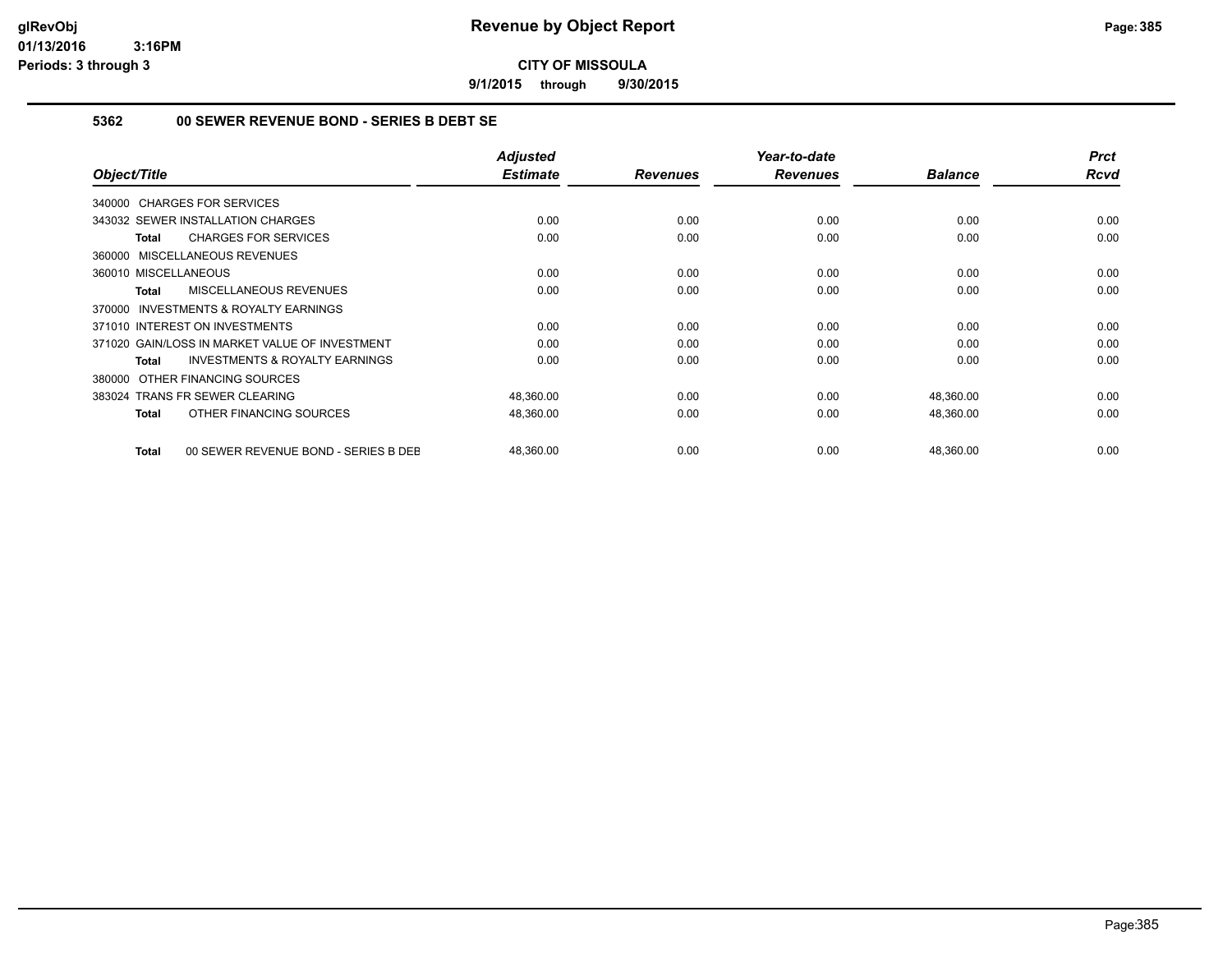# Revenue by Object Report

**CITY OF MISSOULA**

**9/1/2015 through 9/30/2015**

### 5362 00 SEWER REVENUE BOND - SERIES B DEBT SE

| Object/Title | Adjusted Estimate | Revenues | Year-to-date Revenues | Balance | Prct Rcvd |
|---|---|---|---|---|---|
| 340000 CHARGES FOR SERVICES | | | | | |
| 343032 SEWER INSTALLATION CHARGES | 0.00 | 0.00 | 0.00 | 0.00 | 0.00 |
| **Total** CHARGES FOR SERVICES | 0.00 | 0.00 | 0.00 | 0.00 | 0.00 |
| 360000 MISCELLANEOUS REVENUES | | | | | |
| 360010 MISCELLANEOUS | 0.00 | 0.00 | 0.00 | 0.00 | 0.00 |
| **Total** MISCELLANEOUS REVENUES | 0.00 | 0.00 | 0.00 | 0.00 | 0.00 |
| 370000 INVESTMENTS & ROYALTY EARNINGS | | | | | |
| 371010 INTEREST ON INVESTMENTS | 0.00 | 0.00 | 0.00 | 0.00 | 0.00 |
| 371020 GAIN/LOSS IN MARKET VALUE OF INVESTMENT | 0.00 | 0.00 | 0.00 | 0.00 | 0.00 |
| **Total** INVESTMENTS & ROYALTY EARNINGS | 0.00 | 0.00 | 0.00 | 0.00 | 0.00 |
| 380000 OTHER FINANCING SOURCES | | | | | |
| 383024 TRANS FR SEWER CLEARING | 48,360.00 | 0.00 | 0.00 | 48,360.00 | 0.00 |
| **Total** OTHER FINANCING SOURCES | 48,360.00 | 0.00 | 0.00 | 48,360.00 | 0.00 |
| **Total** 00 SEWER REVENUE BOND - SERIES B DEB | 48,360.00 | 0.00 | 0.00 | 48,360.00 | 0.00 |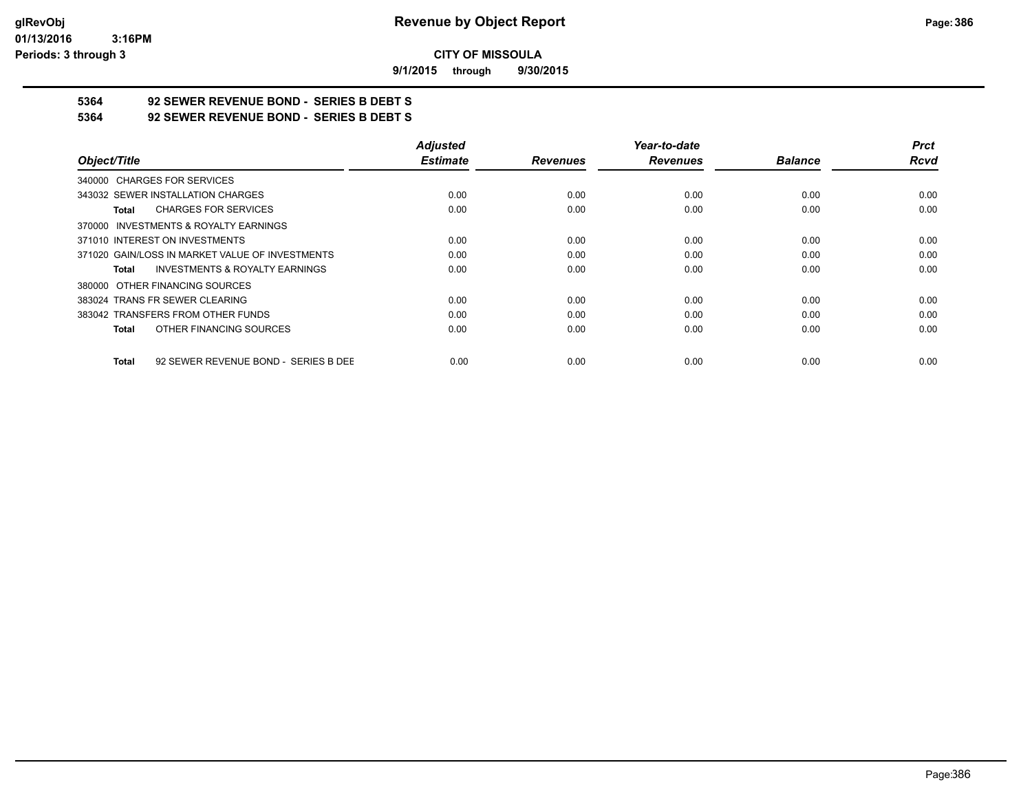# Revenue by Object Report

**CITY OF MISSOULA**

**9/1/2015 through 9/30/2015**

**glRevObj**
**01/13/2016 3:16PM**
**Periods: 3 through 3**

## 5364 92 SEWER REVENUE BOND - SERIES B DEBT S
## 5364 92 SEWER REVENUE BOND - SERIES B DEBT S

| Object/Title | Adjusted Estimate | Revenues | Year-to-date Revenues | Balance | Prct Rcvd |
|---|---|---|---|---|---|
| 340000 CHARGES FOR SERVICES | | | | | |
| 343032 SEWER INSTALLATION CHARGES | 0.00 | 0.00 | 0.00 | 0.00 | 0.00 |
| **Total** CHARGES FOR SERVICES | 0.00 | 0.00 | 0.00 | 0.00 | 0.00 |
| 370000 INVESTMENTS & ROYALTY EARNINGS | | | | | |
| 371010 INTEREST ON INVESTMENTS | 0.00 | 0.00 | 0.00 | 0.00 | 0.00 |
| 371020 GAIN/LOSS IN MARKET VALUE OF INVESTMENTS | 0.00 | 0.00 | 0.00 | 0.00 | 0.00 |
| **Total** INVESTMENTS & ROYALTY EARNINGS | 0.00 | 0.00 | 0.00 | 0.00 | 0.00 |
| 380000 OTHER FINANCING SOURCES | | | | | |
| 383024 TRANS FR SEWER CLEARING | 0.00 | 0.00 | 0.00 | 0.00 | 0.00 |
| 383042 TRANSFERS FROM OTHER FUNDS | 0.00 | 0.00 | 0.00 | 0.00 | 0.00 |
| **Total** OTHER FINANCING SOURCES | 0.00 | 0.00 | 0.00 | 0.00 | 0.00 |
| **Total** 92 SEWER REVENUE BOND - SERIES B DEE | 0.00 | 0.00 | 0.00 | 0.00 | 0.00 |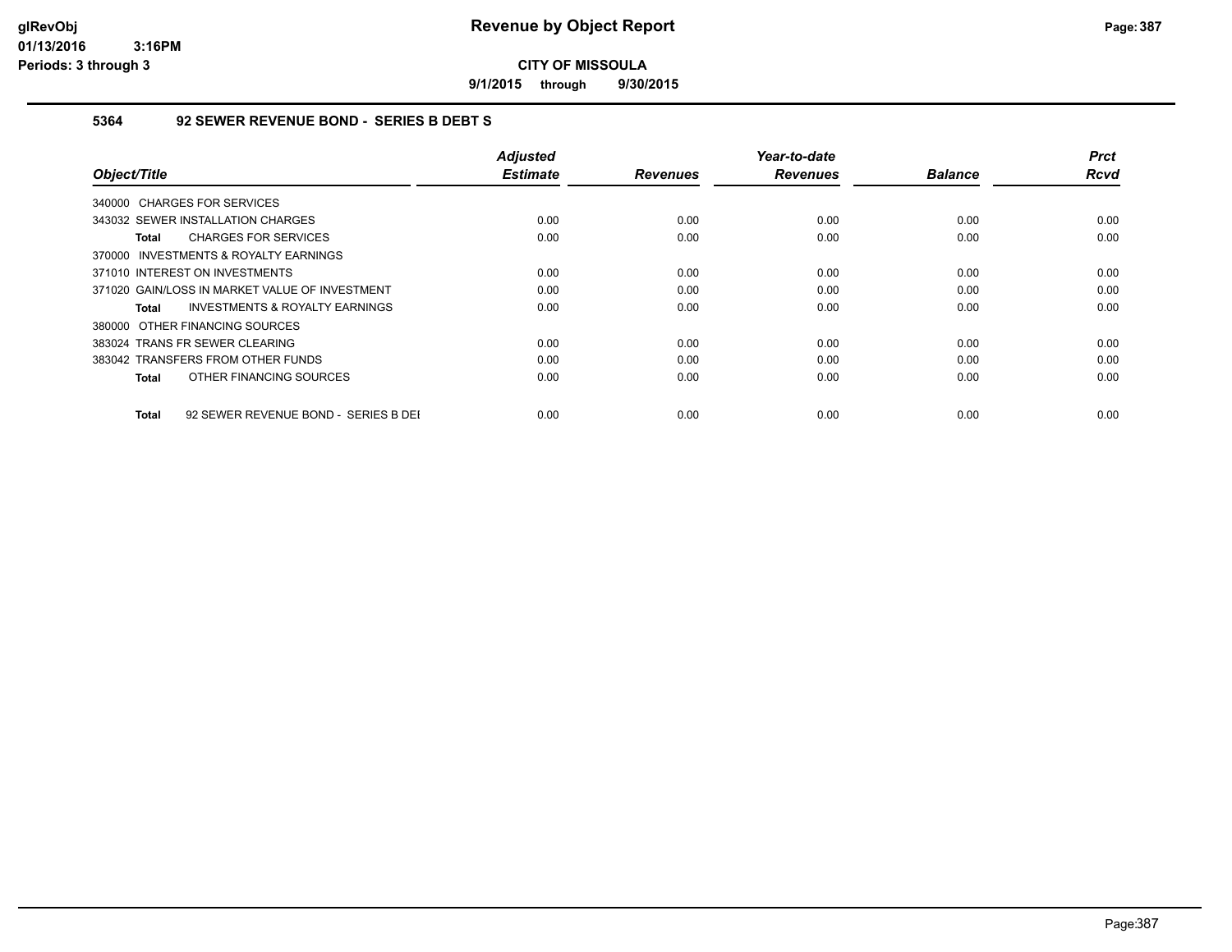# Revenue by Object Report

**CITY OF MISSOULA**

**9/1/2015 through 9/30/2015**

glRevObj
01/13/2016 3:16PM
Periods: 3 through 3

### 5364 92 SEWER REVENUE BOND - SERIES B DEBT S

| Object/Title | Adjusted Estimate | Revenues | Year-to-date Revenues | Balance | Prct Rcvd |
|---|---|---|---|---|---|
| 340000 CHARGES FOR SERVICES | | | | | |
| 343032 SEWER INSTALLATION CHARGES | 0.00 | 0.00 | 0.00 | 0.00 | 0.00 |
| **Total** CHARGES FOR SERVICES | 0.00 | 0.00 | 0.00 | 0.00 | 0.00 |
| 370000 INVESTMENTS & ROYALTY EARNINGS | | | | | |
| 371010 INTEREST ON INVESTMENTS | 0.00 | 0.00 | 0.00 | 0.00 | 0.00 |
| 371020 GAIN/LOSS IN MARKET VALUE OF INVESTMENT | 0.00 | 0.00 | 0.00 | 0.00 | 0.00 |
| **Total** INVESTMENTS & ROYALTY EARNINGS | 0.00 | 0.00 | 0.00 | 0.00 | 0.00 |
| 380000 OTHER FINANCING SOURCES | | | | | |
| 383024 TRANS FR SEWER CLEARING | 0.00 | 0.00 | 0.00 | 0.00 | 0.00 |
| 383042 TRANSFERS FROM OTHER FUNDS | 0.00 | 0.00 | 0.00 | 0.00 | 0.00 |
| **Total** OTHER FINANCING SOURCES | 0.00 | 0.00 | 0.00 | 0.00 | 0.00 |
| **Total** 92 SEWER REVENUE BOND - SERIES B DEI | 0.00 | 0.00 | 0.00 | 0.00 | 0.00 |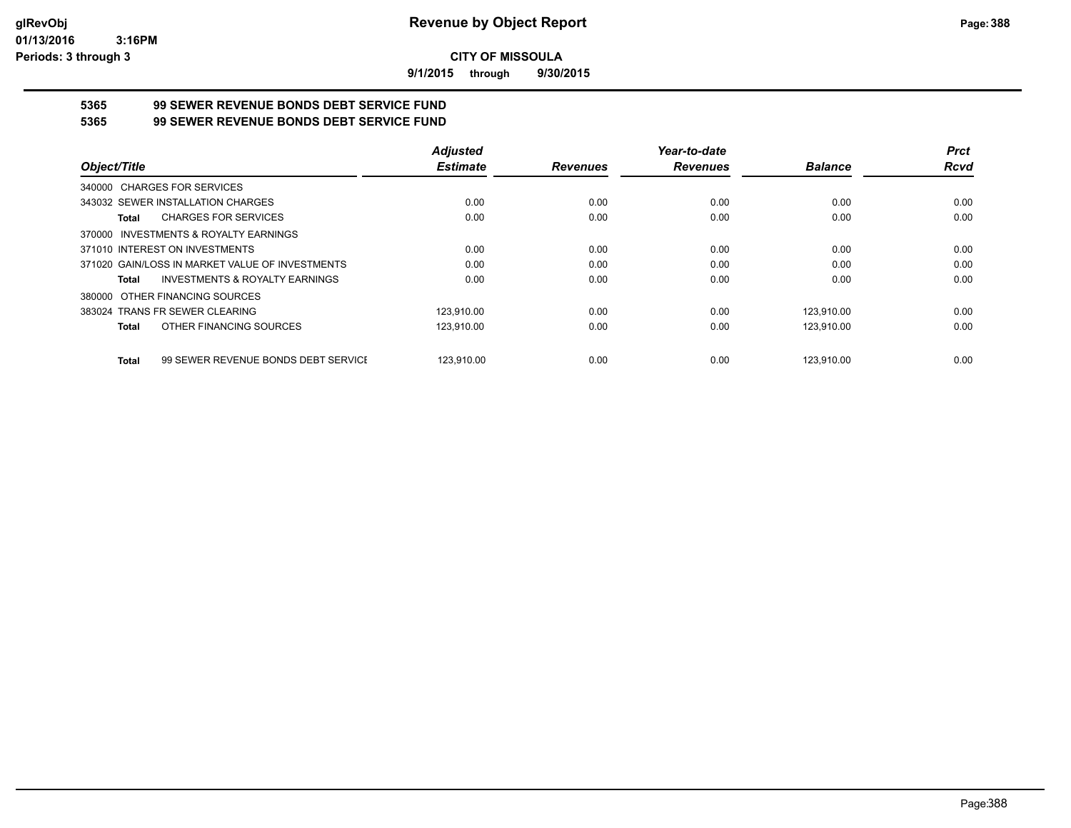**CITY OF MISSOULA**

**9/1/2015 through 9/30/2015**

## 5365 99 SEWER REVENUE BONDS DEBT SERVICE FUND

## 5365 99 SEWER REVENUE BONDS DEBT SERVICE FUND

| Object/Title | Adjusted Estimate | Revenues | Year-to-date Revenues | Balance | Prct Rcvd |
|---|---|---|---|---|---|
| 340000 CHARGES FOR SERVICES | | | | | |
| 343032 SEWER INSTALLATION CHARGES | 0.00 | 0.00 | 0.00 | 0.00 | 0.00 |
| **Total** CHARGES FOR SERVICES | 0.00 | 0.00 | 0.00 | 0.00 | 0.00 |
| 370000 INVESTMENTS & ROYALTY EARNINGS | | | | | |
| 371010 INTEREST ON INVESTMENTS | 0.00 | 0.00 | 0.00 | 0.00 | 0.00 |
| 371020 GAIN/LOSS IN MARKET VALUE OF INVESTMENTS | 0.00 | 0.00 | 0.00 | 0.00 | 0.00 |
| **Total** INVESTMENTS & ROYALTY EARNINGS | 0.00 | 0.00 | 0.00 | 0.00 | 0.00 |
| 380000 OTHER FINANCING SOURCES | | | | | |
| 383024 TRANS FR SEWER CLEARING | 123,910.00 | 0.00 | 0.00 | 123,910.00 | 0.00 |
| **Total** OTHER FINANCING SOURCES | 123,910.00 | 0.00 | 0.00 | 123,910.00 | 0.00 |
| **Total** 99 SEWER REVENUE BONDS DEBT SERVICE | 123,910.00 | 0.00 | 0.00 | 123,910.00 | 0.00 |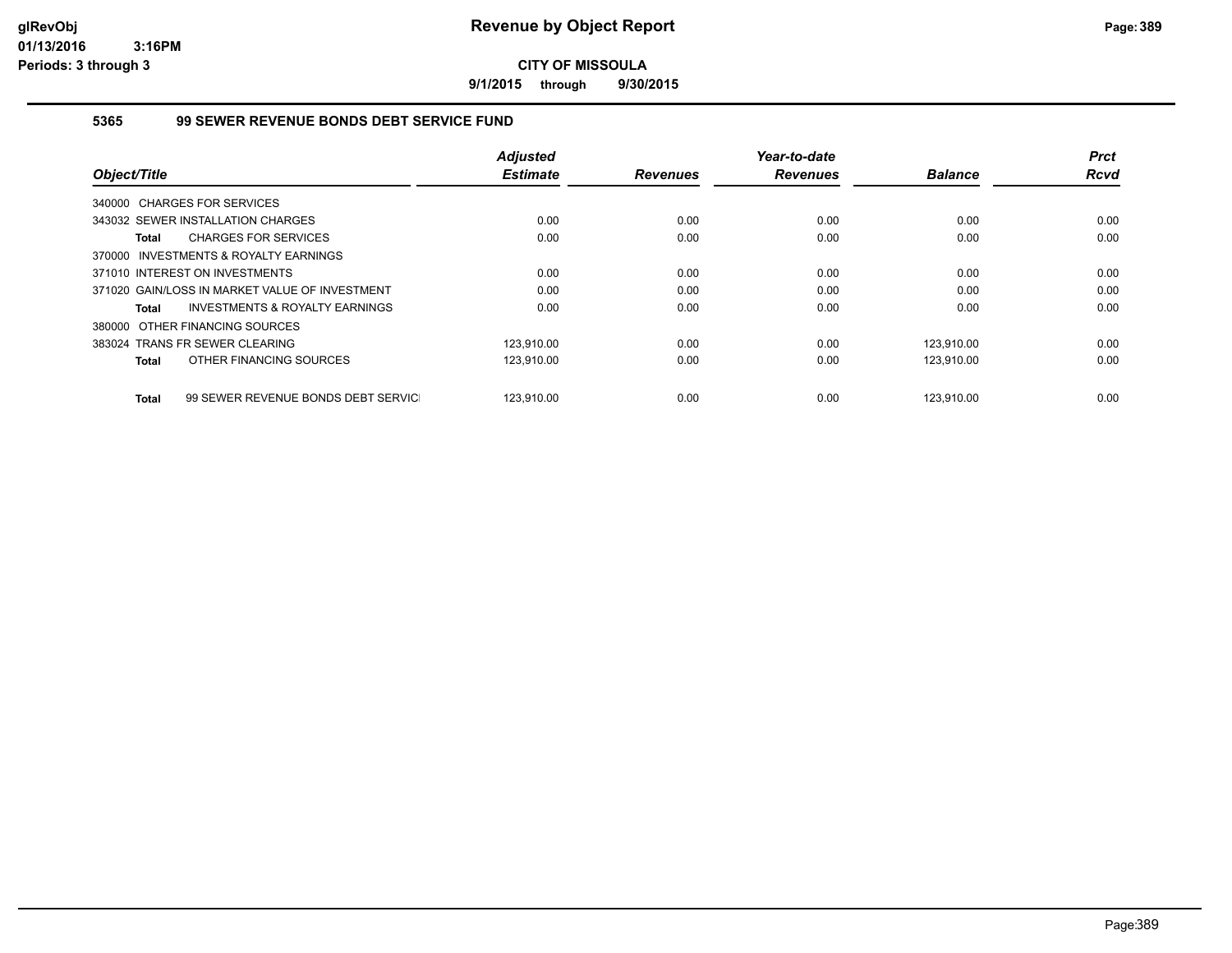**glRevObj**
**01/13/2016 3:16PM**
**Periods: 3 through 3**

# Revenue by Object Report

**CITY OF MISSOULA**

**9/1/2015 through 9/30/2015**

## 5365 99 SEWER REVENUE BONDS DEBT SERVICE FUND

| Object/Title | Adjusted Estimate | Revenues | Year-to-date Revenues | Balance | Prct Rcvd |
|---|---|---|---|---|---|
| 340000 CHARGES FOR SERVICES | | | | | |
| 343032 SEWER INSTALLATION CHARGES | 0.00 | 0.00 | 0.00 | 0.00 | 0.00 |
| **Total** CHARGES FOR SERVICES | 0.00 | 0.00 | 0.00 | 0.00 | 0.00 |
| 370000 INVESTMENTS & ROYALTY EARNINGS | | | | | |
| 371010 INTEREST ON INVESTMENTS | 0.00 | 0.00 | 0.00 | 0.00 | 0.00 |
| 371020 GAIN/LOSS IN MARKET VALUE OF INVESTMENT | 0.00 | 0.00 | 0.00 | 0.00 | 0.00 |
| **Total** INVESTMENTS & ROYALTY EARNINGS | 0.00 | 0.00 | 0.00 | 0.00 | 0.00 |
| 380000 OTHER FINANCING SOURCES | | | | | |
| 383024 TRANS FR SEWER CLEARING | 123,910.00 | 0.00 | 0.00 | 123,910.00 | 0.00 |
| **Total** OTHER FINANCING SOURCES | 123,910.00 | 0.00 | 0.00 | 123,910.00 | 0.00 |
| **Total** 99 SEWER REVENUE BONDS DEBT SERVIC | 123,910.00 | 0.00 | 0.00 | 123,910.00 | 0.00 |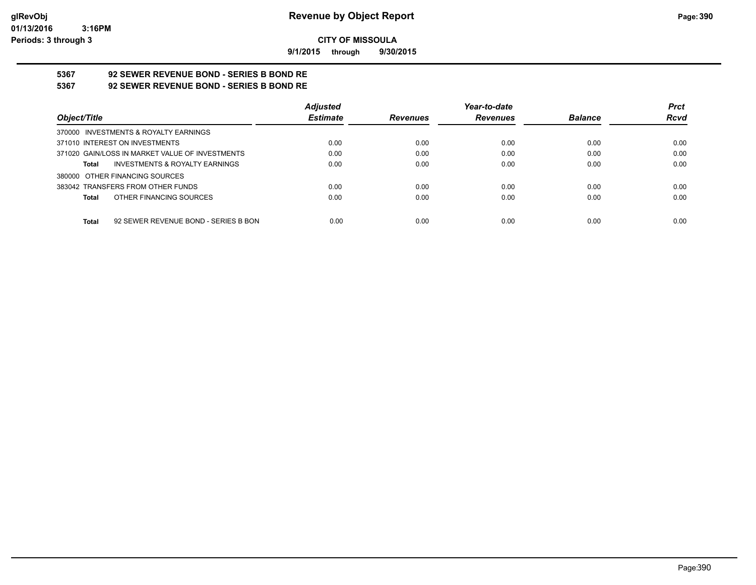# Revenue by Object Report

**CITY OF MISSOULA**

9/1/2015 through 9/30/2015

glRevObj
01/13/2016 3:16PM
Periods: 3 through 3

## 5367 92 SEWER REVENUE BOND - SERIES B BOND RE
## 5367 92 SEWER REVENUE BOND - SERIES B BOND RE

| Object/Title | Adjusted Estimate | Revenues | Year-to-date Revenues | Balance | Prct Rcvd |
|---|---|---|---|---|---|
| 370000 INVESTMENTS & ROYALTY EARNINGS | | | | | |
| 371010 INTEREST ON INVESTMENTS | 0.00 | 0.00 | 0.00 | 0.00 | 0.00 |
| 371020 GAIN/LOSS IN MARKET VALUE OF INVESTMENTS | 0.00 | 0.00 | 0.00 | 0.00 | 0.00 |
| **Total** INVESTMENTS & ROYALTY EARNINGS | 0.00 | 0.00 | 0.00 | 0.00 | 0.00 |
| 380000 OTHER FINANCING SOURCES | | | | | |
| 383042 TRANSFERS FROM OTHER FUNDS | 0.00 | 0.00 | 0.00 | 0.00 | 0.00 |
| **Total** OTHER FINANCING SOURCES | 0.00 | 0.00 | 0.00 | 0.00 | 0.00 |
| **Total** 92 SEWER REVENUE BOND - SERIES B BON | 0.00 | 0.00 | 0.00 | 0.00 | 0.00 |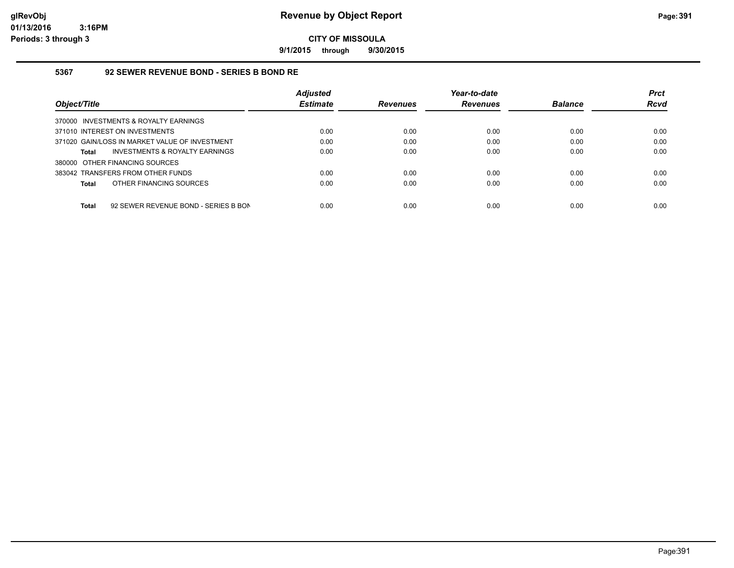# Revenue by Object Report

**CITY OF MISSOULA**

**9/1/2015 through 9/30/2015**

### 5367 92 SEWER REVENUE BOND - SERIES B BOND RE

| Object/Title | Adjusted Estimate | Revenues | Year-to-date Revenues | Balance | Prct Rcvd |
|---|---|---|---|---|---|
| 370000 INVESTMENTS & ROYALTY EARNINGS | | | | | |
| 371010 INTEREST ON INVESTMENTS | 0.00 | 0.00 | 0.00 | 0.00 | 0.00 |
| 371020 GAIN/LOSS IN MARKET VALUE OF INVESTMENT | 0.00 | 0.00 | 0.00 | 0.00 | 0.00 |
| **Total** INVESTMENTS & ROYALTY EARNINGS | 0.00 | 0.00 | 0.00 | 0.00 | 0.00 |
| 380000 OTHER FINANCING SOURCES | | | | | |
| 383042 TRANSFERS FROM OTHER FUNDS | 0.00 | 0.00 | 0.00 | 0.00 | 0.00 |
| **Total** OTHER FINANCING SOURCES | 0.00 | 0.00 | 0.00 | 0.00 | 0.00 |
| **Total** 92 SEWER REVENUE BOND - SERIES B BON | 0.00 | 0.00 | 0.00 | 0.00 | 0.00 |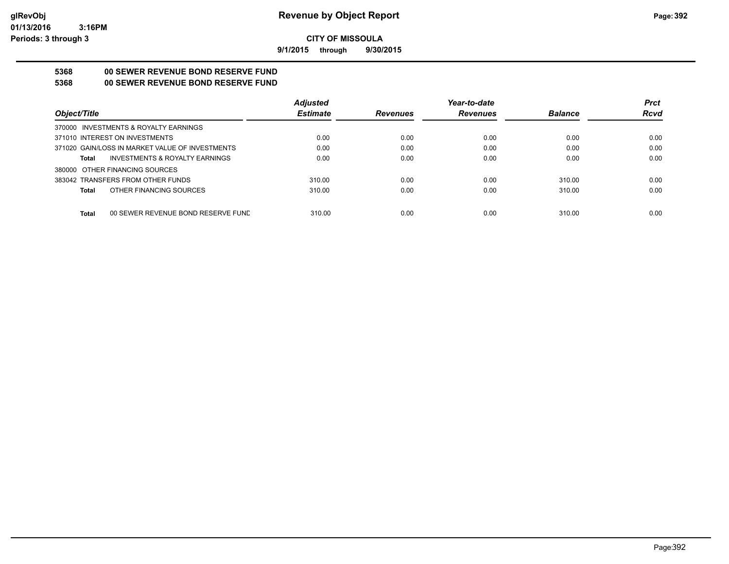**CITY OF MISSOULA**

**9/1/2015 through 9/30/2015**

**5368 00 SEWER REVENUE BOND RESERVE FUND**

**5368 00 SEWER REVENUE BOND RESERVE FUND**

| Object/Title | Adjusted Estimate | Revenues | Year-to-date Revenues | Balance | Prct Rcvd |
|---|---|---|---|---|---|
| 370000 INVESTMENTS & ROYALTY EARNINGS | | | | | |
| 371010 INTEREST ON INVESTMENTS | 0.00 | 0.00 | 0.00 | 0.00 | 0.00 |
| 371020 GAIN/LOSS IN MARKET VALUE OF INVESTMENTS | 0.00 | 0.00 | 0.00 | 0.00 | 0.00 |
| **Total** INVESTMENTS & ROYALTY EARNINGS | 0.00 | 0.00 | 0.00 | 0.00 | 0.00 |
| 380000 OTHER FINANCING SOURCES | | | | | |
| 383042 TRANSFERS FROM OTHER FUNDS | 310.00 | 0.00 | 0.00 | 310.00 | 0.00 |
| **Total** OTHER FINANCING SOURCES | 310.00 | 0.00 | 0.00 | 310.00 | 0.00 |
| **Total** 00 SEWER REVENUE BOND RESERVE FUND | 310.00 | 0.00 | 0.00 | 310.00 | 0.00 |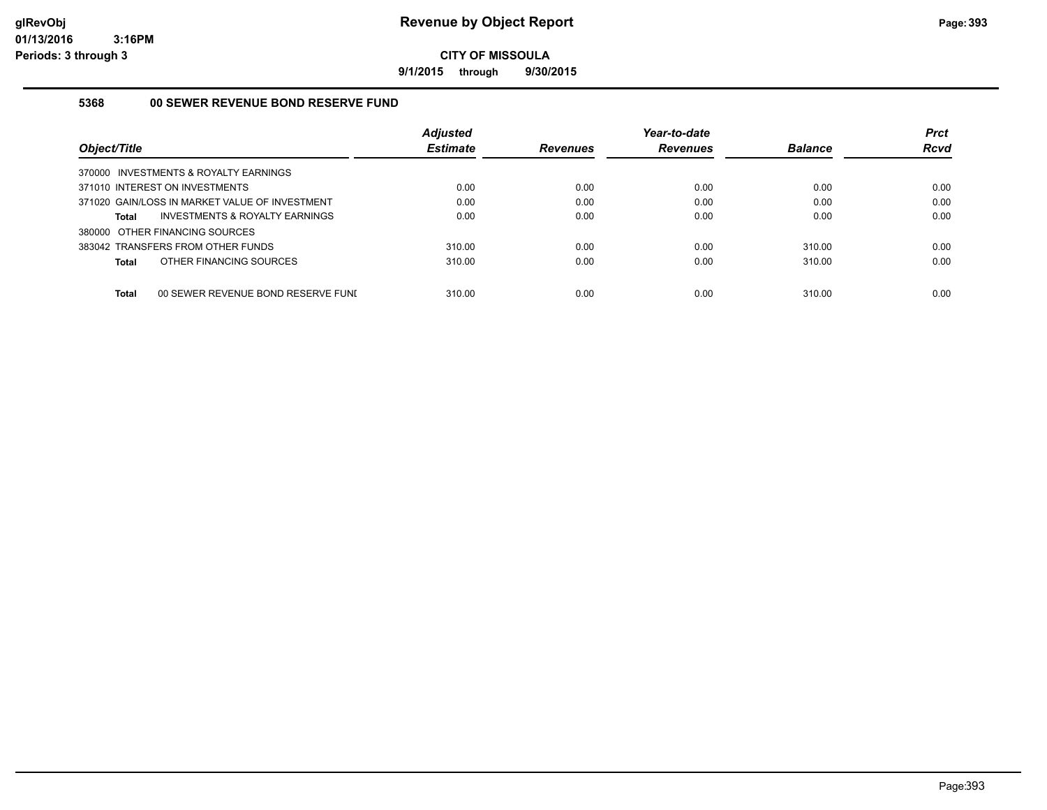# Revenue by Object Report

**CITY OF MISSOULA**

**9/1/2015 through 9/30/2015**

glRevObj
01/13/2016 3:16PM
Periods: 3 through 3

### 5368 00 SEWER REVENUE BOND RESERVE FUND

| Object/Title | Adjusted Estimate | Revenues | Year-to-date Revenues | Balance | Prct Rcvd |
|---|---|---|---|---|---|
| 370000 INVESTMENTS & ROYALTY EARNINGS | | | | | |
| 371010 INTEREST ON INVESTMENTS | 0.00 | 0.00 | 0.00 | 0.00 | 0.00 |
| 371020 GAIN/LOSS IN MARKET VALUE OF INVESTMENT | 0.00 | 0.00 | 0.00 | 0.00 | 0.00 |
| **Total** INVESTMENTS & ROYALTY EARNINGS | 0.00 | 0.00 | 0.00 | 0.00 | 0.00 |
| 380000 OTHER FINANCING SOURCES | | | | | |
| 383042 TRANSFERS FROM OTHER FUNDS | 310.00 | 0.00 | 0.00 | 310.00 | 0.00 |
| **Total** OTHER FINANCING SOURCES | 310.00 | 0.00 | 0.00 | 310.00 | 0.00 |
| **Total** 00 SEWER REVENUE BOND RESERVE FUNI | 310.00 | 0.00 | 0.00 | 310.00 | 0.00 |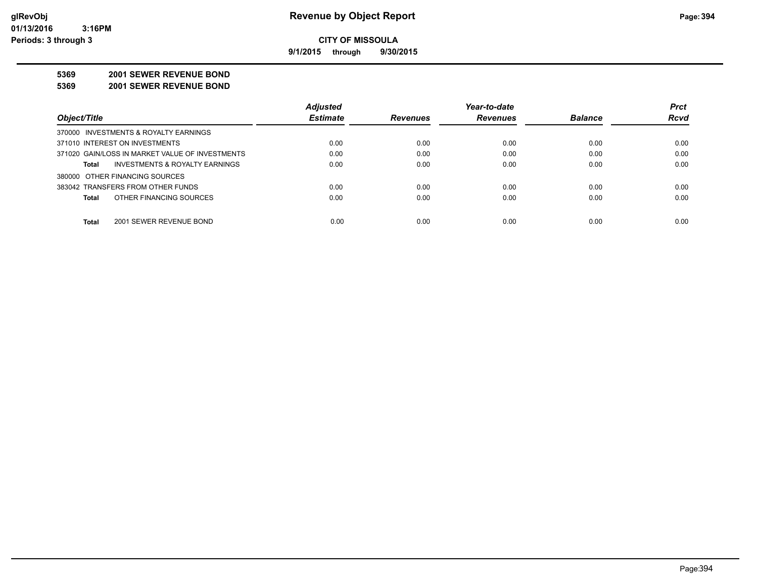glRevObj
01/13/2016 3:16PM
Periods: 3 through 3

# Revenue by Object Report

**CITY OF MISSOULA**

**9/1/2015 through 9/30/2015**

**5369 2001 SEWER REVENUE BOND**

**5369 2001 SEWER REVENUE BOND**

| Object/Title | Adjusted Estimate | Revenues | Year-to-date Revenues | Balance | Prct Rcvd |
|---|---|---|---|---|---|
| 370000 INVESTMENTS & ROYALTY EARNINGS | | | | | |
| 371010 INTEREST ON INVESTMENTS | 0.00 | 0.00 | 0.00 | 0.00 | 0.00 |
| 371020 GAIN/LOSS IN MARKET VALUE OF INVESTMENTS | 0.00 | 0.00 | 0.00 | 0.00 | 0.00 |
| **Total** INVESTMENTS & ROYALTY EARNINGS | 0.00 | 0.00 | 0.00 | 0.00 | 0.00 |
| 380000 OTHER FINANCING SOURCES | | | | | |
| 383042 TRANSFERS FROM OTHER FUNDS | 0.00 | 0.00 | 0.00 | 0.00 | 0.00 |
| **Total** OTHER FINANCING SOURCES | 0.00 | 0.00 | 0.00 | 0.00 | 0.00 |
| **Total** 2001 SEWER REVENUE BOND | 0.00 | 0.00 | 0.00 | 0.00 | 0.00 |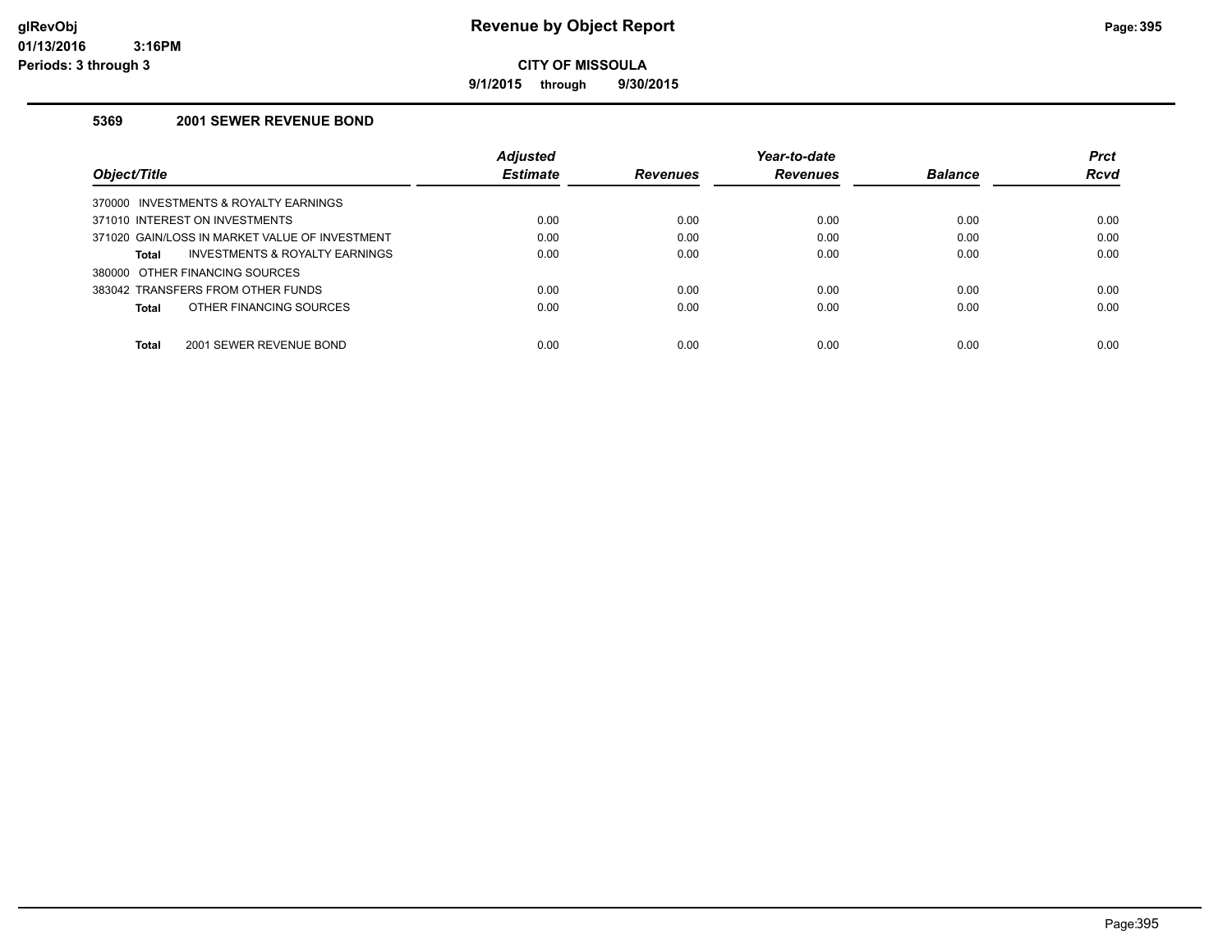# Revenue by Object Report

glRevObj
01/13/2016 3:16PM
Periods: 3 through 3

**CITY OF MISSOULA**

**9/1/2015 through 9/30/2015**

### 5369 2001 SEWER REVENUE BOND

| Object/Title | Adjusted Estimate | Revenues | Year-to-date Revenues | Balance | Prct Rcvd |
|---|---|---|---|---|---|
| 370000 INVESTMENTS & ROYALTY EARNINGS | | | | | |
| 371010 INTEREST ON INVESTMENTS | 0.00 | 0.00 | 0.00 | 0.00 | 0.00 |
| 371020 GAIN/LOSS IN MARKET VALUE OF INVESTMENT | 0.00 | 0.00 | 0.00 | 0.00 | 0.00 |
| **Total** INVESTMENTS & ROYALTY EARNINGS | 0.00 | 0.00 | 0.00 | 0.00 | 0.00 |
| 380000 OTHER FINANCING SOURCES | | | | | |
| 383042 TRANSFERS FROM OTHER FUNDS | 0.00 | 0.00 | 0.00 | 0.00 | 0.00 |
| **Total** OTHER FINANCING SOURCES | 0.00 | 0.00 | 0.00 | 0.00 | 0.00 |
| **Total** 2001 SEWER REVENUE BOND | 0.00 | 0.00 | 0.00 | 0.00 | 0.00 |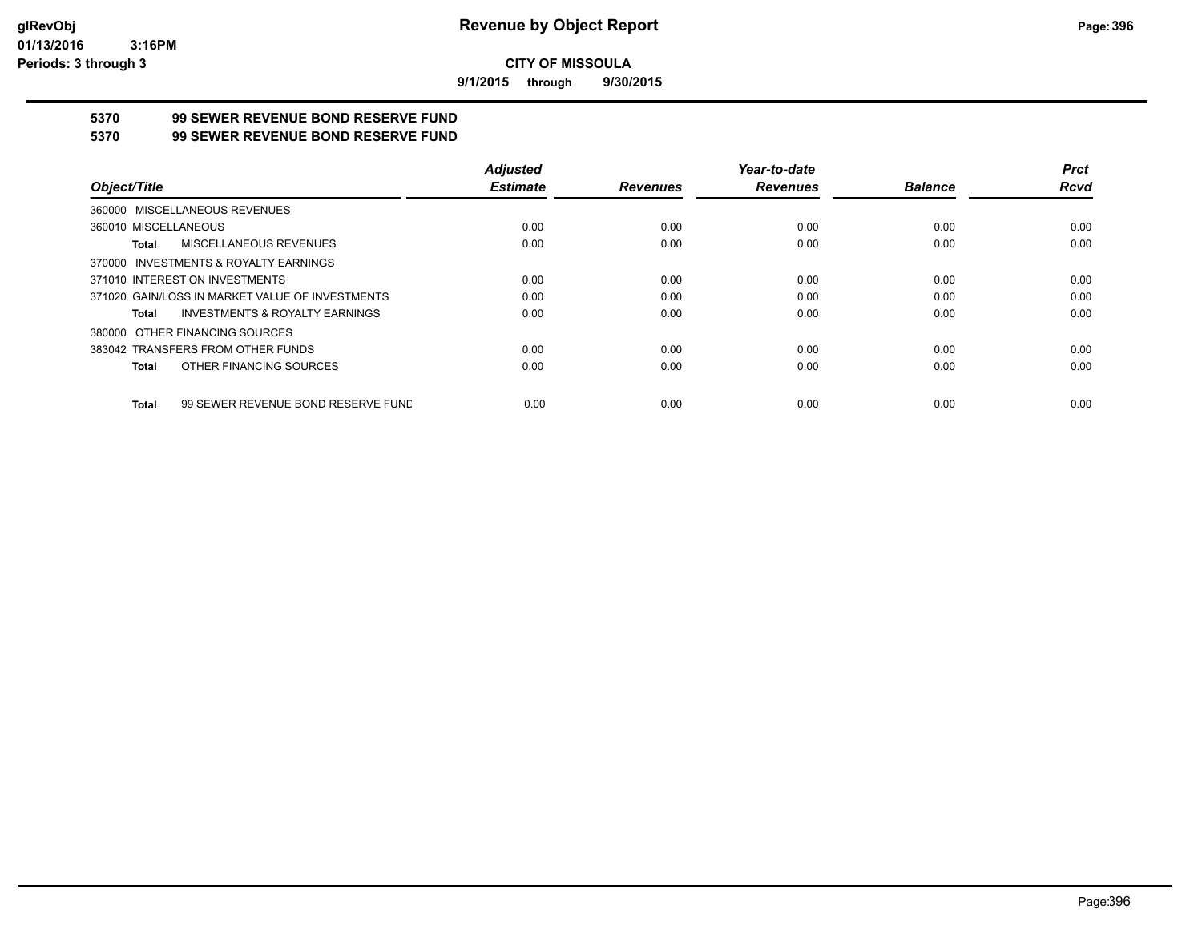# CITY OF MISSOULA

**9/1/2015 through 9/30/2015**

## 5370 99 SEWER REVENUE BOND RESERVE FUND

## 5370 99 SEWER REVENUE BOND RESERVE FUND

| Object/Title | Adjusted Estimate | Revenues | Year-to-date Revenues | Balance | Prct Rcvd |
|---|---|---|---|---|---|
| 360000 MISCELLANEOUS REVENUES | | | | | |
| 360010 MISCELLANEOUS | 0.00 | 0.00 | 0.00 | 0.00 | 0.00 |
| **Total** MISCELLANEOUS REVENUES | 0.00 | 0.00 | 0.00 | 0.00 | 0.00 |
| 370000 INVESTMENTS & ROYALTY EARNINGS | | | | | |
| 371010 INTEREST ON INVESTMENTS | 0.00 | 0.00 | 0.00 | 0.00 | 0.00 |
| 371020 GAIN/LOSS IN MARKET VALUE OF INVESTMENTS | 0.00 | 0.00 | 0.00 | 0.00 | 0.00 |
| **Total** INVESTMENTS & ROYALTY EARNINGS | 0.00 | 0.00 | 0.00 | 0.00 | 0.00 |
| 380000 OTHER FINANCING SOURCES | | | | | |
| 383042 TRANSFERS FROM OTHER FUNDS | 0.00 | 0.00 | 0.00 | 0.00 | 0.00 |
| **Total** OTHER FINANCING SOURCES | 0.00 | 0.00 | 0.00 | 0.00 | 0.00 |
| **Total** 99 SEWER REVENUE BOND RESERVE FUND | 0.00 | 0.00 | 0.00 | 0.00 | 0.00 |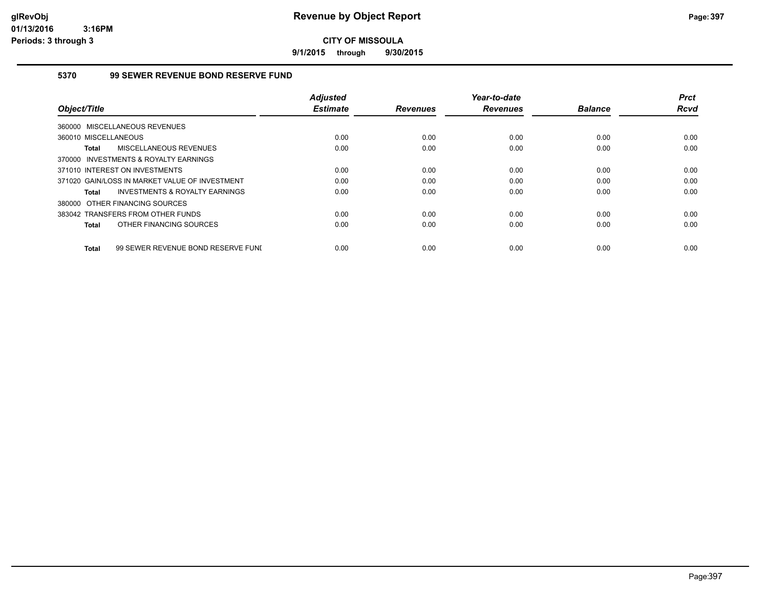# Revenue by Object Report

**CITY OF MISSOULA**

**9/1/2015 through 9/30/2015**

glRevObj
01/13/2016 3:16PM
Periods: 3 through 3

## 5370 99 SEWER REVENUE BOND RESERVE FUND

| Object/Title | Adjusted Estimate | Revenues | Year-to-date Revenues | Balance | Prct Rcvd |
|---|---|---|---|---|---|
| 360000 MISCELLANEOUS REVENUES | | | | | |
| 360010 MISCELLANEOUS | 0.00 | 0.00 | 0.00 | 0.00 | 0.00 |
| **Total** MISCELLANEOUS REVENUES | 0.00 | 0.00 | 0.00 | 0.00 | 0.00 |
| 370000 INVESTMENTS & ROYALTY EARNINGS | | | | | |
| 371010 INTEREST ON INVESTMENTS | 0.00 | 0.00 | 0.00 | 0.00 | 0.00 |
| 371020 GAIN/LOSS IN MARKET VALUE OF INVESTMENT | 0.00 | 0.00 | 0.00 | 0.00 | 0.00 |
| **Total** INVESTMENTS & ROYALTY EARNINGS | 0.00 | 0.00 | 0.00 | 0.00 | 0.00 |
| 380000 OTHER FINANCING SOURCES | | | | | |
| 383042 TRANSFERS FROM OTHER FUNDS | 0.00 | 0.00 | 0.00 | 0.00 | 0.00 |
| **Total** OTHER FINANCING SOURCES | 0.00 | 0.00 | 0.00 | 0.00 | 0.00 |
| **Total** 99 SEWER REVENUE BOND RESERVE FUND | 0.00 | 0.00 | 0.00 | 0.00 | 0.00 |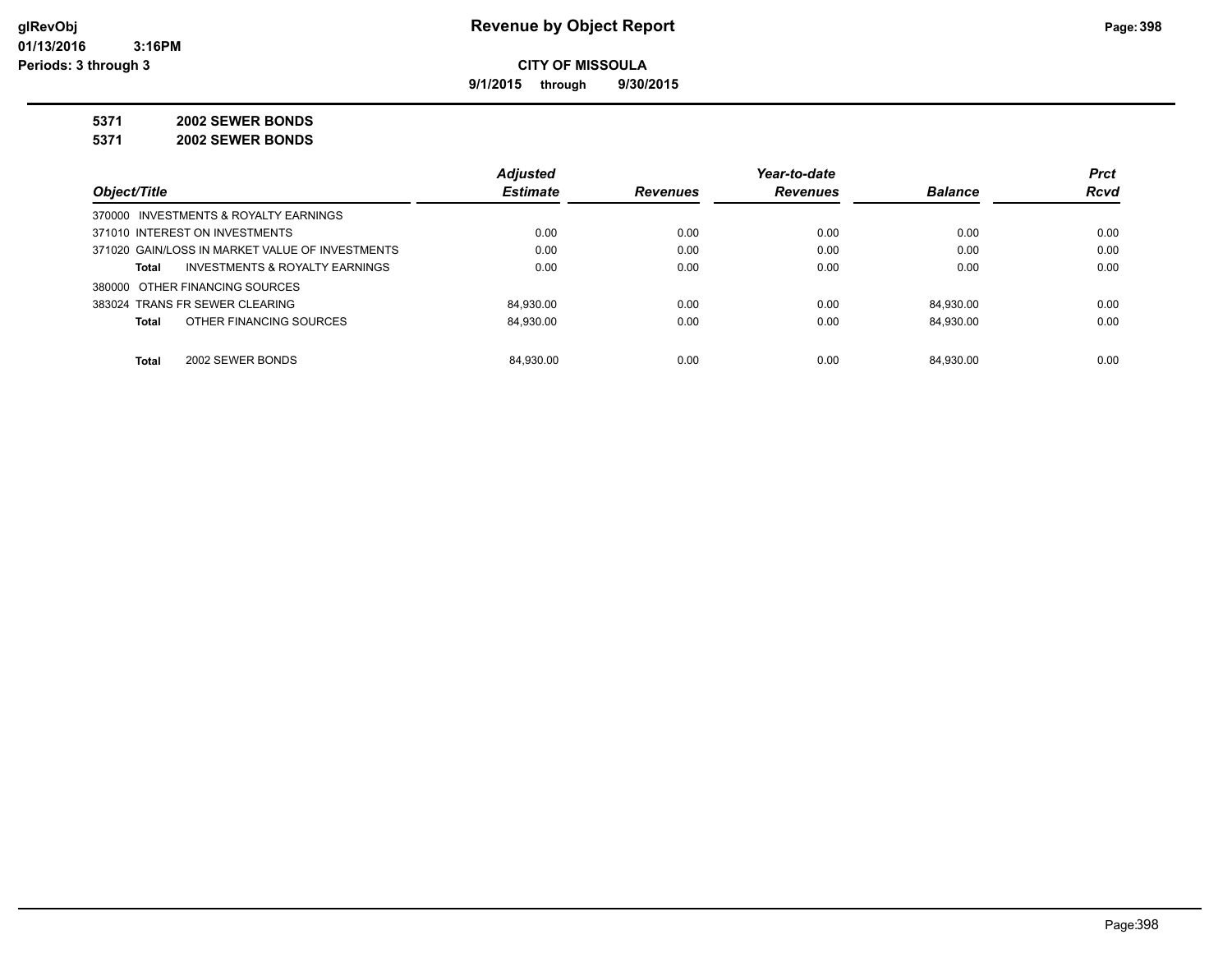glRevObj
01/13/2016 3:16PM
Periods: 3 through 3

# Revenue by Object Report

**CITY OF MISSOULA**

**9/1/2015 through 9/30/2015**

**5371 2002 SEWER BONDS**

**5371 2002 SEWER BONDS**

| Object/Title | Adjusted Estimate | Revenues | Year-to-date Revenues | Balance | Prct Rcvd |
|---|---|---|---|---|---|
| 370000 INVESTMENTS & ROYALTY EARNINGS | | | | | |
| 371010 INTEREST ON INVESTMENTS | 0.00 | 0.00 | 0.00 | 0.00 | 0.00 |
| 371020 GAIN/LOSS IN MARKET VALUE OF INVESTMENTS | 0.00 | 0.00 | 0.00 | 0.00 | 0.00 |
| **Total** INVESTMENTS & ROYALTY EARNINGS | 0.00 | 0.00 | 0.00 | 0.00 | 0.00 |
| 380000 OTHER FINANCING SOURCES | | | | | |
| 383024 TRANS FR SEWER CLEARING | 84,930.00 | 0.00 | 0.00 | 84,930.00 | 0.00 |
| **Total** OTHER FINANCING SOURCES | 84,930.00 | 0.00 | 0.00 | 84,930.00 | 0.00 |
| **Total** 2002 SEWER BONDS | 84,930.00 | 0.00 | 0.00 | 84,930.00 | 0.00 |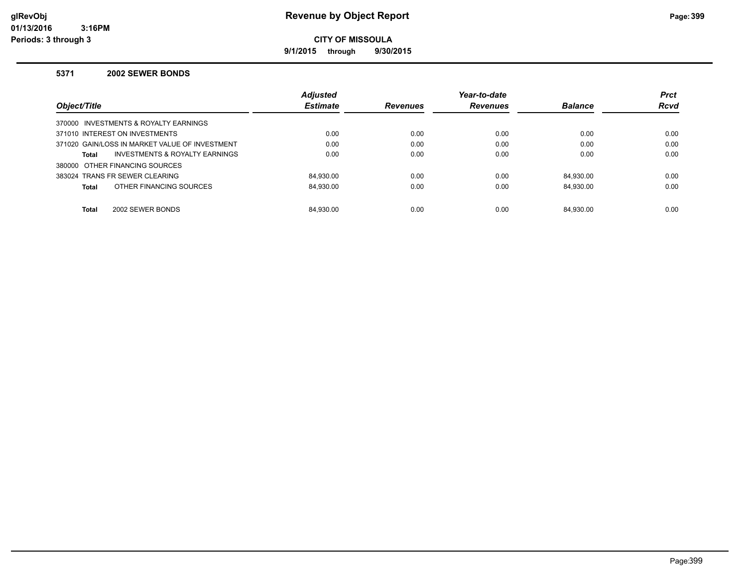# Revenue by Object Report

**CITY OF MISSOULA**

**9/1/2015 through 9/30/2015**

glRevObj
01/13/2016 3:16PM
Periods: 3 through 3

### 5371 2002 SEWER BONDS

| Object/Title | Adjusted Estimate | Revenues | Year-to-date Revenues | Balance | Prct Rcvd |
|---|---|---|---|---|---|
| 370000 INVESTMENTS & ROYALTY EARNINGS | | | | | |
| 371010 INTEREST ON INVESTMENTS | 0.00 | 0.00 | 0.00 | 0.00 | 0.00 |
| 371020 GAIN/LOSS IN MARKET VALUE OF INVESTMENT | 0.00 | 0.00 | 0.00 | 0.00 | 0.00 |
| **Total** INVESTMENTS & ROYALTY EARNINGS | 0.00 | 0.00 | 0.00 | 0.00 | 0.00 |
| 380000 OTHER FINANCING SOURCES | | | | | |
| 383024 TRANS FR SEWER CLEARING | 84,930.00 | 0.00 | 0.00 | 84,930.00 | 0.00 |
| **Total** OTHER FINANCING SOURCES | 84,930.00 | 0.00 | 0.00 | 84,930.00 | 0.00 |
| **Total** 2002 SEWER BONDS | 84,930.00 | 0.00 | 0.00 | 84,930.00 | 0.00 |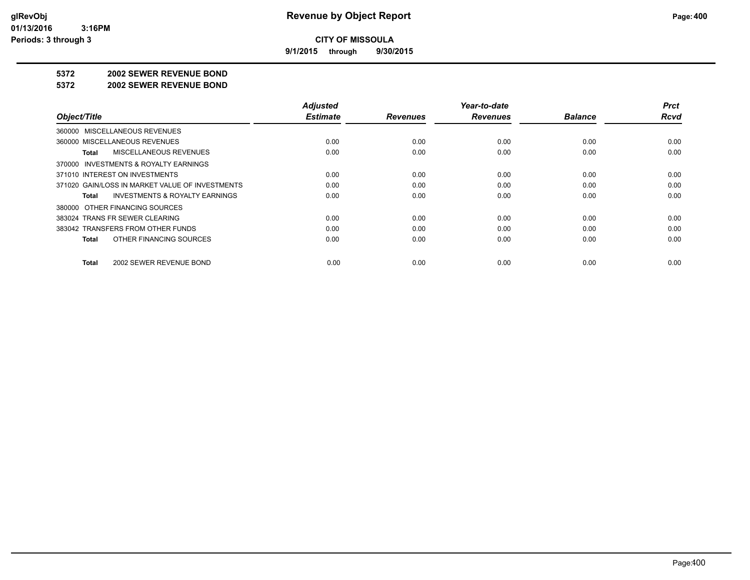# Revenue by Object Report

**CITY OF MISSOULA**

**9/1/2015 through 9/30/2015**

glRevObj
01/13/2016 3:16PM
Periods: 3 through 3

**5372 2002 SEWER REVENUE BOND**

**5372 2002 SEWER REVENUE BOND**

| Object/Title | Adjusted Estimate | Revenues | Year-to-date Revenues | Balance | Prct Rcvd |
|---|---|---|---|---|---|
| 360000 MISCELLANEOUS REVENUES | | | | | |
| 360000 MISCELLANEOUS REVENUES | 0.00 | 0.00 | 0.00 | 0.00 | 0.00 |
| **Total** MISCELLANEOUS REVENUES | 0.00 | 0.00 | 0.00 | 0.00 | 0.00 |
| 370000 INVESTMENTS & ROYALTY EARNINGS | | | | | |
| 371010 INTEREST ON INVESTMENTS | 0.00 | 0.00 | 0.00 | 0.00 | 0.00 |
| 371020 GAIN/LOSS IN MARKET VALUE OF INVESTMENTS | 0.00 | 0.00 | 0.00 | 0.00 | 0.00 |
| **Total** INVESTMENTS & ROYALTY EARNINGS | 0.00 | 0.00 | 0.00 | 0.00 | 0.00 |
| 380000 OTHER FINANCING SOURCES | | | | | |
| 383024 TRANS FR SEWER CLEARING | 0.00 | 0.00 | 0.00 | 0.00 | 0.00 |
| 383042 TRANSFERS FROM OTHER FUNDS | 0.00 | 0.00 | 0.00 | 0.00 | 0.00 |
| **Total** OTHER FINANCING SOURCES | 0.00 | 0.00 | 0.00 | 0.00 | 0.00 |
| **Total** 2002 SEWER REVENUE BOND | 0.00 | 0.00 | 0.00 | 0.00 | 0.00 |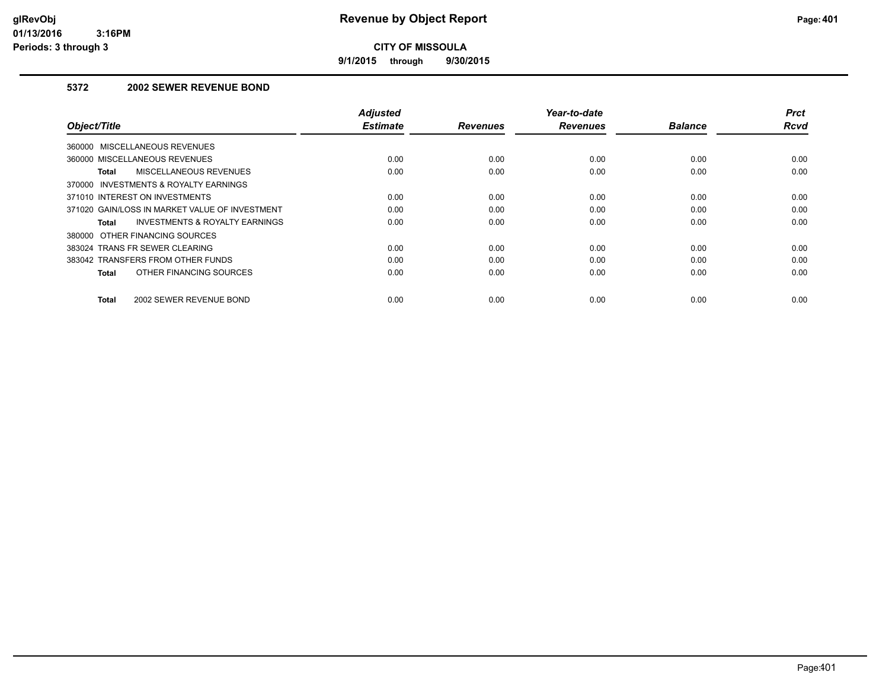# Revenue by Object Report

**CITY OF MISSOULA**

**9/1/2015 through 9/30/2015**

### 5372 2002 SEWER REVENUE BOND

| Object/Title | Adjusted Estimate | Revenues | Year-to-date Revenues | Balance | Prct Rcvd |
|---|---|---|---|---|---|
| 360000 MISCELLANEOUS REVENUES | | | | | |
| 360000 MISCELLANEOUS REVENUES | 0.00 | 0.00 | 0.00 | 0.00 | 0.00 |
| **Total** MISCELLANEOUS REVENUES | 0.00 | 0.00 | 0.00 | 0.00 | 0.00 |
| 370000 INVESTMENTS & ROYALTY EARNINGS | | | | | |
| 371010 INTEREST ON INVESTMENTS | 0.00 | 0.00 | 0.00 | 0.00 | 0.00 |
| 371020 GAIN/LOSS IN MARKET VALUE OF INVESTMENT | 0.00 | 0.00 | 0.00 | 0.00 | 0.00 |
| **Total** INVESTMENTS & ROYALTY EARNINGS | 0.00 | 0.00 | 0.00 | 0.00 | 0.00 |
| 380000 OTHER FINANCING SOURCES | | | | | |
| 383024 TRANS FR SEWER CLEARING | 0.00 | 0.00 | 0.00 | 0.00 | 0.00 |
| 383042 TRANSFERS FROM OTHER FUNDS | 0.00 | 0.00 | 0.00 | 0.00 | 0.00 |
| **Total** OTHER FINANCING SOURCES | 0.00 | 0.00 | 0.00 | 0.00 | 0.00 |
| **Total** 2002 SEWER REVENUE BOND | 0.00 | 0.00 | 0.00 | 0.00 | 0.00 |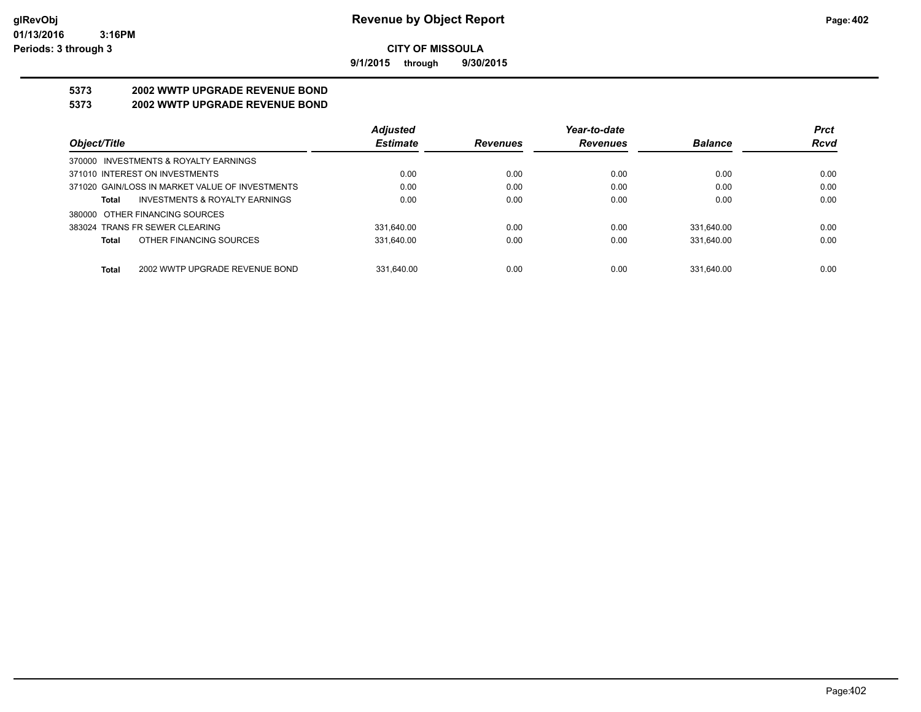# Revenue by Object Report

**CITY OF MISSOULA**

**9/1/2015 through 9/30/2015**

glRevObj
01/13/2016 3:16PM
Periods: 3 through 3

## 5373 2002 WWTP UPGRADE REVENUE BOND
## 5373 2002 WWTP UPGRADE REVENUE BOND

| Object/Title | Adjusted Estimate | Revenues | Year-to-date Revenues | Balance | Prct Rcvd |
|---|---|---|---|---|---|
| 370000 INVESTMENTS & ROYALTY EARNINGS | | | | | |
| 371010 INTEREST ON INVESTMENTS | 0.00 | 0.00 | 0.00 | 0.00 | 0.00 |
| 371020 GAIN/LOSS IN MARKET VALUE OF INVESTMENTS | 0.00 | 0.00 | 0.00 | 0.00 | 0.00 |
| **Total** INVESTMENTS & ROYALTY EARNINGS | 0.00 | 0.00 | 0.00 | 0.00 | 0.00 |
| 380000 OTHER FINANCING SOURCES | | | | | |
| 383024 TRANS FR SEWER CLEARING | 331,640.00 | 0.00 | 0.00 | 331,640.00 | 0.00 |
| **Total** OTHER FINANCING SOURCES | 331,640.00 | 0.00 | 0.00 | 331,640.00 | 0.00 |
| **Total** 2002 WWTP UPGRADE REVENUE BOND | 331,640.00 | 0.00 | 0.00 | 331,640.00 | 0.00 |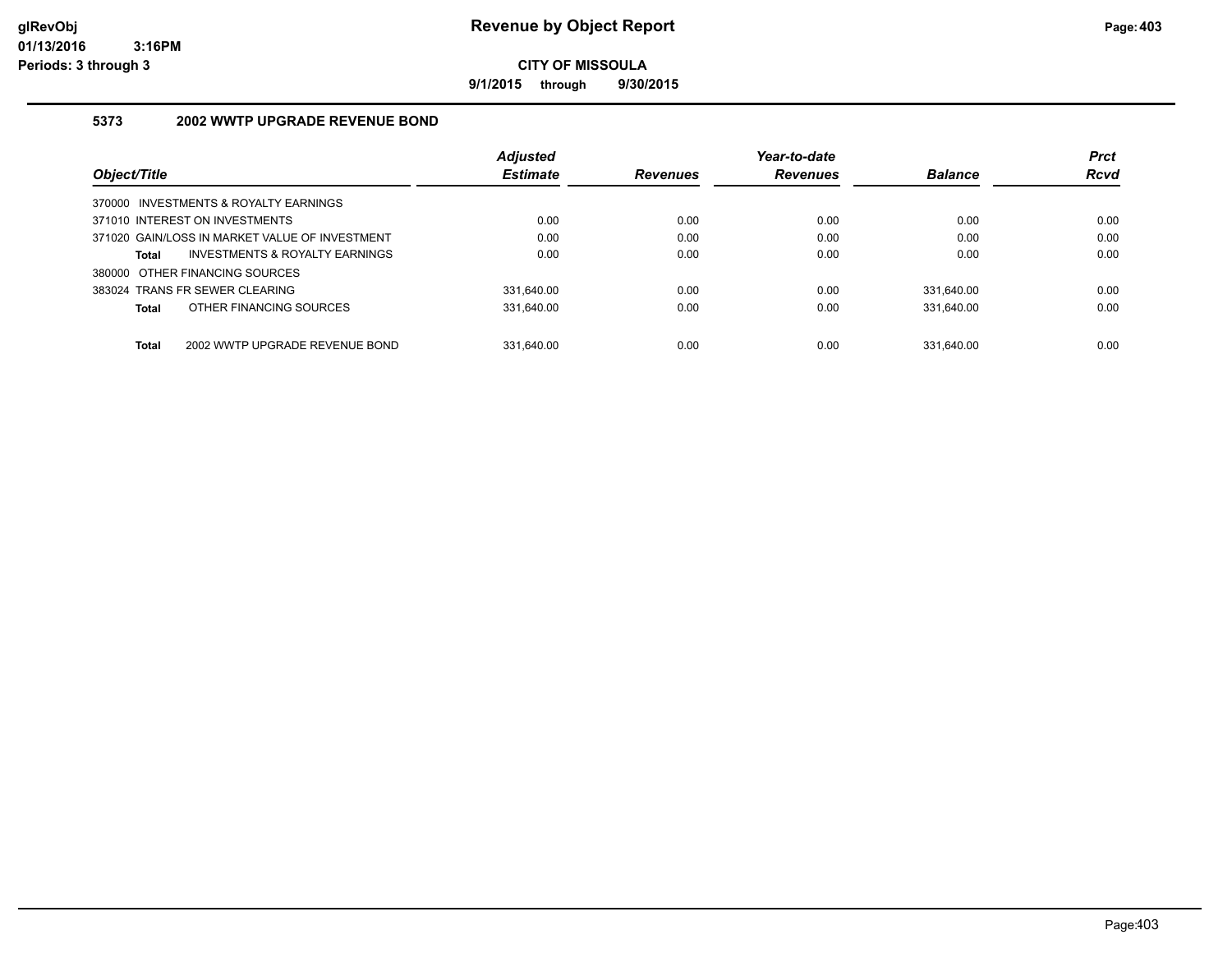**Revenue by Object Report**

**CITY OF MISSOULA**

**9/1/2015 through 9/30/2015**

glRevObj
01/13/2016 3:16PM
Periods: 3 through 3

### 5373 2002 WWTP UPGRADE REVENUE BOND

| Object/Title | Adjusted Estimate | Revenues | Year-to-date Revenues | Balance | Prct Rcvd |
|---|---|---|---|---|---|
| 370000 INVESTMENTS & ROYALTY EARNINGS | | | | | |
| 371010 INTEREST ON INVESTMENTS | 0.00 | 0.00 | 0.00 | 0.00 | 0.00 |
| 371020 GAIN/LOSS IN MARKET VALUE OF INVESTMENT | 0.00 | 0.00 | 0.00 | 0.00 | 0.00 |
| **Total** INVESTMENTS & ROYALTY EARNINGS | 0.00 | 0.00 | 0.00 | 0.00 | 0.00 |
| 380000 OTHER FINANCING SOURCES | | | | | |
| 383024 TRANS FR SEWER CLEARING | 331,640.00 | 0.00 | 0.00 | 331,640.00 | 0.00 |
| **Total** OTHER FINANCING SOURCES | 331,640.00 | 0.00 | 0.00 | 331,640.00 | 0.00 |
| **Total** 2002 WWTP UPGRADE REVENUE BOND | 331,640.00 | 0.00 | 0.00 | 331,640.00 | 0.00 |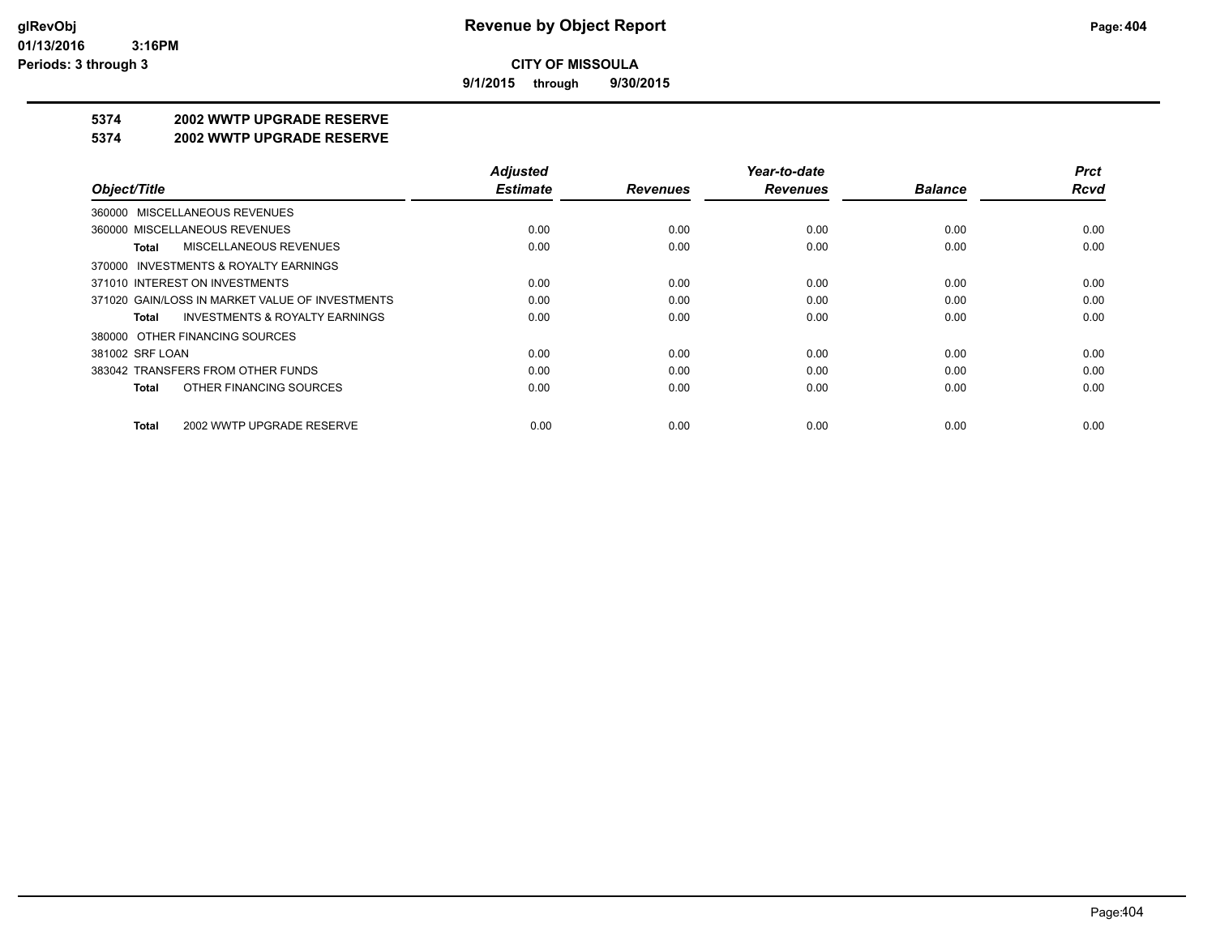CITY OF MISSOULA

9/1/2015 through 9/30/2015

**5374 2002 WWTP UPGRADE RESERVE**

**5374 2002 WWTP UPGRADE RESERVE**

| Object/Title | Adjusted Estimate | Revenues | Year-to-date Revenues | Balance | Prct Rcvd |
|---|---|---|---|---|---|
| 360000 MISCELLANEOUS REVENUES | | | | | |
| 360000 MISCELLANEOUS REVENUES | 0.00 | 0.00 | 0.00 | 0.00 | 0.00 |
| **Total** MISCELLANEOUS REVENUES | 0.00 | 0.00 | 0.00 | 0.00 | 0.00 |
| 370000 INVESTMENTS & ROYALTY EARNINGS | | | | | |
| 371010 INTEREST ON INVESTMENTS | 0.00 | 0.00 | 0.00 | 0.00 | 0.00 |
| 371020 GAIN/LOSS IN MARKET VALUE OF INVESTMENTS | 0.00 | 0.00 | 0.00 | 0.00 | 0.00 |
| **Total** INVESTMENTS & ROYALTY EARNINGS | 0.00 | 0.00 | 0.00 | 0.00 | 0.00 |
| 380000 OTHER FINANCING SOURCES | | | | | |
| 381002 SRF LOAN | 0.00 | 0.00 | 0.00 | 0.00 | 0.00 |
| 383042 TRANSFERS FROM OTHER FUNDS | 0.00 | 0.00 | 0.00 | 0.00 | 0.00 |
| **Total** OTHER FINANCING SOURCES | 0.00 | 0.00 | 0.00 | 0.00 | 0.00 |
| **Total** 2002 WWTP UPGRADE RESERVE | 0.00 | 0.00 | 0.00 | 0.00 | 0.00 |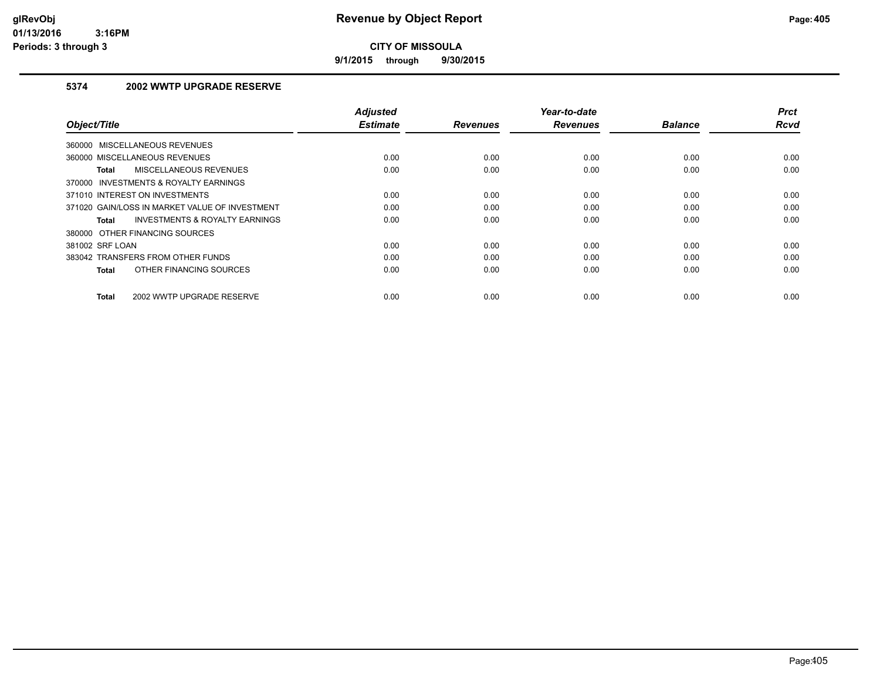glRevObj
01/13/2016 3:16PM
Periods: 3 through 3

# Revenue by Object Report

**CITY OF MISSOULA**

**9/1/2015 through 9/30/2015**

### 5374 2002 WWTP UPGRADE RESERVE

| Object/Title | Adjusted Estimate | Revenues | Year-to-date Revenues | Balance | Prct Rcvd |
|---|---|---|---|---|---|
| 360000 MISCELLANEOUS REVENUES | | | | | |
| 360000 MISCELLANEOUS REVENUES | 0.00 | 0.00 | 0.00 | 0.00 | 0.00 |
| **Total** MISCELLANEOUS REVENUES | 0.00 | 0.00 | 0.00 | 0.00 | 0.00 |
| 370000 INVESTMENTS & ROYALTY EARNINGS | | | | | |
| 371010 INTEREST ON INVESTMENTS | 0.00 | 0.00 | 0.00 | 0.00 | 0.00 |
| 371020 GAIN/LOSS IN MARKET VALUE OF INVESTMENT | 0.00 | 0.00 | 0.00 | 0.00 | 0.00 |
| **Total** INVESTMENTS & ROYALTY EARNINGS | 0.00 | 0.00 | 0.00 | 0.00 | 0.00 |
| 380000 OTHER FINANCING SOURCES | | | | | |
| 381002 SRF LOAN | 0.00 | 0.00 | 0.00 | 0.00 | 0.00 |
| 383042 TRANSFERS FROM OTHER FUNDS | 0.00 | 0.00 | 0.00 | 0.00 | 0.00 |
| **Total** OTHER FINANCING SOURCES | 0.00 | 0.00 | 0.00 | 0.00 | 0.00 |
| **Total** 2002 WWTP UPGRADE RESERVE | 0.00 | 0.00 | 0.00 | 0.00 | 0.00 |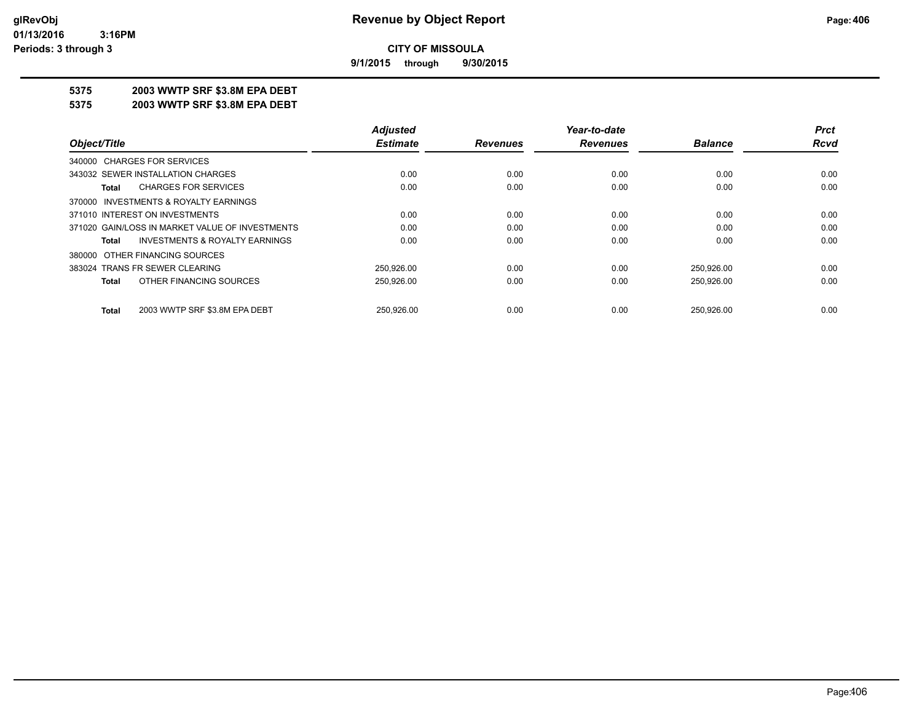**Revenue by Object Report**

**CITY OF MISSOULA**

**9/1/2015 through 9/30/2015**

glRevObj
01/13/2016 3:16PM
Periods: 3 through 3

**5375 2003 WWTP SRF $3.8M EPA DEBT**

**5375 2003 WWTP SRF $3.8M EPA DEBT**

| Object/Title | Adjusted Estimate | Revenues | Year-to-date Revenues | Balance | Prct Rcvd |
|---|---|---|---|---|---|
| 340000 CHARGES FOR SERVICES | | | | | |
| 343032 SEWER INSTALLATION CHARGES | 0.00 | 0.00 | 0.00 | 0.00 | 0.00 |
| **Total** CHARGES FOR SERVICES | 0.00 | 0.00 | 0.00 | 0.00 | 0.00 |
| 370000 INVESTMENTS & ROYALTY EARNINGS | | | | | |
| 371010 INTEREST ON INVESTMENTS | 0.00 | 0.00 | 0.00 | 0.00 | 0.00 |
| 371020 GAIN/LOSS IN MARKET VALUE OF INVESTMENTS | 0.00 | 0.00 | 0.00 | 0.00 | 0.00 |
| **Total** INVESTMENTS & ROYALTY EARNINGS | 0.00 | 0.00 | 0.00 | 0.00 | 0.00 |
| 380000 OTHER FINANCING SOURCES | | | | | |
| 383024 TRANS FR SEWER CLEARING | 250,926.00 | 0.00 | 0.00 | 250,926.00 | 0.00 |
| **Total** OTHER FINANCING SOURCES | 250,926.00 | 0.00 | 0.00 | 250,926.00 | 0.00 |
| **Total** 2003 WWTP SRF $3.8M EPA DEBT | 250,926.00 | 0.00 | 0.00 | 250,926.00 | 0.00 |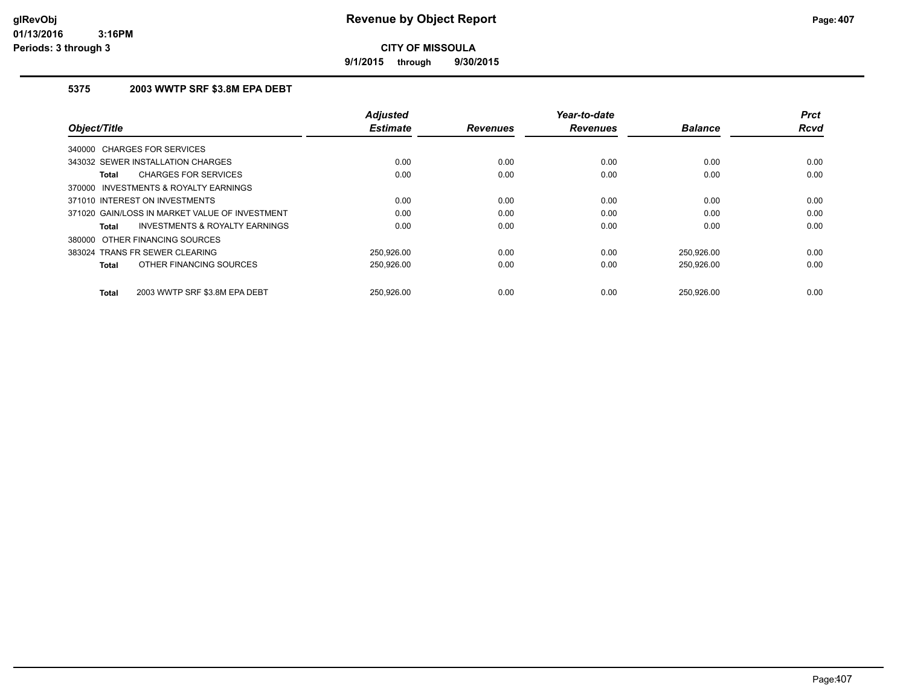# Revenue by Object Report

**CITY OF MISSOULA**

**9/1/2015 through 9/30/2015**

glRevObj
01/13/2016 3:16PM
Periods: 3 through 3

## 5375 2003 WWTP SRF $3.8M EPA DEBT

| Object/Title | Adjusted Estimate | Revenues | Year-to-date Revenues | Balance | Prct Rcvd |
|---|---|---|---|---|---|
| 340000 CHARGES FOR SERVICES | | | | | |
| 343032 SEWER INSTALLATION CHARGES | 0.00 | 0.00 | 0.00 | 0.00 | 0.00 |
| **Total** CHARGES FOR SERVICES | 0.00 | 0.00 | 0.00 | 0.00 | 0.00 |
| 370000 INVESTMENTS & ROYALTY EARNINGS | | | | | |
| 371010 INTEREST ON INVESTMENTS | 0.00 | 0.00 | 0.00 | 0.00 | 0.00 |
| 371020 GAIN/LOSS IN MARKET VALUE OF INVESTMENT | 0.00 | 0.00 | 0.00 | 0.00 | 0.00 |
| **Total** INVESTMENTS & ROYALTY EARNINGS | 0.00 | 0.00 | 0.00 | 0.00 | 0.00 |
| 380000 OTHER FINANCING SOURCES | | | | | |
| 383024 TRANS FR SEWER CLEARING | 250,926.00 | 0.00 | 0.00 | 250,926.00 | 0.00 |
| **Total** OTHER FINANCING SOURCES | 250,926.00 | 0.00 | 0.00 | 250,926.00 | 0.00 |
| **Total** 2003 WWTP SRF $3.8M EPA DEBT | 250,926.00 | 0.00 | 0.00 | 250,926.00 | 0.00 |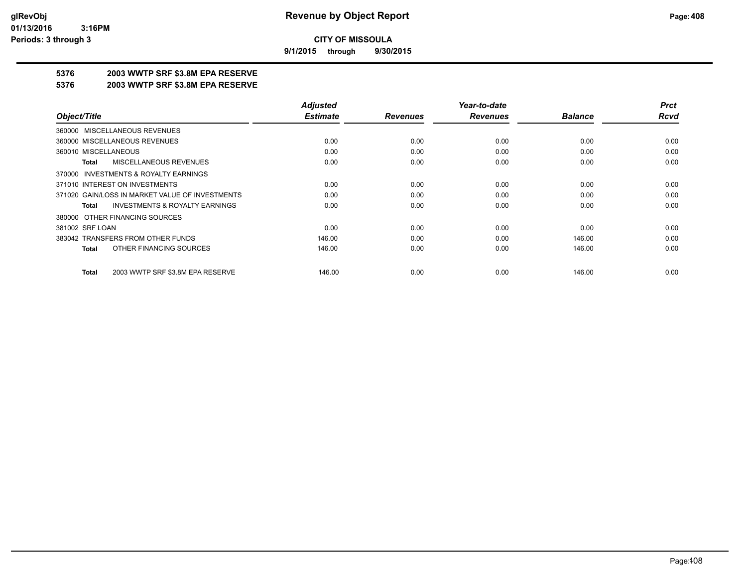**CITY OF MISSOULA**

**9/1/2015 through 9/30/2015**

# Revenue by Object Report

**5376 2003 WWTP SRF $3.8M EPA RESERVE**

**5376 2003 WWTP SRF $3.8M EPA RESERVE**

| Object/Title | Adjusted Estimate | Revenues | Year-to-date Revenues | Balance | Prct Rcvd |
|---|---|---|---|---|---|
| 360000 MISCELLANEOUS REVENUES | | | | | |
| 360000 MISCELLANEOUS REVENUES | 0.00 | 0.00 | 0.00 | 0.00 | 0.00 |
| 360010 MISCELLANEOUS | 0.00 | 0.00 | 0.00 | 0.00 | 0.00 |
| **Total** MISCELLANEOUS REVENUES | 0.00 | 0.00 | 0.00 | 0.00 | 0.00 |
| 370000 INVESTMENTS & ROYALTY EARNINGS | | | | | |
| 371010 INTEREST ON INVESTMENTS | 0.00 | 0.00 | 0.00 | 0.00 | 0.00 |
| 371020 GAIN/LOSS IN MARKET VALUE OF INVESTMENTS | 0.00 | 0.00 | 0.00 | 0.00 | 0.00 |
| **Total** INVESTMENTS & ROYALTY EARNINGS | 0.00 | 0.00 | 0.00 | 0.00 | 0.00 |
| 380000 OTHER FINANCING SOURCES | | | | | |
| 381002 SRF LOAN | 0.00 | 0.00 | 0.00 | 0.00 | 0.00 |
| 383042 TRANSFERS FROM OTHER FUNDS | 146.00 | 0.00 | 0.00 | 146.00 | 0.00 |
| **Total** OTHER FINANCING SOURCES | 146.00 | 0.00 | 0.00 | 146.00 | 0.00 |
| **Total** 2003 WWTP SRF $3.8M EPA RESERVE | 146.00 | 0.00 | 0.00 | 146.00 | 0.00 |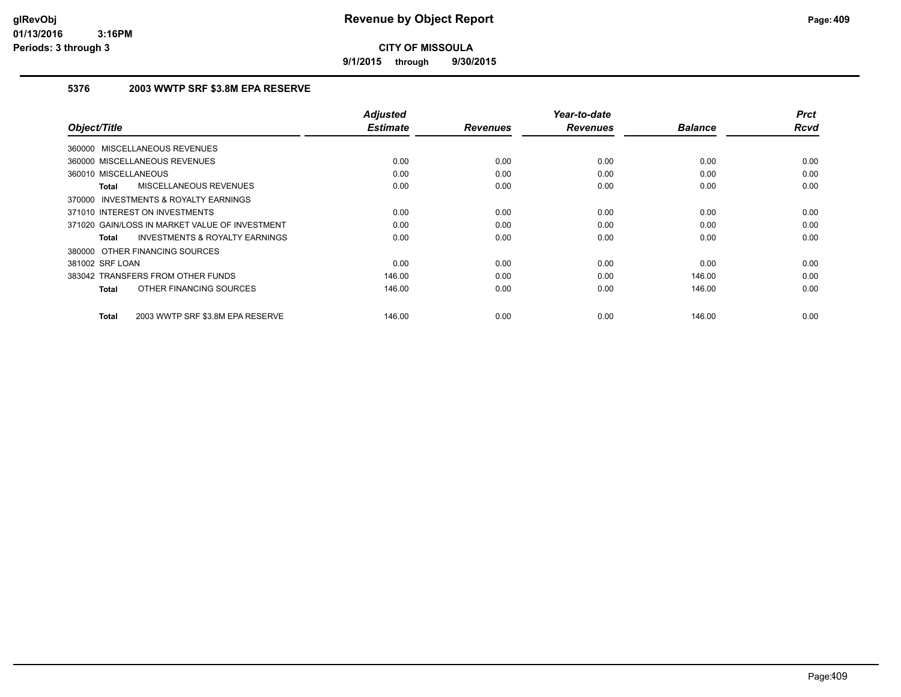# Revenue by Object Report

**CITY OF MISSOULA**

**9/1/2015 through 9/30/2015**

glRevObj
01/13/2016 3:16PM
Periods: 3 through 3

### 5376 2003 WWTP SRF $3.8M EPA RESERVE

| Object/Title | Adjusted Estimate | Revenues | Year-to-date Revenues | Balance | Prct Rcvd |
|---|---|---|---|---|---|
| 360000 MISCELLANEOUS REVENUES | | | | | |
| 360000 MISCELLANEOUS REVENUES | 0.00 | 0.00 | 0.00 | 0.00 | 0.00 |
| 360010 MISCELLANEOUS | 0.00 | 0.00 | 0.00 | 0.00 | 0.00 |
| **Total** MISCELLANEOUS REVENUES | 0.00 | 0.00 | 0.00 | 0.00 | 0.00 |
| 370000 INVESTMENTS & ROYALTY EARNINGS | | | | | |
| 371010 INTEREST ON INVESTMENTS | 0.00 | 0.00 | 0.00 | 0.00 | 0.00 |
| 371020 GAIN/LOSS IN MARKET VALUE OF INVESTMENT | 0.00 | 0.00 | 0.00 | 0.00 | 0.00 |
| **Total** INVESTMENTS & ROYALTY EARNINGS | 0.00 | 0.00 | 0.00 | 0.00 | 0.00 |
| 380000 OTHER FINANCING SOURCES | | | | | |
| 381002 SRF LOAN | 0.00 | 0.00 | 0.00 | 0.00 | 0.00 |
| 383042 TRANSFERS FROM OTHER FUNDS | 146.00 | 0.00 | 0.00 | 146.00 | 0.00 |
| **Total** OTHER FINANCING SOURCES | 146.00 | 0.00 | 0.00 | 146.00 | 0.00 |
| **Total** 2003 WWTP SRF $3.8M EPA RESERVE | 146.00 | 0.00 | 0.00 | 146.00 | 0.00 |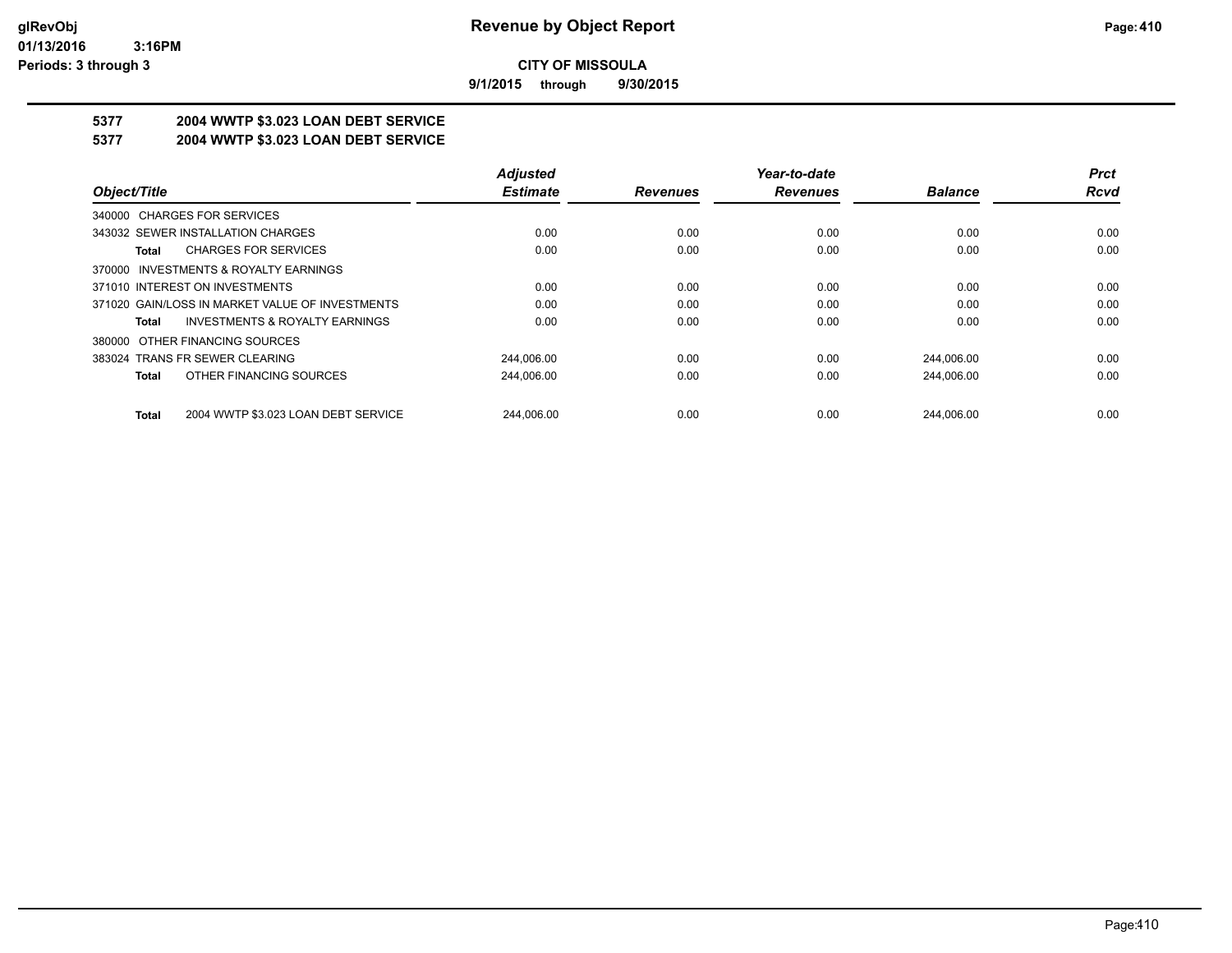# Revenue by Object Report

**CITY OF MISSOULA**

**9/1/2015 through 9/30/2015**

glRevObj
01/13/2016 3:16PM
Periods: 3 through 3

## 5377 2004 WWTP $3.023 LOAN DEBT SERVICE
## 5377 2004 WWTP $3.023 LOAN DEBT SERVICE

| Object/Title | Adjusted Estimate | Revenues | Year-to-date Revenues | Balance | Prct Rcvd |
|---|---|---|---|---|---|
| 340000 CHARGES FOR SERVICES | | | | | |
| 343032 SEWER INSTALLATION CHARGES | 0.00 | 0.00 | 0.00 | 0.00 | 0.00 |
| **Total** CHARGES FOR SERVICES | 0.00 | 0.00 | 0.00 | 0.00 | 0.00 |
| 370000 INVESTMENTS & ROYALTY EARNINGS | | | | | |
| 371010 INTEREST ON INVESTMENTS | 0.00 | 0.00 | 0.00 | 0.00 | 0.00 |
| 371020 GAIN/LOSS IN MARKET VALUE OF INVESTMENTS | 0.00 | 0.00 | 0.00 | 0.00 | 0.00 |
| **Total** INVESTMENTS & ROYALTY EARNINGS | 0.00 | 0.00 | 0.00 | 0.00 | 0.00 |
| 380000 OTHER FINANCING SOURCES | | | | | |
| 383024 TRANS FR SEWER CLEARING | 244,006.00 | 0.00 | 0.00 | 244,006.00 | 0.00 |
| **Total** OTHER FINANCING SOURCES | 244,006.00 | 0.00 | 0.00 | 244,006.00 | 0.00 |
| **Total** 2004 WWTP $3.023 LOAN DEBT SERVICE | 244,006.00 | 0.00 | 0.00 | 244,006.00 | 0.00 |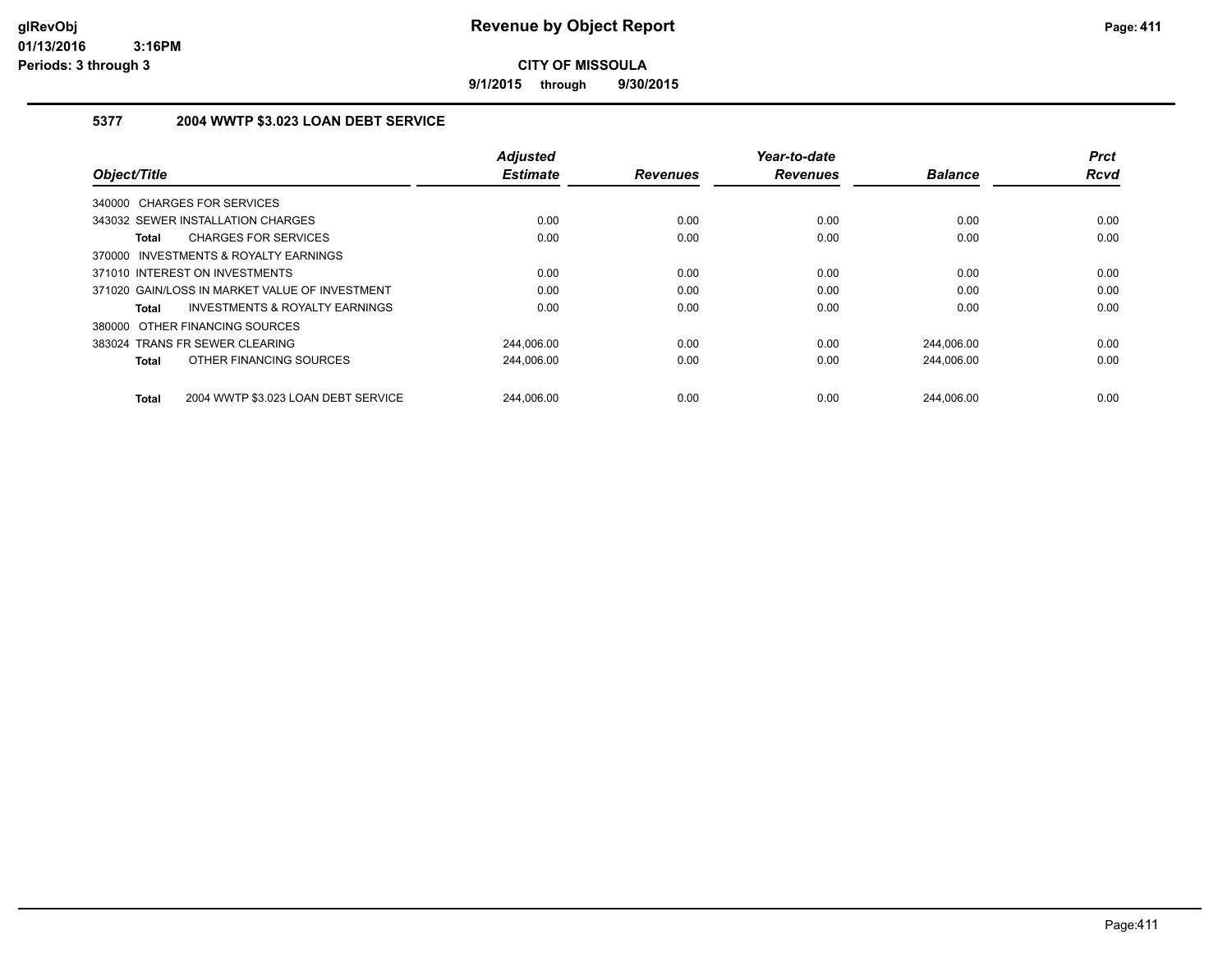glRevObj
01/13/2016 3:16PM
Periods: 3 through 3

# Revenue by Object Report

**CITY OF MISSOULA**

**9/1/2015 through 9/30/2015**

### 5377 2004 WWTP $3.023 LOAN DEBT SERVICE

| Object/Title | Adjusted Estimate | Revenues | Year-to-date Revenues | Balance | Prct Rcvd |
|---|---|---|---|---|---|
| 340000 CHARGES FOR SERVICES | | | | | |
| 343032 SEWER INSTALLATION CHARGES | 0.00 | 0.00 | 0.00 | 0.00 | 0.00 |
| **Total** CHARGES FOR SERVICES | 0.00 | 0.00 | 0.00 | 0.00 | 0.00 |
| 370000 INVESTMENTS & ROYALTY EARNINGS | | | | | |
| 371010 INTEREST ON INVESTMENTS | 0.00 | 0.00 | 0.00 | 0.00 | 0.00 |
| 371020 GAIN/LOSS IN MARKET VALUE OF INVESTMENT | 0.00 | 0.00 | 0.00 | 0.00 | 0.00 |
| **Total** INVESTMENTS & ROYALTY EARNINGS | 0.00 | 0.00 | 0.00 | 0.00 | 0.00 |
| 380000 OTHER FINANCING SOURCES | | | | | |
| 383024 TRANS FR SEWER CLEARING | 244,006.00 | 0.00 | 0.00 | 244,006.00 | 0.00 |
| **Total** OTHER FINANCING SOURCES | 244,006.00 | 0.00 | 0.00 | 244,006.00 | 0.00 |
| **Total** 2004 WWTP $3.023 LOAN DEBT SERVICE | 244,006.00 | 0.00 | 0.00 | 244,006.00 | 0.00 |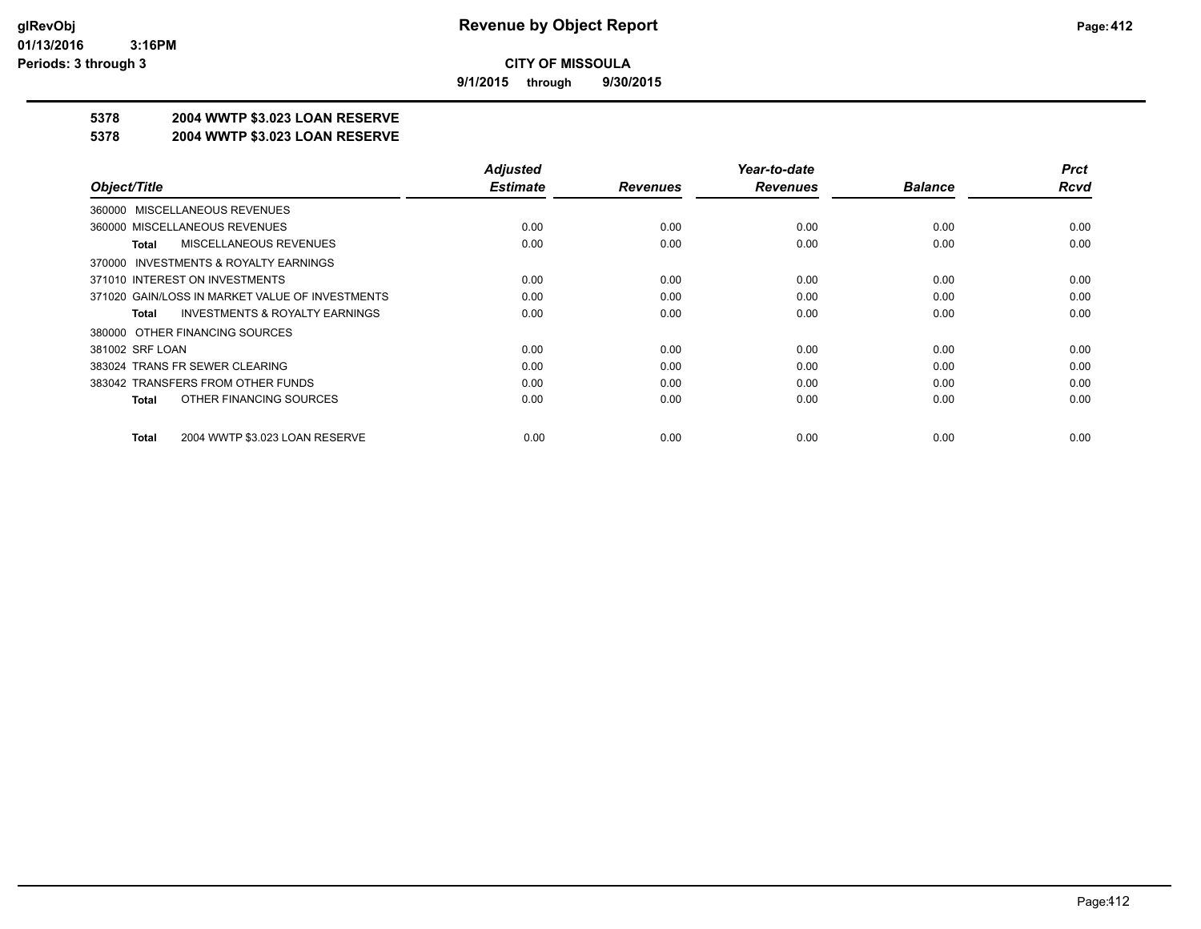**glRevObj**
**01/13/2016 3:16PM**
**Periods: 3 through 3**

# Revenue by Object Report

**CITY OF MISSOULA**

**9/1/2015 through 9/30/2015**

## 5378 2004 WWTP \$3.023 LOAN RESERVE
## 5378 2004 WWTP \$3.023 LOAN RESERVE

| Object/Title | Adjusted Estimate | Revenues | Year-to-date Revenues | Balance | Prct Rcvd |
|---|---|---|---|---|---|
| 360000 MISCELLANEOUS REVENUES | | | | | |
| 360000 MISCELLANEOUS REVENUES | 0.00 | 0.00 | 0.00 | 0.00 | 0.00 |
| **Total** MISCELLANEOUS REVENUES | 0.00 | 0.00 | 0.00 | 0.00 | 0.00 |
| 370000 INVESTMENTS & ROYALTY EARNINGS | | | | | |
| 371010 INTEREST ON INVESTMENTS | 0.00 | 0.00 | 0.00 | 0.00 | 0.00 |
| 371020 GAIN/LOSS IN MARKET VALUE OF INVESTMENTS | 0.00 | 0.00 | 0.00 | 0.00 | 0.00 |
| **Total** INVESTMENTS & ROYALTY EARNINGS | 0.00 | 0.00 | 0.00 | 0.00 | 0.00 |
| 380000 OTHER FINANCING SOURCES | | | | | |
| 381002 SRF LOAN | 0.00 | 0.00 | 0.00 | 0.00 | 0.00 |
| 383024 TRANS FR SEWER CLEARING | 0.00 | 0.00 | 0.00 | 0.00 | 0.00 |
| 383042 TRANSFERS FROM OTHER FUNDS | 0.00 | 0.00 | 0.00 | 0.00 | 0.00 |
| **Total** OTHER FINANCING SOURCES | 0.00 | 0.00 | 0.00 | 0.00 | 0.00 |
| **Total** 2004 WWTP \$3.023 LOAN RESERVE | 0.00 | 0.00 | 0.00 | 0.00 | 0.00 |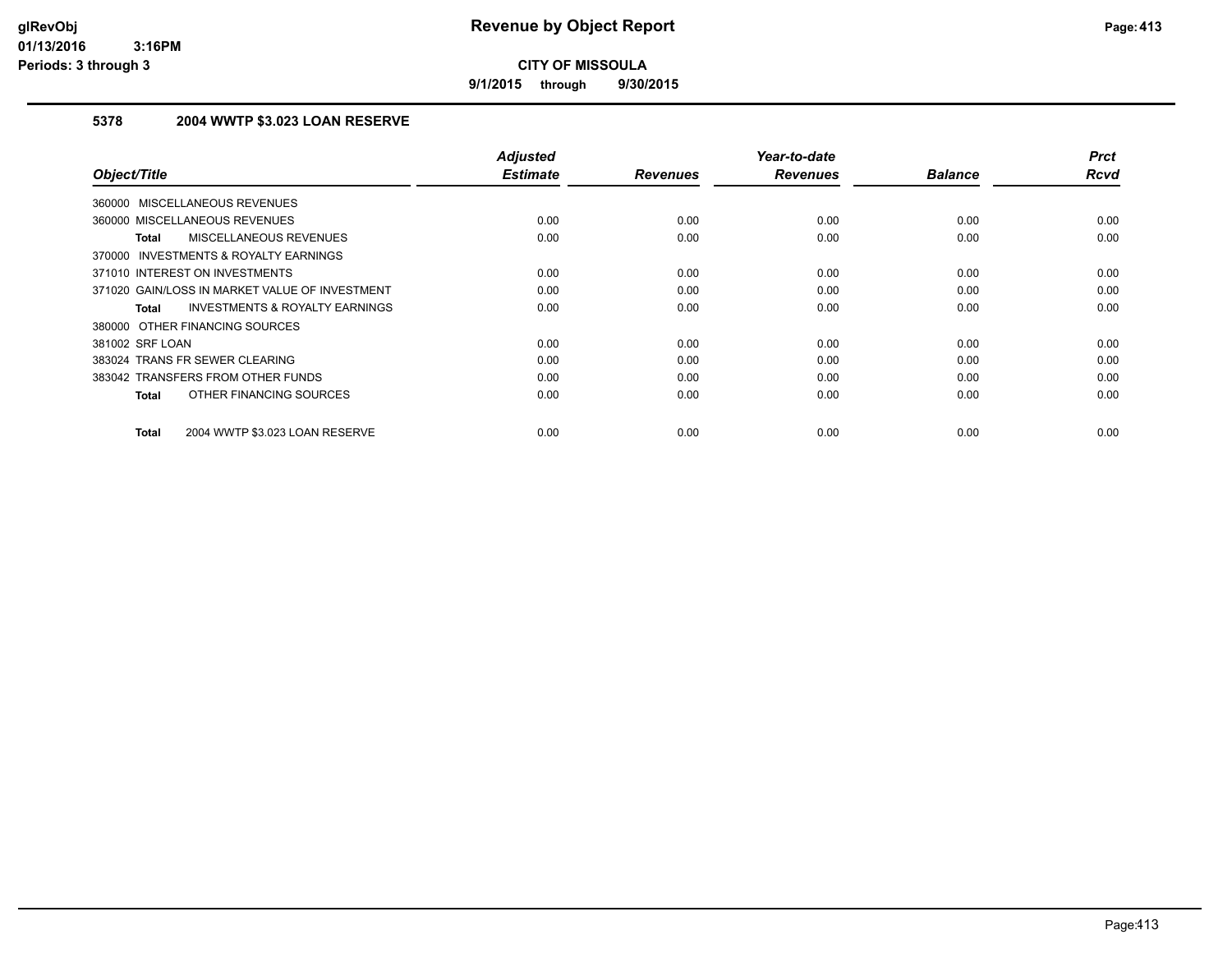**glRevObj**
**01/13/2016 3:16PM**
**Periods: 3 through 3**

# Revenue by Object Report

**CITY OF MISSOULA**

**9/1/2015 through 9/30/2015**

### 5378 2004 WWTP $3.023 LOAN RESERVE

| Object/Title | Adjusted Estimate | Revenues | Year-to-date Revenues | Balance | Prct Rcvd |
|---|---|---|---|---|---|
| 360000 MISCELLANEOUS REVENUES | | | | | |
| 360000 MISCELLANEOUS REVENUES | 0.00 | 0.00 | 0.00 | 0.00 | 0.00 |
| **Total** MISCELLANEOUS REVENUES | 0.00 | 0.00 | 0.00 | 0.00 | 0.00 |
| 370000 INVESTMENTS & ROYALTY EARNINGS | | | | | |
| 371010 INTEREST ON INVESTMENTS | 0.00 | 0.00 | 0.00 | 0.00 | 0.00 |
| 371020 GAIN/LOSS IN MARKET VALUE OF INVESTMENT | 0.00 | 0.00 | 0.00 | 0.00 | 0.00 |
| **Total** INVESTMENTS & ROYALTY EARNINGS | 0.00 | 0.00 | 0.00 | 0.00 | 0.00 |
| 380000 OTHER FINANCING SOURCES | | | | | |
| 381002 SRF LOAN | 0.00 | 0.00 | 0.00 | 0.00 | 0.00 |
| 383024 TRANS FR SEWER CLEARING | 0.00 | 0.00 | 0.00 | 0.00 | 0.00 |
| 383042 TRANSFERS FROM OTHER FUNDS | 0.00 | 0.00 | 0.00 | 0.00 | 0.00 |
| **Total** OTHER FINANCING SOURCES | 0.00 | 0.00 | 0.00 | 0.00 | 0.00 |
| **Total** 2004 WWTP $3.023 LOAN RESERVE | 0.00 | 0.00 | 0.00 | 0.00 | 0.00 |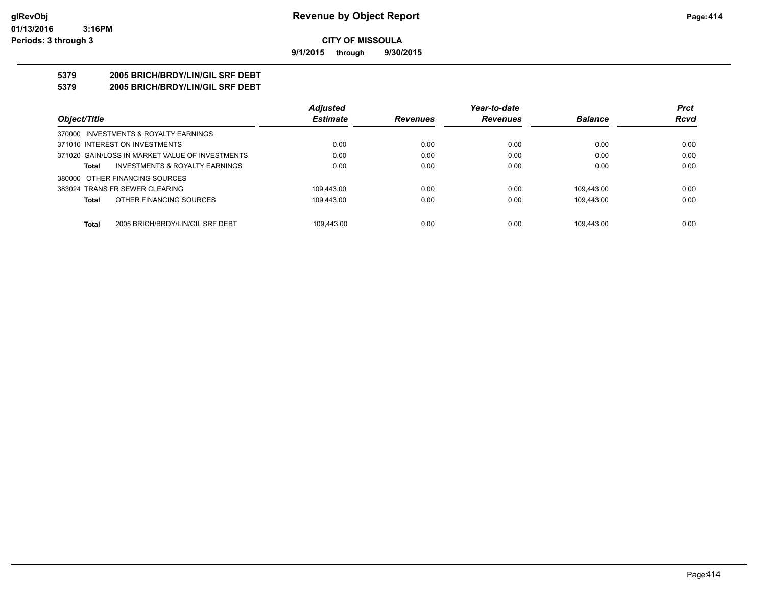**Revenue by Object Report**

**CITY OF MISSOULA**

**9/1/2015 through 9/30/2015**

glRevObj
01/13/2016 3:16PM
Periods: 3 through 3

**5379 2005 BRICH/BRDY/LIN/GIL SRF DEBT**

**5379 2005 BRICH/BRDY/LIN/GIL SRF DEBT**

| Object/Title | Adjusted Estimate | Revenues | Year-to-date Revenues | Balance | Prct Rcvd |
|---|---|---|---|---|---|
| 370000 INVESTMENTS & ROYALTY EARNINGS | | | | | |
| 371010 INTEREST ON INVESTMENTS | 0.00 | 0.00 | 0.00 | 0.00 | 0.00 |
| 371020 GAIN/LOSS IN MARKET VALUE OF INVESTMENTS | 0.00 | 0.00 | 0.00 | 0.00 | 0.00 |
| **Total** INVESTMENTS & ROYALTY EARNINGS | 0.00 | 0.00 | 0.00 | 0.00 | 0.00 |
| 380000 OTHER FINANCING SOURCES | | | | | |
| 383024 TRANS FR SEWER CLEARING | 109,443.00 | 0.00 | 0.00 | 109,443.00 | 0.00 |
| **Total** OTHER FINANCING SOURCES | 109,443.00 | 0.00 | 0.00 | 109,443.00 | 0.00 |
| **Total** 2005 BRICH/BRDY/LIN/GIL SRF DEBT | 109,443.00 | 0.00 | 0.00 | 109,443.00 | 0.00 |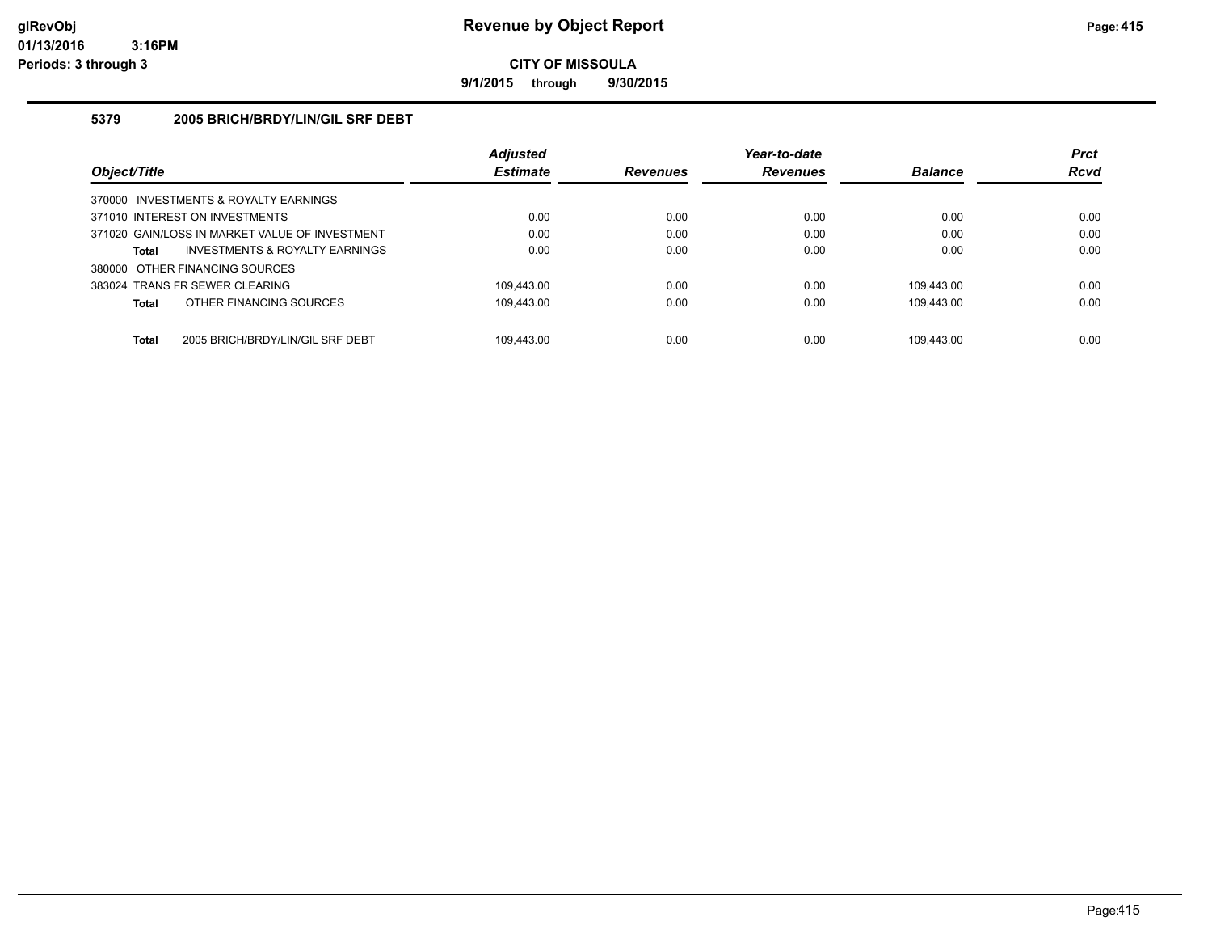# Revenue by Object Report

**CITY OF MISSOULA**

**9/1/2015 through 9/30/2015**

glRevObj
01/13/2016 3:16PM
Periods: 3 through 3

## 5379 2005 BRICH/BRDY/LIN/GIL SRF DEBT

| Object/Title | Adjusted Estimate | Revenues | Year-to-date Revenues | Balance | Prct Rcvd |
|---|---|---|---|---|---|
| 370000 INVESTMENTS & ROYALTY EARNINGS | | | | | |
| 371010 INTEREST ON INVESTMENTS | 0.00 | 0.00 | 0.00 | 0.00 | 0.00 |
| 371020 GAIN/LOSS IN MARKET VALUE OF INVESTMENT | 0.00 | 0.00 | 0.00 | 0.00 | 0.00 |
| **Total** INVESTMENTS & ROYALTY EARNINGS | 0.00 | 0.00 | 0.00 | 0.00 | 0.00 |
| 380000 OTHER FINANCING SOURCES | | | | | |
| 383024 TRANS FR SEWER CLEARING | 109,443.00 | 0.00 | 0.00 | 109,443.00 | 0.00 |
| **Total** OTHER FINANCING SOURCES | 109,443.00 | 0.00 | 0.00 | 109,443.00 | 0.00 |
| **Total** 2005 BRICH/BRDY/LIN/GIL SRF DEBT | 109,443.00 | 0.00 | 0.00 | 109,443.00 | 0.00 |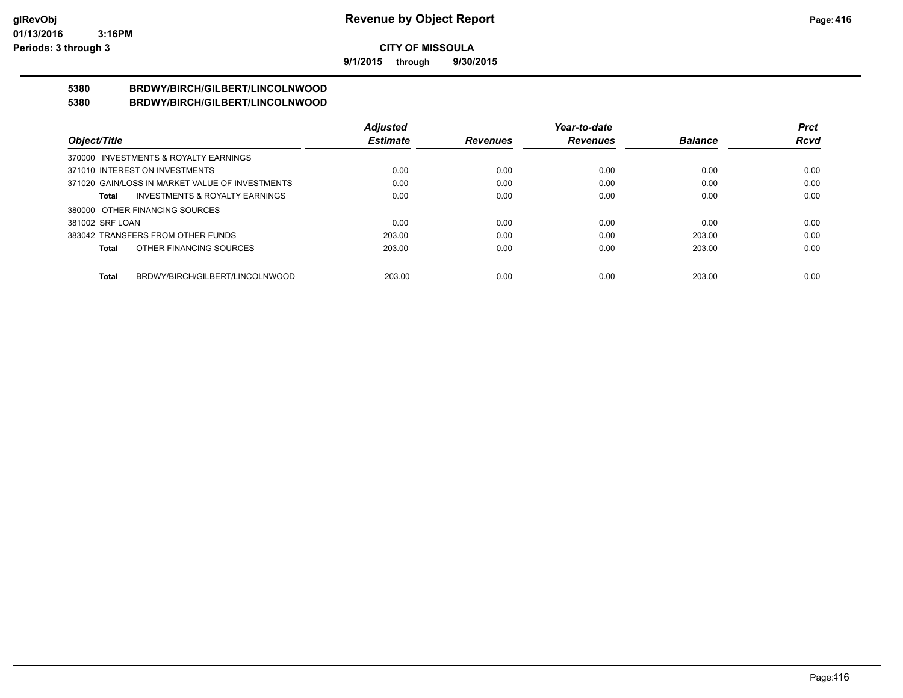**CITY OF MISSOULA**

**9/1/2015 through 9/30/2015**

## 5380 BRDWY/BIRCH/GILBERT/LINCOLNWOOD
## 5380 BRDWY/BIRCH/GILBERT/LINCOLNWOOD

| Object/Title | Adjusted Estimate | Revenues | Year-to-date Revenues | Balance | Prct Rcvd |
|---|---|---|---|---|---|
| 370000 INVESTMENTS & ROYALTY EARNINGS | | | | | |
| 371010 INTEREST ON INVESTMENTS | 0.00 | 0.00 | 0.00 | 0.00 | 0.00 |
| 371020 GAIN/LOSS IN MARKET VALUE OF INVESTMENTS | 0.00 | 0.00 | 0.00 | 0.00 | 0.00 |
| **Total** INVESTMENTS & ROYALTY EARNINGS | 0.00 | 0.00 | 0.00 | 0.00 | 0.00 |
| 380000 OTHER FINANCING SOURCES | | | | | |
| 381002 SRF LOAN | 0.00 | 0.00 | 0.00 | 0.00 | 0.00 |
| 383042 TRANSFERS FROM OTHER FUNDS | 203.00 | 0.00 | 0.00 | 203.00 | 0.00 |
| **Total** OTHER FINANCING SOURCES | 203.00 | 0.00 | 0.00 | 203.00 | 0.00 |
| **Total** BRDWY/BIRCH/GILBERT/LINCOLNWOOD | 203.00 | 0.00 | 0.00 | 203.00 | 0.00 |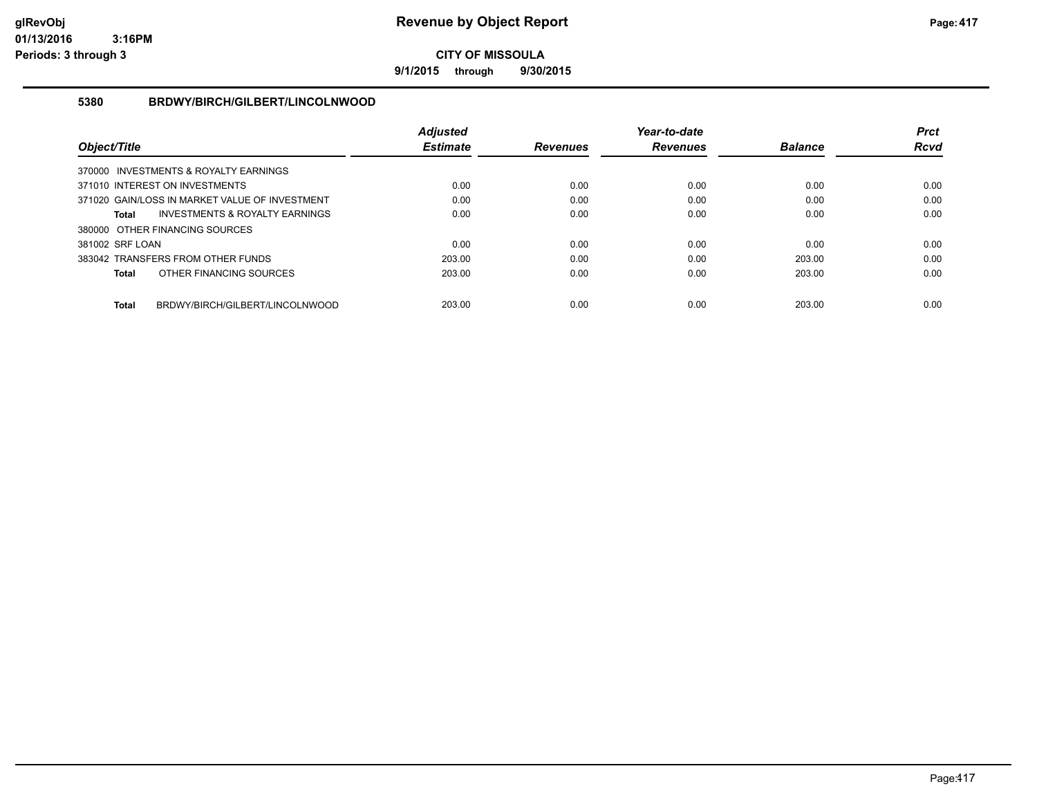# Revenue by Object Report

**CITY OF MISSOULA**

**9/1/2015 through 9/30/2015**

### 5380 BRDWY/BIRCH/GILBERT/LINCOLNWOOD

| Object/Title | Adjusted Estimate | Revenues | Year-to-date Revenues | Balance | Prct Rcvd |
|---|---|---|---|---|---|
| 370000 INVESTMENTS & ROYALTY EARNINGS | | | | | |
| 371010 INTEREST ON INVESTMENTS | 0.00 | 0.00 | 0.00 | 0.00 | 0.00 |
| 371020 GAIN/LOSS IN MARKET VALUE OF INVESTMENT | 0.00 | 0.00 | 0.00 | 0.00 | 0.00 |
| **Total** INVESTMENTS & ROYALTY EARNINGS | 0.00 | 0.00 | 0.00 | 0.00 | 0.00 |
| 380000 OTHER FINANCING SOURCES | | | | | |
| 381002 SRF LOAN | 0.00 | 0.00 | 0.00 | 0.00 | 0.00 |
| 383042 TRANSFERS FROM OTHER FUNDS | 203.00 | 0.00 | 0.00 | 203.00 | 0.00 |
| **Total** OTHER FINANCING SOURCES | 203.00 | 0.00 | 0.00 | 203.00 | 0.00 |
| **Total** BRDWY/BIRCH/GILBERT/LINCOLNWOOD | 203.00 | 0.00 | 0.00 | 203.00 | 0.00 |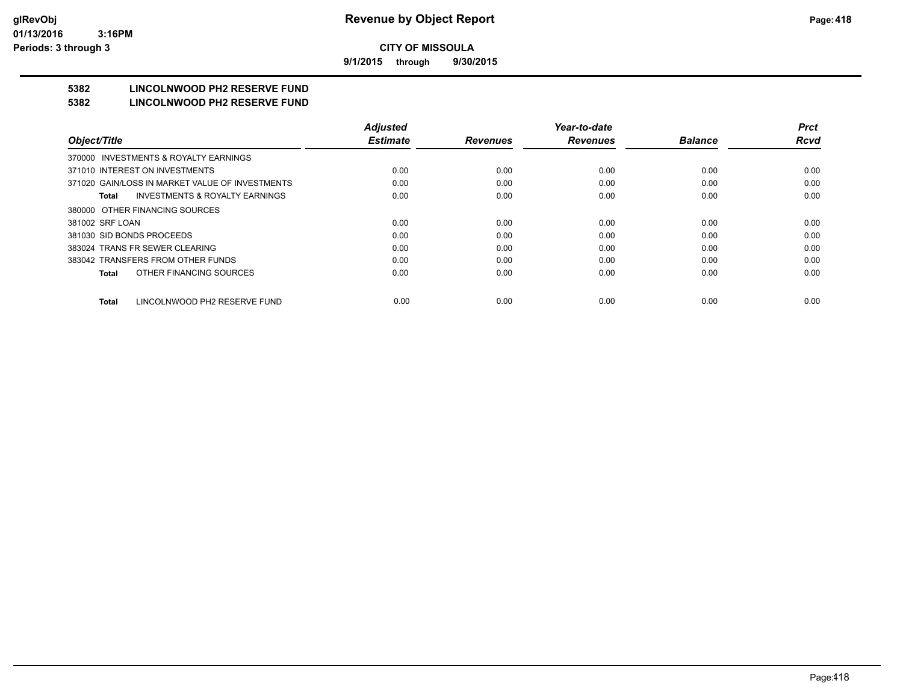**CITY OF MISSOULA**

**9/1/2015 through 9/30/2015**

## 5382 LINCOLNWOOD PH2 RESERVE FUND
## 5382 LINCOLNWOOD PH2 RESERVE FUND

| Object/Title | Adjusted Estimate | Revenues | Year-to-date Revenues | Balance | Prct Rcvd |
|---|---|---|---|---|---|
| 370000 INVESTMENTS & ROYALTY EARNINGS | | | | | |
| 371010 INTEREST ON INVESTMENTS | 0.00 | 0.00 | 0.00 | 0.00 | 0.00 |
| 371020 GAIN/LOSS IN MARKET VALUE OF INVESTMENTS | 0.00 | 0.00 | 0.00 | 0.00 | 0.00 |
| **Total** INVESTMENTS & ROYALTY EARNINGS | 0.00 | 0.00 | 0.00 | 0.00 | 0.00 |
| 380000 OTHER FINANCING SOURCES | | | | | |
| 381002 SRF LOAN | 0.00 | 0.00 | 0.00 | 0.00 | 0.00 |
| 381030 SID BONDS PROCEEDS | 0.00 | 0.00 | 0.00 | 0.00 | 0.00 |
| 383024 TRANS FR SEWER CLEARING | 0.00 | 0.00 | 0.00 | 0.00 | 0.00 |
| 383042 TRANSFERS FROM OTHER FUNDS | 0.00 | 0.00 | 0.00 | 0.00 | 0.00 |
| **Total** OTHER FINANCING SOURCES | 0.00 | 0.00 | 0.00 | 0.00 | 0.00 |
| **Total** LINCOLNWOOD PH2 RESERVE FUND | 0.00 | 0.00 | 0.00 | 0.00 | 0.00 |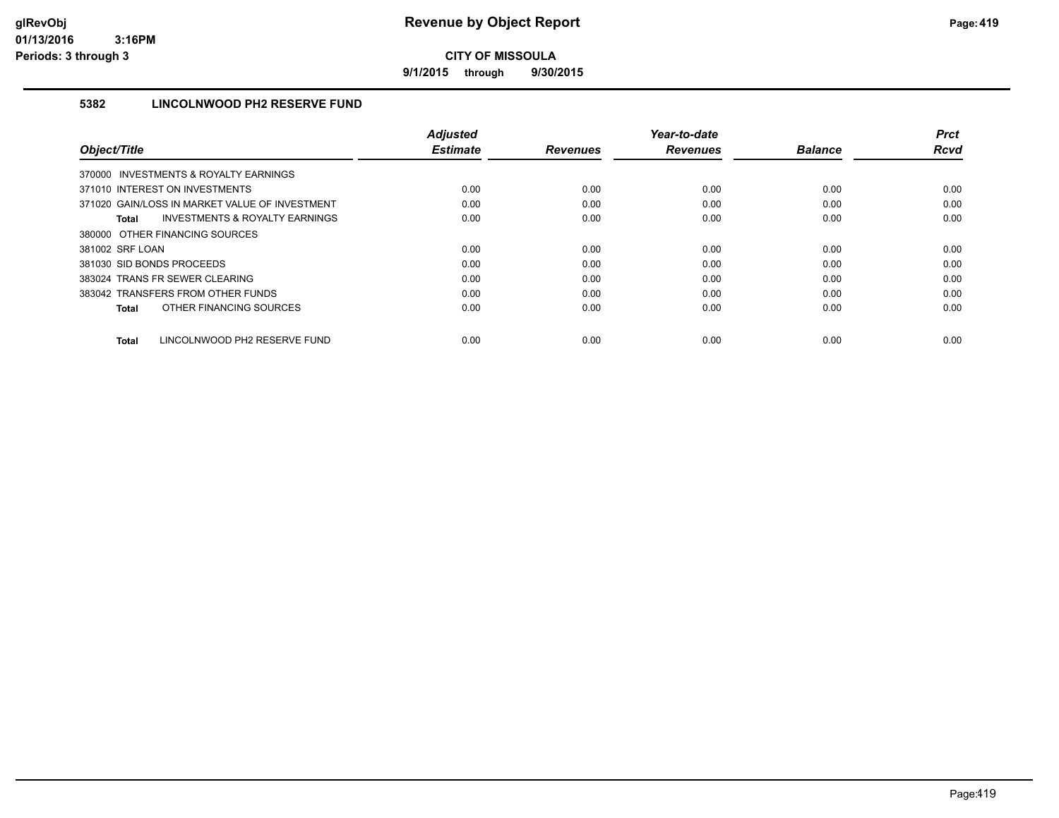# Revenue by Object Report

**CITY OF MISSOULA**

**9/1/2015 through 9/30/2015**

glRevObj
01/13/2016 3:16PM
Periods: 3 through 3

## 5382 LINCOLNWOOD PH2 RESERVE FUND

| Object/Title | Adjusted Estimate | Revenues | Year-to-date Revenues | Balance | Prct Rcvd |
|---|---|---|---|---|---|
| 370000 INVESTMENTS & ROYALTY EARNINGS | | | | | |
| 371010 INTEREST ON INVESTMENTS | 0.00 | 0.00 | 0.00 | 0.00 | 0.00 |
| 371020 GAIN/LOSS IN MARKET VALUE OF INVESTMENT | 0.00 | 0.00 | 0.00 | 0.00 | 0.00 |
| **Total** INVESTMENTS & ROYALTY EARNINGS | 0.00 | 0.00 | 0.00 | 0.00 | 0.00 |
| 380000 OTHER FINANCING SOURCES | | | | | |
| 381002 SRF LOAN | 0.00 | 0.00 | 0.00 | 0.00 | 0.00 |
| 381030 SID BONDS PROCEEDS | 0.00 | 0.00 | 0.00 | 0.00 | 0.00 |
| 383024 TRANS FR SEWER CLEARING | 0.00 | 0.00 | 0.00 | 0.00 | 0.00 |
| 383042 TRANSFERS FROM OTHER FUNDS | 0.00 | 0.00 | 0.00 | 0.00 | 0.00 |
| **Total** OTHER FINANCING SOURCES | 0.00 | 0.00 | 0.00 | 0.00 | 0.00 |
| **Total** LINCOLNWOOD PH2 RESERVE FUND | 0.00 | 0.00 | 0.00 | 0.00 | 0.00 |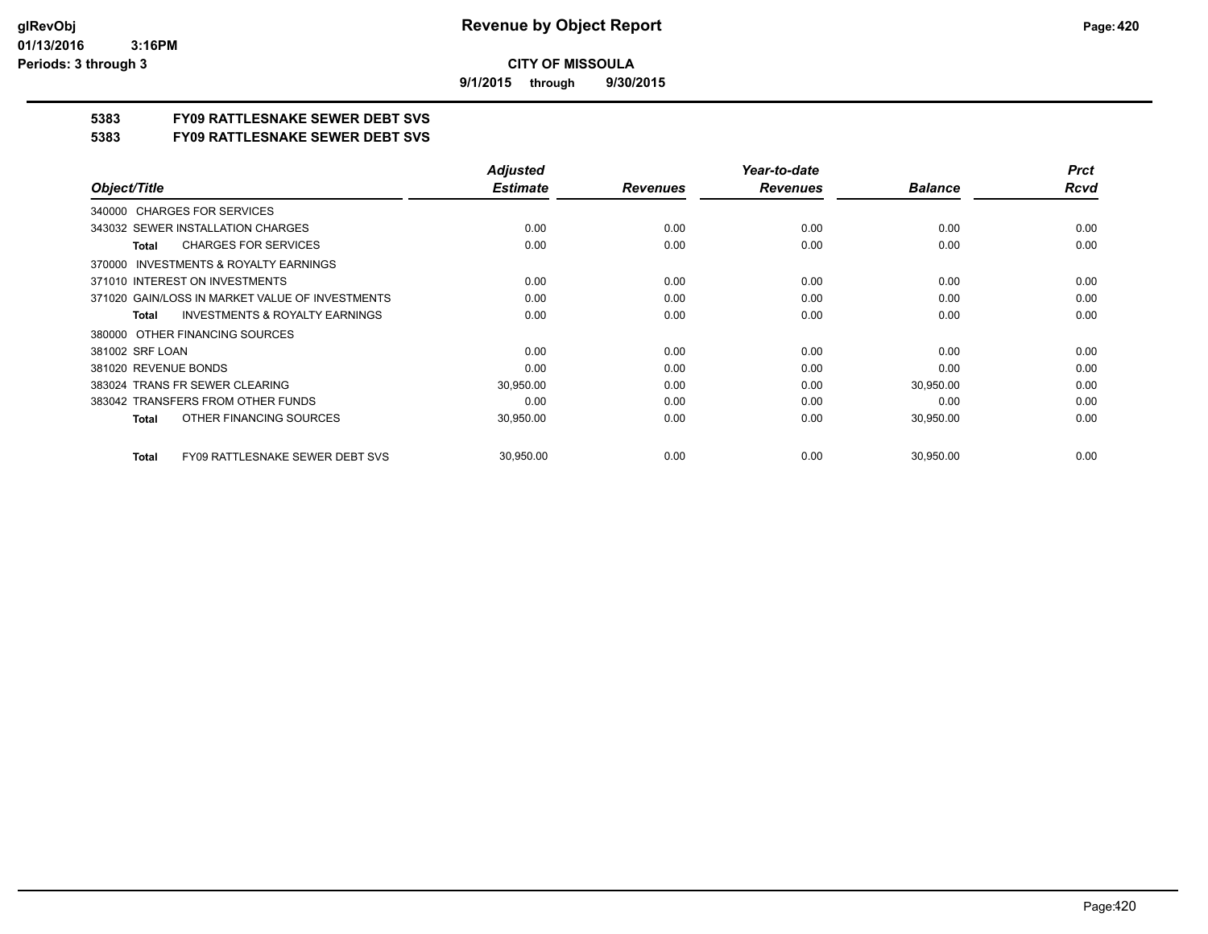**CITY OF MISSOULA**

**9/1/2015 through 9/30/2015**

## 5383 FY09 RATTLESNAKE SEWER DEBT SVS

## 5383 FY09 RATTLESNAKE SEWER DEBT SVS

| Object/Title | Adjusted Estimate | Revenues | Year-to-date Revenues | Balance | Prct Rcvd |
|---|---|---|---|---|---|
| 340000 CHARGES FOR SERVICES | | | | | |
| 343032 SEWER INSTALLATION CHARGES | 0.00 | 0.00 | 0.00 | 0.00 | 0.00 |
| **Total** CHARGES FOR SERVICES | 0.00 | 0.00 | 0.00 | 0.00 | 0.00 |
| 370000 INVESTMENTS & ROYALTY EARNINGS | | | | | |
| 371010 INTEREST ON INVESTMENTS | 0.00 | 0.00 | 0.00 | 0.00 | 0.00 |
| 371020 GAIN/LOSS IN MARKET VALUE OF INVESTMENTS | 0.00 | 0.00 | 0.00 | 0.00 | 0.00 |
| **Total** INVESTMENTS & ROYALTY EARNINGS | 0.00 | 0.00 | 0.00 | 0.00 | 0.00 |
| 380000 OTHER FINANCING SOURCES | | | | | |
| 381002 SRF LOAN | 0.00 | 0.00 | 0.00 | 0.00 | 0.00 |
| 381020 REVENUE BONDS | 0.00 | 0.00 | 0.00 | 0.00 | 0.00 |
| 383024 TRANS FR SEWER CLEARING | 30,950.00 | 0.00 | 0.00 | 30,950.00 | 0.00 |
| 383042 TRANSFERS FROM OTHER FUNDS | 0.00 | 0.00 | 0.00 | 0.00 | 0.00 |
| **Total** OTHER FINANCING SOURCES | 30,950.00 | 0.00 | 0.00 | 30,950.00 | 0.00 |
| **Total** FY09 RATTLESNAKE SEWER DEBT SVS | 30,950.00 | 0.00 | 0.00 | 30,950.00 | 0.00 |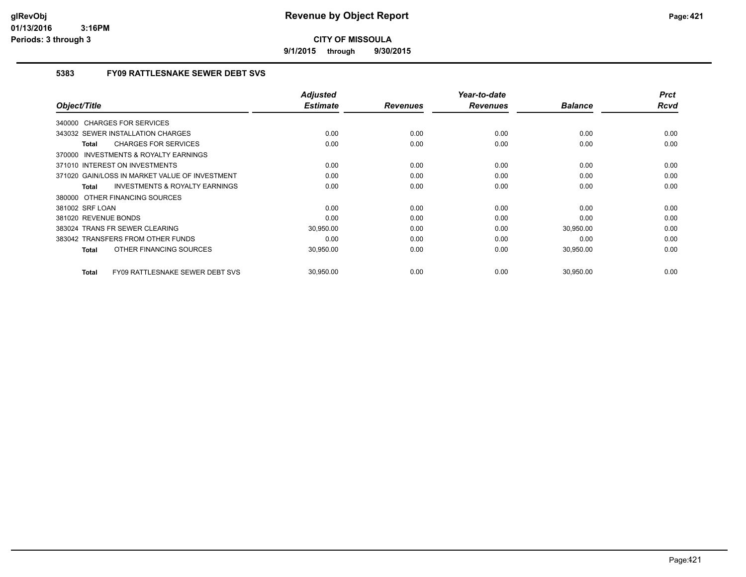**CITY OF MISSOULA**

**9/1/2015 through 9/30/2015**

### 5383 FY09 RATTLESNAKE SEWER DEBT SVS

| Object/Title | Adjusted Estimate | Revenues | Year-to-date Revenues | Balance | Prct Rcvd |
|---|---|---|---|---|---|
| 340000 CHARGES FOR SERVICES | | | | | |
| 343032 SEWER INSTALLATION CHARGES | 0.00 | 0.00 | 0.00 | 0.00 | 0.00 |
| **Total** CHARGES FOR SERVICES | 0.00 | 0.00 | 0.00 | 0.00 | 0.00 |
| 370000 INVESTMENTS & ROYALTY EARNINGS | | | | | |
| 371010 INTEREST ON INVESTMENTS | 0.00 | 0.00 | 0.00 | 0.00 | 0.00 |
| 371020 GAIN/LOSS IN MARKET VALUE OF INVESTMENT | 0.00 | 0.00 | 0.00 | 0.00 | 0.00 |
| **Total** INVESTMENTS & ROYALTY EARNINGS | 0.00 | 0.00 | 0.00 | 0.00 | 0.00 |
| 380000 OTHER FINANCING SOURCES | | | | | |
| 381002 SRF LOAN | 0.00 | 0.00 | 0.00 | 0.00 | 0.00 |
| 381020 REVENUE BONDS | 0.00 | 0.00 | 0.00 | 0.00 | 0.00 |
| 383024 TRANS FR SEWER CLEARING | 30,950.00 | 0.00 | 0.00 | 30,950.00 | 0.00 |
| 383042 TRANSFERS FROM OTHER FUNDS | 0.00 | 0.00 | 0.00 | 0.00 | 0.00 |
| **Total** OTHER FINANCING SOURCES | 30,950.00 | 0.00 | 0.00 | 30,950.00 | 0.00 |
| **Total** FY09 RATTLESNAKE SEWER DEBT SVS | 30,950.00 | 0.00 | 0.00 | 30,950.00 | 0.00 |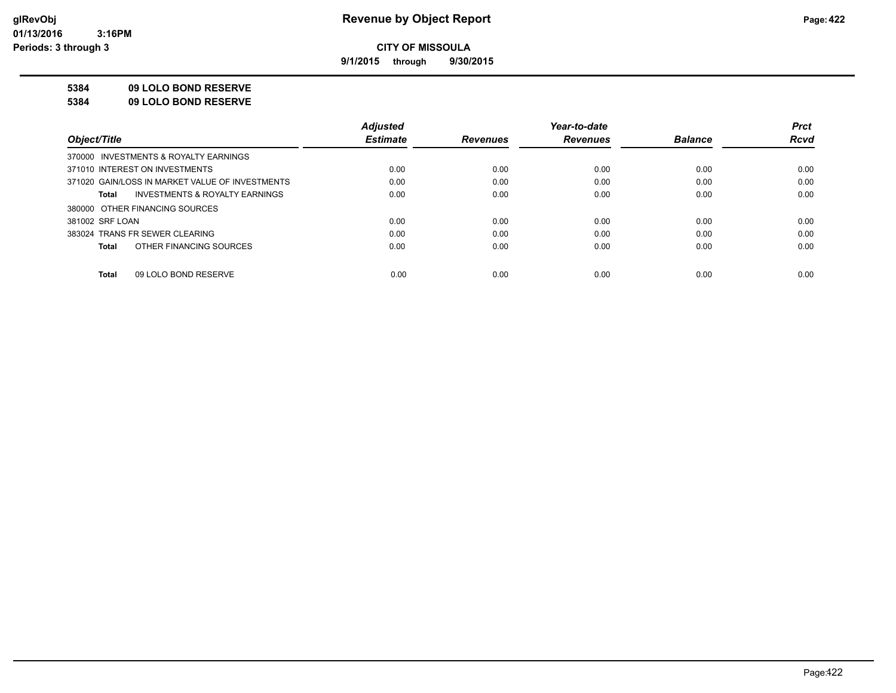# Revenue by Object Report

**CITY OF MISSOULA**

**9/1/2015 through 9/30/2015**

glRevObj
01/13/2016 3:16PM
Periods: 3 through 3

**5384 09 LOLO BOND RESERVE**

**5384 09 LOLO BOND RESERVE**

| Object/Title | Adjusted Estimate | Revenues | Year-to-date Revenues | Balance | Prct Rcvd |
|---|---|---|---|---|---|
| 370000 INVESTMENTS & ROYALTY EARNINGS | | | | | |
| 371010 INTEREST ON INVESTMENTS | 0.00 | 0.00 | 0.00 | 0.00 | 0.00 |
| 371020 GAIN/LOSS IN MARKET VALUE OF INVESTMENTS | 0.00 | 0.00 | 0.00 | 0.00 | 0.00 |
| **Total** INVESTMENTS & ROYALTY EARNINGS | 0.00 | 0.00 | 0.00 | 0.00 | 0.00 |
| 380000 OTHER FINANCING SOURCES | | | | | |
| 381002 SRF LOAN | 0.00 | 0.00 | 0.00 | 0.00 | 0.00 |
| 383024 TRANS FR SEWER CLEARING | 0.00 | 0.00 | 0.00 | 0.00 | 0.00 |
| **Total** OTHER FINANCING SOURCES | 0.00 | 0.00 | 0.00 | 0.00 | 0.00 |
| **Total** 09 LOLO BOND RESERVE | 0.00 | 0.00 | 0.00 | 0.00 | 0.00 |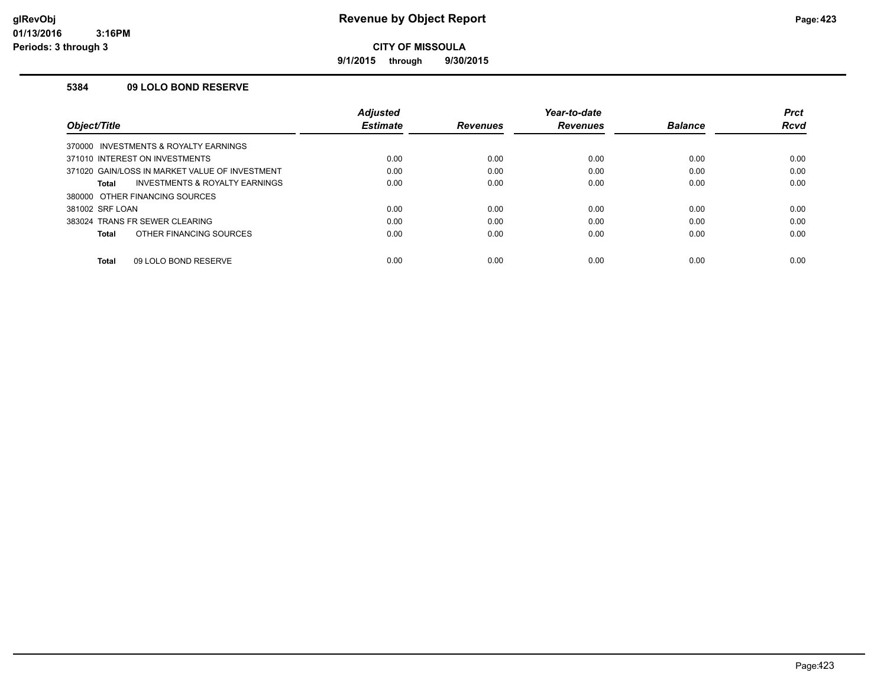**CITY OF MISSOULA**

**9/1/2015 through 9/30/2015**

### 5384 09 LOLO BOND RESERVE

| Object/Title | Adjusted Estimate | Revenues | Year-to-date Revenues | Balance | Prct Rcvd |
|---|---|---|---|---|---|
| 370000 INVESTMENTS & ROYALTY EARNINGS | | | | | |
| 371010 INTEREST ON INVESTMENTS | 0.00 | 0.00 | 0.00 | 0.00 | 0.00 |
| 371020 GAIN/LOSS IN MARKET VALUE OF INVESTMENT | 0.00 | 0.00 | 0.00 | 0.00 | 0.00 |
| **Total** INVESTMENTS & ROYALTY EARNINGS | 0.00 | 0.00 | 0.00 | 0.00 | 0.00 |
| 380000 OTHER FINANCING SOURCES | | | | | |
| 381002 SRF LOAN | 0.00 | 0.00 | 0.00 | 0.00 | 0.00 |
| 383024 TRANS FR SEWER CLEARING | 0.00 | 0.00 | 0.00 | 0.00 | 0.00 |
| **Total** OTHER FINANCING SOURCES | 0.00 | 0.00 | 0.00 | 0.00 | 0.00 |
| **Total** 09 LOLO BOND RESERVE | 0.00 | 0.00 | 0.00 | 0.00 | 0.00 |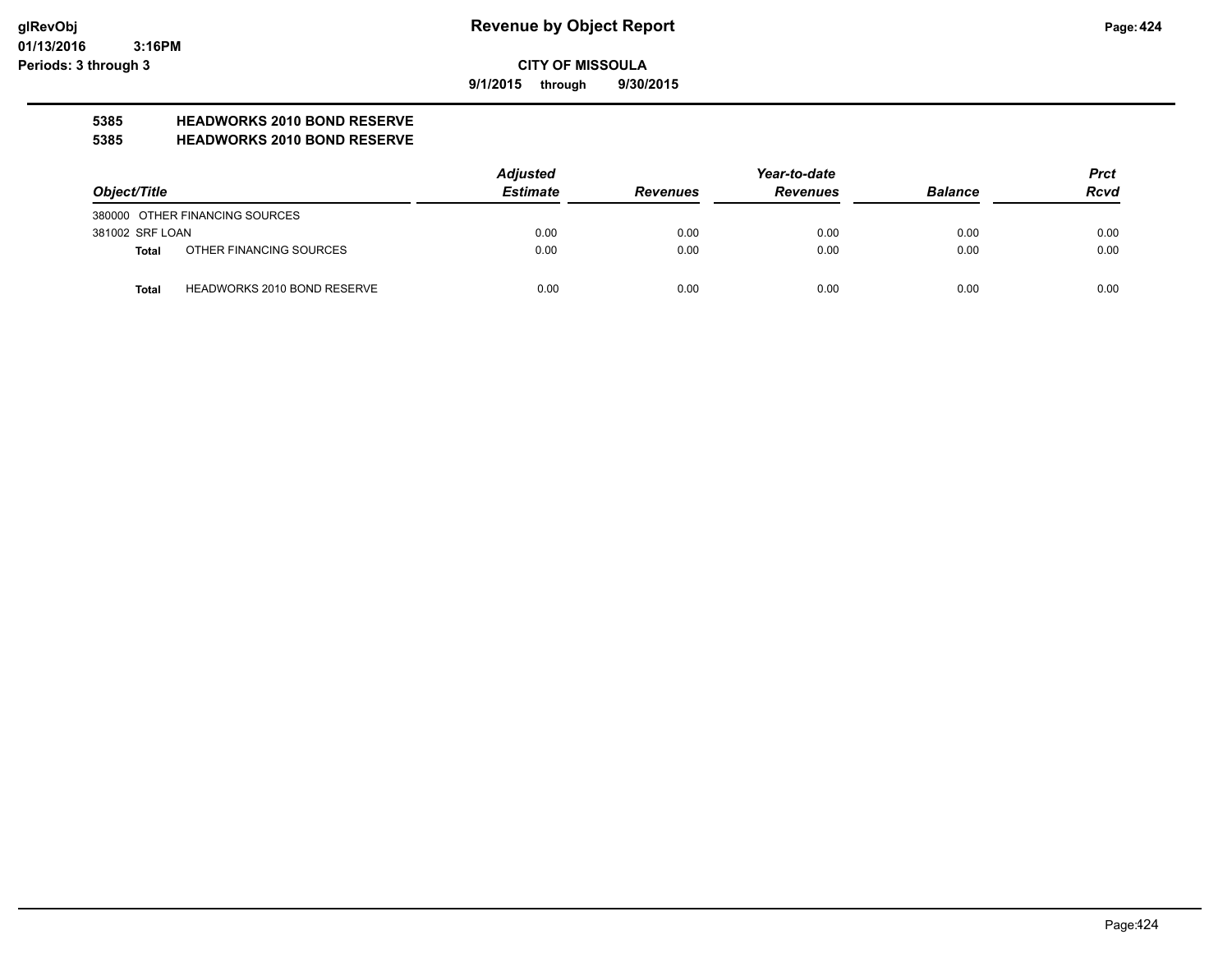# Revenue by Object Report

glRevObj
01/13/2016 3:16PM
Periods: 3 through 3

**CITY OF MISSOULA**

**9/1/2015 through 9/30/2015**

**5385 HEADWORKS 2010 BOND RESERVE**
**5385 HEADWORKS 2010 BOND RESERVE**

| Object/Title | Adjusted Estimate | Revenues | Year-to-date Revenues | Balance | Prct Rcvd |
|---|---|---|---|---|---|
| 380000 OTHER FINANCING SOURCES | | | | | |
| 381002 SRF LOAN | 0.00 | 0.00 | 0.00 | 0.00 | 0.00 |
| **Total** OTHER FINANCING SOURCES | 0.00 | 0.00 | 0.00 | 0.00 | 0.00 |
| **Total** HEADWORKS 2010 BOND RESERVE | 0.00 | 0.00 | 0.00 | 0.00 | 0.00 |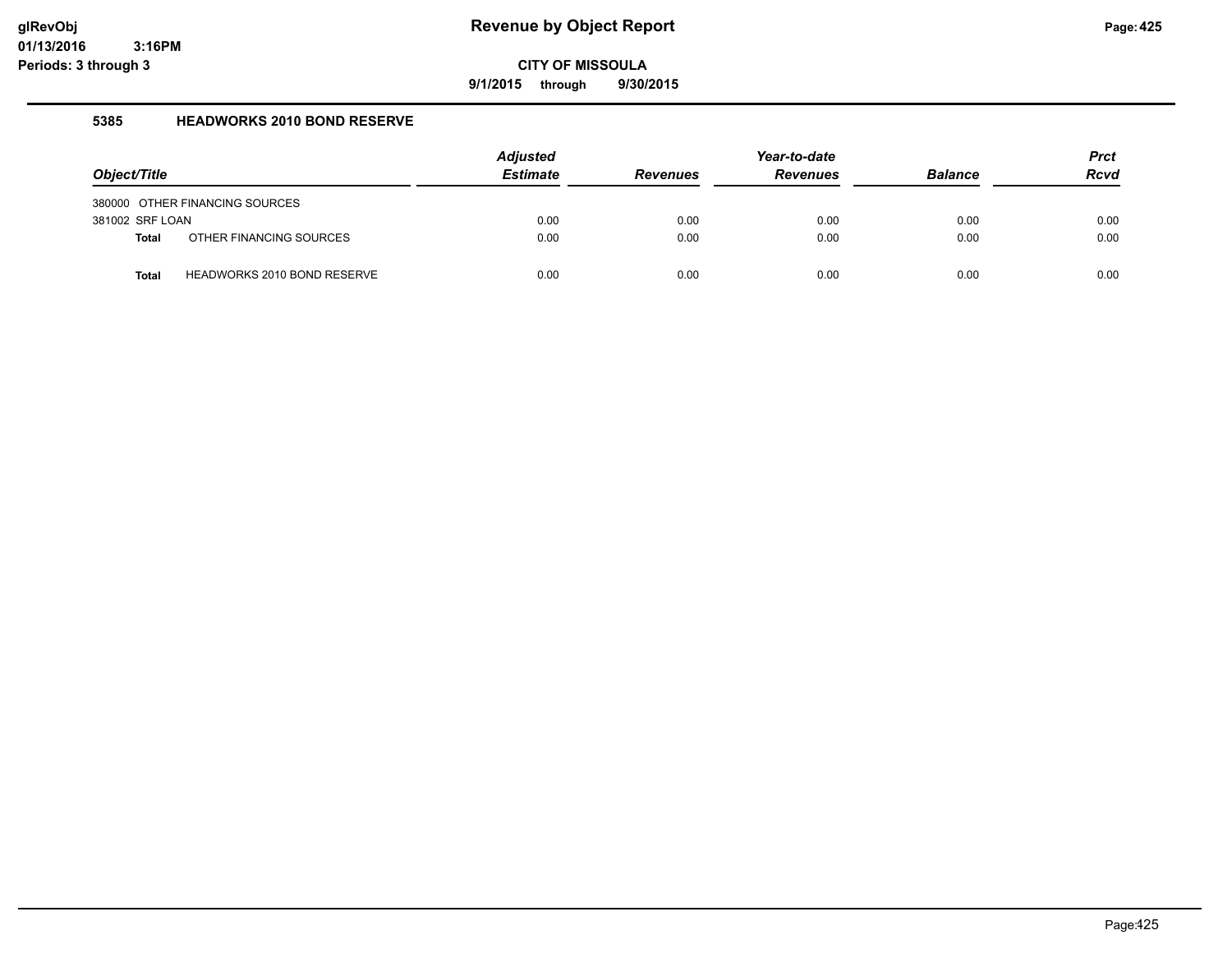# Revenue by Object Report

glRevObj
01/13/2016 3:16PM
Periods: 3 through 3

**CITY OF MISSOULA**

**9/1/2015 through 9/30/2015**

## 5385 HEADWORKS 2010 BOND RESERVE

| Object/Title | | Adjusted Estimate | Revenues | Year-to-date Revenues | Balance | Prct Rcvd |
|---|---|---|---|---|---|---|
| 380000 OTHER FINANCING SOURCES | | | | | | |
| 381002 SRF LOAN | | 0.00 | 0.00 | 0.00 | 0.00 | 0.00 |
| **Total** | OTHER FINANCING SOURCES | 0.00 | 0.00 | 0.00 | 0.00 | 0.00 |
| **Total** | HEADWORKS 2010 BOND RESERVE | 0.00 | 0.00 | 0.00 | 0.00 | 0.00 |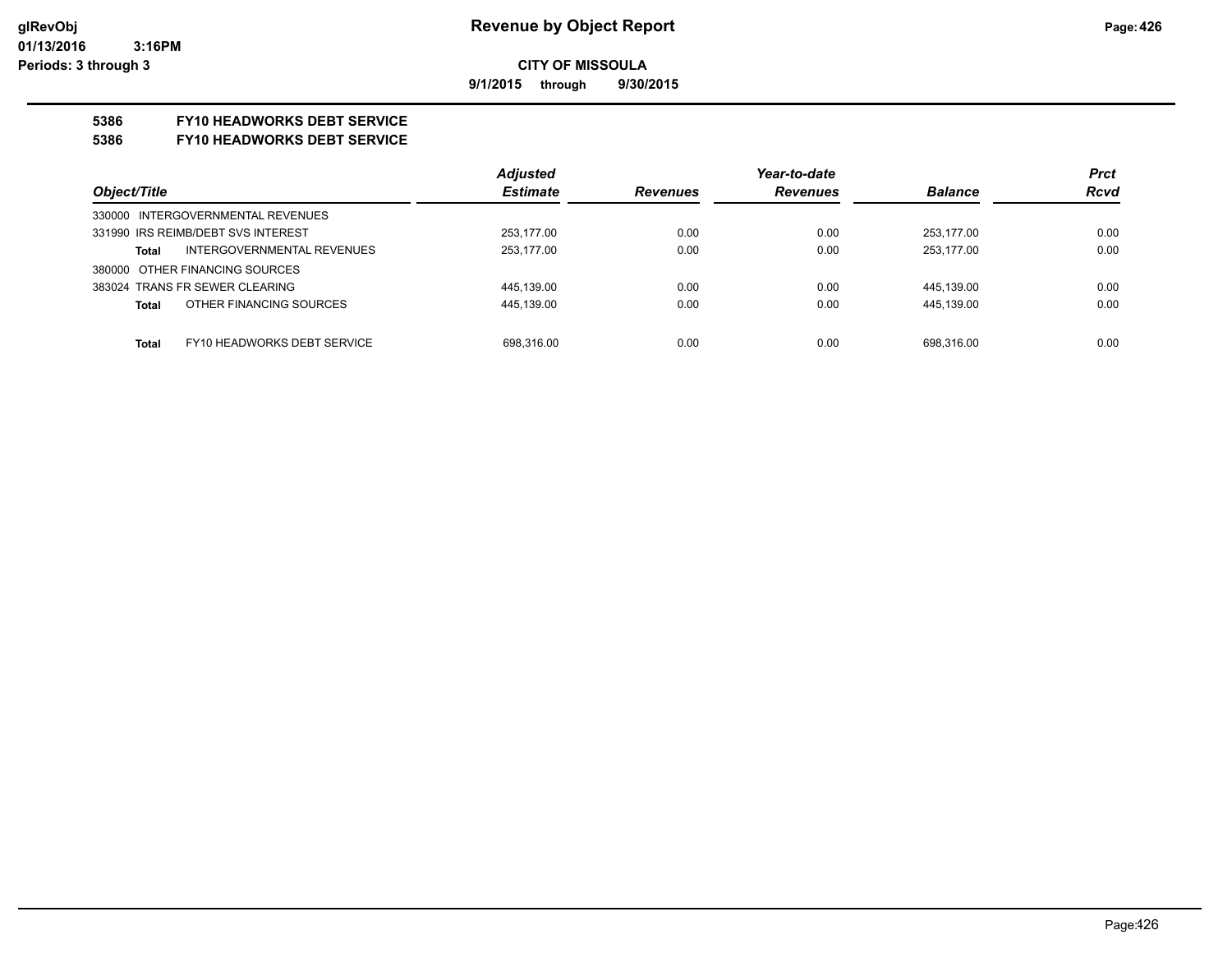glRevObj
01/13/2016 3:16PM
Periods: 3 through 3

# Revenue by Object Report

**CITY OF MISSOULA**

**9/1/2015 through 9/30/2015**

**5386 FY10 HEADWORKS DEBT SERVICE**

**5386 FY10 HEADWORKS DEBT SERVICE**

| Object/Title | Adjusted Estimate | Revenues | Year-to-date Revenues | Balance | Prct Rcvd |
|---|---|---|---|---|---|
| 330000 INTERGOVERNMENTAL REVENUES | | | | | |
| 331990 IRS REIMB/DEBT SVS INTEREST | 253,177.00 | 0.00 | 0.00 | 253,177.00 | 0.00 |
| **Total** INTERGOVERNMENTAL REVENUES | 253,177.00 | 0.00 | 0.00 | 253,177.00 | 0.00 |
| 380000 OTHER FINANCING SOURCES | | | | | |
| 383024 TRANS FR SEWER CLEARING | 445,139.00 | 0.00 | 0.00 | 445,139.00 | 0.00 |
| **Total** OTHER FINANCING SOURCES | 445,139.00 | 0.00 | 0.00 | 445,139.00 | 0.00 |
| **Total** FY10 HEADWORKS DEBT SERVICE | 698,316.00 | 0.00 | 0.00 | 698,316.00 | 0.00 |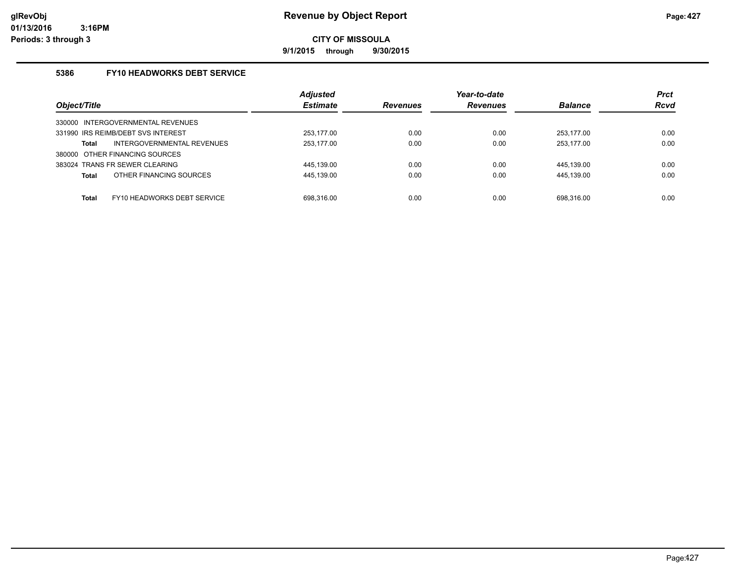**Revenue by Object Report**

**CITY OF MISSOULA**

**9/1/2015 through 9/30/2015**

glRevObj
01/13/2016 3:16PM
Periods: 3 through 3

## 5386 FY10 HEADWORKS DEBT SERVICE

| Object/Title | Adjusted Estimate | Revenues | Year-to-date Revenues | Balance | Prct Rcvd |
|---|---|---|---|---|---|
| 330000 INTERGOVERNMENTAL REVENUES | | | | | |
| 331990 IRS REIMB/DEBT SVS INTEREST | 253,177.00 | 0.00 | 0.00 | 253,177.00 | 0.00 |
| **Total** INTERGOVERNMENTAL REVENUES | 253,177.00 | 0.00 | 0.00 | 253,177.00 | 0.00 |
| 380000 OTHER FINANCING SOURCES | | | | | |
| 383024 TRANS FR SEWER CLEARING | 445,139.00 | 0.00 | 0.00 | 445,139.00 | 0.00 |
| **Total** OTHER FINANCING SOURCES | 445,139.00 | 0.00 | 0.00 | 445,139.00 | 0.00 |
| **Total** FY10 HEADWORKS DEBT SERVICE | 698,316.00 | 0.00 | 0.00 | 698,316.00 | 0.00 |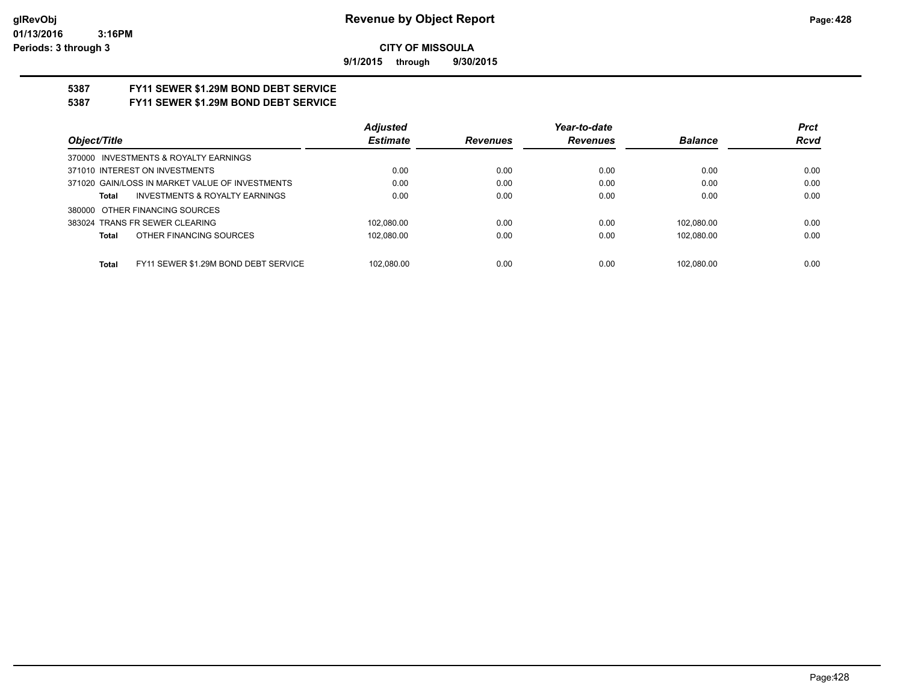**glRevObj** **Revenue by Object Report**

**01/13/2016 3:16PM**

**Periods: 3 through 3**

**CITY OF MISSOULA**

**9/1/2015 through 9/30/2015**

## 5387 FY11 SEWER $1.29M BOND DEBT SERVICE

## 5387 FY11 SEWER $1.29M BOND DEBT SERVICE

| *Object/Title* | *Adjusted Estimate* | *Revenues* | *Year-to-date Revenues* | *Balance* | *Prct Rcvd* |
|---|---|---|---|---|---|
| 370000 INVESTMENTS & ROYALTY EARNINGS | | | | | |
| 371010 INTEREST ON INVESTMENTS | 0.00 | 0.00 | 0.00 | 0.00 | 0.00 |
| 371020 GAIN/LOSS IN MARKET VALUE OF INVESTMENTS | 0.00 | 0.00 | 0.00 | 0.00 | 0.00 |
| **Total** INVESTMENTS & ROYALTY EARNINGS | 0.00 | 0.00 | 0.00 | 0.00 | 0.00 |
| 380000 OTHER FINANCING SOURCES | | | | | |
| 383024 TRANS FR SEWER CLEARING | 102,080.00 | 0.00 | 0.00 | 102,080.00 | 0.00 |
| **Total** OTHER FINANCING SOURCES | 102,080.00 | 0.00 | 0.00 | 102,080.00 | 0.00 |
| **Total** FY11 SEWER $1.29M BOND DEBT SERVICE | 102,080.00 | 0.00 | 0.00 | 102,080.00 | 0.00 |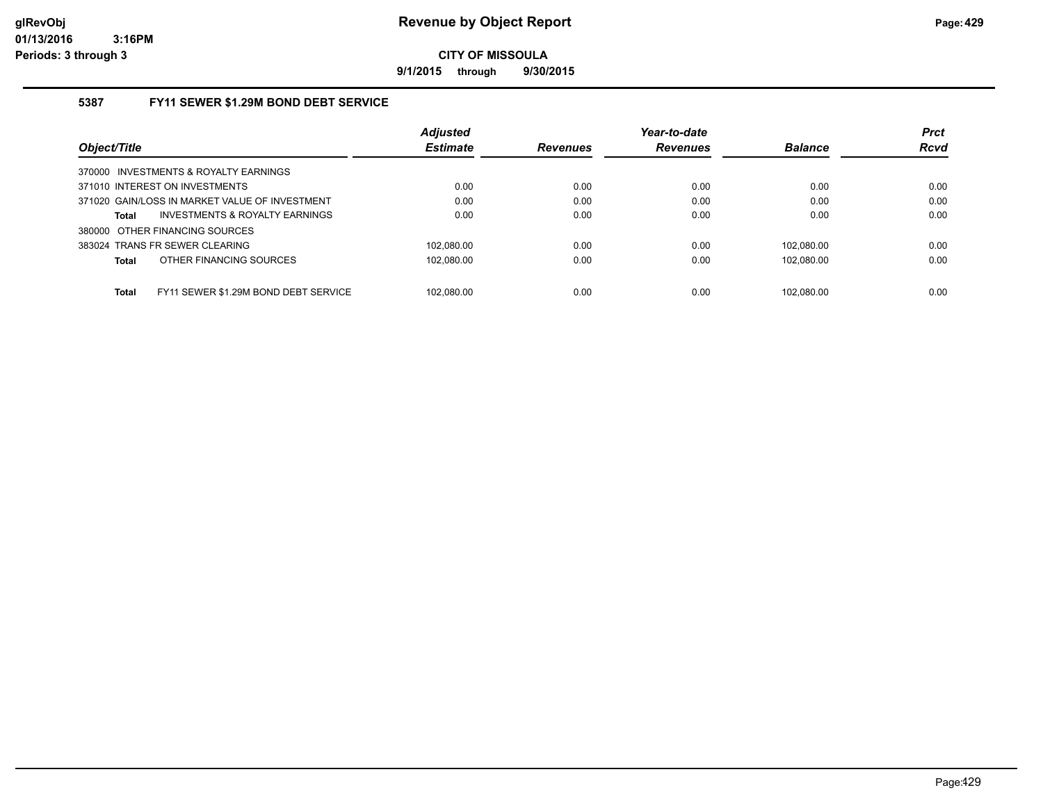# Revenue by Object Report

**CITY OF MISSOULA**

**9/1/2015 through 9/30/2015**

glRevObj
01/13/2016 3:16PM
Periods: 3 through 3

### 5387 FY11 SEWER $1.29M BOND DEBT SERVICE

| Object/Title | Adjusted Estimate | Revenues | Year-to-date Revenues | Balance | Prct Rcvd |
|---|---|---|---|---|---|
| 370000 INVESTMENTS & ROYALTY EARNINGS | | | | | |
| 371010 INTEREST ON INVESTMENTS | 0.00 | 0.00 | 0.00 | 0.00 | 0.00 |
| 371020 GAIN/LOSS IN MARKET VALUE OF INVESTMENT | 0.00 | 0.00 | 0.00 | 0.00 | 0.00 |
| **Total** INVESTMENTS & ROYALTY EARNINGS | 0.00 | 0.00 | 0.00 | 0.00 | 0.00 |
| 380000 OTHER FINANCING SOURCES | | | | | |
| 383024 TRANS FR SEWER CLEARING | 102,080.00 | 0.00 | 0.00 | 102,080.00 | 0.00 |
| **Total** OTHER FINANCING SOURCES | 102,080.00 | 0.00 | 0.00 | 102,080.00 | 0.00 |
| **Total** FY11 SEWER $1.29M BOND DEBT SERVICE | 102,080.00 | 0.00 | 0.00 | 102,080.00 | 0.00 |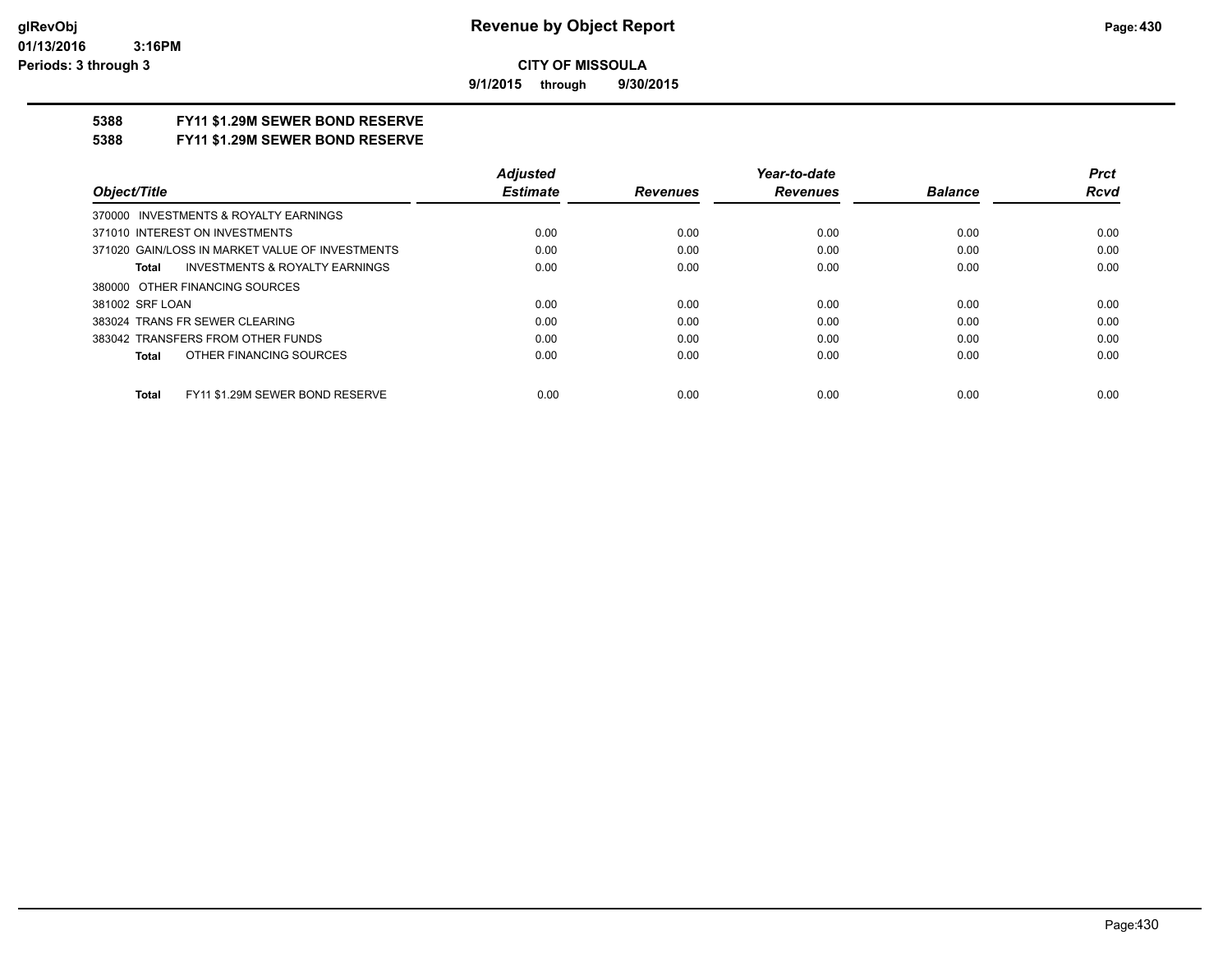**Revenue by Object Report**

**CITY OF MISSOULA**

**9/1/2015 through 9/30/2015**

glRevObj
01/13/2016 3:16PM
Periods: 3 through 3

**5388 FY11 $1.29M SEWER BOND RESERVE**

**5388 FY11 $1.29M SEWER BOND RESERVE**

| Object/Title | Adjusted Estimate | Revenues | Year-to-date Revenues | Balance | Prct Rcvd |
|---|---|---|---|---|---|
| 370000 INVESTMENTS & ROYALTY EARNINGS | | | | | |
| 371010 INTEREST ON INVESTMENTS | 0.00 | 0.00 | 0.00 | 0.00 | 0.00 |
| 371020 GAIN/LOSS IN MARKET VALUE OF INVESTMENTS | 0.00 | 0.00 | 0.00 | 0.00 | 0.00 |
| **Total** INVESTMENTS & ROYALTY EARNINGS | 0.00 | 0.00 | 0.00 | 0.00 | 0.00 |
| 380000 OTHER FINANCING SOURCES | | | | | |
| 381002 SRF LOAN | 0.00 | 0.00 | 0.00 | 0.00 | 0.00 |
| 383024 TRANS FR SEWER CLEARING | 0.00 | 0.00 | 0.00 | 0.00 | 0.00 |
| 383042 TRANSFERS FROM OTHER FUNDS | 0.00 | 0.00 | 0.00 | 0.00 | 0.00 |
| **Total** OTHER FINANCING SOURCES | 0.00 | 0.00 | 0.00 | 0.00 | 0.00 |
| **Total** FY11 $1.29M SEWER BOND RESERVE | 0.00 | 0.00 | 0.00 | 0.00 | 0.00 |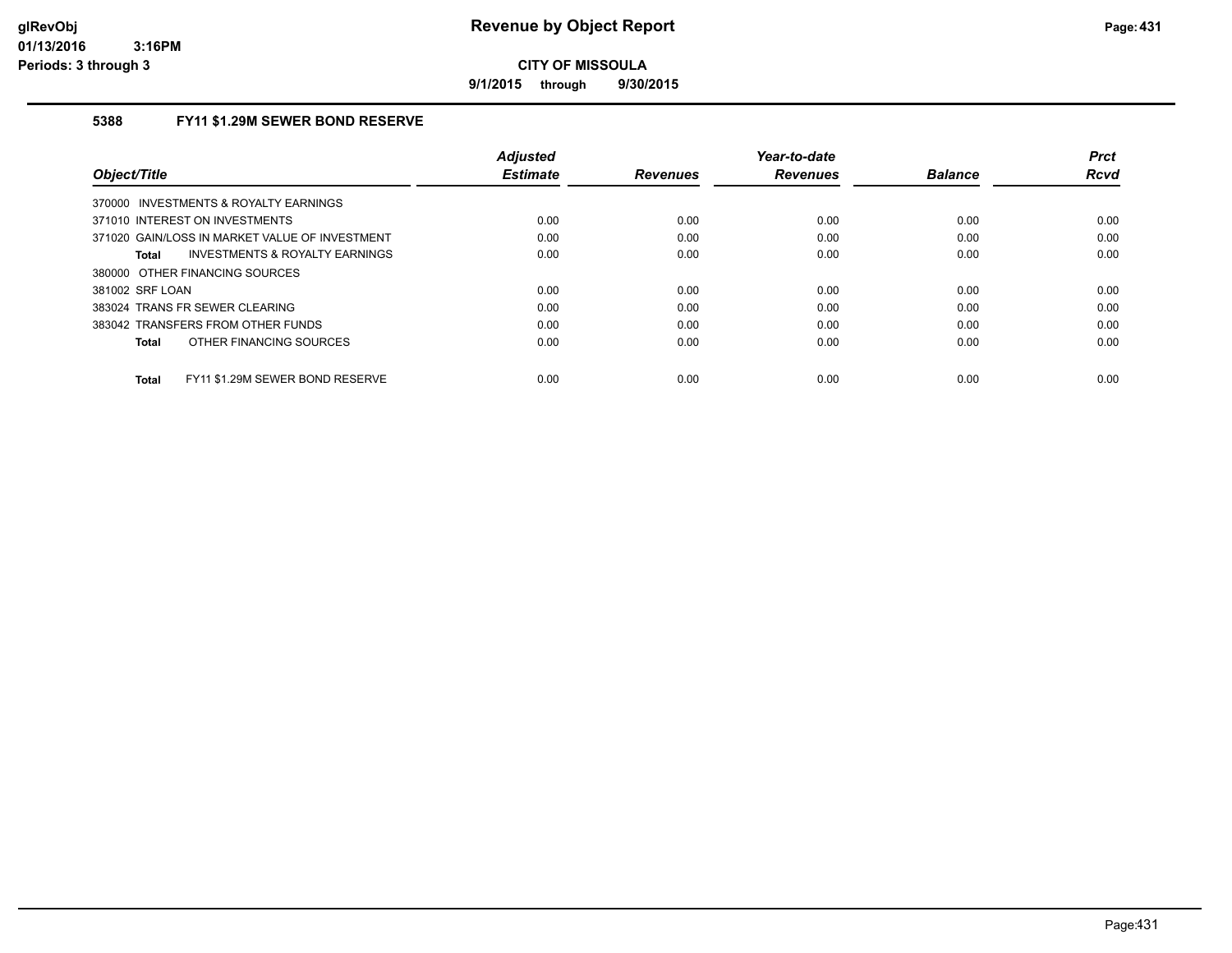# Revenue by Object Report

glRevObj
01/13/2016 3:16PM
Periods: 3 through 3

**CITY OF MISSOULA**

**9/1/2015 through 9/30/2015**

### 5388 FY11 $1.29M SEWER BOND RESERVE

| Object/Title | Adjusted Estimate | Revenues | Year-to-date Revenues | Balance | Prct Rcvd |
|---|---|---|---|---|---|
| 370000 INVESTMENTS & ROYALTY EARNINGS | | | | | |
| 371010 INTEREST ON INVESTMENTS | 0.00 | 0.00 | 0.00 | 0.00 | 0.00 |
| 371020 GAIN/LOSS IN MARKET VALUE OF INVESTMENT | 0.00 | 0.00 | 0.00 | 0.00 | 0.00 |
| **Total** INVESTMENTS & ROYALTY EARNINGS | 0.00 | 0.00 | 0.00 | 0.00 | 0.00 |
| 380000 OTHER FINANCING SOURCES | | | | | |
| 381002 SRF LOAN | 0.00 | 0.00 | 0.00 | 0.00 | 0.00 |
| 383024 TRANS FR SEWER CLEARING | 0.00 | 0.00 | 0.00 | 0.00 | 0.00 |
| 383042 TRANSFERS FROM OTHER FUNDS | 0.00 | 0.00 | 0.00 | 0.00 | 0.00 |
| **Total** OTHER FINANCING SOURCES | 0.00 | 0.00 | 0.00 | 0.00 | 0.00 |
| **Total** FY11 $1.29M SEWER BOND RESERVE | 0.00 | 0.00 | 0.00 | 0.00 | 0.00 |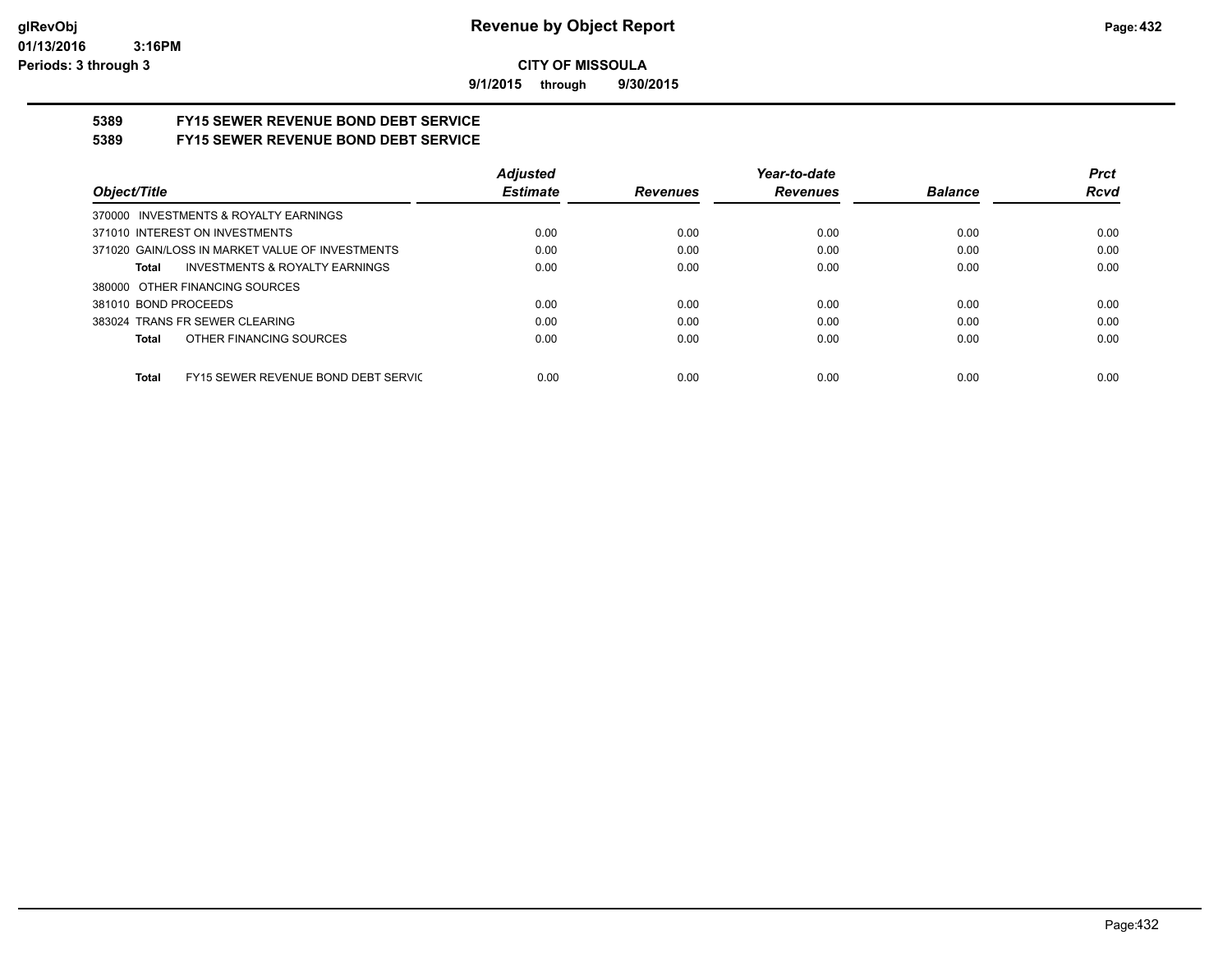**Revenue by Object Report**

**CITY OF MISSOULA**

**9/1/2015 through 9/30/2015**

glRevObj
01/13/2016 3:16PM
Periods: 3 through 3

## 5389 FY15 SEWER REVENUE BOND DEBT SERVICE
## 5389 FY15 SEWER REVENUE BOND DEBT SERVICE

| Object/Title | Adjusted Estimate | Revenues | Year-to-date Revenues | Balance | Prct Rcvd |
|---|---|---|---|---|---|
| 370000 INVESTMENTS & ROYALTY EARNINGS | | | | | |
| 371010 INTEREST ON INVESTMENTS | 0.00 | 0.00 | 0.00 | 0.00 | 0.00 |
| 371020 GAIN/LOSS IN MARKET VALUE OF INVESTMENTS | 0.00 | 0.00 | 0.00 | 0.00 | 0.00 |
| **Total** INVESTMENTS & ROYALTY EARNINGS | 0.00 | 0.00 | 0.00 | 0.00 | 0.00 |
| 380000 OTHER FINANCING SOURCES | | | | | |
| 381010 BOND PROCEEDS | 0.00 | 0.00 | 0.00 | 0.00 | 0.00 |
| 383024 TRANS FR SEWER CLEARING | 0.00 | 0.00 | 0.00 | 0.00 | 0.00 |
| **Total** OTHER FINANCING SOURCES | 0.00 | 0.00 | 0.00 | 0.00 | 0.00 |
| **Total** FY15 SEWER REVENUE BOND DEBT SERVIC | 0.00 | 0.00 | 0.00 | 0.00 | 0.00 |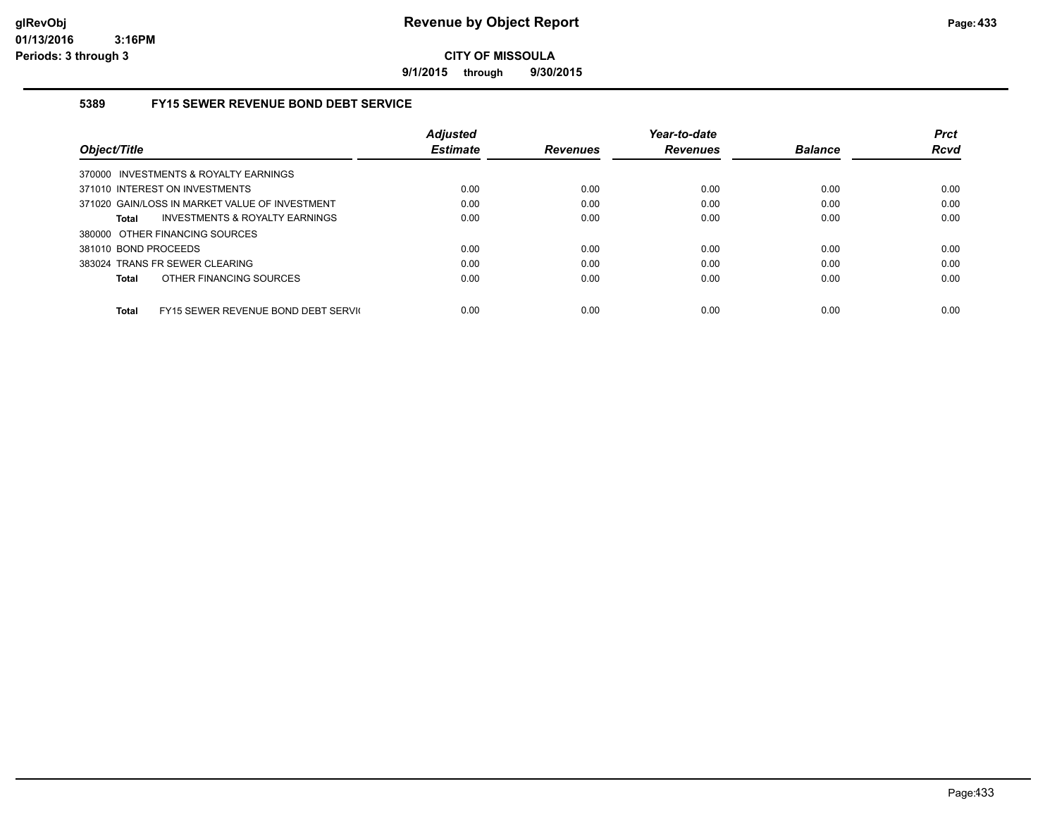# Revenue by Object Report

## CITY OF MISSOULA

**9/1/2015 through 9/30/2015**

### 5389 FY15 SEWER REVENUE BOND DEBT SERVICE

| Object/Title | Adjusted Estimate | Revenues | Year-to-date Revenues | Balance | Prct Rcvd |
|---|---|---|---|---|---|
| 370000 INVESTMENTS & ROYALTY EARNINGS | | | | | |
| 371010 INTEREST ON INVESTMENTS | 0.00 | 0.00 | 0.00 | 0.00 | 0.00 |
| 371020 GAIN/LOSS IN MARKET VALUE OF INVESTMENT | 0.00 | 0.00 | 0.00 | 0.00 | 0.00 |
| **Total** INVESTMENTS & ROYALTY EARNINGS | 0.00 | 0.00 | 0.00 | 0.00 | 0.00 |
| 380000 OTHER FINANCING SOURCES | | | | | |
| 381010 BOND PROCEEDS | 0.00 | 0.00 | 0.00 | 0.00 | 0.00 |
| 383024 TRANS FR SEWER CLEARING | 0.00 | 0.00 | 0.00 | 0.00 | 0.00 |
| **Total** OTHER FINANCING SOURCES | 0.00 | 0.00 | 0.00 | 0.00 | 0.00 |
| **Total** FY15 SEWER REVENUE BOND DEBT SERVI( | 0.00 | 0.00 | 0.00 | 0.00 | 0.00 |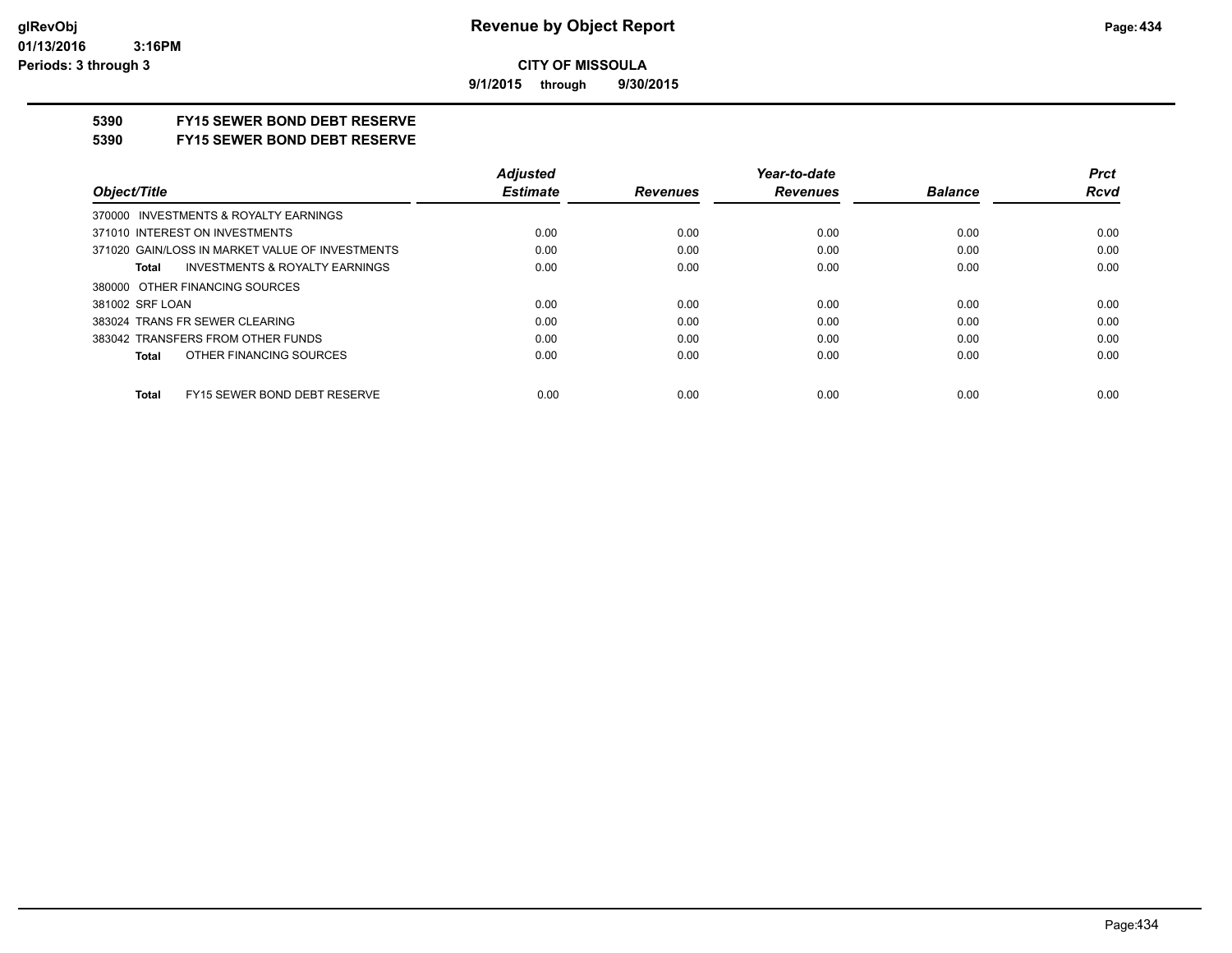**Revenue by Object Report**

**CITY OF MISSOULA**

**9/1/2015 through 9/30/2015**

**5390 FY15 SEWER BOND DEBT RESERVE**

**5390 FY15 SEWER BOND DEBT RESERVE**

| Object/Title | Adjusted Estimate | Revenues | Year-to-date Revenues | Balance | Prct Rcvd |
|---|---|---|---|---|---|
| 370000 INVESTMENTS & ROYALTY EARNINGS | | | | | |
| 371010 INTEREST ON INVESTMENTS | 0.00 | 0.00 | 0.00 | 0.00 | 0.00 |
| 371020 GAIN/LOSS IN MARKET VALUE OF INVESTMENTS | 0.00 | 0.00 | 0.00 | 0.00 | 0.00 |
| **Total** INVESTMENTS & ROYALTY EARNINGS | 0.00 | 0.00 | 0.00 | 0.00 | 0.00 |
| 380000 OTHER FINANCING SOURCES | | | | | |
| 381002 SRF LOAN | 0.00 | 0.00 | 0.00 | 0.00 | 0.00 |
| 383024 TRANS FR SEWER CLEARING | 0.00 | 0.00 | 0.00 | 0.00 | 0.00 |
| 383042 TRANSFERS FROM OTHER FUNDS | 0.00 | 0.00 | 0.00 | 0.00 | 0.00 |
| **Total** OTHER FINANCING SOURCES | 0.00 | 0.00 | 0.00 | 0.00 | 0.00 |
| **Total** FY15 SEWER BOND DEBT RESERVE | 0.00 | 0.00 | 0.00 | 0.00 | 0.00 |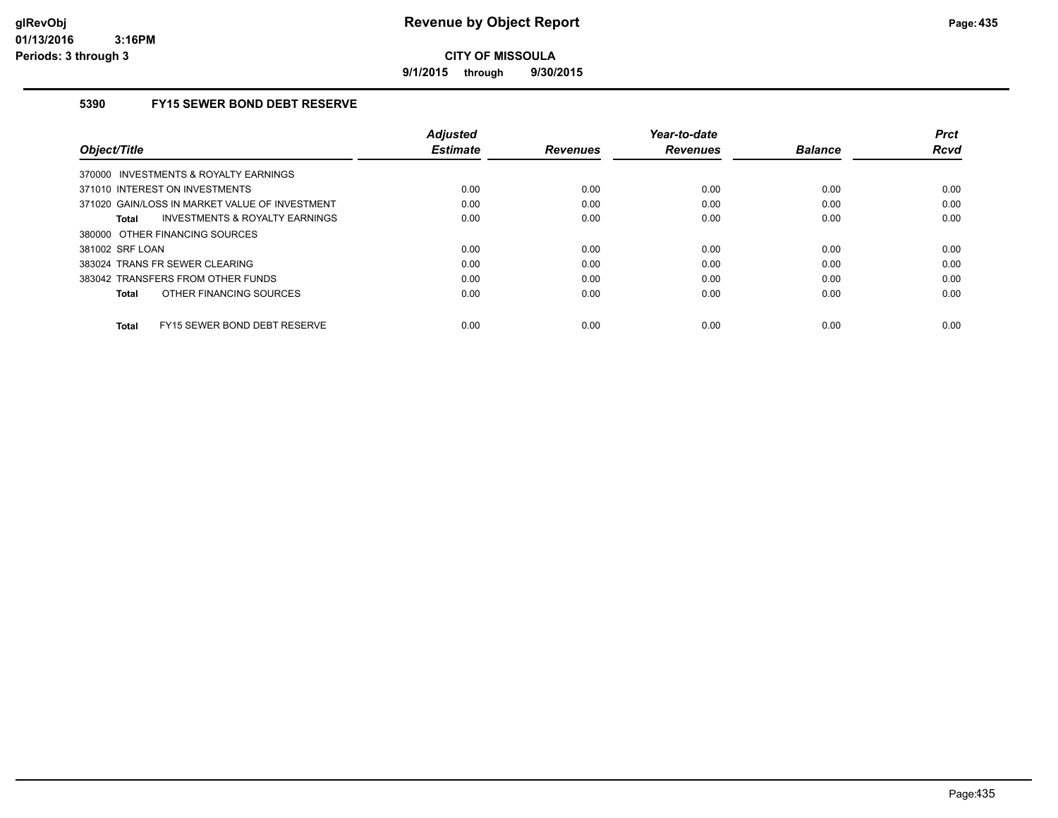# Revenue by Object Report

**CITY OF MISSOULA**

**9/1/2015 through 9/30/2015**

glRevObj
01/13/2016 3:16PM
Periods: 3 through 3

### 5390 FY15 SEWER BOND DEBT RESERVE

| Object/Title | Adjusted Estimate | Revenues | Year-to-date Revenues | Balance | Prct Rcvd |
|---|---|---|---|---|---|
| 370000 INVESTMENTS & ROYALTY EARNINGS | | | | | |
| 371010 INTEREST ON INVESTMENTS | 0.00 | 0.00 | 0.00 | 0.00 | 0.00 |
| 371020 GAIN/LOSS IN MARKET VALUE OF INVESTMENT | 0.00 | 0.00 | 0.00 | 0.00 | 0.00 |
| **Total** INVESTMENTS & ROYALTY EARNINGS | 0.00 | 0.00 | 0.00 | 0.00 | 0.00 |
| 380000 OTHER FINANCING SOURCES | | | | | |
| 381002 SRF LOAN | 0.00 | 0.00 | 0.00 | 0.00 | 0.00 |
| 383024 TRANS FR SEWER CLEARING | 0.00 | 0.00 | 0.00 | 0.00 | 0.00 |
| 383042 TRANSFERS FROM OTHER FUNDS | 0.00 | 0.00 | 0.00 | 0.00 | 0.00 |
| **Total** OTHER FINANCING SOURCES | 0.00 | 0.00 | 0.00 | 0.00 | 0.00 |
| **Total** FY15 SEWER BOND DEBT RESERVE | 0.00 | 0.00 | 0.00 | 0.00 | 0.00 |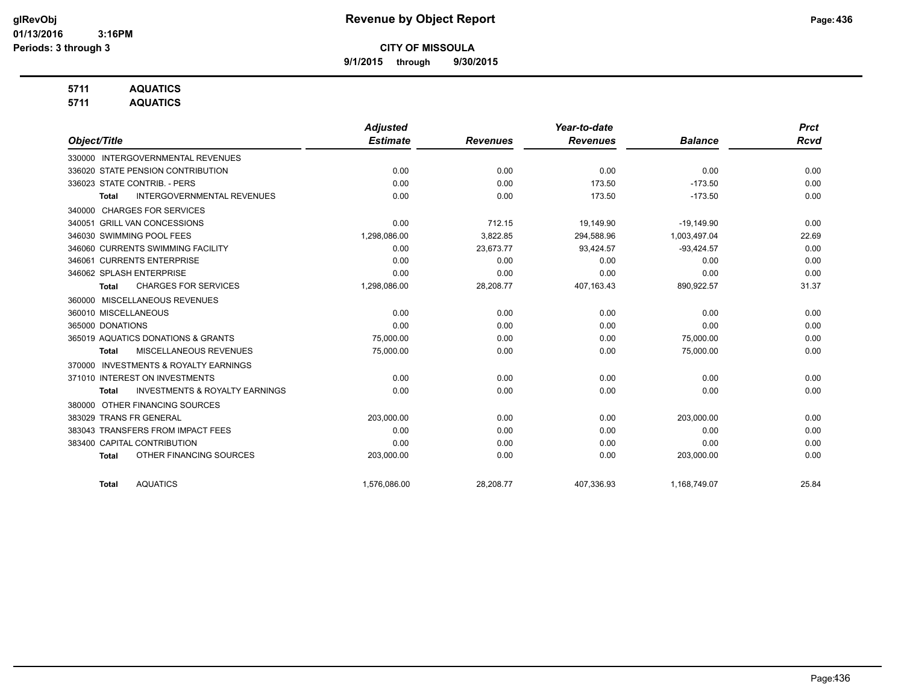# Revenue by Object Report

**CITY OF MISSOULA**

**9/1/2015 through 9/30/2015**

glRevObj
01/13/2016 3:16PM
Periods: 3 through 3

**5711 AQUATICS**
**5711 AQUATICS**

| Object/Title | Adjusted Estimate | Revenues | Year-to-date Revenues | Balance | Prct Rcvd |
|---|---|---|---|---|---|
| 330000 INTERGOVERNMENTAL REVENUES | | | | | |
| 336020 STATE PENSION CONTRIBUTION | 0.00 | 0.00 | 0.00 | 0.00 | 0.00 |
| 336023 STATE CONTRIB. - PERS | 0.00 | 0.00 | 173.50 | -173.50 | 0.00 |
| Total INTERGOVERNMENTAL REVENUES | 0.00 | 0.00 | 173.50 | -173.50 | 0.00 |
| 340000 CHARGES FOR SERVICES | | | | | |
| 340051 GRILL VAN CONCESSIONS | 0.00 | 712.15 | 19,149.90 | -19,149.90 | 0.00 |
| 346030 SWIMMING POOL FEES | 1,298,086.00 | 3,822.85 | 294,588.96 | 1,003,497.04 | 22.69 |
| 346060 CURRENTS SWIMMING FACILITY | 0.00 | 23,673.77 | 93,424.57 | -93,424.57 | 0.00 |
| 346061 CURRENTS ENTERPRISE | 0.00 | 0.00 | 0.00 | 0.00 | 0.00 |
| 346062 SPLASH ENTERPRISE | 0.00 | 0.00 | 0.00 | 0.00 | 0.00 |
| Total CHARGES FOR SERVICES | 1,298,086.00 | 28,208.77 | 407,163.43 | 890,922.57 | 31.37 |
| 360000 MISCELLANEOUS REVENUES | | | | | |
| 360010 MISCELLANEOUS | 0.00 | 0.00 | 0.00 | 0.00 | 0.00 |
| 365000 DONATIONS | 0.00 | 0.00 | 0.00 | 0.00 | 0.00 |
| 365019 AQUATICS DONATIONS & GRANTS | 75,000.00 | 0.00 | 0.00 | 75,000.00 | 0.00 |
| Total MISCELLANEOUS REVENUES | 75,000.00 | 0.00 | 0.00 | 75,000.00 | 0.00 |
| 370000 INVESTMENTS & ROYALTY EARNINGS | | | | | |
| 371010 INTEREST ON INVESTMENTS | 0.00 | 0.00 | 0.00 | 0.00 | 0.00 |
| Total INVESTMENTS & ROYALTY EARNINGS | 0.00 | 0.00 | 0.00 | 0.00 | 0.00 |
| 380000 OTHER FINANCING SOURCES | | | | | |
| 383029 TRANS FR GENERAL | 203,000.00 | 0.00 | 0.00 | 203,000.00 | 0.00 |
| 383043 TRANSFERS FROM IMPACT FEES | 0.00 | 0.00 | 0.00 | 0.00 | 0.00 |
| 383400 CAPITAL CONTRIBUTION | 0.00 | 0.00 | 0.00 | 0.00 | 0.00 |
| Total OTHER FINANCING SOURCES | 203,000.00 | 0.00 | 0.00 | 203,000.00 | 0.00 |
| Total AQUATICS | 1,576,086.00 | 28,208.77 | 407,336.93 | 1,168,749.07 | 25.84 |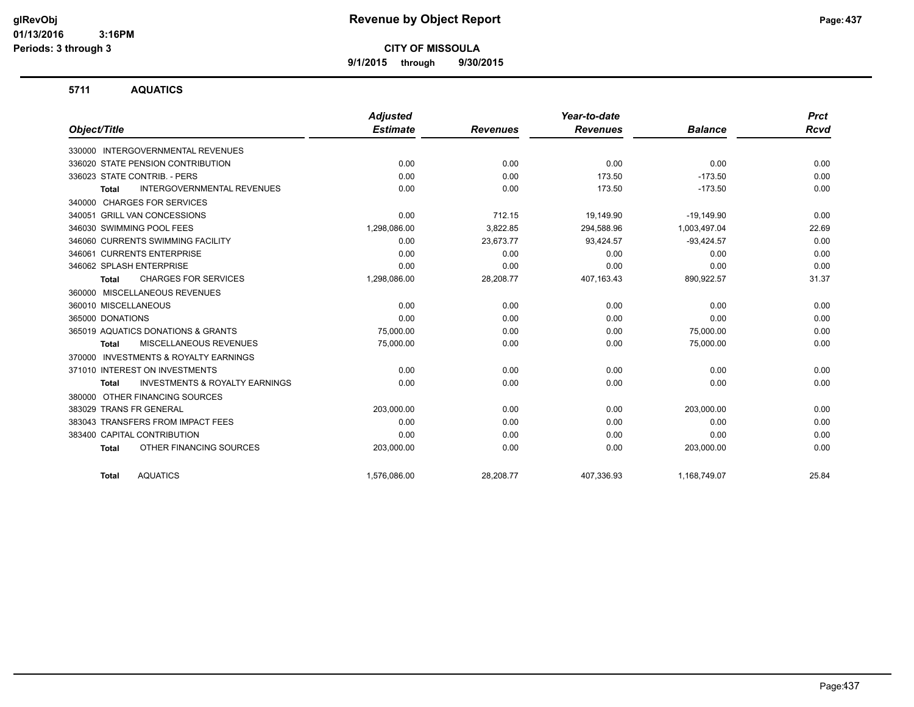# Revenue by Object Report

**CITY OF MISSOULA**

**9/1/2015 through 9/30/2015**

glRevObj
01/13/2016 3:16PM
Periods: 3 through 3

## 5711 AQUATICS

| Object/Title | Adjusted Estimate | Revenues | Year-to-date Revenues | Balance | Prct Rcvd |
|---|---|---|---|---|---|
| 330000 INTERGOVERNMENTAL REVENUES | | | | | |
| 336020 STATE PENSION CONTRIBUTION | 0.00 | 0.00 | 0.00 | 0.00 | 0.00 |
| 336023 STATE CONTRIB. - PERS | 0.00 | 0.00 | 173.50 | -173.50 | 0.00 |
| **Total** INTERGOVERNMENTAL REVENUES | 0.00 | 0.00 | 173.50 | -173.50 | 0.00 |
| 340000 CHARGES FOR SERVICES | | | | | |
| 340051 GRILL VAN CONCESSIONS | 0.00 | 712.15 | 19,149.90 | -19,149.90 | 0.00 |
| 346030 SWIMMING POOL FEES | 1,298,086.00 | 3,822.85 | 294,588.96 | 1,003,497.04 | 22.69 |
| 346060 CURRENTS SWIMMING FACILITY | 0.00 | 23,673.77 | 93,424.57 | -93,424.57 | 0.00 |
| 346061 CURRENTS ENTERPRISE | 0.00 | 0.00 | 0.00 | 0.00 | 0.00 |
| 346062 SPLASH ENTERPRISE | 0.00 | 0.00 | 0.00 | 0.00 | 0.00 |
| **Total** CHARGES FOR SERVICES | 1,298,086.00 | 28,208.77 | 407,163.43 | 890,922.57 | 31.37 |
| 360000 MISCELLANEOUS REVENUES | | | | | |
| 360010 MISCELLANEOUS | 0.00 | 0.00 | 0.00 | 0.00 | 0.00 |
| 365000 DONATIONS | 0.00 | 0.00 | 0.00 | 0.00 | 0.00 |
| 365019 AQUATICS DONATIONS & GRANTS | 75,000.00 | 0.00 | 0.00 | 75,000.00 | 0.00 |
| **Total** MISCELLANEOUS REVENUES | 75,000.00 | 0.00 | 0.00 | 75,000.00 | 0.00 |
| 370000 INVESTMENTS & ROYALTY EARNINGS | | | | | |
| 371010 INTEREST ON INVESTMENTS | 0.00 | 0.00 | 0.00 | 0.00 | 0.00 |
| **Total** INVESTMENTS & ROYALTY EARNINGS | 0.00 | 0.00 | 0.00 | 0.00 | 0.00 |
| 380000 OTHER FINANCING SOURCES | | | | | |
| 383029 TRANS FR GENERAL | 203,000.00 | 0.00 | 0.00 | 203,000.00 | 0.00 |
| 383043 TRANSFERS FROM IMPACT FEES | 0.00 | 0.00 | 0.00 | 0.00 | 0.00 |
| 383400 CAPITAL CONTRIBUTION | 0.00 | 0.00 | 0.00 | 0.00 | 0.00 |
| **Total** OTHER FINANCING SOURCES | 203,000.00 | 0.00 | 0.00 | 203,000.00 | 0.00 |
| **Total** AQUATICS | 1,576,086.00 | 28,208.77 | 407,336.93 | 1,168,749.07 | 25.84 |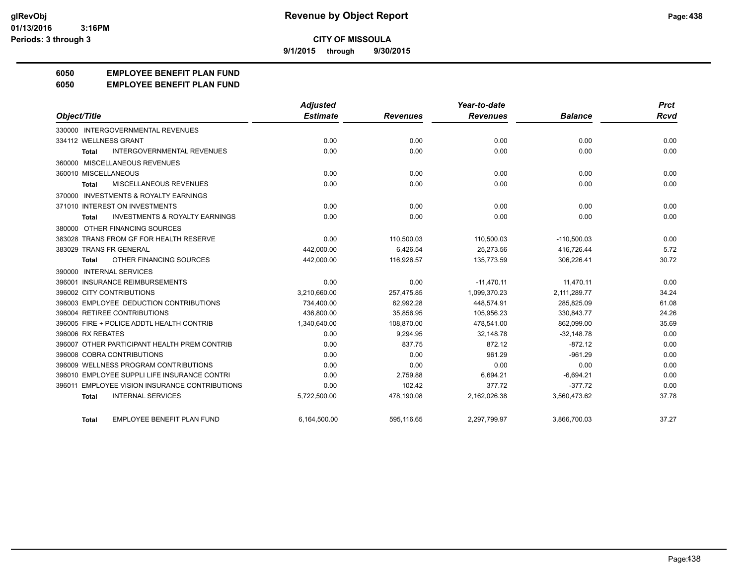# CITY OF MISSOULA

**9/1/2015 through 9/30/2015**

## 6050 EMPLOYEE BENEFIT PLAN FUND
## 6050 EMPLOYEE BENEFIT PLAN FUND

| Object/Title | Adjusted Estimate | Revenues | Year-to-date Revenues | Balance | Prct Rcvd |
|---|---|---|---|---|---|
| 330000 INTERGOVERNMENTAL REVENUES | | | | | |
| 334112 WELLNESS GRANT | 0.00 | 0.00 | 0.00 | 0.00 | 0.00 |
| Total INTERGOVERNMENTAL REVENUES | 0.00 | 0.00 | 0.00 | 0.00 | 0.00 |
| 360000 MISCELLANEOUS REVENUES | | | | | |
| 360010 MISCELLANEOUS | 0.00 | 0.00 | 0.00 | 0.00 | 0.00 |
| Total MISCELLANEOUS REVENUES | 0.00 | 0.00 | 0.00 | 0.00 | 0.00 |
| 370000 INVESTMENTS & ROYALTY EARNINGS | | | | | |
| 371010 INTEREST ON INVESTMENTS | 0.00 | 0.00 | 0.00 | 0.00 | 0.00 |
| Total INVESTMENTS & ROYALTY EARNINGS | 0.00 | 0.00 | 0.00 | 0.00 | 0.00 |
| 380000 OTHER FINANCING SOURCES | | | | | |
| 383028 TRANS FROM GF FOR HEALTH RESERVE | 0.00 | 110,500.03 | 110,500.03 | -110,500.03 | 0.00 |
| 383029 TRANS FR GENERAL | 442,000.00 | 6,426.54 | 25,273.56 | 416,726.44 | 5.72 |
| Total OTHER FINANCING SOURCES | 442,000.00 | 116,926.57 | 135,773.59 | 306,226.41 | 30.72 |
| 390000 INTERNAL SERVICES | | | | | |
| 396001 INSURANCE REIMBURSEMENTS | 0.00 | 0.00 | -11,470.11 | 11,470.11 | 0.00 |
| 396002 CITY CONTRIBUTIONS | 3,210,660.00 | 257,475.85 | 1,099,370.23 | 2,111,289.77 | 34.24 |
| 396003 EMPLOYEE DEDUCTION CONTRIBUTIONS | 734,400.00 | 62,992.28 | 448,574.91 | 285,825.09 | 61.08 |
| 396004 RETIREE CONTRIBUTIONS | 436,800.00 | 35,856.95 | 105,956.23 | 330,843.77 | 24.26 |
| 396005 FIRE + POLICE ADDTL HEALTH CONTRIB | 1,340,640.00 | 108,870.00 | 478,541.00 | 862,099.00 | 35.69 |
| 396006 RX REBATES | 0.00 | 9,294.95 | 32,148.78 | -32,148.78 | 0.00 |
| 396007 OTHER PARTICIPANT HEALTH PREM CONTRIB | 0.00 | 837.75 | 872.12 | -872.12 | 0.00 |
| 396008 COBRA CONTRIBUTIONS | 0.00 | 0.00 | 961.29 | -961.29 | 0.00 |
| 396009 WELLNESS PROGRAM CONTRIBUTIONS | 0.00 | 0.00 | 0.00 | 0.00 | 0.00 |
| 396010 EMPLOYEE SUPPLI LIFE INSURANCE CONTRI | 0.00 | 2,759.88 | 6,694.21 | -6,694.21 | 0.00 |
| 396011 EMPLOYEE VISION INSURANCE CONTRIBUTIONS | 0.00 | 102.42 | 377.72 | -377.72 | 0.00 |
| Total INTERNAL SERVICES | 5,722,500.00 | 478,190.08 | 2,162,026.38 | 3,560,473.62 | 37.78 |
| Total EMPLOYEE BENEFIT PLAN FUND | 6,164,500.00 | 595,116.65 | 2,297,799.97 | 3,866,700.03 | 37.27 |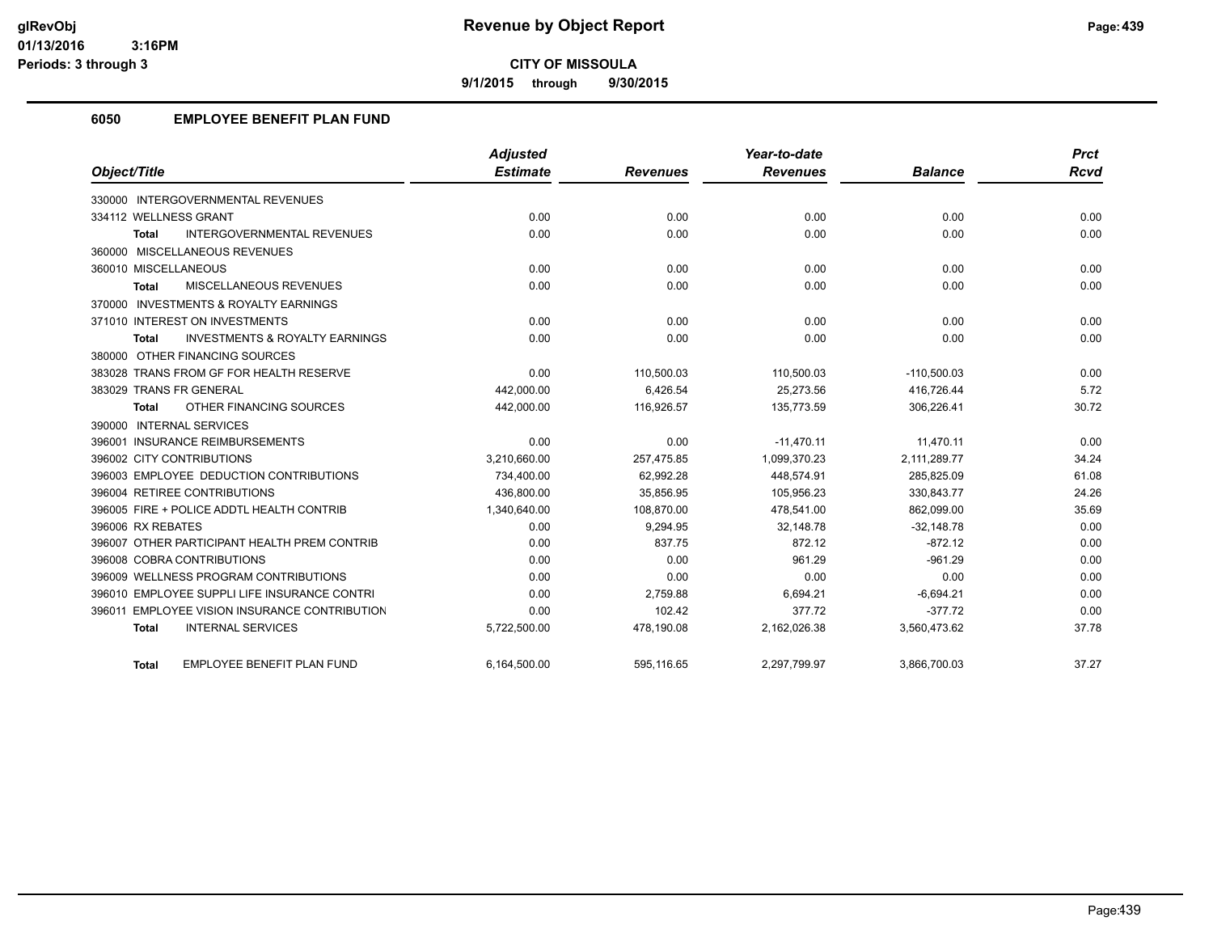# Revenue by Object Report

**CITY OF MISSOULA**

**9/1/2015 through 9/30/2015**

glRevObj
01/13/2016 3:16PM
Periods: 3 through 3

## 6050 EMPLOYEE BENEFIT PLAN FUND

| Object/Title | Adjusted Estimate | Revenues | Year-to-date Revenues | Balance | Prct Rcvd |
|---|---|---|---|---|---|
| 330000 INTERGOVERNMENTAL REVENUES | | | | | |
| 334112 WELLNESS GRANT | 0.00 | 0.00 | 0.00 | 0.00 | 0.00 |
| **Total** INTERGOVERNMENTAL REVENUES | 0.00 | 0.00 | 0.00 | 0.00 | 0.00 |
| 360000 MISCELLANEOUS REVENUES | | | | | |
| 360010 MISCELLANEOUS | 0.00 | 0.00 | 0.00 | 0.00 | 0.00 |
| **Total** MISCELLANEOUS REVENUES | 0.00 | 0.00 | 0.00 | 0.00 | 0.00 |
| 370000 INVESTMENTS & ROYALTY EARNINGS | | | | | |
| 371010 INTEREST ON INVESTMENTS | 0.00 | 0.00 | 0.00 | 0.00 | 0.00 |
| **Total** INVESTMENTS & ROYALTY EARNINGS | 0.00 | 0.00 | 0.00 | 0.00 | 0.00 |
| 380000 OTHER FINANCING SOURCES | | | | | |
| 383028 TRANS FROM GF FOR HEALTH RESERVE | 0.00 | 110,500.03 | 110,500.03 | -110,500.03 | 0.00 |
| 383029 TRANS FR GENERAL | 442,000.00 | 6,426.54 | 25,273.56 | 416,726.44 | 5.72 |
| **Total** OTHER FINANCING SOURCES | 442,000.00 | 116,926.57 | 135,773.59 | 306,226.41 | 30.72 |
| 390000 INTERNAL SERVICES | | | | | |
| 396001 INSURANCE REIMBURSEMENTS | 0.00 | 0.00 | -11,470.11 | 11,470.11 | 0.00 |
| 396002 CITY CONTRIBUTIONS | 3,210,660.00 | 257,475.85 | 1,099,370.23 | 2,111,289.77 | 34.24 |
| 396003 EMPLOYEE DEDUCTION CONTRIBUTIONS | 734,400.00 | 62,992.28 | 448,574.91 | 285,825.09 | 61.08 |
| 396004 RETIREE CONTRIBUTIONS | 436,800.00 | 35,856.95 | 105,956.23 | 330,843.77 | 24.26 |
| 396005 FIRE + POLICE ADDTL HEALTH CONTRIB | 1,340,640.00 | 108,870.00 | 478,541.00 | 862,099.00 | 35.69 |
| 396006 RX REBATES | 0.00 | 9,294.95 | 32,148.78 | -32,148.78 | 0.00 |
| 396007 OTHER PARTICIPANT HEALTH PREM CONTRIB | 0.00 | 837.75 | 872.12 | -872.12 | 0.00 |
| 396008 COBRA CONTRIBUTIONS | 0.00 | 0.00 | 961.29 | -961.29 | 0.00 |
| 396009 WELLNESS PROGRAM CONTRIBUTIONS | 0.00 | 0.00 | 0.00 | 0.00 | 0.00 |
| 396010 EMPLOYEE SUPPLI LIFE INSURANCE CONTRI | 0.00 | 2,759.88 | 6,694.21 | -6,694.21 | 0.00 |
| 396011 EMPLOYEE VISION INSURANCE CONTRIBUTION | 0.00 | 102.42 | 377.72 | -377.72 | 0.00 |
| **Total** INTERNAL SERVICES | 5,722,500.00 | 478,190.08 | 2,162,026.38 | 3,560,473.62 | 37.78 |
| **Total** EMPLOYEE BENEFIT PLAN FUND | 6,164,500.00 | 595,116.65 | 2,297,799.97 | 3,866,700.03 | 37.27 |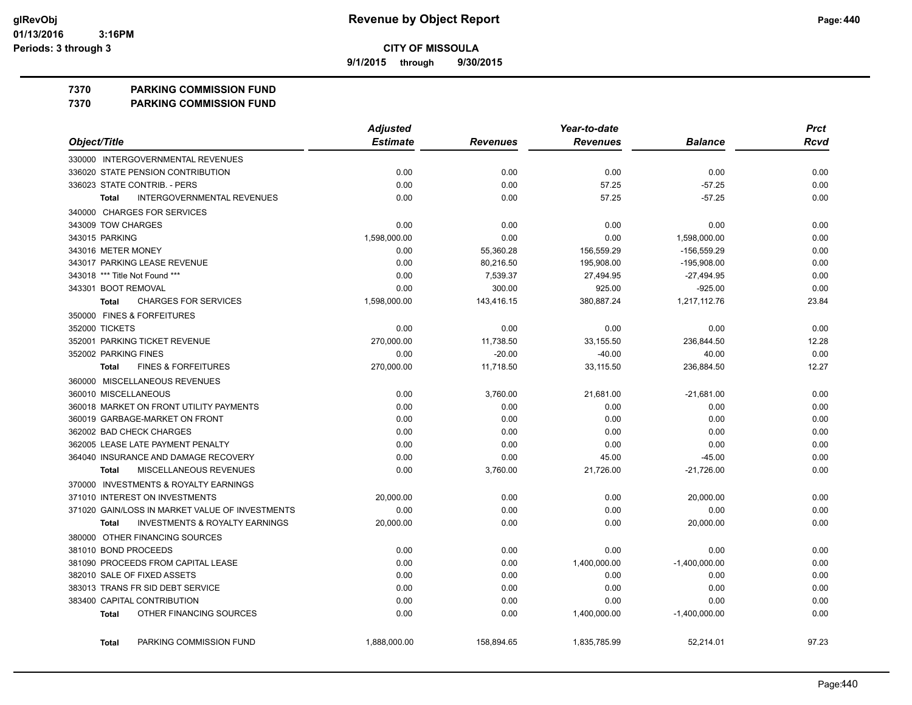# CITY OF MISSOULA

**9/1/2015 through 9/30/2015**

**Revenue by Object Report**

## 7370 PARKING COMMISSION FUND
## 7370 PARKING COMMISSION FUND

| Object/Title | Adjusted Estimate | Revenues | Year-to-date Revenues | Balance | Prct Rcvd |
|---|---|---|---|---|---|
| 330000 INTERGOVERNMENTAL REVENUES | | | | | |
| 336020 STATE PENSION CONTRIBUTION | 0.00 | 0.00 | 0.00 | 0.00 | 0.00 |
| 336023 STATE CONTRIB. - PERS | 0.00 | 0.00 | 57.25 | -57.25 | 0.00 |
| **Total** INTERGOVERNMENTAL REVENUES | 0.00 | 0.00 | 57.25 | -57.25 | 0.00 |
| 340000 CHARGES FOR SERVICES | | | | | |
| 343009 TOW CHARGES | 0.00 | 0.00 | 0.00 | 0.00 | 0.00 |
| 343015 PARKING | 1,598,000.00 | 0.00 | 0.00 | 1,598,000.00 | 0.00 |
| 343016 METER MONEY | 0.00 | 55,360.28 | 156,559.29 | -156,559.29 | 0.00 |
| 343017 PARKING LEASE REVENUE | 0.00 | 80,216.50 | 195,908.00 | -195,908.00 | 0.00 |
| 343018 *** Title Not Found *** | 0.00 | 7,539.37 | 27,494.95 | -27,494.95 | 0.00 |
| 343301 BOOT REMOVAL | 0.00 | 300.00 | 925.00 | -925.00 | 0.00 |
| **Total** CHARGES FOR SERVICES | 1,598,000.00 | 143,416.15 | 380,887.24 | 1,217,112.76 | 23.84 |
| 350000 FINES & FORFEITURES | | | | | |
| 352000 TICKETS | 0.00 | 0.00 | 0.00 | 0.00 | 0.00 |
| 352001 PARKING TICKET REVENUE | 270,000.00 | 11,738.50 | 33,155.50 | 236,844.50 | 12.28 |
| 352002 PARKING FINES | 0.00 | -20.00 | -40.00 | 40.00 | 0.00 |
| **Total** FINES & FORFEITURES | 270,000.00 | 11,718.50 | 33,115.50 | 236,884.50 | 12.27 |
| 360000 MISCELLANEOUS REVENUES | | | | | |
| 360010 MISCELLANEOUS | 0.00 | 3,760.00 | 21,681.00 | -21,681.00 | 0.00 |
| 360018 MARKET ON FRONT UTILITY PAYMENTS | 0.00 | 0.00 | 0.00 | 0.00 | 0.00 |
| 360019 GARBAGE-MARKET ON FRONT | 0.00 | 0.00 | 0.00 | 0.00 | 0.00 |
| 362002 BAD CHECK CHARGES | 0.00 | 0.00 | 0.00 | 0.00 | 0.00 |
| 362005 LEASE LATE PAYMENT PENALTY | 0.00 | 0.00 | 0.00 | 0.00 | 0.00 |
| 364040 INSURANCE AND DAMAGE RECOVERY | 0.00 | 0.00 | 45.00 | -45.00 | 0.00 |
| **Total** MISCELLANEOUS REVENUES | 0.00 | 3,760.00 | 21,726.00 | -21,726.00 | 0.00 |
| 370000 INVESTMENTS & ROYALTY EARNINGS | | | | | |
| 371010 INTEREST ON INVESTMENTS | 20,000.00 | 0.00 | 0.00 | 20,000.00 | 0.00 |
| 371020 GAIN/LOSS IN MARKET VALUE OF INVESTMENTS | 0.00 | 0.00 | 0.00 | 0.00 | 0.00 |
| **Total** INVESTMENTS & ROYALTY EARNINGS | 20,000.00 | 0.00 | 0.00 | 20,000.00 | 0.00 |
| 380000 OTHER FINANCING SOURCES | | | | | |
| 381010 BOND PROCEEDS | 0.00 | 0.00 | 0.00 | 0.00 | 0.00 |
| 381090 PROCEEDS FROM CAPITAL LEASE | 0.00 | 0.00 | 1,400,000.00 | -1,400,000.00 | 0.00 |
| 382010 SALE OF FIXED ASSETS | 0.00 | 0.00 | 0.00 | 0.00 | 0.00 |
| 383013 TRANS FR SID DEBT SERVICE | 0.00 | 0.00 | 0.00 | 0.00 | 0.00 |
| 383400 CAPITAL CONTRIBUTION | 0.00 | 0.00 | 0.00 | 0.00 | 0.00 |
| **Total** OTHER FINANCING SOURCES | 0.00 | 0.00 | 1,400,000.00 | -1,400,000.00 | 0.00 |
| **Total** PARKING COMMISSION FUND | 1,888,000.00 | 158,894.65 | 1,835,785.99 | 52,214.01 | 97.23 |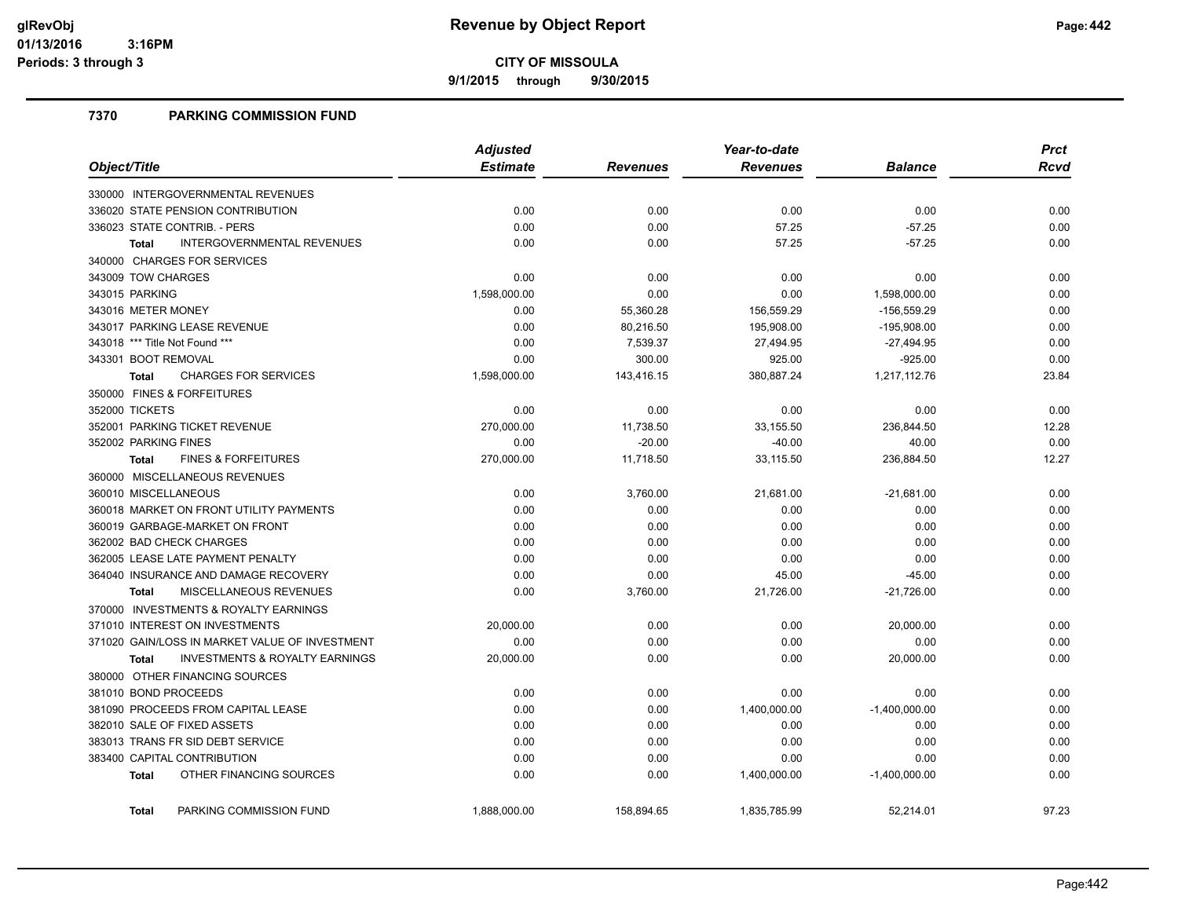# Revenue by Object Report

**CITY OF MISSOULA**

**9/1/2015 through 9/30/2015**

glRevObj
01/13/2016 3:16PM
Periods: 3 through 3

## 7370 PARKING COMMISSION FUND

| Object/Title | Adjusted Estimate | Revenues | Year-to-date Revenues | Balance | Prct Rcvd |
|---|---|---|---|---|---|
| 330000 INTERGOVERNMENTAL REVENUES | | | | | |
| 336020 STATE PENSION CONTRIBUTION | 0.00 | 0.00 | 0.00 | 0.00 | 0.00 |
| 336023 STATE CONTRIB. - PERS | 0.00 | 0.00 | 57.25 | -57.25 | 0.00 |
| **Total** INTERGOVERNMENTAL REVENUES | 0.00 | 0.00 | 57.25 | -57.25 | 0.00 |
| 340000 CHARGES FOR SERVICES | | | | | |
| 343009 TOW CHARGES | 0.00 | 0.00 | 0.00 | 0.00 | 0.00 |
| 343015 PARKING | 1,598,000.00 | 0.00 | 0.00 | 1,598,000.00 | 0.00 |
| 343016 METER MONEY | 0.00 | 55,360.28 | 156,559.29 | -156,559.29 | 0.00 |
| 343017 PARKING LEASE REVENUE | 0.00 | 80,216.50 | 195,908.00 | -195,908.00 | 0.00 |
| 343018 *** Title Not Found *** | 0.00 | 7,539.37 | 27,494.95 | -27,494.95 | 0.00 |
| 343301 BOOT REMOVAL | 0.00 | 300.00 | 925.00 | -925.00 | 0.00 |
| **Total** CHARGES FOR SERVICES | 1,598,000.00 | 143,416.15 | 380,887.24 | 1,217,112.76 | 23.84 |
| 350000 FINES & FORFEITURES | | | | | |
| 352000 TICKETS | 0.00 | 0.00 | 0.00 | 0.00 | 0.00 |
| 352001 PARKING TICKET REVENUE | 270,000.00 | 11,738.50 | 33,155.50 | 236,844.50 | 12.28 |
| 352002 PARKING FINES | 0.00 | -20.00 | -40.00 | 40.00 | 0.00 |
| **Total** FINES & FORFEITURES | 270,000.00 | 11,718.50 | 33,115.50 | 236,884.50 | 12.27 |
| 360000 MISCELLANEOUS REVENUES | | | | | |
| 360010 MISCELLANEOUS | 0.00 | 3,760.00 | 21,681.00 | -21,681.00 | 0.00 |
| 360018 MARKET ON FRONT UTILITY PAYMENTS | 0.00 | 0.00 | 0.00 | 0.00 | 0.00 |
| 360019 GARBAGE-MARKET ON FRONT | 0.00 | 0.00 | 0.00 | 0.00 | 0.00 |
| 362002 BAD CHECK CHARGES | 0.00 | 0.00 | 0.00 | 0.00 | 0.00 |
| 362005 LEASE LATE PAYMENT PENALTY | 0.00 | 0.00 | 0.00 | 0.00 | 0.00 |
| 364040 INSURANCE AND DAMAGE RECOVERY | 0.00 | 0.00 | 45.00 | -45.00 | 0.00 |
| **Total** MISCELLANEOUS REVENUES | 0.00 | 3,760.00 | 21,726.00 | -21,726.00 | 0.00 |
| 370000 INVESTMENTS & ROYALTY EARNINGS | | | | | |
| 371010 INTEREST ON INVESTMENTS | 20,000.00 | 0.00 | 0.00 | 20,000.00 | 0.00 |
| 371020 GAIN/LOSS IN MARKET VALUE OF INVESTMENT | 0.00 | 0.00 | 0.00 | 0.00 | 0.00 |
| **Total** INVESTMENTS & ROYALTY EARNINGS | 20,000.00 | 0.00 | 0.00 | 20,000.00 | 0.00 |
| 380000 OTHER FINANCING SOURCES | | | | | |
| 381010 BOND PROCEEDS | 0.00 | 0.00 | 0.00 | 0.00 | 0.00 |
| 381090 PROCEEDS FROM CAPITAL LEASE | 0.00 | 0.00 | 1,400,000.00 | -1,400,000.00 | 0.00 |
| 382010 SALE OF FIXED ASSETS | 0.00 | 0.00 | 0.00 | 0.00 | 0.00 |
| 383013 TRANS FR SID DEBT SERVICE | 0.00 | 0.00 | 0.00 | 0.00 | 0.00 |
| 383400 CAPITAL CONTRIBUTION | 0.00 | 0.00 | 0.00 | 0.00 | 0.00 |
| **Total** OTHER FINANCING SOURCES | 0.00 | 0.00 | 1,400,000.00 | -1,400,000.00 | 0.00 |
| **Total** PARKING COMMISSION FUND | 1,888,000.00 | 158,894.65 | 1,835,785.99 | 52,214.01 | 97.23 |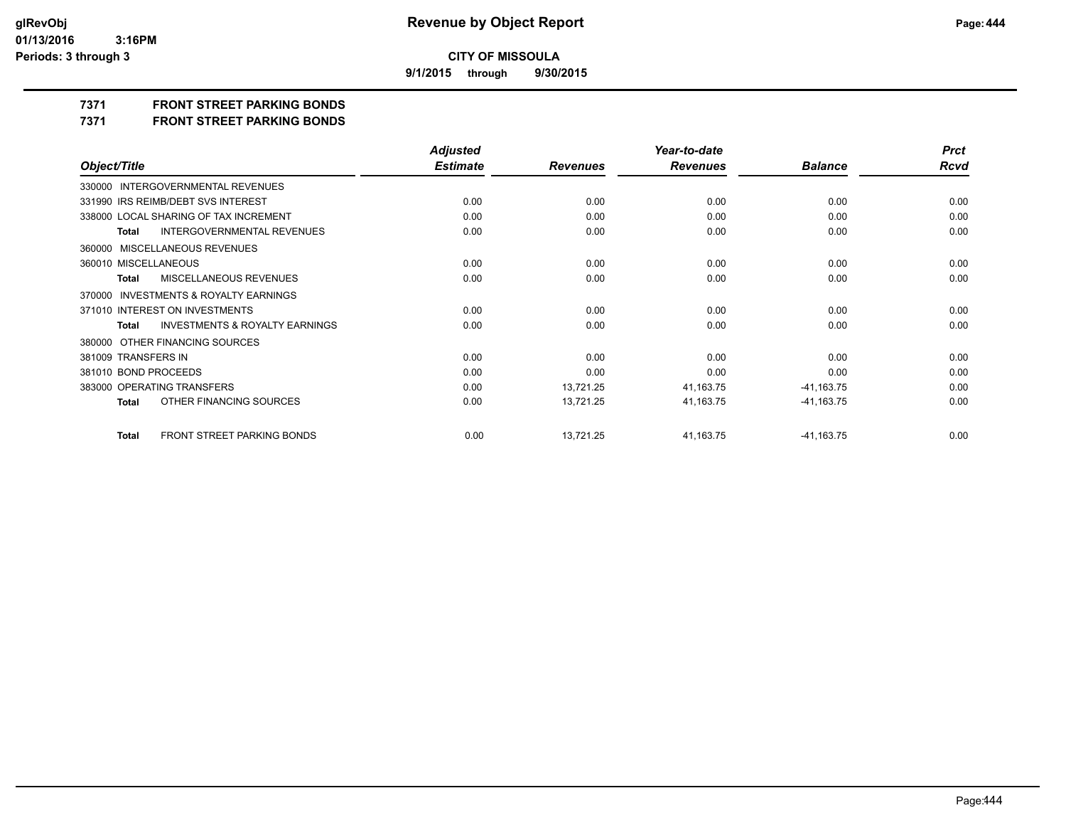**CITY OF MISSOULA**

**9/1/2015 through 9/30/2015**

## 7371 FRONT STREET PARKING BONDS
## 7371 FRONT STREET PARKING BONDS

| Object/Title | Adjusted Estimate | Revenues | Year-to-date Revenues | Balance | Prct Rcvd |
|---|---|---|---|---|---|
| 330000 INTERGOVERNMENTAL REVENUES | | | | | |
| 331990 IRS REIMB/DEBT SVS INTEREST | 0.00 | 0.00 | 0.00 | 0.00 | 0.00 |
| 338000 LOCAL SHARING OF TAX INCREMENT | 0.00 | 0.00 | 0.00 | 0.00 | 0.00 |
| Total INTERGOVERNMENTAL REVENUES | 0.00 | 0.00 | 0.00 | 0.00 | 0.00 |
| 360000 MISCELLANEOUS REVENUES | | | | | |
| 360010 MISCELLANEOUS | 0.00 | 0.00 | 0.00 | 0.00 | 0.00 |
| Total MISCELLANEOUS REVENUES | 0.00 | 0.00 | 0.00 | 0.00 | 0.00 |
| 370000 INVESTMENTS & ROYALTY EARNINGS | | | | | |
| 371010 INTEREST ON INVESTMENTS | 0.00 | 0.00 | 0.00 | 0.00 | 0.00 |
| Total INVESTMENTS & ROYALTY EARNINGS | 0.00 | 0.00 | 0.00 | 0.00 | 0.00 |
| 380000 OTHER FINANCING SOURCES | | | | | |
| 381009 TRANSFERS IN | 0.00 | 0.00 | 0.00 | 0.00 | 0.00 |
| 381010 BOND PROCEEDS | 0.00 | 0.00 | 0.00 | 0.00 | 0.00 |
| 383000 OPERATING TRANSFERS | 0.00 | 13,721.25 | 41,163.75 | -41,163.75 | 0.00 |
| Total OTHER FINANCING SOURCES | 0.00 | 13,721.25 | 41,163.75 | -41,163.75 | 0.00 |
| Total FRONT STREET PARKING BONDS | 0.00 | 13,721.25 | 41,163.75 | -41,163.75 | 0.00 |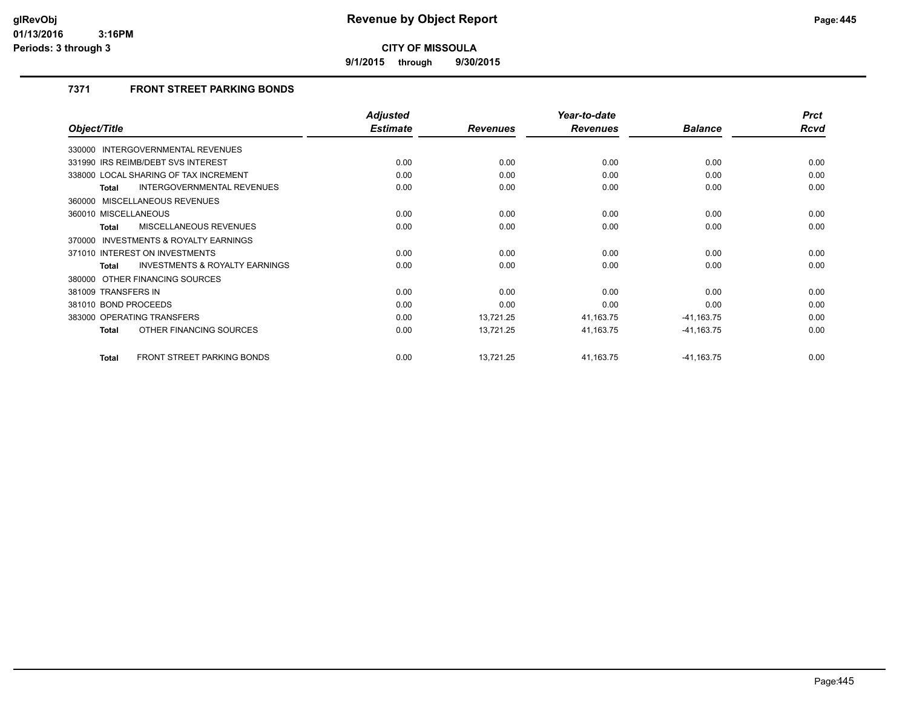**CITY OF MISSOULA**

**9/1/2015 through 9/30/2015**

### 7371 FRONT STREET PARKING BONDS

| Object/Title | Adjusted Estimate | Revenues | Year-to-date Revenues | Balance | Prct Rcvd |
|---|---|---|---|---|---|
| 330000 INTERGOVERNMENTAL REVENUES | | | | | |
| 331990 IRS REIMB/DEBT SVS INTEREST | 0.00 | 0.00 | 0.00 | 0.00 | 0.00 |
| 338000 LOCAL SHARING OF TAX INCREMENT | 0.00 | 0.00 | 0.00 | 0.00 | 0.00 |
| **Total** INTERGOVERNMENTAL REVENUES | 0.00 | 0.00 | 0.00 | 0.00 | 0.00 |
| 360000 MISCELLANEOUS REVENUES | | | | | |
| 360010 MISCELLANEOUS | 0.00 | 0.00 | 0.00 | 0.00 | 0.00 |
| **Total** MISCELLANEOUS REVENUES | 0.00 | 0.00 | 0.00 | 0.00 | 0.00 |
| 370000 INVESTMENTS & ROYALTY EARNINGS | | | | | |
| 371010 INTEREST ON INVESTMENTS | 0.00 | 0.00 | 0.00 | 0.00 | 0.00 |
| **Total** INVESTMENTS & ROYALTY EARNINGS | 0.00 | 0.00 | 0.00 | 0.00 | 0.00 |
| 380000 OTHER FINANCING SOURCES | | | | | |
| 381009 TRANSFERS IN | 0.00 | 0.00 | 0.00 | 0.00 | 0.00 |
| 381010 BOND PROCEEDS | 0.00 | 0.00 | 0.00 | 0.00 | 0.00 |
| 383000 OPERATING TRANSFERS | 0.00 | 13,721.25 | 41,163.75 | -41,163.75 | 0.00 |
| **Total** OTHER FINANCING SOURCES | 0.00 | 13,721.25 | 41,163.75 | -41,163.75 | 0.00 |
| **Total** FRONT STREET PARKING BONDS | 0.00 | 13,721.25 | 41,163.75 | -41,163.75 | 0.00 |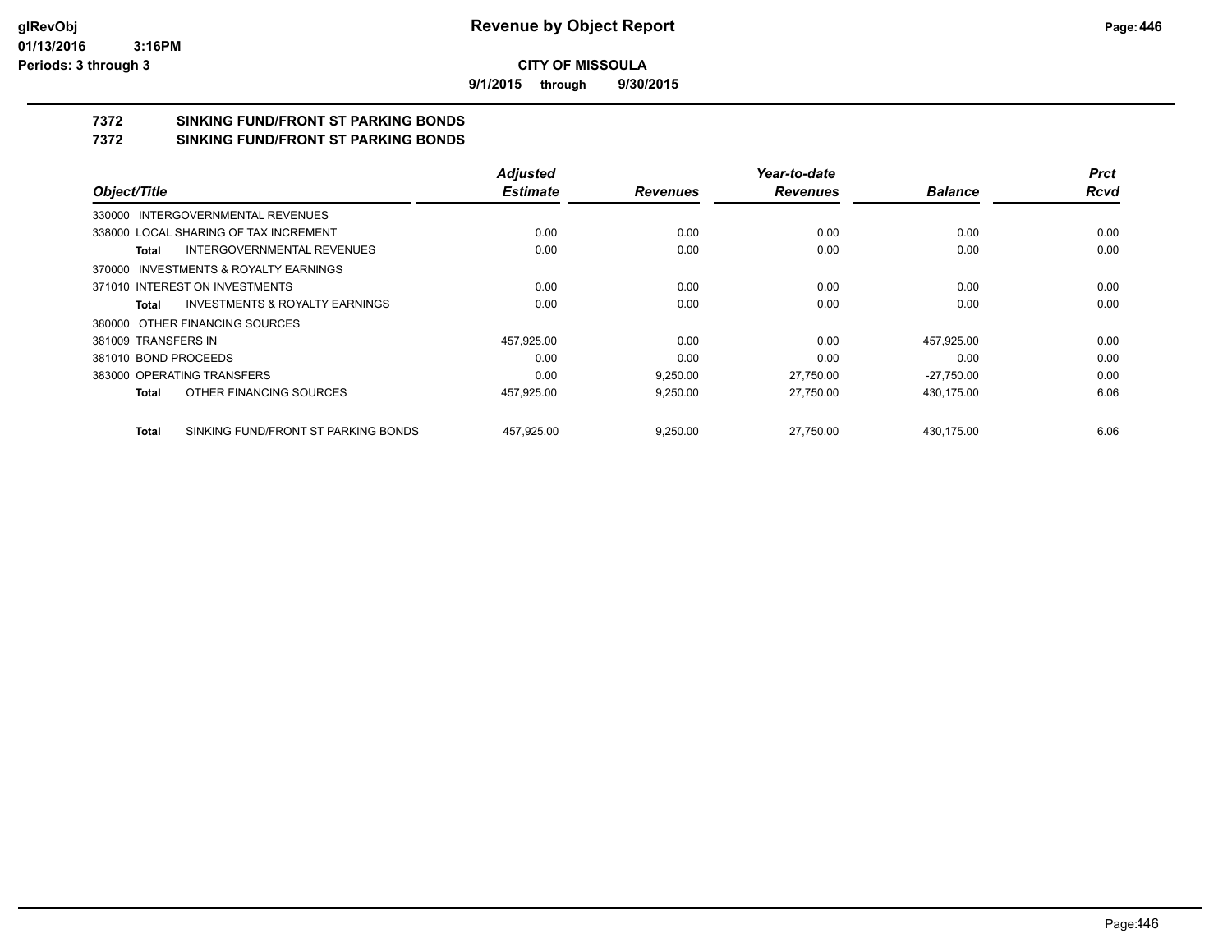**Revenue by Object Report**

**CITY OF MISSOULA**

**9/1/2015 through 9/30/2015**

## 7372 SINKING FUND/FRONT ST PARKING BONDS
## 7372 SINKING FUND/FRONT ST PARKING BONDS

| Object/Title | Adjusted Estimate | Revenues | Year-to-date Revenues | Balance | Prct Rcvd |
|---|---|---|---|---|---|
| 330000 INTERGOVERNMENTAL REVENUES | | | | | |
| 338000 LOCAL SHARING OF TAX INCREMENT | 0.00 | 0.00 | 0.00 | 0.00 | 0.00 |
| **Total** INTERGOVERNMENTAL REVENUES | 0.00 | 0.00 | 0.00 | 0.00 | 0.00 |
| 370000 INVESTMENTS & ROYALTY EARNINGS | | | | | |
| 371010 INTEREST ON INVESTMENTS | 0.00 | 0.00 | 0.00 | 0.00 | 0.00 |
| **Total** INVESTMENTS & ROYALTY EARNINGS | 0.00 | 0.00 | 0.00 | 0.00 | 0.00 |
| 380000 OTHER FINANCING SOURCES | | | | | |
| 381009 TRANSFERS IN | 457,925.00 | 0.00 | 0.00 | 457,925.00 | 0.00 |
| 381010 BOND PROCEEDS | 0.00 | 0.00 | 0.00 | 0.00 | 0.00 |
| 383000 OPERATING TRANSFERS | 0.00 | 9,250.00 | 27,750.00 | -27,750.00 | 0.00 |
| **Total** OTHER FINANCING SOURCES | 457,925.00 | 9,250.00 | 27,750.00 | 430,175.00 | 6.06 |
| **Total** SINKING FUND/FRONT ST PARKING BONDS | 457,925.00 | 9,250.00 | 27,750.00 | 430,175.00 | 6.06 |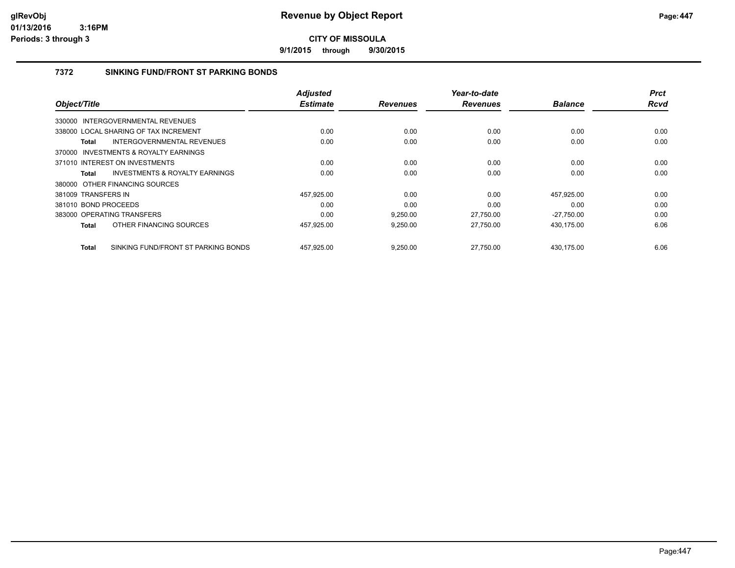# Revenue by Object Report

glRevObj
01/13/2016 3:16PM
Periods: 3 through 3

**CITY OF MISSOULA**

**9/1/2015 through 9/30/2015**

## 7372 SINKING FUND/FRONT ST PARKING BONDS

| Object/Title | Adjusted Estimate | Revenues | Year-to-date Revenues | Balance | Prct Rcvd |
|---|---|---|---|---|---|
| 330000 INTERGOVERNMENTAL REVENUES | | | | | |
| 338000 LOCAL SHARING OF TAX INCREMENT | 0.00 | 0.00 | 0.00 | 0.00 | 0.00 |
| **Total** INTERGOVERNMENTAL REVENUES | 0.00 | 0.00 | 0.00 | 0.00 | 0.00 |
| 370000 INVESTMENTS & ROYALTY EARNINGS | | | | | |
| 371010 INTEREST ON INVESTMENTS | 0.00 | 0.00 | 0.00 | 0.00 | 0.00 |
| **Total** INVESTMENTS & ROYALTY EARNINGS | 0.00 | 0.00 | 0.00 | 0.00 | 0.00 |
| 380000 OTHER FINANCING SOURCES | | | | | |
| 381009 TRANSFERS IN | 457,925.00 | 0.00 | 0.00 | 457,925.00 | 0.00 |
| 381010 BOND PROCEEDS | 0.00 | 0.00 | 0.00 | 0.00 | 0.00 |
| 383000 OPERATING TRANSFERS | 0.00 | 9,250.00 | 27,750.00 | -27,750.00 | 0.00 |
| **Total** OTHER FINANCING SOURCES | 457,925.00 | 9,250.00 | 27,750.00 | 430,175.00 | 6.06 |
| **Total** SINKING FUND/FRONT ST PARKING BONDS | 457,925.00 | 9,250.00 | 27,750.00 | 430,175.00 | 6.06 |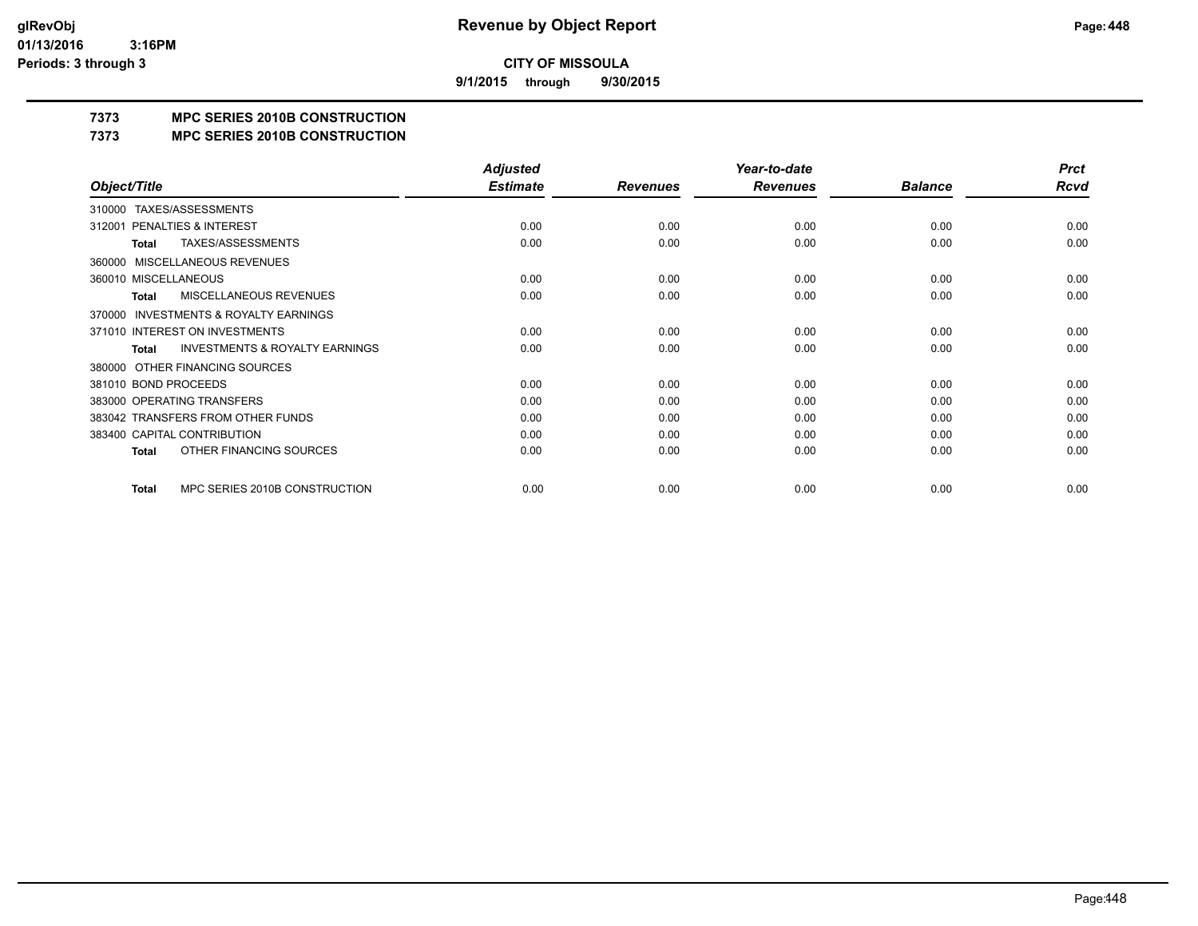# Revenue by Object Report

**CITY OF MISSOULA**

**9/1/2015 through 9/30/2015**

glRevObj
01/13/2016 3:16PM
Periods: 3 through 3

## 7373 MPC SERIES 2010B CONSTRUCTION
## 7373 MPC SERIES 2010B CONSTRUCTION

| Object/Title | Adjusted Estimate | Revenues | Year-to-date Revenues | Balance | Prct Rcvd |
|---|---|---|---|---|---|
| 310000 TAXES/ASSESSMENTS | | | | | |
| 312001 PENALTIES & INTEREST | 0.00 | 0.00 | 0.00 | 0.00 | 0.00 |
| **Total** TAXES/ASSESSMENTS | 0.00 | 0.00 | 0.00 | 0.00 | 0.00 |
| 360000 MISCELLANEOUS REVENUES | | | | | |
| 360010 MISCELLANEOUS | 0.00 | 0.00 | 0.00 | 0.00 | 0.00 |
| **Total** MISCELLANEOUS REVENUES | 0.00 | 0.00 | 0.00 | 0.00 | 0.00 |
| 370000 INVESTMENTS & ROYALTY EARNINGS | | | | | |
| 371010 INTEREST ON INVESTMENTS | 0.00 | 0.00 | 0.00 | 0.00 | 0.00 |
| **Total** INVESTMENTS & ROYALTY EARNINGS | 0.00 | 0.00 | 0.00 | 0.00 | 0.00 |
| 380000 OTHER FINANCING SOURCES | | | | | |
| 381010 BOND PROCEEDS | 0.00 | 0.00 | 0.00 | 0.00 | 0.00 |
| 383000 OPERATING TRANSFERS | 0.00 | 0.00 | 0.00 | 0.00 | 0.00 |
| 383042 TRANSFERS FROM OTHER FUNDS | 0.00 | 0.00 | 0.00 | 0.00 | 0.00 |
| 383400 CAPITAL CONTRIBUTION | 0.00 | 0.00 | 0.00 | 0.00 | 0.00 |
| **Total** OTHER FINANCING SOURCES | 0.00 | 0.00 | 0.00 | 0.00 | 0.00 |
| **Total** MPC SERIES 2010B CONSTRUCTION | 0.00 | 0.00 | 0.00 | 0.00 | 0.00 |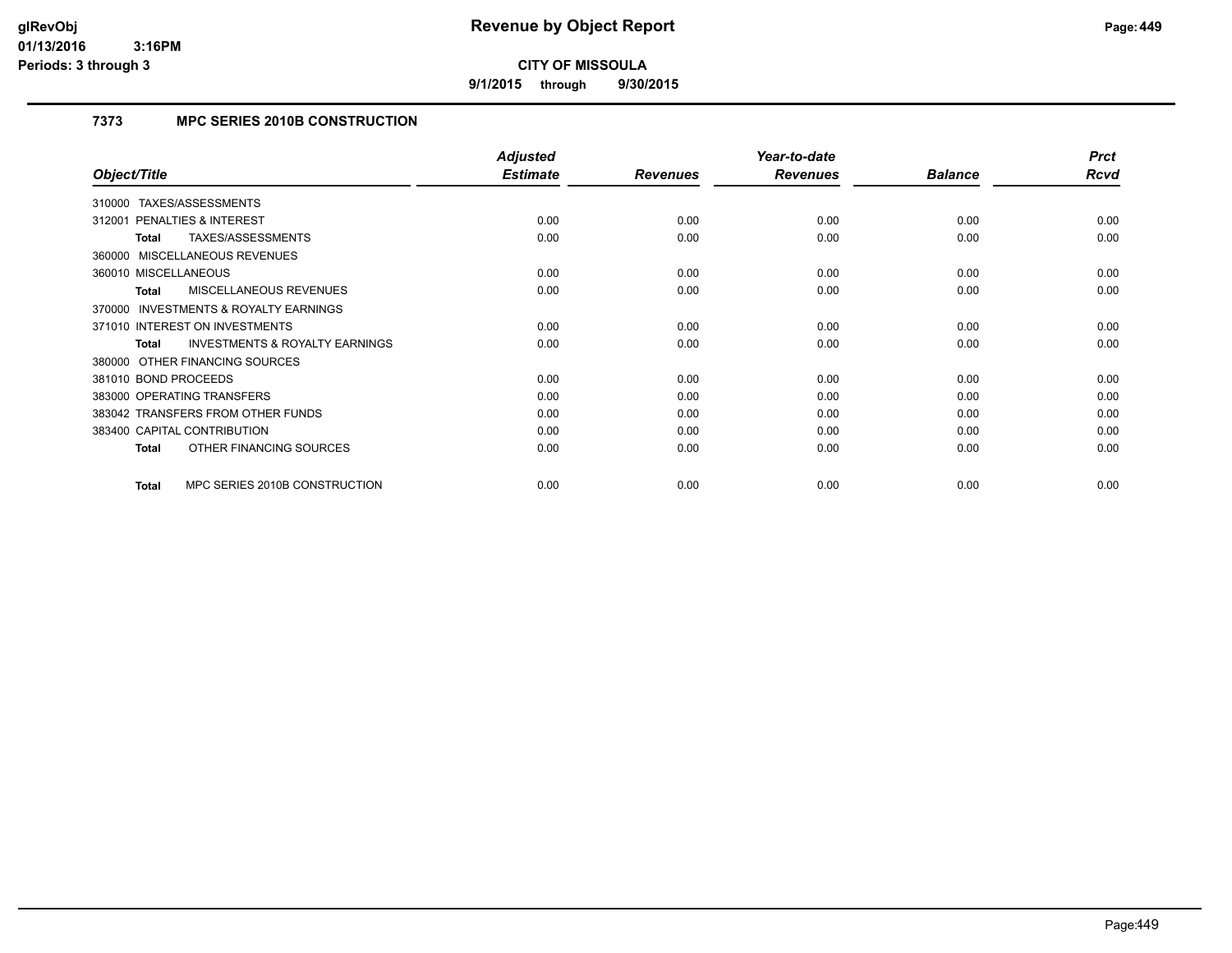# Revenue by Object Report

**CITY OF MISSOULA**

**9/1/2015 through 9/30/2015**

glRevObj
01/13/2016 3:16PM
Periods: 3 through 3

## 7373 MPC SERIES 2010B CONSTRUCTION

| Object/Title | Adjusted Estimate | Revenues | Year-to-date Revenues | Balance | Prct Rcvd |
|---|---|---|---|---|---|
| 310000 TAXES/ASSESSMENTS | | | | | |
| 312001 PENALTIES & INTEREST | 0.00 | 0.00 | 0.00 | 0.00 | 0.00 |
| **Total** TAXES/ASSESSMENTS | 0.00 | 0.00 | 0.00 | 0.00 | 0.00 |
| 360000 MISCELLANEOUS REVENUES | | | | | |
| 360010 MISCELLANEOUS | 0.00 | 0.00 | 0.00 | 0.00 | 0.00 |
| **Total** MISCELLANEOUS REVENUES | 0.00 | 0.00 | 0.00 | 0.00 | 0.00 |
| 370000 INVESTMENTS & ROYALTY EARNINGS | | | | | |
| 371010 INTEREST ON INVESTMENTS | 0.00 | 0.00 | 0.00 | 0.00 | 0.00 |
| **Total** INVESTMENTS & ROYALTY EARNINGS | 0.00 | 0.00 | 0.00 | 0.00 | 0.00 |
| 380000 OTHER FINANCING SOURCES | | | | | |
| 381010 BOND PROCEEDS | 0.00 | 0.00 | 0.00 | 0.00 | 0.00 |
| 383000 OPERATING TRANSFERS | 0.00 | 0.00 | 0.00 | 0.00 | 0.00 |
| 383042 TRANSFERS FROM OTHER FUNDS | 0.00 | 0.00 | 0.00 | 0.00 | 0.00 |
| 383400 CAPITAL CONTRIBUTION | 0.00 | 0.00 | 0.00 | 0.00 | 0.00 |
| **Total** OTHER FINANCING SOURCES | 0.00 | 0.00 | 0.00 | 0.00 | 0.00 |
| **Total** MPC SERIES 2010B CONSTRUCTION | 0.00 | 0.00 | 0.00 | 0.00 | 0.00 |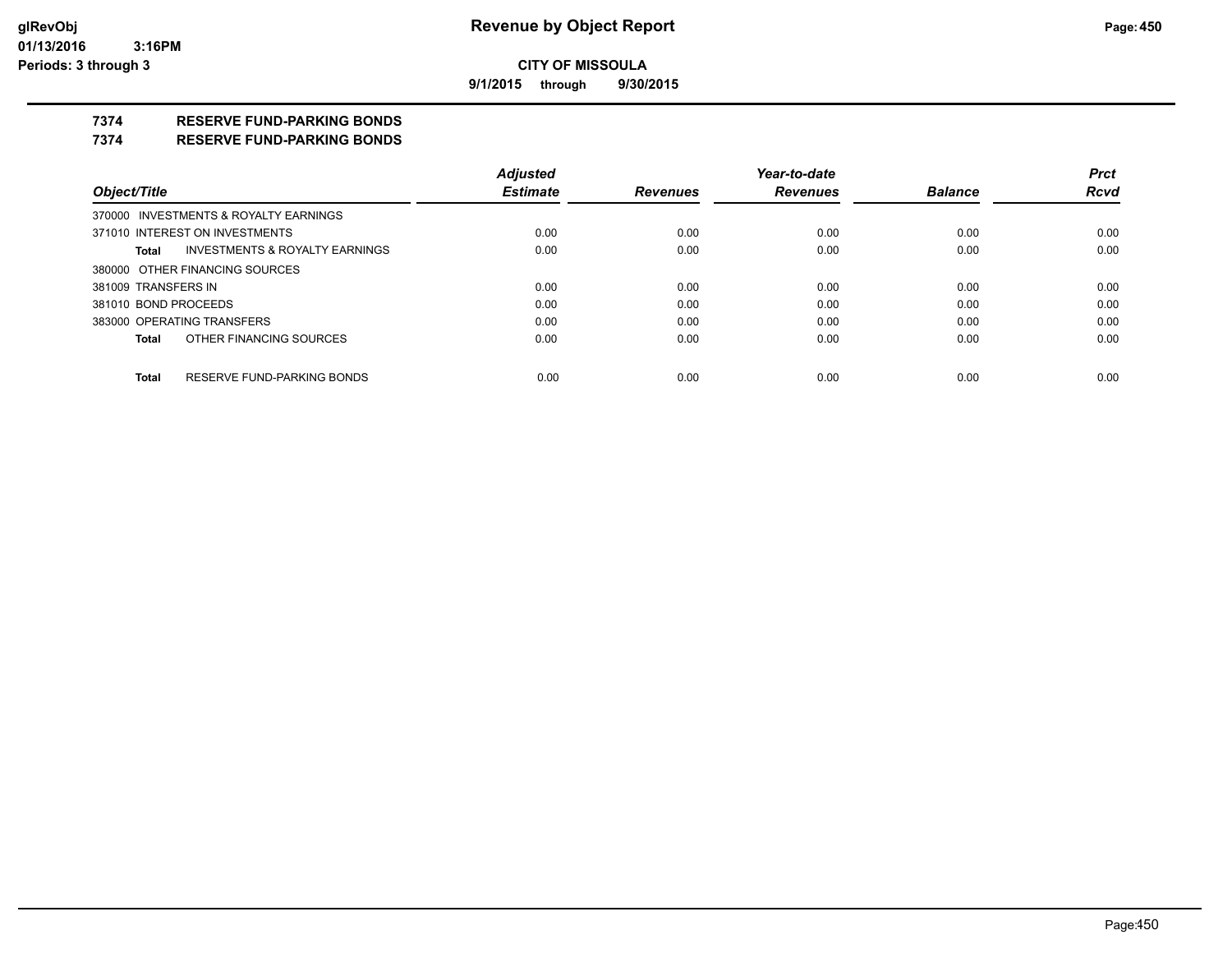**Revenue by Object Report**

**CITY OF MISSOULA**

**9/1/2015 through 9/30/2015**

glRevObj
01/13/2016 3:16PM
Periods: 3 through 3

## 7374 RESERVE FUND-PARKING BONDS
## 7374 RESERVE FUND-PARKING BONDS

| Object/Title | Adjusted Estimate | Revenues | Year-to-date Revenues | Balance | Prct Rcvd |
|---|---|---|---|---|---|
| 370000 INVESTMENTS & ROYALTY EARNINGS | | | | | |
| 371010 INTEREST ON INVESTMENTS | 0.00 | 0.00 | 0.00 | 0.00 | 0.00 |
| **Total** INVESTMENTS & ROYALTY EARNINGS | 0.00 | 0.00 | 0.00 | 0.00 | 0.00 |
| 380000 OTHER FINANCING SOURCES | | | | | |
| 381009 TRANSFERS IN | 0.00 | 0.00 | 0.00 | 0.00 | 0.00 |
| 381010 BOND PROCEEDS | 0.00 | 0.00 | 0.00 | 0.00 | 0.00 |
| 383000 OPERATING TRANSFERS | 0.00 | 0.00 | 0.00 | 0.00 | 0.00 |
| **Total** OTHER FINANCING SOURCES | 0.00 | 0.00 | 0.00 | 0.00 | 0.00 |
| **Total** RESERVE FUND-PARKING BONDS | 0.00 | 0.00 | 0.00 | 0.00 | 0.00 |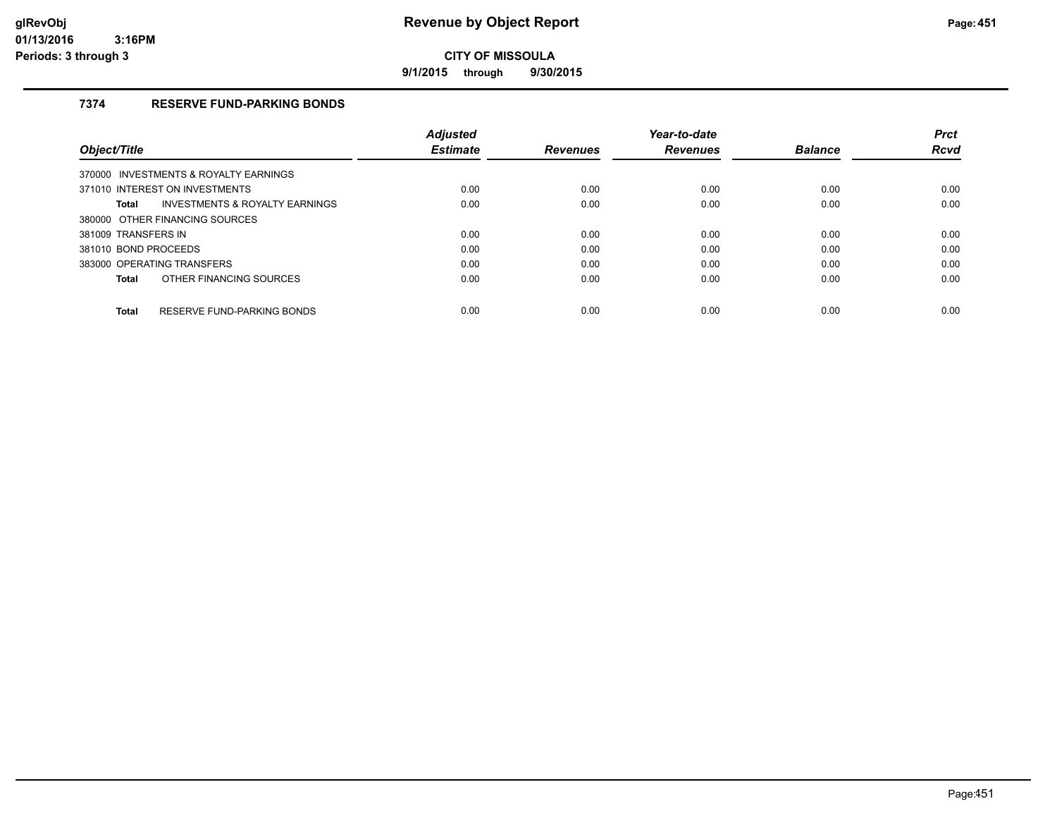# Revenue by Object Report

**CITY OF MISSOULA**

**9/1/2015 through 9/30/2015**

### 7374 RESERVE FUND-PARKING BONDS

| Object/Title | Adjusted Estimate | Revenues | Year-to-date Revenues | Balance | Prct Rcvd |
|---|---|---|---|---|---|
| 370000 INVESTMENTS & ROYALTY EARNINGS | | | | | |
| 371010 INTEREST ON INVESTMENTS | 0.00 | 0.00 | 0.00 | 0.00 | 0.00 |
| **Total** INVESTMENTS & ROYALTY EARNINGS | 0.00 | 0.00 | 0.00 | 0.00 | 0.00 |
| 380000 OTHER FINANCING SOURCES | | | | | |
| 381009 TRANSFERS IN | 0.00 | 0.00 | 0.00 | 0.00 | 0.00 |
| 381010 BOND PROCEEDS | 0.00 | 0.00 | 0.00 | 0.00 | 0.00 |
| 383000 OPERATING TRANSFERS | 0.00 | 0.00 | 0.00 | 0.00 | 0.00 |
| **Total** OTHER FINANCING SOURCES | 0.00 | 0.00 | 0.00 | 0.00 | 0.00 |
| **Total** RESERVE FUND-PARKING BONDS | 0.00 | 0.00 | 0.00 | 0.00 | 0.00 |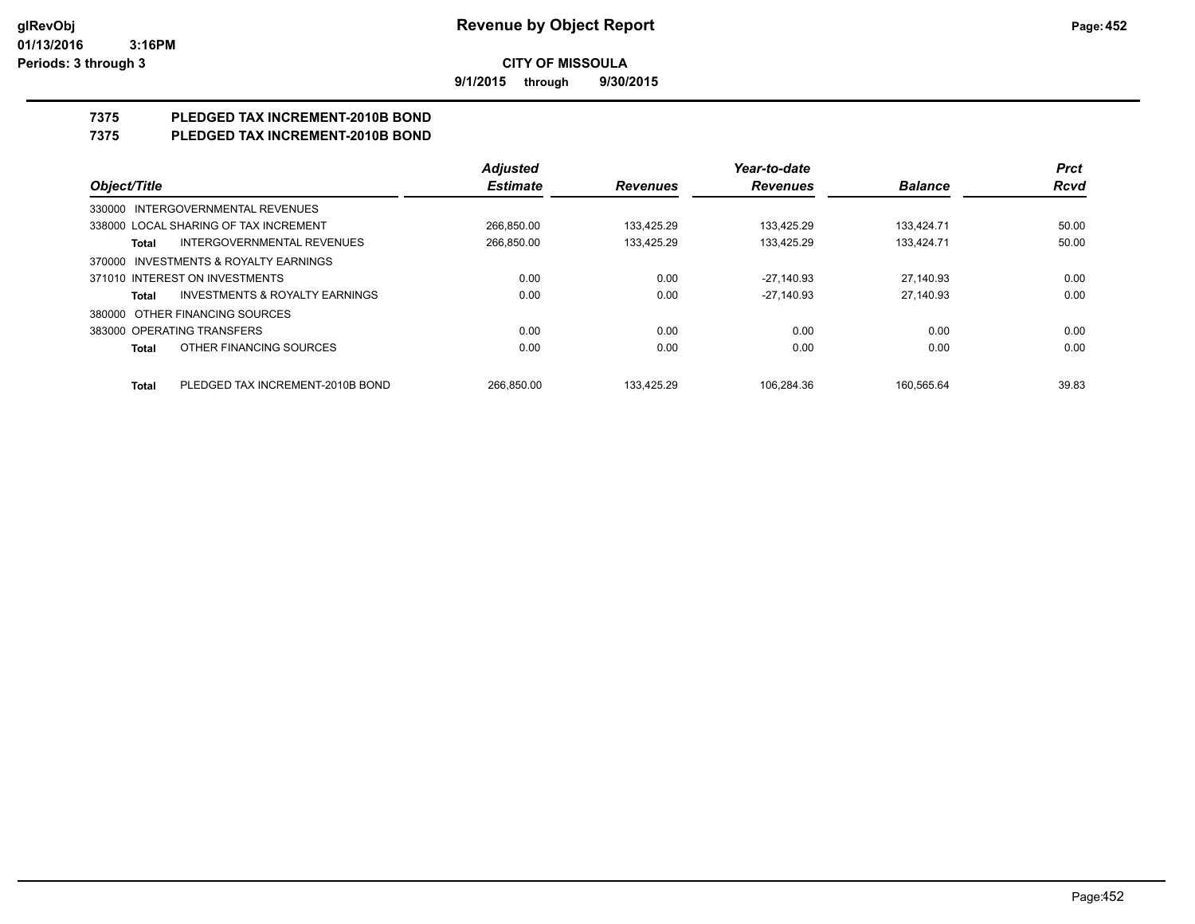**CITY OF MISSOULA**

**9/1/2015 through 9/30/2015**

# 7375 PLEDGED TAX INCREMENT-2010B BOND
# 7375 PLEDGED TAX INCREMENT-2010B BOND

| Object/Title | Adjusted Estimate | Revenues | Year-to-date Revenues | Balance | Prct Rcvd |
|---|---|---|---|---|---|
| 330000 INTERGOVERNMENTAL REVENUES | | | | | |
| 338000 LOCAL SHARING OF TAX INCREMENT | 266,850.00 | 133,425.29 | 133,425.29 | 133,424.71 | 50.00 |
| **Total** INTERGOVERNMENTAL REVENUES | 266,850.00 | 133,425.29 | 133,425.29 | 133,424.71 | 50.00 |
| 370000 INVESTMENTS & ROYALTY EARNINGS | | | | | |
| 371010 INTEREST ON INVESTMENTS | 0.00 | 0.00 | -27,140.93 | 27,140.93 | 0.00 |
| **Total** INVESTMENTS & ROYALTY EARNINGS | 0.00 | 0.00 | -27,140.93 | 27,140.93 | 0.00 |
| 380000 OTHER FINANCING SOURCES | | | | | |
| 383000 OPERATING TRANSFERS | 0.00 | 0.00 | 0.00 | 0.00 | 0.00 |
| **Total** OTHER FINANCING SOURCES | 0.00 | 0.00 | 0.00 | 0.00 | 0.00 |
| **Total** PLEDGED TAX INCREMENT-2010B BOND | 266,850.00 | 133,425.29 | 106,284.36 | 160,565.64 | 39.83 |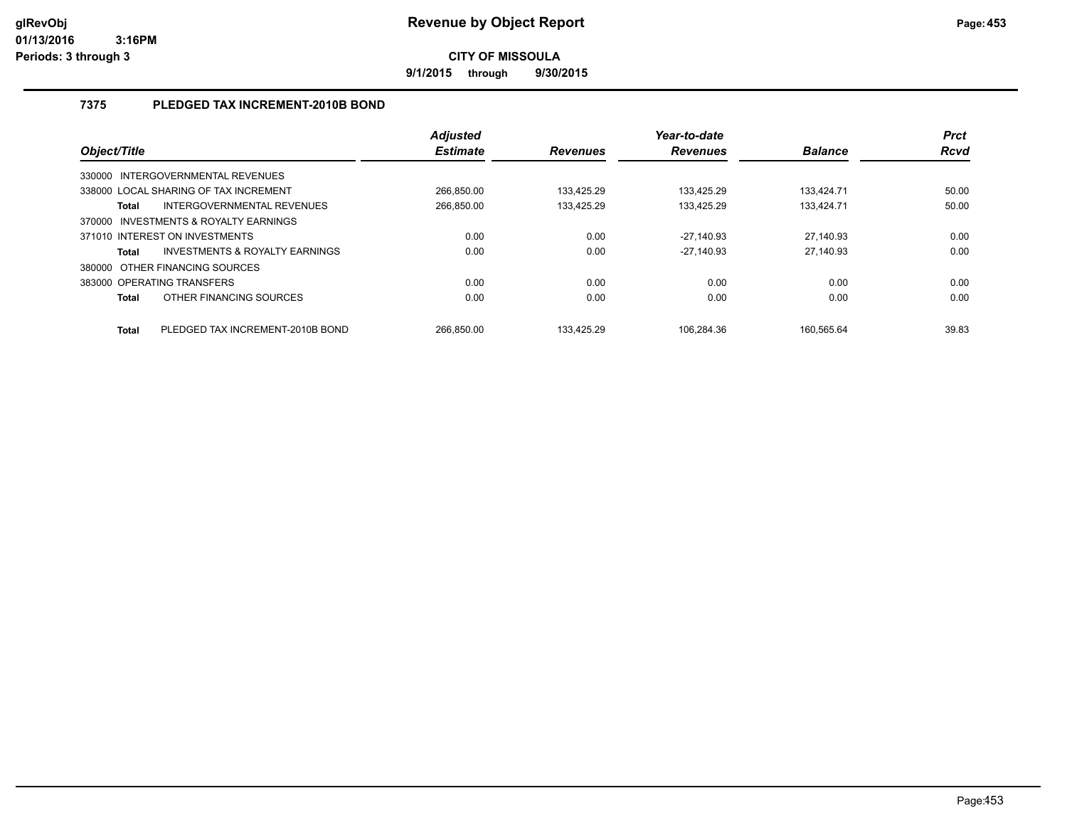**Revenue by Object Report**

**CITY OF MISSOULA**

**9/1/2015 through 9/30/2015**

glRevObj
01/13/2016 3:16PM
Periods: 3 through 3

### 7375 PLEDGED TAX INCREMENT-2010B BOND

| Object/Title | Adjusted Estimate | Revenues | Year-to-date Revenues | Balance | Prct Rcvd |
|---|---|---|---|---|---|
| 330000 INTERGOVERNMENTAL REVENUES | | | | | |
| 338000 LOCAL SHARING OF TAX INCREMENT | 266,850.00 | 133,425.29 | 133,425.29 | 133,424.71 | 50.00 |
| **Total** INTERGOVERNMENTAL REVENUES | 266,850.00 | 133,425.29 | 133,425.29 | 133,424.71 | 50.00 |
| 370000 INVESTMENTS & ROYALTY EARNINGS | | | | | |
| 371010 INTEREST ON INVESTMENTS | 0.00 | 0.00 | -27,140.93 | 27,140.93 | 0.00 |
| **Total** INVESTMENTS & ROYALTY EARNINGS | 0.00 | 0.00 | -27,140.93 | 27,140.93 | 0.00 |
| 380000 OTHER FINANCING SOURCES | | | | | |
| 383000 OPERATING TRANSFERS | 0.00 | 0.00 | 0.00 | 0.00 | 0.00 |
| **Total** OTHER FINANCING SOURCES | 0.00 | 0.00 | 0.00 | 0.00 | 0.00 |
| **Total** PLEDGED TAX INCREMENT-2010B BOND | 266,850.00 | 133,425.29 | 106,284.36 | 160,565.64 | 39.83 |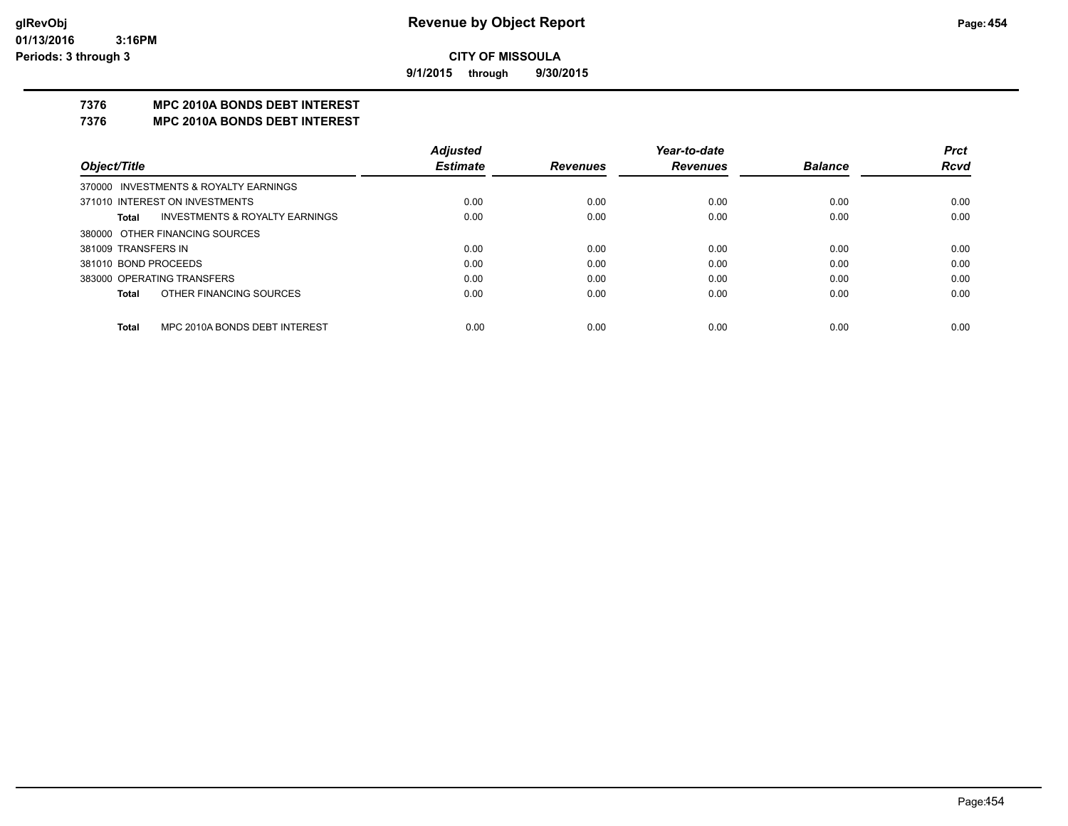# Revenue by Object Report

**CITY OF MISSOULA**

**9/1/2015 through 9/30/2015**

**glRevObj**
**01/13/2016 3:16PM**
**Periods: 3 through 3**

## 7376 MPC 2010A BONDS DEBT INTEREST
## 7376 MPC 2010A BONDS DEBT INTEREST

| Object/Title | Adjusted Estimate | Revenues | Year-to-date Revenues | Balance | Prct Rcvd |
|---|---|---|---|---|---|
| 370000 INVESTMENTS & ROYALTY EARNINGS | | | | | |
| 371010 INTEREST ON INVESTMENTS | 0.00 | 0.00 | 0.00 | 0.00 | 0.00 |
| **Total** INVESTMENTS & ROYALTY EARNINGS | 0.00 | 0.00 | 0.00 | 0.00 | 0.00 |
| 380000 OTHER FINANCING SOURCES | | | | | |
| 381009 TRANSFERS IN | 0.00 | 0.00 | 0.00 | 0.00 | 0.00 |
| 381010 BOND PROCEEDS | 0.00 | 0.00 | 0.00 | 0.00 | 0.00 |
| 383000 OPERATING TRANSFERS | 0.00 | 0.00 | 0.00 | 0.00 | 0.00 |
| **Total** OTHER FINANCING SOURCES | 0.00 | 0.00 | 0.00 | 0.00 | 0.00 |
| **Total** MPC 2010A BONDS DEBT INTEREST | 0.00 | 0.00 | 0.00 | 0.00 | 0.00 |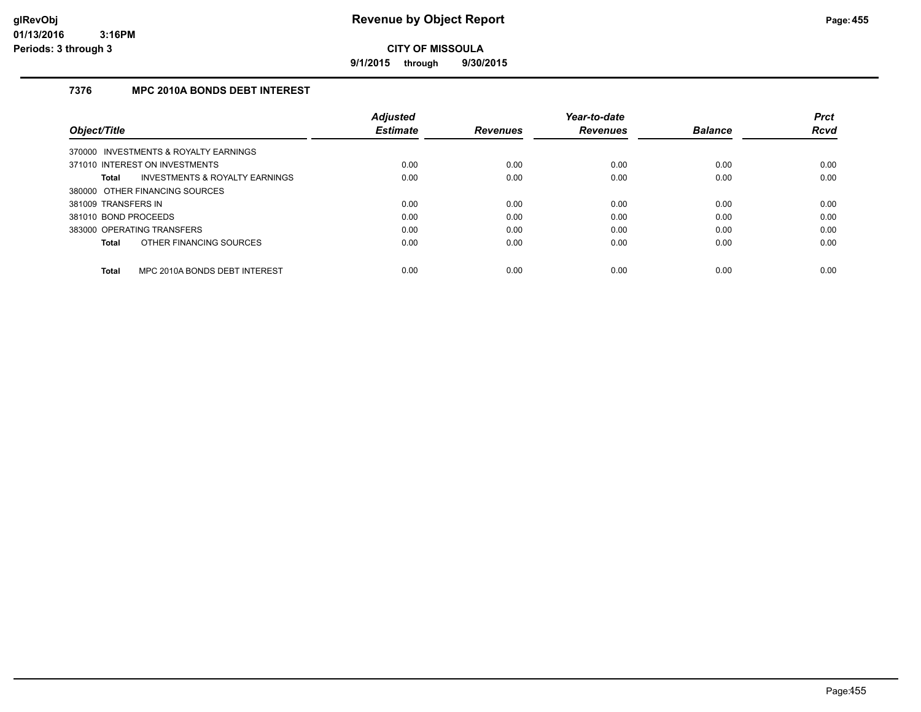# Revenue by Object Report

**CITY OF MISSOULA**

**9/1/2015 through 9/30/2015**

glRevObj
01/13/2016 3:16PM
Periods: 3 through 3

### 7376 MPC 2010A BONDS DEBT INTEREST

| Object/Title | Adjusted Estimate | Revenues | Year-to-date Revenues | Balance | Prct Rcvd |
|---|---|---|---|---|---|
| 370000 INVESTMENTS & ROYALTY EARNINGS | | | | | |
| 371010 INTEREST ON INVESTMENTS | 0.00 | 0.00 | 0.00 | 0.00 | 0.00 |
| **Total** INVESTMENTS & ROYALTY EARNINGS | 0.00 | 0.00 | 0.00 | 0.00 | 0.00 |
| 380000 OTHER FINANCING SOURCES | | | | | |
| 381009 TRANSFERS IN | 0.00 | 0.00 | 0.00 | 0.00 | 0.00 |
| 381010 BOND PROCEEDS | 0.00 | 0.00 | 0.00 | 0.00 | 0.00 |
| 383000 OPERATING TRANSFERS | 0.00 | 0.00 | 0.00 | 0.00 | 0.00 |
| **Total** OTHER FINANCING SOURCES | 0.00 | 0.00 | 0.00 | 0.00 | 0.00 |
| **Total** MPC 2010A BONDS DEBT INTEREST | 0.00 | 0.00 | 0.00 | 0.00 | 0.00 |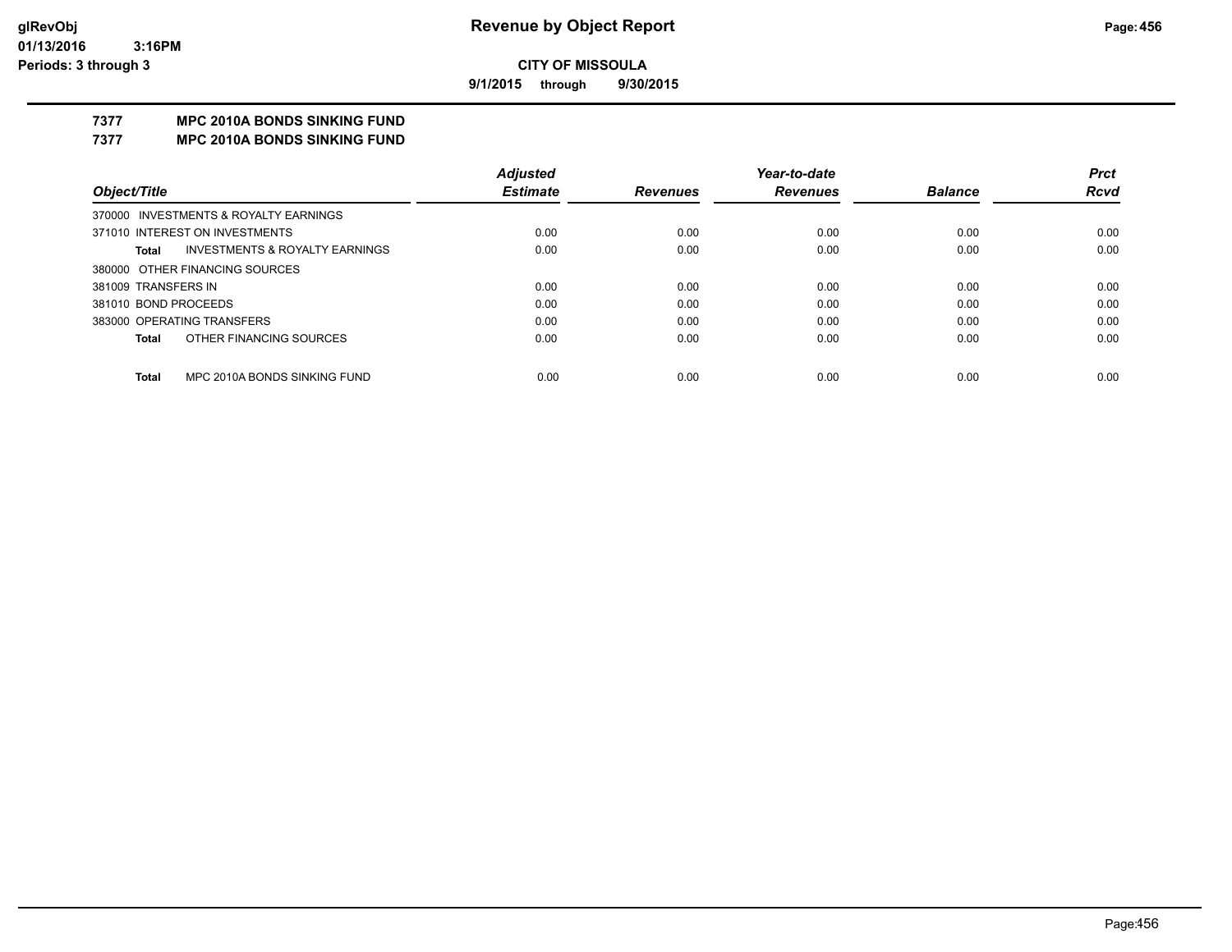**CITY OF MISSOULA**

**9/1/2015 through 9/30/2015**

## 7377 MPC 2010A BONDS SINKING FUND

## 7377 MPC 2010A BONDS SINKING FUND

| Object/Title | Adjusted Estimate | Revenues | Year-to-date Revenues | Balance | Prct Rcvd |
|---|---|---|---|---|---|
| 370000 INVESTMENTS & ROYALTY EARNINGS | | | | | |
| 371010 INTEREST ON INVESTMENTS | 0.00 | 0.00 | 0.00 | 0.00 | 0.00 |
| **Total** INVESTMENTS & ROYALTY EARNINGS | 0.00 | 0.00 | 0.00 | 0.00 | 0.00 |
| 380000 OTHER FINANCING SOURCES | | | | | |
| 381009 TRANSFERS IN | 0.00 | 0.00 | 0.00 | 0.00 | 0.00 |
| 381010 BOND PROCEEDS | 0.00 | 0.00 | 0.00 | 0.00 | 0.00 |
| 383000 OPERATING TRANSFERS | 0.00 | 0.00 | 0.00 | 0.00 | 0.00 |
| **Total** OTHER FINANCING SOURCES | 0.00 | 0.00 | 0.00 | 0.00 | 0.00 |
| **Total** MPC 2010A BONDS SINKING FUND | 0.00 | 0.00 | 0.00 | 0.00 | 0.00 |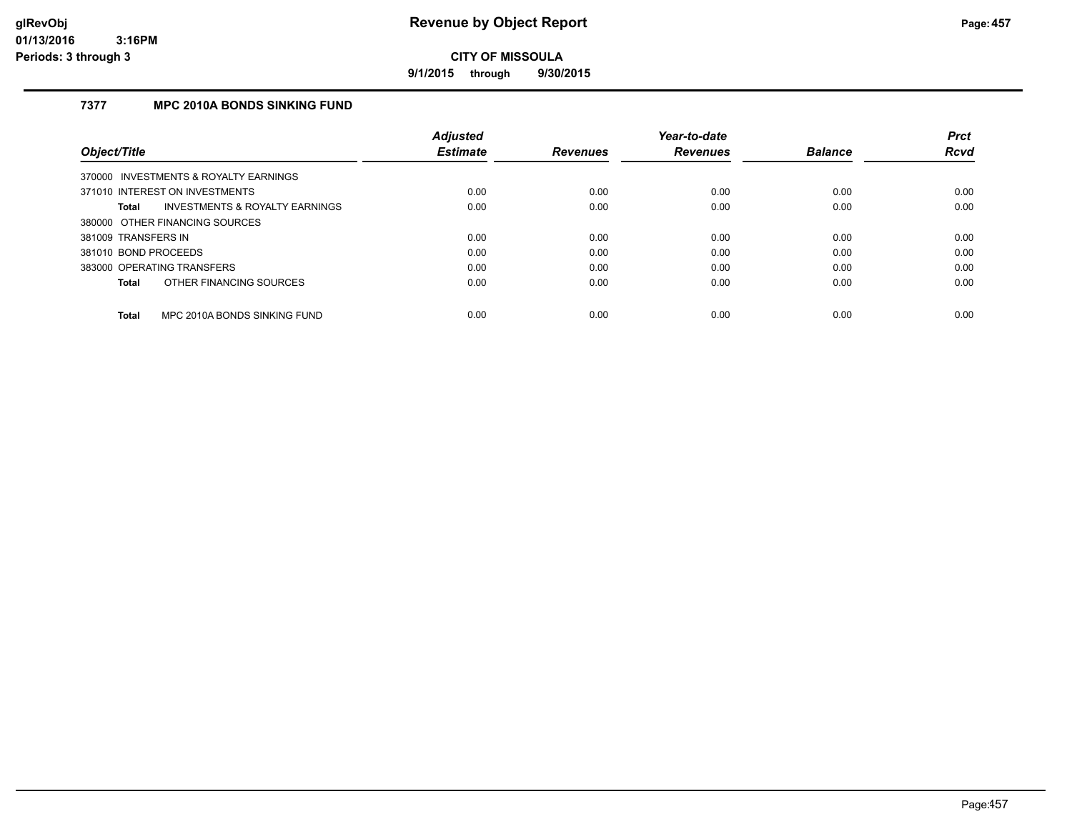# Revenue by Object Report

**CITY OF MISSOULA**

**9/1/2015 through 9/30/2015**

glRevObj
01/13/2016 3:16PM
Periods: 3 through 3

## 7377 MPC 2010A BONDS SINKING FUND

| Object/Title | Adjusted Estimate | Revenues | Year-to-date Revenues | Balance | Prct Rcvd |
|---|---|---|---|---|---|
| 370000 INVESTMENTS & ROYALTY EARNINGS | | | | | |
| 371010 INTEREST ON INVESTMENTS | 0.00 | 0.00 | 0.00 | 0.00 | 0.00 |
| **Total** INVESTMENTS & ROYALTY EARNINGS | 0.00 | 0.00 | 0.00 | 0.00 | 0.00 |
| 380000 OTHER FINANCING SOURCES | | | | | |
| 381009 TRANSFERS IN | 0.00 | 0.00 | 0.00 | 0.00 | 0.00 |
| 381010 BOND PROCEEDS | 0.00 | 0.00 | 0.00 | 0.00 | 0.00 |
| 383000 OPERATING TRANSFERS | 0.00 | 0.00 | 0.00 | 0.00 | 0.00 |
| **Total** OTHER FINANCING SOURCES | 0.00 | 0.00 | 0.00 | 0.00 | 0.00 |
| **Total** MPC 2010A BONDS SINKING FUND | 0.00 | 0.00 | 0.00 | 0.00 | 0.00 |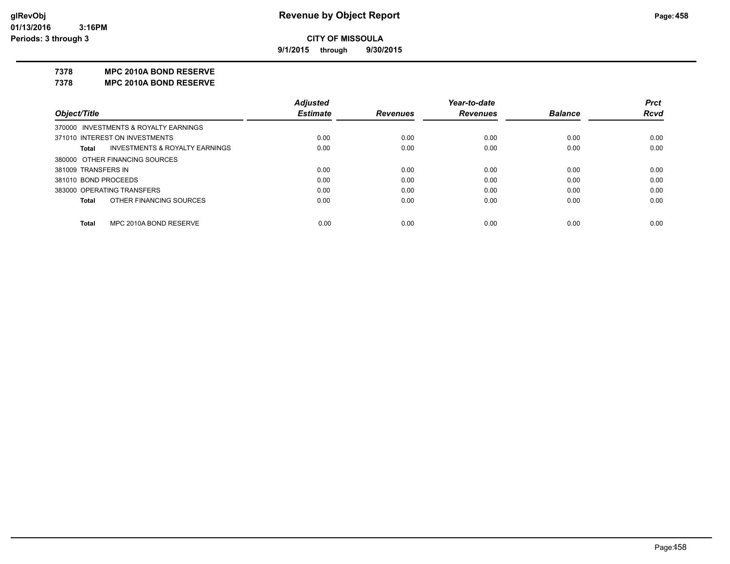# Revenue by Object Report

**CITY OF MISSOULA**

**9/1/2015 through 9/30/2015**

glRevObj
01/13/2016 3:16PM
Periods: 3 through 3

**7378 MPC 2010A BOND RESERVE**

**7378 MPC 2010A BOND RESERVE**

| Object/Title | Adjusted Estimate | Revenues | Year-to-date Revenues | Balance | Prct Rcvd |
|---|---|---|---|---|---|
| 370000 INVESTMENTS & ROYALTY EARNINGS | | | | | |
| 371010 INTEREST ON INVESTMENTS | 0.00 | 0.00 | 0.00 | 0.00 | 0.00 |
| **Total** INVESTMENTS & ROYALTY EARNINGS | 0.00 | 0.00 | 0.00 | 0.00 | 0.00 |
| 380000 OTHER FINANCING SOURCES | | | | | |
| 381009 TRANSFERS IN | 0.00 | 0.00 | 0.00 | 0.00 | 0.00 |
| 381010 BOND PROCEEDS | 0.00 | 0.00 | 0.00 | 0.00 | 0.00 |
| 383000 OPERATING TRANSFERS | 0.00 | 0.00 | 0.00 | 0.00 | 0.00 |
| **Total** OTHER FINANCING SOURCES | 0.00 | 0.00 | 0.00 | 0.00 | 0.00 |
| **Total** MPC 2010A BOND RESERVE | 0.00 | 0.00 | 0.00 | 0.00 | 0.00 |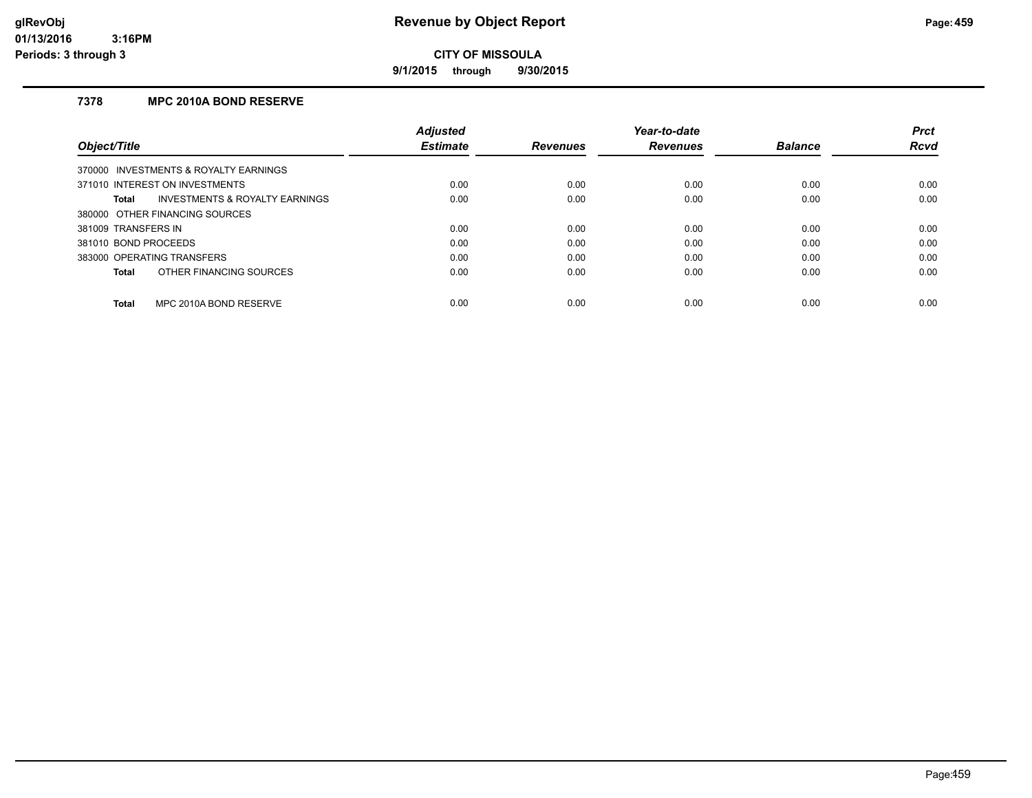# Revenue by Object Report

glRevObj
01/13/2016 3:16PM
Periods: 3 through 3

**CITY OF MISSOULA**

**9/1/2015 through 9/30/2015**

### 7378 MPC 2010A BOND RESERVE

| Object/Title | Adjusted Estimate | Revenues | Year-to-date Revenues | Balance | Prct Rcvd |
|---|---|---|---|---|---|
| 370000 INVESTMENTS & ROYALTY EARNINGS | | | | | |
| 371010 INTEREST ON INVESTMENTS | 0.00 | 0.00 | 0.00 | 0.00 | 0.00 |
| **Total** INVESTMENTS & ROYALTY EARNINGS | 0.00 | 0.00 | 0.00 | 0.00 | 0.00 |
| 380000 OTHER FINANCING SOURCES | | | | | |
| 381009 TRANSFERS IN | 0.00 | 0.00 | 0.00 | 0.00 | 0.00 |
| 381010 BOND PROCEEDS | 0.00 | 0.00 | 0.00 | 0.00 | 0.00 |
| 383000 OPERATING TRANSFERS | 0.00 | 0.00 | 0.00 | 0.00 | 0.00 |
| **Total** OTHER FINANCING SOURCES | 0.00 | 0.00 | 0.00 | 0.00 | 0.00 |
| **Total** MPC 2010A BOND RESERVE | 0.00 | 0.00 | 0.00 | 0.00 | 0.00 |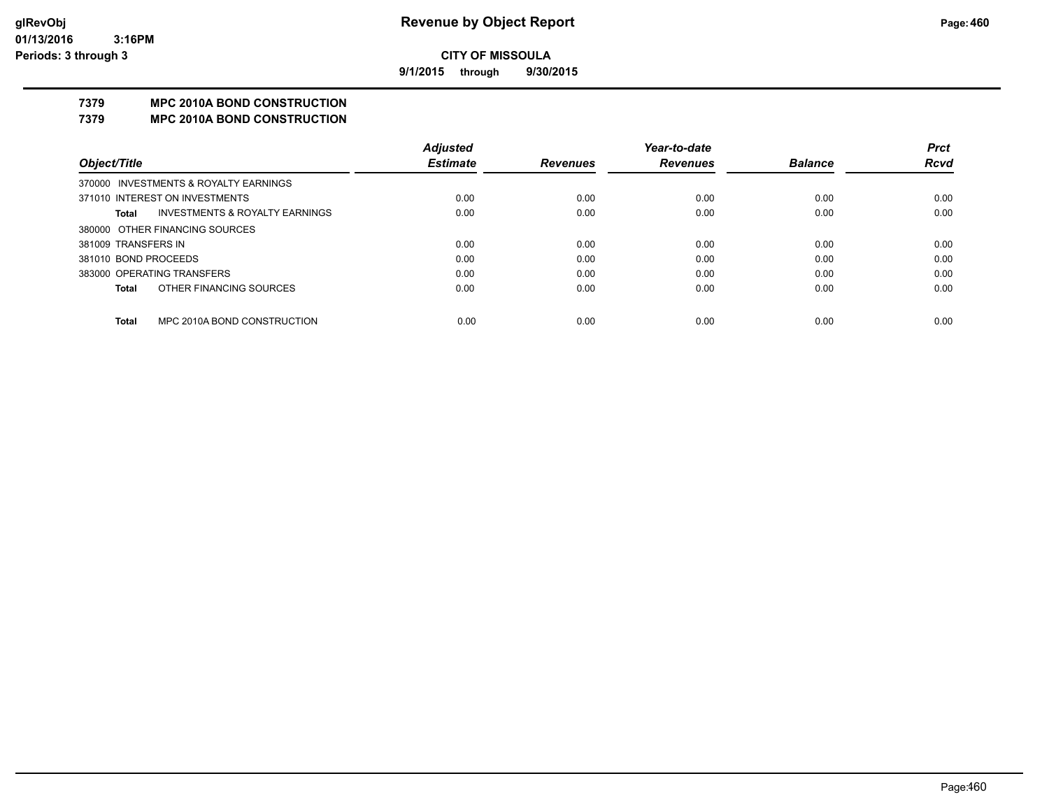# Revenue by Object Report

**CITY OF MISSOULA**

**9/1/2015 through 9/30/2015**

glRevObj
01/13/2016 3:16PM
Periods: 3 through 3

## 7379 MPC 2010A BOND CONSTRUCTION
## 7379 MPC 2010A BOND CONSTRUCTION

| Object/Title | Adjusted Estimate | Revenues | Year-to-date Revenues | Balance | Prct Rcvd |
|---|---|---|---|---|---|
| 370000 INVESTMENTS & ROYALTY EARNINGS | | | | | |
| 371010 INTEREST ON INVESTMENTS | 0.00 | 0.00 | 0.00 | 0.00 | 0.00 |
| **Total** INVESTMENTS & ROYALTY EARNINGS | 0.00 | 0.00 | 0.00 | 0.00 | 0.00 |
| 380000 OTHER FINANCING SOURCES | | | | | |
| 381009 TRANSFERS IN | 0.00 | 0.00 | 0.00 | 0.00 | 0.00 |
| 381010 BOND PROCEEDS | 0.00 | 0.00 | 0.00 | 0.00 | 0.00 |
| 383000 OPERATING TRANSFERS | 0.00 | 0.00 | 0.00 | 0.00 | 0.00 |
| **Total** OTHER FINANCING SOURCES | 0.00 | 0.00 | 0.00 | 0.00 | 0.00 |
| **Total** MPC 2010A BOND CONSTRUCTION | 0.00 | 0.00 | 0.00 | 0.00 | 0.00 |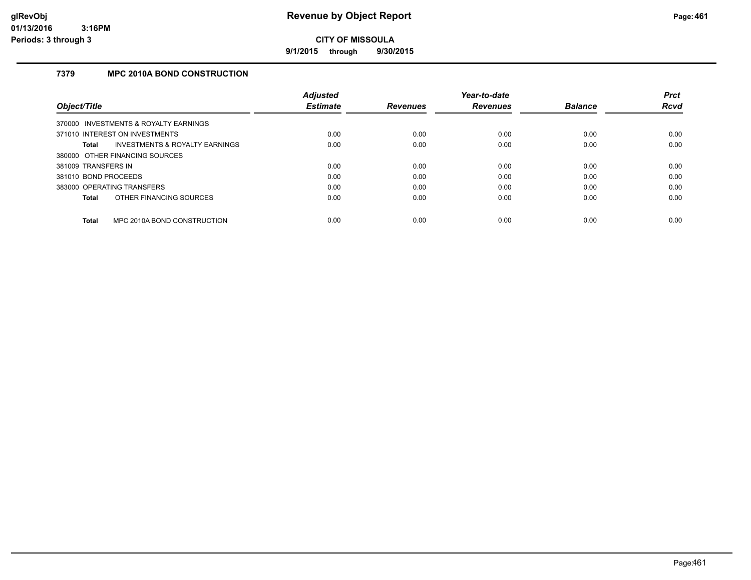# Revenue by Object Report

**CITY OF MISSOULA**

**9/1/2015 through 9/30/2015**

glRevObj
01/13/2016 3:16PM
Periods: 3 through 3

### 7379 MPC 2010A BOND CONSTRUCTION

| Object/Title | Adjusted Estimate | Revenues | Year-to-date Revenues | Balance | Prct Rcvd |
|---|---|---|---|---|---|
| 370000 INVESTMENTS & ROYALTY EARNINGS | | | | | |
| 371010 INTEREST ON INVESTMENTS | 0.00 | 0.00 | 0.00 | 0.00 | 0.00 |
| **Total** INVESTMENTS & ROYALTY EARNINGS | 0.00 | 0.00 | 0.00 | 0.00 | 0.00 |
| 380000 OTHER FINANCING SOURCES | | | | | |
| 381009 TRANSFERS IN | 0.00 | 0.00 | 0.00 | 0.00 | 0.00 |
| 381010 BOND PROCEEDS | 0.00 | 0.00 | 0.00 | 0.00 | 0.00 |
| 383000 OPERATING TRANSFERS | 0.00 | 0.00 | 0.00 | 0.00 | 0.00 |
| **Total** OTHER FINANCING SOURCES | 0.00 | 0.00 | 0.00 | 0.00 | 0.00 |
| **Total** MPC 2010A BOND CONSTRUCTION | 0.00 | 0.00 | 0.00 | 0.00 | 0.00 |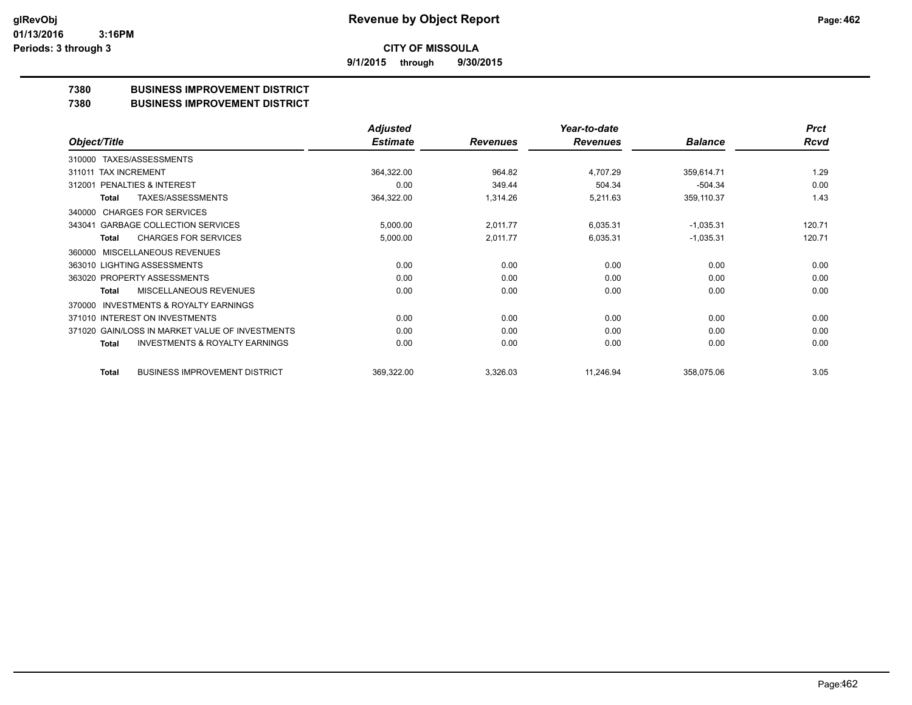**CITY OF MISSOULA**

**9/1/2015 through 9/30/2015**

**Revenue by Object Report**

glRevObj
01/13/2016 3:16PM
Periods: 3 through 3

## 7380 BUSINESS IMPROVEMENT DISTRICT
## 7380 BUSINESS IMPROVEMENT DISTRICT

| Object/Title | Adjusted Estimate | Revenues | Year-to-date Revenues | Balance | Prct Rcvd |
|---|---|---|---|---|---|
| 310000 TAXES/ASSESSMENTS | | | | | |
| 311011 TAX INCREMENT | 364,322.00 | 964.82 | 4,707.29 | 359,614.71 | 1.29 |
| 312001 PENALTIES & INTEREST | 0.00 | 349.44 | 504.34 | -504.34 | 0.00 |
| **Total** TAXES/ASSESSMENTS | 364,322.00 | 1,314.26 | 5,211.63 | 359,110.37 | 1.43 |
| 340000 CHARGES FOR SERVICES | | | | | |
| 343041 GARBAGE COLLECTION SERVICES | 5,000.00 | 2,011.77 | 6,035.31 | -1,035.31 | 120.71 |
| **Total** CHARGES FOR SERVICES | 5,000.00 | 2,011.77 | 6,035.31 | -1,035.31 | 120.71 |
| 360000 MISCELLANEOUS REVENUES | | | | | |
| 363010 LIGHTING ASSESSMENTS | 0.00 | 0.00 | 0.00 | 0.00 | 0.00 |
| 363020 PROPERTY ASSESSMENTS | 0.00 | 0.00 | 0.00 | 0.00 | 0.00 |
| **Total** MISCELLANEOUS REVENUES | 0.00 | 0.00 | 0.00 | 0.00 | 0.00 |
| 370000 INVESTMENTS & ROYALTY EARNINGS | | | | | |
| 371010 INTEREST ON INVESTMENTS | 0.00 | 0.00 | 0.00 | 0.00 | 0.00 |
| 371020 GAIN/LOSS IN MARKET VALUE OF INVESTMENTS | 0.00 | 0.00 | 0.00 | 0.00 | 0.00 |
| **Total** INVESTMENTS & ROYALTY EARNINGS | 0.00 | 0.00 | 0.00 | 0.00 | 0.00 |
| **Total** BUSINESS IMPROVEMENT DISTRICT | 369,322.00 | 3,326.03 | 11,246.94 | 358,075.06 | 3.05 |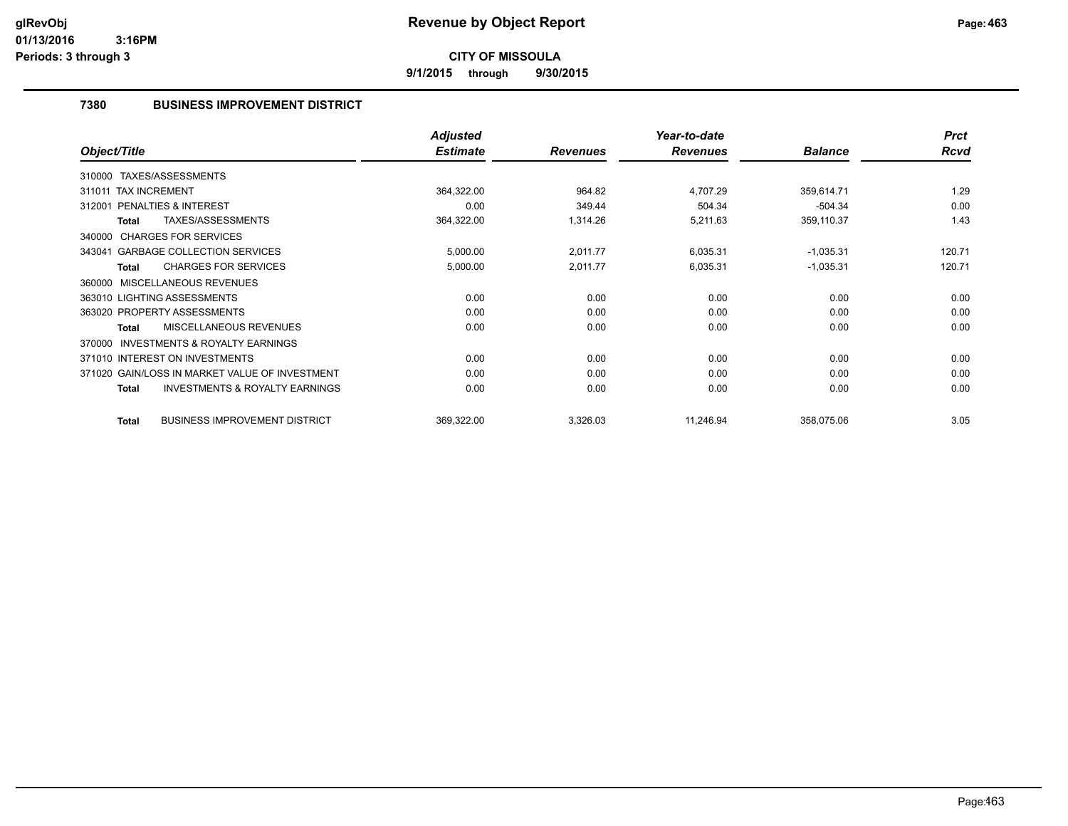# Revenue by Object Report

**CITY OF MISSOULA**

**9/1/2015 through 9/30/2015**

glRevObj
01/13/2016 3:16PM
Periods: 3 through 3

## 7380 BUSINESS IMPROVEMENT DISTRICT

| Object/Title | Adjusted Estimate | Revenues | Year-to-date Revenues | Balance | Prct Rcvd |
|---|---|---|---|---|---|
| 310000 TAXES/ASSESSMENTS | | | | | |
| 311011 TAX INCREMENT | 364,322.00 | 964.82 | 4,707.29 | 359,614.71 | 1.29 |
| 312001 PENALTIES & INTEREST | 0.00 | 349.44 | 504.34 | -504.34 | 0.00 |
| **Total** TAXES/ASSESSMENTS | 364,322.00 | 1,314.26 | 5,211.63 | 359,110.37 | 1.43 |
| 340000 CHARGES FOR SERVICES | | | | | |
| 343041 GARBAGE COLLECTION SERVICES | 5,000.00 | 2,011.77 | 6,035.31 | -1,035.31 | 120.71 |
| **Total** CHARGES FOR SERVICES | 5,000.00 | 2,011.77 | 6,035.31 | -1,035.31 | 120.71 |
| 360000 MISCELLANEOUS REVENUES | | | | | |
| 363010 LIGHTING ASSESSMENTS | 0.00 | 0.00 | 0.00 | 0.00 | 0.00 |
| 363020 PROPERTY ASSESSMENTS | 0.00 | 0.00 | 0.00 | 0.00 | 0.00 |
| **Total** MISCELLANEOUS REVENUES | 0.00 | 0.00 | 0.00 | 0.00 | 0.00 |
| 370000 INVESTMENTS & ROYALTY EARNINGS | | | | | |
| 371010 INTEREST ON INVESTMENTS | 0.00 | 0.00 | 0.00 | 0.00 | 0.00 |
| 371020 GAIN/LOSS IN MARKET VALUE OF INVESTMENT | 0.00 | 0.00 | 0.00 | 0.00 | 0.00 |
| **Total** INVESTMENTS & ROYALTY EARNINGS | 0.00 | 0.00 | 0.00 | 0.00 | 0.00 |
| **Total** BUSINESS IMPROVEMENT DISTRICT | 369,322.00 | 3,326.03 | 11,246.94 | 358,075.06 | 3.05 |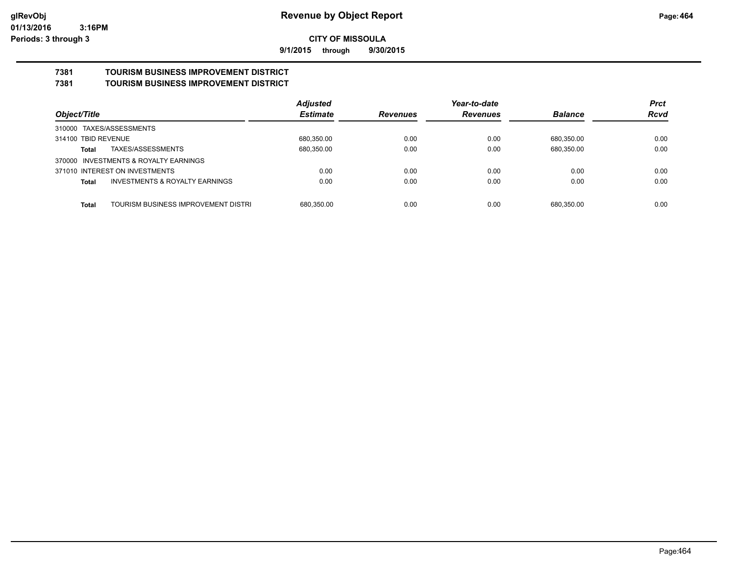# Revenue by Object Report

**CITY OF MISSOULA**

**9/1/2015 through 9/30/2015**

glRevObj
01/13/2016 3:16PM
Periods: 3 through 3

## 7381 TOURISM BUSINESS IMPROVEMENT DISTRICT
## 7381 TOURISM BUSINESS IMPROVEMENT DISTRICT

| Object/Title | | Adjusted Estimate | Revenues | Year-to-date Revenues | Balance | Prct Rcvd |
|---|---|---|---|---|---|---|
| 310000 TAXES/ASSESSMENTS | | | | | | |
| 314100 TBID REVENUE | | 680,350.00 | 0.00 | 0.00 | 680,350.00 | 0.00 |
| **Total** | TAXES/ASSESSMENTS | 680,350.00 | 0.00 | 0.00 | 680,350.00 | 0.00 |
| 370000 INVESTMENTS & ROYALTY EARNINGS | | | | | | |
| 371010 INTEREST ON INVESTMENTS | | 0.00 | 0.00 | 0.00 | 0.00 | 0.00 |
| **Total** | INVESTMENTS & ROYALTY EARNINGS | 0.00 | 0.00 | 0.00 | 0.00 | 0.00 |
| **Total** | TOURISM BUSINESS IMPROVEMENT DISTRI | 680,350.00 | 0.00 | 0.00 | 680,350.00 | 0.00 |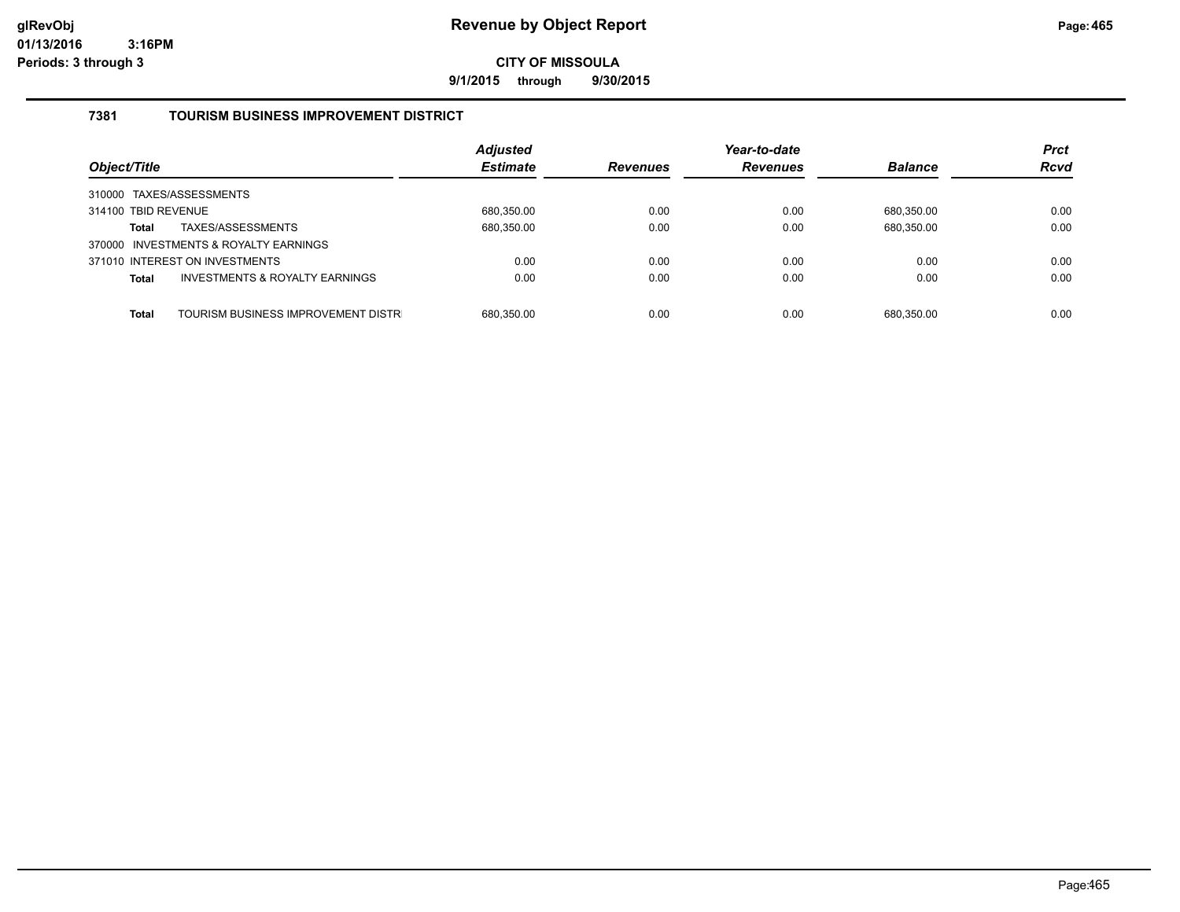**Revenue by Object Report**

**CITY OF MISSOULA**

**9/1/2015 through 9/30/2015**

glRevObj
01/13/2016 3:16PM
Periods: 3 through 3

### 7381 TOURISM BUSINESS IMPROVEMENT DISTRICT

| Object/Title | Adjusted Estimate | Revenues | Year-to-date Revenues | Balance | Prct Rcvd |
|---|---|---|---|---|---|
| 310000 TAXES/ASSESSMENTS | | | | | |
| 314100 TBID REVENUE | 680,350.00 | 0.00 | 0.00 | 680,350.00 | 0.00 |
| **Total** TAXES/ASSESSMENTS | 680,350.00 | 0.00 | 0.00 | 680,350.00 | 0.00 |
| 370000 INVESTMENTS & ROYALTY EARNINGS | | | | | |
| 371010 INTEREST ON INVESTMENTS | 0.00 | 0.00 | 0.00 | 0.00 | 0.00 |
| **Total** INVESTMENTS & ROYALTY EARNINGS | 0.00 | 0.00 | 0.00 | 0.00 | 0.00 |
| **Total** TOURISM BUSINESS IMPROVEMENT DISTR | 680,350.00 | 0.00 | 0.00 | 680,350.00 | 0.00 |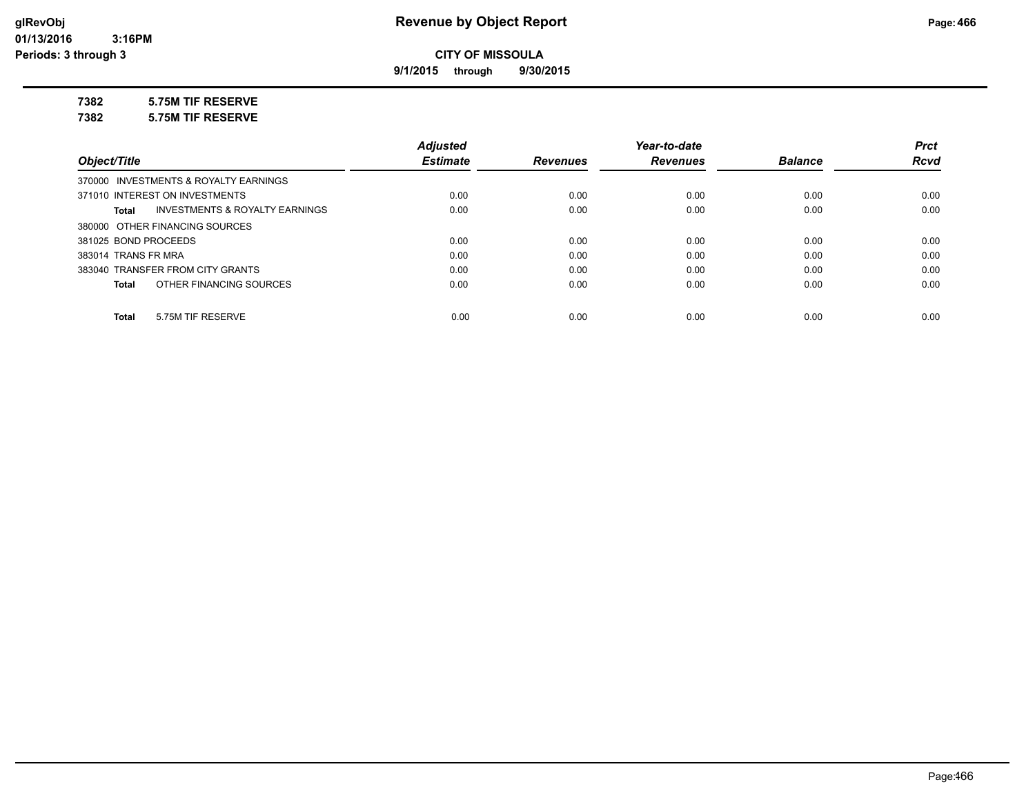**Revenue by Object Report**

**CITY OF MISSOULA**

**9/1/2015 through 9/30/2015**

glRevObj
01/13/2016 3:16PM
Periods: 3 through 3

**7382 5.75M TIF RESERVE**

**7382 5.75M TIF RESERVE**

| Object/Title | Adjusted Estimate | Revenues | Year-to-date Revenues | Balance | Prct Rcvd |
|---|---|---|---|---|---|
| 370000 INVESTMENTS & ROYALTY EARNINGS | | | | | |
| 371010 INTEREST ON INVESTMENTS | 0.00 | 0.00 | 0.00 | 0.00 | 0.00 |
| **Total** INVESTMENTS & ROYALTY EARNINGS | 0.00 | 0.00 | 0.00 | 0.00 | 0.00 |
| 380000 OTHER FINANCING SOURCES | | | | | |
| 381025 BOND PROCEEDS | 0.00 | 0.00 | 0.00 | 0.00 | 0.00 |
| 383014 TRANS FR MRA | 0.00 | 0.00 | 0.00 | 0.00 | 0.00 |
| 383040 TRANSFER FROM CITY GRANTS | 0.00 | 0.00 | 0.00 | 0.00 | 0.00 |
| **Total** OTHER FINANCING SOURCES | 0.00 | 0.00 | 0.00 | 0.00 | 0.00 |
| **Total** 5.75M TIF RESERVE | 0.00 | 0.00 | 0.00 | 0.00 | 0.00 |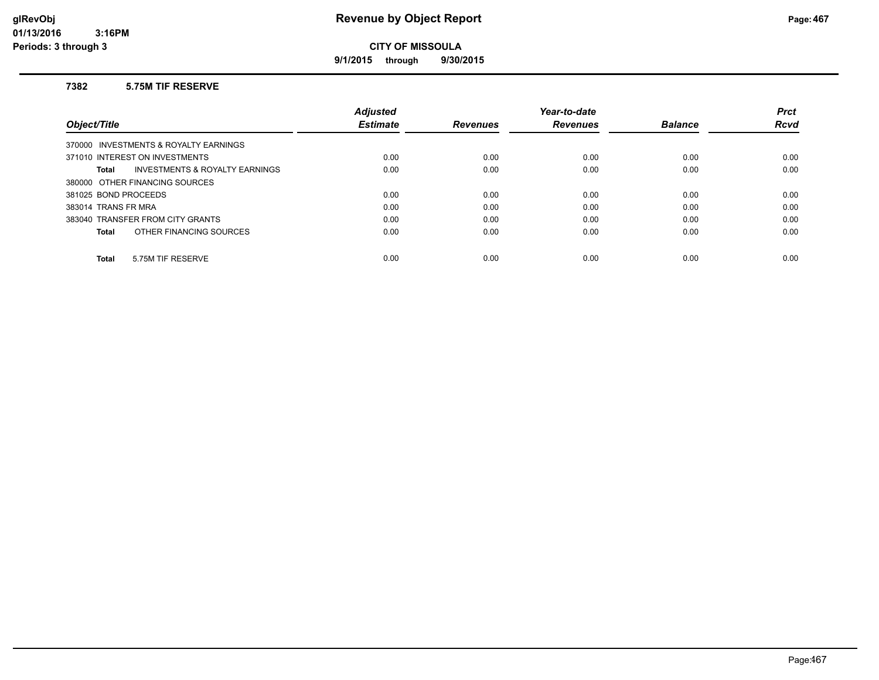# Revenue by Object Report

**CITY OF MISSOULA**

**9/1/2015 through 9/30/2015**

glRevObj
01/13/2016 3:16PM
Periods: 3 through 3

### 7382 5.75M TIF RESERVE

| Object/Title | Adjusted Estimate | Revenues | Year-to-date Revenues | Balance | Prct Rcvd |
|---|---|---|---|---|---|
| 370000 INVESTMENTS & ROYALTY EARNINGS | | | | | |
| 371010 INTEREST ON INVESTMENTS | 0.00 | 0.00 | 0.00 | 0.00 | 0.00 |
| **Total** INVESTMENTS & ROYALTY EARNINGS | 0.00 | 0.00 | 0.00 | 0.00 | 0.00 |
| 380000 OTHER FINANCING SOURCES | | | | | |
| 381025 BOND PROCEEDS | 0.00 | 0.00 | 0.00 | 0.00 | 0.00 |
| 383014 TRANS FR MRA | 0.00 | 0.00 | 0.00 | 0.00 | 0.00 |
| 383040 TRANSFER FROM CITY GRANTS | 0.00 | 0.00 | 0.00 | 0.00 | 0.00 |
| **Total** OTHER FINANCING SOURCES | 0.00 | 0.00 | 0.00 | 0.00 | 0.00 |
| **Total** 5.75M TIF RESERVE | 0.00 | 0.00 | 0.00 | 0.00 | 0.00 |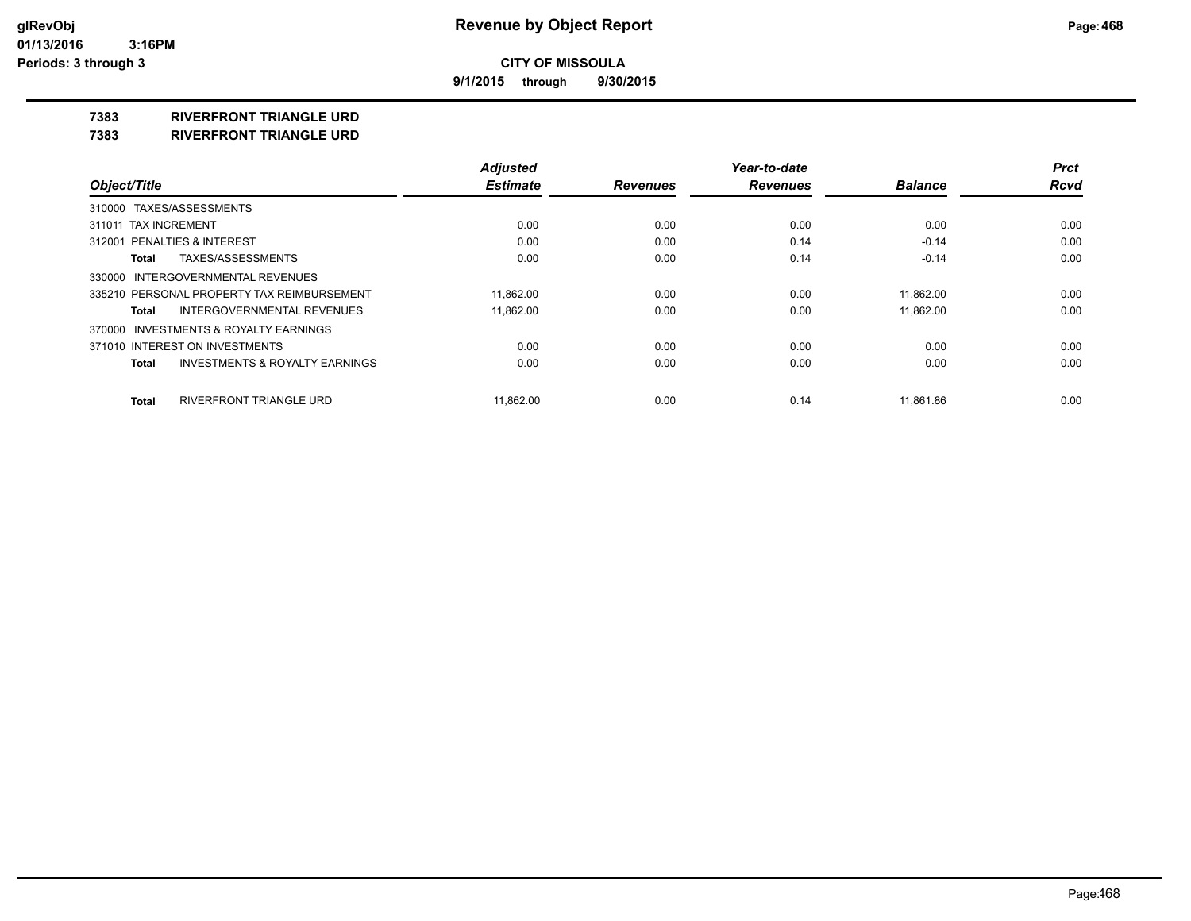# Revenue by Object Report

**CITY OF MISSOULA**

**9/1/2015 through 9/30/2015**

glRevObj
01/13/2016 3:16PM
Periods: 3 through 3

## 7383 RIVERFRONT TRIANGLE URD
## 7383 RIVERFRONT TRIANGLE URD

| Object/Title | Adjusted Estimate | Revenues | Year-to-date Revenues | Balance | Prct Rcvd |
|---|---|---|---|---|---|
| 310000 TAXES/ASSESSMENTS | | | | | |
| 311011 TAX INCREMENT | 0.00 | 0.00 | 0.00 | 0.00 | 0.00 |
| 312001 PENALTIES & INTEREST | 0.00 | 0.00 | 0.14 | -0.14 | 0.00 |
| **Total** TAXES/ASSESSMENTS | 0.00 | 0.00 | 0.14 | -0.14 | 0.00 |
| 330000 INTERGOVERNMENTAL REVENUES | | | | | |
| 335210 PERSONAL PROPERTY TAX REIMBURSEMENT | 11,862.00 | 0.00 | 0.00 | 11,862.00 | 0.00 |
| **Total** INTERGOVERNMENTAL REVENUES | 11,862.00 | 0.00 | 0.00 | 11,862.00 | 0.00 |
| 370000 INVESTMENTS & ROYALTY EARNINGS | | | | | |
| 371010 INTEREST ON INVESTMENTS | 0.00 | 0.00 | 0.00 | 0.00 | 0.00 |
| **Total** INVESTMENTS & ROYALTY EARNINGS | 0.00 | 0.00 | 0.00 | 0.00 | 0.00 |
| **Total** RIVERFRONT TRIANGLE URD | 11,862.00 | 0.00 | 0.14 | 11,861.86 | 0.00 |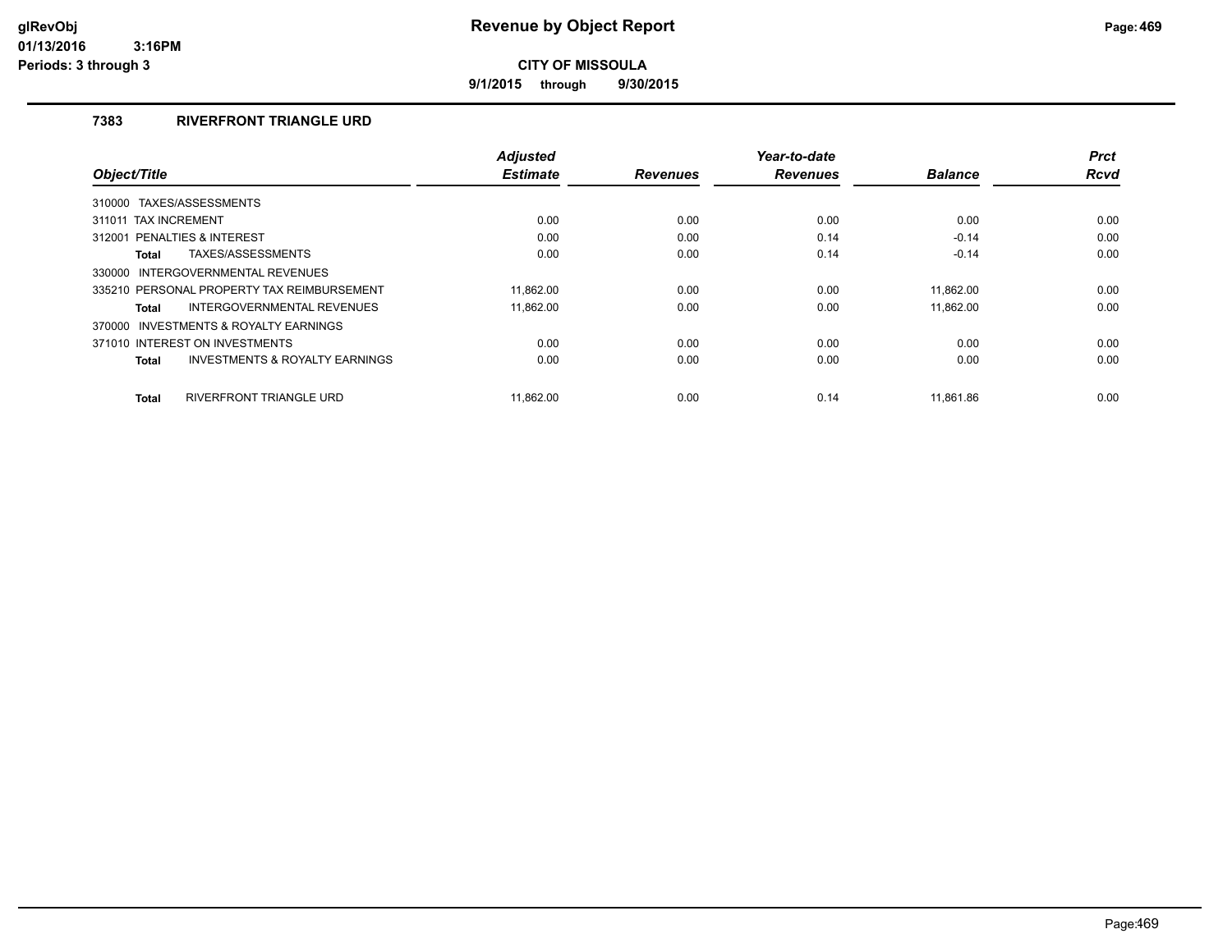# Revenue by Object Report

**CITY OF MISSOULA**

**9/1/2015 through 9/30/2015**

glRevObj
01/13/2016 3:16PM
Periods: 3 through 3

### 7383 RIVERFRONT TRIANGLE URD

| Object/Title | Adjusted Estimate | Revenues | Year-to-date Revenues | Balance | Prct Rcvd |
|---|---|---|---|---|---|
| 310000 TAXES/ASSESSMENTS | | | | | |
| 311011 TAX INCREMENT | 0.00 | 0.00 | 0.00 | 0.00 | 0.00 |
| 312001 PENALTIES & INTEREST | 0.00 | 0.00 | 0.14 | -0.14 | 0.00 |
| **Total** TAXES/ASSESSMENTS | 0.00 | 0.00 | 0.14 | -0.14 | 0.00 |
| 330000 INTERGOVERNMENTAL REVENUES | | | | | |
| 335210 PERSONAL PROPERTY TAX REIMBURSEMENT | 11,862.00 | 0.00 | 0.00 | 11,862.00 | 0.00 |
| **Total** INTERGOVERNMENTAL REVENUES | 11,862.00 | 0.00 | 0.00 | 11,862.00 | 0.00 |
| 370000 INVESTMENTS & ROYALTY EARNINGS | | | | | |
| 371010 INTEREST ON INVESTMENTS | 0.00 | 0.00 | 0.00 | 0.00 | 0.00 |
| **Total** INVESTMENTS & ROYALTY EARNINGS | 0.00 | 0.00 | 0.00 | 0.00 | 0.00 |
| **Total** RIVERFRONT TRIANGLE URD | 11,862.00 | 0.00 | 0.14 | 11,861.86 | 0.00 |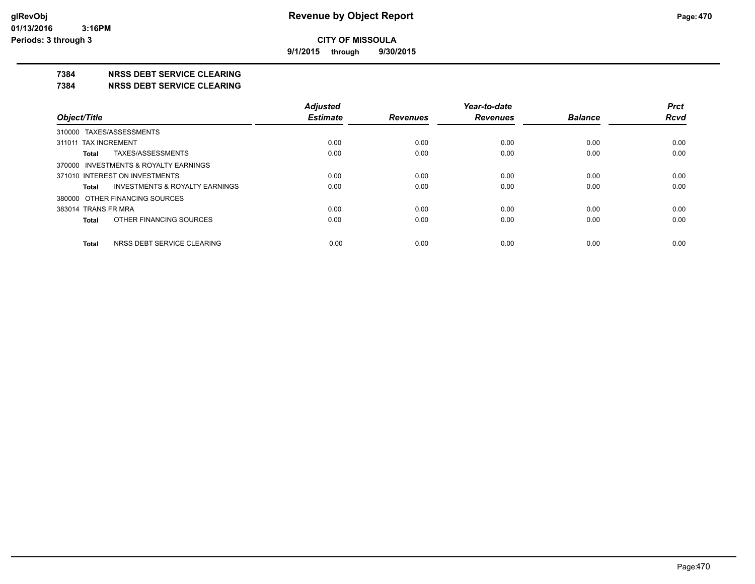glRevObj
01/13/2016 3:16PM
Periods: 3 through 3

# Revenue by Object Report

**CITY OF MISSOULA**

**9/1/2015 through 9/30/2015**

## 7384 NRSS DEBT SERVICE CLEARING
## 7384 NRSS DEBT SERVICE CLEARING

| Object/Title | Adjusted Estimate | Revenues | Year-to-date Revenues | Balance | Prct Rcvd |
|---|---|---|---|---|---|
| 310000 TAXES/ASSESSMENTS | | | | | |
| 311011 TAX INCREMENT | 0.00 | 0.00 | 0.00 | 0.00 | 0.00 |
| **Total** TAXES/ASSESSMENTS | 0.00 | 0.00 | 0.00 | 0.00 | 0.00 |
| 370000 INVESTMENTS & ROYALTY EARNINGS | | | | | |
| 371010 INTEREST ON INVESTMENTS | 0.00 | 0.00 | 0.00 | 0.00 | 0.00 |
| **Total** INVESTMENTS & ROYALTY EARNINGS | 0.00 | 0.00 | 0.00 | 0.00 | 0.00 |
| 380000 OTHER FINANCING SOURCES | | | | | |
| 383014 TRANS FR MRA | 0.00 | 0.00 | 0.00 | 0.00 | 0.00 |
| **Total** OTHER FINANCING SOURCES | 0.00 | 0.00 | 0.00 | 0.00 | 0.00 |
| **Total** NRSS DEBT SERVICE CLEARING | 0.00 | 0.00 | 0.00 | 0.00 | 0.00 |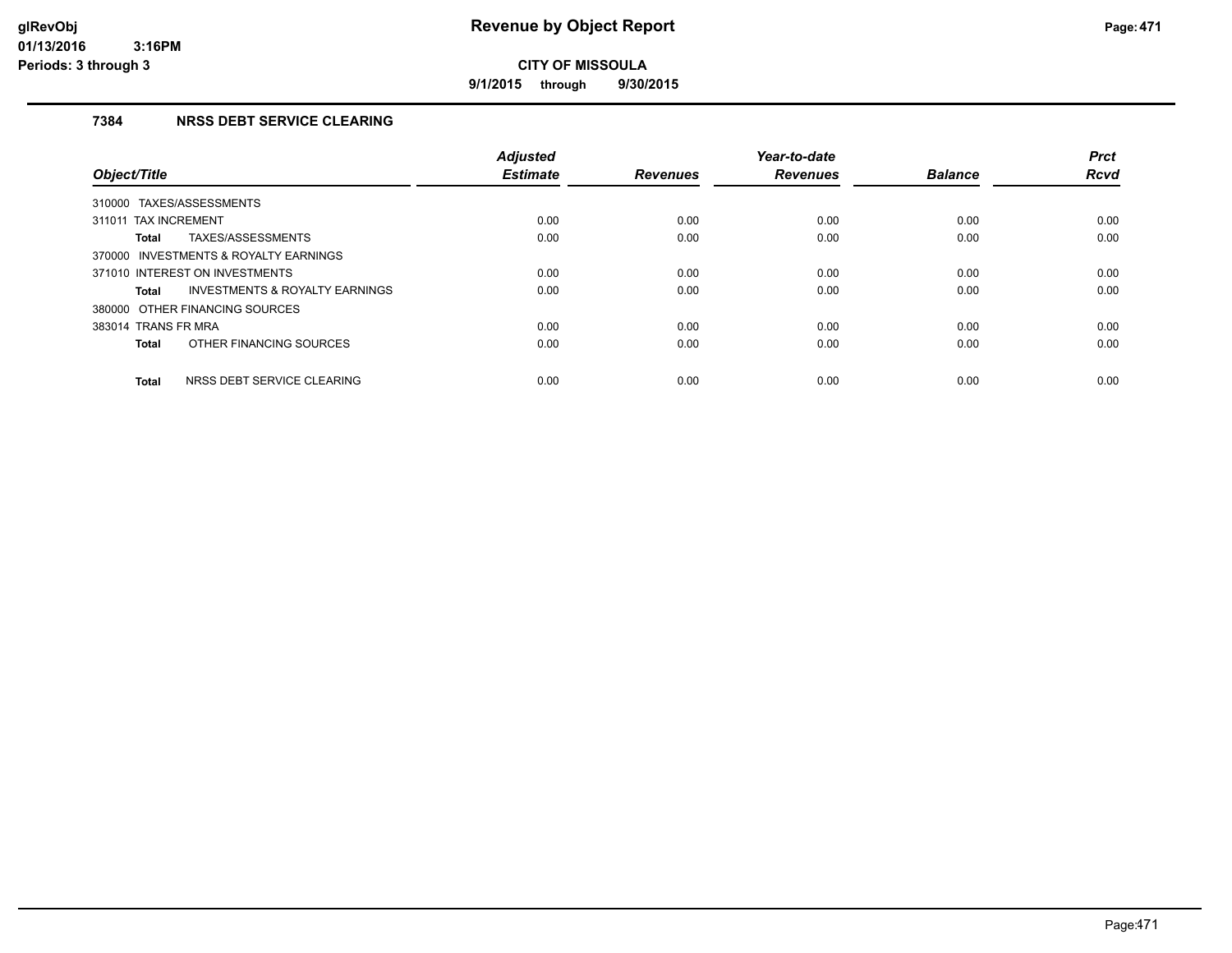# Revenue by Object Report

**CITY OF MISSOULA**

**9/1/2015 through 9/30/2015**

glRevObj
01/13/2016 3:16PM
Periods: 3 through 3

### 7384 NRSS DEBT SERVICE CLEARING

| Object/Title | Adjusted Estimate | Revenues | Year-to-date Revenues | Balance | Prct Rcvd |
|---|---|---|---|---|---|
| 310000 TAXES/ASSESSMENTS | | | | | |
| 311011 TAX INCREMENT | 0.00 | 0.00 | 0.00 | 0.00 | 0.00 |
| **Total** TAXES/ASSESSMENTS | 0.00 | 0.00 | 0.00 | 0.00 | 0.00 |
| 370000 INVESTMENTS & ROYALTY EARNINGS | | | | | |
| 371010 INTEREST ON INVESTMENTS | 0.00 | 0.00 | 0.00 | 0.00 | 0.00 |
| **Total** INVESTMENTS & ROYALTY EARNINGS | 0.00 | 0.00 | 0.00 | 0.00 | 0.00 |
| 380000 OTHER FINANCING SOURCES | | | | | |
| 383014 TRANS FR MRA | 0.00 | 0.00 | 0.00 | 0.00 | 0.00 |
| **Total** OTHER FINANCING SOURCES | 0.00 | 0.00 | 0.00 | 0.00 | 0.00 |
| **Total** NRSS DEBT SERVICE CLEARING | 0.00 | 0.00 | 0.00 | 0.00 | 0.00 |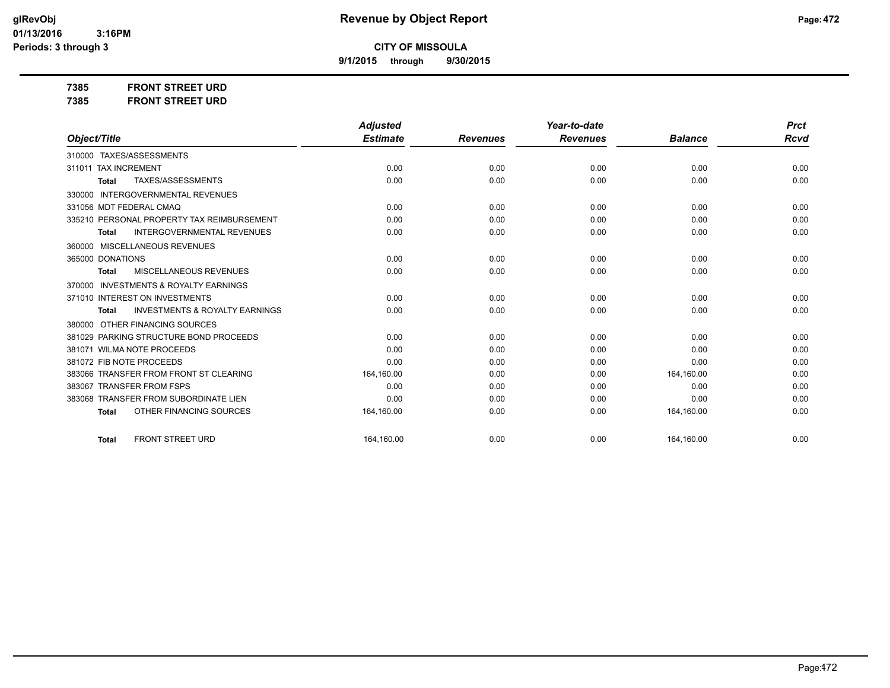# Revenue by Object Report

glRevObj
01/13/2016 3:16PM
Periods: 3 through 3

**CITY OF MISSOULA**

**9/1/2015 through 9/30/2015**

**7385 FRONT STREET URD**

**7385 FRONT STREET URD**

| Object/Title | Adjusted Estimate | Revenues | Year-to-date Revenues | Balance | Prct Rcvd |
|---|---|---|---|---|---|
| 310000 TAXES/ASSESSMENTS | | | | | |
| 311011 TAX INCREMENT | 0.00 | 0.00 | 0.00 | 0.00 | 0.00 |
| **Total** TAXES/ASSESSMENTS | 0.00 | 0.00 | 0.00 | 0.00 | 0.00 |
| 330000 INTERGOVERNMENTAL REVENUES | | | | | |
| 331056 MDT FEDERAL CMAQ | 0.00 | 0.00 | 0.00 | 0.00 | 0.00 |
| 335210 PERSONAL PROPERTY TAX REIMBURSEMENT | 0.00 | 0.00 | 0.00 | 0.00 | 0.00 |
| **Total** INTERGOVERNMENTAL REVENUES | 0.00 | 0.00 | 0.00 | 0.00 | 0.00 |
| 360000 MISCELLANEOUS REVENUES | | | | | |
| 365000 DONATIONS | 0.00 | 0.00 | 0.00 | 0.00 | 0.00 |
| **Total** MISCELLANEOUS REVENUES | 0.00 | 0.00 | 0.00 | 0.00 | 0.00 |
| 370000 INVESTMENTS & ROYALTY EARNINGS | | | | | |
| 371010 INTEREST ON INVESTMENTS | 0.00 | 0.00 | 0.00 | 0.00 | 0.00 |
| **Total** INVESTMENTS & ROYALTY EARNINGS | 0.00 | 0.00 | 0.00 | 0.00 | 0.00 |
| 380000 OTHER FINANCING SOURCES | | | | | |
| 381029 PARKING STRUCTURE BOND PROCEEDS | 0.00 | 0.00 | 0.00 | 0.00 | 0.00 |
| 381071 WILMA NOTE PROCEEDS | 0.00 | 0.00 | 0.00 | 0.00 | 0.00 |
| 381072 FIB NOTE PROCEEDS | 0.00 | 0.00 | 0.00 | 0.00 | 0.00 |
| 383066 TRANSFER FROM FRONT ST CLEARING | 164,160.00 | 0.00 | 0.00 | 164,160.00 | 0.00 |
| 383067 TRANSFER FROM FSPS | 0.00 | 0.00 | 0.00 | 0.00 | 0.00 |
| 383068 TRANSFER FROM SUBORDINATE LIEN | 0.00 | 0.00 | 0.00 | 0.00 | 0.00 |
| **Total** OTHER FINANCING SOURCES | 164,160.00 | 0.00 | 0.00 | 164,160.00 | 0.00 |
| **Total** FRONT STREET URD | 164,160.00 | 0.00 | 0.00 | 164,160.00 | 0.00 |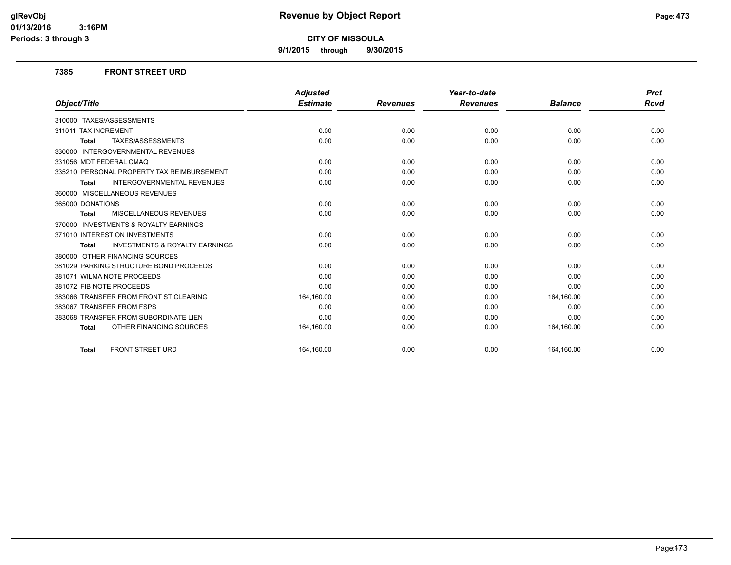**Revenue by Object Report**

**CITY OF MISSOULA**

**9/1/2015 through 9/30/2015**

## 7385 FRONT STREET URD

| Object/Title | Adjusted Estimate | Revenues | Year-to-date Revenues | Balance | Prct Rcvd |
|---|---|---|---|---|---|
| 310000 TAXES/ASSESSMENTS | | | | | |
| 311011 TAX INCREMENT | 0.00 | 0.00 | 0.00 | 0.00 | 0.00 |
| **Total** TAXES/ASSESSMENTS | 0.00 | 0.00 | 0.00 | 0.00 | 0.00 |
| 330000 INTERGOVERNMENTAL REVENUES | | | | | |
| 331056 MDT FEDERAL CMAQ | 0.00 | 0.00 | 0.00 | 0.00 | 0.00 |
| 335210 PERSONAL PROPERTY TAX REIMBURSEMENT | 0.00 | 0.00 | 0.00 | 0.00 | 0.00 |
| **Total** INTERGOVERNMENTAL REVENUES | 0.00 | 0.00 | 0.00 | 0.00 | 0.00 |
| 360000 MISCELLANEOUS REVENUES | | | | | |
| 365000 DONATIONS | 0.00 | 0.00 | 0.00 | 0.00 | 0.00 |
| **Total** MISCELLANEOUS REVENUES | 0.00 | 0.00 | 0.00 | 0.00 | 0.00 |
| 370000 INVESTMENTS & ROYALTY EARNINGS | | | | | |
| 371010 INTEREST ON INVESTMENTS | 0.00 | 0.00 | 0.00 | 0.00 | 0.00 |
| **Total** INVESTMENTS & ROYALTY EARNINGS | 0.00 | 0.00 | 0.00 | 0.00 | 0.00 |
| 380000 OTHER FINANCING SOURCES | | | | | |
| 381029 PARKING STRUCTURE BOND PROCEEDS | 0.00 | 0.00 | 0.00 | 0.00 | 0.00 |
| 381071 WILMA NOTE PROCEEDS | 0.00 | 0.00 | 0.00 | 0.00 | 0.00 |
| 381072 FIB NOTE PROCEEDS | 0.00 | 0.00 | 0.00 | 0.00 | 0.00 |
| 383066 TRANSFER FROM FRONT ST CLEARING | 164,160.00 | 0.00 | 0.00 | 164,160.00 | 0.00 |
| 383067 TRANSFER FROM FSPS | 0.00 | 0.00 | 0.00 | 0.00 | 0.00 |
| 383068 TRANSFER FROM SUBORDINATE LIEN | 0.00 | 0.00 | 0.00 | 0.00 | 0.00 |
| **Total** OTHER FINANCING SOURCES | 164,160.00 | 0.00 | 0.00 | 164,160.00 | 0.00 |
| **Total** FRONT STREET URD | 164,160.00 | 0.00 | 0.00 | 164,160.00 | 0.00 |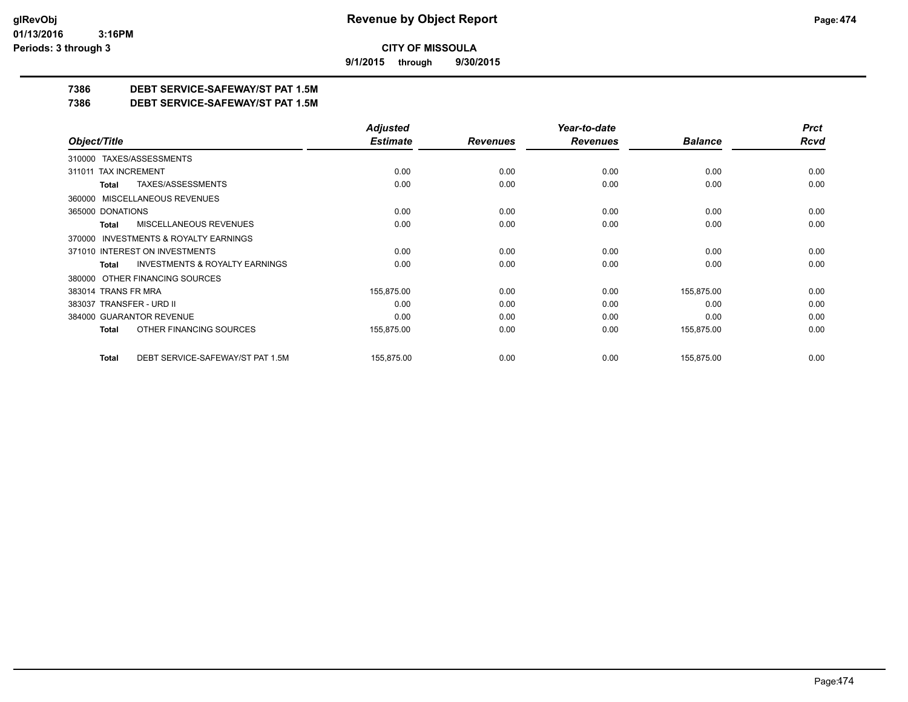**CITY OF MISSOULA**

**9/1/2015 through 9/30/2015**

**Revenue by Object Report**

**7386 DEBT SERVICE-SAFEWAY/ST PAT 1.5M**

**7386 DEBT SERVICE-SAFEWAY/ST PAT 1.5M**

| Object/Title | Adjusted Estimate | Revenues | Year-to-date Revenues | Balance | Prct Rcvd |
|---|---|---|---|---|---|
| 310000 TAXES/ASSESSMENTS | | | | | |
| 311011 TAX INCREMENT | 0.00 | 0.00 | 0.00 | 0.00 | 0.00 |
| **Total** TAXES/ASSESSMENTS | 0.00 | 0.00 | 0.00 | 0.00 | 0.00 |
| 360000 MISCELLANEOUS REVENUES | | | | | |
| 365000 DONATIONS | 0.00 | 0.00 | 0.00 | 0.00 | 0.00 |
| **Total** MISCELLANEOUS REVENUES | 0.00 | 0.00 | 0.00 | 0.00 | 0.00 |
| 370000 INVESTMENTS & ROYALTY EARNINGS | | | | | |
| 371010 INTEREST ON INVESTMENTS | 0.00 | 0.00 | 0.00 | 0.00 | 0.00 |
| **Total** INVESTMENTS & ROYALTY EARNINGS | 0.00 | 0.00 | 0.00 | 0.00 | 0.00 |
| 380000 OTHER FINANCING SOURCES | | | | | |
| 383014 TRANS FR MRA | 155,875.00 | 0.00 | 0.00 | 155,875.00 | 0.00 |
| 383037 TRANSFER - URD II | 0.00 | 0.00 | 0.00 | 0.00 | 0.00 |
| 384000 GUARANTOR REVENUE | 0.00 | 0.00 | 0.00 | 0.00 | 0.00 |
| **Total** OTHER FINANCING SOURCES | 155,875.00 | 0.00 | 0.00 | 155,875.00 | 0.00 |
| **Total** DEBT SERVICE-SAFEWAY/ST PAT 1.5M | 155,875.00 | 0.00 | 0.00 | 155,875.00 | 0.00 |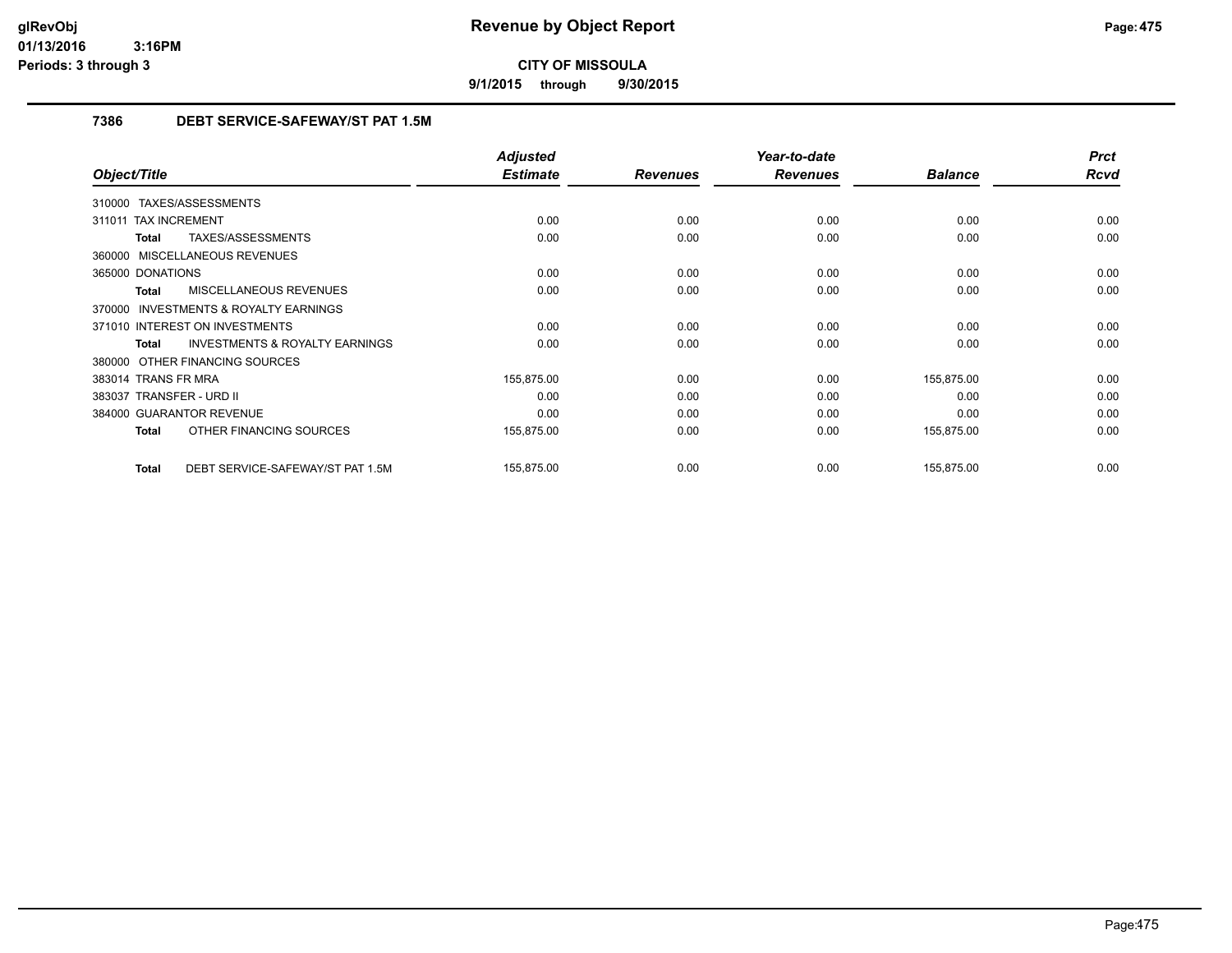# Revenue by Object Report

**CITY OF MISSOULA**

**9/1/2015 through 9/30/2015**

glRevObj
01/13/2016 3:16PM
Periods: 3 through 3

## 7386 DEBT SERVICE-SAFEWAY/ST PAT 1.5M

| Object/Title | Adjusted Estimate | Revenues | Year-to-date Revenues | Balance | Prct Rcvd |
|---|---|---|---|---|---|
| 310000 TAXES/ASSESSMENTS | | | | | |
| 311011 TAX INCREMENT | 0.00 | 0.00 | 0.00 | 0.00 | 0.00 |
| **Total** TAXES/ASSESSMENTS | 0.00 | 0.00 | 0.00 | 0.00 | 0.00 |
| 360000 MISCELLANEOUS REVENUES | | | | | |
| 365000 DONATIONS | 0.00 | 0.00 | 0.00 | 0.00 | 0.00 |
| **Total** MISCELLANEOUS REVENUES | 0.00 | 0.00 | 0.00 | 0.00 | 0.00 |
| 370000 INVESTMENTS & ROYALTY EARNINGS | | | | | |
| 371010 INTEREST ON INVESTMENTS | 0.00 | 0.00 | 0.00 | 0.00 | 0.00 |
| **Total** INVESTMENTS & ROYALTY EARNINGS | 0.00 | 0.00 | 0.00 | 0.00 | 0.00 |
| 380000 OTHER FINANCING SOURCES | | | | | |
| 383014 TRANS FR MRA | 155,875.00 | 0.00 | 0.00 | 155,875.00 | 0.00 |
| 383037 TRANSFER - URD II | 0.00 | 0.00 | 0.00 | 0.00 | 0.00 |
| 384000 GUARANTOR REVENUE | 0.00 | 0.00 | 0.00 | 0.00 | 0.00 |
| **Total** OTHER FINANCING SOURCES | 155,875.00 | 0.00 | 0.00 | 155,875.00 | 0.00 |
| **Total** DEBT SERVICE-SAFEWAY/ST PAT 1.5M | 155,875.00 | 0.00 | 0.00 | 155,875.00 | 0.00 |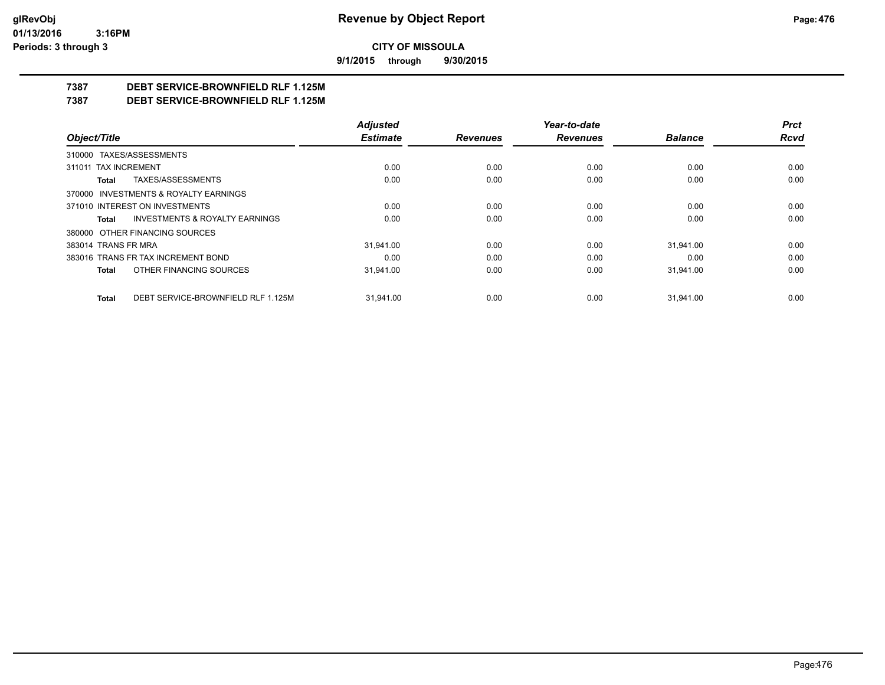**Revenue by Object Report**

**CITY OF MISSOULA**

**9/1/2015 through 9/30/2015**

**glRevObj**
**01/13/2016 3:16PM**
**Periods: 3 through 3**

## 7387 DEBT SERVICE-BROWNFIELD RLF 1.125M
## 7387 DEBT SERVICE-BROWNFIELD RLF 1.125M

| Object/Title | Adjusted Estimate | Revenues | Year-to-date Revenues | Balance | Prct Rcvd |
|---|---|---|---|---|---|
| 310000 TAXES/ASSESSMENTS | | | | | |
| 311011 TAX INCREMENT | 0.00 | 0.00 | 0.00 | 0.00 | 0.00 |
| **Total** TAXES/ASSESSMENTS | 0.00 | 0.00 | 0.00 | 0.00 | 0.00 |
| 370000 INVESTMENTS & ROYALTY EARNINGS | | | | | |
| 371010 INTEREST ON INVESTMENTS | 0.00 | 0.00 | 0.00 | 0.00 | 0.00 |
| **Total** INVESTMENTS & ROYALTY EARNINGS | 0.00 | 0.00 | 0.00 | 0.00 | 0.00 |
| 380000 OTHER FINANCING SOURCES | | | | | |
| 383014 TRANS FR MRA | 31,941.00 | 0.00 | 0.00 | 31,941.00 | 0.00 |
| 383016 TRANS FR TAX INCREMENT BOND | 0.00 | 0.00 | 0.00 | 0.00 | 0.00 |
| **Total** OTHER FINANCING SOURCES | 31,941.00 | 0.00 | 0.00 | 31,941.00 | 0.00 |
| **Total** DEBT SERVICE-BROWNFIELD RLF 1.125M | 31,941.00 | 0.00 | 0.00 | 31,941.00 | 0.00 |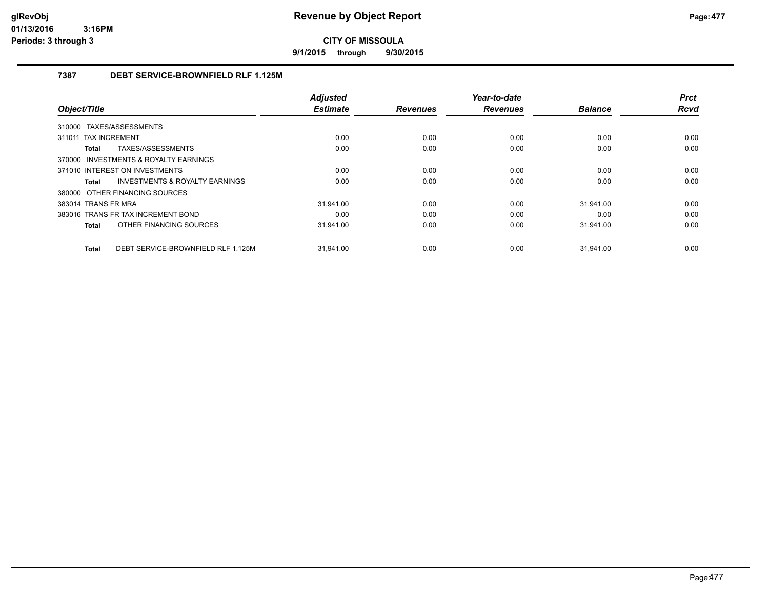# Revenue by Object Report

## CITY OF MISSOULA

**9/1/2015 through 9/30/2015**

### 7387 DEBT SERVICE-BROWNFIELD RLF 1.125M

| Object/Title | Adjusted Estimate | Revenues | Year-to-date Revenues | Balance | Prct Rcvd |
|---|---|---|---|---|---|
| 310000 TAXES/ASSESSMENTS | | | | | |
| 311011 TAX INCREMENT | 0.00 | 0.00 | 0.00 | 0.00 | 0.00 |
| **Total** TAXES/ASSESSMENTS | 0.00 | 0.00 | 0.00 | 0.00 | 0.00 |
| 370000 INVESTMENTS & ROYALTY EARNINGS | | | | | |
| 371010 INTEREST ON INVESTMENTS | 0.00 | 0.00 | 0.00 | 0.00 | 0.00 |
| **Total** INVESTMENTS & ROYALTY EARNINGS | 0.00 | 0.00 | 0.00 | 0.00 | 0.00 |
| 380000 OTHER FINANCING SOURCES | | | | | |
| 383014 TRANS FR MRA | 31,941.00 | 0.00 | 0.00 | 31,941.00 | 0.00 |
| 383016 TRANS FR TAX INCREMENT BOND | 0.00 | 0.00 | 0.00 | 0.00 | 0.00 |
| **Total** OTHER FINANCING SOURCES | 31,941.00 | 0.00 | 0.00 | 31,941.00 | 0.00 |
| **Total** DEBT SERVICE-BROWNFIELD RLF 1.125M | 31,941.00 | 0.00 | 0.00 | 31,941.00 | 0.00 |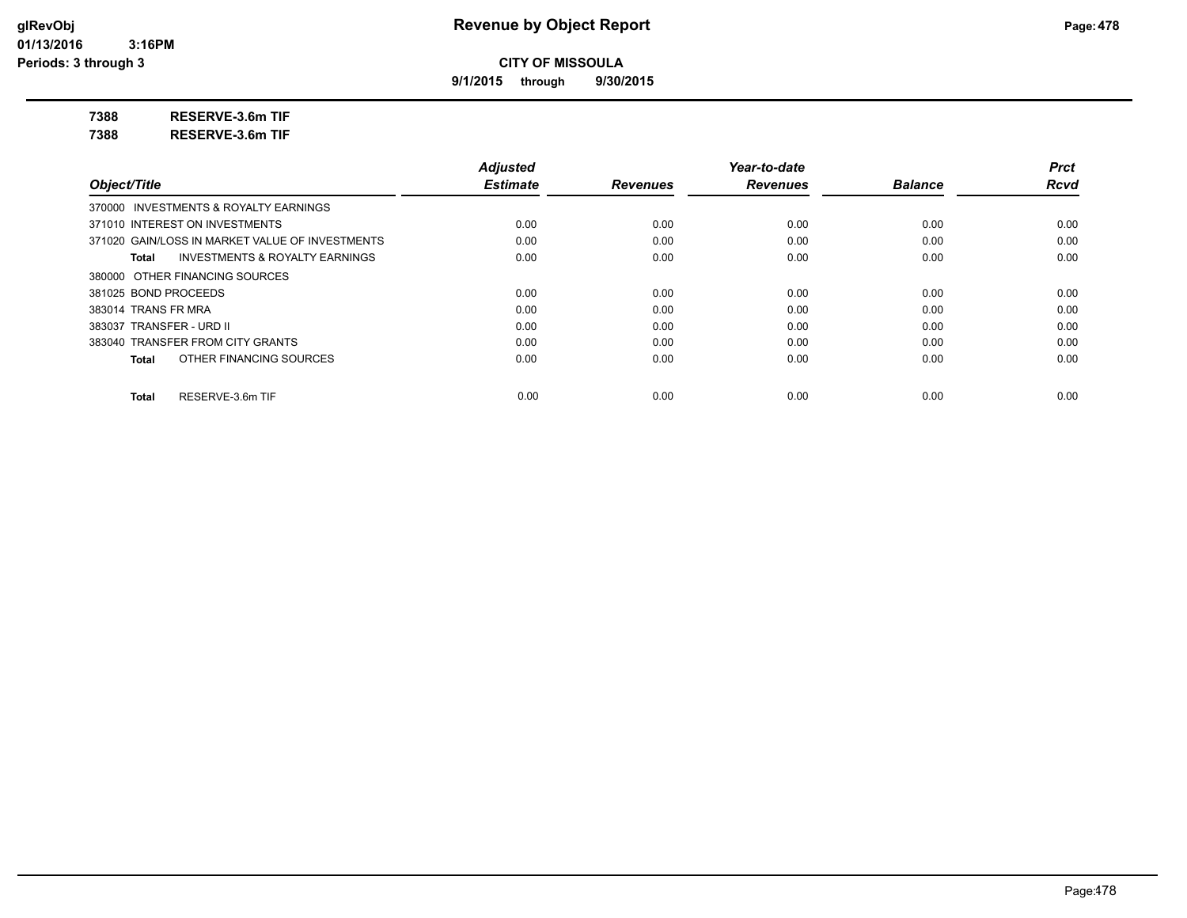**CITY OF MISSOULA**

**9/1/2015 through 9/30/2015**

**7388 RESERVE-3.6m TIF**

**7388 RESERVE-3.6m TIF**

| *Object/Title* | *Adjusted Estimate* | *Revenues* | *Year-to-date Revenues* | *Balance* | *Prct Rcvd* |
|---|---|---|---|---|---|
| 370000 INVESTMENTS & ROYALTY EARNINGS | | | | | |
| 371010 INTEREST ON INVESTMENTS | 0.00 | 0.00 | 0.00 | 0.00 | 0.00 |
| 371020 GAIN/LOSS IN MARKET VALUE OF INVESTMENTS | 0.00 | 0.00 | 0.00 | 0.00 | 0.00 |
| **Total** INVESTMENTS & ROYALTY EARNINGS | 0.00 | 0.00 | 0.00 | 0.00 | 0.00 |
| 380000 OTHER FINANCING SOURCES | | | | | |
| 381025 BOND PROCEEDS | 0.00 | 0.00 | 0.00 | 0.00 | 0.00 |
| 383014 TRANS FR MRA | 0.00 | 0.00 | 0.00 | 0.00 | 0.00 |
| 383037 TRANSFER - URD II | 0.00 | 0.00 | 0.00 | 0.00 | 0.00 |
| 383040 TRANSFER FROM CITY GRANTS | 0.00 | 0.00 | 0.00 | 0.00 | 0.00 |
| **Total** OTHER FINANCING SOURCES | 0.00 | 0.00 | 0.00 | 0.00 | 0.00 |
| **Total** RESERVE-3.6m TIF | 0.00 | 0.00 | 0.00 | 0.00 | 0.00 |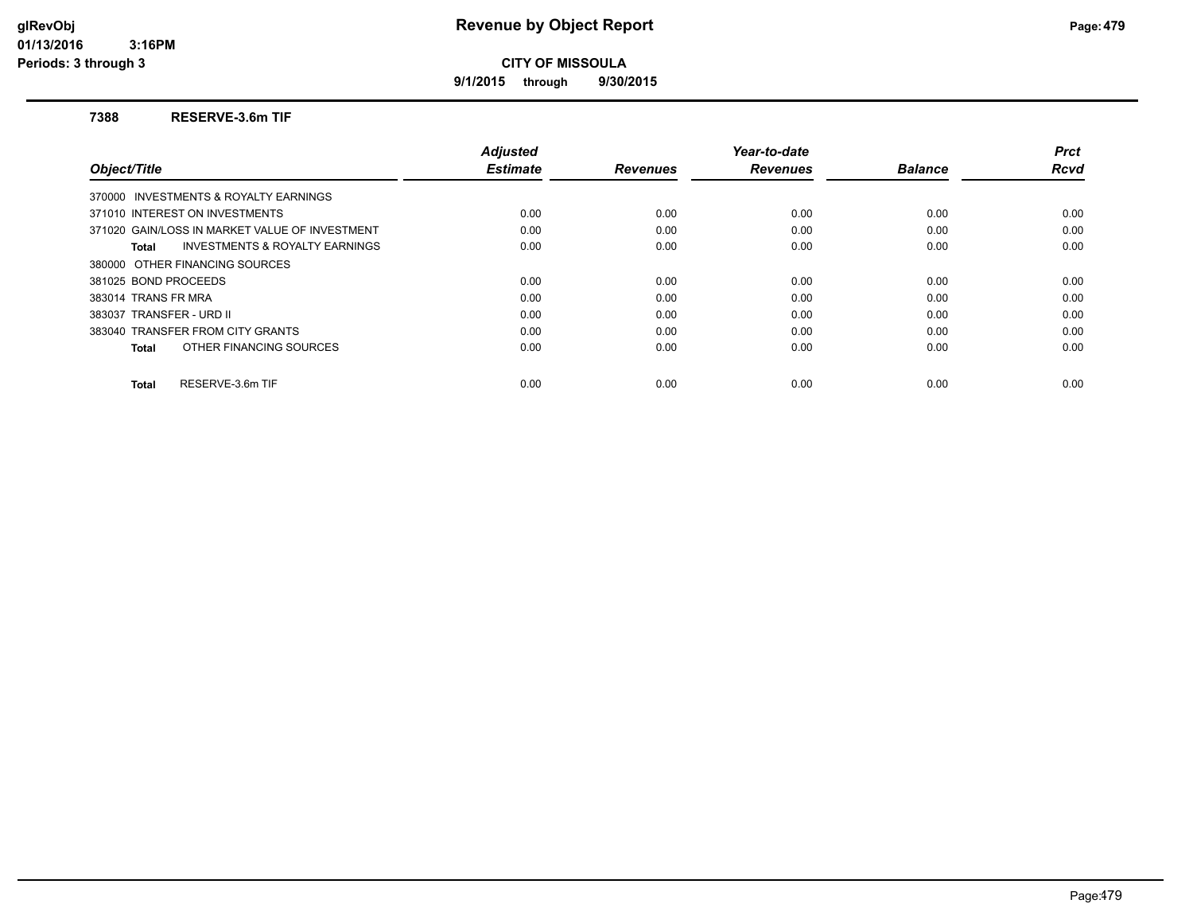# Revenue by Object Report

**CITY OF MISSOULA**

**9/1/2015 through 9/30/2015**

glRevObj
01/13/2016 3:16PM
Periods: 3 through 3

## 7388 RESERVE-3.6m TIF

| Object/Title | Adjusted Estimate | Revenues | Year-to-date Revenues | Balance | Prct Rcvd |
|---|---|---|---|---|---|
| 370000 INVESTMENTS & ROYALTY EARNINGS | | | | | |
| 371010 INTEREST ON INVESTMENTS | 0.00 | 0.00 | 0.00 | 0.00 | 0.00 |
| 371020 GAIN/LOSS IN MARKET VALUE OF INVESTMENT | 0.00 | 0.00 | 0.00 | 0.00 | 0.00 |
| **Total** INVESTMENTS & ROYALTY EARNINGS | 0.00 | 0.00 | 0.00 | 0.00 | 0.00 |
| 380000 OTHER FINANCING SOURCES | | | | | |
| 381025 BOND PROCEEDS | 0.00 | 0.00 | 0.00 | 0.00 | 0.00 |
| 383014 TRANS FR MRA | 0.00 | 0.00 | 0.00 | 0.00 | 0.00 |
| 383037 TRANSFER - URD II | 0.00 | 0.00 | 0.00 | 0.00 | 0.00 |
| 383040 TRANSFER FROM CITY GRANTS | 0.00 | 0.00 | 0.00 | 0.00 | 0.00 |
| **Total** OTHER FINANCING SOURCES | 0.00 | 0.00 | 0.00 | 0.00 | 0.00 |
| **Total** RESERVE-3.6m TIF | 0.00 | 0.00 | 0.00 | 0.00 | 0.00 |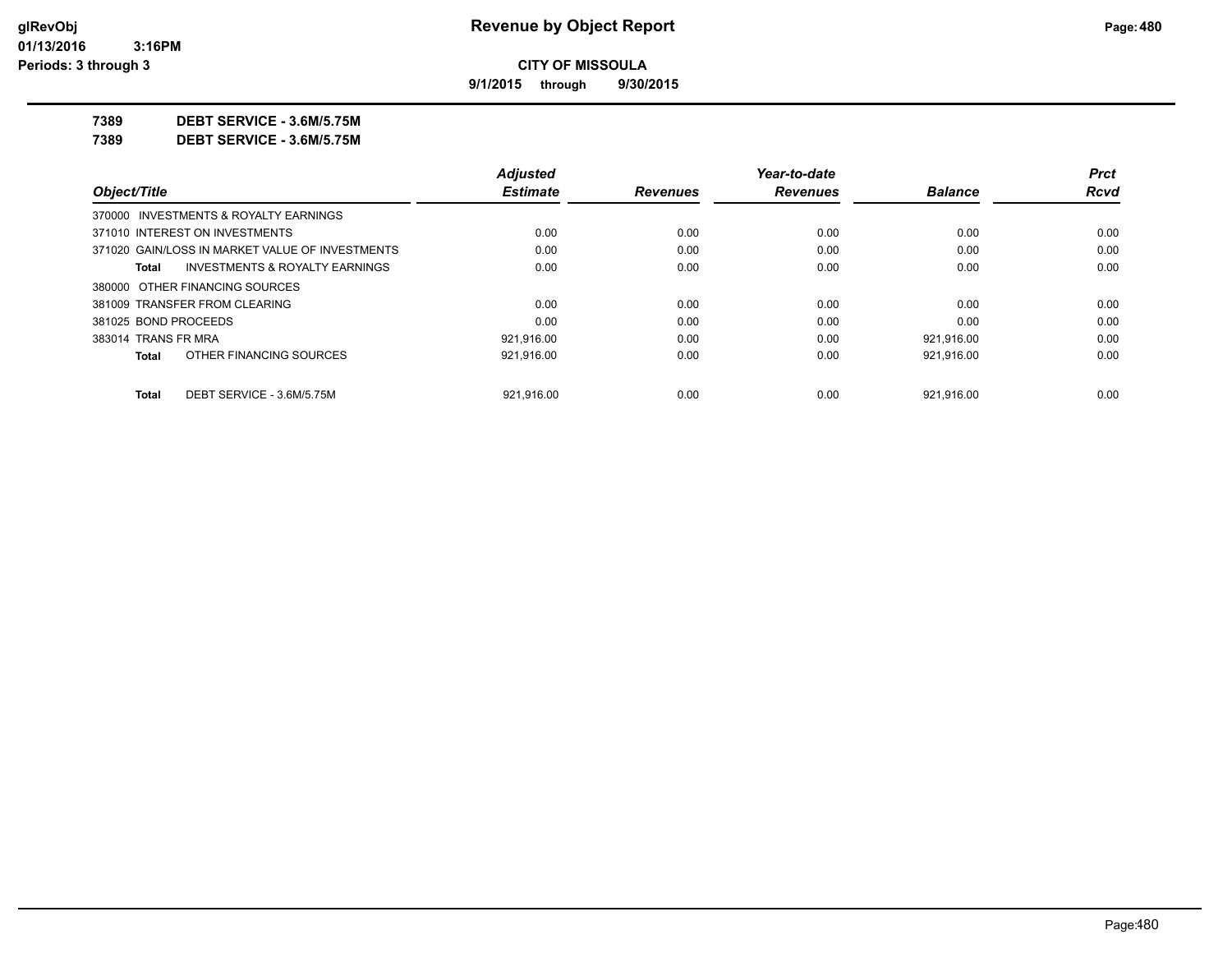# Revenue by Object Report

**CITY OF MISSOULA**

**9/1/2015 through 9/30/2015**

glRevObj
01/13/2016 3:16PM
Periods: 3 through 3

**7389 DEBT SERVICE - 3.6M/5.75M**

**7389 DEBT SERVICE - 3.6M/5.75M**

| Object/Title | Adjusted Estimate | Revenues | Year-to-date Revenues | Balance | Prct Rcvd |
|---|---|---|---|---|---|
| 370000 INVESTMENTS & ROYALTY EARNINGS | | | | | |
| 371010 INTEREST ON INVESTMENTS | 0.00 | 0.00 | 0.00 | 0.00 | 0.00 |
| 371020 GAIN/LOSS IN MARKET VALUE OF INVESTMENTS | 0.00 | 0.00 | 0.00 | 0.00 | 0.00 |
| **Total** INVESTMENTS & ROYALTY EARNINGS | 0.00 | 0.00 | 0.00 | 0.00 | 0.00 |
| 380000 OTHER FINANCING SOURCES | | | | | |
| 381009 TRANSFER FROM CLEARING | 0.00 | 0.00 | 0.00 | 0.00 | 0.00 |
| 381025 BOND PROCEEDS | 0.00 | 0.00 | 0.00 | 0.00 | 0.00 |
| 383014 TRANS FR MRA | 921,916.00 | 0.00 | 0.00 | 921,916.00 | 0.00 |
| **Total** OTHER FINANCING SOURCES | 921,916.00 | 0.00 | 0.00 | 921,916.00 | 0.00 |
| **Total** DEBT SERVICE - 3.6M/5.75M | 921,916.00 | 0.00 | 0.00 | 921,916.00 | 0.00 |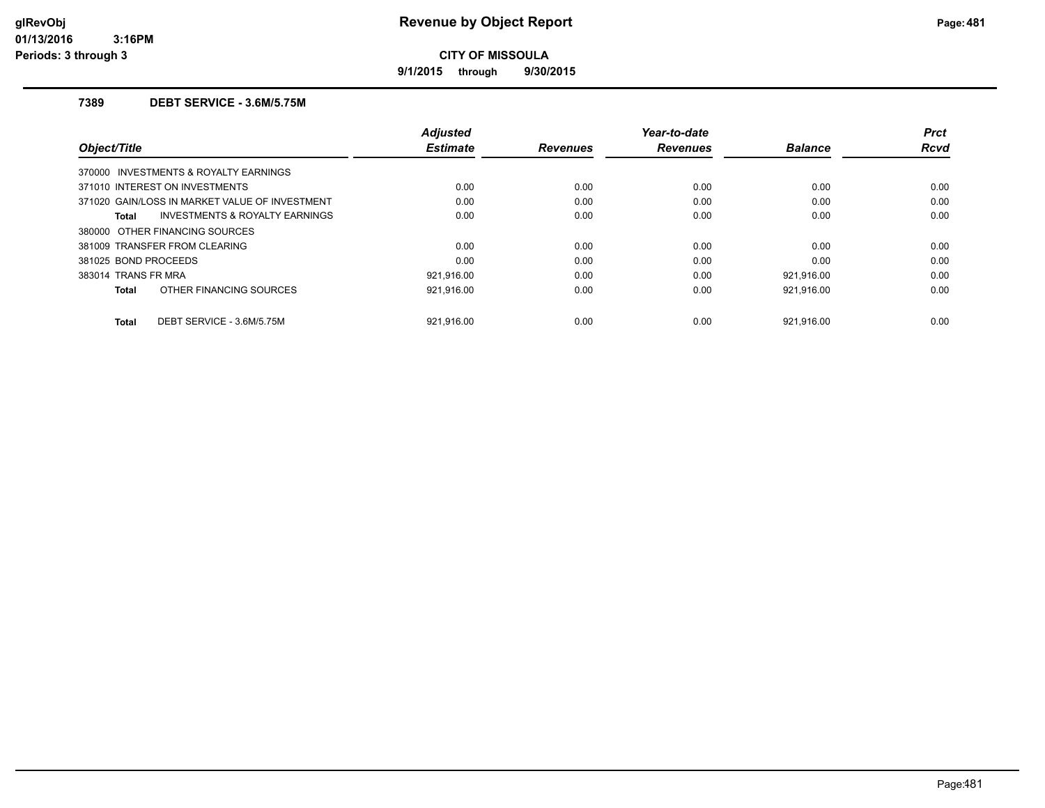# Revenue by Object Report

**CITY OF MISSOULA**

**9/1/2015 through 9/30/2015**

glRevObj
01/13/2016 3:16PM
Periods: 3 through 3

### 7389 DEBT SERVICE - 3.6M/5.75M

| Object/Title | Adjusted Estimate | Revenues | Year-to-date Revenues | Balance | Prct Rcvd |
|---|---|---|---|---|---|
| 370000 INVESTMENTS & ROYALTY EARNINGS | | | | | |
| 371010 INTEREST ON INVESTMENTS | 0.00 | 0.00 | 0.00 | 0.00 | 0.00 |
| 371020 GAIN/LOSS IN MARKET VALUE OF INVESTMENT | 0.00 | 0.00 | 0.00 | 0.00 | 0.00 |
| **Total** INVESTMENTS & ROYALTY EARNINGS | 0.00 | 0.00 | 0.00 | 0.00 | 0.00 |
| 380000 OTHER FINANCING SOURCES | | | | | |
| 381009 TRANSFER FROM CLEARING | 0.00 | 0.00 | 0.00 | 0.00 | 0.00 |
| 381025 BOND PROCEEDS | 0.00 | 0.00 | 0.00 | 0.00 | 0.00 |
| 383014 TRANS FR MRA | 921,916.00 | 0.00 | 0.00 | 921,916.00 | 0.00 |
| **Total** OTHER FINANCING SOURCES | 921,916.00 | 0.00 | 0.00 | 921,916.00 | 0.00 |
| **Total** DEBT SERVICE - 3.6M/5.75M | 921,916.00 | 0.00 | 0.00 | 921,916.00 | 0.00 |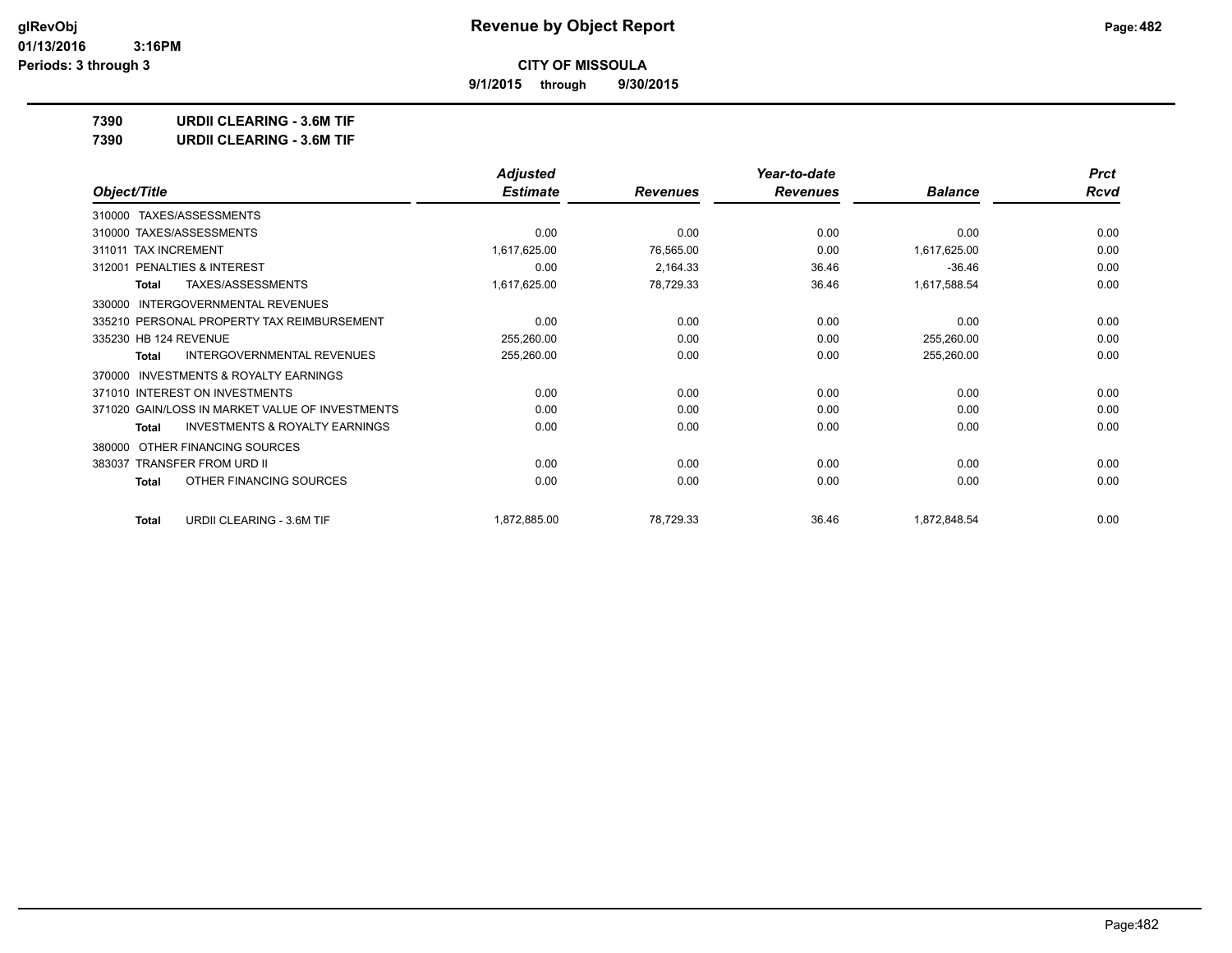**CITY OF MISSOULA**

**9/1/2015 through 9/30/2015**

**7390 URDII CLEARING - 3.6M TIF**

**7390 URDII CLEARING - 3.6M TIF**

| Object/Title | Adjusted Estimate | Revenues | Year-to-date Revenues | Balance | Prct Rcvd |
|---|---|---|---|---|---|
| 310000 TAXES/ASSESSMENTS | | | | | |
| 310000 TAXES/ASSESSMENTS | 0.00 | 0.00 | 0.00 | 0.00 | 0.00 |
| 311011 TAX INCREMENT | 1,617,625.00 | 76,565.00 | 0.00 | 1,617,625.00 | 0.00 |
| 312001 PENALTIES & INTEREST | 0.00 | 2,164.33 | 36.46 | -36.46 | 0.00 |
| **Total** TAXES/ASSESSMENTS | 1,617,625.00 | 78,729.33 | 36.46 | 1,617,588.54 | 0.00 |
| 330000 INTERGOVERNMENTAL REVENUES | | | | | |
| 335210 PERSONAL PROPERTY TAX REIMBURSEMENT | 0.00 | 0.00 | 0.00 | 0.00 | 0.00 |
| 335230 HB 124 REVENUE | 255,260.00 | 0.00 | 0.00 | 255,260.00 | 0.00 |
| **Total** INTERGOVERNMENTAL REVENUES | 255,260.00 | 0.00 | 0.00 | 255,260.00 | 0.00 |
| 370000 INVESTMENTS & ROYALTY EARNINGS | | | | | |
| 371010 INTEREST ON INVESTMENTS | 0.00 | 0.00 | 0.00 | 0.00 | 0.00 |
| 371020 GAIN/LOSS IN MARKET VALUE OF INVESTMENTS | 0.00 | 0.00 | 0.00 | 0.00 | 0.00 |
| **Total** INVESTMENTS & ROYALTY EARNINGS | 0.00 | 0.00 | 0.00 | 0.00 | 0.00 |
| 380000 OTHER FINANCING SOURCES | | | | | |
| 383037 TRANSFER FROM URD II | 0.00 | 0.00 | 0.00 | 0.00 | 0.00 |
| **Total** OTHER FINANCING SOURCES | 0.00 | 0.00 | 0.00 | 0.00 | 0.00 |
| **Total** URDII CLEARING - 3.6M TIF | 1,872,885.00 | 78,729.33 | 36.46 | 1,872,848.54 | 0.00 |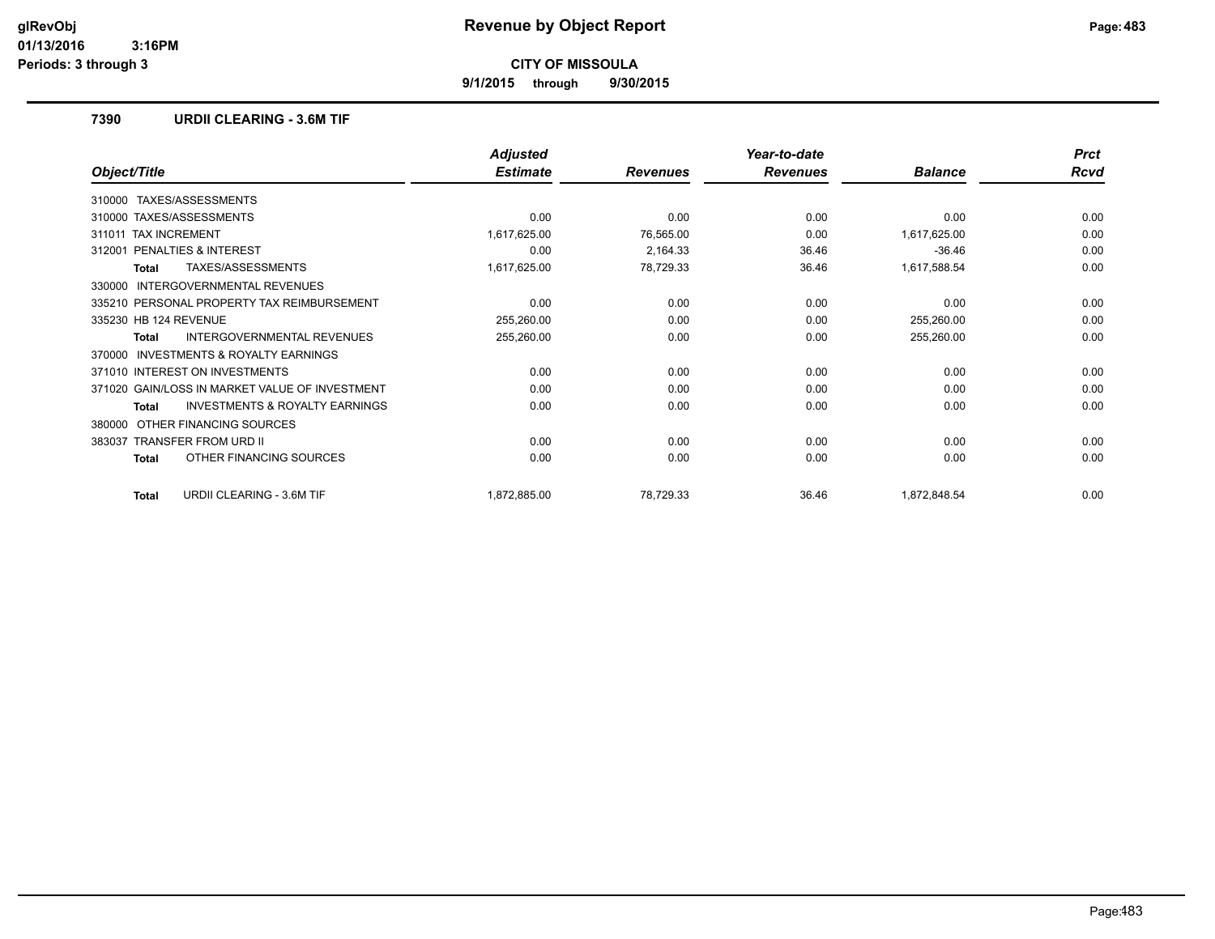# Revenue by Object Report

**CITY OF MISSOULA**

**9/1/2015 through 9/30/2015**

glRevObj
01/13/2016 3:16PM
Periods: 3 through 3

### 7390 URDII CLEARING - 3.6M TIF

| Object/Title | Adjusted Estimate | Revenues | Year-to-date Revenues | Balance | Prct Rcvd |
|---|---|---|---|---|---|
| 310000 TAXES/ASSESSMENTS | | | | | |
| 310000 TAXES/ASSESSMENTS | 0.00 | 0.00 | 0.00 | 0.00 | 0.00 |
| 311011 TAX INCREMENT | 1,617,625.00 | 76,565.00 | 0.00 | 1,617,625.00 | 0.00 |
| 312001 PENALTIES & INTEREST | 0.00 | 2,164.33 | 36.46 | -36.46 | 0.00 |
| **Total** TAXES/ASSESSMENTS | 1,617,625.00 | 78,729.33 | 36.46 | 1,617,588.54 | 0.00 |
| 330000 INTERGOVERNMENTAL REVENUES | | | | | |
| 335210 PERSONAL PROPERTY TAX REIMBURSEMENT | 0.00 | 0.00 | 0.00 | 0.00 | 0.00 |
| 335230 HB 124 REVENUE | 255,260.00 | 0.00 | 0.00 | 255,260.00 | 0.00 |
| **Total** INTERGOVERNMENTAL REVENUES | 255,260.00 | 0.00 | 0.00 | 255,260.00 | 0.00 |
| 370000 INVESTMENTS & ROYALTY EARNINGS | | | | | |
| 371010 INTEREST ON INVESTMENTS | 0.00 | 0.00 | 0.00 | 0.00 | 0.00 |
| 371020 GAIN/LOSS IN MARKET VALUE OF INVESTMENT | 0.00 | 0.00 | 0.00 | 0.00 | 0.00 |
| **Total** INVESTMENTS & ROYALTY EARNINGS | 0.00 | 0.00 | 0.00 | 0.00 | 0.00 |
| 380000 OTHER FINANCING SOURCES | | | | | |
| 383037 TRANSFER FROM URD II | 0.00 | 0.00 | 0.00 | 0.00 | 0.00 |
| **Total** OTHER FINANCING SOURCES | 0.00 | 0.00 | 0.00 | 0.00 | 0.00 |
| **Total** URDII CLEARING - 3.6M TIF | 1,872,885.00 | 78,729.33 | 36.46 | 1,872,848.54 | 0.00 |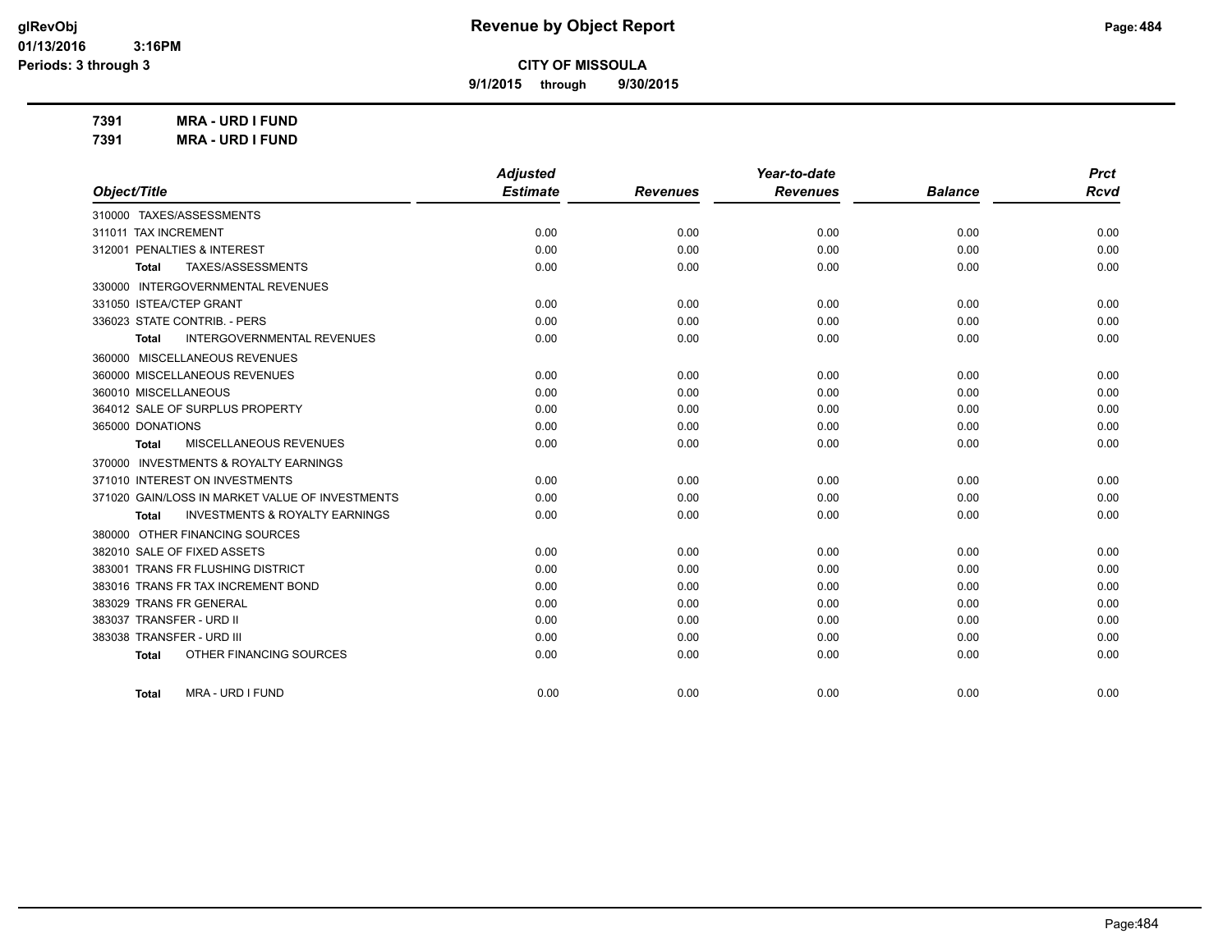# Revenue by Object Report

**CITY OF MISSOULA**

**9/1/2015 through 9/30/2015**

glRevObj
01/13/2016 3:16PM
Periods: 3 through 3

**7391 MRA - URD I FUND**

**7391 MRA - URD I FUND**

| Object/Title | Adjusted Estimate | Revenues | Year-to-date Revenues | Balance | Prct Rcvd |
|---|---|---|---|---|---|
| 310000 TAXES/ASSESSMENTS | | | | | |
| 311011 TAX INCREMENT | 0.00 | 0.00 | 0.00 | 0.00 | 0.00 |
| 312001 PENALTIES & INTEREST | 0.00 | 0.00 | 0.00 | 0.00 | 0.00 |
| **Total** TAXES/ASSESSMENTS | 0.00 | 0.00 | 0.00 | 0.00 | 0.00 |
| 330000 INTERGOVERNMENTAL REVENUES | | | | | |
| 331050 ISTEA/CTEP GRANT | 0.00 | 0.00 | 0.00 | 0.00 | 0.00 |
| 336023 STATE CONTRIB. - PERS | 0.00 | 0.00 | 0.00 | 0.00 | 0.00 |
| **Total** INTERGOVERNMENTAL REVENUES | 0.00 | 0.00 | 0.00 | 0.00 | 0.00 |
| 360000 MISCELLANEOUS REVENUES | | | | | |
| 360000 MISCELLANEOUS REVENUES | 0.00 | 0.00 | 0.00 | 0.00 | 0.00 |
| 360010 MISCELLANEOUS | 0.00 | 0.00 | 0.00 | 0.00 | 0.00 |
| 364012 SALE OF SURPLUS PROPERTY | 0.00 | 0.00 | 0.00 | 0.00 | 0.00 |
| 365000 DONATIONS | 0.00 | 0.00 | 0.00 | 0.00 | 0.00 |
| **Total** MISCELLANEOUS REVENUES | 0.00 | 0.00 | 0.00 | 0.00 | 0.00 |
| 370000 INVESTMENTS & ROYALTY EARNINGS | | | | | |
| 371010 INTEREST ON INVESTMENTS | 0.00 | 0.00 | 0.00 | 0.00 | 0.00 |
| 371020 GAIN/LOSS IN MARKET VALUE OF INVESTMENTS | 0.00 | 0.00 | 0.00 | 0.00 | 0.00 |
| **Total** INVESTMENTS & ROYALTY EARNINGS | 0.00 | 0.00 | 0.00 | 0.00 | 0.00 |
| 380000 OTHER FINANCING SOURCES | | | | | |
| 382010 SALE OF FIXED ASSETS | 0.00 | 0.00 | 0.00 | 0.00 | 0.00 |
| 383001 TRANS FR FLUSHING DISTRICT | 0.00 | 0.00 | 0.00 | 0.00 | 0.00 |
| 383016 TRANS FR TAX INCREMENT BOND | 0.00 | 0.00 | 0.00 | 0.00 | 0.00 |
| 383029 TRANS FR GENERAL | 0.00 | 0.00 | 0.00 | 0.00 | 0.00 |
| 383037 TRANSFER - URD II | 0.00 | 0.00 | 0.00 | 0.00 | 0.00 |
| 383038 TRANSFER - URD III | 0.00 | 0.00 | 0.00 | 0.00 | 0.00 |
| **Total** OTHER FINANCING SOURCES | 0.00 | 0.00 | 0.00 | 0.00 | 0.00 |
| **Total** MRA - URD I FUND | 0.00 | 0.00 | 0.00 | 0.00 | 0.00 |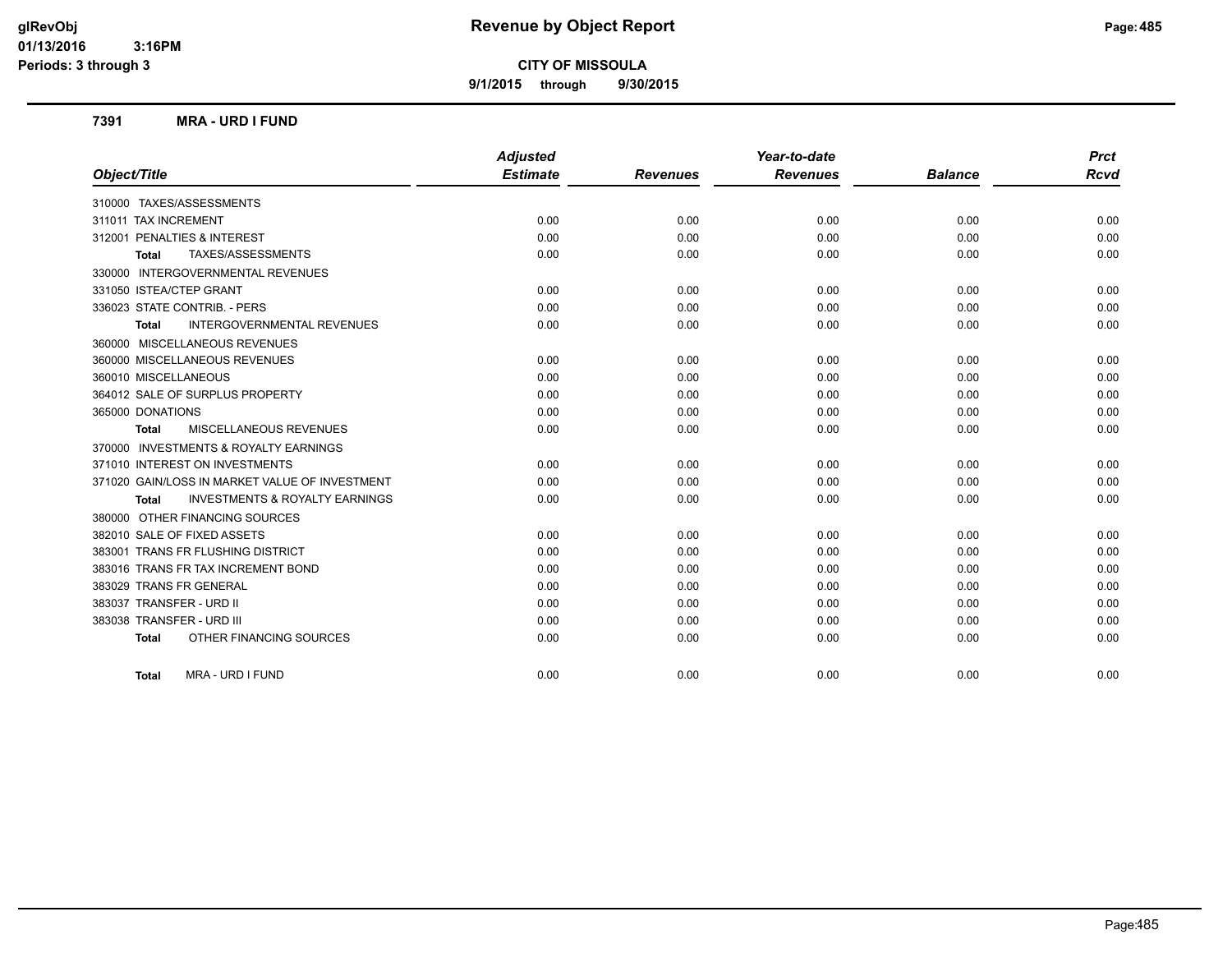# Revenue by Object Report

**CITY OF MISSOULA**

**9/1/2015 through 9/30/2015**

glRevObj
01/13/2016 3:16PM
Periods: 3 through 3

## 7391 MRA - URD I FUND

| Object/Title | Adjusted Estimate | Revenues | Year-to-date Revenues | Balance | Prct Rcvd |
|---|---|---|---|---|---|
| 310000 TAXES/ASSESSMENTS | | | | | |
| 311011 TAX INCREMENT | 0.00 | 0.00 | 0.00 | 0.00 | 0.00 |
| 312001 PENALTIES & INTEREST | 0.00 | 0.00 | 0.00 | 0.00 | 0.00 |
| **Total** TAXES/ASSESSMENTS | 0.00 | 0.00 | 0.00 | 0.00 | 0.00 |
| 330000 INTERGOVERNMENTAL REVENUES | | | | | |
| 331050 ISTEA/CTEP GRANT | 0.00 | 0.00 | 0.00 | 0.00 | 0.00 |
| 336023 STATE CONTRIB. - PERS | 0.00 | 0.00 | 0.00 | 0.00 | 0.00 |
| **Total** INTERGOVERNMENTAL REVENUES | 0.00 | 0.00 | 0.00 | 0.00 | 0.00 |
| 360000 MISCELLANEOUS REVENUES | | | | | |
| 360000 MISCELLANEOUS REVENUES | 0.00 | 0.00 | 0.00 | 0.00 | 0.00 |
| 360010 MISCELLANEOUS | 0.00 | 0.00 | 0.00 | 0.00 | 0.00 |
| 364012 SALE OF SURPLUS PROPERTY | 0.00 | 0.00 | 0.00 | 0.00 | 0.00 |
| 365000 DONATIONS | 0.00 | 0.00 | 0.00 | 0.00 | 0.00 |
| **Total** MISCELLANEOUS REVENUES | 0.00 | 0.00 | 0.00 | 0.00 | 0.00 |
| 370000 INVESTMENTS & ROYALTY EARNINGS | | | | | |
| 371010 INTEREST ON INVESTMENTS | 0.00 | 0.00 | 0.00 | 0.00 | 0.00 |
| 371020 GAIN/LOSS IN MARKET VALUE OF INVESTMENT | 0.00 | 0.00 | 0.00 | 0.00 | 0.00 |
| **Total** INVESTMENTS & ROYALTY EARNINGS | 0.00 | 0.00 | 0.00 | 0.00 | 0.00 |
| 380000 OTHER FINANCING SOURCES | | | | | |
| 382010 SALE OF FIXED ASSETS | 0.00 | 0.00 | 0.00 | 0.00 | 0.00 |
| 383001 TRANS FR FLUSHING DISTRICT | 0.00 | 0.00 | 0.00 | 0.00 | 0.00 |
| 383016 TRANS FR TAX INCREMENT BOND | 0.00 | 0.00 | 0.00 | 0.00 | 0.00 |
| 383029 TRANS FR GENERAL | 0.00 | 0.00 | 0.00 | 0.00 | 0.00 |
| 383037 TRANSFER - URD II | 0.00 | 0.00 | 0.00 | 0.00 | 0.00 |
| 383038 TRANSFER - URD III | 0.00 | 0.00 | 0.00 | 0.00 | 0.00 |
| **Total** OTHER FINANCING SOURCES | 0.00 | 0.00 | 0.00 | 0.00 | 0.00 |
| **Total** MRA - URD I FUND | 0.00 | 0.00 | 0.00 | 0.00 | 0.00 |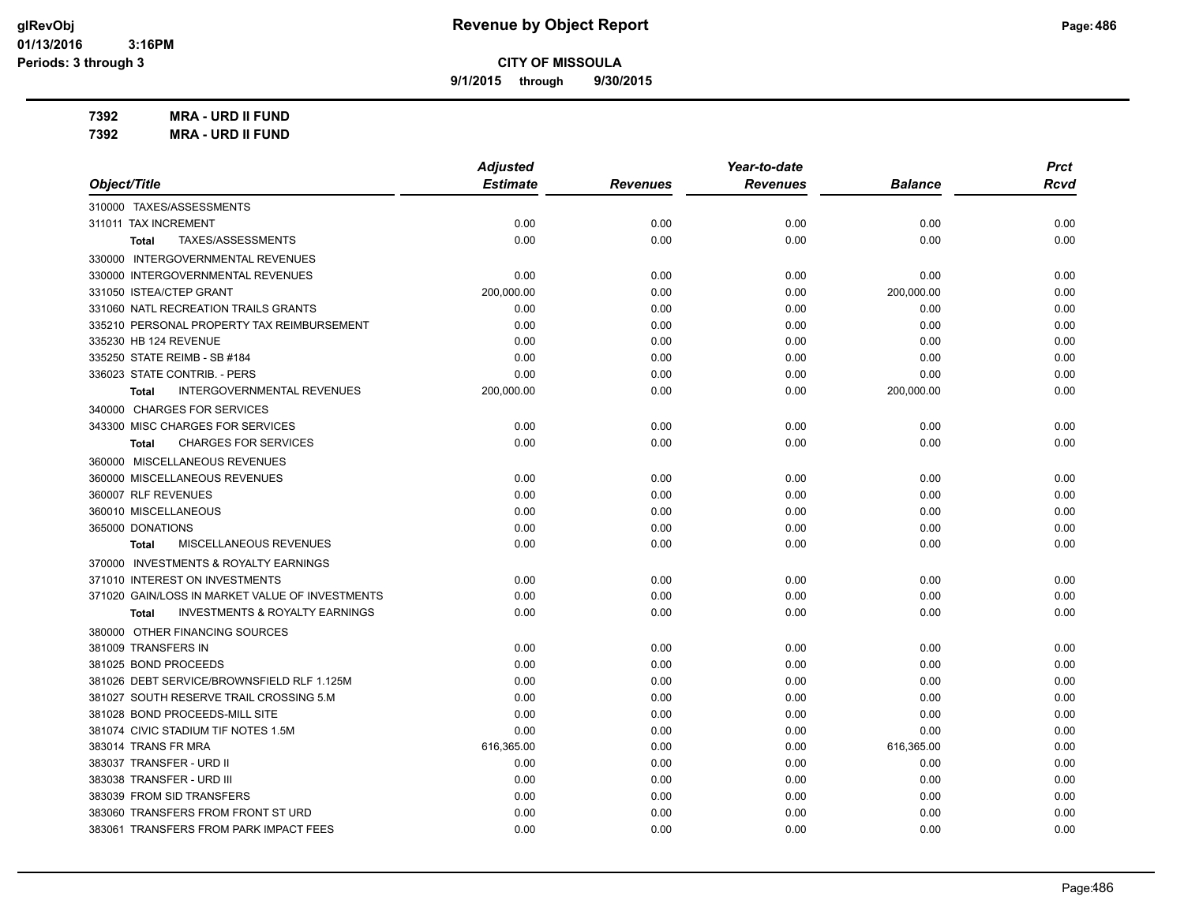**CITY OF MISSOULA**

**9/1/2015 through 9/30/2015**

**7392 MRA - URD II FUND**

**7392 MRA - URD II FUND**

| Object/Title | Adjusted Estimate | Revenues | Year-to-date Revenues | Balance | Prct Rcvd |
|---|---|---|---|---|---|
| 310000 TAXES/ASSESSMENTS | | | | | |
| 311011 TAX INCREMENT | 0.00 | 0.00 | 0.00 | 0.00 | 0.00 |
| **Total** TAXES/ASSESSMENTS | 0.00 | 0.00 | 0.00 | 0.00 | 0.00 |
| 330000 INTERGOVERNMENTAL REVENUES | | | | | |
| 330000 INTERGOVERNMENTAL REVENUES | 0.00 | 0.00 | 0.00 | 0.00 | 0.00 |
| 331050 ISTEA/CTEP GRANT | 200,000.00 | 0.00 | 0.00 | 200,000.00 | 0.00 |
| 331060 NATL RECREATION TRAILS GRANTS | 0.00 | 0.00 | 0.00 | 0.00 | 0.00 |
| 335210 PERSONAL PROPERTY TAX REIMBURSEMENT | 0.00 | 0.00 | 0.00 | 0.00 | 0.00 |
| 335230 HB 124 REVENUE | 0.00 | 0.00 | 0.00 | 0.00 | 0.00 |
| 335250 STATE REIMB - SB #184 | 0.00 | 0.00 | 0.00 | 0.00 | 0.00 |
| 336023 STATE CONTRIB. - PERS | 0.00 | 0.00 | 0.00 | 0.00 | 0.00 |
| **Total** INTERGOVERNMENTAL REVENUES | 200,000.00 | 0.00 | 0.00 | 200,000.00 | 0.00 |
| 340000 CHARGES FOR SERVICES | | | | | |
| 343300 MISC CHARGES FOR SERVICES | 0.00 | 0.00 | 0.00 | 0.00 | 0.00 |
| **Total** CHARGES FOR SERVICES | 0.00 | 0.00 | 0.00 | 0.00 | 0.00 |
| 360000 MISCELLANEOUS REVENUES | | | | | |
| 360000 MISCELLANEOUS REVENUES | 0.00 | 0.00 | 0.00 | 0.00 | 0.00 |
| 360007 RLF REVENUES | 0.00 | 0.00 | 0.00 | 0.00 | 0.00 |
| 360010 MISCELLANEOUS | 0.00 | 0.00 | 0.00 | 0.00 | 0.00 |
| 365000 DONATIONS | 0.00 | 0.00 | 0.00 | 0.00 | 0.00 |
| **Total** MISCELLANEOUS REVENUES | 0.00 | 0.00 | 0.00 | 0.00 | 0.00 |
| 370000 INVESTMENTS & ROYALTY EARNINGS | | | | | |
| 371010 INTEREST ON INVESTMENTS | 0.00 | 0.00 | 0.00 | 0.00 | 0.00 |
| 371020 GAIN/LOSS IN MARKET VALUE OF INVESTMENTS | 0.00 | 0.00 | 0.00 | 0.00 | 0.00 |
| **Total** INVESTMENTS & ROYALTY EARNINGS | 0.00 | 0.00 | 0.00 | 0.00 | 0.00 |
| 380000 OTHER FINANCING SOURCES | | | | | |
| 381009 TRANSFERS IN | 0.00 | 0.00 | 0.00 | 0.00 | 0.00 |
| 381025 BOND PROCEEDS | 0.00 | 0.00 | 0.00 | 0.00 | 0.00 |
| 381026 DEBT SERVICE/BROWNSFIELD RLF 1.125M | 0.00 | 0.00 | 0.00 | 0.00 | 0.00 |
| 381027 SOUTH RESERVE TRAIL CROSSING 5.M | 0.00 | 0.00 | 0.00 | 0.00 | 0.00 |
| 381028 BOND PROCEEDS-MILL SITE | 0.00 | 0.00 | 0.00 | 0.00 | 0.00 |
| 381074 CIVIC STADIUM TIF NOTES 1.5M | 0.00 | 0.00 | 0.00 | 0.00 | 0.00 |
| 383014 TRANS FR MRA | 616,365.00 | 0.00 | 0.00 | 616,365.00 | 0.00 |
| 383037 TRANSFER - URD II | 0.00 | 0.00 | 0.00 | 0.00 | 0.00 |
| 383038 TRANSFER - URD III | 0.00 | 0.00 | 0.00 | 0.00 | 0.00 |
| 383039 FROM SID TRANSFERS | 0.00 | 0.00 | 0.00 | 0.00 | 0.00 |
| 383060 TRANSFERS FROM FRONT ST URD | 0.00 | 0.00 | 0.00 | 0.00 | 0.00 |
| 383061 TRANSFERS FROM PARK IMPACT FEES | 0.00 | 0.00 | 0.00 | 0.00 | 0.00 |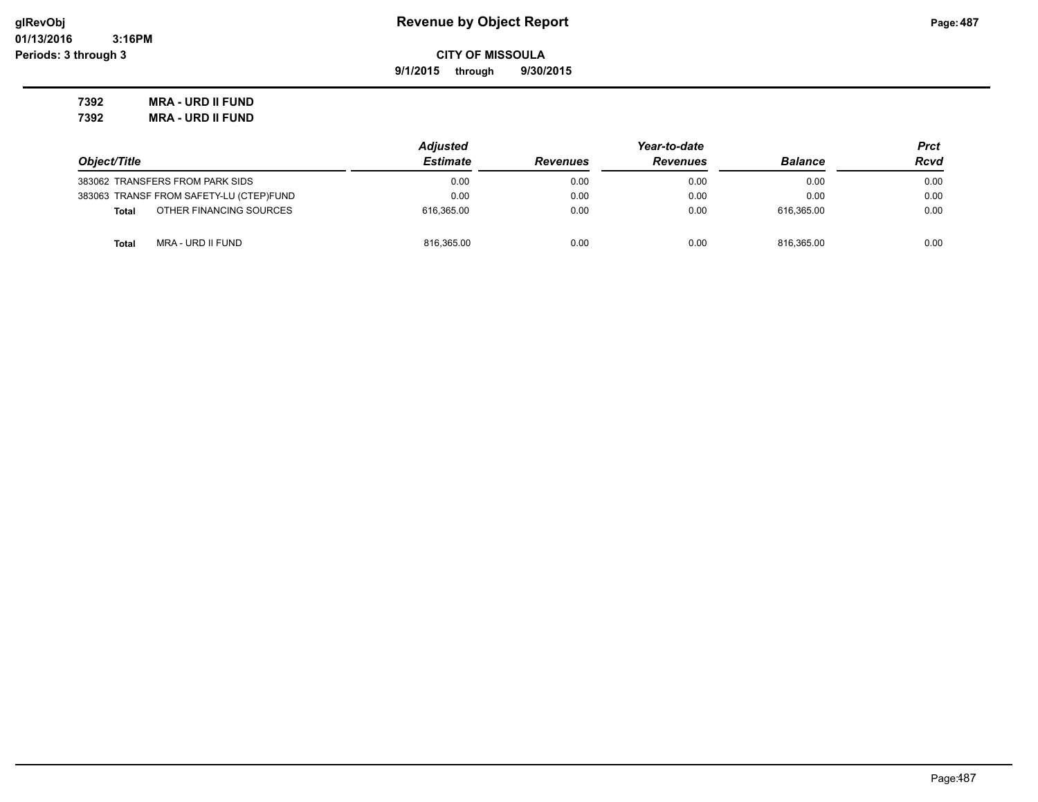**Revenue by Object Report**

**CITY OF MISSOULA**

**9/1/2015 through 9/30/2015**

glRevObj
01/13/2016 3:16PM
Periods: 3 through 3

**7392 MRA - URD II FUND**
**7392 MRA - URD II FUND**

| Object/Title | Adjusted Estimate | Revenues | Year-to-date Revenues | Balance | Prct Rcvd |
|---|---|---|---|---|---|
| 383062 TRANSFERS FROM PARK SIDS | 0.00 | 0.00 | 0.00 | 0.00 | 0.00 |
| 383063 TRANSF FROM SAFETY-LU (CTEP)FUND | 0.00 | 0.00 | 0.00 | 0.00 | 0.00 |
| **Total** OTHER FINANCING SOURCES | 616,365.00 | 0.00 | 0.00 | 616,365.00 | 0.00 |
| **Total** MRA - URD II FUND | 816,365.00 | 0.00 | 0.00 | 816,365.00 | 0.00 |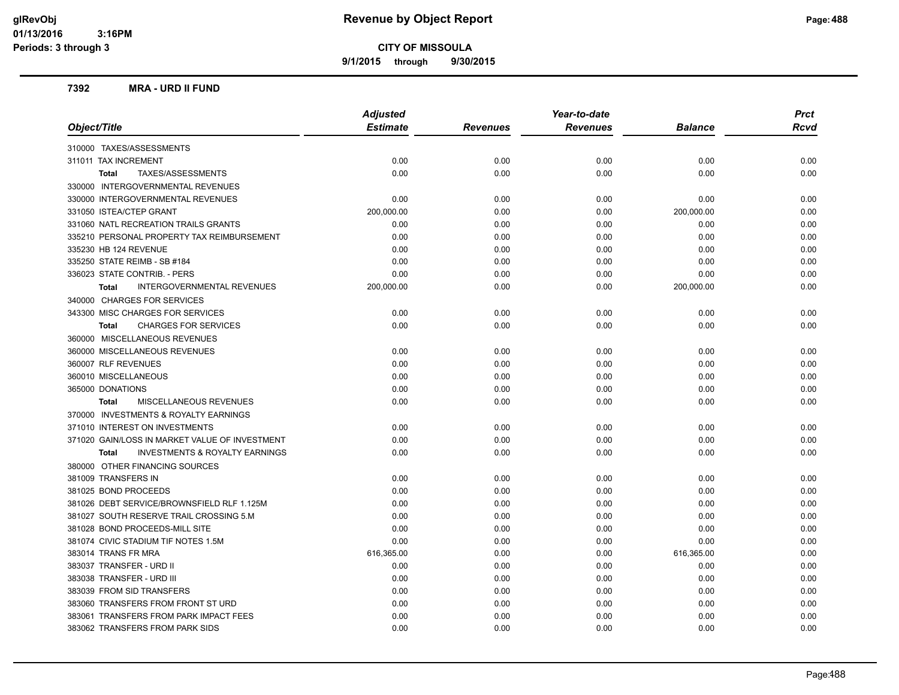**Revenue by Object Report**

**CITY OF MISSOULA**

**9/1/2015 through 9/30/2015**

**7392 MRA - URD II FUND**

| Object/Title | Adjusted Estimate | Revenues | Year-to-date Revenues | Balance | Prct Rcvd |
|---|---|---|---|---|---|
| 310000 TAXES/ASSESSMENTS | | | | | |
| 311011 TAX INCREMENT | 0.00 | 0.00 | 0.00 | 0.00 | 0.00 |
| **Total** TAXES/ASSESSMENTS | 0.00 | 0.00 | 0.00 | 0.00 | 0.00 |
| 330000 INTERGOVERNMENTAL REVENUES | | | | | |
| 330000 INTERGOVERNMENTAL REVENUES | 0.00 | 0.00 | 0.00 | 0.00 | 0.00 |
| 331050 ISTEA/CTEP GRANT | 200,000.00 | 0.00 | 0.00 | 200,000.00 | 0.00 |
| 331060 NATL RECREATION TRAILS GRANTS | 0.00 | 0.00 | 0.00 | 0.00 | 0.00 |
| 335210 PERSONAL PROPERTY TAX REIMBURSEMENT | 0.00 | 0.00 | 0.00 | 0.00 | 0.00 |
| 335230 HB 124 REVENUE | 0.00 | 0.00 | 0.00 | 0.00 | 0.00 |
| 335250 STATE REIMB - SB #184 | 0.00 | 0.00 | 0.00 | 0.00 | 0.00 |
| 336023 STATE CONTRIB. - PERS | 0.00 | 0.00 | 0.00 | 0.00 | 0.00 |
| **Total** INTERGOVERNMENTAL REVENUES | 200,000.00 | 0.00 | 0.00 | 200,000.00 | 0.00 |
| 340000 CHARGES FOR SERVICES | | | | | |
| 343300 MISC CHARGES FOR SERVICES | 0.00 | 0.00 | 0.00 | 0.00 | 0.00 |
| **Total** CHARGES FOR SERVICES | 0.00 | 0.00 | 0.00 | 0.00 | 0.00 |
| 360000 MISCELLANEOUS REVENUES | | | | | |
| 360000 MISCELLANEOUS REVENUES | 0.00 | 0.00 | 0.00 | 0.00 | 0.00 |
| 360007 RLF REVENUES | 0.00 | 0.00 | 0.00 | 0.00 | 0.00 |
| 360010 MISCELLANEOUS | 0.00 | 0.00 | 0.00 | 0.00 | 0.00 |
| 365000 DONATIONS | 0.00 | 0.00 | 0.00 | 0.00 | 0.00 |
| **Total** MISCELLANEOUS REVENUES | 0.00 | 0.00 | 0.00 | 0.00 | 0.00 |
| 370000 INVESTMENTS & ROYALTY EARNINGS | | | | | |
| 371010 INTEREST ON INVESTMENTS | 0.00 | 0.00 | 0.00 | 0.00 | 0.00 |
| 371020 GAIN/LOSS IN MARKET VALUE OF INVESTMENT | 0.00 | 0.00 | 0.00 | 0.00 | 0.00 |
| **Total** INVESTMENTS & ROYALTY EARNINGS | 0.00 | 0.00 | 0.00 | 0.00 | 0.00 |
| 380000 OTHER FINANCING SOURCES | | | | | |
| 381009 TRANSFERS IN | 0.00 | 0.00 | 0.00 | 0.00 | 0.00 |
| 381025 BOND PROCEEDS | 0.00 | 0.00 | 0.00 | 0.00 | 0.00 |
| 381026 DEBT SERVICE/BROWNSFIELD RLF 1.125M | 0.00 | 0.00 | 0.00 | 0.00 | 0.00 |
| 381027 SOUTH RESERVE TRAIL CROSSING 5.M | 0.00 | 0.00 | 0.00 | 0.00 | 0.00 |
| 381028 BOND PROCEEDS-MILL SITE | 0.00 | 0.00 | 0.00 | 0.00 | 0.00 |
| 381074 CIVIC STADIUM TIF NOTES 1.5M | 0.00 | 0.00 | 0.00 | 0.00 | 0.00 |
| 383014 TRANS FR MRA | 616,365.00 | 0.00 | 0.00 | 616,365.00 | 0.00 |
| 383037 TRANSFER - URD II | 0.00 | 0.00 | 0.00 | 0.00 | 0.00 |
| 383038 TRANSFER - URD III | 0.00 | 0.00 | 0.00 | 0.00 | 0.00 |
| 383039 FROM SID TRANSFERS | 0.00 | 0.00 | 0.00 | 0.00 | 0.00 |
| 383060 TRANSFERS FROM FRONT ST URD | 0.00 | 0.00 | 0.00 | 0.00 | 0.00 |
| 383061 TRANSFERS FROM PARK IMPACT FEES | 0.00 | 0.00 | 0.00 | 0.00 | 0.00 |
| 383062 TRANSFERS FROM PARK SIDS | 0.00 | 0.00 | 0.00 | 0.00 | 0.00 |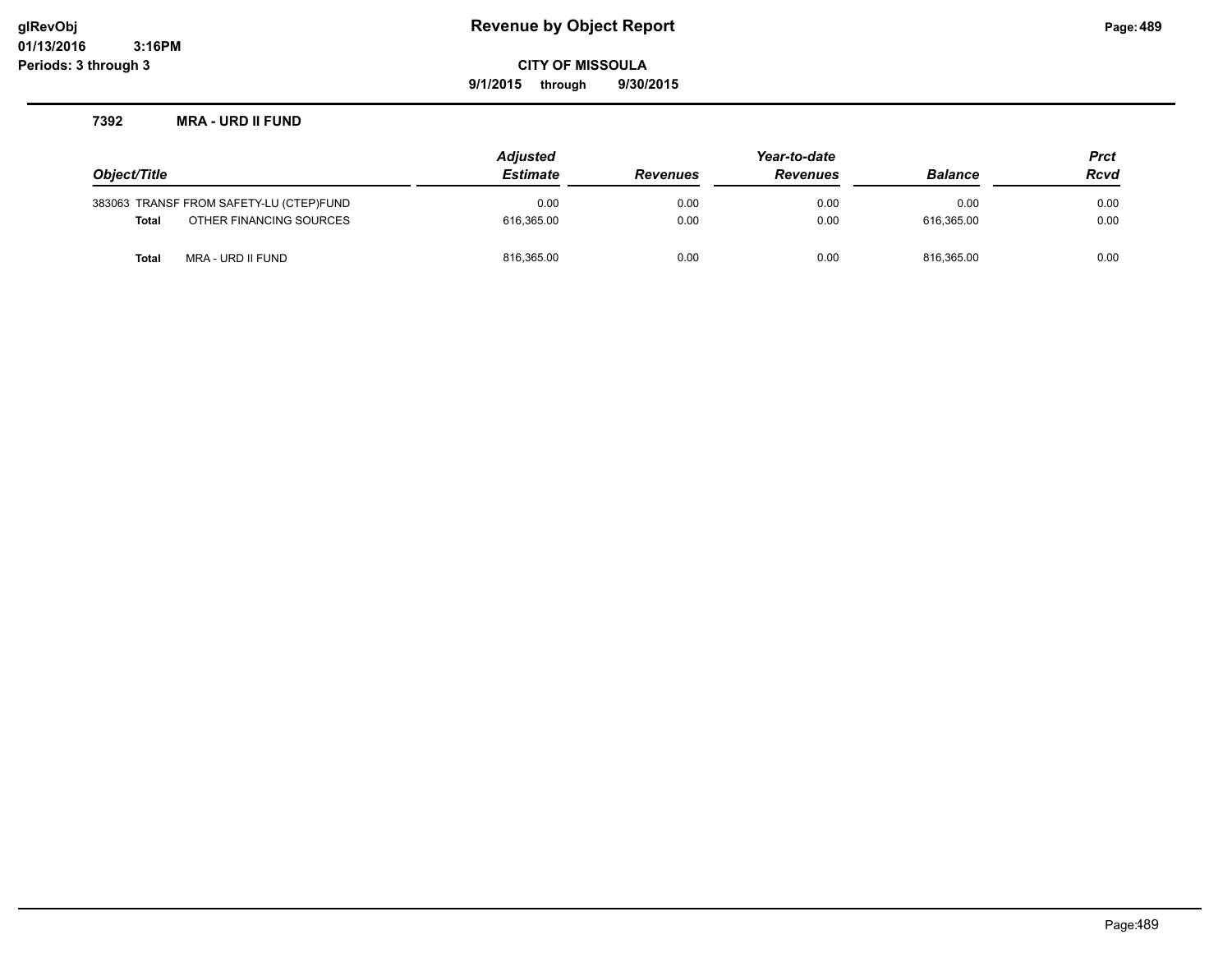**glRevObj**
**01/13/2016 3:16PM**
**Periods: 3 through 3**

# Revenue by Object Report

**CITY OF MISSOULA**

**9/1/2015 through 9/30/2015**

### 7392 MRA - URD II FUND

| Object/Title | Adjusted Estimate | Revenues | Year-to-date Revenues | Balance | Prct Rcvd |
|---|---|---|---|---|---|
| 383063 TRANSF FROM SAFETY-LU (CTEP)FUND | 0.00 | 0.00 | 0.00 | 0.00 | 0.00 |
| **Total** OTHER FINANCING SOURCES | 616,365.00 | 0.00 | 0.00 | 616,365.00 | 0.00 |
| **Total** MRA - URD II FUND | 816,365.00 | 0.00 | 0.00 | 816,365.00 | 0.00 |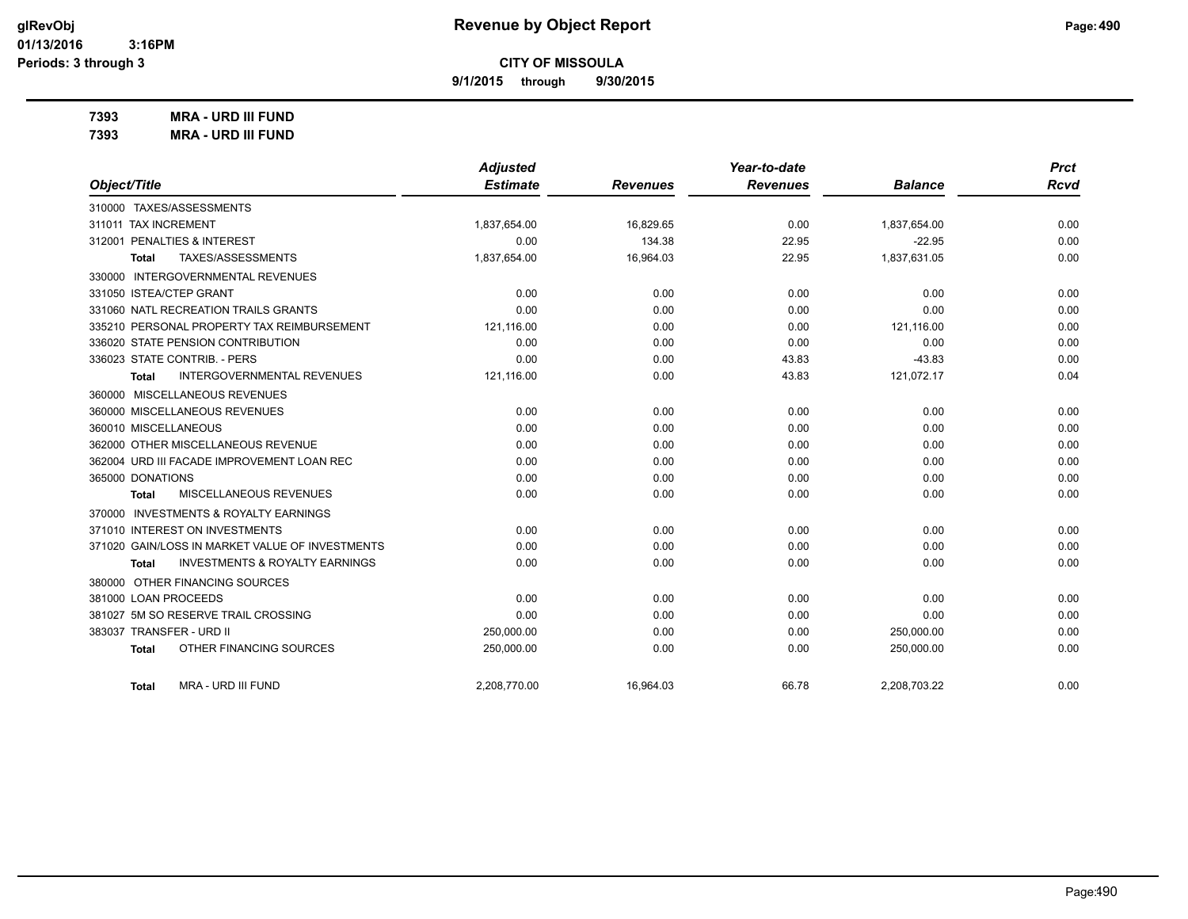**CITY OF MISSOULA**

**9/1/2015 through 9/30/2015**

**7393 MRA - URD III FUND**

**7393 MRA - URD III FUND**

| Object/Title | Adjusted Estimate | Revenues | Year-to-date Revenues | Balance | Prct Rcvd |
|---|---|---|---|---|---|
| 310000 TAXES/ASSESSMENTS | | | | | |
| 311011 TAX INCREMENT | 1,837,654.00 | 16,829.65 | 0.00 | 1,837,654.00 | 0.00 |
| 312001 PENALTIES & INTEREST | 0.00 | 134.38 | 22.95 | -22.95 | 0.00 |
| **Total** TAXES/ASSESSMENTS | 1,837,654.00 | 16,964.03 | 22.95 | 1,837,631.05 | 0.00 |
| 330000 INTERGOVERNMENTAL REVENUES | | | | | |
| 331050 ISTEA/CTEP GRANT | 0.00 | 0.00 | 0.00 | 0.00 | 0.00 |
| 331060 NATL RECREATION TRAILS GRANTS | 0.00 | 0.00 | 0.00 | 0.00 | 0.00 |
| 335210 PERSONAL PROPERTY TAX REIMBURSEMENT | 121,116.00 | 0.00 | 0.00 | 121,116.00 | 0.00 |
| 336020 STATE PENSION CONTRIBUTION | 0.00 | 0.00 | 0.00 | 0.00 | 0.00 |
| 336023 STATE CONTRIB. - PERS | 0.00 | 0.00 | 43.83 | -43.83 | 0.00 |
| **Total** INTERGOVERNMENTAL REVENUES | 121,116.00 | 0.00 | 43.83 | 121,072.17 | 0.04 |
| 360000 MISCELLANEOUS REVENUES | | | | | |
| 360000 MISCELLANEOUS REVENUES | 0.00 | 0.00 | 0.00 | 0.00 | 0.00 |
| 360010 MISCELLANEOUS | 0.00 | 0.00 | 0.00 | 0.00 | 0.00 |
| 362000 OTHER MISCELLANEOUS REVENUE | 0.00 | 0.00 | 0.00 | 0.00 | 0.00 |
| 362004 URD III FACADE IMPROVEMENT LOAN REC | 0.00 | 0.00 | 0.00 | 0.00 | 0.00 |
| 365000 DONATIONS | 0.00 | 0.00 | 0.00 | 0.00 | 0.00 |
| **Total** MISCELLANEOUS REVENUES | 0.00 | 0.00 | 0.00 | 0.00 | 0.00 |
| 370000 INVESTMENTS & ROYALTY EARNINGS | | | | | |
| 371010 INTEREST ON INVESTMENTS | 0.00 | 0.00 | 0.00 | 0.00 | 0.00 |
| 371020 GAIN/LOSS IN MARKET VALUE OF INVESTMENTS | 0.00 | 0.00 | 0.00 | 0.00 | 0.00 |
| **Total** INVESTMENTS & ROYALTY EARNINGS | 0.00 | 0.00 | 0.00 | 0.00 | 0.00 |
| 380000 OTHER FINANCING SOURCES | | | | | |
| 381000 LOAN PROCEEDS | 0.00 | 0.00 | 0.00 | 0.00 | 0.00 |
| 381027 5M SO RESERVE TRAIL CROSSING | 0.00 | 0.00 | 0.00 | 0.00 | 0.00 |
| 383037 TRANSFER - URD II | 250,000.00 | 0.00 | 0.00 | 250,000.00 | 0.00 |
| **Total** OTHER FINANCING SOURCES | 250,000.00 | 0.00 | 0.00 | 250,000.00 | 0.00 |
| **Total** MRA - URD III FUND | 2,208,770.00 | 16,964.03 | 66.78 | 2,208,703.22 | 0.00 |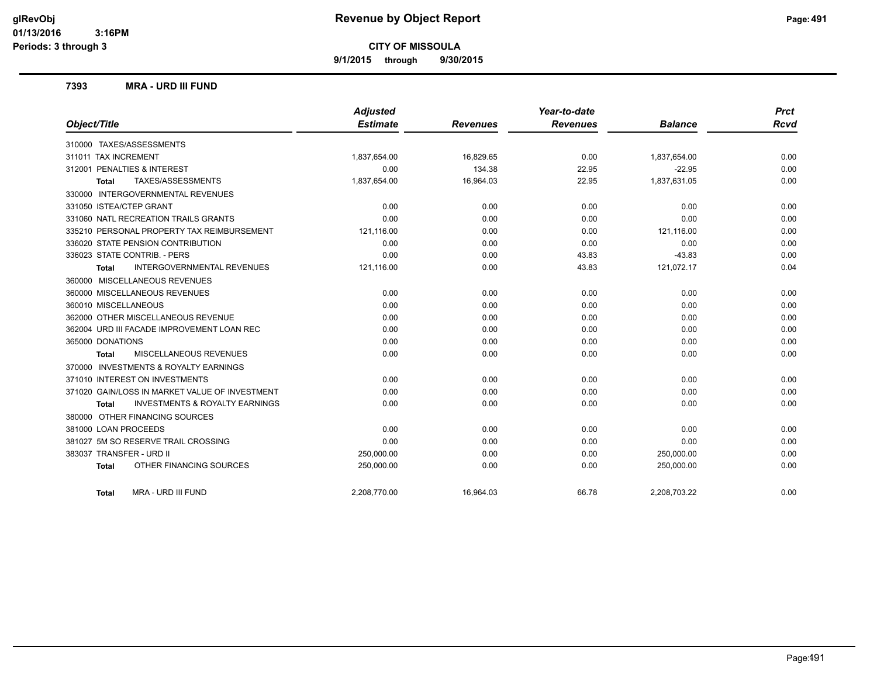# Revenue by Object Report

**CITY OF MISSOULA**

**9/1/2015 through 9/30/2015**

glRevObj
01/13/2016 3:16PM
Periods: 3 through 3

## 7393 MRA - URD III FUND

| Object/Title | Adjusted Estimate | Revenues | Year-to-date Revenues | Balance | Prct Rcvd |
|---|---|---|---|---|---|
| 310000 TAXES/ASSESSMENTS | | | | | |
| 311011 TAX INCREMENT | 1,837,654.00 | 16,829.65 | 0.00 | 1,837,654.00 | 0.00 |
| 312001 PENALTIES & INTEREST | 0.00 | 134.38 | 22.95 | -22.95 | 0.00 |
| **Total** TAXES/ASSESSMENTS | 1,837,654.00 | 16,964.03 | 22.95 | 1,837,631.05 | 0.00 |
| 330000 INTERGOVERNMENTAL REVENUES | | | | | |
| 331050 ISTEA/CTEP GRANT | 0.00 | 0.00 | 0.00 | 0.00 | 0.00 |
| 331060 NATL RECREATION TRAILS GRANTS | 0.00 | 0.00 | 0.00 | 0.00 | 0.00 |
| 335210 PERSONAL PROPERTY TAX REIMBURSEMENT | 121,116.00 | 0.00 | 0.00 | 121,116.00 | 0.00 |
| 336020 STATE PENSION CONTRIBUTION | 0.00 | 0.00 | 0.00 | 0.00 | 0.00 |
| 336023 STATE CONTRIB. - PERS | 0.00 | 0.00 | 43.83 | -43.83 | 0.00 |
| **Total** INTERGOVERNMENTAL REVENUES | 121,116.00 | 0.00 | 43.83 | 121,072.17 | 0.04 |
| 360000 MISCELLANEOUS REVENUES | | | | | |
| 360000 MISCELLANEOUS REVENUES | 0.00 | 0.00 | 0.00 | 0.00 | 0.00 |
| 360010 MISCELLANEOUS | 0.00 | 0.00 | 0.00 | 0.00 | 0.00 |
| 362000 OTHER MISCELLANEOUS REVENUE | 0.00 | 0.00 | 0.00 | 0.00 | 0.00 |
| 362004 URD III FACADE IMPROVEMENT LOAN REC | 0.00 | 0.00 | 0.00 | 0.00 | 0.00 |
| 365000 DONATIONS | 0.00 | 0.00 | 0.00 | 0.00 | 0.00 |
| **Total** MISCELLANEOUS REVENUES | 0.00 | 0.00 | 0.00 | 0.00 | 0.00 |
| 370000 INVESTMENTS & ROYALTY EARNINGS | | | | | |
| 371010 INTEREST ON INVESTMENTS | 0.00 | 0.00 | 0.00 | 0.00 | 0.00 |
| 371020 GAIN/LOSS IN MARKET VALUE OF INVESTMENT | 0.00 | 0.00 | 0.00 | 0.00 | 0.00 |
| **Total** INVESTMENTS & ROYALTY EARNINGS | 0.00 | 0.00 | 0.00 | 0.00 | 0.00 |
| 380000 OTHER FINANCING SOURCES | | | | | |
| 381000 LOAN PROCEEDS | 0.00 | 0.00 | 0.00 | 0.00 | 0.00 |
| 381027 5M SO RESERVE TRAIL CROSSING | 0.00 | 0.00 | 0.00 | 0.00 | 0.00 |
| 383037 TRANSFER - URD II | 250,000.00 | 0.00 | 0.00 | 250,000.00 | 0.00 |
| **Total** OTHER FINANCING SOURCES | 250,000.00 | 0.00 | 0.00 | 250,000.00 | 0.00 |
| **Total** MRA - URD III FUND | 2,208,770.00 | 16,964.03 | 66.78 | 2,208,703.22 | 0.00 |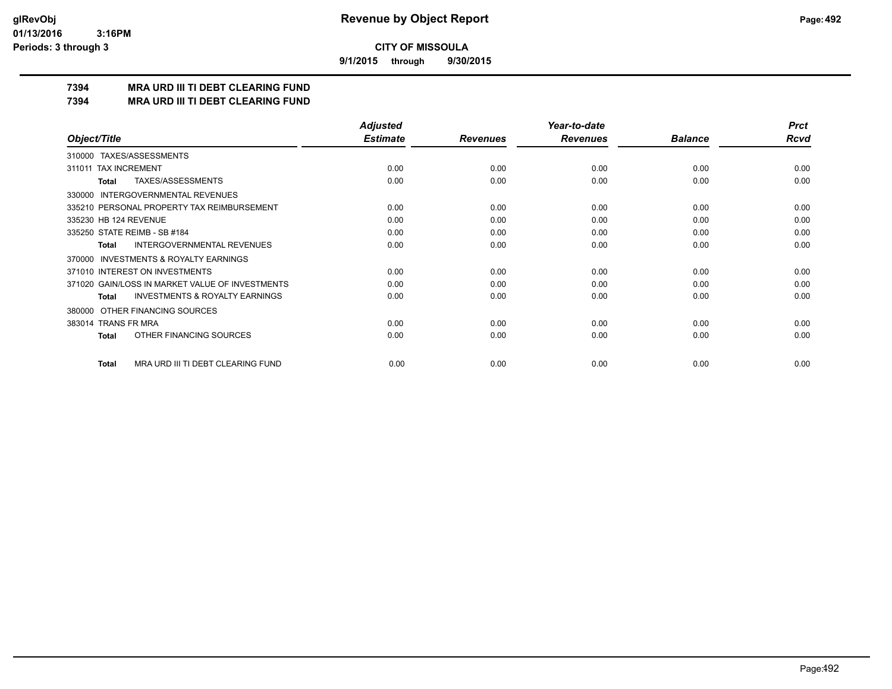# Revenue by Object Report

**CITY OF MISSOULA**

**9/1/2015 through 9/30/2015**

glRevObj
01/13/2016 3:16PM
Periods: 3 through 3

## 7394 MRA URD III TI DEBT CLEARING FUND
## 7394 MRA URD III TI DEBT CLEARING FUND

| Object/Title | Adjusted Estimate | Revenues | Year-to-date Revenues | Balance | Prct Rcvd |
|---|---|---|---|---|---|
| 310000 TAXES/ASSESSMENTS | | | | | |
| 311011 TAX INCREMENT | 0.00 | 0.00 | 0.00 | 0.00 | 0.00 |
| **Total** TAXES/ASSESSMENTS | 0.00 | 0.00 | 0.00 | 0.00 | 0.00 |
| 330000 INTERGOVERNMENTAL REVENUES | | | | | |
| 335210 PERSONAL PROPERTY TAX REIMBURSEMENT | 0.00 | 0.00 | 0.00 | 0.00 | 0.00 |
| 335230 HB 124 REVENUE | 0.00 | 0.00 | 0.00 | 0.00 | 0.00 |
| 335250 STATE REIMB - SB #184 | 0.00 | 0.00 | 0.00 | 0.00 | 0.00 |
| **Total** INTERGOVERNMENTAL REVENUES | 0.00 | 0.00 | 0.00 | 0.00 | 0.00 |
| 370000 INVESTMENTS & ROYALTY EARNINGS | | | | | |
| 371010 INTEREST ON INVESTMENTS | 0.00 | 0.00 | 0.00 | 0.00 | 0.00 |
| 371020 GAIN/LOSS IN MARKET VALUE OF INVESTMENTS | 0.00 | 0.00 | 0.00 | 0.00 | 0.00 |
| **Total** INVESTMENTS & ROYALTY EARNINGS | 0.00 | 0.00 | 0.00 | 0.00 | 0.00 |
| 380000 OTHER FINANCING SOURCES | | | | | |
| 383014 TRANS FR MRA | 0.00 | 0.00 | 0.00 | 0.00 | 0.00 |
| **Total** OTHER FINANCING SOURCES | 0.00 | 0.00 | 0.00 | 0.00 | 0.00 |
| **Total** MRA URD III TI DEBT CLEARING FUND | 0.00 | 0.00 | 0.00 | 0.00 | 0.00 |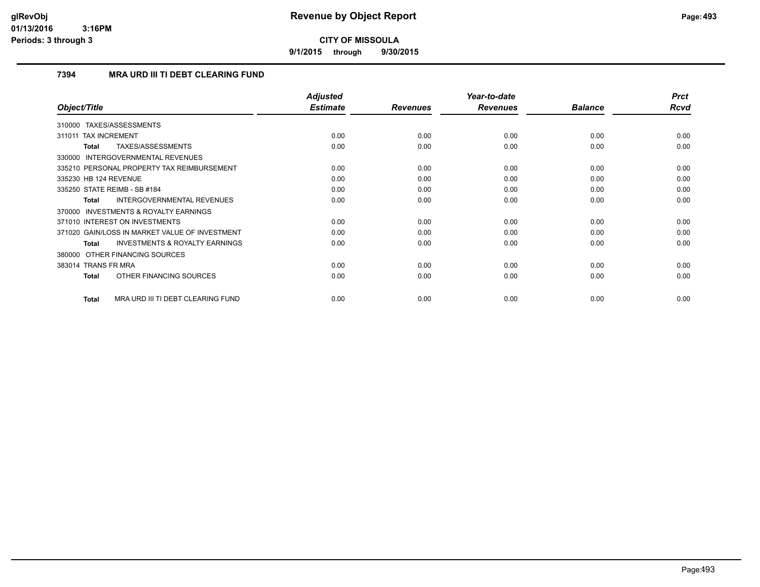**CITY OF MISSOULA**

**9/1/2015 through 9/30/2015**

### 7394 MRA URD III TI DEBT CLEARING FUND

| Object/Title | Adjusted Estimate | Revenues | Year-to-date Revenues | Balance | Prct Rcvd |
|---|---|---|---|---|---|
| 310000 TAXES/ASSESSMENTS | | | | | |
| 311011 TAX INCREMENT | 0.00 | 0.00 | 0.00 | 0.00 | 0.00 |
| **Total** TAXES/ASSESSMENTS | 0.00 | 0.00 | 0.00 | 0.00 | 0.00 |
| 330000 INTERGOVERNMENTAL REVENUES | | | | | |
| 335210 PERSONAL PROPERTY TAX REIMBURSEMENT | 0.00 | 0.00 | 0.00 | 0.00 | 0.00 |
| 335230 HB 124 REVENUE | 0.00 | 0.00 | 0.00 | 0.00 | 0.00 |
| 335250 STATE REIMB - SB #184 | 0.00 | 0.00 | 0.00 | 0.00 | 0.00 |
| **Total** INTERGOVERNMENTAL REVENUES | 0.00 | 0.00 | 0.00 | 0.00 | 0.00 |
| 370000 INVESTMENTS & ROYALTY EARNINGS | | | | | |
| 371010 INTEREST ON INVESTMENTS | 0.00 | 0.00 | 0.00 | 0.00 | 0.00 |
| 371020 GAIN/LOSS IN MARKET VALUE OF INVESTMENT | 0.00 | 0.00 | 0.00 | 0.00 | 0.00 |
| **Total** INVESTMENTS & ROYALTY EARNINGS | 0.00 | 0.00 | 0.00 | 0.00 | 0.00 |
| 380000 OTHER FINANCING SOURCES | | | | | |
| 383014 TRANS FR MRA | 0.00 | 0.00 | 0.00 | 0.00 | 0.00 |
| **Total** OTHER FINANCING SOURCES | 0.00 | 0.00 | 0.00 | 0.00 | 0.00 |
| **Total** MRA URD III TI DEBT CLEARING FUND | 0.00 | 0.00 | 0.00 | 0.00 | 0.00 |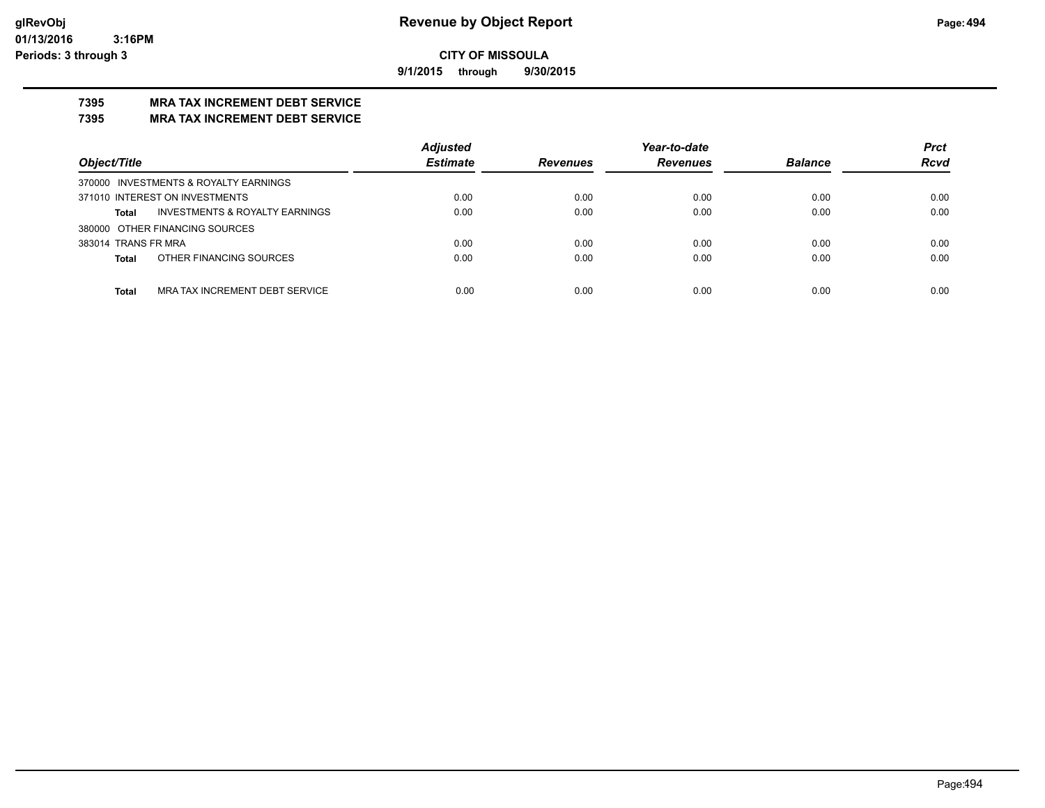# Revenue by Object Report

**CITY OF MISSOULA**

**9/1/2015 through 9/30/2015**

glRevObj
01/13/2016 3:16PM
Periods: 3 through 3

## 7395 MRA TAX INCREMENT DEBT SERVICE
## 7395 MRA TAX INCREMENT DEBT SERVICE

| Object/Title | | Adjusted Estimate | Revenues | Year-to-date Revenues | Balance | Prct Rcvd |
|---|---|---|---|---|---|---|
| 370000 INVESTMENTS & ROYALTY EARNINGS | | | | | | |
| 371010 INTEREST ON INVESTMENTS | | 0.00 | 0.00 | 0.00 | 0.00 | 0.00 |
| **Total** | INVESTMENTS & ROYALTY EARNINGS | 0.00 | 0.00 | 0.00 | 0.00 | 0.00 |
| 380000 OTHER FINANCING SOURCES | | | | | | |
| 383014 TRANS FR MRA | | 0.00 | 0.00 | 0.00 | 0.00 | 0.00 |
| **Total** | OTHER FINANCING SOURCES | 0.00 | 0.00 | 0.00 | 0.00 | 0.00 |
| **Total** | MRA TAX INCREMENT DEBT SERVICE | 0.00 | 0.00 | 0.00 | 0.00 | 0.00 |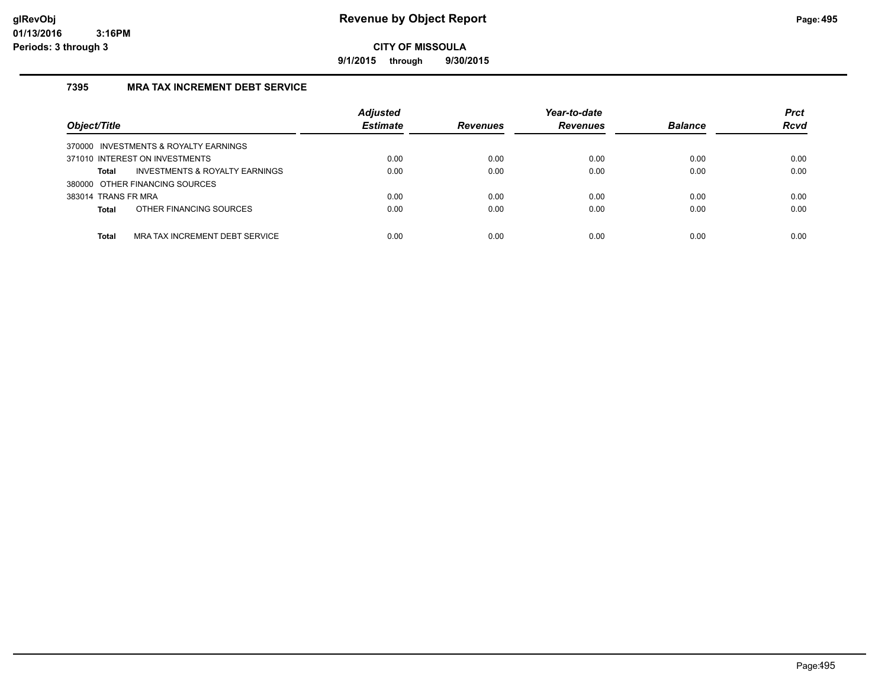# Revenue by Object Report

**CITY OF MISSOULA**

**9/1/2015 through 9/30/2015**

glRevObj
01/13/2016 3:16PM
Periods: 3 through 3

## 7395 MRA TAX INCREMENT DEBT SERVICE

| Object/Title | Adjusted Estimate | Revenues | Year-to-date Revenues | Balance | Prct Rcvd |
|---|---|---|---|---|---|
| 370000 INVESTMENTS & ROYALTY EARNINGS | | | | | |
| 371010 INTEREST ON INVESTMENTS | 0.00 | 0.00 | 0.00 | 0.00 | 0.00 |
| **Total** INVESTMENTS & ROYALTY EARNINGS | 0.00 | 0.00 | 0.00 | 0.00 | 0.00 |
| 380000 OTHER FINANCING SOURCES | | | | | |
| 383014 TRANS FR MRA | 0.00 | 0.00 | 0.00 | 0.00 | 0.00 |
| **Total** OTHER FINANCING SOURCES | 0.00 | 0.00 | 0.00 | 0.00 | 0.00 |
| **Total** MRA TAX INCREMENT DEBT SERVICE | 0.00 | 0.00 | 0.00 | 0.00 | 0.00 |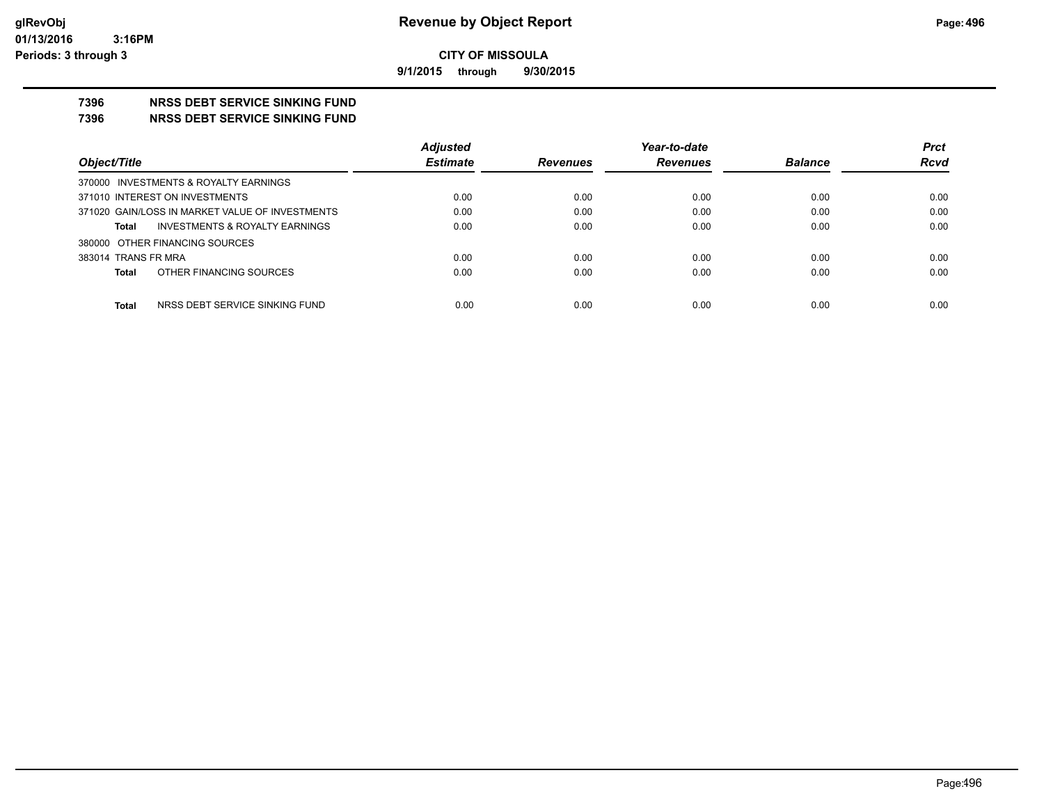# Revenue by Object Report

**CITY OF MISSOULA**

**9/1/2015 through 9/30/2015**

glRevObj
01/13/2016 3:16PM
Periods: 3 through 3

## 7396 NRSS DEBT SERVICE SINKING FUND
## 7396 NRSS DEBT SERVICE SINKING FUND

| Object/Title | Adjusted Estimate | Revenues | Year-to-date Revenues | Balance | Prct Rcvd |
|---|---|---|---|---|---|
| 370000 INVESTMENTS & ROYALTY EARNINGS | | | | | |
| 371010 INTEREST ON INVESTMENTS | 0.00 | 0.00 | 0.00 | 0.00 | 0.00 |
| 371020 GAIN/LOSS IN MARKET VALUE OF INVESTMENTS | 0.00 | 0.00 | 0.00 | 0.00 | 0.00 |
| **Total** INVESTMENTS & ROYALTY EARNINGS | 0.00 | 0.00 | 0.00 | 0.00 | 0.00 |
| 380000 OTHER FINANCING SOURCES | | | | | |
| 383014 TRANS FR MRA | 0.00 | 0.00 | 0.00 | 0.00 | 0.00 |
| **Total** OTHER FINANCING SOURCES | 0.00 | 0.00 | 0.00 | 0.00 | 0.00 |
| **Total** NRSS DEBT SERVICE SINKING FUND | 0.00 | 0.00 | 0.00 | 0.00 | 0.00 |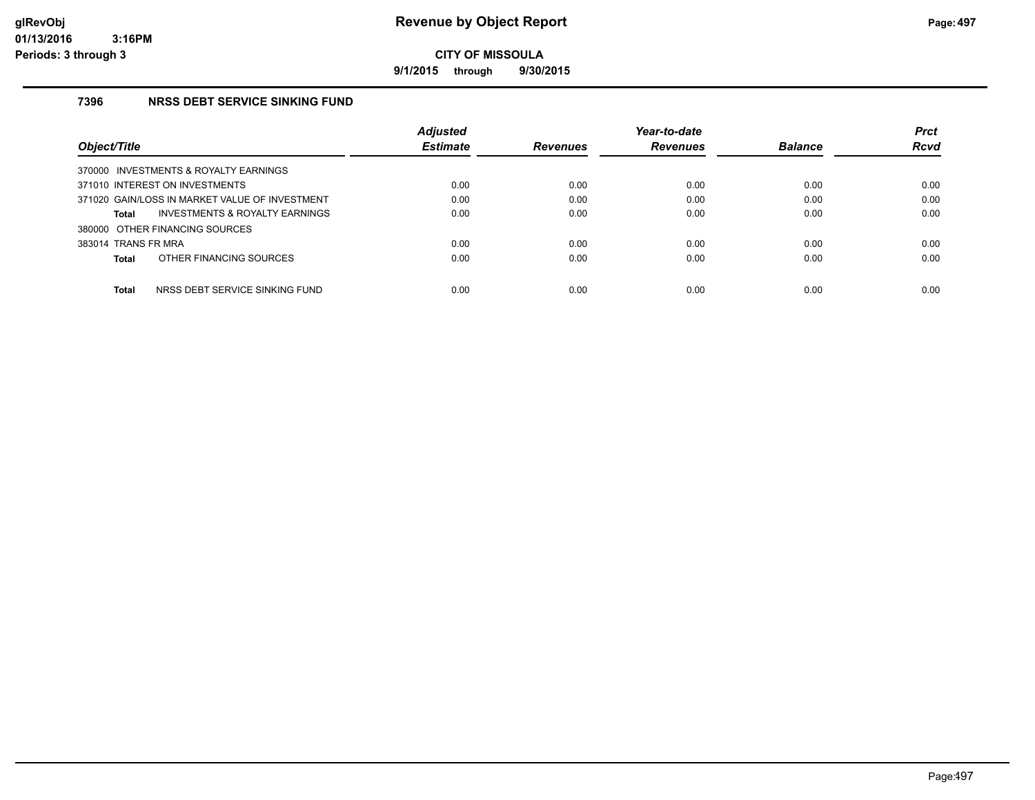# Revenue by Object Report

**CITY OF MISSOULA**

**9/1/2015 through 9/30/2015**

glRevObj
01/13/2016 3:16PM
Periods: 3 through 3

### 7396 NRSS DEBT SERVICE SINKING FUND

| Object/Title | Adjusted Estimate | Revenues | Year-to-date Revenues | Balance | Prct Rcvd |
|---|---|---|---|---|---|
| 370000 INVESTMENTS & ROYALTY EARNINGS | | | | | |
| 371010 INTEREST ON INVESTMENTS | 0.00 | 0.00 | 0.00 | 0.00 | 0.00 |
| 371020 GAIN/LOSS IN MARKET VALUE OF INVESTMENT | 0.00 | 0.00 | 0.00 | 0.00 | 0.00 |
| **Total** INVESTMENTS & ROYALTY EARNINGS | 0.00 | 0.00 | 0.00 | 0.00 | 0.00 |
| 380000 OTHER FINANCING SOURCES | | | | | |
| 383014 TRANS FR MRA | 0.00 | 0.00 | 0.00 | 0.00 | 0.00 |
| **Total** OTHER FINANCING SOURCES | 0.00 | 0.00 | 0.00 | 0.00 | 0.00 |
| **Total** NRSS DEBT SERVICE SINKING FUND | 0.00 | 0.00 | 0.00 | 0.00 | 0.00 |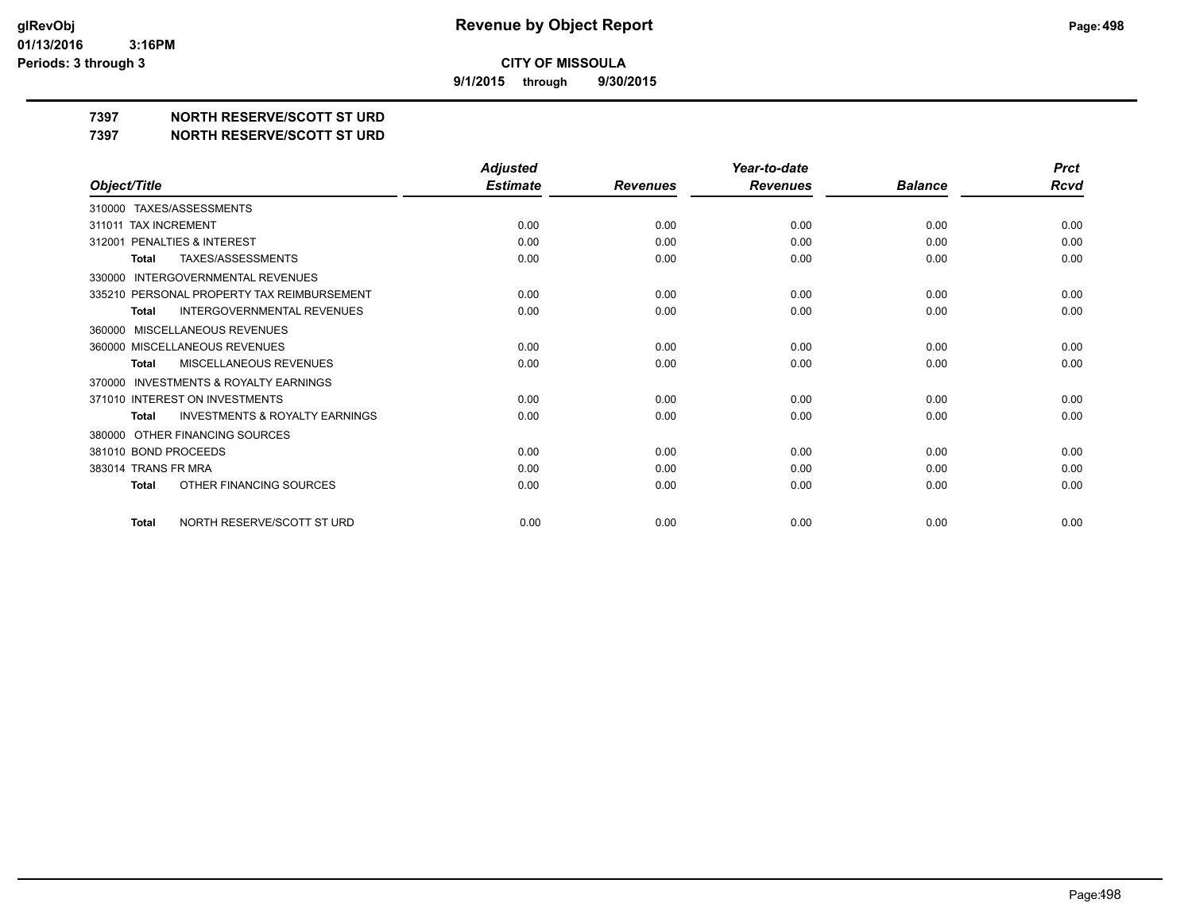**glRevObj**
**01/13/2016 3:16PM**
**Periods: 3 through 3**

# Revenue by Object Report

**CITY OF MISSOULA**

**9/1/2015 through 9/30/2015**

## 7397 NORTH RESERVE/SCOTT ST URD
## 7397 NORTH RESERVE/SCOTT ST URD

| Object/Title | Adjusted Estimate | Revenues | Year-to-date Revenues | Balance | Prct Rcvd |
|---|---|---|---|---|---|
| 310000 TAXES/ASSESSMENTS | | | | | |
| 311011 TAX INCREMENT | 0.00 | 0.00 | 0.00 | 0.00 | 0.00 |
| 312001 PENALTIES & INTEREST | 0.00 | 0.00 | 0.00 | 0.00 | 0.00 |
| **Total** TAXES/ASSESSMENTS | 0.00 | 0.00 | 0.00 | 0.00 | 0.00 |
| 330000 INTERGOVERNMENTAL REVENUES | | | | | |
| 335210 PERSONAL PROPERTY TAX REIMBURSEMENT | 0.00 | 0.00 | 0.00 | 0.00 | 0.00 |
| **Total** INTERGOVERNMENTAL REVENUES | 0.00 | 0.00 | 0.00 | 0.00 | 0.00 |
| 360000 MISCELLANEOUS REVENUES | | | | | |
| 360000 MISCELLANEOUS REVENUES | 0.00 | 0.00 | 0.00 | 0.00 | 0.00 |
| **Total** MISCELLANEOUS REVENUES | 0.00 | 0.00 | 0.00 | 0.00 | 0.00 |
| 370000 INVESTMENTS & ROYALTY EARNINGS | | | | | |
| 371010 INTEREST ON INVESTMENTS | 0.00 | 0.00 | 0.00 | 0.00 | 0.00 |
| **Total** INVESTMENTS & ROYALTY EARNINGS | 0.00 | 0.00 | 0.00 | 0.00 | 0.00 |
| 380000 OTHER FINANCING SOURCES | | | | | |
| 381010 BOND PROCEEDS | 0.00 | 0.00 | 0.00 | 0.00 | 0.00 |
| 383014 TRANS FR MRA | 0.00 | 0.00 | 0.00 | 0.00 | 0.00 |
| **Total** OTHER FINANCING SOURCES | 0.00 | 0.00 | 0.00 | 0.00 | 0.00 |
| **Total** NORTH RESERVE/SCOTT ST URD | 0.00 | 0.00 | 0.00 | 0.00 | 0.00 |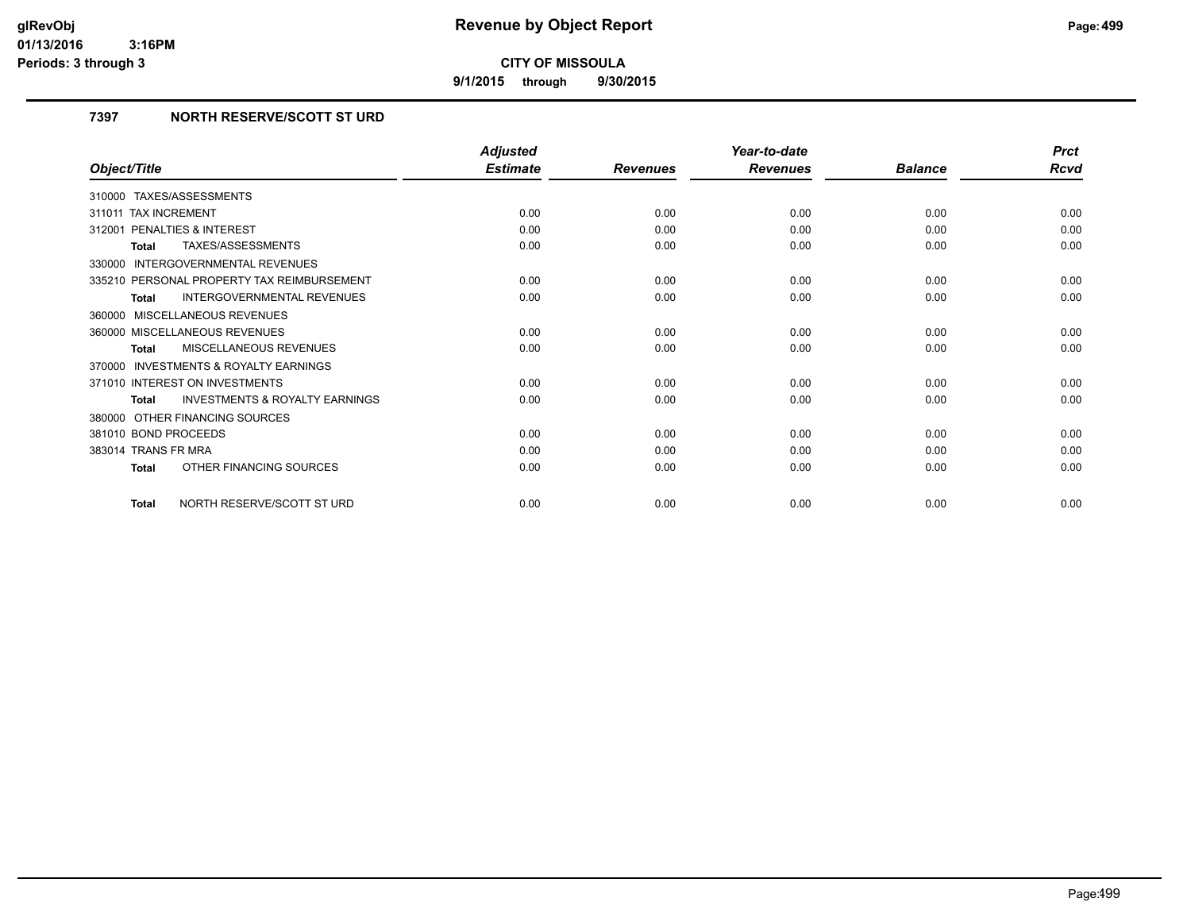# Revenue by Object Report

**CITY OF MISSOULA**

**9/1/2015 through 9/30/2015**

glRevObj
01/13/2016 3:16PM
Periods: 3 through 3

### 7397 NORTH RESERVE/SCOTT ST URD

| Object/Title | Adjusted Estimate | Revenues | Year-to-date Revenues | Balance | Prct Rcvd |
|---|---|---|---|---|---|
| 310000 TAXES/ASSESSMENTS | | | | | |
| 311011 TAX INCREMENT | 0.00 | 0.00 | 0.00 | 0.00 | 0.00 |
| 312001 PENALTIES & INTEREST | 0.00 | 0.00 | 0.00 | 0.00 | 0.00 |
| **Total** TAXES/ASSESSMENTS | 0.00 | 0.00 | 0.00 | 0.00 | 0.00 |
| 330000 INTERGOVERNMENTAL REVENUES | | | | | |
| 335210 PERSONAL PROPERTY TAX REIMBURSEMENT | 0.00 | 0.00 | 0.00 | 0.00 | 0.00 |
| **Total** INTERGOVERNMENTAL REVENUES | 0.00 | 0.00 | 0.00 | 0.00 | 0.00 |
| 360000 MISCELLANEOUS REVENUES | | | | | |
| 360000 MISCELLANEOUS REVENUES | 0.00 | 0.00 | 0.00 | 0.00 | 0.00 |
| **Total** MISCELLANEOUS REVENUES | 0.00 | 0.00 | 0.00 | 0.00 | 0.00 |
| 370000 INVESTMENTS & ROYALTY EARNINGS | | | | | |
| 371010 INTEREST ON INVESTMENTS | 0.00 | 0.00 | 0.00 | 0.00 | 0.00 |
| **Total** INVESTMENTS & ROYALTY EARNINGS | 0.00 | 0.00 | 0.00 | 0.00 | 0.00 |
| 380000 OTHER FINANCING SOURCES | | | | | |
| 381010 BOND PROCEEDS | 0.00 | 0.00 | 0.00 | 0.00 | 0.00 |
| 383014 TRANS FR MRA | 0.00 | 0.00 | 0.00 | 0.00 | 0.00 |
| **Total** OTHER FINANCING SOURCES | 0.00 | 0.00 | 0.00 | 0.00 | 0.00 |
| **Total** NORTH RESERVE/SCOTT ST URD | 0.00 | 0.00 | 0.00 | 0.00 | 0.00 |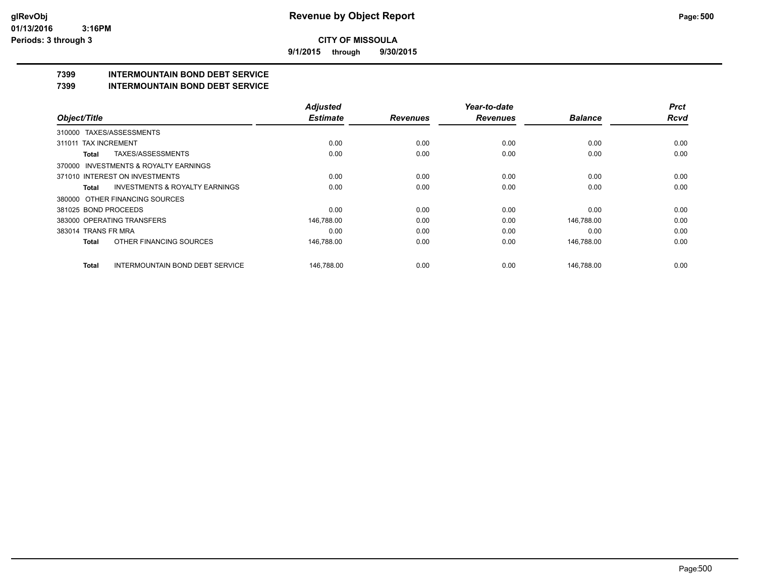# Revenue by Object Report

**CITY OF MISSOULA**

**9/1/2015 through 9/30/2015**

glRevObj
01/13/2016 3:16PM
Periods: 3 through 3

## 7399 INTERMOUNTAIN BOND DEBT SERVICE
## 7399 INTERMOUNTAIN BOND DEBT SERVICE

| Object/Title | Adjusted Estimate | Revenues | Year-to-date Revenues | Balance | Prct Rcvd |
|---|---|---|---|---|---|
| 310000 TAXES/ASSESSMENTS | | | | | |
| 311011 TAX INCREMENT | 0.00 | 0.00 | 0.00 | 0.00 | 0.00 |
| **Total** TAXES/ASSESSMENTS | 0.00 | 0.00 | 0.00 | 0.00 | 0.00 |
| 370000 INVESTMENTS & ROYALTY EARNINGS | | | | | |
| 371010 INTEREST ON INVESTMENTS | 0.00 | 0.00 | 0.00 | 0.00 | 0.00 |
| **Total** INVESTMENTS & ROYALTY EARNINGS | 0.00 | 0.00 | 0.00 | 0.00 | 0.00 |
| 380000 OTHER FINANCING SOURCES | | | | | |
| 381025 BOND PROCEEDS | 0.00 | 0.00 | 0.00 | 0.00 | 0.00 |
| 383000 OPERATING TRANSFERS | 146,788.00 | 0.00 | 0.00 | 146,788.00 | 0.00 |
| 383014 TRANS FR MRA | 0.00 | 0.00 | 0.00 | 0.00 | 0.00 |
| **Total** OTHER FINANCING SOURCES | 146,788.00 | 0.00 | 0.00 | 146,788.00 | 0.00 |
| **Total** INTERMOUNTAIN BOND DEBT SERVICE | 146,788.00 | 0.00 | 0.00 | 146,788.00 | 0.00 |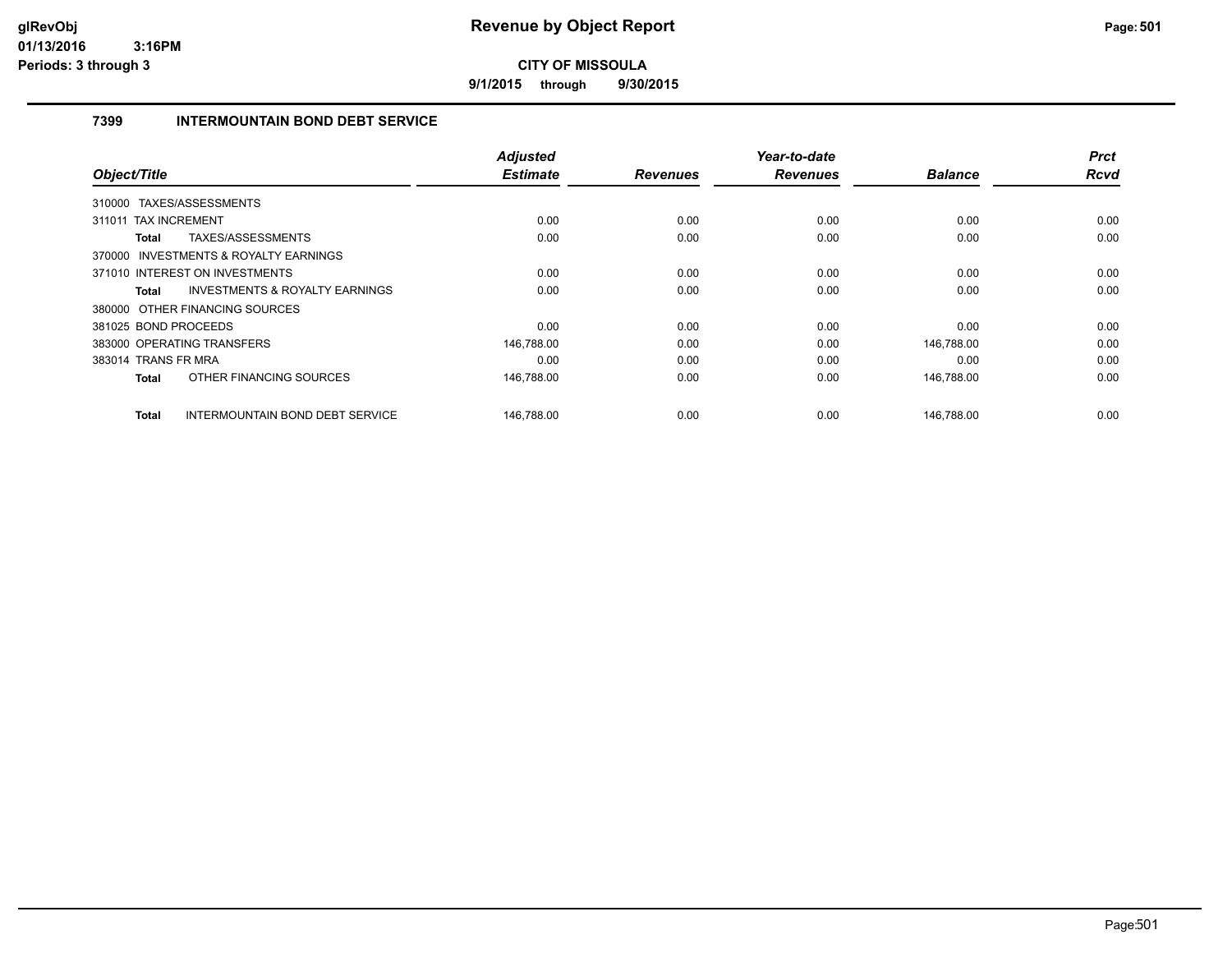# Revenue by Object Report

**CITY OF MISSOULA**

**9/1/2015 through 9/30/2015**

glRevObj
01/13/2016 3:16PM
Periods: 3 through 3

## 7399 INTERMOUNTAIN BOND DEBT SERVICE

| Object/Title | Adjusted Estimate | Revenues | Year-to-date Revenues | Balance | Prct Rcvd |
|---|---|---|---|---|---|
| 310000 TAXES/ASSESSMENTS | | | | | |
| 311011 TAX INCREMENT | 0.00 | 0.00 | 0.00 | 0.00 | 0.00 |
| **Total** TAXES/ASSESSMENTS | 0.00 | 0.00 | 0.00 | 0.00 | 0.00 |
| 370000 INVESTMENTS & ROYALTY EARNINGS | | | | | |
| 371010 INTEREST ON INVESTMENTS | 0.00 | 0.00 | 0.00 | 0.00 | 0.00 |
| **Total** INVESTMENTS & ROYALTY EARNINGS | 0.00 | 0.00 | 0.00 | 0.00 | 0.00 |
| 380000 OTHER FINANCING SOURCES | | | | | |
| 381025 BOND PROCEEDS | 0.00 | 0.00 | 0.00 | 0.00 | 0.00 |
| 383000 OPERATING TRANSFERS | 146,788.00 | 0.00 | 0.00 | 146,788.00 | 0.00 |
| 383014 TRANS FR MRA | 0.00 | 0.00 | 0.00 | 0.00 | 0.00 |
| **Total** OTHER FINANCING SOURCES | 146,788.00 | 0.00 | 0.00 | 146,788.00 | 0.00 |
| **Total** INTERMOUNTAIN BOND DEBT SERVICE | 146,788.00 | 0.00 | 0.00 | 146,788.00 | 0.00 |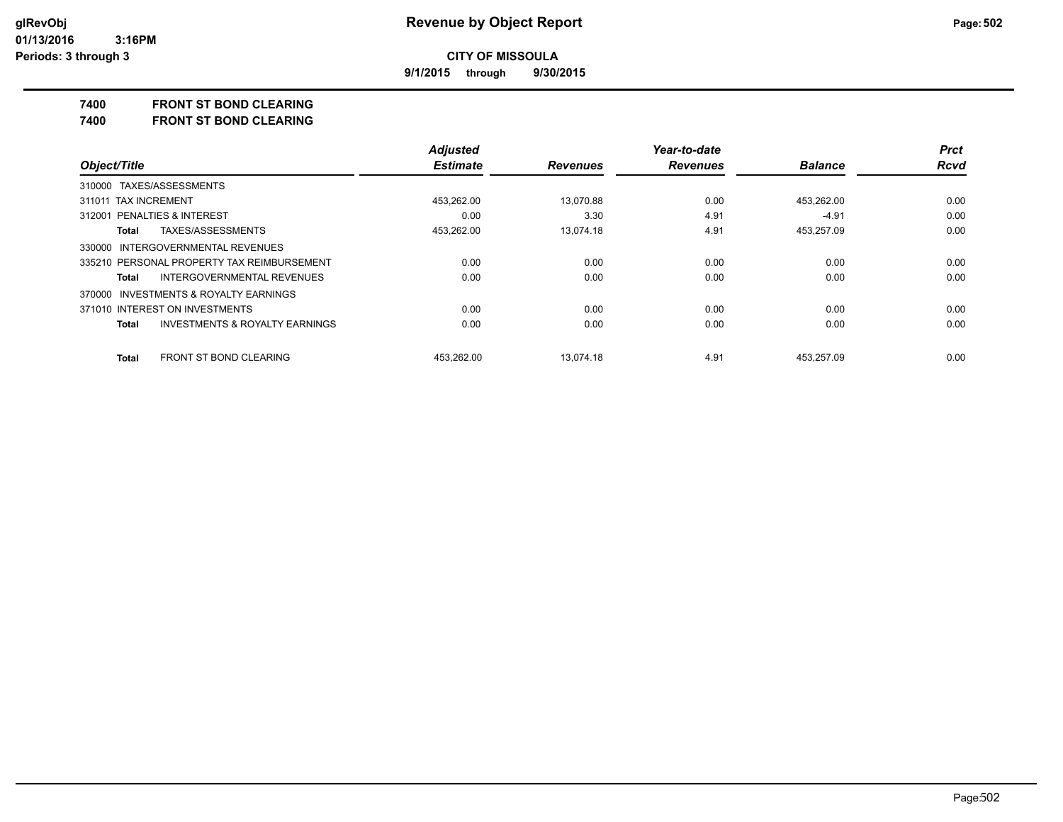# Revenue by Object Report

**CITY OF MISSOULA**

**9/1/2015 through 9/30/2015**

glRevObj
01/13/2016 3:16PM
Periods: 3 through 3

**7400 FRONT ST BOND CLEARING**

**7400 FRONT ST BOND CLEARING**

| Object/Title | Adjusted Estimate | Revenues | Year-to-date Revenues | Balance | Prct Rcvd |
|---|---|---|---|---|---|
| 310000 TAXES/ASSESSMENTS | | | | | |
| 311011 TAX INCREMENT | 453,262.00 | 13,070.88 | 0.00 | 453,262.00 | 0.00 |
| 312001 PENALTIES & INTEREST | 0.00 | 3.30 | 4.91 | -4.91 | 0.00 |
| **Total** TAXES/ASSESSMENTS | 453,262.00 | 13,074.18 | 4.91 | 453,257.09 | 0.00 |
| 330000 INTERGOVERNMENTAL REVENUES | | | | | |
| 335210 PERSONAL PROPERTY TAX REIMBURSEMENT | 0.00 | 0.00 | 0.00 | 0.00 | 0.00 |
| **Total** INTERGOVERNMENTAL REVENUES | 0.00 | 0.00 | 0.00 | 0.00 | 0.00 |
| 370000 INVESTMENTS & ROYALTY EARNINGS | | | | | |
| 371010 INTEREST ON INVESTMENTS | 0.00 | 0.00 | 0.00 | 0.00 | 0.00 |
| **Total** INVESTMENTS & ROYALTY EARNINGS | 0.00 | 0.00 | 0.00 | 0.00 | 0.00 |
| **Total** FRONT ST BOND CLEARING | 453,262.00 | 13,074.18 | 4.91 | 453,257.09 | 0.00 |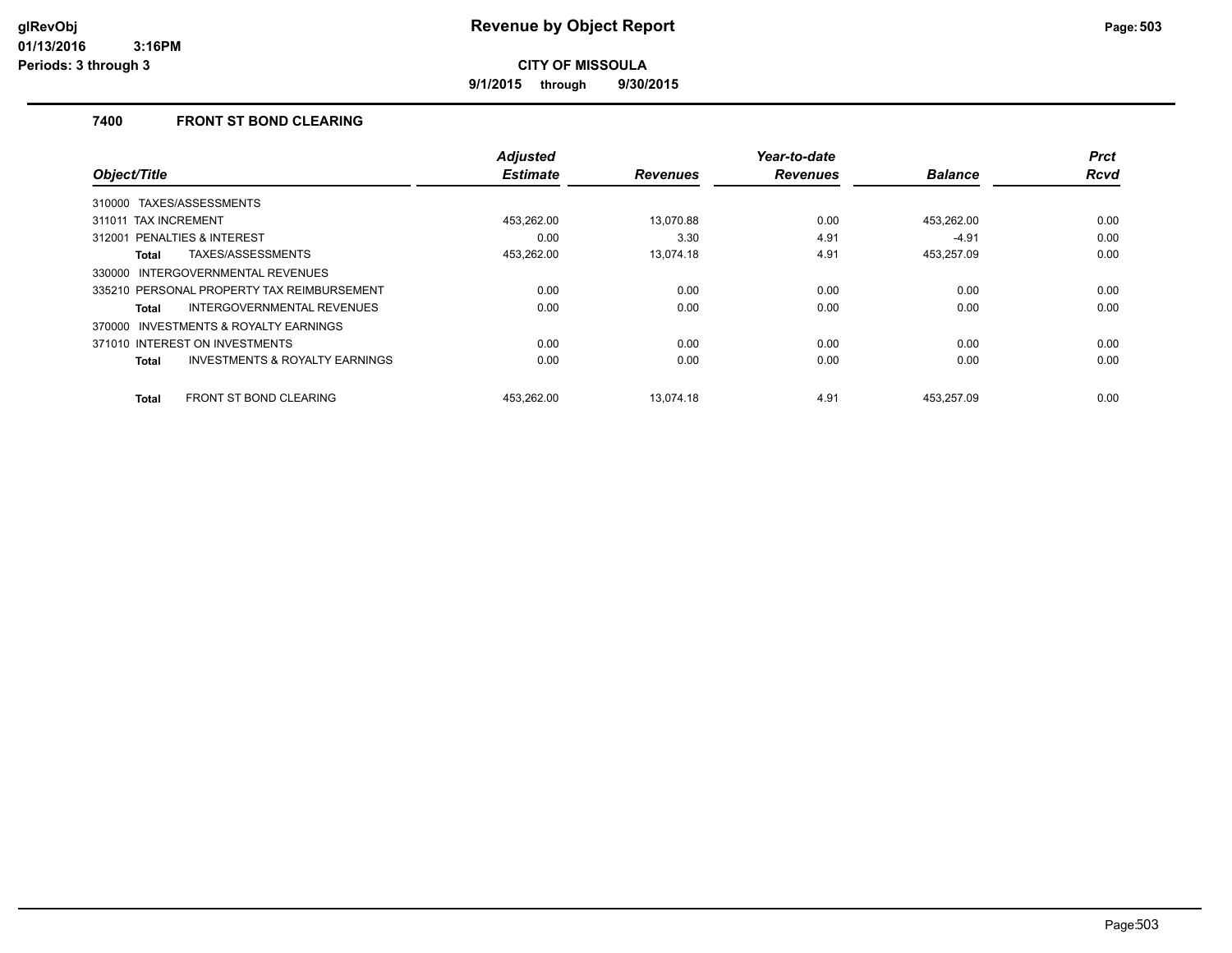# Revenue by Object Report

**CITY OF MISSOULA**

**9/1/2015 through 9/30/2015**

glRevObj
01/13/2016 3:16PM
Periods: 3 through 3

### 7400 FRONT ST BOND CLEARING

| Object/Title | Adjusted Estimate | Revenues | Year-to-date Revenues | Balance | Prct Rcvd |
|---|---|---|---|---|---|
| 310000 TAXES/ASSESSMENTS | | | | | |
| 311011 TAX INCREMENT | 453,262.00 | 13,070.88 | 0.00 | 453,262.00 | 0.00 |
| 312001 PENALTIES & INTEREST | 0.00 | 3.30 | 4.91 | -4.91 | 0.00 |
| **Total** TAXES/ASSESSMENTS | 453,262.00 | 13,074.18 | 4.91 | 453,257.09 | 0.00 |
| 330000 INTERGOVERNMENTAL REVENUES | | | | | |
| 335210 PERSONAL PROPERTY TAX REIMBURSEMENT | 0.00 | 0.00 | 0.00 | 0.00 | 0.00 |
| **Total** INTERGOVERNMENTAL REVENUES | 0.00 | 0.00 | 0.00 | 0.00 | 0.00 |
| 370000 INVESTMENTS & ROYALTY EARNINGS | | | | | |
| 371010 INTEREST ON INVESTMENTS | 0.00 | 0.00 | 0.00 | 0.00 | 0.00 |
| **Total** INVESTMENTS & ROYALTY EARNINGS | 0.00 | 0.00 | 0.00 | 0.00 | 0.00 |
| **Total** FRONT ST BOND CLEARING | 453,262.00 | 13,074.18 | 4.91 | 453,257.09 | 0.00 |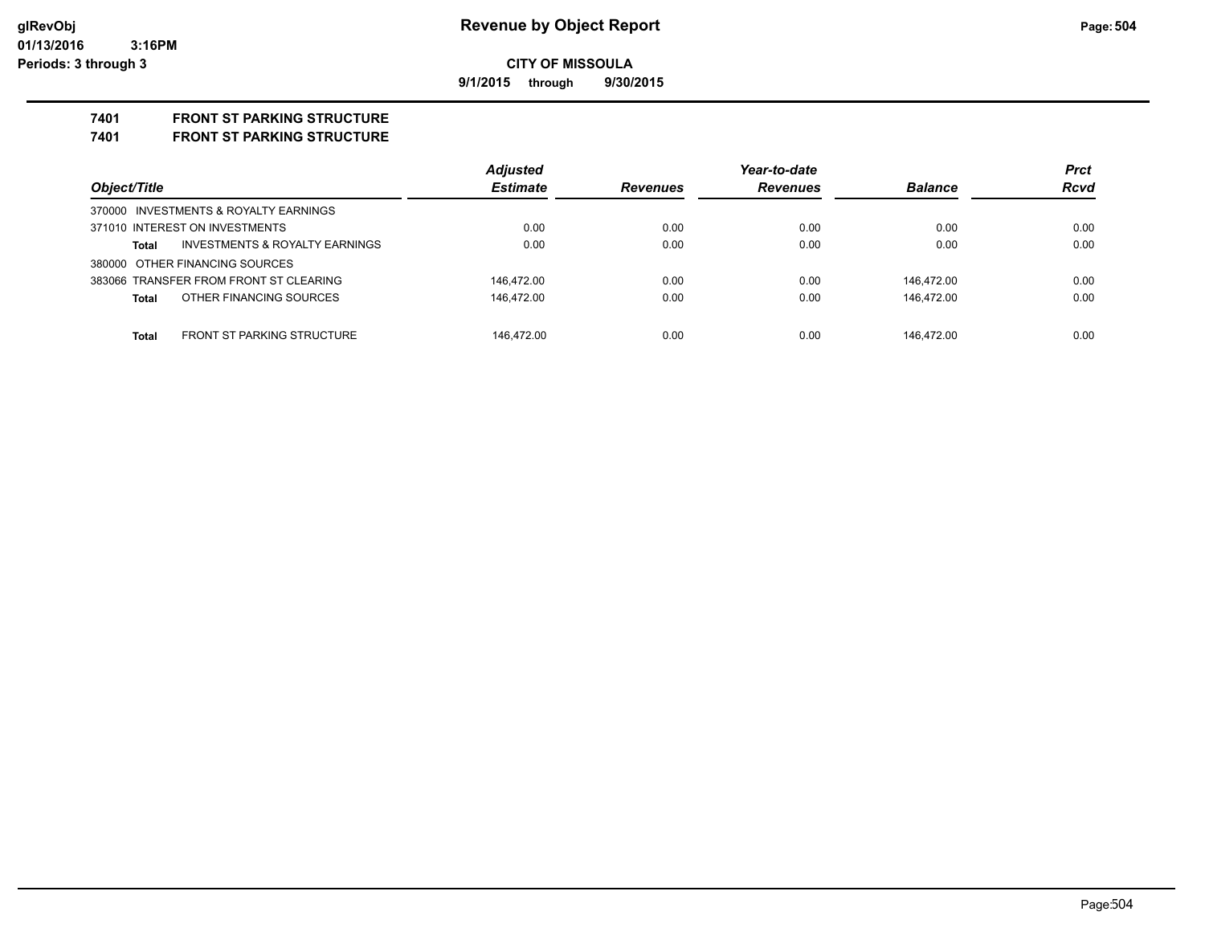# Revenue by Object Report

glRevObj
01/13/2016 3:16PM
Periods: 3 through 3

**CITY OF MISSOULA**

**9/1/2015 through 9/30/2015**

**7401 FRONT ST PARKING STRUCTURE**
**7401 FRONT ST PARKING STRUCTURE**

| Object/Title | Adjusted Estimate | Revenues | Year-to-date Revenues | Balance | Prct Rcvd |
|---|---|---|---|---|---|
| 370000 INVESTMENTS & ROYALTY EARNINGS | | | | | |
| 371010 INTEREST ON INVESTMENTS | 0.00 | 0.00 | 0.00 | 0.00 | 0.00 |
| **Total** INVESTMENTS & ROYALTY EARNINGS | 0.00 | 0.00 | 0.00 | 0.00 | 0.00 |
| 380000 OTHER FINANCING SOURCES | | | | | |
| 383066 TRANSFER FROM FRONT ST CLEARING | 146,472.00 | 0.00 | 0.00 | 146,472.00 | 0.00 |
| **Total** OTHER FINANCING SOURCES | 146,472.00 | 0.00 | 0.00 | 146,472.00 | 0.00 |
| **Total** FRONT ST PARKING STRUCTURE | 146,472.00 | 0.00 | 0.00 | 146,472.00 | 0.00 |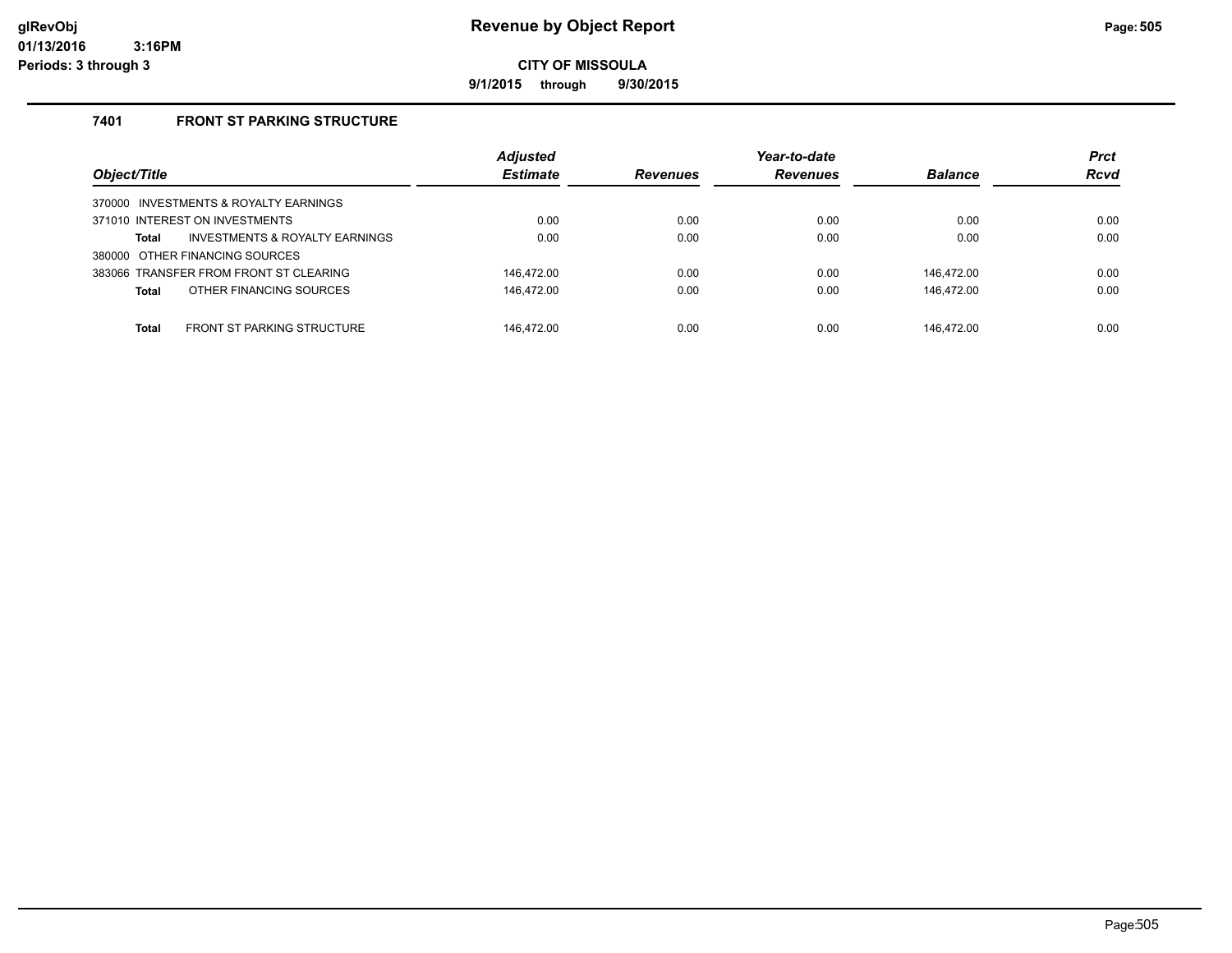# Revenue by Object Report

**CITY OF MISSOULA**

**9/1/2015 through 9/30/2015**

glRevObj
01/13/2016 3:16PM
Periods: 3 through 3

## 7401 FRONT ST PARKING STRUCTURE

| Object/Title | Adjusted Estimate | Revenues | Year-to-date Revenues | Balance | Prct Rcvd |
|---|---|---|---|---|---|
| 370000 INVESTMENTS & ROYALTY EARNINGS | | | | | |
| 371010 INTEREST ON INVESTMENTS | 0.00 | 0.00 | 0.00 | 0.00 | 0.00 |
| **Total** INVESTMENTS & ROYALTY EARNINGS | 0.00 | 0.00 | 0.00 | 0.00 | 0.00 |
| 380000 OTHER FINANCING SOURCES | | | | | |
| 383066 TRANSFER FROM FRONT ST CLEARING | 146,472.00 | 0.00 | 0.00 | 146,472.00 | 0.00 |
| **Total** OTHER FINANCING SOURCES | 146,472.00 | 0.00 | 0.00 | 146,472.00 | 0.00 |
| **Total** FRONT ST PARKING STRUCTURE | 146,472.00 | 0.00 | 0.00 | 146,472.00 | 0.00 |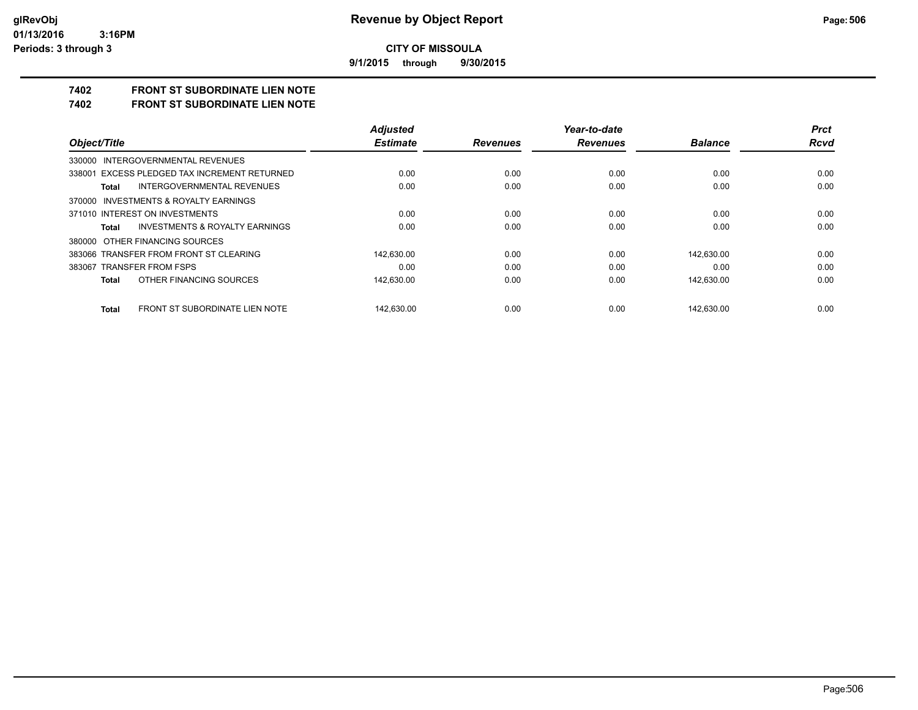glRevObj
01/13/2016 3:16PM
Periods: 3 through 3

# Revenue by Object Report

**CITY OF MISSOULA**

**9/1/2015 through 9/30/2015**

## 7402 FRONT ST SUBORDINATE LIEN NOTE
## 7402 FRONT ST SUBORDINATE LIEN NOTE

| Object/Title | | Adjusted Estimate | Revenues | Year-to-date Revenues | Balance | Prct Rcvd |
|---|---|---|---|---|---|---|
| 330000 INTERGOVERNMENTAL REVENUES | | | | | | |
| 338001 EXCESS PLEDGED TAX INCREMENT RETURNED | | 0.00 | 0.00 | 0.00 | 0.00 | 0.00 |
| Total | INTERGOVERNMENTAL REVENUES | 0.00 | 0.00 | 0.00 | 0.00 | 0.00 |
| 370000 INVESTMENTS & ROYALTY EARNINGS | | | | | | |
| 371010 INTEREST ON INVESTMENTS | | 0.00 | 0.00 | 0.00 | 0.00 | 0.00 |
| Total | INVESTMENTS & ROYALTY EARNINGS | 0.00 | 0.00 | 0.00 | 0.00 | 0.00 |
| 380000 OTHER FINANCING SOURCES | | | | | | |
| 383066 TRANSFER FROM FRONT ST CLEARING | | 142,630.00 | 0.00 | 0.00 | 142,630.00 | 0.00 |
| 383067 TRANSFER FROM FSPS | | 0.00 | 0.00 | 0.00 | 0.00 | 0.00 |
| Total | OTHER FINANCING SOURCES | 142,630.00 | 0.00 | 0.00 | 142,630.00 | 0.00 |
| Total | FRONT ST SUBORDINATE LIEN NOTE | 142,630.00 | 0.00 | 0.00 | 142,630.00 | 0.00 |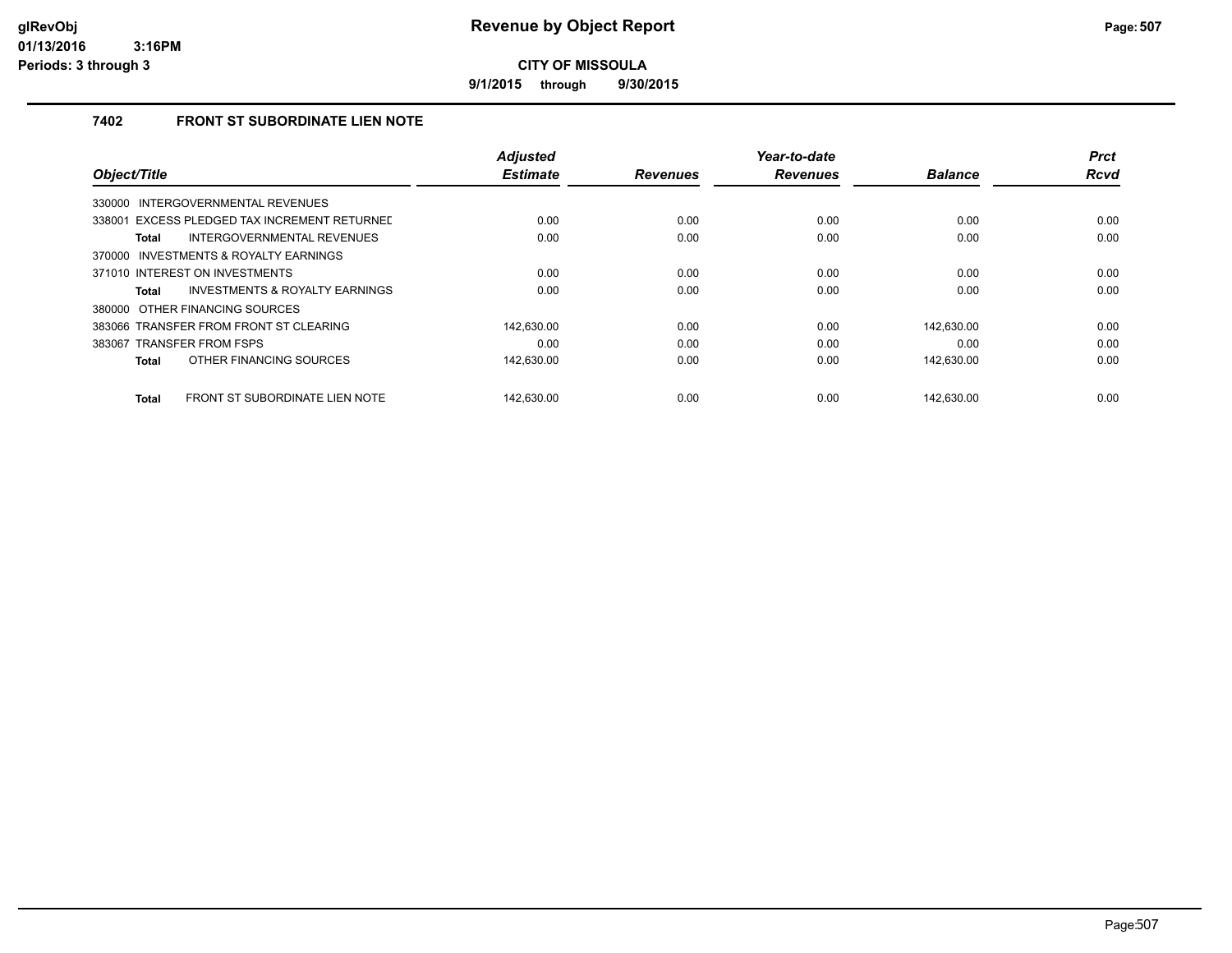# Revenue by Object Report

glRevObj
01/13/2016 3:16PM
Periods: 3 through 3

**CITY OF MISSOULA**

**9/1/2015 through 9/30/2015**

## 7402 FRONT ST SUBORDINATE LIEN NOTE

| Object/Title | Adjusted Estimate | Revenues | Year-to-date Revenues | Balance | Prct Rcvd |
|---|---|---|---|---|---|
| 330000 INTERGOVERNMENTAL REVENUES | | | | | |
| 338001 EXCESS PLEDGED TAX INCREMENT RETURNED | 0.00 | 0.00 | 0.00 | 0.00 | 0.00 |
| **Total** INTERGOVERNMENTAL REVENUES | 0.00 | 0.00 | 0.00 | 0.00 | 0.00 |
| 370000 INVESTMENTS & ROYALTY EARNINGS | | | | | |
| 371010 INTEREST ON INVESTMENTS | 0.00 | 0.00 | 0.00 | 0.00 | 0.00 |
| **Total** INVESTMENTS & ROYALTY EARNINGS | 0.00 | 0.00 | 0.00 | 0.00 | 0.00 |
| 380000 OTHER FINANCING SOURCES | | | | | |
| 383066 TRANSFER FROM FRONT ST CLEARING | 142,630.00 | 0.00 | 0.00 | 142,630.00 | 0.00 |
| 383067 TRANSFER FROM FSPS | 0.00 | 0.00 | 0.00 | 0.00 | 0.00 |
| **Total** OTHER FINANCING SOURCES | 142,630.00 | 0.00 | 0.00 | 142,630.00 | 0.00 |
| **Total** FRONT ST SUBORDINATE LIEN NOTE | 142,630.00 | 0.00 | 0.00 | 142,630.00 | 0.00 |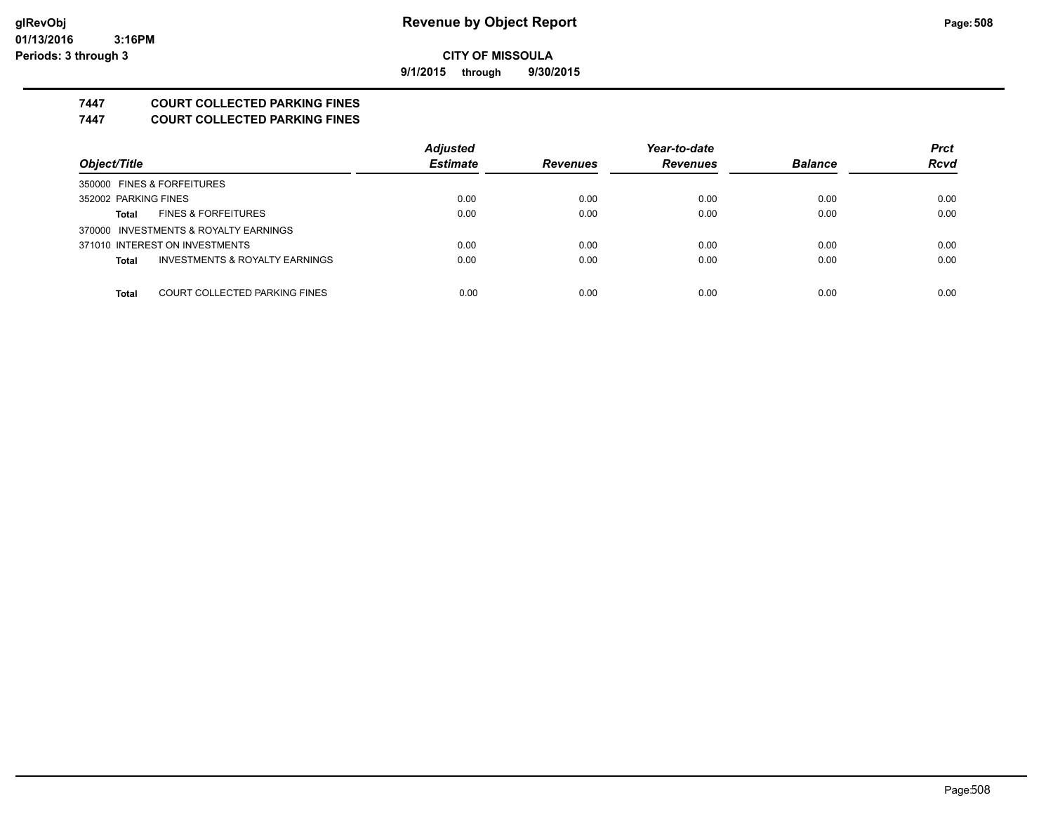# Revenue by Object Report

**CITY OF MISSOULA**

**9/1/2015 through 9/30/2015**

glRevObj
01/13/2016 3:16PM
Periods: 3 through 3

## 7447 COURT COLLECTED PARKING FINES
## 7447 COURT COLLECTED PARKING FINES

| Object/Title | | Adjusted Estimate | Revenues | Year-to-date Revenues | Balance | Prct Rcvd |
|---|---|---|---|---|---|---|
| 350000 FINES & FORFEITURES | | | | | | |
| 352002 PARKING FINES | | 0.00 | 0.00 | 0.00 | 0.00 | 0.00 |
| Total | FINES & FORFEITURES | 0.00 | 0.00 | 0.00 | 0.00 | 0.00 |
| 370000 INVESTMENTS & ROYALTY EARNINGS | | | | | | |
| 371010 INTEREST ON INVESTMENTS | | 0.00 | 0.00 | 0.00 | 0.00 | 0.00 |
| Total | INVESTMENTS & ROYALTY EARNINGS | 0.00 | 0.00 | 0.00 | 0.00 | 0.00 |
| Total | COURT COLLECTED PARKING FINES | 0.00 | 0.00 | 0.00 | 0.00 | 0.00 |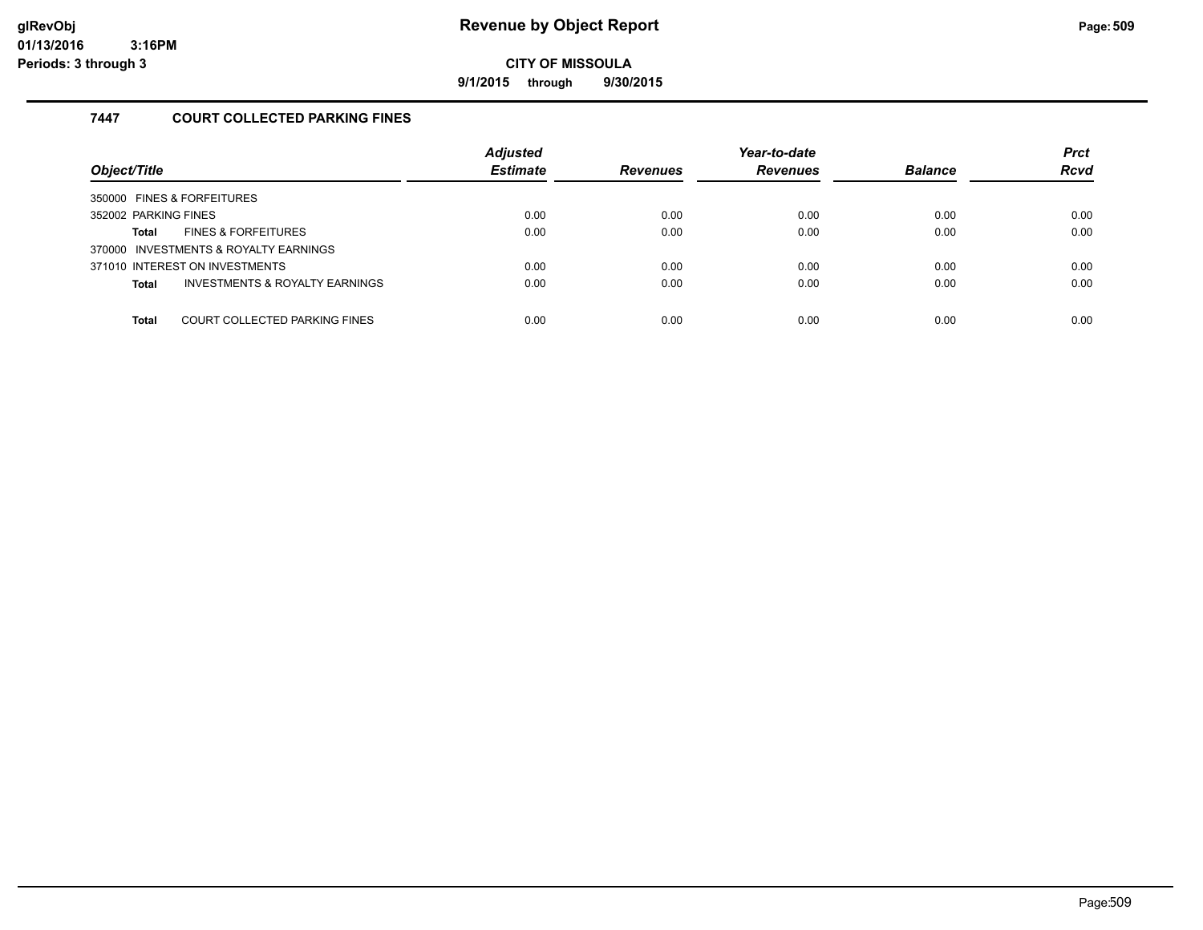**CITY OF MISSOULA**

**9/1/2015 through 9/30/2015**

### 7447 COURT COLLECTED PARKING FINES

| Object/Title | Adjusted Estimate | Revenues | Year-to-date Revenues | Balance | Prct Rcvd |
|---|---|---|---|---|---|
| 350000 FINES & FORFEITURES | | | | | |
| 352002 PARKING FINES | 0.00 | 0.00 | 0.00 | 0.00 | 0.00 |
| **Total** FINES & FORFEITURES | 0.00 | 0.00 | 0.00 | 0.00 | 0.00 |
| 370000 INVESTMENTS & ROYALTY EARNINGS | | | | | |
| 371010 INTEREST ON INVESTMENTS | 0.00 | 0.00 | 0.00 | 0.00 | 0.00 |
| **Total** INVESTMENTS & ROYALTY EARNINGS | 0.00 | 0.00 | 0.00 | 0.00 | 0.00 |
| **Total** COURT COLLECTED PARKING FINES | 0.00 | 0.00 | 0.00 | 0.00 | 0.00 |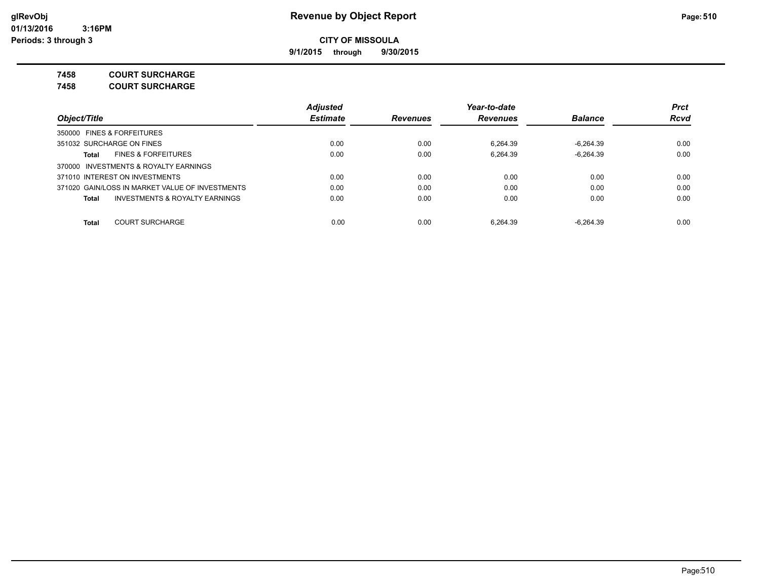# Revenue by Object Report

**CITY OF MISSOULA**

**9/1/2015 through 9/30/2015**

glRevObj
01/13/2016 3:16PM
Periods: 3 through 3

**7458 COURT SURCHARGE**
**7458 COURT SURCHARGE**

| Object/Title | Adjusted Estimate | Revenues | Year-to-date Revenues | Balance | Prct Rcvd |
|---|---|---|---|---|---|
| 350000 FINES & FORFEITURES | | | | | |
| 351032 SURCHARGE ON FINES | 0.00 | 0.00 | 6,264.39 | -6,264.39 | 0.00 |
| **Total** FINES & FORFEITURES | 0.00 | 0.00 | 6,264.39 | -6,264.39 | 0.00 |
| 370000 INVESTMENTS & ROYALTY EARNINGS | | | | | |
| 371010 INTEREST ON INVESTMENTS | 0.00 | 0.00 | 0.00 | 0.00 | 0.00 |
| 371020 GAIN/LOSS IN MARKET VALUE OF INVESTMENTS | 0.00 | 0.00 | 0.00 | 0.00 | 0.00 |
| **Total** INVESTMENTS & ROYALTY EARNINGS | 0.00 | 0.00 | 0.00 | 0.00 | 0.00 |
| **Total** COURT SURCHARGE | 0.00 | 0.00 | 6,264.39 | -6,264.39 | 0.00 |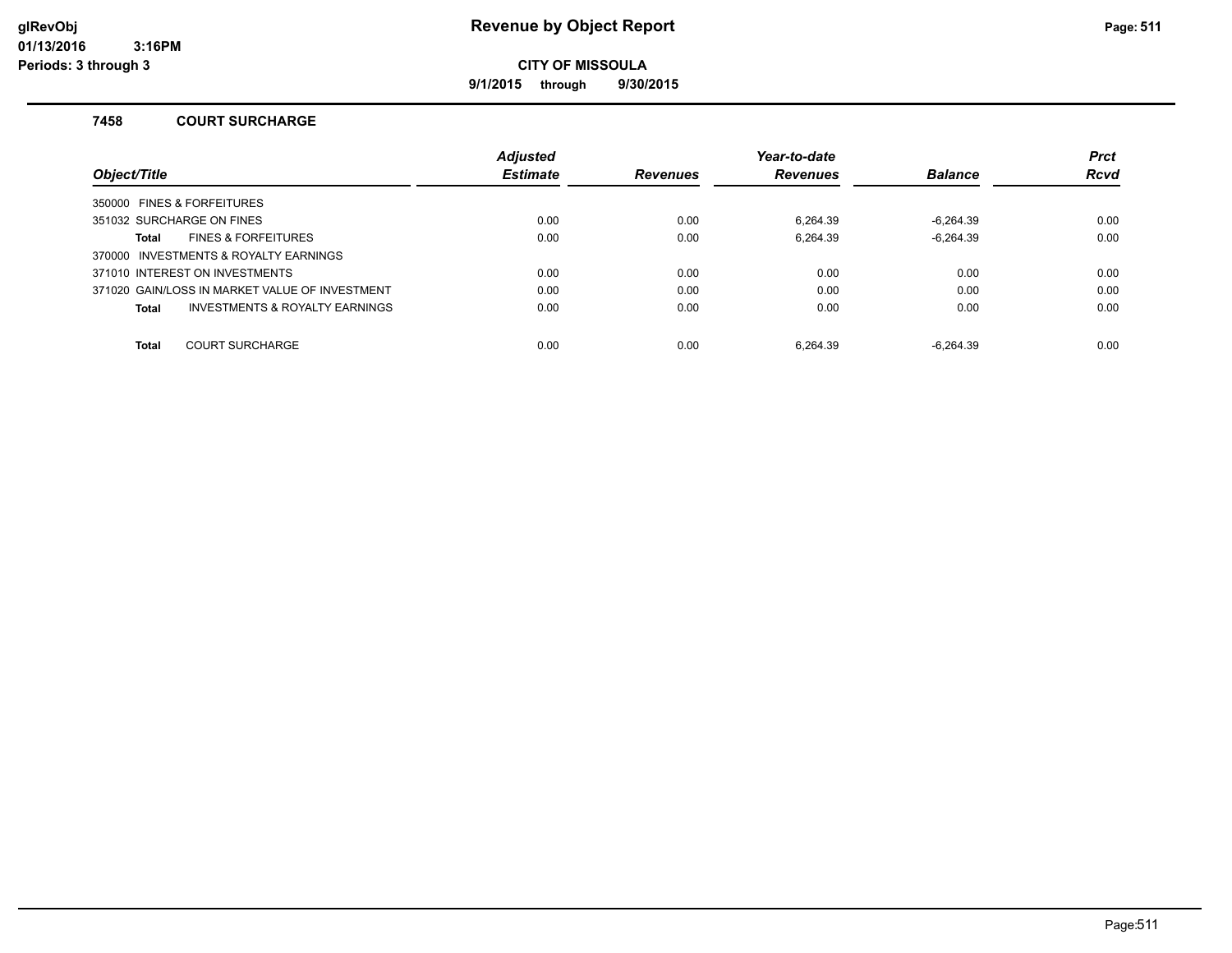# Revenue by Object Report

**CITY OF MISSOULA**

**9/1/2015 through 9/30/2015**

glRevObj
01/13/2016 3:16PM
Periods: 3 through 3

### 7458 COURT SURCHARGE

| Object/Title | Adjusted Estimate | Revenues | Year-to-date Revenues | Balance | Prct Rcvd |
|---|---|---|---|---|---|
| 350000 FINES & FORFEITURES | | | | | |
| 351032 SURCHARGE ON FINES | 0.00 | 0.00 | 6,264.39 | -6,264.39 | 0.00 |
| **Total** FINES & FORFEITURES | 0.00 | 0.00 | 6,264.39 | -6,264.39 | 0.00 |
| 370000 INVESTMENTS & ROYALTY EARNINGS | | | | | |
| 371010 INTEREST ON INVESTMENTS | 0.00 | 0.00 | 0.00 | 0.00 | 0.00 |
| 371020 GAIN/LOSS IN MARKET VALUE OF INVESTMENT | 0.00 | 0.00 | 0.00 | 0.00 | 0.00 |
| **Total** INVESTMENTS & ROYALTY EARNINGS | 0.00 | 0.00 | 0.00 | 0.00 | 0.00 |
| **Total** COURT SURCHARGE | 0.00 | 0.00 | 6,264.39 | -6,264.39 | 0.00 |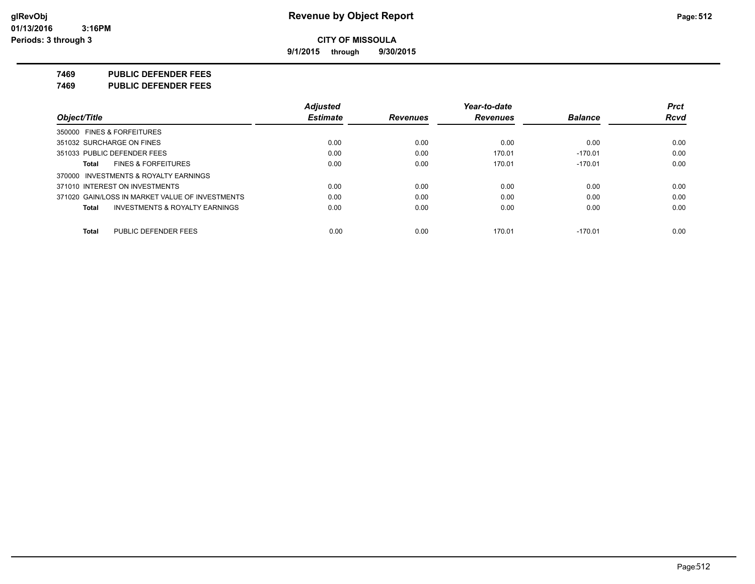**glRevObj**
**01/13/2016 3:16PM**
**Periods: 3 through 3**

# Revenue by Object Report

**CITY OF MISSOULA**

**9/1/2015 through 9/30/2015**

## 7469 PUBLIC DEFENDER FEES
## 7469 PUBLIC DEFENDER FEES

| Object/Title | Adjusted Estimate | Revenues | Year-to-date Revenues | Balance | Prct Rcvd |
|---|---|---|---|---|---|
| 350000 FINES & FORFEITURES | | | | | |
| 351032 SURCHARGE ON FINES | 0.00 | 0.00 | 0.00 | 0.00 | 0.00 |
| 351033 PUBLIC DEFENDER FEES | 0.00 | 0.00 | 170.01 | -170.01 | 0.00 |
| **Total** FINES & FORFEITURES | 0.00 | 0.00 | 170.01 | -170.01 | 0.00 |
| 370000 INVESTMENTS & ROYALTY EARNINGS | | | | | |
| 371010 INTEREST ON INVESTMENTS | 0.00 | 0.00 | 0.00 | 0.00 | 0.00 |
| 371020 GAIN/LOSS IN MARKET VALUE OF INVESTMENTS | 0.00 | 0.00 | 0.00 | 0.00 | 0.00 |
| **Total** INVESTMENTS & ROYALTY EARNINGS | 0.00 | 0.00 | 0.00 | 0.00 | 0.00 |
| **Total** PUBLIC DEFENDER FEES | 0.00 | 0.00 | 170.01 | -170.01 | 0.00 |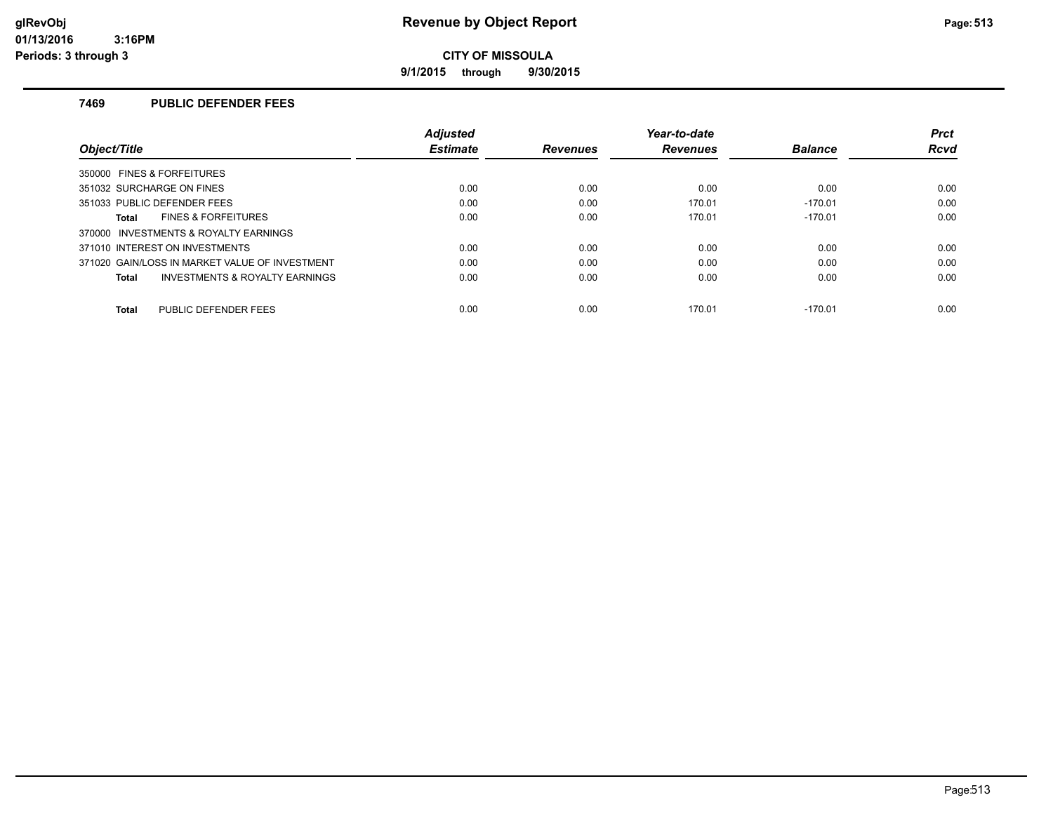# Revenue by Object Report

**CITY OF MISSOULA**

**9/1/2015 through 9/30/2015**

glRevObj
01/13/2016 3:16PM
Periods: 3 through 3

### 7469 PUBLIC DEFENDER FEES

| Object/Title | Adjusted Estimate | Revenues | Year-to-date Revenues | Balance | Prct Rcvd |
|---|---|---|---|---|---|
| 350000 FINES & FORFEITURES | | | | | |
| 351032 SURCHARGE ON FINES | 0.00 | 0.00 | 0.00 | 0.00 | 0.00 |
| 351033 PUBLIC DEFENDER FEES | 0.00 | 0.00 | 170.01 | -170.01 | 0.00 |
| **Total** FINES & FORFEITURES | 0.00 | 0.00 | 170.01 | -170.01 | 0.00 |
| 370000 INVESTMENTS & ROYALTY EARNINGS | | | | | |
| 371010 INTEREST ON INVESTMENTS | 0.00 | 0.00 | 0.00 | 0.00 | 0.00 |
| 371020 GAIN/LOSS IN MARKET VALUE OF INVESTMENT | 0.00 | 0.00 | 0.00 | 0.00 | 0.00 |
| **Total** INVESTMENTS & ROYALTY EARNINGS | 0.00 | 0.00 | 0.00 | 0.00 | 0.00 |
| **Total** PUBLIC DEFENDER FEES | 0.00 | 0.00 | 170.01 | -170.01 | 0.00 |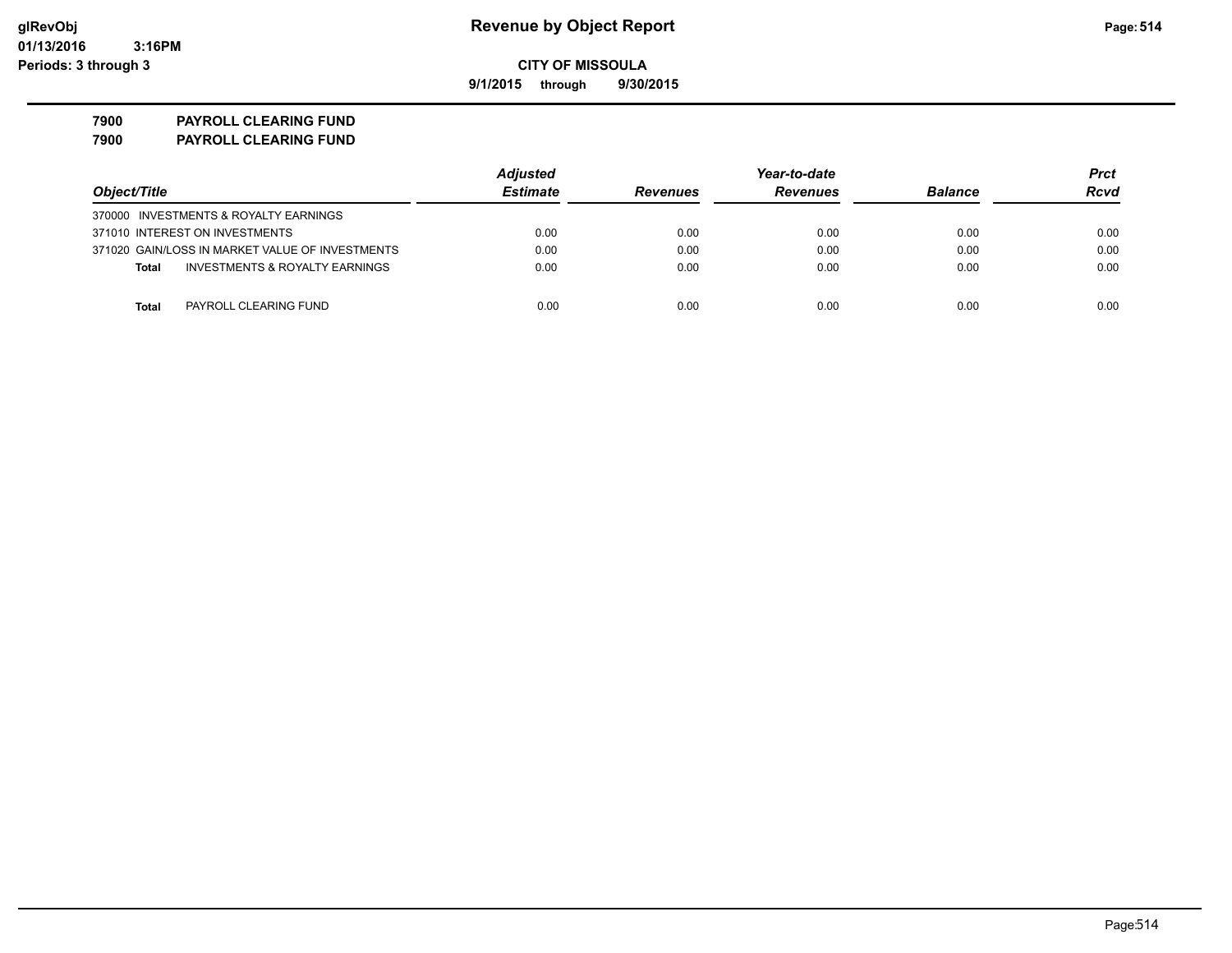# Revenue by Object Report

**CITY OF MISSOULA**

**9/1/2015 through 9/30/2015**

glRevObj
01/13/2016 3:16PM
Periods: 3 through 3

**7900 PAYROLL CLEARING FUND**
**7900 PAYROLL CLEARING FUND**

| Object/Title | Adjusted Estimate | Revenues | Year-to-date Revenues | Balance | Prct Rcvd |
|---|---|---|---|---|---|
| 370000 INVESTMENTS & ROYALTY EARNINGS | | | | | |
| 371010 INTEREST ON INVESTMENTS | 0.00 | 0.00 | 0.00 | 0.00 | 0.00 |
| 371020 GAIN/LOSS IN MARKET VALUE OF INVESTMENTS | 0.00 | 0.00 | 0.00 | 0.00 | 0.00 |
| **Total** INVESTMENTS & ROYALTY EARNINGS | 0.00 | 0.00 | 0.00 | 0.00 | 0.00 |
| **Total** PAYROLL CLEARING FUND | 0.00 | 0.00 | 0.00 | 0.00 | 0.00 |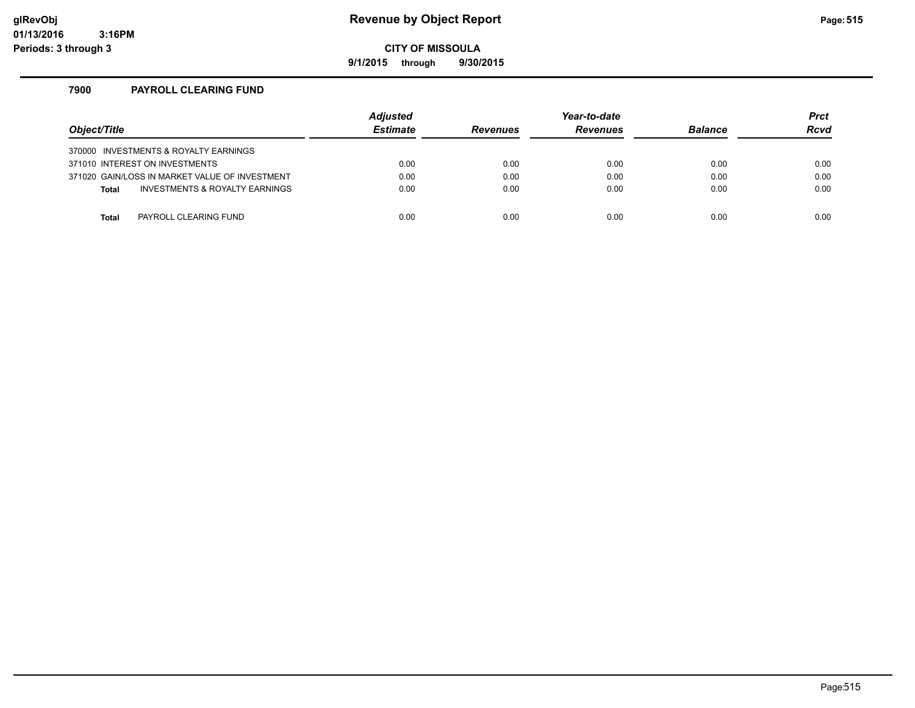glRevObj
01/13/2016 3:16PM
Periods: 3 through 3

# Revenue by Object Report

**CITY OF MISSOULA**

**9/1/2015 through 9/30/2015**

### 7900 PAYROLL CLEARING FUND

| Object/Title | Adjusted Estimate | Revenues | Year-to-date Revenues | Balance | Prct Rcvd |
|---|---|---|---|---|---|
| 370000 INVESTMENTS & ROYALTY EARNINGS | | | | | |
| 371010 INTEREST ON INVESTMENTS | 0.00 | 0.00 | 0.00 | 0.00 | 0.00 |
| 371020 GAIN/LOSS IN MARKET VALUE OF INVESTMENT | 0.00 | 0.00 | 0.00 | 0.00 | 0.00 |
| **Total** INVESTMENTS & ROYALTY EARNINGS | 0.00 | 0.00 | 0.00 | 0.00 | 0.00 |
| **Total** PAYROLL CLEARING FUND | 0.00 | 0.00 | 0.00 | 0.00 | 0.00 |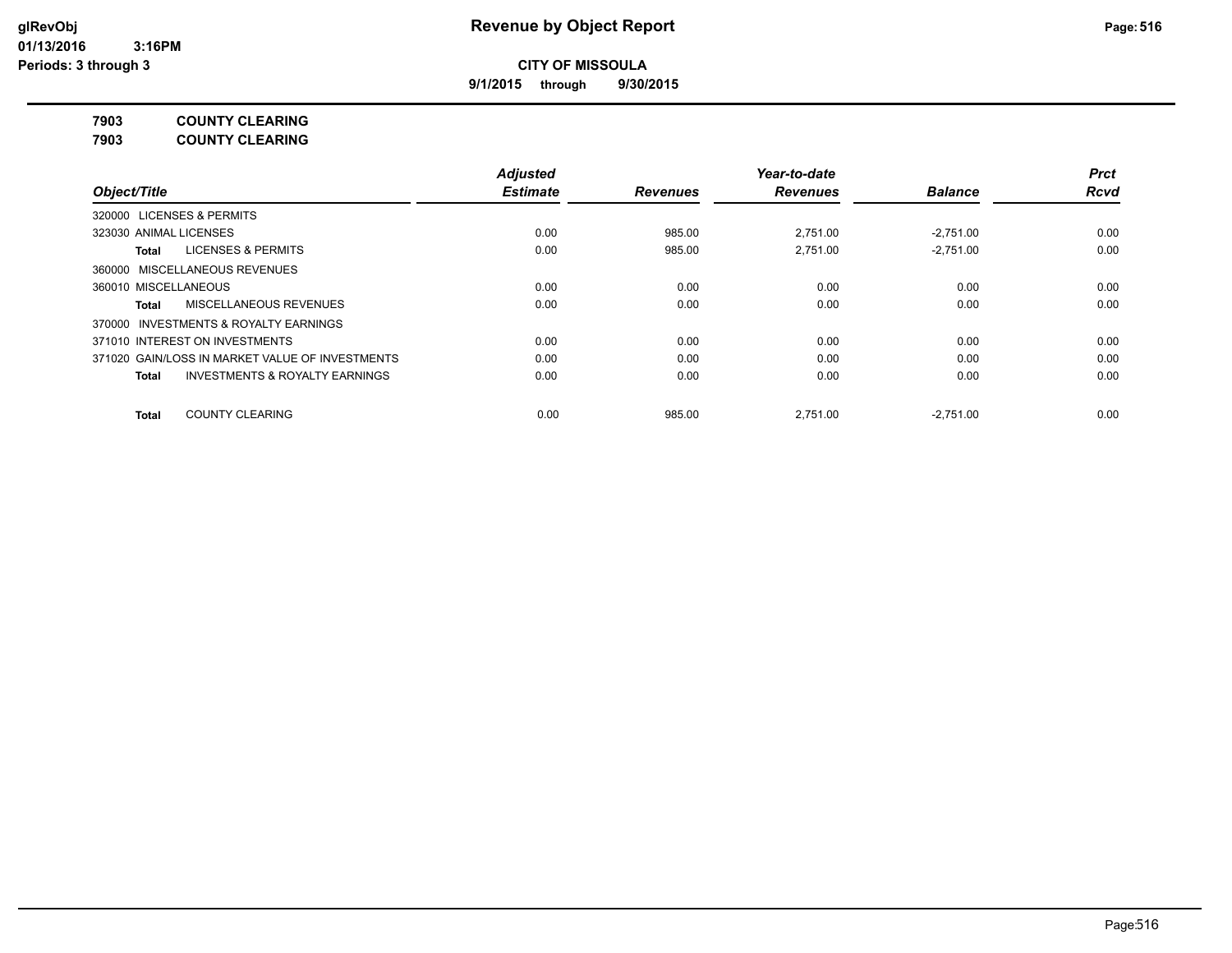# Revenue by Object Report

**CITY OF MISSOULA**

**9/1/2015 through 9/30/2015**

glRevObj
01/13/2016 3:16PM
Periods: 3 through 3

**7903 COUNTY CLEARING**

**7903 COUNTY CLEARING**

| Object/Title | Adjusted Estimate | Revenues | Year-to-date Revenues | Balance | Prct Rcvd |
|---|---|---|---|---|---|
| 320000 LICENSES & PERMITS | | | | | |
| 323030 ANIMAL LICENSES | 0.00 | 985.00 | 2,751.00 | -2,751.00 | 0.00 |
| **Total** LICENSES & PERMITS | 0.00 | 985.00 | 2,751.00 | -2,751.00 | 0.00 |
| 360000 MISCELLANEOUS REVENUES | | | | | |
| 360010 MISCELLANEOUS | 0.00 | 0.00 | 0.00 | 0.00 | 0.00 |
| **Total** MISCELLANEOUS REVENUES | 0.00 | 0.00 | 0.00 | 0.00 | 0.00 |
| 370000 INVESTMENTS & ROYALTY EARNINGS | | | | | |
| 371010 INTEREST ON INVESTMENTS | 0.00 | 0.00 | 0.00 | 0.00 | 0.00 |
| 371020 GAIN/LOSS IN MARKET VALUE OF INVESTMENTS | 0.00 | 0.00 | 0.00 | 0.00 | 0.00 |
| **Total** INVESTMENTS & ROYALTY EARNINGS | 0.00 | 0.00 | 0.00 | 0.00 | 0.00 |
| **Total** COUNTY CLEARING | 0.00 | 985.00 | 2,751.00 | -2,751.00 | 0.00 |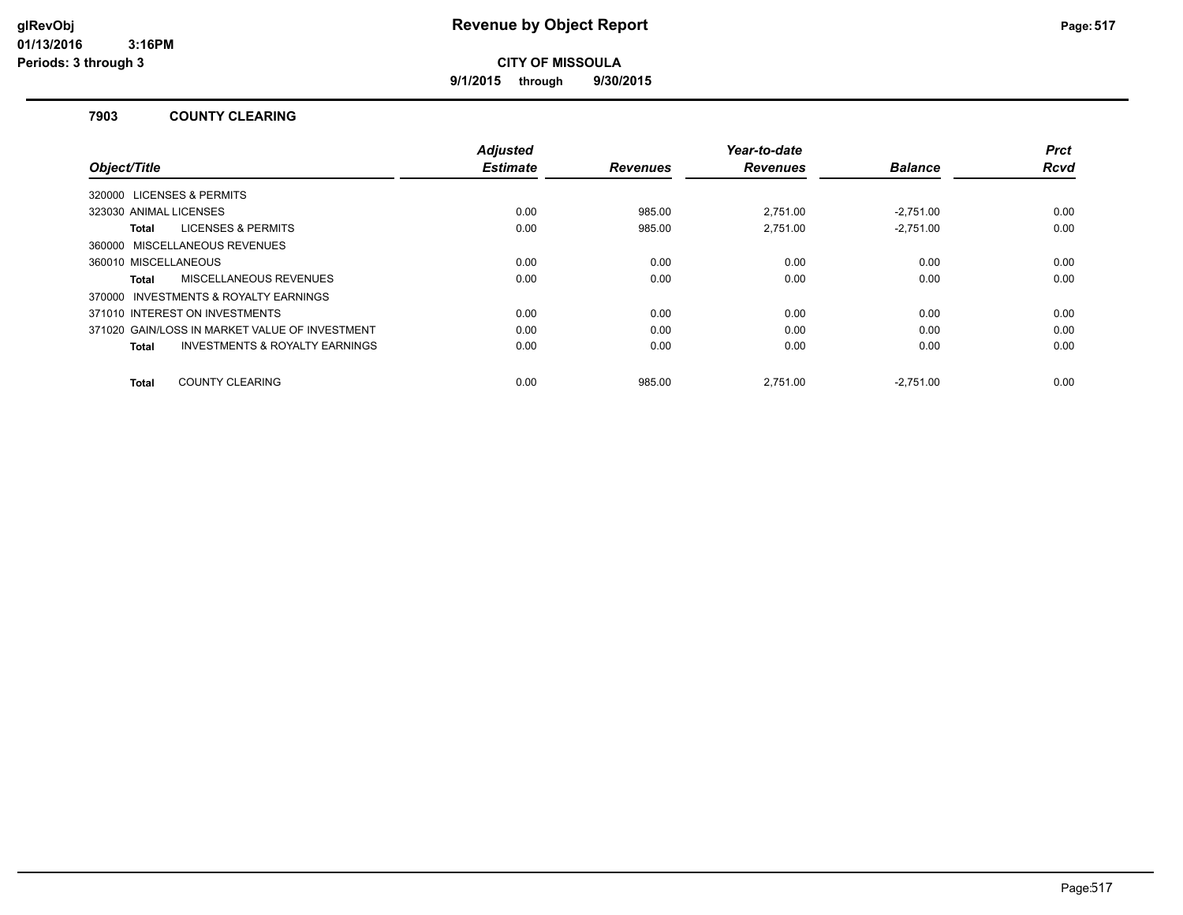# Revenue by Object Report

**CITY OF MISSOULA**

**9/1/2015 through 9/30/2015**

glRevObj
01/13/2016 3:16PM
Periods: 3 through 3

## 7903 COUNTY CLEARING

| Object/Title | Adjusted Estimate | Revenues | Year-to-date Revenues | Balance | Prct Rcvd |
|---|---|---|---|---|---|
| 320000 LICENSES & PERMITS | | | | | |
| 323030 ANIMAL LICENSES | 0.00 | 985.00 | 2,751.00 | -2,751.00 | 0.00 |
| **Total** LICENSES & PERMITS | 0.00 | 985.00 | 2,751.00 | -2,751.00 | 0.00 |
| 360000 MISCELLANEOUS REVENUES | | | | | |
| 360010 MISCELLANEOUS | 0.00 | 0.00 | 0.00 | 0.00 | 0.00 |
| **Total** MISCELLANEOUS REVENUES | 0.00 | 0.00 | 0.00 | 0.00 | 0.00 |
| 370000 INVESTMENTS & ROYALTY EARNINGS | | | | | |
| 371010 INTEREST ON INVESTMENTS | 0.00 | 0.00 | 0.00 | 0.00 | 0.00 |
| 371020 GAIN/LOSS IN MARKET VALUE OF INVESTMENT | 0.00 | 0.00 | 0.00 | 0.00 | 0.00 |
| **Total** INVESTMENTS & ROYALTY EARNINGS | 0.00 | 0.00 | 0.00 | 0.00 | 0.00 |
| **Total** COUNTY CLEARING | 0.00 | 985.00 | 2,751.00 | -2,751.00 | 0.00 |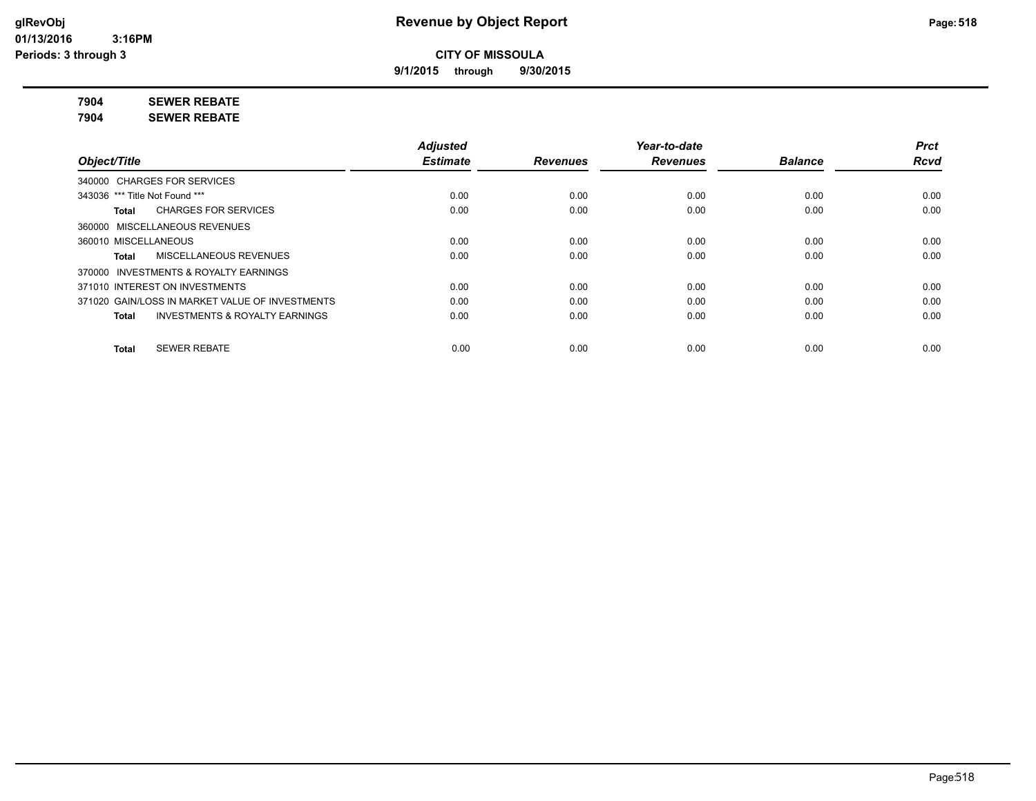# Revenue by Object Report

**CITY OF MISSOULA**

**9/1/2015 through 9/30/2015**

**7904 SEWER REBATE**

**7904 SEWER REBATE**

| Object/Title | Adjusted Estimate | Revenues | Year-to-date Revenues | Balance | Prct Rcvd |
|---|---|---|---|---|---|
| 340000 CHARGES FOR SERVICES | | | | | |
| 343036 *** Title Not Found *** | 0.00 | 0.00 | 0.00 | 0.00 | 0.00 |
| **Total** CHARGES FOR SERVICES | 0.00 | 0.00 | 0.00 | 0.00 | 0.00 |
| 360000 MISCELLANEOUS REVENUES | | | | | |
| 360010 MISCELLANEOUS | 0.00 | 0.00 | 0.00 | 0.00 | 0.00 |
| **Total** MISCELLANEOUS REVENUES | 0.00 | 0.00 | 0.00 | 0.00 | 0.00 |
| 370000 INVESTMENTS & ROYALTY EARNINGS | | | | | |
| 371010 INTEREST ON INVESTMENTS | 0.00 | 0.00 | 0.00 | 0.00 | 0.00 |
| 371020 GAIN/LOSS IN MARKET VALUE OF INVESTMENTS | 0.00 | 0.00 | 0.00 | 0.00 | 0.00 |
| **Total** INVESTMENTS & ROYALTY EARNINGS | 0.00 | 0.00 | 0.00 | 0.00 | 0.00 |
| **Total** SEWER REBATE | 0.00 | 0.00 | 0.00 | 0.00 | 0.00 |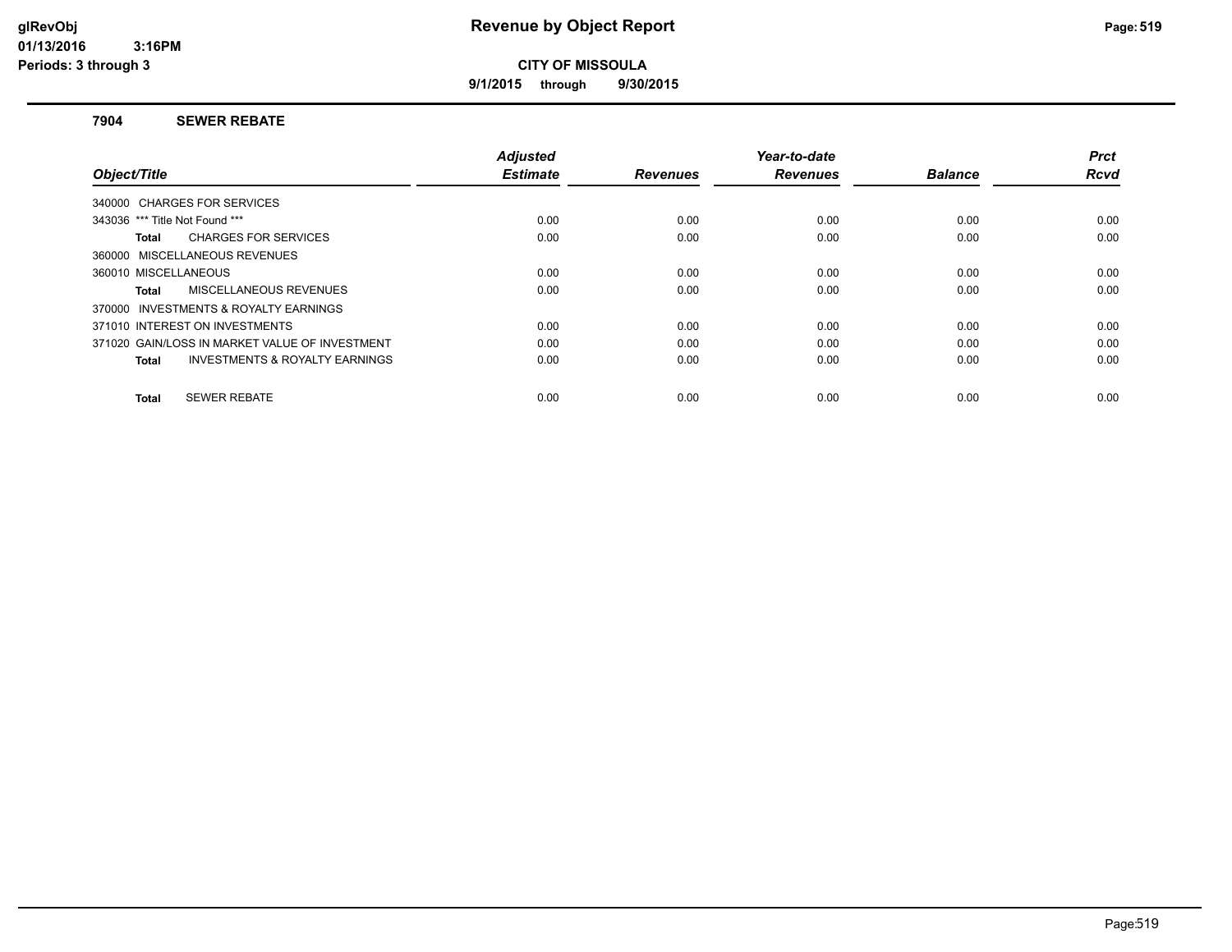# Revenue by Object Report

**CITY OF MISSOULA**

**9/1/2015 through 9/30/2015**

glRevObj
01/13/2016 3:16PM
Periods: 3 through 3

## 7904 SEWER REBATE

| Object/Title | Adjusted Estimate | Revenues | Year-to-date Revenues | Balance | Prct Rcvd |
|---|---|---|---|---|---|
| 340000 CHARGES FOR SERVICES | | | | | |
| 343036 *** Title Not Found *** | 0.00 | 0.00 | 0.00 | 0.00 | 0.00 |
| **Total** CHARGES FOR SERVICES | 0.00 | 0.00 | 0.00 | 0.00 | 0.00 |
| 360000 MISCELLANEOUS REVENUES | | | | | |
| 360010 MISCELLANEOUS | 0.00 | 0.00 | 0.00 | 0.00 | 0.00 |
| **Total** MISCELLANEOUS REVENUES | 0.00 | 0.00 | 0.00 | 0.00 | 0.00 |
| 370000 INVESTMENTS & ROYALTY EARNINGS | | | | | |
| 371010 INTEREST ON INVESTMENTS | 0.00 | 0.00 | 0.00 | 0.00 | 0.00 |
| 371020 GAIN/LOSS IN MARKET VALUE OF INVESTMENT | 0.00 | 0.00 | 0.00 | 0.00 | 0.00 |
| **Total** INVESTMENTS & ROYALTY EARNINGS | 0.00 | 0.00 | 0.00 | 0.00 | 0.00 |
| **Total** SEWER REBATE | 0.00 | 0.00 | 0.00 | 0.00 | 0.00 |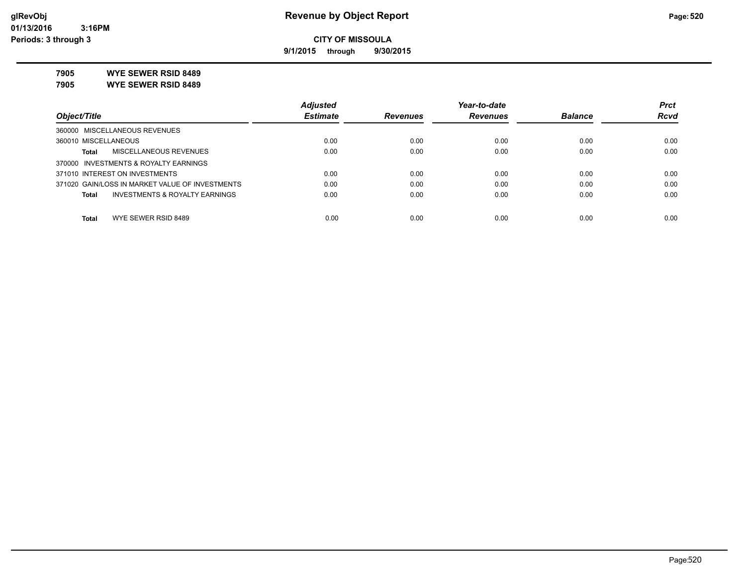# Revenue by Object Report

glRevObj
01/13/2016 3:16PM
Periods: 3 through 3

**CITY OF MISSOULA**

**9/1/2015 through 9/30/2015**

**7905 WYE SEWER RSID 8489**
**7905 WYE SEWER RSID 8489**

| Object/Title | Adjusted Estimate | Revenues | Year-to-date Revenues | Balance | Prct Rcvd |
|---|---|---|---|---|---|
| 360000 MISCELLANEOUS REVENUES | | | | | |
| 360010 MISCELLANEOUS | 0.00 | 0.00 | 0.00 | 0.00 | 0.00 |
| **Total** MISCELLANEOUS REVENUES | 0.00 | 0.00 | 0.00 | 0.00 | 0.00 |
| 370000 INVESTMENTS & ROYALTY EARNINGS | | | | | |
| 371010 INTEREST ON INVESTMENTS | 0.00 | 0.00 | 0.00 | 0.00 | 0.00 |
| 371020 GAIN/LOSS IN MARKET VALUE OF INVESTMENTS | 0.00 | 0.00 | 0.00 | 0.00 | 0.00 |
| **Total** INVESTMENTS & ROYALTY EARNINGS | 0.00 | 0.00 | 0.00 | 0.00 | 0.00 |
| **Total** WYE SEWER RSID 8489 | 0.00 | 0.00 | 0.00 | 0.00 | 0.00 |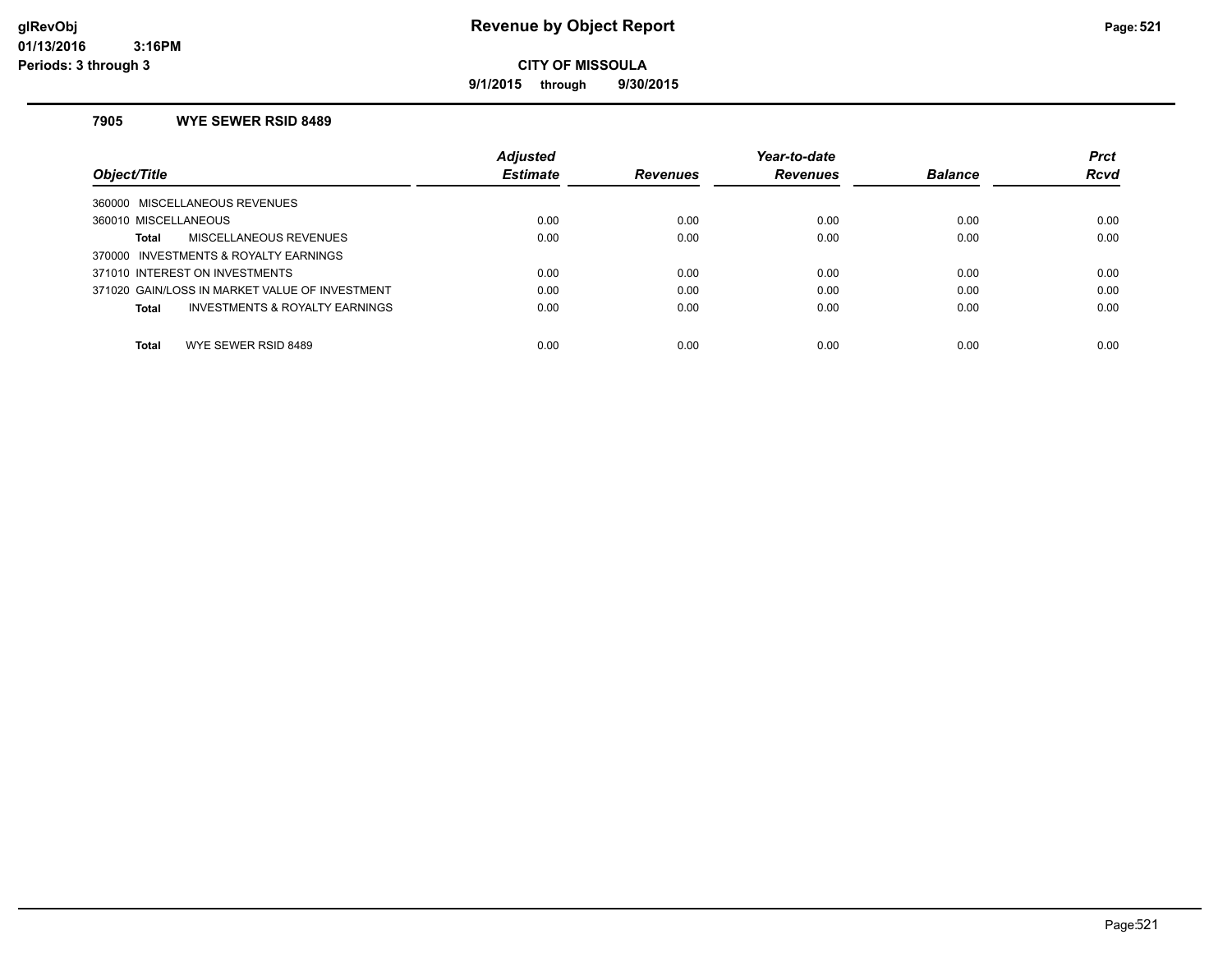# Revenue by Object Report

**CITY OF MISSOULA**

**9/1/2015 through 9/30/2015**

glRevObj
01/13/2016 3:16PM
Periods: 3 through 3

### 7905 WYE SEWER RSID 8489

| Object/Title | Adjusted Estimate | Revenues | Year-to-date Revenues | Balance | Prct Rcvd |
|---|---|---|---|---|---|
| 360000 MISCELLANEOUS REVENUES | | | | | |
| 360010 MISCELLANEOUS | 0.00 | 0.00 | 0.00 | 0.00 | 0.00 |
| **Total** MISCELLANEOUS REVENUES | 0.00 | 0.00 | 0.00 | 0.00 | 0.00 |
| 370000 INVESTMENTS & ROYALTY EARNINGS | | | | | |
| 371010 INTEREST ON INVESTMENTS | 0.00 | 0.00 | 0.00 | 0.00 | 0.00 |
| 371020 GAIN/LOSS IN MARKET VALUE OF INVESTMENT | 0.00 | 0.00 | 0.00 | 0.00 | 0.00 |
| **Total** INVESTMENTS & ROYALTY EARNINGS | 0.00 | 0.00 | 0.00 | 0.00 | 0.00 |
| **Total** WYE SEWER RSID 8489 | 0.00 | 0.00 | 0.00 | 0.00 | 0.00 |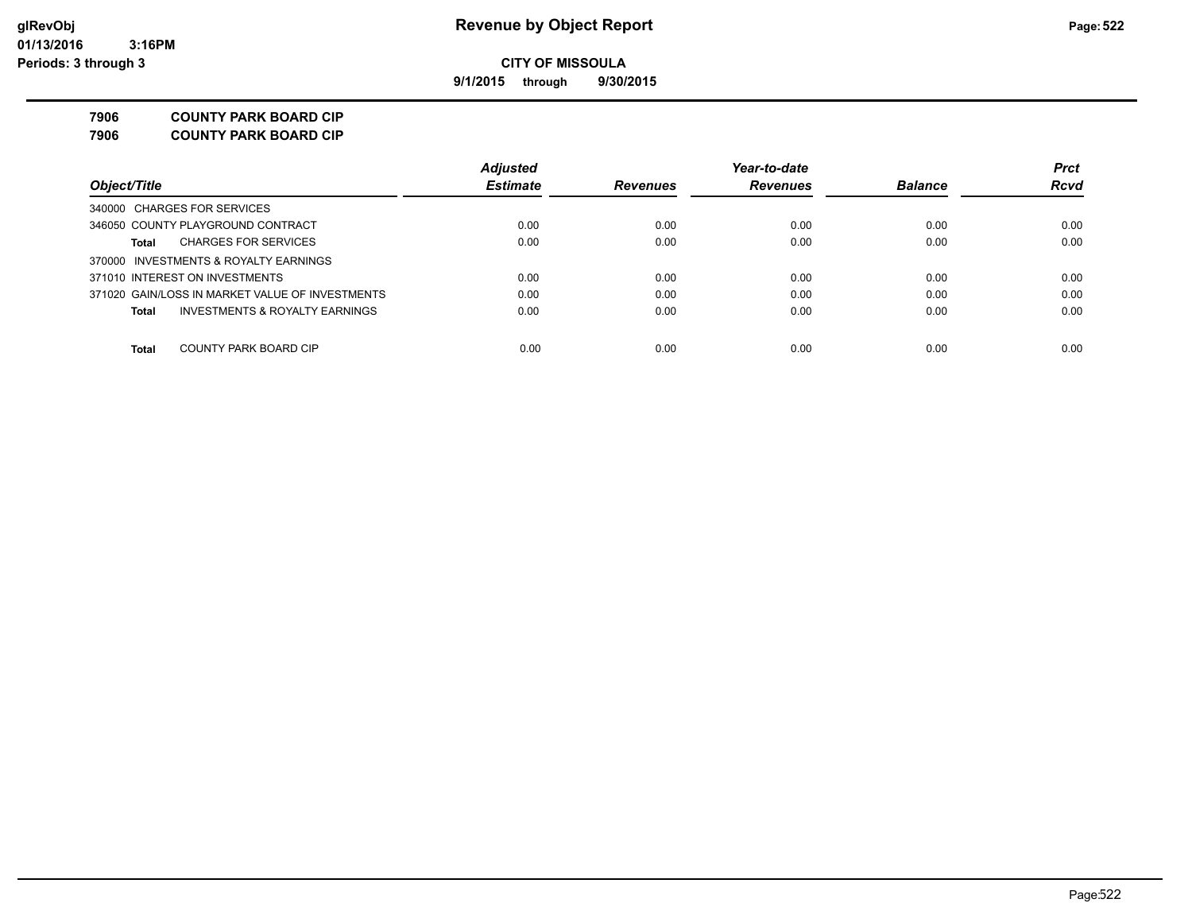# Revenue by Object Report

glRevObj
01/13/2016 3:16PM
Periods: 3 through 3

**CITY OF MISSOULA**

**9/1/2015 through 9/30/2015**

**7906 COUNTY PARK BOARD CIP**
**7906 COUNTY PARK BOARD CIP**

| Object/Title | Adjusted Estimate | Revenues | Year-to-date Revenues | Balance | Prct Rcvd |
|---|---|---|---|---|---|
| 340000 CHARGES FOR SERVICES | | | | | |
| 346050 COUNTY PLAYGROUND CONTRACT | 0.00 | 0.00 | 0.00 | 0.00 | 0.00 |
| **Total** CHARGES FOR SERVICES | 0.00 | 0.00 | 0.00 | 0.00 | 0.00 |
| 370000 INVESTMENTS & ROYALTY EARNINGS | | | | | |
| 371010 INTEREST ON INVESTMENTS | 0.00 | 0.00 | 0.00 | 0.00 | 0.00 |
| 371020 GAIN/LOSS IN MARKET VALUE OF INVESTMENTS | 0.00 | 0.00 | 0.00 | 0.00 | 0.00 |
| **Total** INVESTMENTS & ROYALTY EARNINGS | 0.00 | 0.00 | 0.00 | 0.00 | 0.00 |
| **Total** COUNTY PARK BOARD CIP | 0.00 | 0.00 | 0.00 | 0.00 | 0.00 |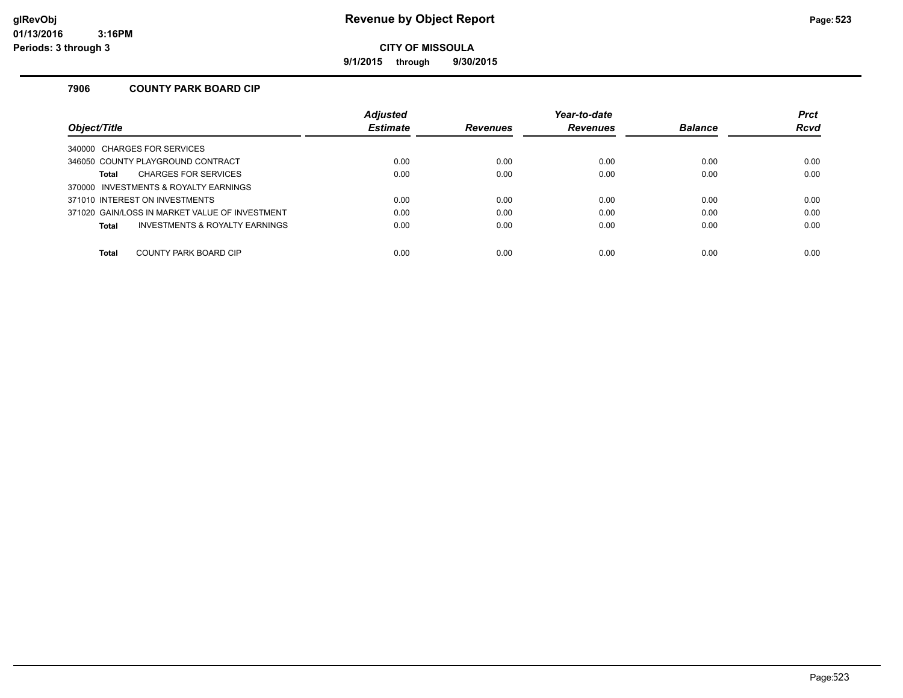# Revenue by Object Report

**CITY OF MISSOULA**

**9/1/2015 through 9/30/2015**

glRevObj
01/13/2016 3:16PM
Periods: 3 through 3

### 7906 COUNTY PARK BOARD CIP

| Object/Title | Adjusted Estimate | Revenues | Year-to-date Revenues | Balance | Prct Rcvd |
|---|---|---|---|---|---|
| 340000 CHARGES FOR SERVICES | | | | | |
| 346050 COUNTY PLAYGROUND CONTRACT | 0.00 | 0.00 | 0.00 | 0.00 | 0.00 |
| **Total** CHARGES FOR SERVICES | 0.00 | 0.00 | 0.00 | 0.00 | 0.00 |
| 370000 INVESTMENTS & ROYALTY EARNINGS | | | | | |
| 371010 INTEREST ON INVESTMENTS | 0.00 | 0.00 | 0.00 | 0.00 | 0.00 |
| 371020 GAIN/LOSS IN MARKET VALUE OF INVESTMENT | 0.00 | 0.00 | 0.00 | 0.00 | 0.00 |
| **Total** INVESTMENTS & ROYALTY EARNINGS | 0.00 | 0.00 | 0.00 | 0.00 | 0.00 |
| **Total** COUNTY PARK BOARD CIP | 0.00 | 0.00 | 0.00 | 0.00 | 0.00 |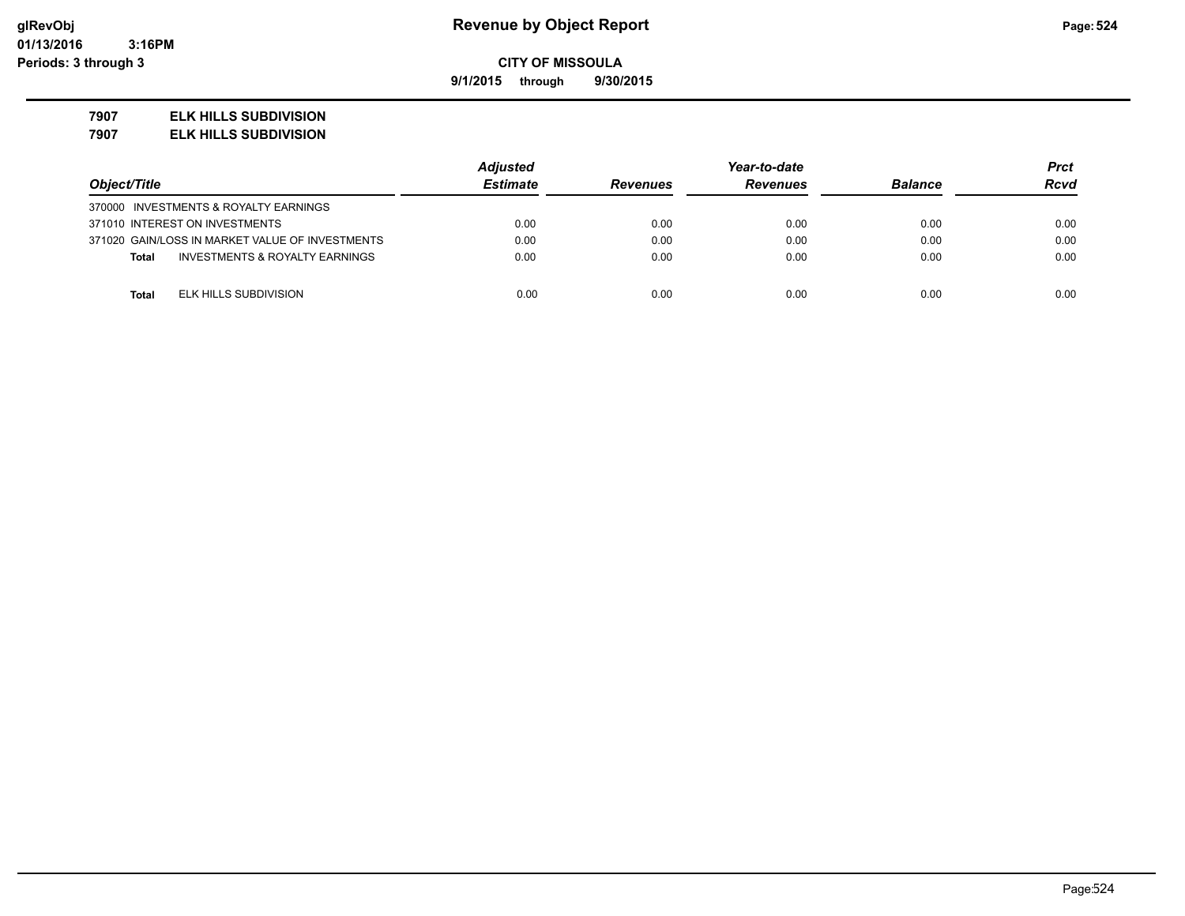# Revenue by Object Report

**CITY OF MISSOULA**

**9/1/2015 through 9/30/2015**

glRevObj
01/13/2016 3:16PM
Periods: 3 through 3

**7907 ELK HILLS SUBDIVISION**
**7907 ELK HILLS SUBDIVISION**

| Object/Title | Adjusted Estimate | Revenues | Year-to-date Revenues | Balance | Prct Rcvd |
|---|---|---|---|---|---|
| 370000 INVESTMENTS & ROYALTY EARNINGS | | | | | |
| 371010 INTEREST ON INVESTMENTS | 0.00 | 0.00 | 0.00 | 0.00 | 0.00 |
| 371020 GAIN/LOSS IN MARKET VALUE OF INVESTMENTS | 0.00 | 0.00 | 0.00 | 0.00 | 0.00 |
| **Total** INVESTMENTS & ROYALTY EARNINGS | 0.00 | 0.00 | 0.00 | 0.00 | 0.00 |
| **Total** ELK HILLS SUBDIVISION | 0.00 | 0.00 | 0.00 | 0.00 | 0.00 |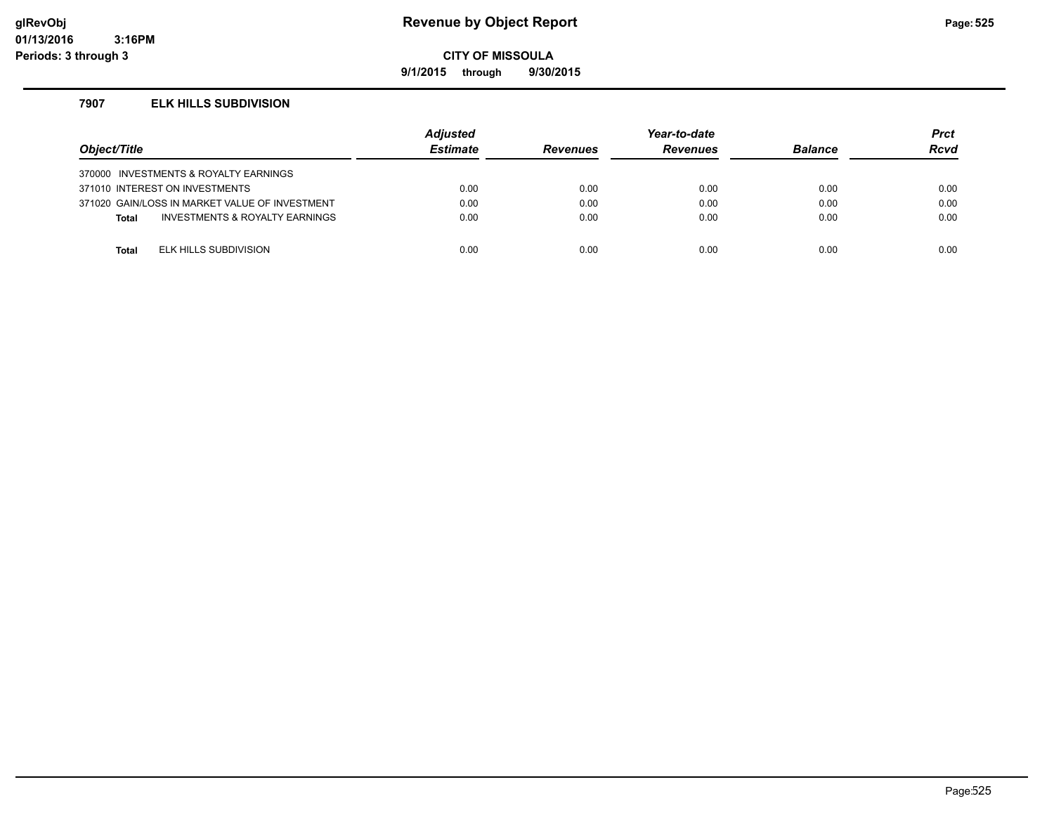# Revenue by Object Report

glRevObj
01/13/2016 3:16PM
Periods: 3 through 3

**CITY OF MISSOULA**

**9/1/2015 through 9/30/2015**

## 7907 ELK HILLS SUBDIVISION

| Object/Title | Adjusted Estimate | Revenues | Year-to-date Revenues | Balance | Prct Rcvd |
|---|---|---|---|---|---|
| 370000 INVESTMENTS & ROYALTY EARNINGS | | | | | |
| 371010 INTEREST ON INVESTMENTS | 0.00 | 0.00 | 0.00 | 0.00 | 0.00 |
| 371020 GAIN/LOSS IN MARKET VALUE OF INVESTMENT | 0.00 | 0.00 | 0.00 | 0.00 | 0.00 |
| **Total** INVESTMENTS & ROYALTY EARNINGS | 0.00 | 0.00 | 0.00 | 0.00 | 0.00 |
| **Total** ELK HILLS SUBDIVISION | 0.00 | 0.00 | 0.00 | 0.00 | 0.00 |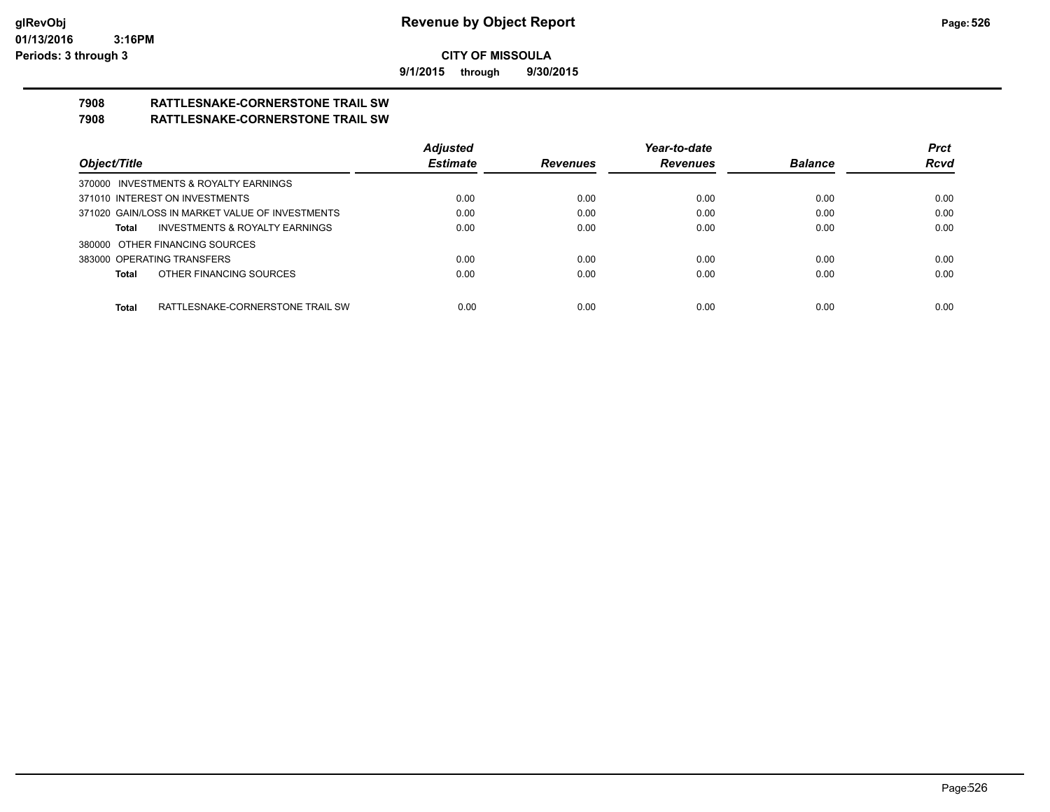# CITY OF MISSOULA

**9/1/2015 through 9/30/2015**

## 7908 RATTLESNAKE-CORNERSTONE TRAIL SW
## 7908 RATTLESNAKE-CORNERSTONE TRAIL SW

| Object/Title | Adjusted Estimate | Revenues | Year-to-date Revenues | Balance | Prct Rcvd |
|---|---|---|---|---|---|
| 370000 INVESTMENTS & ROYALTY EARNINGS | | | | | |
| 371010 INTEREST ON INVESTMENTS | 0.00 | 0.00 | 0.00 | 0.00 | 0.00 |
| 371020 GAIN/LOSS IN MARKET VALUE OF INVESTMENTS | 0.00 | 0.00 | 0.00 | 0.00 | 0.00 |
| **Total** INVESTMENTS & ROYALTY EARNINGS | 0.00 | 0.00 | 0.00 | 0.00 | 0.00 |
| 380000 OTHER FINANCING SOURCES | | | | | |
| 383000 OPERATING TRANSFERS | 0.00 | 0.00 | 0.00 | 0.00 | 0.00 |
| **Total** OTHER FINANCING SOURCES | 0.00 | 0.00 | 0.00 | 0.00 | 0.00 |
| **Total** RATTLESNAKE-CORNERSTONE TRAIL SW | 0.00 | 0.00 | 0.00 | 0.00 | 0.00 |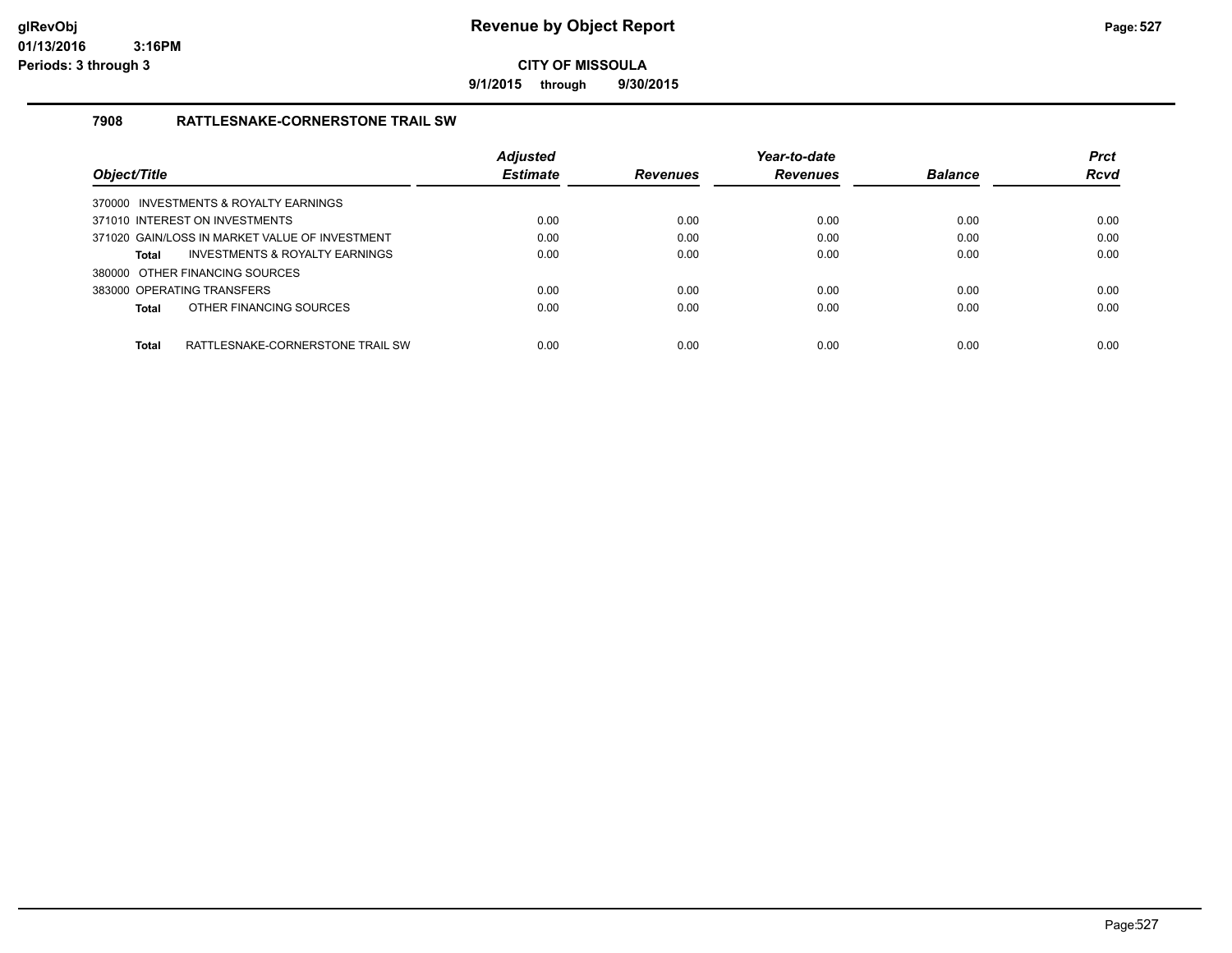# Revenue by Object Report

**CITY OF MISSOULA**

**9/1/2015 through 9/30/2015**

glRevObj
01/13/2016 3:16PM
Periods: 3 through 3

## 7908 RATTLESNAKE-CORNERSTONE TRAIL SW

| Object/Title | Adjusted Estimate | Revenues | Year-to-date Revenues | Balance | Prct Rcvd |
|---|---|---|---|---|---|
| 370000 INVESTMENTS & ROYALTY EARNINGS | | | | | |
| 371010 INTEREST ON INVESTMENTS | 0.00 | 0.00 | 0.00 | 0.00 | 0.00 |
| 371020 GAIN/LOSS IN MARKET VALUE OF INVESTMENT | 0.00 | 0.00 | 0.00 | 0.00 | 0.00 |
| **Total** INVESTMENTS & ROYALTY EARNINGS | 0.00 | 0.00 | 0.00 | 0.00 | 0.00 |
| 380000 OTHER FINANCING SOURCES | | | | | |
| 383000 OPERATING TRANSFERS | 0.00 | 0.00 | 0.00 | 0.00 | 0.00 |
| **Total** OTHER FINANCING SOURCES | 0.00 | 0.00 | 0.00 | 0.00 | 0.00 |
| **Total** RATTLESNAKE-CORNERSTONE TRAIL SW | 0.00 | 0.00 | 0.00 | 0.00 | 0.00 |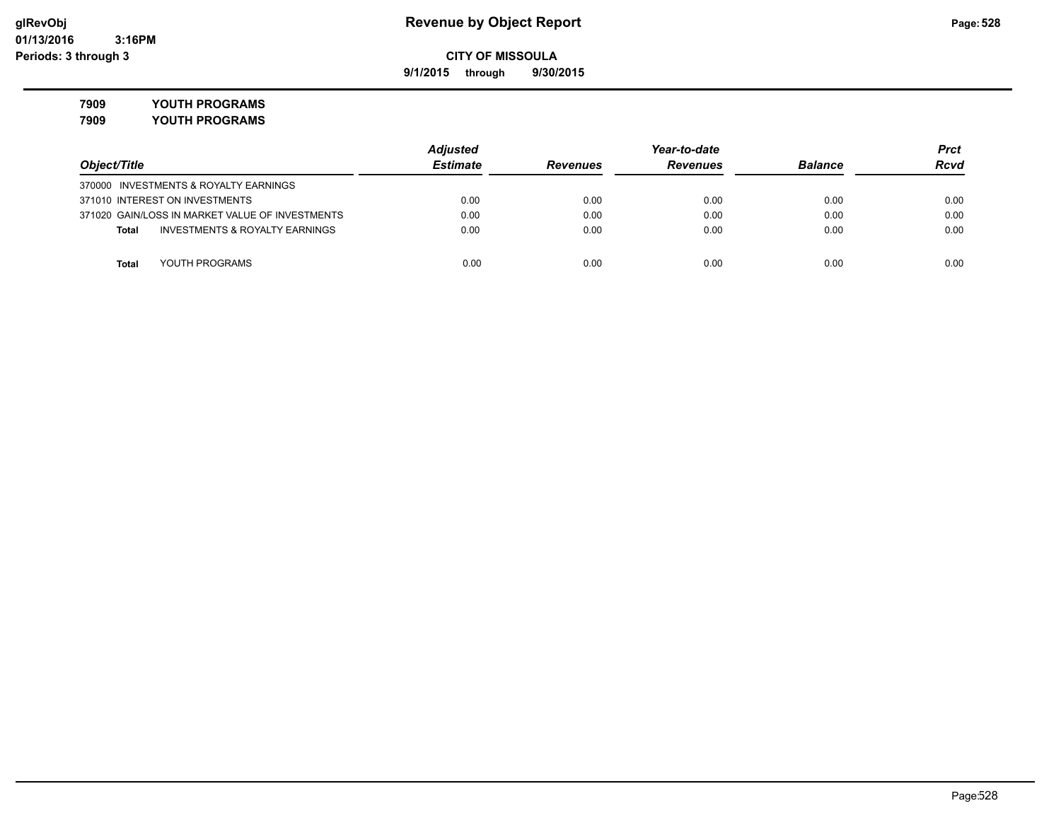glRevObj
01/13/2016 3:16PM
Periods: 3 through 3

# Revenue by Object Report

**CITY OF MISSOULA**

**9/1/2015 through 9/30/2015**

**7909 YOUTH PROGRAMS**
**7909 YOUTH PROGRAMS**

| Object/Title | Adjusted Estimate | Revenues | Year-to-date Revenues | Balance | Prct Rcvd |
|---|---|---|---|---|---|
| 370000 INVESTMENTS & ROYALTY EARNINGS | | | | | |
| 371010 INTEREST ON INVESTMENTS | 0.00 | 0.00 | 0.00 | 0.00 | 0.00 |
| 371020 GAIN/LOSS IN MARKET VALUE OF INVESTMENTS | 0.00 | 0.00 | 0.00 | 0.00 | 0.00 |
| **Total** INVESTMENTS & ROYALTY EARNINGS | 0.00 | 0.00 | 0.00 | 0.00 | 0.00 |
| **Total** YOUTH PROGRAMS | 0.00 | 0.00 | 0.00 | 0.00 | 0.00 |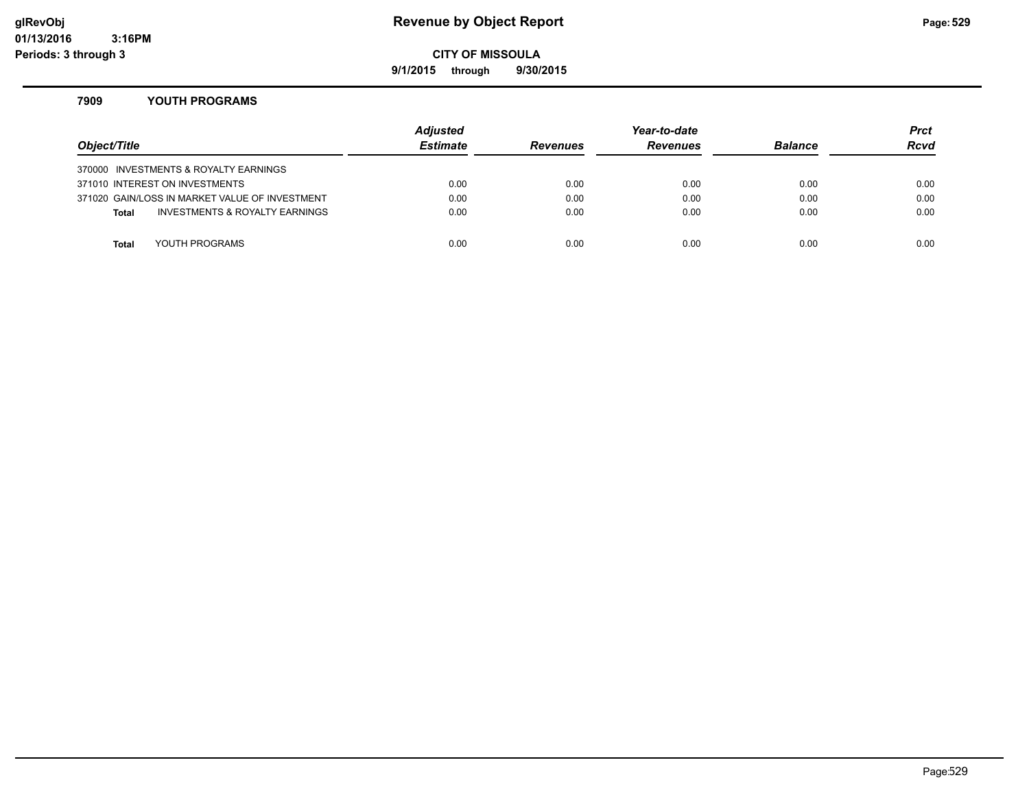# Revenue by Object Report

**CITY OF MISSOULA**

**9/1/2015 through 9/30/2015**

glRevObj
01/13/2016 3:16PM
Periods: 3 through 3

### 7909 YOUTH PROGRAMS

| Object/Title | Adjusted Estimate | Revenues | Year-to-date Revenues | Balance | Prct Rcvd |
|---|---|---|---|---|---|
| 370000 INVESTMENTS & ROYALTY EARNINGS | | | | | |
| 371010 INTEREST ON INVESTMENTS | 0.00 | 0.00 | 0.00 | 0.00 | 0.00 |
| 371020 GAIN/LOSS IN MARKET VALUE OF INVESTMENT | 0.00 | 0.00 | 0.00 | 0.00 | 0.00 |
| **Total** INVESTMENTS & ROYALTY EARNINGS | 0.00 | 0.00 | 0.00 | 0.00 | 0.00 |
| **Total** YOUTH PROGRAMS | 0.00 | 0.00 | 0.00 | 0.00 | 0.00 |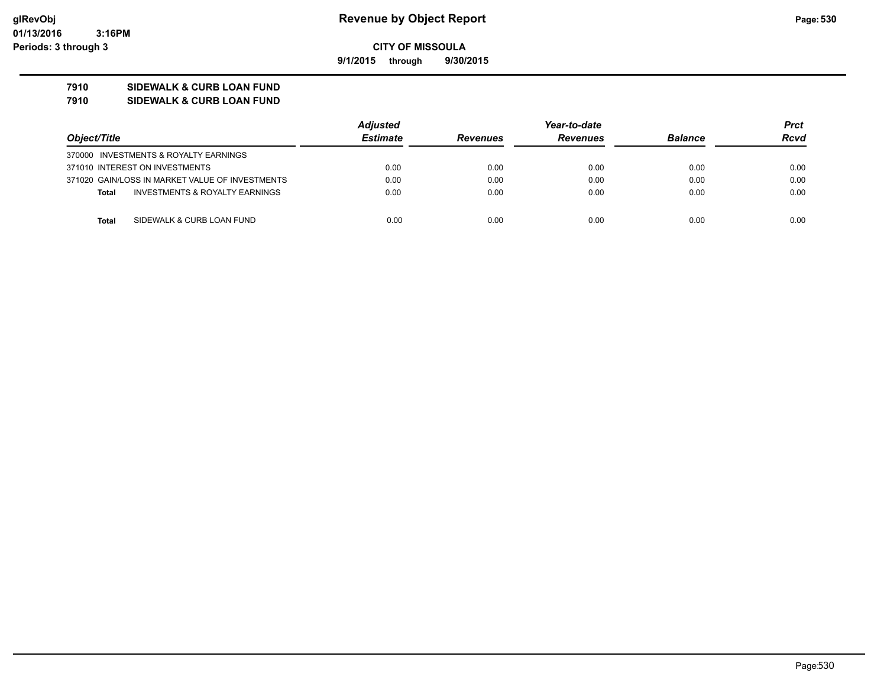# Revenue by Object Report

glRevObj
01/13/2016 3:16PM
Periods: 3 through 3

**CITY OF MISSOULA**

**9/1/2015 through 9/30/2015**

**7910 SIDEWALK & CURB LOAN FUND**
**7910 SIDEWALK & CURB LOAN FUND**

| Object/Title | Adjusted Estimate | Revenues | Year-to-date Revenues | Balance | Prct Rcvd |
|---|---|---|---|---|---|
| 370000 INVESTMENTS & ROYALTY EARNINGS | | | | | |
| 371010 INTEREST ON INVESTMENTS | 0.00 | 0.00 | 0.00 | 0.00 | 0.00 |
| 371020 GAIN/LOSS IN MARKET VALUE OF INVESTMENTS | 0.00 | 0.00 | 0.00 | 0.00 | 0.00 |
| **Total** INVESTMENTS & ROYALTY EARNINGS | 0.00 | 0.00 | 0.00 | 0.00 | 0.00 |
| **Total** SIDEWALK & CURB LOAN FUND | 0.00 | 0.00 | 0.00 | 0.00 | 0.00 |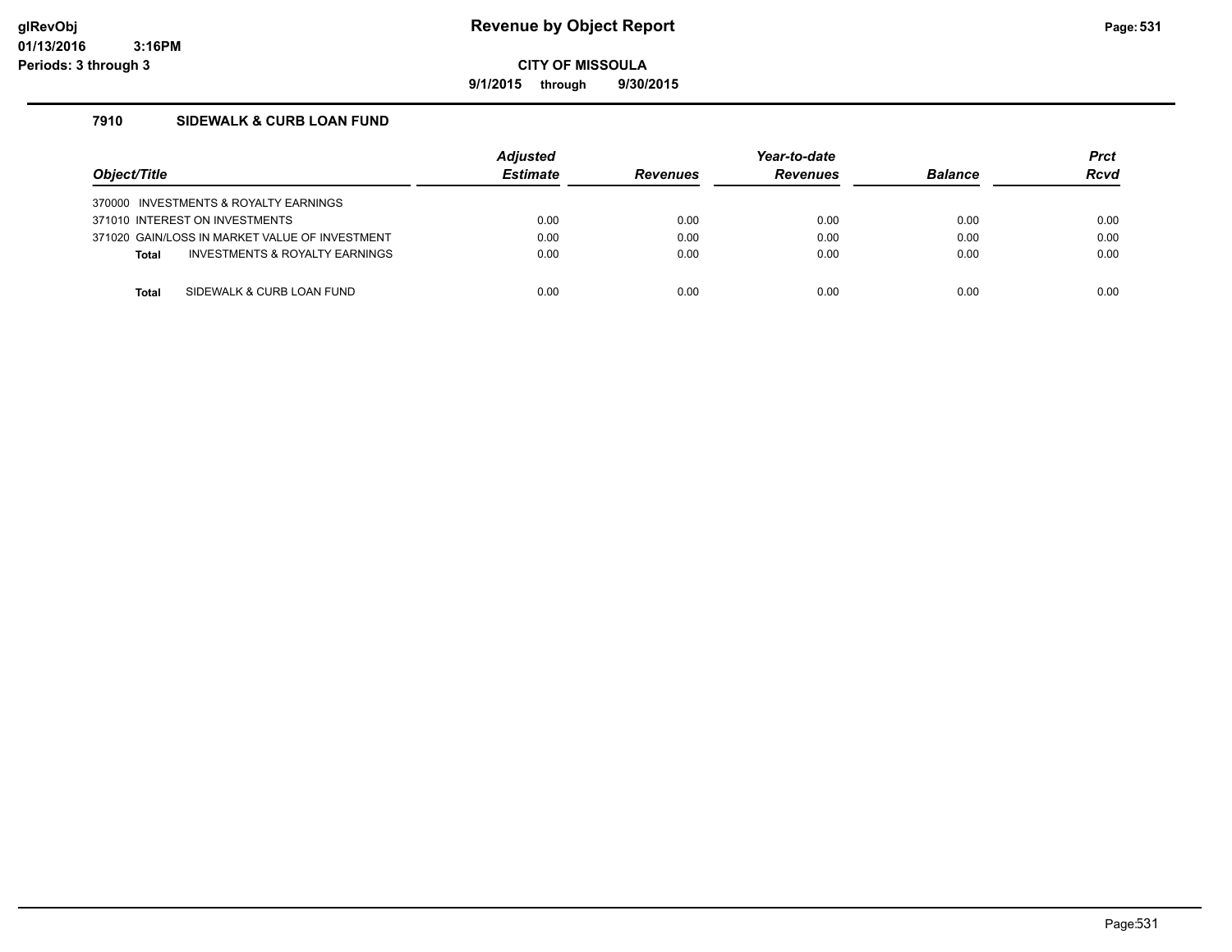# Revenue by Object Report

**CITY OF MISSOULA**

**9/1/2015 through 9/30/2015**

glRevObj
01/13/2016 3:16PM
Periods: 3 through 3

### 7910 SIDEWALK & CURB LOAN FUND

| Object/Title | Adjusted Estimate | Revenues | Year-to-date Revenues | Balance | Prct Rcvd |
|---|---|---|---|---|---|
| 370000 INVESTMENTS & ROYALTY EARNINGS | | | | | |
| 371010 INTEREST ON INVESTMENTS | 0.00 | 0.00 | 0.00 | 0.00 | 0.00 |
| 371020 GAIN/LOSS IN MARKET VALUE OF INVESTMENT | 0.00 | 0.00 | 0.00 | 0.00 | 0.00 |
| **Total** INVESTMENTS & ROYALTY EARNINGS | 0.00 | 0.00 | 0.00 | 0.00 | 0.00 |
| | | | | | |
| **Total** SIDEWALK & CURB LOAN FUND | 0.00 | 0.00 | 0.00 | 0.00 | 0.00 |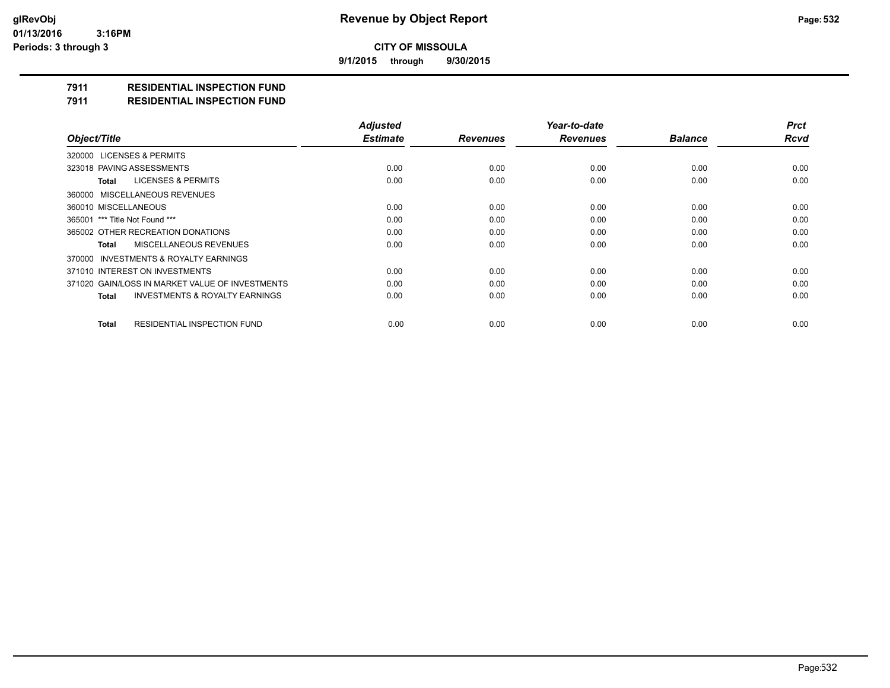# Revenue by Object Report

**CITY OF MISSOULA**

9/1/2015 through 9/30/2015

glRevObj
01/13/2016 3:16PM
Periods: 3 through 3

## 7911 RESIDENTIAL INSPECTION FUND
## 7911 RESIDENTIAL INSPECTION FUND

| Object/Title | Adjusted Estimate | Revenues | Year-to-date Revenues | Balance | Prct Rcvd |
|---|---|---|---|---|---|
| 320000 LICENSES & PERMITS | | | | | |
| 323018 PAVING ASSESSMENTS | 0.00 | 0.00 | 0.00 | 0.00 | 0.00 |
| **Total** LICENSES & PERMITS | 0.00 | 0.00 | 0.00 | 0.00 | 0.00 |
| 360000 MISCELLANEOUS REVENUES | | | | | |
| 360010 MISCELLANEOUS | 0.00 | 0.00 | 0.00 | 0.00 | 0.00 |
| 365001 *** Title Not Found *** | 0.00 | 0.00 | 0.00 | 0.00 | 0.00 |
| 365002 OTHER RECREATION DONATIONS | 0.00 | 0.00 | 0.00 | 0.00 | 0.00 |
| **Total** MISCELLANEOUS REVENUES | 0.00 | 0.00 | 0.00 | 0.00 | 0.00 |
| 370000 INVESTMENTS & ROYALTY EARNINGS | | | | | |
| 371010 INTEREST ON INVESTMENTS | 0.00 | 0.00 | 0.00 | 0.00 | 0.00 |
| 371020 GAIN/LOSS IN MARKET VALUE OF INVESTMENTS | 0.00 | 0.00 | 0.00 | 0.00 | 0.00 |
| **Total** INVESTMENTS & ROYALTY EARNINGS | 0.00 | 0.00 | 0.00 | 0.00 | 0.00 |
| **Total** RESIDENTIAL INSPECTION FUND | 0.00 | 0.00 | 0.00 | 0.00 | 0.00 |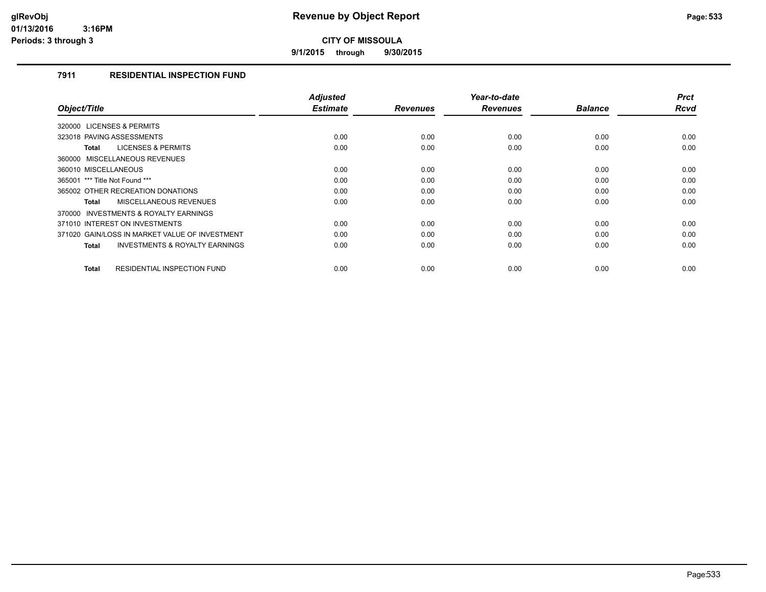# Revenue by Object Report

**CITY OF MISSOULA**

**9/1/2015 through 9/30/2015**

glRevObj
01/13/2016 3:16PM
Periods: 3 through 3

### 7911 RESIDENTIAL INSPECTION FUND

| Object/Title | Adjusted Estimate | Revenues | Year-to-date Revenues | Balance | Prct Rcvd |
|---|---|---|---|---|---|
| 320000 LICENSES & PERMITS | | | | | |
| 323018 PAVING ASSESSMENTS | 0.00 | 0.00 | 0.00 | 0.00 | 0.00 |
| **Total** LICENSES & PERMITS | 0.00 | 0.00 | 0.00 | 0.00 | 0.00 |
| 360000 MISCELLANEOUS REVENUES | | | | | |
| 360010 MISCELLANEOUS | 0.00 | 0.00 | 0.00 | 0.00 | 0.00 |
| 365001 *** Title Not Found *** | 0.00 | 0.00 | 0.00 | 0.00 | 0.00 |
| 365002 OTHER RECREATION DONATIONS | 0.00 | 0.00 | 0.00 | 0.00 | 0.00 |
| **Total** MISCELLANEOUS REVENUES | 0.00 | 0.00 | 0.00 | 0.00 | 0.00 |
| 370000 INVESTMENTS & ROYALTY EARNINGS | | | | | |
| 371010 INTEREST ON INVESTMENTS | 0.00 | 0.00 | 0.00 | 0.00 | 0.00 |
| 371020 GAIN/LOSS IN MARKET VALUE OF INVESTMENT | 0.00 | 0.00 | 0.00 | 0.00 | 0.00 |
| **Total** INVESTMENTS & ROYALTY EARNINGS | 0.00 | 0.00 | 0.00 | 0.00 | 0.00 |
| **Total** RESIDENTIAL INSPECTION FUND | 0.00 | 0.00 | 0.00 | 0.00 | 0.00 |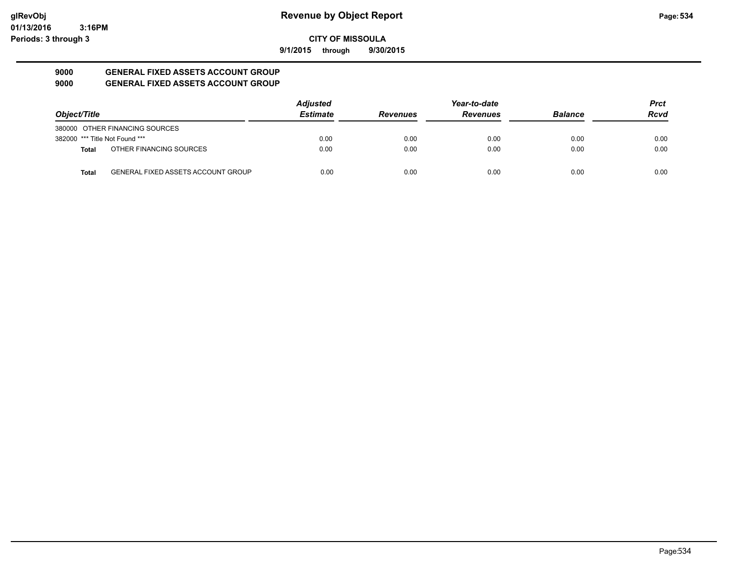**Revenue by Object Report**

**CITY OF MISSOULA**

**9/1/2015 through 9/30/2015**

glRevObj
01/13/2016 3:16PM
Periods: 3 through 3

## 9000 GENERAL FIXED ASSETS ACCOUNT GROUP
## 9000 GENERAL FIXED ASSETS ACCOUNT GROUP

| Object/Title | | Adjusted Estimate | Revenues | Year-to-date Revenues | Balance | Prct Rcvd |
|---|---|---|---|---|---|---|
| 380000 OTHER FINANCING SOURCES | | | | | | |
| 382000 *** Title Not Found *** | | 0.00 | 0.00 | 0.00 | 0.00 | 0.00 |
| **Total** | OTHER FINANCING SOURCES | 0.00 | 0.00 | 0.00 | 0.00 | 0.00 |
| **Total** | GENERAL FIXED ASSETS ACCOUNT GROUP | 0.00 | 0.00 | 0.00 | 0.00 | 0.00 |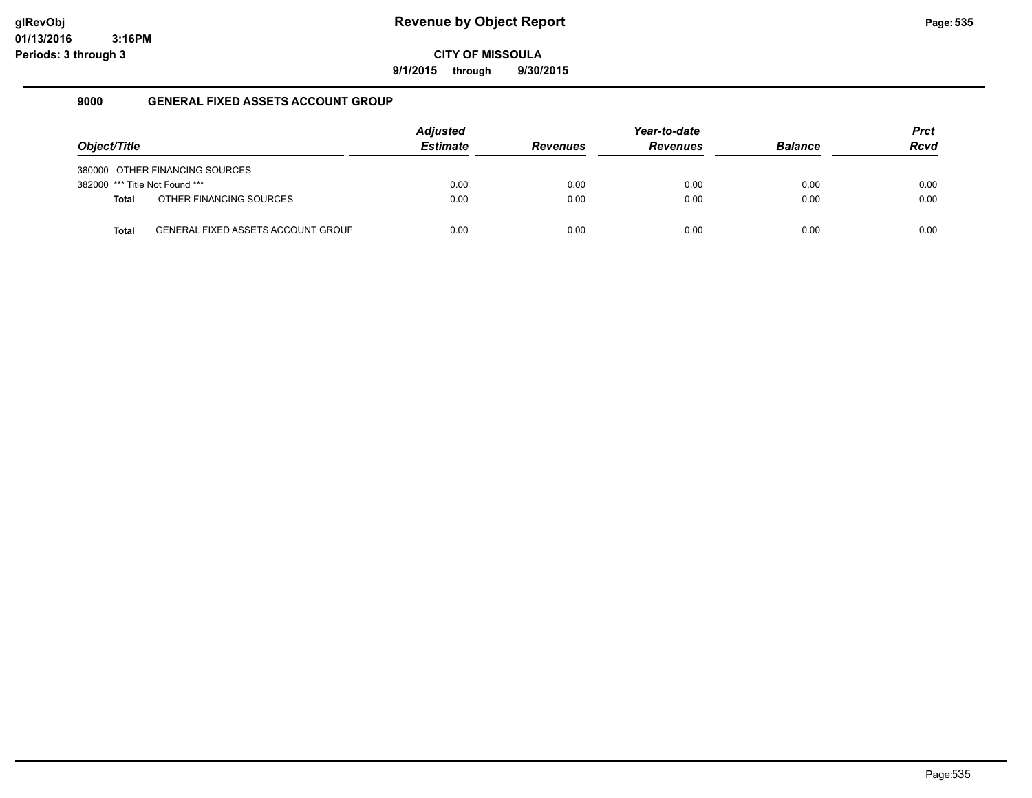# Revenue by Object Report

**CITY OF MISSOULA**

**9/1/2015 through 9/30/2015**

glRevObj
01/13/2016 3:16PM
Periods: 3 through 3

## 9000 GENERAL FIXED ASSETS ACCOUNT GROUP

| Object/Title | Adjusted Estimate | Revenues | Year-to-date Revenues | Balance | Prct Rcvd |
|---|---|---|---|---|---|
| 380000 OTHER FINANCING SOURCES | | | | | |
| 382000 *** Title Not Found *** | 0.00 | 0.00 | 0.00 | 0.00 | 0.00 |
| **Total** OTHER FINANCING SOURCES | 0.00 | 0.00 | 0.00 | 0.00 | 0.00 |
| **Total** GENERAL FIXED ASSETS ACCOUNT GROUF | 0.00 | 0.00 | 0.00 | 0.00 | 0.00 |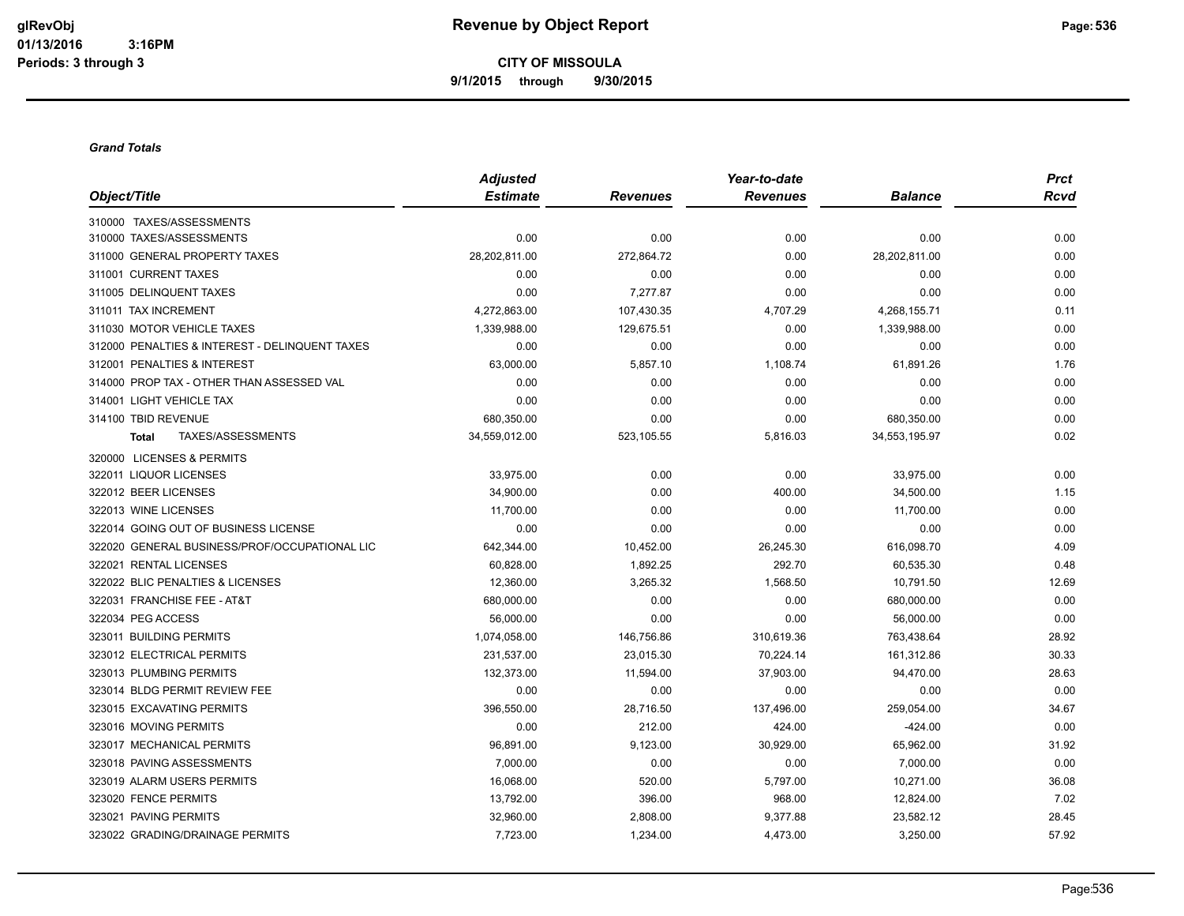**CITY OF MISSOULA**

**9/1/2015 through 9/30/2015**

***Grand Totals***

| Object/Title | *Adjusted Estimate* | *Revenues* | *Year-to-date Revenues* | *Balance* | *Prct Rcvd* |
|---|---|---|---|---|---|
| 310000 TAXES/ASSESSMENTS | | | | | |
| 310000 TAXES/ASSESSMENTS | 0.00 | 0.00 | 0.00 | 0.00 | 0.00 |
| 311000 GENERAL PROPERTY TAXES | 28,202,811.00 | 272,864.72 | 0.00 | 28,202,811.00 | 0.00 |
| 311001 CURRENT TAXES | 0.00 | 0.00 | 0.00 | 0.00 | 0.00 |
| 311005 DELINQUENT TAXES | 0.00 | 7,277.87 | 0.00 | 0.00 | 0.00 |
| 311011 TAX INCREMENT | 4,272,863.00 | 107,430.35 | 4,707.29 | 4,268,155.71 | 0.11 |
| 311030 MOTOR VEHICLE TAXES | 1,339,988.00 | 129,675.51 | 0.00 | 1,339,988.00 | 0.00 |
| 312000 PENALTIES & INTEREST - DELINQUENT TAXES | 0.00 | 0.00 | 0.00 | 0.00 | 0.00 |
| 312001 PENALTIES & INTEREST | 63,000.00 | 5,857.10 | 1,108.74 | 61,891.26 | 1.76 |
| 314000 PROP TAX - OTHER THAN ASSESSED VAL | 0.00 | 0.00 | 0.00 | 0.00 | 0.00 |
| 314001 LIGHT VEHICLE TAX | 0.00 | 0.00 | 0.00 | 0.00 | 0.00 |
| 314100 TBID REVENUE | 680,350.00 | 0.00 | 0.00 | 680,350.00 | 0.00 |
| **Total** TAXES/ASSESSMENTS | 34,559,012.00 | 523,105.55 | 5,816.03 | 34,553,195.97 | 0.02 |
| 320000 LICENSES & PERMITS | | | | | |
| 322011 LIQUOR LICENSES | 33,975.00 | 0.00 | 0.00 | 33,975.00 | 0.00 |
| 322012 BEER LICENSES | 34,900.00 | 0.00 | 400.00 | 34,500.00 | 1.15 |
| 322013 WINE LICENSES | 11,700.00 | 0.00 | 0.00 | 11,700.00 | 0.00 |
| 322014 GOING OUT OF BUSINESS LICENSE | 0.00 | 0.00 | 0.00 | 0.00 | 0.00 |
| 322020 GENERAL BUSINESS/PROF/OCCUPATIONAL LIC | 642,344.00 | 10,452.00 | 26,245.30 | 616,098.70 | 4.09 |
| 322021 RENTAL LICENSES | 60,828.00 | 1,892.25 | 292.70 | 60,535.30 | 0.48 |
| 322022 BLIC PENALTIES & LICENSES | 12,360.00 | 3,265.32 | 1,568.50 | 10,791.50 | 12.69 |
| 322031 FRANCHISE FEE - AT&T | 680,000.00 | 0.00 | 0.00 | 680,000.00 | 0.00 |
| 322034 PEG ACCESS | 56,000.00 | 0.00 | 0.00 | 56,000.00 | 0.00 |
| 323011 BUILDING PERMITS | 1,074,058.00 | 146,756.86 | 310,619.36 | 763,438.64 | 28.92 |
| 323012 ELECTRICAL PERMITS | 231,537.00 | 23,015.30 | 70,224.14 | 161,312.86 | 30.33 |
| 323013 PLUMBING PERMITS | 132,373.00 | 11,594.00 | 37,903.00 | 94,470.00 | 28.63 |
| 323014 BLDG PERMIT REVIEW FEE | 0.00 | 0.00 | 0.00 | 0.00 | 0.00 |
| 323015 EXCAVATING PERMITS | 396,550.00 | 28,716.50 | 137,496.00 | 259,054.00 | 34.67 |
| 323016 MOVING PERMITS | 0.00 | 212.00 | 424.00 | -424.00 | 0.00 |
| 323017 MECHANICAL PERMITS | 96,891.00 | 9,123.00 | 30,929.00 | 65,962.00 | 31.92 |
| 323018 PAVING ASSESSMENTS | 7,000.00 | 0.00 | 0.00 | 7,000.00 | 0.00 |
| 323019 ALARM USERS PERMITS | 16,068.00 | 520.00 | 5,797.00 | 10,271.00 | 36.08 |
| 323020 FENCE PERMITS | 13,792.00 | 396.00 | 968.00 | 12,824.00 | 7.02 |
| 323021 PAVING PERMITS | 32,960.00 | 2,808.00 | 9,377.88 | 23,582.12 | 28.45 |
| 323022 GRADING/DRAINAGE PERMITS | 7,723.00 | 1,234.00 | 4,473.00 | 3,250.00 | 57.92 |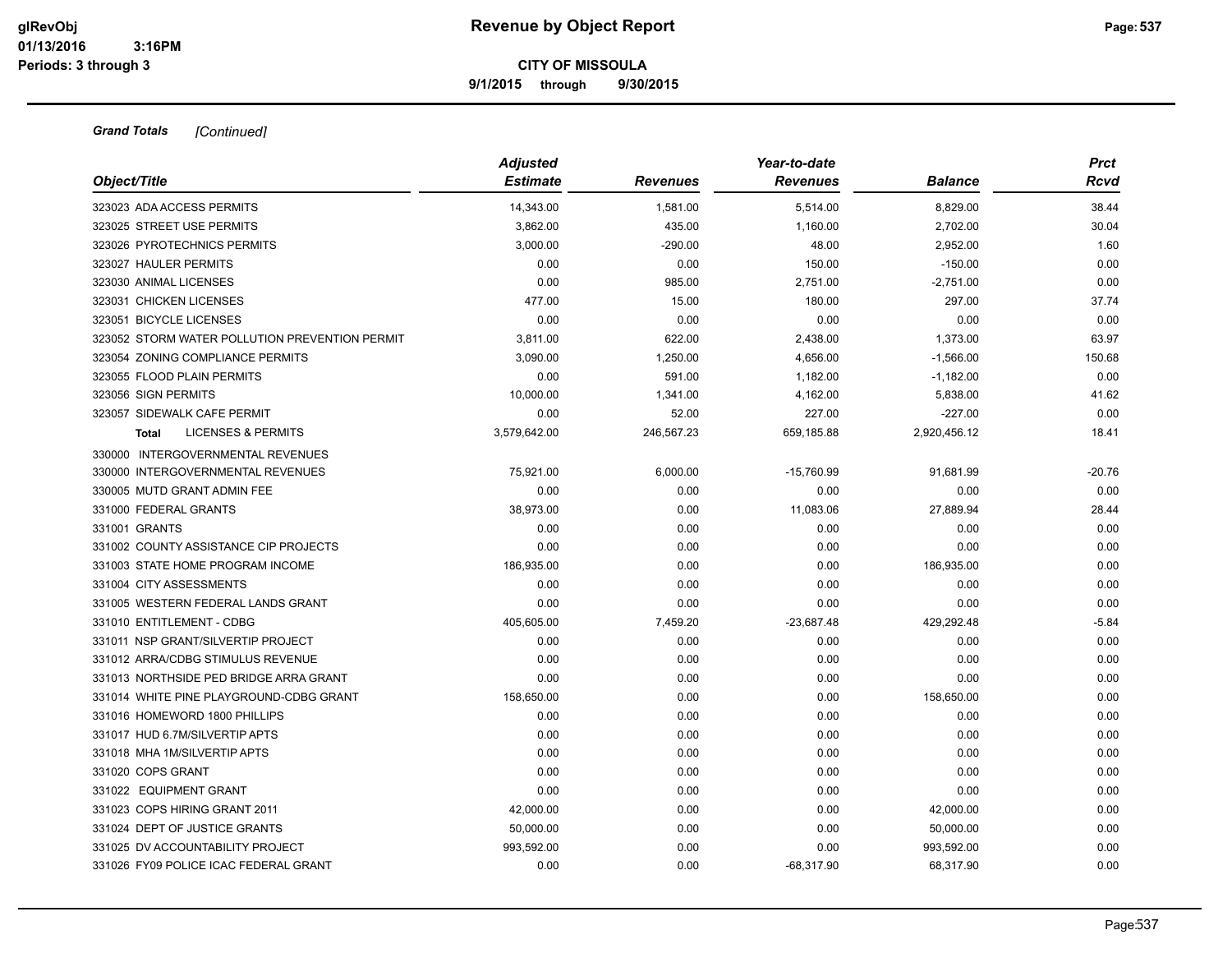**CITY OF MISSOULA**

**9/1/2015 through 9/30/2015**

***Grand Totals*** *[Continued]*

| Object/Title | Adjusted Estimate | Revenues | Year-to-date Revenues | Balance | Prct Rcvd |
|---|---|---|---|---|---|
| 323023 ADA ACCESS PERMITS | 14,343.00 | 1,581.00 | 5,514.00 | 8,829.00 | 38.44 |
| 323025 STREET USE PERMITS | 3,862.00 | 435.00 | 1,160.00 | 2,702.00 | 30.04 |
| 323026 PYROTECHNICS PERMITS | 3,000.00 | -290.00 | 48.00 | 2,952.00 | 1.60 |
| 323027 HAULER PERMITS | 0.00 | 0.00 | 150.00 | -150.00 | 0.00 |
| 323030 ANIMAL LICENSES | 0.00 | 985.00 | 2,751.00 | -2,751.00 | 0.00 |
| 323031 CHICKEN LICENSES | 477.00 | 15.00 | 180.00 | 297.00 | 37.74 |
| 323051 BICYCLE LICENSES | 0.00 | 0.00 | 0.00 | 0.00 | 0.00 |
| 323052 STORM WATER POLLUTION PREVENTION PERMIT | 3,811.00 | 622.00 | 2,438.00 | 1,373.00 | 63.97 |
| 323054 ZONING COMPLIANCE PERMITS | 3,090.00 | 1,250.00 | 4,656.00 | -1,566.00 | 150.68 |
| 323055 FLOOD PLAIN PERMITS | 0.00 | 591.00 | 1,182.00 | -1,182.00 | 0.00 |
| 323056 SIGN PERMITS | 10,000.00 | 1,341.00 | 4,162.00 | 5,838.00 | 41.62 |
| 323057 SIDEWALK CAFE PERMIT | 0.00 | 52.00 | 227.00 | -227.00 | 0.00 |
| **Total** LICENSES & PERMITS | 3,579,642.00 | 246,567.23 | 659,185.88 | 2,920,456.12 | 18.41 |
| 330000 INTERGOVERNMENTAL REVENUES | | | | | |
| 330000 INTERGOVERNMENTAL REVENUES | 75,921.00 | 6,000.00 | -15,760.99 | 91,681.99 | -20.76 |
| 330005 MUTD GRANT ADMIN FEE | 0.00 | 0.00 | 0.00 | 0.00 | 0.00 |
| 331000 FEDERAL GRANTS | 38,973.00 | 0.00 | 11,083.06 | 27,889.94 | 28.44 |
| 331001 GRANTS | 0.00 | 0.00 | 0.00 | 0.00 | 0.00 |
| 331002 COUNTY ASSISTANCE CIP PROJECTS | 0.00 | 0.00 | 0.00 | 0.00 | 0.00 |
| 331003 STATE HOME PROGRAM INCOME | 186,935.00 | 0.00 | 0.00 | 186,935.00 | 0.00 |
| 331004 CITY ASSESSMENTS | 0.00 | 0.00 | 0.00 | 0.00 | 0.00 |
| 331005 WESTERN FEDERAL LANDS GRANT | 0.00 | 0.00 | 0.00 | 0.00 | 0.00 |
| 331010 ENTITLEMENT - CDBG | 405,605.00 | 7,459.20 | -23,687.48 | 429,292.48 | -5.84 |
| 331011 NSP GRANT/SILVERTIP PROJECT | 0.00 | 0.00 | 0.00 | 0.00 | 0.00 |
| 331012 ARRA/CDBG STIMULUS REVENUE | 0.00 | 0.00 | 0.00 | 0.00 | 0.00 |
| 331013 NORTHSIDE PED BRIDGE ARRA GRANT | 0.00 | 0.00 | 0.00 | 0.00 | 0.00 |
| 331014 WHITE PINE PLAYGROUND-CDBG GRANT | 158,650.00 | 0.00 | 0.00 | 158,650.00 | 0.00 |
| 331016 HOMEWORD 1800 PHILLIPS | 0.00 | 0.00 | 0.00 | 0.00 | 0.00 |
| 331017 HUD 6.7M/SILVERTIP APTS | 0.00 | 0.00 | 0.00 | 0.00 | 0.00 |
| 331018 MHA 1M/SILVERTIP APTS | 0.00 | 0.00 | 0.00 | 0.00 | 0.00 |
| 331020 COPS GRANT | 0.00 | 0.00 | 0.00 | 0.00 | 0.00 |
| 331022 EQUIPMENT GRANT | 0.00 | 0.00 | 0.00 | 0.00 | 0.00 |
| 331023 COPS HIRING GRANT 2011 | 42,000.00 | 0.00 | 0.00 | 42,000.00 | 0.00 |
| 331024 DEPT OF JUSTICE GRANTS | 50,000.00 | 0.00 | 0.00 | 50,000.00 | 0.00 |
| 331025 DV ACCOUNTABILITY PROJECT | 993,592.00 | 0.00 | 0.00 | 993,592.00 | 0.00 |
| 331026 FY09 POLICE ICAC FEDERAL GRANT | 0.00 | 0.00 | -68,317.90 | 68,317.90 | 0.00 |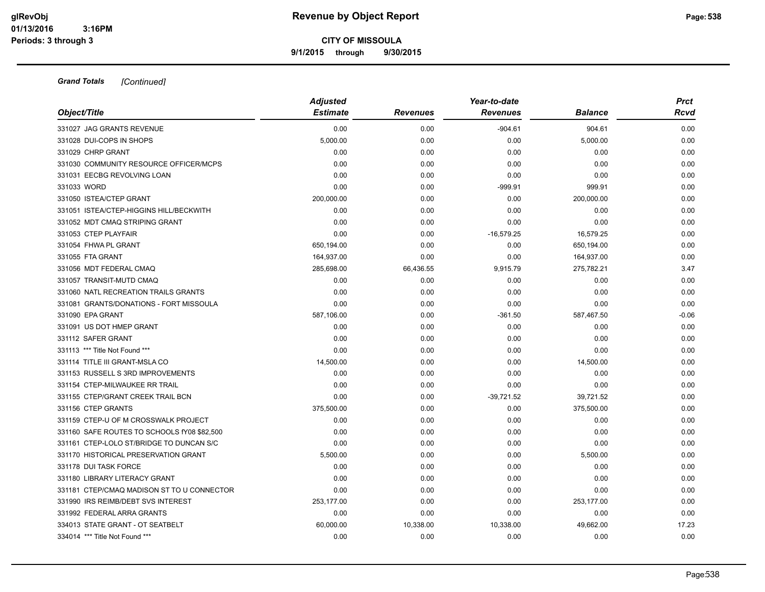**Grand Totals** *[Continued]*

| Object/Title | Adjusted Estimate | Revenues | Year-to-date Revenues | Balance | Prct Rcvd |
|---|---|---|---|---|---|
| 331027 JAG GRANTS REVENUE | 0.00 | 0.00 | -904.61 | 904.61 | 0.00 |
| 331028 DUI-COPS IN SHOPS | 5,000.00 | 0.00 | 0.00 | 5,000.00 | 0.00 |
| 331029 CHRP GRANT | 0.00 | 0.00 | 0.00 | 0.00 | 0.00 |
| 331030 COMMUNITY RESOURCE OFFICER/MCPS | 0.00 | 0.00 | 0.00 | 0.00 | 0.00 |
| 331031 EECBG REVOLVING LOAN | 0.00 | 0.00 | 0.00 | 0.00 | 0.00 |
| 331033 WORD | 0.00 | 0.00 | -999.91 | 999.91 | 0.00 |
| 331050 ISTEA/CTEP GRANT | 200,000.00 | 0.00 | 0.00 | 200,000.00 | 0.00 |
| 331051 ISTEA/CTEP-HIGGINS HILL/BECKWITH | 0.00 | 0.00 | 0.00 | 0.00 | 0.00 |
| 331052 MDT CMAQ STRIPING GRANT | 0.00 | 0.00 | 0.00 | 0.00 | 0.00 |
| 331053 CTEP PLAYFAIR | 0.00 | 0.00 | -16,579.25 | 16,579.25 | 0.00 |
| 331054 FHWA PL GRANT | 650,194.00 | 0.00 | 0.00 | 650,194.00 | 0.00 |
| 331055 FTA GRANT | 164,937.00 | 0.00 | 0.00 | 164,937.00 | 0.00 |
| 331056 MDT FEDERAL CMAQ | 285,698.00 | 66,436.55 | 9,915.79 | 275,782.21 | 3.47 |
| 331057 TRANSIT-MUTD CMAQ | 0.00 | 0.00 | 0.00 | 0.00 | 0.00 |
| 331060 NATL RECREATION TRAILS GRANTS | 0.00 | 0.00 | 0.00 | 0.00 | 0.00 |
| 331081 GRANTS/DONATIONS - FORT MISSOULA | 0.00 | 0.00 | 0.00 | 0.00 | 0.00 |
| 331090 EPA GRANT | 587,106.00 | 0.00 | -361.50 | 587,467.50 | -0.06 |
| 331091 US DOT HMEP GRANT | 0.00 | 0.00 | 0.00 | 0.00 | 0.00 |
| 331112 SAFER GRANT | 0.00 | 0.00 | 0.00 | 0.00 | 0.00 |
| 331113 *** Title Not Found *** | 0.00 | 0.00 | 0.00 | 0.00 | 0.00 |
| 331114 TITLE III GRANT-MSLA CO | 14,500.00 | 0.00 | 0.00 | 14,500.00 | 0.00 |
| 331153 RUSSELL S 3RD IMPROVEMENTS | 0.00 | 0.00 | 0.00 | 0.00 | 0.00 |
| 331154 CTEP-MILWAUKEE RR TRAIL | 0.00 | 0.00 | 0.00 | 0.00 | 0.00 |
| 331155 CTEP/GRANT CREEK TRAIL BCN | 0.00 | 0.00 | -39,721.52 | 39,721.52 | 0.00 |
| 331156 CTEP GRANTS | 375,500.00 | 0.00 | 0.00 | 375,500.00 | 0.00 |
| 331159 CTEP-U OF M CROSSWALK PROJECT | 0.00 | 0.00 | 0.00 | 0.00 | 0.00 |
| 331160 SAFE ROUTES TO SCHOOLS fY08 $82,500 | 0.00 | 0.00 | 0.00 | 0.00 | 0.00 |
| 331161 CTEP-LOLO ST/BRIDGE TO DUNCAN S/C | 0.00 | 0.00 | 0.00 | 0.00 | 0.00 |
| 331170 HISTORICAL PRESERVATION GRANT | 5,500.00 | 0.00 | 0.00 | 5,500.00 | 0.00 |
| 331178 DUI TASK FORCE | 0.00 | 0.00 | 0.00 | 0.00 | 0.00 |
| 331180 LIBRARY LITERACY GRANT | 0.00 | 0.00 | 0.00 | 0.00 | 0.00 |
| 331181 CTEP/CMAQ MADISON ST TO U CONNECTOR | 0.00 | 0.00 | 0.00 | 0.00 | 0.00 |
| 331990 IRS REIMB/DEBT SVS INTEREST | 253,177.00 | 0.00 | 0.00 | 253,177.00 | 0.00 |
| 331992 FEDERAL ARRA GRANTS | 0.00 | 0.00 | 0.00 | 0.00 | 0.00 |
| 334013 STATE GRANT - OT SEATBELT | 60,000.00 | 10,338.00 | 10,338.00 | 49,662.00 | 17.23 |
| 334014 *** Title Not Found *** | 0.00 | 0.00 | 0.00 | 0.00 | 0.00 |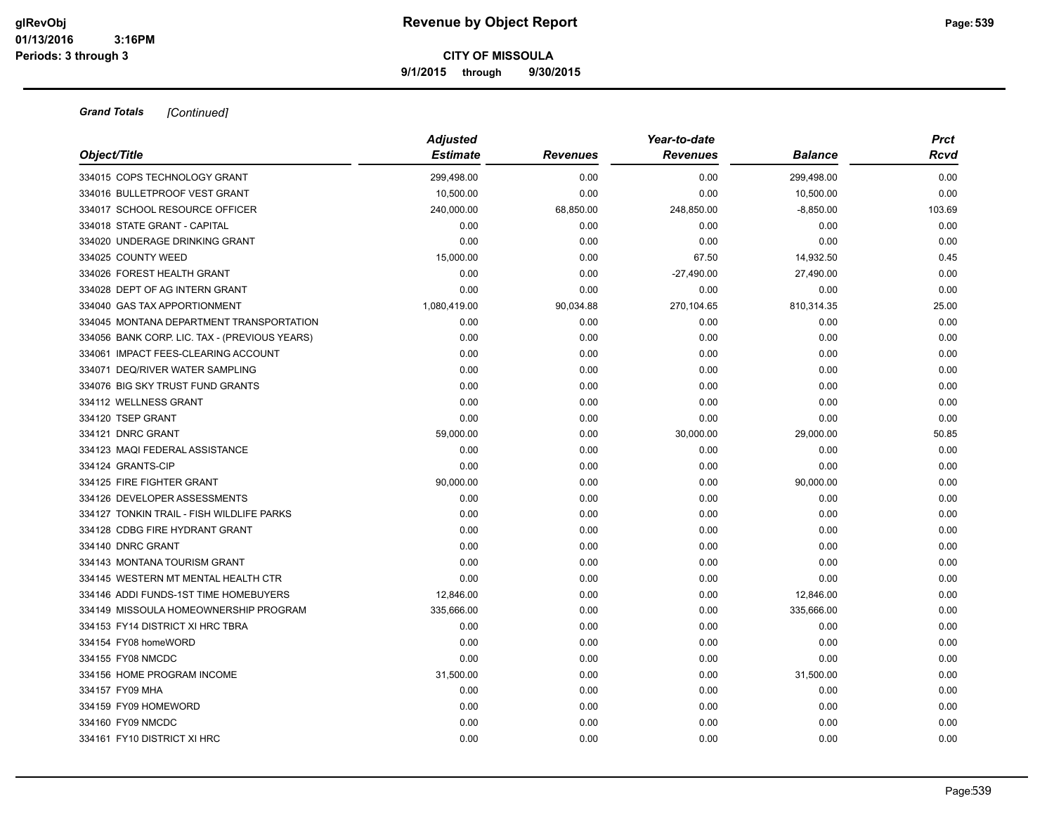**Grand Totals** *[Continued]*

| Object/Title | Adjusted Estimate | Revenues | Year-to-date Revenues | Balance | Prct Rcvd |
|---|---|---|---|---|---|
| 334015 COPS TECHNOLOGY GRANT | 299,498.00 | 0.00 | 0.00 | 299,498.00 | 0.00 |
| 334016 BULLETPROOF VEST GRANT | 10,500.00 | 0.00 | 0.00 | 10,500.00 | 0.00 |
| 334017 SCHOOL RESOURCE OFFICER | 240,000.00 | 68,850.00 | 248,850.00 | -8,850.00 | 103.69 |
| 334018 STATE GRANT - CAPITAL | 0.00 | 0.00 | 0.00 | 0.00 | 0.00 |
| 334020 UNDERAGE DRINKING GRANT | 0.00 | 0.00 | 0.00 | 0.00 | 0.00 |
| 334025 COUNTY WEED | 15,000.00 | 0.00 | 67.50 | 14,932.50 | 0.45 |
| 334026 FOREST HEALTH GRANT | 0.00 | 0.00 | -27,490.00 | 27,490.00 | 0.00 |
| 334028 DEPT OF AG INTERN GRANT | 0.00 | 0.00 | 0.00 | 0.00 | 0.00 |
| 334040 GAS TAX APPORTIONMENT | 1,080,419.00 | 90,034.88 | 270,104.65 | 810,314.35 | 25.00 |
| 334045 MONTANA DEPARTMENT TRANSPORTATION | 0.00 | 0.00 | 0.00 | 0.00 | 0.00 |
| 334056 BANK CORP. LIC. TAX - (PREVIOUS YEARS) | 0.00 | 0.00 | 0.00 | 0.00 | 0.00 |
| 334061 IMPACT FEES-CLEARING ACCOUNT | 0.00 | 0.00 | 0.00 | 0.00 | 0.00 |
| 334071 DEQ/RIVER WATER SAMPLING | 0.00 | 0.00 | 0.00 | 0.00 | 0.00 |
| 334076 BIG SKY TRUST FUND GRANTS | 0.00 | 0.00 | 0.00 | 0.00 | 0.00 |
| 334112 WELLNESS GRANT | 0.00 | 0.00 | 0.00 | 0.00 | 0.00 |
| 334120 TSEP GRANT | 0.00 | 0.00 | 0.00 | 0.00 | 0.00 |
| 334121 DNRC GRANT | 59,000.00 | 0.00 | 30,000.00 | 29,000.00 | 50.85 |
| 334123 MAQI FEDERAL ASSISTANCE | 0.00 | 0.00 | 0.00 | 0.00 | 0.00 |
| 334124 GRANTS-CIP | 0.00 | 0.00 | 0.00 | 0.00 | 0.00 |
| 334125 FIRE FIGHTER GRANT | 90,000.00 | 0.00 | 0.00 | 90,000.00 | 0.00 |
| 334126 DEVELOPER ASSESSMENTS | 0.00 | 0.00 | 0.00 | 0.00 | 0.00 |
| 334127 TONKIN TRAIL - FISH WILDLIFE PARKS | 0.00 | 0.00 | 0.00 | 0.00 | 0.00 |
| 334128 CDBG FIRE HYDRANT GRANT | 0.00 | 0.00 | 0.00 | 0.00 | 0.00 |
| 334140 DNRC GRANT | 0.00 | 0.00 | 0.00 | 0.00 | 0.00 |
| 334143 MONTANA TOURISM GRANT | 0.00 | 0.00 | 0.00 | 0.00 | 0.00 |
| 334145 WESTERN MT MENTAL HEALTH CTR | 0.00 | 0.00 | 0.00 | 0.00 | 0.00 |
| 334146 ADDI FUNDS-1ST TIME HOMEBUYERS | 12,846.00 | 0.00 | 0.00 | 12,846.00 | 0.00 |
| 334149 MISSOULA HOMEOWNERSHIP PROGRAM | 335,666.00 | 0.00 | 0.00 | 335,666.00 | 0.00 |
| 334153 FY14 DISTRICT XI HRC TBRA | 0.00 | 0.00 | 0.00 | 0.00 | 0.00 |
| 334154 FY08 homeWORD | 0.00 | 0.00 | 0.00 | 0.00 | 0.00 |
| 334155 FY08 NMCDC | 0.00 | 0.00 | 0.00 | 0.00 | 0.00 |
| 334156 HOME PROGRAM INCOME | 31,500.00 | 0.00 | 0.00 | 31,500.00 | 0.00 |
| 334157 FY09 MHA | 0.00 | 0.00 | 0.00 | 0.00 | 0.00 |
| 334159 FY09 HOMEWORD | 0.00 | 0.00 | 0.00 | 0.00 | 0.00 |
| 334160 FY09 NMCDC | 0.00 | 0.00 | 0.00 | 0.00 | 0.00 |
| 334161 FY10 DISTRICT XI HRC | 0.00 | 0.00 | 0.00 | 0.00 | 0.00 |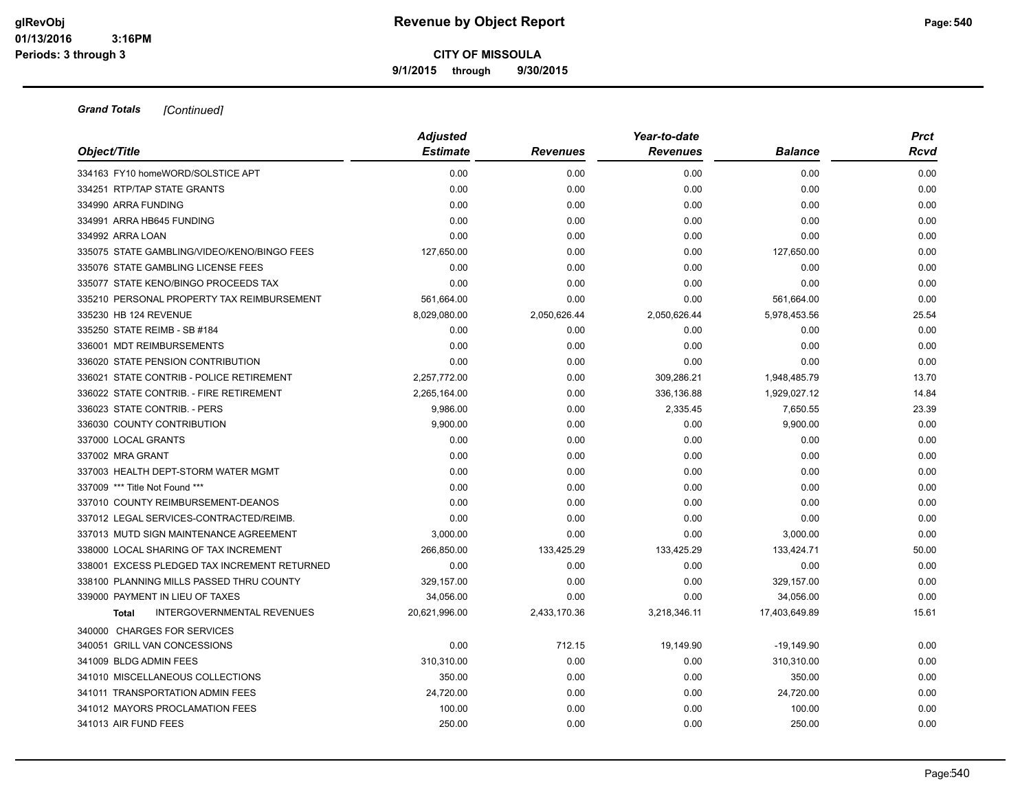**CITY OF MISSOULA**

**9/1/2015 through 9/30/2015**

***Grand Totals*** *[Continued]*

| Object/Title | Adjusted Estimate | Revenues | Year-to-date Revenues | Balance | Prct Rcvd |
|---|---|---|---|---|---|
| 334163 FY10 homeWORD/SOLSTICE APT | 0.00 | 0.00 | 0.00 | 0.00 | 0.00 |
| 334251 RTP/TAP STATE GRANTS | 0.00 | 0.00 | 0.00 | 0.00 | 0.00 |
| 334990 ARRA FUNDING | 0.00 | 0.00 | 0.00 | 0.00 | 0.00 |
| 334991 ARRA HB645 FUNDING | 0.00 | 0.00 | 0.00 | 0.00 | 0.00 |
| 334992 ARRA LOAN | 0.00 | 0.00 | 0.00 | 0.00 | 0.00 |
| 335075 STATE GAMBLING/VIDEO/KENO/BINGO FEES | 127,650.00 | 0.00 | 0.00 | 127,650.00 | 0.00 |
| 335076 STATE GAMBLING LICENSE FEES | 0.00 | 0.00 | 0.00 | 0.00 | 0.00 |
| 335077 STATE KENO/BINGO PROCEEDS TAX | 0.00 | 0.00 | 0.00 | 0.00 | 0.00 |
| 335210 PERSONAL PROPERTY TAX REIMBURSEMENT | 561,664.00 | 0.00 | 0.00 | 561,664.00 | 0.00 |
| 335230 HB 124 REVENUE | 8,029,080.00 | 2,050,626.44 | 2,050,626.44 | 5,978,453.56 | 25.54 |
| 335250 STATE REIMB - SB #184 | 0.00 | 0.00 | 0.00 | 0.00 | 0.00 |
| 336001 MDT REIMBURSEMENTS | 0.00 | 0.00 | 0.00 | 0.00 | 0.00 |
| 336020 STATE PENSION CONTRIBUTION | 0.00 | 0.00 | 0.00 | 0.00 | 0.00 |
| 336021 STATE CONTRIB - POLICE RETIREMENT | 2,257,772.00 | 0.00 | 309,286.21 | 1,948,485.79 | 13.70 |
| 336022 STATE CONTRIB. - FIRE RETIREMENT | 2,265,164.00 | 0.00 | 336,136.88 | 1,929,027.12 | 14.84 |
| 336023 STATE CONTRIB. - PERS | 9,986.00 | 0.00 | 2,335.45 | 7,650.55 | 23.39 |
| 336030 COUNTY CONTRIBUTION | 9,900.00 | 0.00 | 0.00 | 9,900.00 | 0.00 |
| 337000 LOCAL GRANTS | 0.00 | 0.00 | 0.00 | 0.00 | 0.00 |
| 337002 MRA GRANT | 0.00 | 0.00 | 0.00 | 0.00 | 0.00 |
| 337003 HEALTH DEPT-STORM WATER MGMT | 0.00 | 0.00 | 0.00 | 0.00 | 0.00 |
| 337009 *** Title Not Found *** | 0.00 | 0.00 | 0.00 | 0.00 | 0.00 |
| 337010 COUNTY REIMBURSEMENT-DEANOS | 0.00 | 0.00 | 0.00 | 0.00 | 0.00 |
| 337012 LEGAL SERVICES-CONTRACTED/REIMB. | 0.00 | 0.00 | 0.00 | 0.00 | 0.00 |
| 337013 MUTD SIGN MAINTENANCE AGREEMENT | 3,000.00 | 0.00 | 0.00 | 3,000.00 | 0.00 |
| 338000 LOCAL SHARING OF TAX INCREMENT | 266,850.00 | 133,425.29 | 133,425.29 | 133,424.71 | 50.00 |
| 338001 EXCESS PLEDGED TAX INCREMENT RETURNED | 0.00 | 0.00 | 0.00 | 0.00 | 0.00 |
| 338100 PLANNING MILLS PASSED THRU COUNTY | 329,157.00 | 0.00 | 0.00 | 329,157.00 | 0.00 |
| 339000 PAYMENT IN LIEU OF TAXES | 34,056.00 | 0.00 | 0.00 | 34,056.00 | 0.00 |
| **Total** INTERGOVERNMENTAL REVENUES | 20,621,996.00 | 2,433,170.36 | 3,218,346.11 | 17,403,649.89 | 15.61 |
| 340000 CHARGES FOR SERVICES | | | | | |
| 340051 GRILL VAN CONCESSIONS | 0.00 | 712.15 | 19,149.90 | -19,149.90 | 0.00 |
| 341009 BLDG ADMIN FEES | 310,310.00 | 0.00 | 0.00 | 310,310.00 | 0.00 |
| 341010 MISCELLANEOUS COLLECTIONS | 350.00 | 0.00 | 0.00 | 350.00 | 0.00 |
| 341011 TRANSPORTATION ADMIN FEES | 24,720.00 | 0.00 | 0.00 | 24,720.00 | 0.00 |
| 341012 MAYORS PROCLAMATION FEES | 100.00 | 0.00 | 0.00 | 100.00 | 0.00 |
| 341013 AIR FUND FEES | 250.00 | 0.00 | 0.00 | 250.00 | 0.00 |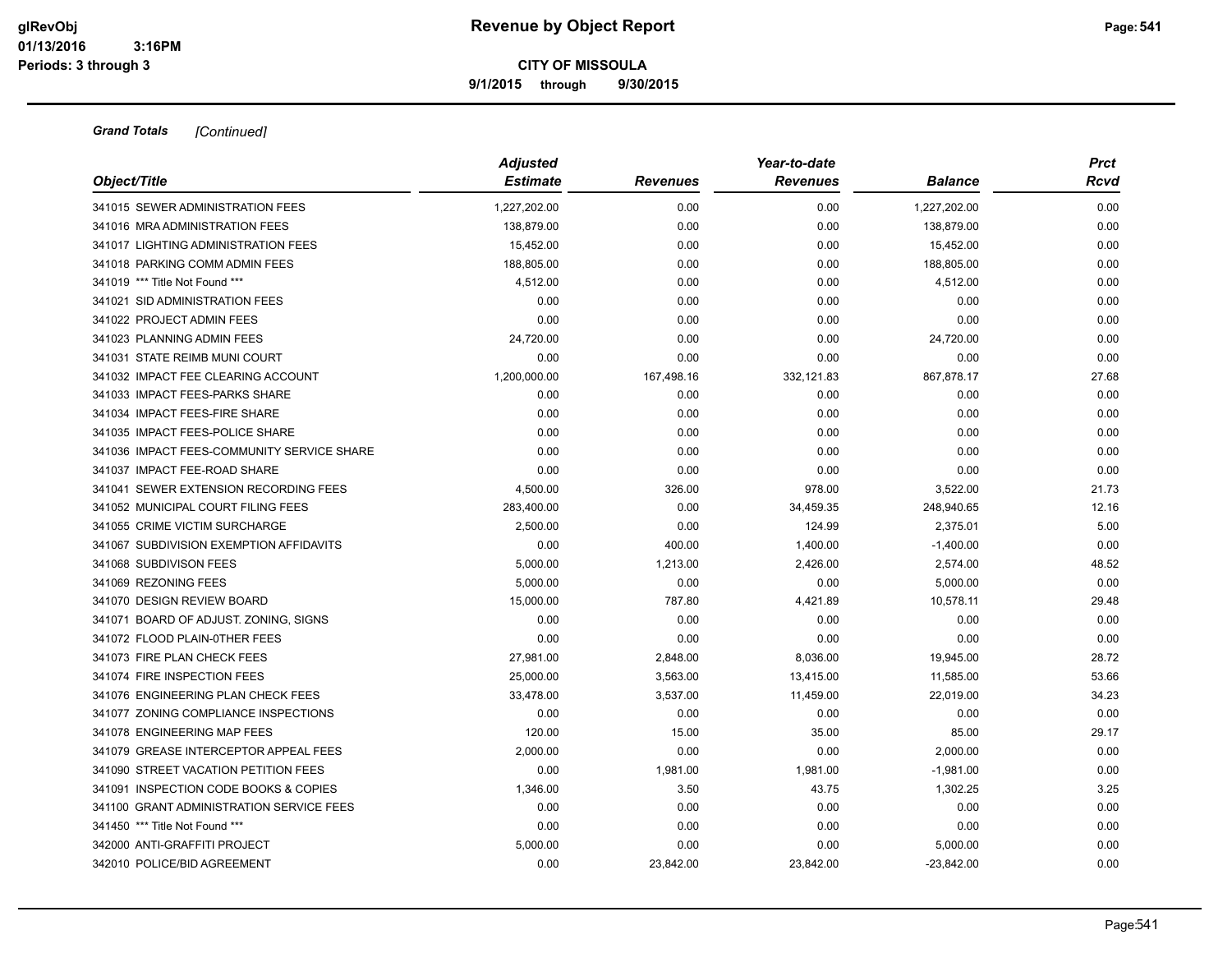# Revenue by Object Report

**CITY OF MISSOULA**

**9/1/2015 through 9/30/2015**

glRevObj
01/13/2016 3:16PM
Periods: 3 through 3

***Grand Totals*** *[Continued]*

| Object/Title | Adjusted Estimate | Revenues | Year-to-date Revenues | Balance | Prct Rcvd |
|---|---|---|---|---|---|
| 341015 SEWER ADMINISTRATION FEES | 1,227,202.00 | 0.00 | 0.00 | 1,227,202.00 | 0.00 |
| 341016 MRA ADMINISTRATION FEES | 138,879.00 | 0.00 | 0.00 | 138,879.00 | 0.00 |
| 341017 LIGHTING ADMINISTRATION FEES | 15,452.00 | 0.00 | 0.00 | 15,452.00 | 0.00 |
| 341018 PARKING COMM ADMIN FEES | 188,805.00 | 0.00 | 0.00 | 188,805.00 | 0.00 |
| 341019 *** Title Not Found *** | 4,512.00 | 0.00 | 0.00 | 4,512.00 | 0.00 |
| 341021 SID ADMINISTRATION FEES | 0.00 | 0.00 | 0.00 | 0.00 | 0.00 |
| 341022 PROJECT ADMIN FEES | 0.00 | 0.00 | 0.00 | 0.00 | 0.00 |
| 341023 PLANNING ADMIN FEES | 24,720.00 | 0.00 | 0.00 | 24,720.00 | 0.00 |
| 341031 STATE REIMB MUNI COURT | 0.00 | 0.00 | 0.00 | 0.00 | 0.00 |
| 341032 IMPACT FEE CLEARING ACCOUNT | 1,200,000.00 | 167,498.16 | 332,121.83 | 867,878.17 | 27.68 |
| 341033 IMPACT FEES-PARKS SHARE | 0.00 | 0.00 | 0.00 | 0.00 | 0.00 |
| 341034 IMPACT FEES-FIRE SHARE | 0.00 | 0.00 | 0.00 | 0.00 | 0.00 |
| 341035 IMPACT FEES-POLICE SHARE | 0.00 | 0.00 | 0.00 | 0.00 | 0.00 |
| 341036 IMPACT FEES-COMMUNITY SERVICE SHARE | 0.00 | 0.00 | 0.00 | 0.00 | 0.00 |
| 341037 IMPACT FEE-ROAD SHARE | 0.00 | 0.00 | 0.00 | 0.00 | 0.00 |
| 341041 SEWER EXTENSION RECORDING FEES | 4,500.00 | 326.00 | 978.00 | 3,522.00 | 21.73 |
| 341052 MUNICIPAL COURT FILING FEES | 283,400.00 | 0.00 | 34,459.35 | 248,940.65 | 12.16 |
| 341055 CRIME VICTIM SURCHARGE | 2,500.00 | 0.00 | 124.99 | 2,375.01 | 5.00 |
| 341067 SUBDIVISION EXEMPTION AFFIDAVITS | 0.00 | 400.00 | 1,400.00 | -1,400.00 | 0.00 |
| 341068 SUBDIVISON FEES | 5,000.00 | 1,213.00 | 2,426.00 | 2,574.00 | 48.52 |
| 341069 REZONING FEES | 5,000.00 | 0.00 | 0.00 | 5,000.00 | 0.00 |
| 341070 DESIGN REVIEW BOARD | 15,000.00 | 787.80 | 4,421.89 | 10,578.11 | 29.48 |
| 341071 BOARD OF ADJUST. ZONING, SIGNS | 0.00 | 0.00 | 0.00 | 0.00 | 0.00 |
| 341072 FLOOD PLAIN-0THER FEES | 0.00 | 0.00 | 0.00 | 0.00 | 0.00 |
| 341073 FIRE PLAN CHECK FEES | 27,981.00 | 2,848.00 | 8,036.00 | 19,945.00 | 28.72 |
| 341074 FIRE INSPECTION FEES | 25,000.00 | 3,563.00 | 13,415.00 | 11,585.00 | 53.66 |
| 341076 ENGINEERING PLAN CHECK FEES | 33,478.00 | 3,537.00 | 11,459.00 | 22,019.00 | 34.23 |
| 341077 ZONING COMPLIANCE INSPECTIONS | 0.00 | 0.00 | 0.00 | 0.00 | 0.00 |
| 341078 ENGINEERING MAP FEES | 120.00 | 15.00 | 35.00 | 85.00 | 29.17 |
| 341079 GREASE INTERCEPTOR APPEAL FEES | 2,000.00 | 0.00 | 0.00 | 2,000.00 | 0.00 |
| 341090 STREET VACATION PETITION FEES | 0.00 | 1,981.00 | 1,981.00 | -1,981.00 | 0.00 |
| 341091 INSPECTION CODE BOOKS & COPIES | 1,346.00 | 3.50 | 43.75 | 1,302.25 | 3.25 |
| 341100 GRANT ADMINISTRATION SERVICE FEES | 0.00 | 0.00 | 0.00 | 0.00 | 0.00 |
| 341450 *** Title Not Found *** | 0.00 | 0.00 | 0.00 | 0.00 | 0.00 |
| 342000 ANTI-GRAFFITI PROJECT | 5,000.00 | 0.00 | 0.00 | 5,000.00 | 0.00 |
| 342010 POLICE/BID AGREEMENT | 0.00 | 23,842.00 | 23,842.00 | -23,842.00 | 0.00 |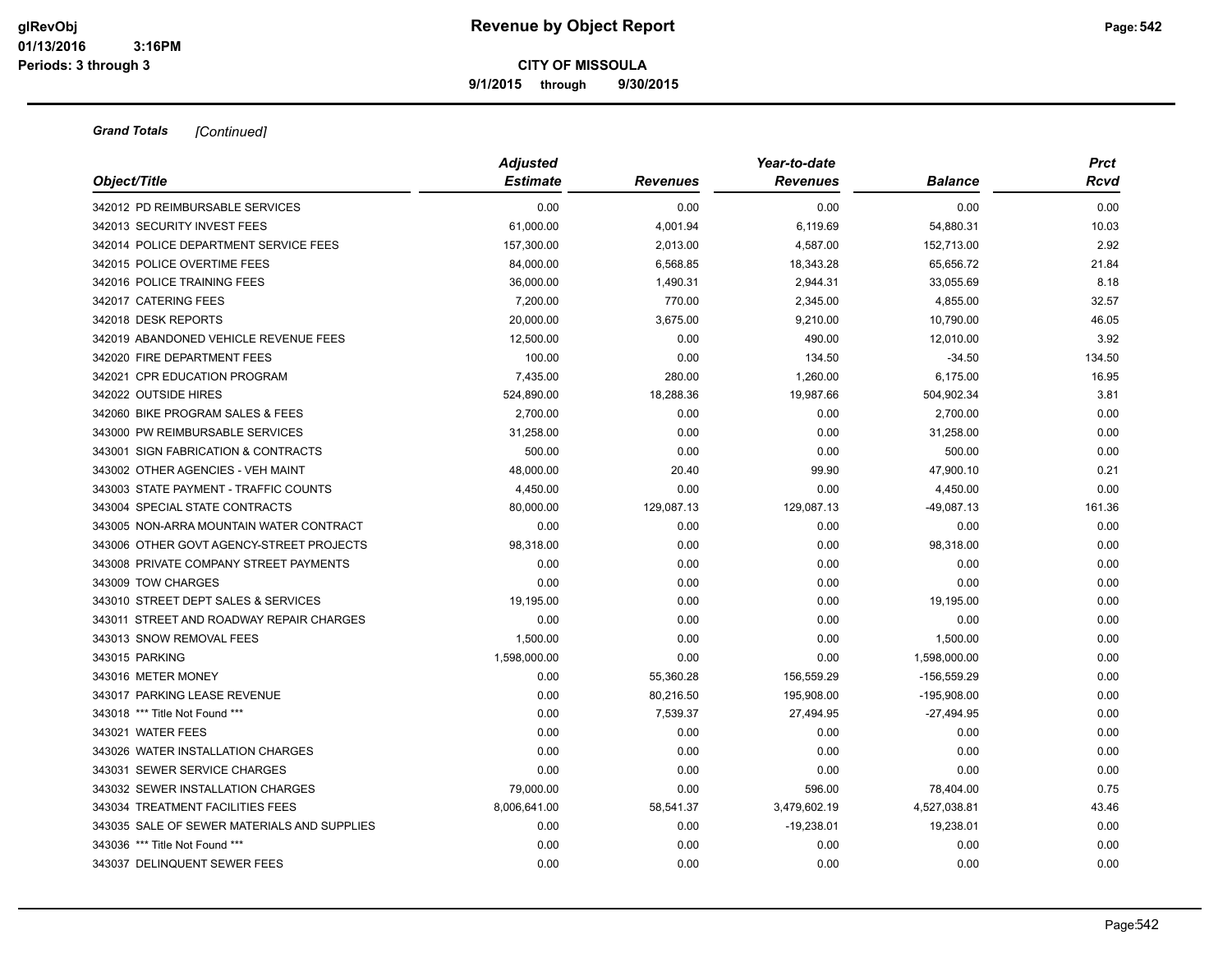**Revenue by Object Report**

**CITY OF MISSOULA**

**9/1/2015 through 9/30/2015**

glRevObj
01/13/2016 3:16PM
Periods: 3 through 3

***Grand Totals*** *[Continued]*

| Object/Title | Adjusted Estimate | Revenues | Year-to-date Revenues | Balance | Prct Rcvd |
|---|---|---|---|---|---|
| 342012 PD REIMBURSABLE SERVICES | 0.00 | 0.00 | 0.00 | 0.00 | 0.00 |
| 342013 SECURITY INVEST FEES | 61,000.00 | 4,001.94 | 6,119.69 | 54,880.31 | 10.03 |
| 342014 POLICE DEPARTMENT SERVICE FEES | 157,300.00 | 2,013.00 | 4,587.00 | 152,713.00 | 2.92 |
| 342015 POLICE OVERTIME FEES | 84,000.00 | 6,568.85 | 18,343.28 | 65,656.72 | 21.84 |
| 342016 POLICE TRAINING FEES | 36,000.00 | 1,490.31 | 2,944.31 | 33,055.69 | 8.18 |
| 342017 CATERING FEES | 7,200.00 | 770.00 | 2,345.00 | 4,855.00 | 32.57 |
| 342018 DESK REPORTS | 20,000.00 | 3,675.00 | 9,210.00 | 10,790.00 | 46.05 |
| 342019 ABANDONED VEHICLE REVENUE FEES | 12,500.00 | 0.00 | 490.00 | 12,010.00 | 3.92 |
| 342020 FIRE DEPARTMENT FEES | 100.00 | 0.00 | 134.50 | -34.50 | 134.50 |
| 342021 CPR EDUCATION PROGRAM | 7,435.00 | 280.00 | 1,260.00 | 6,175.00 | 16.95 |
| 342022 OUTSIDE HIRES | 524,890.00 | 18,288.36 | 19,987.66 | 504,902.34 | 3.81 |
| 342060 BIKE PROGRAM SALES & FEES | 2,700.00 | 0.00 | 0.00 | 2,700.00 | 0.00 |
| 343000 PW REIMBURSABLE SERVICES | 31,258.00 | 0.00 | 0.00 | 31,258.00 | 0.00 |
| 343001 SIGN FABRICATION & CONTRACTS | 500.00 | 0.00 | 0.00 | 500.00 | 0.00 |
| 343002 OTHER AGENCIES - VEH MAINT | 48,000.00 | 20.40 | 99.90 | 47,900.10 | 0.21 |
| 343003 STATE PAYMENT - TRAFFIC COUNTS | 4,450.00 | 0.00 | 0.00 | 4,450.00 | 0.00 |
| 343004 SPECIAL STATE CONTRACTS | 80,000.00 | 129,087.13 | 129,087.13 | -49,087.13 | 161.36 |
| 343005 NON-ARRA MOUNTAIN WATER CONTRACT | 0.00 | 0.00 | 0.00 | 0.00 | 0.00 |
| 343006 OTHER GOVT AGENCY-STREET PROJECTS | 98,318.00 | 0.00 | 0.00 | 98,318.00 | 0.00 |
| 343008 PRIVATE COMPANY STREET PAYMENTS | 0.00 | 0.00 | 0.00 | 0.00 | 0.00 |
| 343009 TOW CHARGES | 0.00 | 0.00 | 0.00 | 0.00 | 0.00 |
| 343010 STREET DEPT SALES & SERVICES | 19,195.00 | 0.00 | 0.00 | 19,195.00 | 0.00 |
| 343011 STREET AND ROADWAY REPAIR CHARGES | 0.00 | 0.00 | 0.00 | 0.00 | 0.00 |
| 343013 SNOW REMOVAL FEES | 1,500.00 | 0.00 | 0.00 | 1,500.00 | 0.00 |
| 343015 PARKING | 1,598,000.00 | 0.00 | 0.00 | 1,598,000.00 | 0.00 |
| 343016 METER MONEY | 0.00 | 55,360.28 | 156,559.29 | -156,559.29 | 0.00 |
| 343017 PARKING LEASE REVENUE | 0.00 | 80,216.50 | 195,908.00 | -195,908.00 | 0.00 |
| 343018 *** Title Not Found *** | 0.00 | 7,539.37 | 27,494.95 | -27,494.95 | 0.00 |
| 343021 WATER FEES | 0.00 | 0.00 | 0.00 | 0.00 | 0.00 |
| 343026 WATER INSTALLATION CHARGES | 0.00 | 0.00 | 0.00 | 0.00 | 0.00 |
| 343031 SEWER SERVICE CHARGES | 0.00 | 0.00 | 0.00 | 0.00 | 0.00 |
| 343032 SEWER INSTALLATION CHARGES | 79,000.00 | 0.00 | 596.00 | 78,404.00 | 0.75 |
| 343034 TREATMENT FACILITIES FEES | 8,006,641.00 | 58,541.37 | 3,479,602.19 | 4,527,038.81 | 43.46 |
| 343035 SALE OF SEWER MATERIALS AND SUPPLIES | 0.00 | 0.00 | -19,238.01 | 19,238.01 | 0.00 |
| 343036 *** Title Not Found *** | 0.00 | 0.00 | 0.00 | 0.00 | 0.00 |
| 343037 DELINQUENT SEWER FEES | 0.00 | 0.00 | 0.00 | 0.00 | 0.00 |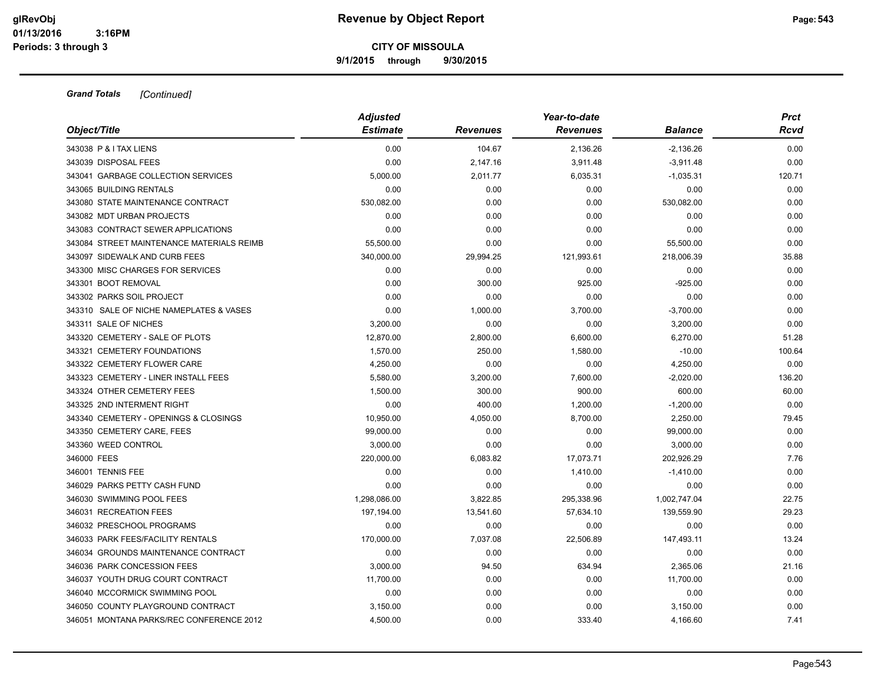**Grand Totals** *[Continued]*

| Object/Title | Adjusted Estimate | Revenues | Year-to-date Revenues | Balance | Prct Rcvd |
|---|---|---|---|---|---|
| 343038 P & I TAX LIENS | 0.00 | 104.67 | 2,136.26 | -2,136.26 | 0.00 |
| 343039 DISPOSAL FEES | 0.00 | 2,147.16 | 3,911.48 | -3,911.48 | 0.00 |
| 343041 GARBAGE COLLECTION SERVICES | 5,000.00 | 2,011.77 | 6,035.31 | -1,035.31 | 120.71 |
| 343065 BUILDING RENTALS | 0.00 | 0.00 | 0.00 | 0.00 | 0.00 |
| 343080 STATE MAINTENANCE CONTRACT | 530,082.00 | 0.00 | 0.00 | 530,082.00 | 0.00 |
| 343082 MDT URBAN PROJECTS | 0.00 | 0.00 | 0.00 | 0.00 | 0.00 |
| 343083 CONTRACT SEWER APPLICATIONS | 0.00 | 0.00 | 0.00 | 0.00 | 0.00 |
| 343084 STREET MAINTENANCE MATERIALS REIMB | 55,500.00 | 0.00 | 0.00 | 55,500.00 | 0.00 |
| 343097 SIDEWALK AND CURB FEES | 340,000.00 | 29,994.25 | 121,993.61 | 218,006.39 | 35.88 |
| 343300 MISC CHARGES FOR SERVICES | 0.00 | 0.00 | 0.00 | 0.00 | 0.00 |
| 343301 BOOT REMOVAL | 0.00 | 300.00 | 925.00 | -925.00 | 0.00 |
| 343302 PARKS SOIL PROJECT | 0.00 | 0.00 | 0.00 | 0.00 | 0.00 |
| 343310 SALE OF NICHE NAMEPLATES & VASES | 0.00 | 1,000.00 | 3,700.00 | -3,700.00 | 0.00 |
| 343311 SALE OF NICHES | 3,200.00 | 0.00 | 0.00 | 3,200.00 | 0.00 |
| 343320 CEMETERY - SALE OF PLOTS | 12,870.00 | 2,800.00 | 6,600.00 | 6,270.00 | 51.28 |
| 343321 CEMETERY FOUNDATIONS | 1,570.00 | 250.00 | 1,580.00 | -10.00 | 100.64 |
| 343322 CEMETERY FLOWER CARE | 4,250.00 | 0.00 | 0.00 | 4,250.00 | 0.00 |
| 343323 CEMETERY - LINER INSTALL FEES | 5,580.00 | 3,200.00 | 7,600.00 | -2,020.00 | 136.20 |
| 343324 OTHER CEMETERY FEES | 1,500.00 | 300.00 | 900.00 | 600.00 | 60.00 |
| 343325 2ND INTERMENT RIGHT | 0.00 | 400.00 | 1,200.00 | -1,200.00 | 0.00 |
| 343340 CEMETERY - OPENINGS & CLOSINGS | 10,950.00 | 4,050.00 | 8,700.00 | 2,250.00 | 79.45 |
| 343350 CEMETERY CARE, FEES | 99,000.00 | 0.00 | 0.00 | 99,000.00 | 0.00 |
| 343360 WEED CONTROL | 3,000.00 | 0.00 | 0.00 | 3,000.00 | 0.00 |
| 346000 FEES | 220,000.00 | 6,083.82 | 17,073.71 | 202,926.29 | 7.76 |
| 346001 TENNIS FEE | 0.00 | 0.00 | 1,410.00 | -1,410.00 | 0.00 |
| 346029 PARKS PETTY CASH FUND | 0.00 | 0.00 | 0.00 | 0.00 | 0.00 |
| 346030 SWIMMING POOL FEES | 1,298,086.00 | 3,822.85 | 295,338.96 | 1,002,747.04 | 22.75 |
| 346031 RECREATION FEES | 197,194.00 | 13,541.60 | 57,634.10 | 139,559.90 | 29.23 |
| 346032 PRESCHOOL PROGRAMS | 0.00 | 0.00 | 0.00 | 0.00 | 0.00 |
| 346033 PARK FEES/FACILITY RENTALS | 170,000.00 | 7,037.08 | 22,506.89 | 147,493.11 | 13.24 |
| 346034 GROUNDS MAINTENANCE CONTRACT | 0.00 | 0.00 | 0.00 | 0.00 | 0.00 |
| 346036 PARK CONCESSION FEES | 3,000.00 | 94.50 | 634.94 | 2,365.06 | 21.16 |
| 346037 YOUTH DRUG COURT CONTRACT | 11,700.00 | 0.00 | 0.00 | 11,700.00 | 0.00 |
| 346040 MCCORMICK SWIMMING POOL | 0.00 | 0.00 | 0.00 | 0.00 | 0.00 |
| 346050 COUNTY PLAYGROUND CONTRACT | 3,150.00 | 0.00 | 0.00 | 3,150.00 | 0.00 |
| 346051 MONTANA PARKS/REC CONFERENCE 2012 | 4,500.00 | 0.00 | 333.40 | 4,166.60 | 7.41 |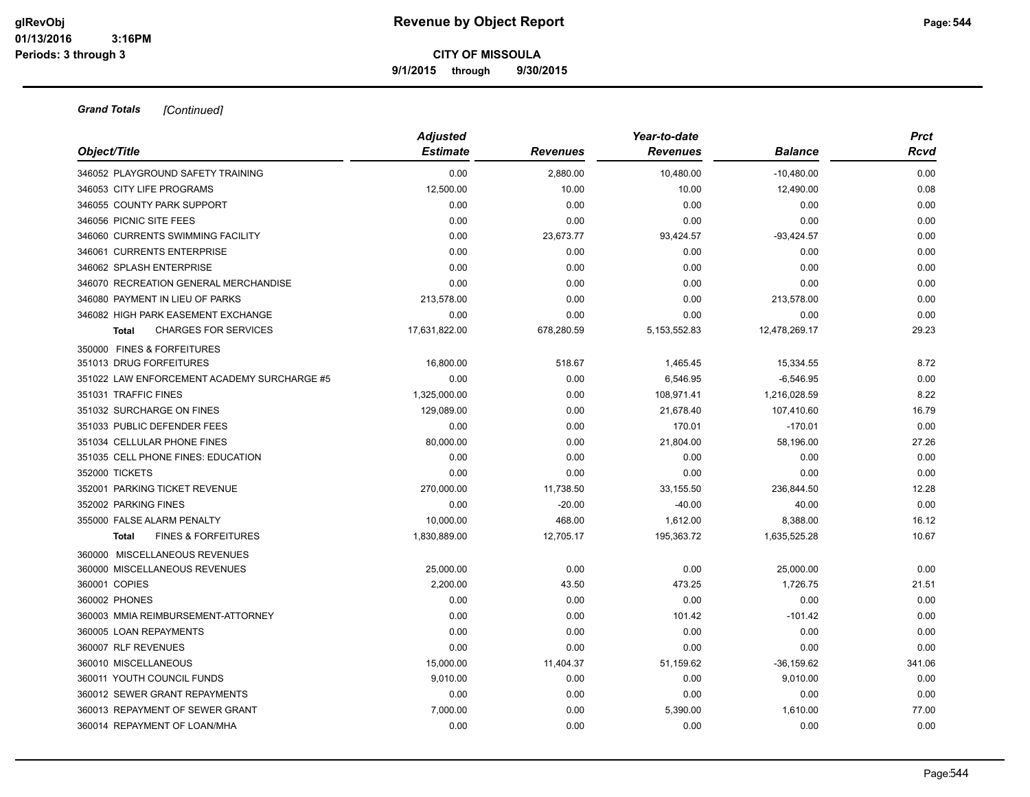**CITY OF MISSOULA**

**9/1/2015 through 9/30/2015**

***Grand Totals*** *[Continued]*

| Object/Title | Adjusted Estimate | Revenues | Year-to-date Revenues | Balance | Prct Rcvd |
|---|---|---|---|---|---|
| 346052 PLAYGROUND SAFETY TRAINING | 0.00 | 2,880.00 | 10,480.00 | -10,480.00 | 0.00 |
| 346053 CITY LIFE PROGRAMS | 12,500.00 | 10.00 | 10.00 | 12,490.00 | 0.08 |
| 346055 COUNTY PARK SUPPORT | 0.00 | 0.00 | 0.00 | 0.00 | 0.00 |
| 346056 PICNIC SITE FEES | 0.00 | 0.00 | 0.00 | 0.00 | 0.00 |
| 346060 CURRENTS SWIMMING FACILITY | 0.00 | 23,673.77 | 93,424.57 | -93,424.57 | 0.00 |
| 346061 CURRENTS ENTERPRISE | 0.00 | 0.00 | 0.00 | 0.00 | 0.00 |
| 346062 SPLASH ENTERPRISE | 0.00 | 0.00 | 0.00 | 0.00 | 0.00 |
| 346070 RECREATION GENERAL MERCHANDISE | 0.00 | 0.00 | 0.00 | 0.00 | 0.00 |
| 346080 PAYMENT IN LIEU OF PARKS | 213,578.00 | 0.00 | 0.00 | 213,578.00 | 0.00 |
| 346082 HIGH PARK EASEMENT EXCHANGE | 0.00 | 0.00 | 0.00 | 0.00 | 0.00 |
| **Total** CHARGES FOR SERVICES | 17,631,822.00 | 678,280.59 | 5,153,552.83 | 12,478,269.17 | 29.23 |
| 350000 FINES & FORFEITURES | | | | | |
| 351013 DRUG FORFEITURES | 16,800.00 | 518.67 | 1,465.45 | 15,334.55 | 8.72 |
| 351022 LAW ENFORCEMENT ACADEMY SURCHARGE #5 | 0.00 | 0.00 | 6,546.95 | -6,546.95 | 0.00 |
| 351031 TRAFFIC FINES | 1,325,000.00 | 0.00 | 108,971.41 | 1,216,028.59 | 8.22 |
| 351032 SURCHARGE ON FINES | 129,089.00 | 0.00 | 21,678.40 | 107,410.60 | 16.79 |
| 351033 PUBLIC DEFENDER FEES | 0.00 | 0.00 | 170.01 | -170.01 | 0.00 |
| 351034 CELLULAR PHONE FINES | 80,000.00 | 0.00 | 21,804.00 | 58,196.00 | 27.26 |
| 351035 CELL PHONE FINES: EDUCATION | 0.00 | 0.00 | 0.00 | 0.00 | 0.00 |
| 352000 TICKETS | 0.00 | 0.00 | 0.00 | 0.00 | 0.00 |
| 352001 PARKING TICKET REVENUE | 270,000.00 | 11,738.50 | 33,155.50 | 236,844.50 | 12.28 |
| 352002 PARKING FINES | 0.00 | -20.00 | -40.00 | 40.00 | 0.00 |
| 355000 FALSE ALARM PENALTY | 10,000.00 | 468.00 | 1,612.00 | 8,388.00 | 16.12 |
| **Total** FINES & FORFEITURES | 1,830,889.00 | 12,705.17 | 195,363.72 | 1,635,525.28 | 10.67 |
| 360000 MISCELLANEOUS REVENUES | | | | | |
| 360000 MISCELLANEOUS REVENUES | 25,000.00 | 0.00 | 0.00 | 25,000.00 | 0.00 |
| 360001 COPIES | 2,200.00 | 43.50 | 473.25 | 1,726.75 | 21.51 |
| 360002 PHONES | 0.00 | 0.00 | 0.00 | 0.00 | 0.00 |
| 360003 MMIA REIMBURSEMENT-ATTORNEY | 0.00 | 0.00 | 101.42 | -101.42 | 0.00 |
| 360005 LOAN REPAYMENTS | 0.00 | 0.00 | 0.00 | 0.00 | 0.00 |
| 360007 RLF REVENUES | 0.00 | 0.00 | 0.00 | 0.00 | 0.00 |
| 360010 MISCELLANEOUS | 15,000.00 | 11,404.37 | 51,159.62 | -36,159.62 | 341.06 |
| 360011 YOUTH COUNCIL FUNDS | 9,010.00 | 0.00 | 0.00 | 9,010.00 | 0.00 |
| 360012 SEWER GRANT REPAYMENTS | 0.00 | 0.00 | 0.00 | 0.00 | 0.00 |
| 360013 REPAYMENT OF SEWER GRANT | 7,000.00 | 0.00 | 5,390.00 | 1,610.00 | 77.00 |
| 360014 REPAYMENT OF LOAN/MHA | 0.00 | 0.00 | 0.00 | 0.00 | 0.00 |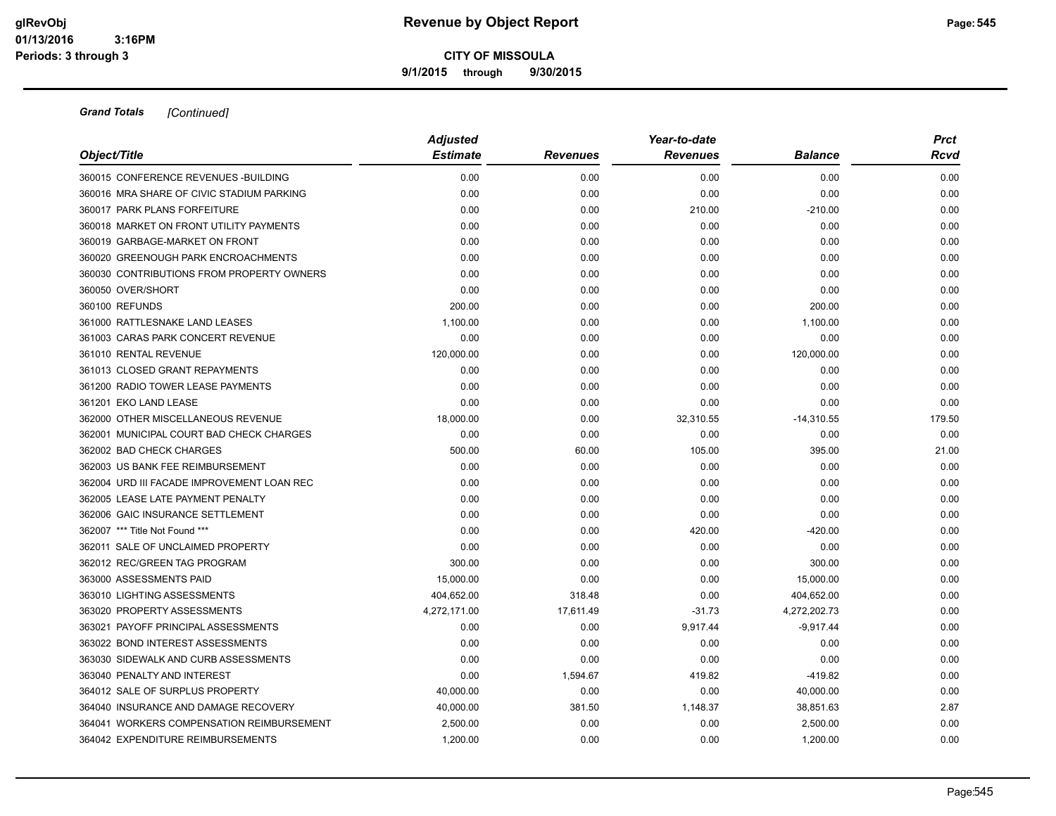**Revenue by Object Report**

**CITY OF MISSOULA**

**9/1/2015 through 9/30/2015**

glRevObj
01/13/2016 3:16PM
Periods: 3 through 3

***Grand Totals*** *[Continued]*

| Object/Title | Adjusted Estimate | Revenues | Year-to-date Revenues | Balance | Prct Rcvd |
|---|---|---|---|---|---|
| 360015 CONFERENCE REVENUES -BUILDING | 0.00 | 0.00 | 0.00 | 0.00 | 0.00 |
| 360016 MRA SHARE OF CIVIC STADIUM PARKING | 0.00 | 0.00 | 0.00 | 0.00 | 0.00 |
| 360017 PARK PLANS FORFEITURE | 0.00 | 0.00 | 210.00 | -210.00 | 0.00 |
| 360018 MARKET ON FRONT UTILITY PAYMENTS | 0.00 | 0.00 | 0.00 | 0.00 | 0.00 |
| 360019 GARBAGE-MARKET ON FRONT | 0.00 | 0.00 | 0.00 | 0.00 | 0.00 |
| 360020 GREENOUGH PARK ENCROACHMENTS | 0.00 | 0.00 | 0.00 | 0.00 | 0.00 |
| 360030 CONTRIBUTIONS FROM PROPERTY OWNERS | 0.00 | 0.00 | 0.00 | 0.00 | 0.00 |
| 360050 OVER/SHORT | 0.00 | 0.00 | 0.00 | 0.00 | 0.00 |
| 360100 REFUNDS | 200.00 | 0.00 | 0.00 | 200.00 | 0.00 |
| 361000 RATTLESNAKE LAND LEASES | 1,100.00 | 0.00 | 0.00 | 1,100.00 | 0.00 |
| 361003 CARAS PARK CONCERT REVENUE | 0.00 | 0.00 | 0.00 | 0.00 | 0.00 |
| 361010 RENTAL REVENUE | 120,000.00 | 0.00 | 0.00 | 120,000.00 | 0.00 |
| 361013 CLOSED GRANT REPAYMENTS | 0.00 | 0.00 | 0.00 | 0.00 | 0.00 |
| 361200 RADIO TOWER LEASE PAYMENTS | 0.00 | 0.00 | 0.00 | 0.00 | 0.00 |
| 361201 EKO LAND LEASE | 0.00 | 0.00 | 0.00 | 0.00 | 0.00 |
| 362000 OTHER MISCELLANEOUS REVENUE | 18,000.00 | 0.00 | 32,310.55 | -14,310.55 | 179.50 |
| 362001 MUNICIPAL COURT BAD CHECK CHARGES | 0.00 | 0.00 | 0.00 | 0.00 | 0.00 |
| 362002 BAD CHECK CHARGES | 500.00 | 60.00 | 105.00 | 395.00 | 21.00 |
| 362003 US BANK FEE REIMBURSEMENT | 0.00 | 0.00 | 0.00 | 0.00 | 0.00 |
| 362004 URD III FACADE IMPROVEMENT LOAN REC | 0.00 | 0.00 | 0.00 | 0.00 | 0.00 |
| 362005 LEASE LATE PAYMENT PENALTY | 0.00 | 0.00 | 0.00 | 0.00 | 0.00 |
| 362006 GAIC INSURANCE SETTLEMENT | 0.00 | 0.00 | 0.00 | 0.00 | 0.00 |
| 362007 *** Title Not Found *** | 0.00 | 0.00 | 420.00 | -420.00 | 0.00 |
| 362011 SALE OF UNCLAIMED PROPERTY | 0.00 | 0.00 | 0.00 | 0.00 | 0.00 |
| 362012 REC/GREEN TAG PROGRAM | 300.00 | 0.00 | 0.00 | 300.00 | 0.00 |
| 363000 ASSESSMENTS PAID | 15,000.00 | 0.00 | 0.00 | 15,000.00 | 0.00 |
| 363010 LIGHTING ASSESSMENTS | 404,652.00 | 318.48 | 0.00 | 404,652.00 | 0.00 |
| 363020 PROPERTY ASSESSMENTS | 4,272,171.00 | 17,611.49 | -31.73 | 4,272,202.73 | 0.00 |
| 363021 PAYOFF PRINCIPAL ASSESSMENTS | 0.00 | 0.00 | 9,917.44 | -9,917.44 | 0.00 |
| 363022 BOND INTEREST ASSESSMENTS | 0.00 | 0.00 | 0.00 | 0.00 | 0.00 |
| 363030 SIDEWALK AND CURB ASSESSMENTS | 0.00 | 0.00 | 0.00 | 0.00 | 0.00 |
| 363040 PENALTY AND INTEREST | 0.00 | 1,594.67 | 419.82 | -419.82 | 0.00 |
| 364012 SALE OF SURPLUS PROPERTY | 40,000.00 | 0.00 | 0.00 | 40,000.00 | 0.00 |
| 364040 INSURANCE AND DAMAGE RECOVERY | 40,000.00 | 381.50 | 1,148.37 | 38,851.63 | 2.87 |
| 364041 WORKERS COMPENSATION REIMBURSEMENT | 2,500.00 | 0.00 | 0.00 | 2,500.00 | 0.00 |
| 364042 EXPENDITURE REIMBURSEMENTS | 1,200.00 | 0.00 | 0.00 | 1,200.00 | 0.00 |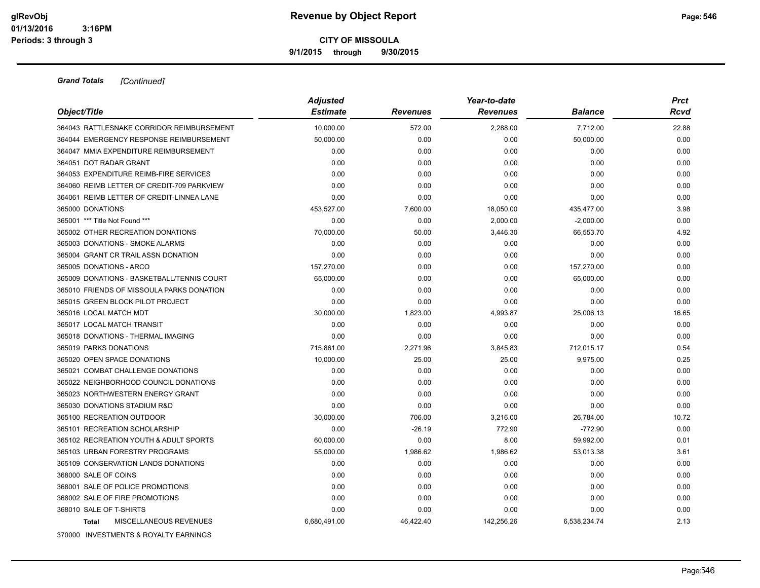# Revenue by Object Report

**CITY OF MISSOULA**

**9/1/2015 through 9/30/2015**

glRevObj
01/13/2016 3:16PM
Periods: 3 through 3

***Grand Totals*** *[Continued]*

| Object/Title | Adjusted Estimate | Revenues | Year-to-date Revenues | Balance | Prct Rcvd |
|---|---|---|---|---|---|
| 364043 RATTLESNAKE CORRIDOR REIMBURSEMENT | 10,000.00 | 572.00 | 2,288.00 | 7,712.00 | 22.88 |
| 364044 EMERGENCY RESPONSE REIMBURSEMENT | 50,000.00 | 0.00 | 0.00 | 50,000.00 | 0.00 |
| 364047 MMIA EXPENDITURE REIMBURSEMENT | 0.00 | 0.00 | 0.00 | 0.00 | 0.00 |
| 364051 DOT RADAR GRANT | 0.00 | 0.00 | 0.00 | 0.00 | 0.00 |
| 364053 EXPENDITURE REIMB-FIRE SERVICES | 0.00 | 0.00 | 0.00 | 0.00 | 0.00 |
| 364060 REIMB LETTER OF CREDIT-709 PARKVIEW | 0.00 | 0.00 | 0.00 | 0.00 | 0.00 |
| 364061 REIMB LETTER OF CREDIT-LINNEA LANE | 0.00 | 0.00 | 0.00 | 0.00 | 0.00 |
| 365000 DONATIONS | 453,527.00 | 7,600.00 | 18,050.00 | 435,477.00 | 3.98 |
| 365001 *** Title Not Found *** | 0.00 | 0.00 | 2,000.00 | -2,000.00 | 0.00 |
| 365002 OTHER RECREATION DONATIONS | 70,000.00 | 50.00 | 3,446.30 | 66,553.70 | 4.92 |
| 365003 DONATIONS - SMOKE ALARMS | 0.00 | 0.00 | 0.00 | 0.00 | 0.00 |
| 365004 GRANT CR TRAIL ASSN DONATION | 0.00 | 0.00 | 0.00 | 0.00 | 0.00 |
| 365005 DONATIONS - ARCO | 157,270.00 | 0.00 | 0.00 | 157,270.00 | 0.00 |
| 365009 DONATIONS - BASKETBALL/TENNIS COURT | 65,000.00 | 0.00 | 0.00 | 65,000.00 | 0.00 |
| 365010 FRIENDS OF MISSOULA PARKS DONATION | 0.00 | 0.00 | 0.00 | 0.00 | 0.00 |
| 365015 GREEN BLOCK PILOT PROJECT | 0.00 | 0.00 | 0.00 | 0.00 | 0.00 |
| 365016 LOCAL MATCH MDT | 30,000.00 | 1,823.00 | 4,993.87 | 25,006.13 | 16.65 |
| 365017 LOCAL MATCH TRANSIT | 0.00 | 0.00 | 0.00 | 0.00 | 0.00 |
| 365018 DONATIONS - THERMAL IMAGING | 0.00 | 0.00 | 0.00 | 0.00 | 0.00 |
| 365019 PARKS DONATIONS | 715,861.00 | 2,271.96 | 3,845.83 | 712,015.17 | 0.54 |
| 365020 OPEN SPACE DONATIONS | 10,000.00 | 25.00 | 25.00 | 9,975.00 | 0.25 |
| 365021 COMBAT CHALLENGE DONATIONS | 0.00 | 0.00 | 0.00 | 0.00 | 0.00 |
| 365022 NEIGHBORHOOD COUNCIL DONATIONS | 0.00 | 0.00 | 0.00 | 0.00 | 0.00 |
| 365023 NORTHWESTERN ENERGY GRANT | 0.00 | 0.00 | 0.00 | 0.00 | 0.00 |
| 365030 DONATIONS STADIUM R&D | 0.00 | 0.00 | 0.00 | 0.00 | 0.00 |
| 365100 RECREATION OUTDOOR | 30,000.00 | 706.00 | 3,216.00 | 26,784.00 | 10.72 |
| 365101 RECREATION SCHOLARSHIP | 0.00 | -26.19 | 772.90 | -772.90 | 0.00 |
| 365102 RECREATION YOUTH & ADULT SPORTS | 60,000.00 | 0.00 | 8.00 | 59,992.00 | 0.01 |
| 365103 URBAN FORESTRY PROGRAMS | 55,000.00 | 1,986.62 | 1,986.62 | 53,013.38 | 3.61 |
| 365109 CONSERVATION LANDS DONATIONS | 0.00 | 0.00 | 0.00 | 0.00 | 0.00 |
| 368000 SALE OF COINS | 0.00 | 0.00 | 0.00 | 0.00 | 0.00 |
| 368001 SALE OF POLICE PROMOTIONS | 0.00 | 0.00 | 0.00 | 0.00 | 0.00 |
| 368002 SALE OF FIRE PROMOTIONS | 0.00 | 0.00 | 0.00 | 0.00 | 0.00 |
| 368010 SALE OF T-SHIRTS | 0.00 | 0.00 | 0.00 | 0.00 | 0.00 |
| **Total** MISCELLANEOUS REVENUES | 6,680,491.00 | 46,422.40 | 142,256.26 | 6,538,234.74 | 2.13 |

370000 INVESTMENTS & ROYALTY EARNINGS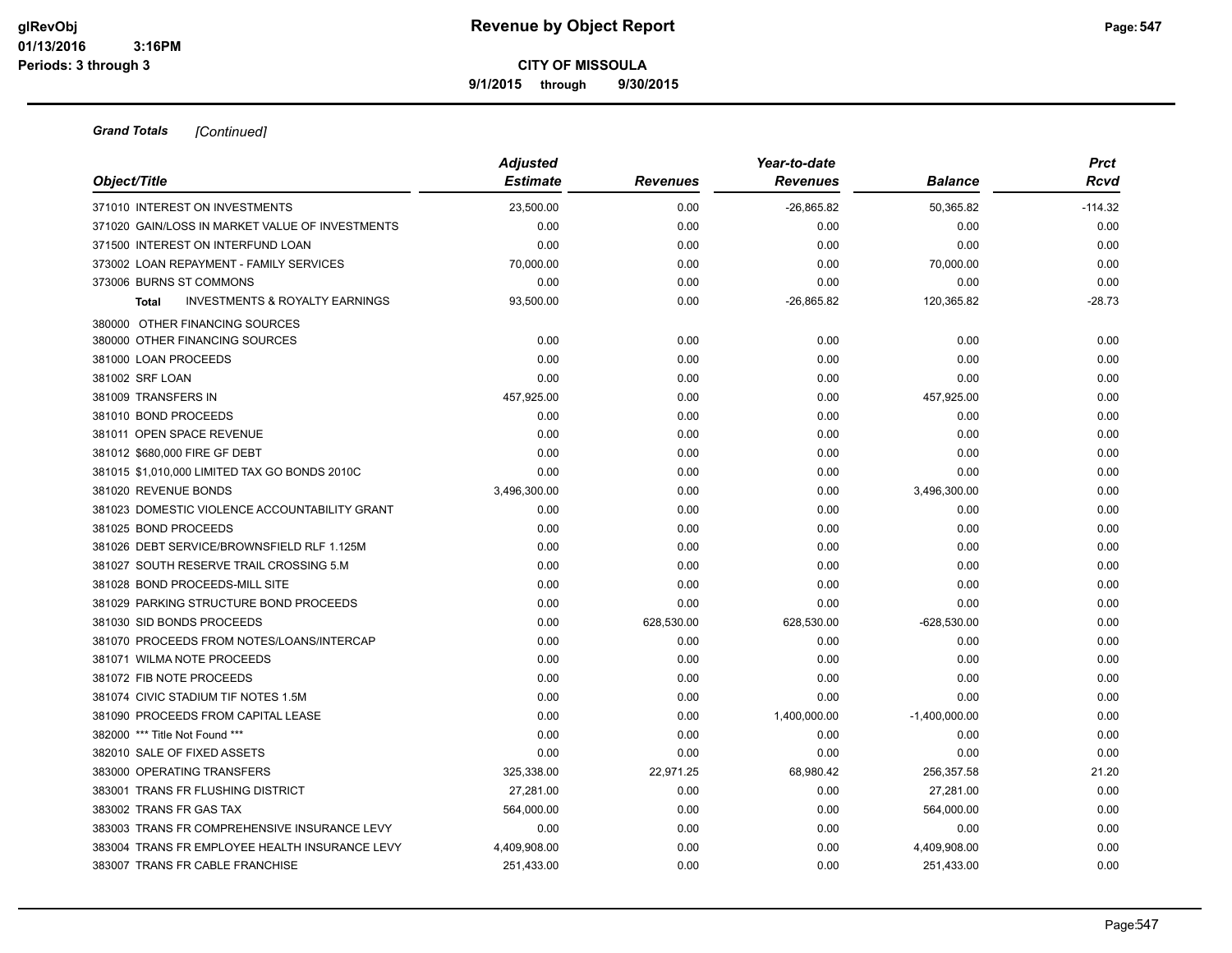# Revenue by Object Report

**CITY OF MISSOULA**

**9/1/2015 through 9/30/2015**

glRevObj
01/13/2016 3:16PM
Periods: 3 through 3

***Grand Totals*** *[Continued]*

| Object/Title | Adjusted Estimate | Revenues | Year-to-date Revenues | Balance | Prct Rcvd |
|---|---|---|---|---|---|
| 371010 INTEREST ON INVESTMENTS | 23,500.00 | 0.00 | -26,865.82 | 50,365.82 | -114.32 |
| 371020 GAIN/LOSS IN MARKET VALUE OF INVESTMENTS | 0.00 | 0.00 | 0.00 | 0.00 | 0.00 |
| 371500 INTEREST ON INTERFUND LOAN | 0.00 | 0.00 | 0.00 | 0.00 | 0.00 |
| 373002 LOAN REPAYMENT - FAMILY SERVICES | 70,000.00 | 0.00 | 0.00 | 70,000.00 | 0.00 |
| 373006 BURNS ST COMMONS | 0.00 | 0.00 | 0.00 | 0.00 | 0.00 |
| **Total** INVESTMENTS & ROYALTY EARNINGS | 93,500.00 | 0.00 | -26,865.82 | 120,365.82 | -28.73 |
| 380000 OTHER FINANCING SOURCES | | | | | |
| 380000 OTHER FINANCING SOURCES | 0.00 | 0.00 | 0.00 | 0.00 | 0.00 |
| 381000 LOAN PROCEEDS | 0.00 | 0.00 | 0.00 | 0.00 | 0.00 |
| 381002 SRF LOAN | 0.00 | 0.00 | 0.00 | 0.00 | 0.00 |
| 381009 TRANSFERS IN | 457,925.00 | 0.00 | 0.00 | 457,925.00 | 0.00 |
| 381010 BOND PROCEEDS | 0.00 | 0.00 | 0.00 | 0.00 | 0.00 |
| 381011 OPEN SPACE REVENUE | 0.00 | 0.00 | 0.00 | 0.00 | 0.00 |
| 381012 $680,000 FIRE GF DEBT | 0.00 | 0.00 | 0.00 | 0.00 | 0.00 |
| 381015 $1,010,000 LIMITED TAX GO BONDS 2010C | 0.00 | 0.00 | 0.00 | 0.00 | 0.00 |
| 381020 REVENUE BONDS | 3,496,300.00 | 0.00 | 0.00 | 3,496,300.00 | 0.00 |
| 381023 DOMESTIC VIOLENCE ACCOUNTABILITY GRANT | 0.00 | 0.00 | 0.00 | 0.00 | 0.00 |
| 381025 BOND PROCEEDS | 0.00 | 0.00 | 0.00 | 0.00 | 0.00 |
| 381026 DEBT SERVICE/BROWNSFIELD RLF 1.125M | 0.00 | 0.00 | 0.00 | 0.00 | 0.00 |
| 381027 SOUTH RESERVE TRAIL CROSSING 5.M | 0.00 | 0.00 | 0.00 | 0.00 | 0.00 |
| 381028 BOND PROCEEDS-MILL SITE | 0.00 | 0.00 | 0.00 | 0.00 | 0.00 |
| 381029 PARKING STRUCTURE BOND PROCEEDS | 0.00 | 0.00 | 0.00 | 0.00 | 0.00 |
| 381030 SID BONDS PROCEEDS | 0.00 | 628,530.00 | 628,530.00 | -628,530.00 | 0.00 |
| 381070 PROCEEDS FROM NOTES/LOANS/INTERCAP | 0.00 | 0.00 | 0.00 | 0.00 | 0.00 |
| 381071 WILMA NOTE PROCEEDS | 0.00 | 0.00 | 0.00 | 0.00 | 0.00 |
| 381072 FIB NOTE PROCEEDS | 0.00 | 0.00 | 0.00 | 0.00 | 0.00 |
| 381074 CIVIC STADIUM TIF NOTES 1.5M | 0.00 | 0.00 | 0.00 | 0.00 | 0.00 |
| 381090 PROCEEDS FROM CAPITAL LEASE | 0.00 | 0.00 | 1,400,000.00 | -1,400,000.00 | 0.00 |
| 382000 *** Title Not Found *** | 0.00 | 0.00 | 0.00 | 0.00 | 0.00 |
| 382010 SALE OF FIXED ASSETS | 0.00 | 0.00 | 0.00 | 0.00 | 0.00 |
| 383000 OPERATING TRANSFERS | 325,338.00 | 22,971.25 | 68,980.42 | 256,357.58 | 21.20 |
| 383001 TRANS FR FLUSHING DISTRICT | 27,281.00 | 0.00 | 0.00 | 27,281.00 | 0.00 |
| 383002 TRANS FR GAS TAX | 564,000.00 | 0.00 | 0.00 | 564,000.00 | 0.00 |
| 383003 TRANS FR COMPREHENSIVE INSURANCE LEVY | 0.00 | 0.00 | 0.00 | 0.00 | 0.00 |
| 383004 TRANS FR EMPLOYEE HEALTH INSURANCE LEVY | 4,409,908.00 | 0.00 | 0.00 | 4,409,908.00 | 0.00 |
| 383007 TRANS FR CABLE FRANCHISE | 251,433.00 | 0.00 | 0.00 | 251,433.00 | 0.00 |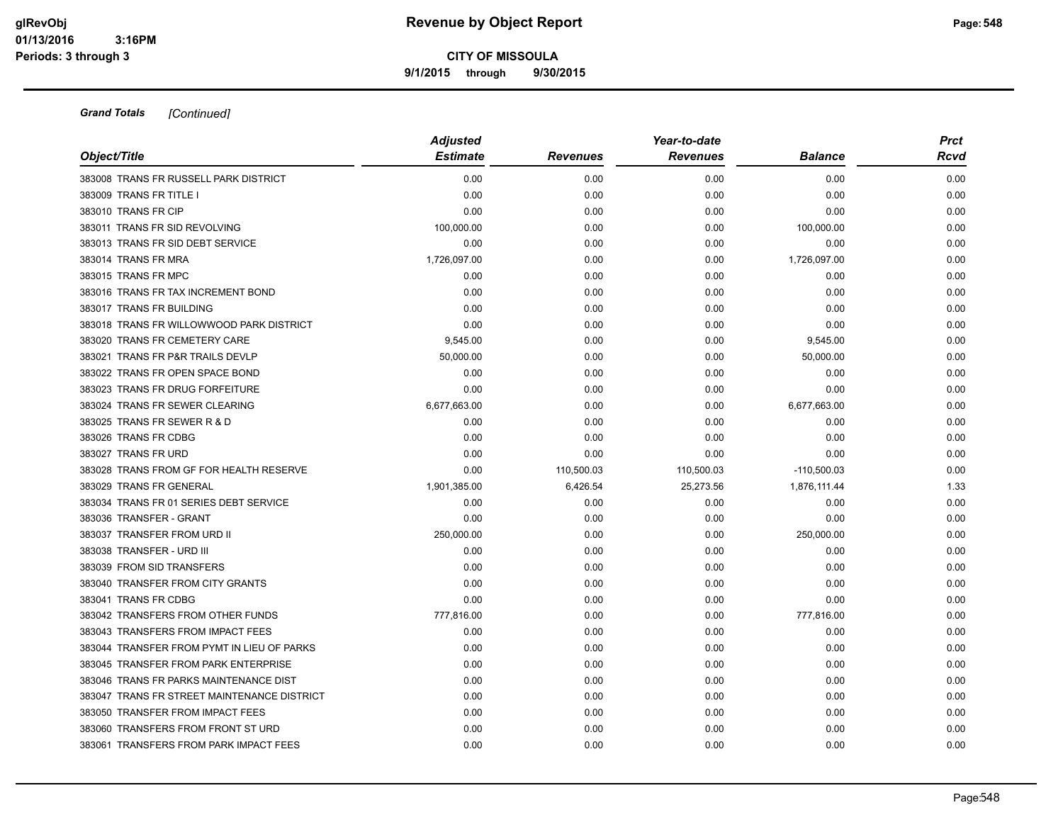**Grand Totals** *[Continued]*

| Object/Title | *Adjusted Estimate* | *Revenues* | *Year-to-date Revenues* | *Balance* | *Prct Rcvd* |
|---|---|---|---|---|---|
| 383008 TRANS FR RUSSELL PARK DISTRICT | 0.00 | 0.00 | 0.00 | 0.00 | 0.00 |
| 383009 TRANS FR TITLE I | 0.00 | 0.00 | 0.00 | 0.00 | 0.00 |
| 383010 TRANS FR CIP | 0.00 | 0.00 | 0.00 | 0.00 | 0.00 |
| 383011 TRANS FR SID REVOLVING | 100,000.00 | 0.00 | 0.00 | 100,000.00 | 0.00 |
| 383013 TRANS FR SID DEBT SERVICE | 0.00 | 0.00 | 0.00 | 0.00 | 0.00 |
| 383014 TRANS FR MRA | 1,726,097.00 | 0.00 | 0.00 | 1,726,097.00 | 0.00 |
| 383015 TRANS FR MPC | 0.00 | 0.00 | 0.00 | 0.00 | 0.00 |
| 383016 TRANS FR TAX INCREMENT BOND | 0.00 | 0.00 | 0.00 | 0.00 | 0.00 |
| 383017 TRANS FR BUILDING | 0.00 | 0.00 | 0.00 | 0.00 | 0.00 |
| 383018 TRANS FR WILLOWWOOD PARK DISTRICT | 0.00 | 0.00 | 0.00 | 0.00 | 0.00 |
| 383020 TRANS FR CEMETERY CARE | 9,545.00 | 0.00 | 0.00 | 9,545.00 | 0.00 |
| 383021 TRANS FR P&R TRAILS DEVLP | 50,000.00 | 0.00 | 0.00 | 50,000.00 | 0.00 |
| 383022 TRANS FR OPEN SPACE BOND | 0.00 | 0.00 | 0.00 | 0.00 | 0.00 |
| 383023 TRANS FR DRUG FORFEITURE | 0.00 | 0.00 | 0.00 | 0.00 | 0.00 |
| 383024 TRANS FR SEWER CLEARING | 6,677,663.00 | 0.00 | 0.00 | 6,677,663.00 | 0.00 |
| 383025 TRANS FR SEWER R & D | 0.00 | 0.00 | 0.00 | 0.00 | 0.00 |
| 383026 TRANS FR CDBG | 0.00 | 0.00 | 0.00 | 0.00 | 0.00 |
| 383027 TRANS FR URD | 0.00 | 0.00 | 0.00 | 0.00 | 0.00 |
| 383028 TRANS FROM GF FOR HEALTH RESERVE | 0.00 | 110,500.03 | 110,500.03 | -110,500.03 | 0.00 |
| 383029 TRANS FR GENERAL | 1,901,385.00 | 6,426.54 | 25,273.56 | 1,876,111.44 | 1.33 |
| 383034 TRANS FR 01 SERIES DEBT SERVICE | 0.00 | 0.00 | 0.00 | 0.00 | 0.00 |
| 383036 TRANSFER - GRANT | 0.00 | 0.00 | 0.00 | 0.00 | 0.00 |
| 383037 TRANSFER FROM URD II | 250,000.00 | 0.00 | 0.00 | 250,000.00 | 0.00 |
| 383038 TRANSFER - URD III | 0.00 | 0.00 | 0.00 | 0.00 | 0.00 |
| 383039 FROM SID TRANSFERS | 0.00 | 0.00 | 0.00 | 0.00 | 0.00 |
| 383040 TRANSFER FROM CITY GRANTS | 0.00 | 0.00 | 0.00 | 0.00 | 0.00 |
| 383041 TRANS FR CDBG | 0.00 | 0.00 | 0.00 | 0.00 | 0.00 |
| 383042 TRANSFERS FROM OTHER FUNDS | 777,816.00 | 0.00 | 0.00 | 777,816.00 | 0.00 |
| 383043 TRANSFERS FROM IMPACT FEES | 0.00 | 0.00 | 0.00 | 0.00 | 0.00 |
| 383044 TRANSFER FROM PYMT IN LIEU OF PARKS | 0.00 | 0.00 | 0.00 | 0.00 | 0.00 |
| 383045 TRANSFER FROM PARK ENTERPRISE | 0.00 | 0.00 | 0.00 | 0.00 | 0.00 |
| 383046 TRANS FR PARKS MAINTENANCE DIST | 0.00 | 0.00 | 0.00 | 0.00 | 0.00 |
| 383047 TRANS FR STREET MAINTENANCE DISTRICT | 0.00 | 0.00 | 0.00 | 0.00 | 0.00 |
| 383050 TRANSFER FROM IMPACT FEES | 0.00 | 0.00 | 0.00 | 0.00 | 0.00 |
| 383060 TRANSFERS FROM FRONT ST URD | 0.00 | 0.00 | 0.00 | 0.00 | 0.00 |
| 383061 TRANSFERS FROM PARK IMPACT FEES | 0.00 | 0.00 | 0.00 | 0.00 | 0.00 |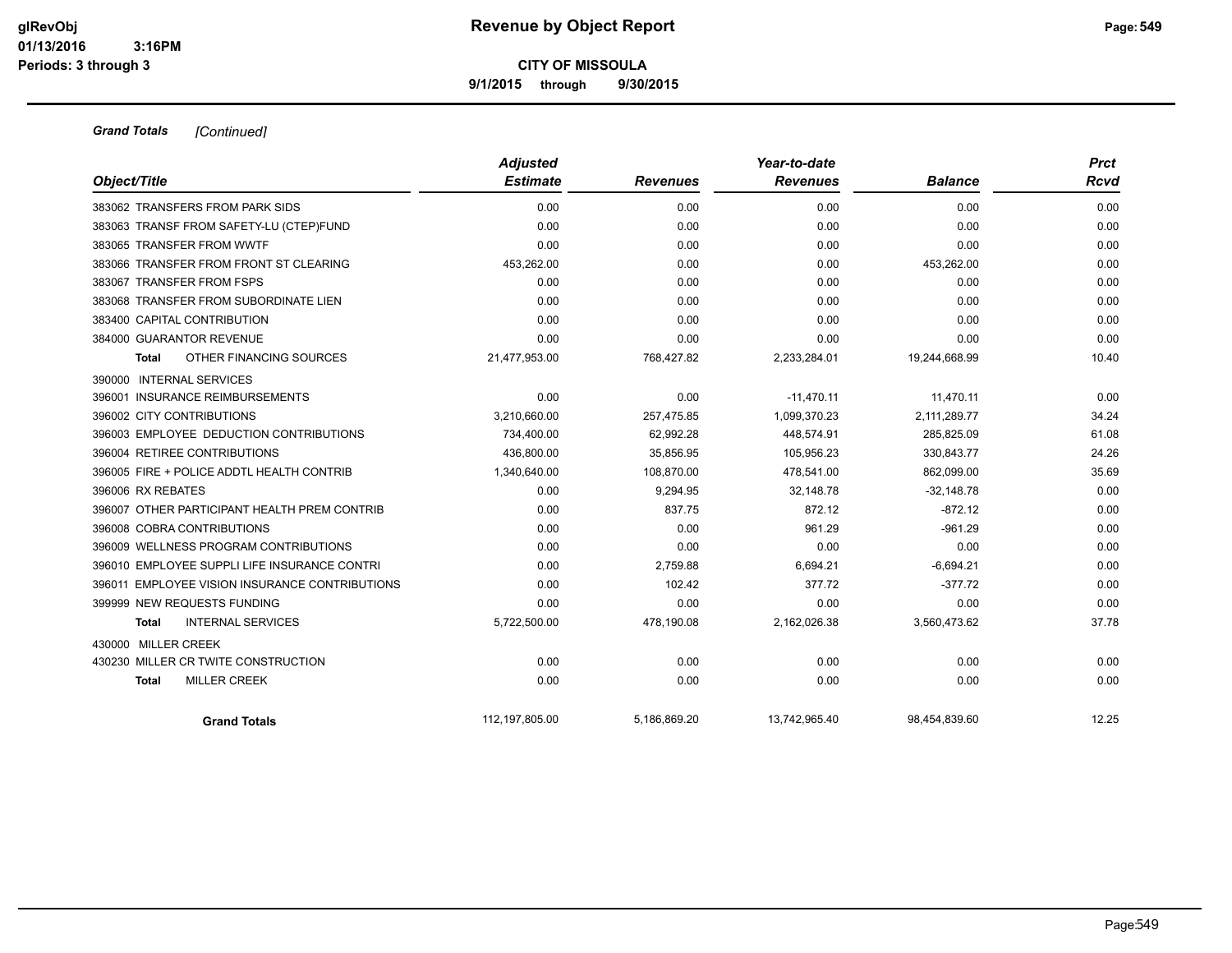**Grand Totals** *[Continued]*

| Object/Title | Adjusted Estimate | Revenues | Year-to-date Revenues | Balance | Prct Rcvd |
|---|---|---|---|---|---|
| 383062 TRANSFERS FROM PARK SIDS | 0.00 | 0.00 | 0.00 | 0.00 | 0.00 |
| 383063 TRANSF FROM SAFETY-LU (CTEP)FUND | 0.00 | 0.00 | 0.00 | 0.00 | 0.00 |
| 383065 TRANSFER FROM WWTF | 0.00 | 0.00 | 0.00 | 0.00 | 0.00 |
| 383066 TRANSFER FROM FRONT ST CLEARING | 453,262.00 | 0.00 | 0.00 | 453,262.00 | 0.00 |
| 383067 TRANSFER FROM FSPS | 0.00 | 0.00 | 0.00 | 0.00 | 0.00 |
| 383068 TRANSFER FROM SUBORDINATE LIEN | 0.00 | 0.00 | 0.00 | 0.00 | 0.00 |
| 383400 CAPITAL CONTRIBUTION | 0.00 | 0.00 | 0.00 | 0.00 | 0.00 |
| 384000 GUARANTOR REVENUE | 0.00 | 0.00 | 0.00 | 0.00 | 0.00 |
| **Total** OTHER FINANCING SOURCES | 21,477,953.00 | 768,427.82 | 2,233,284.01 | 19,244,668.99 | 10.40 |
| 390000 INTERNAL SERVICES | | | | | |
| 396001 INSURANCE REIMBURSEMENTS | 0.00 | 0.00 | -11,470.11 | 11,470.11 | 0.00 |
| 396002 CITY CONTRIBUTIONS | 3,210,660.00 | 257,475.85 | 1,099,370.23 | 2,111,289.77 | 34.24 |
| 396003 EMPLOYEE DEDUCTION CONTRIBUTIONS | 734,400.00 | 62,992.28 | 448,574.91 | 285,825.09 | 61.08 |
| 396004 RETIREE CONTRIBUTIONS | 436,800.00 | 35,856.95 | 105,956.23 | 330,843.77 | 24.26 |
| 396005 FIRE + POLICE ADDTL HEALTH CONTRIB | 1,340,640.00 | 108,870.00 | 478,541.00 | 862,099.00 | 35.69 |
| 396006 RX REBATES | 0.00 | 9,294.95 | 32,148.78 | -32,148.78 | 0.00 |
| 396007 OTHER PARTICIPANT HEALTH PREM CONTRIB | 0.00 | 837.75 | 872.12 | -872.12 | 0.00 |
| 396008 COBRA CONTRIBUTIONS | 0.00 | 0.00 | 961.29 | -961.29 | 0.00 |
| 396009 WELLNESS PROGRAM CONTRIBUTIONS | 0.00 | 0.00 | 0.00 | 0.00 | 0.00 |
| 396010 EMPLOYEE SUPPLI LIFE INSURANCE CONTRI | 0.00 | 2,759.88 | 6,694.21 | -6,694.21 | 0.00 |
| 396011 EMPLOYEE VISION INSURANCE CONTRIBUTIONS | 0.00 | 102.42 | 377.72 | -377.72 | 0.00 |
| 399999 NEW REQUESTS FUNDING | 0.00 | 0.00 | 0.00 | 0.00 | 0.00 |
| **Total** INTERNAL SERVICES | 5,722,500.00 | 478,190.08 | 2,162,026.38 | 3,560,473.62 | 37.78 |
| 430000 MILLER CREEK | | | | | |
| 430230 MILLER CR TWITE CONSTRUCTION | 0.00 | 0.00 | 0.00 | 0.00 | 0.00 |
| **Total** MILLER CREEK | 0.00 | 0.00 | 0.00 | 0.00 | 0.00 |
| **Grand Totals** | 112,197,805.00 | 5,186,869.20 | 13,742,965.40 | 98,454,839.60 | 12.25 |